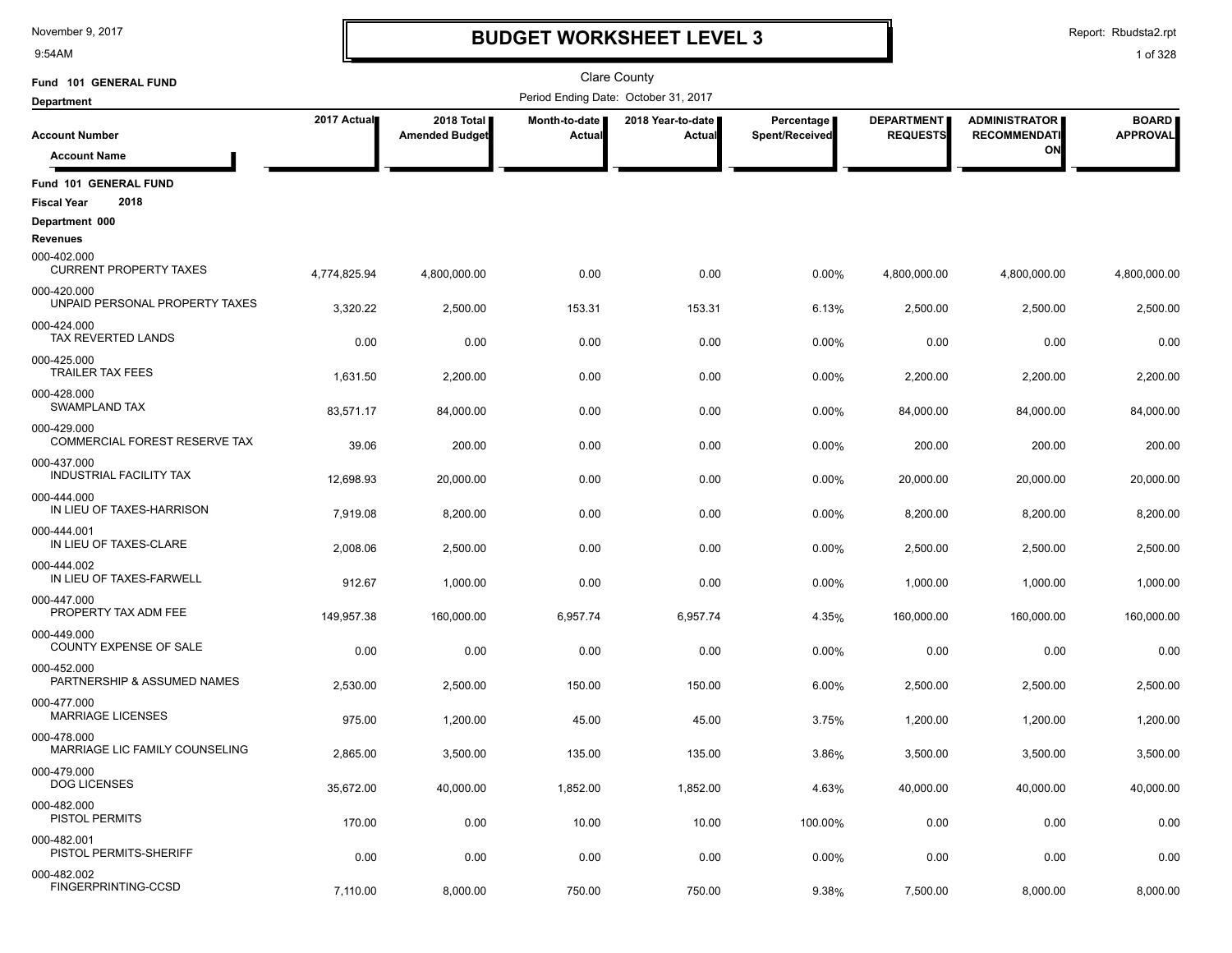# BUDGET WORKSHEET LEVEL 3

November 9, 2017
9:54AM

Report: Rbudsta2.rpt

Clare County

Period Ending Date: October 31, 2017

**Fund 101 GENERAL FUND**

**Department**

| Account Number / Account Name | 2017 Actual | 2018 Total Amended Budget | Month-to-date Actual | 2018 Year-to-date Actual | Percentage Spent/Received | DEPARTMENT REQUESTS | ADMINISTRATOR RECOMMENDATION | BOARD APPROVAL |
|---|---|---|---|---|---|---|---|---|
| **Fund 101 GENERAL FUND** | | | | | | | | |
| **Fiscal Year 2018** | | | | | | | | |
| **Department 000** | | | | | | | | |
| **Revenues** | | | | | | | | |
| 000-402.000 CURRENT PROPERTY TAXES | 4,774,825.94 | 4,800,000.00 | 0.00 | 0.00 | 0.00% | 4,800,000.00 | 4,800,000.00 | 4,800,000.00 |
| 000-420.000 UNPAID PERSONAL PROPERTY TAXES | 3,320.22 | 2,500.00 | 153.31 | 153.31 | 6.13% | 2,500.00 | 2,500.00 | 2,500.00 |
| 000-424.000 TAX REVERTED LANDS | 0.00 | 0.00 | 0.00 | 0.00 | 0.00% | 0.00 | 0.00 | 0.00 |
| 000-425.000 TRAILER TAX FEES | 1,631.50 | 2,200.00 | 0.00 | 0.00 | 0.00% | 2,200.00 | 2,200.00 | 2,200.00 |
| 000-428.000 SWAMPLAND TAX | 83,571.17 | 84,000.00 | 0.00 | 0.00 | 0.00% | 84,000.00 | 84,000.00 | 84,000.00 |
| 000-429.000 COMMERCIAL FOREST RESERVE TAX | 39.06 | 200.00 | 0.00 | 0.00 | 0.00% | 200.00 | 200.00 | 200.00 |
| 000-437.000 INDUSTRIAL FACILITY TAX | 12,698.93 | 20,000.00 | 0.00 | 0.00 | 0.00% | 20,000.00 | 20,000.00 | 20,000.00 |
| 000-444.000 IN LIEU OF TAXES-HARRISON | 7,919.08 | 8,200.00 | 0.00 | 0.00 | 0.00% | 8,200.00 | 8,200.00 | 8,200.00 |
| 000-444.001 IN LIEU OF TAXES-CLARE | 2,008.06 | 2,500.00 | 0.00 | 0.00 | 0.00% | 2,500.00 | 2,500.00 | 2,500.00 |
| 000-444.002 IN LIEU OF TAXES-FARWELL | 912.67 | 1,000.00 | 0.00 | 0.00 | 0.00% | 1,000.00 | 1,000.00 | 1,000.00 |
| 000-447.000 PROPERTY TAX ADM FEE | 149,957.38 | 160,000.00 | 6,957.74 | 6,957.74 | 4.35% | 160,000.00 | 160,000.00 | 160,000.00 |
| 000-449.000 COUNTY EXPENSE OF SALE | 0.00 | 0.00 | 0.00 | 0.00 | 0.00% | 0.00 | 0.00 | 0.00 |
| 000-452.000 PARTNERSHIP & ASSUMED NAMES | 2,530.00 | 2,500.00 | 150.00 | 150.00 | 6.00% | 2,500.00 | 2,500.00 | 2,500.00 |
| 000-477.000 MARRIAGE LICENSES | 975.00 | 1,200.00 | 45.00 | 45.00 | 3.75% | 1,200.00 | 1,200.00 | 1,200.00 |
| 000-478.000 MARRIAGE LIC FAMILY COUNSELING | 2,865.00 | 3,500.00 | 135.00 | 135.00 | 3.86% | 3,500.00 | 3,500.00 | 3,500.00 |
| 000-479.000 DOG LICENSES | 35,672.00 | 40,000.00 | 1,852.00 | 1,852.00 | 4.63% | 40,000.00 | 40,000.00 | 40,000.00 |
| 000-482.000 PISTOL PERMITS | 170.00 | 0.00 | 10.00 | 10.00 | 100.00% | 0.00 | 0.00 | 0.00 |
| 000-482.001 PISTOL PERMITS-SHERIFF | 0.00 | 0.00 | 0.00 | 0.00 | 0.00% | 0.00 | 0.00 | 0.00 |
| 000-482.002 FINGERPRINTING-CCSD | 7,110.00 | 8,000.00 | 750.00 | 750.00 | 9.38% | 7,500.00 | 8,000.00 | 8,000.00 |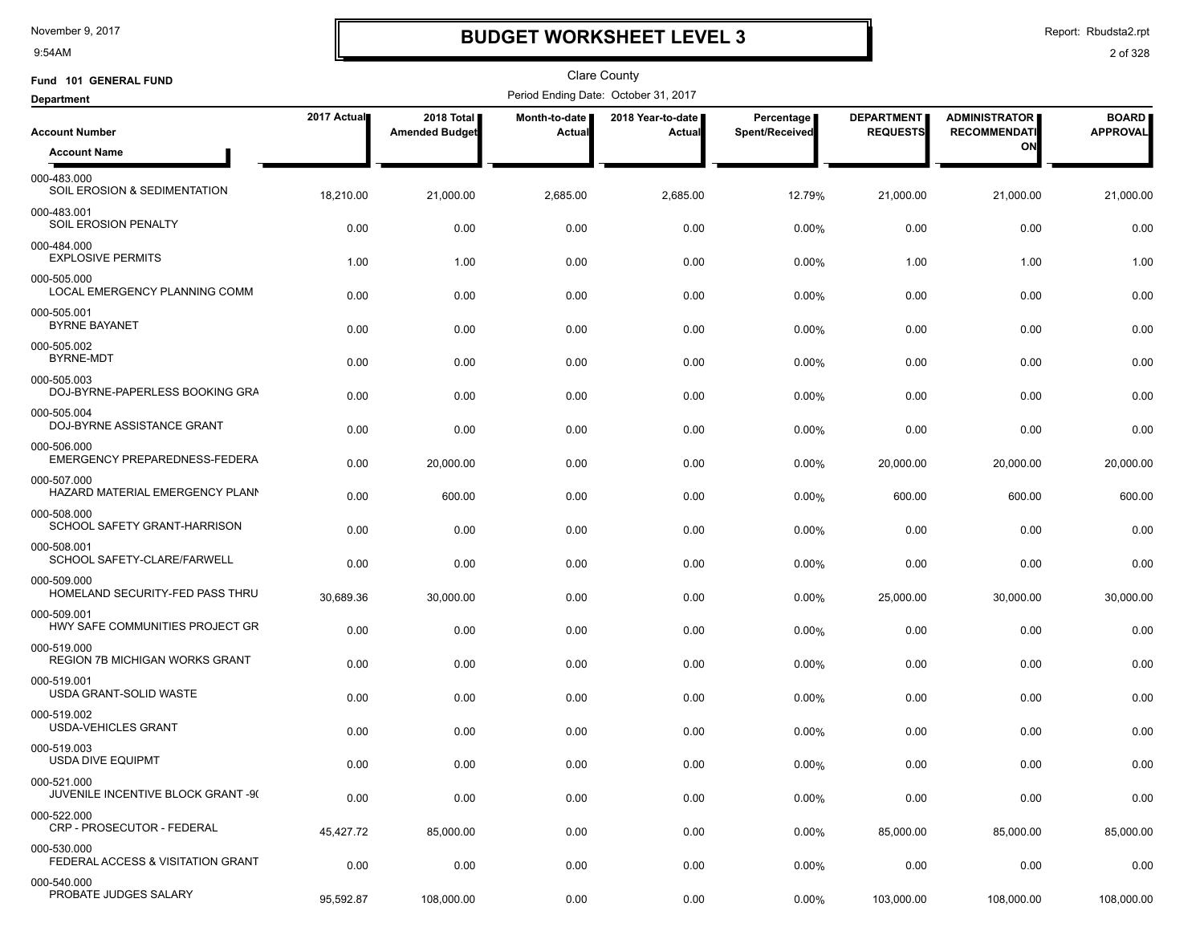# BUDGET WORKSHEET LEVEL 3

November 9, 2017
9:54AM

Report: Rbudsta2.rpt

Clare County

**Fund 101 GENERAL FUND**

**Department**

Period Ending Date: October 31, 2017

| Account Number / Account Name | 2017 Actual | 2018 Total Amended Budget | Month-to-date Actual | 2018 Year-to-date Actual | Percentage Spent/Received | DEPARTMENT REQUESTS | ADMINISTRATOR RECOMMENDATION | BOARD APPROVAL |
|---|---|---|---|---|---|---|---|---|
| 000-483.000 SOIL EROSION & SEDIMENTATION | 18,210.00 | 21,000.00 | 2,685.00 | 2,685.00 | 12.79% | 21,000.00 | 21,000.00 | 21,000.00 |
| 000-483.001 SOIL EROSION PENALTY | 0.00 | 0.00 | 0.00 | 0.00 | 0.00% | 0.00 | 0.00 | 0.00 |
| 000-484.000 EXPLOSIVE PERMITS | 1.00 | 1.00 | 0.00 | 0.00 | 0.00% | 1.00 | 1.00 | 1.00 |
| 000-505.000 LOCAL EMERGENCY PLANNING COMM | 0.00 | 0.00 | 0.00 | 0.00 | 0.00% | 0.00 | 0.00 | 0.00 |
| 000-505.001 BYRNE BAYANET | 0.00 | 0.00 | 0.00 | 0.00 | 0.00% | 0.00 | 0.00 | 0.00 |
| 000-505.002 BYRNE-MDT | 0.00 | 0.00 | 0.00 | 0.00 | 0.00% | 0.00 | 0.00 | 0.00 |
| 000-505.003 DOJ-BYRNE-PAPERLESS BOOKING GRA | 0.00 | 0.00 | 0.00 | 0.00 | 0.00% | 0.00 | 0.00 | 0.00 |
| 000-505.004 DOJ-BYRNE ASSISTANCE GRANT | 0.00 | 0.00 | 0.00 | 0.00 | 0.00% | 0.00 | 0.00 | 0.00 |
| 000-506.000 EMERGENCY PREPAREDNESS-FEDERA | 0.00 | 20,000.00 | 0.00 | 0.00 | 0.00% | 20,000.00 | 20,000.00 | 20,000.00 |
| 000-507.000 HAZARD MATERIAL EMERGENCY PLANN | 0.00 | 600.00 | 0.00 | 0.00 | 0.00% | 600.00 | 600.00 | 600.00 |
| 000-508.000 SCHOOL SAFETY GRANT-HARRISON | 0.00 | 0.00 | 0.00 | 0.00 | 0.00% | 0.00 | 0.00 | 0.00 |
| 000-508.001 SCHOOL SAFETY-CLARE/FARWELL | 0.00 | 0.00 | 0.00 | 0.00 | 0.00% | 0.00 | 0.00 | 0.00 |
| 000-509.000 HOMELAND SECURITY-FED PASS THRU | 30,689.36 | 30,000.00 | 0.00 | 0.00 | 0.00% | 25,000.00 | 30,000.00 | 30,000.00 |
| 000-509.001 HWY SAFE COMMUNITIES PROJECT GR | 0.00 | 0.00 | 0.00 | 0.00 | 0.00% | 0.00 | 0.00 | 0.00 |
| 000-519.000 REGION 7B MICHIGAN WORKS GRANT | 0.00 | 0.00 | 0.00 | 0.00 | 0.00% | 0.00 | 0.00 | 0.00 |
| 000-519.001 USDA GRANT-SOLID WASTE | 0.00 | 0.00 | 0.00 | 0.00 | 0.00% | 0.00 | 0.00 | 0.00 |
| 000-519.002 USDA-VEHICLES GRANT | 0.00 | 0.00 | 0.00 | 0.00 | 0.00% | 0.00 | 0.00 | 0.00 |
| 000-519.003 USDA DIVE EQUIPMT | 0.00 | 0.00 | 0.00 | 0.00 | 0.00% | 0.00 | 0.00 | 0.00 |
| 000-521.000 JUVENILE INCENTIVE BLOCK GRANT -9( | 0.00 | 0.00 | 0.00 | 0.00 | 0.00% | 0.00 | 0.00 | 0.00 |
| 000-522.000 CRP - PROSECUTOR - FEDERAL | 45,427.72 | 85,000.00 | 0.00 | 0.00 | 0.00% | 85,000.00 | 85,000.00 | 85,000.00 |
| 000-530.000 FEDERAL ACCESS & VISITATION GRANT | 0.00 | 0.00 | 0.00 | 0.00 | 0.00% | 0.00 | 0.00 | 0.00 |
| 000-540.000 PROBATE JUDGES SALARY | 95,592.87 | 108,000.00 | 0.00 | 0.00 | 0.00% | 103,000.00 | 108,000.00 | 108,000.00 |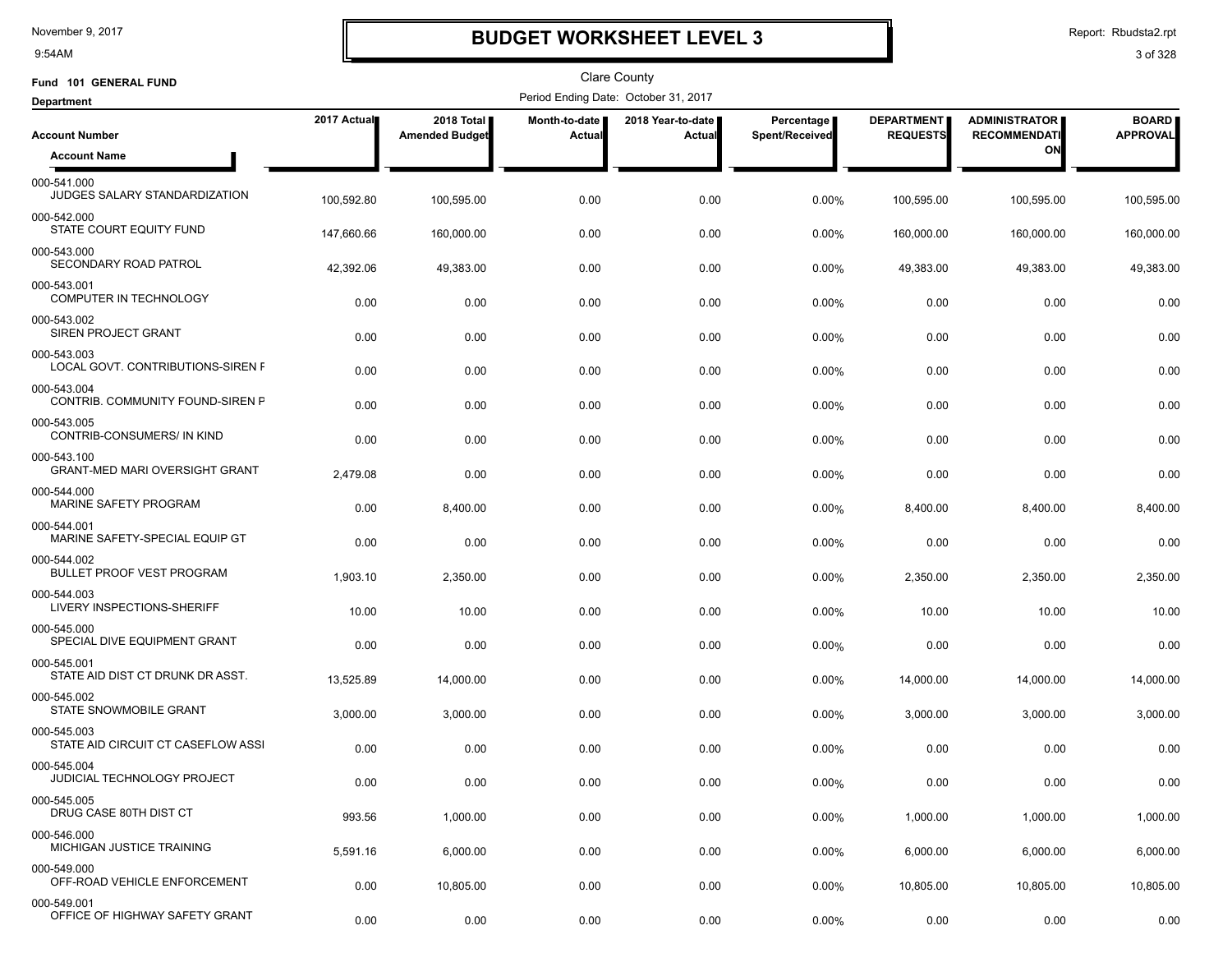# BUDGET WORKSHEET LEVEL 3

November 9, 2017
9:54AM

Report: Rbudsta2.rpt

Clare County

Fund 101 GENERAL FUND

Period Ending Date: October 31, 2017

Department

| Account Number / Account Name | 2017 Actual | 2018 Total Amended Budget | Month-to-date Actual | 2018 Year-to-date Actual | Percentage Spent/Received | DEPARTMENT REQUESTS | ADMINISTRATOR RECOMMENDATION | BOARD APPROVAL |
|---|---|---|---|---|---|---|---|---|
| 000-541.000 JUDGES SALARY STANDARDIZATION | 100,592.80 | 100,595.00 | 0.00 | 0.00 | 0.00% | 100,595.00 | 100,595.00 | 100,595.00 |
| 000-542.000 STATE COURT EQUITY FUND | 147,660.66 | 160,000.00 | 0.00 | 0.00 | 0.00% | 160,000.00 | 160,000.00 | 160,000.00 |
| 000-543.000 SECONDARY ROAD PATROL | 42,392.06 | 49,383.00 | 0.00 | 0.00 | 0.00% | 49,383.00 | 49,383.00 | 49,383.00 |
| 000-543.001 COMPUTER IN TECHNOLOGY | 0.00 | 0.00 | 0.00 | 0.00 | 0.00% | 0.00 | 0.00 | 0.00 |
| 000-543.002 SIREN PROJECT GRANT | 0.00 | 0.00 | 0.00 | 0.00 | 0.00% | 0.00 | 0.00 | 0.00 |
| 000-543.003 LOCAL GOVT. CONTRIBUTIONS-SIREN F | 0.00 | 0.00 | 0.00 | 0.00 | 0.00% | 0.00 | 0.00 | 0.00 |
| 000-543.004 CONTRIB. COMMUNITY FOUND-SIREN P | 0.00 | 0.00 | 0.00 | 0.00 | 0.00% | 0.00 | 0.00 | 0.00 |
| 000-543.005 CONTRIB-CONSUMERS/ IN KIND | 0.00 | 0.00 | 0.00 | 0.00 | 0.00% | 0.00 | 0.00 | 0.00 |
| 000-543.100 GRANT-MED MARI OVERSIGHT GRANT | 2,479.08 | 0.00 | 0.00 | 0.00 | 0.00% | 0.00 | 0.00 | 0.00 |
| 000-544.000 MARINE SAFETY PROGRAM | 0.00 | 8,400.00 | 0.00 | 0.00 | 0.00% | 8,400.00 | 8,400.00 | 8,400.00 |
| 000-544.001 MARINE SAFETY-SPECIAL EQUIP GT | 0.00 | 0.00 | 0.00 | 0.00 | 0.00% | 0.00 | 0.00 | 0.00 |
| 000-544.002 BULLET PROOF VEST PROGRAM | 1,903.10 | 2,350.00 | 0.00 | 0.00 | 0.00% | 2,350.00 | 2,350.00 | 2,350.00 |
| 000-544.003 LIVERY INSPECTIONS-SHERIFF | 10.00 | 10.00 | 0.00 | 0.00 | 0.00% | 10.00 | 10.00 | 10.00 |
| 000-545.000 SPECIAL DIVE EQUIPMENT GRANT | 0.00 | 0.00 | 0.00 | 0.00 | 0.00% | 0.00 | 0.00 | 0.00 |
| 000-545.001 STATE AID DIST CT DRUNK DR ASST. | 13,525.89 | 14,000.00 | 0.00 | 0.00 | 0.00% | 14,000.00 | 14,000.00 | 14,000.00 |
| 000-545.002 STATE SNOWMOBILE GRANT | 3,000.00 | 3,000.00 | 0.00 | 0.00 | 0.00% | 3,000.00 | 3,000.00 | 3,000.00 |
| 000-545.003 STATE AID CIRCUIT CT CASEFLOW ASSI | 0.00 | 0.00 | 0.00 | 0.00 | 0.00% | 0.00 | 0.00 | 0.00 |
| 000-545.004 JUDICIAL TECHNOLOGY PROJECT | 0.00 | 0.00 | 0.00 | 0.00 | 0.00% | 0.00 | 0.00 | 0.00 |
| 000-545.005 DRUG CASE 80TH DIST CT | 993.56 | 1,000.00 | 0.00 | 0.00 | 0.00% | 1,000.00 | 1,000.00 | 1,000.00 |
| 000-546.000 MICHIGAN JUSTICE TRAINING | 5,591.16 | 6,000.00 | 0.00 | 0.00 | 0.00% | 6,000.00 | 6,000.00 | 6,000.00 |
| 000-549.000 OFF-ROAD VEHICLE ENFORCEMENT | 0.00 | 10,805.00 | 0.00 | 0.00 | 0.00% | 10,805.00 | 10,805.00 | 10,805.00 |
| 000-549.001 OFFICE OF HIGHWAY SAFETY GRANT | 0.00 | 0.00 | 0.00 | 0.00 | 0.00% | 0.00 | 0.00 | 0.00 |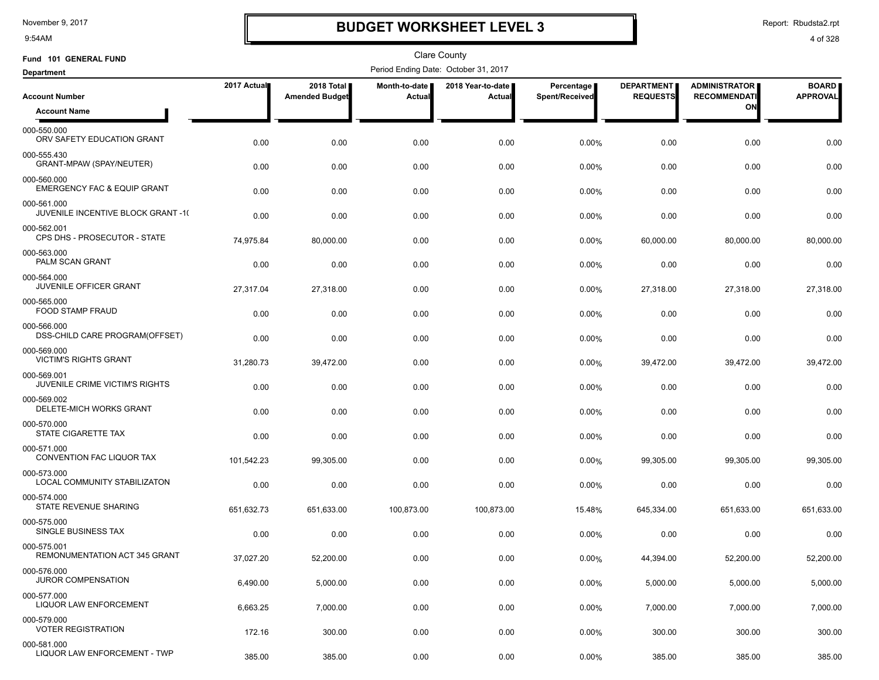# BUDGET WORKSHEET LEVEL 3

November 9, 2017
9:54AM

Report: Rbudsta2.rpt

Clare County

Fund 101 GENERAL FUND

Department

Period Ending Date: October 31, 2017

| Account Number / Account Name | 2017 Actual | 2018 Total Amended Budget | Month-to-date Actual | 2018 Year-to-date Actual | Percentage Spent/Received | DEPARTMENT REQUESTS | ADMINISTRATOR RECOMMENDATION | BOARD APPROVAL |
|---|---|---|---|---|---|---|---|---|
| 000-550.000 ORV SAFETY EDUCATION GRANT | 0.00 | 0.00 | 0.00 | 0.00 | 0.00% | 0.00 | 0.00 | 0.00 |
| 000-555.430 GRANT-MPAW (SPAY/NEUTER) | 0.00 | 0.00 | 0.00 | 0.00 | 0.00% | 0.00 | 0.00 | 0.00 |
| 000-560.000 EMERGENCY FAC & EQUIP GRANT | 0.00 | 0.00 | 0.00 | 0.00 | 0.00% | 0.00 | 0.00 | 0.00 |
| 000-561.000 JUVENILE INCENTIVE BLOCK GRANT -1( | 0.00 | 0.00 | 0.00 | 0.00 | 0.00% | 0.00 | 0.00 | 0.00 |
| 000-562.001 CPS DHS - PROSECUTOR - STATE | 74,975.84 | 80,000.00 | 0.00 | 0.00 | 0.00% | 60,000.00 | 80,000.00 | 80,000.00 |
| 000-563.000 PALM SCAN GRANT | 0.00 | 0.00 | 0.00 | 0.00 | 0.00% | 0.00 | 0.00 | 0.00 |
| 000-564.000 JUVENILE OFFICER GRANT | 27,317.04 | 27,318.00 | 0.00 | 0.00 | 0.00% | 27,318.00 | 27,318.00 | 27,318.00 |
| 000-565.000 FOOD STAMP FRAUD | 0.00 | 0.00 | 0.00 | 0.00 | 0.00% | 0.00 | 0.00 | 0.00 |
| 000-566.000 DSS-CHILD CARE PROGRAM(OFFSET) | 0.00 | 0.00 | 0.00 | 0.00 | 0.00% | 0.00 | 0.00 | 0.00 |
| 000-569.000 VICTIM'S RIGHTS GRANT | 31,280.73 | 39,472.00 | 0.00 | 0.00 | 0.00% | 39,472.00 | 39,472.00 | 39,472.00 |
| 000-569.001 JUVENILE CRIME VICTIM'S RIGHTS | 0.00 | 0.00 | 0.00 | 0.00 | 0.00% | 0.00 | 0.00 | 0.00 |
| 000-569.002 DELETE-MICH WORKS GRANT | 0.00 | 0.00 | 0.00 | 0.00 | 0.00% | 0.00 | 0.00 | 0.00 |
| 000-570.000 STATE CIGARETTE TAX | 0.00 | 0.00 | 0.00 | 0.00 | 0.00% | 0.00 | 0.00 | 0.00 |
| 000-571.000 CONVENTION FAC LIQUOR TAX | 101,542.23 | 99,305.00 | 0.00 | 0.00 | 0.00% | 99,305.00 | 99,305.00 | 99,305.00 |
| 000-573.000 LOCAL COMMUNITY STABILIZATON | 0.00 | 0.00 | 0.00 | 0.00 | 0.00% | 0.00 | 0.00 | 0.00 |
| 000-574.000 STATE REVENUE SHARING | 651,632.73 | 651,633.00 | 100,873.00 | 100,873.00 | 15.48% | 645,334.00 | 651,633.00 | 651,633.00 |
| 000-575.000 SINGLE BUSINESS TAX | 0.00 | 0.00 | 0.00 | 0.00 | 0.00% | 0.00 | 0.00 | 0.00 |
| 000-575.001 REMONUMENTATION ACT 345 GRANT | 37,027.20 | 52,200.00 | 0.00 | 0.00 | 0.00% | 44,394.00 | 52,200.00 | 52,200.00 |
| 000-576.000 JUROR COMPENSATION | 6,490.00 | 5,000.00 | 0.00 | 0.00 | 0.00% | 5,000.00 | 5,000.00 | 5,000.00 |
| 000-577.000 LIQUOR LAW ENFORCEMENT | 6,663.25 | 7,000.00 | 0.00 | 0.00 | 0.00% | 7,000.00 | 7,000.00 | 7,000.00 |
| 000-579.000 VOTER REGISTRATION | 172.16 | 300.00 | 0.00 | 0.00 | 0.00% | 300.00 | 300.00 | 300.00 |
| 000-581.000 LIQUOR LAW ENFORCEMENT - TWP | 385.00 | 385.00 | 0.00 | 0.00 | 0.00% | 385.00 | 385.00 | 385.00 |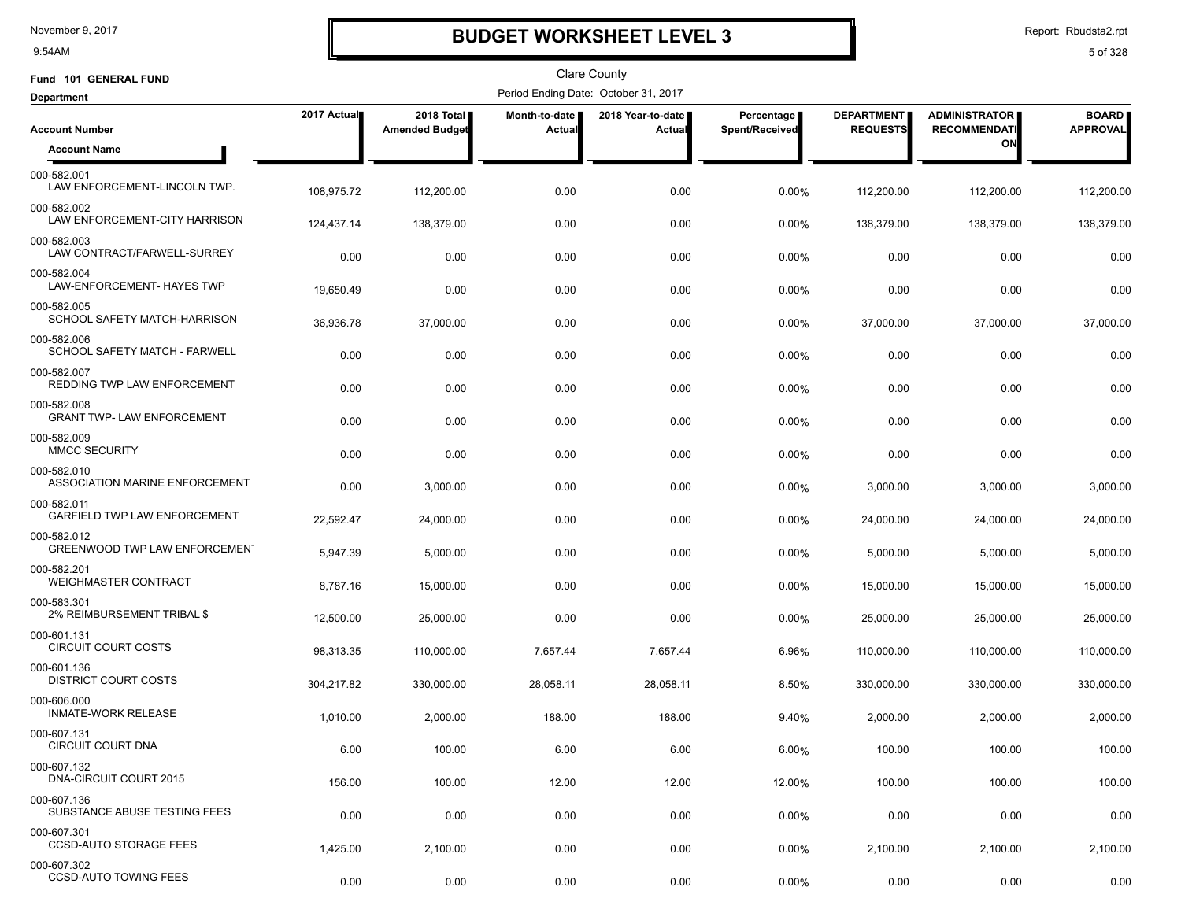# BUDGET WORKSHEET LEVEL 3

November 9, 2017
9:54AM

Report: Rbudsta2.rpt

Clare County

Fund 101 GENERAL FUND

Period Ending Date: October 31, 2017

Department

| Account Number / Account Name | 2017 Actual | 2018 Total Amended Budget | Month-to-date Actual | 2018 Year-to-date Actual | Percentage Spent/Received | DEPARTMENT REQUESTS | ADMINISTRATOR RECOMMENDATION | BOARD APPROVAL |
|---|---|---|---|---|---|---|---|---|
| 000-582.001 LAW ENFORCEMENT-LINCOLN TWP. | 108,975.72 | 112,200.00 | 0.00 | 0.00 | 0.00% | 112,200.00 | 112,200.00 | 112,200.00 |
| 000-582.002 LAW ENFORCEMENT-CITY HARRISON | 124,437.14 | 138,379.00 | 0.00 | 0.00 | 0.00% | 138,379.00 | 138,379.00 | 138,379.00 |
| 000-582.003 LAW CONTRACT/FARWELL-SURREY | 0.00 | 0.00 | 0.00 | 0.00 | 0.00% | 0.00 | 0.00 | 0.00 |
| 000-582.004 LAW-ENFORCEMENT- HAYES TWP | 19,650.49 | 0.00 | 0.00 | 0.00 | 0.00% | 0.00 | 0.00 | 0.00 |
| 000-582.005 SCHOOL SAFETY MATCH-HARRISON | 36,936.78 | 37,000.00 | 0.00 | 0.00 | 0.00% | 37,000.00 | 37,000.00 | 37,000.00 |
| 000-582.006 SCHOOL SAFETY MATCH - FARWELL | 0.00 | 0.00 | 0.00 | 0.00 | 0.00% | 0.00 | 0.00 | 0.00 |
| 000-582.007 REDDING TWP LAW ENFORCEMENT | 0.00 | 0.00 | 0.00 | 0.00 | 0.00% | 0.00 | 0.00 | 0.00 |
| 000-582.008 GRANT TWP- LAW ENFORCEMENT | 0.00 | 0.00 | 0.00 | 0.00 | 0.00% | 0.00 | 0.00 | 0.00 |
| 000-582.009 MMCC SECURITY | 0.00 | 0.00 | 0.00 | 0.00 | 0.00% | 0.00 | 0.00 | 0.00 |
| 000-582.010 ASSOCIATION MARINE ENFORCEMENT | 0.00 | 3,000.00 | 0.00 | 0.00 | 0.00% | 3,000.00 | 3,000.00 | 3,000.00 |
| 000-582.011 GARFIELD TWP LAW ENFORCEMENT | 22,592.47 | 24,000.00 | 0.00 | 0.00 | 0.00% | 24,000.00 | 24,000.00 | 24,000.00 |
| 000-582.012 GREENWOOD TWP LAW ENFORCEMENT | 5,947.39 | 5,000.00 | 0.00 | 0.00 | 0.00% | 5,000.00 | 5,000.00 | 5,000.00 |
| 000-582.201 WEIGHMASTER CONTRACT | 8,787.16 | 15,000.00 | 0.00 | 0.00 | 0.00% | 15,000.00 | 15,000.00 | 15,000.00 |
| 000-583.301 2% REIMBURSEMENT TRIBAL $ | 12,500.00 | 25,000.00 | 0.00 | 0.00 | 0.00% | 25,000.00 | 25,000.00 | 25,000.00 |
| 000-601.131 CIRCUIT COURT COSTS | 98,313.35 | 110,000.00 | 7,657.44 | 7,657.44 | 6.96% | 110,000.00 | 110,000.00 | 110,000.00 |
| 000-601.136 DISTRICT COURT COSTS | 304,217.82 | 330,000.00 | 28,058.11 | 28,058.11 | 8.50% | 330,000.00 | 330,000.00 | 330,000.00 |
| 000-606.000 INMATE-WORK RELEASE | 1,010.00 | 2,000.00 | 188.00 | 188.00 | 9.40% | 2,000.00 | 2,000.00 | 2,000.00 |
| 000-607.131 CIRCUIT COURT DNA | 6.00 | 100.00 | 6.00 | 6.00 | 6.00% | 100.00 | 100.00 | 100.00 |
| 000-607.132 DNA-CIRCUIT COURT 2015 | 156.00 | 100.00 | 12.00 | 12.00 | 12.00% | 100.00 | 100.00 | 100.00 |
| 000-607.136 SUBSTANCE ABUSE TESTING FEES | 0.00 | 0.00 | 0.00 | 0.00 | 0.00% | 0.00 | 0.00 | 0.00 |
| 000-607.301 CCSD-AUTO STORAGE FEES | 1,425.00 | 2,100.00 | 0.00 | 0.00 | 0.00% | 2,100.00 | 2,100.00 | 2,100.00 |
| 000-607.302 CCSD-AUTO TOWING FEES | 0.00 | 0.00 | 0.00 | 0.00 | 0.00% | 0.00 | 0.00 | 0.00 |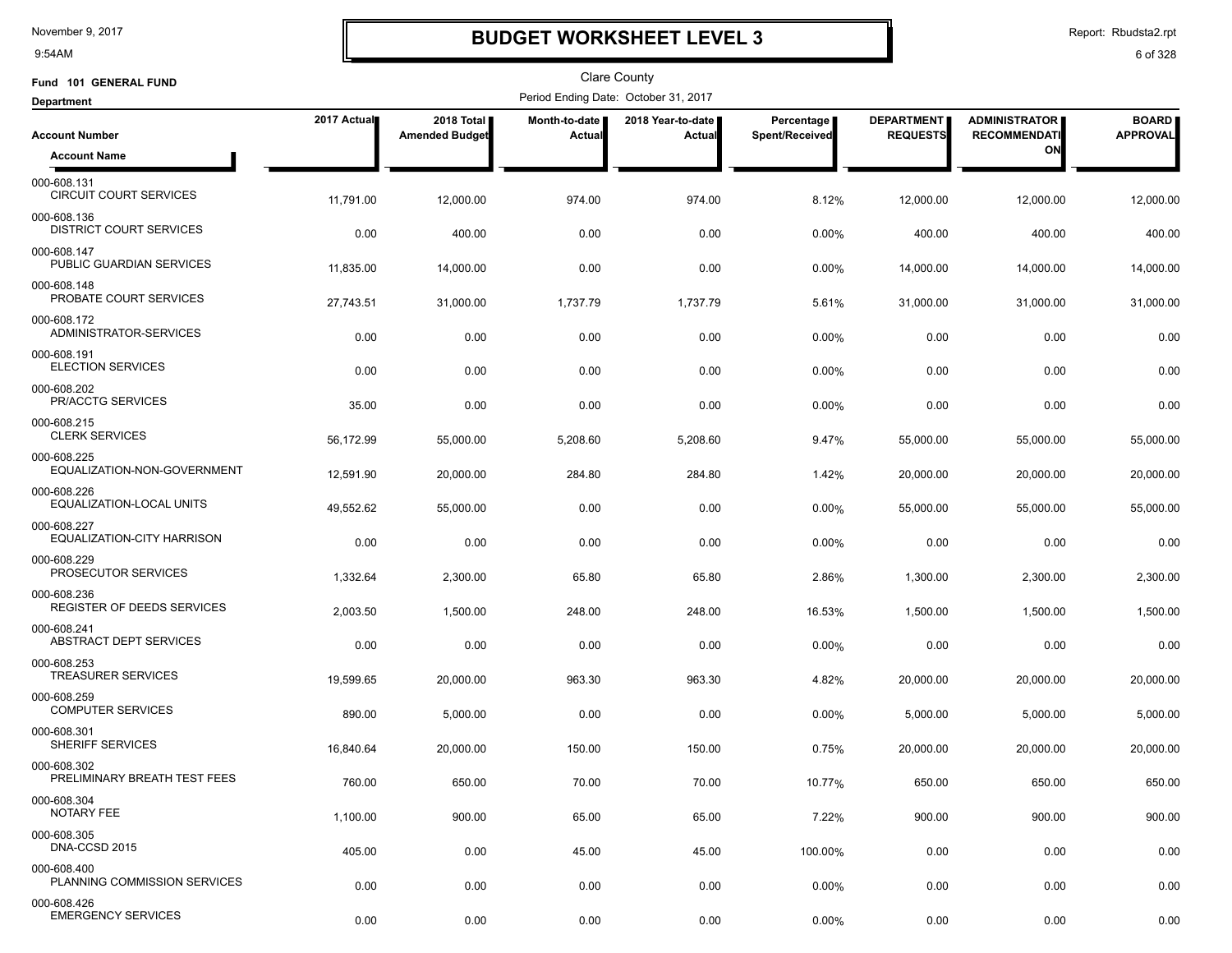# BUDGET WORKSHEET LEVEL 3

Clare County

Period Ending Date: October 31, 2017

Fund 101 GENERAL FUND

Department

| Account Number / Account Name | 2017 Actual | 2018 Total Amended Budget | Month-to-date Actual | 2018 Year-to-date Actual | Percentage Spent/Received | DEPARTMENT REQUESTS | ADMINISTRATOR RECOMMENDATION | BOARD APPROVAL |
|---|---|---|---|---|---|---|---|---|
| 000-608.131 CIRCUIT COURT SERVICES | 11,791.00 | 12,000.00 | 974.00 | 974.00 | 8.12% | 12,000.00 | 12,000.00 | 12,000.00 |
| 000-608.136 DISTRICT COURT SERVICES | 0.00 | 400.00 | 0.00 | 0.00 | 0.00% | 400.00 | 400.00 | 400.00 |
| 000-608.147 PUBLIC GUARDIAN SERVICES | 11,835.00 | 14,000.00 | 0.00 | 0.00 | 0.00% | 14,000.00 | 14,000.00 | 14,000.00 |
| 000-608.148 PROBATE COURT SERVICES | 27,743.51 | 31,000.00 | 1,737.79 | 1,737.79 | 5.61% | 31,000.00 | 31,000.00 | 31,000.00 |
| 000-608.172 ADMINISTRATOR-SERVICES | 0.00 | 0.00 | 0.00 | 0.00 | 0.00% | 0.00 | 0.00 | 0.00 |
| 000-608.191 ELECTION SERVICES | 0.00 | 0.00 | 0.00 | 0.00 | 0.00% | 0.00 | 0.00 | 0.00 |
| 000-608.202 PR/ACCTG SERVICES | 35.00 | 0.00 | 0.00 | 0.00 | 0.00% | 0.00 | 0.00 | 0.00 |
| 000-608.215 CLERK SERVICES | 56,172.99 | 55,000.00 | 5,208.60 | 5,208.60 | 9.47% | 55,000.00 | 55,000.00 | 55,000.00 |
| 000-608.225 EQUALIZATION-NON-GOVERNMENT | 12,591.90 | 20,000.00 | 284.80 | 284.80 | 1.42% | 20,000.00 | 20,000.00 | 20,000.00 |
| 000-608.226 EQUALIZATION-LOCAL UNITS | 49,552.62 | 55,000.00 | 0.00 | 0.00 | 0.00% | 55,000.00 | 55,000.00 | 55,000.00 |
| 000-608.227 EQUALIZATION-CITY HARRISON | 0.00 | 0.00 | 0.00 | 0.00 | 0.00% | 0.00 | 0.00 | 0.00 |
| 000-608.229 PROSECUTOR SERVICES | 1,332.64 | 2,300.00 | 65.80 | 65.80 | 2.86% | 1,300.00 | 2,300.00 | 2,300.00 |
| 000-608.236 REGISTER OF DEEDS SERVICES | 2,003.50 | 1,500.00 | 248.00 | 248.00 | 16.53% | 1,500.00 | 1,500.00 | 1,500.00 |
| 000-608.241 ABSTRACT DEPT SERVICES | 0.00 | 0.00 | 0.00 | 0.00 | 0.00% | 0.00 | 0.00 | 0.00 |
| 000-608.253 TREASURER SERVICES | 19,599.65 | 20,000.00 | 963.30 | 963.30 | 4.82% | 20,000.00 | 20,000.00 | 20,000.00 |
| 000-608.259 COMPUTER SERVICES | 890.00 | 5,000.00 | 0.00 | 0.00 | 0.00% | 5,000.00 | 5,000.00 | 5,000.00 |
| 000-608.301 SHERIFF SERVICES | 16,840.64 | 20,000.00 | 150.00 | 150.00 | 0.75% | 20,000.00 | 20,000.00 | 20,000.00 |
| 000-608.302 PRELIMINARY BREATH TEST FEES | 760.00 | 650.00 | 70.00 | 70.00 | 10.77% | 650.00 | 650.00 | 650.00 |
| 000-608.304 NOTARY FEE | 1,100.00 | 900.00 | 65.00 | 65.00 | 7.22% | 900.00 | 900.00 | 900.00 |
| 000-608.305 DNA-CCSD 2015 | 405.00 | 0.00 | 45.00 | 45.00 | 100.00% | 0.00 | 0.00 | 0.00 |
| 000-608.400 PLANNING COMMISSION SERVICES | 0.00 | 0.00 | 0.00 | 0.00 | 0.00% | 0.00 | 0.00 | 0.00 |
| 000-608.426 EMERGENCY SERVICES | 0.00 | 0.00 | 0.00 | 0.00 | 0.00% | 0.00 | 0.00 | 0.00 |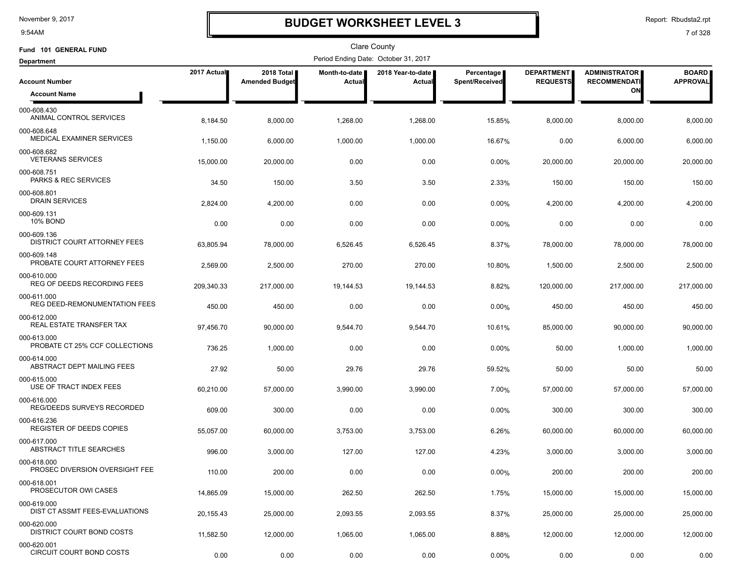# BUDGET WORKSHEET LEVEL 3

Clare County

Fund 101 GENERAL FUND

Department

Period Ending Date: October 31, 2017

| Account Number / Account Name | 2017 Actual | 2018 Total Amended Budget | Month-to-date Actual | 2018 Year-to-date Actual | Percentage Spent/Received | DEPARTMENT REQUESTS | ADMINISTRATOR RECOMMENDATION | BOARD APPROVAL |
|---|---|---|---|---|---|---|---|---|
| 000-608.430 ANIMAL CONTROL SERVICES | 8,184.50 | 8,000.00 | 1,268.00 | 1,268.00 | 15.85% | 8,000.00 | 8,000.00 | 8,000.00 |
| 000-608.648 MEDICAL EXAMINER SERVICES | 1,150.00 | 6,000.00 | 1,000.00 | 1,000.00 | 16.67% | 0.00 | 6,000.00 | 6,000.00 |
| 000-608.682 VETERANS SERVICES | 15,000.00 | 20,000.00 | 0.00 | 0.00 | 0.00% | 20,000.00 | 20,000.00 | 20,000.00 |
| 000-608.751 PARKS & REC SERVICES | 34.50 | 150.00 | 3.50 | 3.50 | 2.33% | 150.00 | 150.00 | 150.00 |
| 000-608.801 DRAIN SERVICES | 2,824.00 | 4,200.00 | 0.00 | 0.00 | 0.00% | 4,200.00 | 4,200.00 | 4,200.00 |
| 000-609.131 10% BOND | 0.00 | 0.00 | 0.00 | 0.00 | 0.00% | 0.00 | 0.00 | 0.00 |
| 000-609.136 DISTRICT COURT ATTORNEY FEES | 63,805.94 | 78,000.00 | 6,526.45 | 6,526.45 | 8.37% | 78,000.00 | 78,000.00 | 78,000.00 |
| 000-609.148 PROBATE COURT ATTORNEY FEES | 2,569.00 | 2,500.00 | 270.00 | 270.00 | 10.80% | 1,500.00 | 2,500.00 | 2,500.00 |
| 000-610.000 REG OF DEEDS RECORDING FEES | 209,340.33 | 217,000.00 | 19,144.53 | 19,144.53 | 8.82% | 120,000.00 | 217,000.00 | 217,000.00 |
| 000-611.000 REG DEED-REMONUMENTATION FEES | 450.00 | 450.00 | 0.00 | 0.00 | 0.00% | 450.00 | 450.00 | 450.00 |
| 000-612.000 REAL ESTATE TRANSFER TAX | 97,456.70 | 90,000.00 | 9,544.70 | 9,544.70 | 10.61% | 85,000.00 | 90,000.00 | 90,000.00 |
| 000-613.000 PROBATE CT 25% CCF COLLECTIONS | 736.25 | 1,000.00 | 0.00 | 0.00 | 0.00% | 50.00 | 1,000.00 | 1,000.00 |
| 000-614.000 ABSTRACT DEPT MAILING FEES | 27.92 | 50.00 | 29.76 | 29.76 | 59.52% | 50.00 | 50.00 | 50.00 |
| 000-615.000 USE OF TRACT INDEX FEES | 60,210.00 | 57,000.00 | 3,990.00 | 3,990.00 | 7.00% | 57,000.00 | 57,000.00 | 57,000.00 |
| 000-616.000 REG/DEEDS SURVEYS RECORDED | 609.00 | 300.00 | 0.00 | 0.00 | 0.00% | 300.00 | 300.00 | 300.00 |
| 000-616.236 REGISTER OF DEEDS COPIES | 55,057.00 | 60,000.00 | 3,753.00 | 3,753.00 | 6.26% | 60,000.00 | 60,000.00 | 60,000.00 |
| 000-617.000 ABSTRACT TITLE SEARCHES | 996.00 | 3,000.00 | 127.00 | 127.00 | 4.23% | 3,000.00 | 3,000.00 | 3,000.00 |
| 000-618.000 PROSEC DIVERSION OVERSIGHT FEE | 110.00 | 200.00 | 0.00 | 0.00 | 0.00% | 200.00 | 200.00 | 200.00 |
| 000-618.001 PROSECUTOR OWI CASES | 14,865.09 | 15,000.00 | 262.50 | 262.50 | 1.75% | 15,000.00 | 15,000.00 | 15,000.00 |
| 000-619.000 DIST CT ASSMT FEES-EVALUATIONS | 20,155.43 | 25,000.00 | 2,093.55 | 2,093.55 | 8.37% | 25,000.00 | 25,000.00 | 25,000.00 |
| 000-620.000 DISTRICT COURT BOND COSTS | 11,582.50 | 12,000.00 | 1,065.00 | 1,065.00 | 8.88% | 12,000.00 | 12,000.00 | 12,000.00 |
| 000-620.001 CIRCUIT COURT BOND COSTS | 0.00 | 0.00 | 0.00 | 0.00 | 0.00% | 0.00 | 0.00 | 0.00 |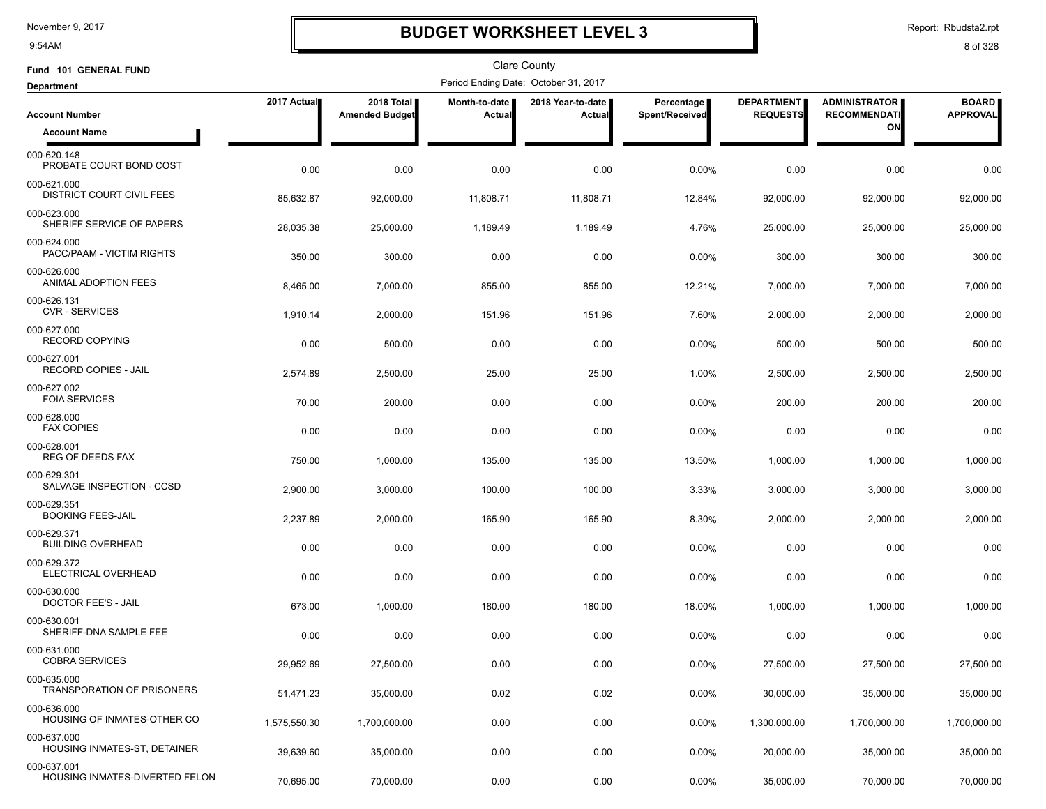# BUDGET WORKSHEET LEVEL 3

November 9, 2017
9:54AM

Report: Rbudsta2.rpt

Clare County

Fund 101 GENERAL FUND

Department

Period Ending Date: October 31, 2017

| Account Number / Account Name | 2017 Actual | 2018 Total Amended Budget | Month-to-date Actual | 2018 Year-to-date Actual | Percentage Spent/Received | DEPARTMENT REQUESTS | ADMINISTRATOR RECOMMENDATION | BOARD APPROVAL |
|---|---|---|---|---|---|---|---|---|
| 000-620.148 PROBATE COURT BOND COST | 0.00 | 0.00 | 0.00 | 0.00 | 0.00% | 0.00 | 0.00 | 0.00 |
| 000-621.000 DISTRICT COURT CIVIL FEES | 85,632.87 | 92,000.00 | 11,808.71 | 11,808.71 | 12.84% | 92,000.00 | 92,000.00 | 92,000.00 |
| 000-623.000 SHERIFF SERVICE OF PAPERS | 28,035.38 | 25,000.00 | 1,189.49 | 1,189.49 | 4.76% | 25,000.00 | 25,000.00 | 25,000.00 |
| 000-624.000 PACC/PAAM - VICTIM RIGHTS | 350.00 | 300.00 | 0.00 | 0.00 | 0.00% | 300.00 | 300.00 | 300.00 |
| 000-626.000 ANIMAL ADOPTION FEES | 8,465.00 | 7,000.00 | 855.00 | 855.00 | 12.21% | 7,000.00 | 7,000.00 | 7,000.00 |
| 000-626.131 CVR - SERVICES | 1,910.14 | 2,000.00 | 151.96 | 151.96 | 7.60% | 2,000.00 | 2,000.00 | 2,000.00 |
| 000-627.000 RECORD COPYING | 0.00 | 500.00 | 0.00 | 0.00 | 0.00% | 500.00 | 500.00 | 500.00 |
| 000-627.001 RECORD COPIES - JAIL | 2,574.89 | 2,500.00 | 25.00 | 25.00 | 1.00% | 2,500.00 | 2,500.00 | 2,500.00 |
| 000-627.002 FOIA SERVICES | 70.00 | 200.00 | 0.00 | 0.00 | 0.00% | 200.00 | 200.00 | 200.00 |
| 000-628.000 FAX COPIES | 0.00 | 0.00 | 0.00 | 0.00 | 0.00% | 0.00 | 0.00 | 0.00 |
| 000-628.001 REG OF DEEDS FAX | 750.00 | 1,000.00 | 135.00 | 135.00 | 13.50% | 1,000.00 | 1,000.00 | 1,000.00 |
| 000-629.301 SALVAGE INSPECTION - CCSD | 2,900.00 | 3,000.00 | 100.00 | 100.00 | 3.33% | 3,000.00 | 3,000.00 | 3,000.00 |
| 000-629.351 BOOKING FEES-JAIL | 2,237.89 | 2,000.00 | 165.90 | 165.90 | 8.30% | 2,000.00 | 2,000.00 | 2,000.00 |
| 000-629.371 BUILDING OVERHEAD | 0.00 | 0.00 | 0.00 | 0.00 | 0.00% | 0.00 | 0.00 | 0.00 |
| 000-629.372 ELECTRICAL OVERHEAD | 0.00 | 0.00 | 0.00 | 0.00 | 0.00% | 0.00 | 0.00 | 0.00 |
| 000-630.000 DOCTOR FEE'S - JAIL | 673.00 | 1,000.00 | 180.00 | 180.00 | 18.00% | 1,000.00 | 1,000.00 | 1,000.00 |
| 000-630.001 SHERIFF-DNA SAMPLE FEE | 0.00 | 0.00 | 0.00 | 0.00 | 0.00% | 0.00 | 0.00 | 0.00 |
| 000-631.000 COBRA SERVICES | 29,952.69 | 27,500.00 | 0.00 | 0.00 | 0.00% | 27,500.00 | 27,500.00 | 27,500.00 |
| 000-635.000 TRANSPORATION OF PRISONERS | 51,471.23 | 35,000.00 | 0.02 | 0.02 | 0.00% | 30,000.00 | 35,000.00 | 35,000.00 |
| 000-636.000 HOUSING OF INMATES-OTHER CO | 1,575,550.30 | 1,700,000.00 | 0.00 | 0.00 | 0.00% | 1,300,000.00 | 1,700,000.00 | 1,700,000.00 |
| 000-637.000 HOUSING INMATES-ST, DETAINER | 39,639.60 | 35,000.00 | 0.00 | 0.00 | 0.00% | 20,000.00 | 35,000.00 | 35,000.00 |
| 000-637.001 HOUSING INMATES-DIVERTED FELON | 70,695.00 | 70,000.00 | 0.00 | 0.00 | 0.00% | 35,000.00 | 70,000.00 | 70,000.00 |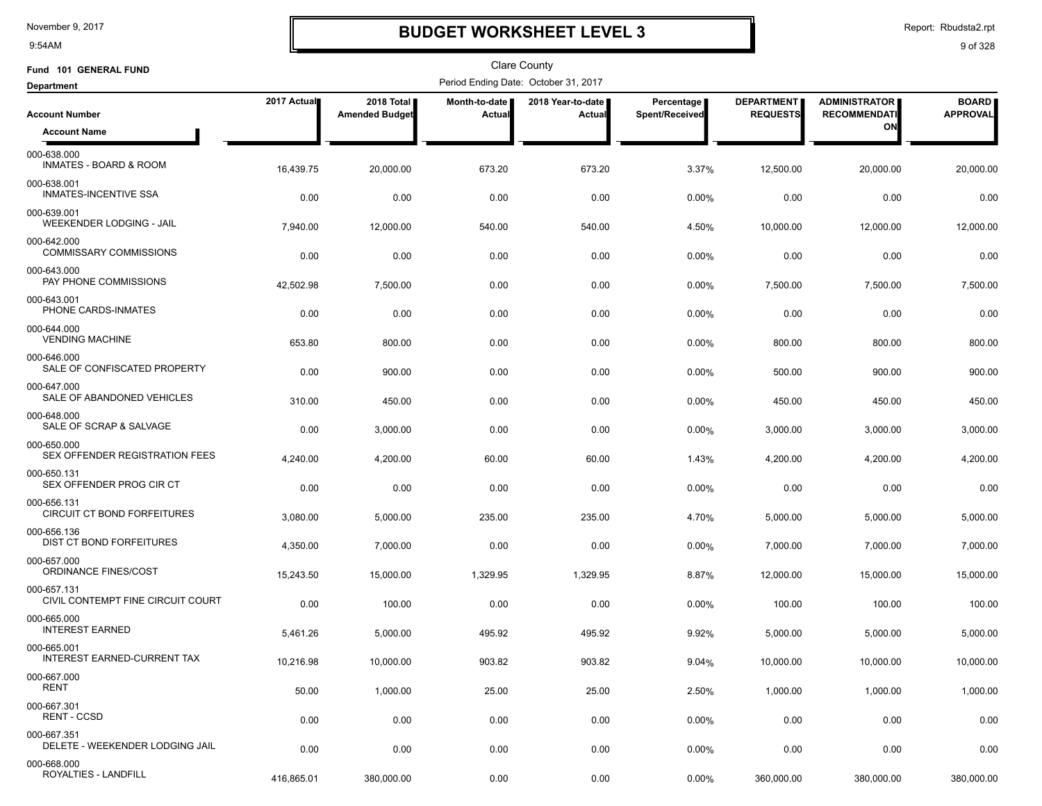# BUDGET WORKSHEET LEVEL 3

November 9, 2017
9:54AM

Report: Rbudsta2.rpt

Clare County

Fund 101 GENERAL FUND

Period Ending Date: October 31, 2017

Department

| Account Number / Account Name | 2017 Actual | 2018 Total Amended Budget | Month-to-date Actual | 2018 Year-to-date Actual | Percentage Spent/Received | DEPARTMENT REQUESTS | ADMINISTRATOR RECOMMENDATION | BOARD APPROVAL |
|---|---|---|---|---|---|---|---|---|
| 000-638.000 INMATES - BOARD & ROOM | 16,439.75 | 20,000.00 | 673.20 | 673.20 | 3.37% | 12,500.00 | 20,000.00 | 20,000.00 |
| 000-638.001 INMATES-INCENTIVE SSA | 0.00 | 0.00 | 0.00 | 0.00 | 0.00% | 0.00 | 0.00 | 0.00 |
| 000-639.001 WEEKENDER LODGING - JAIL | 7,940.00 | 12,000.00 | 540.00 | 540.00 | 4.50% | 10,000.00 | 12,000.00 | 12,000.00 |
| 000-642.000 COMMISSARY COMMISSIONS | 0.00 | 0.00 | 0.00 | 0.00 | 0.00% | 0.00 | 0.00 | 0.00 |
| 000-643.000 PAY PHONE COMMISSIONS | 42,502.98 | 7,500.00 | 0.00 | 0.00 | 0.00% | 7,500.00 | 7,500.00 | 7,500.00 |
| 000-643.001 PHONE CARDS-INMATES | 0.00 | 0.00 | 0.00 | 0.00 | 0.00% | 0.00 | 0.00 | 0.00 |
| 000-644.000 VENDING MACHINE | 653.80 | 800.00 | 0.00 | 0.00 | 0.00% | 800.00 | 800.00 | 800.00 |
| 000-646.000 SALE OF CONFISCATED PROPERTY | 0.00 | 900.00 | 0.00 | 0.00 | 0.00% | 500.00 | 900.00 | 900.00 |
| 000-647.000 SALE OF ABANDONED VEHICLES | 310.00 | 450.00 | 0.00 | 0.00 | 0.00% | 450.00 | 450.00 | 450.00 |
| 000-648.000 SALE OF SCRAP & SALVAGE | 0.00 | 3,000.00 | 0.00 | 0.00 | 0.00% | 3,000.00 | 3,000.00 | 3,000.00 |
| 000-650.000 SEX OFFENDER REGISTRATION FEES | 4,240.00 | 4,200.00 | 60.00 | 60.00 | 1.43% | 4,200.00 | 4,200.00 | 4,200.00 |
| 000-650.131 SEX OFFENDER PROG CIR CT | 0.00 | 0.00 | 0.00 | 0.00 | 0.00% | 0.00 | 0.00 | 0.00 |
| 000-656.131 CIRCUIT CT BOND FORFEITURES | 3,080.00 | 5,000.00 | 235.00 | 235.00 | 4.70% | 5,000.00 | 5,000.00 | 5,000.00 |
| 000-656.136 DIST CT BOND FORFEITURES | 4,350.00 | 7,000.00 | 0.00 | 0.00 | 0.00% | 7,000.00 | 7,000.00 | 7,000.00 |
| 000-657.000 ORDINANCE FINES/COST | 15,243.50 | 15,000.00 | 1,329.95 | 1,329.95 | 8.87% | 12,000.00 | 15,000.00 | 15,000.00 |
| 000-657.131 CIVIL CONTEMPT FINE CIRCUIT COURT | 0.00 | 100.00 | 0.00 | 0.00 | 0.00% | 100.00 | 100.00 | 100.00 |
| 000-665.000 INTEREST EARNED | 5,461.26 | 5,000.00 | 495.92 | 495.92 | 9.92% | 5,000.00 | 5,000.00 | 5,000.00 |
| 000-665.001 INTEREST EARNED-CURRENT TAX | 10,216.98 | 10,000.00 | 903.82 | 903.82 | 9.04% | 10,000.00 | 10,000.00 | 10,000.00 |
| 000-667.000 RENT | 50.00 | 1,000.00 | 25.00 | 25.00 | 2.50% | 1,000.00 | 1,000.00 | 1,000.00 |
| 000-667.301 RENT - CCSD | 0.00 | 0.00 | 0.00 | 0.00 | 0.00% | 0.00 | 0.00 | 0.00 |
| 000-667.351 DELETE - WEEKENDER LODGING JAIL | 0.00 | 0.00 | 0.00 | 0.00 | 0.00% | 0.00 | 0.00 | 0.00 |
| 000-668.000 ROYALTIES - LANDFILL | 416,865.01 | 380,000.00 | 0.00 | 0.00 | 0.00% | 360,000.00 | 380,000.00 | 380,000.00 |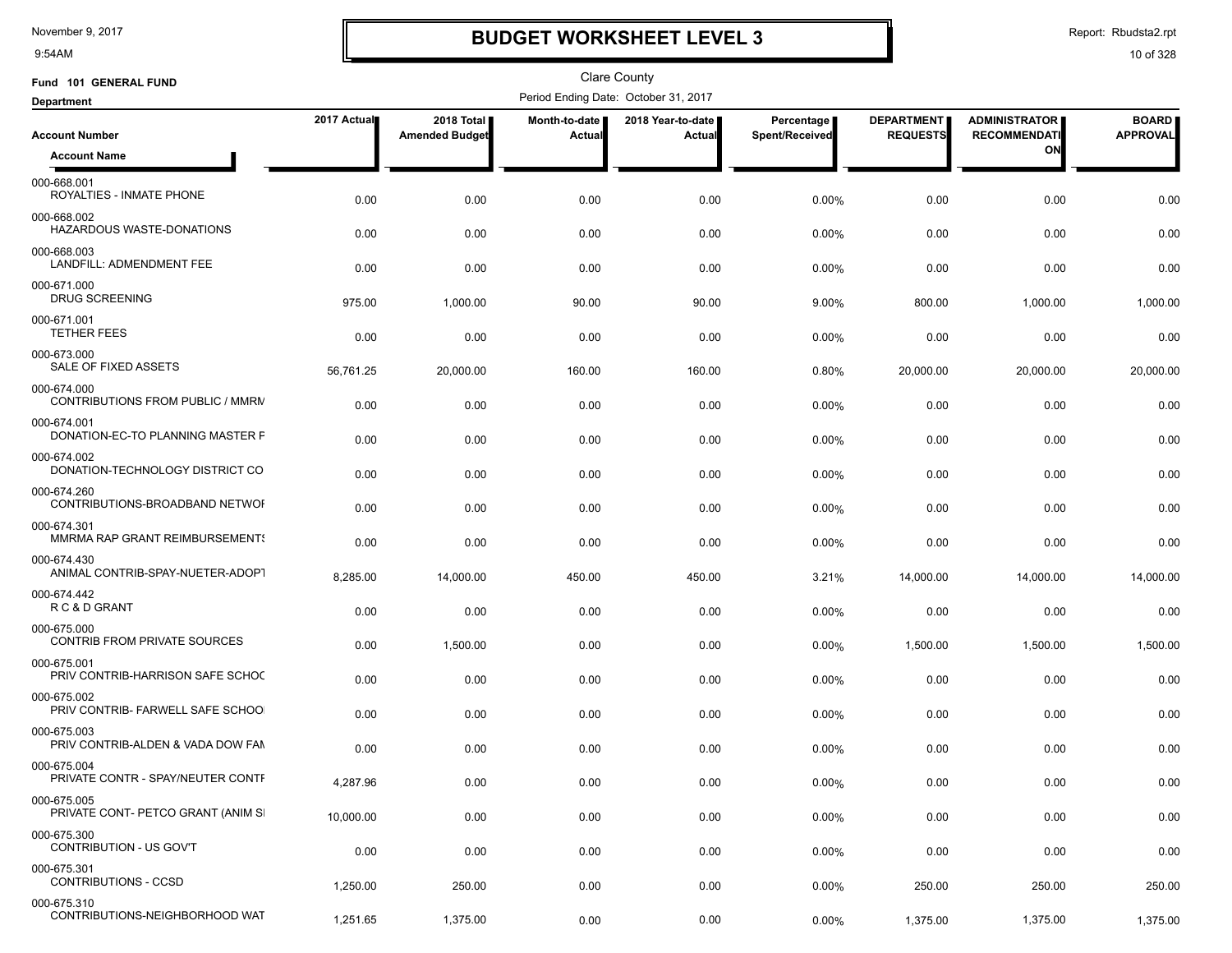# BUDGET WORKSHEET LEVEL 3

November 9, 2017
9:54AM

Report: Rbudsta2.rpt

Clare County

Fund 101 GENERAL FUND

Department

Period Ending Date: October 31, 2017

| Account Number / Account Name | 2017 Actual | 2018 Total Amended Budget | Month-to-date Actual | 2018 Year-to-date Actual | Percentage Spent/Received | DEPARTMENT REQUESTS | ADMINISTRATOR RECOMMENDATION | BOARD APPROVAL |
|---|---|---|---|---|---|---|---|---|
| 000-668.001 ROYALTIES - INMATE PHONE | 0.00 | 0.00 | 0.00 | 0.00 | 0.00% | 0.00 | 0.00 | 0.00 |
| 000-668.002 HAZARDOUS WASTE-DONATIONS | 0.00 | 0.00 | 0.00 | 0.00 | 0.00% | 0.00 | 0.00 | 0.00 |
| 000-668.003 LANDFILL: ADMENDMENT FEE | 0.00 | 0.00 | 0.00 | 0.00 | 0.00% | 0.00 | 0.00 | 0.00 |
| 000-671.000 DRUG SCREENING | 975.00 | 1,000.00 | 90.00 | 90.00 | 9.00% | 800.00 | 1,000.00 | 1,000.00 |
| 000-671.001 TETHER FEES | 0.00 | 0.00 | 0.00 | 0.00 | 0.00% | 0.00 | 0.00 | 0.00 |
| 000-673.000 SALE OF FIXED ASSETS | 56,761.25 | 20,000.00 | 160.00 | 160.00 | 0.80% | 20,000.00 | 20,000.00 | 20,000.00 |
| 000-674.000 CONTRIBUTIONS FROM PUBLIC / MMRM | 0.00 | 0.00 | 0.00 | 0.00 | 0.00% | 0.00 | 0.00 | 0.00 |
| 000-674.001 DONATION-EC-TO PLANNING MASTER F | 0.00 | 0.00 | 0.00 | 0.00 | 0.00% | 0.00 | 0.00 | 0.00 |
| 000-674.002 DONATION-TECHNOLOGY DISTRICT CO | 0.00 | 0.00 | 0.00 | 0.00 | 0.00% | 0.00 | 0.00 | 0.00 |
| 000-674.260 CONTRIBUTIONS-BROADBAND NETWOF | 0.00 | 0.00 | 0.00 | 0.00 | 0.00% | 0.00 | 0.00 | 0.00 |
| 000-674.301 MMRMA RAP GRANT REIMBURSEMENTS | 0.00 | 0.00 | 0.00 | 0.00 | 0.00% | 0.00 | 0.00 | 0.00 |
| 000-674.430 ANIMAL CONTRIB-SPAY-NEUTER-ADOPT | 8,285.00 | 14,000.00 | 450.00 | 450.00 | 3.21% | 14,000.00 | 14,000.00 | 14,000.00 |
| 000-674.442 R C & D GRANT | 0.00 | 0.00 | 0.00 | 0.00 | 0.00% | 0.00 | 0.00 | 0.00 |
| 000-675.000 CONTRIB FROM PRIVATE SOURCES | 0.00 | 1,500.00 | 0.00 | 0.00 | 0.00% | 1,500.00 | 1,500.00 | 1,500.00 |
| 000-675.001 PRIV CONTRIB-HARRISON SAFE SCHOC | 0.00 | 0.00 | 0.00 | 0.00 | 0.00% | 0.00 | 0.00 | 0.00 |
| 000-675.002 PRIV CONTRIB- FARWELL SAFE SCHOO | 0.00 | 0.00 | 0.00 | 0.00 | 0.00% | 0.00 | 0.00 | 0.00 |
| 000-675.003 PRIV CONTRIB-ALDEN & VADA DOW FAM | 0.00 | 0.00 | 0.00 | 0.00 | 0.00% | 0.00 | 0.00 | 0.00 |
| 000-675.004 PRIVATE CONTR - SPAY/NEUTER CONTF | 4,287.96 | 0.00 | 0.00 | 0.00 | 0.00% | 0.00 | 0.00 | 0.00 |
| 000-675.005 PRIVATE CONT- PETCO GRANT (ANIM SI | 10,000.00 | 0.00 | 0.00 | 0.00 | 0.00% | 0.00 | 0.00 | 0.00 |
| 000-675.300 CONTRIBUTION - US GOV'T | 0.00 | 0.00 | 0.00 | 0.00 | 0.00% | 0.00 | 0.00 | 0.00 |
| 000-675.301 CONTRIBUTIONS - CCSD | 1,250.00 | 250.00 | 0.00 | 0.00 | 0.00% | 250.00 | 250.00 | 250.00 |
| 000-675.310 CONTRIBUTIONS-NEIGHBORHOOD WAT | 1,251.65 | 1,375.00 | 0.00 | 0.00 | 0.00% | 1,375.00 | 1,375.00 | 1,375.00 |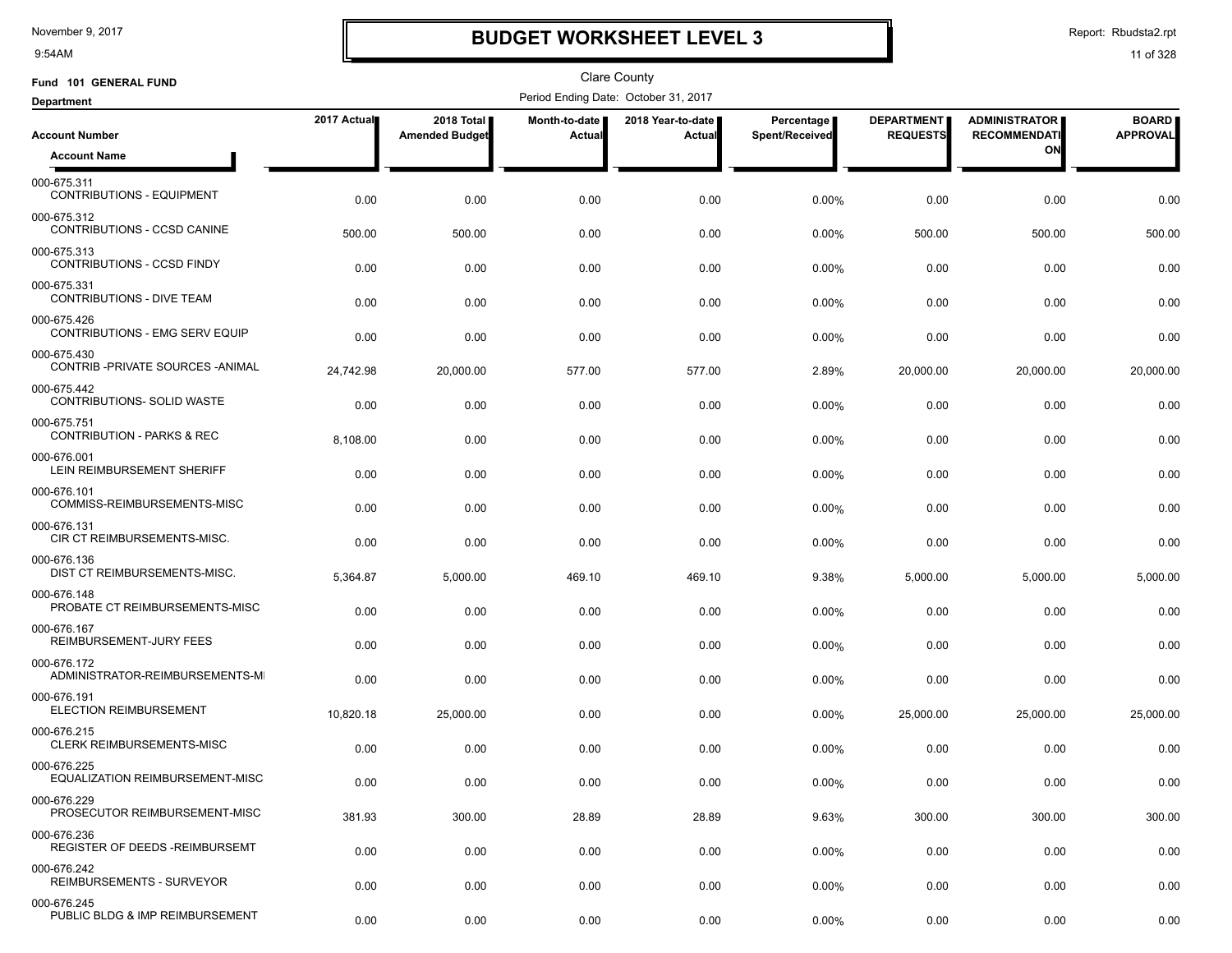# BUDGET WORKSHEET LEVEL 3

November 9, 2017
9:54AM

Report: Rbudsta2.rpt

Clare County

Fund 101 GENERAL FUND

Period Ending Date: October 31, 2017

Department

| Account Number / Account Name | 2017 Actual | 2018 Total Amended Budget | Month-to-date Actual | 2018 Year-to-date Actual | Percentage Spent/Received | DEPARTMENT REQUESTS | ADMINISTRATOR RECOMMENDATION | BOARD APPROVAL |
|---|---|---|---|---|---|---|---|---|
| 000-675.311 CONTRIBUTIONS - EQUIPMENT | 0.00 | 0.00 | 0.00 | 0.00 | 0.00% | 0.00 | 0.00 | 0.00 |
| 000-675.312 CONTRIBUTIONS - CCSD CANINE | 500.00 | 500.00 | 0.00 | 0.00 | 0.00% | 500.00 | 500.00 | 500.00 |
| 000-675.313 CONTRIBUTIONS - CCSD FINDY | 0.00 | 0.00 | 0.00 | 0.00 | 0.00% | 0.00 | 0.00 | 0.00 |
| 000-675.331 CONTRIBUTIONS - DIVE TEAM | 0.00 | 0.00 | 0.00 | 0.00 | 0.00% | 0.00 | 0.00 | 0.00 |
| 000-675.426 CONTRIBUTIONS - EMG SERV EQUIP | 0.00 | 0.00 | 0.00 | 0.00 | 0.00% | 0.00 | 0.00 | 0.00 |
| 000-675.430 CONTRIB -PRIVATE SOURCES -ANIMAL | 24,742.98 | 20,000.00 | 577.00 | 577.00 | 2.89% | 20,000.00 | 20,000.00 | 20,000.00 |
| 000-675.442 CONTRIBUTIONS- SOLID WASTE | 0.00 | 0.00 | 0.00 | 0.00 | 0.00% | 0.00 | 0.00 | 0.00 |
| 000-675.751 CONTRIBUTION - PARKS & REC | 8,108.00 | 0.00 | 0.00 | 0.00 | 0.00% | 0.00 | 0.00 | 0.00 |
| 000-676.001 LEIN REIMBURSEMENT SHERIFF | 0.00 | 0.00 | 0.00 | 0.00 | 0.00% | 0.00 | 0.00 | 0.00 |
| 000-676.101 COMMISS-REIMBURSEMENTS-MISC | 0.00 | 0.00 | 0.00 | 0.00 | 0.00% | 0.00 | 0.00 | 0.00 |
| 000-676.131 CIR CT REIMBURSEMENTS-MISC. | 0.00 | 0.00 | 0.00 | 0.00 | 0.00% | 0.00 | 0.00 | 0.00 |
| 000-676.136 DIST CT REIMBURSEMENTS-MISC. | 5,364.87 | 5,000.00 | 469.10 | 469.10 | 9.38% | 5,000.00 | 5,000.00 | 5,000.00 |
| 000-676.148 PROBATE CT REIMBURSEMENTS-MISC | 0.00 | 0.00 | 0.00 | 0.00 | 0.00% | 0.00 | 0.00 | 0.00 |
| 000-676.167 REIMBURSEMENT-JURY FEES | 0.00 | 0.00 | 0.00 | 0.00 | 0.00% | 0.00 | 0.00 | 0.00 |
| 000-676.172 ADMINISTRATOR-REIMBURSEMENTS-MI | 0.00 | 0.00 | 0.00 | 0.00 | 0.00% | 0.00 | 0.00 | 0.00 |
| 000-676.191 ELECTION REIMBURSEMENT | 10,820.18 | 25,000.00 | 0.00 | 0.00 | 0.00% | 25,000.00 | 25,000.00 | 25,000.00 |
| 000-676.215 CLERK REIMBURSEMENTS-MISC | 0.00 | 0.00 | 0.00 | 0.00 | 0.00% | 0.00 | 0.00 | 0.00 |
| 000-676.225 EQUALIZATION REIMBURSEMENT-MISC | 0.00 | 0.00 | 0.00 | 0.00 | 0.00% | 0.00 | 0.00 | 0.00 |
| 000-676.229 PROSECUTOR REIMBURSEMENT-MISC | 381.93 | 300.00 | 28.89 | 28.89 | 9.63% | 300.00 | 300.00 | 300.00 |
| 000-676.236 REGISTER OF DEEDS -REIMBURSEMT | 0.00 | 0.00 | 0.00 | 0.00 | 0.00% | 0.00 | 0.00 | 0.00 |
| 000-676.242 REIMBURSEMENTS - SURVEYOR | 0.00 | 0.00 | 0.00 | 0.00 | 0.00% | 0.00 | 0.00 | 0.00 |
| 000-676.245 PUBLIC BLDG & IMP REIMBURSEMENT | 0.00 | 0.00 | 0.00 | 0.00 | 0.00% | 0.00 | 0.00 | 0.00 |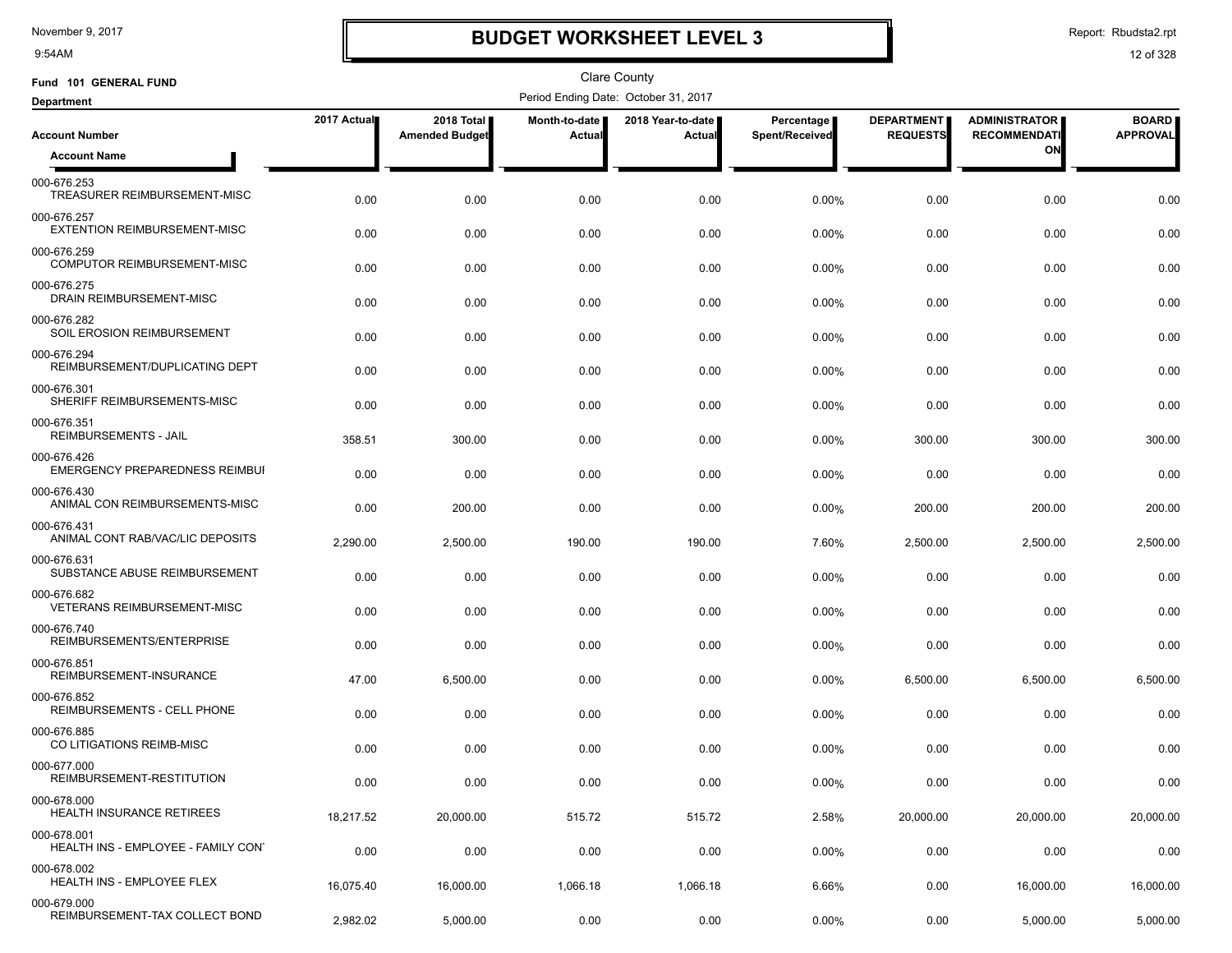# BUDGET WORKSHEET LEVEL 3

November 9, 2017
9:54AM

Report: Rbudsta2.rpt

Clare County

**Fund 101 GENERAL FUND**

**Department**

Period Ending Date: October 31, 2017

| Account Number / Account Name | 2017 Actual | 2018 Total Amended Budget | Month-to-date Actual | 2018 Year-to-date Actual | Percentage Spent/Received | DEPARTMENT REQUESTS | ADMINISTRATOR RECOMMENDATION | BOARD APPROVAL |
|---|---|---|---|---|---|---|---|---|
| 000-676.253 TREASURER REIMBURSEMENT-MISC | 0.00 | 0.00 | 0.00 | 0.00 | 0.00% | 0.00 | 0.00 | 0.00 |
| 000-676.257 EXTENTION REIMBURSEMENT-MISC | 0.00 | 0.00 | 0.00 | 0.00 | 0.00% | 0.00 | 0.00 | 0.00 |
| 000-676.259 COMPUTOR REIMBURSEMENT-MISC | 0.00 | 0.00 | 0.00 | 0.00 | 0.00% | 0.00 | 0.00 | 0.00 |
| 000-676.275 DRAIN REIMBURSEMENT-MISC | 0.00 | 0.00 | 0.00 | 0.00 | 0.00% | 0.00 | 0.00 | 0.00 |
| 000-676.282 SOIL EROSION REIMBURSEMENT | 0.00 | 0.00 | 0.00 | 0.00 | 0.00% | 0.00 | 0.00 | 0.00 |
| 000-676.294 REIMBURSEMENT/DUPLICATING DEPT | 0.00 | 0.00 | 0.00 | 0.00 | 0.00% | 0.00 | 0.00 | 0.00 |
| 000-676.301 SHERIFF REIMBURSEMENTS-MISC | 0.00 | 0.00 | 0.00 | 0.00 | 0.00% | 0.00 | 0.00 | 0.00 |
| 000-676.351 REIMBURSEMENTS - JAIL | 358.51 | 300.00 | 0.00 | 0.00 | 0.00% | 300.00 | 300.00 | 300.00 |
| 000-676.426 EMERGENCY PREPAREDNESS REIMBUI | 0.00 | 0.00 | 0.00 | 0.00 | 0.00% | 0.00 | 0.00 | 0.00 |
| 000-676.430 ANIMAL CON REIMBURSEMENTS-MISC | 0.00 | 200.00 | 0.00 | 0.00 | 0.00% | 200.00 | 200.00 | 200.00 |
| 000-676.431 ANIMAL CONT RAB/VAC/LIC DEPOSITS | 2,290.00 | 2,500.00 | 190.00 | 190.00 | 7.60% | 2,500.00 | 2,500.00 | 2,500.00 |
| 000-676.631 SUBSTANCE ABUSE REIMBURSEMENT | 0.00 | 0.00 | 0.00 | 0.00 | 0.00% | 0.00 | 0.00 | 0.00 |
| 000-676.682 VETERANS REIMBURSEMENT-MISC | 0.00 | 0.00 | 0.00 | 0.00 | 0.00% | 0.00 | 0.00 | 0.00 |
| 000-676.740 REIMBURSEMENTS/ENTERPRISE | 0.00 | 0.00 | 0.00 | 0.00 | 0.00% | 0.00 | 0.00 | 0.00 |
| 000-676.851 REIMBURSEMENT-INSURANCE | 47.00 | 6,500.00 | 0.00 | 0.00 | 0.00% | 6,500.00 | 6,500.00 | 6,500.00 |
| 000-676.852 REIMBURSEMENTS - CELL PHONE | 0.00 | 0.00 | 0.00 | 0.00 | 0.00% | 0.00 | 0.00 | 0.00 |
| 000-676.885 CO LITIGATIONS REIMB-MISC | 0.00 | 0.00 | 0.00 | 0.00 | 0.00% | 0.00 | 0.00 | 0.00 |
| 000-677.000 REIMBURSEMENT-RESTITUTION | 0.00 | 0.00 | 0.00 | 0.00 | 0.00% | 0.00 | 0.00 | 0.00 |
| 000-678.000 HEALTH INSURANCE RETIREES | 18,217.52 | 20,000.00 | 515.72 | 515.72 | 2.58% | 20,000.00 | 20,000.00 | 20,000.00 |
| 000-678.001 HEALTH INS - EMPLOYEE - FAMILY CON | 0.00 | 0.00 | 0.00 | 0.00 | 0.00% | 0.00 | 0.00 | 0.00 |
| 000-678.002 HEALTH INS - EMPLOYEE FLEX | 16,075.40 | 16,000.00 | 1,066.18 | 1,066.18 | 6.66% | 0.00 | 16,000.00 | 16,000.00 |
| 000-679.000 REIMBURSEMENT-TAX COLLECT BOND | 2,982.02 | 5,000.00 | 0.00 | 0.00 | 0.00% | 0.00 | 5,000.00 | 5,000.00 |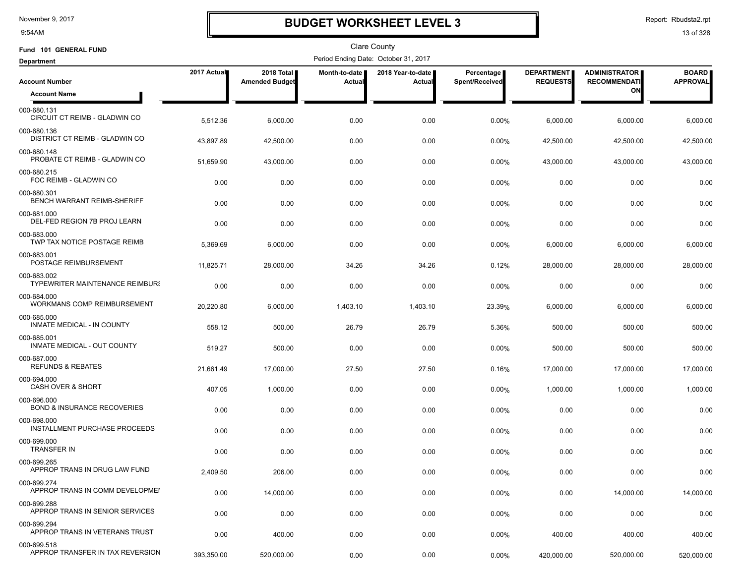# BUDGET WORKSHEET LEVEL 3

November 9, 2017
9:54AM

Report: Rbudsta2.rpt

Clare County

**Fund 101 GENERAL FUND**

**Department**

Period Ending Date: October 31, 2017

| Account Number / Account Name | 2017 Actual | 2018 Total Amended Budget | Month-to-date Actual | 2018 Year-to-date Actual | Percentage Spent/Received | DEPARTMENT REQUESTS | ADMINISTRATOR RECOMMENDATION | BOARD APPROVAL |
|---|---|---|---|---|---|---|---|---|
| 000-680.131 CIRCUIT CT REIMB - GLADWIN CO | 5,512.36 | 6,000.00 | 0.00 | 0.00 | 0.00% | 6,000.00 | 6,000.00 | 6,000.00 |
| 000-680.136 DISTRICT CT REIMB - GLADWIN CO | 43,897.89 | 42,500.00 | 0.00 | 0.00 | 0.00% | 42,500.00 | 42,500.00 | 42,500.00 |
| 000-680.148 PROBATE CT REIMB - GLADWIN CO | 51,659.90 | 43,000.00 | 0.00 | 0.00 | 0.00% | 43,000.00 | 43,000.00 | 43,000.00 |
| 000-680.215 FOC REIMB - GLADWIN CO | 0.00 | 0.00 | 0.00 | 0.00 | 0.00% | 0.00 | 0.00 | 0.00 |
| 000-680.301 BENCH WARRANT REIMB-SHERIFF | 0.00 | 0.00 | 0.00 | 0.00 | 0.00% | 0.00 | 0.00 | 0.00 |
| 000-681.000 DEL-FED REGION 7B PROJ LEARN | 0.00 | 0.00 | 0.00 | 0.00 | 0.00% | 0.00 | 0.00 | 0.00 |
| 000-683.000 TWP TAX NOTICE POSTAGE REIMB | 5,369.69 | 6,000.00 | 0.00 | 0.00 | 0.00% | 6,000.00 | 6,000.00 | 6,000.00 |
| 000-683.001 POSTAGE REIMBURSEMENT | 11,825.71 | 28,000.00 | 34.26 | 34.26 | 0.12% | 28,000.00 | 28,000.00 | 28,000.00 |
| 000-683.002 TYPEWRITER MAINTENANCE REIMBURS | 0.00 | 0.00 | 0.00 | 0.00 | 0.00% | 0.00 | 0.00 | 0.00 |
| 000-684.000 WORKMANS COMP REIMBURSEMENT | 20,220.80 | 6,000.00 | 1,403.10 | 1,403.10 | 23.39% | 6,000.00 | 6,000.00 | 6,000.00 |
| 000-685.000 INMATE MEDICAL - IN COUNTY | 558.12 | 500.00 | 26.79 | 26.79 | 5.36% | 500.00 | 500.00 | 500.00 |
| 000-685.001 INMATE MEDICAL - OUT COUNTY | 519.27 | 500.00 | 0.00 | 0.00 | 0.00% | 500.00 | 500.00 | 500.00 |
| 000-687.000 REFUNDS & REBATES | 21,661.49 | 17,000.00 | 27.50 | 27.50 | 0.16% | 17,000.00 | 17,000.00 | 17,000.00 |
| 000-694.000 CASH OVER & SHORT | 407.05 | 1,000.00 | 0.00 | 0.00 | 0.00% | 1,000.00 | 1,000.00 | 1,000.00 |
| 000-696.000 BOND & INSURANCE RECOVERIES | 0.00 | 0.00 | 0.00 | 0.00 | 0.00% | 0.00 | 0.00 | 0.00 |
| 000-698.000 INSTALLMENT PURCHASE PROCEEDS | 0.00 | 0.00 | 0.00 | 0.00 | 0.00% | 0.00 | 0.00 | 0.00 |
| 000-699.000 TRANSFER IN | 0.00 | 0.00 | 0.00 | 0.00 | 0.00% | 0.00 | 0.00 | 0.00 |
| 000-699.265 APPROP TRANS IN DRUG LAW FUND | 2,409.50 | 206.00 | 0.00 | 0.00 | 0.00% | 0.00 | 0.00 | 0.00 |
| 000-699.274 APPROP TRANS IN COMM DEVELOPMEI | 0.00 | 14,000.00 | 0.00 | 0.00 | 0.00% | 0.00 | 14,000.00 | 14,000.00 |
| 000-699.288 APPROP TRANS IN SENIOR SERVICES | 0.00 | 0.00 | 0.00 | 0.00 | 0.00% | 0.00 | 0.00 | 0.00 |
| 000-699.294 APPROP TRANS IN VETERANS TRUST | 0.00 | 400.00 | 0.00 | 0.00 | 0.00% | 400.00 | 400.00 | 400.00 |
| 000-699.518 APPROP TRANSFER IN TAX REVERSION | 393,350.00 | 520,000.00 | 0.00 | 0.00 | 0.00% | 420,000.00 | 520,000.00 | 520,000.00 |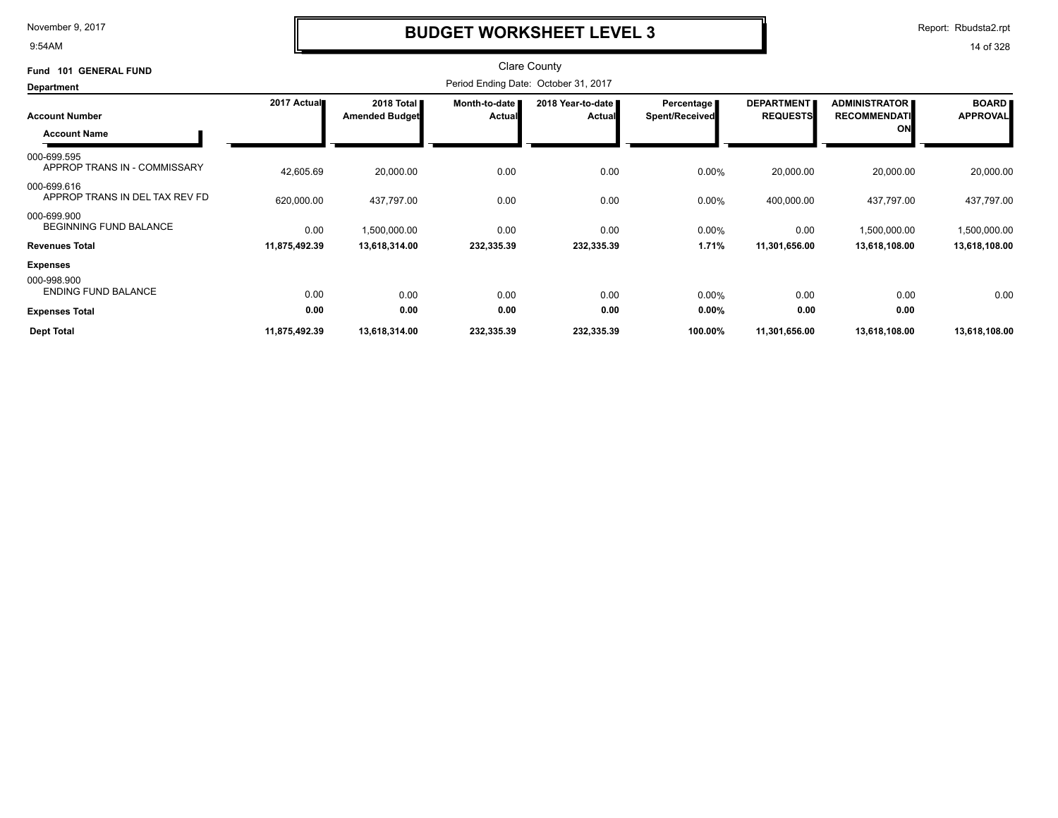# BUDGET WORKSHEET LEVEL 3

Clare County

Fund 101 GENERAL FUND

Department

Period Ending Date: October 31, 2017

| Account Number / Account Name | 2017 Actual | 2018 Total Amended Budget | Month-to-date Actual | 2018 Year-to-date Actual | Percentage Spent/Received | DEPARTMENT REQUESTS | ADMINISTRATOR RECOMMENDATION | BOARD APPROVAL |
|---|---|---|---|---|---|---|---|---|
| 000-699.595 APPROP TRANS IN - COMMISSARY | 42,605.69 | 20,000.00 | 0.00 | 0.00 | 0.00% | 20,000.00 | 20,000.00 | 20,000.00 |
| 000-699.616 APPROP TRANS IN DEL TAX REV FD | 620,000.00 | 437,797.00 | 0.00 | 0.00 | 0.00% | 400,000.00 | 437,797.00 | 437,797.00 |
| 000-699.900 BEGINNING FUND BALANCE | 0.00 | 1,500,000.00 | 0.00 | 0.00 | 0.00% | 0.00 | 1,500,000.00 | 1,500,000.00 |
| **Revenues Total** | **11,875,492.39** | **13,618,314.00** | **232,335.39** | **232,335.39** | **1.71%** | **11,301,656.00** | **13,618,108.00** | **13,618,108.00** |
| **Expenses** | | | | | | | | |
| 000-998.900 ENDING FUND BALANCE | 0.00 | 0.00 | 0.00 | 0.00 | 0.00% | 0.00 | 0.00 | 0.00 |
| **Expenses Total** | **0.00** | **0.00** | **0.00** | **0.00** | **0.00%** | **0.00** | **0.00** | |
| **Dept Total** | **11,875,492.39** | **13,618,314.00** | **232,335.39** | **232,335.39** | **100.00%** | **11,301,656.00** | **13,618,108.00** | **13,618,108.00** |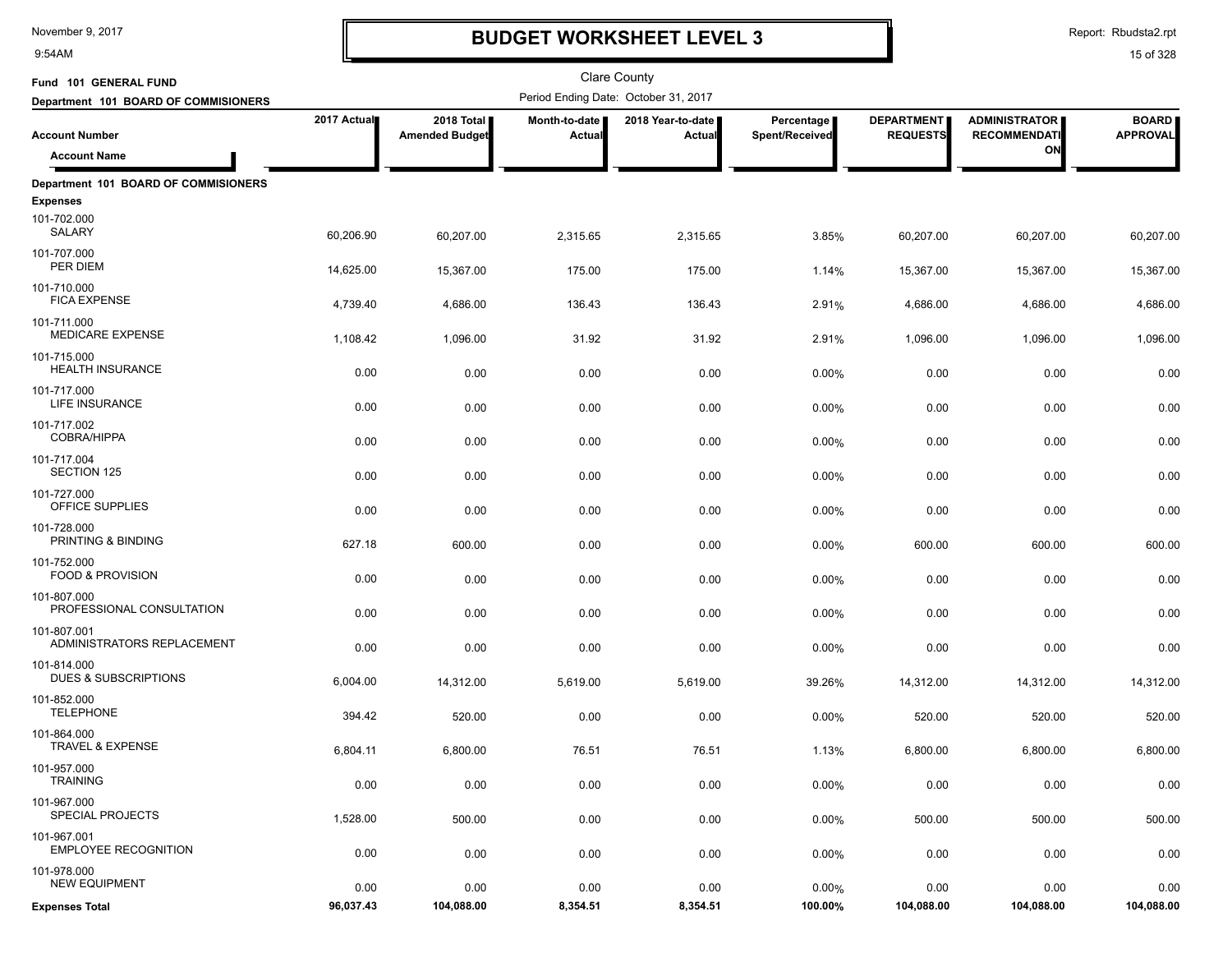# BUDGET WORKSHEET LEVEL 3

November 9, 2017
9:54AM

Report: Rbudsta2.rpt

Clare County

**Fund 101 GENERAL FUND**

**Department 101 BOARD OF COMMISIONERS**

Period Ending Date: October 31, 2017

| Account Number / Account Name | 2017 Actual | 2018 Total Amended Budget | Month-to-date Actual | 2018 Year-to-date Actual | Percentage Spent/Received | DEPARTMENT REQUESTS | ADMINISTRATOR RECOMMENDATION | BOARD APPROVAL |
|---|---|---|---|---|---|---|---|---|
| **Department 101 BOARD OF COMMISIONERS** | | | | | | | | |
| **Expenses** | | | | | | | | |
| 101-702.000 SALARY | 60,206.90 | 60,207.00 | 2,315.65 | 2,315.65 | 3.85% | 60,207.00 | 60,207.00 | 60,207.00 |
| 101-707.000 PER DIEM | 14,625.00 | 15,367.00 | 175.00 | 175.00 | 1.14% | 15,367.00 | 15,367.00 | 15,367.00 |
| 101-710.000 FICA EXPENSE | 4,739.40 | 4,686.00 | 136.43 | 136.43 | 2.91% | 4,686.00 | 4,686.00 | 4,686.00 |
| 101-711.000 MEDICARE EXPENSE | 1,108.42 | 1,096.00 | 31.92 | 31.92 | 2.91% | 1,096.00 | 1,096.00 | 1,096.00 |
| 101-715.000 HEALTH INSURANCE | 0.00 | 0.00 | 0.00 | 0.00 | 0.00% | 0.00 | 0.00 | 0.00 |
| 101-717.000 LIFE INSURANCE | 0.00 | 0.00 | 0.00 | 0.00 | 0.00% | 0.00 | 0.00 | 0.00 |
| 101-717.002 COBRA/HIPPA | 0.00 | 0.00 | 0.00 | 0.00 | 0.00% | 0.00 | 0.00 | 0.00 |
| 101-717.004 SECTION 125 | 0.00 | 0.00 | 0.00 | 0.00 | 0.00% | 0.00 | 0.00 | 0.00 |
| 101-727.000 OFFICE SUPPLIES | 0.00 | 0.00 | 0.00 | 0.00 | 0.00% | 0.00 | 0.00 | 0.00 |
| 101-728.000 PRINTING & BINDING | 627.18 | 600.00 | 0.00 | 0.00 | 0.00% | 600.00 | 600.00 | 600.00 |
| 101-752.000 FOOD & PROVISION | 0.00 | 0.00 | 0.00 | 0.00 | 0.00% | 0.00 | 0.00 | 0.00 |
| 101-807.000 PROFESSIONAL CONSULTATION | 0.00 | 0.00 | 0.00 | 0.00 | 0.00% | 0.00 | 0.00 | 0.00 |
| 101-807.001 ADMINISTRATORS REPLACEMENT | 0.00 | 0.00 | 0.00 | 0.00 | 0.00% | 0.00 | 0.00 | 0.00 |
| 101-814.000 DUES & SUBSCRIPTIONS | 6,004.00 | 14,312.00 | 5,619.00 | 5,619.00 | 39.26% | 14,312.00 | 14,312.00 | 14,312.00 |
| 101-852.000 TELEPHONE | 394.42 | 520.00 | 0.00 | 0.00 | 0.00% | 520.00 | 520.00 | 520.00 |
| 101-864.000 TRAVEL & EXPENSE | 6,804.11 | 6,800.00 | 76.51 | 76.51 | 1.13% | 6,800.00 | 6,800.00 | 6,800.00 |
| 101-957.000 TRAINING | 0.00 | 0.00 | 0.00 | 0.00 | 0.00% | 0.00 | 0.00 | 0.00 |
| 101-967.000 SPECIAL PROJECTS | 1,528.00 | 500.00 | 0.00 | 0.00 | 0.00% | 500.00 | 500.00 | 500.00 |
| 101-967.001 EMPLOYEE RECOGNITION | 0.00 | 0.00 | 0.00 | 0.00 | 0.00% | 0.00 | 0.00 | 0.00 |
| 101-978.000 NEW EQUIPMENT | 0.00 | 0.00 | 0.00 | 0.00 | 0.00% | 0.00 | 0.00 | 0.00 |
| **Expenses Total** | **96,037.43** | **104,088.00** | **8,354.51** | **8,354.51** | **100.00%** | **104,088.00** | **104,088.00** | **104,088.00** |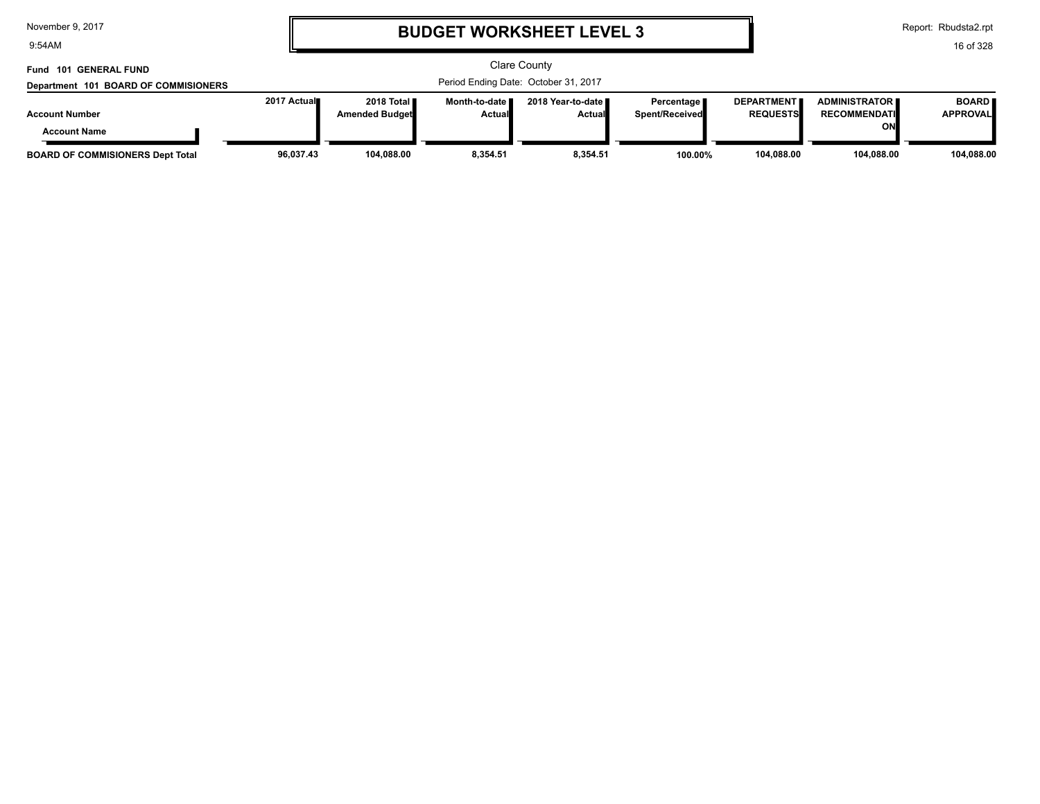# BUDGET WORKSHEET LEVEL 3

Clare County

**Fund 101 GENERAL FUND**

**Department 101 BOARD OF COMMISIONERS**

Period Ending Date: October 31, 2017

| Account Number / Account Name | 2017 Actual | 2018 Total Amended Budget | Month-to-date Actual | 2018 Year-to-date Actual | Percentage Spent/Received | DEPARTMENT REQUESTS | ADMINISTRATOR RECOMMENDATION | BOARD APPROVAL |
|---|---|---|---|---|---|---|---|---|
| **BOARD OF COMMISIONERS Dept Total** | **96,037.43** | **104,088.00** | **8,354.51** | **8,354.51** | **100.00%** | **104,088.00** | **104,088.00** | **104,088.00** |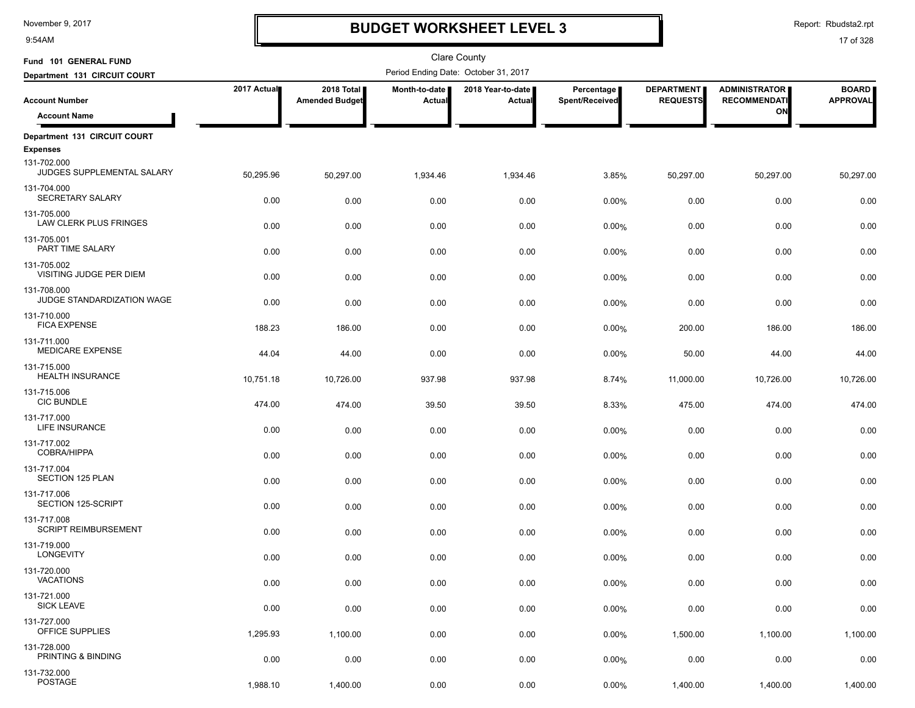# BUDGET WORKSHEET LEVEL 3

November 9, 2017
9:54AM

Report: Rbudsta2.rpt

Clare County

Fund 101 GENERAL FUND

Department 131 CIRCUIT COURT

Period Ending Date: October 31, 2017

| Account Number / Account Name | 2017 Actual | 2018 Total Amended Budget | Month-to-date Actual | 2018 Year-to-date Actual | Percentage Spent/Received | DEPARTMENT REQUESTS | ADMINISTRATOR RECOMMENDATION | BOARD APPROVAL |
|---|---|---|---|---|---|---|---|---|
| **Department 131 CIRCUIT COURT** | | | | | | | | |
| **Expenses** | | | | | | | | |
| 131-702.000 JUDGES SUPPLEMENTAL SALARY | 50,295.96 | 50,297.00 | 1,934.46 | 1,934.46 | 3.85% | 50,297.00 | 50,297.00 | 50,297.00 |
| 131-704.000 SECRETARY SALARY | 0.00 | 0.00 | 0.00 | 0.00 | 0.00% | 0.00 | 0.00 | 0.00 |
| 131-705.000 LAW CLERK PLUS FRINGES | 0.00 | 0.00 | 0.00 | 0.00 | 0.00% | 0.00 | 0.00 | 0.00 |
| 131-705.001 PART TIME SALARY | 0.00 | 0.00 | 0.00 | 0.00 | 0.00% | 0.00 | 0.00 | 0.00 |
| 131-705.002 VISITING JUDGE PER DIEM | 0.00 | 0.00 | 0.00 | 0.00 | 0.00% | 0.00 | 0.00 | 0.00 |
| 131-708.000 JUDGE STANDARDIZATION WAGE | 0.00 | 0.00 | 0.00 | 0.00 | 0.00% | 0.00 | 0.00 | 0.00 |
| 131-710.000 FICA EXPENSE | 188.23 | 186.00 | 0.00 | 0.00 | 0.00% | 200.00 | 186.00 | 186.00 |
| 131-711.000 MEDICARE EXPENSE | 44.04 | 44.00 | 0.00 | 0.00 | 0.00% | 50.00 | 44.00 | 44.00 |
| 131-715.000 HEALTH INSURANCE | 10,751.18 | 10,726.00 | 937.98 | 937.98 | 8.74% | 11,000.00 | 10,726.00 | 10,726.00 |
| 131-715.006 CIC BUNDLE | 474.00 | 474.00 | 39.50 | 39.50 | 8.33% | 475.00 | 474.00 | 474.00 |
| 131-717.000 LIFE INSURANCE | 0.00 | 0.00 | 0.00 | 0.00 | 0.00% | 0.00 | 0.00 | 0.00 |
| 131-717.002 COBRA/HIPPA | 0.00 | 0.00 | 0.00 | 0.00 | 0.00% | 0.00 | 0.00 | 0.00 |
| 131-717.004 SECTION 125 PLAN | 0.00 | 0.00 | 0.00 | 0.00 | 0.00% | 0.00 | 0.00 | 0.00 |
| 131-717.006 SECTION 125-SCRIPT | 0.00 | 0.00 | 0.00 | 0.00 | 0.00% | 0.00 | 0.00 | 0.00 |
| 131-717.008 SCRIPT REIMBURSEMENT | 0.00 | 0.00 | 0.00 | 0.00 | 0.00% | 0.00 | 0.00 | 0.00 |
| 131-719.000 LONGEVITY | 0.00 | 0.00 | 0.00 | 0.00 | 0.00% | 0.00 | 0.00 | 0.00 |
| 131-720.000 VACATIONS | 0.00 | 0.00 | 0.00 | 0.00 | 0.00% | 0.00 | 0.00 | 0.00 |
| 131-721.000 SICK LEAVE | 0.00 | 0.00 | 0.00 | 0.00 | 0.00% | 0.00 | 0.00 | 0.00 |
| 131-727.000 OFFICE SUPPLIES | 1,295.93 | 1,100.00 | 0.00 | 0.00 | 0.00% | 1,500.00 | 1,100.00 | 1,100.00 |
| 131-728.000 PRINTING & BINDING | 0.00 | 0.00 | 0.00 | 0.00 | 0.00% | 0.00 | 0.00 | 0.00 |
| 131-732.000 POSTAGE | 1,988.10 | 1,400.00 | 0.00 | 0.00 | 0.00% | 1,400.00 | 1,400.00 | 1,400.00 |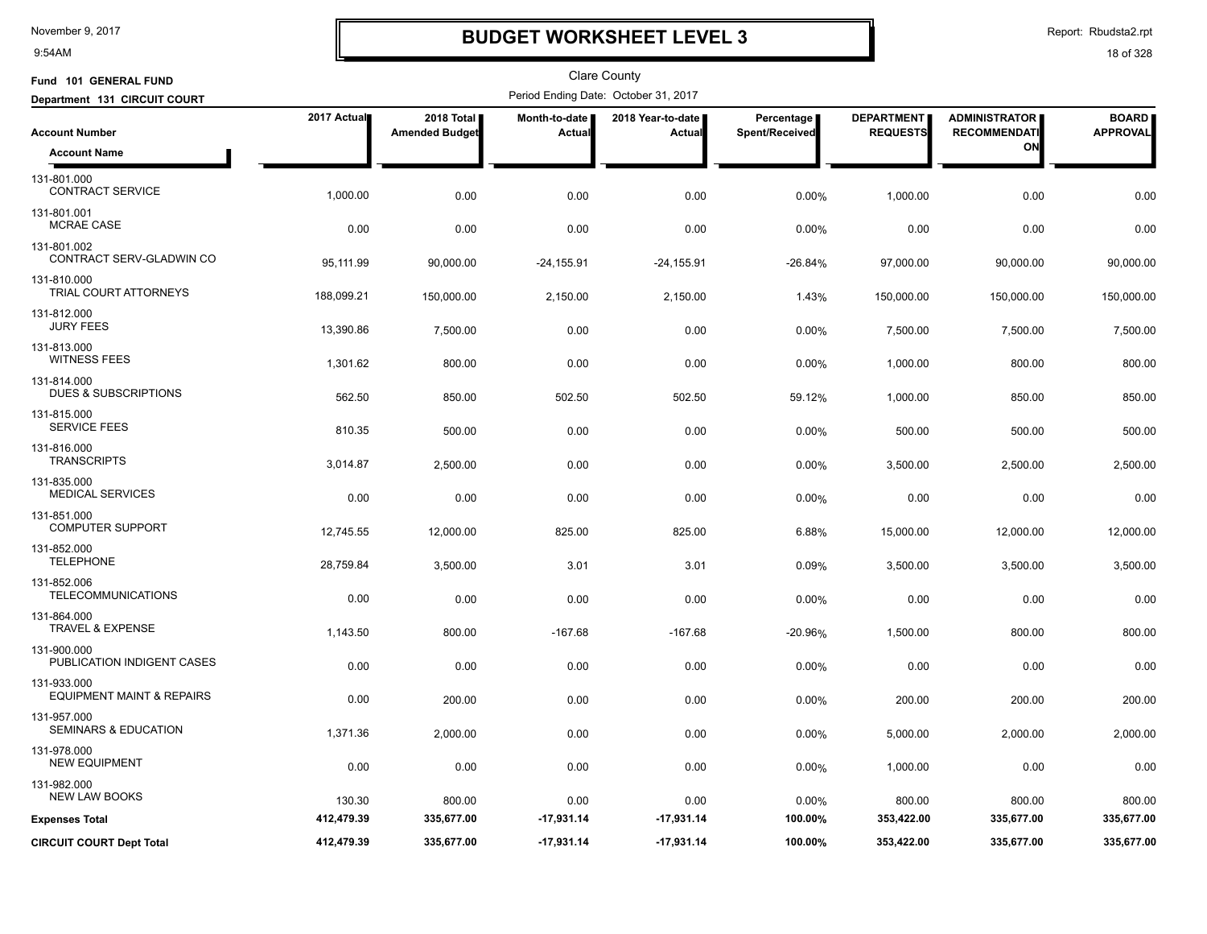# BUDGET WORKSHEET LEVEL 3

Clare County

**Fund 101 GENERAL FUND**

**Department 131 CIRCUIT COURT**

Period Ending Date: October 31, 2017

| Account Number / Account Name | 2017 Actual | 2018 Total Amended Budget | Month-to-date Actual | 2018 Year-to-date Actual | Percentage Spent/Received | DEPARTMENT REQUESTS | ADMINISTRATOR RECOMMENDATION | BOARD APPROVAL |
|---|---|---|---|---|---|---|---|---|
| 131-801.000 CONTRACT SERVICE | 1,000.00 | 0.00 | 0.00 | 0.00 | 0.00% | 1,000.00 | 0.00 | 0.00 |
| 131-801.001 MCRAE CASE | 0.00 | 0.00 | 0.00 | 0.00 | 0.00% | 0.00 | 0.00 | 0.00 |
| 131-801.002 CONTRACT SERV-GLADWIN CO | 95,111.99 | 90,000.00 | -24,155.91 | -24,155.91 | -26.84% | 97,000.00 | 90,000.00 | 90,000.00 |
| 131-810.000 TRIAL COURT ATTORNEYS | 188,099.21 | 150,000.00 | 2,150.00 | 2,150.00 | 1.43% | 150,000.00 | 150,000.00 | 150,000.00 |
| 131-812.000 JURY FEES | 13,390.86 | 7,500.00 | 0.00 | 0.00 | 0.00% | 7,500.00 | 7,500.00 | 7,500.00 |
| 131-813.000 WITNESS FEES | 1,301.62 | 800.00 | 0.00 | 0.00 | 0.00% | 1,000.00 | 800.00 | 800.00 |
| 131-814.000 DUES & SUBSCRIPTIONS | 562.50 | 850.00 | 502.50 | 502.50 | 59.12% | 1,000.00 | 850.00 | 850.00 |
| 131-815.000 SERVICE FEES | 810.35 | 500.00 | 0.00 | 0.00 | 0.00% | 500.00 | 500.00 | 500.00 |
| 131-816.000 TRANSCRIPTS | 3,014.87 | 2,500.00 | 0.00 | 0.00 | 0.00% | 3,500.00 | 2,500.00 | 2,500.00 |
| 131-835.000 MEDICAL SERVICES | 0.00 | 0.00 | 0.00 | 0.00 | 0.00% | 0.00 | 0.00 | 0.00 |
| 131-851.000 COMPUTER SUPPORT | 12,745.55 | 12,000.00 | 825.00 | 825.00 | 6.88% | 15,000.00 | 12,000.00 | 12,000.00 |
| 131-852.000 TELEPHONE | 28,759.84 | 3,500.00 | 3.01 | 3.01 | 0.09% | 3,500.00 | 3,500.00 | 3,500.00 |
| 131-852.006 TELECOMMUNICATIONS | 0.00 | 0.00 | 0.00 | 0.00 | 0.00% | 0.00 | 0.00 | 0.00 |
| 131-864.000 TRAVEL & EXPENSE | 1,143.50 | 800.00 | -167.68 | -167.68 | -20.96% | 1,500.00 | 800.00 | 800.00 |
| 131-900.000 PUBLICATION INDIGENT CASES | 0.00 | 0.00 | 0.00 | 0.00 | 0.00% | 0.00 | 0.00 | 0.00 |
| 131-933.000 EQUIPMENT MAINT & REPAIRS | 0.00 | 200.00 | 0.00 | 0.00 | 0.00% | 200.00 | 200.00 | 200.00 |
| 131-957.000 SEMINARS & EDUCATION | 1,371.36 | 2,000.00 | 0.00 | 0.00 | 0.00% | 5,000.00 | 2,000.00 | 2,000.00 |
| 131-978.000 NEW EQUIPMENT | 0.00 | 0.00 | 0.00 | 0.00 | 0.00% | 1,000.00 | 0.00 | 0.00 |
| 131-982.000 NEW LAW BOOKS | 130.30 | 800.00 | 0.00 | 0.00 | 0.00% | 800.00 | 800.00 | 800.00 |
| **Expenses Total** | **412,479.39** | **335,677.00** | **-17,931.14** | **-17,931.14** | **100.00%** | **353,422.00** | **335,677.00** | **335,677.00** |
| **CIRCUIT COURT Dept Total** | **412,479.39** | **335,677.00** | **-17,931.14** | **-17,931.14** | **100.00%** | **353,422.00** | **335,677.00** | **335,677.00** |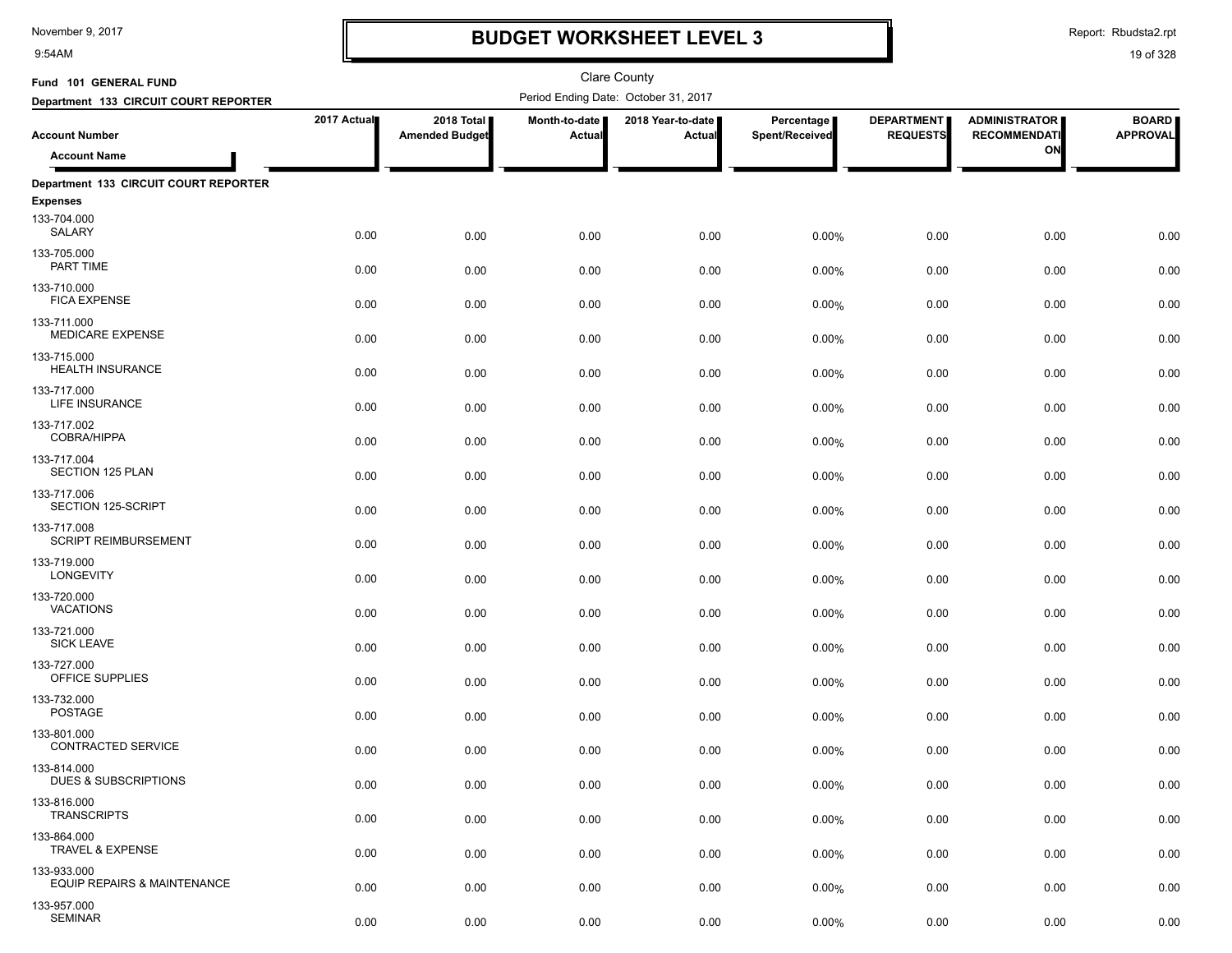# BUDGET WORKSHEET LEVEL 3

November 9, 2017
9:54AM

Report: Rbudsta2.rpt

Clare County

Fund 101 GENERAL FUND

Department 133 CIRCUIT COURT REPORTER

Period Ending Date: October 31, 2017

| Account Number / Account Name | 2017 Actual | 2018 Total Amended Budget | Month-to-date Actual | 2018 Year-to-date Actual | Percentage Spent/Received | DEPARTMENT REQUESTS | ADMINISTRATOR RECOMMENDATION | BOARD APPROVAL |
|---|---|---|---|---|---|---|---|---|
| **Department 133 CIRCUIT COURT REPORTER** | | | | | | | | |
| **Expenses** | | | | | | | | |
| 133-704.000 SALARY | 0.00 | 0.00 | 0.00 | 0.00 | 0.00% | 0.00 | 0.00 | 0.00 |
| 133-705.000 PART TIME | 0.00 | 0.00 | 0.00 | 0.00 | 0.00% | 0.00 | 0.00 | 0.00 |
| 133-710.000 FICA EXPENSE | 0.00 | 0.00 | 0.00 | 0.00 | 0.00% | 0.00 | 0.00 | 0.00 |
| 133-711.000 MEDICARE EXPENSE | 0.00 | 0.00 | 0.00 | 0.00 | 0.00% | 0.00 | 0.00 | 0.00 |
| 133-715.000 HEALTH INSURANCE | 0.00 | 0.00 | 0.00 | 0.00 | 0.00% | 0.00 | 0.00 | 0.00 |
| 133-717.000 LIFE INSURANCE | 0.00 | 0.00 | 0.00 | 0.00 | 0.00% | 0.00 | 0.00 | 0.00 |
| 133-717.002 COBRA/HIPPA | 0.00 | 0.00 | 0.00 | 0.00 | 0.00% | 0.00 | 0.00 | 0.00 |
| 133-717.004 SECTION 125 PLAN | 0.00 | 0.00 | 0.00 | 0.00 | 0.00% | 0.00 | 0.00 | 0.00 |
| 133-717.006 SECTION 125-SCRIPT | 0.00 | 0.00 | 0.00 | 0.00 | 0.00% | 0.00 | 0.00 | 0.00 |
| 133-717.008 SCRIPT REIMBURSEMENT | 0.00 | 0.00 | 0.00 | 0.00 | 0.00% | 0.00 | 0.00 | 0.00 |
| 133-719.000 LONGEVITY | 0.00 | 0.00 | 0.00 | 0.00 | 0.00% | 0.00 | 0.00 | 0.00 |
| 133-720.000 VACATIONS | 0.00 | 0.00 | 0.00 | 0.00 | 0.00% | 0.00 | 0.00 | 0.00 |
| 133-721.000 SICK LEAVE | 0.00 | 0.00 | 0.00 | 0.00 | 0.00% | 0.00 | 0.00 | 0.00 |
| 133-727.000 OFFICE SUPPLIES | 0.00 | 0.00 | 0.00 | 0.00 | 0.00% | 0.00 | 0.00 | 0.00 |
| 133-732.000 POSTAGE | 0.00 | 0.00 | 0.00 | 0.00 | 0.00% | 0.00 | 0.00 | 0.00 |
| 133-801.000 CONTRACTED SERVICE | 0.00 | 0.00 | 0.00 | 0.00 | 0.00% | 0.00 | 0.00 | 0.00 |
| 133-814.000 DUES & SUBSCRIPTIONS | 0.00 | 0.00 | 0.00 | 0.00 | 0.00% | 0.00 | 0.00 | 0.00 |
| 133-816.000 TRANSCRIPTS | 0.00 | 0.00 | 0.00 | 0.00 | 0.00% | 0.00 | 0.00 | 0.00 |
| 133-864.000 TRAVEL & EXPENSE | 0.00 | 0.00 | 0.00 | 0.00 | 0.00% | 0.00 | 0.00 | 0.00 |
| 133-933.000 EQUIP REPAIRS & MAINTENANCE | 0.00 | 0.00 | 0.00 | 0.00 | 0.00% | 0.00 | 0.00 | 0.00 |
| 133-957.000 SEMINAR | 0.00 | 0.00 | 0.00 | 0.00 | 0.00% | 0.00 | 0.00 | 0.00 |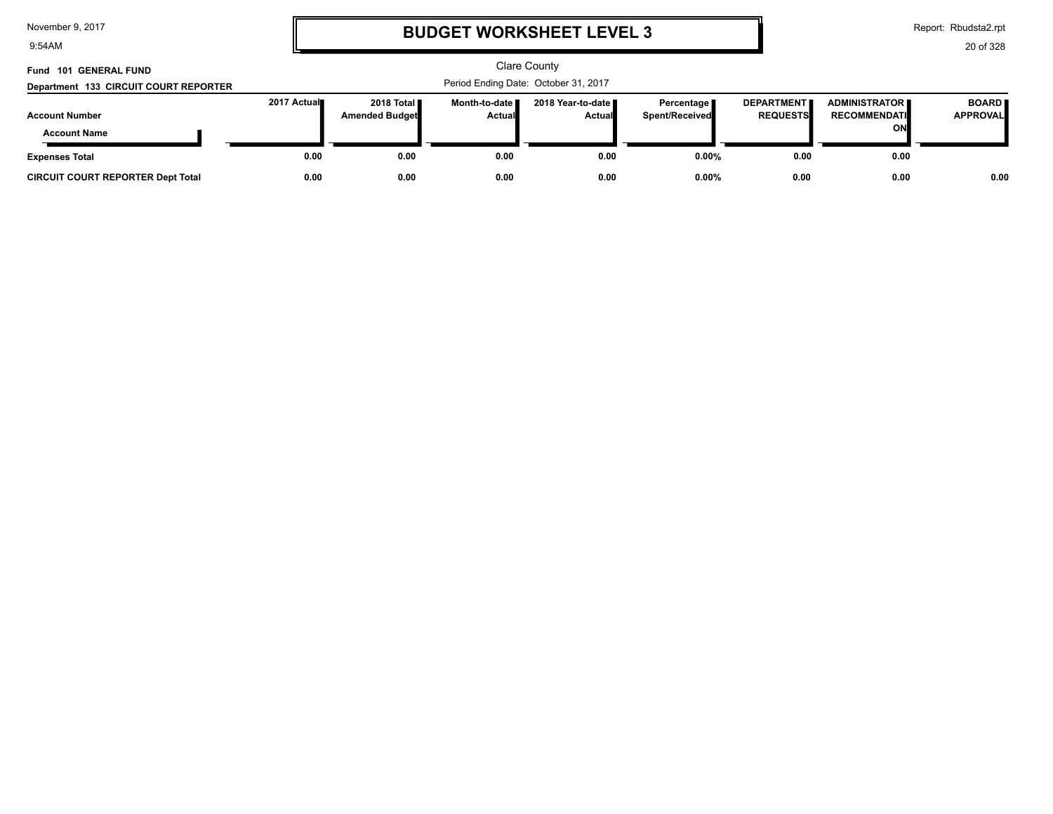# BUDGET WORKSHEET LEVEL 3

Clare County

Period Ending Date: October 31, 2017

**Fund 101 GENERAL FUND**

**Department 133 CIRCUIT COURT REPORTER**

| Account Number / Account Name | 2017 Actual | 2018 Total Amended Budget | Month-to-date Actual | 2018 Year-to-date Actual | Percentage Spent/Received | DEPARTMENT REQUESTS | ADMINISTRATOR RECOMMENDATION | BOARD APPROVAL |
|---|---|---|---|---|---|---|---|---|
| **Expenses Total** | 0.00 | 0.00 | 0.00 | 0.00 | 0.00% | 0.00 | 0.00 | |
| **CIRCUIT COURT REPORTER Dept Total** | 0.00 | 0.00 | 0.00 | 0.00 | 0.00% | 0.00 | 0.00 | 0.00 |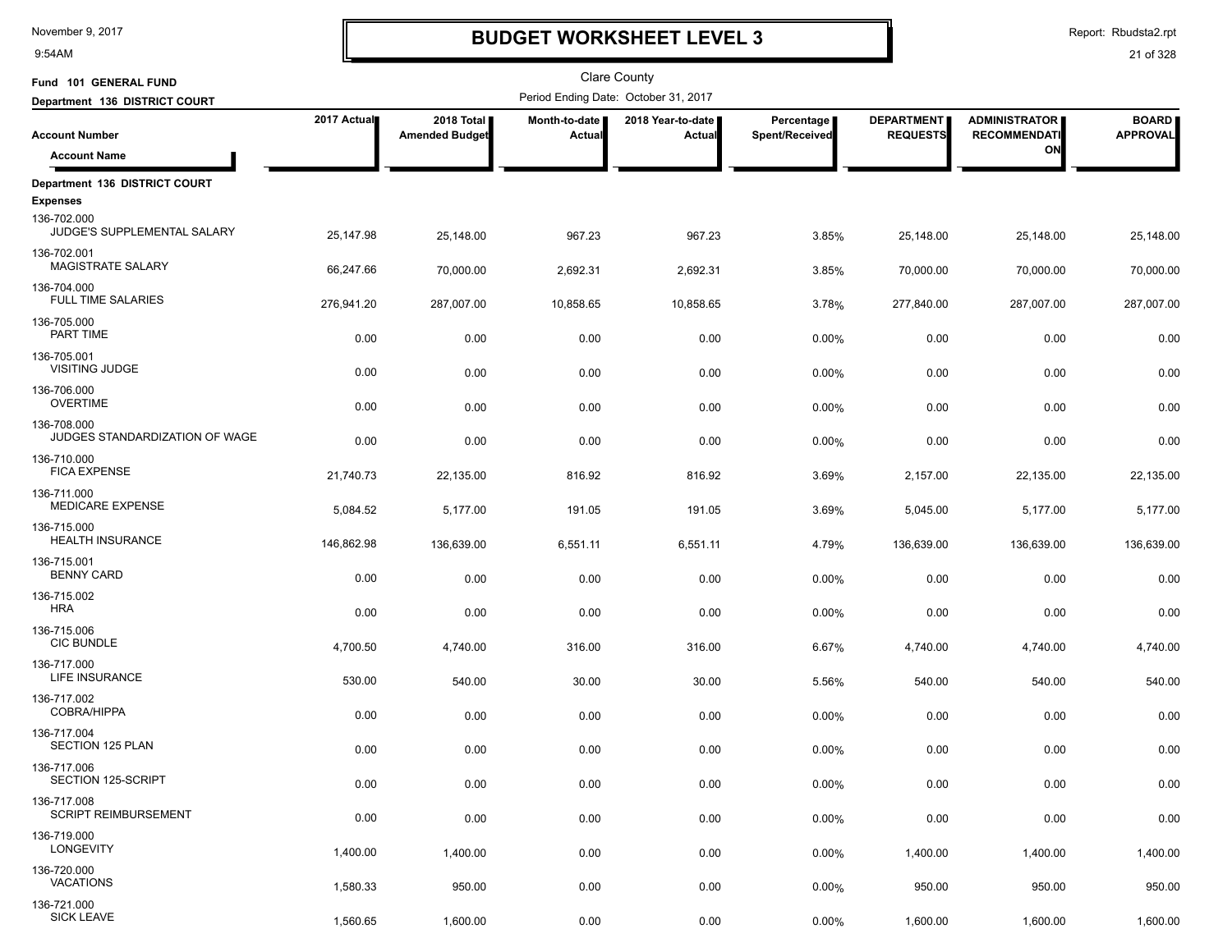# BUDGET WORKSHEET LEVEL 3

November 9, 2017
9:54AM

Report: Rbudsta2.rpt

Clare County

**Fund 101 GENERAL FUND**
**Department 136 DISTRICT COURT**

Period Ending Date: October 31, 2017

| Account Number / Account Name | 2017 Actual | 2018 Total Amended Budget | Month-to-date Actual | 2018 Year-to-date Actual | Percentage Spent/Received | DEPARTMENT REQUESTS | ADMINISTRATOR RECOMMENDATION | BOARD APPROVAL |
|---|---|---|---|---|---|---|---|---|
| **Department 136 DISTRICT COURT** | | | | | | | | |
| **Expenses** | | | | | | | | |
| 136-702.000 JUDGE'S SUPPLEMENTAL SALARY | 25,147.98 | 25,148.00 | 967.23 | 967.23 | 3.85% | 25,148.00 | 25,148.00 | 25,148.00 |
| 136-702.001 MAGISTRATE SALARY | 66,247.66 | 70,000.00 | 2,692.31 | 2,692.31 | 3.85% | 70,000.00 | 70,000.00 | 70,000.00 |
| 136-704.000 FULL TIME SALARIES | 276,941.20 | 287,007.00 | 10,858.65 | 10,858.65 | 3.78% | 277,840.00 | 287,007.00 | 287,007.00 |
| 136-705.000 PART TIME | 0.00 | 0.00 | 0.00 | 0.00 | 0.00% | 0.00 | 0.00 | 0.00 |
| 136-705.001 VISITING JUDGE | 0.00 | 0.00 | 0.00 | 0.00 | 0.00% | 0.00 | 0.00 | 0.00 |
| 136-706.000 OVERTIME | 0.00 | 0.00 | 0.00 | 0.00 | 0.00% | 0.00 | 0.00 | 0.00 |
| 136-708.000 JUDGES STANDARDIZATION OF WAGE | 0.00 | 0.00 | 0.00 | 0.00 | 0.00% | 0.00 | 0.00 | 0.00 |
| 136-710.000 FICA EXPENSE | 21,740.73 | 22,135.00 | 816.92 | 816.92 | 3.69% | 2,157.00 | 22,135.00 | 22,135.00 |
| 136-711.000 MEDICARE EXPENSE | 5,084.52 | 5,177.00 | 191.05 | 191.05 | 3.69% | 5,045.00 | 5,177.00 | 5,177.00 |
| 136-715.000 HEALTH INSURANCE | 146,862.98 | 136,639.00 | 6,551.11 | 6,551.11 | 4.79% | 136,639.00 | 136,639.00 | 136,639.00 |
| 136-715.001 BENNY CARD | 0.00 | 0.00 | 0.00 | 0.00 | 0.00% | 0.00 | 0.00 | 0.00 |
| 136-715.002 HRA | 0.00 | 0.00 | 0.00 | 0.00 | 0.00% | 0.00 | 0.00 | 0.00 |
| 136-715.006 CIC BUNDLE | 4,700.50 | 4,740.00 | 316.00 | 316.00 | 6.67% | 4,740.00 | 4,740.00 | 4,740.00 |
| 136-717.000 LIFE INSURANCE | 530.00 | 540.00 | 30.00 | 30.00 | 5.56% | 540.00 | 540.00 | 540.00 |
| 136-717.002 COBRA/HIPPA | 0.00 | 0.00 | 0.00 | 0.00 | 0.00% | 0.00 | 0.00 | 0.00 |
| 136-717.004 SECTION 125 PLAN | 0.00 | 0.00 | 0.00 | 0.00 | 0.00% | 0.00 | 0.00 | 0.00 |
| 136-717.006 SECTION 125-SCRIPT | 0.00 | 0.00 | 0.00 | 0.00 | 0.00% | 0.00 | 0.00 | 0.00 |
| 136-717.008 SCRIPT REIMBURSEMENT | 0.00 | 0.00 | 0.00 | 0.00 | 0.00% | 0.00 | 0.00 | 0.00 |
| 136-719.000 LONGEVITY | 1,400.00 | 1,400.00 | 0.00 | 0.00 | 0.00% | 1,400.00 | 1,400.00 | 1,400.00 |
| 136-720.000 VACATIONS | 1,580.33 | 950.00 | 0.00 | 0.00 | 0.00% | 950.00 | 950.00 | 950.00 |
| 136-721.000 SICK LEAVE | 1,560.65 | 1,600.00 | 0.00 | 0.00 | 0.00% | 1,600.00 | 1,600.00 | 1,600.00 |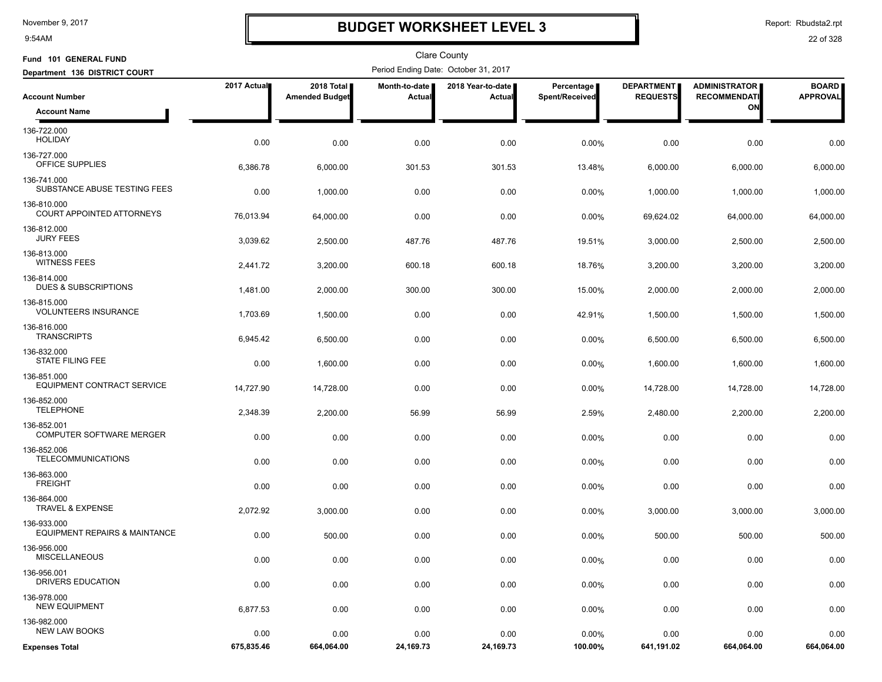# BUDGET WORKSHEET LEVEL 3

November 9, 2017
9:54AM

Report: Rbudsta2.rpt

Clare County

**Fund 101 GENERAL FUND**

**Department 136 DISTRICT COURT**

Period Ending Date: October 31, 2017

| Account Number / Account Name | 2017 Actual | 2018 Total Amended Budget | Month-to-date Actual | 2018 Year-to-date Actual | Percentage Spent/Received | DEPARTMENT REQUESTS | ADMINISTRATOR RECOMMENDATION | BOARD APPROVAL |
|---|---|---|---|---|---|---|---|---|
| 136-722.000 HOLIDAY | 0.00 | 0.00 | 0.00 | 0.00 | 0.00% | 0.00 | 0.00 | 0.00 |
| 136-727.000 OFFICE SUPPLIES | 6,386.78 | 6,000.00 | 301.53 | 301.53 | 13.48% | 6,000.00 | 6,000.00 | 6,000.00 |
| 136-741.000 SUBSTANCE ABUSE TESTING FEES | 0.00 | 1,000.00 | 0.00 | 0.00 | 0.00% | 1,000.00 | 1,000.00 | 1,000.00 |
| 136-810.000 COURT APPOINTED ATTORNEYS | 76,013.94 | 64,000.00 | 0.00 | 0.00 | 0.00% | 69,624.02 | 64,000.00 | 64,000.00 |
| 136-812.000 JURY FEES | 3,039.62 | 2,500.00 | 487.76 | 487.76 | 19.51% | 3,000.00 | 2,500.00 | 2,500.00 |
| 136-813.000 WITNESS FEES | 2,441.72 | 3,200.00 | 600.18 | 600.18 | 18.76% | 3,200.00 | 3,200.00 | 3,200.00 |
| 136-814.000 DUES & SUBSCRIPTIONS | 1,481.00 | 2,000.00 | 300.00 | 300.00 | 15.00% | 2,000.00 | 2,000.00 | 2,000.00 |
| 136-815.000 VOLUNTEERS INSURANCE | 1,703.69 | 1,500.00 | 0.00 | 0.00 | 42.91% | 1,500.00 | 1,500.00 | 1,500.00 |
| 136-816.000 TRANSCRIPTS | 6,945.42 | 6,500.00 | 0.00 | 0.00 | 0.00% | 6,500.00 | 6,500.00 | 6,500.00 |
| 136-832.000 STATE FILING FEE | 0.00 | 1,600.00 | 0.00 | 0.00 | 0.00% | 1,600.00 | 1,600.00 | 1,600.00 |
| 136-851.000 EQUIPMENT CONTRACT SERVICE | 14,727.90 | 14,728.00 | 0.00 | 0.00 | 0.00% | 14,728.00 | 14,728.00 | 14,728.00 |
| 136-852.000 TELEPHONE | 2,348.39 | 2,200.00 | 56.99 | 56.99 | 2.59% | 2,480.00 | 2,200.00 | 2,200.00 |
| 136-852.001 COMPUTER SOFTWARE MERGER | 0.00 | 0.00 | 0.00 | 0.00 | 0.00% | 0.00 | 0.00 | 0.00 |
| 136-852.006 TELECOMMUNICATIONS | 0.00 | 0.00 | 0.00 | 0.00 | 0.00% | 0.00 | 0.00 | 0.00 |
| 136-863.000 FREIGHT | 0.00 | 0.00 | 0.00 | 0.00 | 0.00% | 0.00 | 0.00 | 0.00 |
| 136-864.000 TRAVEL & EXPENSE | 2,072.92 | 3,000.00 | 0.00 | 0.00 | 0.00% | 3,000.00 | 3,000.00 | 3,000.00 |
| 136-933.000 EQUIPMENT REPAIRS & MAINTANCE | 0.00 | 500.00 | 0.00 | 0.00 | 0.00% | 500.00 | 500.00 | 500.00 |
| 136-956.000 MISCELLANEOUS | 0.00 | 0.00 | 0.00 | 0.00 | 0.00% | 0.00 | 0.00 | 0.00 |
| 136-956.001 DRIVERS EDUCATION | 0.00 | 0.00 | 0.00 | 0.00 | 0.00% | 0.00 | 0.00 | 0.00 |
| 136-978.000 NEW EQUIPMENT | 6,877.53 | 0.00 | 0.00 | 0.00 | 0.00% | 0.00 | 0.00 | 0.00 |
| 136-982.000 NEW LAW BOOKS | 0.00 | 0.00 | 0.00 | 0.00 | 0.00% | 0.00 | 0.00 | 0.00 |
| **Expenses Total** | **675,835.46** | **664,064.00** | **24,169.73** | **24,169.73** | **100.00%** | **641,191.02** | **664,064.00** | **664,064.00** |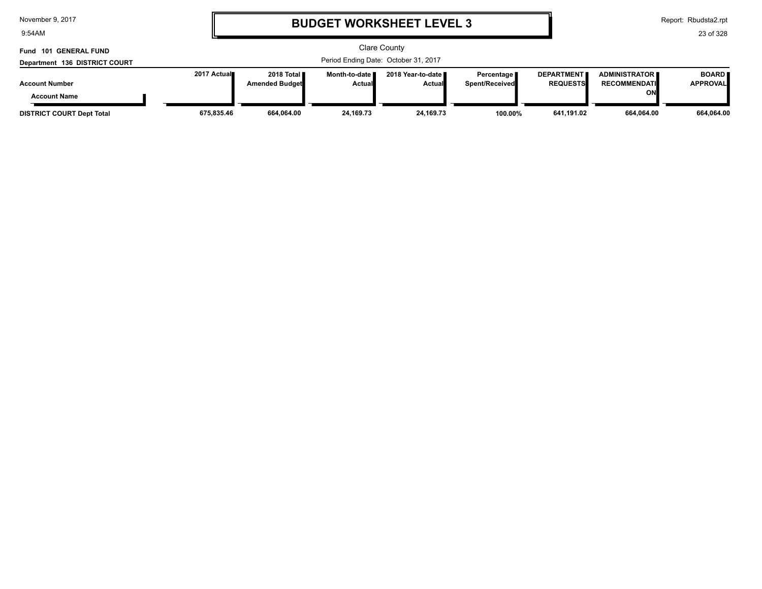# BUDGET WORKSHEET LEVEL 3

Clare County

**Fund 101 GENERAL FUND**

**Department 136 DISTRICT COURT**

Period Ending Date: October 31, 2017

| Account Number / Account Name | 2017 Actual | 2018 Total Amended Budget | Month-to-date Actual | 2018 Year-to-date Actual | Percentage Spent/Received | DEPARTMENT REQUESTS | ADMINISTRATOR RECOMMENDATION | BOARD APPROVAL |
|---|---|---|---|---|---|---|---|---|
| **DISTRICT COURT Dept Total** | **675,835.46** | **664,064.00** | **24,169.73** | **24,169.73** | **100.00%** | **641,191.02** | **664,064.00** | **664,064.00** |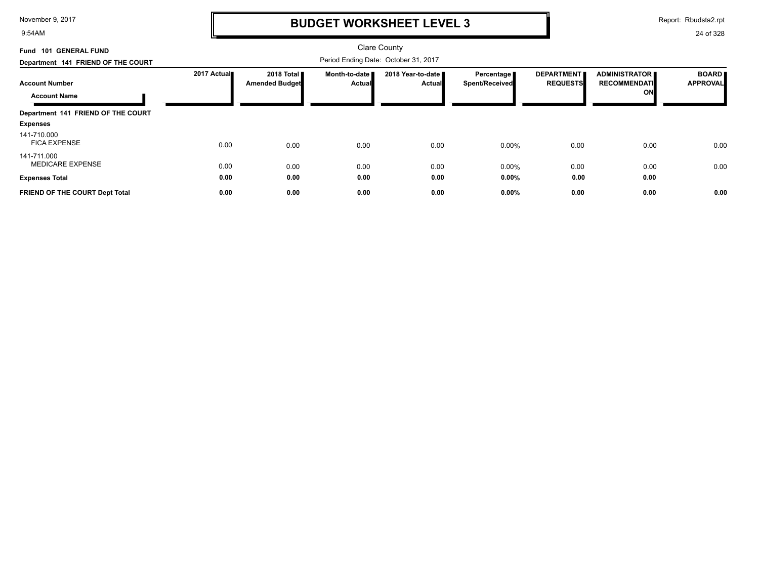# BUDGET WORKSHEET LEVEL 3

November 9, 2017
9:54AM

Report: Rbudsta2.rpt

Clare County

**Fund 101 GENERAL FUND**

**Department 141 FRIEND OF THE COURT**

Period Ending Date: October 31, 2017

| Account Number / Account Name | 2017 Actual | 2018 Total Amended Budget | Month-to-date Actual | 2018 Year-to-date Actual | Percentage Spent/Received | DEPARTMENT REQUESTS | ADMINISTRATOR RECOMMENDATION | BOARD APPROVAL |
|---|---|---|---|---|---|---|---|---|
| **Department 141 FRIEND OF THE COURT** | | | | | | | | |
| **Expenses** | | | | | | | | |
| 141-710.000 FICA EXPENSE | 0.00 | 0.00 | 0.00 | 0.00 | 0.00% | 0.00 | 0.00 | 0.00 |
| 141-711.000 MEDICARE EXPENSE | 0.00 | 0.00 | 0.00 | 0.00 | 0.00% | 0.00 | 0.00 | 0.00 |
| **Expenses Total** | **0.00** | **0.00** | **0.00** | **0.00** | **0.00%** | **0.00** | **0.00** | |
| **FRIEND OF THE COURT Dept Total** | **0.00** | **0.00** | **0.00** | **0.00** | **0.00%** | **0.00** | **0.00** | **0.00** |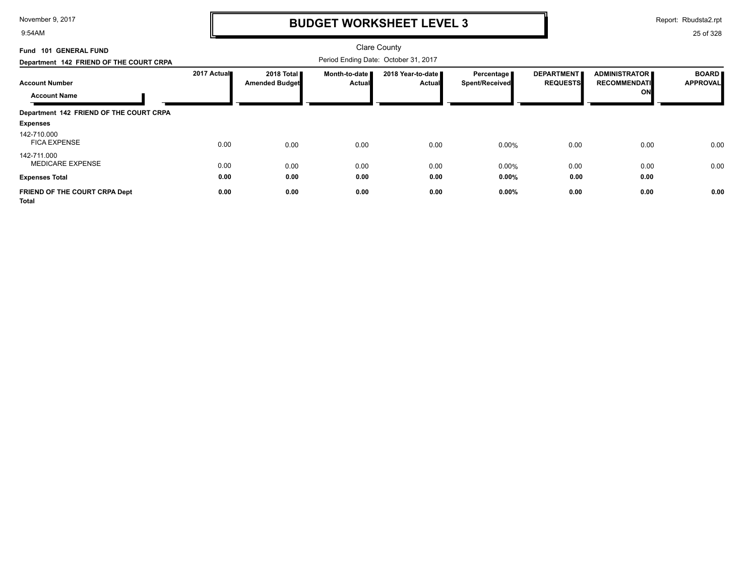# BUDGET WORKSHEET LEVEL 3

Clare County

Fund 101 GENERAL FUND

Department 142 FRIEND OF THE COURT CRPA

Period Ending Date: October 31, 2017

| Account Number / Account Name | 2017 Actual | 2018 Total Amended Budget | Month-to-date Actual | 2018 Year-to-date Actual | Percentage Spent/Received | DEPARTMENT REQUESTS | ADMINISTRATOR RECOMMENDATION | BOARD APPROVAL |
|---|---|---|---|---|---|---|---|---|
| **Department 142 FRIEND OF THE COURT CRPA** | | | | | | | | |
| **Expenses** | | | | | | | | |
| 142-710.000 FICA EXPENSE | 0.00 | 0.00 | 0.00 | 0.00 | 0.00% | 0.00 | 0.00 | 0.00 |
| 142-711.000 MEDICARE EXPENSE | 0.00 | 0.00 | 0.00 | 0.00 | 0.00% | 0.00 | 0.00 | 0.00 |
| **Expenses Total** | **0.00** | **0.00** | **0.00** | **0.00** | **0.00%** | **0.00** | **0.00** | |
| **FRIEND OF THE COURT CRPA Dept Total** | **0.00** | **0.00** | **0.00** | **0.00** | **0.00%** | **0.00** | **0.00** | **0.00** |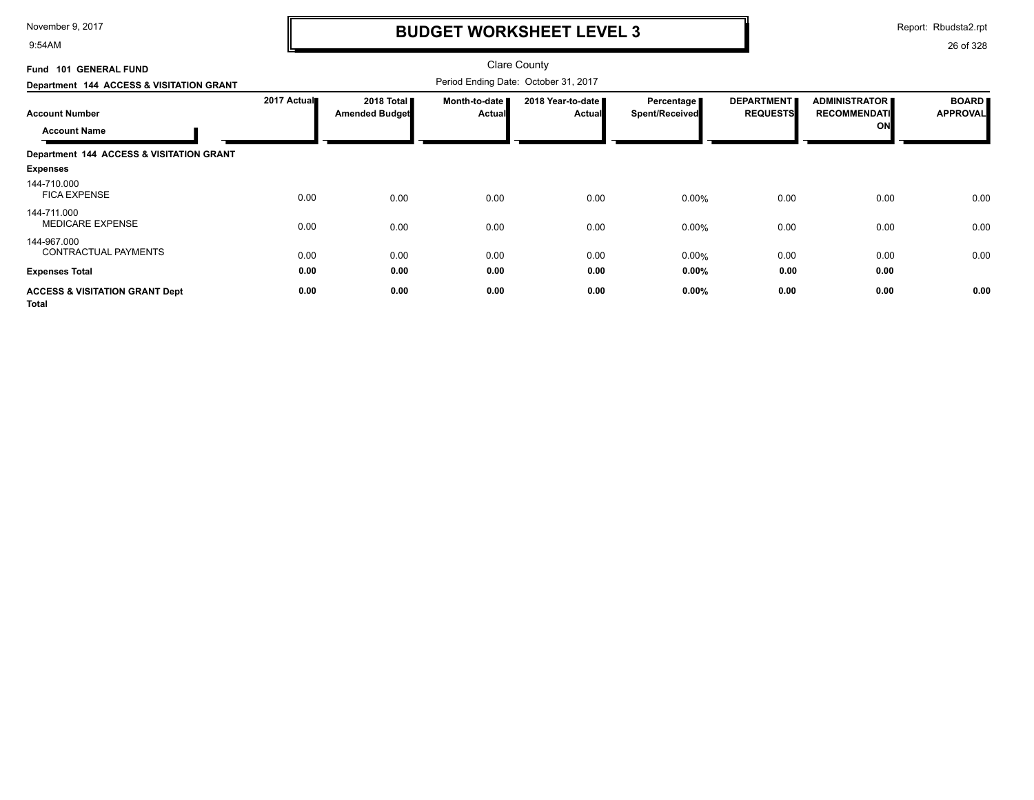# BUDGET WORKSHEET LEVEL 3

Clare County

Fund 101 GENERAL FUND

Department 144 ACCESS & VISITATION GRANT

Period Ending Date: October 31, 2017

| Account Number / Account Name | 2017 Actual | 2018 Total Amended Budget | Month-to-date Actual | 2018 Year-to-date Actual | Percentage Spent/Received | DEPARTMENT REQUESTS | ADMINISTRATOR RECOMMENDATION | BOARD APPROVAL |
|---|---|---|---|---|---|---|---|---|
| **Department 144 ACCESS & VISITATION GRANT** | | | | | | | | |
| **Expenses** | | | | | | | | |
| 144-710.000 FICA EXPENSE | 0.00 | 0.00 | 0.00 | 0.00 | 0.00% | 0.00 | 0.00 | 0.00 |
| 144-711.000 MEDICARE EXPENSE | 0.00 | 0.00 | 0.00 | 0.00 | 0.00% | 0.00 | 0.00 | 0.00 |
| 144-967.000 CONTRACTUAL PAYMENTS | 0.00 | 0.00 | 0.00 | 0.00 | 0.00% | 0.00 | 0.00 | 0.00 |
| **Expenses Total** | **0.00** | **0.00** | **0.00** | **0.00** | **0.00%** | **0.00** | **0.00** | |
| **ACCESS & VISITATION GRANT Dept Total** | **0.00** | **0.00** | **0.00** | **0.00** | **0.00%** | **0.00** | **0.00** | **0.00** |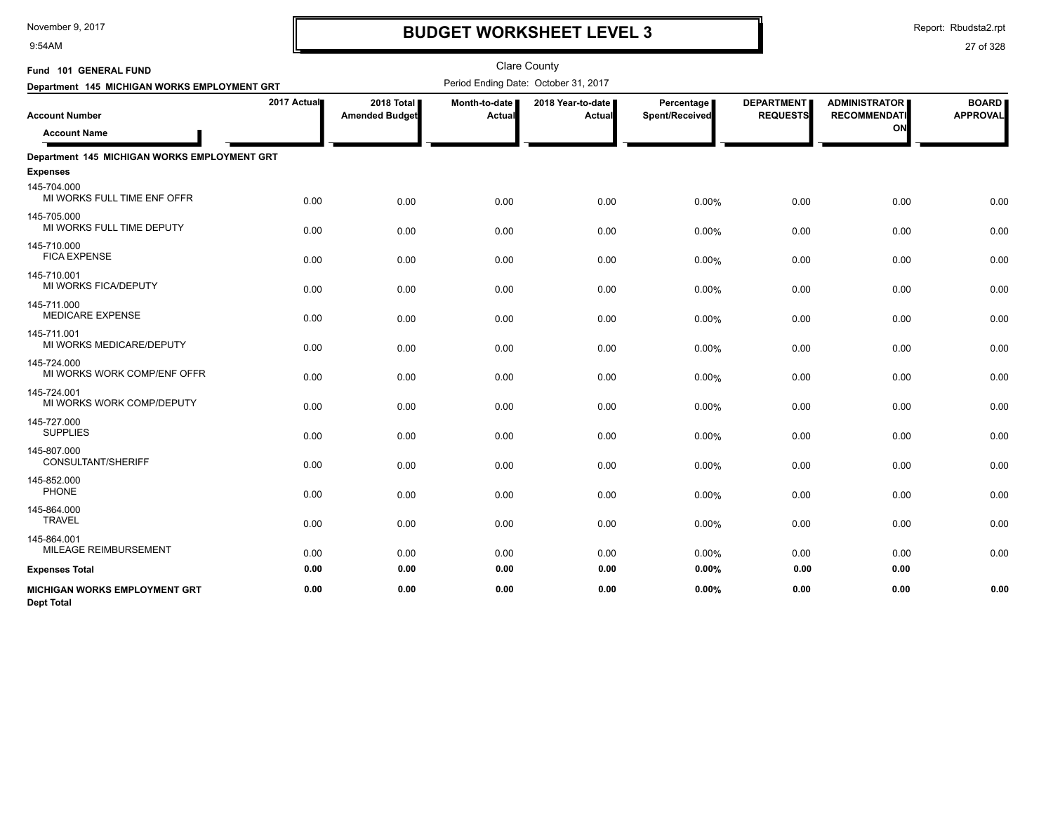# BUDGET WORKSHEET LEVEL 3

Clare County

**Fund 101 GENERAL FUND**

**Department 145 MICHIGAN WORKS EMPLOYMENT GRT**

Period Ending Date: October 31, 2017

| Account Number / Account Name | 2017 Actual | 2018 Total Amended Budget | Month-to-date Actual | 2018 Year-to-date Actual | Percentage Spent/Received | DEPARTMENT REQUESTS | ADMINISTRATOR RECOMMENDATION | BOARD APPROVAL |
|---|---|---|---|---|---|---|---|---|
| **Department 145 MICHIGAN WORKS EMPLOYMENT GRT** | | | | | | | | |
| **Expenses** | | | | | | | | |
| 145-704.000 MI WORKS FULL TIME ENF OFFR | 0.00 | 0.00 | 0.00 | 0.00 | 0.00% | 0.00 | 0.00 | 0.00 |
| 145-705.000 MI WORKS FULL TIME DEPUTY | 0.00 | 0.00 | 0.00 | 0.00 | 0.00% | 0.00 | 0.00 | 0.00 |
| 145-710.000 FICA EXPENSE | 0.00 | 0.00 | 0.00 | 0.00 | 0.00% | 0.00 | 0.00 | 0.00 |
| 145-710.001 MI WORKS FICA/DEPUTY | 0.00 | 0.00 | 0.00 | 0.00 | 0.00% | 0.00 | 0.00 | 0.00 |
| 145-711.000 MEDICARE EXPENSE | 0.00 | 0.00 | 0.00 | 0.00 | 0.00% | 0.00 | 0.00 | 0.00 |
| 145-711.001 MI WORKS MEDICARE/DEPUTY | 0.00 | 0.00 | 0.00 | 0.00 | 0.00% | 0.00 | 0.00 | 0.00 |
| 145-724.000 MI WORKS WORK COMP/ENF OFFR | 0.00 | 0.00 | 0.00 | 0.00 | 0.00% | 0.00 | 0.00 | 0.00 |
| 145-724.001 MI WORKS WORK COMP/DEPUTY | 0.00 | 0.00 | 0.00 | 0.00 | 0.00% | 0.00 | 0.00 | 0.00 |
| 145-727.000 SUPPLIES | 0.00 | 0.00 | 0.00 | 0.00 | 0.00% | 0.00 | 0.00 | 0.00 |
| 145-807.000 CONSULTANT/SHERIFF | 0.00 | 0.00 | 0.00 | 0.00 | 0.00% | 0.00 | 0.00 | 0.00 |
| 145-852.000 PHONE | 0.00 | 0.00 | 0.00 | 0.00 | 0.00% | 0.00 | 0.00 | 0.00 |
| 145-864.000 TRAVEL | 0.00 | 0.00 | 0.00 | 0.00 | 0.00% | 0.00 | 0.00 | 0.00 |
| 145-864.001 MILEAGE REIMBURSEMENT | 0.00 | 0.00 | 0.00 | 0.00 | 0.00% | 0.00 | 0.00 | 0.00 |
| **Expenses Total** | **0.00** | **0.00** | **0.00** | **0.00** | **0.00%** | **0.00** | **0.00** | |
| **MICHIGAN WORKS EMPLOYMENT GRT Dept Total** | **0.00** | **0.00** | **0.00** | **0.00** | **0.00%** | **0.00** | **0.00** | **0.00** |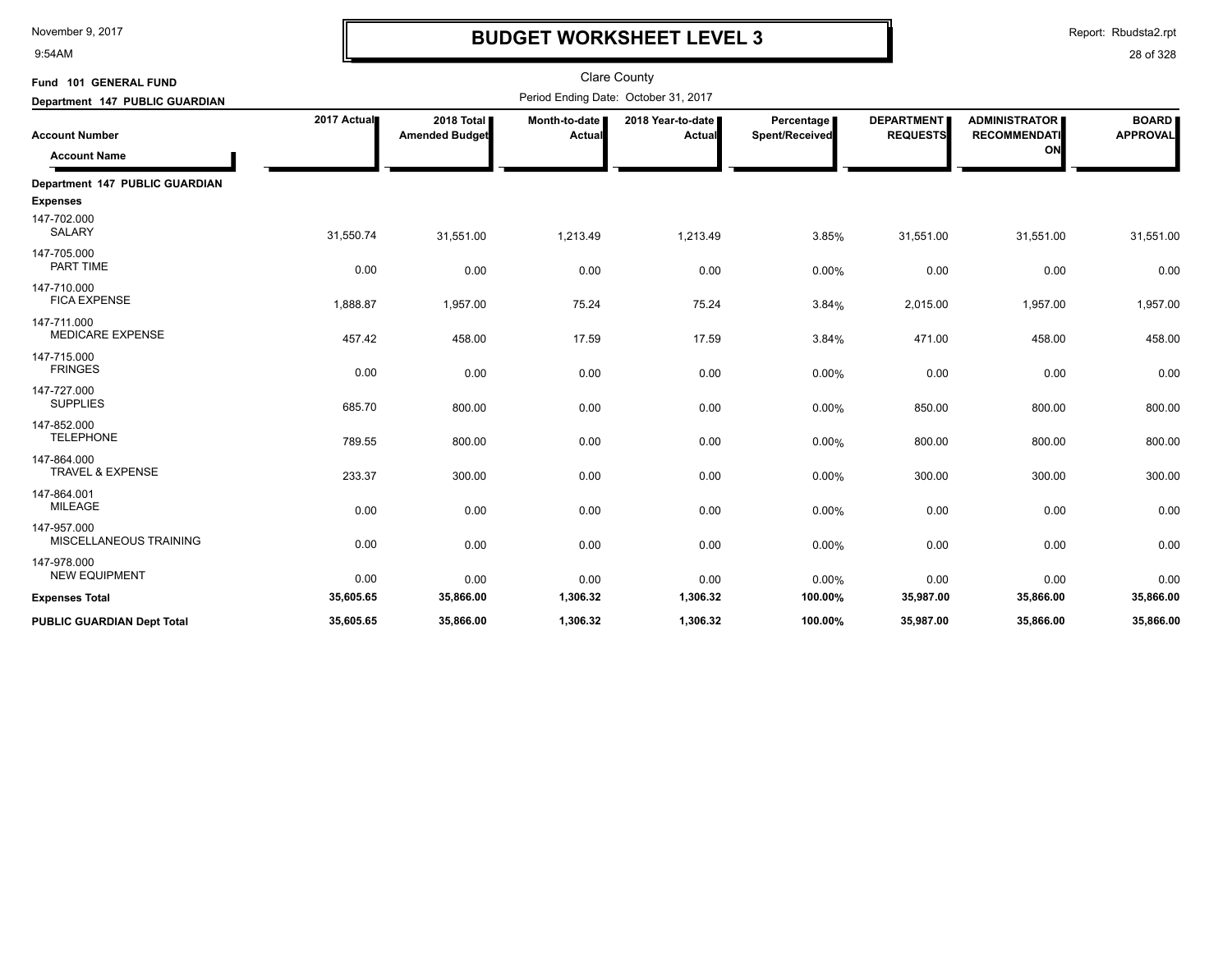# BUDGET WORKSHEET LEVEL 3

Clare County

**Fund 101 GENERAL FUND**

**Department 147 PUBLIC GUARDIAN**

Period Ending Date: October 31, 2017

| Account Number / Account Name | 2017 Actual | 2018 Total Amended Budget | Month-to-date Actual | 2018 Year-to-date Actual | Percentage Spent/Received | DEPARTMENT REQUESTS | ADMINISTRATOR RECOMMENDATION | BOARD APPROVAL |
|---|---|---|---|---|---|---|---|---|
| **Department 147 PUBLIC GUARDIAN** | | | | | | | | |
| **Expenses** | | | | | | | | |
| 147-702.000 SALARY | 31,550.74 | 31,551.00 | 1,213.49 | 1,213.49 | 3.85% | 31,551.00 | 31,551.00 | 31,551.00 |
| 147-705.000 PART TIME | 0.00 | 0.00 | 0.00 | 0.00 | 0.00% | 0.00 | 0.00 | 0.00 |
| 147-710.000 FICA EXPENSE | 1,888.87 | 1,957.00 | 75.24 | 75.24 | 3.84% | 2,015.00 | 1,957.00 | 1,957.00 |
| 147-711.000 MEDICARE EXPENSE | 457.42 | 458.00 | 17.59 | 17.59 | 3.84% | 471.00 | 458.00 | 458.00 |
| 147-715.000 FRINGES | 0.00 | 0.00 | 0.00 | 0.00 | 0.00% | 0.00 | 0.00 | 0.00 |
| 147-727.000 SUPPLIES | 685.70 | 800.00 | 0.00 | 0.00 | 0.00% | 850.00 | 800.00 | 800.00 |
| 147-852.000 TELEPHONE | 789.55 | 800.00 | 0.00 | 0.00 | 0.00% | 800.00 | 800.00 | 800.00 |
| 147-864.000 TRAVEL & EXPENSE | 233.37 | 300.00 | 0.00 | 0.00 | 0.00% | 300.00 | 300.00 | 300.00 |
| 147-864.001 MILEAGE | 0.00 | 0.00 | 0.00 | 0.00 | 0.00% | 0.00 | 0.00 | 0.00 |
| 147-957.000 MISCELLANEOUS TRAINING | 0.00 | 0.00 | 0.00 | 0.00 | 0.00% | 0.00 | 0.00 | 0.00 |
| 147-978.000 NEW EQUIPMENT | 0.00 | 0.00 | 0.00 | 0.00 | 0.00% | 0.00 | 0.00 | 0.00 |
| **Expenses Total** | **35,605.65** | **35,866.00** | **1,306.32** | **1,306.32** | **100.00%** | **35,987.00** | **35,866.00** | **35,866.00** |
| **PUBLIC GUARDIAN Dept Total** | **35,605.65** | **35,866.00** | **1,306.32** | **1,306.32** | **100.00%** | **35,987.00** | **35,866.00** | **35,866.00** |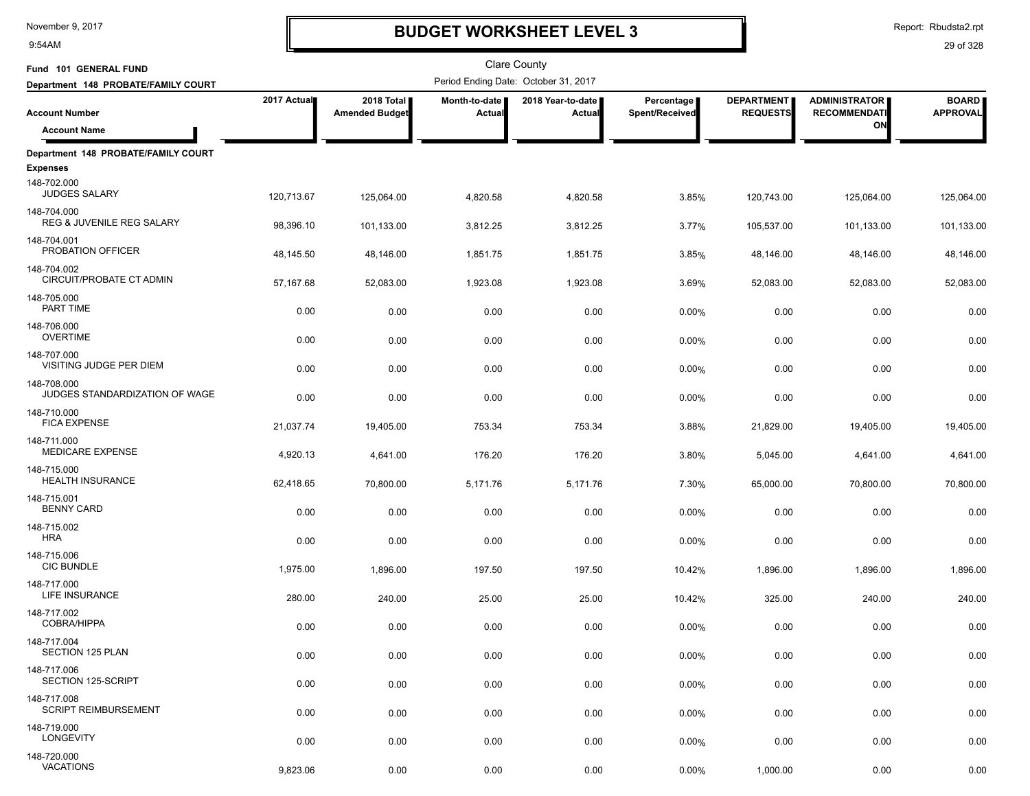# BUDGET WORKSHEET LEVEL 3

Clare County

**Fund 101 GENERAL FUND**

**Department 148 PROBATE/FAMILY COURT**

Period Ending Date: October 31, 2017

| Account Number / Account Name | 2017 Actual | 2018 Total Amended Budget | Month-to-date Actual | 2018 Year-to-date Actual | Percentage Spent/Received | DEPARTMENT REQUESTS | ADMINISTRATOR RECOMMENDATION | BOARD APPROVAL |
|---|---|---|---|---|---|---|---|---|
| **Department 148 PROBATE/FAMILY COURT** | | | | | | | | |
| **Expenses** | | | | | | | | |
| 148-702.000 JUDGES SALARY | 120,713.67 | 125,064.00 | 4,820.58 | 4,820.58 | 3.85% | 120,743.00 | 125,064.00 | 125,064.00 |
| 148-704.000 REG & JUVENILE REG SALARY | 98,396.10 | 101,133.00 | 3,812.25 | 3,812.25 | 3.77% | 105,537.00 | 101,133.00 | 101,133.00 |
| 148-704.001 PROBATION OFFICER | 48,145.50 | 48,146.00 | 1,851.75 | 1,851.75 | 3.85% | 48,146.00 | 48,146.00 | 48,146.00 |
| 148-704.002 CIRCUIT/PROBATE CT ADMIN | 57,167.68 | 52,083.00 | 1,923.08 | 1,923.08 | 3.69% | 52,083.00 | 52,083.00 | 52,083.00 |
| 148-705.000 PART TIME | 0.00 | 0.00 | 0.00 | 0.00 | 0.00% | 0.00 | 0.00 | 0.00 |
| 148-706.000 OVERTIME | 0.00 | 0.00 | 0.00 | 0.00 | 0.00% | 0.00 | 0.00 | 0.00 |
| 148-707.000 VISITING JUDGE PER DIEM | 0.00 | 0.00 | 0.00 | 0.00 | 0.00% | 0.00 | 0.00 | 0.00 |
| 148-708.000 JUDGES STANDARDIZATION OF WAGE | 0.00 | 0.00 | 0.00 | 0.00 | 0.00% | 0.00 | 0.00 | 0.00 |
| 148-710.000 FICA EXPENSE | 21,037.74 | 19,405.00 | 753.34 | 753.34 | 3.88% | 21,829.00 | 19,405.00 | 19,405.00 |
| 148-711.000 MEDICARE EXPENSE | 4,920.13 | 4,641.00 | 176.20 | 176.20 | 3.80% | 5,045.00 | 4,641.00 | 4,641.00 |
| 148-715.000 HEALTH INSURANCE | 62,418.65 | 70,800.00 | 5,171.76 | 5,171.76 | 7.30% | 65,000.00 | 70,800.00 | 70,800.00 |
| 148-715.001 BENNY CARD | 0.00 | 0.00 | 0.00 | 0.00 | 0.00% | 0.00 | 0.00 | 0.00 |
| 148-715.002 HRA | 0.00 | 0.00 | 0.00 | 0.00 | 0.00% | 0.00 | 0.00 | 0.00 |
| 148-715.006 CIC BUNDLE | 1,975.00 | 1,896.00 | 197.50 | 197.50 | 10.42% | 1,896.00 | 1,896.00 | 1,896.00 |
| 148-717.000 LIFE INSURANCE | 280.00 | 240.00 | 25.00 | 25.00 | 10.42% | 325.00 | 240.00 | 240.00 |
| 148-717.002 COBRA/HIPPA | 0.00 | 0.00 | 0.00 | 0.00 | 0.00% | 0.00 | 0.00 | 0.00 |
| 148-717.004 SECTION 125 PLAN | 0.00 | 0.00 | 0.00 | 0.00 | 0.00% | 0.00 | 0.00 | 0.00 |
| 148-717.006 SECTION 125-SCRIPT | 0.00 | 0.00 | 0.00 | 0.00 | 0.00% | 0.00 | 0.00 | 0.00 |
| 148-717.008 SCRIPT REIMBURSEMENT | 0.00 | 0.00 | 0.00 | 0.00 | 0.00% | 0.00 | 0.00 | 0.00 |
| 148-719.000 LONGEVITY | 0.00 | 0.00 | 0.00 | 0.00 | 0.00% | 0.00 | 0.00 | 0.00 |
| 148-720.000 VACATIONS | 9,823.06 | 0.00 | 0.00 | 0.00 | 0.00% | 1,000.00 | 0.00 | 0.00 |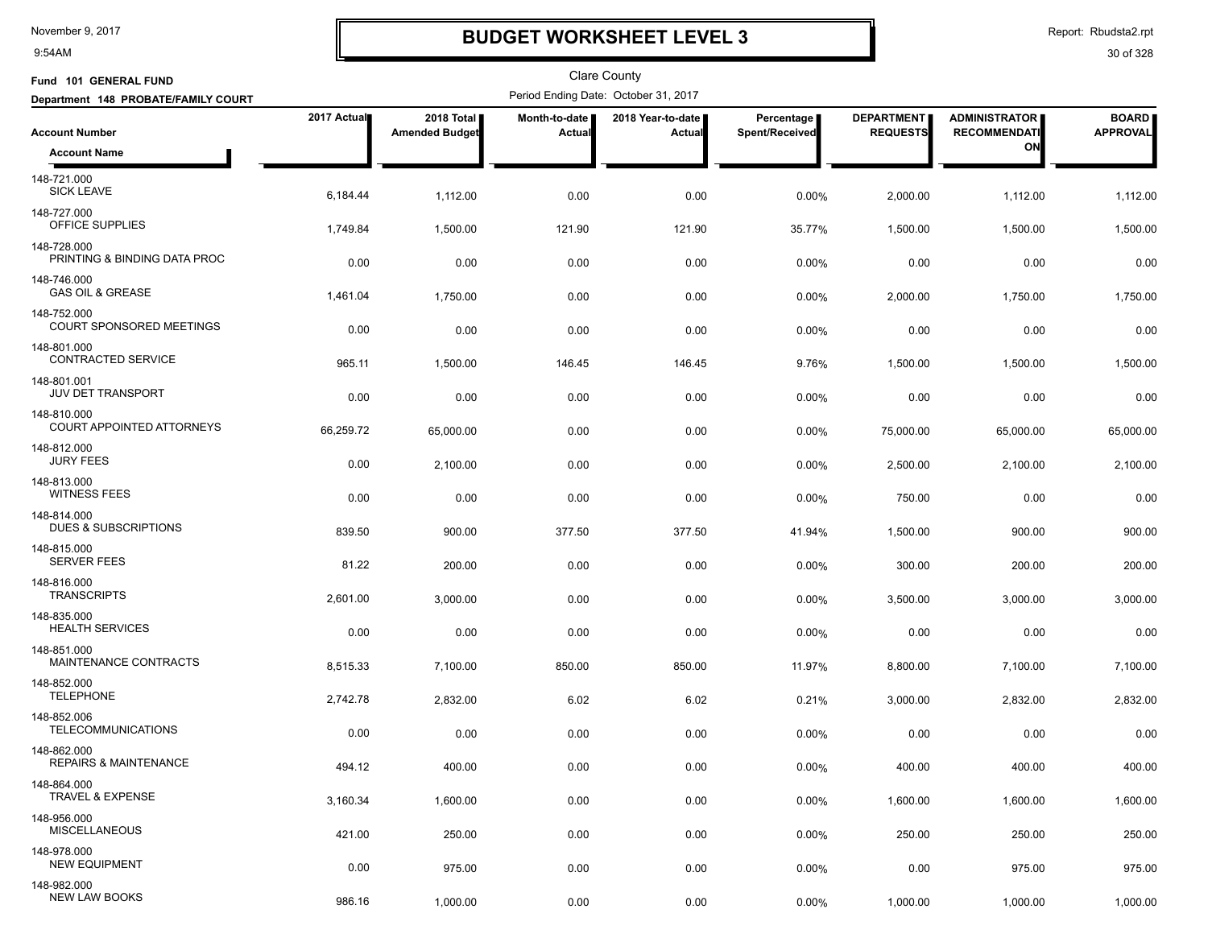# BUDGET WORKSHEET LEVEL 3

Clare County

Fund 101 GENERAL FUND

Department 148 PROBATE/FAMILY COURT

Period Ending Date: October 31, 2017

| Account Number / Account Name | 2017 Actual | 2018 Total Amended Budget | Month-to-date Actual | 2018 Year-to-date Actual | Percentage Spent/Received | DEPARTMENT REQUESTS | ADMINISTRATOR RECOMMENDATION | BOARD APPROVAL |
|---|---|---|---|---|---|---|---|---|
| 148-721.000 SICK LEAVE | 6,184.44 | 1,112.00 | 0.00 | 0.00 | 0.00% | 2,000.00 | 1,112.00 | 1,112.00 |
| 148-727.000 OFFICE SUPPLIES | 1,749.84 | 1,500.00 | 121.90 | 121.90 | 35.77% | 1,500.00 | 1,500.00 | 1,500.00 |
| 148-728.000 PRINTING & BINDING DATA PROC | 0.00 | 0.00 | 0.00 | 0.00 | 0.00% | 0.00 | 0.00 | 0.00 |
| 148-746.000 GAS OIL & GREASE | 1,461.04 | 1,750.00 | 0.00 | 0.00 | 0.00% | 2,000.00 | 1,750.00 | 1,750.00 |
| 148-752.000 COURT SPONSORED MEETINGS | 0.00 | 0.00 | 0.00 | 0.00 | 0.00% | 0.00 | 0.00 | 0.00 |
| 148-801.000 CONTRACTED SERVICE | 965.11 | 1,500.00 | 146.45 | 146.45 | 9.76% | 1,500.00 | 1,500.00 | 1,500.00 |
| 148-801.001 JUV DET TRANSPORT | 0.00 | 0.00 | 0.00 | 0.00 | 0.00% | 0.00 | 0.00 | 0.00 |
| 148-810.000 COURT APPOINTED ATTORNEYS | 66,259.72 | 65,000.00 | 0.00 | 0.00 | 0.00% | 75,000.00 | 65,000.00 | 65,000.00 |
| 148-812.000 JURY FEES | 0.00 | 2,100.00 | 0.00 | 0.00 | 0.00% | 2,500.00 | 2,100.00 | 2,100.00 |
| 148-813.000 WITNESS FEES | 0.00 | 0.00 | 0.00 | 0.00 | 0.00% | 750.00 | 0.00 | 0.00 |
| 148-814.000 DUES & SUBSCRIPTIONS | 839.50 | 900.00 | 377.50 | 377.50 | 41.94% | 1,500.00 | 900.00 | 900.00 |
| 148-815.000 SERVER FEES | 81.22 | 200.00 | 0.00 | 0.00 | 0.00% | 300.00 | 200.00 | 200.00 |
| 148-816.000 TRANSCRIPTS | 2,601.00 | 3,000.00 | 0.00 | 0.00 | 0.00% | 3,500.00 | 3,000.00 | 3,000.00 |
| 148-835.000 HEALTH SERVICES | 0.00 | 0.00 | 0.00 | 0.00 | 0.00% | 0.00 | 0.00 | 0.00 |
| 148-851.000 MAINTENANCE CONTRACTS | 8,515.33 | 7,100.00 | 850.00 | 850.00 | 11.97% | 8,800.00 | 7,100.00 | 7,100.00 |
| 148-852.000 TELEPHONE | 2,742.78 | 2,832.00 | 6.02 | 6.02 | 0.21% | 3,000.00 | 2,832.00 | 2,832.00 |
| 148-852.006 TELECOMMUNICATIONS | 0.00 | 0.00 | 0.00 | 0.00 | 0.00% | 0.00 | 0.00 | 0.00 |
| 148-862.000 REPAIRS & MAINTENANCE | 494.12 | 400.00 | 0.00 | 0.00 | 0.00% | 400.00 | 400.00 | 400.00 |
| 148-864.000 TRAVEL & EXPENSE | 3,160.34 | 1,600.00 | 0.00 | 0.00 | 0.00% | 1,600.00 | 1,600.00 | 1,600.00 |
| 148-956.000 MISCELLANEOUS | 421.00 | 250.00 | 0.00 | 0.00 | 0.00% | 250.00 | 250.00 | 250.00 |
| 148-978.000 NEW EQUIPMENT | 0.00 | 975.00 | 0.00 | 0.00 | 0.00% | 0.00 | 975.00 | 975.00 |
| 148-982.000 NEW LAW BOOKS | 986.16 | 1,000.00 | 0.00 | 0.00 | 0.00% | 1,000.00 | 1,000.00 | 1,000.00 |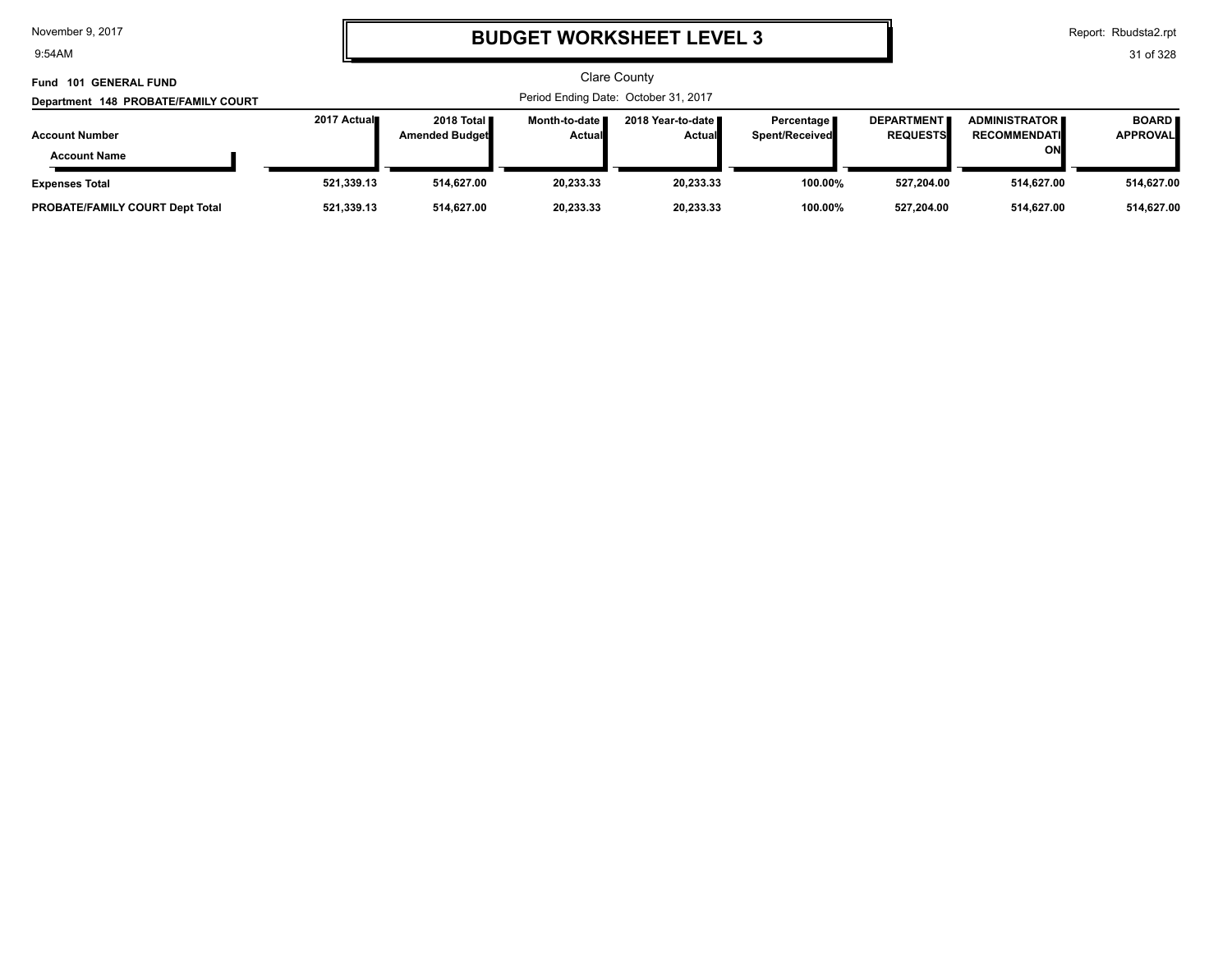# BUDGET WORKSHEET LEVEL 3

Clare County

**Fund 101 GENERAL FUND**

**Department 148 PROBATE/FAMILY COURT**

Period Ending Date: October 31, 2017

| Account Number / Account Name | 2017 Actual | 2018 Total Amended Budget | Month-to-date Actual | 2018 Year-to-date Actual | Percentage Spent/Received | DEPARTMENT REQUESTS | ADMINISTRATOR RECOMMENDATION | BOARD APPROVAL |
|---|---|---|---|---|---|---|---|---|
| **Expenses Total** | **521,339.13** | **514,627.00** | **20,233.33** | **20,233.33** | **100.00%** | **527,204.00** | **514,627.00** | **514,627.00** |
| **PROBATE/FAMILY COURT Dept Total** | **521,339.13** | **514,627.00** | **20,233.33** | **20,233.33** | **100.00%** | **527,204.00** | **514,627.00** | **514,627.00** |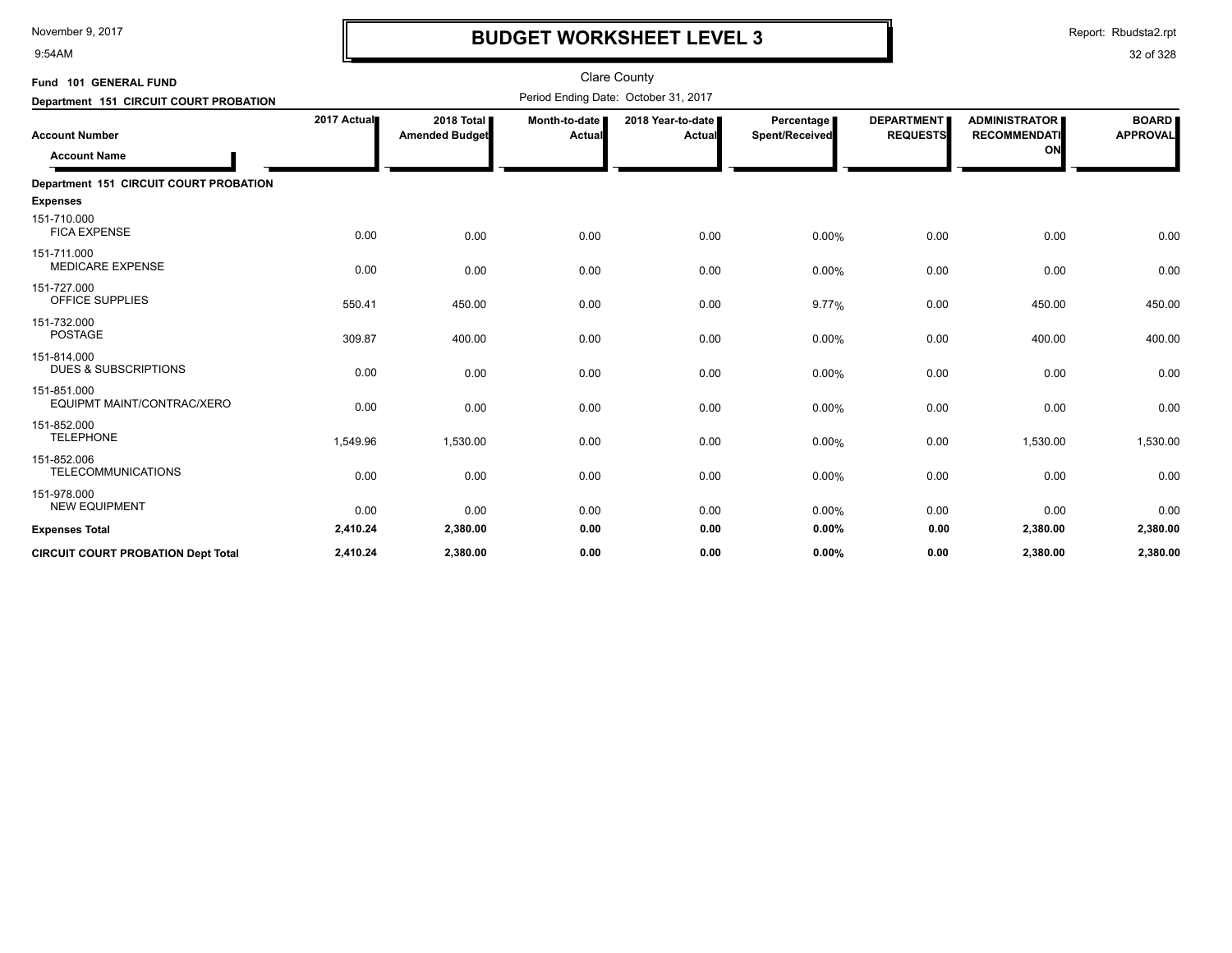# BUDGET WORKSHEET LEVEL 3

Clare County

Fund 101 GENERAL FUND

Department 151 CIRCUIT COURT PROBATION

Period Ending Date: October 31, 2017

| Account Number / Account Name | 2017 Actual | 2018 Total Amended Budget | Month-to-date Actual | 2018 Year-to-date Actual | Percentage Spent/Received | DEPARTMENT REQUESTS | ADMINISTRATOR RECOMMENDATION | BOARD APPROVAL |
|---|---|---|---|---|---|---|---|---|
| **Department 151 CIRCUIT COURT PROBATION** | | | | | | | | |
| **Expenses** | | | | | | | | |
| 151-710.000 FICA EXPENSE | 0.00 | 0.00 | 0.00 | 0.00 | 0.00% | 0.00 | 0.00 | 0.00 |
| 151-711.000 MEDICARE EXPENSE | 0.00 | 0.00 | 0.00 | 0.00 | 0.00% | 0.00 | 0.00 | 0.00 |
| 151-727.000 OFFICE SUPPLIES | 550.41 | 450.00 | 0.00 | 0.00 | 9.77% | 0.00 | 450.00 | 450.00 |
| 151-732.000 POSTAGE | 309.87 | 400.00 | 0.00 | 0.00 | 0.00% | 0.00 | 400.00 | 400.00 |
| 151-814.000 DUES & SUBSCRIPTIONS | 0.00 | 0.00 | 0.00 | 0.00 | 0.00% | 0.00 | 0.00 | 0.00 |
| 151-851.000 EQUIPMT MAINT/CONTRAC/XERO | 0.00 | 0.00 | 0.00 | 0.00 | 0.00% | 0.00 | 0.00 | 0.00 |
| 151-852.000 TELEPHONE | 1,549.96 | 1,530.00 | 0.00 | 0.00 | 0.00% | 0.00 | 1,530.00 | 1,530.00 |
| 151-852.006 TELECOMMUNICATIONS | 0.00 | 0.00 | 0.00 | 0.00 | 0.00% | 0.00 | 0.00 | 0.00 |
| 151-978.000 NEW EQUIPMENT | 0.00 | 0.00 | 0.00 | 0.00 | 0.00% | 0.00 | 0.00 | 0.00 |
| **Expenses Total** | **2,410.24** | **2,380.00** | **0.00** | **0.00** | **0.00%** | **0.00** | **2,380.00** | **2,380.00** |
| **CIRCUIT COURT PROBATION Dept Total** | **2,410.24** | **2,380.00** | **0.00** | **0.00** | **0.00%** | **0.00** | **2,380.00** | **2,380.00** |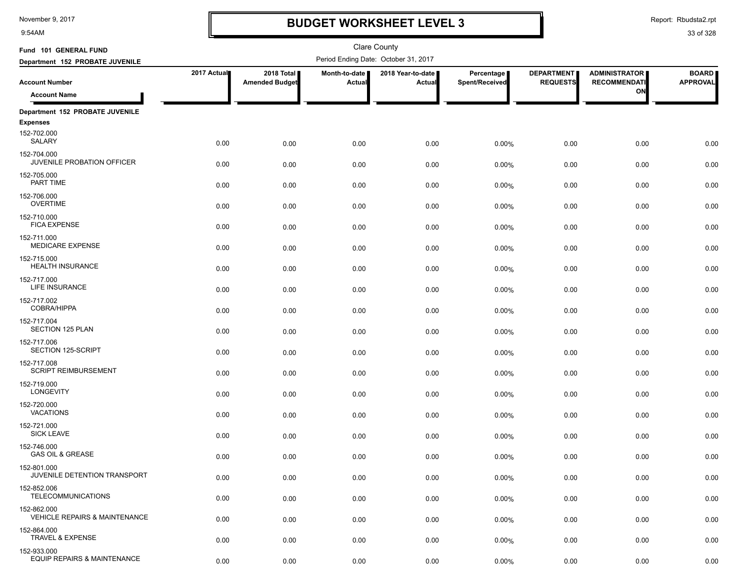# BUDGET WORKSHEET LEVEL 3

November 9, 2017
9:54AM

Report: Rbudsta2.rpt

Clare County

**Fund 101 GENERAL FUND**

**Department 152 PROBATE JUVENILE**

Period Ending Date: October 31, 2017

| Account Number / Account Name | 2017 Actual | 2018 Total Amended Budget | Month-to-date Actual | 2018 Year-to-date Actual | Percentage Spent/Received | DEPARTMENT REQUESTS | ADMINISTRATOR RECOMMENDATION | BOARD APPROVAL |
|---|---|---|---|---|---|---|---|---|
| **Department 152 PROBATE JUVENILE** | | | | | | | | |
| **Expenses** | | | | | | | | |
| 152-702.000 SALARY | 0.00 | 0.00 | 0.00 | 0.00 | 0.00% | 0.00 | 0.00 | 0.00 |
| 152-704.000 JUVENILE PROBATION OFFICER | 0.00 | 0.00 | 0.00 | 0.00 | 0.00% | 0.00 | 0.00 | 0.00 |
| 152-705.000 PART TIME | 0.00 | 0.00 | 0.00 | 0.00 | 0.00% | 0.00 | 0.00 | 0.00 |
| 152-706.000 OVERTIME | 0.00 | 0.00 | 0.00 | 0.00 | 0.00% | 0.00 | 0.00 | 0.00 |
| 152-710.000 FICA EXPENSE | 0.00 | 0.00 | 0.00 | 0.00 | 0.00% | 0.00 | 0.00 | 0.00 |
| 152-711.000 MEDICARE EXPENSE | 0.00 | 0.00 | 0.00 | 0.00 | 0.00% | 0.00 | 0.00 | 0.00 |
| 152-715.000 HEALTH INSURANCE | 0.00 | 0.00 | 0.00 | 0.00 | 0.00% | 0.00 | 0.00 | 0.00 |
| 152-717.000 LIFE INSURANCE | 0.00 | 0.00 | 0.00 | 0.00 | 0.00% | 0.00 | 0.00 | 0.00 |
| 152-717.002 COBRA/HIPPA | 0.00 | 0.00 | 0.00 | 0.00 | 0.00% | 0.00 | 0.00 | 0.00 |
| 152-717.004 SECTION 125 PLAN | 0.00 | 0.00 | 0.00 | 0.00 | 0.00% | 0.00 | 0.00 | 0.00 |
| 152-717.006 SECTION 125-SCRIPT | 0.00 | 0.00 | 0.00 | 0.00 | 0.00% | 0.00 | 0.00 | 0.00 |
| 152-717.008 SCRIPT REIMBURSEMENT | 0.00 | 0.00 | 0.00 | 0.00 | 0.00% | 0.00 | 0.00 | 0.00 |
| 152-719.000 LONGEVITY | 0.00 | 0.00 | 0.00 | 0.00 | 0.00% | 0.00 | 0.00 | 0.00 |
| 152-720.000 VACATIONS | 0.00 | 0.00 | 0.00 | 0.00 | 0.00% | 0.00 | 0.00 | 0.00 |
| 152-721.000 SICK LEAVE | 0.00 | 0.00 | 0.00 | 0.00 | 0.00% | 0.00 | 0.00 | 0.00 |
| 152-746.000 GAS OIL & GREASE | 0.00 | 0.00 | 0.00 | 0.00 | 0.00% | 0.00 | 0.00 | 0.00 |
| 152-801.000 JUVENILE DETENTION TRANSPORT | 0.00 | 0.00 | 0.00 | 0.00 | 0.00% | 0.00 | 0.00 | 0.00 |
| 152-852.006 TELECOMMUNICATIONS | 0.00 | 0.00 | 0.00 | 0.00 | 0.00% | 0.00 | 0.00 | 0.00 |
| 152-862.000 VEHICLE REPAIRS & MAINTENANCE | 0.00 | 0.00 | 0.00 | 0.00 | 0.00% | 0.00 | 0.00 | 0.00 |
| 152-864.000 TRAVEL & EXPENSE | 0.00 | 0.00 | 0.00 | 0.00 | 0.00% | 0.00 | 0.00 | 0.00 |
| 152-933.000 EQUIP REPAIRS & MAINTENANCE | 0.00 | 0.00 | 0.00 | 0.00 | 0.00% | 0.00 | 0.00 | 0.00 |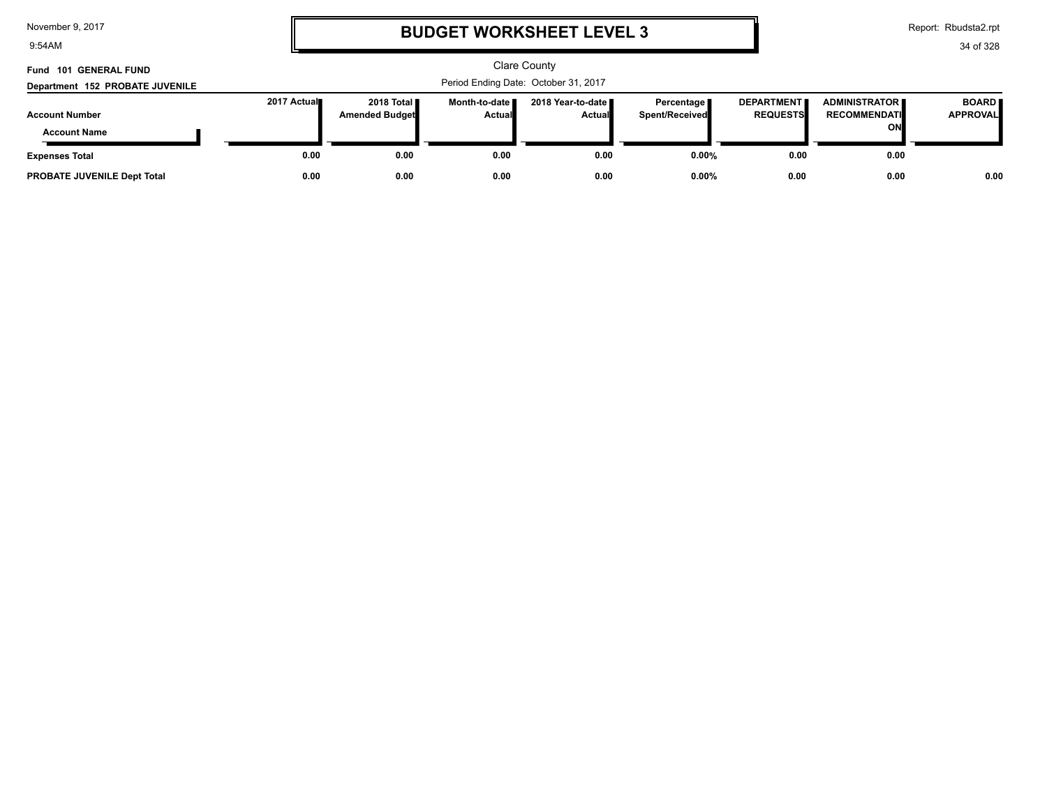# BUDGET WORKSHEET LEVEL 3

Clare County

**Fund 101 GENERAL FUND**

**Department 152 PROBATE JUVENILE**

Period Ending Date: October 31, 2017

| Account Number / Account Name | 2017 Actual | 2018 Total Amended Budget | Month-to-date Actual | 2018 Year-to-date Actual | Percentage Spent/Received | DEPARTMENT REQUESTS | ADMINISTRATOR RECOMMENDATION | BOARD APPROVAL |
|---|---|---|---|---|---|---|---|---|
| **Expenses Total** | 0.00 | 0.00 | 0.00 | 0.00 | 0.00% | 0.00 | 0.00 | |
| **PROBATE JUVENILE Dept Total** | 0.00 | 0.00 | 0.00 | 0.00 | 0.00% | 0.00 | 0.00 | 0.00 |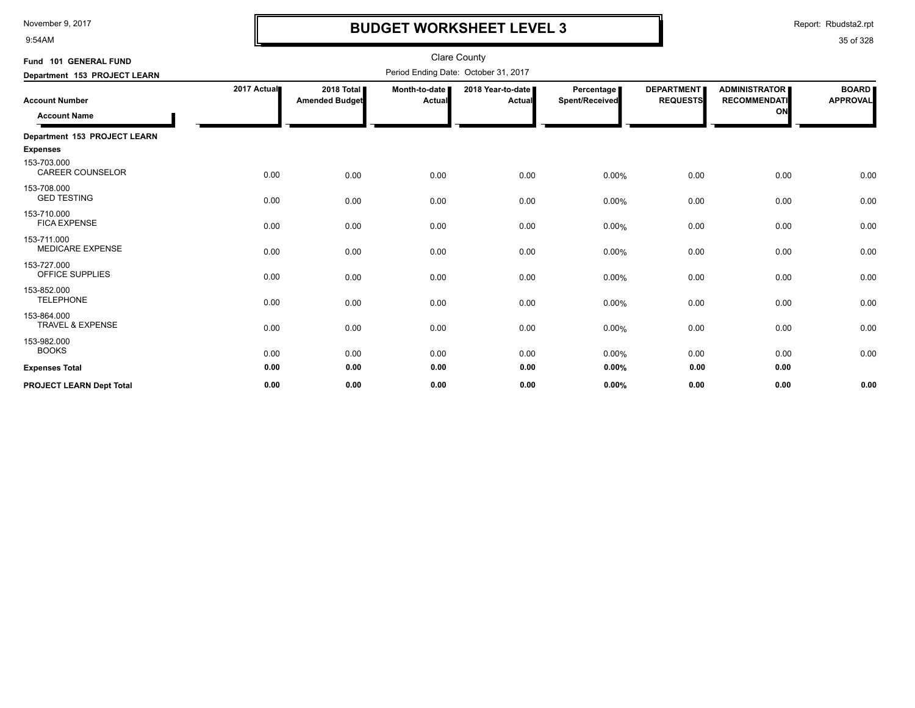# BUDGET WORKSHEET LEVEL 3

Clare County

**Fund 101 GENERAL FUND**

**Department 153 PROJECT LEARN**

Period Ending Date: October 31, 2017

| Account Number / Account Name | 2017 Actual | 2018 Total Amended Budget | Month-to-date Actual | 2018 Year-to-date Actual | Percentage Spent/Received | DEPARTMENT REQUESTS | ADMINISTRATOR RECOMMENDATION | BOARD APPROVAL |
|---|---|---|---|---|---|---|---|---|
| **Department 153 PROJECT LEARN** | | | | | | | | |
| **Expenses** | | | | | | | | |
| 153-703.000 CAREER COUNSELOR | 0.00 | 0.00 | 0.00 | 0.00 | 0.00% | 0.00 | 0.00 | 0.00 |
| 153-708.000 GED TESTING | 0.00 | 0.00 | 0.00 | 0.00 | 0.00% | 0.00 | 0.00 | 0.00 |
| 153-710.000 FICA EXPENSE | 0.00 | 0.00 | 0.00 | 0.00 | 0.00% | 0.00 | 0.00 | 0.00 |
| 153-711.000 MEDICARE EXPENSE | 0.00 | 0.00 | 0.00 | 0.00 | 0.00% | 0.00 | 0.00 | 0.00 |
| 153-727.000 OFFICE SUPPLIES | 0.00 | 0.00 | 0.00 | 0.00 | 0.00% | 0.00 | 0.00 | 0.00 |
| 153-852.000 TELEPHONE | 0.00 | 0.00 | 0.00 | 0.00 | 0.00% | 0.00 | 0.00 | 0.00 |
| 153-864.000 TRAVEL & EXPENSE | 0.00 | 0.00 | 0.00 | 0.00 | 0.00% | 0.00 | 0.00 | 0.00 |
| 153-982.000 BOOKS | 0.00 | 0.00 | 0.00 | 0.00 | 0.00% | 0.00 | 0.00 | 0.00 |
| **Expenses Total** | **0.00** | **0.00** | **0.00** | **0.00** | **0.00%** | **0.00** | **0.00** | |
| **PROJECT LEARN Dept Total** | **0.00** | **0.00** | **0.00** | **0.00** | **0.00%** | **0.00** | **0.00** | **0.00** |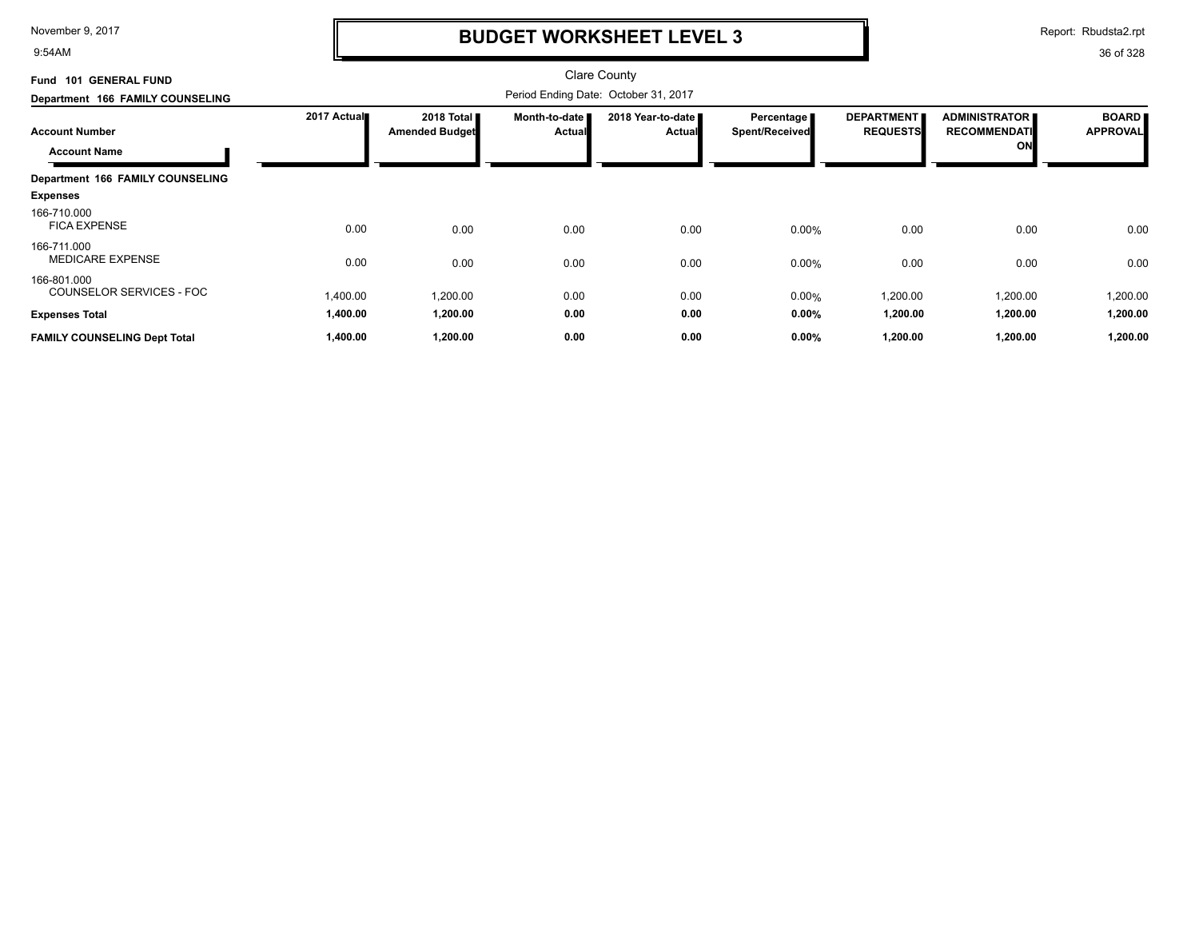# BUDGET WORKSHEET LEVEL 3

Clare County

**Fund 101 GENERAL FUND**

**Department 166 FAMILY COUNSELING**

Period Ending Date: October 31, 2017

| Account Number / Account Name | 2017 Actual | 2018 Total Amended Budget | Month-to-date Actual | 2018 Year-to-date Actual | Percentage Spent/Received | DEPARTMENT REQUESTS | ADMINISTRATOR RECOMMENDATION | BOARD APPROVAL |
|---|---|---|---|---|---|---|---|---|
| **Department 166 FAMILY COUNSELING** | | | | | | | | |
| **Expenses** | | | | | | | | |
| 166-710.000 FICA EXPENSE | 0.00 | 0.00 | 0.00 | 0.00 | 0.00% | 0.00 | 0.00 | 0.00 |
| 166-711.000 MEDICARE EXPENSE | 0.00 | 0.00 | 0.00 | 0.00 | 0.00% | 0.00 | 0.00 | 0.00 |
| 166-801.000 COUNSELOR SERVICES - FOC | 1,400.00 | 1,200.00 | 0.00 | 0.00 | 0.00% | 1,200.00 | 1,200.00 | 1,200.00 |
| **Expenses Total** | **1,400.00** | **1,200.00** | **0.00** | **0.00** | **0.00%** | **1,200.00** | **1,200.00** | **1,200.00** |
| **FAMILY COUNSELING Dept Total** | **1,400.00** | **1,200.00** | **0.00** | **0.00** | **0.00%** | **1,200.00** | **1,200.00** | **1,200.00** |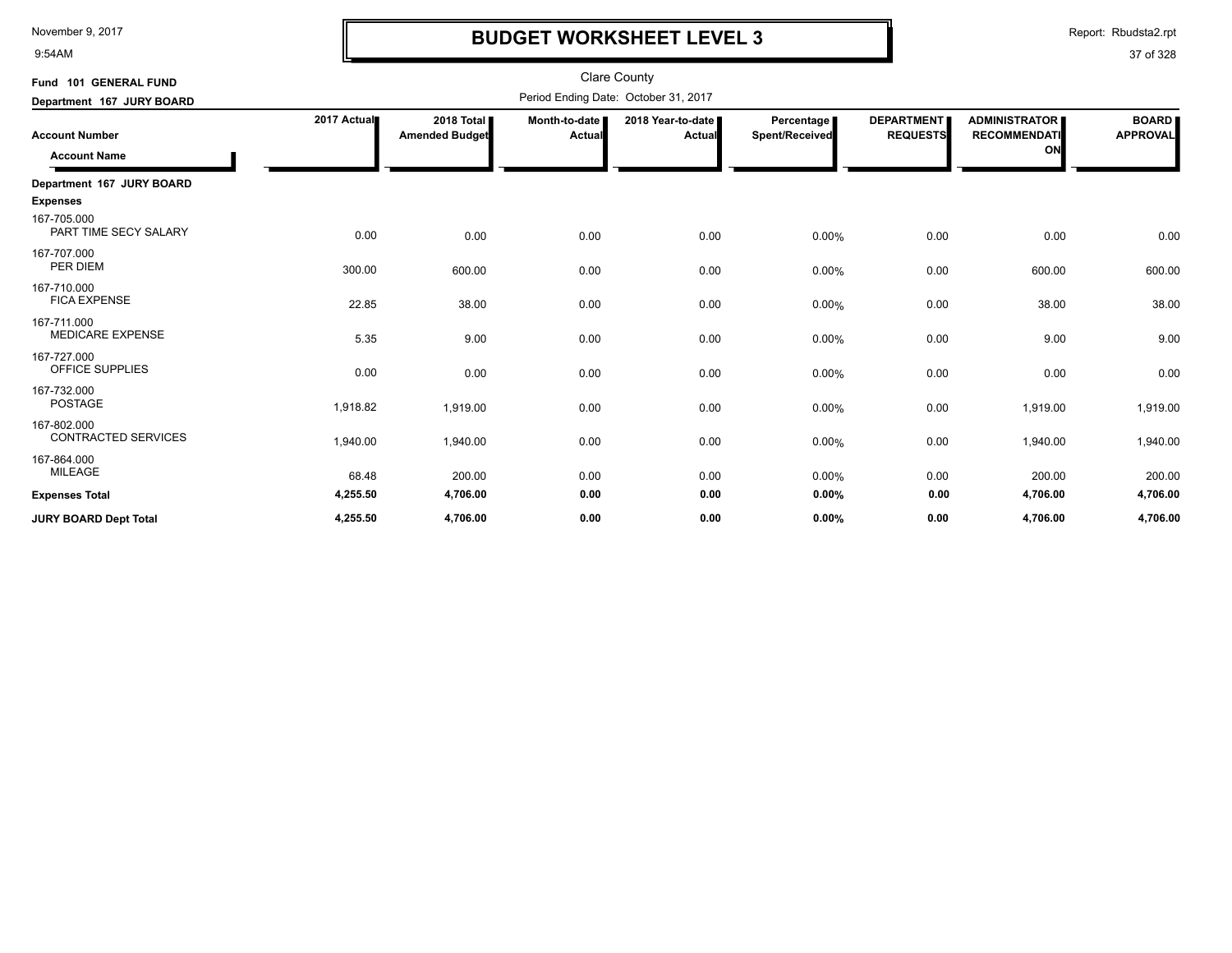# BUDGET WORKSHEET LEVEL 3

Clare County

Period Ending Date: October 31, 2017

**Fund 101 GENERAL FUND**

**Department 167 JURY BOARD**

| Account Number / Account Name | 2017 Actual | 2018 Total Amended Budget | Month-to-date Actual | 2018 Year-to-date Actual | Percentage Spent/Received | DEPARTMENT REQUESTS | ADMINISTRATOR RECOMMENDATION | BOARD APPROVAL |
|---|---|---|---|---|---|---|---|---|
| **Department 167 JURY BOARD** | | | | | | | | |
| **Expenses** | | | | | | | | |
| 167-705.000 PART TIME SECY SALARY | 0.00 | 0.00 | 0.00 | 0.00 | 0.00% | 0.00 | 0.00 | 0.00 |
| 167-707.000 PER DIEM | 300.00 | 600.00 | 0.00 | 0.00 | 0.00% | 0.00 | 600.00 | 600.00 |
| 167-710.000 FICA EXPENSE | 22.85 | 38.00 | 0.00 | 0.00 | 0.00% | 0.00 | 38.00 | 38.00 |
| 167-711.000 MEDICARE EXPENSE | 5.35 | 9.00 | 0.00 | 0.00 | 0.00% | 0.00 | 9.00 | 9.00 |
| 167-727.000 OFFICE SUPPLIES | 0.00 | 0.00 | 0.00 | 0.00 | 0.00% | 0.00 | 0.00 | 0.00 |
| 167-732.000 POSTAGE | 1,918.82 | 1,919.00 | 0.00 | 0.00 | 0.00% | 0.00 | 1,919.00 | 1,919.00 |
| 167-802.000 CONTRACTED SERVICES | 1,940.00 | 1,940.00 | 0.00 | 0.00 | 0.00% | 0.00 | 1,940.00 | 1,940.00 |
| 167-864.000 MILEAGE | 68.48 | 200.00 | 0.00 | 0.00 | 0.00% | 0.00 | 200.00 | 200.00 |
| **Expenses Total** | **4,255.50** | **4,706.00** | **0.00** | **0.00** | **0.00%** | **0.00** | **4,706.00** | **4,706.00** |
| **JURY BOARD Dept Total** | **4,255.50** | **4,706.00** | **0.00** | **0.00** | **0.00%** | **0.00** | **4,706.00** | **4,706.00** |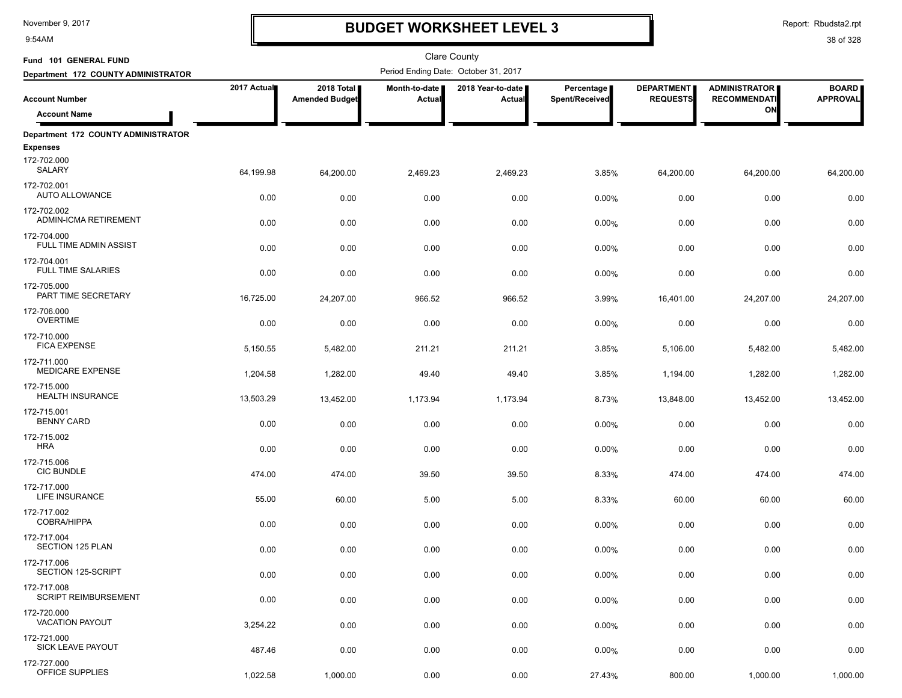# BUDGET WORKSHEET LEVEL 3

November 9, 2017
9:54AM

Report: Rbudsta2.rpt

Clare County

**Fund 101 GENERAL FUND**

**Department 172 COUNTY ADMINISTRATOR**

Period Ending Date: October 31, 2017

| Account Number / Account Name | 2017 Actual | 2018 Total Amended Budget | Month-to-date Actual | 2018 Year-to-date Actual | Percentage Spent/Received | DEPARTMENT REQUESTS | ADMINISTRATOR RECOMMENDATION | BOARD APPROVAL |
|---|---|---|---|---|---|---|---|---|
| **Department 172 COUNTY ADMINISTRATOR** | | | | | | | | |
| **Expenses** | | | | | | | | |
| 172-702.000 SALARY | 64,199.98 | 64,200.00 | 2,469.23 | 2,469.23 | 3.85% | 64,200.00 | 64,200.00 | 64,200.00 |
| 172-702.001 AUTO ALLOWANCE | 0.00 | 0.00 | 0.00 | 0.00 | 0.00% | 0.00 | 0.00 | 0.00 |
| 172-702.002 ADMIN-ICMA RETIREMENT | 0.00 | 0.00 | 0.00 | 0.00 | 0.00% | 0.00 | 0.00 | 0.00 |
| 172-704.000 FULL TIME ADMIN ASSIST | 0.00 | 0.00 | 0.00 | 0.00 | 0.00% | 0.00 | 0.00 | 0.00 |
| 172-704.001 FULL TIME SALARIES | 0.00 | 0.00 | 0.00 | 0.00 | 0.00% | 0.00 | 0.00 | 0.00 |
| 172-705.000 PART TIME SECRETARY | 16,725.00 | 24,207.00 | 966.52 | 966.52 | 3.99% | 16,401.00 | 24,207.00 | 24,207.00 |
| 172-706.000 OVERTIME | 0.00 | 0.00 | 0.00 | 0.00 | 0.00% | 0.00 | 0.00 | 0.00 |
| 172-710.000 FICA EXPENSE | 5,150.55 | 5,482.00 | 211.21 | 211.21 | 3.85% | 5,106.00 | 5,482.00 | 5,482.00 |
| 172-711.000 MEDICARE EXPENSE | 1,204.58 | 1,282.00 | 49.40 | 49.40 | 3.85% | 1,194.00 | 1,282.00 | 1,282.00 |
| 172-715.000 HEALTH INSURANCE | 13,503.29 | 13,452.00 | 1,173.94 | 1,173.94 | 8.73% | 13,848.00 | 13,452.00 | 13,452.00 |
| 172-715.001 BENNY CARD | 0.00 | 0.00 | 0.00 | 0.00 | 0.00% | 0.00 | 0.00 | 0.00 |
| 172-715.002 HRA | 0.00 | 0.00 | 0.00 | 0.00 | 0.00% | 0.00 | 0.00 | 0.00 |
| 172-715.006 CIC BUNDLE | 474.00 | 474.00 | 39.50 | 39.50 | 8.33% | 474.00 | 474.00 | 474.00 |
| 172-717.000 LIFE INSURANCE | 55.00 | 60.00 | 5.00 | 5.00 | 8.33% | 60.00 | 60.00 | 60.00 |
| 172-717.002 COBRA/HIPPA | 0.00 | 0.00 | 0.00 | 0.00 | 0.00% | 0.00 | 0.00 | 0.00 |
| 172-717.004 SECTION 125 PLAN | 0.00 | 0.00 | 0.00 | 0.00 | 0.00% | 0.00 | 0.00 | 0.00 |
| 172-717.006 SECTION 125-SCRIPT | 0.00 | 0.00 | 0.00 | 0.00 | 0.00% | 0.00 | 0.00 | 0.00 |
| 172-717.008 SCRIPT REIMBURSEMENT | 0.00 | 0.00 | 0.00 | 0.00 | 0.00% | 0.00 | 0.00 | 0.00 |
| 172-720.000 VACATION PAYOUT | 3,254.22 | 0.00 | 0.00 | 0.00 | 0.00% | 0.00 | 0.00 | 0.00 |
| 172-721.000 SICK LEAVE PAYOUT | 487.46 | 0.00 | 0.00 | 0.00 | 0.00% | 0.00 | 0.00 | 0.00 |
| 172-727.000 OFFICE SUPPLIES | 1,022.58 | 1,000.00 | 0.00 | 0.00 | 27.43% | 800.00 | 1,000.00 | 1,000.00 |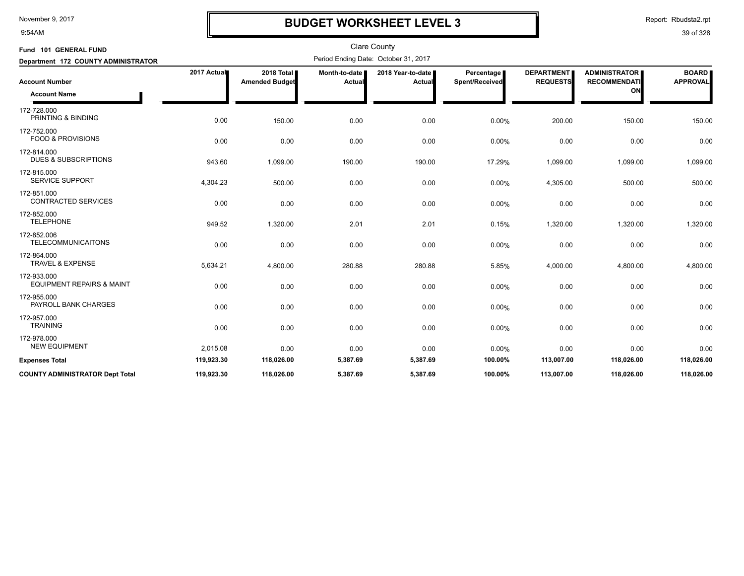# BUDGET WORKSHEET LEVEL 3

November 9, 2017
9:54AM

Report: Rbudsta2.rpt

Clare County

**Fund 101 GENERAL FUND**

**Department 172 COUNTY ADMINISTRATOR**

Period Ending Date: October 31, 2017

| Account Number / Account Name | 2017 Actual | 2018 Total Amended Budget | Month-to-date Actual | 2018 Year-to-date Actual | Percentage Spent/Received | DEPARTMENT REQUESTS | ADMINISTRATOR RECOMMENDATION | BOARD APPROVAL |
|---|---|---|---|---|---|---|---|---|
| 172-728.000 PRINTING & BINDING | 0.00 | 150.00 | 0.00 | 0.00 | 0.00% | 200.00 | 150.00 | 150.00 |
| 172-752.000 FOOD & PROVISIONS | 0.00 | 0.00 | 0.00 | 0.00 | 0.00% | 0.00 | 0.00 | 0.00 |
| 172-814.000 DUES & SUBSCRIPTIONS | 943.60 | 1,099.00 | 190.00 | 190.00 | 17.29% | 1,099.00 | 1,099.00 | 1,099.00 |
| 172-815.000 SERVICE SUPPORT | 4,304.23 | 500.00 | 0.00 | 0.00 | 0.00% | 4,305.00 | 500.00 | 500.00 |
| 172-851.000 CONTRACTED SERVICES | 0.00 | 0.00 | 0.00 | 0.00 | 0.00% | 0.00 | 0.00 | 0.00 |
| 172-852.000 TELEPHONE | 949.52 | 1,320.00 | 2.01 | 2.01 | 0.15% | 1,320.00 | 1,320.00 | 1,320.00 |
| 172-852.006 TELECOMMUNICAITONS | 0.00 | 0.00 | 0.00 | 0.00 | 0.00% | 0.00 | 0.00 | 0.00 |
| 172-864.000 TRAVEL & EXPENSE | 5,634.21 | 4,800.00 | 280.88 | 280.88 | 5.85% | 4,000.00 | 4,800.00 | 4,800.00 |
| 172-933.000 EQUIPMENT REPAIRS & MAINT | 0.00 | 0.00 | 0.00 | 0.00 | 0.00% | 0.00 | 0.00 | 0.00 |
| 172-955.000 PAYROLL BANK CHARGES | 0.00 | 0.00 | 0.00 | 0.00 | 0.00% | 0.00 | 0.00 | 0.00 |
| 172-957.000 TRAINING | 0.00 | 0.00 | 0.00 | 0.00 | 0.00% | 0.00 | 0.00 | 0.00 |
| 172-978.000 NEW EQUIPMENT | 2,015.08 | 0.00 | 0.00 | 0.00 | 0.00% | 0.00 | 0.00 | 0.00 |
| **Expenses Total** | **119,923.30** | **118,026.00** | **5,387.69** | **5,387.69** | **100.00%** | **113,007.00** | **118,026.00** | **118,026.00** |
| **COUNTY ADMINISTRATOR Dept Total** | **119,923.30** | **118,026.00** | **5,387.69** | **5,387.69** | **100.00%** | **113,007.00** | **118,026.00** | **118,026.00** |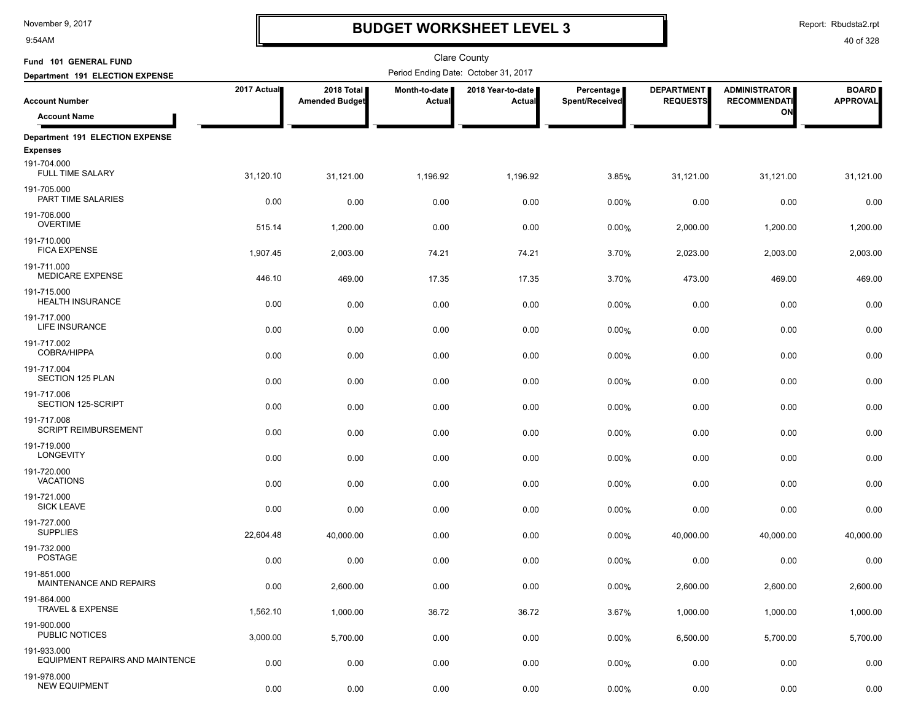# BUDGET WORKSHEET LEVEL 3

November 9, 2017
9:54AM

Report: Rbudsta2.rpt

Clare County

**Fund 101 GENERAL FUND**

**Department 191 ELECTION EXPENSE**

Period Ending Date: October 31, 2017

| Account Number / Account Name | 2017 Actual | 2018 Total Amended Budget | Month-to-date Actual | 2018 Year-to-date Actual | Percentage Spent/Received | DEPARTMENT REQUESTS | ADMINISTRATOR RECOMMENDATION | BOARD APPROVAL |
|---|---|---|---|---|---|---|---|---|
| **Department 191 ELECTION EXPENSE** | | | | | | | | |
| **Expenses** | | | | | | | | |
| 191-704.000 FULL TIME SALARY | 31,120.10 | 31,121.00 | 1,196.92 | 1,196.92 | 3.85% | 31,121.00 | 31,121.00 | 31,121.00 |
| 191-705.000 PART TIME SALARIES | 0.00 | 0.00 | 0.00 | 0.00 | 0.00% | 0.00 | 0.00 | 0.00 |
| 191-706.000 OVERTIME | 515.14 | 1,200.00 | 0.00 | 0.00 | 0.00% | 2,000.00 | 1,200.00 | 1,200.00 |
| 191-710.000 FICA EXPENSE | 1,907.45 | 2,003.00 | 74.21 | 74.21 | 3.70% | 2,023.00 | 2,003.00 | 2,003.00 |
| 191-711.000 MEDICARE EXPENSE | 446.10 | 469.00 | 17.35 | 17.35 | 3.70% | 473.00 | 469.00 | 469.00 |
| 191-715.000 HEALTH INSURANCE | 0.00 | 0.00 | 0.00 | 0.00 | 0.00% | 0.00 | 0.00 | 0.00 |
| 191-717.000 LIFE INSURANCE | 0.00 | 0.00 | 0.00 | 0.00 | 0.00% | 0.00 | 0.00 | 0.00 |
| 191-717.002 COBRA/HIPPA | 0.00 | 0.00 | 0.00 | 0.00 | 0.00% | 0.00 | 0.00 | 0.00 |
| 191-717.004 SECTION 125 PLAN | 0.00 | 0.00 | 0.00 | 0.00 | 0.00% | 0.00 | 0.00 | 0.00 |
| 191-717.006 SECTION 125-SCRIPT | 0.00 | 0.00 | 0.00 | 0.00 | 0.00% | 0.00 | 0.00 | 0.00 |
| 191-717.008 SCRIPT REIMBURSEMENT | 0.00 | 0.00 | 0.00 | 0.00 | 0.00% | 0.00 | 0.00 | 0.00 |
| 191-719.000 LONGEVITY | 0.00 | 0.00 | 0.00 | 0.00 | 0.00% | 0.00 | 0.00 | 0.00 |
| 191-720.000 VACATIONS | 0.00 | 0.00 | 0.00 | 0.00 | 0.00% | 0.00 | 0.00 | 0.00 |
| 191-721.000 SICK LEAVE | 0.00 | 0.00 | 0.00 | 0.00 | 0.00% | 0.00 | 0.00 | 0.00 |
| 191-727.000 SUPPLIES | 22,604.48 | 40,000.00 | 0.00 | 0.00 | 0.00% | 40,000.00 | 40,000.00 | 40,000.00 |
| 191-732.000 POSTAGE | 0.00 | 0.00 | 0.00 | 0.00 | 0.00% | 0.00 | 0.00 | 0.00 |
| 191-851.000 MAINTENANCE AND REPAIRS | 0.00 | 2,600.00 | 0.00 | 0.00 | 0.00% | 2,600.00 | 2,600.00 | 2,600.00 |
| 191-864.000 TRAVEL & EXPENSE | 1,562.10 | 1,000.00 | 36.72 | 36.72 | 3.67% | 1,000.00 | 1,000.00 | 1,000.00 |
| 191-900.000 PUBLIC NOTICES | 3,000.00 | 5,700.00 | 0.00 | 0.00 | 0.00% | 6,500.00 | 5,700.00 | 5,700.00 |
| 191-933.000 EQUIPMENT REPAIRS AND MAINTENCE | 0.00 | 0.00 | 0.00 | 0.00 | 0.00% | 0.00 | 0.00 | 0.00 |
| 191-978.000 NEW EQUIPMENT | 0.00 | 0.00 | 0.00 | 0.00 | 0.00% | 0.00 | 0.00 | 0.00 |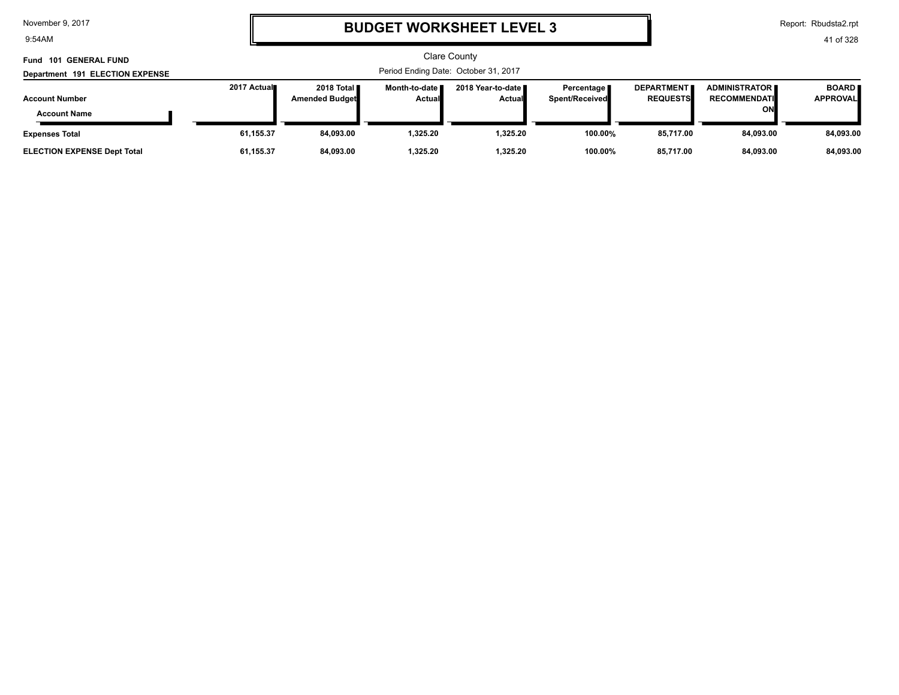# BUDGET WORKSHEET LEVEL 3

Clare County

**Fund 101 GENERAL FUND**

**Department 191 ELECTION EXPENSE**

Period Ending Date: October 31, 2017

| Account Number / Account Name | 2017 Actual | 2018 Total Amended Budget | Month-to-date Actual | 2018 Year-to-date Actual | Percentage Spent/Received | DEPARTMENT REQUESTS | ADMINISTRATOR RECOMMENDATION | BOARD APPROVAL |
|---|---|---|---|---|---|---|---|---|
| **Expenses Total** | **61,155.37** | **84,093.00** | **1,325.20** | **1,325.20** | **100.00%** | **85,717.00** | **84,093.00** | **84,093.00** |
| **ELECTION EXPENSE Dept Total** | **61,155.37** | **84,093.00** | **1,325.20** | **1,325.20** | **100.00%** | **85,717.00** | **84,093.00** | **84,093.00** |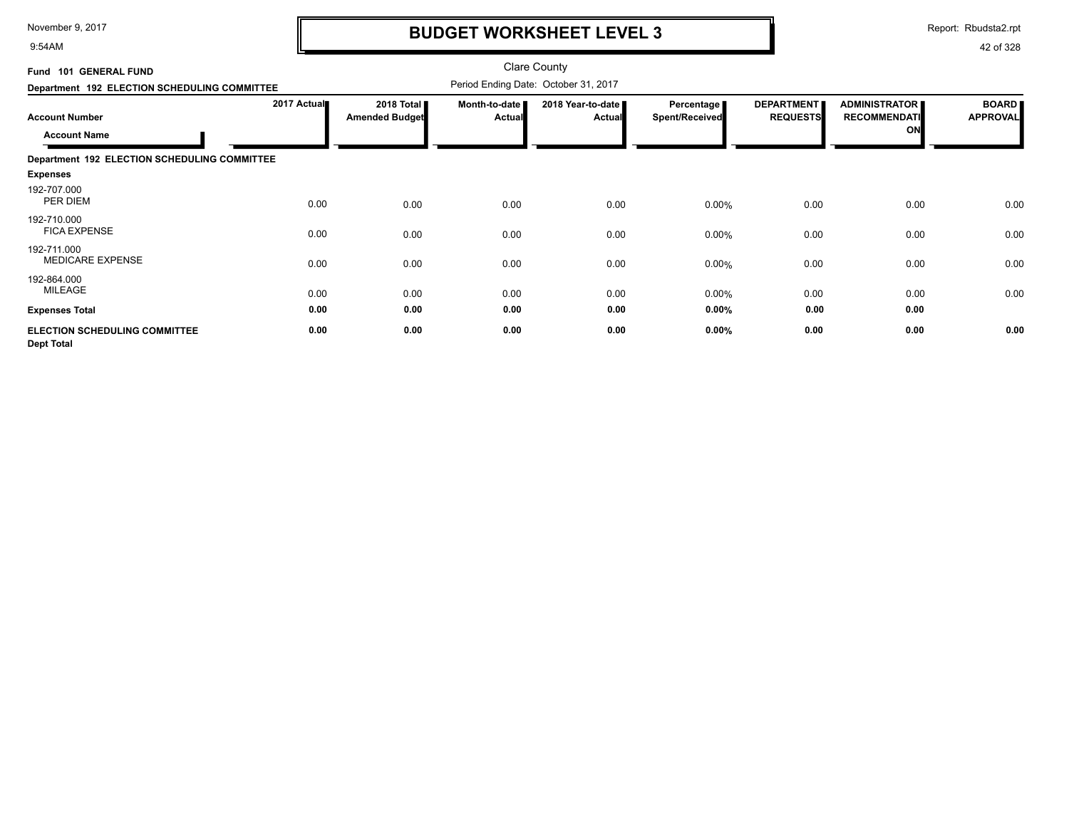# BUDGET WORKSHEET LEVEL 3

Clare County

**Fund 101 GENERAL FUND**

**Department 192 ELECTION SCHEDULING COMMITTEE**

Period Ending Date: October 31, 2017

| Account Number / Account Name | 2017 Actual | 2018 Total Amended Budget | Month-to-date Actual | 2018 Year-to-date Actual | Percentage Spent/Received | DEPARTMENT REQUESTS | ADMINISTRATOR RECOMMENDATION | BOARD APPROVAL |
|---|---|---|---|---|---|---|---|---|
| **Department 192 ELECTION SCHEDULING COMMITTEE** | | | | | | | | |
| **Expenses** | | | | | | | | |
| 192-707.000 PER DIEM | 0.00 | 0.00 | 0.00 | 0.00 | 0.00% | 0.00 | 0.00 | 0.00 |
| 192-710.000 FICA EXPENSE | 0.00 | 0.00 | 0.00 | 0.00 | 0.00% | 0.00 | 0.00 | 0.00 |
| 192-711.000 MEDICARE EXPENSE | 0.00 | 0.00 | 0.00 | 0.00 | 0.00% | 0.00 | 0.00 | 0.00 |
| 192-864.000 MILEAGE | 0.00 | 0.00 | 0.00 | 0.00 | 0.00% | 0.00 | 0.00 | 0.00 |
| **Expenses Total** | **0.00** | **0.00** | **0.00** | **0.00** | **0.00%** | **0.00** | **0.00** | |
| **ELECTION SCHEDULING COMMITTEE Dept Total** | **0.00** | **0.00** | **0.00** | **0.00** | **0.00%** | **0.00** | **0.00** | **0.00** |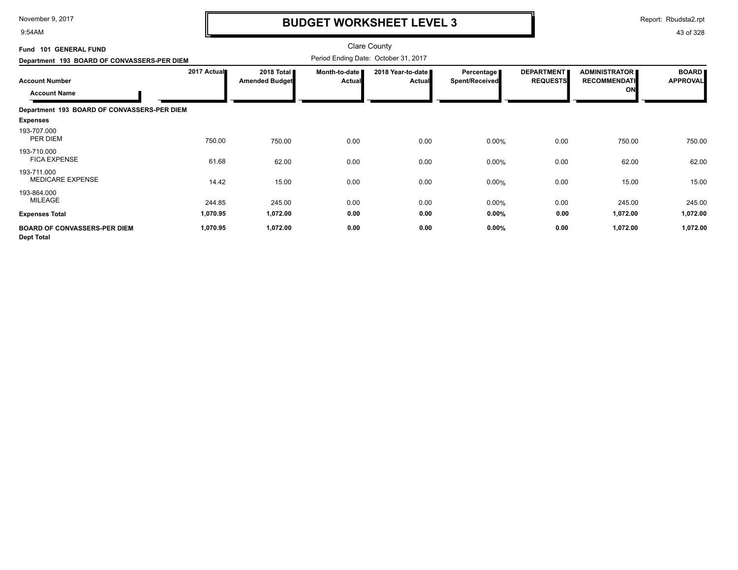# BUDGET WORKSHEET LEVEL 3

Clare County

Fund 101 GENERAL FUND

Department 193 BOARD OF CONVASSERS-PER DIEM

Period Ending Date: October 31, 2017

| Account Number / Account Name | 2017 Actual | 2018 Total Amended Budget | Month-to-date Actual | 2018 Year-to-date Actual | Percentage Spent/Received | DEPARTMENT REQUESTS | ADMINISTRATOR RECOMMENDATION | BOARD APPROVAL |
|---|---|---|---|---|---|---|---|---|
| **Department 193 BOARD OF CONVASSERS-PER DIEM** | | | | | | | | |
| **Expenses** | | | | | | | | |
| 193-707.000 PER DIEM | 750.00 | 750.00 | 0.00 | 0.00 | 0.00% | 0.00 | 750.00 | 750.00 |
| 193-710.000 FICA EXPENSE | 61.68 | 62.00 | 0.00 | 0.00 | 0.00% | 0.00 | 62.00 | 62.00 |
| 193-711.000 MEDICARE EXPENSE | 14.42 | 15.00 | 0.00 | 0.00 | 0.00% | 0.00 | 15.00 | 15.00 |
| 193-864.000 MILEAGE | 244.85 | 245.00 | 0.00 | 0.00 | 0.00% | 0.00 | 245.00 | 245.00 |
| **Expenses Total** | **1,070.95** | **1,072.00** | **0.00** | **0.00** | **0.00%** | **0.00** | **1,072.00** | **1,072.00** |
| **BOARD OF CONVASSERS-PER DIEM Dept Total** | **1,070.95** | **1,072.00** | **0.00** | **0.00** | **0.00%** | **0.00** | **1,072.00** | **1,072.00** |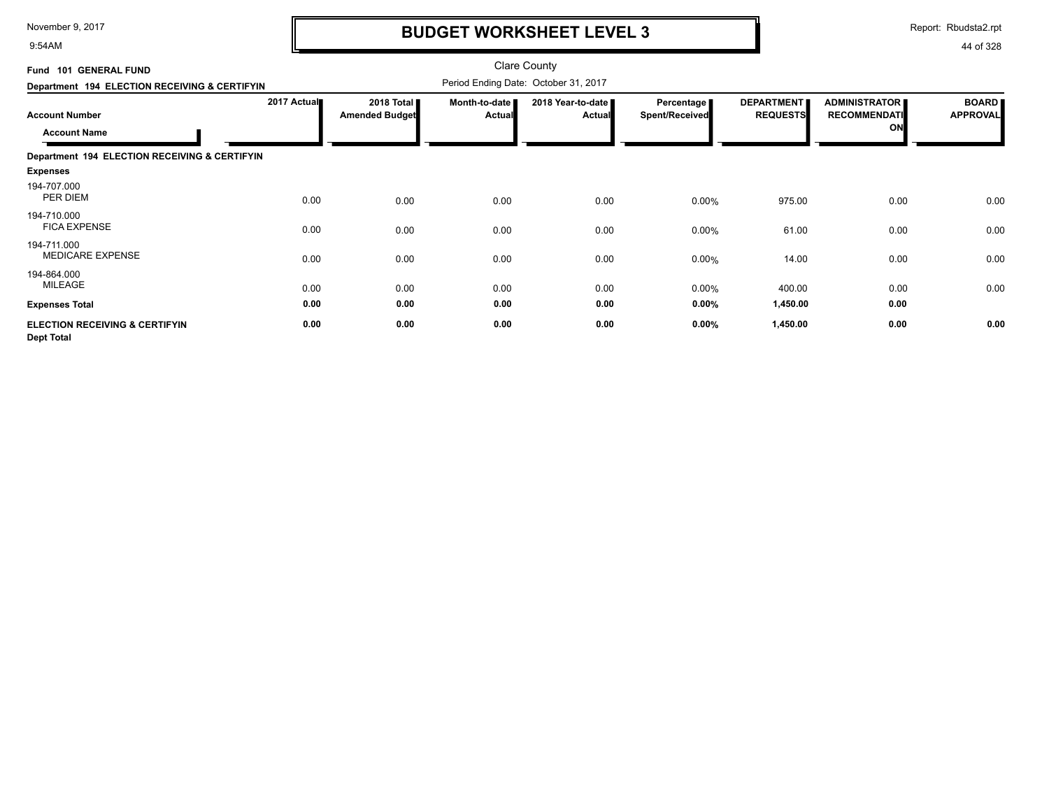# BUDGET WORKSHEET LEVEL 3

Clare County

**Fund 101 GENERAL FUND**

**Department 194 ELECTION RECEIVING & CERTIFYIN**

Period Ending Date: October 31, 2017

| Account Number / Account Name | 2017 Actual | 2018 Total Amended Budget | Month-to-date Actual | 2018 Year-to-date Actual | Percentage Spent/Received | DEPARTMENT REQUESTS | ADMINISTRATOR RECOMMENDATION | BOARD APPROVAL |
|---|---|---|---|---|---|---|---|---|
| **Department 194 ELECTION RECEIVING & CERTIFYIN** | | | | | | | | |
| **Expenses** | | | | | | | | |
| 194-707.000 PER DIEM | 0.00 | 0.00 | 0.00 | 0.00 | 0.00% | 975.00 | 0.00 | 0.00 |
| 194-710.000 FICA EXPENSE | 0.00 | 0.00 | 0.00 | 0.00 | 0.00% | 61.00 | 0.00 | 0.00 |
| 194-711.000 MEDICARE EXPENSE | 0.00 | 0.00 | 0.00 | 0.00 | 0.00% | 14.00 | 0.00 | 0.00 |
| 194-864.000 MILEAGE | 0.00 | 0.00 | 0.00 | 0.00 | 0.00% | 400.00 | 0.00 | 0.00 |
| **Expenses Total** | **0.00** | **0.00** | **0.00** | **0.00** | **0.00%** | **1,450.00** | **0.00** | |
| **ELECTION RECEIVING & CERTIFYIN Dept Total** | **0.00** | **0.00** | **0.00** | **0.00** | **0.00%** | **1,450.00** | **0.00** | **0.00** |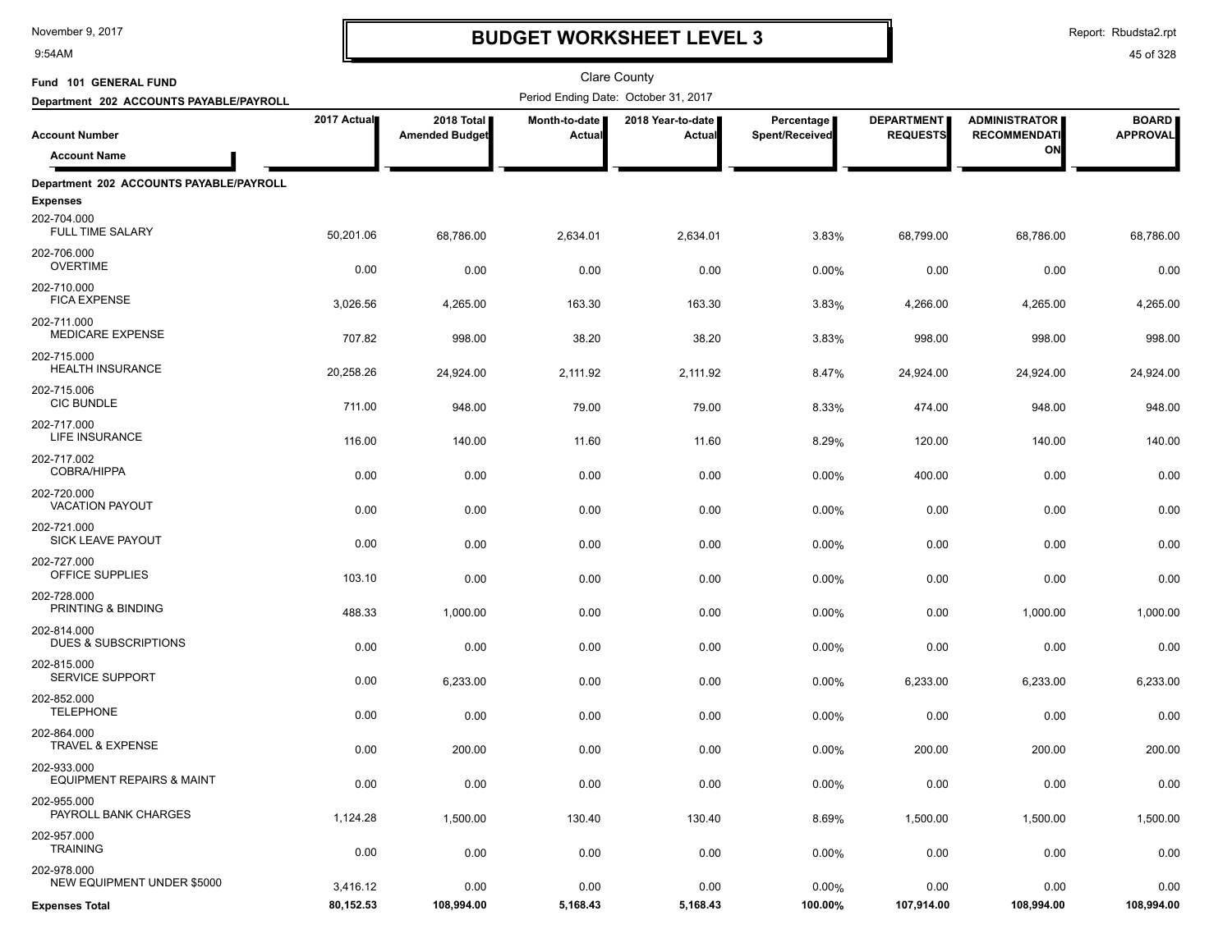# BUDGET WORKSHEET LEVEL 3

November 9, 2017
9:54AM

Report: Rbudsta2.rpt

Clare County

Fund 101 GENERAL FUND

Department 202 ACCOUNTS PAYABLE/PAYROLL

Period Ending Date: October 31, 2017

| Account Number / Account Name | 2017 Actual | 2018 Total Amended Budget | Month-to-date Actual | 2018 Year-to-date Actual | Percentage Spent/Received | DEPARTMENT REQUESTS | ADMINISTRATOR RECOMMENDATION | BOARD APPROVAL |
|---|---|---|---|---|---|---|---|---|
| **Department 202 ACCOUNTS PAYABLE/PAYROLL** | | | | | | | | |
| **Expenses** | | | | | | | | |
| 202-704.000 FULL TIME SALARY | 50,201.06 | 68,786.00 | 2,634.01 | 2,634.01 | 3.83% | 68,799.00 | 68,786.00 | 68,786.00 |
| 202-706.000 OVERTIME | 0.00 | 0.00 | 0.00 | 0.00 | 0.00% | 0.00 | 0.00 | 0.00 |
| 202-710.000 FICA EXPENSE | 3,026.56 | 4,265.00 | 163.30 | 163.30 | 3.83% | 4,266.00 | 4,265.00 | 4,265.00 |
| 202-711.000 MEDICARE EXPENSE | 707.82 | 998.00 | 38.20 | 38.20 | 3.83% | 998.00 | 998.00 | 998.00 |
| 202-715.000 HEALTH INSURANCE | 20,258.26 | 24,924.00 | 2,111.92 | 2,111.92 | 8.47% | 24,924.00 | 24,924.00 | 24,924.00 |
| 202-715.006 CIC BUNDLE | 711.00 | 948.00 | 79.00 | 79.00 | 8.33% | 474.00 | 948.00 | 948.00 |
| 202-717.000 LIFE INSURANCE | 116.00 | 140.00 | 11.60 | 11.60 | 8.29% | 120.00 | 140.00 | 140.00 |
| 202-717.002 COBRA/HIPPA | 0.00 | 0.00 | 0.00 | 0.00 | 0.00% | 400.00 | 0.00 | 0.00 |
| 202-720.000 VACATION PAYOUT | 0.00 | 0.00 | 0.00 | 0.00 | 0.00% | 0.00 | 0.00 | 0.00 |
| 202-721.000 SICK LEAVE PAYOUT | 0.00 | 0.00 | 0.00 | 0.00 | 0.00% | 0.00 | 0.00 | 0.00 |
| 202-727.000 OFFICE SUPPLIES | 103.10 | 0.00 | 0.00 | 0.00 | 0.00% | 0.00 | 0.00 | 0.00 |
| 202-728.000 PRINTING & BINDING | 488.33 | 1,000.00 | 0.00 | 0.00 | 0.00% | 0.00 | 1,000.00 | 1,000.00 |
| 202-814.000 DUES & SUBSCRIPTIONS | 0.00 | 0.00 | 0.00 | 0.00 | 0.00% | 0.00 | 0.00 | 0.00 |
| 202-815.000 SERVICE SUPPORT | 0.00 | 6,233.00 | 0.00 | 0.00 | 0.00% | 6,233.00 | 6,233.00 | 6,233.00 |
| 202-852.000 TELEPHONE | 0.00 | 0.00 | 0.00 | 0.00 | 0.00% | 0.00 | 0.00 | 0.00 |
| 202-864.000 TRAVEL & EXPENSE | 0.00 | 200.00 | 0.00 | 0.00 | 0.00% | 200.00 | 200.00 | 200.00 |
| 202-933.000 EQUIPMENT REPAIRS & MAINT | 0.00 | 0.00 | 0.00 | 0.00 | 0.00% | 0.00 | 0.00 | 0.00 |
| 202-955.000 PAYROLL BANK CHARGES | 1,124.28 | 1,500.00 | 130.40 | 130.40 | 8.69% | 1,500.00 | 1,500.00 | 1,500.00 |
| 202-957.000 TRAINING | 0.00 | 0.00 | 0.00 | 0.00 | 0.00% | 0.00 | 0.00 | 0.00 |
| 202-978.000 NEW EQUIPMENT UNDER $5000 | 3,416.12 | 0.00 | 0.00 | 0.00 | 0.00% | 0.00 | 0.00 | 0.00 |
| **Expenses Total** | **80,152.53** | **108,994.00** | **5,168.43** | **5,168.43** | **100.00%** | **107,914.00** | **108,994.00** | **108,994.00** |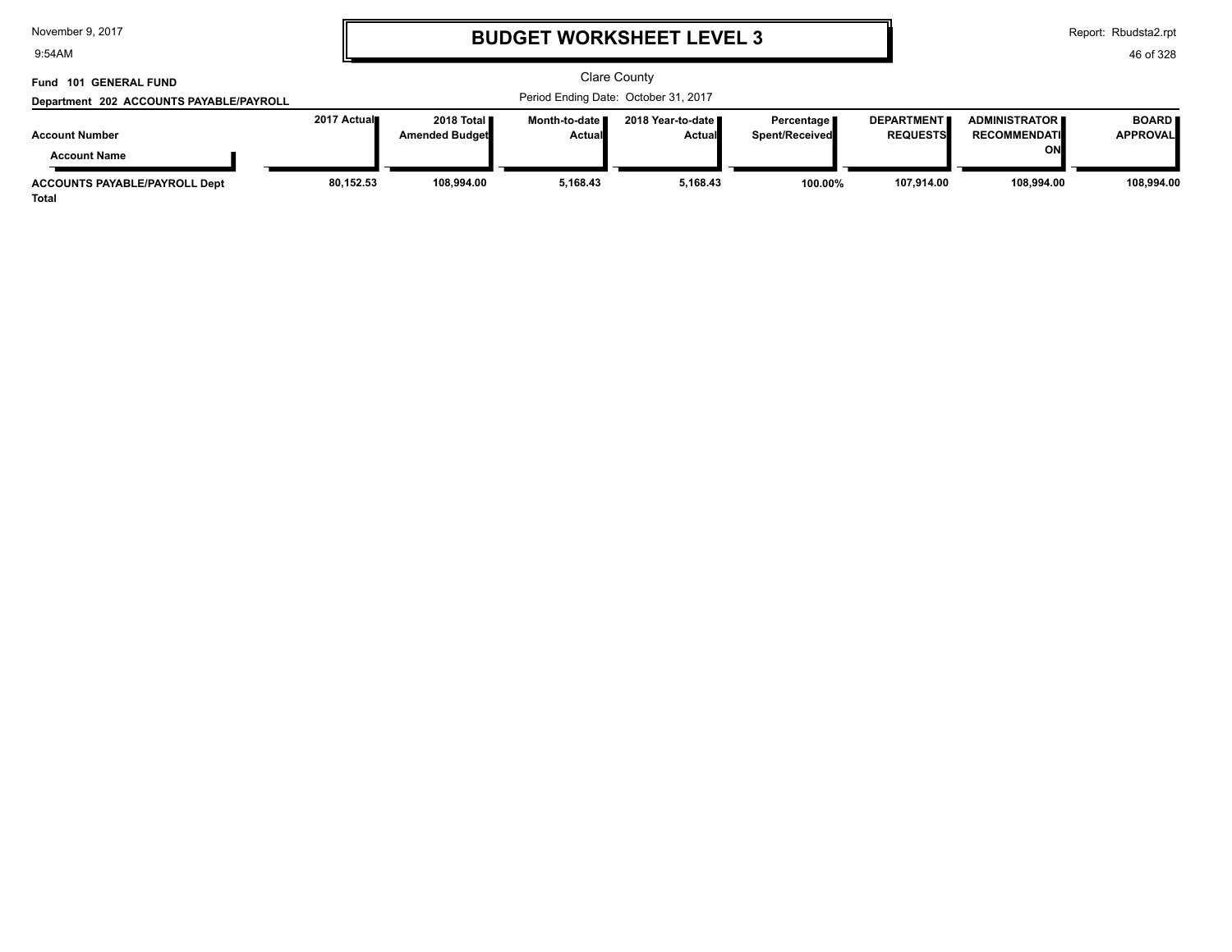# BUDGET WORKSHEET LEVEL 3

Clare County

Period Ending Date: October 31, 2017

**Fund 101 GENERAL FUND**

**Department 202 ACCOUNTS PAYABLE/PAYROLL**

| Account Number / Account Name | 2017 Actual | 2018 Total Amended Budget | Month-to-date Actual | 2018 Year-to-date Actual | Percentage Spent/Received | DEPARTMENT REQUESTS | ADMINISTRATOR RECOMMENDATION | BOARD APPROVAL |
|---|---|---|---|---|---|---|---|---|
| **ACCOUNTS PAYABLE/PAYROLL Dept Total** | **80,152.53** | **108,994.00** | **5,168.43** | **5,168.43** | **100.00%** | **107,914.00** | **108,994.00** | **108,994.00** |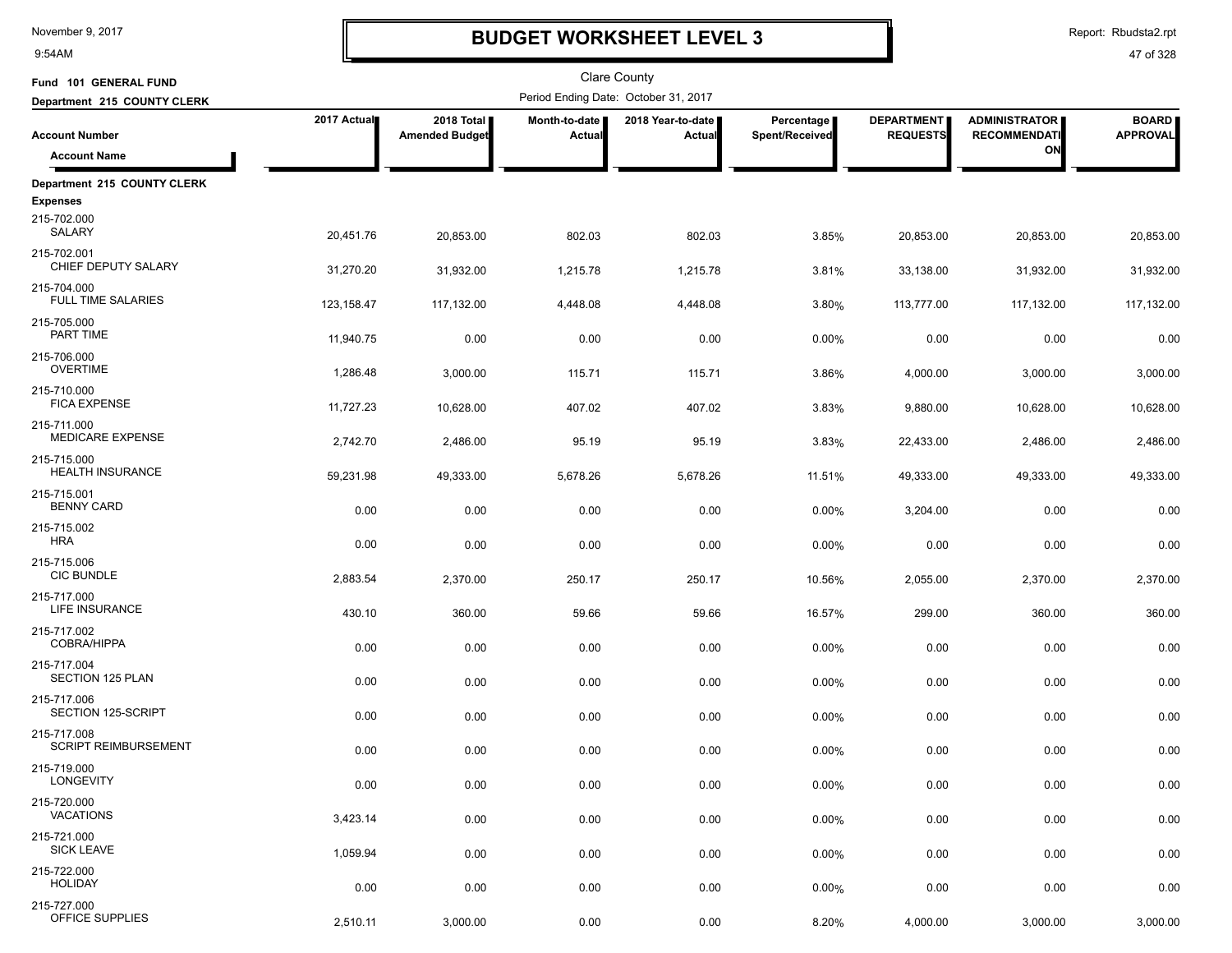# BUDGET WORKSHEET LEVEL 3

November 9, 2017
9:54AM

Report: Rbudsta2.rpt

Clare County

Fund 101 GENERAL FUND
Department 215 COUNTY CLERK

Period Ending Date: October 31, 2017

| Account Number / Account Name | 2017 Actual | 2018 Total Amended Budget | Month-to-date Actual | 2018 Year-to-date Actual | Percentage Spent/Received | DEPARTMENT REQUESTS | ADMINISTRATOR RECOMMENDATION | BOARD APPROVAL |
|---|---|---|---|---|---|---|---|---|
| **Department 215 COUNTY CLERK** | | | | | | | | |
| **Expenses** | | | | | | | | |
| 215-702.000 SALARY | 20,451.76 | 20,853.00 | 802.03 | 802.03 | 3.85% | 20,853.00 | 20,853.00 | 20,853.00 |
| 215-702.001 CHIEF DEPUTY SALARY | 31,270.20 | 31,932.00 | 1,215.78 | 1,215.78 | 3.81% | 33,138.00 | 31,932.00 | 31,932.00 |
| 215-704.000 FULL TIME SALARIES | 123,158.47 | 117,132.00 | 4,448.08 | 4,448.08 | 3.80% | 113,777.00 | 117,132.00 | 117,132.00 |
| 215-705.000 PART TIME | 11,940.75 | 0.00 | 0.00 | 0.00 | 0.00% | 0.00 | 0.00 | 0.00 |
| 215-706.000 OVERTIME | 1,286.48 | 3,000.00 | 115.71 | 115.71 | 3.86% | 4,000.00 | 3,000.00 | 3,000.00 |
| 215-710.000 FICA EXPENSE | 11,727.23 | 10,628.00 | 407.02 | 407.02 | 3.83% | 9,880.00 | 10,628.00 | 10,628.00 |
| 215-711.000 MEDICARE EXPENSE | 2,742.70 | 2,486.00 | 95.19 | 95.19 | 3.83% | 22,433.00 | 2,486.00 | 2,486.00 |
| 215-715.000 HEALTH INSURANCE | 59,231.98 | 49,333.00 | 5,678.26 | 5,678.26 | 11.51% | 49,333.00 | 49,333.00 | 49,333.00 |
| 215-715.001 BENNY CARD | 0.00 | 0.00 | 0.00 | 0.00 | 0.00% | 3,204.00 | 0.00 | 0.00 |
| 215-715.002 HRA | 0.00 | 0.00 | 0.00 | 0.00 | 0.00% | 0.00 | 0.00 | 0.00 |
| 215-715.006 CIC BUNDLE | 2,883.54 | 2,370.00 | 250.17 | 250.17 | 10.56% | 2,055.00 | 2,370.00 | 2,370.00 |
| 215-717.000 LIFE INSURANCE | 430.10 | 360.00 | 59.66 | 59.66 | 16.57% | 299.00 | 360.00 | 360.00 |
| 215-717.002 COBRA/HIPPA | 0.00 | 0.00 | 0.00 | 0.00 | 0.00% | 0.00 | 0.00 | 0.00 |
| 215-717.004 SECTION 125 PLAN | 0.00 | 0.00 | 0.00 | 0.00 | 0.00% | 0.00 | 0.00 | 0.00 |
| 215-717.006 SECTION 125-SCRIPT | 0.00 | 0.00 | 0.00 | 0.00 | 0.00% | 0.00 | 0.00 | 0.00 |
| 215-717.008 SCRIPT REIMBURSEMENT | 0.00 | 0.00 | 0.00 | 0.00 | 0.00% | 0.00 | 0.00 | 0.00 |
| 215-719.000 LONGEVITY | 0.00 | 0.00 | 0.00 | 0.00 | 0.00% | 0.00 | 0.00 | 0.00 |
| 215-720.000 VACATIONS | 3,423.14 | 0.00 | 0.00 | 0.00 | 0.00% | 0.00 | 0.00 | 0.00 |
| 215-721.000 SICK LEAVE | 1,059.94 | 0.00 | 0.00 | 0.00 | 0.00% | 0.00 | 0.00 | 0.00 |
| 215-722.000 HOLIDAY | 0.00 | 0.00 | 0.00 | 0.00 | 0.00% | 0.00 | 0.00 | 0.00 |
| 215-727.000 OFFICE SUPPLIES | 2,510.11 | 3,000.00 | 0.00 | 0.00 | 8.20% | 4,000.00 | 3,000.00 | 3,000.00 |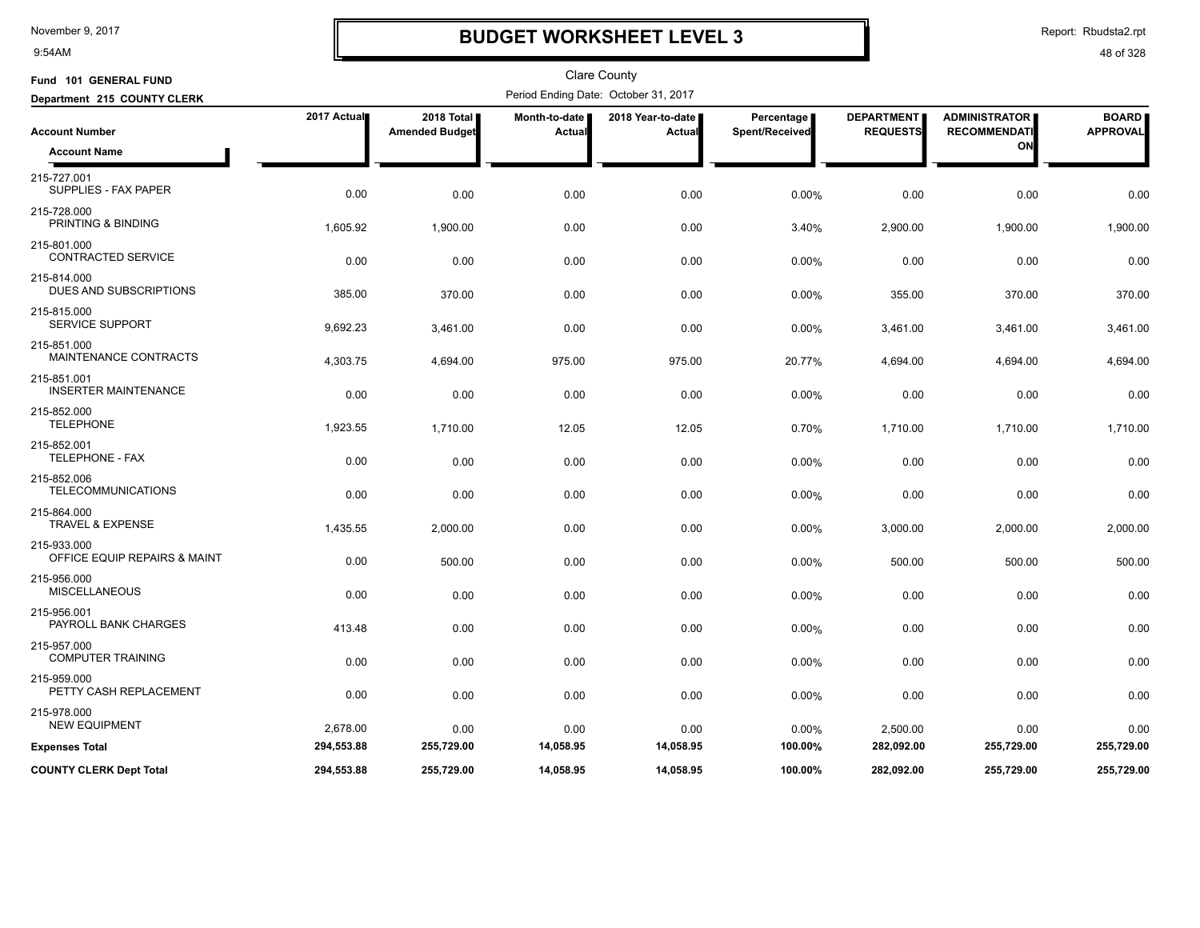# BUDGET WORKSHEET LEVEL 3

Clare County

**Fund 101 GENERAL FUND**

**Department 215 COUNTY CLERK**

Period Ending Date: October 31, 2017

| Account Number / Account Name | 2017 Actual | 2018 Total Amended Budget | Month-to-date Actual | 2018 Year-to-date Actual | Percentage Spent/Received | DEPARTMENT REQUESTS | ADMINISTRATOR RECOMMENDATION | BOARD APPROVAL |
|---|---|---|---|---|---|---|---|---|
| 215-727.001 SUPPLIES - FAX PAPER | 0.00 | 0.00 | 0.00 | 0.00 | 0.00% | 0.00 | 0.00 | 0.00 |
| 215-728.000 PRINTING & BINDING | 1,605.92 | 1,900.00 | 0.00 | 0.00 | 3.40% | 2,900.00 | 1,900.00 | 1,900.00 |
| 215-801.000 CONTRACTED SERVICE | 0.00 | 0.00 | 0.00 | 0.00 | 0.00% | 0.00 | 0.00 | 0.00 |
| 215-814.000 DUES AND SUBSCRIPTIONS | 385.00 | 370.00 | 0.00 | 0.00 | 0.00% | 355.00 | 370.00 | 370.00 |
| 215-815.000 SERVICE SUPPORT | 9,692.23 | 3,461.00 | 0.00 | 0.00 | 0.00% | 3,461.00 | 3,461.00 | 3,461.00 |
| 215-851.000 MAINTENANCE CONTRACTS | 4,303.75 | 4,694.00 | 975.00 | 975.00 | 20.77% | 4,694.00 | 4,694.00 | 4,694.00 |
| 215-851.001 INSERTER MAINTENANCE | 0.00 | 0.00 | 0.00 | 0.00 | 0.00% | 0.00 | 0.00 | 0.00 |
| 215-852.000 TELEPHONE | 1,923.55 | 1,710.00 | 12.05 | 12.05 | 0.70% | 1,710.00 | 1,710.00 | 1,710.00 |
| 215-852.001 TELEPHONE - FAX | 0.00 | 0.00 | 0.00 | 0.00 | 0.00% | 0.00 | 0.00 | 0.00 |
| 215-852.006 TELECOMMUNICATIONS | 0.00 | 0.00 | 0.00 | 0.00 | 0.00% | 0.00 | 0.00 | 0.00 |
| 215-864.000 TRAVEL & EXPENSE | 1,435.55 | 2,000.00 | 0.00 | 0.00 | 0.00% | 3,000.00 | 2,000.00 | 2,000.00 |
| 215-933.000 OFFICE EQUIP REPAIRS & MAINT | 0.00 | 500.00 | 0.00 | 0.00 | 0.00% | 500.00 | 500.00 | 500.00 |
| 215-956.000 MISCELLANEOUS | 0.00 | 0.00 | 0.00 | 0.00 | 0.00% | 0.00 | 0.00 | 0.00 |
| 215-956.001 PAYROLL BANK CHARGES | 413.48 | 0.00 | 0.00 | 0.00 | 0.00% | 0.00 | 0.00 | 0.00 |
| 215-957.000 COMPUTER TRAINING | 0.00 | 0.00 | 0.00 | 0.00 | 0.00% | 0.00 | 0.00 | 0.00 |
| 215-959.000 PETTY CASH REPLACEMENT | 0.00 | 0.00 | 0.00 | 0.00 | 0.00% | 0.00 | 0.00 | 0.00 |
| 215-978.000 NEW EQUIPMENT | 2,678.00 | 0.00 | 0.00 | 0.00 | 0.00% | 2,500.00 | 0.00 | 0.00 |
| **Expenses Total** | **294,553.88** | **255,729.00** | **14,058.95** | **14,058.95** | **100.00%** | **282,092.00** | **255,729.00** | **255,729.00** |
| **COUNTY CLERK Dept Total** | **294,553.88** | **255,729.00** | **14,058.95** | **14,058.95** | **100.00%** | **282,092.00** | **255,729.00** | **255,729.00** |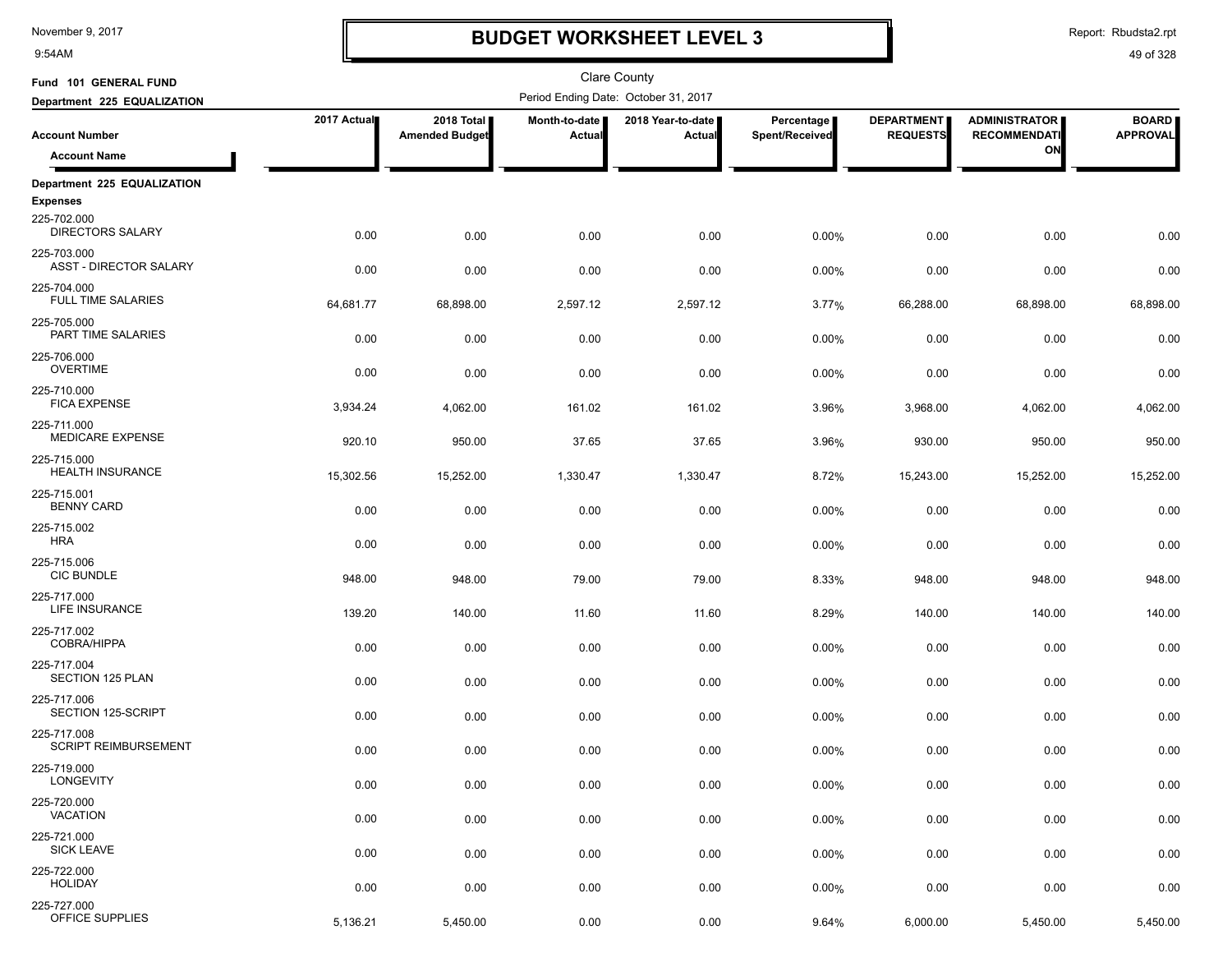# BUDGET WORKSHEET LEVEL 3

November 9, 2017
9:54AM

Report: Rbudsta2.rpt

Clare County

Fund 101 GENERAL FUND
Department 225 EQUALIZATION

Period Ending Date: October 31, 2017

| Account Number / Account Name | 2017 Actual | 2018 Total Amended Budget | Month-to-date Actual | 2018 Year-to-date Actual | Percentage Spent/Received | DEPARTMENT REQUESTS | ADMINISTRATOR RECOMMENDATION | BOARD APPROVAL |
|---|---|---|---|---|---|---|---|---|
| **Department 225 EQUALIZATION** | | | | | | | | |
| **Expenses** | | | | | | | | |
| 225-702.000 DIRECTORS SALARY | 0.00 | 0.00 | 0.00 | 0.00 | 0.00% | 0.00 | 0.00 | 0.00 |
| 225-703.000 ASST - DIRECTOR SALARY | 0.00 | 0.00 | 0.00 | 0.00 | 0.00% | 0.00 | 0.00 | 0.00 |
| 225-704.000 FULL TIME SALARIES | 64,681.77 | 68,898.00 | 2,597.12 | 2,597.12 | 3.77% | 66,288.00 | 68,898.00 | 68,898.00 |
| 225-705.000 PART TIME SALARIES | 0.00 | 0.00 | 0.00 | 0.00 | 0.00% | 0.00 | 0.00 | 0.00 |
| 225-706.000 OVERTIME | 0.00 | 0.00 | 0.00 | 0.00 | 0.00% | 0.00 | 0.00 | 0.00 |
| 225-710.000 FICA EXPENSE | 3,934.24 | 4,062.00 | 161.02 | 161.02 | 3.96% | 3,968.00 | 4,062.00 | 4,062.00 |
| 225-711.000 MEDICARE EXPENSE | 920.10 | 950.00 | 37.65 | 37.65 | 3.96% | 930.00 | 950.00 | 950.00 |
| 225-715.000 HEALTH INSURANCE | 15,302.56 | 15,252.00 | 1,330.47 | 1,330.47 | 8.72% | 15,243.00 | 15,252.00 | 15,252.00 |
| 225-715.001 BENNY CARD | 0.00 | 0.00 | 0.00 | 0.00 | 0.00% | 0.00 | 0.00 | 0.00 |
| 225-715.002 HRA | 0.00 | 0.00 | 0.00 | 0.00 | 0.00% | 0.00 | 0.00 | 0.00 |
| 225-715.006 CIC BUNDLE | 948.00 | 948.00 | 79.00 | 79.00 | 8.33% | 948.00 | 948.00 | 948.00 |
| 225-717.000 LIFE INSURANCE | 139.20 | 140.00 | 11.60 | 11.60 | 8.29% | 140.00 | 140.00 | 140.00 |
| 225-717.002 COBRA/HIPPA | 0.00 | 0.00 | 0.00 | 0.00 | 0.00% | 0.00 | 0.00 | 0.00 |
| 225-717.004 SECTION 125 PLAN | 0.00 | 0.00 | 0.00 | 0.00 | 0.00% | 0.00 | 0.00 | 0.00 |
| 225-717.006 SECTION 125-SCRIPT | 0.00 | 0.00 | 0.00 | 0.00 | 0.00% | 0.00 | 0.00 | 0.00 |
| 225-717.008 SCRIPT REIMBURSEMENT | 0.00 | 0.00 | 0.00 | 0.00 | 0.00% | 0.00 | 0.00 | 0.00 |
| 225-719.000 LONGEVITY | 0.00 | 0.00 | 0.00 | 0.00 | 0.00% | 0.00 | 0.00 | 0.00 |
| 225-720.000 VACATION | 0.00 | 0.00 | 0.00 | 0.00 | 0.00% | 0.00 | 0.00 | 0.00 |
| 225-721.000 SICK LEAVE | 0.00 | 0.00 | 0.00 | 0.00 | 0.00% | 0.00 | 0.00 | 0.00 |
| 225-722.000 HOLIDAY | 0.00 | 0.00 | 0.00 | 0.00 | 0.00% | 0.00 | 0.00 | 0.00 |
| 225-727.000 OFFICE SUPPLIES | 5,136.21 | 5,450.00 | 0.00 | 0.00 | 9.64% | 6,000.00 | 5,450.00 | 5,450.00 |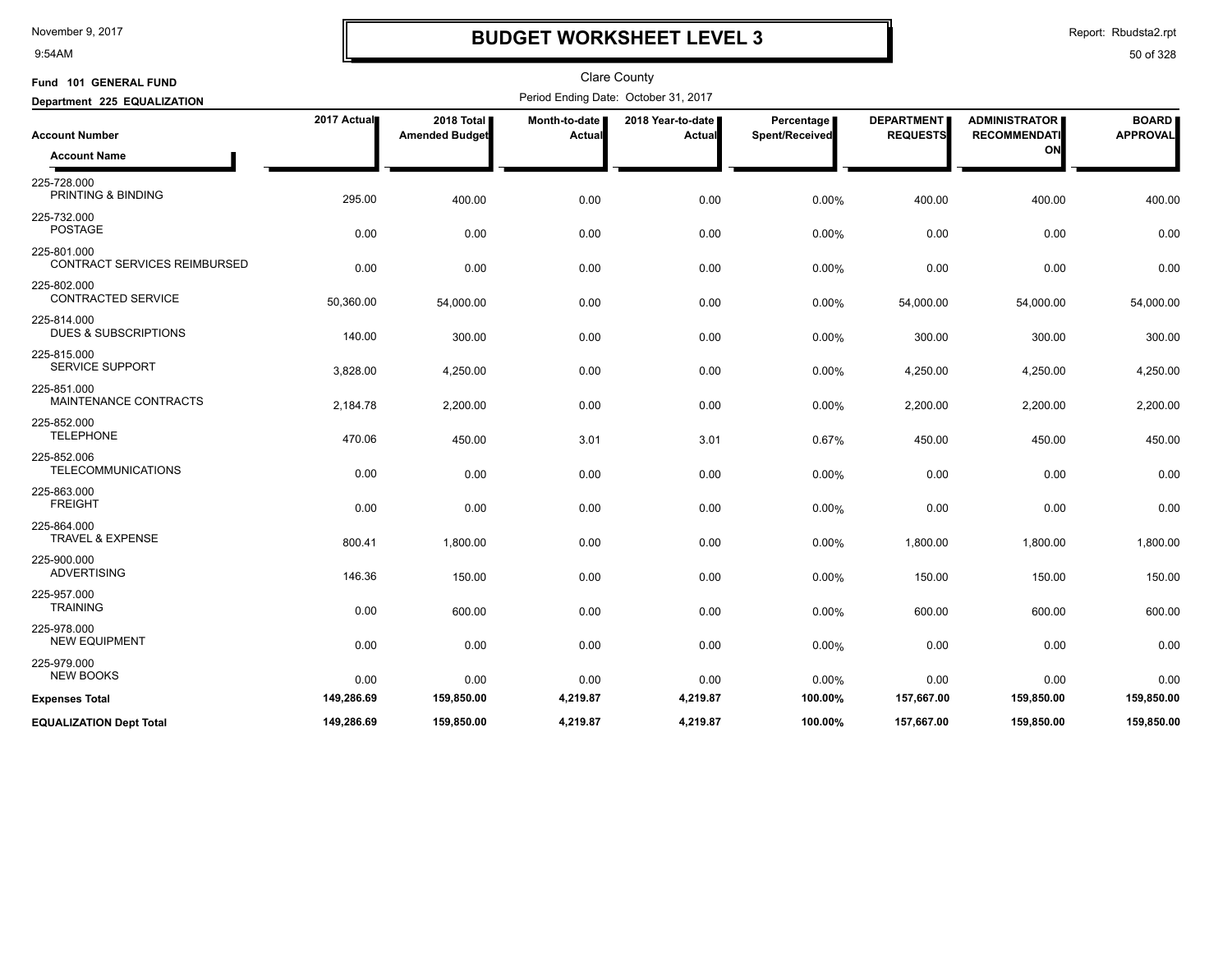# BUDGET WORKSHEET LEVEL 3

Clare County

**Fund 101 GENERAL FUND**

**Department 225 EQUALIZATION**

Period Ending Date: October 31, 2017

| Account Number / Account Name | 2017 Actual | 2018 Total Amended Budget | Month-to-date Actual | 2018 Year-to-date Actual | Percentage Spent/Received | DEPARTMENT REQUESTS | ADMINISTRATOR RECOMMENDATION | BOARD APPROVAL |
|---|---|---|---|---|---|---|---|---|
| 225-728.000 PRINTING & BINDING | 295.00 | 400.00 | 0.00 | 0.00 | 0.00% | 400.00 | 400.00 | 400.00 |
| 225-732.000 POSTAGE | 0.00 | 0.00 | 0.00 | 0.00 | 0.00% | 0.00 | 0.00 | 0.00 |
| 225-801.000 CONTRACT SERVICES REIMBURSED | 0.00 | 0.00 | 0.00 | 0.00 | 0.00% | 0.00 | 0.00 | 0.00 |
| 225-802.000 CONTRACTED SERVICE | 50,360.00 | 54,000.00 | 0.00 | 0.00 | 0.00% | 54,000.00 | 54,000.00 | 54,000.00 |
| 225-814.000 DUES & SUBSCRIPTIONS | 140.00 | 300.00 | 0.00 | 0.00 | 0.00% | 300.00 | 300.00 | 300.00 |
| 225-815.000 SERVICE SUPPORT | 3,828.00 | 4,250.00 | 0.00 | 0.00 | 0.00% | 4,250.00 | 4,250.00 | 4,250.00 |
| 225-851.000 MAINTENANCE CONTRACTS | 2,184.78 | 2,200.00 | 0.00 | 0.00 | 0.00% | 2,200.00 | 2,200.00 | 2,200.00 |
| 225-852.000 TELEPHONE | 470.06 | 450.00 | 3.01 | 3.01 | 0.67% | 450.00 | 450.00 | 450.00 |
| 225-852.006 TELECOMMUNICATIONS | 0.00 | 0.00 | 0.00 | 0.00 | 0.00% | 0.00 | 0.00 | 0.00 |
| 225-863.000 FREIGHT | 0.00 | 0.00 | 0.00 | 0.00 | 0.00% | 0.00 | 0.00 | 0.00 |
| 225-864.000 TRAVEL & EXPENSE | 800.41 | 1,800.00 | 0.00 | 0.00 | 0.00% | 1,800.00 | 1,800.00 | 1,800.00 |
| 225-900.000 ADVERTISING | 146.36 | 150.00 | 0.00 | 0.00 | 0.00% | 150.00 | 150.00 | 150.00 |
| 225-957.000 TRAINING | 0.00 | 600.00 | 0.00 | 0.00 | 0.00% | 600.00 | 600.00 | 600.00 |
| 225-978.000 NEW EQUIPMENT | 0.00 | 0.00 | 0.00 | 0.00 | 0.00% | 0.00 | 0.00 | 0.00 |
| 225-979.000 NEW BOOKS | 0.00 | 0.00 | 0.00 | 0.00 | 0.00% | 0.00 | 0.00 | 0.00 |
| **Expenses Total** | **149,286.69** | **159,850.00** | **4,219.87** | **4,219.87** | **100.00%** | **157,667.00** | **159,850.00** | **159,850.00** |
| **EQUALIZATION Dept Total** | **149,286.69** | **159,850.00** | **4,219.87** | **4,219.87** | **100.00%** | **157,667.00** | **159,850.00** | **159,850.00** |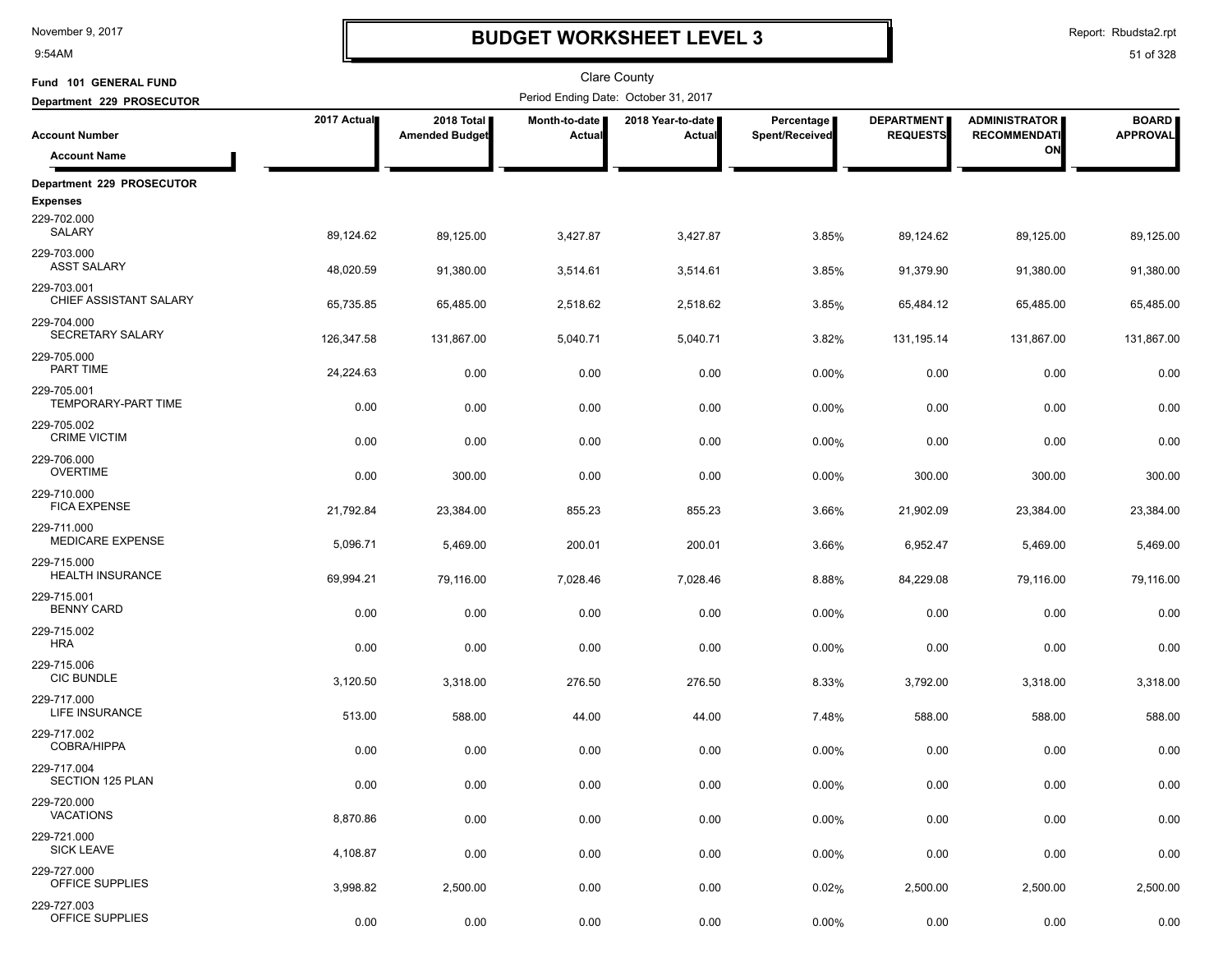# BUDGET WORKSHEET LEVEL 3

November 9, 2017
9:54AM

Report: Rbudsta2.rpt

Clare County

**Fund 101 GENERAL FUND**
**Department 229 PROSECUTOR**

Period Ending Date: October 31, 2017

| Account Number / Account Name | 2017 Actual | 2018 Total Amended Budget | Month-to-date Actual | 2018 Year-to-date Actual | Percentage Spent/Received | DEPARTMENT REQUESTS | ADMINISTRATOR RECOMMENDATION | BOARD APPROVAL |
|---|---|---|---|---|---|---|---|---|
| **Department 229 PROSECUTOR** | | | | | | | | |
| **Expenses** | | | | | | | | |
| 229-702.000 SALARY | 89,124.62 | 89,125.00 | 3,427.87 | 3,427.87 | 3.85% | 89,124.62 | 89,125.00 | 89,125.00 |
| 229-703.000 ASST SALARY | 48,020.59 | 91,380.00 | 3,514.61 | 3,514.61 | 3.85% | 91,379.90 | 91,380.00 | 91,380.00 |
| 229-703.001 CHIEF ASSISTANT SALARY | 65,735.85 | 65,485.00 | 2,518.62 | 2,518.62 | 3.85% | 65,484.12 | 65,485.00 | 65,485.00 |
| 229-704.000 SECRETARY SALARY | 126,347.58 | 131,867.00 | 5,040.71 | 5,040.71 | 3.82% | 131,195.14 | 131,867.00 | 131,867.00 |
| 229-705.000 PART TIME | 24,224.63 | 0.00 | 0.00 | 0.00 | 0.00% | 0.00 | 0.00 | 0.00 |
| 229-705.001 TEMPORARY-PART TIME | 0.00 | 0.00 | 0.00 | 0.00 | 0.00% | 0.00 | 0.00 | 0.00 |
| 229-705.002 CRIME VICTIM | 0.00 | 0.00 | 0.00 | 0.00 | 0.00% | 0.00 | 0.00 | 0.00 |
| 229-706.000 OVERTIME | 0.00 | 300.00 | 0.00 | 0.00 | 0.00% | 300.00 | 300.00 | 300.00 |
| 229-710.000 FICA EXPENSE | 21,792.84 | 23,384.00 | 855.23 | 855.23 | 3.66% | 21,902.09 | 23,384.00 | 23,384.00 |
| 229-711.000 MEDICARE EXPENSE | 5,096.71 | 5,469.00 | 200.01 | 200.01 | 3.66% | 6,952.47 | 5,469.00 | 5,469.00 |
| 229-715.000 HEALTH INSURANCE | 69,994.21 | 79,116.00 | 7,028.46 | 7,028.46 | 8.88% | 84,229.08 | 79,116.00 | 79,116.00 |
| 229-715.001 BENNY CARD | 0.00 | 0.00 | 0.00 | 0.00 | 0.00% | 0.00 | 0.00 | 0.00 |
| 229-715.002 HRA | 0.00 | 0.00 | 0.00 | 0.00 | 0.00% | 0.00 | 0.00 | 0.00 |
| 229-715.006 CIC BUNDLE | 3,120.50 | 3,318.00 | 276.50 | 276.50 | 8.33% | 3,792.00 | 3,318.00 | 3,318.00 |
| 229-717.000 LIFE INSURANCE | 513.00 | 588.00 | 44.00 | 44.00 | 7.48% | 588.00 | 588.00 | 588.00 |
| 229-717.002 COBRA/HIPPA | 0.00 | 0.00 | 0.00 | 0.00 | 0.00% | 0.00 | 0.00 | 0.00 |
| 229-717.004 SECTION 125 PLAN | 0.00 | 0.00 | 0.00 | 0.00 | 0.00% | 0.00 | 0.00 | 0.00 |
| 229-720.000 VACATIONS | 8,870.86 | 0.00 | 0.00 | 0.00 | 0.00% | 0.00 | 0.00 | 0.00 |
| 229-721.000 SICK LEAVE | 4,108.87 | 0.00 | 0.00 | 0.00 | 0.00% | 0.00 | 0.00 | 0.00 |
| 229-727.000 OFFICE SUPPLIES | 3,998.82 | 2,500.00 | 0.00 | 0.00 | 0.02% | 2,500.00 | 2,500.00 | 2,500.00 |
| 229-727.003 OFFICE SUPPLIES | 0.00 | 0.00 | 0.00 | 0.00 | 0.00% | 0.00 | 0.00 | 0.00 |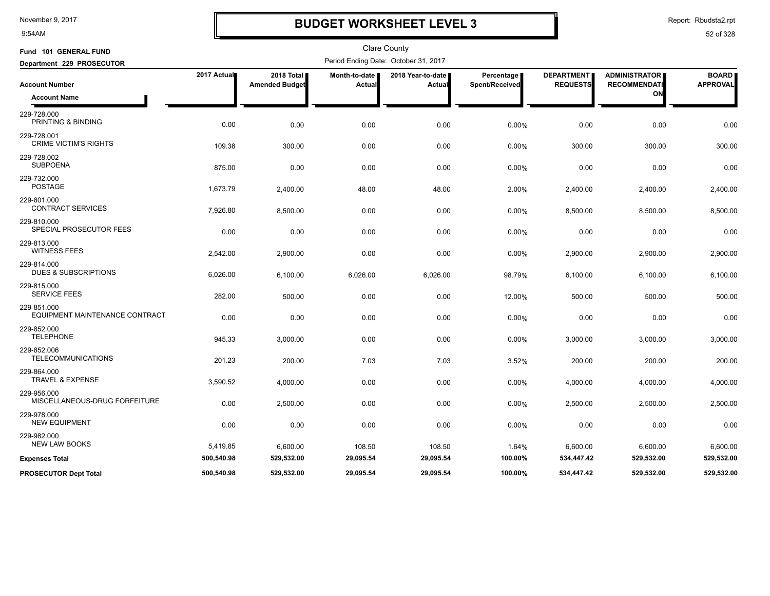# BUDGET WORKSHEET LEVEL 3

Clare County

**Fund 101 GENERAL FUND**

**Department 229 PROSECUTOR**

Period Ending Date: October 31, 2017

| Account Number / Account Name | 2017 Actual | 2018 Total Amended Budget | Month-to-date Actual | 2018 Year-to-date Actual | Percentage Spent/Received | DEPARTMENT REQUESTS | ADMINISTRATOR RECOMMENDATION | BOARD APPROVAL |
|---|---|---|---|---|---|---|---|---|
| 229-728.000 PRINTING & BINDING | 0.00 | 0.00 | 0.00 | 0.00 | 0.00% | 0.00 | 0.00 | 0.00 |
| 229-728.001 CRIME VICTIM'S RIGHTS | 109.38 | 300.00 | 0.00 | 0.00 | 0.00% | 300.00 | 300.00 | 300.00 |
| 229-728.002 SUBPOENA | 875.00 | 0.00 | 0.00 | 0.00 | 0.00% | 0.00 | 0.00 | 0.00 |
| 229-732.000 POSTAGE | 1,673.79 | 2,400.00 | 48.00 | 48.00 | 2.00% | 2,400.00 | 2,400.00 | 2,400.00 |
| 229-801.000 CONTRACT SERVICES | 7,926.80 | 8,500.00 | 0.00 | 0.00 | 0.00% | 8,500.00 | 8,500.00 | 8,500.00 |
| 229-810.000 SPECIAL PROSECUTOR FEES | 0.00 | 0.00 | 0.00 | 0.00 | 0.00% | 0.00 | 0.00 | 0.00 |
| 229-813.000 WITNESS FEES | 2,542.00 | 2,900.00 | 0.00 | 0.00 | 0.00% | 2,900.00 | 2,900.00 | 2,900.00 |
| 229-814.000 DUES & SUBSCRIPTIONS | 6,026.00 | 6,100.00 | 6,026.00 | 6,026.00 | 98.79% | 6,100.00 | 6,100.00 | 6,100.00 |
| 229-815.000 SERVICE FEES | 282.00 | 500.00 | 0.00 | 0.00 | 12.00% | 500.00 | 500.00 | 500.00 |
| 229-851.000 EQUIPMENT MAINTENANCE CONTRACT | 0.00 | 0.00 | 0.00 | 0.00 | 0.00% | 0.00 | 0.00 | 0.00 |
| 229-852.000 TELEPHONE | 945.33 | 3,000.00 | 0.00 | 0.00 | 0.00% | 3,000.00 | 3,000.00 | 3,000.00 |
| 229-852.006 TELECOMMUNICATIONS | 201.23 | 200.00 | 7.03 | 7.03 | 3.52% | 200.00 | 200.00 | 200.00 |
| 229-864.000 TRAVEL & EXPENSE | 3,590.52 | 4,000.00 | 0.00 | 0.00 | 0.00% | 4,000.00 | 4,000.00 | 4,000.00 |
| 229-956.000 MISCELLANEOUS-DRUG FORFEITURE | 0.00 | 2,500.00 | 0.00 | 0.00 | 0.00% | 2,500.00 | 2,500.00 | 2,500.00 |
| 229-978.000 NEW EQUIPMENT | 0.00 | 0.00 | 0.00 | 0.00 | 0.00% | 0.00 | 0.00 | 0.00 |
| 229-982.000 NEW LAW BOOKS | 5,419.85 | 6,600.00 | 108.50 | 108.50 | 1.64% | 6,600.00 | 6,600.00 | 6,600.00 |
| **Expenses Total** | **500,540.98** | **529,532.00** | **29,095.54** | **29,095.54** | **100.00%** | **534,447.42** | **529,532.00** | **529,532.00** |
| **PROSECUTOR Dept Total** | **500,540.98** | **529,532.00** | **29,095.54** | **29,095.54** | **100.00%** | **534,447.42** | **529,532.00** | **529,532.00** |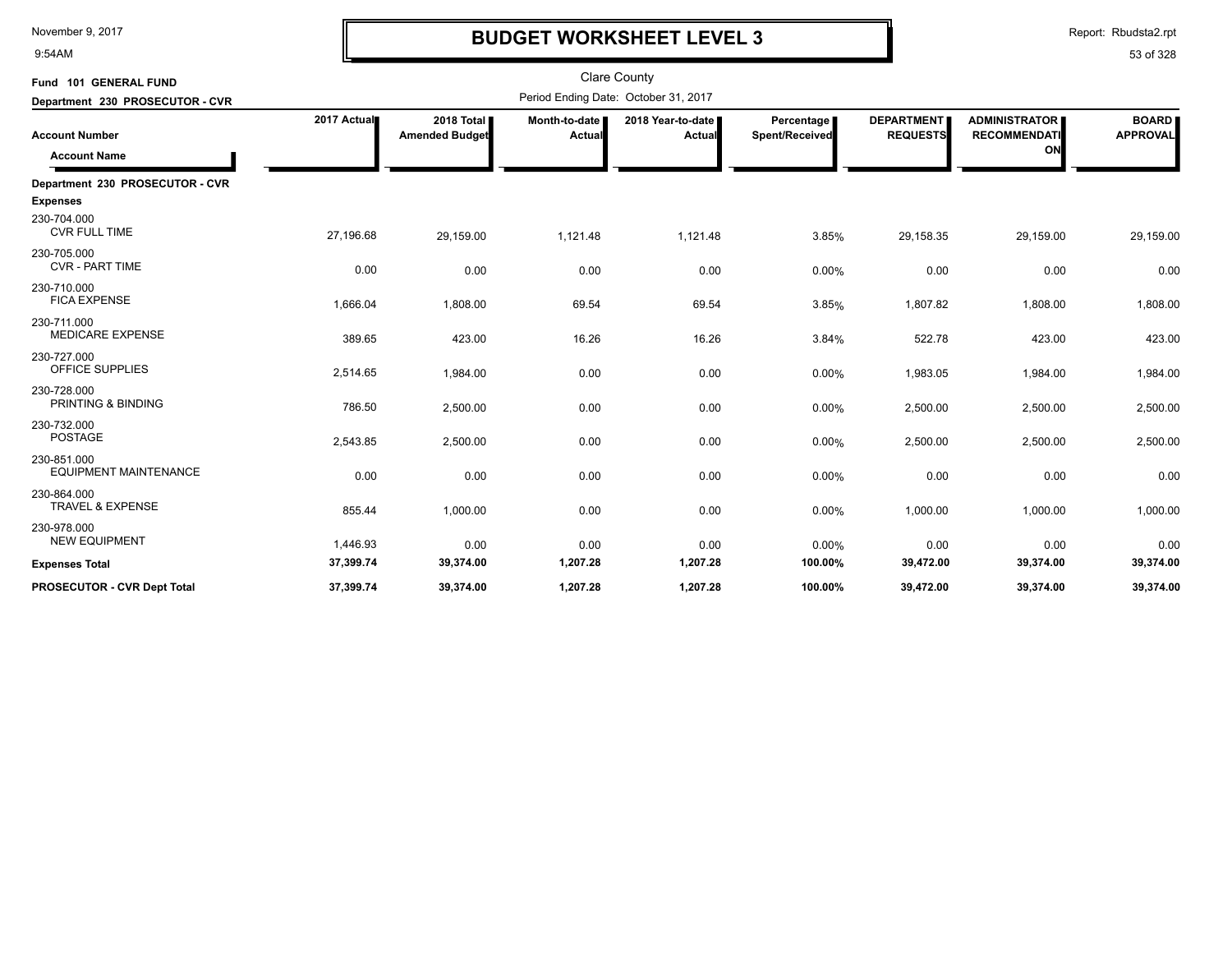# BUDGET WORKSHEET LEVEL 3

Clare County

Fund 101 GENERAL FUND

Department 230 PROSECUTOR - CVR

Period Ending Date: October 31, 2017

| Account Number / Account Name | 2017 Actual | 2018 Total Amended Budget | Month-to-date Actual | 2018 Year-to-date Actual | Percentage Spent/Received | DEPARTMENT REQUESTS | ADMINISTRATOR RECOMMENDATION | BOARD APPROVAL |
|---|---|---|---|---|---|---|---|---|
| **Department 230 PROSECUTOR - CVR** | | | | | | | | |
| **Expenses** | | | | | | | | |
| 230-704.000 CVR FULL TIME | 27,196.68 | 29,159.00 | 1,121.48 | 1,121.48 | 3.85% | 29,158.35 | 29,159.00 | 29,159.00 |
| 230-705.000 CVR - PART TIME | 0.00 | 0.00 | 0.00 | 0.00 | 0.00% | 0.00 | 0.00 | 0.00 |
| 230-710.000 FICA EXPENSE | 1,666.04 | 1,808.00 | 69.54 | 69.54 | 3.85% | 1,807.82 | 1,808.00 | 1,808.00 |
| 230-711.000 MEDICARE EXPENSE | 389.65 | 423.00 | 16.26 | 16.26 | 3.84% | 522.78 | 423.00 | 423.00 |
| 230-727.000 OFFICE SUPPLIES | 2,514.65 | 1,984.00 | 0.00 | 0.00 | 0.00% | 1,983.05 | 1,984.00 | 1,984.00 |
| 230-728.000 PRINTING & BINDING | 786.50 | 2,500.00 | 0.00 | 0.00 | 0.00% | 2,500.00 | 2,500.00 | 2,500.00 |
| 230-732.000 POSTAGE | 2,543.85 | 2,500.00 | 0.00 | 0.00 | 0.00% | 2,500.00 | 2,500.00 | 2,500.00 |
| 230-851.000 EQUIPMENT MAINTENANCE | 0.00 | 0.00 | 0.00 | 0.00 | 0.00% | 0.00 | 0.00 | 0.00 |
| 230-864.000 TRAVEL & EXPENSE | 855.44 | 1,000.00 | 0.00 | 0.00 | 0.00% | 1,000.00 | 1,000.00 | 1,000.00 |
| 230-978.000 NEW EQUIPMENT | 1,446.93 | 0.00 | 0.00 | 0.00 | 0.00% | 0.00 | 0.00 | 0.00 |
| **Expenses Total** | **37,399.74** | **39,374.00** | **1,207.28** | **1,207.28** | **100.00%** | **39,472.00** | **39,374.00** | **39,374.00** |
| **PROSECUTOR - CVR Dept Total** | **37,399.74** | **39,374.00** | **1,207.28** | **1,207.28** | **100.00%** | **39,472.00** | **39,374.00** | **39,374.00** |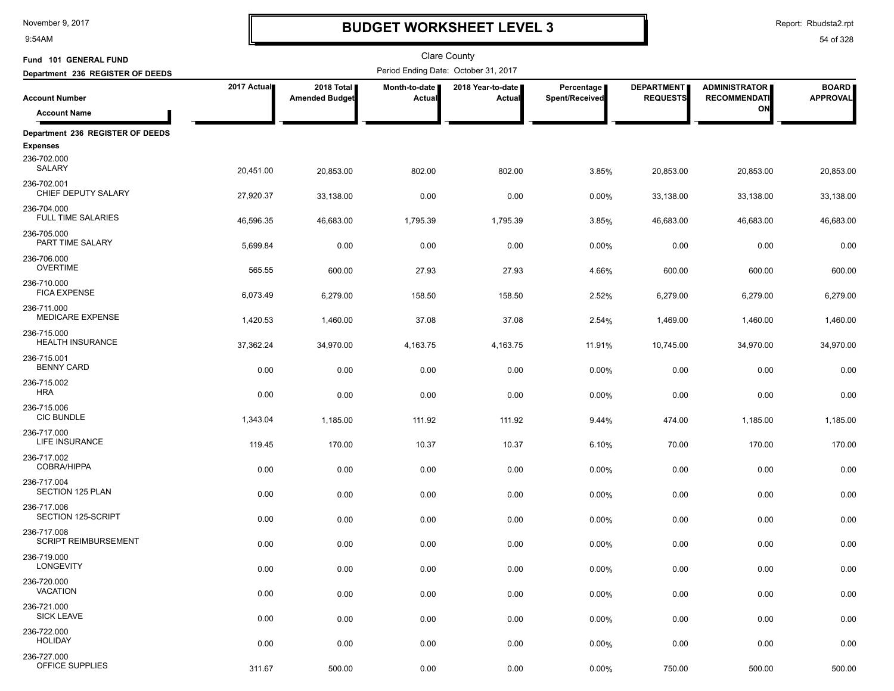# BUDGET WORKSHEET LEVEL 3

November 9, 2017
9:54AM

Report: Rbudsta2.rpt

Clare County

Fund 101 GENERAL FUND

Department 236 REGISTER OF DEEDS

Period Ending Date: October 31, 2017

| Account Number / Account Name | 2017 Actual | 2018 Total Amended Budget | Month-to-date Actual | 2018 Year-to-date Actual | Percentage Spent/Received | DEPARTMENT REQUESTS | ADMINISTRATOR RECOMMENDATION | BOARD APPROVAL |
|---|---|---|---|---|---|---|---|---|
| **Department 236 REGISTER OF DEEDS** | | | | | | | | |
| **Expenses** | | | | | | | | |
| 236-702.000 SALARY | 20,451.00 | 20,853.00 | 802.00 | 802.00 | 3.85% | 20,853.00 | 20,853.00 | 20,853.00 |
| 236-702.001 CHIEF DEPUTY SALARY | 27,920.37 | 33,138.00 | 0.00 | 0.00 | 0.00% | 33,138.00 | 33,138.00 | 33,138.00 |
| 236-704.000 FULL TIME SALARIES | 46,596.35 | 46,683.00 | 1,795.39 | 1,795.39 | 3.85% | 46,683.00 | 46,683.00 | 46,683.00 |
| 236-705.000 PART TIME SALARY | 5,699.84 | 0.00 | 0.00 | 0.00 | 0.00% | 0.00 | 0.00 | 0.00 |
| 236-706.000 OVERTIME | 565.55 | 600.00 | 27.93 | 27.93 | 4.66% | 600.00 | 600.00 | 600.00 |
| 236-710.000 FICA EXPENSE | 6,073.49 | 6,279.00 | 158.50 | 158.50 | 2.52% | 6,279.00 | 6,279.00 | 6,279.00 |
| 236-711.000 MEDICARE EXPENSE | 1,420.53 | 1,460.00 | 37.08 | 37.08 | 2.54% | 1,469.00 | 1,460.00 | 1,460.00 |
| 236-715.000 HEALTH INSURANCE | 37,362.24 | 34,970.00 | 4,163.75 | 4,163.75 | 11.91% | 10,745.00 | 34,970.00 | 34,970.00 |
| 236-715.001 BENNY CARD | 0.00 | 0.00 | 0.00 | 0.00 | 0.00% | 0.00 | 0.00 | 0.00 |
| 236-715.002 HRA | 0.00 | 0.00 | 0.00 | 0.00 | 0.00% | 0.00 | 0.00 | 0.00 |
| 236-715.006 CIC BUNDLE | 1,343.04 | 1,185.00 | 111.92 | 111.92 | 9.44% | 474.00 | 1,185.00 | 1,185.00 |
| 236-717.000 LIFE INSURANCE | 119.45 | 170.00 | 10.37 | 10.37 | 6.10% | 70.00 | 170.00 | 170.00 |
| 236-717.002 COBRA/HIPPA | 0.00 | 0.00 | 0.00 | 0.00 | 0.00% | 0.00 | 0.00 | 0.00 |
| 236-717.004 SECTION 125 PLAN | 0.00 | 0.00 | 0.00 | 0.00 | 0.00% | 0.00 | 0.00 | 0.00 |
| 236-717.006 SECTION 125-SCRIPT | 0.00 | 0.00 | 0.00 | 0.00 | 0.00% | 0.00 | 0.00 | 0.00 |
| 236-717.008 SCRIPT REIMBURSEMENT | 0.00 | 0.00 | 0.00 | 0.00 | 0.00% | 0.00 | 0.00 | 0.00 |
| 236-719.000 LONGEVITY | 0.00 | 0.00 | 0.00 | 0.00 | 0.00% | 0.00 | 0.00 | 0.00 |
| 236-720.000 VACATION | 0.00 | 0.00 | 0.00 | 0.00 | 0.00% | 0.00 | 0.00 | 0.00 |
| 236-721.000 SICK LEAVE | 0.00 | 0.00 | 0.00 | 0.00 | 0.00% | 0.00 | 0.00 | 0.00 |
| 236-722.000 HOLIDAY | 0.00 | 0.00 | 0.00 | 0.00 | 0.00% | 0.00 | 0.00 | 0.00 |
| 236-727.000 OFFICE SUPPLIES | 311.67 | 500.00 | 0.00 | 0.00 | 0.00% | 750.00 | 500.00 | 500.00 |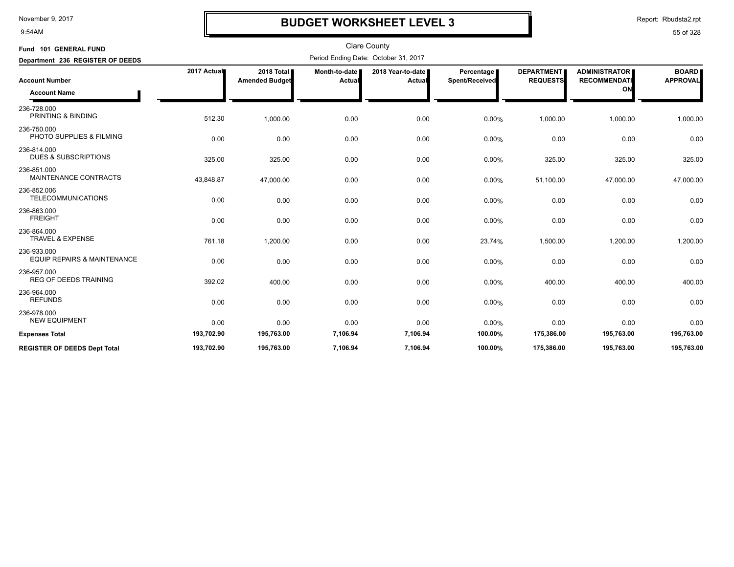# BUDGET WORKSHEET LEVEL 3

November 9, 2017
9:54AM

Report: Rbudsta2.rpt

Clare County

**Fund 101 GENERAL FUND**

**Department 236 REGISTER OF DEEDS**

Period Ending Date: October 31, 2017

| Account Number / Account Name | 2017 Actual | 2018 Total Amended Budget | Month-to-date Actual | 2018 Year-to-date Actual | Percentage Spent/Received | DEPARTMENT REQUESTS | ADMINISTRATOR RECOMMENDATION | BOARD APPROVAL |
|---|---|---|---|---|---|---|---|---|
| 236-728.000 PRINTING & BINDING | 512.30 | 1,000.00 | 0.00 | 0.00 | 0.00% | 1,000.00 | 1,000.00 | 1,000.00 |
| 236-750.000 PHOTO SUPPLIES & FILMING | 0.00 | 0.00 | 0.00 | 0.00 | 0.00% | 0.00 | 0.00 | 0.00 |
| 236-814.000 DUES & SUBSCRIPTIONS | 325.00 | 325.00 | 0.00 | 0.00 | 0.00% | 325.00 | 325.00 | 325.00 |
| 236-851.000 MAINTENANCE CONTRACTS | 43,848.87 | 47,000.00 | 0.00 | 0.00 | 0.00% | 51,100.00 | 47,000.00 | 47,000.00 |
| 236-852.006 TELECOMMUNICATIONS | 0.00 | 0.00 | 0.00 | 0.00 | 0.00% | 0.00 | 0.00 | 0.00 |
| 236-863.000 FREIGHT | 0.00 | 0.00 | 0.00 | 0.00 | 0.00% | 0.00 | 0.00 | 0.00 |
| 236-864.000 TRAVEL & EXPENSE | 761.18 | 1,200.00 | 0.00 | 0.00 | 23.74% | 1,500.00 | 1,200.00 | 1,200.00 |
| 236-933.000 EQUIP REPAIRS & MAINTENANCE | 0.00 | 0.00 | 0.00 | 0.00 | 0.00% | 0.00 | 0.00 | 0.00 |
| 236-957.000 REG OF DEEDS TRAINING | 392.02 | 400.00 | 0.00 | 0.00 | 0.00% | 400.00 | 400.00 | 400.00 |
| 236-964.000 REFUNDS | 0.00 | 0.00 | 0.00 | 0.00 | 0.00% | 0.00 | 0.00 | 0.00 |
| 236-978.000 NEW EQUIPMENT | 0.00 | 0.00 | 0.00 | 0.00 | 0.00% | 0.00 | 0.00 | 0.00 |
| **Expenses Total** | **193,702.90** | **195,763.00** | **7,106.94** | **7,106.94** | **100.00%** | **175,386.00** | **195,763.00** | **195,763.00** |
| **REGISTER OF DEEDS Dept Total** | **193,702.90** | **195,763.00** | **7,106.94** | **7,106.94** | **100.00%** | **175,386.00** | **195,763.00** | **195,763.00** |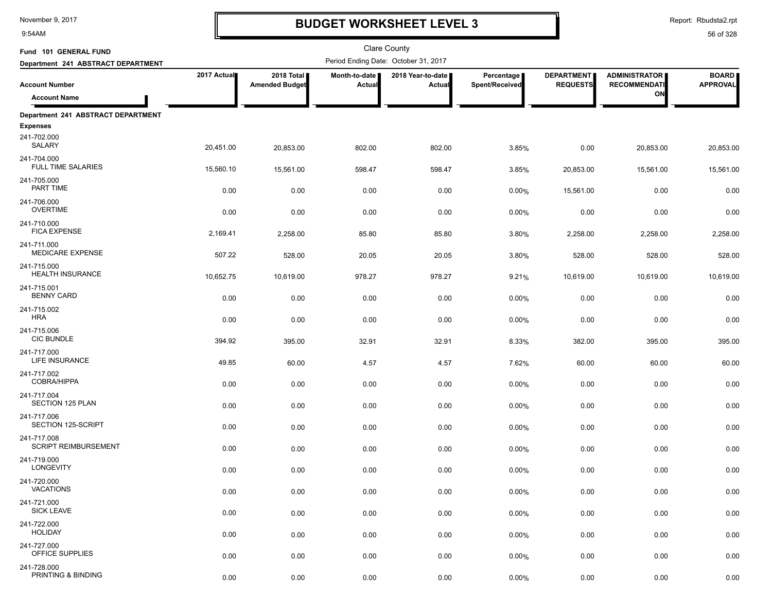# BUDGET WORKSHEET LEVEL 3

November 9, 2017
9:54AM

Report: Rbudsta2.rpt

Clare County

**Fund 101 GENERAL FUND**

**Department 241 ABSTRACT DEPARTMENT**

Period Ending Date: October 31, 2017

| Account Number / Account Name | 2017 Actual | 2018 Total Amended Budget | Month-to-date Actual | 2018 Year-to-date Actual | Percentage Spent/Received | DEPARTMENT REQUESTS | ADMINISTRATOR RECOMMENDATION | BOARD APPROVAL |
|---|---|---|---|---|---|---|---|---|
| **Department 241 ABSTRACT DEPARTMENT** | | | | | | | | |
| **Expenses** | | | | | | | | |
| 241-702.000 SALARY | 20,451.00 | 20,853.00 | 802.00 | 802.00 | 3.85% | 0.00 | 20,853.00 | 20,853.00 |
| 241-704.000 FULL TIME SALARIES | 15,560.10 | 15,561.00 | 598.47 | 598.47 | 3.85% | 20,853.00 | 15,561.00 | 15,561.00 |
| 241-705.000 PART TIME | 0.00 | 0.00 | 0.00 | 0.00 | 0.00% | 15,561.00 | 0.00 | 0.00 |
| 241-706.000 OVERTIME | 0.00 | 0.00 | 0.00 | 0.00 | 0.00% | 0.00 | 0.00 | 0.00 |
| 241-710.000 FICA EXPENSE | 2,169.41 | 2,258.00 | 85.80 | 85.80 | 3.80% | 2,258.00 | 2,258.00 | 2,258.00 |
| 241-711.000 MEDICARE EXPENSE | 507.22 | 528.00 | 20.05 | 20.05 | 3.80% | 528.00 | 528.00 | 528.00 |
| 241-715.000 HEALTH INSURANCE | 10,652.75 | 10,619.00 | 978.27 | 978.27 | 9.21% | 10,619.00 | 10,619.00 | 10,619.00 |
| 241-715.001 BENNY CARD | 0.00 | 0.00 | 0.00 | 0.00 | 0.00% | 0.00 | 0.00 | 0.00 |
| 241-715.002 HRA | 0.00 | 0.00 | 0.00 | 0.00 | 0.00% | 0.00 | 0.00 | 0.00 |
| 241-715.006 CIC BUNDLE | 394.92 | 395.00 | 32.91 | 32.91 | 8.33% | 382.00 | 395.00 | 395.00 |
| 241-717.000 LIFE INSURANCE | 49.85 | 60.00 | 4.57 | 4.57 | 7.62% | 60.00 | 60.00 | 60.00 |
| 241-717.002 COBRA/HIPPA | 0.00 | 0.00 | 0.00 | 0.00 | 0.00% | 0.00 | 0.00 | 0.00 |
| 241-717.004 SECTION 125 PLAN | 0.00 | 0.00 | 0.00 | 0.00 | 0.00% | 0.00 | 0.00 | 0.00 |
| 241-717.006 SECTION 125-SCRIPT | 0.00 | 0.00 | 0.00 | 0.00 | 0.00% | 0.00 | 0.00 | 0.00 |
| 241-717.008 SCRIPT REIMBURSEMENT | 0.00 | 0.00 | 0.00 | 0.00 | 0.00% | 0.00 | 0.00 | 0.00 |
| 241-719.000 LONGEVITY | 0.00 | 0.00 | 0.00 | 0.00 | 0.00% | 0.00 | 0.00 | 0.00 |
| 241-720.000 VACATIONS | 0.00 | 0.00 | 0.00 | 0.00 | 0.00% | 0.00 | 0.00 | 0.00 |
| 241-721.000 SICK LEAVE | 0.00 | 0.00 | 0.00 | 0.00 | 0.00% | 0.00 | 0.00 | 0.00 |
| 241-722.000 HOLIDAY | 0.00 | 0.00 | 0.00 | 0.00 | 0.00% | 0.00 | 0.00 | 0.00 |
| 241-727.000 OFFICE SUPPLIES | 0.00 | 0.00 | 0.00 | 0.00 | 0.00% | 0.00 | 0.00 | 0.00 |
| 241-728.000 PRINTING & BINDING | 0.00 | 0.00 | 0.00 | 0.00 | 0.00% | 0.00 | 0.00 | 0.00 |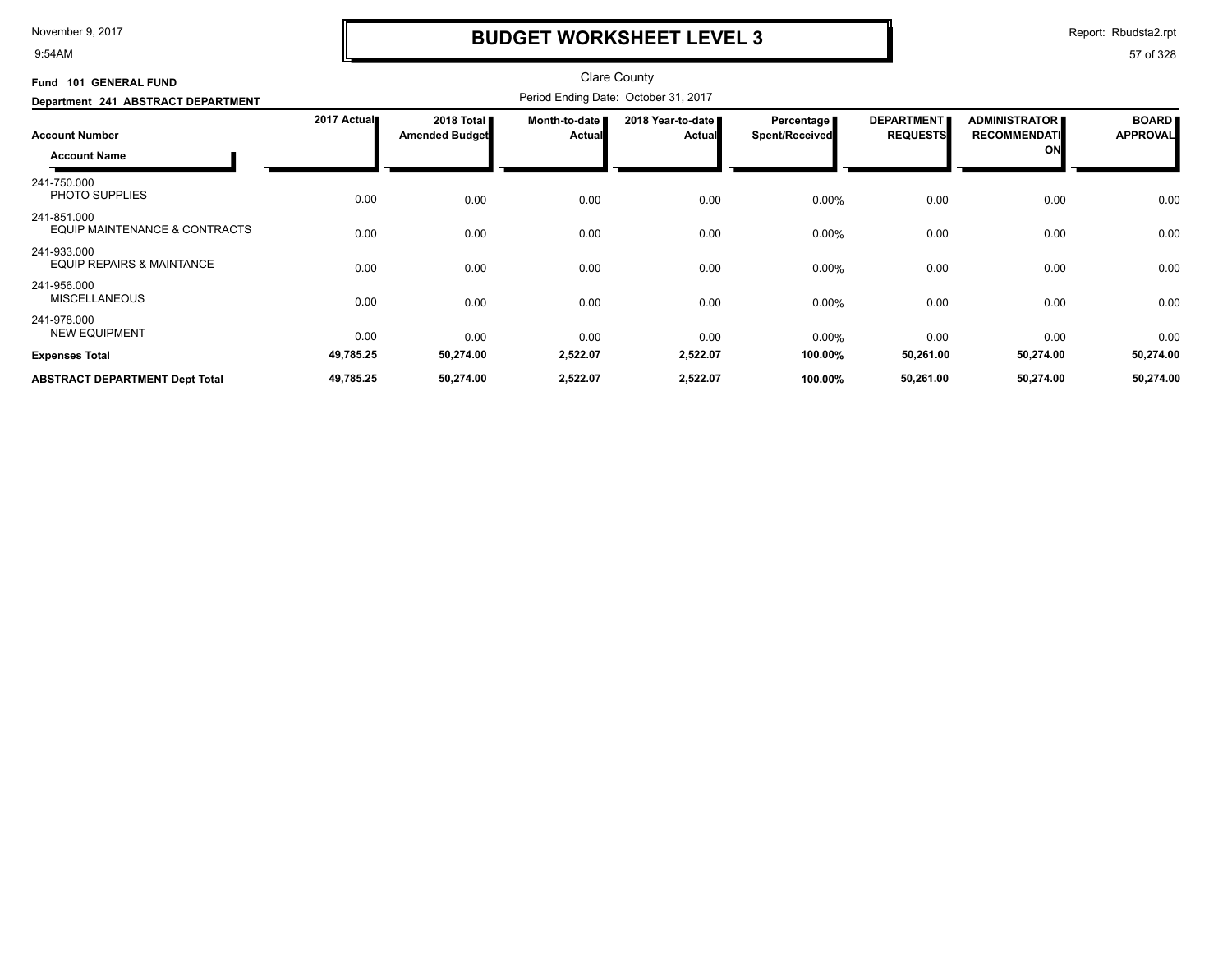# BUDGET WORKSHEET LEVEL 3

November 9, 2017
9:54AM

Report: Rbudsta2.rpt

Clare County

Period Ending Date: October 31, 2017

**Fund 101 GENERAL FUND**

**Department 241 ABSTRACT DEPARTMENT**

| Account Number / Account Name | 2017 Actual | 2018 Total Amended Budget | Month-to-date Actual | 2018 Year-to-date Actual | Percentage Spent/Received | DEPARTMENT REQUESTS | ADMINISTRATOR RECOMMENDATION | BOARD APPROVAL |
|---|---|---|---|---|---|---|---|---|
| 241-750.000 PHOTO SUPPLIES | 0.00 | 0.00 | 0.00 | 0.00 | 0.00% | 0.00 | 0.00 | 0.00 |
| 241-851.000 EQUIP MAINTENANCE & CONTRACTS | 0.00 | 0.00 | 0.00 | 0.00 | 0.00% | 0.00 | 0.00 | 0.00 |
| 241-933.000 EQUIP REPAIRS & MAINTANCE | 0.00 | 0.00 | 0.00 | 0.00 | 0.00% | 0.00 | 0.00 | 0.00 |
| 241-956.000 MISCELLANEOUS | 0.00 | 0.00 | 0.00 | 0.00 | 0.00% | 0.00 | 0.00 | 0.00 |
| 241-978.000 NEW EQUIPMENT | 0.00 | 0.00 | 0.00 | 0.00 | 0.00% | 0.00 | 0.00 | 0.00 |
| **Expenses Total** | **49,785.25** | **50,274.00** | **2,522.07** | **2,522.07** | **100.00%** | **50,261.00** | **50,274.00** | **50,274.00** |
| **ABSTRACT DEPARTMENT Dept Total** | **49,785.25** | **50,274.00** | **2,522.07** | **2,522.07** | **100.00%** | **50,261.00** | **50,274.00** | **50,274.00** |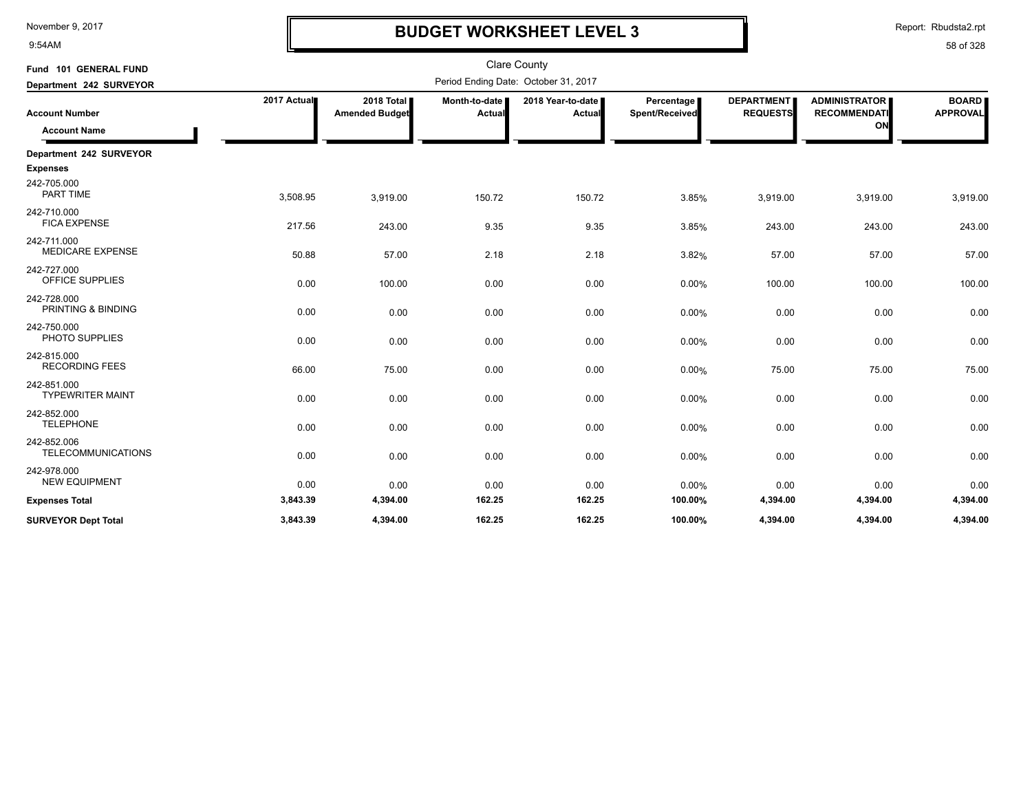# BUDGET WORKSHEET LEVEL 3

Clare County

Period Ending Date: October 31, 2017

**Fund 101 GENERAL FUND**

**Department 242 SURVEYOR**

| Account Number / Account Name | 2017 Actual | 2018 Total Amended Budget | Month-to-date Actual | 2018 Year-to-date Actual | Percentage Spent/Received | DEPARTMENT REQUESTS | ADMINISTRATOR RECOMMENDATION | BOARD APPROVAL |
|---|---|---|---|---|---|---|---|---|
| **Department 242 SURVEYOR** | | | | | | | | |
| **Expenses** | | | | | | | | |
| 242-705.000 PART TIME | 3,508.95 | 3,919.00 | 150.72 | 150.72 | 3.85% | 3,919.00 | 3,919.00 | 3,919.00 |
| 242-710.000 FICA EXPENSE | 217.56 | 243.00 | 9.35 | 9.35 | 3.85% | 243.00 | 243.00 | 243.00 |
| 242-711.000 MEDICARE EXPENSE | 50.88 | 57.00 | 2.18 | 2.18 | 3.82% | 57.00 | 57.00 | 57.00 |
| 242-727.000 OFFICE SUPPLIES | 0.00 | 100.00 | 0.00 | 0.00 | 0.00% | 100.00 | 100.00 | 100.00 |
| 242-728.000 PRINTING & BINDING | 0.00 | 0.00 | 0.00 | 0.00 | 0.00% | 0.00 | 0.00 | 0.00 |
| 242-750.000 PHOTO SUPPLIES | 0.00 | 0.00 | 0.00 | 0.00 | 0.00% | 0.00 | 0.00 | 0.00 |
| 242-815.000 RECORDING FEES | 66.00 | 75.00 | 0.00 | 0.00 | 0.00% | 75.00 | 75.00 | 75.00 |
| 242-851.000 TYPEWRITER MAINT | 0.00 | 0.00 | 0.00 | 0.00 | 0.00% | 0.00 | 0.00 | 0.00 |
| 242-852.000 TELEPHONE | 0.00 | 0.00 | 0.00 | 0.00 | 0.00% | 0.00 | 0.00 | 0.00 |
| 242-852.006 TELECOMMUNICATIONS | 0.00 | 0.00 | 0.00 | 0.00 | 0.00% | 0.00 | 0.00 | 0.00 |
| 242-978.000 NEW EQUIPMENT | 0.00 | 0.00 | 0.00 | 0.00 | 0.00% | 0.00 | 0.00 | 0.00 |
| **Expenses Total** | **3,843.39** | **4,394.00** | **162.25** | **162.25** | **100.00%** | **4,394.00** | **4,394.00** | **4,394.00** |
| **SURVEYOR Dept Total** | **3,843.39** | **4,394.00** | **162.25** | **162.25** | **100.00%** | **4,394.00** | **4,394.00** | **4,394.00** |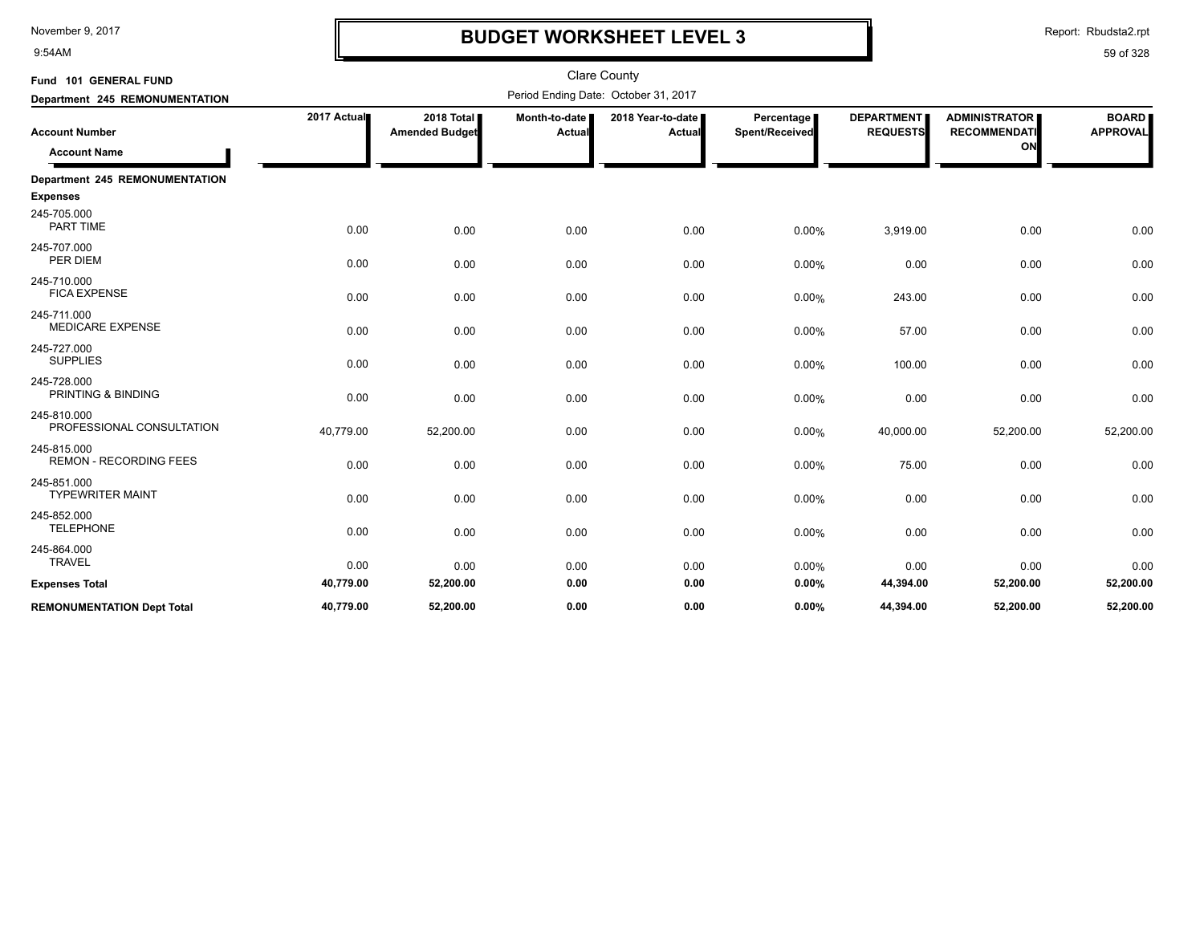# BUDGET WORKSHEET LEVEL 3

Clare County

Period Ending Date: October 31, 2017

**Fund 101 GENERAL FUND**

**Department 245 REMONUMENTATION**

| Account Number / Account Name | 2017 Actual | 2018 Total Amended Budget | Month-to-date Actual | 2018 Year-to-date Actual | Percentage Spent/Received | DEPARTMENT REQUESTS | ADMINISTRATOR RECOMMENDATION | BOARD APPROVAL |
|---|---|---|---|---|---|---|---|---|
| **Department 245 REMONUMENTATION** | | | | | | | | |
| **Expenses** | | | | | | | | |
| 245-705.000 PART TIME | 0.00 | 0.00 | 0.00 | 0.00 | 0.00% | 3,919.00 | 0.00 | 0.00 |
| 245-707.000 PER DIEM | 0.00 | 0.00 | 0.00 | 0.00 | 0.00% | 0.00 | 0.00 | 0.00 |
| 245-710.000 FICA EXPENSE | 0.00 | 0.00 | 0.00 | 0.00 | 0.00% | 243.00 | 0.00 | 0.00 |
| 245-711.000 MEDICARE EXPENSE | 0.00 | 0.00 | 0.00 | 0.00 | 0.00% | 57.00 | 0.00 | 0.00 |
| 245-727.000 SUPPLIES | 0.00 | 0.00 | 0.00 | 0.00 | 0.00% | 100.00 | 0.00 | 0.00 |
| 245-728.000 PRINTING & BINDING | 0.00 | 0.00 | 0.00 | 0.00 | 0.00% | 0.00 | 0.00 | 0.00 |
| 245-810.000 PROFESSIONAL CONSULTATION | 40,779.00 | 52,200.00 | 0.00 | 0.00 | 0.00% | 40,000.00 | 52,200.00 | 52,200.00 |
| 245-815.000 REMON - RECORDING FEES | 0.00 | 0.00 | 0.00 | 0.00 | 0.00% | 75.00 | 0.00 | 0.00 |
| 245-851.000 TYPEWRITER MAINT | 0.00 | 0.00 | 0.00 | 0.00 | 0.00% | 0.00 | 0.00 | 0.00 |
| 245-852.000 TELEPHONE | 0.00 | 0.00 | 0.00 | 0.00 | 0.00% | 0.00 | 0.00 | 0.00 |
| 245-864.000 TRAVEL | 0.00 | 0.00 | 0.00 | 0.00 | 0.00% | 0.00 | 0.00 | 0.00 |
| **Expenses Total** | **40,779.00** | **52,200.00** | **0.00** | **0.00** | **0.00%** | **44,394.00** | **52,200.00** | **52,200.00** |
| **REMONUMENTATION Dept Total** | **40,779.00** | **52,200.00** | **0.00** | **0.00** | **0.00%** | **44,394.00** | **52,200.00** | **52,200.00** |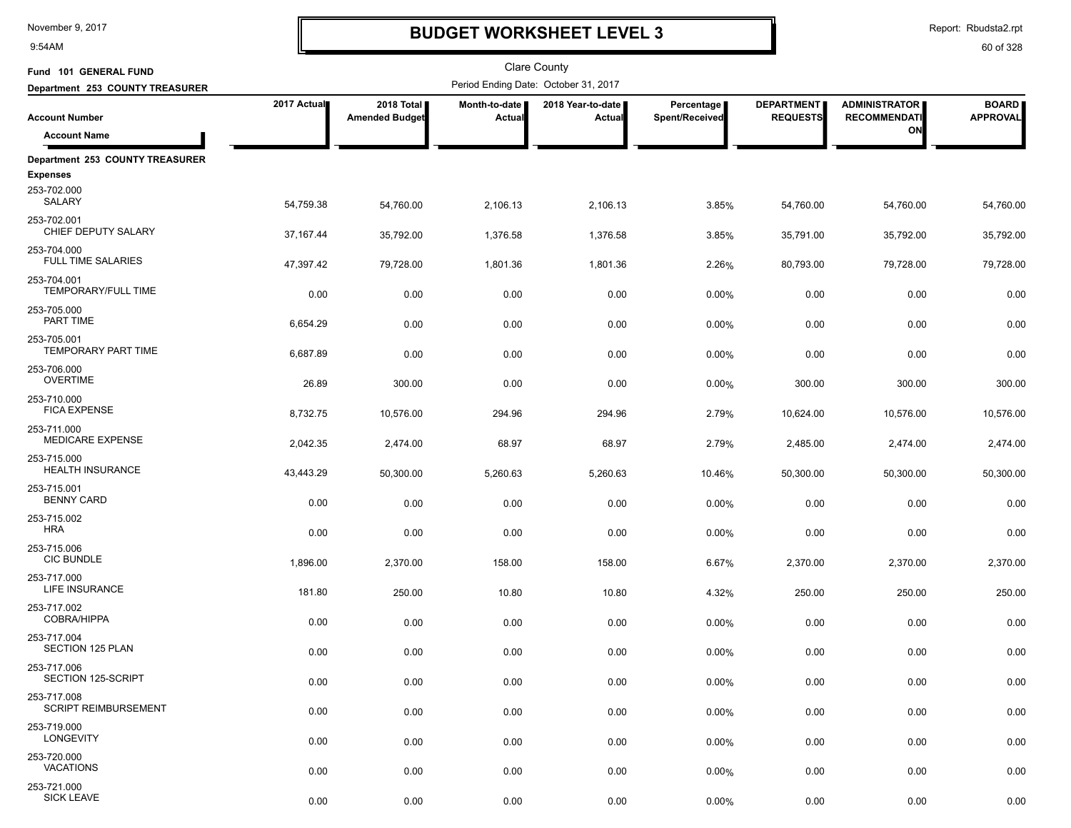# BUDGET WORKSHEET LEVEL 3

November 9, 2017
9:54AM

Report: Rbudsta2.rpt

Clare County

**Fund 101 GENERAL FUND**

**Department 253 COUNTY TREASURER**

Period Ending Date: October 31, 2017

| Account Number / Account Name | 2017 Actual | 2018 Total Amended Budget | Month-to-date Actual | 2018 Year-to-date Actual | Percentage Spent/Received | DEPARTMENT REQUESTS | ADMINISTRATOR RECOMMENDATION | BOARD APPROVAL |
|---|---|---|---|---|---|---|---|---|
| **Department 253 COUNTY TREASURER** | | | | | | | | |
| **Expenses** | | | | | | | | |
| 253-702.000 SALARY | 54,759.38 | 54,760.00 | 2,106.13 | 2,106.13 | 3.85% | 54,760.00 | 54,760.00 | 54,760.00 |
| 253-702.001 CHIEF DEPUTY SALARY | 37,167.44 | 35,792.00 | 1,376.58 | 1,376.58 | 3.85% | 35,791.00 | 35,792.00 | 35,792.00 |
| 253-704.000 FULL TIME SALARIES | 47,397.42 | 79,728.00 | 1,801.36 | 1,801.36 | 2.26% | 80,793.00 | 79,728.00 | 79,728.00 |
| 253-704.001 TEMPORARY/FULL TIME | 0.00 | 0.00 | 0.00 | 0.00 | 0.00% | 0.00 | 0.00 | 0.00 |
| 253-705.000 PART TIME | 6,654.29 | 0.00 | 0.00 | 0.00 | 0.00% | 0.00 | 0.00 | 0.00 |
| 253-705.001 TEMPORARY PART TIME | 6,687.89 | 0.00 | 0.00 | 0.00 | 0.00% | 0.00 | 0.00 | 0.00 |
| 253-706.000 OVERTIME | 26.89 | 300.00 | 0.00 | 0.00 | 0.00% | 300.00 | 300.00 | 300.00 |
| 253-710.000 FICA EXPENSE | 8,732.75 | 10,576.00 | 294.96 | 294.96 | 2.79% | 10,624.00 | 10,576.00 | 10,576.00 |
| 253-711.000 MEDICARE EXPENSE | 2,042.35 | 2,474.00 | 68.97 | 68.97 | 2.79% | 2,485.00 | 2,474.00 | 2,474.00 |
| 253-715.000 HEALTH INSURANCE | 43,443.29 | 50,300.00 | 5,260.63 | 5,260.63 | 10.46% | 50,300.00 | 50,300.00 | 50,300.00 |
| 253-715.001 BENNY CARD | 0.00 | 0.00 | 0.00 | 0.00 | 0.00% | 0.00 | 0.00 | 0.00 |
| 253-715.002 HRA | 0.00 | 0.00 | 0.00 | 0.00 | 0.00% | 0.00 | 0.00 | 0.00 |
| 253-715.006 CIC BUNDLE | 1,896.00 | 2,370.00 | 158.00 | 158.00 | 6.67% | 2,370.00 | 2,370.00 | 2,370.00 |
| 253-717.000 LIFE INSURANCE | 181.80 | 250.00 | 10.80 | 10.80 | 4.32% | 250.00 | 250.00 | 250.00 |
| 253-717.002 COBRA/HIPPA | 0.00 | 0.00 | 0.00 | 0.00 | 0.00% | 0.00 | 0.00 | 0.00 |
| 253-717.004 SECTION 125 PLAN | 0.00 | 0.00 | 0.00 | 0.00 | 0.00% | 0.00 | 0.00 | 0.00 |
| 253-717.006 SECTION 125-SCRIPT | 0.00 | 0.00 | 0.00 | 0.00 | 0.00% | 0.00 | 0.00 | 0.00 |
| 253-717.008 SCRIPT REIMBURSEMENT | 0.00 | 0.00 | 0.00 | 0.00 | 0.00% | 0.00 | 0.00 | 0.00 |
| 253-719.000 LONGEVITY | 0.00 | 0.00 | 0.00 | 0.00 | 0.00% | 0.00 | 0.00 | 0.00 |
| 253-720.000 VACATIONS | 0.00 | 0.00 | 0.00 | 0.00 | 0.00% | 0.00 | 0.00 | 0.00 |
| 253-721.000 SICK LEAVE | 0.00 | 0.00 | 0.00 | 0.00 | 0.00% | 0.00 | 0.00 | 0.00 |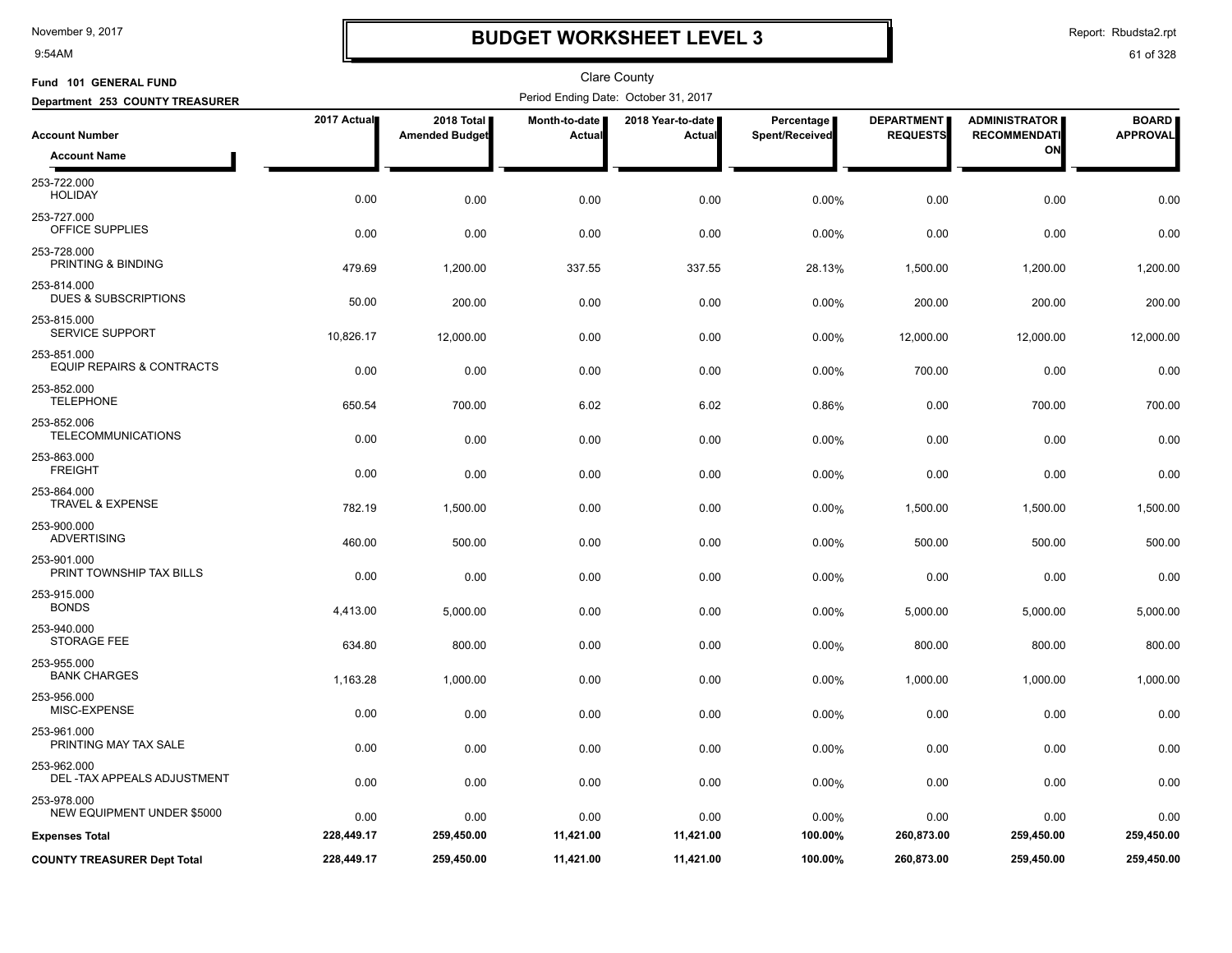# BUDGET WORKSHEET LEVEL 3

November 9, 2017
9:54AM

Report: Rbudsta2.rpt

Clare County

**Fund 101 GENERAL FUND**

**Department 253 COUNTY TREASURER**

Period Ending Date: October 31, 2017

| Account Number / Account Name | 2017 Actual | 2018 Total Amended Budget | Month-to-date Actual | 2018 Year-to-date Actual | Percentage Spent/Received | DEPARTMENT REQUESTS | ADMINISTRATOR RECOMMENDATION | BOARD APPROVAL |
|---|---|---|---|---|---|---|---|---|
| 253-722.000 HOLIDAY | 0.00 | 0.00 | 0.00 | 0.00 | 0.00% | 0.00 | 0.00 | 0.00 |
| 253-727.000 OFFICE SUPPLIES | 0.00 | 0.00 | 0.00 | 0.00 | 0.00% | 0.00 | 0.00 | 0.00 |
| 253-728.000 PRINTING & BINDING | 479.69 | 1,200.00 | 337.55 | 337.55 | 28.13% | 1,500.00 | 1,200.00 | 1,200.00 |
| 253-814.000 DUES & SUBSCRIPTIONS | 50.00 | 200.00 | 0.00 | 0.00 | 0.00% | 200.00 | 200.00 | 200.00 |
| 253-815.000 SERVICE SUPPORT | 10,826.17 | 12,000.00 | 0.00 | 0.00 | 0.00% | 12,000.00 | 12,000.00 | 12,000.00 |
| 253-851.000 EQUIP REPAIRS & CONTRACTS | 0.00 | 0.00 | 0.00 | 0.00 | 0.00% | 700.00 | 0.00 | 0.00 |
| 253-852.000 TELEPHONE | 650.54 | 700.00 | 6.02 | 6.02 | 0.86% | 0.00 | 700.00 | 700.00 |
| 253-852.006 TELECOMMUNICATIONS | 0.00 | 0.00 | 0.00 | 0.00 | 0.00% | 0.00 | 0.00 | 0.00 |
| 253-863.000 FREIGHT | 0.00 | 0.00 | 0.00 | 0.00 | 0.00% | 0.00 | 0.00 | 0.00 |
| 253-864.000 TRAVEL & EXPENSE | 782.19 | 1,500.00 | 0.00 | 0.00 | 0.00% | 1,500.00 | 1,500.00 | 1,500.00 |
| 253-900.000 ADVERTISING | 460.00 | 500.00 | 0.00 | 0.00 | 0.00% | 500.00 | 500.00 | 500.00 |
| 253-901.000 PRINT TOWNSHIP TAX BILLS | 0.00 | 0.00 | 0.00 | 0.00 | 0.00% | 0.00 | 0.00 | 0.00 |
| 253-915.000 BONDS | 4,413.00 | 5,000.00 | 0.00 | 0.00 | 0.00% | 5,000.00 | 5,000.00 | 5,000.00 |
| 253-940.000 STORAGE FEE | 634.80 | 800.00 | 0.00 | 0.00 | 0.00% | 800.00 | 800.00 | 800.00 |
| 253-955.000 BANK CHARGES | 1,163.28 | 1,000.00 | 0.00 | 0.00 | 0.00% | 1,000.00 | 1,000.00 | 1,000.00 |
| 253-956.000 MISC-EXPENSE | 0.00 | 0.00 | 0.00 | 0.00 | 0.00% | 0.00 | 0.00 | 0.00 |
| 253-961.000 PRINTING MAY TAX SALE | 0.00 | 0.00 | 0.00 | 0.00 | 0.00% | 0.00 | 0.00 | 0.00 |
| 253-962.000 DEL -TAX APPEALS ADJUSTMENT | 0.00 | 0.00 | 0.00 | 0.00 | 0.00% | 0.00 | 0.00 | 0.00 |
| 253-978.000 NEW EQUIPMENT UNDER $5000 | 0.00 | 0.00 | 0.00 | 0.00 | 0.00% | 0.00 | 0.00 | 0.00 |
| **Expenses Total** | **228,449.17** | **259,450.00** | **11,421.00** | **11,421.00** | **100.00%** | **260,873.00** | **259,450.00** | **259,450.00** |
| **COUNTY TREASURER Dept Total** | **228,449.17** | **259,450.00** | **11,421.00** | **11,421.00** | **100.00%** | **260,873.00** | **259,450.00** | **259,450.00** |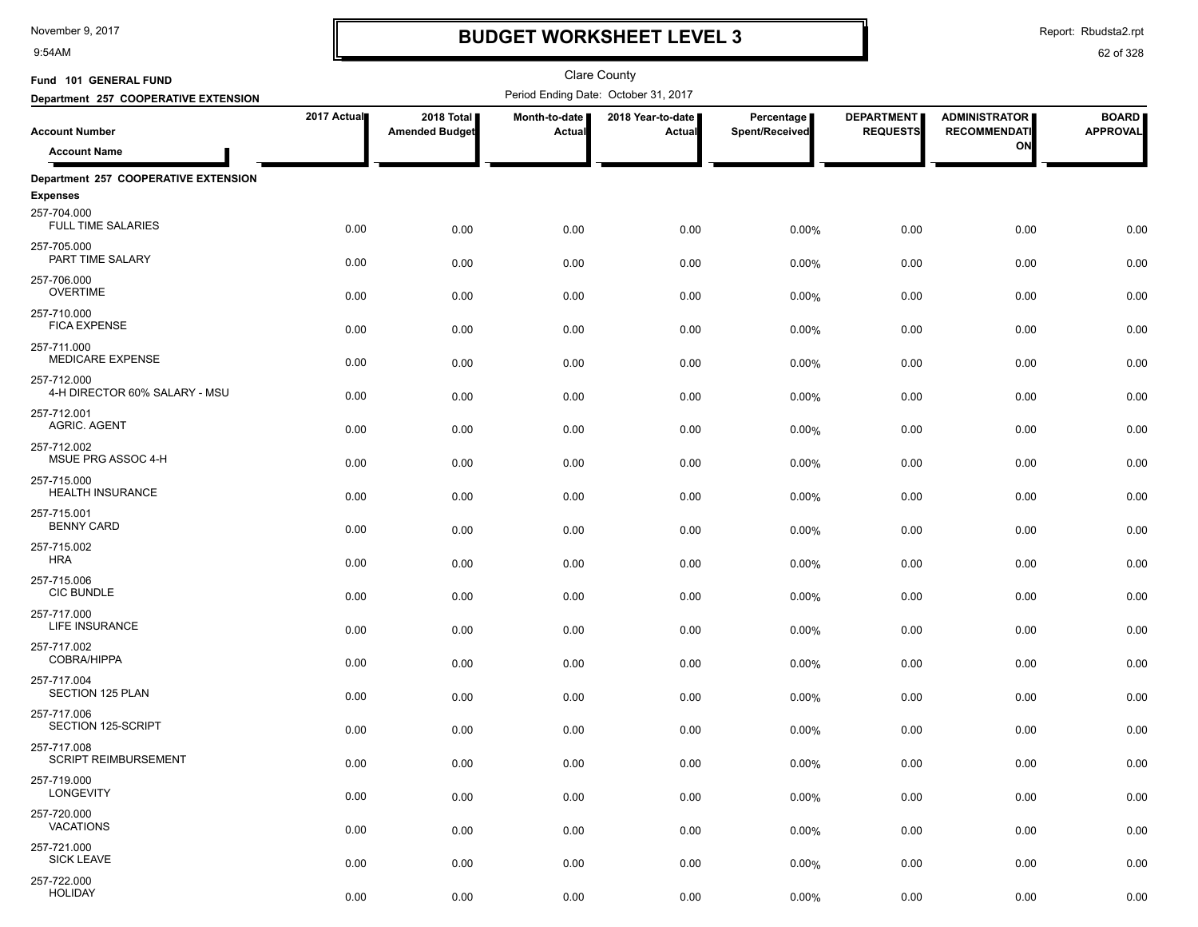# BUDGET WORKSHEET LEVEL 3

November 9, 2017
9:54AM

Report: Rbudsta2.rpt

Clare County

**Fund 101 GENERAL FUND**

**Department 257 COOPERATIVE EXTENSION**

Period Ending Date: October 31, 2017

| Account Number / Account Name | 2017 Actual | 2018 Total Amended Budget | Month-to-date Actual | 2018 Year-to-date Actual | Percentage Spent/Received | DEPARTMENT REQUESTS | ADMINISTRATOR RECOMMENDATION | BOARD APPROVAL |
|---|---|---|---|---|---|---|---|---|
| **Department 257 COOPERATIVE EXTENSION** | | | | | | | | |
| **Expenses** | | | | | | | | |
| 257-704.000 FULL TIME SALARIES | 0.00 | 0.00 | 0.00 | 0.00 | 0.00% | 0.00 | 0.00 | 0.00 |
| 257-705.000 PART TIME SALARY | 0.00 | 0.00 | 0.00 | 0.00 | 0.00% | 0.00 | 0.00 | 0.00 |
| 257-706.000 OVERTIME | 0.00 | 0.00 | 0.00 | 0.00 | 0.00% | 0.00 | 0.00 | 0.00 |
| 257-710.000 FICA EXPENSE | 0.00 | 0.00 | 0.00 | 0.00 | 0.00% | 0.00 | 0.00 | 0.00 |
| 257-711.000 MEDICARE EXPENSE | 0.00 | 0.00 | 0.00 | 0.00 | 0.00% | 0.00 | 0.00 | 0.00 |
| 257-712.000 4-H DIRECTOR 60% SALARY - MSU | 0.00 | 0.00 | 0.00 | 0.00 | 0.00% | 0.00 | 0.00 | 0.00 |
| 257-712.001 AGRIC. AGENT | 0.00 | 0.00 | 0.00 | 0.00 | 0.00% | 0.00 | 0.00 | 0.00 |
| 257-712.002 MSUE PRG ASSOC 4-H | 0.00 | 0.00 | 0.00 | 0.00 | 0.00% | 0.00 | 0.00 | 0.00 |
| 257-715.000 HEALTH INSURANCE | 0.00 | 0.00 | 0.00 | 0.00 | 0.00% | 0.00 | 0.00 | 0.00 |
| 257-715.001 BENNY CARD | 0.00 | 0.00 | 0.00 | 0.00 | 0.00% | 0.00 | 0.00 | 0.00 |
| 257-715.002 HRA | 0.00 | 0.00 | 0.00 | 0.00 | 0.00% | 0.00 | 0.00 | 0.00 |
| 257-715.006 CIC BUNDLE | 0.00 | 0.00 | 0.00 | 0.00 | 0.00% | 0.00 | 0.00 | 0.00 |
| 257-717.000 LIFE INSURANCE | 0.00 | 0.00 | 0.00 | 0.00 | 0.00% | 0.00 | 0.00 | 0.00 |
| 257-717.002 COBRA/HIPPA | 0.00 | 0.00 | 0.00 | 0.00 | 0.00% | 0.00 | 0.00 | 0.00 |
| 257-717.004 SECTION 125 PLAN | 0.00 | 0.00 | 0.00 | 0.00 | 0.00% | 0.00 | 0.00 | 0.00 |
| 257-717.006 SECTION 125-SCRIPT | 0.00 | 0.00 | 0.00 | 0.00 | 0.00% | 0.00 | 0.00 | 0.00 |
| 257-717.008 SCRIPT REIMBURSEMENT | 0.00 | 0.00 | 0.00 | 0.00 | 0.00% | 0.00 | 0.00 | 0.00 |
| 257-719.000 LONGEVITY | 0.00 | 0.00 | 0.00 | 0.00 | 0.00% | 0.00 | 0.00 | 0.00 |
| 257-720.000 VACATIONS | 0.00 | 0.00 | 0.00 | 0.00 | 0.00% | 0.00 | 0.00 | 0.00 |
| 257-721.000 SICK LEAVE | 0.00 | 0.00 | 0.00 | 0.00 | 0.00% | 0.00 | 0.00 | 0.00 |
| 257-722.000 HOLIDAY | 0.00 | 0.00 | 0.00 | 0.00 | 0.00% | 0.00 | 0.00 | 0.00 |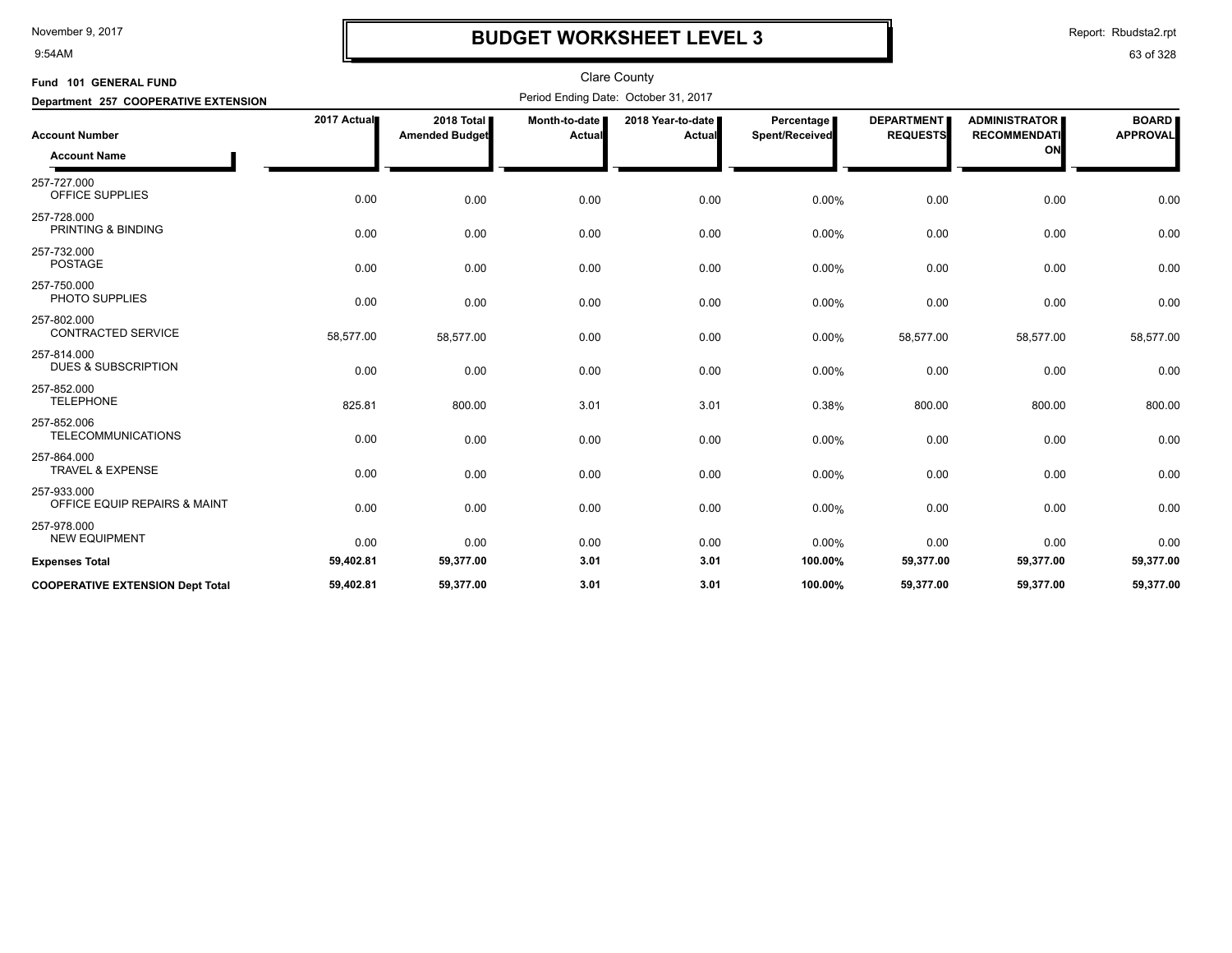# BUDGET WORKSHEET LEVEL 3

Clare County

**Fund 101 GENERAL FUND**

**Department 257 COOPERATIVE EXTENSION**

Period Ending Date: October 31, 2017

| Account Number / Account Name | 2017 Actual | 2018 Total Amended Budget | Month-to-date Actual | 2018 Year-to-date Actual | Percentage Spent/Received | DEPARTMENT REQUESTS | ADMINISTRATOR RECOMMENDATION | BOARD APPROVAL |
|---|---|---|---|---|---|---|---|---|
| 257-727.000 OFFICE SUPPLIES | 0.00 | 0.00 | 0.00 | 0.00 | 0.00% | 0.00 | 0.00 | 0.00 |
| 257-728.000 PRINTING & BINDING | 0.00 | 0.00 | 0.00 | 0.00 | 0.00% | 0.00 | 0.00 | 0.00 |
| 257-732.000 POSTAGE | 0.00 | 0.00 | 0.00 | 0.00 | 0.00% | 0.00 | 0.00 | 0.00 |
| 257-750.000 PHOTO SUPPLIES | 0.00 | 0.00 | 0.00 | 0.00 | 0.00% | 0.00 | 0.00 | 0.00 |
| 257-802.000 CONTRACTED SERVICE | 58,577.00 | 58,577.00 | 0.00 | 0.00 | 0.00% | 58,577.00 | 58,577.00 | 58,577.00 |
| 257-814.000 DUES & SUBSCRIPTION | 0.00 | 0.00 | 0.00 | 0.00 | 0.00% | 0.00 | 0.00 | 0.00 |
| 257-852.000 TELEPHONE | 825.81 | 800.00 | 3.01 | 3.01 | 0.38% | 800.00 | 800.00 | 800.00 |
| 257-852.006 TELECOMMUNICATIONS | 0.00 | 0.00 | 0.00 | 0.00 | 0.00% | 0.00 | 0.00 | 0.00 |
| 257-864.000 TRAVEL & EXPENSE | 0.00 | 0.00 | 0.00 | 0.00 | 0.00% | 0.00 | 0.00 | 0.00 |
| 257-933.000 OFFICE EQUIP REPAIRS & MAINT | 0.00 | 0.00 | 0.00 | 0.00 | 0.00% | 0.00 | 0.00 | 0.00 |
| 257-978.000 NEW EQUIPMENT | 0.00 | 0.00 | 0.00 | 0.00 | 0.00% | 0.00 | 0.00 | 0.00 |
| **Expenses Total** | **59,402.81** | **59,377.00** | **3.01** | **3.01** | **100.00%** | **59,377.00** | **59,377.00** | **59,377.00** |
| **COOPERATIVE EXTENSION Dept Total** | **59,402.81** | **59,377.00** | **3.01** | **3.01** | **100.00%** | **59,377.00** | **59,377.00** | **59,377.00** |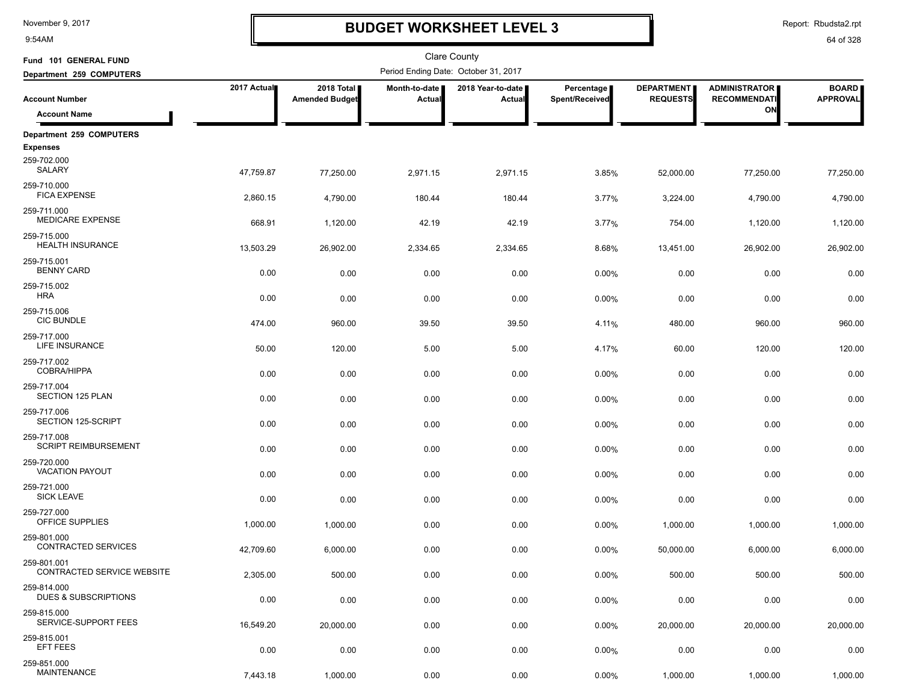# BUDGET WORKSHEET LEVEL 3

November 9, 2017
9:54AM

Report: Rbudsta2.rpt

Clare County

**Fund 101 GENERAL FUND**
**Department 259 COMPUTERS**

Period Ending Date: October 31, 2017

| Account Number / Account Name | 2017 Actual | 2018 Total Amended Budget | Month-to-date Actual | 2018 Year-to-date Actual | Percentage Spent/Received | DEPARTMENT REQUESTS | ADMINISTRATOR RECOMMENDATION | BOARD APPROVAL |
|---|---|---|---|---|---|---|---|---|
| **Department 259 COMPUTERS** | | | | | | | | |
| **Expenses** | | | | | | | | |
| 259-702.000 SALARY | 47,759.87 | 77,250.00 | 2,971.15 | 2,971.15 | 3.85% | 52,000.00 | 77,250.00 | 77,250.00 |
| 259-710.000 FICA EXPENSE | 2,860.15 | 4,790.00 | 180.44 | 180.44 | 3.77% | 3,224.00 | 4,790.00 | 4,790.00 |
| 259-711.000 MEDICARE EXPENSE | 668.91 | 1,120.00 | 42.19 | 42.19 | 3.77% | 754.00 | 1,120.00 | 1,120.00 |
| 259-715.000 HEALTH INSURANCE | 13,503.29 | 26,902.00 | 2,334.65 | 2,334.65 | 8.68% | 13,451.00 | 26,902.00 | 26,902.00 |
| 259-715.001 BENNY CARD | 0.00 | 0.00 | 0.00 | 0.00 | 0.00% | 0.00 | 0.00 | 0.00 |
| 259-715.002 HRA | 0.00 | 0.00 | 0.00 | 0.00 | 0.00% | 0.00 | 0.00 | 0.00 |
| 259-715.006 CIC BUNDLE | 474.00 | 960.00 | 39.50 | 39.50 | 4.11% | 480.00 | 960.00 | 960.00 |
| 259-717.000 LIFE INSURANCE | 50.00 | 120.00 | 5.00 | 5.00 | 4.17% | 60.00 | 120.00 | 120.00 |
| 259-717.002 COBRA/HIPPA | 0.00 | 0.00 | 0.00 | 0.00 | 0.00% | 0.00 | 0.00 | 0.00 |
| 259-717.004 SECTION 125 PLAN | 0.00 | 0.00 | 0.00 | 0.00 | 0.00% | 0.00 | 0.00 | 0.00 |
| 259-717.006 SECTION 125-SCRIPT | 0.00 | 0.00 | 0.00 | 0.00 | 0.00% | 0.00 | 0.00 | 0.00 |
| 259-717.008 SCRIPT REIMBURSEMENT | 0.00 | 0.00 | 0.00 | 0.00 | 0.00% | 0.00 | 0.00 | 0.00 |
| 259-720.000 VACATION PAYOUT | 0.00 | 0.00 | 0.00 | 0.00 | 0.00% | 0.00 | 0.00 | 0.00 |
| 259-721.000 SICK LEAVE | 0.00 | 0.00 | 0.00 | 0.00 | 0.00% | 0.00 | 0.00 | 0.00 |
| 259-727.000 OFFICE SUPPLIES | 1,000.00 | 1,000.00 | 0.00 | 0.00 | 0.00% | 1,000.00 | 1,000.00 | 1,000.00 |
| 259-801.000 CONTRACTED SERVICES | 42,709.60 | 6,000.00 | 0.00 | 0.00 | 0.00% | 50,000.00 | 6,000.00 | 6,000.00 |
| 259-801.001 CONTRACTED SERVICE WEBSITE | 2,305.00 | 500.00 | 0.00 | 0.00 | 0.00% | 500.00 | 500.00 | 500.00 |
| 259-814.000 DUES & SUBSCRIPTIONS | 0.00 | 0.00 | 0.00 | 0.00 | 0.00% | 0.00 | 0.00 | 0.00 |
| 259-815.000 SERVICE-SUPPORT FEES | 16,549.20 | 20,000.00 | 0.00 | 0.00 | 0.00% | 20,000.00 | 20,000.00 | 20,000.00 |
| 259-815.001 EFT FEES | 0.00 | 0.00 | 0.00 | 0.00 | 0.00% | 0.00 | 0.00 | 0.00 |
| 259-851.000 MAINTENANCE | 7,443.18 | 1,000.00 | 0.00 | 0.00 | 0.00% | 1,000.00 | 1,000.00 | 1,000.00 |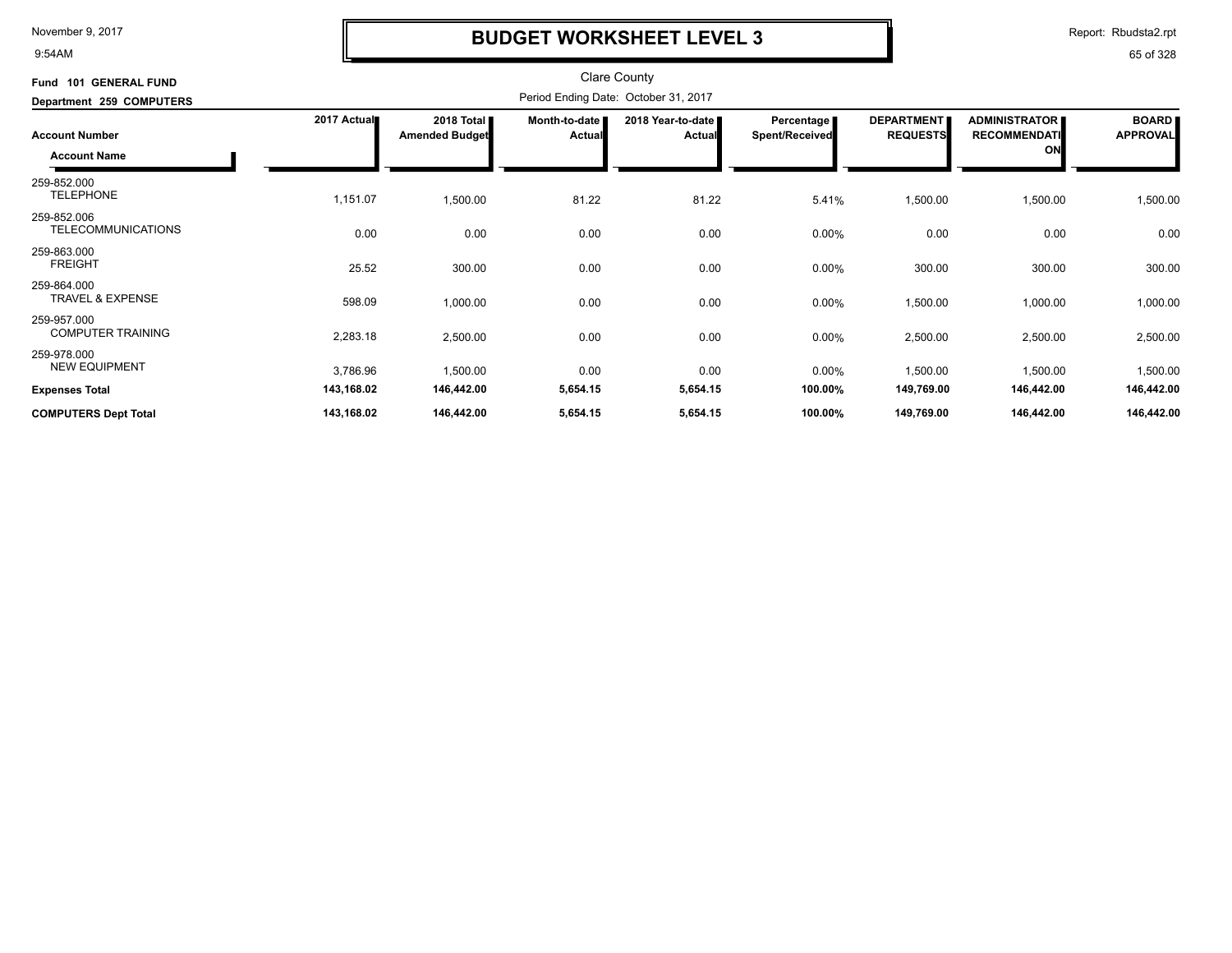# BUDGET WORKSHEET LEVEL 3

November 9, 2017
9:54AM

Report: Rbudsta2.rpt

Clare County

**Fund 101 GENERAL FUND**

**Department 259 COMPUTERS**

Period Ending Date: October 31, 2017

| Account Number / Account Name | 2017 Actual | 2018 Total Amended Budget | Month-to-date Actual | 2018 Year-to-date Actual | Percentage Spent/Received | DEPARTMENT REQUESTS | ADMINISTRATOR RECOMMENDATION | BOARD APPROVAL |
|---|---|---|---|---|---|---|---|---|
| 259-852.000 TELEPHONE | 1,151.07 | 1,500.00 | 81.22 | 81.22 | 5.41% | 1,500.00 | 1,500.00 | 1,500.00 |
| 259-852.006 TELECOMMUNICATIONS | 0.00 | 0.00 | 0.00 | 0.00 | 0.00% | 0.00 | 0.00 | 0.00 |
| 259-863.000 FREIGHT | 25.52 | 300.00 | 0.00 | 0.00 | 0.00% | 300.00 | 300.00 | 300.00 |
| 259-864.000 TRAVEL & EXPENSE | 598.09 | 1,000.00 | 0.00 | 0.00 | 0.00% | 1,500.00 | 1,000.00 | 1,000.00 |
| 259-957.000 COMPUTER TRAINING | 2,283.18 | 2,500.00 | 0.00 | 0.00 | 0.00% | 2,500.00 | 2,500.00 | 2,500.00 |
| 259-978.000 NEW EQUIPMENT | 3,786.96 | 1,500.00 | 0.00 | 0.00 | 0.00% | 1,500.00 | 1,500.00 | 1,500.00 |
| **Expenses Total** | **143,168.02** | **146,442.00** | **5,654.15** | **5,654.15** | **100.00%** | **149,769.00** | **146,442.00** | **146,442.00** |
| **COMPUTERS Dept Total** | **143,168.02** | **146,442.00** | **5,654.15** | **5,654.15** | **100.00%** | **149,769.00** | **146,442.00** | **146,442.00** |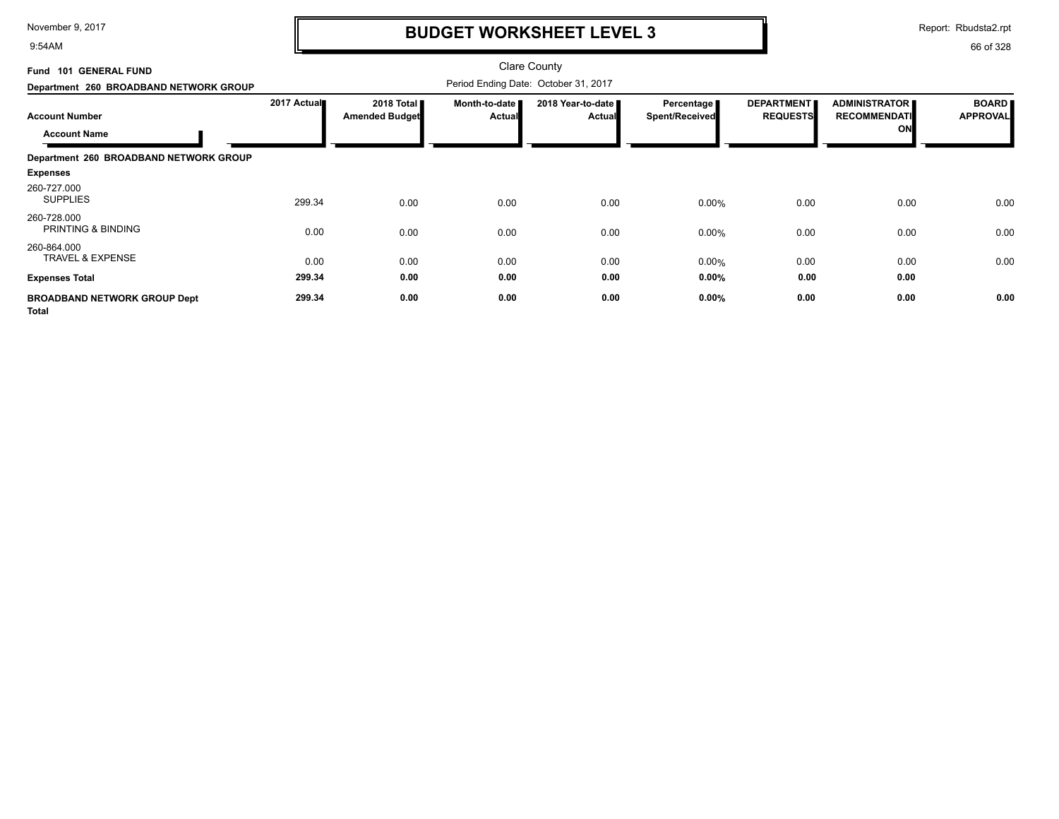# BUDGET WORKSHEET LEVEL 3

Clare County

Fund 101 GENERAL FUND

Department 260 BROADBAND NETWORK GROUP

Period Ending Date: October 31, 2017

| Account Number / Account Name | 2017 Actual | 2018 Total Amended Budget | Month-to-date Actual | 2018 Year-to-date Actual | Percentage Spent/Received | DEPARTMENT REQUESTS | ADMINISTRATOR RECOMMENDATION | BOARD APPROVAL |
|---|---|---|---|---|---|---|---|---|
| **Department 260 BROADBAND NETWORK GROUP** | | | | | | | | |
| **Expenses** | | | | | | | | |
| 260-727.000 SUPPLIES | 299.34 | 0.00 | 0.00 | 0.00 | 0.00% | 0.00 | 0.00 | 0.00 |
| 260-728.000 PRINTING & BINDING | 0.00 | 0.00 | 0.00 | 0.00 | 0.00% | 0.00 | 0.00 | 0.00 |
| 260-864.000 TRAVEL & EXPENSE | 0.00 | 0.00 | 0.00 | 0.00 | 0.00% | 0.00 | 0.00 | 0.00 |
| **Expenses Total** | **299.34** | **0.00** | **0.00** | **0.00** | **0.00%** | **0.00** | **0.00** | |
| **BROADBAND NETWORK GROUP Dept Total** | **299.34** | **0.00** | **0.00** | **0.00** | **0.00%** | **0.00** | **0.00** | **0.00** |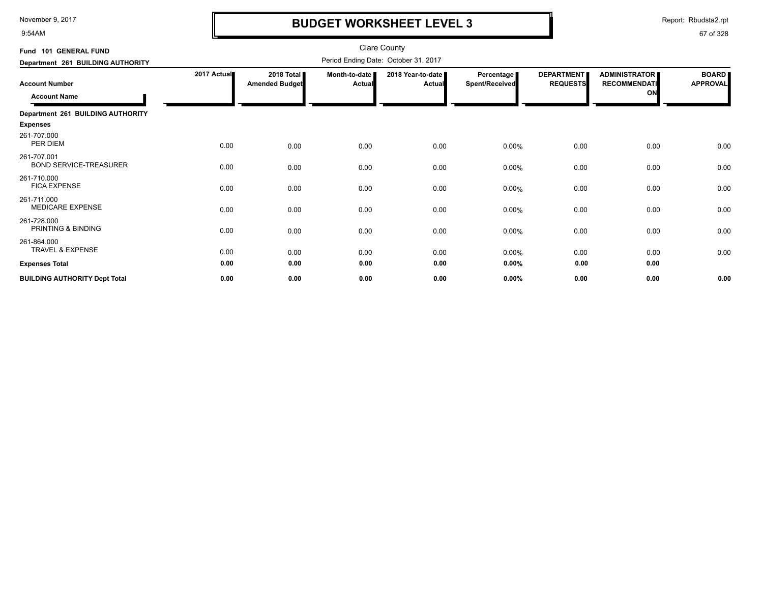# BUDGET WORKSHEET LEVEL 3

Clare County

Fund 101 GENERAL FUND

Department 261 BUILDING AUTHORITY

Period Ending Date: October 31, 2017

| Account Number / Account Name | 2017 Actual | 2018 Total Amended Budget | Month-to-date Actual | 2018 Year-to-date Actual | Percentage Spent/Received | DEPARTMENT REQUESTS | ADMINISTRATOR RECOMMENDATION | BOARD APPROVAL |
|---|---|---|---|---|---|---|---|---|
| **Department 261 BUILDING AUTHORITY** | | | | | | | | |
| **Expenses** | | | | | | | | |
| 261-707.000 PER DIEM | 0.00 | 0.00 | 0.00 | 0.00 | 0.00% | 0.00 | 0.00 | 0.00 |
| 261-707.001 BOND SERVICE-TREASURER | 0.00 | 0.00 | 0.00 | 0.00 | 0.00% | 0.00 | 0.00 | 0.00 |
| 261-710.000 FICA EXPENSE | 0.00 | 0.00 | 0.00 | 0.00 | 0.00% | 0.00 | 0.00 | 0.00 |
| 261-711.000 MEDICARE EXPENSE | 0.00 | 0.00 | 0.00 | 0.00 | 0.00% | 0.00 | 0.00 | 0.00 |
| 261-728.000 PRINTING & BINDING | 0.00 | 0.00 | 0.00 | 0.00 | 0.00% | 0.00 | 0.00 | 0.00 |
| 261-864.000 TRAVEL & EXPENSE | 0.00 | 0.00 | 0.00 | 0.00 | 0.00% | 0.00 | 0.00 | 0.00 |
| **Expenses Total** | **0.00** | **0.00** | **0.00** | **0.00** | **0.00%** | **0.00** | **0.00** | |
| **BUILDING AUTHORITY Dept Total** | **0.00** | **0.00** | **0.00** | **0.00** | **0.00%** | **0.00** | **0.00** | **0.00** |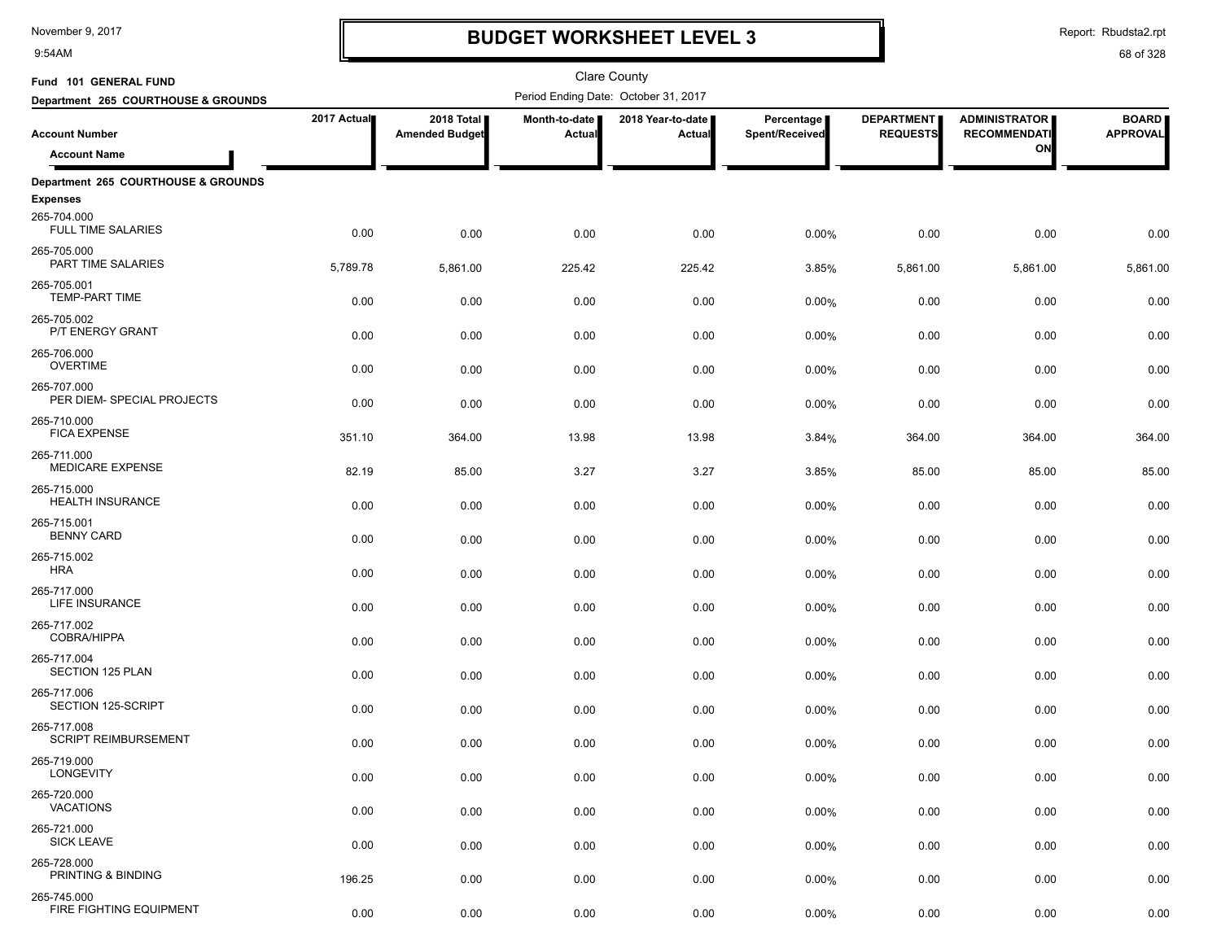# BUDGET WORKSHEET LEVEL 3

November 9, 2017
9:54AM

Report: Rbudsta2.rpt

Clare County

Fund 101 GENERAL FUND
Department 265 COURTHOUSE & GROUNDS

Period Ending Date: October 31, 2017

| Account Number / Account Name | 2017 Actual | 2018 Total Amended Budget | Month-to-date Actual | 2018 Year-to-date Actual | Percentage Spent/Received | DEPARTMENT REQUESTS | ADMINISTRATOR RECOMMENDATION | BOARD APPROVAL |
|---|---|---|---|---|---|---|---|---|
| **Department 265 COURTHOUSE & GROUNDS** | | | | | | | | |
| **Expenses** | | | | | | | | |
| 265-704.000 FULL TIME SALARIES | 0.00 | 0.00 | 0.00 | 0.00 | 0.00% | 0.00 | 0.00 | 0.00 |
| 265-705.000 PART TIME SALARIES | 5,789.78 | 5,861.00 | 225.42 | 225.42 | 3.85% | 5,861.00 | 5,861.00 | 5,861.00 |
| 265-705.001 TEMP-PART TIME | 0.00 | 0.00 | 0.00 | 0.00 | 0.00% | 0.00 | 0.00 | 0.00 |
| 265-705.002 P/T ENERGY GRANT | 0.00 | 0.00 | 0.00 | 0.00 | 0.00% | 0.00 | 0.00 | 0.00 |
| 265-706.000 OVERTIME | 0.00 | 0.00 | 0.00 | 0.00 | 0.00% | 0.00 | 0.00 | 0.00 |
| 265-707.000 PER DIEM- SPECIAL PROJECTS | 0.00 | 0.00 | 0.00 | 0.00 | 0.00% | 0.00 | 0.00 | 0.00 |
| 265-710.000 FICA EXPENSE | 351.10 | 364.00 | 13.98 | 13.98 | 3.84% | 364.00 | 364.00 | 364.00 |
| 265-711.000 MEDICARE EXPENSE | 82.19 | 85.00 | 3.27 | 3.27 | 3.85% | 85.00 | 85.00 | 85.00 |
| 265-715.000 HEALTH INSURANCE | 0.00 | 0.00 | 0.00 | 0.00 | 0.00% | 0.00 | 0.00 | 0.00 |
| 265-715.001 BENNY CARD | 0.00 | 0.00 | 0.00 | 0.00 | 0.00% | 0.00 | 0.00 | 0.00 |
| 265-715.002 HRA | 0.00 | 0.00 | 0.00 | 0.00 | 0.00% | 0.00 | 0.00 | 0.00 |
| 265-717.000 LIFE INSURANCE | 0.00 | 0.00 | 0.00 | 0.00 | 0.00% | 0.00 | 0.00 | 0.00 |
| 265-717.002 COBRA/HIPPA | 0.00 | 0.00 | 0.00 | 0.00 | 0.00% | 0.00 | 0.00 | 0.00 |
| 265-717.004 SECTION 125 PLAN | 0.00 | 0.00 | 0.00 | 0.00 | 0.00% | 0.00 | 0.00 | 0.00 |
| 265-717.006 SECTION 125-SCRIPT | 0.00 | 0.00 | 0.00 | 0.00 | 0.00% | 0.00 | 0.00 | 0.00 |
| 265-717.008 SCRIPT REIMBURSEMENT | 0.00 | 0.00 | 0.00 | 0.00 | 0.00% | 0.00 | 0.00 | 0.00 |
| 265-719.000 LONGEVITY | 0.00 | 0.00 | 0.00 | 0.00 | 0.00% | 0.00 | 0.00 | 0.00 |
| 265-720.000 VACATIONS | 0.00 | 0.00 | 0.00 | 0.00 | 0.00% | 0.00 | 0.00 | 0.00 |
| 265-721.000 SICK LEAVE | 0.00 | 0.00 | 0.00 | 0.00 | 0.00% | 0.00 | 0.00 | 0.00 |
| 265-728.000 PRINTING & BINDING | 196.25 | 0.00 | 0.00 | 0.00 | 0.00% | 0.00 | 0.00 | 0.00 |
| 265-745.000 FIRE FIGHTING EQUIPMENT | 0.00 | 0.00 | 0.00 | 0.00 | 0.00% | 0.00 | 0.00 | 0.00 |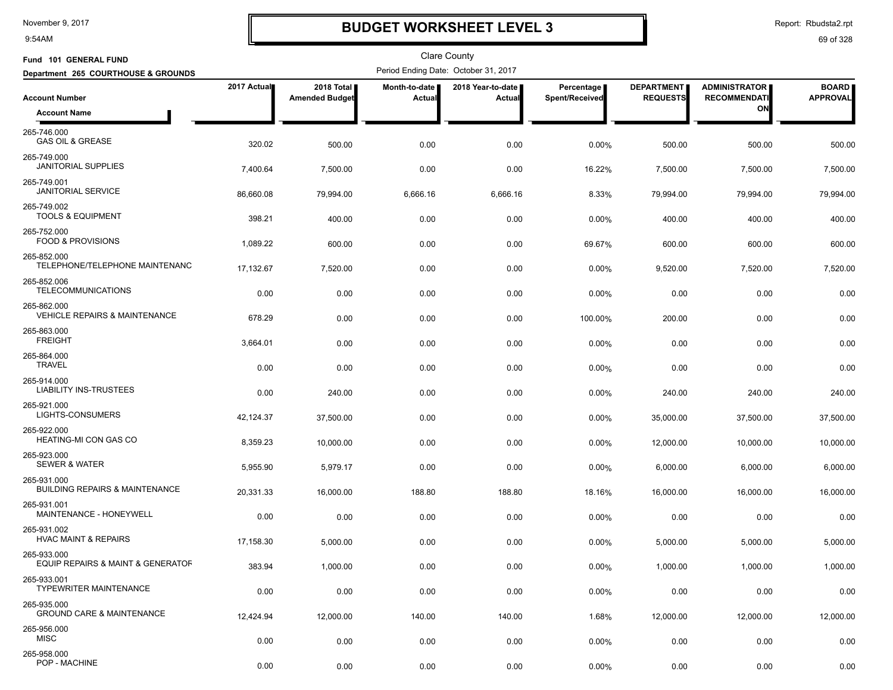# BUDGET WORKSHEET LEVEL 3

Clare County

**Fund 101 GENERAL FUND**

**Department 265 COURTHOUSE & GROUNDS**

Period Ending Date: October 31, 2017

| Account Number / Account Name | 2017 Actual | 2018 Total Amended Budget | Month-to-date Actual | 2018 Year-to-date Actual | Percentage Spent/Received | DEPARTMENT REQUESTS | ADMINISTRATOR RECOMMENDATION | BOARD APPROVAL |
|---|---|---|---|---|---|---|---|---|
| 265-746.000 GAS OIL & GREASE | 320.02 | 500.00 | 0.00 | 0.00 | 0.00% | 500.00 | 500.00 | 500.00 |
| 265-749.000 JANITORIAL SUPPLIES | 7,400.64 | 7,500.00 | 0.00 | 0.00 | 16.22% | 7,500.00 | 7,500.00 | 7,500.00 |
| 265-749.001 JANITORIAL SERVICE | 86,660.08 | 79,994.00 | 6,666.16 | 6,666.16 | 8.33% | 79,994.00 | 79,994.00 | 79,994.00 |
| 265-749.002 TOOLS & EQUIPMENT | 398.21 | 400.00 | 0.00 | 0.00 | 0.00% | 400.00 | 400.00 | 400.00 |
| 265-752.000 FOOD & PROVISIONS | 1,089.22 | 600.00 | 0.00 | 0.00 | 69.67% | 600.00 | 600.00 | 600.00 |
| 265-852.000 TELEPHONE/TELEPHONE MAINTENANC | 17,132.67 | 7,520.00 | 0.00 | 0.00 | 0.00% | 9,520.00 | 7,520.00 | 7,520.00 |
| 265-852.006 TELECOMMUNICATIONS | 0.00 | 0.00 | 0.00 | 0.00 | 0.00% | 0.00 | 0.00 | 0.00 |
| 265-862.000 VEHICLE REPAIRS & MAINTENANCE | 678.29 | 0.00 | 0.00 | 0.00 | 100.00% | 200.00 | 0.00 | 0.00 |
| 265-863.000 FREIGHT | 3,664.01 | 0.00 | 0.00 | 0.00 | 0.00% | 0.00 | 0.00 | 0.00 |
| 265-864.000 TRAVEL | 0.00 | 0.00 | 0.00 | 0.00 | 0.00% | 0.00 | 0.00 | 0.00 |
| 265-914.000 LIABILITY INS-TRUSTEES | 0.00 | 240.00 | 0.00 | 0.00 | 0.00% | 240.00 | 240.00 | 240.00 |
| 265-921.000 LIGHTS-CONSUMERS | 42,124.37 | 37,500.00 | 0.00 | 0.00 | 0.00% | 35,000.00 | 37,500.00 | 37,500.00 |
| 265-922.000 HEATING-MI CON GAS CO | 8,359.23 | 10,000.00 | 0.00 | 0.00 | 0.00% | 12,000.00 | 10,000.00 | 10,000.00 |
| 265-923.000 SEWER & WATER | 5,955.90 | 5,979.17 | 0.00 | 0.00 | 0.00% | 6,000.00 | 6,000.00 | 6,000.00 |
| 265-931.000 BUILDING REPAIRS & MAINTENANCE | 20,331.33 | 16,000.00 | 188.80 | 188.80 | 18.16% | 16,000.00 | 16,000.00 | 16,000.00 |
| 265-931.001 MAINTENANCE - HONEYWELL | 0.00 | 0.00 | 0.00 | 0.00 | 0.00% | 0.00 | 0.00 | 0.00 |
| 265-931.002 HVAC MAINT & REPAIRS | 17,158.30 | 5,000.00 | 0.00 | 0.00 | 0.00% | 5,000.00 | 5,000.00 | 5,000.00 |
| 265-933.000 EQUIP REPAIRS & MAINT & GENERATOF | 383.94 | 1,000.00 | 0.00 | 0.00 | 0.00% | 1,000.00 | 1,000.00 | 1,000.00 |
| 265-933.001 TYPEWRITER MAINTENANCE | 0.00 | 0.00 | 0.00 | 0.00 | 0.00% | 0.00 | 0.00 | 0.00 |
| 265-935.000 GROUND CARE & MAINTENANCE | 12,424.94 | 12,000.00 | 140.00 | 140.00 | 1.68% | 12,000.00 | 12,000.00 | 12,000.00 |
| 265-956.000 MISC | 0.00 | 0.00 | 0.00 | 0.00 | 0.00% | 0.00 | 0.00 | 0.00 |
| 265-958.000 POP - MACHINE | 0.00 | 0.00 | 0.00 | 0.00 | 0.00% | 0.00 | 0.00 | 0.00 |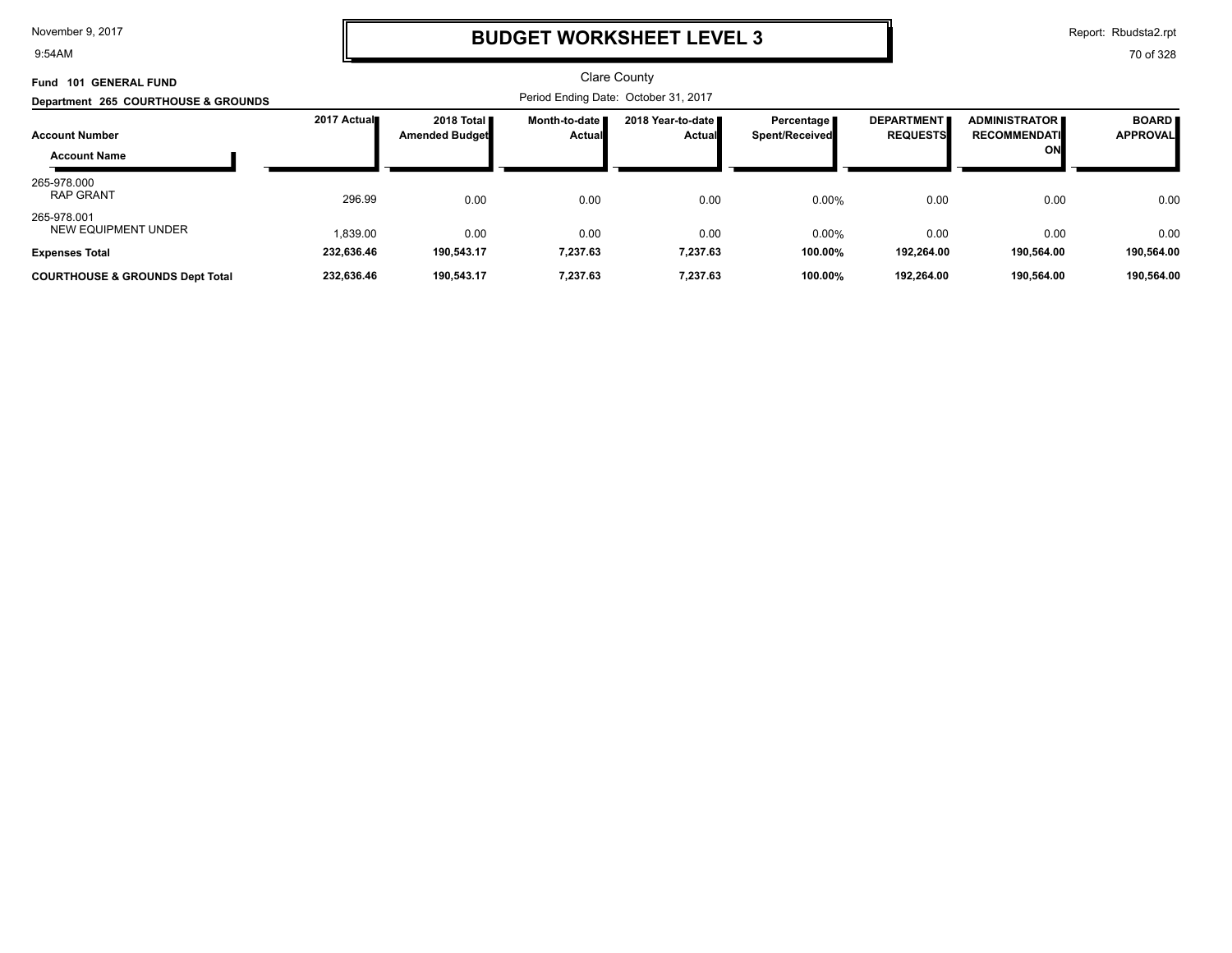# BUDGET WORKSHEET LEVEL 3

Clare County

**Fund 101 GENERAL FUND**

**Department 265 COURTHOUSE & GROUNDS**

Period Ending Date: October 31, 2017

| Account Number / Account Name | 2017 Actual | 2018 Total Amended Budget | Month-to-date Actual | 2018 Year-to-date Actual | Percentage Spent/Received | DEPARTMENT REQUESTS | ADMINISTRATOR RECOMMENDATION | BOARD APPROVAL |
|---|---|---|---|---|---|---|---|---|
| 265-978.000 RAP GRANT | 296.99 | 0.00 | 0.00 | 0.00 | 0.00% | 0.00 | 0.00 | 0.00 |
| 265-978.001 NEW EQUIPMENT UNDER | 1,839.00 | 0.00 | 0.00 | 0.00 | 0.00% | 0.00 | 0.00 | 0.00 |
| **Expenses Total** | **232,636.46** | **190,543.17** | **7,237.63** | **7,237.63** | **100.00%** | **192,264.00** | **190,564.00** | **190,564.00** |
| **COURTHOUSE & GROUNDS Dept Total** | **232,636.46** | **190,543.17** | **7,237.63** | **7,237.63** | **100.00%** | **192,264.00** | **190,564.00** | **190,564.00** |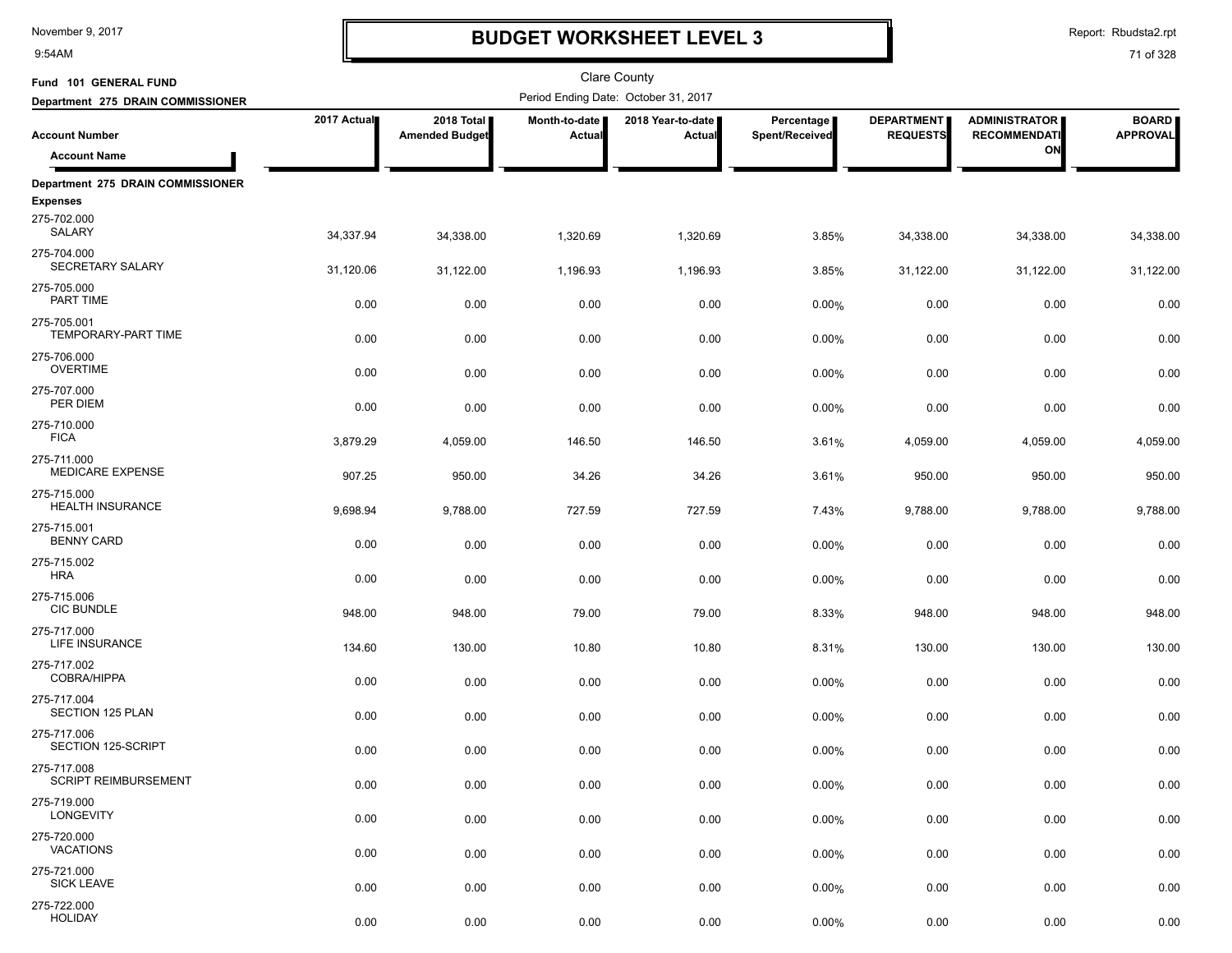# BUDGET WORKSHEET LEVEL 3

Clare County

Fund 101 GENERAL FUND

Department 275 DRAIN COMMISSIONER

Period Ending Date: October 31, 2017

| Account Number / Account Name | 2017 Actual | 2018 Total Amended Budget | Month-to-date Actual | 2018 Year-to-date Actual | Percentage Spent/Received | DEPARTMENT REQUESTS | ADMINISTRATOR RECOMMENDATION | BOARD APPROVAL |
|---|---|---|---|---|---|---|---|---|
| **Department 275 DRAIN COMMISSIONER** | | | | | | | | |
| **Expenses** | | | | | | | | |
| 275-702.000 SALARY | 34,337.94 | 34,338.00 | 1,320.69 | 1,320.69 | 3.85% | 34,338.00 | 34,338.00 | 34,338.00 |
| 275-704.000 SECRETARY SALARY | 31,120.06 | 31,122.00 | 1,196.93 | 1,196.93 | 3.85% | 31,122.00 | 31,122.00 | 31,122.00 |
| 275-705.000 PART TIME | 0.00 | 0.00 | 0.00 | 0.00 | 0.00% | 0.00 | 0.00 | 0.00 |
| 275-705.001 TEMPORARY-PART TIME | 0.00 | 0.00 | 0.00 | 0.00 | 0.00% | 0.00 | 0.00 | 0.00 |
| 275-706.000 OVERTIME | 0.00 | 0.00 | 0.00 | 0.00 | 0.00% | 0.00 | 0.00 | 0.00 |
| 275-707.000 PER DIEM | 0.00 | 0.00 | 0.00 | 0.00 | 0.00% | 0.00 | 0.00 | 0.00 |
| 275-710.000 FICA | 3,879.29 | 4,059.00 | 146.50 | 146.50 | 3.61% | 4,059.00 | 4,059.00 | 4,059.00 |
| 275-711.000 MEDICARE EXPENSE | 907.25 | 950.00 | 34.26 | 34.26 | 3.61% | 950.00 | 950.00 | 950.00 |
| 275-715.000 HEALTH INSURANCE | 9,698.94 | 9,788.00 | 727.59 | 727.59 | 7.43% | 9,788.00 | 9,788.00 | 9,788.00 |
| 275-715.001 BENNY CARD | 0.00 | 0.00 | 0.00 | 0.00 | 0.00% | 0.00 | 0.00 | 0.00 |
| 275-715.002 HRA | 0.00 | 0.00 | 0.00 | 0.00 | 0.00% | 0.00 | 0.00 | 0.00 |
| 275-715.006 CIC BUNDLE | 948.00 | 948.00 | 79.00 | 79.00 | 8.33% | 948.00 | 948.00 | 948.00 |
| 275-717.000 LIFE INSURANCE | 134.60 | 130.00 | 10.80 | 10.80 | 8.31% | 130.00 | 130.00 | 130.00 |
| 275-717.002 COBRA/HIPPA | 0.00 | 0.00 | 0.00 | 0.00 | 0.00% | 0.00 | 0.00 | 0.00 |
| 275-717.004 SECTION 125 PLAN | 0.00 | 0.00 | 0.00 | 0.00 | 0.00% | 0.00 | 0.00 | 0.00 |
| 275-717.006 SECTION 125-SCRIPT | 0.00 | 0.00 | 0.00 | 0.00 | 0.00% | 0.00 | 0.00 | 0.00 |
| 275-717.008 SCRIPT REIMBURSEMENT | 0.00 | 0.00 | 0.00 | 0.00 | 0.00% | 0.00 | 0.00 | 0.00 |
| 275-719.000 LONGEVITY | 0.00 | 0.00 | 0.00 | 0.00 | 0.00% | 0.00 | 0.00 | 0.00 |
| 275-720.000 VACATIONS | 0.00 | 0.00 | 0.00 | 0.00 | 0.00% | 0.00 | 0.00 | 0.00 |
| 275-721.000 SICK LEAVE | 0.00 | 0.00 | 0.00 | 0.00 | 0.00% | 0.00 | 0.00 | 0.00 |
| 275-722.000 HOLIDAY | 0.00 | 0.00 | 0.00 | 0.00 | 0.00% | 0.00 | 0.00 | 0.00 |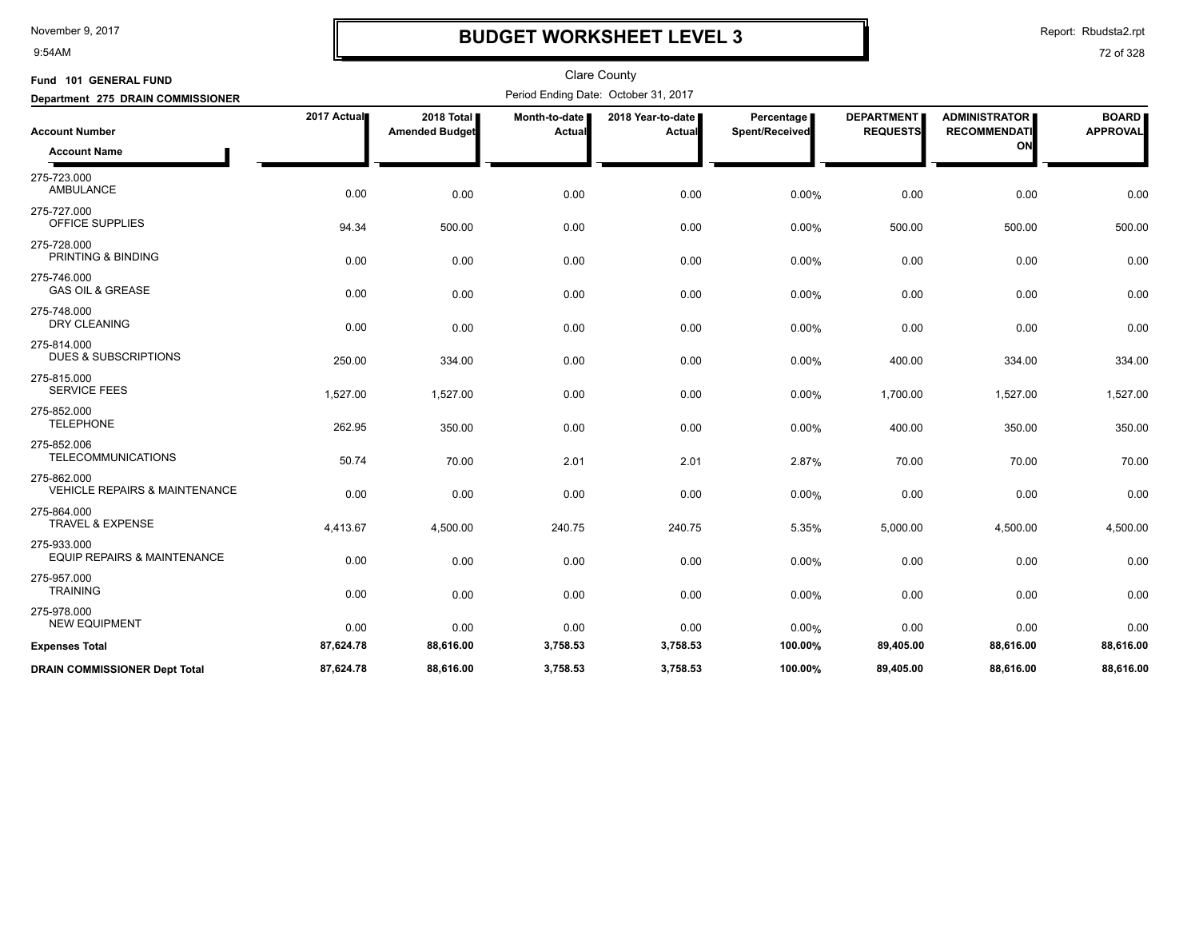# BUDGET WORKSHEET LEVEL 3

November 9, 2017
9:54AM

Report: Rbudsta2.rpt

Clare County

**Fund 101 GENERAL FUND**
**Department 275 DRAIN COMMISSIONER**

Period Ending Date: October 31, 2017

| Account Number / Account Name | 2017 Actual | 2018 Total Amended Budget | Month-to-date Actual | 2018 Year-to-date Actual | Percentage Spent/Received | DEPARTMENT REQUESTS | ADMINISTRATOR RECOMMENDATION | BOARD APPROVAL |
|---|---|---|---|---|---|---|---|---|
| 275-723.000 AMBULANCE | 0.00 | 0.00 | 0.00 | 0.00 | 0.00% | 0.00 | 0.00 | 0.00 |
| 275-727.000 OFFICE SUPPLIES | 94.34 | 500.00 | 0.00 | 0.00 | 0.00% | 500.00 | 500.00 | 500.00 |
| 275-728.000 PRINTING & BINDING | 0.00 | 0.00 | 0.00 | 0.00 | 0.00% | 0.00 | 0.00 | 0.00 |
| 275-746.000 GAS OIL & GREASE | 0.00 | 0.00 | 0.00 | 0.00 | 0.00% | 0.00 | 0.00 | 0.00 |
| 275-748.000 DRY CLEANING | 0.00 | 0.00 | 0.00 | 0.00 | 0.00% | 0.00 | 0.00 | 0.00 |
| 275-814.000 DUES & SUBSCRIPTIONS | 250.00 | 334.00 | 0.00 | 0.00 | 0.00% | 400.00 | 334.00 | 334.00 |
| 275-815.000 SERVICE FEES | 1,527.00 | 1,527.00 | 0.00 | 0.00 | 0.00% | 1,700.00 | 1,527.00 | 1,527.00 |
| 275-852.000 TELEPHONE | 262.95 | 350.00 | 0.00 | 0.00 | 0.00% | 400.00 | 350.00 | 350.00 |
| 275-852.006 TELECOMMUNICATIONS | 50.74 | 70.00 | 2.01 | 2.01 | 2.87% | 70.00 | 70.00 | 70.00 |
| 275-862.000 VEHICLE REPAIRS & MAINTENANCE | 0.00 | 0.00 | 0.00 | 0.00 | 0.00% | 0.00 | 0.00 | 0.00 |
| 275-864.000 TRAVEL & EXPENSE | 4,413.67 | 4,500.00 | 240.75 | 240.75 | 5.35% | 5,000.00 | 4,500.00 | 4,500.00 |
| 275-933.000 EQUIP REPAIRS & MAINTENANCE | 0.00 | 0.00 | 0.00 | 0.00 | 0.00% | 0.00 | 0.00 | 0.00 |
| 275-957.000 TRAINING | 0.00 | 0.00 | 0.00 | 0.00 | 0.00% | 0.00 | 0.00 | 0.00 |
| 275-978.000 NEW EQUIPMENT | 0.00 | 0.00 | 0.00 | 0.00 | 0.00% | 0.00 | 0.00 | 0.00 |
| **Expenses Total** | **87,624.78** | **88,616.00** | **3,758.53** | **3,758.53** | **100.00%** | **89,405.00** | **88,616.00** | **88,616.00** |
| **DRAIN COMMISSIONER Dept Total** | **87,624.78** | **88,616.00** | **3,758.53** | **3,758.53** | **100.00%** | **89,405.00** | **88,616.00** | **88,616.00** |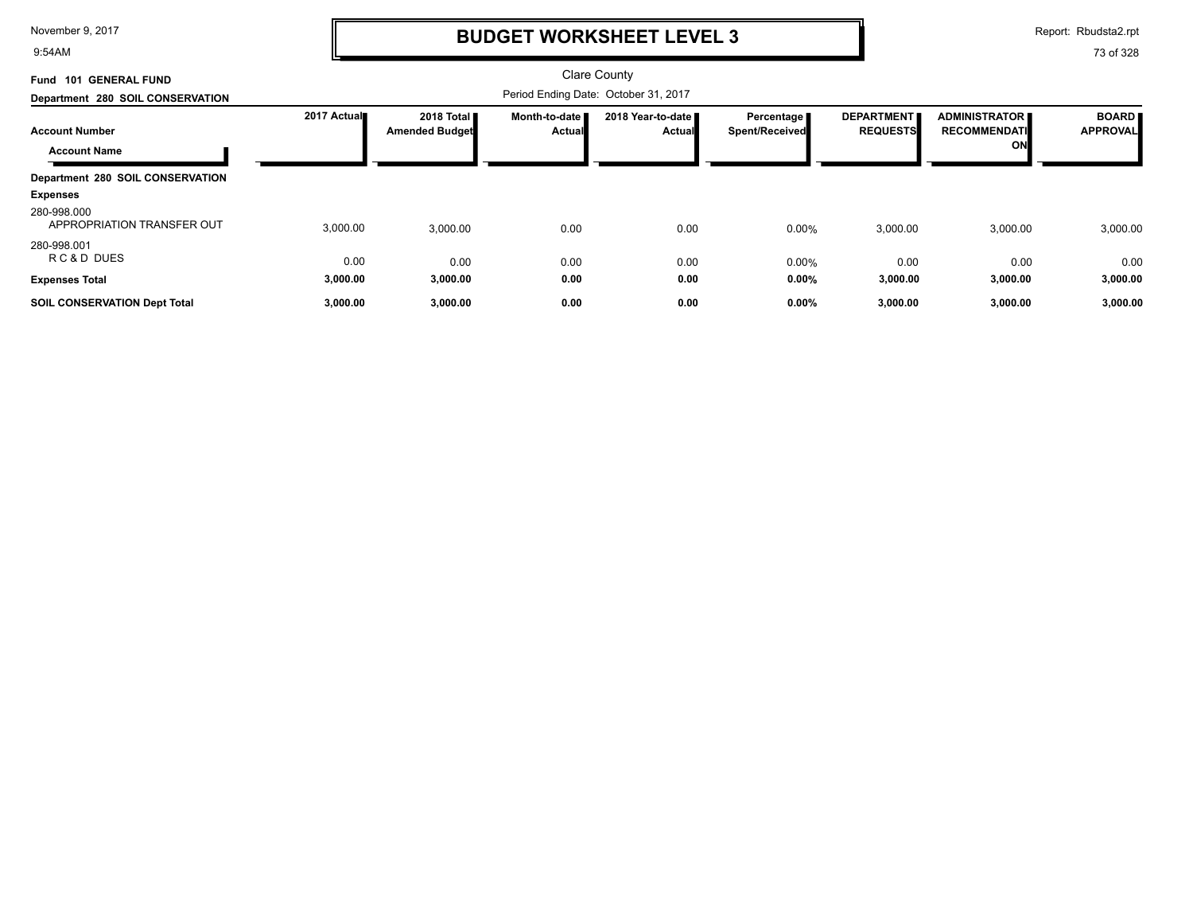# BUDGET WORKSHEET LEVEL 3

Clare County

**Fund 101 GENERAL FUND**

**Department 280 SOIL CONSERVATION**

Period Ending Date: October 31, 2017

| Account Number / Account Name | 2017 Actual | 2018 Total Amended Budget | Month-to-date Actual | 2018 Year-to-date Actual | Percentage Spent/Received | DEPARTMENT REQUESTS | ADMINISTRATOR RECOMMENDATION | BOARD APPROVAL |
|---|---|---|---|---|---|---|---|---|
| **Department 280 SOIL CONSERVATION** | | | | | | | | |
| **Expenses** | | | | | | | | |
| 280-998.000 APPROPRIATION TRANSFER OUT | 3,000.00 | 3,000.00 | 0.00 | 0.00 | 0.00% | 3,000.00 | 3,000.00 | 3,000.00 |
| 280-998.001 R C & D DUES | 0.00 | 0.00 | 0.00 | 0.00 | 0.00% | 0.00 | 0.00 | 0.00 |
| **Expenses Total** | **3,000.00** | **3,000.00** | **0.00** | **0.00** | **0.00%** | **3,000.00** | **3,000.00** | **3,000.00** |
| **SOIL CONSERVATION Dept Total** | **3,000.00** | **3,000.00** | **0.00** | **0.00** | **0.00%** | **3,000.00** | **3,000.00** | **3,000.00** |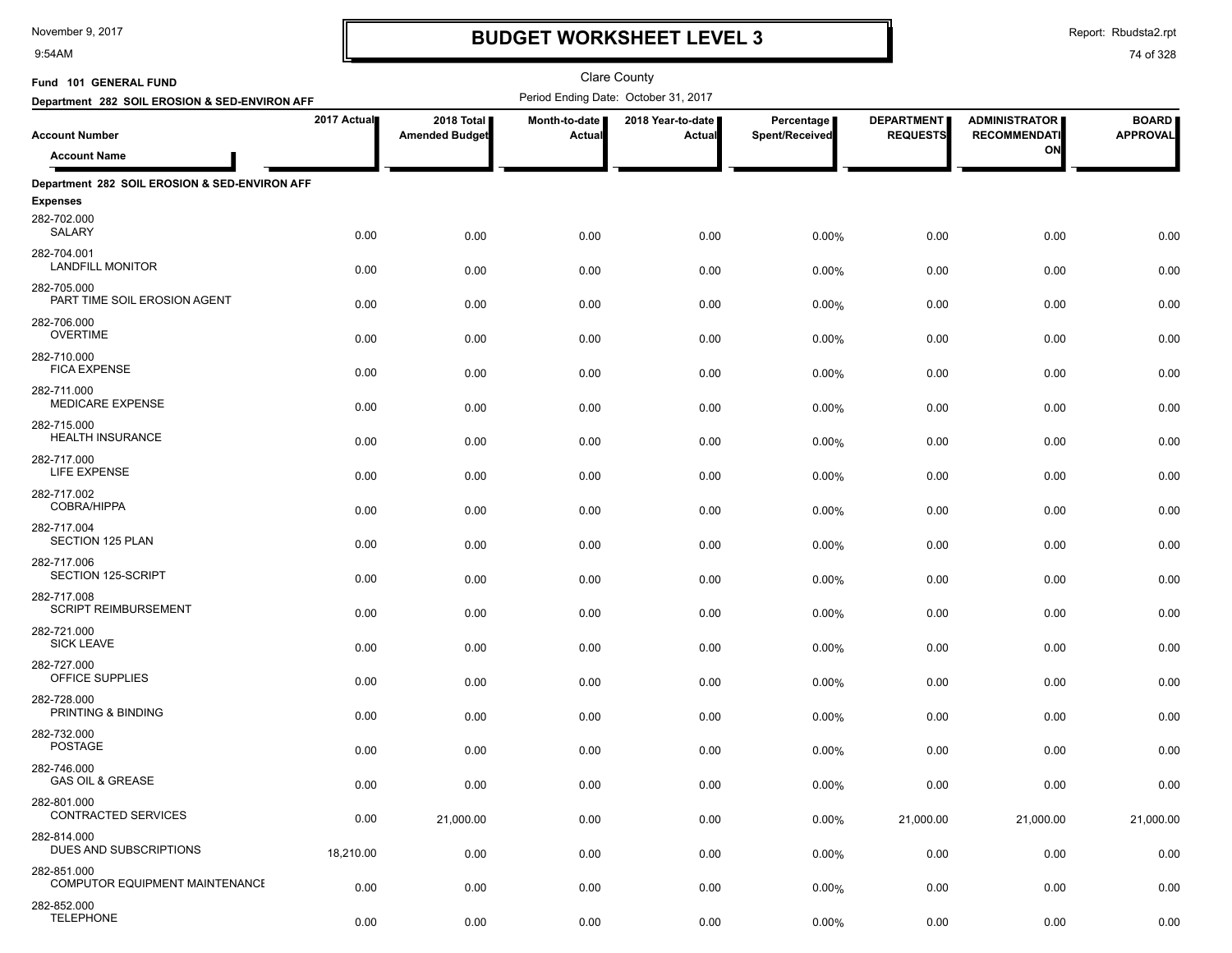# BUDGET WORKSHEET LEVEL 3

November 9, 2017
9:54AM

Report: Rbudsta2.rpt

Clare County

**Fund 101 GENERAL FUND**

**Department 282 SOIL EROSION & SED-ENVIRON AFF**

Period Ending Date: October 31, 2017

| Account Number / Account Name | 2017 Actual | 2018 Total Amended Budget | Month-to-date Actual | 2018 Year-to-date Actual | Percentage Spent/Received | DEPARTMENT REQUESTS | ADMINISTRATOR RECOMMENDATION | BOARD APPROVAL |
|---|---|---|---|---|---|---|---|---|
| **Department 282 SOIL EROSION & SED-ENVIRON AFF** | | | | | | | | |
| **Expenses** | | | | | | | | |
| 282-702.000 SALARY | 0.00 | 0.00 | 0.00 | 0.00 | 0.00% | 0.00 | 0.00 | 0.00 |
| 282-704.001 LANDFILL MONITOR | 0.00 | 0.00 | 0.00 | 0.00 | 0.00% | 0.00 | 0.00 | 0.00 |
| 282-705.000 PART TIME SOIL EROSION AGENT | 0.00 | 0.00 | 0.00 | 0.00 | 0.00% | 0.00 | 0.00 | 0.00 |
| 282-706.000 OVERTIME | 0.00 | 0.00 | 0.00 | 0.00 | 0.00% | 0.00 | 0.00 | 0.00 |
| 282-710.000 FICA EXPENSE | 0.00 | 0.00 | 0.00 | 0.00 | 0.00% | 0.00 | 0.00 | 0.00 |
| 282-711.000 MEDICARE EXPENSE | 0.00 | 0.00 | 0.00 | 0.00 | 0.00% | 0.00 | 0.00 | 0.00 |
| 282-715.000 HEALTH INSURANCE | 0.00 | 0.00 | 0.00 | 0.00 | 0.00% | 0.00 | 0.00 | 0.00 |
| 282-717.000 LIFE EXPENSE | 0.00 | 0.00 | 0.00 | 0.00 | 0.00% | 0.00 | 0.00 | 0.00 |
| 282-717.002 COBRA/HIPPA | 0.00 | 0.00 | 0.00 | 0.00 | 0.00% | 0.00 | 0.00 | 0.00 |
| 282-717.004 SECTION 125 PLAN | 0.00 | 0.00 | 0.00 | 0.00 | 0.00% | 0.00 | 0.00 | 0.00 |
| 282-717.006 SECTION 125-SCRIPT | 0.00 | 0.00 | 0.00 | 0.00 | 0.00% | 0.00 | 0.00 | 0.00 |
| 282-717.008 SCRIPT REIMBURSEMENT | 0.00 | 0.00 | 0.00 | 0.00 | 0.00% | 0.00 | 0.00 | 0.00 |
| 282-721.000 SICK LEAVE | 0.00 | 0.00 | 0.00 | 0.00 | 0.00% | 0.00 | 0.00 | 0.00 |
| 282-727.000 OFFICE SUPPLIES | 0.00 | 0.00 | 0.00 | 0.00 | 0.00% | 0.00 | 0.00 | 0.00 |
| 282-728.000 PRINTING & BINDING | 0.00 | 0.00 | 0.00 | 0.00 | 0.00% | 0.00 | 0.00 | 0.00 |
| 282-732.000 POSTAGE | 0.00 | 0.00 | 0.00 | 0.00 | 0.00% | 0.00 | 0.00 | 0.00 |
| 282-746.000 GAS OIL & GREASE | 0.00 | 0.00 | 0.00 | 0.00 | 0.00% | 0.00 | 0.00 | 0.00 |
| 282-801.000 CONTRACTED SERVICES | 0.00 | 21,000.00 | 0.00 | 0.00 | 0.00% | 21,000.00 | 21,000.00 | 21,000.00 |
| 282-814.000 DUES AND SUBSCRIPTIONS | 18,210.00 | 0.00 | 0.00 | 0.00 | 0.00% | 0.00 | 0.00 | 0.00 |
| 282-851.000 COMPUTOR EQUIPMENT MAINTENANCE | 0.00 | 0.00 | 0.00 | 0.00 | 0.00% | 0.00 | 0.00 | 0.00 |
| 282-852.000 TELEPHONE | 0.00 | 0.00 | 0.00 | 0.00 | 0.00% | 0.00 | 0.00 | 0.00 |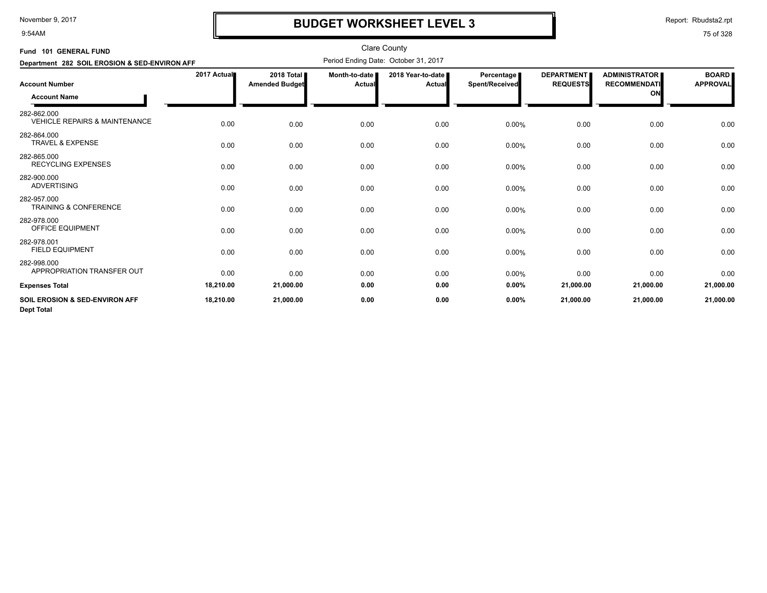# BUDGET WORKSHEET LEVEL 3

Clare County

Period Ending Date: October 31, 2017

**Fund 101 GENERAL FUND**

**Department 282 SOIL EROSION & SED-ENVIRON AFF**

| Account Number / Account Name | 2017 Actual | 2018 Total Amended Budget | Month-to-date Actual | 2018 Year-to-date Actual | Percentage Spent/Received | DEPARTMENT REQUESTS | ADMINISTRATOR RECOMMENDATION | BOARD APPROVAL |
|---|---|---|---|---|---|---|---|---|
| 282-862.000 VEHICLE REPAIRS & MAINTENANCE | 0.00 | 0.00 | 0.00 | 0.00 | 0.00% | 0.00 | 0.00 | 0.00 |
| 282-864.000 TRAVEL & EXPENSE | 0.00 | 0.00 | 0.00 | 0.00 | 0.00% | 0.00 | 0.00 | 0.00 |
| 282-865.000 RECYCLING EXPENSES | 0.00 | 0.00 | 0.00 | 0.00 | 0.00% | 0.00 | 0.00 | 0.00 |
| 282-900.000 ADVERTISING | 0.00 | 0.00 | 0.00 | 0.00 | 0.00% | 0.00 | 0.00 | 0.00 |
| 282-957.000 TRAINING & CONFERENCE | 0.00 | 0.00 | 0.00 | 0.00 | 0.00% | 0.00 | 0.00 | 0.00 |
| 282-978.000 OFFICE EQUIPMENT | 0.00 | 0.00 | 0.00 | 0.00 | 0.00% | 0.00 | 0.00 | 0.00 |
| 282-978.001 FIELD EQUIPMENT | 0.00 | 0.00 | 0.00 | 0.00 | 0.00% | 0.00 | 0.00 | 0.00 |
| 282-998.000 APPROPRIATION TRANSFER OUT | 0.00 | 0.00 | 0.00 | 0.00 | 0.00% | 0.00 | 0.00 | 0.00 |
| **Expenses Total** | **18,210.00** | **21,000.00** | **0.00** | **0.00** | **0.00%** | **21,000.00** | **21,000.00** | **21,000.00** |
| **SOIL EROSION & SED-ENVIRON AFF Dept Total** | **18,210.00** | **21,000.00** | **0.00** | **0.00** | **0.00%** | **21,000.00** | **21,000.00** | **21,000.00** |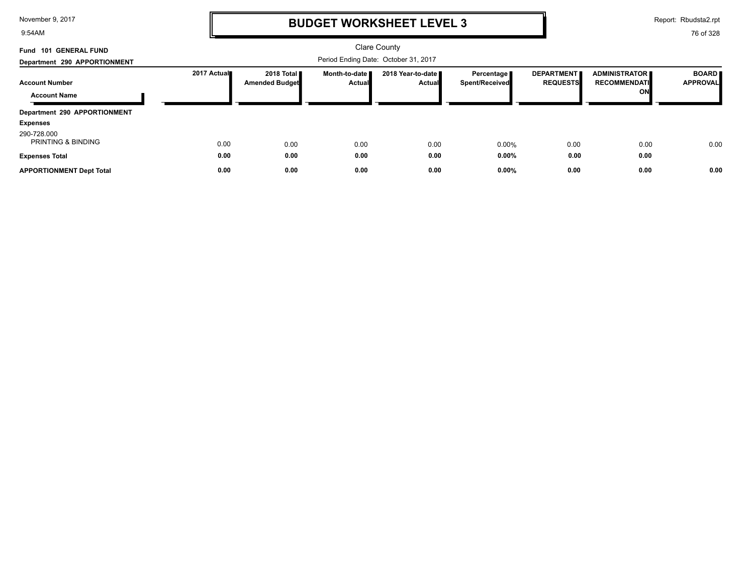# BUDGET WORKSHEET LEVEL 3

Clare County

Fund 101 GENERAL FUND

Department 290 APPORTIONMENT

Period Ending Date: October 31, 2017

| Account Number / Account Name | 2017 Actual | 2018 Total Amended Budget | Month-to-date Actual | 2018 Year-to-date Actual | Percentage Spent/Received | DEPARTMENT REQUESTS | ADMINISTRATOR RECOMMENDATION | BOARD APPROVAL |
|---|---|---|---|---|---|---|---|---|
| **Department 290 APPORTIONMENT** | | | | | | | | |
| **Expenses** | | | | | | | | |
| 290-728.000 PRINTING & BINDING | 0.00 | 0.00 | 0.00 | 0.00 | 0.00% | 0.00 | 0.00 | 0.00 |
| **Expenses Total** | **0.00** | **0.00** | **0.00** | **0.00** | **0.00%** | **0.00** | **0.00** | |
| **APPORTIONMENT Dept Total** | **0.00** | **0.00** | **0.00** | **0.00** | **0.00%** | **0.00** | **0.00** | **0.00** |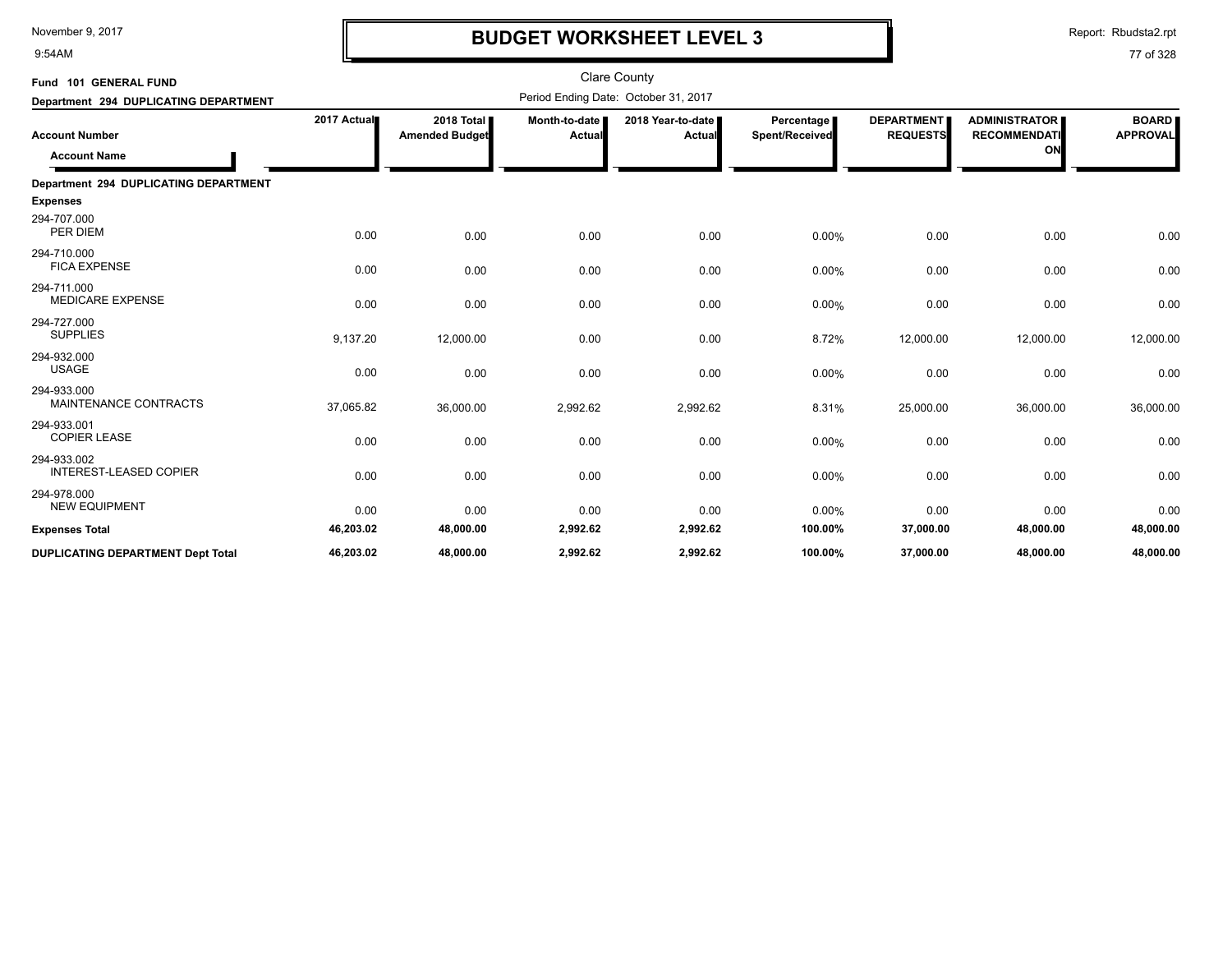# BUDGET WORKSHEET LEVEL 3

Clare County

Fund 101 GENERAL FUND

Department 294 DUPLICATING DEPARTMENT

Period Ending Date: October 31, 2017

| Account Number / Account Name | 2017 Actual | 2018 Total Amended Budget | Month-to-date Actual | 2018 Year-to-date Actual | Percentage Spent/Received | DEPARTMENT REQUESTS | ADMINISTRATOR RECOMMENDATION | BOARD APPROVAL |
|---|---|---|---|---|---|---|---|---|
| **Department 294 DUPLICATING DEPARTMENT** | | | | | | | | |
| **Expenses** | | | | | | | | |
| 294-707.000 PER DIEM | 0.00 | 0.00 | 0.00 | 0.00 | 0.00% | 0.00 | 0.00 | 0.00 |
| 294-710.000 FICA EXPENSE | 0.00 | 0.00 | 0.00 | 0.00 | 0.00% | 0.00 | 0.00 | 0.00 |
| 294-711.000 MEDICARE EXPENSE | 0.00 | 0.00 | 0.00 | 0.00 | 0.00% | 0.00 | 0.00 | 0.00 |
| 294-727.000 SUPPLIES | 9,137.20 | 12,000.00 | 0.00 | 0.00 | 8.72% | 12,000.00 | 12,000.00 | 12,000.00 |
| 294-932.000 USAGE | 0.00 | 0.00 | 0.00 | 0.00 | 0.00% | 0.00 | 0.00 | 0.00 |
| 294-933.000 MAINTENANCE CONTRACTS | 37,065.82 | 36,000.00 | 2,992.62 | 2,992.62 | 8.31% | 25,000.00 | 36,000.00 | 36,000.00 |
| 294-933.001 COPIER LEASE | 0.00 | 0.00 | 0.00 | 0.00 | 0.00% | 0.00 | 0.00 | 0.00 |
| 294-933.002 INTEREST-LEASED COPIER | 0.00 | 0.00 | 0.00 | 0.00 | 0.00% | 0.00 | 0.00 | 0.00 |
| 294-978.000 NEW EQUIPMENT | 0.00 | 0.00 | 0.00 | 0.00 | 0.00% | 0.00 | 0.00 | 0.00 |
| **Expenses Total** | **46,203.02** | **48,000.00** | **2,992.62** | **2,992.62** | **100.00%** | **37,000.00** | **48,000.00** | **48,000.00** |
| **DUPLICATING DEPARTMENT Dept Total** | **46,203.02** | **48,000.00** | **2,992.62** | **2,992.62** | **100.00%** | **37,000.00** | **48,000.00** | **48,000.00** |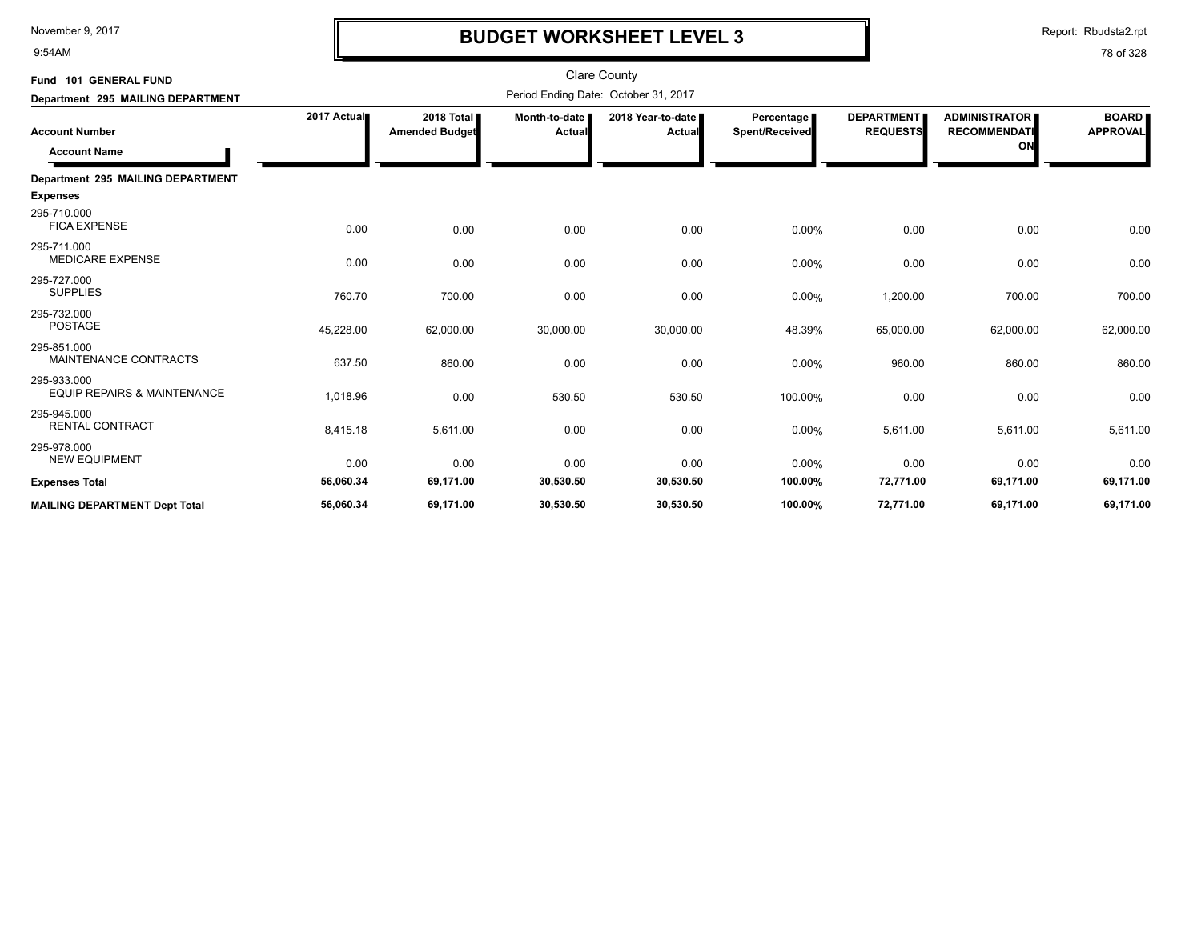# BUDGET WORKSHEET LEVEL 3

November 9, 2017
9:54AM

Report: Rbudsta2.rpt

Clare County

Period Ending Date: October 31, 2017

**Fund 101 GENERAL FUND**

**Department 295 MAILING DEPARTMENT**

| Account Number / Account Name | 2017 Actual | 2018 Total Amended Budget | Month-to-date Actual | 2018 Year-to-date Actual | Percentage Spent/Received | DEPARTMENT REQUESTS | ADMINISTRATOR RECOMMENDATION | BOARD APPROVAL |
|---|---|---|---|---|---|---|---|---|
| **Department 295 MAILING DEPARTMENT** | | | | | | | | |
| **Expenses** | | | | | | | | |
| 295-710.000 FICA EXPENSE | 0.00 | 0.00 | 0.00 | 0.00 | 0.00% | 0.00 | 0.00 | 0.00 |
| 295-711.000 MEDICARE EXPENSE | 0.00 | 0.00 | 0.00 | 0.00 | 0.00% | 0.00 | 0.00 | 0.00 |
| 295-727.000 SUPPLIES | 760.70 | 700.00 | 0.00 | 0.00 | 0.00% | 1,200.00 | 700.00 | 700.00 |
| 295-732.000 POSTAGE | 45,228.00 | 62,000.00 | 30,000.00 | 30,000.00 | 48.39% | 65,000.00 | 62,000.00 | 62,000.00 |
| 295-851.000 MAINTENANCE CONTRACTS | 637.50 | 860.00 | 0.00 | 0.00 | 0.00% | 960.00 | 860.00 | 860.00 |
| 295-933.000 EQUIP REPAIRS & MAINTENANCE | 1,018.96 | 0.00 | 530.50 | 530.50 | 100.00% | 0.00 | 0.00 | 0.00 |
| 295-945.000 RENTAL CONTRACT | 8,415.18 | 5,611.00 | 0.00 | 0.00 | 0.00% | 5,611.00 | 5,611.00 | 5,611.00 |
| 295-978.000 NEW EQUIPMENT | 0.00 | 0.00 | 0.00 | 0.00 | 0.00% | 0.00 | 0.00 | 0.00 |
| **Expenses Total** | **56,060.34** | **69,171.00** | **30,530.50** | **30,530.50** | **100.00%** | **72,771.00** | **69,171.00** | **69,171.00** |
| **MAILING DEPARTMENT Dept Total** | **56,060.34** | **69,171.00** | **30,530.50** | **30,530.50** | **100.00%** | **72,771.00** | **69,171.00** | **69,171.00** |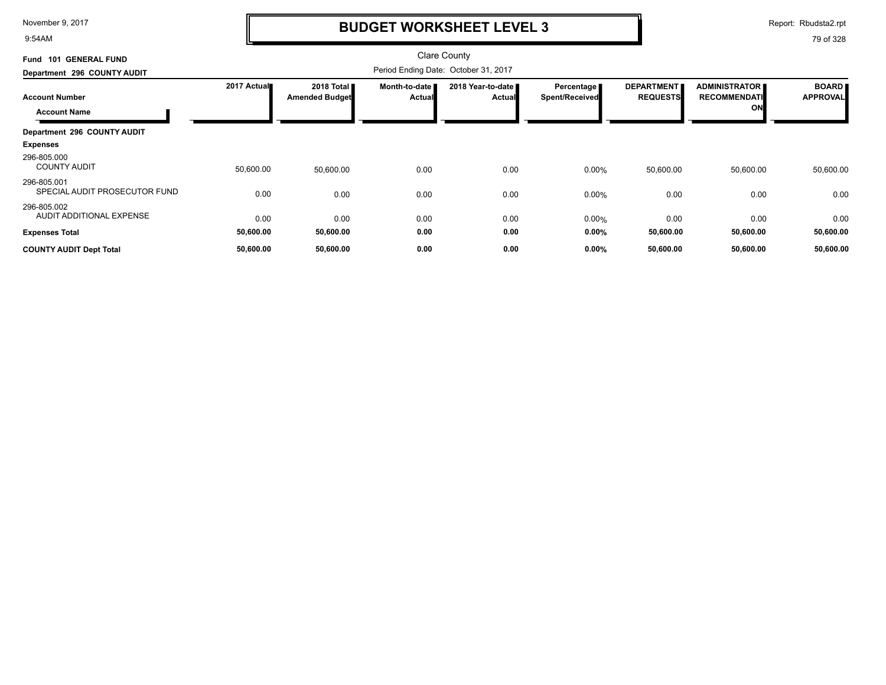# BUDGET WORKSHEET LEVEL 3

Clare County

Fund 101 GENERAL FUND

Department 296 COUNTY AUDIT

Period Ending Date: October 31, 2017

| Account Number / Account Name | 2017 Actual | 2018 Total Amended Budget | Month-to-date Actual | 2018 Year-to-date Actual | Percentage Spent/Received | DEPARTMENT REQUESTS | ADMINISTRATOR RECOMMENDATION | BOARD APPROVAL |
|---|---|---|---|---|---|---|---|---|
| **Department 296 COUNTY AUDIT** | | | | | | | | |
| **Expenses** | | | | | | | | |
| 296-805.000 COUNTY AUDIT | 50,600.00 | 50,600.00 | 0.00 | 0.00 | 0.00% | 50,600.00 | 50,600.00 | 50,600.00 |
| 296-805.001 SPECIAL AUDIT PROSECUTOR FUND | 0.00 | 0.00 | 0.00 | 0.00 | 0.00% | 0.00 | 0.00 | 0.00 |
| 296-805.002 AUDIT ADDITIONAL EXPENSE | 0.00 | 0.00 | 0.00 | 0.00 | 0.00% | 0.00 | 0.00 | 0.00 |
| **Expenses Total** | **50,600.00** | **50,600.00** | **0.00** | **0.00** | **0.00%** | **50,600.00** | **50,600.00** | **50,600.00** |
| **COUNTY AUDIT Dept Total** | **50,600.00** | **50,600.00** | **0.00** | **0.00** | **0.00%** | **50,600.00** | **50,600.00** | **50,600.00** |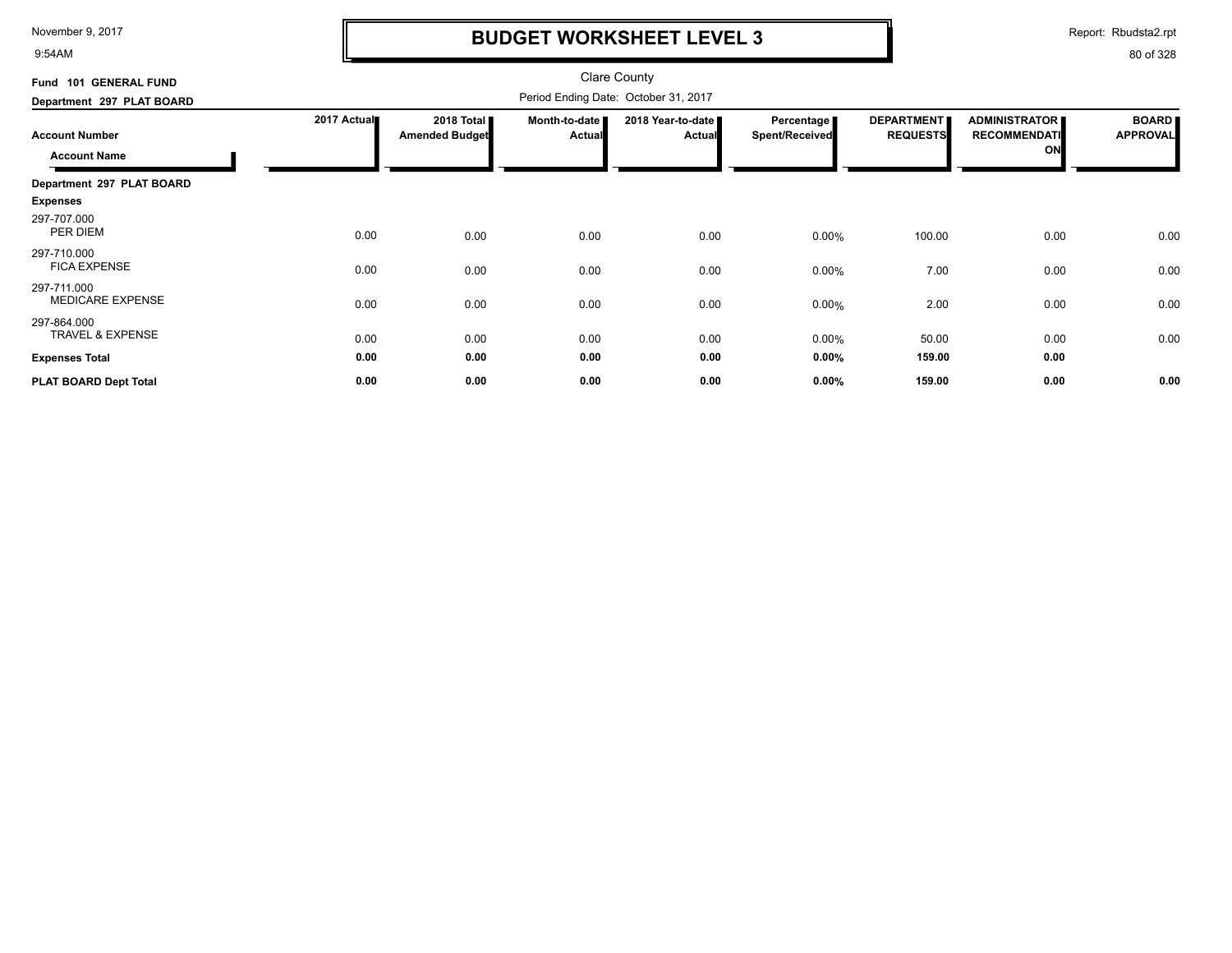# BUDGET WORKSHEET LEVEL 3

Clare County

**Fund 101 GENERAL FUND**

**Department 297 PLAT BOARD**

Period Ending Date: October 31, 2017

| Account Number / Account Name | 2017 Actual | 2018 Total Amended Budget | Month-to-date Actual | 2018 Year-to-date Actual | Percentage Spent/Received | DEPARTMENT REQUESTS | ADMINISTRATOR RECOMMENDATION | BOARD APPROVAL |
|---|---|---|---|---|---|---|---|---|
| **Department 297 PLAT BOARD** | | | | | | | | |
| **Expenses** | | | | | | | | |
| 297-707.000 PER DIEM | 0.00 | 0.00 | 0.00 | 0.00 | 0.00% | 100.00 | 0.00 | 0.00 |
| 297-710.000 FICA EXPENSE | 0.00 | 0.00 | 0.00 | 0.00 | 0.00% | 7.00 | 0.00 | 0.00 |
| 297-711.000 MEDICARE EXPENSE | 0.00 | 0.00 | 0.00 | 0.00 | 0.00% | 2.00 | 0.00 | 0.00 |
| 297-864.000 TRAVEL & EXPENSE | 0.00 | 0.00 | 0.00 | 0.00 | 0.00% | 50.00 | 0.00 | 0.00 |
| **Expenses Total** | **0.00** | **0.00** | **0.00** | **0.00** | **0.00%** | **159.00** | **0.00** | |
| **PLAT BOARD Dept Total** | **0.00** | **0.00** | **0.00** | **0.00** | **0.00%** | **159.00** | **0.00** | **0.00** |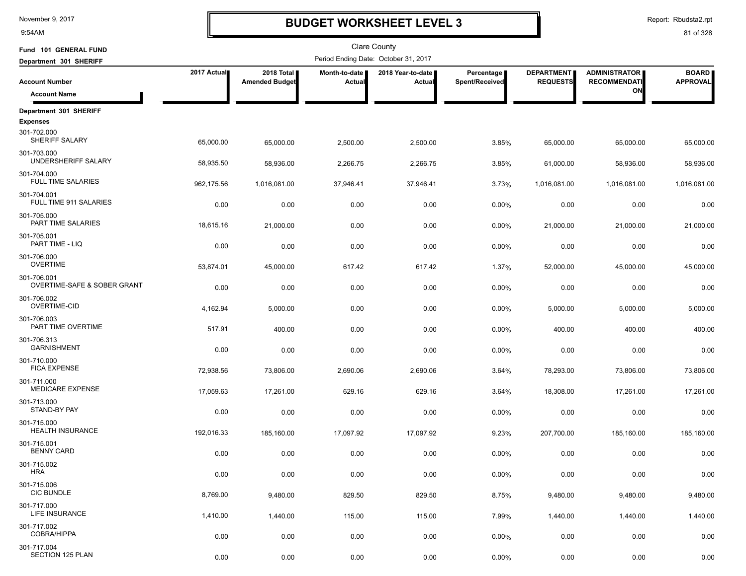# BUDGET WORKSHEET LEVEL 3

Clare County

Fund 101 GENERAL FUND

Department 301 SHERIFF

Period Ending Date: October 31, 2017

| Account Number / Account Name | 2017 Actual | 2018 Total Amended Budget | Month-to-date Actual | 2018 Year-to-date Actual | Percentage Spent/Received | DEPARTMENT REQUESTS | ADMINISTRATOR RECOMMENDATION | BOARD APPROVAL |
|---|---|---|---|---|---|---|---|---|
| **Department 301 SHERIFF** | | | | | | | | |
| **Expenses** | | | | | | | | |
| 301-702.000 SHERIFF SALARY | 65,000.00 | 65,000.00 | 2,500.00 | 2,500.00 | 3.85% | 65,000.00 | 65,000.00 | 65,000.00 |
| 301-703.000 UNDERSHERIFF SALARY | 58,935.50 | 58,936.00 | 2,266.75 | 2,266.75 | 3.85% | 61,000.00 | 58,936.00 | 58,936.00 |
| 301-704.000 FULL TIME SALARIES | 962,175.56 | 1,016,081.00 | 37,946.41 | 37,946.41 | 3.73% | 1,016,081.00 | 1,016,081.00 | 1,016,081.00 |
| 301-704.001 FULL TIME 911 SALARIES | 0.00 | 0.00 | 0.00 | 0.00 | 0.00% | 0.00 | 0.00 | 0.00 |
| 301-705.000 PART TIME SALARIES | 18,615.16 | 21,000.00 | 0.00 | 0.00 | 0.00% | 21,000.00 | 21,000.00 | 21,000.00 |
| 301-705.001 PART TIME - LIQ | 0.00 | 0.00 | 0.00 | 0.00 | 0.00% | 0.00 | 0.00 | 0.00 |
| 301-706.000 OVERTIME | 53,874.01 | 45,000.00 | 617.42 | 617.42 | 1.37% | 52,000.00 | 45,000.00 | 45,000.00 |
| 301-706.001 OVERTIME-SAFE & SOBER GRANT | 0.00 | 0.00 | 0.00 | 0.00 | 0.00% | 0.00 | 0.00 | 0.00 |
| 301-706.002 OVERTIME-CID | 4,162.94 | 5,000.00 | 0.00 | 0.00 | 0.00% | 5,000.00 | 5,000.00 | 5,000.00 |
| 301-706.003 PART TIME OVERTIME | 517.91 | 400.00 | 0.00 | 0.00 | 0.00% | 400.00 | 400.00 | 400.00 |
| 301-706.313 GARNISHMENT | 0.00 | 0.00 | 0.00 | 0.00 | 0.00% | 0.00 | 0.00 | 0.00 |
| 301-710.000 FICA EXPENSE | 72,938.56 | 73,806.00 | 2,690.06 | 2,690.06 | 3.64% | 78,293.00 | 73,806.00 | 73,806.00 |
| 301-711.000 MEDICARE EXPENSE | 17,059.63 | 17,261.00 | 629.16 | 629.16 | 3.64% | 18,308.00 | 17,261.00 | 17,261.00 |
| 301-713.000 STAND-BY PAY | 0.00 | 0.00 | 0.00 | 0.00 | 0.00% | 0.00 | 0.00 | 0.00 |
| 301-715.000 HEALTH INSURANCE | 192,016.33 | 185,160.00 | 17,097.92 | 17,097.92 | 9.23% | 207,700.00 | 185,160.00 | 185,160.00 |
| 301-715.001 BENNY CARD | 0.00 | 0.00 | 0.00 | 0.00 | 0.00% | 0.00 | 0.00 | 0.00 |
| 301-715.002 HRA | 0.00 | 0.00 | 0.00 | 0.00 | 0.00% | 0.00 | 0.00 | 0.00 |
| 301-715.006 CIC BUNDLE | 8,769.00 | 9,480.00 | 829.50 | 829.50 | 8.75% | 9,480.00 | 9,480.00 | 9,480.00 |
| 301-717.000 LIFE INSURANCE | 1,410.00 | 1,440.00 | 115.00 | 115.00 | 7.99% | 1,440.00 | 1,440.00 | 1,440.00 |
| 301-717.002 COBRA/HIPPA | 0.00 | 0.00 | 0.00 | 0.00 | 0.00% | 0.00 | 0.00 | 0.00 |
| 301-717.004 SECTION 125 PLAN | 0.00 | 0.00 | 0.00 | 0.00 | 0.00% | 0.00 | 0.00 | 0.00 |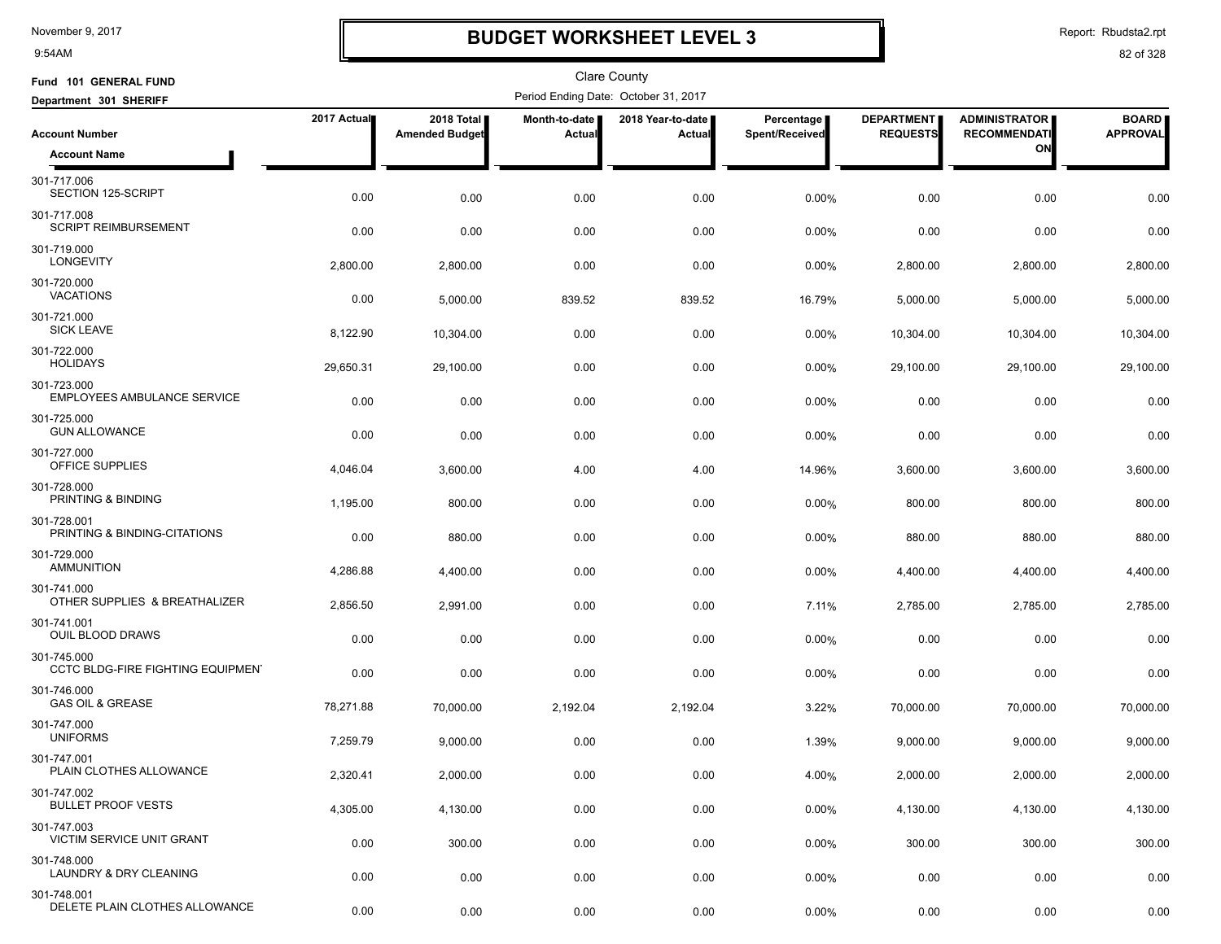# BUDGET WORKSHEET LEVEL 3

November 9, 2017
9:54AM

Report: Rbudsta2.rpt

Clare County

**Fund 101 GENERAL FUND**
**Department 301 SHERIFF**

Period Ending Date: October 31, 2017

| Account Number / Account Name | 2017 Actual | 2018 Total Amended Budget | Month-to-date Actual | 2018 Year-to-date Actual | Percentage Spent/Received | DEPARTMENT REQUESTS | ADMINISTRATOR RECOMMENDATION | BOARD APPROVAL |
|---|---|---|---|---|---|---|---|---|
| 301-717.006 SECTION 125-SCRIPT | 0.00 | 0.00 | 0.00 | 0.00 | 0.00% | 0.00 | 0.00 | 0.00 |
| 301-717.008 SCRIPT REIMBURSEMENT | 0.00 | 0.00 | 0.00 | 0.00 | 0.00% | 0.00 | 0.00 | 0.00 |
| 301-719.000 LONGEVITY | 2,800.00 | 2,800.00 | 0.00 | 0.00 | 0.00% | 2,800.00 | 2,800.00 | 2,800.00 |
| 301-720.000 VACATIONS | 0.00 | 5,000.00 | 839.52 | 839.52 | 16.79% | 5,000.00 | 5,000.00 | 5,000.00 |
| 301-721.000 SICK LEAVE | 8,122.90 | 10,304.00 | 0.00 | 0.00 | 0.00% | 10,304.00 | 10,304.00 | 10,304.00 |
| 301-722.000 HOLIDAYS | 29,650.31 | 29,100.00 | 0.00 | 0.00 | 0.00% | 29,100.00 | 29,100.00 | 29,100.00 |
| 301-723.000 EMPLOYEES AMBULANCE SERVICE | 0.00 | 0.00 | 0.00 | 0.00 | 0.00% | 0.00 | 0.00 | 0.00 |
| 301-725.000 GUN ALLOWANCE | 0.00 | 0.00 | 0.00 | 0.00 | 0.00% | 0.00 | 0.00 | 0.00 |
| 301-727.000 OFFICE SUPPLIES | 4,046.04 | 3,600.00 | 4.00 | 4.00 | 14.96% | 3,600.00 | 3,600.00 | 3,600.00 |
| 301-728.000 PRINTING & BINDING | 1,195.00 | 800.00 | 0.00 | 0.00 | 0.00% | 800.00 | 800.00 | 800.00 |
| 301-728.001 PRINTING & BINDING-CITATIONS | 0.00 | 880.00 | 0.00 | 0.00 | 0.00% | 880.00 | 880.00 | 880.00 |
| 301-729.000 AMMUNITION | 4,286.88 | 4,400.00 | 0.00 | 0.00 | 0.00% | 4,400.00 | 4,400.00 | 4,400.00 |
| 301-741.000 OTHER SUPPLIES & BREATHALIZER | 2,856.50 | 2,991.00 | 0.00 | 0.00 | 7.11% | 2,785.00 | 2,785.00 | 2,785.00 |
| 301-741.001 OUIL BLOOD DRAWS | 0.00 | 0.00 | 0.00 | 0.00 | 0.00% | 0.00 | 0.00 | 0.00 |
| 301-745.000 CCTC BLDG-FIRE FIGHTING EQUIPMEN | 0.00 | 0.00 | 0.00 | 0.00 | 0.00% | 0.00 | 0.00 | 0.00 |
| 301-746.000 GAS OIL & GREASE | 78,271.88 | 70,000.00 | 2,192.04 | 2,192.04 | 3.22% | 70,000.00 | 70,000.00 | 70,000.00 |
| 301-747.000 UNIFORMS | 7,259.79 | 9,000.00 | 0.00 | 0.00 | 1.39% | 9,000.00 | 9,000.00 | 9,000.00 |
| 301-747.001 PLAIN CLOTHES ALLOWANCE | 2,320.41 | 2,000.00 | 0.00 | 0.00 | 4.00% | 2,000.00 | 2,000.00 | 2,000.00 |
| 301-747.002 BULLET PROOF VESTS | 4,305.00 | 4,130.00 | 0.00 | 0.00 | 0.00% | 4,130.00 | 4,130.00 | 4,130.00 |
| 301-747.003 VICTIM SERVICE UNIT GRANT | 0.00 | 300.00 | 0.00 | 0.00 | 0.00% | 300.00 | 300.00 | 300.00 |
| 301-748.000 LAUNDRY & DRY CLEANING | 0.00 | 0.00 | 0.00 | 0.00 | 0.00% | 0.00 | 0.00 | 0.00 |
| 301-748.001 DELETE PLAIN CLOTHES ALLOWANCE | 0.00 | 0.00 | 0.00 | 0.00 | 0.00% | 0.00 | 0.00 | 0.00 |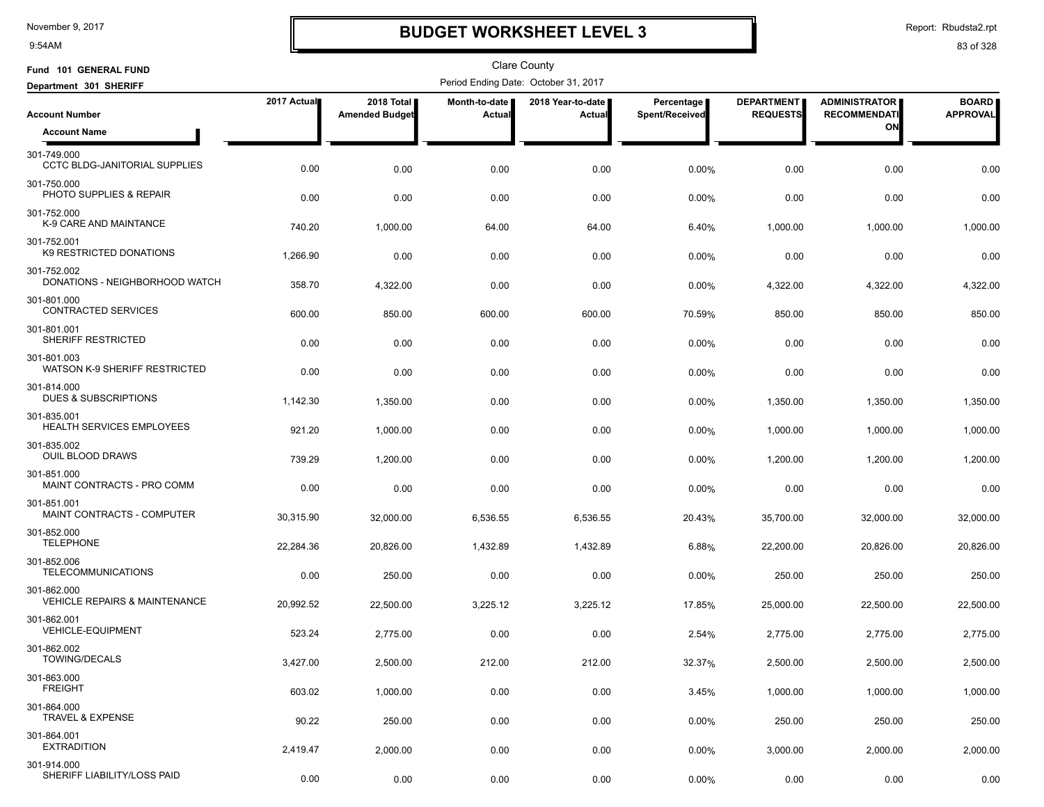# BUDGET WORKSHEET LEVEL 3

Clare County

**Fund 101 GENERAL FUND**

**Department 301 SHERIFF**

Period Ending Date: October 31, 2017

| Account Number / Account Name | 2017 Actual | 2018 Total Amended Budget | Month-to-date Actual | 2018 Year-to-date Actual | Percentage Spent/Received | DEPARTMENT REQUESTS | ADMINISTRATOR RECOMMENDATION | BOARD APPROVAL |
|---|---|---|---|---|---|---|---|---|
| 301-749.000 CCTC BLDG-JANITORIAL SUPPLIES | 0.00 | 0.00 | 0.00 | 0.00 | 0.00% | 0.00 | 0.00 | 0.00 |
| 301-750.000 PHOTO SUPPLIES & REPAIR | 0.00 | 0.00 | 0.00 | 0.00 | 0.00% | 0.00 | 0.00 | 0.00 |
| 301-752.000 K-9 CARE AND MAINTANCE | 740.20 | 1,000.00 | 64.00 | 64.00 | 6.40% | 1,000.00 | 1,000.00 | 1,000.00 |
| 301-752.001 K9 RESTRICTED DONATIONS | 1,266.90 | 0.00 | 0.00 | 0.00 | 0.00% | 0.00 | 0.00 | 0.00 |
| 301-752.002 DONATIONS - NEIGHBORHOOD WATCH | 358.70 | 4,322.00 | 0.00 | 0.00 | 0.00% | 4,322.00 | 4,322.00 | 4,322.00 |
| 301-801.000 CONTRACTED SERVICES | 600.00 | 850.00 | 600.00 | 600.00 | 70.59% | 850.00 | 850.00 | 850.00 |
| 301-801.001 SHERIFF RESTRICTED | 0.00 | 0.00 | 0.00 | 0.00 | 0.00% | 0.00 | 0.00 | 0.00 |
| 301-801.003 WATSON K-9 SHERIFF RESTRICTED | 0.00 | 0.00 | 0.00 | 0.00 | 0.00% | 0.00 | 0.00 | 0.00 |
| 301-814.000 DUES & SUBSCRIPTIONS | 1,142.30 | 1,350.00 | 0.00 | 0.00 | 0.00% | 1,350.00 | 1,350.00 | 1,350.00 |
| 301-835.001 HEALTH SERVICES EMPLOYEES | 921.20 | 1,000.00 | 0.00 | 0.00 | 0.00% | 1,000.00 | 1,000.00 | 1,000.00 |
| 301-835.002 OUIL BLOOD DRAWS | 739.29 | 1,200.00 | 0.00 | 0.00 | 0.00% | 1,200.00 | 1,200.00 | 1,200.00 |
| 301-851.000 MAINT CONTRACTS - PRO COMM | 0.00 | 0.00 | 0.00 | 0.00 | 0.00% | 0.00 | 0.00 | 0.00 |
| 301-851.001 MAINT CONTRACTS - COMPUTER | 30,315.90 | 32,000.00 | 6,536.55 | 6,536.55 | 20.43% | 35,700.00 | 32,000.00 | 32,000.00 |
| 301-852.000 TELEPHONE | 22,284.36 | 20,826.00 | 1,432.89 | 1,432.89 | 6.88% | 22,200.00 | 20,826.00 | 20,826.00 |
| 301-852.006 TELECOMMUNICATIONS | 0.00 | 250.00 | 0.00 | 0.00 | 0.00% | 250.00 | 250.00 | 250.00 |
| 301-862.000 VEHICLE REPAIRS & MAINTENANCE | 20,992.52 | 22,500.00 | 3,225.12 | 3,225.12 | 17.85% | 25,000.00 | 22,500.00 | 22,500.00 |
| 301-862.001 VEHICLE-EQUIPMENT | 523.24 | 2,775.00 | 0.00 | 0.00 | 2.54% | 2,775.00 | 2,775.00 | 2,775.00 |
| 301-862.002 TOWING/DECALS | 3,427.00 | 2,500.00 | 212.00 | 212.00 | 32.37% | 2,500.00 | 2,500.00 | 2,500.00 |
| 301-863.000 FREIGHT | 603.02 | 1,000.00 | 0.00 | 0.00 | 3.45% | 1,000.00 | 1,000.00 | 1,000.00 |
| 301-864.000 TRAVEL & EXPENSE | 90.22 | 250.00 | 0.00 | 0.00 | 0.00% | 250.00 | 250.00 | 250.00 |
| 301-864.001 EXTRADITION | 2,419.47 | 2,000.00 | 0.00 | 0.00 | 0.00% | 3,000.00 | 2,000.00 | 2,000.00 |
| 301-914.000 SHERIFF LIABILITY/LOSS PAID | 0.00 | 0.00 | 0.00 | 0.00 | 0.00% | 0.00 | 0.00 | 0.00 |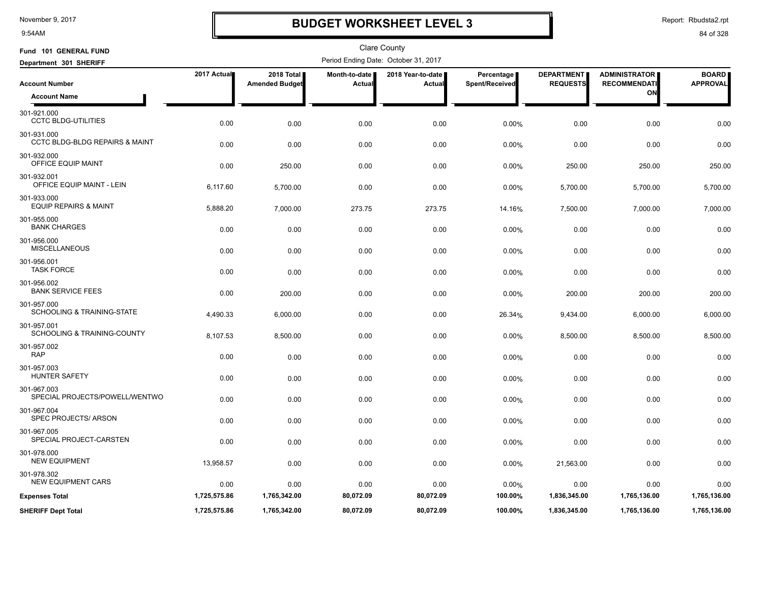# BUDGET WORKSHEET LEVEL 3

Clare County

**Fund 101 GENERAL FUND**

**Department 301 SHERIFF**

Period Ending Date: October 31, 2017

| Account Number / Account Name | 2017 Actual | 2018 Total Amended Budget | Month-to-date Actual | 2018 Year-to-date Actual | Percentage Spent/Received | DEPARTMENT REQUESTS | ADMINISTRATOR RECOMMENDATION | BOARD APPROVAL |
|---|---|---|---|---|---|---|---|---|
| 301-921.000 CCTC BLDG-UTILITIES | 0.00 | 0.00 | 0.00 | 0.00 | 0.00% | 0.00 | 0.00 | 0.00 |
| 301-931.000 CCTC BLDG-BLDG REPAIRS & MAINT | 0.00 | 0.00 | 0.00 | 0.00 | 0.00% | 0.00 | 0.00 | 0.00 |
| 301-932.000 OFFICE EQUIP MAINT | 0.00 | 250.00 | 0.00 | 0.00 | 0.00% | 250.00 | 250.00 | 250.00 |
| 301-932.001 OFFICE EQUIP MAINT - LEIN | 6,117.60 | 5,700.00 | 0.00 | 0.00 | 0.00% | 5,700.00 | 5,700.00 | 5,700.00 |
| 301-933.000 EQUIP REPAIRS & MAINT | 5,888.20 | 7,000.00 | 273.75 | 273.75 | 14.16% | 7,500.00 | 7,000.00 | 7,000.00 |
| 301-955.000 BANK CHARGES | 0.00 | 0.00 | 0.00 | 0.00 | 0.00% | 0.00 | 0.00 | 0.00 |
| 301-956.000 MISCELLANEOUS | 0.00 | 0.00 | 0.00 | 0.00 | 0.00% | 0.00 | 0.00 | 0.00 |
| 301-956.001 TASK FORCE | 0.00 | 0.00 | 0.00 | 0.00 | 0.00% | 0.00 | 0.00 | 0.00 |
| 301-956.002 BANK SERVICE FEES | 0.00 | 200.00 | 0.00 | 0.00 | 0.00% | 200.00 | 200.00 | 200.00 |
| 301-957.000 SCHOOLING & TRAINING-STATE | 4,490.33 | 6,000.00 | 0.00 | 0.00 | 26.34% | 9,434.00 | 6,000.00 | 6,000.00 |
| 301-957.001 SCHOOLING & TRAINING-COUNTY | 8,107.53 | 8,500.00 | 0.00 | 0.00 | 0.00% | 8,500.00 | 8,500.00 | 8,500.00 |
| 301-957.002 RAP | 0.00 | 0.00 | 0.00 | 0.00 | 0.00% | 0.00 | 0.00 | 0.00 |
| 301-957.003 HUNTER SAFETY | 0.00 | 0.00 | 0.00 | 0.00 | 0.00% | 0.00 | 0.00 | 0.00 |
| 301-967.003 SPECIAL PROJECTS/POWELL/WENTWO | 0.00 | 0.00 | 0.00 | 0.00 | 0.00% | 0.00 | 0.00 | 0.00 |
| 301-967.004 SPEC PROJECTS/ ARSON | 0.00 | 0.00 | 0.00 | 0.00 | 0.00% | 0.00 | 0.00 | 0.00 |
| 301-967.005 SPECIAL PROJECT-CARSTEN | 0.00 | 0.00 | 0.00 | 0.00 | 0.00% | 0.00 | 0.00 | 0.00 |
| 301-978.000 NEW EQUIPMENT | 13,958.57 | 0.00 | 0.00 | 0.00 | 0.00% | 21,563.00 | 0.00 | 0.00 |
| 301-978.302 NEW EQUIPMENT CARS | 0.00 | 0.00 | 0.00 | 0.00 | 0.00% | 0.00 | 0.00 | 0.00 |
| **Expenses Total** | 1,725,575.86 | 1,765,342.00 | 80,072.09 | 80,072.09 | 100.00% | 1,836,345.00 | 1,765,136.00 | 1,765,136.00 |
| **SHERIFF Dept Total** | 1,725,575.86 | 1,765,342.00 | 80,072.09 | 80,072.09 | 100.00% | 1,836,345.00 | 1,765,136.00 | 1,765,136.00 |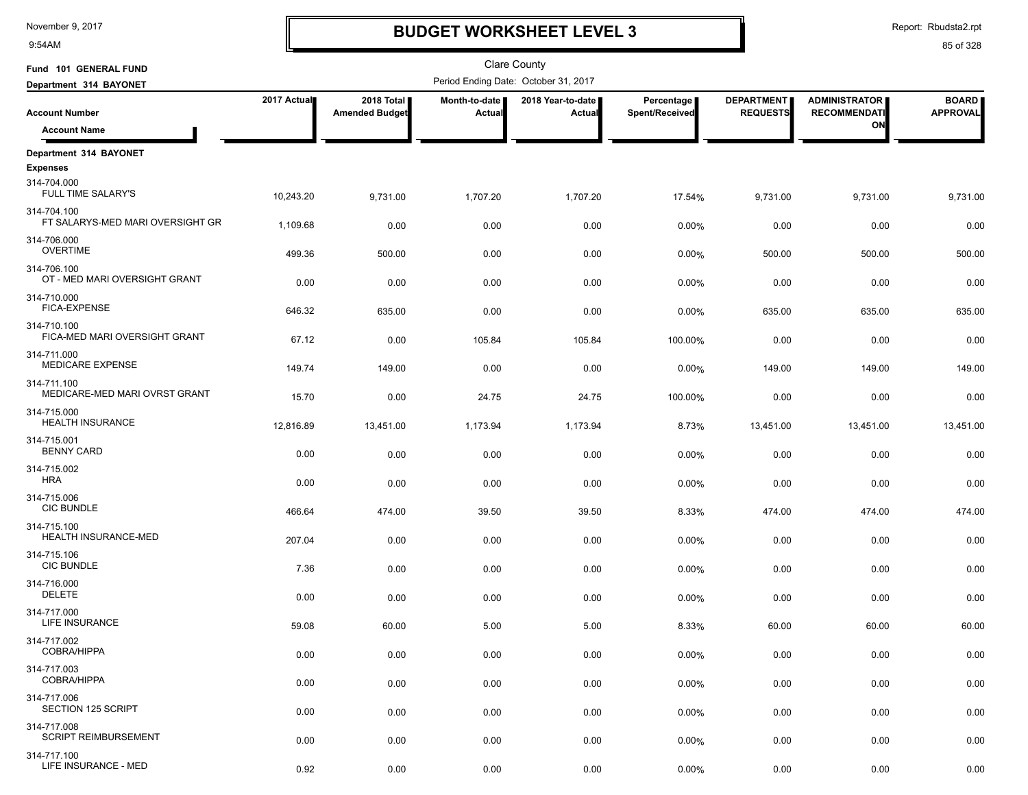# BUDGET WORKSHEET LEVEL 3

November 9, 2017
9:54AM

Report: Rbudsta2.rpt

Clare County

Fund 101 GENERAL FUND

Department 314 BAYONET

Period Ending Date: October 31, 2017

| Account Number / Account Name | 2017 Actual | 2018 Total Amended Budget | Month-to-date Actual | 2018 Year-to-date Actual | Percentage Spent/Received | DEPARTMENT REQUESTS | ADMINISTRATOR RECOMMENDATION | BOARD APPROVAL |
|---|---|---|---|---|---|---|---|---|
| **Department 314 BAYONET** | | | | | | | | |
| **Expenses** | | | | | | | | |
| 314-704.000 FULL TIME SALARY'S | 10,243.20 | 9,731.00 | 1,707.20 | 1,707.20 | 17.54% | 9,731.00 | 9,731.00 | 9,731.00 |
| 314-704.100 FT SALARYS-MED MARI OVERSIGHT GR | 1,109.68 | 0.00 | 0.00 | 0.00 | 0.00% | 0.00 | 0.00 | 0.00 |
| 314-706.000 OVERTIME | 499.36 | 500.00 | 0.00 | 0.00 | 0.00% | 500.00 | 500.00 | 500.00 |
| 314-706.100 OT - MED MARI OVERSIGHT GRANT | 0.00 | 0.00 | 0.00 | 0.00 | 0.00% | 0.00 | 0.00 | 0.00 |
| 314-710.000 FICA-EXPENSE | 646.32 | 635.00 | 0.00 | 0.00 | 0.00% | 635.00 | 635.00 | 635.00 |
| 314-710.100 FICA-MED MARI OVERSIGHT GRANT | 67.12 | 0.00 | 105.84 | 105.84 | 100.00% | 0.00 | 0.00 | 0.00 |
| 314-711.000 MEDICARE EXPENSE | 149.74 | 149.00 | 0.00 | 0.00 | 0.00% | 149.00 | 149.00 | 149.00 |
| 314-711.100 MEDICARE-MED MARI OVRST GRANT | 15.70 | 0.00 | 24.75 | 24.75 | 100.00% | 0.00 | 0.00 | 0.00 |
| 314-715.000 HEALTH INSURANCE | 12,816.89 | 13,451.00 | 1,173.94 | 1,173.94 | 8.73% | 13,451.00 | 13,451.00 | 13,451.00 |
| 314-715.001 BENNY CARD | 0.00 | 0.00 | 0.00 | 0.00 | 0.00% | 0.00 | 0.00 | 0.00 |
| 314-715.002 HRA | 0.00 | 0.00 | 0.00 | 0.00 | 0.00% | 0.00 | 0.00 | 0.00 |
| 314-715.006 CIC BUNDLE | 466.64 | 474.00 | 39.50 | 39.50 | 8.33% | 474.00 | 474.00 | 474.00 |
| 314-715.100 HEALTH INSURANCE-MED | 207.04 | 0.00 | 0.00 | 0.00 | 0.00% | 0.00 | 0.00 | 0.00 |
| 314-715.106 CIC BUNDLE | 7.36 | 0.00 | 0.00 | 0.00 | 0.00% | 0.00 | 0.00 | 0.00 |
| 314-716.000 DELETE | 0.00 | 0.00 | 0.00 | 0.00 | 0.00% | 0.00 | 0.00 | 0.00 |
| 314-717.000 LIFE INSURANCE | 59.08 | 60.00 | 5.00 | 5.00 | 8.33% | 60.00 | 60.00 | 60.00 |
| 314-717.002 COBRA/HIPPA | 0.00 | 0.00 | 0.00 | 0.00 | 0.00% | 0.00 | 0.00 | 0.00 |
| 314-717.003 COBRA/HIPPA | 0.00 | 0.00 | 0.00 | 0.00 | 0.00% | 0.00 | 0.00 | 0.00 |
| 314-717.006 SECTION 125 SCRIPT | 0.00 | 0.00 | 0.00 | 0.00 | 0.00% | 0.00 | 0.00 | 0.00 |
| 314-717.008 SCRIPT REIMBURSEMENT | 0.00 | 0.00 | 0.00 | 0.00 | 0.00% | 0.00 | 0.00 | 0.00 |
| 314-717.100 LIFE INSURANCE - MED | 0.92 | 0.00 | 0.00 | 0.00 | 0.00% | 0.00 | 0.00 | 0.00 |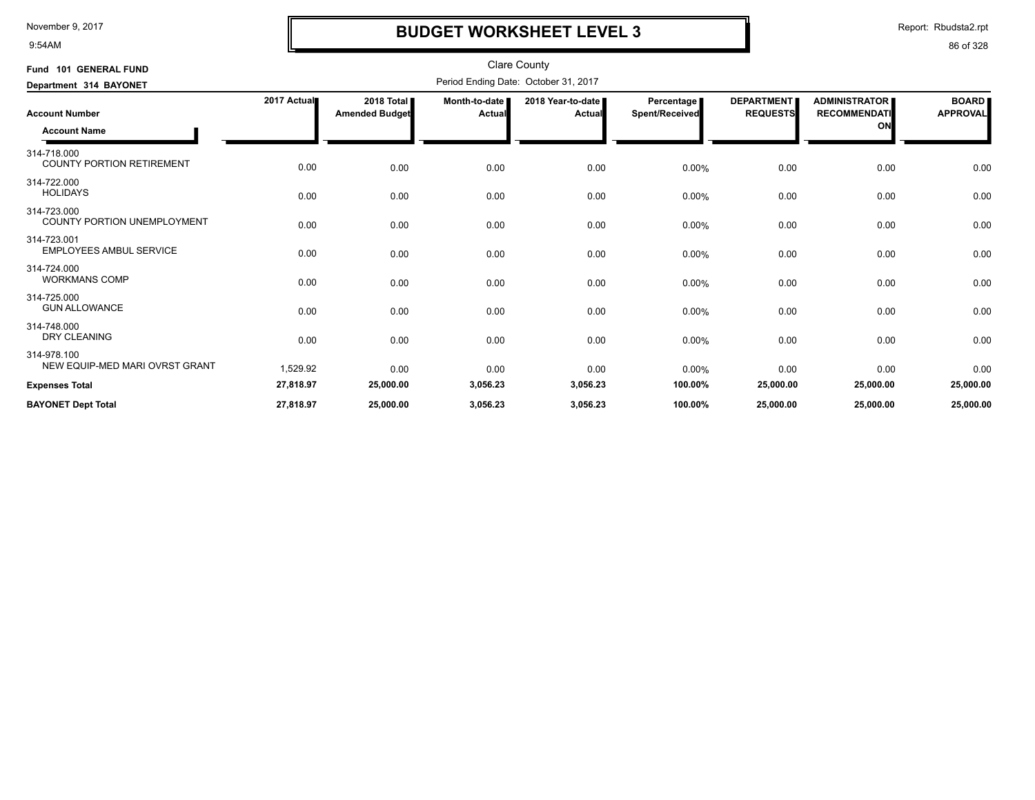# BUDGET WORKSHEET LEVEL 3

November 9, 2017
9:54AM

Report: Rbudsta2.rpt

Clare County

**Fund 101 GENERAL FUND**

**Department 314 BAYONET**

Period Ending Date: October 31, 2017

| Account Number / Account Name | 2017 Actual | 2018 Total Amended Budget | Month-to-date Actual | 2018 Year-to-date Actual | Percentage Spent/Received | DEPARTMENT REQUESTS | ADMINISTRATOR RECOMMENDATION | BOARD APPROVAL |
|---|---|---|---|---|---|---|---|---|
| 314-718.000 COUNTY PORTION RETIREMENT | 0.00 | 0.00 | 0.00 | 0.00 | 0.00% | 0.00 | 0.00 | 0.00 |
| 314-722.000 HOLIDAYS | 0.00 | 0.00 | 0.00 | 0.00 | 0.00% | 0.00 | 0.00 | 0.00 |
| 314-723.000 COUNTY PORTION UNEMPLOYMENT | 0.00 | 0.00 | 0.00 | 0.00 | 0.00% | 0.00 | 0.00 | 0.00 |
| 314-723.001 EMPLOYEES AMBUL SERVICE | 0.00 | 0.00 | 0.00 | 0.00 | 0.00% | 0.00 | 0.00 | 0.00 |
| 314-724.000 WORKMANS COMP | 0.00 | 0.00 | 0.00 | 0.00 | 0.00% | 0.00 | 0.00 | 0.00 |
| 314-725.000 GUN ALLOWANCE | 0.00 | 0.00 | 0.00 | 0.00 | 0.00% | 0.00 | 0.00 | 0.00 |
| 314-748.000 DRY CLEANING | 0.00 | 0.00 | 0.00 | 0.00 | 0.00% | 0.00 | 0.00 | 0.00 |
| 314-978.100 NEW EQUIP-MED MARI OVRST GRANT | 1,529.92 | 0.00 | 0.00 | 0.00 | 0.00% | 0.00 | 0.00 | 0.00 |
| **Expenses Total** | **27,818.97** | **25,000.00** | **3,056.23** | **3,056.23** | **100.00%** | **25,000.00** | **25,000.00** | **25,000.00** |
| **BAYONET Dept Total** | **27,818.97** | **25,000.00** | **3,056.23** | **3,056.23** | **100.00%** | **25,000.00** | **25,000.00** | **25,000.00** |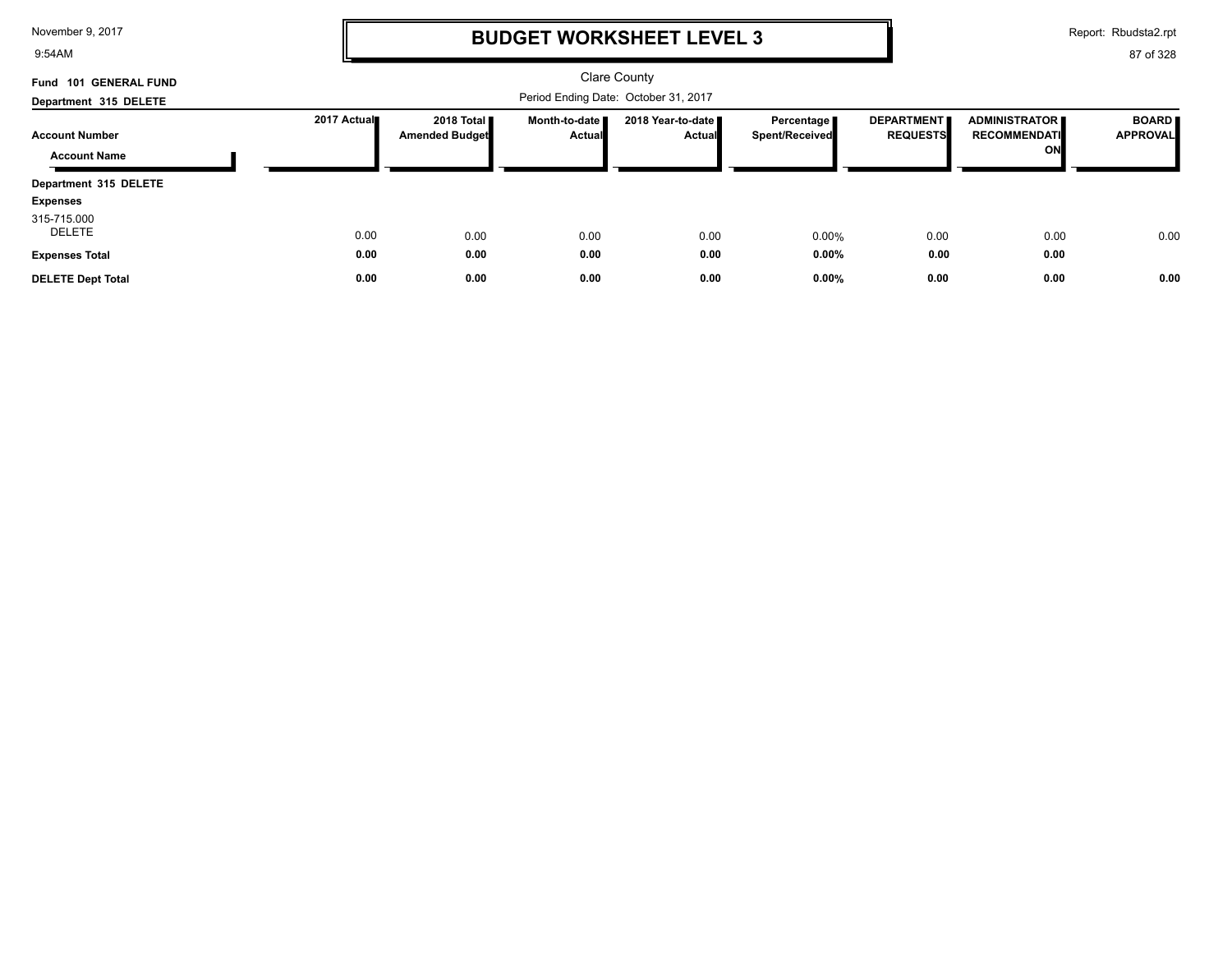# BUDGET WORKSHEET LEVEL 3

Clare County

Period Ending Date: October 31, 2017

**Fund 101 GENERAL FUND**

**Department 315 DELETE**

| Account Number / Account Name | 2017 Actual | 2018 Total Amended Budget | Month-to-date Actual | 2018 Year-to-date Actual | Percentage Spent/Received | DEPARTMENT REQUESTS | ADMINISTRATOR RECOMMENDATION | BOARD APPROVAL |
|---|---|---|---|---|---|---|---|---|
| **Department 315 DELETE** | | | | | | | | |
| **Expenses** | | | | | | | | |
| 315-715.000 DELETE | 0.00 | 0.00 | 0.00 | 0.00 | 0.00% | 0.00 | 0.00 | 0.00 |
| **Expenses Total** | **0.00** | **0.00** | **0.00** | **0.00** | **0.00%** | **0.00** | **0.00** | |
| **DELETE Dept Total** | **0.00** | **0.00** | **0.00** | **0.00** | **0.00%** | **0.00** | **0.00** | **0.00** |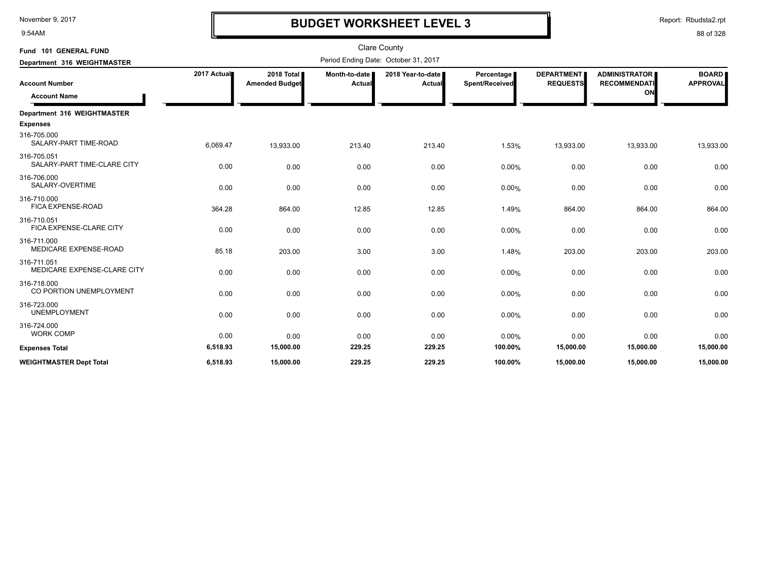# BUDGET WORKSHEET LEVEL 3

Clare County

Fund 101 GENERAL FUND

Department 316 WEIGHTMASTER

Period Ending Date: October 31, 2017

| Account Number / Account Name | 2017 Actual | 2018 Total Amended Budget | Month-to-date Actual | 2018 Year-to-date Actual | Percentage Spent/Received | DEPARTMENT REQUESTS | ADMINISTRATOR RECOMMENDATION | BOARD APPROVAL |
|---|---|---|---|---|---|---|---|---|
| **Department 316 WEIGHTMASTER** | | | | | | | | |
| **Expenses** | | | | | | | | |
| 316-705.000 SALARY-PART TIME-ROAD | 6,069.47 | 13,933.00 | 213.40 | 213.40 | 1.53% | 13,933.00 | 13,933.00 | 13,933.00 |
| 316-705.051 SALARY-PART TIME-CLARE CITY | 0.00 | 0.00 | 0.00 | 0.00 | 0.00% | 0.00 | 0.00 | 0.00 |
| 316-706.000 SALARY-OVERTIME | 0.00 | 0.00 | 0.00 | 0.00 | 0.00% | 0.00 | 0.00 | 0.00 |
| 316-710.000 FICA EXPENSE-ROAD | 364.28 | 864.00 | 12.85 | 12.85 | 1.49% | 864.00 | 864.00 | 864.00 |
| 316-710.051 FICA EXPENSE-CLARE CITY | 0.00 | 0.00 | 0.00 | 0.00 | 0.00% | 0.00 | 0.00 | 0.00 |
| 316-711.000 MEDICARE EXPENSE-ROAD | 85.18 | 203.00 | 3.00 | 3.00 | 1.48% | 203.00 | 203.00 | 203.00 |
| 316-711.051 MEDICARE EXPENSE-CLARE CITY | 0.00 | 0.00 | 0.00 | 0.00 | 0.00% | 0.00 | 0.00 | 0.00 |
| 316-718.000 CO PORTION UNEMPLOYMENT | 0.00 | 0.00 | 0.00 | 0.00 | 0.00% | 0.00 | 0.00 | 0.00 |
| 316-723.000 UNEMPLOYMENT | 0.00 | 0.00 | 0.00 | 0.00 | 0.00% | 0.00 | 0.00 | 0.00 |
| 316-724.000 WORK COMP | 0.00 | 0.00 | 0.00 | 0.00 | 0.00% | 0.00 | 0.00 | 0.00 |
| **Expenses Total** | **6,518.93** | **15,000.00** | **229.25** | **229.25** | **100.00%** | **15,000.00** | **15,000.00** | **15,000.00** |
| **WEIGHTMASTER Dept Total** | **6,518.93** | **15,000.00** | **229.25** | **229.25** | **100.00%** | **15,000.00** | **15,000.00** | **15,000.00** |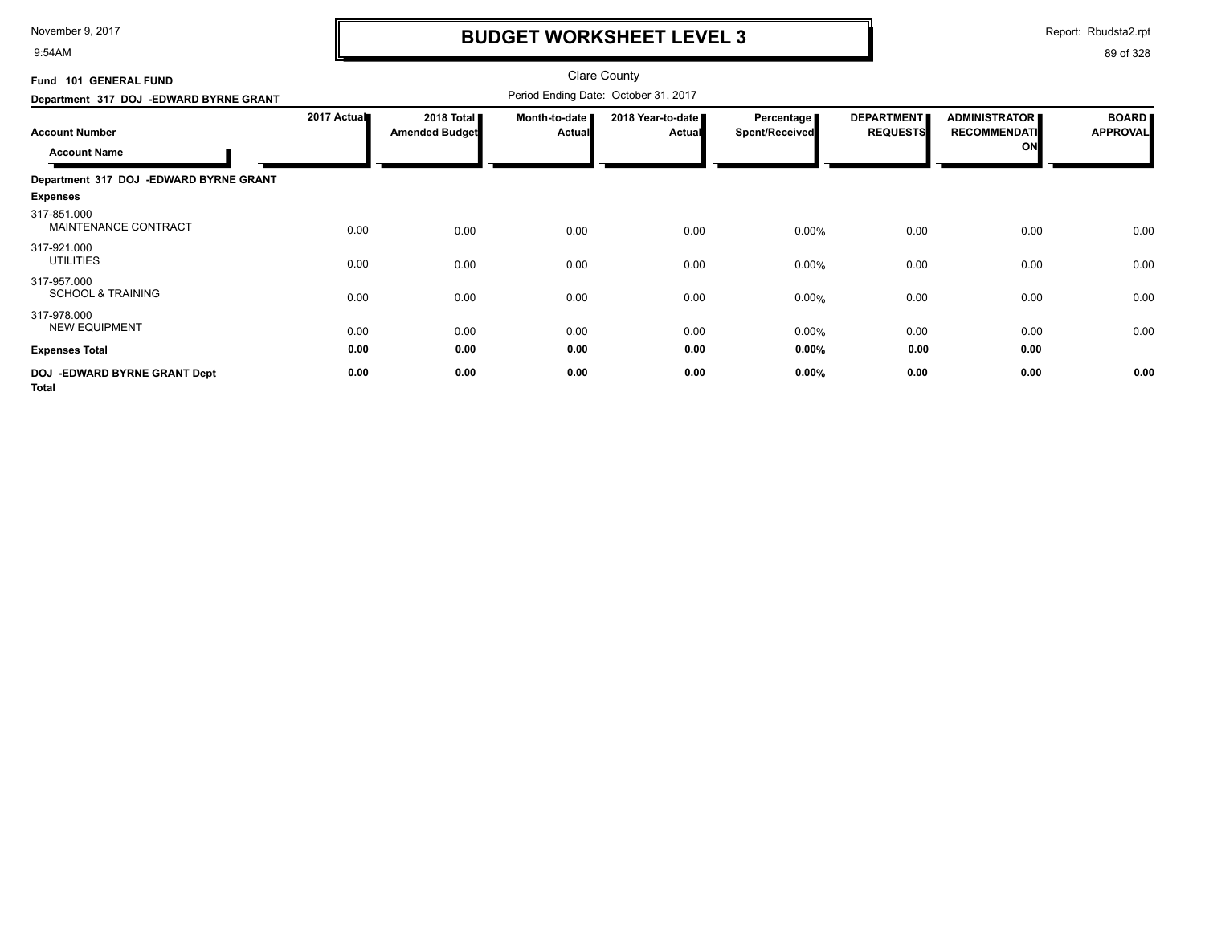# BUDGET WORKSHEET LEVEL 3

Clare County

Period Ending Date: October 31, 2017

**Fund 101 GENERAL FUND**

**Department 317 DOJ -EDWARD BYRNE GRANT**

| Account Number / Account Name | 2017 Actual | 2018 Total Amended Budget | Month-to-date Actual | 2018 Year-to-date Actual | Percentage Spent/Received | DEPARTMENT REQUESTS | ADMINISTRATOR RECOMMENDATION | BOARD APPROVAL |
|---|---|---|---|---|---|---|---|---|
| **Department 317 DOJ -EDWARD BYRNE GRANT** | | | | | | | | |
| **Expenses** | | | | | | | | |
| 317-851.000 MAINTENANCE CONTRACT | 0.00 | 0.00 | 0.00 | 0.00 | 0.00% | 0.00 | 0.00 | 0.00 |
| 317-921.000 UTILITIES | 0.00 | 0.00 | 0.00 | 0.00 | 0.00% | 0.00 | 0.00 | 0.00 |
| 317-957.000 SCHOOL & TRAINING | 0.00 | 0.00 | 0.00 | 0.00 | 0.00% | 0.00 | 0.00 | 0.00 |
| 317-978.000 NEW EQUIPMENT | 0.00 | 0.00 | 0.00 | 0.00 | 0.00% | 0.00 | 0.00 | 0.00 |
| **Expenses Total** | **0.00** | **0.00** | **0.00** | **0.00** | **0.00%** | **0.00** | **0.00** | |
| **DOJ -EDWARD BYRNE GRANT Dept Total** | **0.00** | **0.00** | **0.00** | **0.00** | **0.00%** | **0.00** | **0.00** | **0.00** |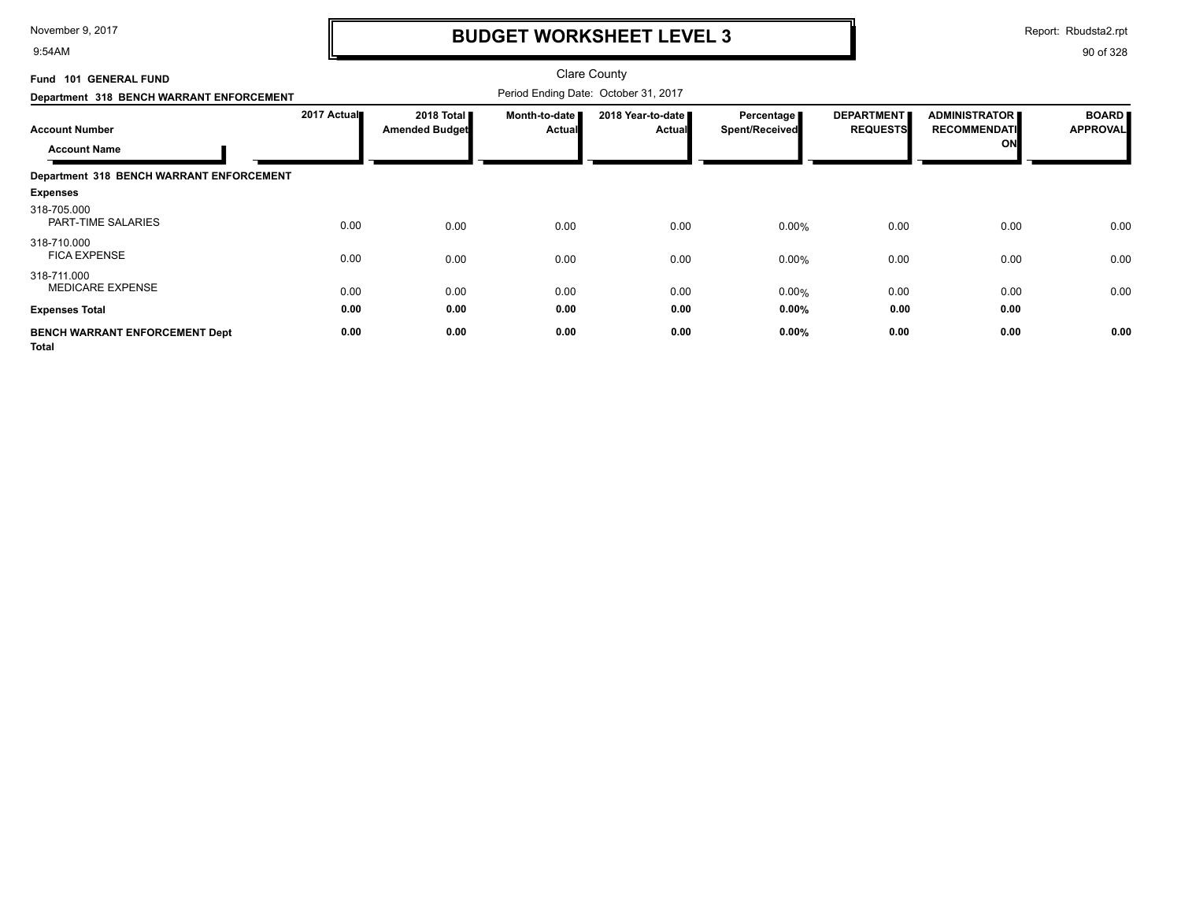# BUDGET WORKSHEET LEVEL 3

Clare County

**Fund 101 GENERAL FUND**

**Department 318 BENCH WARRANT ENFORCEMENT**

Period Ending Date: October 31, 2017

| Account Number / Account Name | 2017 Actual | 2018 Total Amended Budget | Month-to-date Actual | 2018 Year-to-date Actual | Percentage Spent/Received | DEPARTMENT REQUESTS | ADMINISTRATOR RECOMMENDATION | BOARD APPROVAL |
|---|---|---|---|---|---|---|---|---|
| **Department 318 BENCH WARRANT ENFORCEMENT** | | | | | | | | |
| **Expenses** | | | | | | | | |
| 318-705.000 PART-TIME SALARIES | 0.00 | 0.00 | 0.00 | 0.00 | 0.00% | 0.00 | 0.00 | 0.00 |
| 318-710.000 FICA EXPENSE | 0.00 | 0.00 | 0.00 | 0.00 | 0.00% | 0.00 | 0.00 | 0.00 |
| 318-711.000 MEDICARE EXPENSE | 0.00 | 0.00 | 0.00 | 0.00 | 0.00% | 0.00 | 0.00 | 0.00 |
| **Expenses Total** | **0.00** | **0.00** | **0.00** | **0.00** | **0.00%** | **0.00** | **0.00** | |
| **BENCH WARRANT ENFORCEMENT Dept Total** | **0.00** | **0.00** | **0.00** | **0.00** | **0.00%** | **0.00** | **0.00** | **0.00** |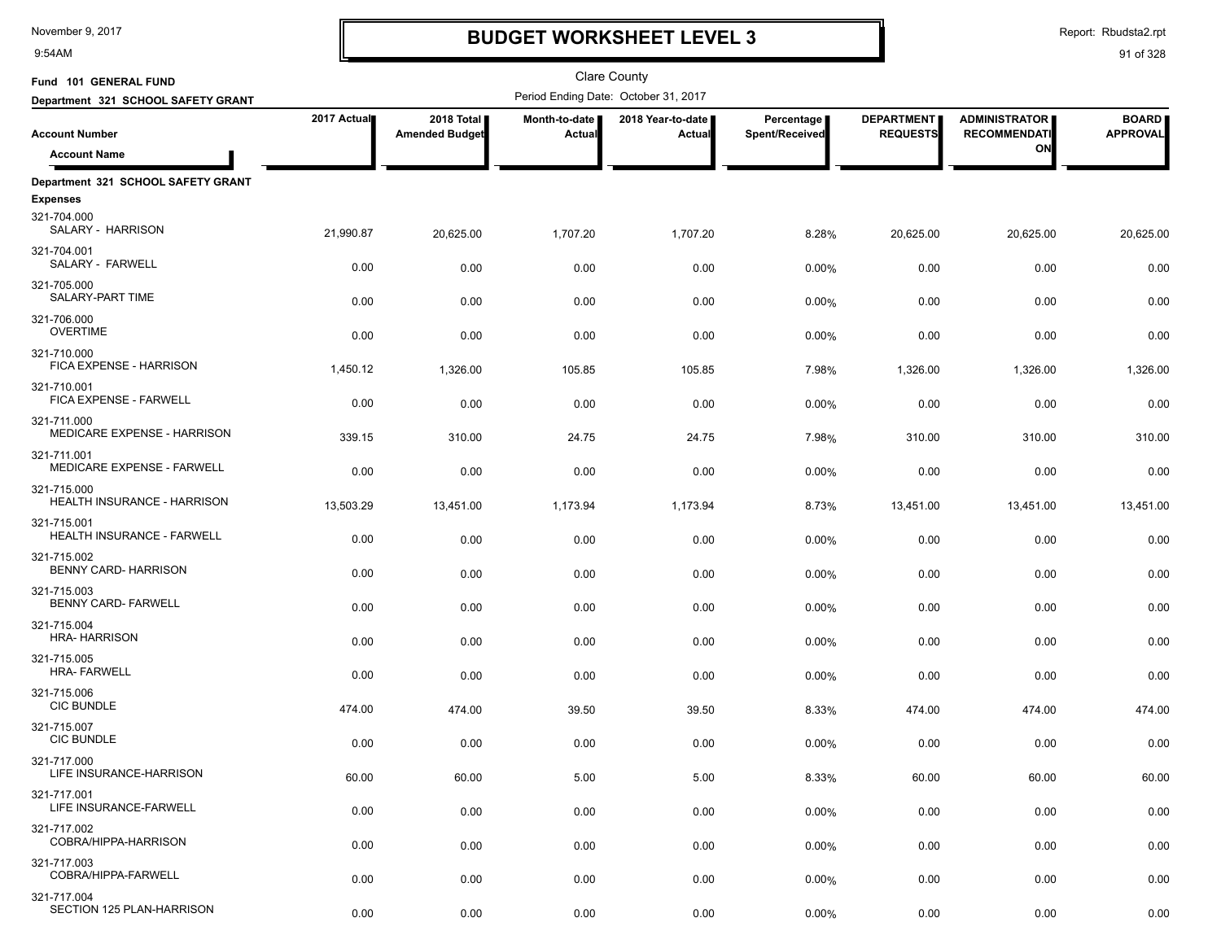# BUDGET WORKSHEET LEVEL 3

November 9, 2017
9:54AM

Report: Rbudsta2.rpt

Clare County

**Fund 101 GENERAL FUND**

**Department 321 SCHOOL SAFETY GRANT**

Period Ending Date: October 31, 2017

| Account Number / Account Name | 2017 Actual | 2018 Total Amended Budget | Month-to-date Actual | 2018 Year-to-date Actual | Percentage Spent/Received | DEPARTMENT REQUESTS | ADMINISTRATOR RECOMMENDATION | BOARD APPROVAL |
|---|---|---|---|---|---|---|---|---|
| **Department 321 SCHOOL SAFETY GRANT** | | | | | | | | |
| **Expenses** | | | | | | | | |
| 321-704.000 SALARY - HARRISON | 21,990.87 | 20,625.00 | 1,707.20 | 1,707.20 | 8.28% | 20,625.00 | 20,625.00 | 20,625.00 |
| 321-704.001 SALARY - FARWELL | 0.00 | 0.00 | 0.00 | 0.00 | 0.00% | 0.00 | 0.00 | 0.00 |
| 321-705.000 SALARY-PART TIME | 0.00 | 0.00 | 0.00 | 0.00 | 0.00% | 0.00 | 0.00 | 0.00 |
| 321-706.000 OVERTIME | 0.00 | 0.00 | 0.00 | 0.00 | 0.00% | 0.00 | 0.00 | 0.00 |
| 321-710.000 FICA EXPENSE - HARRISON | 1,450.12 | 1,326.00 | 105.85 | 105.85 | 7.98% | 1,326.00 | 1,326.00 | 1,326.00 |
| 321-710.001 FICA EXPENSE - FARWELL | 0.00 | 0.00 | 0.00 | 0.00 | 0.00% | 0.00 | 0.00 | 0.00 |
| 321-711.000 MEDICARE EXPENSE - HARRISON | 339.15 | 310.00 | 24.75 | 24.75 | 7.98% | 310.00 | 310.00 | 310.00 |
| 321-711.001 MEDICARE EXPENSE - FARWELL | 0.00 | 0.00 | 0.00 | 0.00 | 0.00% | 0.00 | 0.00 | 0.00 |
| 321-715.000 HEALTH INSURANCE - HARRISON | 13,503.29 | 13,451.00 | 1,173.94 | 1,173.94 | 8.73% | 13,451.00 | 13,451.00 | 13,451.00 |
| 321-715.001 HEALTH INSURANCE - FARWELL | 0.00 | 0.00 | 0.00 | 0.00 | 0.00% | 0.00 | 0.00 | 0.00 |
| 321-715.002 BENNY CARD- HARRISON | 0.00 | 0.00 | 0.00 | 0.00 | 0.00% | 0.00 | 0.00 | 0.00 |
| 321-715.003 BENNY CARD- FARWELL | 0.00 | 0.00 | 0.00 | 0.00 | 0.00% | 0.00 | 0.00 | 0.00 |
| 321-715.004 HRA- HARRISON | 0.00 | 0.00 | 0.00 | 0.00 | 0.00% | 0.00 | 0.00 | 0.00 |
| 321-715.005 HRA- FARWELL | 0.00 | 0.00 | 0.00 | 0.00 | 0.00% | 0.00 | 0.00 | 0.00 |
| 321-715.006 CIC BUNDLE | 474.00 | 474.00 | 39.50 | 39.50 | 8.33% | 474.00 | 474.00 | 474.00 |
| 321-715.007 CIC BUNDLE | 0.00 | 0.00 | 0.00 | 0.00 | 0.00% | 0.00 | 0.00 | 0.00 |
| 321-717.000 LIFE INSURANCE-HARRISON | 60.00 | 60.00 | 5.00 | 5.00 | 8.33% | 60.00 | 60.00 | 60.00 |
| 321-717.001 LIFE INSURANCE-FARWELL | 0.00 | 0.00 | 0.00 | 0.00 | 0.00% | 0.00 | 0.00 | 0.00 |
| 321-717.002 COBRA/HIPPA-HARRISON | 0.00 | 0.00 | 0.00 | 0.00 | 0.00% | 0.00 | 0.00 | 0.00 |
| 321-717.003 COBRA/HIPPA-FARWELL | 0.00 | 0.00 | 0.00 | 0.00 | 0.00% | 0.00 | 0.00 | 0.00 |
| 321-717.004 SECTION 125 PLAN-HARRISON | 0.00 | 0.00 | 0.00 | 0.00 | 0.00% | 0.00 | 0.00 | 0.00 |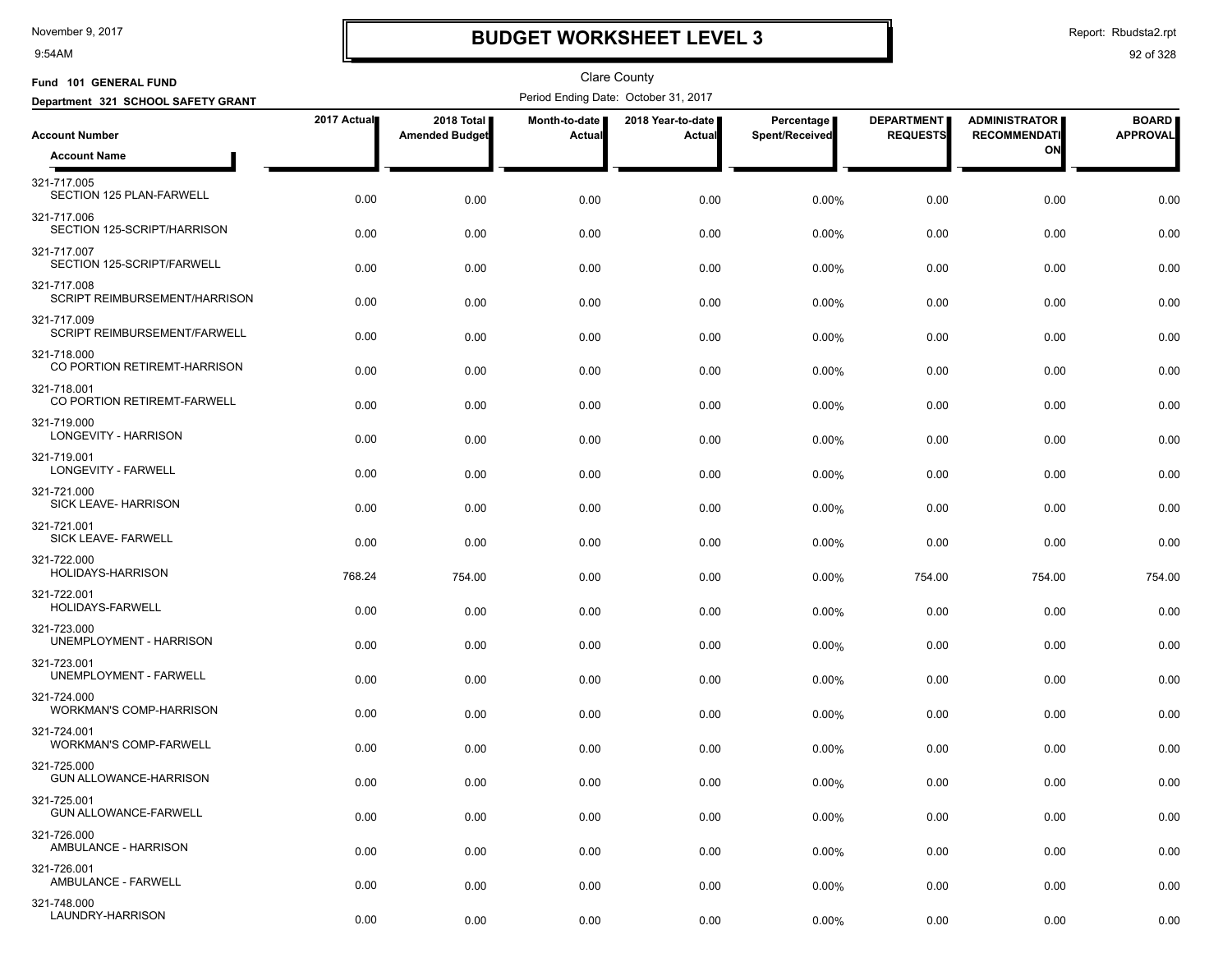# BUDGET WORKSHEET LEVEL 3

November 9, 2017
9:54AM

Report: Rbudsta2.rpt

Clare County

**Fund 101 GENERAL FUND**

**Department 321 SCHOOL SAFETY GRANT**

Period Ending Date: October 31, 2017

| Account Number / Account Name | 2017 Actual | 2018 Total Amended Budget | Month-to-date Actual | 2018 Year-to-date Actual | Percentage Spent/Received | DEPARTMENT REQUESTS | ADMINISTRATOR RECOMMENDATION | BOARD APPROVAL |
|---|---|---|---|---|---|---|---|---|
| 321-717.005 SECTION 125 PLAN-FARWELL | 0.00 | 0.00 | 0.00 | 0.00 | 0.00% | 0.00 | 0.00 | 0.00 |
| 321-717.006 SECTION 125-SCRIPT/HARRISON | 0.00 | 0.00 | 0.00 | 0.00 | 0.00% | 0.00 | 0.00 | 0.00 |
| 321-717.007 SECTION 125-SCRIPT/FARWELL | 0.00 | 0.00 | 0.00 | 0.00 | 0.00% | 0.00 | 0.00 | 0.00 |
| 321-717.008 SCRIPT REIMBURSEMENT/HARRISON | 0.00 | 0.00 | 0.00 | 0.00 | 0.00% | 0.00 | 0.00 | 0.00 |
| 321-717.009 SCRIPT REIMBURSEMENT/FARWELL | 0.00 | 0.00 | 0.00 | 0.00 | 0.00% | 0.00 | 0.00 | 0.00 |
| 321-718.000 CO PORTION RETIREMT-HARRISON | 0.00 | 0.00 | 0.00 | 0.00 | 0.00% | 0.00 | 0.00 | 0.00 |
| 321-718.001 CO PORTION RETIREMT-FARWELL | 0.00 | 0.00 | 0.00 | 0.00 | 0.00% | 0.00 | 0.00 | 0.00 |
| 321-719.000 LONGEVITY - HARRISON | 0.00 | 0.00 | 0.00 | 0.00 | 0.00% | 0.00 | 0.00 | 0.00 |
| 321-719.001 LONGEVITY - FARWELL | 0.00 | 0.00 | 0.00 | 0.00 | 0.00% | 0.00 | 0.00 | 0.00 |
| 321-721.000 SICK LEAVE- HARRISON | 0.00 | 0.00 | 0.00 | 0.00 | 0.00% | 0.00 | 0.00 | 0.00 |
| 321-721.001 SICK LEAVE- FARWELL | 0.00 | 0.00 | 0.00 | 0.00 | 0.00% | 0.00 | 0.00 | 0.00 |
| 321-722.000 HOLIDAYS-HARRISON | 768.24 | 754.00 | 0.00 | 0.00 | 0.00% | 754.00 | 754.00 | 754.00 |
| 321-722.001 HOLIDAYS-FARWELL | 0.00 | 0.00 | 0.00 | 0.00 | 0.00% | 0.00 | 0.00 | 0.00 |
| 321-723.000 UNEMPLOYMENT - HARRISON | 0.00 | 0.00 | 0.00 | 0.00 | 0.00% | 0.00 | 0.00 | 0.00 |
| 321-723.001 UNEMPLOYMENT - FARWELL | 0.00 | 0.00 | 0.00 | 0.00 | 0.00% | 0.00 | 0.00 | 0.00 |
| 321-724.000 WORKMAN'S COMP-HARRISON | 0.00 | 0.00 | 0.00 | 0.00 | 0.00% | 0.00 | 0.00 | 0.00 |
| 321-724.001 WORKMAN'S COMP-FARWELL | 0.00 | 0.00 | 0.00 | 0.00 | 0.00% | 0.00 | 0.00 | 0.00 |
| 321-725.000 GUN ALLOWANCE-HARRISON | 0.00 | 0.00 | 0.00 | 0.00 | 0.00% | 0.00 | 0.00 | 0.00 |
| 321-725.001 GUN ALLOWANCE-FARWELL | 0.00 | 0.00 | 0.00 | 0.00 | 0.00% | 0.00 | 0.00 | 0.00 |
| 321-726.000 AMBULANCE - HARRISON | 0.00 | 0.00 | 0.00 | 0.00 | 0.00% | 0.00 | 0.00 | 0.00 |
| 321-726.001 AMBULANCE - FARWELL | 0.00 | 0.00 | 0.00 | 0.00 | 0.00% | 0.00 | 0.00 | 0.00 |
| 321-748.000 LAUNDRY-HARRISON | 0.00 | 0.00 | 0.00 | 0.00 | 0.00% | 0.00 | 0.00 | 0.00 |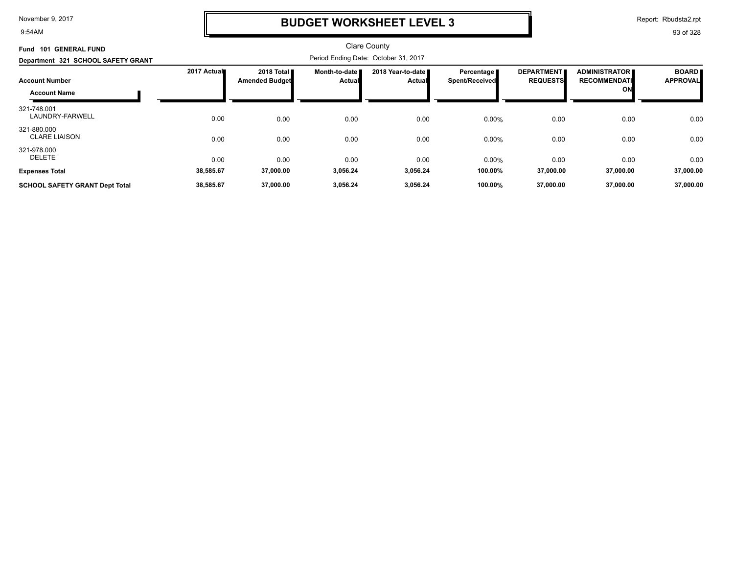# BUDGET WORKSHEET LEVEL 3

Clare County

**Fund 101 GENERAL FUND**

**Department 321 SCHOOL SAFETY GRANT**

Period Ending Date: October 31, 2017

| Account Number / Account Name | 2017 Actual | 2018 Total Amended Budget | Month-to-date Actual | 2018 Year-to-date Actual | Percentage Spent/Received | DEPARTMENT REQUESTS | ADMINISTRATOR RECOMMENDATION | BOARD APPROVAL |
|---|---|---|---|---|---|---|---|---|
| 321-748.001 LAUNDRY-FARWELL | 0.00 | 0.00 | 0.00 | 0.00 | 0.00% | 0.00 | 0.00 | 0.00 |
| 321-880.000 CLARE LIAISON | 0.00 | 0.00 | 0.00 | 0.00 | 0.00% | 0.00 | 0.00 | 0.00 |
| 321-978.000 DELETE | 0.00 | 0.00 | 0.00 | 0.00 | 0.00% | 0.00 | 0.00 | 0.00 |
| **Expenses Total** | **38,585.67** | **37,000.00** | **3,056.24** | **3,056.24** | **100.00%** | **37,000.00** | **37,000.00** | **37,000.00** |
| **SCHOOL SAFETY GRANT Dept Total** | **38,585.67** | **37,000.00** | **3,056.24** | **3,056.24** | **100.00%** | **37,000.00** | **37,000.00** | **37,000.00** |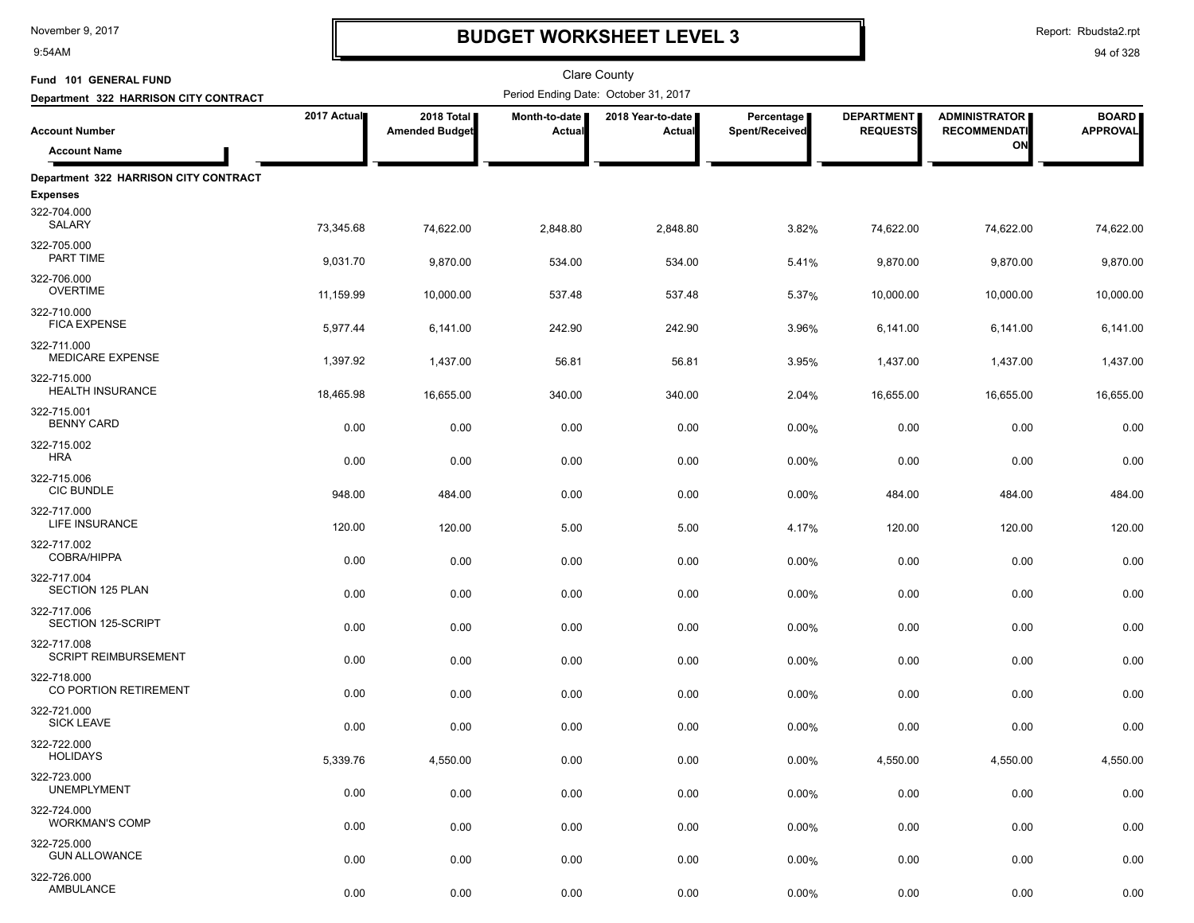# BUDGET WORKSHEET LEVEL 3

Clare County

**Fund 101 GENERAL FUND**

**Department 322 HARRISON CITY CONTRACT**

Period Ending Date: October 31, 2017

| Account Number / Account Name | 2017 Actual | 2018 Total Amended Budget | Month-to-date Actual | 2018 Year-to-date Actual | Percentage Spent/Received | DEPARTMENT REQUESTS | ADMINISTRATOR RECOMMENDATION | BOARD APPROVAL |
|---|---|---|---|---|---|---|---|---|
| **Department 322 HARRISON CITY CONTRACT** | | | | | | | | |
| **Expenses** | | | | | | | | |
| 322-704.000 SALARY | 73,345.68 | 74,622.00 | 2,848.80 | 2,848.80 | 3.82% | 74,622.00 | 74,622.00 | 74,622.00 |
| 322-705.000 PART TIME | 9,031.70 | 9,870.00 | 534.00 | 534.00 | 5.41% | 9,870.00 | 9,870.00 | 9,870.00 |
| 322-706.000 OVERTIME | 11,159.99 | 10,000.00 | 537.48 | 537.48 | 5.37% | 10,000.00 | 10,000.00 | 10,000.00 |
| 322-710.000 FICA EXPENSE | 5,977.44 | 6,141.00 | 242.90 | 242.90 | 3.96% | 6,141.00 | 6,141.00 | 6,141.00 |
| 322-711.000 MEDICARE EXPENSE | 1,397.92 | 1,437.00 | 56.81 | 56.81 | 3.95% | 1,437.00 | 1,437.00 | 1,437.00 |
| 322-715.000 HEALTH INSURANCE | 18,465.98 | 16,655.00 | 340.00 | 340.00 | 2.04% | 16,655.00 | 16,655.00 | 16,655.00 |
| 322-715.001 BENNY CARD | 0.00 | 0.00 | 0.00 | 0.00 | 0.00% | 0.00 | 0.00 | 0.00 |
| 322-715.002 HRA | 0.00 | 0.00 | 0.00 | 0.00 | 0.00% | 0.00 | 0.00 | 0.00 |
| 322-715.006 CIC BUNDLE | 948.00 | 484.00 | 0.00 | 0.00 | 0.00% | 484.00 | 484.00 | 484.00 |
| 322-717.000 LIFE INSURANCE | 120.00 | 120.00 | 5.00 | 5.00 | 4.17% | 120.00 | 120.00 | 120.00 |
| 322-717.002 COBRA/HIPPA | 0.00 | 0.00 | 0.00 | 0.00 | 0.00% | 0.00 | 0.00 | 0.00 |
| 322-717.004 SECTION 125 PLAN | 0.00 | 0.00 | 0.00 | 0.00 | 0.00% | 0.00 | 0.00 | 0.00 |
| 322-717.006 SECTION 125-SCRIPT | 0.00 | 0.00 | 0.00 | 0.00 | 0.00% | 0.00 | 0.00 | 0.00 |
| 322-717.008 SCRIPT REIMBURSEMENT | 0.00 | 0.00 | 0.00 | 0.00 | 0.00% | 0.00 | 0.00 | 0.00 |
| 322-718.000 CO PORTION RETIREMENT | 0.00 | 0.00 | 0.00 | 0.00 | 0.00% | 0.00 | 0.00 | 0.00 |
| 322-721.000 SICK LEAVE | 0.00 | 0.00 | 0.00 | 0.00 | 0.00% | 0.00 | 0.00 | 0.00 |
| 322-722.000 HOLIDAYS | 5,339.76 | 4,550.00 | 0.00 | 0.00 | 0.00% | 4,550.00 | 4,550.00 | 4,550.00 |
| 322-723.000 UNEMPLYMENT | 0.00 | 0.00 | 0.00 | 0.00 | 0.00% | 0.00 | 0.00 | 0.00 |
| 322-724.000 WORKMAN'S COMP | 0.00 | 0.00 | 0.00 | 0.00 | 0.00% | 0.00 | 0.00 | 0.00 |
| 322-725.000 GUN ALLOWANCE | 0.00 | 0.00 | 0.00 | 0.00 | 0.00% | 0.00 | 0.00 | 0.00 |
| 322-726.000 AMBULANCE | 0.00 | 0.00 | 0.00 | 0.00 | 0.00% | 0.00 | 0.00 | 0.00 |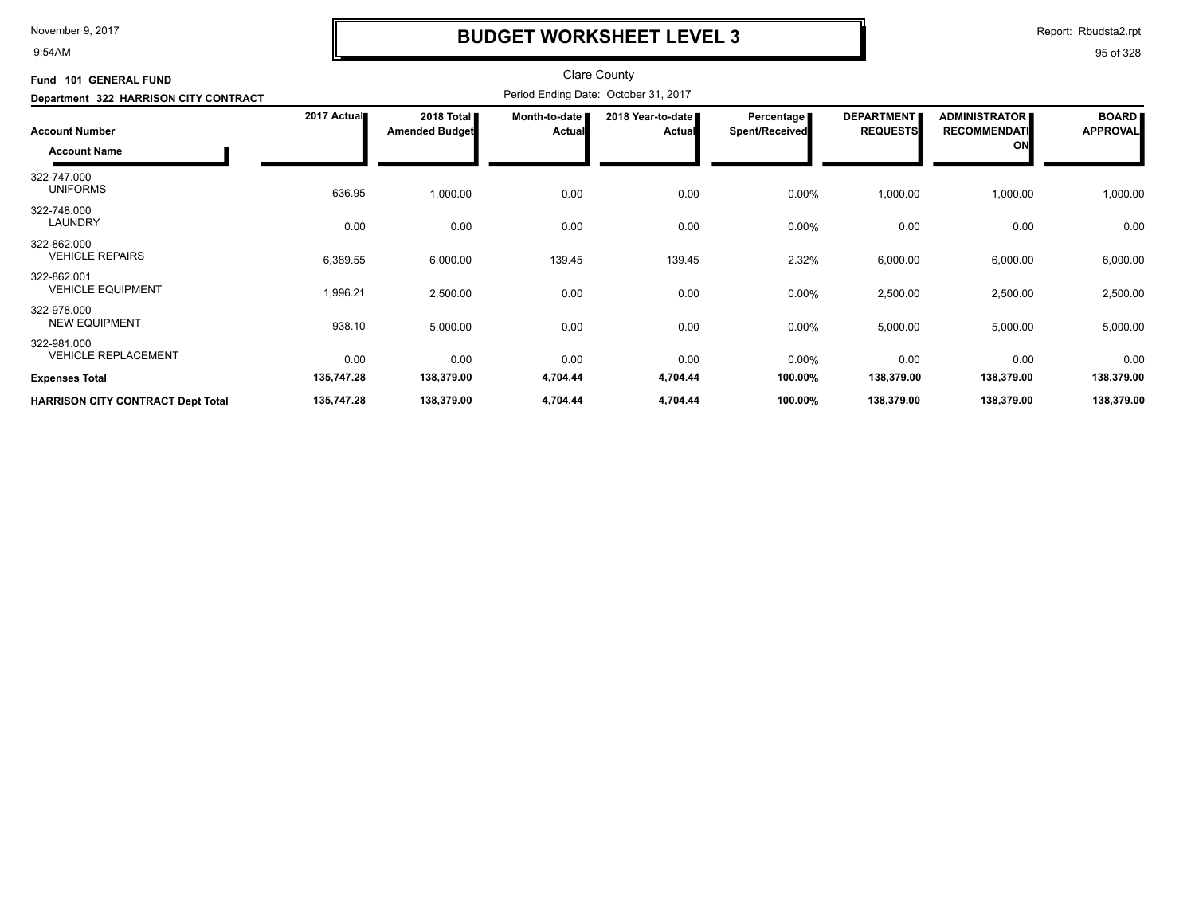# BUDGET WORKSHEET LEVEL 3

Clare County

**Fund 101 GENERAL FUND**

**Department 322 HARRISON CITY CONTRACT**

Period Ending Date: October 31, 2017

| Account Number / Account Name | 2017 Actual | 2018 Total Amended Budget | Month-to-date Actual | 2018 Year-to-date Actual | Percentage Spent/Received | DEPARTMENT REQUESTS | ADMINISTRATOR RECOMMENDATION | BOARD APPROVAL |
|---|---|---|---|---|---|---|---|---|
| 322-747.000 UNIFORMS | 636.95 | 1,000.00 | 0.00 | 0.00 | 0.00% | 1,000.00 | 1,000.00 | 1,000.00 |
| 322-748.000 LAUNDRY | 0.00 | 0.00 | 0.00 | 0.00 | 0.00% | 0.00 | 0.00 | 0.00 |
| 322-862.000 VEHICLE REPAIRS | 6,389.55 | 6,000.00 | 139.45 | 139.45 | 2.32% | 6,000.00 | 6,000.00 | 6,000.00 |
| 322-862.001 VEHICLE EQUIPMENT | 1,996.21 | 2,500.00 | 0.00 | 0.00 | 0.00% | 2,500.00 | 2,500.00 | 2,500.00 |
| 322-978.000 NEW EQUIPMENT | 938.10 | 5,000.00 | 0.00 | 0.00 | 0.00% | 5,000.00 | 5,000.00 | 5,000.00 |
| 322-981.000 VEHICLE REPLACEMENT | 0.00 | 0.00 | 0.00 | 0.00 | 0.00% | 0.00 | 0.00 | 0.00 |
| **Expenses Total** | **135,747.28** | **138,379.00** | **4,704.44** | **4,704.44** | **100.00%** | **138,379.00** | **138,379.00** | **138,379.00** |
| **HARRISON CITY CONTRACT Dept Total** | **135,747.28** | **138,379.00** | **4,704.44** | **4,704.44** | **100.00%** | **138,379.00** | **138,379.00** | **138,379.00** |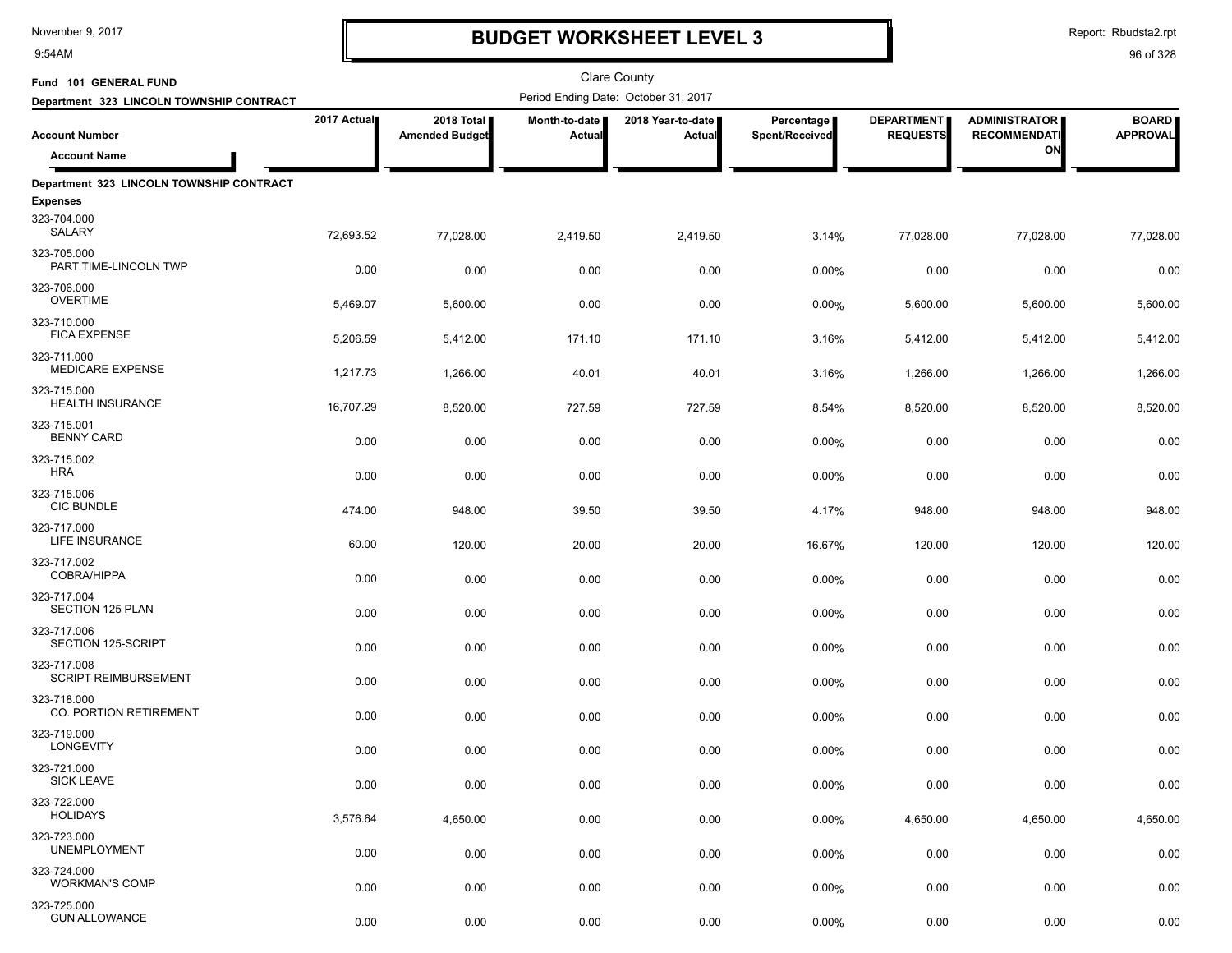# BUDGET WORKSHEET LEVEL 3

Clare County

Fund 101 GENERAL FUND

Department 323 LINCOLN TOWNSHIP CONTRACT

Period Ending Date: October 31, 2017

| Account Number / Account Name | 2017 Actual | 2018 Total Amended Budget | Month-to-date Actual | 2018 Year-to-date Actual | Percentage Spent/Received | DEPARTMENT REQUESTS | ADMINISTRATOR RECOMMENDATION | BOARD APPROVAL |
|---|---|---|---|---|---|---|---|---|
| **Department 323 LINCOLN TOWNSHIP CONTRACT** | | | | | | | | |
| **Expenses** | | | | | | | | |
| 323-704.000 SALARY | 72,693.52 | 77,028.00 | 2,419.50 | 2,419.50 | 3.14% | 77,028.00 | 77,028.00 | 77,028.00 |
| 323-705.000 PART TIME-LINCOLN TWP | 0.00 | 0.00 | 0.00 | 0.00 | 0.00% | 0.00 | 0.00 | 0.00 |
| 323-706.000 OVERTIME | 5,469.07 | 5,600.00 | 0.00 | 0.00 | 0.00% | 5,600.00 | 5,600.00 | 5,600.00 |
| 323-710.000 FICA EXPENSE | 5,206.59 | 5,412.00 | 171.10 | 171.10 | 3.16% | 5,412.00 | 5,412.00 | 5,412.00 |
| 323-711.000 MEDICARE EXPENSE | 1,217.73 | 1,266.00 | 40.01 | 40.01 | 3.16% | 1,266.00 | 1,266.00 | 1,266.00 |
| 323-715.000 HEALTH INSURANCE | 16,707.29 | 8,520.00 | 727.59 | 727.59 | 8.54% | 8,520.00 | 8,520.00 | 8,520.00 |
| 323-715.001 BENNY CARD | 0.00 | 0.00 | 0.00 | 0.00 | 0.00% | 0.00 | 0.00 | 0.00 |
| 323-715.002 HRA | 0.00 | 0.00 | 0.00 | 0.00 | 0.00% | 0.00 | 0.00 | 0.00 |
| 323-715.006 CIC BUNDLE | 474.00 | 948.00 | 39.50 | 39.50 | 4.17% | 948.00 | 948.00 | 948.00 |
| 323-717.000 LIFE INSURANCE | 60.00 | 120.00 | 20.00 | 20.00 | 16.67% | 120.00 | 120.00 | 120.00 |
| 323-717.002 COBRA/HIPPA | 0.00 | 0.00 | 0.00 | 0.00 | 0.00% | 0.00 | 0.00 | 0.00 |
| 323-717.004 SECTION 125 PLAN | 0.00 | 0.00 | 0.00 | 0.00 | 0.00% | 0.00 | 0.00 | 0.00 |
| 323-717.006 SECTION 125-SCRIPT | 0.00 | 0.00 | 0.00 | 0.00 | 0.00% | 0.00 | 0.00 | 0.00 |
| 323-717.008 SCRIPT REIMBURSEMENT | 0.00 | 0.00 | 0.00 | 0.00 | 0.00% | 0.00 | 0.00 | 0.00 |
| 323-718.000 CO. PORTION RETIREMENT | 0.00 | 0.00 | 0.00 | 0.00 | 0.00% | 0.00 | 0.00 | 0.00 |
| 323-719.000 LONGEVITY | 0.00 | 0.00 | 0.00 | 0.00 | 0.00% | 0.00 | 0.00 | 0.00 |
| 323-721.000 SICK LEAVE | 0.00 | 0.00 | 0.00 | 0.00 | 0.00% | 0.00 | 0.00 | 0.00 |
| 323-722.000 HOLIDAYS | 3,576.64 | 4,650.00 | 0.00 | 0.00 | 0.00% | 4,650.00 | 4,650.00 | 4,650.00 |
| 323-723.000 UNEMPLOYMENT | 0.00 | 0.00 | 0.00 | 0.00 | 0.00% | 0.00 | 0.00 | 0.00 |
| 323-724.000 WORKMAN'S COMP | 0.00 | 0.00 | 0.00 | 0.00 | 0.00% | 0.00 | 0.00 | 0.00 |
| 323-725.000 GUN ALLOWANCE | 0.00 | 0.00 | 0.00 | 0.00 | 0.00% | 0.00 | 0.00 | 0.00 |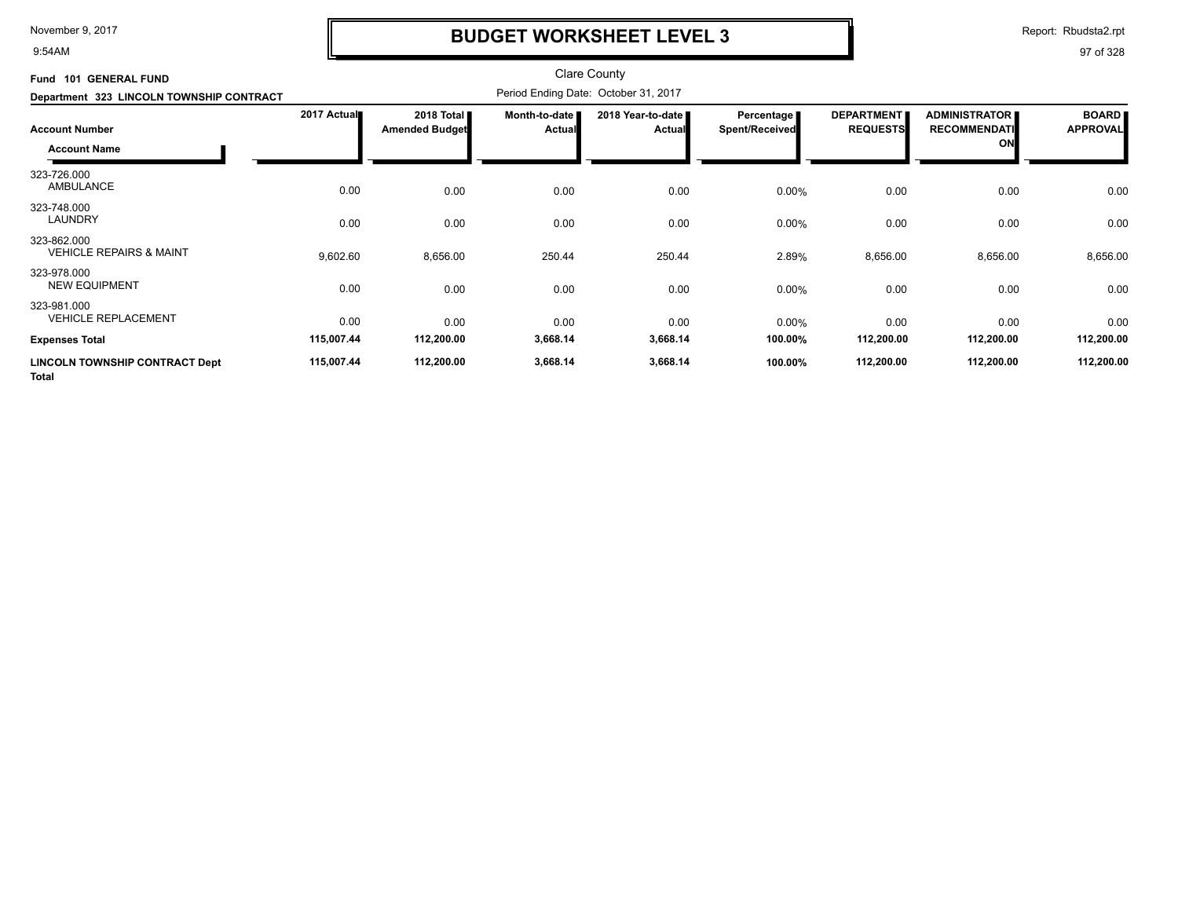# BUDGET WORKSHEET LEVEL 3

Clare County

**Fund 101 GENERAL FUND**

**Department 323 LINCOLN TOWNSHIP CONTRACT**

Period Ending Date: October 31, 2017

| Account Number / Account Name | 2017 Actual | 2018 Total Amended Budget | Month-to-date Actual | 2018 Year-to-date Actual | Percentage Spent/Received | DEPARTMENT REQUESTS | ADMINISTRATOR RECOMMENDATION | BOARD APPROVAL |
|---|---|---|---|---|---|---|---|---|
| 323-726.000 AMBULANCE | 0.00 | 0.00 | 0.00 | 0.00 | 0.00% | 0.00 | 0.00 | 0.00 |
| 323-748.000 LAUNDRY | 0.00 | 0.00 | 0.00 | 0.00 | 0.00% | 0.00 | 0.00 | 0.00 |
| 323-862.000 VEHICLE REPAIRS & MAINT | 9,602.60 | 8,656.00 | 250.44 | 250.44 | 2.89% | 8,656.00 | 8,656.00 | 8,656.00 |
| 323-978.000 NEW EQUIPMENT | 0.00 | 0.00 | 0.00 | 0.00 | 0.00% | 0.00 | 0.00 | 0.00 |
| 323-981.000 VEHICLE REPLACEMENT | 0.00 | 0.00 | 0.00 | 0.00 | 0.00% | 0.00 | 0.00 | 0.00 |
| **Expenses Total** | **115,007.44** | **112,200.00** | **3,668.14** | **3,668.14** | **100.00%** | **112,200.00** | **112,200.00** | **112,200.00** |
| **LINCOLN TOWNSHIP CONTRACT Dept Total** | **115,007.44** | **112,200.00** | **3,668.14** | **3,668.14** | **100.00%** | **112,200.00** | **112,200.00** | **112,200.00** |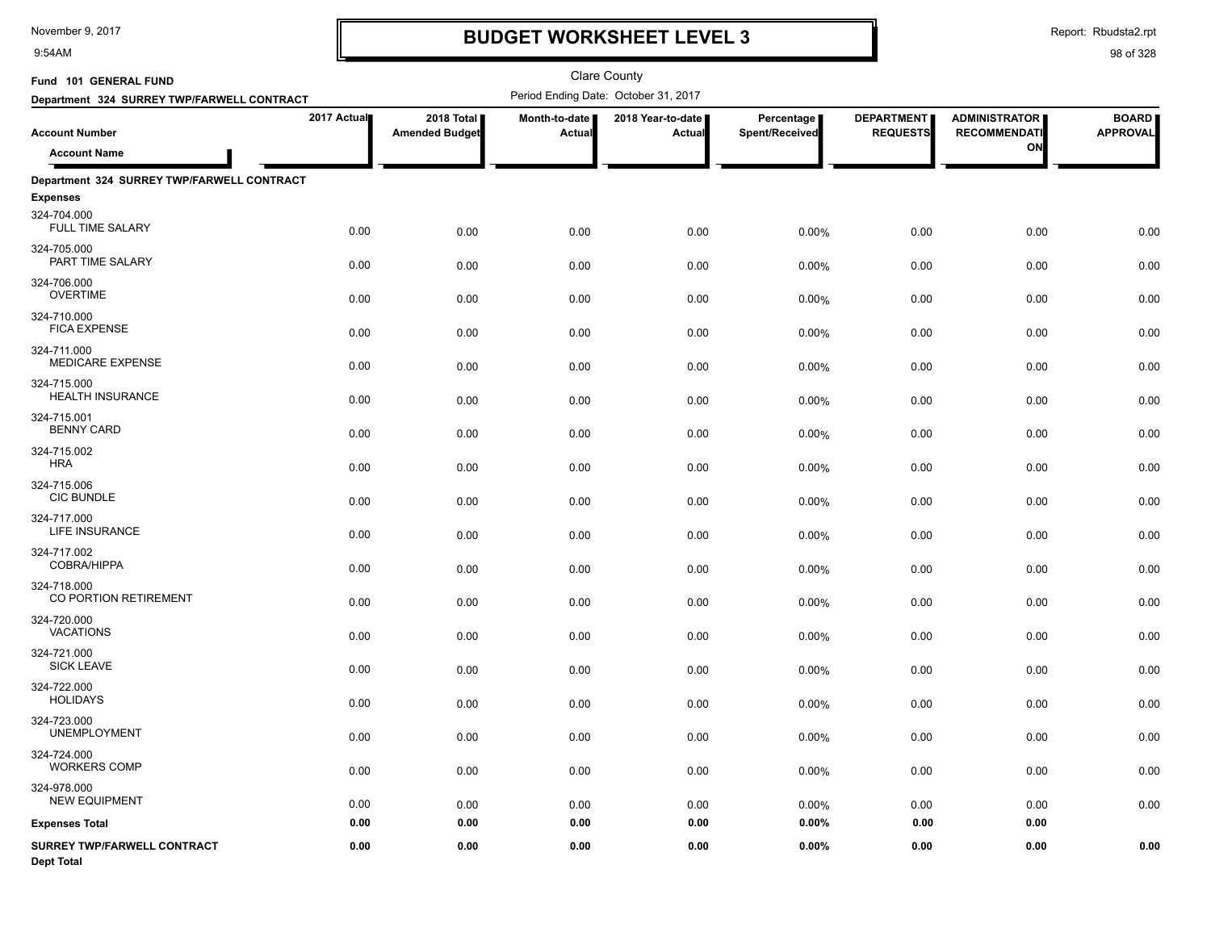# BUDGET WORKSHEET LEVEL 3

November 9, 2017
9:54AM

Report: Rbudsta2.rpt

Clare County

**Fund 101 GENERAL FUND**

**Department 324 SURREY TWP/FARWELL CONTRACT**

Period Ending Date: October 31, 2017

| Account Number / Account Name | 2017 Actual | 2018 Total Amended Budget | Month-to-date Actual | 2018 Year-to-date Actual | Percentage Spent/Received | DEPARTMENT REQUESTS | ADMINISTRATOR RECOMMENDATION | BOARD APPROVAL |
|---|---|---|---|---|---|---|---|---|
| **Department 324 SURREY TWP/FARWELL CONTRACT** | | | | | | | | |
| **Expenses** | | | | | | | | |
| 324-704.000 FULL TIME SALARY | 0.00 | 0.00 | 0.00 | 0.00 | 0.00% | 0.00 | 0.00 | 0.00 |
| 324-705.000 PART TIME SALARY | 0.00 | 0.00 | 0.00 | 0.00 | 0.00% | 0.00 | 0.00 | 0.00 |
| 324-706.000 OVERTIME | 0.00 | 0.00 | 0.00 | 0.00 | 0.00% | 0.00 | 0.00 | 0.00 |
| 324-710.000 FICA EXPENSE | 0.00 | 0.00 | 0.00 | 0.00 | 0.00% | 0.00 | 0.00 | 0.00 |
| 324-711.000 MEDICARE EXPENSE | 0.00 | 0.00 | 0.00 | 0.00 | 0.00% | 0.00 | 0.00 | 0.00 |
| 324-715.000 HEALTH INSURANCE | 0.00 | 0.00 | 0.00 | 0.00 | 0.00% | 0.00 | 0.00 | 0.00 |
| 324-715.001 BENNY CARD | 0.00 | 0.00 | 0.00 | 0.00 | 0.00% | 0.00 | 0.00 | 0.00 |
| 324-715.002 HRA | 0.00 | 0.00 | 0.00 | 0.00 | 0.00% | 0.00 | 0.00 | 0.00 |
| 324-715.006 CIC BUNDLE | 0.00 | 0.00 | 0.00 | 0.00 | 0.00% | 0.00 | 0.00 | 0.00 |
| 324-717.000 LIFE INSURANCE | 0.00 | 0.00 | 0.00 | 0.00 | 0.00% | 0.00 | 0.00 | 0.00 |
| 324-717.002 COBRA/HIPPA | 0.00 | 0.00 | 0.00 | 0.00 | 0.00% | 0.00 | 0.00 | 0.00 |
| 324-718.000 CO PORTION RETIREMENT | 0.00 | 0.00 | 0.00 | 0.00 | 0.00% | 0.00 | 0.00 | 0.00 |
| 324-720.000 VACATIONS | 0.00 | 0.00 | 0.00 | 0.00 | 0.00% | 0.00 | 0.00 | 0.00 |
| 324-721.000 SICK LEAVE | 0.00 | 0.00 | 0.00 | 0.00 | 0.00% | 0.00 | 0.00 | 0.00 |
| 324-722.000 HOLIDAYS | 0.00 | 0.00 | 0.00 | 0.00 | 0.00% | 0.00 | 0.00 | 0.00 |
| 324-723.000 UNEMPLOYMENT | 0.00 | 0.00 | 0.00 | 0.00 | 0.00% | 0.00 | 0.00 | 0.00 |
| 324-724.000 WORKERS COMP | 0.00 | 0.00 | 0.00 | 0.00 | 0.00% | 0.00 | 0.00 | 0.00 |
| 324-978.000 NEW EQUIPMENT | 0.00 | 0.00 | 0.00 | 0.00 | 0.00% | 0.00 | 0.00 | 0.00 |
| **Expenses Total** | **0.00** | **0.00** | **0.00** | **0.00** | **0.00%** | **0.00** | **0.00** | |
| **SURREY TWP/FARWELL CONTRACT Dept Total** | **0.00** | **0.00** | **0.00** | **0.00** | **0.00%** | **0.00** | **0.00** | **0.00** |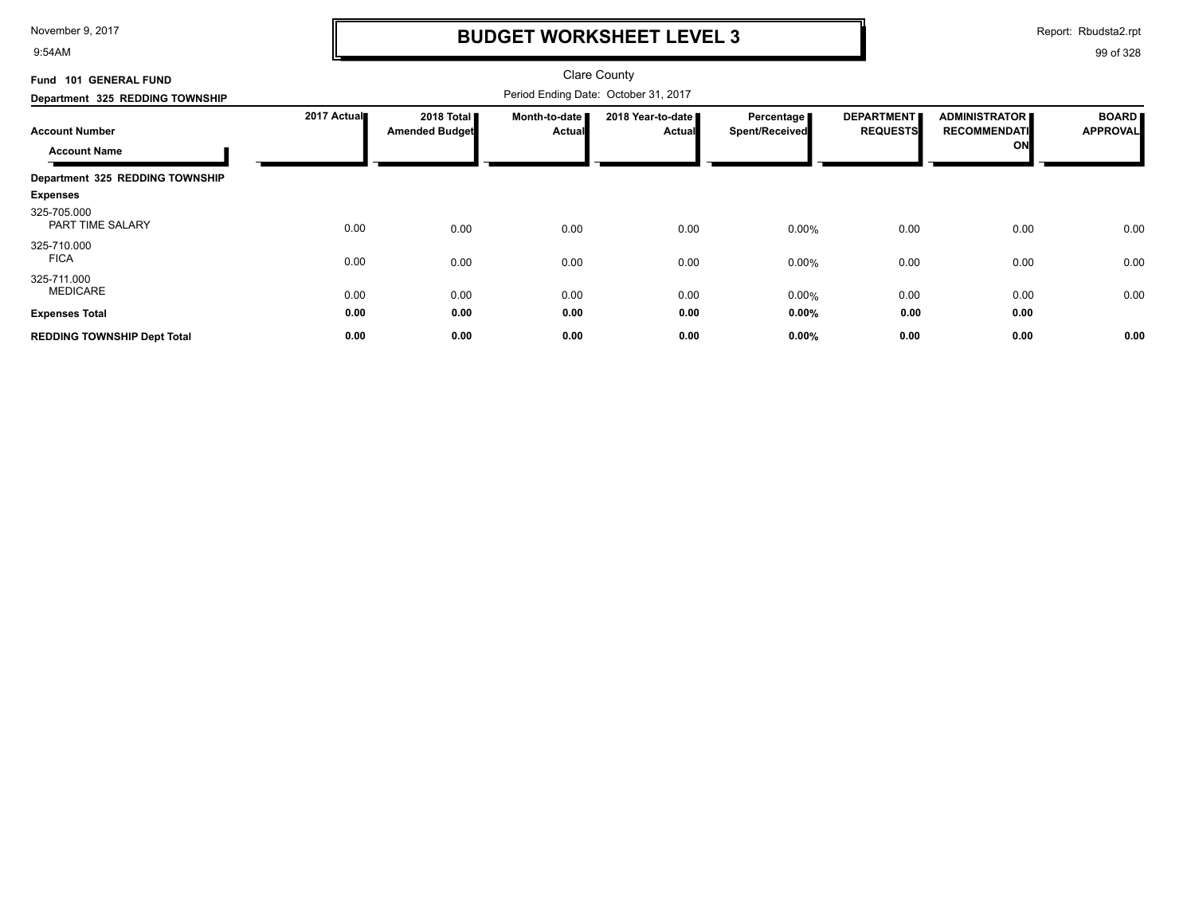# BUDGET WORKSHEET LEVEL 3

Clare County

**Fund 101 GENERAL FUND**

**Department 325 REDDING TOWNSHIP**

Period Ending Date: October 31, 2017

| Account Number / Account Name | 2017 Actual | 2018 Total Amended Budget | Month-to-date Actual | 2018 Year-to-date Actual | Percentage Spent/Received | DEPARTMENT REQUESTS | ADMINISTRATOR RECOMMENDATION | BOARD APPROVAL |
|---|---|---|---|---|---|---|---|---|
| **Department 325 REDDING TOWNSHIP** | | | | | | | | |
| **Expenses** | | | | | | | | |
| 325-705.000 PART TIME SALARY | 0.00 | 0.00 | 0.00 | 0.00 | 0.00% | 0.00 | 0.00 | 0.00 |
| 325-710.000 FICA | 0.00 | 0.00 | 0.00 | 0.00 | 0.00% | 0.00 | 0.00 | 0.00 |
| 325-711.000 MEDICARE | 0.00 | 0.00 | 0.00 | 0.00 | 0.00% | 0.00 | 0.00 | 0.00 |
| **Expenses Total** | **0.00** | **0.00** | **0.00** | **0.00** | **0.00%** | **0.00** | **0.00** | |
| **REDDING TOWNSHIP Dept Total** | **0.00** | **0.00** | **0.00** | **0.00** | **0.00%** | **0.00** | **0.00** | **0.00** |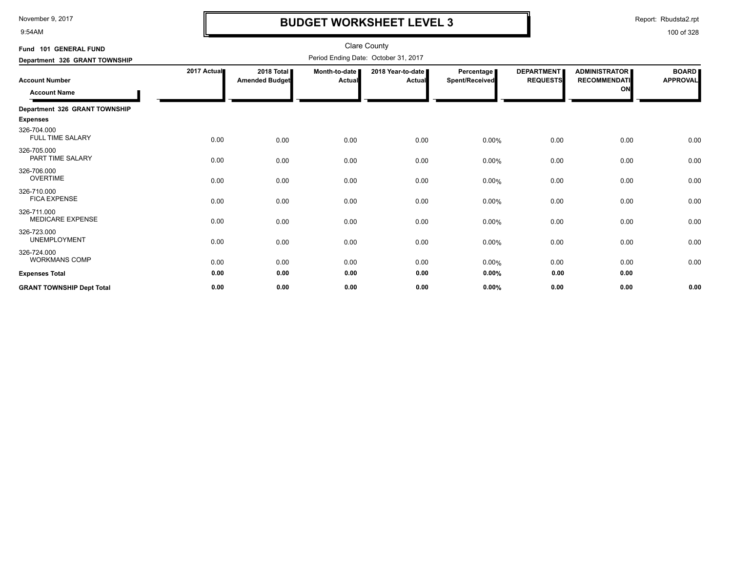# BUDGET WORKSHEET LEVEL 3

November 9, 2017
9:54AM

Report: Rbudsta2.rpt

**Fund 101 GENERAL FUND**

**Department 326 GRANT TOWNSHIP**

Clare County

Period Ending Date: October 31, 2017

| Account Number / Account Name | 2017 Actual | 2018 Total Amended Budget | Month-to-date Actual | 2018 Year-to-date Actual | Percentage Spent/Received | DEPARTMENT REQUESTS | ADMINISTRATOR RECOMMENDATION | BOARD APPROVAL |
|---|---|---|---|---|---|---|---|---|
| **Department 326 GRANT TOWNSHIP** | | | | | | | | |
| **Expenses** | | | | | | | | |
| 326-704.000 FULL TIME SALARY | 0.00 | 0.00 | 0.00 | 0.00 | 0.00% | 0.00 | 0.00 | 0.00 |
| 326-705.000 PART TIME SALARY | 0.00 | 0.00 | 0.00 | 0.00 | 0.00% | 0.00 | 0.00 | 0.00 |
| 326-706.000 OVERTIME | 0.00 | 0.00 | 0.00 | 0.00 | 0.00% | 0.00 | 0.00 | 0.00 |
| 326-710.000 FICA EXPENSE | 0.00 | 0.00 | 0.00 | 0.00 | 0.00% | 0.00 | 0.00 | 0.00 |
| 326-711.000 MEDICARE EXPENSE | 0.00 | 0.00 | 0.00 | 0.00 | 0.00% | 0.00 | 0.00 | 0.00 |
| 326-723.000 UNEMPLOYMENT | 0.00 | 0.00 | 0.00 | 0.00 | 0.00% | 0.00 | 0.00 | 0.00 |
| 326-724.000 WORKMANS COMP | 0.00 | 0.00 | 0.00 | 0.00 | 0.00% | 0.00 | 0.00 | 0.00 |
| **Expenses Total** | **0.00** | **0.00** | **0.00** | **0.00** | **0.00%** | **0.00** | **0.00** | |
| **GRANT TOWNSHIP Dept Total** | **0.00** | **0.00** | **0.00** | **0.00** | **0.00%** | **0.00** | **0.00** | **0.00** |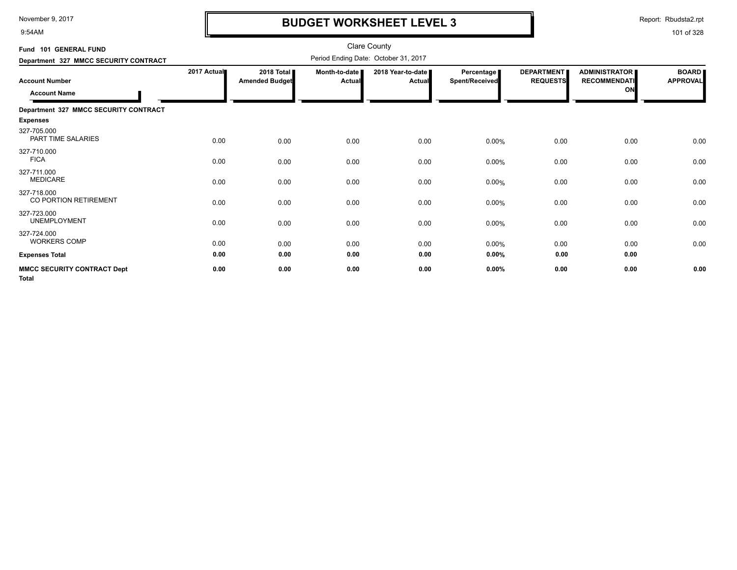# BUDGET WORKSHEET LEVEL 3

Clare County

Period Ending Date: October 31, 2017

**Fund 101 GENERAL FUND**

**Department 327 MMCC SECURITY CONTRACT**

| Account Number / Account Name | 2017 Actual | 2018 Total Amended Budget | Month-to-date Actual | 2018 Year-to-date Actual | Percentage Spent/Received | DEPARTMENT REQUESTS | ADMINISTRATOR RECOMMENDATION | BOARD APPROVAL |
|---|---|---|---|---|---|---|---|---|
| **Department 327 MMCC SECURITY CONTRACT** | | | | | | | | |
| **Expenses** | | | | | | | | |
| 327-705.000 PART TIME SALARIES | 0.00 | 0.00 | 0.00 | 0.00 | 0.00% | 0.00 | 0.00 | 0.00 |
| 327-710.000 FICA | 0.00 | 0.00 | 0.00 | 0.00 | 0.00% | 0.00 | 0.00 | 0.00 |
| 327-711.000 MEDICARE | 0.00 | 0.00 | 0.00 | 0.00 | 0.00% | 0.00 | 0.00 | 0.00 |
| 327-718.000 CO PORTION RETIREMENT | 0.00 | 0.00 | 0.00 | 0.00 | 0.00% | 0.00 | 0.00 | 0.00 |
| 327-723.000 UNEMPLOYMENT | 0.00 | 0.00 | 0.00 | 0.00 | 0.00% | 0.00 | 0.00 | 0.00 |
| 327-724.000 WORKERS COMP | 0.00 | 0.00 | 0.00 | 0.00 | 0.00% | 0.00 | 0.00 | 0.00 |
| **Expenses Total** | **0.00** | **0.00** | **0.00** | **0.00** | **0.00%** | **0.00** | **0.00** | |
| **MMCC SECURITY CONTRACT Dept Total** | **0.00** | **0.00** | **0.00** | **0.00** | **0.00%** | **0.00** | **0.00** | **0.00** |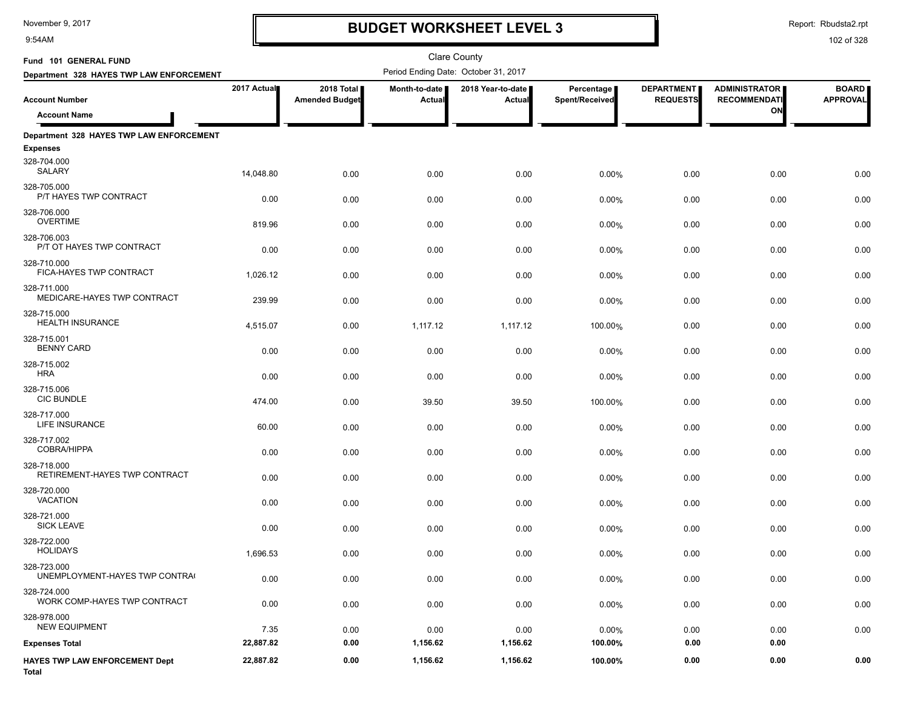# BUDGET WORKSHEET LEVEL 3

November 9, 2017
9:54AM

Report: Rbudsta2.rpt

Clare County

**Fund 101 GENERAL FUND**

**Department 328 HAYES TWP LAW ENFORCEMENT**

Period Ending Date: October 31, 2017

| Account Number / Account Name | 2017 Actual | 2018 Total Amended Budget | Month-to-date Actual | 2018 Year-to-date Actual | Percentage Spent/Received | DEPARTMENT REQUESTS | ADMINISTRATOR RECOMMENDATION | BOARD APPROVAL |
|---|---|---|---|---|---|---|---|---|
| **Department 328 HAYES TWP LAW ENFORCEMENT** | | | | | | | | |
| **Expenses** | | | | | | | | |
| 328-704.000 SALARY | 14,048.80 | 0.00 | 0.00 | 0.00 | 0.00% | 0.00 | 0.00 | 0.00 |
| 328-705.000 P/T HAYES TWP CONTRACT | 0.00 | 0.00 | 0.00 | 0.00 | 0.00% | 0.00 | 0.00 | 0.00 |
| 328-706.000 OVERTIME | 819.96 | 0.00 | 0.00 | 0.00 | 0.00% | 0.00 | 0.00 | 0.00 |
| 328-706.003 P/T OT HAYES TWP CONTRACT | 0.00 | 0.00 | 0.00 | 0.00 | 0.00% | 0.00 | 0.00 | 0.00 |
| 328-710.000 FICA-HAYES TWP CONTRACT | 1,026.12 | 0.00 | 0.00 | 0.00 | 0.00% | 0.00 | 0.00 | 0.00 |
| 328-711.000 MEDICARE-HAYES TWP CONTRACT | 239.99 | 0.00 | 0.00 | 0.00 | 0.00% | 0.00 | 0.00 | 0.00 |
| 328-715.000 HEALTH INSURANCE | 4,515.07 | 0.00 | 1,117.12 | 1,117.12 | 100.00% | 0.00 | 0.00 | 0.00 |
| 328-715.001 BENNY CARD | 0.00 | 0.00 | 0.00 | 0.00 | 0.00% | 0.00 | 0.00 | 0.00 |
| 328-715.002 HRA | 0.00 | 0.00 | 0.00 | 0.00 | 0.00% | 0.00 | 0.00 | 0.00 |
| 328-715.006 CIC BUNDLE | 474.00 | 0.00 | 39.50 | 39.50 | 100.00% | 0.00 | 0.00 | 0.00 |
| 328-717.000 LIFE INSURANCE | 60.00 | 0.00 | 0.00 | 0.00 | 0.00% | 0.00 | 0.00 | 0.00 |
| 328-717.002 COBRA/HIPPA | 0.00 | 0.00 | 0.00 | 0.00 | 0.00% | 0.00 | 0.00 | 0.00 |
| 328-718.000 RETIREMENT-HAYES TWP CONTRACT | 0.00 | 0.00 | 0.00 | 0.00 | 0.00% | 0.00 | 0.00 | 0.00 |
| 328-720.000 VACATION | 0.00 | 0.00 | 0.00 | 0.00 | 0.00% | 0.00 | 0.00 | 0.00 |
| 328-721.000 SICK LEAVE | 0.00 | 0.00 | 0.00 | 0.00 | 0.00% | 0.00 | 0.00 | 0.00 |
| 328-722.000 HOLIDAYS | 1,696.53 | 0.00 | 0.00 | 0.00 | 0.00% | 0.00 | 0.00 | 0.00 |
| 328-723.000 UNEMPLOYMENT-HAYES TWP CONTRA( | 0.00 | 0.00 | 0.00 | 0.00 | 0.00% | 0.00 | 0.00 | 0.00 |
| 328-724.000 WORK COMP-HAYES TWP CONTRACT | 0.00 | 0.00 | 0.00 | 0.00 | 0.00% | 0.00 | 0.00 | 0.00 |
| 328-978.000 NEW EQUIPMENT | 7.35 | 0.00 | 0.00 | 0.00 | 0.00% | 0.00 | 0.00 | 0.00 |
| **Expenses Total** | **22,887.82** | **0.00** | **1,156.62** | **1,156.62** | **100.00%** | **0.00** | **0.00** | |
| **HAYES TWP LAW ENFORCEMENT Dept Total** | **22,887.82** | **0.00** | **1,156.62** | **1,156.62** | **100.00%** | **0.00** | **0.00** | **0.00** |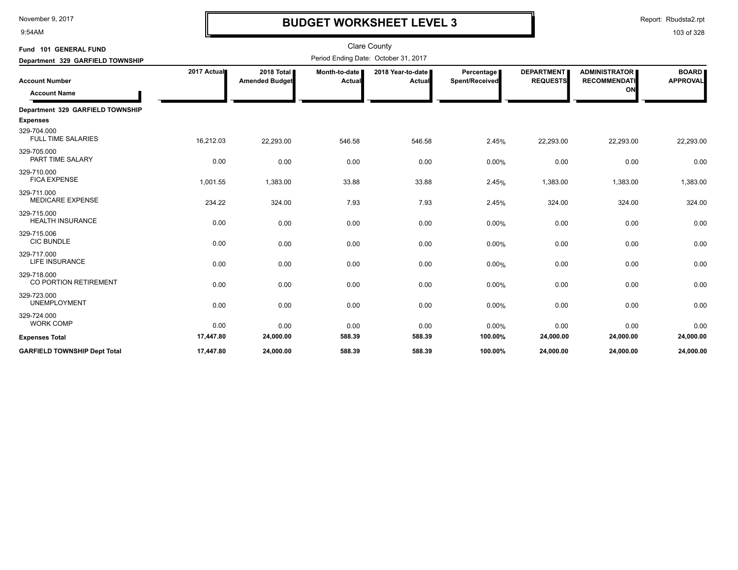# BUDGET WORKSHEET LEVEL 3

Clare County

**Fund 101 GENERAL FUND**

**Department 329 GARFIELD TOWNSHIP**

Period Ending Date: October 31, 2017

| Account Number / Account Name | 2017 Actual | 2018 Total Amended Budget | Month-to-date Actual | 2018 Year-to-date Actual | Percentage Spent/Received | DEPARTMENT REQUESTS | ADMINISTRATOR RECOMMENDATION | BOARD APPROVAL |
|---|---|---|---|---|---|---|---|---|
| **Department 329 GARFIELD TOWNSHIP** | | | | | | | | |
| **Expenses** | | | | | | | | |
| 329-704.000 FULL TIME SALARIES | 16,212.03 | 22,293.00 | 546.58 | 546.58 | 2.45% | 22,293.00 | 22,293.00 | 22,293.00 |
| 329-705.000 PART TIME SALARY | 0.00 | 0.00 | 0.00 | 0.00 | 0.00% | 0.00 | 0.00 | 0.00 |
| 329-710.000 FICA EXPENSE | 1,001.55 | 1,383.00 | 33.88 | 33.88 | 2.45% | 1,383.00 | 1,383.00 | 1,383.00 |
| 329-711.000 MEDICARE EXPENSE | 234.22 | 324.00 | 7.93 | 7.93 | 2.45% | 324.00 | 324.00 | 324.00 |
| 329-715.000 HEALTH INSURANCE | 0.00 | 0.00 | 0.00 | 0.00 | 0.00% | 0.00 | 0.00 | 0.00 |
| 329-715.006 CIC BUNDLE | 0.00 | 0.00 | 0.00 | 0.00 | 0.00% | 0.00 | 0.00 | 0.00 |
| 329-717.000 LIFE INSURANCE | 0.00 | 0.00 | 0.00 | 0.00 | 0.00% | 0.00 | 0.00 | 0.00 |
| 329-718.000 CO PORTION RETIREMENT | 0.00 | 0.00 | 0.00 | 0.00 | 0.00% | 0.00 | 0.00 | 0.00 |
| 329-723.000 UNEMPLOYMENT | 0.00 | 0.00 | 0.00 | 0.00 | 0.00% | 0.00 | 0.00 | 0.00 |
| 329-724.000 WORK COMP | 0.00 | 0.00 | 0.00 | 0.00 | 0.00% | 0.00 | 0.00 | 0.00 |
| **Expenses Total** | **17,447.80** | **24,000.00** | **588.39** | **588.39** | **100.00%** | **24,000.00** | **24,000.00** | **24,000.00** |
| **GARFIELD TOWNSHIP Dept Total** | **17,447.80** | **24,000.00** | **588.39** | **588.39** | **100.00%** | **24,000.00** | **24,000.00** | **24,000.00** |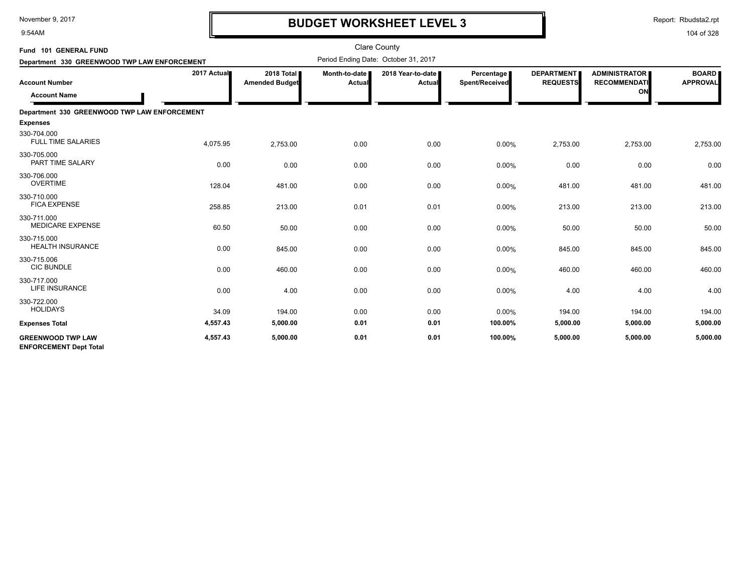# BUDGET WORKSHEET LEVEL 3

November 9, 2017
9:54AM

Report: Rbudsta2.rpt

Clare County

**Fund 101 GENERAL FUND**

**Department 330 GREENWOOD TWP LAW ENFORCEMENT**

Period Ending Date: October 31, 2017

| Account Number / Account Name | 2017 Actual | 2018 Total Amended Budget | Month-to-date Actual | 2018 Year-to-date Actual | Percentage Spent/Received | DEPARTMENT REQUESTS | ADMINISTRATOR RECOMMENDATION | BOARD APPROVAL |
|---|---|---|---|---|---|---|---|---|
| **Department 330 GREENWOOD TWP LAW ENFORCEMENT** | | | | | | | | |
| **Expenses** | | | | | | | | |
| 330-704.000 FULL TIME SALARIES | 4,075.95 | 2,753.00 | 0.00 | 0.00 | 0.00% | 2,753.00 | 2,753.00 | 2,753.00 |
| 330-705.000 PART TIME SALARY | 0.00 | 0.00 | 0.00 | 0.00 | 0.00% | 0.00 | 0.00 | 0.00 |
| 330-706.000 OVERTIME | 128.04 | 481.00 | 0.00 | 0.00 | 0.00% | 481.00 | 481.00 | 481.00 |
| 330-710.000 FICA EXPENSE | 258.85 | 213.00 | 0.01 | 0.01 | 0.00% | 213.00 | 213.00 | 213.00 |
| 330-711.000 MEDICARE EXPENSE | 60.50 | 50.00 | 0.00 | 0.00 | 0.00% | 50.00 | 50.00 | 50.00 |
| 330-715.000 HEALTH INSURANCE | 0.00 | 845.00 | 0.00 | 0.00 | 0.00% | 845.00 | 845.00 | 845.00 |
| 330-715.006 CIC BUNDLE | 0.00 | 460.00 | 0.00 | 0.00 | 0.00% | 460.00 | 460.00 | 460.00 |
| 330-717.000 LIFE INSURANCE | 0.00 | 4.00 | 0.00 | 0.00 | 0.00% | 4.00 | 4.00 | 4.00 |
| 330-722.000 HOLIDAYS | 34.09 | 194.00 | 0.00 | 0.00 | 0.00% | 194.00 | 194.00 | 194.00 |
| **Expenses Total** | **4,557.43** | **5,000.00** | **0.01** | **0.01** | **100.00%** | **5,000.00** | **5,000.00** | **5,000.00** |
| **GREENWOOD TWP LAW ENFORCEMENT Dept Total** | **4,557.43** | **5,000.00** | **0.01** | **0.01** | **100.00%** | **5,000.00** | **5,000.00** | **5,000.00** |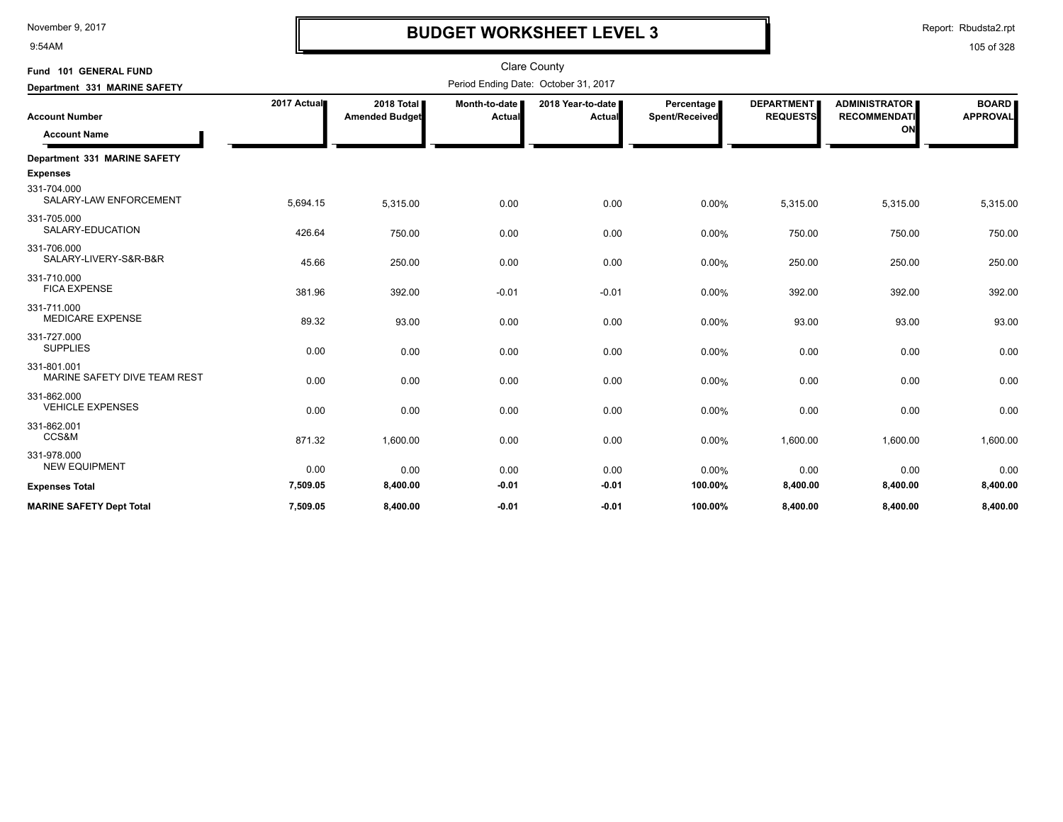# BUDGET WORKSHEET LEVEL 3

Clare County

Fund 101 GENERAL FUND

Department 331 MARINE SAFETY

Period Ending Date: October 31, 2017

| Account Number / Account Name | 2017 Actual | 2018 Total Amended Budget | Month-to-date Actual | 2018 Year-to-date Actual | Percentage Spent/Received | DEPARTMENT REQUESTS | ADMINISTRATOR RECOMMENDATION | BOARD APPROVAL |
|---|---|---|---|---|---|---|---|---|
| **Department 331 MARINE SAFETY** | | | | | | | | |
| **Expenses** | | | | | | | | |
| 331-704.000 SALARY-LAW ENFORCEMENT | 5,694.15 | 5,315.00 | 0.00 | 0.00 | 0.00% | 5,315.00 | 5,315.00 | 5,315.00 |
| 331-705.000 SALARY-EDUCATION | 426.64 | 750.00 | 0.00 | 0.00 | 0.00% | 750.00 | 750.00 | 750.00 |
| 331-706.000 SALARY-LIVERY-S&R-B&R | 45.66 | 250.00 | 0.00 | 0.00 | 0.00% | 250.00 | 250.00 | 250.00 |
| 331-710.000 FICA EXPENSE | 381.96 | 392.00 | -0.01 | -0.01 | 0.00% | 392.00 | 392.00 | 392.00 |
| 331-711.000 MEDICARE EXPENSE | 89.32 | 93.00 | 0.00 | 0.00 | 0.00% | 93.00 | 93.00 | 93.00 |
| 331-727.000 SUPPLIES | 0.00 | 0.00 | 0.00 | 0.00 | 0.00% | 0.00 | 0.00 | 0.00 |
| 331-801.001 MARINE SAFETY DIVE TEAM REST | 0.00 | 0.00 | 0.00 | 0.00 | 0.00% | 0.00 | 0.00 | 0.00 |
| 331-862.000 VEHICLE EXPENSES | 0.00 | 0.00 | 0.00 | 0.00 | 0.00% | 0.00 | 0.00 | 0.00 |
| 331-862.001 CCS&M | 871.32 | 1,600.00 | 0.00 | 0.00 | 0.00% | 1,600.00 | 1,600.00 | 1,600.00 |
| 331-978.000 NEW EQUIPMENT | 0.00 | 0.00 | 0.00 | 0.00 | 0.00% | 0.00 | 0.00 | 0.00 |
| **Expenses Total** | **7,509.05** | **8,400.00** | **-0.01** | **-0.01** | **100.00%** | **8,400.00** | **8,400.00** | **8,400.00** |
| **MARINE SAFETY Dept Total** | **7,509.05** | **8,400.00** | **-0.01** | **-0.01** | **100.00%** | **8,400.00** | **8,400.00** | **8,400.00** |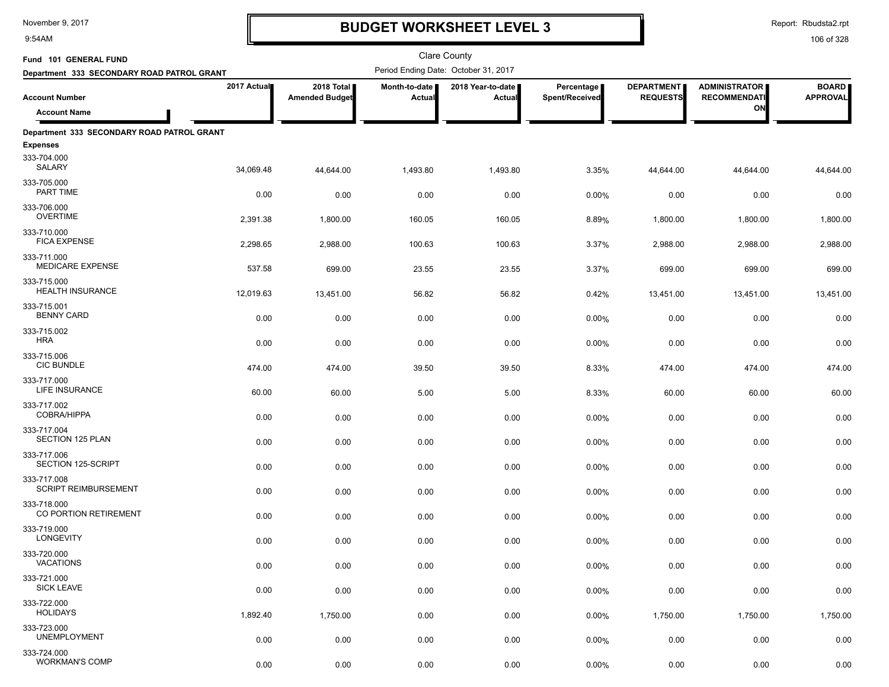# BUDGET WORKSHEET LEVEL 3

Clare County

Fund 101 GENERAL FUND

Department 333 SECONDARY ROAD PATROL GRANT

Period Ending Date: October 31, 2017

| Account Number / Account Name | 2017 Actual | 2018 Total Amended Budget | Month-to-date Actual | 2018 Year-to-date Actual | Percentage Spent/Received | DEPARTMENT REQUESTS | ADMINISTRATOR RECOMMENDATION | BOARD APPROVAL |
|---|---|---|---|---|---|---|---|---|
| **Department 333 SECONDARY ROAD PATROL GRANT** | | | | | | | | |
| **Expenses** | | | | | | | | |
| 333-704.000 SALARY | 34,069.48 | 44,644.00 | 1,493.80 | 1,493.80 | 3.35% | 44,644.00 | 44,644.00 | 44,644.00 |
| 333-705.000 PART TIME | 0.00 | 0.00 | 0.00 | 0.00 | 0.00% | 0.00 | 0.00 | 0.00 |
| 333-706.000 OVERTIME | 2,391.38 | 1,800.00 | 160.05 | 160.05 | 8.89% | 1,800.00 | 1,800.00 | 1,800.00 |
| 333-710.000 FICA EXPENSE | 2,298.65 | 2,988.00 | 100.63 | 100.63 | 3.37% | 2,988.00 | 2,988.00 | 2,988.00 |
| 333-711.000 MEDICARE EXPENSE | 537.58 | 699.00 | 23.55 | 23.55 | 3.37% | 699.00 | 699.00 | 699.00 |
| 333-715.000 HEALTH INSURANCE | 12,019.63 | 13,451.00 | 56.82 | 56.82 | 0.42% | 13,451.00 | 13,451.00 | 13,451.00 |
| 333-715.001 BENNY CARD | 0.00 | 0.00 | 0.00 | 0.00 | 0.00% | 0.00 | 0.00 | 0.00 |
| 333-715.002 HRA | 0.00 | 0.00 | 0.00 | 0.00 | 0.00% | 0.00 | 0.00 | 0.00 |
| 333-715.006 CIC BUNDLE | 474.00 | 474.00 | 39.50 | 39.50 | 8.33% | 474.00 | 474.00 | 474.00 |
| 333-717.000 LIFE INSURANCE | 60.00 | 60.00 | 5.00 | 5.00 | 8.33% | 60.00 | 60.00 | 60.00 |
| 333-717.002 COBRA/HIPPA | 0.00 | 0.00 | 0.00 | 0.00 | 0.00% | 0.00 | 0.00 | 0.00 |
| 333-717.004 SECTION 125 PLAN | 0.00 | 0.00 | 0.00 | 0.00 | 0.00% | 0.00 | 0.00 | 0.00 |
| 333-717.006 SECTION 125-SCRIPT | 0.00 | 0.00 | 0.00 | 0.00 | 0.00% | 0.00 | 0.00 | 0.00 |
| 333-717.008 SCRIPT REIMBURSEMENT | 0.00 | 0.00 | 0.00 | 0.00 | 0.00% | 0.00 | 0.00 | 0.00 |
| 333-718.000 CO PORTION RETIREMENT | 0.00 | 0.00 | 0.00 | 0.00 | 0.00% | 0.00 | 0.00 | 0.00 |
| 333-719.000 LONGEVITY | 0.00 | 0.00 | 0.00 | 0.00 | 0.00% | 0.00 | 0.00 | 0.00 |
| 333-720.000 VACATIONS | 0.00 | 0.00 | 0.00 | 0.00 | 0.00% | 0.00 | 0.00 | 0.00 |
| 333-721.000 SICK LEAVE | 0.00 | 0.00 | 0.00 | 0.00 | 0.00% | 0.00 | 0.00 | 0.00 |
| 333-722.000 HOLIDAYS | 1,892.40 | 1,750.00 | 0.00 | 0.00 | 0.00% | 1,750.00 | 1,750.00 | 1,750.00 |
| 333-723.000 UNEMPLOYMENT | 0.00 | 0.00 | 0.00 | 0.00 | 0.00% | 0.00 | 0.00 | 0.00 |
| 333-724.000 WORKMAN'S COMP | 0.00 | 0.00 | 0.00 | 0.00 | 0.00% | 0.00 | 0.00 | 0.00 |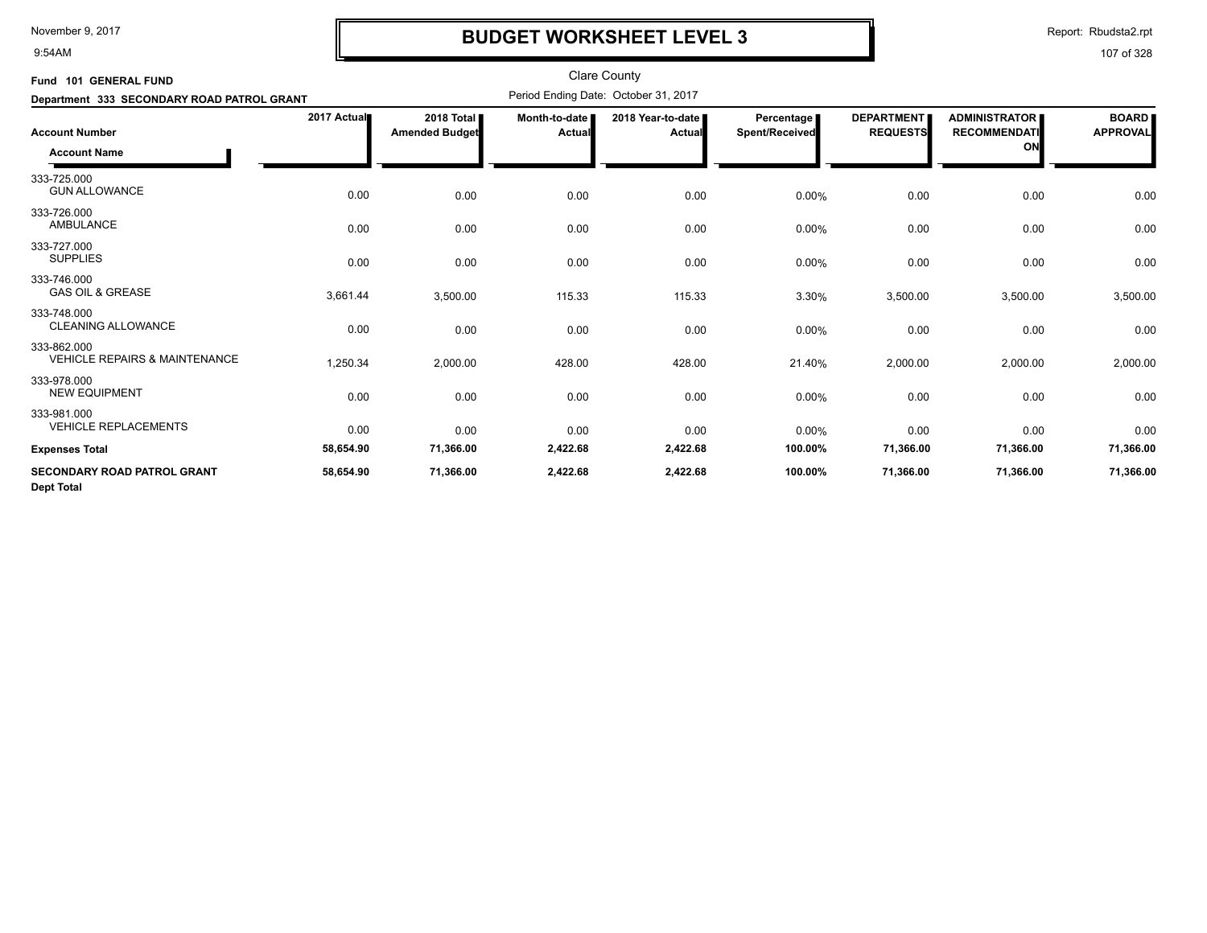# BUDGET WORKSHEET LEVEL 3

Clare County

**Fund 101 GENERAL FUND**

**Department 333 SECONDARY ROAD PATROL GRANT**

Period Ending Date: October 31, 2017

| Account Number / Account Name | 2017 Actual | 2018 Total Amended Budget | Month-to-date Actual | 2018 Year-to-date Actual | Percentage Spent/Received | DEPARTMENT REQUESTS | ADMINISTRATOR RECOMMENDATION | BOARD APPROVAL |
|---|---|---|---|---|---|---|---|---|
| 333-725.000 GUN ALLOWANCE | 0.00 | 0.00 | 0.00 | 0.00 | 0.00% | 0.00 | 0.00 | 0.00 |
| 333-726.000 AMBULANCE | 0.00 | 0.00 | 0.00 | 0.00 | 0.00% | 0.00 | 0.00 | 0.00 |
| 333-727.000 SUPPLIES | 0.00 | 0.00 | 0.00 | 0.00 | 0.00% | 0.00 | 0.00 | 0.00 |
| 333-746.000 GAS OIL & GREASE | 3,661.44 | 3,500.00 | 115.33 | 115.33 | 3.30% | 3,500.00 | 3,500.00 | 3,500.00 |
| 333-748.000 CLEANING ALLOWANCE | 0.00 | 0.00 | 0.00 | 0.00 | 0.00% | 0.00 | 0.00 | 0.00 |
| 333-862.000 VEHICLE REPAIRS & MAINTENANCE | 1,250.34 | 2,000.00 | 428.00 | 428.00 | 21.40% | 2,000.00 | 2,000.00 | 2,000.00 |
| 333-978.000 NEW EQUIPMENT | 0.00 | 0.00 | 0.00 | 0.00 | 0.00% | 0.00 | 0.00 | 0.00 |
| 333-981.000 VEHICLE REPLACEMENTS | 0.00 | 0.00 | 0.00 | 0.00 | 0.00% | 0.00 | 0.00 | 0.00 |
| **Expenses Total** | **58,654.90** | **71,366.00** | **2,422.68** | **2,422.68** | **100.00%** | **71,366.00** | **71,366.00** | **71,366.00** |
| **SECONDARY ROAD PATROL GRANT Dept Total** | **58,654.90** | **71,366.00** | **2,422.68** | **2,422.68** | **100.00%** | **71,366.00** | **71,366.00** | **71,366.00** |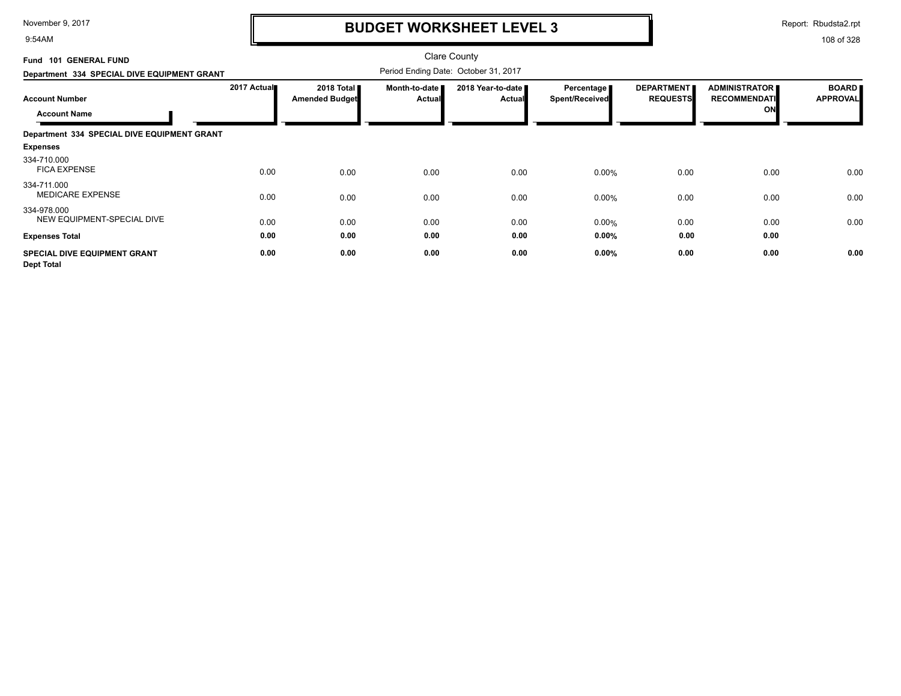# BUDGET WORKSHEET LEVEL 3

Clare County

Fund 101 GENERAL FUND

Department 334 SPECIAL DIVE EQUIPMENT GRANT

Period Ending Date: October 31, 2017

| Account Number / Account Name | 2017 Actual | 2018 Total Amended Budget | Month-to-date Actual | 2018 Year-to-date Actual | Percentage Spent/Received | DEPARTMENT REQUESTS | ADMINISTRATOR RECOMMENDATION | BOARD APPROVAL |
|---|---|---|---|---|---|---|---|---|
| **Department 334 SPECIAL DIVE EQUIPMENT GRANT** | | | | | | | | |
| **Expenses** | | | | | | | | |
| 334-710.000 FICA EXPENSE | 0.00 | 0.00 | 0.00 | 0.00 | 0.00% | 0.00 | 0.00 | 0.00 |
| 334-711.000 MEDICARE EXPENSE | 0.00 | 0.00 | 0.00 | 0.00 | 0.00% | 0.00 | 0.00 | 0.00 |
| 334-978.000 NEW EQUIPMENT-SPECIAL DIVE | 0.00 | 0.00 | 0.00 | 0.00 | 0.00% | 0.00 | 0.00 | 0.00 |
| **Expenses Total** | **0.00** | **0.00** | **0.00** | **0.00** | **0.00%** | **0.00** | **0.00** | |
| **SPECIAL DIVE EQUIPMENT GRANT Dept Total** | **0.00** | **0.00** | **0.00** | **0.00** | **0.00%** | **0.00** | **0.00** | **0.00** |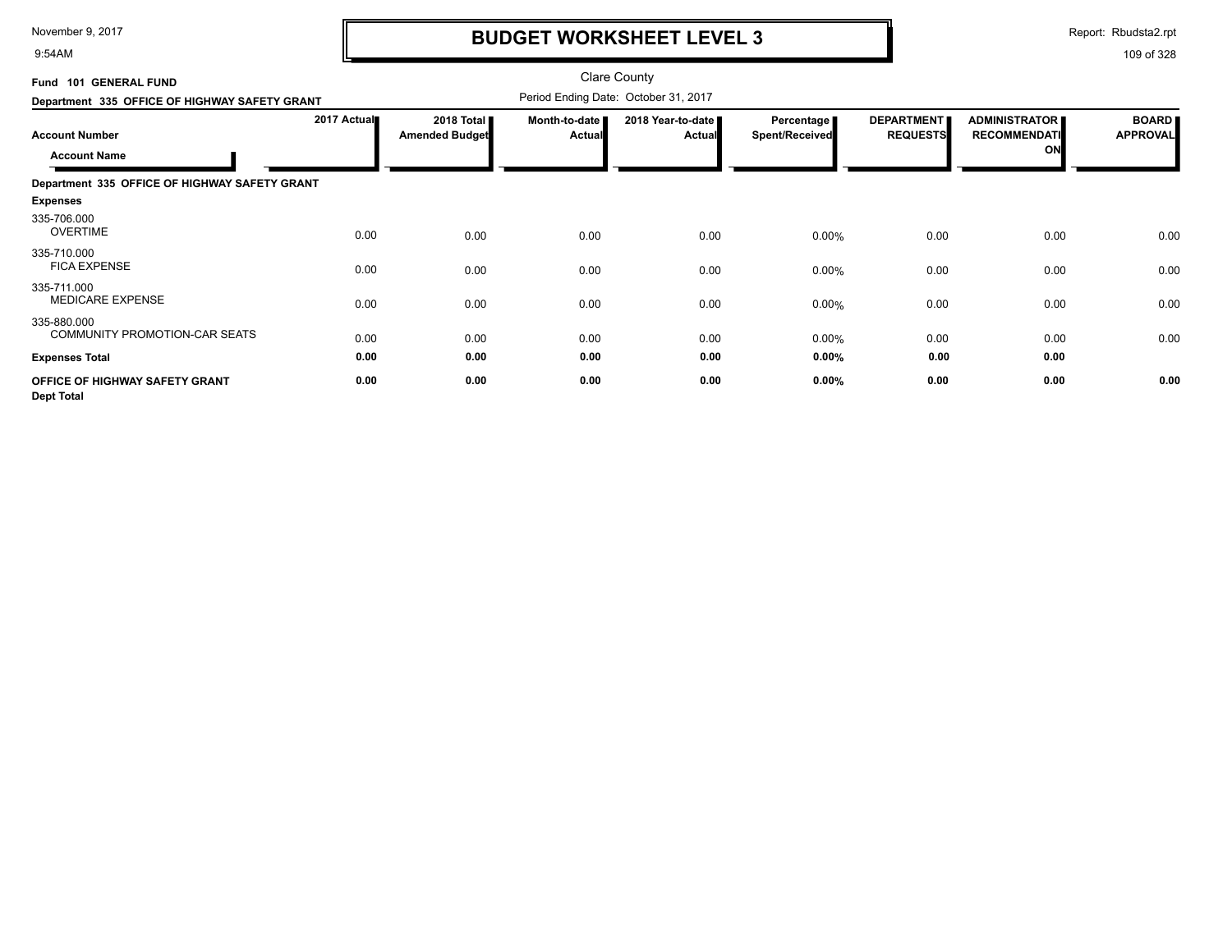# BUDGET WORKSHEET LEVEL 3

Clare County

Period Ending Date: October 31, 2017

**Fund 101 GENERAL FUND**

**Department 335 OFFICE OF HIGHWAY SAFETY GRANT**

| Account Number / Account Name | 2017 Actual | 2018 Total Amended Budget | Month-to-date Actual | 2018 Year-to-date Actual | Percentage Spent/Received | DEPARTMENT REQUESTS | ADMINISTRATOR RECOMMENDATION | BOARD APPROVAL |
|---|---|---|---|---|---|---|---|---|
| **Department 335 OFFICE OF HIGHWAY SAFETY GRANT** | | | | | | | | |
| **Expenses** | | | | | | | | |
| 335-706.000 OVERTIME | 0.00 | 0.00 | 0.00 | 0.00 | 0.00% | 0.00 | 0.00 | 0.00 |
| 335-710.000 FICA EXPENSE | 0.00 | 0.00 | 0.00 | 0.00 | 0.00% | 0.00 | 0.00 | 0.00 |
| 335-711.000 MEDICARE EXPENSE | 0.00 | 0.00 | 0.00 | 0.00 | 0.00% | 0.00 | 0.00 | 0.00 |
| 335-880.000 COMMUNITY PROMOTION-CAR SEATS | 0.00 | 0.00 | 0.00 | 0.00 | 0.00% | 0.00 | 0.00 | 0.00 |
| **Expenses Total** | **0.00** | **0.00** | **0.00** | **0.00** | **0.00%** | **0.00** | **0.00** | |
| **OFFICE OF HIGHWAY SAFETY GRANT Dept Total** | **0.00** | **0.00** | **0.00** | **0.00** | **0.00%** | **0.00** | **0.00** | **0.00** |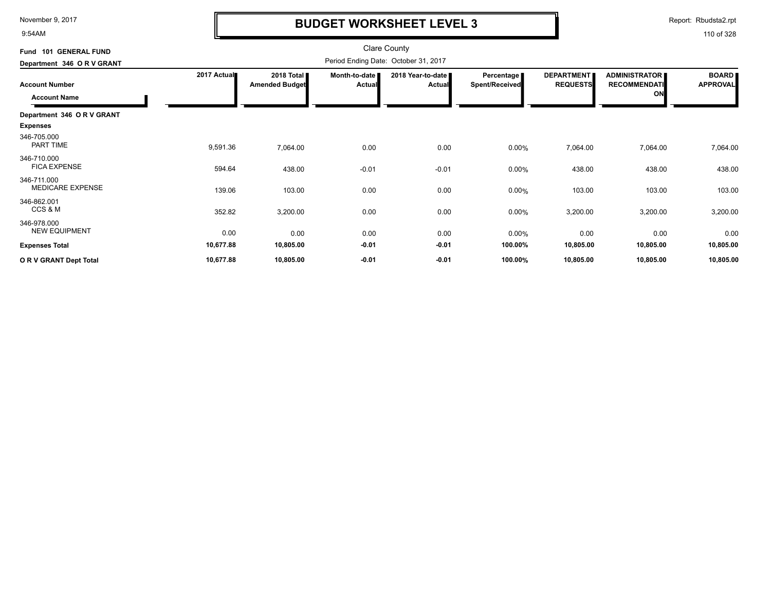# BUDGET WORKSHEET LEVEL 3

November 9, 2017
9:54AM

Report: Rbudsta2.rpt

Clare County

**Fund 101 GENERAL FUND**
**Department 346 O R V GRANT**

Period Ending Date: October 31, 2017

| Account Number / Account Name | 2017 Actual | 2018 Total Amended Budget | Month-to-date Actual | 2018 Year-to-date Actual | Percentage Spent/Received | DEPARTMENT REQUESTS | ADMINISTRATOR RECOMMENDATION | BOARD APPROVAL |
|---|---|---|---|---|---|---|---|---|
| **Department 346 O R V GRANT** | | | | | | | | |
| **Expenses** | | | | | | | | |
| 346-705.000 PART TIME | 9,591.36 | 7,064.00 | 0.00 | 0.00 | 0.00% | 7,064.00 | 7,064.00 | 7,064.00 |
| 346-710.000 FICA EXPENSE | 594.64 | 438.00 | -0.01 | -0.01 | 0.00% | 438.00 | 438.00 | 438.00 |
| 346-711.000 MEDICARE EXPENSE | 139.06 | 103.00 | 0.00 | 0.00 | 0.00% | 103.00 | 103.00 | 103.00 |
| 346-862.001 CCS & M | 352.82 | 3,200.00 | 0.00 | 0.00 | 0.00% | 3,200.00 | 3,200.00 | 3,200.00 |
| 346-978.000 NEW EQUIPMENT | 0.00 | 0.00 | 0.00 | 0.00 | 0.00% | 0.00 | 0.00 | 0.00 |
| **Expenses Total** | **10,677.88** | **10,805.00** | **-0.01** | **-0.01** | **100.00%** | **10,805.00** | **10,805.00** | **10,805.00** |
| **O R V GRANT Dept Total** | **10,677.88** | **10,805.00** | **-0.01** | **-0.01** | **100.00%** | **10,805.00** | **10,805.00** | **10,805.00** |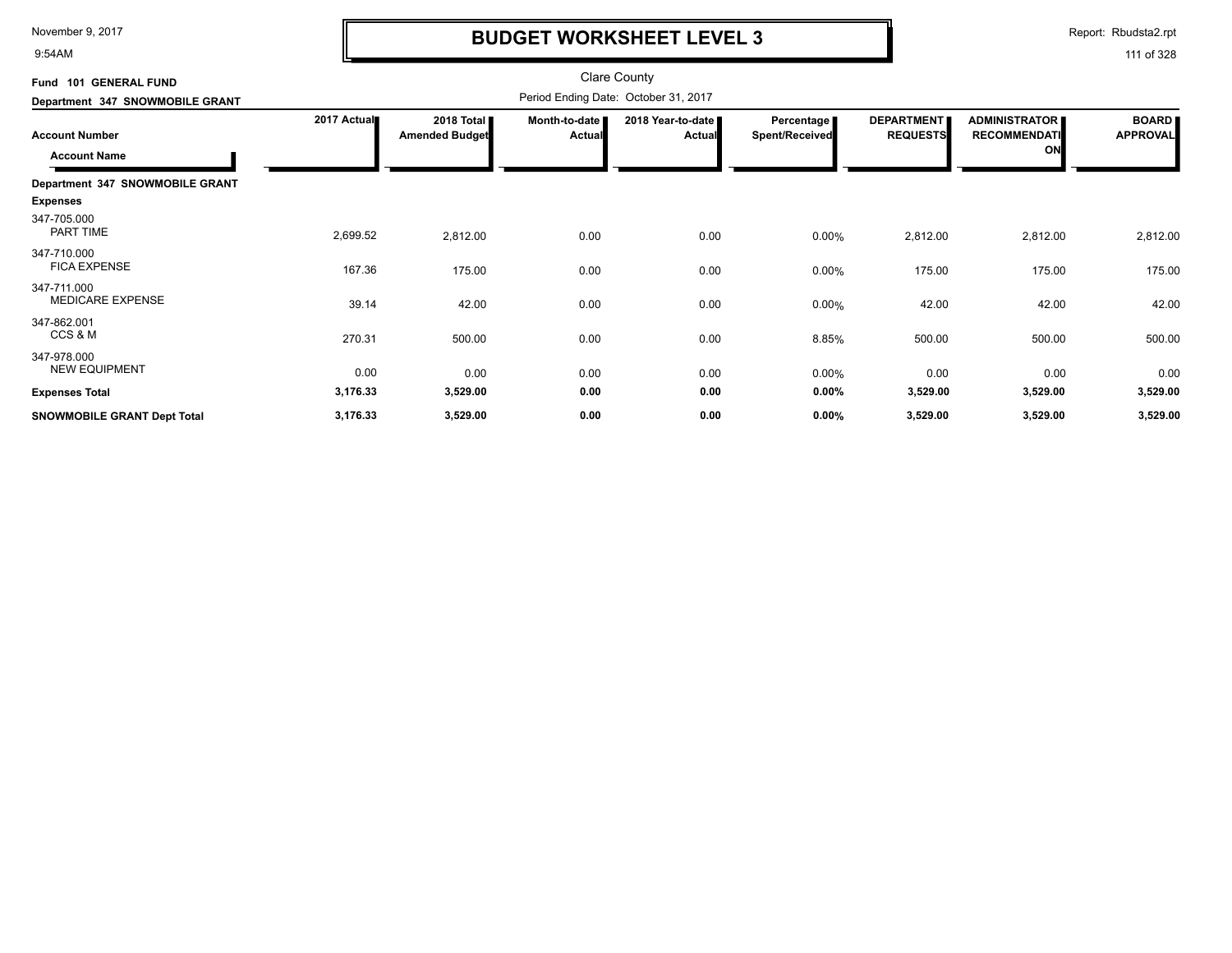# BUDGET WORKSHEET LEVEL 3

Clare County

Fund 101 GENERAL FUND

Department 347 SNOWMOBILE GRANT

Period Ending Date: October 31, 2017

| Account Number / Account Name | 2017 Actual | 2018 Total Amended Budget | Month-to-date Actual | 2018 Year-to-date Actual | Percentage Spent/Received | DEPARTMENT REQUESTS | ADMINISTRATOR RECOMMENDATION | BOARD APPROVAL |
|---|---|---|---|---|---|---|---|---|
| **Department 347 SNOWMOBILE GRANT** | | | | | | | | |
| **Expenses** | | | | | | | | |
| 347-705.000 PART TIME | 2,699.52 | 2,812.00 | 0.00 | 0.00 | 0.00% | 2,812.00 | 2,812.00 | 2,812.00 |
| 347-710.000 FICA EXPENSE | 167.36 | 175.00 | 0.00 | 0.00 | 0.00% | 175.00 | 175.00 | 175.00 |
| 347-711.000 MEDICARE EXPENSE | 39.14 | 42.00 | 0.00 | 0.00 | 0.00% | 42.00 | 42.00 | 42.00 |
| 347-862.001 CCS & M | 270.31 | 500.00 | 0.00 | 0.00 | 8.85% | 500.00 | 500.00 | 500.00 |
| 347-978.000 NEW EQUIPMENT | 0.00 | 0.00 | 0.00 | 0.00 | 0.00% | 0.00 | 0.00 | 0.00 |
| **Expenses Total** | **3,176.33** | **3,529.00** | **0.00** | **0.00** | **0.00%** | **3,529.00** | **3,529.00** | **3,529.00** |
| **SNOWMOBILE GRANT Dept Total** | **3,176.33** | **3,529.00** | **0.00** | **0.00** | **0.00%** | **3,529.00** | **3,529.00** | **3,529.00** |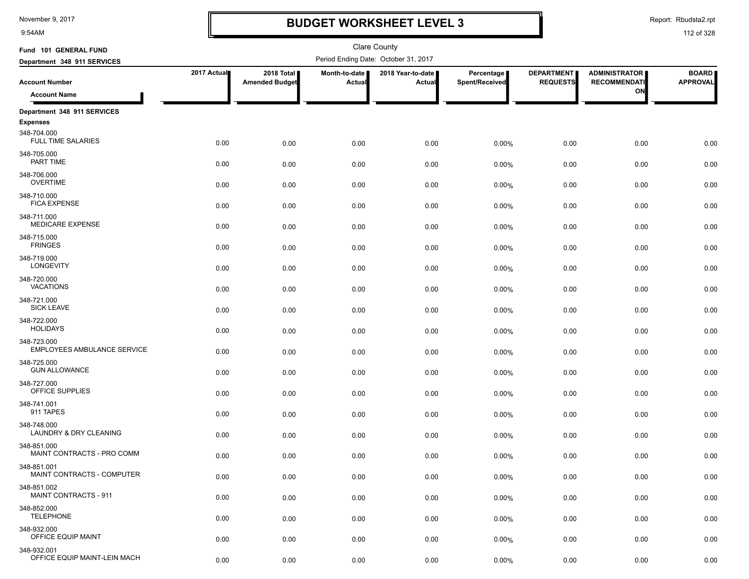# BUDGET WORKSHEET LEVEL 3

November 9, 2017
9:54AM

Report: Rbudsta2.rpt

Clare County

Fund 101 GENERAL FUND

Department 348 911 SERVICES

Period Ending Date: October 31, 2017

| Account Number / Account Name | 2017 Actual | 2018 Total Amended Budget | Month-to-date Actual | 2018 Year-to-date Actual | Percentage Spent/Received | DEPARTMENT REQUESTS | ADMINISTRATOR RECOMMENDATION | BOARD APPROVAL |
|---|---|---|---|---|---|---|---|---|
| **Department 348 911 SERVICES** | | | | | | | | |
| **Expenses** | | | | | | | | |
| 348-704.000 FULL TIME SALARIES | 0.00 | 0.00 | 0.00 | 0.00 | 0.00% | 0.00 | 0.00 | 0.00 |
| 348-705.000 PART TIME | 0.00 | 0.00 | 0.00 | 0.00 | 0.00% | 0.00 | 0.00 | 0.00 |
| 348-706.000 OVERTIME | 0.00 | 0.00 | 0.00 | 0.00 | 0.00% | 0.00 | 0.00 | 0.00 |
| 348-710.000 FICA EXPENSE | 0.00 | 0.00 | 0.00 | 0.00 | 0.00% | 0.00 | 0.00 | 0.00 |
| 348-711.000 MEDICARE EXPENSE | 0.00 | 0.00 | 0.00 | 0.00 | 0.00% | 0.00 | 0.00 | 0.00 |
| 348-715.000 FRINGES | 0.00 | 0.00 | 0.00 | 0.00 | 0.00% | 0.00 | 0.00 | 0.00 |
| 348-719.000 LONGEVITY | 0.00 | 0.00 | 0.00 | 0.00 | 0.00% | 0.00 | 0.00 | 0.00 |
| 348-720.000 VACATIONS | 0.00 | 0.00 | 0.00 | 0.00 | 0.00% | 0.00 | 0.00 | 0.00 |
| 348-721.000 SICK LEAVE | 0.00 | 0.00 | 0.00 | 0.00 | 0.00% | 0.00 | 0.00 | 0.00 |
| 348-722.000 HOLIDAYS | 0.00 | 0.00 | 0.00 | 0.00 | 0.00% | 0.00 | 0.00 | 0.00 |
| 348-723.000 EMPLOYEES AMBULANCE SERVICE | 0.00 | 0.00 | 0.00 | 0.00 | 0.00% | 0.00 | 0.00 | 0.00 |
| 348-725.000 GUN ALLOWANCE | 0.00 | 0.00 | 0.00 | 0.00 | 0.00% | 0.00 | 0.00 | 0.00 |
| 348-727.000 OFFICE SUPPLIES | 0.00 | 0.00 | 0.00 | 0.00 | 0.00% | 0.00 | 0.00 | 0.00 |
| 348-741.001 911 TAPES | 0.00 | 0.00 | 0.00 | 0.00 | 0.00% | 0.00 | 0.00 | 0.00 |
| 348-748.000 LAUNDRY & DRY CLEANING | 0.00 | 0.00 | 0.00 | 0.00 | 0.00% | 0.00 | 0.00 | 0.00 |
| 348-851.000 MAINT CONTRACTS - PRO COMM | 0.00 | 0.00 | 0.00 | 0.00 | 0.00% | 0.00 | 0.00 | 0.00 |
| 348-851.001 MAINT CONTRACTS - COMPUTER | 0.00 | 0.00 | 0.00 | 0.00 | 0.00% | 0.00 | 0.00 | 0.00 |
| 348-851.002 MAINT CONTRACTS - 911 | 0.00 | 0.00 | 0.00 | 0.00 | 0.00% | 0.00 | 0.00 | 0.00 |
| 348-852.000 TELEPHONE | 0.00 | 0.00 | 0.00 | 0.00 | 0.00% | 0.00 | 0.00 | 0.00 |
| 348-932.000 OFFICE EQUIP MAINT | 0.00 | 0.00 | 0.00 | 0.00 | 0.00% | 0.00 | 0.00 | 0.00 |
| 348-932.001 OFFICE EQUIP MAINT-LEIN MACH | 0.00 | 0.00 | 0.00 | 0.00 | 0.00% | 0.00 | 0.00 | 0.00 |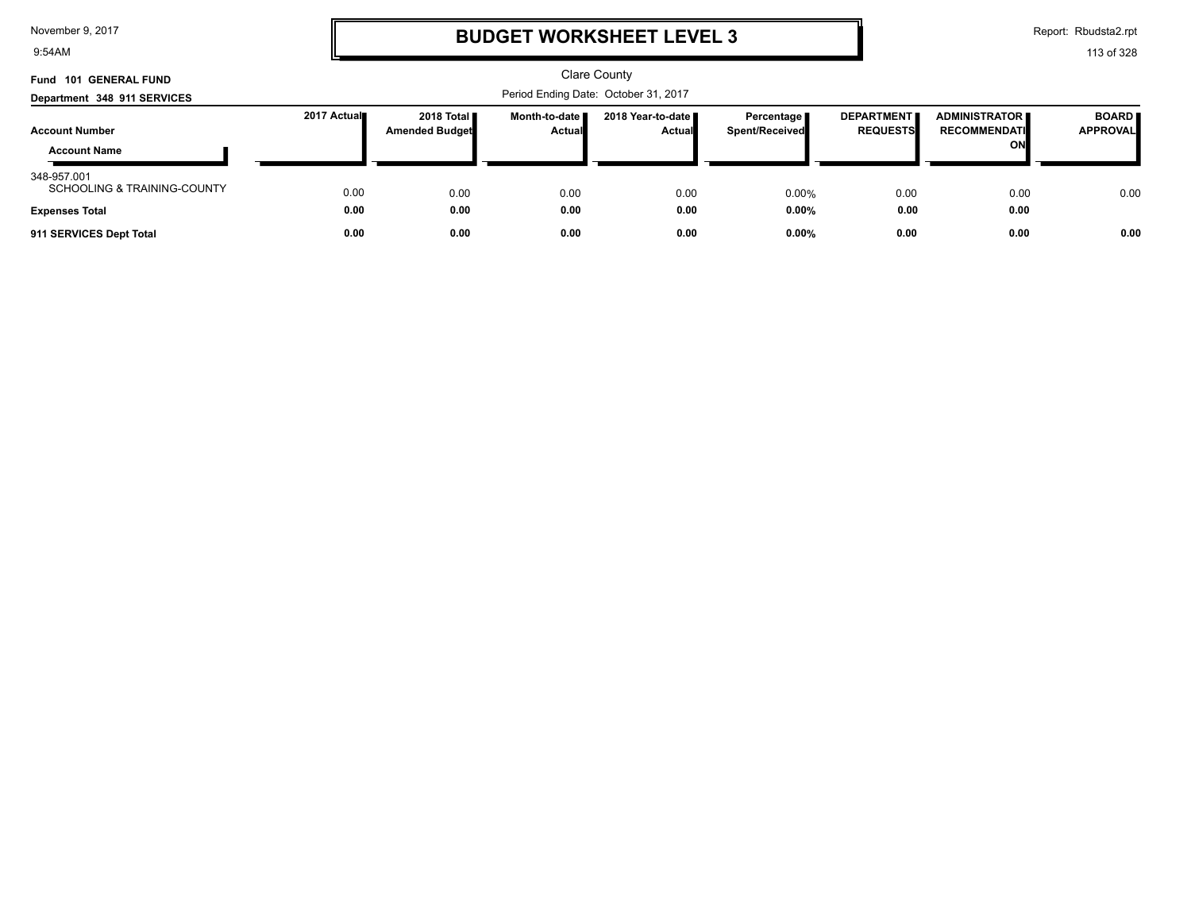# BUDGET WORKSHEET LEVEL 3

Clare County

Period Ending Date: October 31, 2017

**Fund 101 GENERAL FUND**

**Department 348 911 SERVICES**

| Account Number / Account Name | 2017 Actual | 2018 Total Amended Budget | Month-to-date Actual | 2018 Year-to-date Actual | Percentage Spent/Received | DEPARTMENT REQUESTS | ADMINISTRATOR RECOMMENDATION | BOARD APPROVAL |
|---|---|---|---|---|---|---|---|---|
| 348-957.001 SCHOOLING & TRAINING-COUNTY | 0.00 | 0.00 | 0.00 | 0.00 | 0.00% | 0.00 | 0.00 | 0.00 |
| **Expenses Total** | **0.00** | **0.00** | **0.00** | **0.00** | **0.00%** | **0.00** | **0.00** | |
| **911 SERVICES Dept Total** | **0.00** | **0.00** | **0.00** | **0.00** | **0.00%** | **0.00** | **0.00** | **0.00** |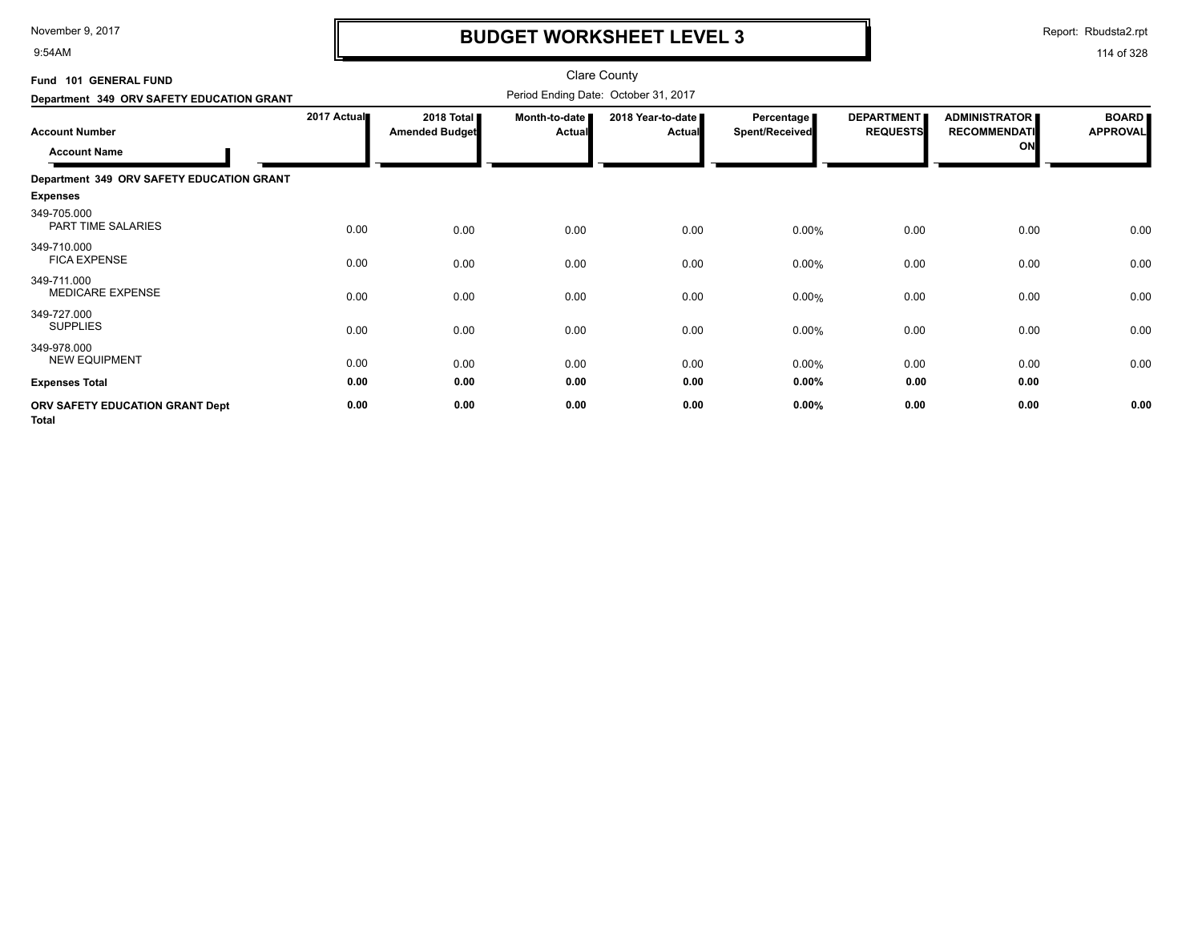# BUDGET WORKSHEET LEVEL 3

Clare County

Fund 101 GENERAL FUND

Department 349 ORV SAFETY EDUCATION GRANT

Period Ending Date: October 31, 2017

| Account Number / Account Name | 2017 Actual | 2018 Total Amended Budget | Month-to-date Actual | 2018 Year-to-date Actual | Percentage Spent/Received | DEPARTMENT REQUESTS | ADMINISTRATOR RECOMMENDATION | BOARD APPROVAL |
|---|---|---|---|---|---|---|---|---|
| **Department 349 ORV SAFETY EDUCATION GRANT** | | | | | | | | |
| **Expenses** | | | | | | | | |
| 349-705.000 PART TIME SALARIES | 0.00 | 0.00 | 0.00 | 0.00 | 0.00% | 0.00 | 0.00 | 0.00 |
| 349-710.000 FICA EXPENSE | 0.00 | 0.00 | 0.00 | 0.00 | 0.00% | 0.00 | 0.00 | 0.00 |
| 349-711.000 MEDICARE EXPENSE | 0.00 | 0.00 | 0.00 | 0.00 | 0.00% | 0.00 | 0.00 | 0.00 |
| 349-727.000 SUPPLIES | 0.00 | 0.00 | 0.00 | 0.00 | 0.00% | 0.00 | 0.00 | 0.00 |
| 349-978.000 NEW EQUIPMENT | 0.00 | 0.00 | 0.00 | 0.00 | 0.00% | 0.00 | 0.00 | 0.00 |
| **Expenses Total** | **0.00** | **0.00** | **0.00** | **0.00** | **0.00%** | **0.00** | **0.00** | |
| **ORV SAFETY EDUCATION GRANT Dept Total** | **0.00** | **0.00** | **0.00** | **0.00** | **0.00%** | **0.00** | **0.00** | **0.00** |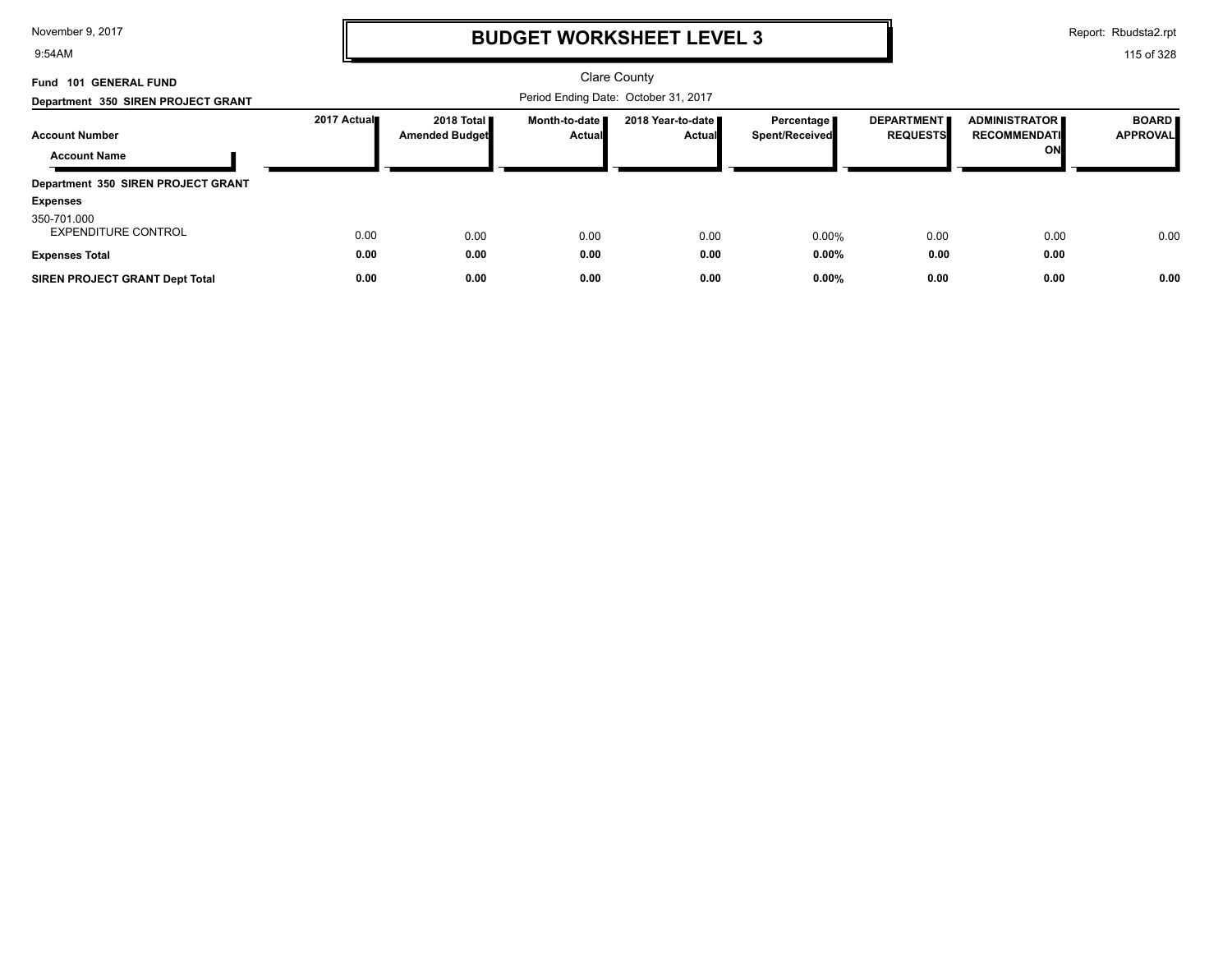# BUDGET WORKSHEET LEVEL 3

Clare County

**Fund 101 GENERAL FUND**

**Department 350 SIREN PROJECT GRANT**

Period Ending Date: October 31, 2017

| Account Number / Account Name | 2017 Actual | 2018 Total Amended Budget | Month-to-date Actual | 2018 Year-to-date Actual | Percentage Spent/Received | DEPARTMENT REQUESTS | ADMINISTRATOR RECOMMENDATION | BOARD APPROVAL |
|---|---|---|---|---|---|---|---|---|
| **Department 350 SIREN PROJECT GRANT** | | | | | | | | |
| **Expenses** | | | | | | | | |
| 350-701.000 EXPENDITURE CONTROL | 0.00 | 0.00 | 0.00 | 0.00 | 0.00% | 0.00 | 0.00 | 0.00 |
| **Expenses Total** | **0.00** | **0.00** | **0.00** | **0.00** | **0.00%** | **0.00** | **0.00** | |
| **SIREN PROJECT GRANT Dept Total** | **0.00** | **0.00** | **0.00** | **0.00** | **0.00%** | **0.00** | **0.00** | **0.00** |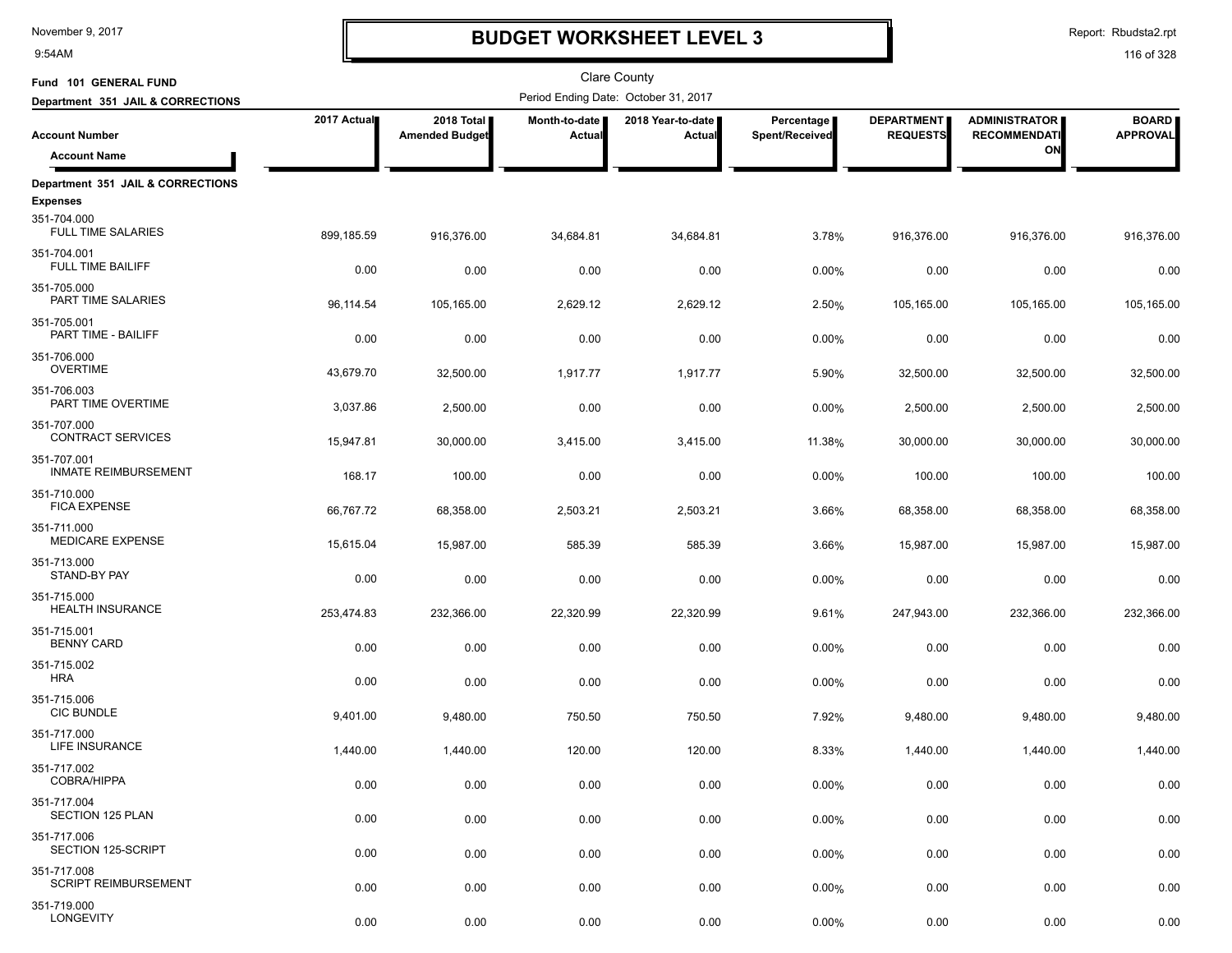# BUDGET WORKSHEET LEVEL 3

Clare County

**Fund 101 GENERAL FUND**

**Department 351 JAIL & CORRECTIONS**

Period Ending Date: October 31, 2017

| Account Number / Account Name | 2017 Actual | 2018 Total Amended Budget | Month-to-date Actual | 2018 Year-to-date Actual | Percentage Spent/Received | DEPARTMENT REQUESTS | ADMINISTRATOR RECOMMENDATION | BOARD APPROVAL |
|---|---|---|---|---|---|---|---|---|
| **Department 351 JAIL & CORRECTIONS** | | | | | | | | |
| **Expenses** | | | | | | | | |
| 351-704.000 FULL TIME SALARIES | 899,185.59 | 916,376.00 | 34,684.81 | 34,684.81 | 3.78% | 916,376.00 | 916,376.00 | 916,376.00 |
| 351-704.001 FULL TIME BAILIFF | 0.00 | 0.00 | 0.00 | 0.00 | 0.00% | 0.00 | 0.00 | 0.00 |
| 351-705.000 PART TIME SALARIES | 96,114.54 | 105,165.00 | 2,629.12 | 2,629.12 | 2.50% | 105,165.00 | 105,165.00 | 105,165.00 |
| 351-705.001 PART TIME - BAILIFF | 0.00 | 0.00 | 0.00 | 0.00 | 0.00% | 0.00 | 0.00 | 0.00 |
| 351-706.000 OVERTIME | 43,679.70 | 32,500.00 | 1,917.77 | 1,917.77 | 5.90% | 32,500.00 | 32,500.00 | 32,500.00 |
| 351-706.003 PART TIME OVERTIME | 3,037.86 | 2,500.00 | 0.00 | 0.00 | 0.00% | 2,500.00 | 2,500.00 | 2,500.00 |
| 351-707.000 CONTRACT SERVICES | 15,947.81 | 30,000.00 | 3,415.00 | 3,415.00 | 11.38% | 30,000.00 | 30,000.00 | 30,000.00 |
| 351-707.001 INMATE REIMBURSEMENT | 168.17 | 100.00 | 0.00 | 0.00 | 0.00% | 100.00 | 100.00 | 100.00 |
| 351-710.000 FICA EXPENSE | 66,767.72 | 68,358.00 | 2,503.21 | 2,503.21 | 3.66% | 68,358.00 | 68,358.00 | 68,358.00 |
| 351-711.000 MEDICARE EXPENSE | 15,615.04 | 15,987.00 | 585.39 | 585.39 | 3.66% | 15,987.00 | 15,987.00 | 15,987.00 |
| 351-713.000 STAND-BY PAY | 0.00 | 0.00 | 0.00 | 0.00 | 0.00% | 0.00 | 0.00 | 0.00 |
| 351-715.000 HEALTH INSURANCE | 253,474.83 | 232,366.00 | 22,320.99 | 22,320.99 | 9.61% | 247,943.00 | 232,366.00 | 232,366.00 |
| 351-715.001 BENNY CARD | 0.00 | 0.00 | 0.00 | 0.00 | 0.00% | 0.00 | 0.00 | 0.00 |
| 351-715.002 HRA | 0.00 | 0.00 | 0.00 | 0.00 | 0.00% | 0.00 | 0.00 | 0.00 |
| 351-715.006 CIC BUNDLE | 9,401.00 | 9,480.00 | 750.50 | 750.50 | 7.92% | 9,480.00 | 9,480.00 | 9,480.00 |
| 351-717.000 LIFE INSURANCE | 1,440.00 | 1,440.00 | 120.00 | 120.00 | 8.33% | 1,440.00 | 1,440.00 | 1,440.00 |
| 351-717.002 COBRA/HIPPA | 0.00 | 0.00 | 0.00 | 0.00 | 0.00% | 0.00 | 0.00 | 0.00 |
| 351-717.004 SECTION 125 PLAN | 0.00 | 0.00 | 0.00 | 0.00 | 0.00% | 0.00 | 0.00 | 0.00 |
| 351-717.006 SECTION 125-SCRIPT | 0.00 | 0.00 | 0.00 | 0.00 | 0.00% | 0.00 | 0.00 | 0.00 |
| 351-717.008 SCRIPT REIMBURSEMENT | 0.00 | 0.00 | 0.00 | 0.00 | 0.00% | 0.00 | 0.00 | 0.00 |
| 351-719.000 LONGEVITY | 0.00 | 0.00 | 0.00 | 0.00 | 0.00% | 0.00 | 0.00 | 0.00 |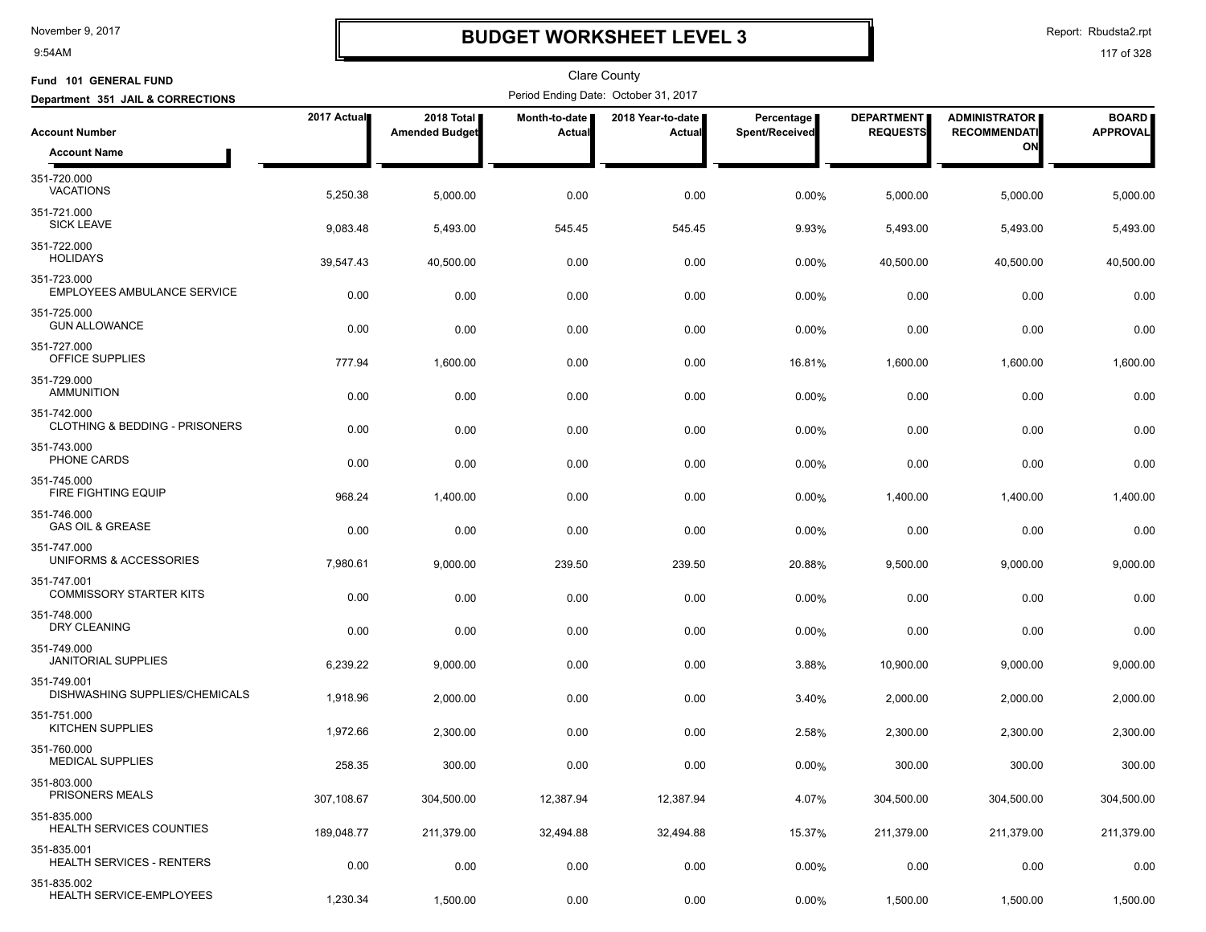# BUDGET WORKSHEET LEVEL 3

November 9, 2017
9:54AM

Report: Rbudsta2.rpt

Clare County

**Fund 101 GENERAL FUND**

**Department 351 JAIL & CORRECTIONS**

Period Ending Date: October 31, 2017

| Account Number / Account Name | 2017 Actual | 2018 Total Amended Budget | Month-to-date Actual | 2018 Year-to-date Actual | Percentage Spent/Received | DEPARTMENT REQUESTS | ADMINISTRATOR RECOMMENDATION | BOARD APPROVAL |
|---|---|---|---|---|---|---|---|---|
| 351-720.000 VACATIONS | 5,250.38 | 5,000.00 | 0.00 | 0.00 | 0.00% | 5,000.00 | 5,000.00 | 5,000.00 |
| 351-721.000 SICK LEAVE | 9,083.48 | 5,493.00 | 545.45 | 545.45 | 9.93% | 5,493.00 | 5,493.00 | 5,493.00 |
| 351-722.000 HOLIDAYS | 39,547.43 | 40,500.00 | 0.00 | 0.00 | 0.00% | 40,500.00 | 40,500.00 | 40,500.00 |
| 351-723.000 EMPLOYEES AMBULANCE SERVICE | 0.00 | 0.00 | 0.00 | 0.00 | 0.00% | 0.00 | 0.00 | 0.00 |
| 351-725.000 GUN ALLOWANCE | 0.00 | 0.00 | 0.00 | 0.00 | 0.00% | 0.00 | 0.00 | 0.00 |
| 351-727.000 OFFICE SUPPLIES | 777.94 | 1,600.00 | 0.00 | 0.00 | 16.81% | 1,600.00 | 1,600.00 | 1,600.00 |
| 351-729.000 AMMUNITION | 0.00 | 0.00 | 0.00 | 0.00 | 0.00% | 0.00 | 0.00 | 0.00 |
| 351-742.000 CLOTHING & BEDDING - PRISONERS | 0.00 | 0.00 | 0.00 | 0.00 | 0.00% | 0.00 | 0.00 | 0.00 |
| 351-743.000 PHONE CARDS | 0.00 | 0.00 | 0.00 | 0.00 | 0.00% | 0.00 | 0.00 | 0.00 |
| 351-745.000 FIRE FIGHTING EQUIP | 968.24 | 1,400.00 | 0.00 | 0.00 | 0.00% | 1,400.00 | 1,400.00 | 1,400.00 |
| 351-746.000 GAS OIL & GREASE | 0.00 | 0.00 | 0.00 | 0.00 | 0.00% | 0.00 | 0.00 | 0.00 |
| 351-747.000 UNIFORMS & ACCESSORIES | 7,980.61 | 9,000.00 | 239.50 | 239.50 | 20.88% | 9,500.00 | 9,000.00 | 9,000.00 |
| 351-747.001 COMMISSORY STARTER KITS | 0.00 | 0.00 | 0.00 | 0.00 | 0.00% | 0.00 | 0.00 | 0.00 |
| 351-748.000 DRY CLEANING | 0.00 | 0.00 | 0.00 | 0.00 | 0.00% | 0.00 | 0.00 | 0.00 |
| 351-749.000 JANITORIAL SUPPLIES | 6,239.22 | 9,000.00 | 0.00 | 0.00 | 3.88% | 10,900.00 | 9,000.00 | 9,000.00 |
| 351-749.001 DISHWASHING SUPPLIES/CHEMICALS | 1,918.96 | 2,000.00 | 0.00 | 0.00 | 3.40% | 2,000.00 | 2,000.00 | 2,000.00 |
| 351-751.000 KITCHEN SUPPLIES | 1,972.66 | 2,300.00 | 0.00 | 0.00 | 2.58% | 2,300.00 | 2,300.00 | 2,300.00 |
| 351-760.000 MEDICAL SUPPLIES | 258.35 | 300.00 | 0.00 | 0.00 | 0.00% | 300.00 | 300.00 | 300.00 |
| 351-803.000 PRISONERS MEALS | 307,108.67 | 304,500.00 | 12,387.94 | 12,387.94 | 4.07% | 304,500.00 | 304,500.00 | 304,500.00 |
| 351-835.000 HEALTH SERVICES COUNTIES | 189,048.77 | 211,379.00 | 32,494.88 | 32,494.88 | 15.37% | 211,379.00 | 211,379.00 | 211,379.00 |
| 351-835.001 HEALTH SERVICES - RENTERS | 0.00 | 0.00 | 0.00 | 0.00 | 0.00% | 0.00 | 0.00 | 0.00 |
| 351-835.002 HEALTH SERVICE-EMPLOYEES | 1,230.34 | 1,500.00 | 0.00 | 0.00 | 0.00% | 1,500.00 | 1,500.00 | 1,500.00 |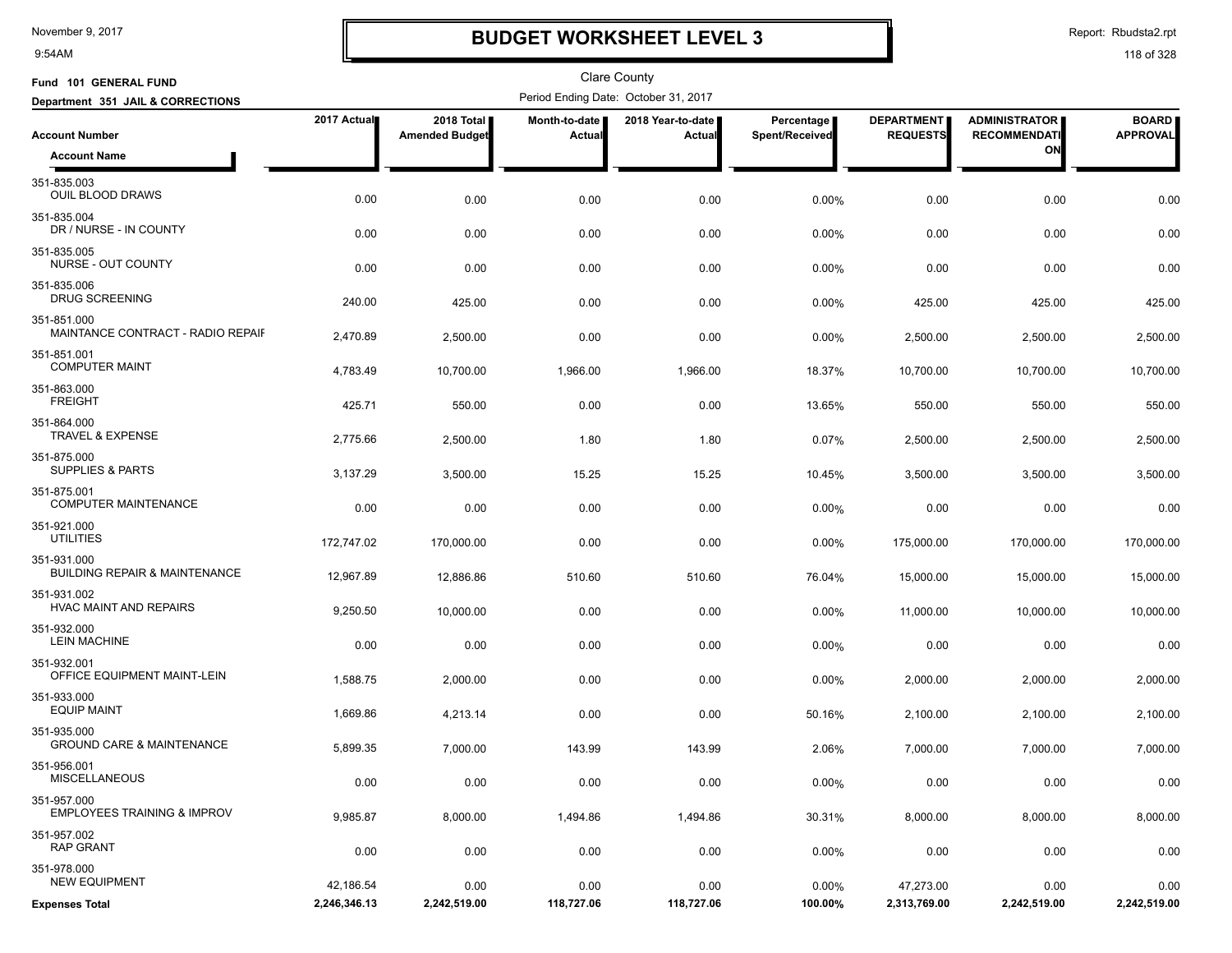# BUDGET WORKSHEET LEVEL 3

Report: Rbudsta2.rpt

Clare County

Fund 101 GENERAL FUND

Department 351 JAIL & CORRECTIONS

Period Ending Date: October 31, 2017

| Account Number / Account Name | 2017 Actual | 2018 Total Amended Budget | Month-to-date Actual | 2018 Year-to-date Actual | Percentage Spent/Received | DEPARTMENT REQUESTS | ADMINISTRATOR RECOMMENDATION | BOARD APPROVAL |
|---|---|---|---|---|---|---|---|---|
| 351-835.003 OUIL BLOOD DRAWS | 0.00 | 0.00 | 0.00 | 0.00 | 0.00% | 0.00 | 0.00 | 0.00 |
| 351-835.004 DR / NURSE - IN COUNTY | 0.00 | 0.00 | 0.00 | 0.00 | 0.00% | 0.00 | 0.00 | 0.00 |
| 351-835.005 NURSE - OUT COUNTY | 0.00 | 0.00 | 0.00 | 0.00 | 0.00% | 0.00 | 0.00 | 0.00 |
| 351-835.006 DRUG SCREENING | 240.00 | 425.00 | 0.00 | 0.00 | 0.00% | 425.00 | 425.00 | 425.00 |
| 351-851.000 MAINTANCE CONTRACT - RADIO REPAIF | 2,470.89 | 2,500.00 | 0.00 | 0.00 | 0.00% | 2,500.00 | 2,500.00 | 2,500.00 |
| 351-851.001 COMPUTER MAINT | 4,783.49 | 10,700.00 | 1,966.00 | 1,966.00 | 18.37% | 10,700.00 | 10,700.00 | 10,700.00 |
| 351-863.000 FREIGHT | 425.71 | 550.00 | 0.00 | 0.00 | 13.65% | 550.00 | 550.00 | 550.00 |
| 351-864.000 TRAVEL & EXPENSE | 2,775.66 | 2,500.00 | 1.80 | 1.80 | 0.07% | 2,500.00 | 2,500.00 | 2,500.00 |
| 351-875.000 SUPPLIES & PARTS | 3,137.29 | 3,500.00 | 15.25 | 15.25 | 10.45% | 3,500.00 | 3,500.00 | 3,500.00 |
| 351-875.001 COMPUTER MAINTENANCE | 0.00 | 0.00 | 0.00 | 0.00 | 0.00% | 0.00 | 0.00 | 0.00 |
| 351-921.000 UTILITIES | 172,747.02 | 170,000.00 | 0.00 | 0.00 | 0.00% | 175,000.00 | 170,000.00 | 170,000.00 |
| 351-931.000 BUILDING REPAIR & MAINTENANCE | 12,967.89 | 12,886.86 | 510.60 | 510.60 | 76.04% | 15,000.00 | 15,000.00 | 15,000.00 |
| 351-931.002 HVAC MAINT AND REPAIRS | 9,250.50 | 10,000.00 | 0.00 | 0.00 | 0.00% | 11,000.00 | 10,000.00 | 10,000.00 |
| 351-932.000 LEIN MACHINE | 0.00 | 0.00 | 0.00 | 0.00 | 0.00% | 0.00 | 0.00 | 0.00 |
| 351-932.001 OFFICE EQUIPMENT MAINT-LEIN | 1,588.75 | 2,000.00 | 0.00 | 0.00 | 0.00% | 2,000.00 | 2,000.00 | 2,000.00 |
| 351-933.000 EQUIP MAINT | 1,669.86 | 4,213.14 | 0.00 | 0.00 | 50.16% | 2,100.00 | 2,100.00 | 2,100.00 |
| 351-935.000 GROUND CARE & MAINTENANCE | 5,899.35 | 7,000.00 | 143.99 | 143.99 | 2.06% | 7,000.00 | 7,000.00 | 7,000.00 |
| 351-956.001 MISCELLANEOUS | 0.00 | 0.00 | 0.00 | 0.00 | 0.00% | 0.00 | 0.00 | 0.00 |
| 351-957.000 EMPLOYEES TRAINING & IMPROV | 9,985.87 | 8,000.00 | 1,494.86 | 1,494.86 | 30.31% | 8,000.00 | 8,000.00 | 8,000.00 |
| 351-957.002 RAP GRANT | 0.00 | 0.00 | 0.00 | 0.00 | 0.00% | 0.00 | 0.00 | 0.00 |
| 351-978.000 NEW EQUIPMENT | 42,186.54 | 0.00 | 0.00 | 0.00 | 0.00% | 47,273.00 | 0.00 | 0.00 |
| **Expenses Total** | **2,246,346.13** | **2,242,519.00** | **118,727.06** | **118,727.06** | **100.00%** | **2,313,769.00** | **2,242,519.00** | **2,242,519.00** |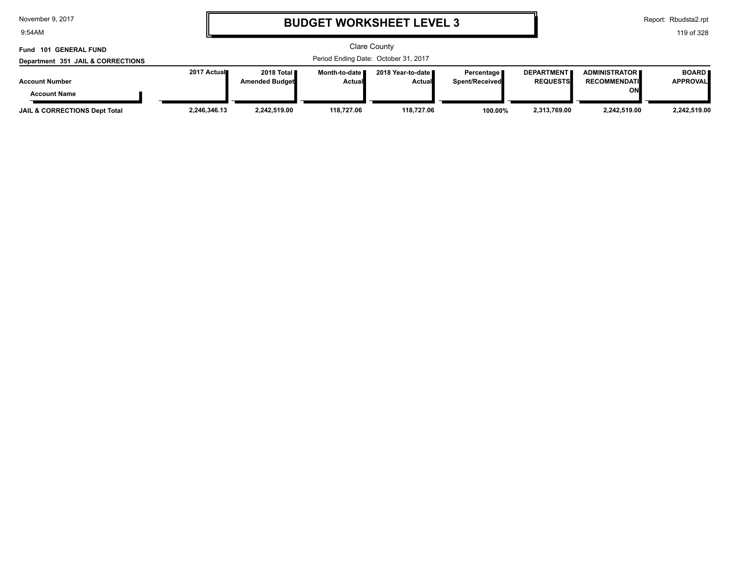# BUDGET WORKSHEET LEVEL 3

Clare County

**Fund 101 GENERAL FUND**

**Department 351 JAIL & CORRECTIONS**

Period Ending Date: October 31, 2017

| Account Number / Account Name | 2017 Actual | 2018 Total Amended Budget | Month-to-date Actual | 2018 Year-to-date Actual | Percentage Spent/Received | DEPARTMENT REQUESTS | ADMINISTRATOR RECOMMENDATION | BOARD APPROVAL |
|---|---|---|---|---|---|---|---|---|
| **JAIL & CORRECTIONS Dept Total** | 2,246,346.13 | 2,242,519.00 | 118,727.06 | 118,727.06 | 100.00% | 2,313,769.00 | 2,242,519.00 | 2,242,519.00 |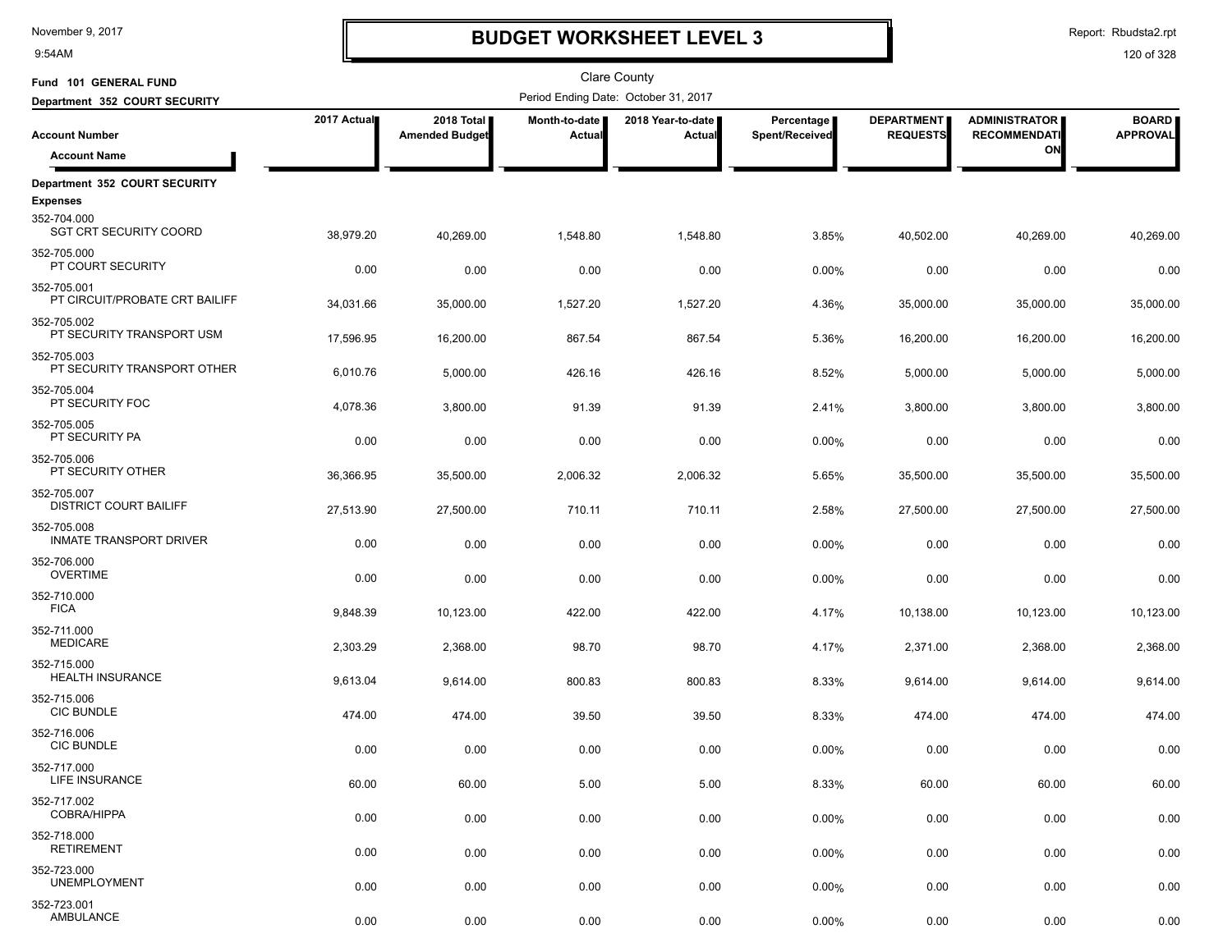# BUDGET WORKSHEET LEVEL 3

Clare County

Fund 101 GENERAL FUND

Department 352 COURT SECURITY

Period Ending Date: October 31, 2017

| Account Number / Account Name | 2017 Actual | 2018 Total Amended Budget | Month-to-date Actual | 2018 Year-to-date Actual | Percentage Spent/Received | DEPARTMENT REQUESTS | ADMINISTRATOR RECOMMENDATION | BOARD APPROVAL |
|---|---|---|---|---|---|---|---|---|
| **Department 352 COURT SECURITY** | | | | | | | | |
| **Expenses** | | | | | | | | |
| 352-704.000 SGT CRT SECURITY COORD | 38,979.20 | 40,269.00 | 1,548.80 | 1,548.80 | 3.85% | 40,502.00 | 40,269.00 | 40,269.00 |
| 352-705.000 PT COURT SECURITY | 0.00 | 0.00 | 0.00 | 0.00 | 0.00% | 0.00 | 0.00 | 0.00 |
| 352-705.001 PT CIRCUIT/PROBATE CRT BAILIFF | 34,031.66 | 35,000.00 | 1,527.20 | 1,527.20 | 4.36% | 35,000.00 | 35,000.00 | 35,000.00 |
| 352-705.002 PT SECURITY TRANSPORT USM | 17,596.95 | 16,200.00 | 867.54 | 867.54 | 5.36% | 16,200.00 | 16,200.00 | 16,200.00 |
| 352-705.003 PT SECURITY TRANSPORT OTHER | 6,010.76 | 5,000.00 | 426.16 | 426.16 | 8.52% | 5,000.00 | 5,000.00 | 5,000.00 |
| 352-705.004 PT SECURITY FOC | 4,078.36 | 3,800.00 | 91.39 | 91.39 | 2.41% | 3,800.00 | 3,800.00 | 3,800.00 |
| 352-705.005 PT SECURITY PA | 0.00 | 0.00 | 0.00 | 0.00 | 0.00% | 0.00 | 0.00 | 0.00 |
| 352-705.006 PT SECURITY OTHER | 36,366.95 | 35,500.00 | 2,006.32 | 2,006.32 | 5.65% | 35,500.00 | 35,500.00 | 35,500.00 |
| 352-705.007 DISTRICT COURT BAILIFF | 27,513.90 | 27,500.00 | 710.11 | 710.11 | 2.58% | 27,500.00 | 27,500.00 | 27,500.00 |
| 352-705.008 INMATE TRANSPORT DRIVER | 0.00 | 0.00 | 0.00 | 0.00 | 0.00% | 0.00 | 0.00 | 0.00 |
| 352-706.000 OVERTIME | 0.00 | 0.00 | 0.00 | 0.00 | 0.00% | 0.00 | 0.00 | 0.00 |
| 352-710.000 FICA | 9,848.39 | 10,123.00 | 422.00 | 422.00 | 4.17% | 10,138.00 | 10,123.00 | 10,123.00 |
| 352-711.000 MEDICARE | 2,303.29 | 2,368.00 | 98.70 | 98.70 | 4.17% | 2,371.00 | 2,368.00 | 2,368.00 |
| 352-715.000 HEALTH INSURANCE | 9,613.04 | 9,614.00 | 800.83 | 800.83 | 8.33% | 9,614.00 | 9,614.00 | 9,614.00 |
| 352-715.006 CIC BUNDLE | 474.00 | 474.00 | 39.50 | 39.50 | 8.33% | 474.00 | 474.00 | 474.00 |
| 352-716.006 CIC BUNDLE | 0.00 | 0.00 | 0.00 | 0.00 | 0.00% | 0.00 | 0.00 | 0.00 |
| 352-717.000 LIFE INSURANCE | 60.00 | 60.00 | 5.00 | 5.00 | 8.33% | 60.00 | 60.00 | 60.00 |
| 352-717.002 COBRA/HIPPA | 0.00 | 0.00 | 0.00 | 0.00 | 0.00% | 0.00 | 0.00 | 0.00 |
| 352-718.000 RETIREMENT | 0.00 | 0.00 | 0.00 | 0.00 | 0.00% | 0.00 | 0.00 | 0.00 |
| 352-723.000 UNEMPLOYMENT | 0.00 | 0.00 | 0.00 | 0.00 | 0.00% | 0.00 | 0.00 | 0.00 |
| 352-723.001 AMBULANCE | 0.00 | 0.00 | 0.00 | 0.00 | 0.00% | 0.00 | 0.00 | 0.00 |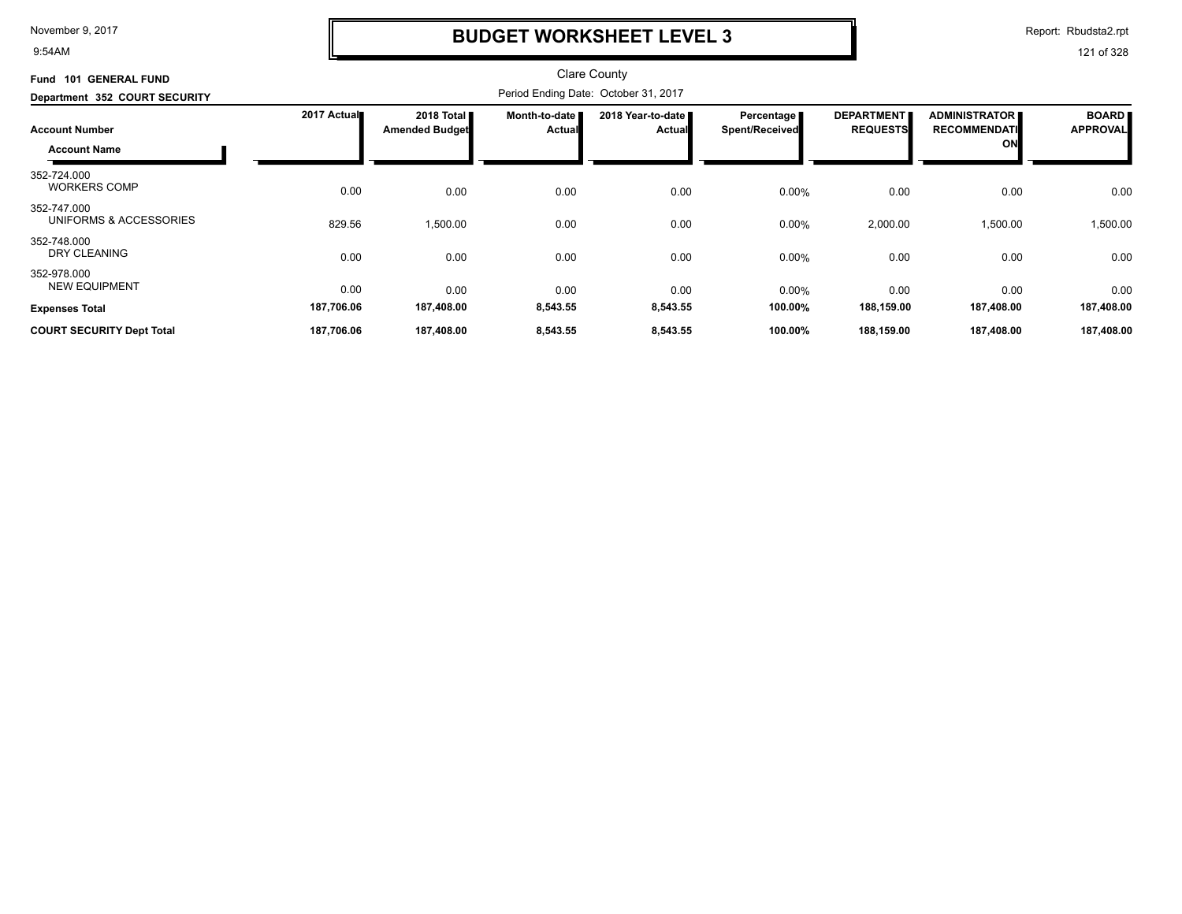# BUDGET WORKSHEET LEVEL 3

Clare County

**Fund 101 GENERAL FUND**

**Department 352 COURT SECURITY**

Period Ending Date: October 31, 2017

| Account Number / Account Name | 2017 Actual | 2018 Total Amended Budget | Month-to-date Actual | 2018 Year-to-date Actual | Percentage Spent/Received | DEPARTMENT REQUESTS | ADMINISTRATOR RECOMMENDATION | BOARD APPROVAL |
|---|---|---|---|---|---|---|---|---|
| 352-724.000 WORKERS COMP | 0.00 | 0.00 | 0.00 | 0.00 | 0.00% | 0.00 | 0.00 | 0.00 |
| 352-747.000 UNIFORMS & ACCESSORIES | 829.56 | 1,500.00 | 0.00 | 0.00 | 0.00% | 2,000.00 | 1,500.00 | 1,500.00 |
| 352-748.000 DRY CLEANING | 0.00 | 0.00 | 0.00 | 0.00 | 0.00% | 0.00 | 0.00 | 0.00 |
| 352-978.000 NEW EQUIPMENT | 0.00 | 0.00 | 0.00 | 0.00 | 0.00% | 0.00 | 0.00 | 0.00 |
| **Expenses Total** | **187,706.06** | **187,408.00** | **8,543.55** | **8,543.55** | **100.00%** | **188,159.00** | **187,408.00** | **187,408.00** |
| **COURT SECURITY Dept Total** | **187,706.06** | **187,408.00** | **8,543.55** | **8,543.55** | **100.00%** | **188,159.00** | **187,408.00** | **187,408.00** |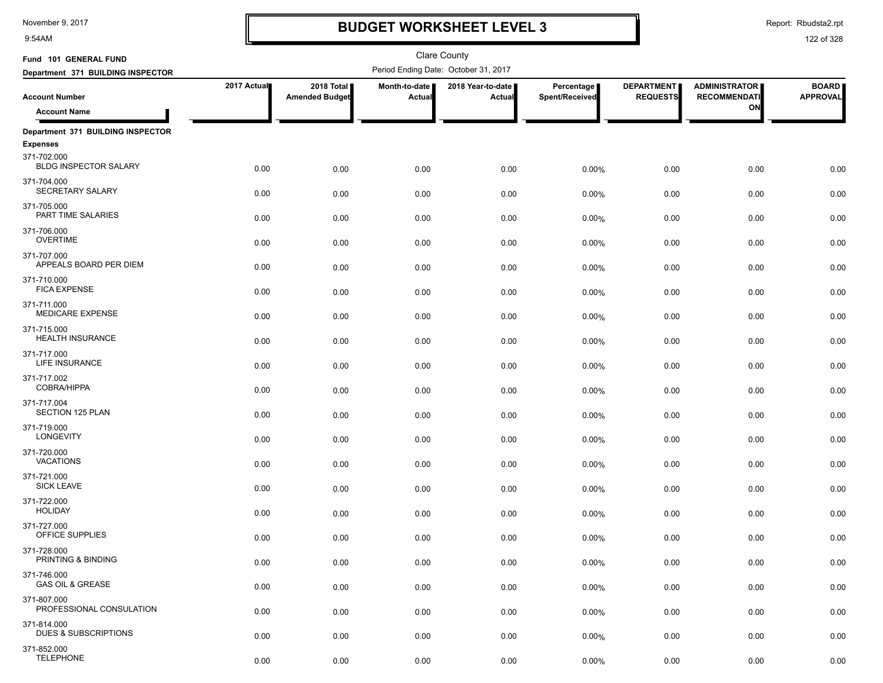# BUDGET WORKSHEET LEVEL 3

November 9, 2017
9:54AM

Report: Rbudsta2.rpt

Clare County

**Fund 101 GENERAL FUND**
**Department 371 BUILDING INSPECTOR**

Period Ending Date: October 31, 2017

| Account Number / Account Name | 2017 Actual | 2018 Total Amended Budget | Month-to-date Actual | 2018 Year-to-date Actual | Percentage Spent/Received | DEPARTMENT REQUESTS | ADMINISTRATOR RECOMMENDATION | BOARD APPROVAL |
|---|---|---|---|---|---|---|---|---|
| **Department 371 BUILDING INSPECTOR** | | | | | | | | |
| **Expenses** | | | | | | | | |
| 371-702.000 BLDG INSPECTOR SALARY | 0.00 | 0.00 | 0.00 | 0.00 | 0.00% | 0.00 | 0.00 | 0.00 |
| 371-704.000 SECRETARY SALARY | 0.00 | 0.00 | 0.00 | 0.00 | 0.00% | 0.00 | 0.00 | 0.00 |
| 371-705.000 PART TIME SALARIES | 0.00 | 0.00 | 0.00 | 0.00 | 0.00% | 0.00 | 0.00 | 0.00 |
| 371-706.000 OVERTIME | 0.00 | 0.00 | 0.00 | 0.00 | 0.00% | 0.00 | 0.00 | 0.00 |
| 371-707.000 APPEALS BOARD PER DIEM | 0.00 | 0.00 | 0.00 | 0.00 | 0.00% | 0.00 | 0.00 | 0.00 |
| 371-710.000 FICA EXPENSE | 0.00 | 0.00 | 0.00 | 0.00 | 0.00% | 0.00 | 0.00 | 0.00 |
| 371-711.000 MEDICARE EXPENSE | 0.00 | 0.00 | 0.00 | 0.00 | 0.00% | 0.00 | 0.00 | 0.00 |
| 371-715.000 HEALTH INSURANCE | 0.00 | 0.00 | 0.00 | 0.00 | 0.00% | 0.00 | 0.00 | 0.00 |
| 371-717.000 LIFE INSURANCE | 0.00 | 0.00 | 0.00 | 0.00 | 0.00% | 0.00 | 0.00 | 0.00 |
| 371-717.002 COBRA/HIPPA | 0.00 | 0.00 | 0.00 | 0.00 | 0.00% | 0.00 | 0.00 | 0.00 |
| 371-717.004 SECTION 125 PLAN | 0.00 | 0.00 | 0.00 | 0.00 | 0.00% | 0.00 | 0.00 | 0.00 |
| 371-719.000 LONGEVITY | 0.00 | 0.00 | 0.00 | 0.00 | 0.00% | 0.00 | 0.00 | 0.00 |
| 371-720.000 VACATIONS | 0.00 | 0.00 | 0.00 | 0.00 | 0.00% | 0.00 | 0.00 | 0.00 |
| 371-721.000 SICK LEAVE | 0.00 | 0.00 | 0.00 | 0.00 | 0.00% | 0.00 | 0.00 | 0.00 |
| 371-722.000 HOLIDAY | 0.00 | 0.00 | 0.00 | 0.00 | 0.00% | 0.00 | 0.00 | 0.00 |
| 371-727.000 OFFICE SUPPLIES | 0.00 | 0.00 | 0.00 | 0.00 | 0.00% | 0.00 | 0.00 | 0.00 |
| 371-728.000 PRINTING & BINDING | 0.00 | 0.00 | 0.00 | 0.00 | 0.00% | 0.00 | 0.00 | 0.00 |
| 371-746.000 GAS OIL & GREASE | 0.00 | 0.00 | 0.00 | 0.00 | 0.00% | 0.00 | 0.00 | 0.00 |
| 371-807.000 PROFESSIONAL CONSULATION | 0.00 | 0.00 | 0.00 | 0.00 | 0.00% | 0.00 | 0.00 | 0.00 |
| 371-814.000 DUES & SUBSCRIPTIONS | 0.00 | 0.00 | 0.00 | 0.00 | 0.00% | 0.00 | 0.00 | 0.00 |
| 371-852.000 TELEPHONE | 0.00 | 0.00 | 0.00 | 0.00 | 0.00% | 0.00 | 0.00 | 0.00 |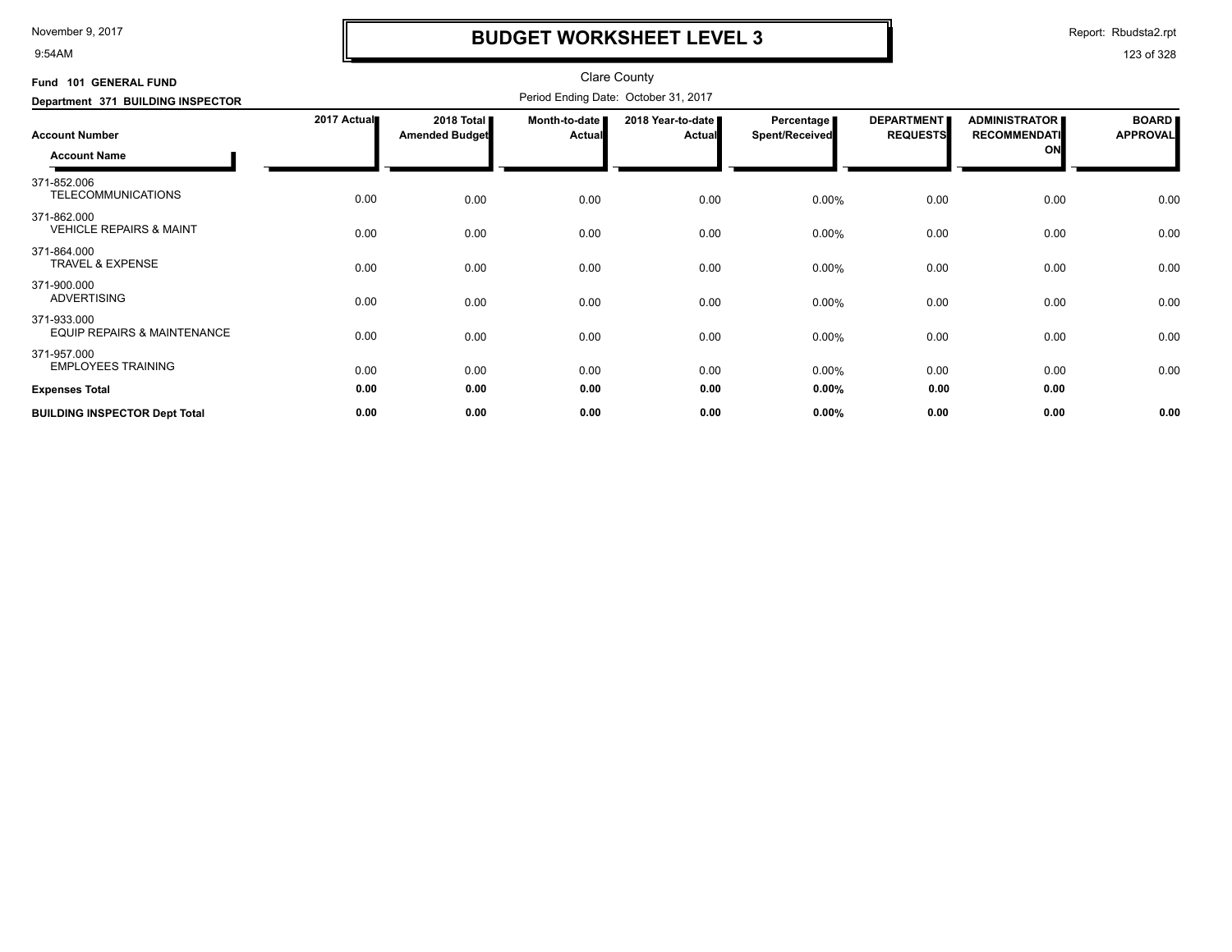# BUDGET WORKSHEET LEVEL 3

Clare County

Period Ending Date: October 31, 2017

**Fund 101 GENERAL FUND**

**Department 371 BUILDING INSPECTOR**

| Account Number / Account Name | 2017 Actual | 2018 Total Amended Budget | Month-to-date Actual | 2018 Year-to-date Actual | Percentage Spent/Received | DEPARTMENT REQUESTS | ADMINISTRATOR RECOMMENDATION | BOARD APPROVAL |
|---|---|---|---|---|---|---|---|---|
| 371-852.006 TELECOMMUNICATIONS | 0.00 | 0.00 | 0.00 | 0.00 | 0.00% | 0.00 | 0.00 | 0.00 |
| 371-862.000 VEHICLE REPAIRS & MAINT | 0.00 | 0.00 | 0.00 | 0.00 | 0.00% | 0.00 | 0.00 | 0.00 |
| 371-864.000 TRAVEL & EXPENSE | 0.00 | 0.00 | 0.00 | 0.00 | 0.00% | 0.00 | 0.00 | 0.00 |
| 371-900.000 ADVERTISING | 0.00 | 0.00 | 0.00 | 0.00 | 0.00% | 0.00 | 0.00 | 0.00 |
| 371-933.000 EQUIP REPAIRS & MAINTENANCE | 0.00 | 0.00 | 0.00 | 0.00 | 0.00% | 0.00 | 0.00 | 0.00 |
| 371-957.000 EMPLOYEES TRAINING | 0.00 | 0.00 | 0.00 | 0.00 | 0.00% | 0.00 | 0.00 | 0.00 |
| **Expenses Total** | **0.00** | **0.00** | **0.00** | **0.00** | **0.00%** | **0.00** | **0.00** | |
| **BUILDING INSPECTOR Dept Total** | **0.00** | **0.00** | **0.00** | **0.00** | **0.00%** | **0.00** | **0.00** | **0.00** |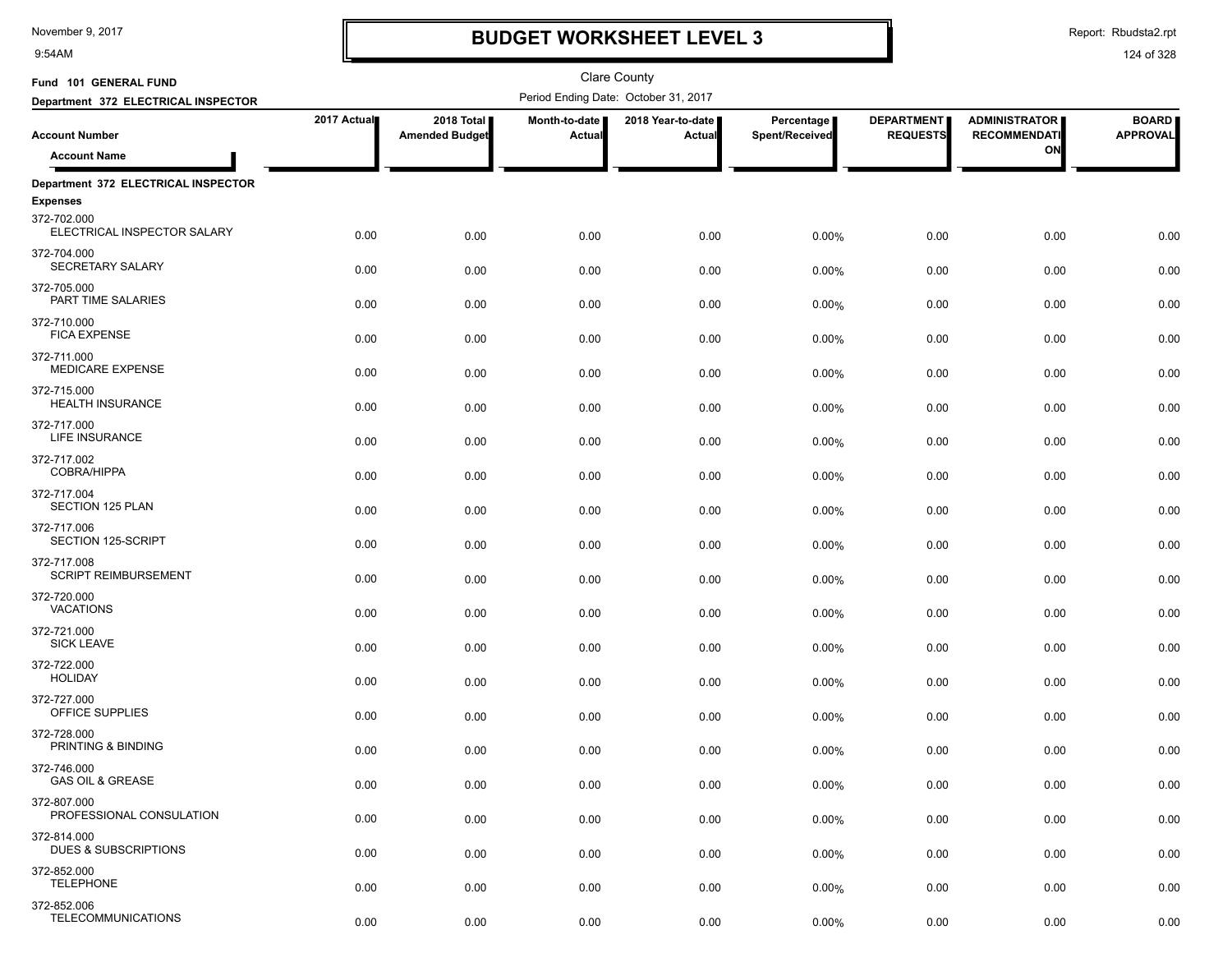# BUDGET WORKSHEET LEVEL 3

November 9, 2017
9:54AM

Report: Rbudsta2.rpt

Clare County

Fund 101 GENERAL FUND
Department 372 ELECTRICAL INSPECTOR

Period Ending Date: October 31, 2017

| Account Number / Account Name | 2017 Actual | 2018 Total Amended Budget | Month-to-date Actual | 2018 Year-to-date Actual | Percentage Spent/Received | DEPARTMENT REQUESTS | ADMINISTRATOR RECOMMENDATION | BOARD APPROVAL |
|---|---|---|---|---|---|---|---|---|
| **Department 372 ELECTRICAL INSPECTOR** | | | | | | | | |
| **Expenses** | | | | | | | | |
| 372-702.000 ELECTRICAL INSPECTOR SALARY | 0.00 | 0.00 | 0.00 | 0.00 | 0.00% | 0.00 | 0.00 | 0.00 |
| 372-704.000 SECRETARY SALARY | 0.00 | 0.00 | 0.00 | 0.00 | 0.00% | 0.00 | 0.00 | 0.00 |
| 372-705.000 PART TIME SALARIES | 0.00 | 0.00 | 0.00 | 0.00 | 0.00% | 0.00 | 0.00 | 0.00 |
| 372-710.000 FICA EXPENSE | 0.00 | 0.00 | 0.00 | 0.00 | 0.00% | 0.00 | 0.00 | 0.00 |
| 372-711.000 MEDICARE EXPENSE | 0.00 | 0.00 | 0.00 | 0.00 | 0.00% | 0.00 | 0.00 | 0.00 |
| 372-715.000 HEALTH INSURANCE | 0.00 | 0.00 | 0.00 | 0.00 | 0.00% | 0.00 | 0.00 | 0.00 |
| 372-717.000 LIFE INSURANCE | 0.00 | 0.00 | 0.00 | 0.00 | 0.00% | 0.00 | 0.00 | 0.00 |
| 372-717.002 COBRA/HIPPA | 0.00 | 0.00 | 0.00 | 0.00 | 0.00% | 0.00 | 0.00 | 0.00 |
| 372-717.004 SECTION 125 PLAN | 0.00 | 0.00 | 0.00 | 0.00 | 0.00% | 0.00 | 0.00 | 0.00 |
| 372-717.006 SECTION 125-SCRIPT | 0.00 | 0.00 | 0.00 | 0.00 | 0.00% | 0.00 | 0.00 | 0.00 |
| 372-717.008 SCRIPT REIMBURSEMENT | 0.00 | 0.00 | 0.00 | 0.00 | 0.00% | 0.00 | 0.00 | 0.00 |
| 372-720.000 VACATIONS | 0.00 | 0.00 | 0.00 | 0.00 | 0.00% | 0.00 | 0.00 | 0.00 |
| 372-721.000 SICK LEAVE | 0.00 | 0.00 | 0.00 | 0.00 | 0.00% | 0.00 | 0.00 | 0.00 |
| 372-722.000 HOLIDAY | 0.00 | 0.00 | 0.00 | 0.00 | 0.00% | 0.00 | 0.00 | 0.00 |
| 372-727.000 OFFICE SUPPLIES | 0.00 | 0.00 | 0.00 | 0.00 | 0.00% | 0.00 | 0.00 | 0.00 |
| 372-728.000 PRINTING & BINDING | 0.00 | 0.00 | 0.00 | 0.00 | 0.00% | 0.00 | 0.00 | 0.00 |
| 372-746.000 GAS OIL & GREASE | 0.00 | 0.00 | 0.00 | 0.00 | 0.00% | 0.00 | 0.00 | 0.00 |
| 372-807.000 PROFESSIONAL CONSULATION | 0.00 | 0.00 | 0.00 | 0.00 | 0.00% | 0.00 | 0.00 | 0.00 |
| 372-814.000 DUES & SUBSCRIPTIONS | 0.00 | 0.00 | 0.00 | 0.00 | 0.00% | 0.00 | 0.00 | 0.00 |
| 372-852.000 TELEPHONE | 0.00 | 0.00 | 0.00 | 0.00 | 0.00% | 0.00 | 0.00 | 0.00 |
| 372-852.006 TELECOMMUNICATIONS | 0.00 | 0.00 | 0.00 | 0.00 | 0.00% | 0.00 | 0.00 | 0.00 |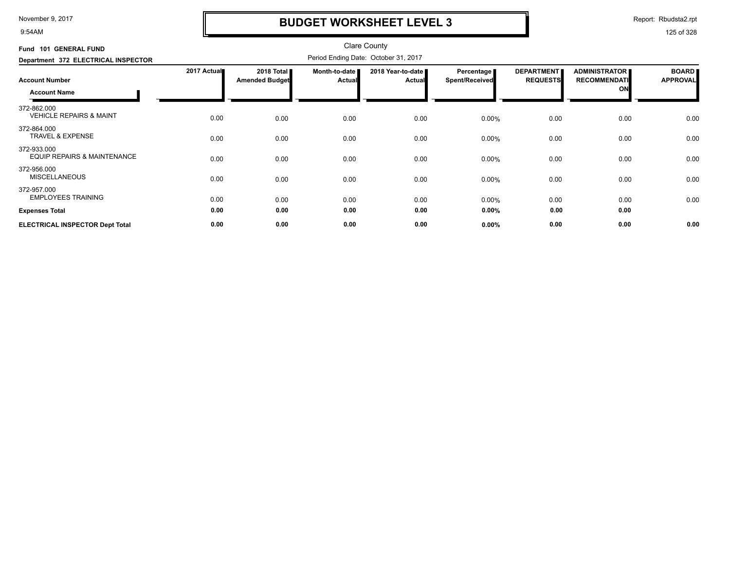# BUDGET WORKSHEET LEVEL 3

Clare County

**Fund 101 GENERAL FUND**

**Department 372 ELECTRICAL INSPECTOR**

Period Ending Date: October 31, 2017

| Account Number / Account Name | 2017 Actual | 2018 Total Amended Budget | Month-to-date Actual | 2018 Year-to-date Actual | Percentage Spent/Received | DEPARTMENT REQUESTS | ADMINISTRATOR RECOMMENDATION | BOARD APPROVAL |
|---|---|---|---|---|---|---|---|---|
| 372-862.000 VEHICLE REPAIRS & MAINT | 0.00 | 0.00 | 0.00 | 0.00 | 0.00% | 0.00 | 0.00 | 0.00 |
| 372-864.000 TRAVEL & EXPENSE | 0.00 | 0.00 | 0.00 | 0.00 | 0.00% | 0.00 | 0.00 | 0.00 |
| 372-933.000 EQUIP REPAIRS & MAINTENANCE | 0.00 | 0.00 | 0.00 | 0.00 | 0.00% | 0.00 | 0.00 | 0.00 |
| 372-956.000 MISCELLANEOUS | 0.00 | 0.00 | 0.00 | 0.00 | 0.00% | 0.00 | 0.00 | 0.00 |
| 372-957.000 EMPLOYEES TRAINING | 0.00 | 0.00 | 0.00 | 0.00 | 0.00% | 0.00 | 0.00 | 0.00 |
| **Expenses Total** | **0.00** | **0.00** | **0.00** | **0.00** | **0.00%** | **0.00** | **0.00** | |
| **ELECTRICAL INSPECTOR Dept Total** | **0.00** | **0.00** | **0.00** | **0.00** | **0.00%** | **0.00** | **0.00** | **0.00** |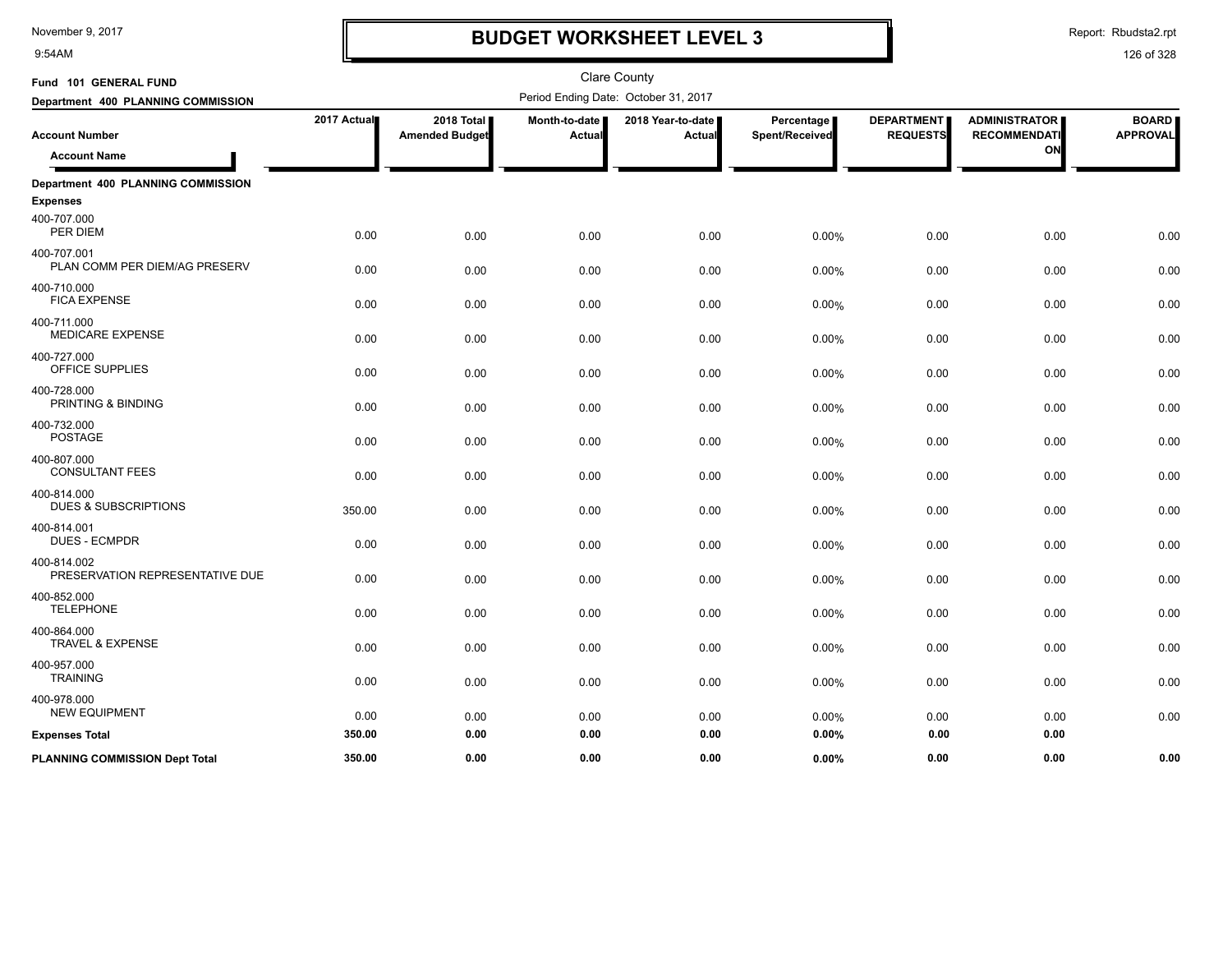# BUDGET WORKSHEET LEVEL 3

Clare County

Period Ending Date: October 31, 2017

**Fund 101 GENERAL FUND**

**Department 400 PLANNING COMMISSION**

| Account Number / Account Name | 2017 Actual | 2018 Total Amended Budget | Month-to-date Actual | 2018 Year-to-date Actual | Percentage Spent/Received | DEPARTMENT REQUESTS | ADMINISTRATOR RECOMMENDATION | BOARD APPROVAL |
|---|---|---|---|---|---|---|---|---|
| **Department 400 PLANNING COMMISSION** | | | | | | | | |
| **Expenses** | | | | | | | | |
| 400-707.000 PER DIEM | 0.00 | 0.00 | 0.00 | 0.00 | 0.00% | 0.00 | 0.00 | 0.00 |
| 400-707.001 PLAN COMM PER DIEM/AG PRESERV | 0.00 | 0.00 | 0.00 | 0.00 | 0.00% | 0.00 | 0.00 | 0.00 |
| 400-710.000 FICA EXPENSE | 0.00 | 0.00 | 0.00 | 0.00 | 0.00% | 0.00 | 0.00 | 0.00 |
| 400-711.000 MEDICARE EXPENSE | 0.00 | 0.00 | 0.00 | 0.00 | 0.00% | 0.00 | 0.00 | 0.00 |
| 400-727.000 OFFICE SUPPLIES | 0.00 | 0.00 | 0.00 | 0.00 | 0.00% | 0.00 | 0.00 | 0.00 |
| 400-728.000 PRINTING & BINDING | 0.00 | 0.00 | 0.00 | 0.00 | 0.00% | 0.00 | 0.00 | 0.00 |
| 400-732.000 POSTAGE | 0.00 | 0.00 | 0.00 | 0.00 | 0.00% | 0.00 | 0.00 | 0.00 |
| 400-807.000 CONSULTANT FEES | 0.00 | 0.00 | 0.00 | 0.00 | 0.00% | 0.00 | 0.00 | 0.00 |
| 400-814.000 DUES & SUBSCRIPTIONS | 350.00 | 0.00 | 0.00 | 0.00 | 0.00% | 0.00 | 0.00 | 0.00 |
| 400-814.001 DUES - ECMPDR | 0.00 | 0.00 | 0.00 | 0.00 | 0.00% | 0.00 | 0.00 | 0.00 |
| 400-814.002 PRESERVATION REPRESENTATIVE DUE | 0.00 | 0.00 | 0.00 | 0.00 | 0.00% | 0.00 | 0.00 | 0.00 |
| 400-852.000 TELEPHONE | 0.00 | 0.00 | 0.00 | 0.00 | 0.00% | 0.00 | 0.00 | 0.00 |
| 400-864.000 TRAVEL & EXPENSE | 0.00 | 0.00 | 0.00 | 0.00 | 0.00% | 0.00 | 0.00 | 0.00 |
| 400-957.000 TRAINING | 0.00 | 0.00 | 0.00 | 0.00 | 0.00% | 0.00 | 0.00 | 0.00 |
| 400-978.000 NEW EQUIPMENT | 0.00 | 0.00 | 0.00 | 0.00 | 0.00% | 0.00 | 0.00 | 0.00 |
| **Expenses Total** | **350.00** | **0.00** | **0.00** | **0.00** | **0.00%** | **0.00** | **0.00** | |
| **PLANNING COMMISSION Dept Total** | **350.00** | **0.00** | **0.00** | **0.00** | **0.00%** | **0.00** | **0.00** | **0.00** |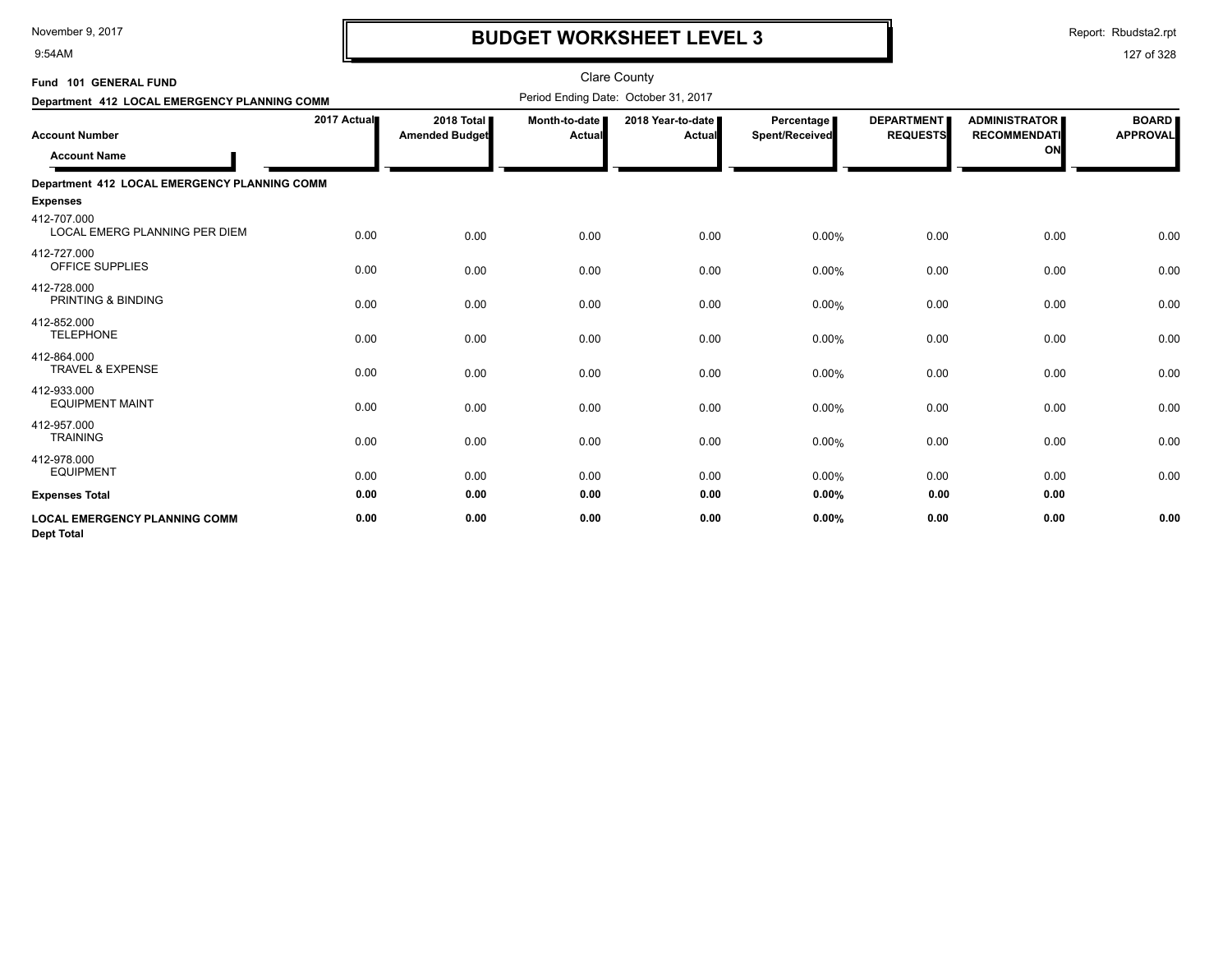# BUDGET WORKSHEET LEVEL 3

Clare County

Fund 101 GENERAL FUND

Department 412 LOCAL EMERGENCY PLANNING COMM

Period Ending Date: October 31, 2017

| Account Number / Account Name | 2017 Actual | 2018 Total Amended Budget | Month-to-date Actual | 2018 Year-to-date Actual | Percentage Spent/Received | DEPARTMENT REQUESTS | ADMINISTRATOR RECOMMENDATION | BOARD APPROVAL |
|---|---|---|---|---|---|---|---|---|
| **Department 412 LOCAL EMERGENCY PLANNING COMM** | | | | | | | | |
| **Expenses** | | | | | | | | |
| 412-707.000 LOCAL EMERG PLANNING PER DIEM | 0.00 | 0.00 | 0.00 | 0.00 | 0.00% | 0.00 | 0.00 | 0.00 |
| 412-727.000 OFFICE SUPPLIES | 0.00 | 0.00 | 0.00 | 0.00 | 0.00% | 0.00 | 0.00 | 0.00 |
| 412-728.000 PRINTING & BINDING | 0.00 | 0.00 | 0.00 | 0.00 | 0.00% | 0.00 | 0.00 | 0.00 |
| 412-852.000 TELEPHONE | 0.00 | 0.00 | 0.00 | 0.00 | 0.00% | 0.00 | 0.00 | 0.00 |
| 412-864.000 TRAVEL & EXPENSE | 0.00 | 0.00 | 0.00 | 0.00 | 0.00% | 0.00 | 0.00 | 0.00 |
| 412-933.000 EQUIPMENT MAINT | 0.00 | 0.00 | 0.00 | 0.00 | 0.00% | 0.00 | 0.00 | 0.00 |
| 412-957.000 TRAINING | 0.00 | 0.00 | 0.00 | 0.00 | 0.00% | 0.00 | 0.00 | 0.00 |
| 412-978.000 EQUIPMENT | 0.00 | 0.00 | 0.00 | 0.00 | 0.00% | 0.00 | 0.00 | 0.00 |
| **Expenses Total** | **0.00** | **0.00** | **0.00** | **0.00** | **0.00%** | **0.00** | **0.00** | |
| **LOCAL EMERGENCY PLANNING COMM Dept Total** | **0.00** | **0.00** | **0.00** | **0.00** | **0.00%** | **0.00** | **0.00** | **0.00** |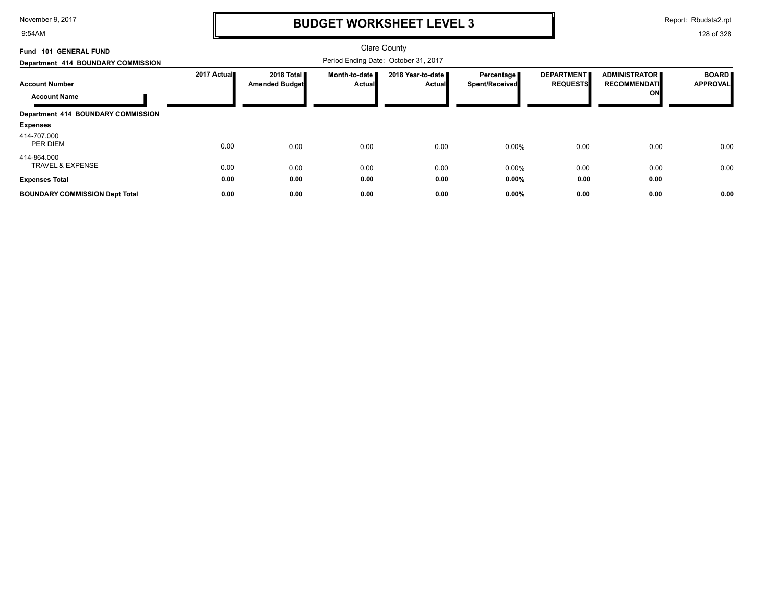# BUDGET WORKSHEET LEVEL 3

Clare County

**Fund 101 GENERAL FUND**

**Department 414 BOUNDARY COMMISSION**

Period Ending Date: October 31, 2017

| Account Number / Account Name | 2017 Actual | 2018 Total Amended Budget | Month-to-date Actual | 2018 Year-to-date Actual | Percentage Spent/Received | DEPARTMENT REQUESTS | ADMINISTRATOR RECOMMENDATION | BOARD APPROVAL |
|---|---|---|---|---|---|---|---|---|
| **Department 414 BOUNDARY COMMISSION** | | | | | | | | |
| **Expenses** | | | | | | | | |
| 414-707.000 PER DIEM | 0.00 | 0.00 | 0.00 | 0.00 | 0.00% | 0.00 | 0.00 | 0.00 |
| 414-864.000 TRAVEL & EXPENSE | 0.00 | 0.00 | 0.00 | 0.00 | 0.00% | 0.00 | 0.00 | 0.00 |
| **Expenses Total** | **0.00** | **0.00** | **0.00** | **0.00** | **0.00%** | **0.00** | **0.00** | |
| **BOUNDARY COMMISSION Dept Total** | **0.00** | **0.00** | **0.00** | **0.00** | **0.00%** | **0.00** | **0.00** | **0.00** |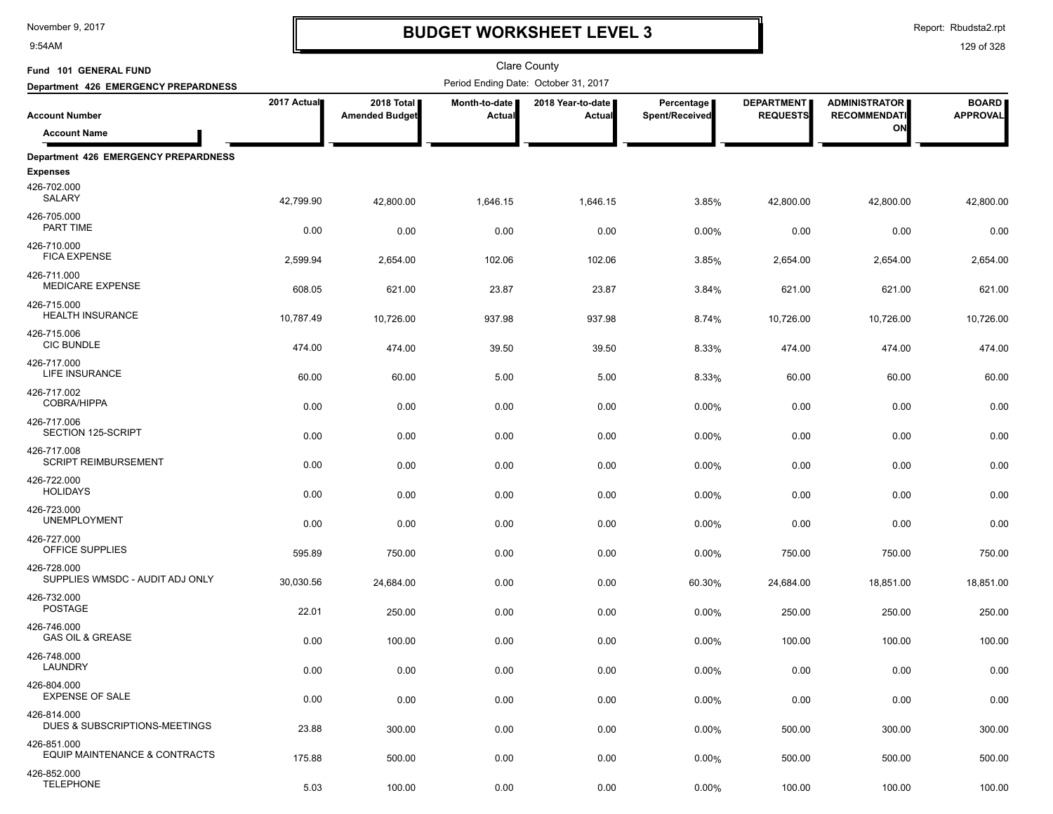# BUDGET WORKSHEET LEVEL 3

Clare County

**Fund 101 GENERAL FUND**

**Department 426 EMERGENCY PREPARDNESS**

Period Ending Date: October 31, 2017

| Account Number / Account Name | 2017 Actual | 2018 Total Amended Budget | Month-to-date Actual | 2018 Year-to-date Actual | Percentage Spent/Received | DEPARTMENT REQUESTS | ADMINISTRATOR RECOMMENDATION | BOARD APPROVAL |
|---|---|---|---|---|---|---|---|---|
| **Department 426 EMERGENCY PREPARDNESS** | | | | | | | | |
| **Expenses** | | | | | | | | |
| 426-702.000 SALARY | 42,799.90 | 42,800.00 | 1,646.15 | 1,646.15 | 3.85% | 42,800.00 | 42,800.00 | 42,800.00 |
| 426-705.000 PART TIME | 0.00 | 0.00 | 0.00 | 0.00 | 0.00% | 0.00 | 0.00 | 0.00 |
| 426-710.000 FICA EXPENSE | 2,599.94 | 2,654.00 | 102.06 | 102.06 | 3.85% | 2,654.00 | 2,654.00 | 2,654.00 |
| 426-711.000 MEDICARE EXPENSE | 608.05 | 621.00 | 23.87 | 23.87 | 3.84% | 621.00 | 621.00 | 621.00 |
| 426-715.000 HEALTH INSURANCE | 10,787.49 | 10,726.00 | 937.98 | 937.98 | 8.74% | 10,726.00 | 10,726.00 | 10,726.00 |
| 426-715.006 CIC BUNDLE | 474.00 | 474.00 | 39.50 | 39.50 | 8.33% | 474.00 | 474.00 | 474.00 |
| 426-717.000 LIFE INSURANCE | 60.00 | 60.00 | 5.00 | 5.00 | 8.33% | 60.00 | 60.00 | 60.00 |
| 426-717.002 COBRA/HIPPA | 0.00 | 0.00 | 0.00 | 0.00 | 0.00% | 0.00 | 0.00 | 0.00 |
| 426-717.006 SECTION 125-SCRIPT | 0.00 | 0.00 | 0.00 | 0.00 | 0.00% | 0.00 | 0.00 | 0.00 |
| 426-717.008 SCRIPT REIMBURSEMENT | 0.00 | 0.00 | 0.00 | 0.00 | 0.00% | 0.00 | 0.00 | 0.00 |
| 426-722.000 HOLIDAYS | 0.00 | 0.00 | 0.00 | 0.00 | 0.00% | 0.00 | 0.00 | 0.00 |
| 426-723.000 UNEMPLOYMENT | 0.00 | 0.00 | 0.00 | 0.00 | 0.00% | 0.00 | 0.00 | 0.00 |
| 426-727.000 OFFICE SUPPLIES | 595.89 | 750.00 | 0.00 | 0.00 | 0.00% | 750.00 | 750.00 | 750.00 |
| 426-728.000 SUPPLIES WMSDC - AUDIT ADJ ONLY | 30,030.56 | 24,684.00 | 0.00 | 0.00 | 60.30% | 24,684.00 | 18,851.00 | 18,851.00 |
| 426-732.000 POSTAGE | 22.01 | 250.00 | 0.00 | 0.00 | 0.00% | 250.00 | 250.00 | 250.00 |
| 426-746.000 GAS OIL & GREASE | 0.00 | 100.00 | 0.00 | 0.00 | 0.00% | 100.00 | 100.00 | 100.00 |
| 426-748.000 LAUNDRY | 0.00 | 0.00 | 0.00 | 0.00 | 0.00% | 0.00 | 0.00 | 0.00 |
| 426-804.000 EXPENSE OF SALE | 0.00 | 0.00 | 0.00 | 0.00 | 0.00% | 0.00 | 0.00 | 0.00 |
| 426-814.000 DUES & SUBSCRIPTIONS-MEETINGS | 23.88 | 300.00 | 0.00 | 0.00 | 0.00% | 500.00 | 300.00 | 300.00 |
| 426-851.000 EQUIP MAINTENANCE & CONTRACTS | 175.88 | 500.00 | 0.00 | 0.00 | 0.00% | 500.00 | 500.00 | 500.00 |
| 426-852.000 TELEPHONE | 5.03 | 100.00 | 0.00 | 0.00 | 0.00% | 100.00 | 100.00 | 100.00 |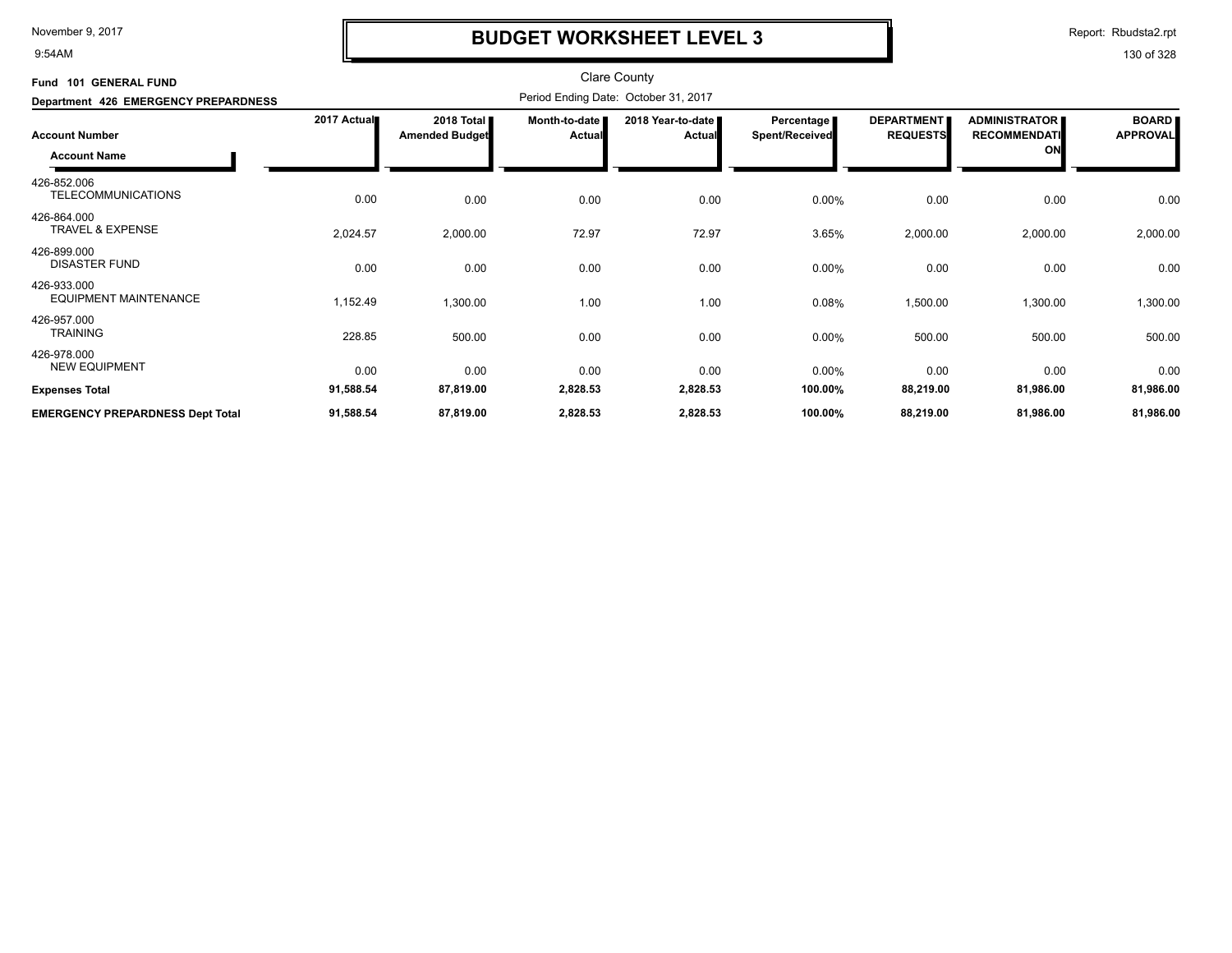# BUDGET WORKSHEET LEVEL 3

Clare County

Fund 101 GENERAL FUND

Department 426 EMERGENCY PREPARDNESS

Period Ending Date: October 31, 2017

| Account Number / Account Name | 2017 Actual | 2018 Total Amended Budget | Month-to-date Actual | 2018 Year-to-date Actual | Percentage Spent/Received | DEPARTMENT REQUESTS | ADMINISTRATOR RECOMMENDATION | BOARD APPROVAL |
|---|---|---|---|---|---|---|---|---|
| 426-852.006 TELECOMMUNICATIONS | 0.00 | 0.00 | 0.00 | 0.00 | 0.00% | 0.00 | 0.00 | 0.00 |
| 426-864.000 TRAVEL & EXPENSE | 2,024.57 | 2,000.00 | 72.97 | 72.97 | 3.65% | 2,000.00 | 2,000.00 | 2,000.00 |
| 426-899.000 DISASTER FUND | 0.00 | 0.00 | 0.00 | 0.00 | 0.00% | 0.00 | 0.00 | 0.00 |
| 426-933.000 EQUIPMENT MAINTENANCE | 1,152.49 | 1,300.00 | 1.00 | 1.00 | 0.08% | 1,500.00 | 1,300.00 | 1,300.00 |
| 426-957.000 TRAINING | 228.85 | 500.00 | 0.00 | 0.00 | 0.00% | 500.00 | 500.00 | 500.00 |
| 426-978.000 NEW EQUIPMENT | 0.00 | 0.00 | 0.00 | 0.00 | 0.00% | 0.00 | 0.00 | 0.00 |
| **Expenses Total** | **91,588.54** | **87,819.00** | **2,828.53** | **2,828.53** | **100.00%** | **88,219.00** | **81,986.00** | **81,986.00** |
| **EMERGENCY PREPARDNESS Dept Total** | **91,588.54** | **87,819.00** | **2,828.53** | **2,828.53** | **100.00%** | **88,219.00** | **81,986.00** | **81,986.00** |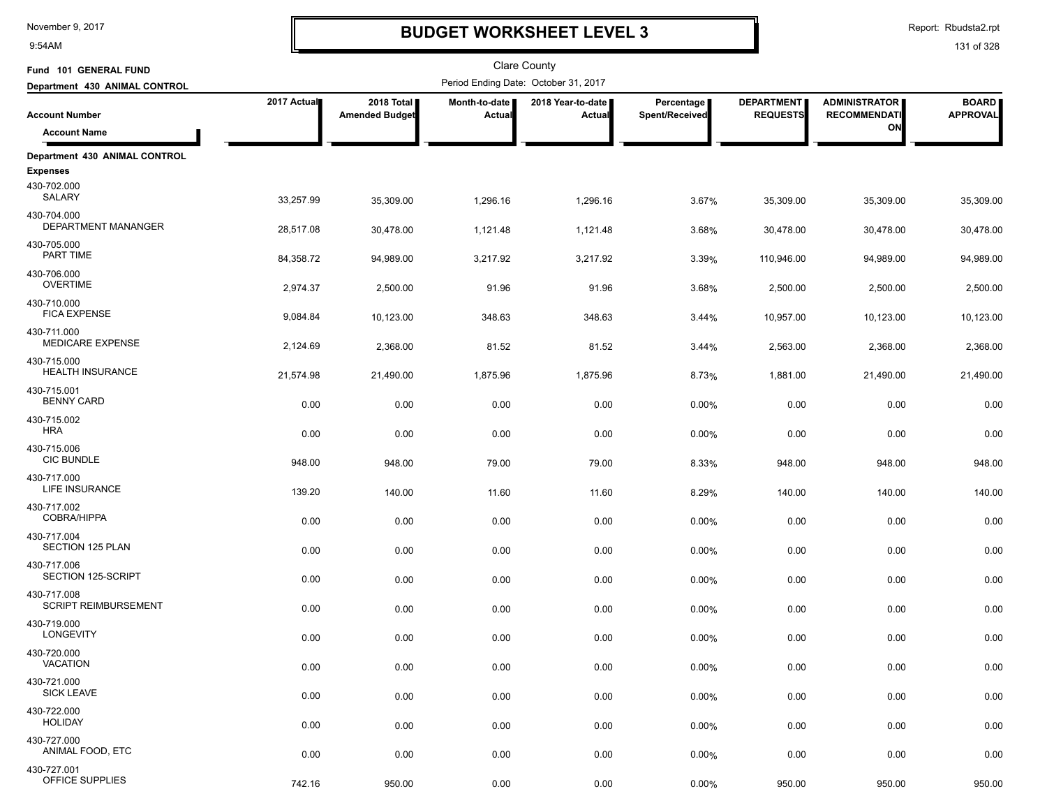# BUDGET WORKSHEET LEVEL 3

Clare County

Period Ending Date: October 31, 2017

November 9, 2017
9:54AM

Report: Rbudsta2.rpt

**Fund 101 GENERAL FUND**
**Department 430 ANIMAL CONTROL**

| Account Number / Account Name | 2017 Actual | 2018 Total Amended Budget | Month-to-date Actual | 2018 Year-to-date Actual | Percentage Spent/Received | DEPARTMENT REQUESTS | ADMINISTRATOR RECOMMENDATION | BOARD APPROVAL |
|---|---|---|---|---|---|---|---|---|
| **Department 430 ANIMAL CONTROL** | | | | | | | | |
| **Expenses** | | | | | | | | |
| 430-702.000 SALARY | 33,257.99 | 35,309.00 | 1,296.16 | 1,296.16 | 3.67% | 35,309.00 | 35,309.00 | 35,309.00 |
| 430-704.000 DEPARTMENT MANANGER | 28,517.08 | 30,478.00 | 1,121.48 | 1,121.48 | 3.68% | 30,478.00 | 30,478.00 | 30,478.00 |
| 430-705.000 PART TIME | 84,358.72 | 94,989.00 | 3,217.92 | 3,217.92 | 3.39% | 110,946.00 | 94,989.00 | 94,989.00 |
| 430-706.000 OVERTIME | 2,974.37 | 2,500.00 | 91.96 | 91.96 | 3.68% | 2,500.00 | 2,500.00 | 2,500.00 |
| 430-710.000 FICA EXPENSE | 9,084.84 | 10,123.00 | 348.63 | 348.63 | 3.44% | 10,957.00 | 10,123.00 | 10,123.00 |
| 430-711.000 MEDICARE EXPENSE | 2,124.69 | 2,368.00 | 81.52 | 81.52 | 3.44% | 2,563.00 | 2,368.00 | 2,368.00 |
| 430-715.000 HEALTH INSURANCE | 21,574.98 | 21,490.00 | 1,875.96 | 1,875.96 | 8.73% | 1,881.00 | 21,490.00 | 21,490.00 |
| 430-715.001 BENNY CARD | 0.00 | 0.00 | 0.00 | 0.00 | 0.00% | 0.00 | 0.00 | 0.00 |
| 430-715.002 HRA | 0.00 | 0.00 | 0.00 | 0.00 | 0.00% | 0.00 | 0.00 | 0.00 |
| 430-715.006 CIC BUNDLE | 948.00 | 948.00 | 79.00 | 79.00 | 8.33% | 948.00 | 948.00 | 948.00 |
| 430-717.000 LIFE INSURANCE | 139.20 | 140.00 | 11.60 | 11.60 | 8.29% | 140.00 | 140.00 | 140.00 |
| 430-717.002 COBRA/HIPPA | 0.00 | 0.00 | 0.00 | 0.00 | 0.00% | 0.00 | 0.00 | 0.00 |
| 430-717.004 SECTION 125 PLAN | 0.00 | 0.00 | 0.00 | 0.00 | 0.00% | 0.00 | 0.00 | 0.00 |
| 430-717.006 SECTION 125-SCRIPT | 0.00 | 0.00 | 0.00 | 0.00 | 0.00% | 0.00 | 0.00 | 0.00 |
| 430-717.008 SCRIPT REIMBURSEMENT | 0.00 | 0.00 | 0.00 | 0.00 | 0.00% | 0.00 | 0.00 | 0.00 |
| 430-719.000 LONGEVITY | 0.00 | 0.00 | 0.00 | 0.00 | 0.00% | 0.00 | 0.00 | 0.00 |
| 430-720.000 VACATION | 0.00 | 0.00 | 0.00 | 0.00 | 0.00% | 0.00 | 0.00 | 0.00 |
| 430-721.000 SICK LEAVE | 0.00 | 0.00 | 0.00 | 0.00 | 0.00% | 0.00 | 0.00 | 0.00 |
| 430-722.000 HOLIDAY | 0.00 | 0.00 | 0.00 | 0.00 | 0.00% | 0.00 | 0.00 | 0.00 |
| 430-727.000 ANIMAL FOOD, ETC | 0.00 | 0.00 | 0.00 | 0.00 | 0.00% | 0.00 | 0.00 | 0.00 |
| 430-727.001 OFFICE SUPPLIES | 742.16 | 950.00 | 0.00 | 0.00 | 0.00% | 950.00 | 950.00 | 950.00 |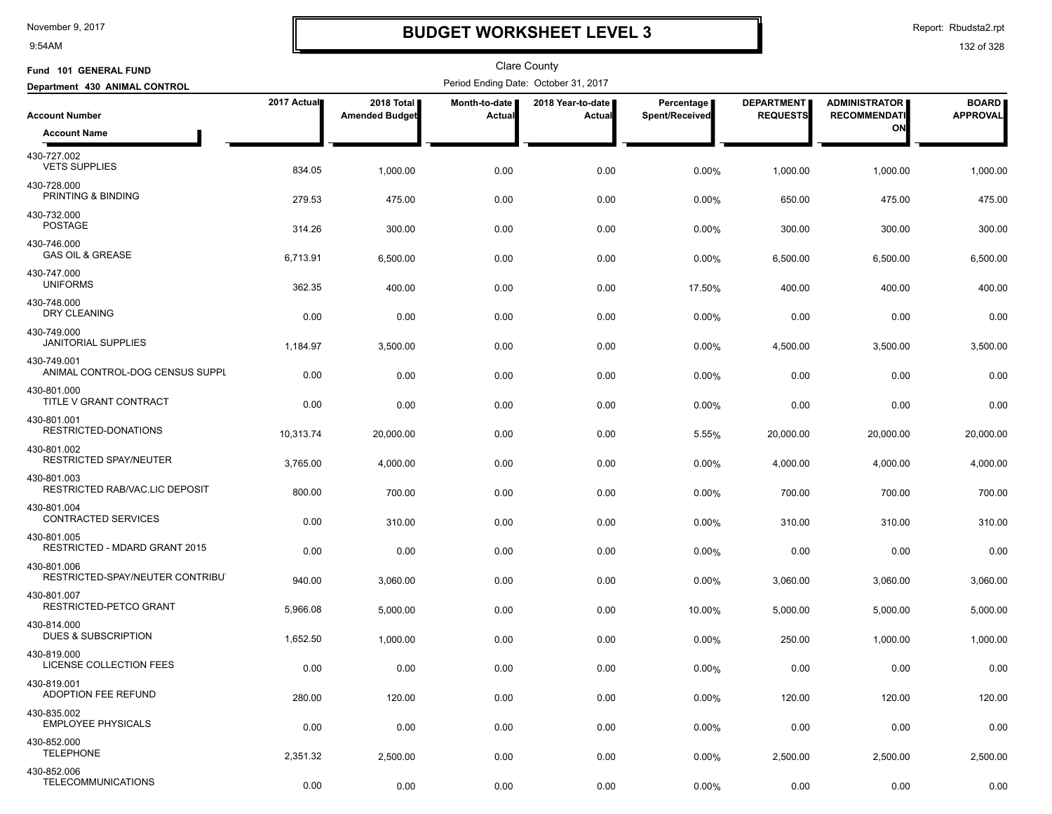# BUDGET WORKSHEET LEVEL 3

Clare County

Fund 101 GENERAL FUND

Department 430 ANIMAL CONTROL

Period Ending Date: October 31, 2017

| Account Number / Account Name | 2017 Actual | 2018 Total Amended Budget | Month-to-date Actual | 2018 Year-to-date Actual | Percentage Spent/Received | DEPARTMENT REQUESTS | ADMINISTRATOR RECOMMENDATION | BOARD APPROVAL |
|---|---|---|---|---|---|---|---|---|
| 430-727.002 VETS SUPPLIES | 834.05 | 1,000.00 | 0.00 | 0.00 | 0.00% | 1,000.00 | 1,000.00 | 1,000.00 |
| 430-728.000 PRINTING & BINDING | 279.53 | 475.00 | 0.00 | 0.00 | 0.00% | 650.00 | 475.00 | 475.00 |
| 430-732.000 POSTAGE | 314.26 | 300.00 | 0.00 | 0.00 | 0.00% | 300.00 | 300.00 | 300.00 |
| 430-746.000 GAS OIL & GREASE | 6,713.91 | 6,500.00 | 0.00 | 0.00 | 0.00% | 6,500.00 | 6,500.00 | 6,500.00 |
| 430-747.000 UNIFORMS | 362.35 | 400.00 | 0.00 | 0.00 | 17.50% | 400.00 | 400.00 | 400.00 |
| 430-748.000 DRY CLEANING | 0.00 | 0.00 | 0.00 | 0.00 | 0.00% | 0.00 | 0.00 | 0.00 |
| 430-749.000 JANITORIAL SUPPLIES | 1,184.97 | 3,500.00 | 0.00 | 0.00 | 0.00% | 4,500.00 | 3,500.00 | 3,500.00 |
| 430-749.001 ANIMAL CONTROL-DOG CENSUS SUPPL | 0.00 | 0.00 | 0.00 | 0.00 | 0.00% | 0.00 | 0.00 | 0.00 |
| 430-801.000 TITLE V GRANT CONTRACT | 0.00 | 0.00 | 0.00 | 0.00 | 0.00% | 0.00 | 0.00 | 0.00 |
| 430-801.001 RESTRICTED-DONATIONS | 10,313.74 | 20,000.00 | 0.00 | 0.00 | 5.55% | 20,000.00 | 20,000.00 | 20,000.00 |
| 430-801.002 RESTRICTED SPAY/NEUTER | 3,765.00 | 4,000.00 | 0.00 | 0.00 | 0.00% | 4,000.00 | 4,000.00 | 4,000.00 |
| 430-801.003 RESTRICTED RAB/VAC.LIC DEPOSIT | 800.00 | 700.00 | 0.00 | 0.00 | 0.00% | 700.00 | 700.00 | 700.00 |
| 430-801.004 CONTRACTED SERVICES | 0.00 | 310.00 | 0.00 | 0.00 | 0.00% | 310.00 | 310.00 | 310.00 |
| 430-801.005 RESTRICTED - MDARD GRANT 2015 | 0.00 | 0.00 | 0.00 | 0.00 | 0.00% | 0.00 | 0.00 | 0.00 |
| 430-801.006 RESTRICTED-SPAY/NEUTER CONTRIBU | 940.00 | 3,060.00 | 0.00 | 0.00 | 0.00% | 3,060.00 | 3,060.00 | 3,060.00 |
| 430-801.007 RESTRICTED-PETCO GRANT | 5,966.08 | 5,000.00 | 0.00 | 0.00 | 10.00% | 5,000.00 | 5,000.00 | 5,000.00 |
| 430-814.000 DUES & SUBSCRIPTION | 1,652.50 | 1,000.00 | 0.00 | 0.00 | 0.00% | 250.00 | 1,000.00 | 1,000.00 |
| 430-819.000 LICENSE COLLECTION FEES | 0.00 | 0.00 | 0.00 | 0.00 | 0.00% | 0.00 | 0.00 | 0.00 |
| 430-819.001 ADOPTION FEE REFUND | 280.00 | 120.00 | 0.00 | 0.00 | 0.00% | 120.00 | 120.00 | 120.00 |
| 430-835.002 EMPLOYEE PHYSICALS | 0.00 | 0.00 | 0.00 | 0.00 | 0.00% | 0.00 | 0.00 | 0.00 |
| 430-852.000 TELEPHONE | 2,351.32 | 2,500.00 | 0.00 | 0.00 | 0.00% | 2,500.00 | 2,500.00 | 2,500.00 |
| 430-852.006 TELECOMMUNICATIONS | 0.00 | 0.00 | 0.00 | 0.00 | 0.00% | 0.00 | 0.00 | 0.00 |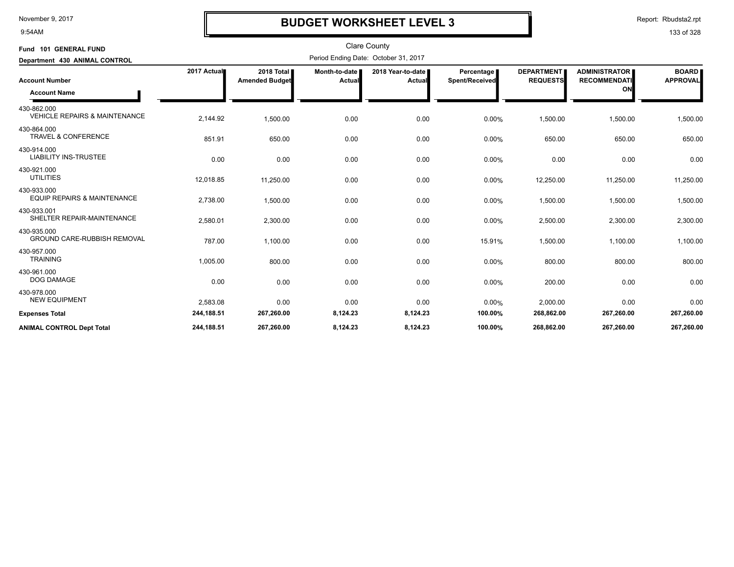# BUDGET WORKSHEET LEVEL 3

Clare County

**Fund 101 GENERAL FUND**

**Department 430 ANIMAL CONTROL**

Period Ending Date: October 31, 2017

| Account Number / Account Name | 2017 Actual | 2018 Total Amended Budget | Month-to-date Actual | 2018 Year-to-date Actual | Percentage Spent/Received | DEPARTMENT REQUESTS | ADMINISTRATOR RECOMMENDATION | BOARD APPROVAL |
|---|---|---|---|---|---|---|---|---|
| 430-862.000 VEHICLE REPAIRS & MAINTENANCE | 2,144.92 | 1,500.00 | 0.00 | 0.00 | 0.00% | 1,500.00 | 1,500.00 | 1,500.00 |
| 430-864.000 TRAVEL & CONFERENCE | 851.91 | 650.00 | 0.00 | 0.00 | 0.00% | 650.00 | 650.00 | 650.00 |
| 430-914.000 LIABILITY INS-TRUSTEE | 0.00 | 0.00 | 0.00 | 0.00 | 0.00% | 0.00 | 0.00 | 0.00 |
| 430-921.000 UTILITIES | 12,018.85 | 11,250.00 | 0.00 | 0.00 | 0.00% | 12,250.00 | 11,250.00 | 11,250.00 |
| 430-933.000 EQUIP REPAIRS & MAINTENANCE | 2,738.00 | 1,500.00 | 0.00 | 0.00 | 0.00% | 1,500.00 | 1,500.00 | 1,500.00 |
| 430-933.001 SHELTER REPAIR-MAINTENANCE | 2,580.01 | 2,300.00 | 0.00 | 0.00 | 0.00% | 2,500.00 | 2,300.00 | 2,300.00 |
| 430-935.000 GROUND CARE-RUBBISH REMOVAL | 787.00 | 1,100.00 | 0.00 | 0.00 | 15.91% | 1,500.00 | 1,100.00 | 1,100.00 |
| 430-957.000 TRAINING | 1,005.00 | 800.00 | 0.00 | 0.00 | 0.00% | 800.00 | 800.00 | 800.00 |
| 430-961.000 DOG DAMAGE | 0.00 | 0.00 | 0.00 | 0.00 | 0.00% | 200.00 | 0.00 | 0.00 |
| 430-978.000 NEW EQUIPMENT | 2,583.08 | 0.00 | 0.00 | 0.00 | 0.00% | 2,000.00 | 0.00 | 0.00 |
| **Expenses Total** | **244,188.51** | **267,260.00** | **8,124.23** | **8,124.23** | **100.00%** | **268,862.00** | **267,260.00** | **267,260.00** |
| **ANIMAL CONTROL Dept Total** | **244,188.51** | **267,260.00** | **8,124.23** | **8,124.23** | **100.00%** | **268,862.00** | **267,260.00** | **267,260.00** |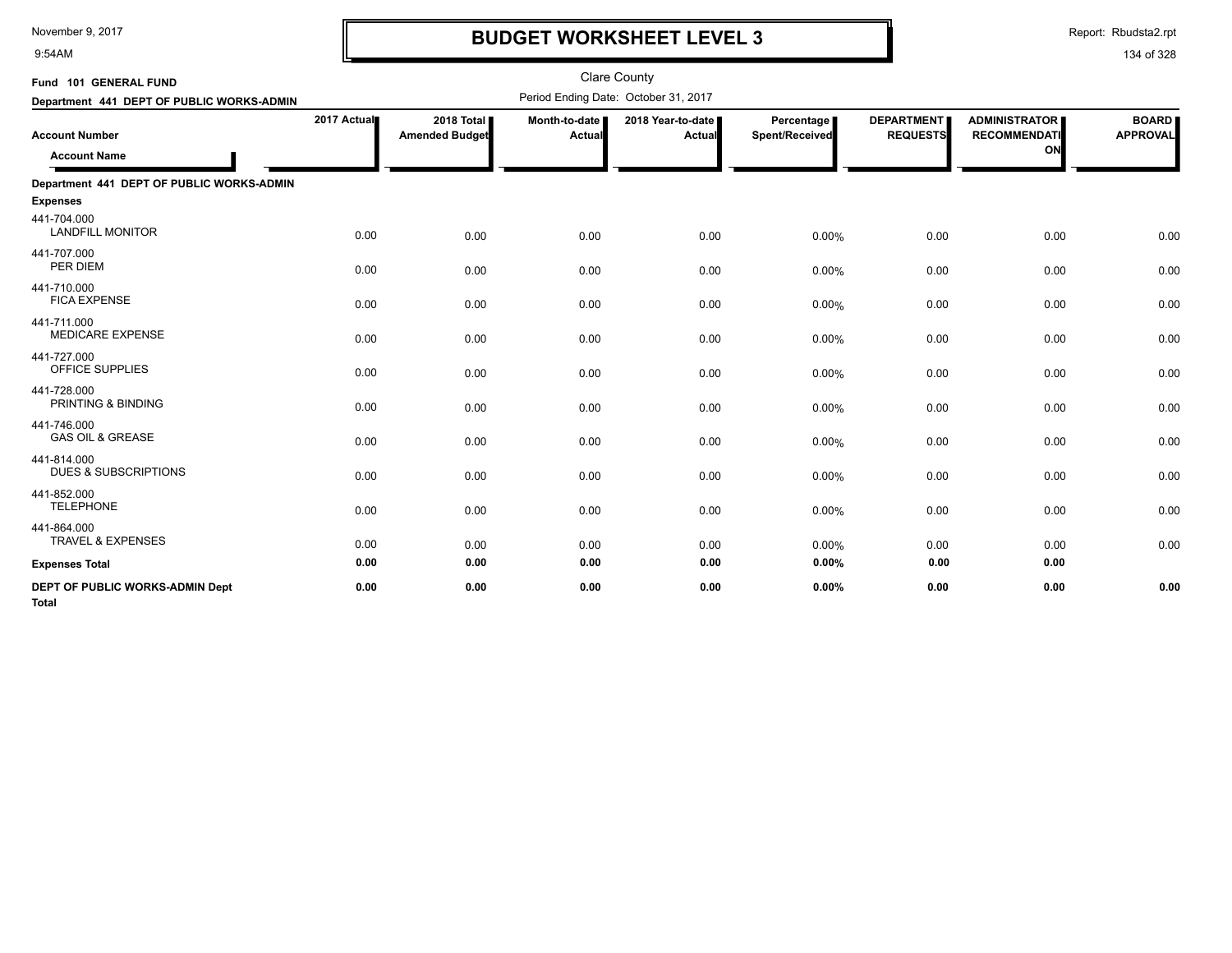# BUDGET WORKSHEET LEVEL 3

Clare County

Period Ending Date: October 31, 2017

**Fund 101 GENERAL FUND**

**Department 441 DEPT OF PUBLIC WORKS-ADMIN**

| Account Number / Account Name | 2017 Actual | 2018 Total Amended Budget | Month-to-date Actual | 2018 Year-to-date Actual | Percentage Spent/Received | DEPARTMENT REQUESTS | ADMINISTRATOR RECOMMENDATION | BOARD APPROVAL |
|---|---|---|---|---|---|---|---|---|
| **Department 441 DEPT OF PUBLIC WORKS-ADMIN** | | | | | | | | |
| **Expenses** | | | | | | | | |
| 441-704.000 LANDFILL MONITOR | 0.00 | 0.00 | 0.00 | 0.00 | 0.00% | 0.00 | 0.00 | 0.00 |
| 441-707.000 PER DIEM | 0.00 | 0.00 | 0.00 | 0.00 | 0.00% | 0.00 | 0.00 | 0.00 |
| 441-710.000 FICA EXPENSE | 0.00 | 0.00 | 0.00 | 0.00 | 0.00% | 0.00 | 0.00 | 0.00 |
| 441-711.000 MEDICARE EXPENSE | 0.00 | 0.00 | 0.00 | 0.00 | 0.00% | 0.00 | 0.00 | 0.00 |
| 441-727.000 OFFICE SUPPLIES | 0.00 | 0.00 | 0.00 | 0.00 | 0.00% | 0.00 | 0.00 | 0.00 |
| 441-728.000 PRINTING & BINDING | 0.00 | 0.00 | 0.00 | 0.00 | 0.00% | 0.00 | 0.00 | 0.00 |
| 441-746.000 GAS OIL & GREASE | 0.00 | 0.00 | 0.00 | 0.00 | 0.00% | 0.00 | 0.00 | 0.00 |
| 441-814.000 DUES & SUBSCRIPTIONS | 0.00 | 0.00 | 0.00 | 0.00 | 0.00% | 0.00 | 0.00 | 0.00 |
| 441-852.000 TELEPHONE | 0.00 | 0.00 | 0.00 | 0.00 | 0.00% | 0.00 | 0.00 | 0.00 |
| 441-864.000 TRAVEL & EXPENSES | 0.00 | 0.00 | 0.00 | 0.00 | 0.00% | 0.00 | 0.00 | 0.00 |
| **Expenses Total** | **0.00** | **0.00** | **0.00** | **0.00** | **0.00%** | **0.00** | **0.00** | |
| **DEPT OF PUBLIC WORKS-ADMIN Dept Total** | **0.00** | **0.00** | **0.00** | **0.00** | **0.00%** | **0.00** | **0.00** | **0.00** |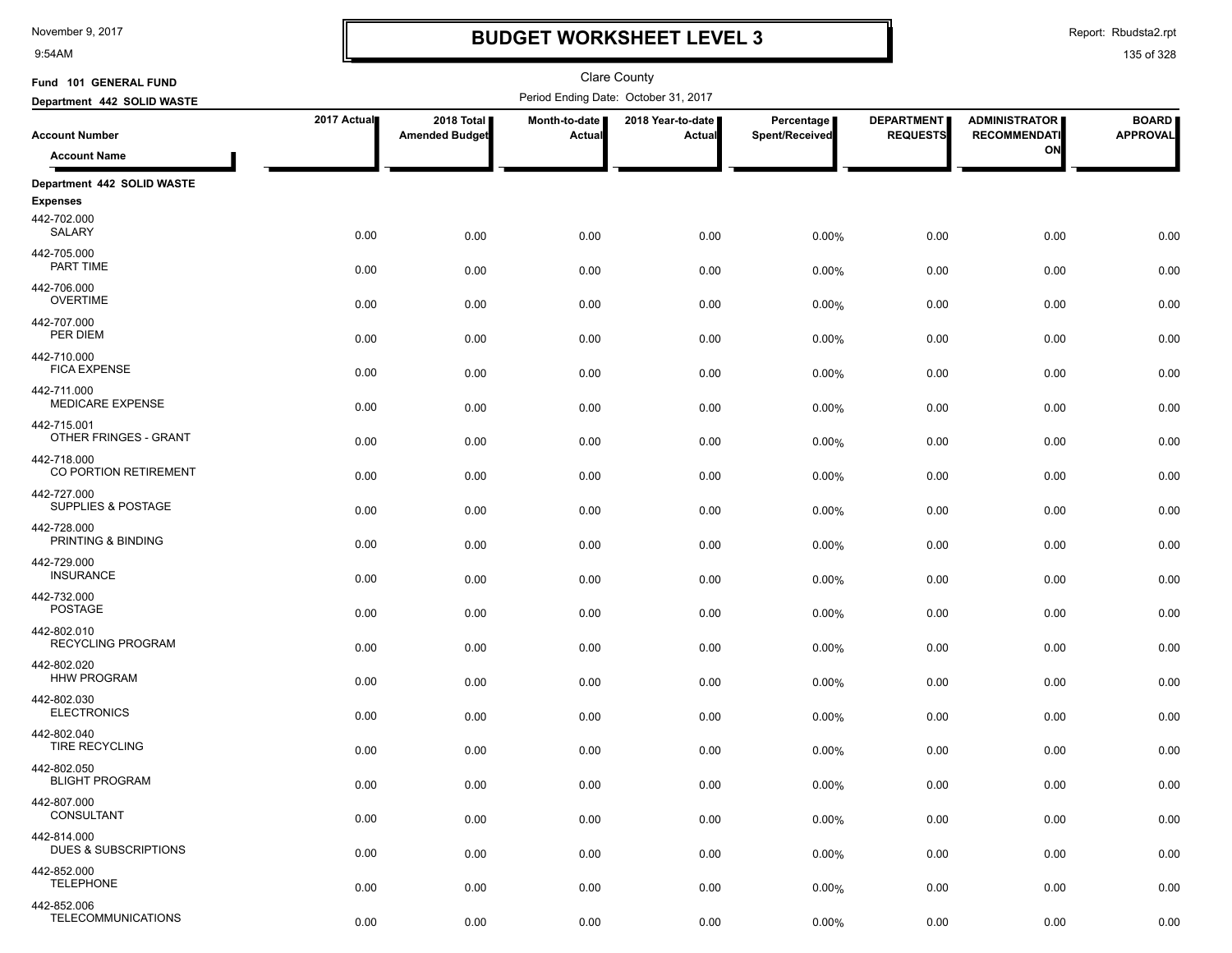# BUDGET WORKSHEET LEVEL 3

November 9, 2017
9:54AM

Report: Rbudsta2.rpt

Clare County

Fund 101 GENERAL FUND

Department 442 SOLID WASTE

Period Ending Date: October 31, 2017

| Account Number / Account Name | 2017 Actual | 2018 Total Amended Budget | Month-to-date Actual | 2018 Year-to-date Actual | Percentage Spent/Received | DEPARTMENT REQUESTS | ADMINISTRATOR RECOMMENDATION | BOARD APPROVAL |
|---|---|---|---|---|---|---|---|---|
| **Department 442 SOLID WASTE** | | | | | | | | |
| **Expenses** | | | | | | | | |
| 442-702.000 SALARY | 0.00 | 0.00 | 0.00 | 0.00 | 0.00% | 0.00 | 0.00 | 0.00 |
| 442-705.000 PART TIME | 0.00 | 0.00 | 0.00 | 0.00 | 0.00% | 0.00 | 0.00 | 0.00 |
| 442-706.000 OVERTIME | 0.00 | 0.00 | 0.00 | 0.00 | 0.00% | 0.00 | 0.00 | 0.00 |
| 442-707.000 PER DIEM | 0.00 | 0.00 | 0.00 | 0.00 | 0.00% | 0.00 | 0.00 | 0.00 |
| 442-710.000 FICA EXPENSE | 0.00 | 0.00 | 0.00 | 0.00 | 0.00% | 0.00 | 0.00 | 0.00 |
| 442-711.000 MEDICARE EXPENSE | 0.00 | 0.00 | 0.00 | 0.00 | 0.00% | 0.00 | 0.00 | 0.00 |
| 442-715.001 OTHER FRINGES - GRANT | 0.00 | 0.00 | 0.00 | 0.00 | 0.00% | 0.00 | 0.00 | 0.00 |
| 442-718.000 CO PORTION RETIREMENT | 0.00 | 0.00 | 0.00 | 0.00 | 0.00% | 0.00 | 0.00 | 0.00 |
| 442-727.000 SUPPLIES & POSTAGE | 0.00 | 0.00 | 0.00 | 0.00 | 0.00% | 0.00 | 0.00 | 0.00 |
| 442-728.000 PRINTING & BINDING | 0.00 | 0.00 | 0.00 | 0.00 | 0.00% | 0.00 | 0.00 | 0.00 |
| 442-729.000 INSURANCE | 0.00 | 0.00 | 0.00 | 0.00 | 0.00% | 0.00 | 0.00 | 0.00 |
| 442-732.000 POSTAGE | 0.00 | 0.00 | 0.00 | 0.00 | 0.00% | 0.00 | 0.00 | 0.00 |
| 442-802.010 RECYCLING PROGRAM | 0.00 | 0.00 | 0.00 | 0.00 | 0.00% | 0.00 | 0.00 | 0.00 |
| 442-802.020 HHW PROGRAM | 0.00 | 0.00 | 0.00 | 0.00 | 0.00% | 0.00 | 0.00 | 0.00 |
| 442-802.030 ELECTRONICS | 0.00 | 0.00 | 0.00 | 0.00 | 0.00% | 0.00 | 0.00 | 0.00 |
| 442-802.040 TIRE RECYCLING | 0.00 | 0.00 | 0.00 | 0.00 | 0.00% | 0.00 | 0.00 | 0.00 |
| 442-802.050 BLIGHT PROGRAM | 0.00 | 0.00 | 0.00 | 0.00 | 0.00% | 0.00 | 0.00 | 0.00 |
| 442-807.000 CONSULTANT | 0.00 | 0.00 | 0.00 | 0.00 | 0.00% | 0.00 | 0.00 | 0.00 |
| 442-814.000 DUES & SUBSCRIPTIONS | 0.00 | 0.00 | 0.00 | 0.00 | 0.00% | 0.00 | 0.00 | 0.00 |
| 442-852.000 TELEPHONE | 0.00 | 0.00 | 0.00 | 0.00 | 0.00% | 0.00 | 0.00 | 0.00 |
| 442-852.006 TELECOMMUNICATIONS | 0.00 | 0.00 | 0.00 | 0.00 | 0.00% | 0.00 | 0.00 | 0.00 |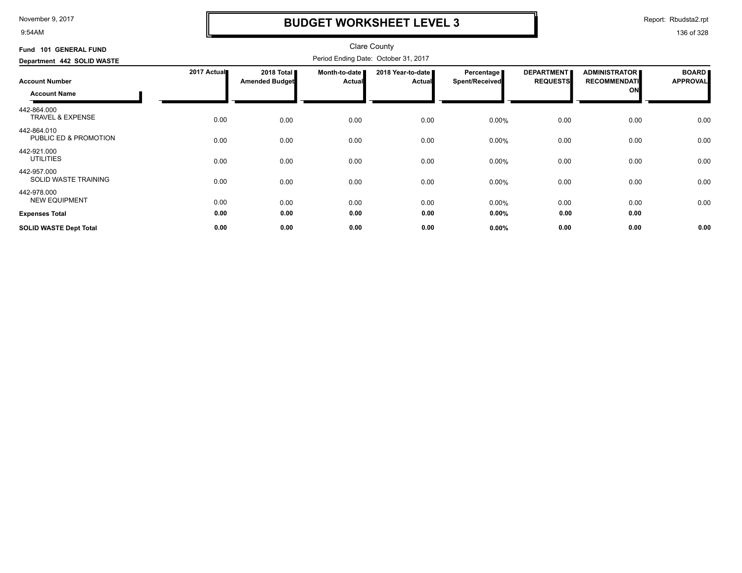# BUDGET WORKSHEET LEVEL 3

November 9, 2017
9:54AM

Report: Rbudsta2.rpt

Clare County

**Fund 101 GENERAL FUND**

**Department 442 SOLID WASTE**

Period Ending Date: October 31, 2017

| Account Number / Account Name | 2017 Actual | 2018 Total Amended Budget | Month-to-date Actual | 2018 Year-to-date Actual | Percentage Spent/Received | DEPARTMENT REQUESTS | ADMINISTRATOR RECOMMENDATION | BOARD APPROVAL |
|---|---|---|---|---|---|---|---|---|
| 442-864.000 TRAVEL & EXPENSE | 0.00 | 0.00 | 0.00 | 0.00 | 0.00% | 0.00 | 0.00 | 0.00 |
| 442-864.010 PUBLIC ED & PROMOTION | 0.00 | 0.00 | 0.00 | 0.00 | 0.00% | 0.00 | 0.00 | 0.00 |
| 442-921.000 UTILITIES | 0.00 | 0.00 | 0.00 | 0.00 | 0.00% | 0.00 | 0.00 | 0.00 |
| 442-957.000 SOLID WASTE TRAINING | 0.00 | 0.00 | 0.00 | 0.00 | 0.00% | 0.00 | 0.00 | 0.00 |
| 442-978.000 NEW EQUIPMENT | 0.00 | 0.00 | 0.00 | 0.00 | 0.00% | 0.00 | 0.00 | 0.00 |
| **Expenses Total** | **0.00** | **0.00** | **0.00** | **0.00** | **0.00%** | **0.00** | **0.00** | |
| **SOLID WASTE Dept Total** | **0.00** | **0.00** | **0.00** | **0.00** | **0.00%** | **0.00** | **0.00** | **0.00** |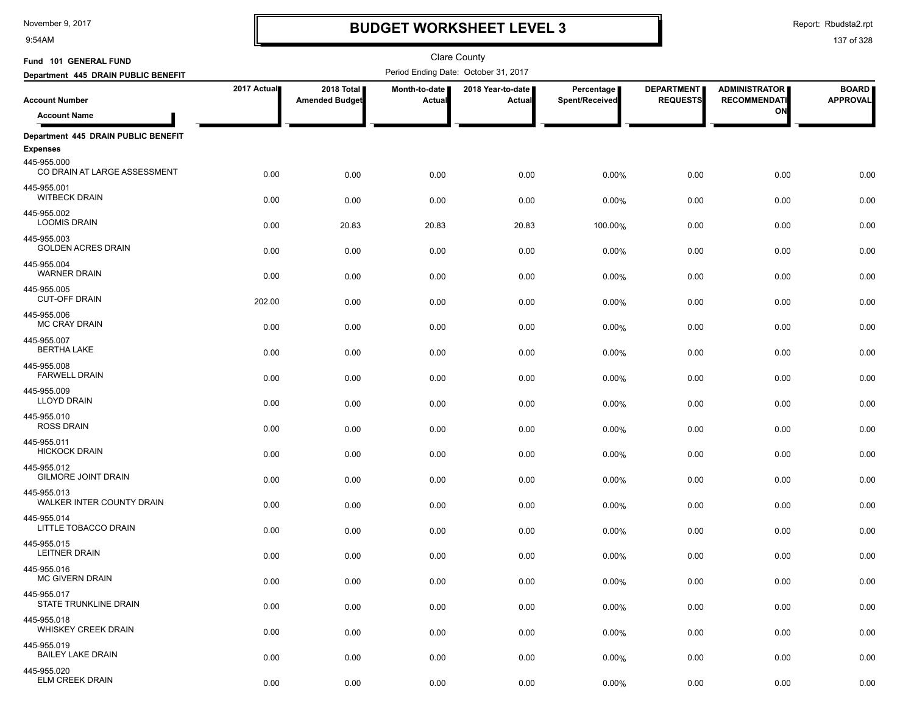# BUDGET WORKSHEET LEVEL 3

November 9, 2017
9:54AM

Report: Rbudsta2.rpt

Clare County

Fund 101 GENERAL FUND

Department 445 DRAIN PUBLIC BENEFIT

Period Ending Date: October 31, 2017

| Account Number / Account Name | 2017 Actual | 2018 Total Amended Budget | Month-to-date Actual | 2018 Year-to-date Actual | Percentage Spent/Received | DEPARTMENT REQUESTS | ADMINISTRATOR RECOMMENDATION | BOARD APPROVAL |
|---|---|---|---|---|---|---|---|---|
| **Department 445 DRAIN PUBLIC BENEFIT** | | | | | | | | |
| **Expenses** | | | | | | | | |
| 445-955.000 CO DRAIN AT LARGE ASSESSMENT | 0.00 | 0.00 | 0.00 | 0.00 | 0.00% | 0.00 | 0.00 | 0.00 |
| 445-955.001 WITBECK DRAIN | 0.00 | 0.00 | 0.00 | 0.00 | 0.00% | 0.00 | 0.00 | 0.00 |
| 445-955.002 LOOMIS DRAIN | 0.00 | 20.83 | 20.83 | 20.83 | 100.00% | 0.00 | 0.00 | 0.00 |
| 445-955.003 GOLDEN ACRES DRAIN | 0.00 | 0.00 | 0.00 | 0.00 | 0.00% | 0.00 | 0.00 | 0.00 |
| 445-955.004 WARNER DRAIN | 0.00 | 0.00 | 0.00 | 0.00 | 0.00% | 0.00 | 0.00 | 0.00 |
| 445-955.005 CUT-OFF DRAIN | 202.00 | 0.00 | 0.00 | 0.00 | 0.00% | 0.00 | 0.00 | 0.00 |
| 445-955.006 MC CRAY DRAIN | 0.00 | 0.00 | 0.00 | 0.00 | 0.00% | 0.00 | 0.00 | 0.00 |
| 445-955.007 BERTHA LAKE | 0.00 | 0.00 | 0.00 | 0.00 | 0.00% | 0.00 | 0.00 | 0.00 |
| 445-955.008 FARWELL DRAIN | 0.00 | 0.00 | 0.00 | 0.00 | 0.00% | 0.00 | 0.00 | 0.00 |
| 445-955.009 LLOYD DRAIN | 0.00 | 0.00 | 0.00 | 0.00 | 0.00% | 0.00 | 0.00 | 0.00 |
| 445-955.010 ROSS DRAIN | 0.00 | 0.00 | 0.00 | 0.00 | 0.00% | 0.00 | 0.00 | 0.00 |
| 445-955.011 HICKOCK DRAIN | 0.00 | 0.00 | 0.00 | 0.00 | 0.00% | 0.00 | 0.00 | 0.00 |
| 445-955.012 GILMORE JOINT DRAIN | 0.00 | 0.00 | 0.00 | 0.00 | 0.00% | 0.00 | 0.00 | 0.00 |
| 445-955.013 WALKER INTER COUNTY DRAIN | 0.00 | 0.00 | 0.00 | 0.00 | 0.00% | 0.00 | 0.00 | 0.00 |
| 445-955.014 LITTLE TOBACCO DRAIN | 0.00 | 0.00 | 0.00 | 0.00 | 0.00% | 0.00 | 0.00 | 0.00 |
| 445-955.015 LEITNER DRAIN | 0.00 | 0.00 | 0.00 | 0.00 | 0.00% | 0.00 | 0.00 | 0.00 |
| 445-955.016 MC GIVERN DRAIN | 0.00 | 0.00 | 0.00 | 0.00 | 0.00% | 0.00 | 0.00 | 0.00 |
| 445-955.017 STATE TRUNKLINE DRAIN | 0.00 | 0.00 | 0.00 | 0.00 | 0.00% | 0.00 | 0.00 | 0.00 |
| 445-955.018 WHISKEY CREEK DRAIN | 0.00 | 0.00 | 0.00 | 0.00 | 0.00% | 0.00 | 0.00 | 0.00 |
| 445-955.019 BAILEY LAKE DRAIN | 0.00 | 0.00 | 0.00 | 0.00 | 0.00% | 0.00 | 0.00 | 0.00 |
| 445-955.020 ELM CREEK DRAIN | 0.00 | 0.00 | 0.00 | 0.00 | 0.00% | 0.00 | 0.00 | 0.00 |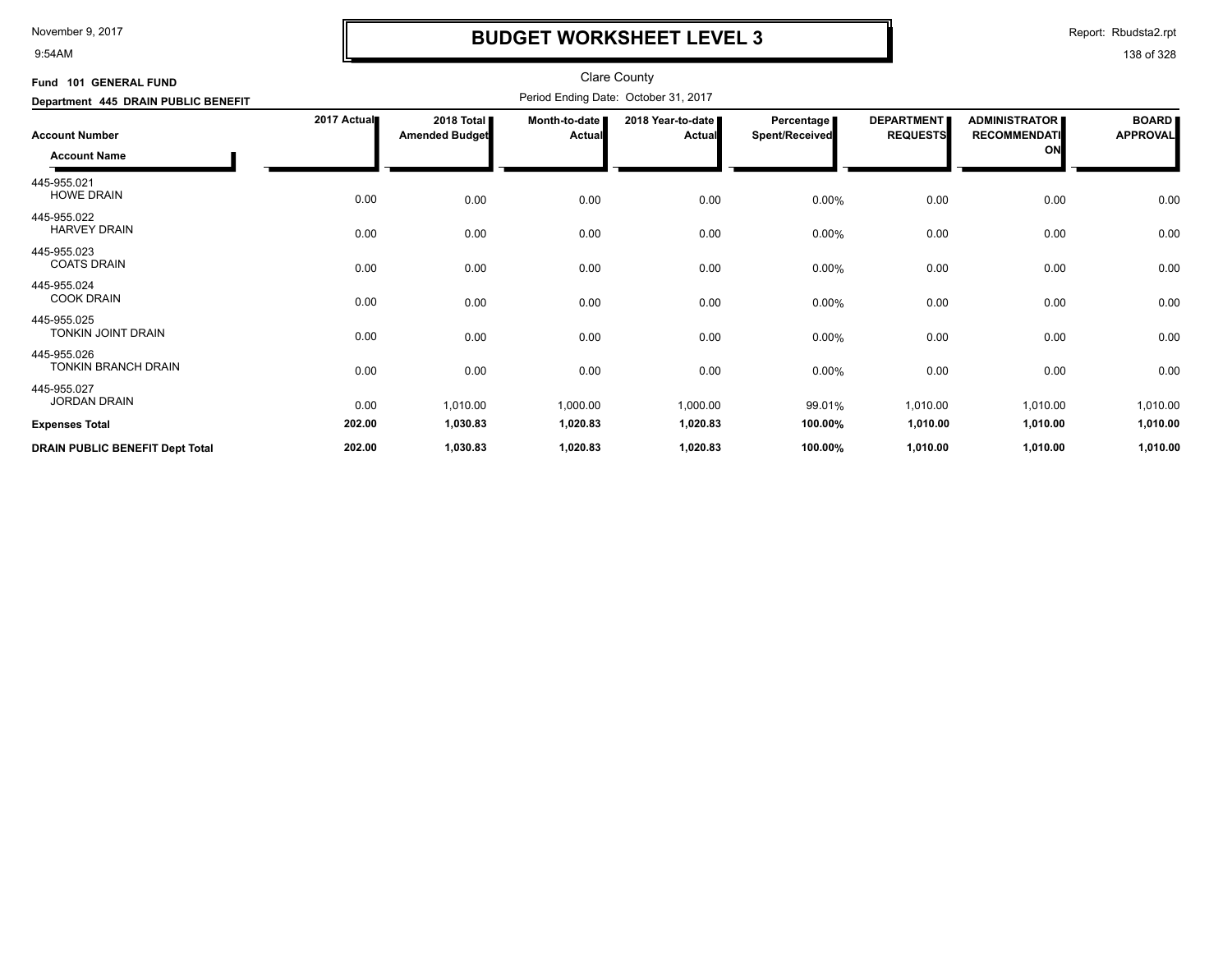# BUDGET WORKSHEET LEVEL 3

Clare County

**Fund 101 GENERAL FUND**

**Department 445 DRAIN PUBLIC BENEFIT**

Period Ending Date: October 31, 2017

| Account Number / Account Name | 2017 Actual | 2018 Total Amended Budget | Month-to-date Actual | 2018 Year-to-date Actual | Percentage Spent/Received | DEPARTMENT REQUESTS | ADMINISTRATOR RECOMMENDATION | BOARD APPROVAL |
|---|---|---|---|---|---|---|---|---|
| 445-955.021 HOWE DRAIN | 0.00 | 0.00 | 0.00 | 0.00 | 0.00% | 0.00 | 0.00 | 0.00 |
| 445-955.022 HARVEY DRAIN | 0.00 | 0.00 | 0.00 | 0.00 | 0.00% | 0.00 | 0.00 | 0.00 |
| 445-955.023 COATS DRAIN | 0.00 | 0.00 | 0.00 | 0.00 | 0.00% | 0.00 | 0.00 | 0.00 |
| 445-955.024 COOK DRAIN | 0.00 | 0.00 | 0.00 | 0.00 | 0.00% | 0.00 | 0.00 | 0.00 |
| 445-955.025 TONKIN JOINT DRAIN | 0.00 | 0.00 | 0.00 | 0.00 | 0.00% | 0.00 | 0.00 | 0.00 |
| 445-955.026 TONKIN BRANCH DRAIN | 0.00 | 0.00 | 0.00 | 0.00 | 0.00% | 0.00 | 0.00 | 0.00 |
| 445-955.027 JORDAN DRAIN | 0.00 | 1,010.00 | 1,000.00 | 1,000.00 | 99.01% | 1,010.00 | 1,010.00 | 1,010.00 |
| **Expenses Total** | **202.00** | **1,030.83** | **1,020.83** | **1,020.83** | **100.00%** | **1,010.00** | **1,010.00** | **1,010.00** |
| **DRAIN PUBLIC BENEFIT Dept Total** | **202.00** | **1,030.83** | **1,020.83** | **1,020.83** | **100.00%** | **1,010.00** | **1,010.00** | **1,010.00** |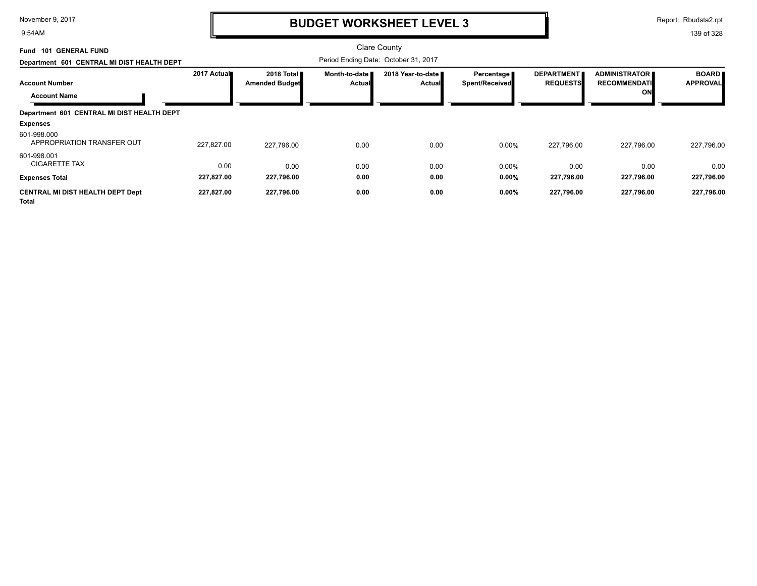# BUDGET WORKSHEET LEVEL 3

Clare County

**Fund 101 GENERAL FUND**

**Department 601 CENTRAL MI DIST HEALTH DEPT**

Period Ending Date: October 31, 2017

| Account Number / Account Name | 2017 Actual | 2018 Total Amended Budget | Month-to-date Actual | 2018 Year-to-date Actual | Percentage Spent/Received | DEPARTMENT REQUESTS | ADMINISTRATOR RECOMMENDATION | BOARD APPROVAL |
|---|---|---|---|---|---|---|---|---|
| **Department 601 CENTRAL MI DIST HEALTH DEPT** | | | | | | | | |
| **Expenses** | | | | | | | | |
| 601-998.000 APPROPRIATION TRANSFER OUT | 227,827.00 | 227,796.00 | 0.00 | 0.00 | 0.00% | 227,796.00 | 227,796.00 | 227,796.00 |
| 601-998.001 CIGARETTE TAX | 0.00 | 0.00 | 0.00 | 0.00 | 0.00% | 0.00 | 0.00 | 0.00 |
| **Expenses Total** | **227,827.00** | **227,796.00** | **0.00** | **0.00** | **0.00%** | **227,796.00** | **227,796.00** | **227,796.00** |
| **CENTRAL MI DIST HEALTH DEPT Dept Total** | **227,827.00** | **227,796.00** | **0.00** | **0.00** | **0.00%** | **227,796.00** | **227,796.00** | **227,796.00** |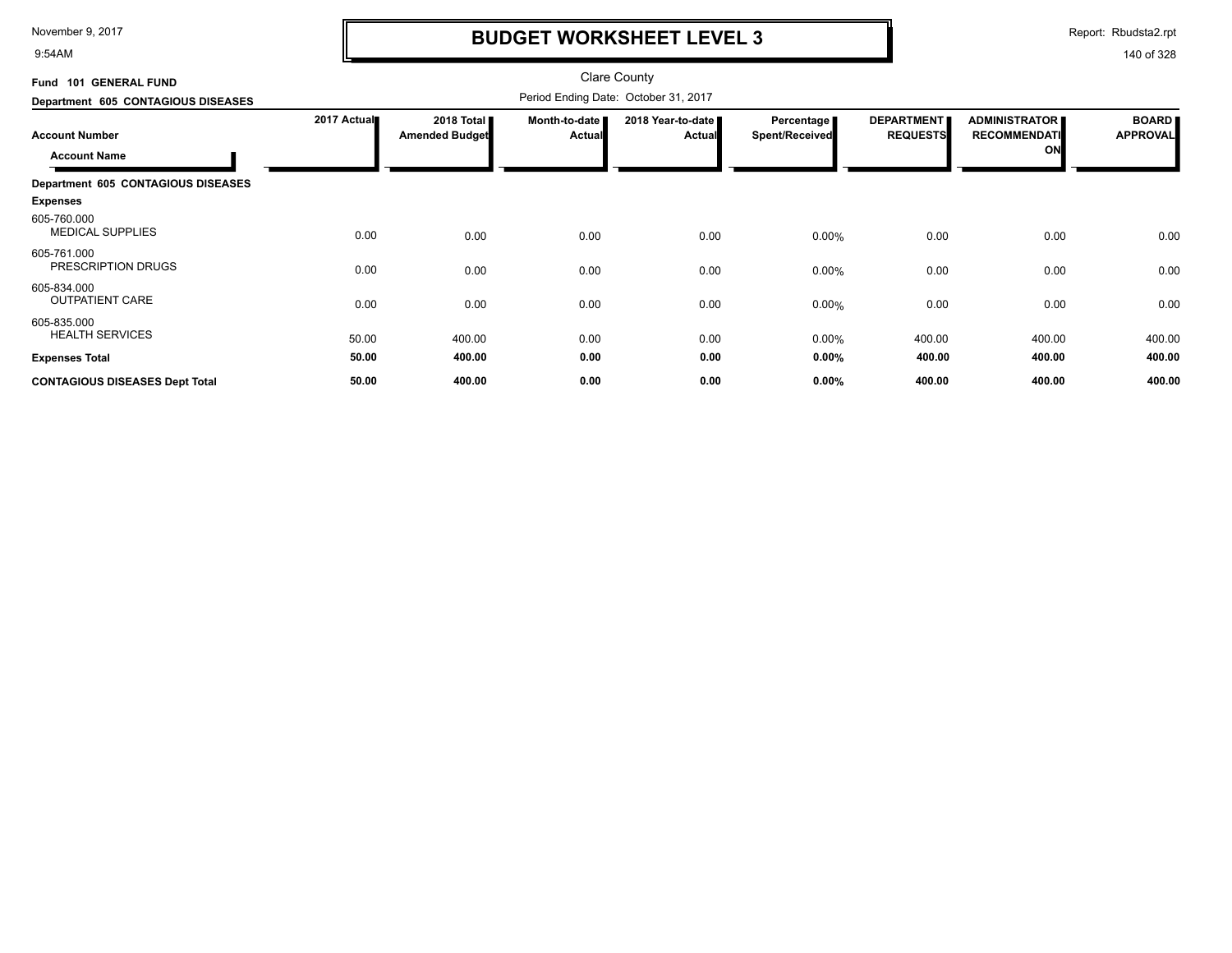# BUDGET WORKSHEET LEVEL 3

November 9, 2017
9:54AM

Report: Rbudsta2.rpt

Clare County

Period Ending Date: October 31, 2017

**Fund 101 GENERAL FUND**

**Department 605 CONTAGIOUS DISEASES**

| Account Number / Account Name | 2017 Actual | 2018 Total Amended Budget | Month-to-date Actual | 2018 Year-to-date Actual | Percentage Spent/Received | DEPARTMENT REQUESTS | ADMINISTRATOR RECOMMENDATION | BOARD APPROVAL |
|---|---|---|---|---|---|---|---|---|
| **Department 605 CONTAGIOUS DISEASES** | | | | | | | | |
| **Expenses** | | | | | | | | |
| 605-760.000 MEDICAL SUPPLIES | 0.00 | 0.00 | 0.00 | 0.00 | 0.00% | 0.00 | 0.00 | 0.00 |
| 605-761.000 PRESCRIPTION DRUGS | 0.00 | 0.00 | 0.00 | 0.00 | 0.00% | 0.00 | 0.00 | 0.00 |
| 605-834.000 OUTPATIENT CARE | 0.00 | 0.00 | 0.00 | 0.00 | 0.00% | 0.00 | 0.00 | 0.00 |
| 605-835.000 HEALTH SERVICES | 50.00 | 400.00 | 0.00 | 0.00 | 0.00% | 400.00 | 400.00 | 400.00 |
| **Expenses Total** | **50.00** | **400.00** | **0.00** | **0.00** | **0.00%** | **400.00** | **400.00** | **400.00** |
| **CONTAGIOUS DISEASES Dept Total** | **50.00** | **400.00** | **0.00** | **0.00** | **0.00%** | **400.00** | **400.00** | **400.00** |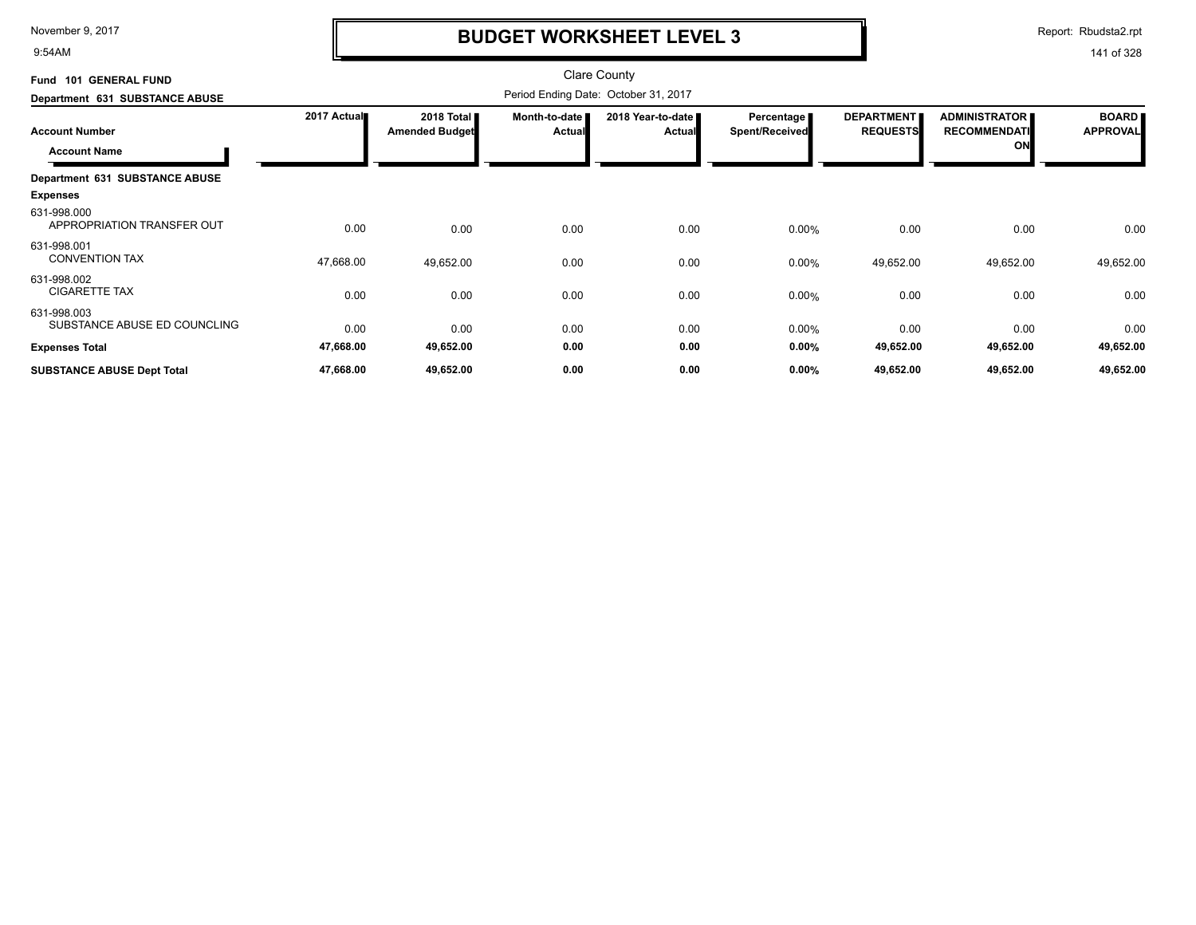# BUDGET WORKSHEET LEVEL 3

Clare County

Period Ending Date: October 31, 2017

**Fund 101 GENERAL FUND**

**Department 631 SUBSTANCE ABUSE**

| Account Number / Account Name | 2017 Actual | 2018 Total Amended Budget | Month-to-date Actual | 2018 Year-to-date Actual | Percentage Spent/Received | DEPARTMENT REQUESTS | ADMINISTRATOR RECOMMENDATION | BOARD APPROVAL |
|---|---|---|---|---|---|---|---|---|
| **Department 631 SUBSTANCE ABUSE** | | | | | | | | |
| **Expenses** | | | | | | | | |
| 631-998.000 APPROPRIATION TRANSFER OUT | 0.00 | 0.00 | 0.00 | 0.00 | 0.00% | 0.00 | 0.00 | 0.00 |
| 631-998.001 CONVENTION TAX | 47,668.00 | 49,652.00 | 0.00 | 0.00 | 0.00% | 49,652.00 | 49,652.00 | 49,652.00 |
| 631-998.002 CIGARETTE TAX | 0.00 | 0.00 | 0.00 | 0.00 | 0.00% | 0.00 | 0.00 | 0.00 |
| 631-998.003 SUBSTANCE ABUSE ED COUNCLING | 0.00 | 0.00 | 0.00 | 0.00 | 0.00% | 0.00 | 0.00 | 0.00 |
| **Expenses Total** | **47,668.00** | **49,652.00** | **0.00** | **0.00** | **0.00%** | **49,652.00** | **49,652.00** | **49,652.00** |
| **SUBSTANCE ABUSE Dept Total** | **47,668.00** | **49,652.00** | **0.00** | **0.00** | **0.00%** | **49,652.00** | **49,652.00** | **49,652.00** |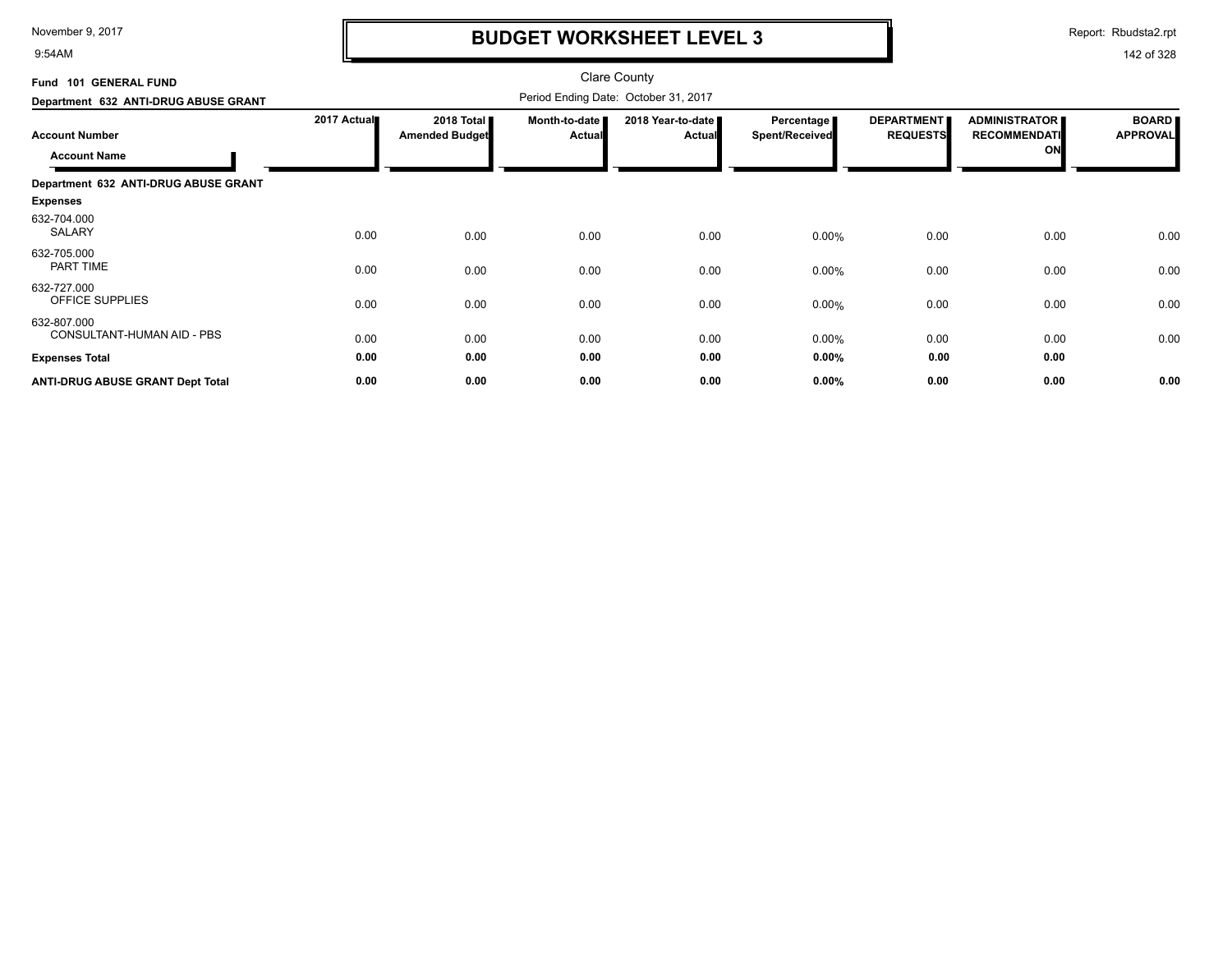# BUDGET WORKSHEET LEVEL 3

Clare County

**Fund 101 GENERAL FUND**

**Department 632 ANTI-DRUG ABUSE GRANT**

Period Ending Date: October 31, 2017

| Account Number / Account Name | 2017 Actual | 2018 Total Amended Budget | Month-to-date Actual | 2018 Year-to-date Actual | Percentage Spent/Received | DEPARTMENT REQUESTS | ADMINISTRATOR RECOMMENDATION | BOARD APPROVAL |
|---|---|---|---|---|---|---|---|---|
| **Department 632 ANTI-DRUG ABUSE GRANT** | | | | | | | | |
| **Expenses** | | | | | | | | |
| 632-704.000 SALARY | 0.00 | 0.00 | 0.00 | 0.00 | 0.00% | 0.00 | 0.00 | 0.00 |
| 632-705.000 PART TIME | 0.00 | 0.00 | 0.00 | 0.00 | 0.00% | 0.00 | 0.00 | 0.00 |
| 632-727.000 OFFICE SUPPLIES | 0.00 | 0.00 | 0.00 | 0.00 | 0.00% | 0.00 | 0.00 | 0.00 |
| 632-807.000 CONSULTANT-HUMAN AID - PBS | 0.00 | 0.00 | 0.00 | 0.00 | 0.00% | 0.00 | 0.00 | 0.00 |
| **Expenses Total** | **0.00** | **0.00** | **0.00** | **0.00** | **0.00%** | **0.00** | **0.00** | |
| **ANTI-DRUG ABUSE GRANT Dept Total** | **0.00** | **0.00** | **0.00** | **0.00** | **0.00%** | **0.00** | **0.00** | **0.00** |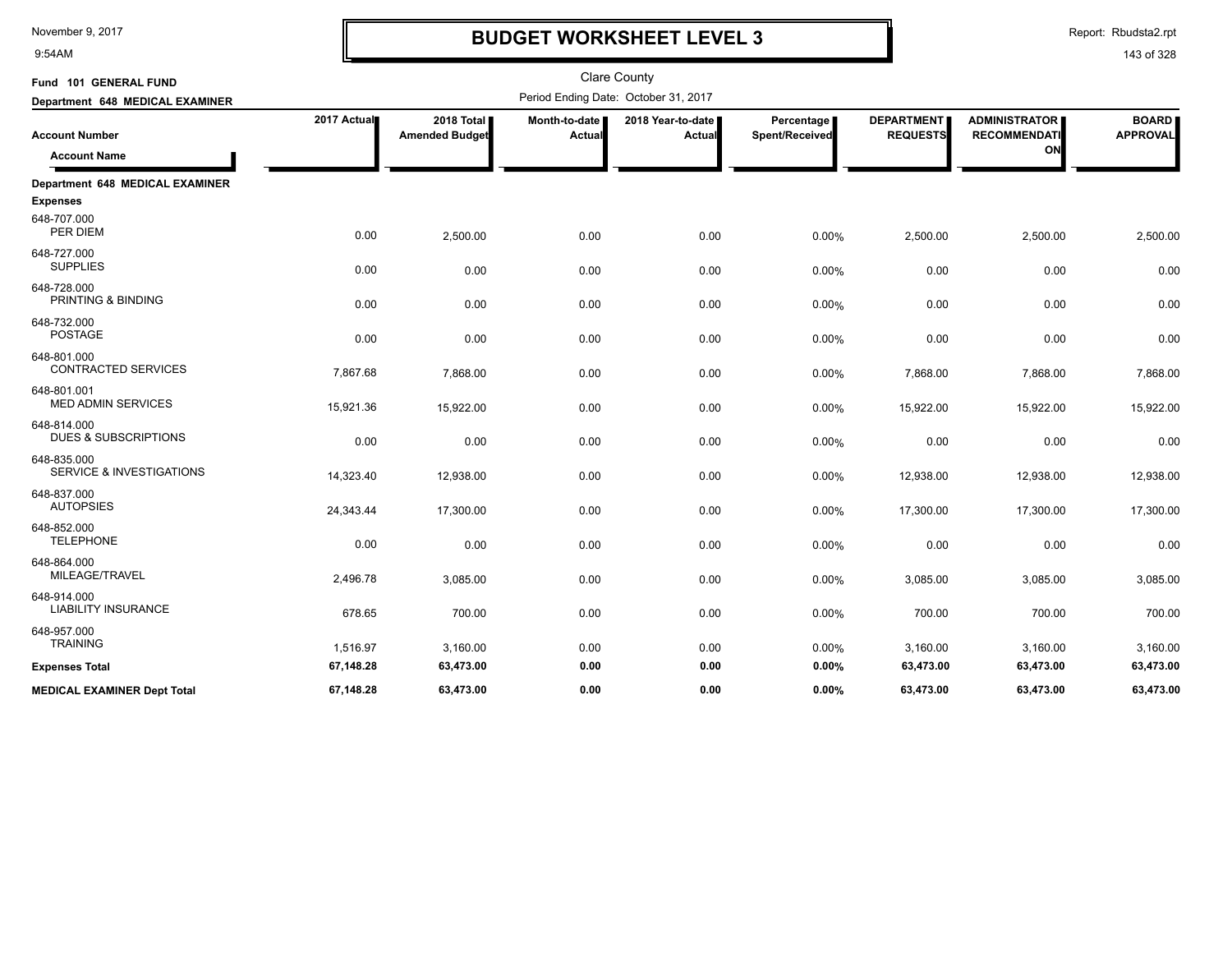# BUDGET WORKSHEET LEVEL 3

Clare County

**Fund 101 GENERAL FUND**

**Department 648 MEDICAL EXAMINER**

Period Ending Date: October 31, 2017

| Account Number / Account Name | 2017 Actual | 2018 Total Amended Budget | Month-to-date Actual | 2018 Year-to-date Actual | Percentage Spent/Received | DEPARTMENT REQUESTS | ADMINISTRATOR RECOMMENDATION | BOARD APPROVAL |
|---|---|---|---|---|---|---|---|---|
| **Department 648 MEDICAL EXAMINER** | | | | | | | | |
| **Expenses** | | | | | | | | |
| 648-707.000 PER DIEM | 0.00 | 2,500.00 | 0.00 | 0.00 | 0.00% | 2,500.00 | 2,500.00 | 2,500.00 |
| 648-727.000 SUPPLIES | 0.00 | 0.00 | 0.00 | 0.00 | 0.00% | 0.00 | 0.00 | 0.00 |
| 648-728.000 PRINTING & BINDING | 0.00 | 0.00 | 0.00 | 0.00 | 0.00% | 0.00 | 0.00 | 0.00 |
| 648-732.000 POSTAGE | 0.00 | 0.00 | 0.00 | 0.00 | 0.00% | 0.00 | 0.00 | 0.00 |
| 648-801.000 CONTRACTED SERVICES | 7,867.68 | 7,868.00 | 0.00 | 0.00 | 0.00% | 7,868.00 | 7,868.00 | 7,868.00 |
| 648-801.001 MED ADMIN SERVICES | 15,921.36 | 15,922.00 | 0.00 | 0.00 | 0.00% | 15,922.00 | 15,922.00 | 15,922.00 |
| 648-814.000 DUES & SUBSCRIPTIONS | 0.00 | 0.00 | 0.00 | 0.00 | 0.00% | 0.00 | 0.00 | 0.00 |
| 648-835.000 SERVICE & INVESTIGATIONS | 14,323.40 | 12,938.00 | 0.00 | 0.00 | 0.00% | 12,938.00 | 12,938.00 | 12,938.00 |
| 648-837.000 AUTOPSIES | 24,343.44 | 17,300.00 | 0.00 | 0.00 | 0.00% | 17,300.00 | 17,300.00 | 17,300.00 |
| 648-852.000 TELEPHONE | 0.00 | 0.00 | 0.00 | 0.00 | 0.00% | 0.00 | 0.00 | 0.00 |
| 648-864.000 MILEAGE/TRAVEL | 2,496.78 | 3,085.00 | 0.00 | 0.00 | 0.00% | 3,085.00 | 3,085.00 | 3,085.00 |
| 648-914.000 LIABILITY INSURANCE | 678.65 | 700.00 | 0.00 | 0.00 | 0.00% | 700.00 | 700.00 | 700.00 |
| 648-957.000 TRAINING | 1,516.97 | 3,160.00 | 0.00 | 0.00 | 0.00% | 3,160.00 | 3,160.00 | 3,160.00 |
| **Expenses Total** | **67,148.28** | **63,473.00** | **0.00** | **0.00** | **0.00%** | **63,473.00** | **63,473.00** | **63,473.00** |
| **MEDICAL EXAMINER Dept Total** | **67,148.28** | **63,473.00** | **0.00** | **0.00** | **0.00%** | **63,473.00** | **63,473.00** | **63,473.00** |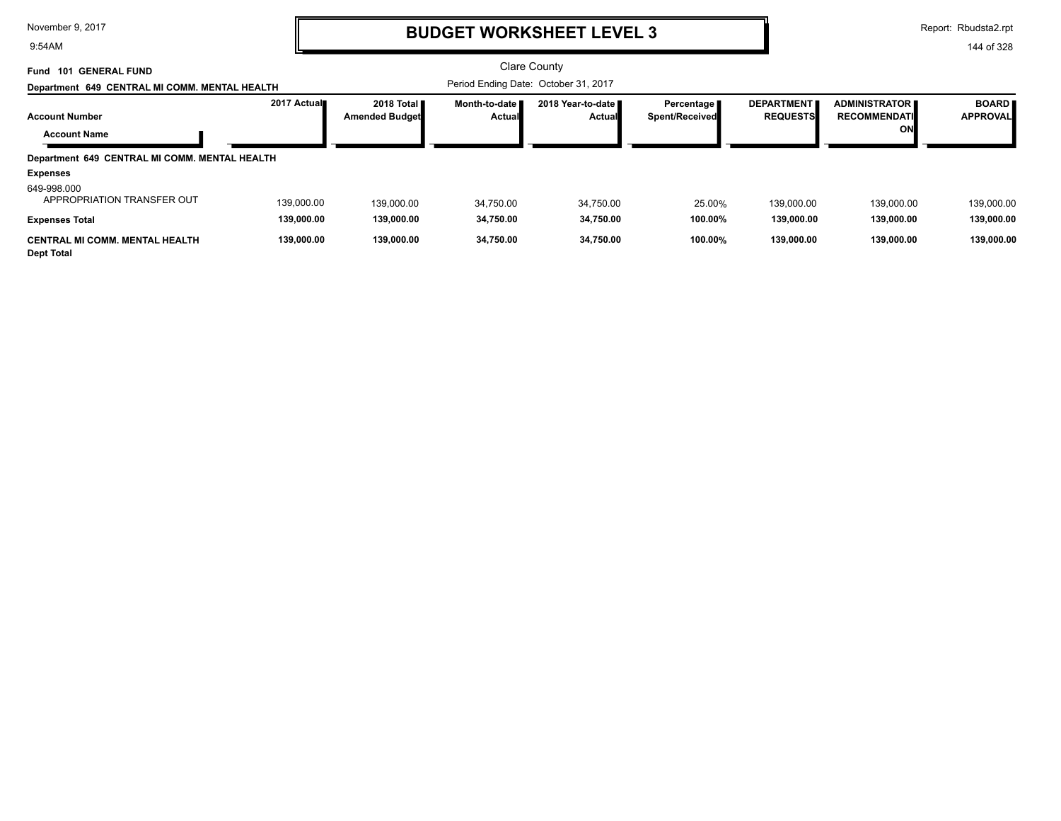# BUDGET WORKSHEET LEVEL 3

November 9, 2017
9:54AM

Report: Rbudsta2.rpt

Clare County

**Fund 101 GENERAL FUND**

**Department 649 CENTRAL MI COMM. MENTAL HEALTH**

Period Ending Date: October 31, 2017

| Account Number / Account Name | 2017 Actual | 2018 Total Amended Budget | Month-to-date Actual | 2018 Year-to-date Actual | Percentage Spent/Received | DEPARTMENT REQUESTS | ADMINISTRATOR RECOMMENDATION | BOARD APPROVAL |
|---|---|---|---|---|---|---|---|---|
| **Department 649 CENTRAL MI COMM. MENTAL HEALTH** | | | | | | | | |
| **Expenses** | | | | | | | | |
| 649-998.000 APPROPRIATION TRANSFER OUT | 139,000.00 | 139,000.00 | 34,750.00 | 34,750.00 | 25.00% | 139,000.00 | 139,000.00 | 139,000.00 |
| **Expenses Total** | **139,000.00** | **139,000.00** | **34,750.00** | **34,750.00** | **100.00%** | **139,000.00** | **139,000.00** | **139,000.00** |
| **CENTRAL MI COMM. MENTAL HEALTH Dept Total** | **139,000.00** | **139,000.00** | **34,750.00** | **34,750.00** | **100.00%** | **139,000.00** | **139,000.00** | **139,000.00** |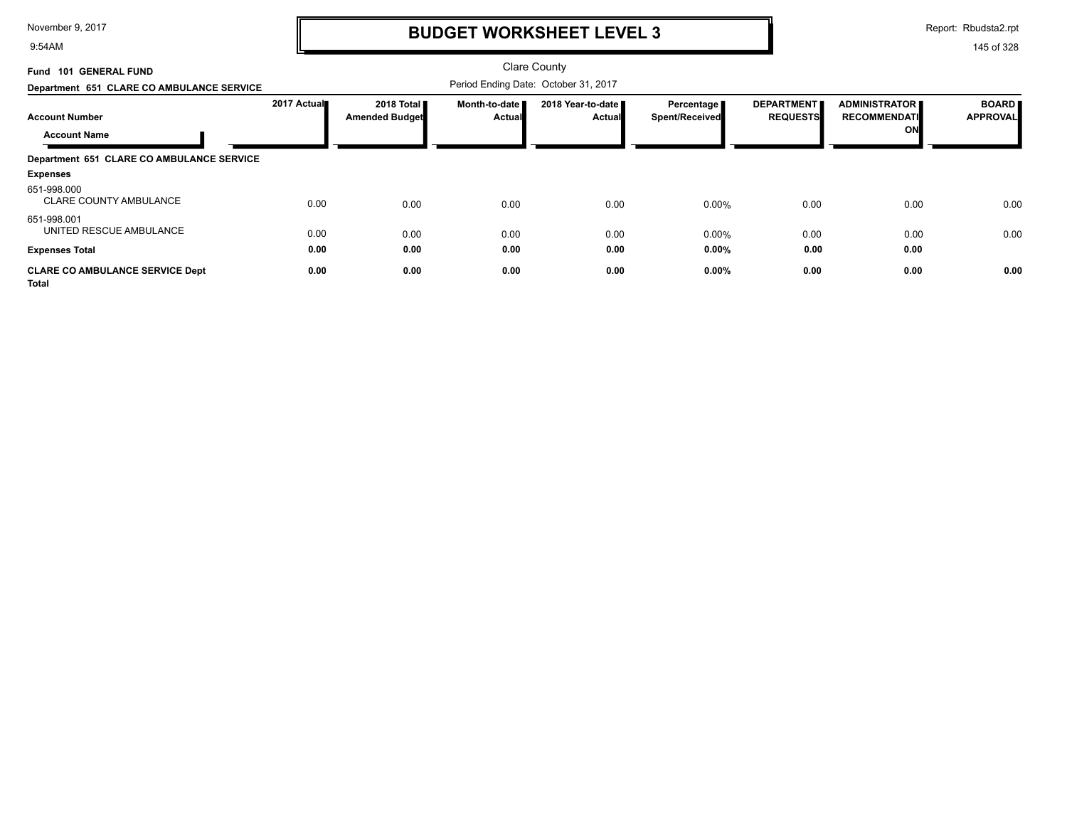# BUDGET WORKSHEET LEVEL 3

Clare County

Period Ending Date: October 31, 2017

**Fund 101 GENERAL FUND**

**Department 651 CLARE CO AMBULANCE SERVICE**

| Account Number / Account Name | 2017 Actual | 2018 Total Amended Budget | Month-to-date Actual | 2018 Year-to-date Actual | Percentage Spent/Received | DEPARTMENT REQUESTS | ADMINISTRATOR RECOMMENDATION | BOARD APPROVAL |
|---|---|---|---|---|---|---|---|---|
| **Department 651 CLARE CO AMBULANCE SERVICE** | | | | | | | | |
| **Expenses** | | | | | | | | |
| 651-998.000 CLARE COUNTY AMBULANCE | 0.00 | 0.00 | 0.00 | 0.00 | 0.00% | 0.00 | 0.00 | 0.00 |
| 651-998.001 UNITED RESCUE AMBULANCE | 0.00 | 0.00 | 0.00 | 0.00 | 0.00% | 0.00 | 0.00 | 0.00 |
| **Expenses Total** | **0.00** | **0.00** | **0.00** | **0.00** | **0.00%** | **0.00** | **0.00** | |
| **CLARE CO AMBULANCE SERVICE Dept Total** | **0.00** | **0.00** | **0.00** | **0.00** | **0.00%** | **0.00** | **0.00** | **0.00** |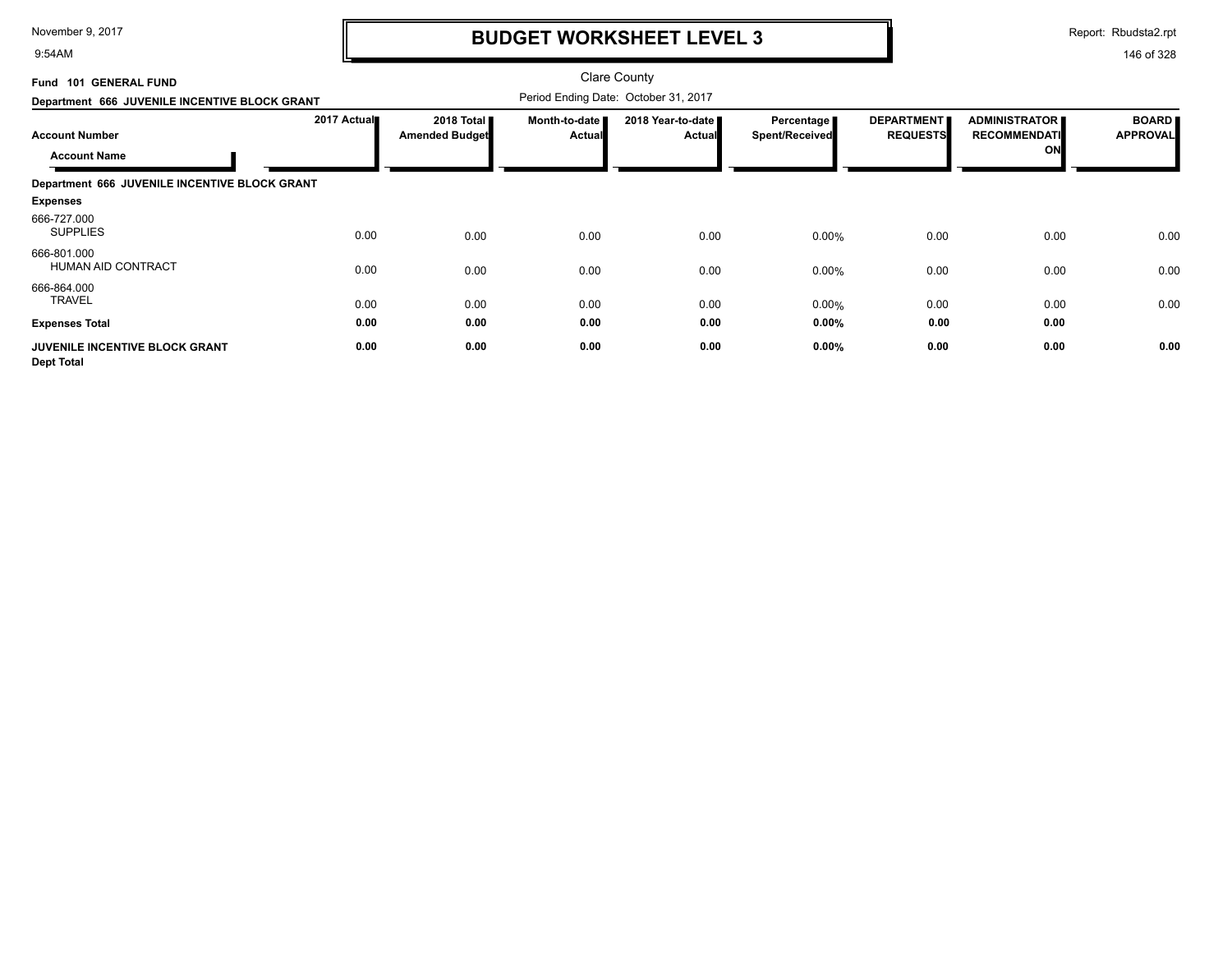# BUDGET WORKSHEET LEVEL 3

November 9, 2017
9:54AM

Report: Rbudsta2.rpt

Clare County

Period Ending Date: October 31, 2017

**Fund 101 GENERAL FUND**

**Department 666 JUVENILE INCENTIVE BLOCK GRANT**

| Account Number / Account Name | 2017 Actual | 2018 Total Amended Budget | Month-to-date Actual | 2018 Year-to-date Actual | Percentage Spent/Received | DEPARTMENT REQUESTS | ADMINISTRATOR RECOMMENDATION | BOARD APPROVAL |
|---|---|---|---|---|---|---|---|---|
| **Department 666 JUVENILE INCENTIVE BLOCK GRANT** | | | | | | | | |
| **Expenses** | | | | | | | | |
| 666-727.000 SUPPLIES | 0.00 | 0.00 | 0.00 | 0.00 | 0.00% | 0.00 | 0.00 | 0.00 |
| 666-801.000 HUMAN AID CONTRACT | 0.00 | 0.00 | 0.00 | 0.00 | 0.00% | 0.00 | 0.00 | 0.00 |
| 666-864.000 TRAVEL | 0.00 | 0.00 | 0.00 | 0.00 | 0.00% | 0.00 | 0.00 | 0.00 |
| **Expenses Total** | **0.00** | **0.00** | **0.00** | **0.00** | **0.00%** | **0.00** | **0.00** | |
| **JUVENILE INCENTIVE BLOCK GRANT Dept Total** | **0.00** | **0.00** | **0.00** | **0.00** | **0.00%** | **0.00** | **0.00** | **0.00** |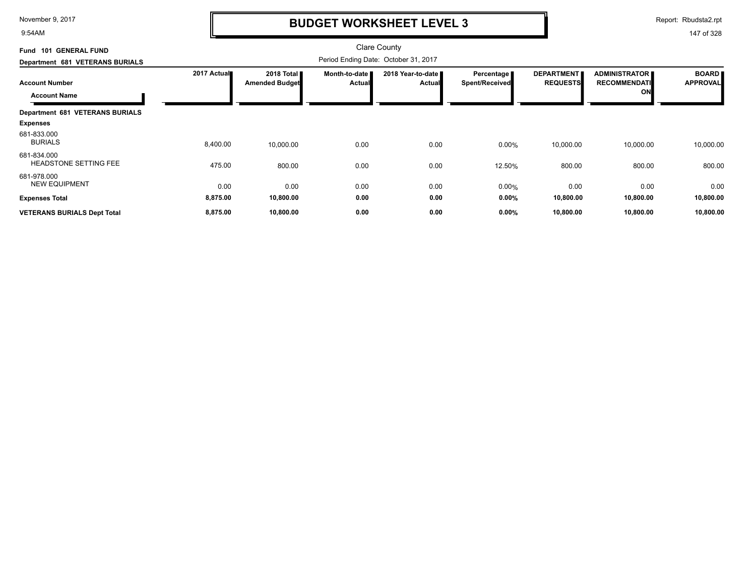# BUDGET WORKSHEET LEVEL 3

November 9, 2017
9:54AM

Report: Rbudsta2.rpt

Clare County

**Fund 101 GENERAL FUND**

**Department 681 VETERANS BURIALS**

Period Ending Date: October 31, 2017

| Account Number / Account Name | 2017 Actual | 2018 Total Amended Budget | Month-to-date Actual | 2018 Year-to-date Actual | Percentage Spent/Received | DEPARTMENT REQUESTS | ADMINISTRATOR RECOMMENDATION | BOARD APPROVAL |
|---|---|---|---|---|---|---|---|---|
| **Department 681 VETERANS BURIALS** | | | | | | | | |
| **Expenses** | | | | | | | | |
| 681-833.000 BURIALS | 8,400.00 | 10,000.00 | 0.00 | 0.00 | 0.00% | 10,000.00 | 10,000.00 | 10,000.00 |
| 681-834.000 HEADSTONE SETTING FEE | 475.00 | 800.00 | 0.00 | 0.00 | 12.50% | 800.00 | 800.00 | 800.00 |
| 681-978.000 NEW EQUIPMENT | 0.00 | 0.00 | 0.00 | 0.00 | 0.00% | 0.00 | 0.00 | 0.00 |
| **Expenses Total** | **8,875.00** | **10,800.00** | **0.00** | **0.00** | **0.00%** | **10,800.00** | **10,800.00** | **10,800.00** |
| **VETERANS BURIALS Dept Total** | **8,875.00** | **10,800.00** | **0.00** | **0.00** | **0.00%** | **10,800.00** | **10,800.00** | **10,800.00** |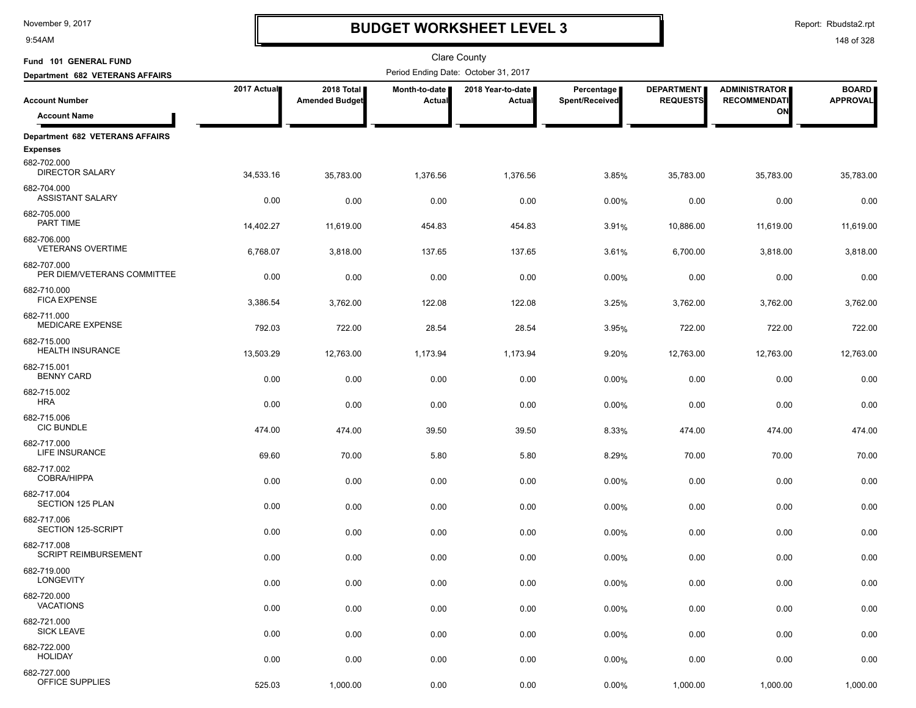# BUDGET WORKSHEET LEVEL 3

Clare County

Fund 101 GENERAL FUND

Department 682 VETERANS AFFAIRS

Period Ending Date: October 31, 2017

| Account Number / Account Name | 2017 Actual | 2018 Total Amended Budget | Month-to-date Actual | 2018 Year-to-date Actual | Percentage Spent/Received | DEPARTMENT REQUESTS | ADMINISTRATOR RECOMMENDATION | BOARD APPROVAL |
|---|---|---|---|---|---|---|---|---|
| **Department 682 VETERANS AFFAIRS** | | | | | | | | |
| **Expenses** | | | | | | | | |
| 682-702.000 DIRECTOR SALARY | 34,533.16 | 35,783.00 | 1,376.56 | 1,376.56 | 3.85% | 35,783.00 | 35,783.00 | 35,783.00 |
| 682-704.000 ASSISTANT SALARY | 0.00 | 0.00 | 0.00 | 0.00 | 0.00% | 0.00 | 0.00 | 0.00 |
| 682-705.000 PART TIME | 14,402.27 | 11,619.00 | 454.83 | 454.83 | 3.91% | 10,886.00 | 11,619.00 | 11,619.00 |
| 682-706.000 VETERANS OVERTIME | 6,768.07 | 3,818.00 | 137.65 | 137.65 | 3.61% | 6,700.00 | 3,818.00 | 3,818.00 |
| 682-707.000 PER DIEM/VETERANS COMMITTEE | 0.00 | 0.00 | 0.00 | 0.00 | 0.00% | 0.00 | 0.00 | 0.00 |
| 682-710.000 FICA EXPENSE | 3,386.54 | 3,762.00 | 122.08 | 122.08 | 3.25% | 3,762.00 | 3,762.00 | 3,762.00 |
| 682-711.000 MEDICARE EXPENSE | 792.03 | 722.00 | 28.54 | 28.54 | 3.95% | 722.00 | 722.00 | 722.00 |
| 682-715.000 HEALTH INSURANCE | 13,503.29 | 12,763.00 | 1,173.94 | 1,173.94 | 9.20% | 12,763.00 | 12,763.00 | 12,763.00 |
| 682-715.001 BENNY CARD | 0.00 | 0.00 | 0.00 | 0.00 | 0.00% | 0.00 | 0.00 | 0.00 |
| 682-715.002 HRA | 0.00 | 0.00 | 0.00 | 0.00 | 0.00% | 0.00 | 0.00 | 0.00 |
| 682-715.006 CIC BUNDLE | 474.00 | 474.00 | 39.50 | 39.50 | 8.33% | 474.00 | 474.00 | 474.00 |
| 682-717.000 LIFE INSURANCE | 69.60 | 70.00 | 5.80 | 5.80 | 8.29% | 70.00 | 70.00 | 70.00 |
| 682-717.002 COBRA/HIPPA | 0.00 | 0.00 | 0.00 | 0.00 | 0.00% | 0.00 | 0.00 | 0.00 |
| 682-717.004 SECTION 125 PLAN | 0.00 | 0.00 | 0.00 | 0.00 | 0.00% | 0.00 | 0.00 | 0.00 |
| 682-717.006 SECTION 125-SCRIPT | 0.00 | 0.00 | 0.00 | 0.00 | 0.00% | 0.00 | 0.00 | 0.00 |
| 682-717.008 SCRIPT REIMBURSEMENT | 0.00 | 0.00 | 0.00 | 0.00 | 0.00% | 0.00 | 0.00 | 0.00 |
| 682-719.000 LONGEVITY | 0.00 | 0.00 | 0.00 | 0.00 | 0.00% | 0.00 | 0.00 | 0.00 |
| 682-720.000 VACATIONS | 0.00 | 0.00 | 0.00 | 0.00 | 0.00% | 0.00 | 0.00 | 0.00 |
| 682-721.000 SICK LEAVE | 0.00 | 0.00 | 0.00 | 0.00 | 0.00% | 0.00 | 0.00 | 0.00 |
| 682-722.000 HOLIDAY | 0.00 | 0.00 | 0.00 | 0.00 | 0.00% | 0.00 | 0.00 | 0.00 |
| 682-727.000 OFFICE SUPPLIES | 525.03 | 1,000.00 | 0.00 | 0.00 | 0.00% | 1,000.00 | 1,000.00 | 1,000.00 |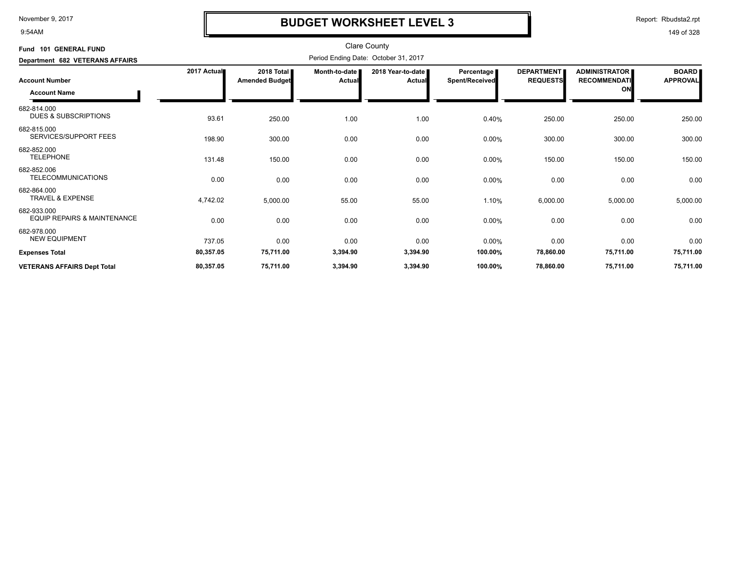# BUDGET WORKSHEET LEVEL 3

Clare County

**Fund 101 GENERAL FUND**

**Department 682 VETERANS AFFAIRS**

Period Ending Date: October 31, 2017

| Account Number / Account Name | 2017 Actual | 2018 Total Amended Budget | Month-to-date Actual | 2018 Year-to-date Actual | Percentage Spent/Received | DEPARTMENT REQUESTS | ADMINISTRATOR RECOMMENDATION | BOARD APPROVAL |
|---|---|---|---|---|---|---|---|---|
| 682-814.000 DUES & SUBSCRIPTIONS | 93.61 | 250.00 | 1.00 | 1.00 | 0.40% | 250.00 | 250.00 | 250.00 |
| 682-815.000 SERVICES/SUPPORT FEES | 198.90 | 300.00 | 0.00 | 0.00 | 0.00% | 300.00 | 300.00 | 300.00 |
| 682-852.000 TELEPHONE | 131.48 | 150.00 | 0.00 | 0.00 | 0.00% | 150.00 | 150.00 | 150.00 |
| 682-852.006 TELECOMMUNICATIONS | 0.00 | 0.00 | 0.00 | 0.00 | 0.00% | 0.00 | 0.00 | 0.00 |
| 682-864.000 TRAVEL & EXPENSE | 4,742.02 | 5,000.00 | 55.00 | 55.00 | 1.10% | 6,000.00 | 5,000.00 | 5,000.00 |
| 682-933.000 EQUIP REPAIRS & MAINTENANCE | 0.00 | 0.00 | 0.00 | 0.00 | 0.00% | 0.00 | 0.00 | 0.00 |
| 682-978.000 NEW EQUIPMENT | 737.05 | 0.00 | 0.00 | 0.00 | 0.00% | 0.00 | 0.00 | 0.00 |
| **Expenses Total** | **80,357.05** | **75,711.00** | **3,394.90** | **3,394.90** | **100.00%** | **78,860.00** | **75,711.00** | **75,711.00** |
| **VETERANS AFFAIRS Dept Total** | **80,357.05** | **75,711.00** | **3,394.90** | **3,394.90** | **100.00%** | **78,860.00** | **75,711.00** | **75,711.00** |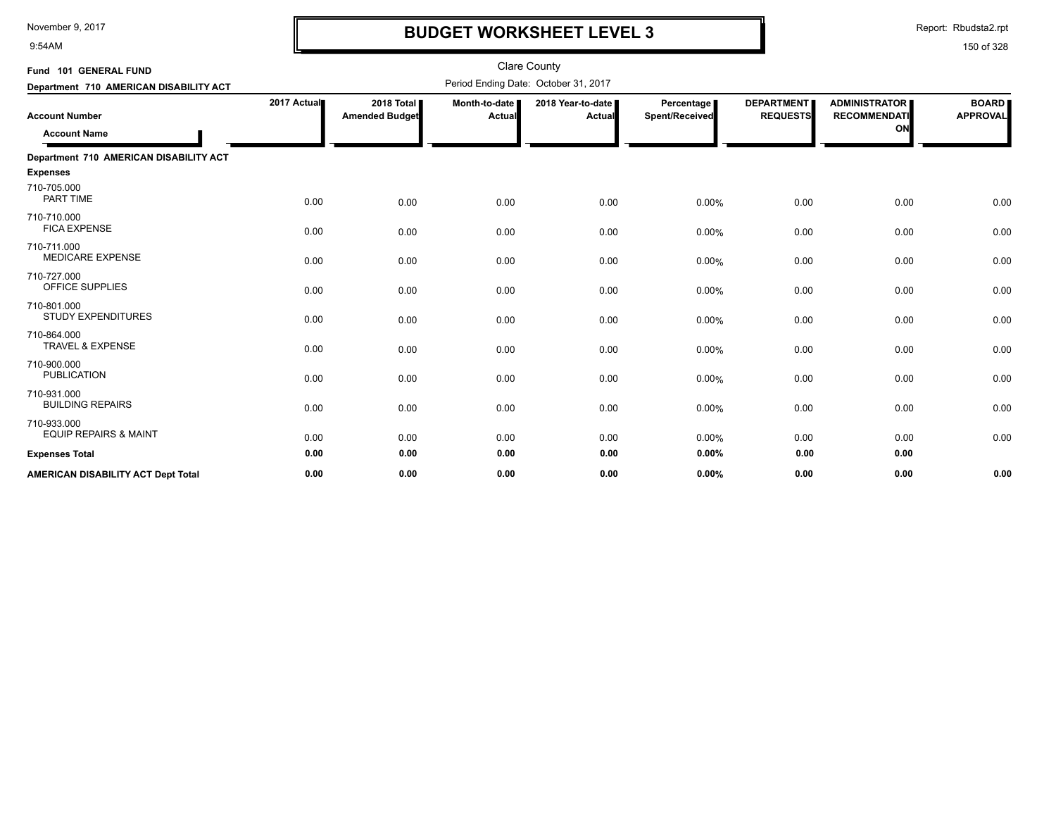# BUDGET WORKSHEET LEVEL 3

Clare County

Period Ending Date: October 31, 2017

**Fund 101 GENERAL FUND**

**Department 710 AMERICAN DISABILITY ACT**

| Account Number / Account Name | 2017 Actual | 2018 Total Amended Budget | Month-to-date Actual | 2018 Year-to-date Actual | Percentage Spent/Received | DEPARTMENT REQUESTS | ADMINISTRATOR RECOMMENDATION | BOARD APPROVAL |
|---|---|---|---|---|---|---|---|---|
| **Department 710 AMERICAN DISABILITY ACT** | | | | | | | | |
| **Expenses** | | | | | | | | |
| 710-705.000 PART TIME | 0.00 | 0.00 | 0.00 | 0.00 | 0.00% | 0.00 | 0.00 | 0.00 |
| 710-710.000 FICA EXPENSE | 0.00 | 0.00 | 0.00 | 0.00 | 0.00% | 0.00 | 0.00 | 0.00 |
| 710-711.000 MEDICARE EXPENSE | 0.00 | 0.00 | 0.00 | 0.00 | 0.00% | 0.00 | 0.00 | 0.00 |
| 710-727.000 OFFICE SUPPLIES | 0.00 | 0.00 | 0.00 | 0.00 | 0.00% | 0.00 | 0.00 | 0.00 |
| 710-801.000 STUDY EXPENDITURES | 0.00 | 0.00 | 0.00 | 0.00 | 0.00% | 0.00 | 0.00 | 0.00 |
| 710-864.000 TRAVEL & EXPENSE | 0.00 | 0.00 | 0.00 | 0.00 | 0.00% | 0.00 | 0.00 | 0.00 |
| 710-900.000 PUBLICATION | 0.00 | 0.00 | 0.00 | 0.00 | 0.00% | 0.00 | 0.00 | 0.00 |
| 710-931.000 BUILDING REPAIRS | 0.00 | 0.00 | 0.00 | 0.00 | 0.00% | 0.00 | 0.00 | 0.00 |
| 710-933.000 EQUIP REPAIRS & MAINT | 0.00 | 0.00 | 0.00 | 0.00 | 0.00% | 0.00 | 0.00 | 0.00 |
| **Expenses Total** | **0.00** | **0.00** | **0.00** | **0.00** | **0.00%** | **0.00** | **0.00** | |
| **AMERICAN DISABILITY ACT Dept Total** | **0.00** | **0.00** | **0.00** | **0.00** | **0.00%** | **0.00** | **0.00** | **0.00** |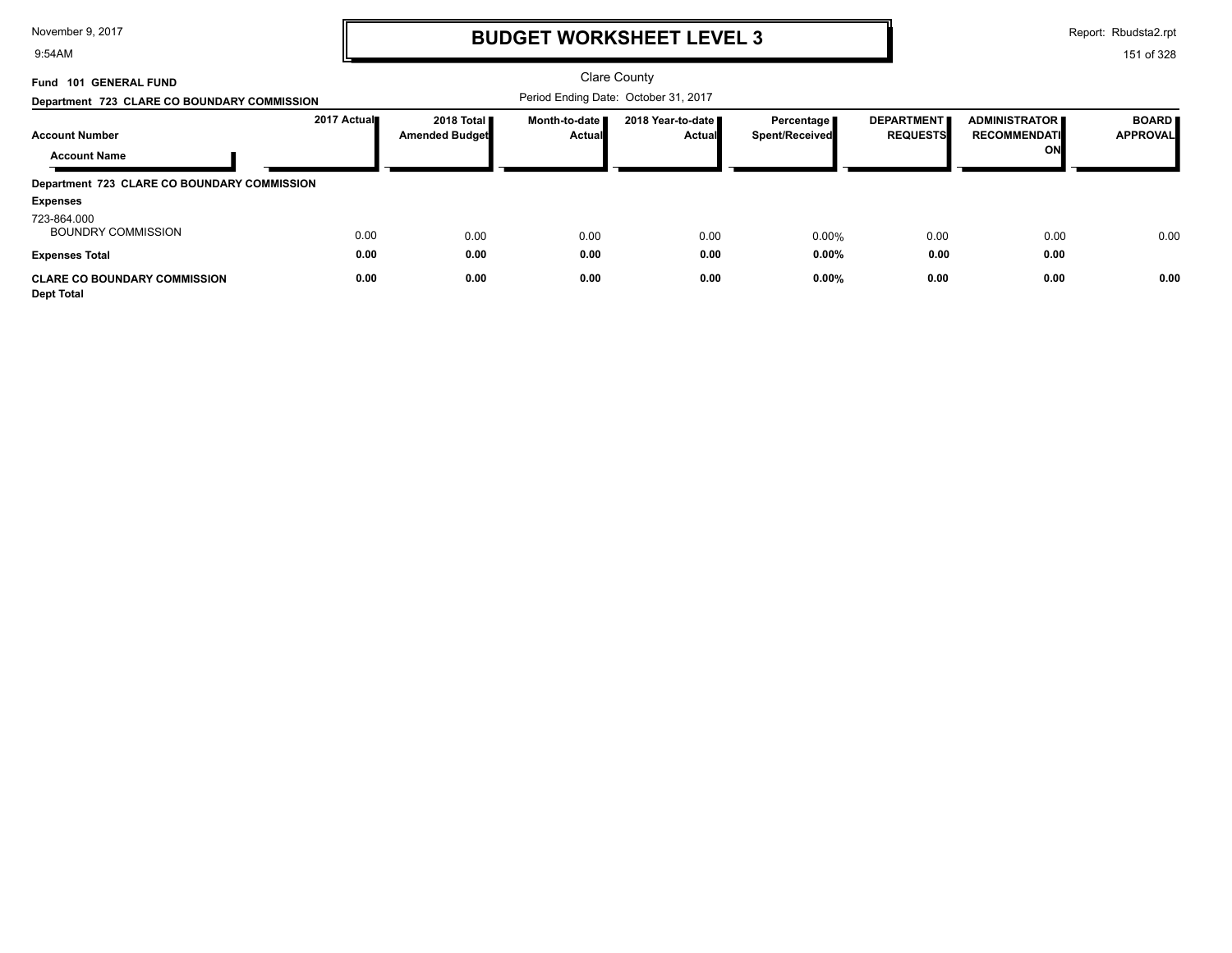# BUDGET WORKSHEET LEVEL 3

Clare County

**Fund 101 GENERAL FUND**

**Department 723 CLARE CO BOUNDARY COMMISSION**

Period Ending Date: October 31, 2017

| Account Number / Account Name | 2017 Actual | 2018 Total Amended Budget | Month-to-date Actual | 2018 Year-to-date Actual | Percentage Spent/Received | DEPARTMENT REQUESTS | ADMINISTRATOR RECOMMENDATION | BOARD APPROVAL |
|---|---|---|---|---|---|---|---|---|
| **Department 723 CLARE CO BOUNDARY COMMISSION** | | | | | | | | |
| **Expenses** | | | | | | | | |
| 723-864.000 BOUNDRY COMMISSION | 0.00 | 0.00 | 0.00 | 0.00 | 0.00% | 0.00 | 0.00 | 0.00 |
| **Expenses Total** | **0.00** | **0.00** | **0.00** | **0.00** | **0.00%** | **0.00** | **0.00** | |
| **CLARE CO BOUNDARY COMMISSION Dept Total** | **0.00** | **0.00** | **0.00** | **0.00** | **0.00%** | **0.00** | **0.00** | **0.00** |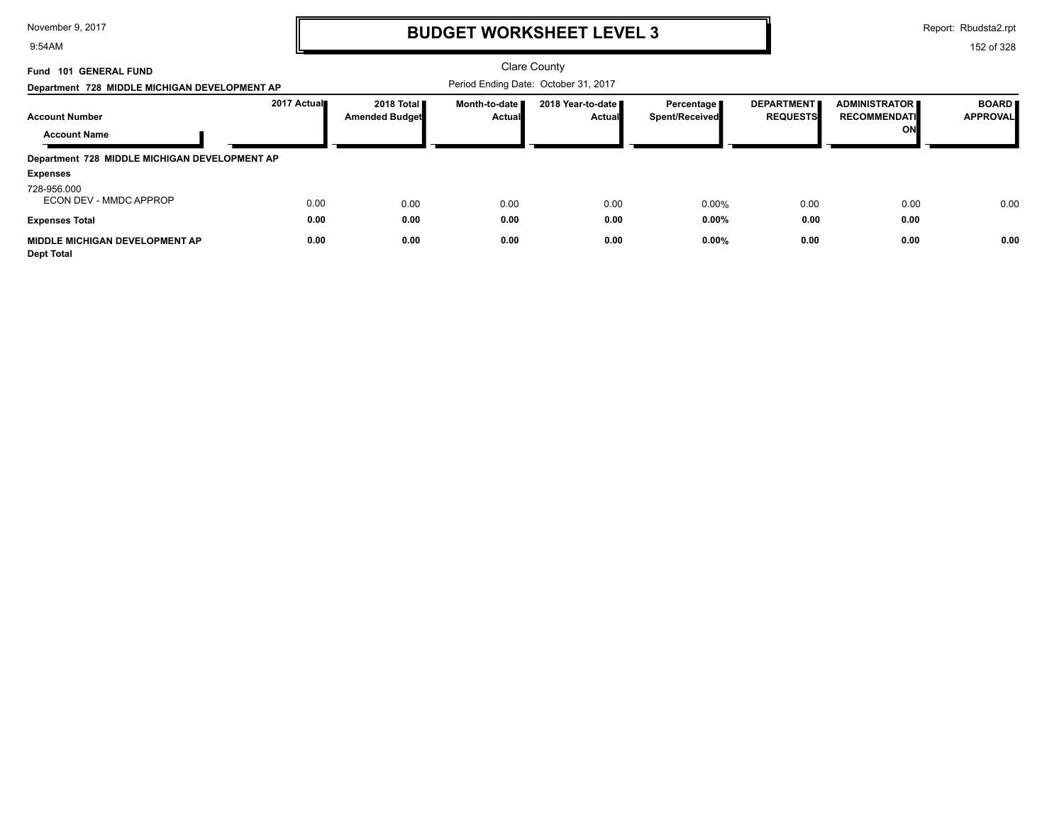# BUDGET WORKSHEET LEVEL 3

Clare County

Fund 101 GENERAL FUND

Department 728 MIDDLE MICHIGAN DEVELOPMENT AP

Period Ending Date: October 31, 2017

| Account Number / Account Name | 2017 Actual | 2018 Total Amended Budget | Month-to-date Actual | 2018 Year-to-date Actual | Percentage Spent/Received | DEPARTMENT REQUESTS | ADMINISTRATOR RECOMMENDATION | BOARD APPROVAL |
|---|---|---|---|---|---|---|---|---|
| **Department 728 MIDDLE MICHIGAN DEVELOPMENT AP** | | | | | | | | |
| **Expenses** | | | | | | | | |
| 728-956.000 ECON DEV - MMDC APPROP | 0.00 | 0.00 | 0.00 | 0.00 | 0.00% | 0.00 | 0.00 | 0.00 |
| **Expenses Total** | **0.00** | **0.00** | **0.00** | **0.00** | **0.00%** | **0.00** | **0.00** | |
| **MIDDLE MICHIGAN DEVELOPMENT AP Dept Total** | **0.00** | **0.00** | **0.00** | **0.00** | **0.00%** | **0.00** | **0.00** | **0.00** |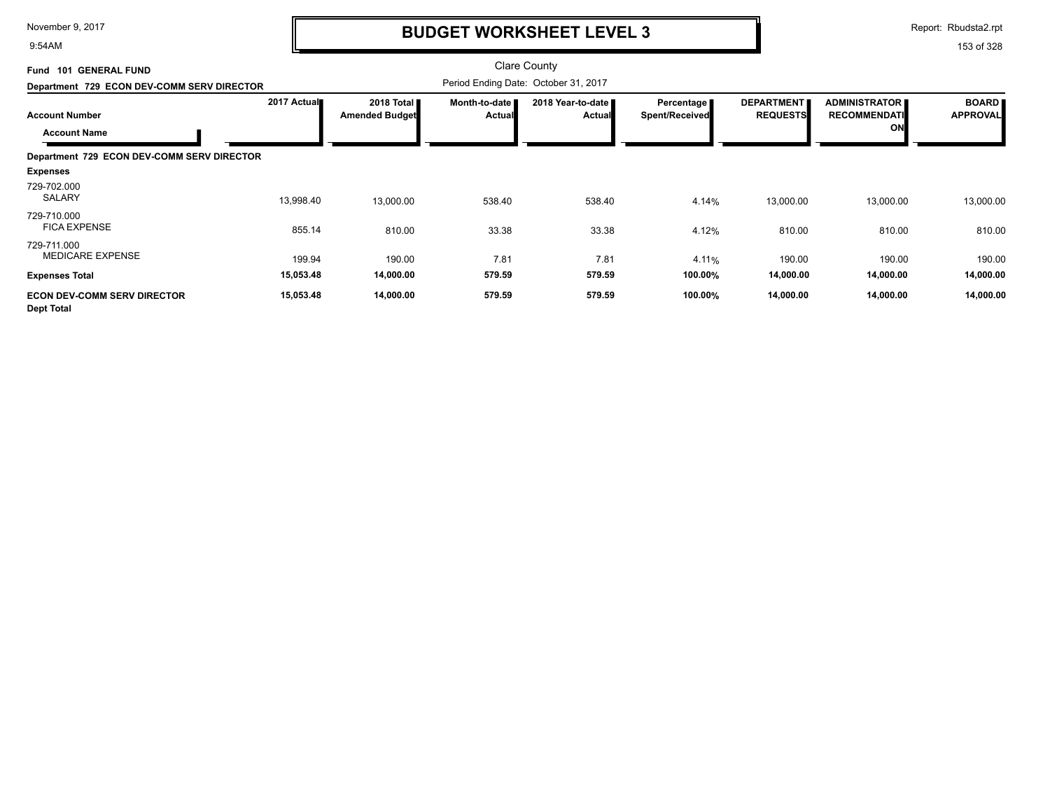# BUDGET WORKSHEET LEVEL 3

Clare County

**Fund 101 GENERAL FUND**

**Department 729 ECON DEV-COMM SERV DIRECTOR**

Period Ending Date: October 31, 2017

| Account Number / Account Name | 2017 Actual | 2018 Total Amended Budget | Month-to-date Actual | 2018 Year-to-date Actual | Percentage Spent/Received | DEPARTMENT REQUESTS | ADMINISTRATOR RECOMMENDATION | BOARD APPROVAL |
|---|---|---|---|---|---|---|---|---|
| **Department 729 ECON DEV-COMM SERV DIRECTOR** | | | | | | | | |
| **Expenses** | | | | | | | | |
| 729-702.000 SALARY | 13,998.40 | 13,000.00 | 538.40 | 538.40 | 4.14% | 13,000.00 | 13,000.00 | 13,000.00 |
| 729-710.000 FICA EXPENSE | 855.14 | 810.00 | 33.38 | 33.38 | 4.12% | 810.00 | 810.00 | 810.00 |
| 729-711.000 MEDICARE EXPENSE | 199.94 | 190.00 | 7.81 | 7.81 | 4.11% | 190.00 | 190.00 | 190.00 |
| **Expenses Total** | **15,053.48** | **14,000.00** | **579.59** | **579.59** | **100.00%** | **14,000.00** | **14,000.00** | **14,000.00** |
| **ECON DEV-COMM SERV DIRECTOR Dept Total** | **15,053.48** | **14,000.00** | **579.59** | **579.59** | **100.00%** | **14,000.00** | **14,000.00** | **14,000.00** |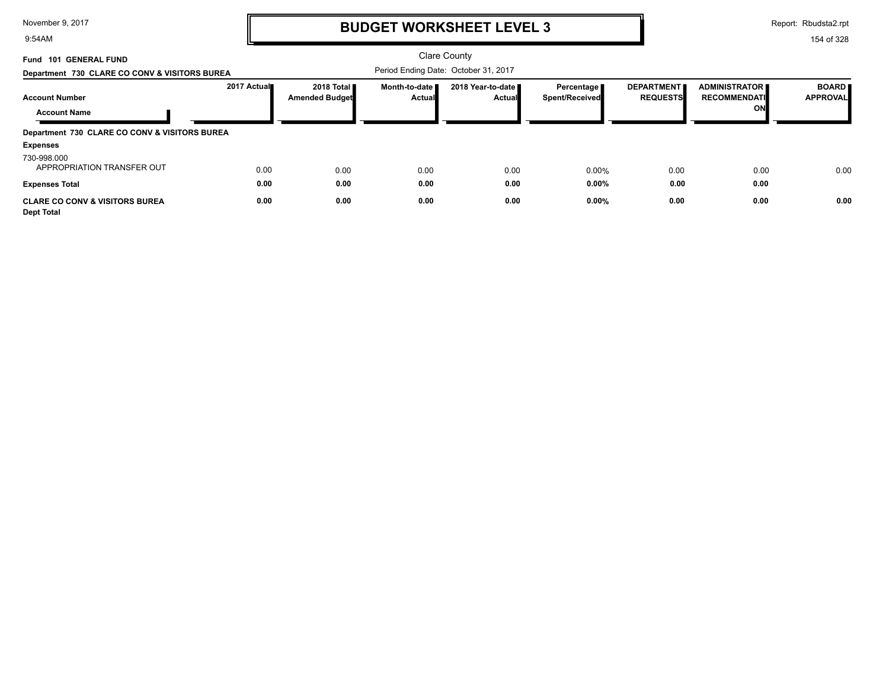# BUDGET WORKSHEET LEVEL 3

Clare County

Fund 101 GENERAL FUND

Department 730 CLARE CO CONV & VISITORS BUREA

Period Ending Date: October 31, 2017

| Account Number / Account Name | 2017 Actual | 2018 Total Amended Budget | Month-to-date Actual | 2018 Year-to-date Actual | Percentage Spent/Received | DEPARTMENT REQUESTS | ADMINISTRATOR RECOMMENDATION | BOARD APPROVAL |
|---|---|---|---|---|---|---|---|---|
| **Department 730 CLARE CO CONV & VISITORS BUREA** | | | | | | | | |
| **Expenses** | | | | | | | | |
| 730-998.000 APPROPRIATION TRANSFER OUT | 0.00 | 0.00 | 0.00 | 0.00 | 0.00% | 0.00 | 0.00 | 0.00 |
| **Expenses Total** | **0.00** | **0.00** | **0.00** | **0.00** | **0.00%** | **0.00** | **0.00** | |
| **CLARE CO CONV & VISITORS BUREA Dept Total** | **0.00** | **0.00** | **0.00** | **0.00** | **0.00%** | **0.00** | **0.00** | **0.00** |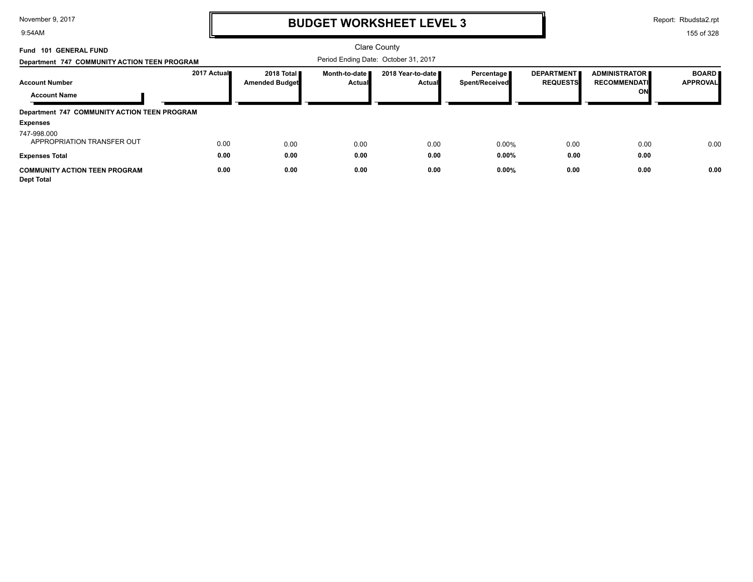# BUDGET WORKSHEET LEVEL 3

Clare County

**Fund 101 GENERAL FUND**

**Department 747 COMMUNITY ACTION TEEN PROGRAM**

Period Ending Date: October 31, 2017

| Account Number / Account Name | 2017 Actual | 2018 Total Amended Budget | Month-to-date Actual | 2018 Year-to-date Actual | Percentage Spent/Received | DEPARTMENT REQUESTS | ADMINISTRATOR RECOMMENDATION | BOARD APPROVAL |
|---|---|---|---|---|---|---|---|---|
| **Department 747 COMMUNITY ACTION TEEN PROGRAM** | | | | | | | | |
| **Expenses** | | | | | | | | |
| 747-998.000 APPROPRIATION TRANSFER OUT | 0.00 | 0.00 | 0.00 | 0.00 | 0.00% | 0.00 | 0.00 | 0.00 |
| **Expenses Total** | **0.00** | **0.00** | **0.00** | **0.00** | **0.00%** | **0.00** | **0.00** | |
| **COMMUNITY ACTION TEEN PROGRAM Dept Total** | **0.00** | **0.00** | **0.00** | **0.00** | **0.00%** | **0.00** | **0.00** | **0.00** |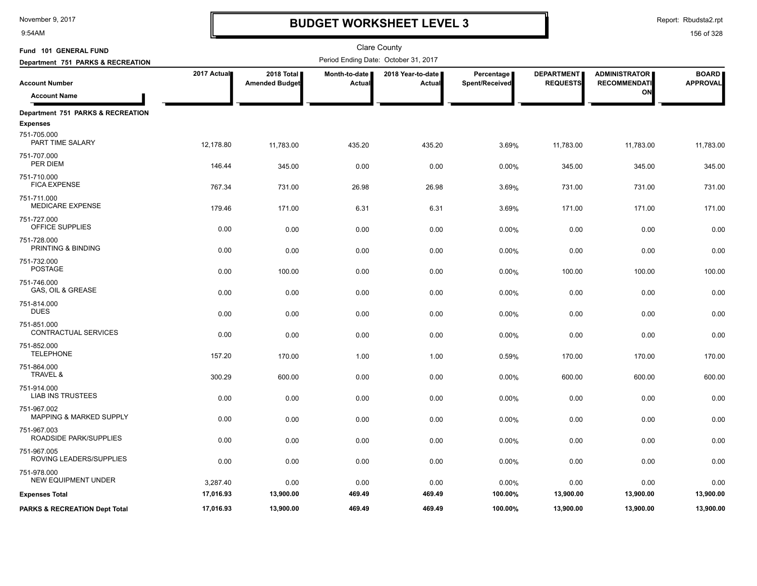# BUDGET WORKSHEET LEVEL 3

Clare County

Period Ending Date: October 31, 2017

**Fund 101 GENERAL FUND**

**Department 751 PARKS & RECREATION**

| Account Number / Account Name | 2017 Actual | 2018 Total Amended Budget | Month-to-date Actual | 2018 Year-to-date Actual | Percentage Spent/Received | DEPARTMENT REQUESTS | ADMINISTRATOR RECOMMENDATION | BOARD APPROVAL |
|---|---|---|---|---|---|---|---|---|
| **Department 751 PARKS & RECREATION** | | | | | | | | |
| **Expenses** | | | | | | | | |
| 751-705.000 PART TIME SALARY | 12,178.80 | 11,783.00 | 435.20 | 435.20 | 3.69% | 11,783.00 | 11,783.00 | 11,783.00 |
| 751-707.000 PER DIEM | 146.44 | 345.00 | 0.00 | 0.00 | 0.00% | 345.00 | 345.00 | 345.00 |
| 751-710.000 FICA EXPENSE | 767.34 | 731.00 | 26.98 | 26.98 | 3.69% | 731.00 | 731.00 | 731.00 |
| 751-711.000 MEDICARE EXPENSE | 179.46 | 171.00 | 6.31 | 6.31 | 3.69% | 171.00 | 171.00 | 171.00 |
| 751-727.000 OFFICE SUPPLIES | 0.00 | 0.00 | 0.00 | 0.00 | 0.00% | 0.00 | 0.00 | 0.00 |
| 751-728.000 PRINTING & BINDING | 0.00 | 0.00 | 0.00 | 0.00 | 0.00% | 0.00 | 0.00 | 0.00 |
| 751-732.000 POSTAGE | 0.00 | 100.00 | 0.00 | 0.00 | 0.00% | 100.00 | 100.00 | 100.00 |
| 751-746.000 GAS, OIL & GREASE | 0.00 | 0.00 | 0.00 | 0.00 | 0.00% | 0.00 | 0.00 | 0.00 |
| 751-814.000 DUES | 0.00 | 0.00 | 0.00 | 0.00 | 0.00% | 0.00 | 0.00 | 0.00 |
| 751-851.000 CONTRACTUAL SERVICES | 0.00 | 0.00 | 0.00 | 0.00 | 0.00% | 0.00 | 0.00 | 0.00 |
| 751-852.000 TELEPHONE | 157.20 | 170.00 | 1.00 | 1.00 | 0.59% | 170.00 | 170.00 | 170.00 |
| 751-864.000 TRAVEL & | 300.29 | 600.00 | 0.00 | 0.00 | 0.00% | 600.00 | 600.00 | 600.00 |
| 751-914.000 LIAB INS TRUSTEES | 0.00 | 0.00 | 0.00 | 0.00 | 0.00% | 0.00 | 0.00 | 0.00 |
| 751-967.002 MAPPING & MARKED SUPPLY | 0.00 | 0.00 | 0.00 | 0.00 | 0.00% | 0.00 | 0.00 | 0.00 |
| 751-967.003 ROADSIDE PARK/SUPPLIES | 0.00 | 0.00 | 0.00 | 0.00 | 0.00% | 0.00 | 0.00 | 0.00 |
| 751-967.005 ROVING LEADERS/SUPPLIES | 0.00 | 0.00 | 0.00 | 0.00 | 0.00% | 0.00 | 0.00 | 0.00 |
| 751-978.000 NEW EQUIPMENT UNDER | 3,287.40 | 0.00 | 0.00 | 0.00 | 0.00% | 0.00 | 0.00 | 0.00 |
| **Expenses Total** | **17,016.93** | **13,900.00** | **469.49** | **469.49** | **100.00%** | **13,900.00** | **13,900.00** | **13,900.00** |
| **PARKS & RECREATION Dept Total** | **17,016.93** | **13,900.00** | **469.49** | **469.49** | **100.00%** | **13,900.00** | **13,900.00** | **13,900.00** |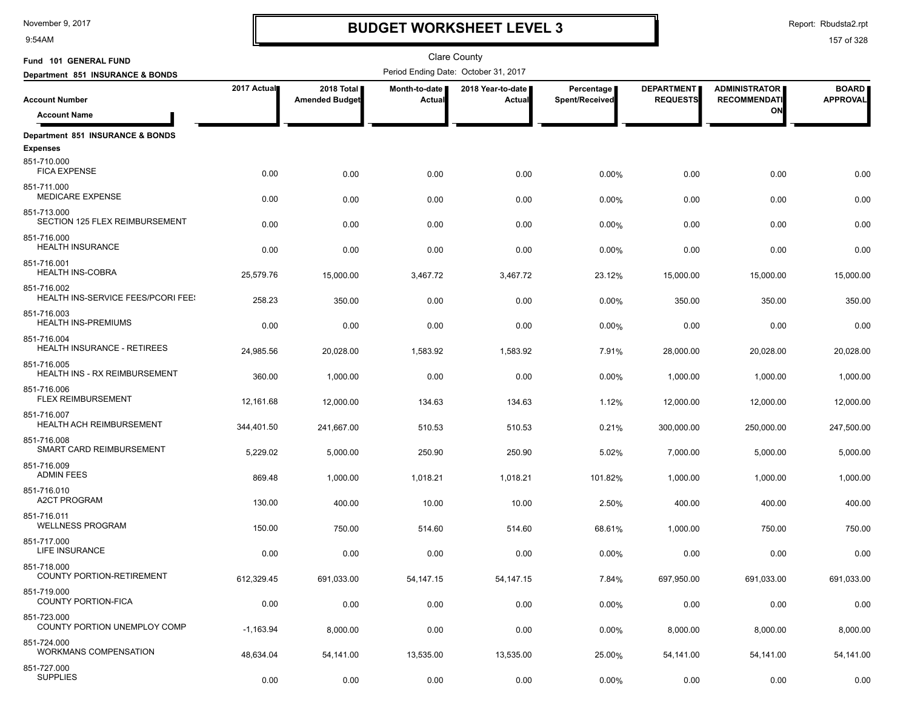# BUDGET WORKSHEET LEVEL 3

November 9, 2017
9:54AM

Report: Rbudsta2.rpt

Clare County

**Fund 101 GENERAL FUND**
**Department 851 INSURANCE & BONDS**

Period Ending Date: October 31, 2017

| Account Number / Account Name | 2017 Actual | 2018 Total Amended Budget | Month-to-date Actual | 2018 Year-to-date Actual | Percentage Spent/Received | DEPARTMENT REQUESTS | ADMINISTRATOR RECOMMENDATION | BOARD APPROVAL |
|---|---|---|---|---|---|---|---|---|
| **Department 851 INSURANCE & BONDS** | | | | | | | | |
| **Expenses** | | | | | | | | |
| 851-710.000 FICA EXPENSE | 0.00 | 0.00 | 0.00 | 0.00 | 0.00% | 0.00 | 0.00 | 0.00 |
| 851-711.000 MEDICARE EXPENSE | 0.00 | 0.00 | 0.00 | 0.00 | 0.00% | 0.00 | 0.00 | 0.00 |
| 851-713.000 SECTION 125 FLEX REIMBURSEMENT | 0.00 | 0.00 | 0.00 | 0.00 | 0.00% | 0.00 | 0.00 | 0.00 |
| 851-716.000 HEALTH INSURANCE | 0.00 | 0.00 | 0.00 | 0.00 | 0.00% | 0.00 | 0.00 | 0.00 |
| 851-716.001 HEALTH INS-COBRA | 25,579.76 | 15,000.00 | 3,467.72 | 3,467.72 | 23.12% | 15,000.00 | 15,000.00 | 15,000.00 |
| 851-716.002 HEALTH INS-SERVICE FEES/PCORI FEES | 258.23 | 350.00 | 0.00 | 0.00 | 0.00% | 350.00 | 350.00 | 350.00 |
| 851-716.003 HEALTH INS-PREMIUMS | 0.00 | 0.00 | 0.00 | 0.00 | 0.00% | 0.00 | 0.00 | 0.00 |
| 851-716.004 HEALTH INSURANCE - RETIREES | 24,985.56 | 20,028.00 | 1,583.92 | 1,583.92 | 7.91% | 28,000.00 | 20,028.00 | 20,028.00 |
| 851-716.005 HEALTH INS - RX REIMBURSEMENT | 360.00 | 1,000.00 | 0.00 | 0.00 | 0.00% | 1,000.00 | 1,000.00 | 1,000.00 |
| 851-716.006 FLEX REIMBURSEMENT | 12,161.68 | 12,000.00 | 134.63 | 134.63 | 1.12% | 12,000.00 | 12,000.00 | 12,000.00 |
| 851-716.007 HEALTH ACH REIMBURSEMENT | 344,401.50 | 241,667.00 | 510.53 | 510.53 | 0.21% | 300,000.00 | 250,000.00 | 247,500.00 |
| 851-716.008 SMART CARD REIMBURSEMENT | 5,229.02 | 5,000.00 | 250.90 | 250.90 | 5.02% | 7,000.00 | 5,000.00 | 5,000.00 |
| 851-716.009 ADMIN FEES | 869.48 | 1,000.00 | 1,018.21 | 1,018.21 | 101.82% | 1,000.00 | 1,000.00 | 1,000.00 |
| 851-716.010 A2CT PROGRAM | 130.00 | 400.00 | 10.00 | 10.00 | 2.50% | 400.00 | 400.00 | 400.00 |
| 851-716.011 WELLNESS PROGRAM | 150.00 | 750.00 | 514.60 | 514.60 | 68.61% | 1,000.00 | 750.00 | 750.00 |
| 851-717.000 LIFE INSURANCE | 0.00 | 0.00 | 0.00 | 0.00 | 0.00% | 0.00 | 0.00 | 0.00 |
| 851-718.000 COUNTY PORTION-RETIREMENT | 612,329.45 | 691,033.00 | 54,147.15 | 54,147.15 | 7.84% | 697,950.00 | 691,033.00 | 691,033.00 |
| 851-719.000 COUNTY PORTION-FICA | 0.00 | 0.00 | 0.00 | 0.00 | 0.00% | 0.00 | 0.00 | 0.00 |
| 851-723.000 COUNTY PORTION UNEMPLOY COMP | -1,163.94 | 8,000.00 | 0.00 | 0.00 | 0.00% | 8,000.00 | 8,000.00 | 8,000.00 |
| 851-724.000 WORKMANS COMPENSATION | 48,634.04 | 54,141.00 | 13,535.00 | 13,535.00 | 25.00% | 54,141.00 | 54,141.00 | 54,141.00 |
| 851-727.000 SUPPLIES | 0.00 | 0.00 | 0.00 | 0.00 | 0.00% | 0.00 | 0.00 | 0.00 |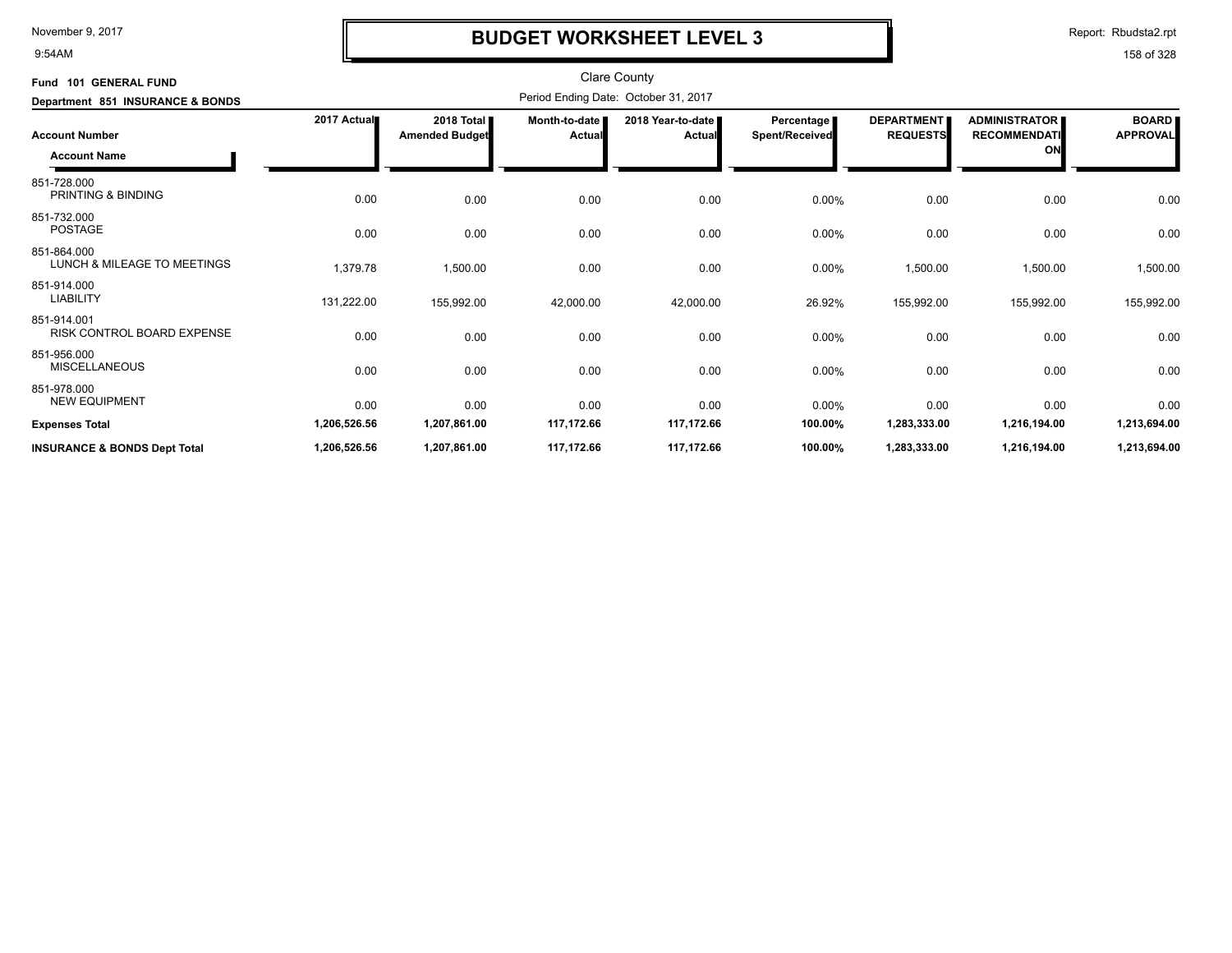# BUDGET WORKSHEET LEVEL 3

Clare County

Period Ending Date: October 31, 2017

**Fund 101 GENERAL FUND**

**Department 851 INSURANCE & BONDS**

| Account Number / Account Name | 2017 Actual | 2018 Total Amended Budget | Month-to-date Actual | 2018 Year-to-date Actual | Percentage Spent/Received | DEPARTMENT REQUESTS | ADMINISTRATOR RECOMMENDATION | BOARD APPROVAL |
|---|---|---|---|---|---|---|---|---|
| 851-728.000 PRINTING & BINDING | 0.00 | 0.00 | 0.00 | 0.00 | 0.00% | 0.00 | 0.00 | 0.00 |
| 851-732.000 POSTAGE | 0.00 | 0.00 | 0.00 | 0.00 | 0.00% | 0.00 | 0.00 | 0.00 |
| 851-864.000 LUNCH & MILEAGE TO MEETINGS | 1,379.78 | 1,500.00 | 0.00 | 0.00 | 0.00% | 1,500.00 | 1,500.00 | 1,500.00 |
| 851-914.000 LIABILITY | 131,222.00 | 155,992.00 | 42,000.00 | 42,000.00 | 26.92% | 155,992.00 | 155,992.00 | 155,992.00 |
| 851-914.001 RISK CONTROL BOARD EXPENSE | 0.00 | 0.00 | 0.00 | 0.00 | 0.00% | 0.00 | 0.00 | 0.00 |
| 851-956.000 MISCELLANEOUS | 0.00 | 0.00 | 0.00 | 0.00 | 0.00% | 0.00 | 0.00 | 0.00 |
| 851-978.000 NEW EQUIPMENT | 0.00 | 0.00 | 0.00 | 0.00 | 0.00% | 0.00 | 0.00 | 0.00 |
| **Expenses Total** | **1,206,526.56** | **1,207,861.00** | **117,172.66** | **117,172.66** | **100.00%** | **1,283,333.00** | **1,216,194.00** | **1,213,694.00** |
| **INSURANCE & BONDS Dept Total** | **1,206,526.56** | **1,207,861.00** | **117,172.66** | **117,172.66** | **100.00%** | **1,283,333.00** | **1,216,194.00** | **1,213,694.00** |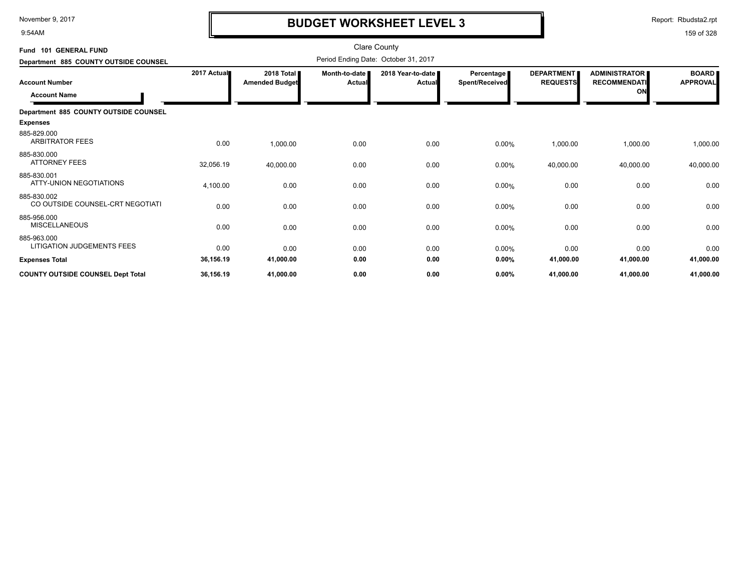# BUDGET WORKSHEET LEVEL 3

Clare County

**Fund 101 GENERAL FUND**

**Department 885 COUNTY OUTSIDE COUNSEL**

Period Ending Date: October 31, 2017

| Account Number / Account Name | 2017 Actual | 2018 Total Amended Budget | Month-to-date Actual | 2018 Year-to-date Actual | Percentage Spent/Received | DEPARTMENT REQUESTS | ADMINISTRATOR RECOMMENDATION | BOARD APPROVAL |
|---|---|---|---|---|---|---|---|---|
| **Department 885 COUNTY OUTSIDE COUNSEL** | | | | | | | | |
| **Expenses** | | | | | | | | |
| 885-829.000 ARBITRATOR FEES | 0.00 | 1,000.00 | 0.00 | 0.00 | 0.00% | 1,000.00 | 1,000.00 | 1,000.00 |
| 885-830.000 ATTORNEY FEES | 32,056.19 | 40,000.00 | 0.00 | 0.00 | 0.00% | 40,000.00 | 40,000.00 | 40,000.00 |
| 885-830.001 ATTY-UNION NEGOTIATIONS | 4,100.00 | 0.00 | 0.00 | 0.00 | 0.00% | 0.00 | 0.00 | 0.00 |
| 885-830.002 CO OUTSIDE COUNSEL-CRT NEGOTIATI | 0.00 | 0.00 | 0.00 | 0.00 | 0.00% | 0.00 | 0.00 | 0.00 |
| 885-956.000 MISCELLANEOUS | 0.00 | 0.00 | 0.00 | 0.00 | 0.00% | 0.00 | 0.00 | 0.00 |
| 885-963.000 LITIGATION JUDGEMENTS FEES | 0.00 | 0.00 | 0.00 | 0.00 | 0.00% | 0.00 | 0.00 | 0.00 |
| **Expenses Total** | **36,156.19** | **41,000.00** | **0.00** | **0.00** | **0.00%** | **41,000.00** | **41,000.00** | **41,000.00** |
| **COUNTY OUTSIDE COUNSEL Dept Total** | **36,156.19** | **41,000.00** | **0.00** | **0.00** | **0.00%** | **41,000.00** | **41,000.00** | **41,000.00** |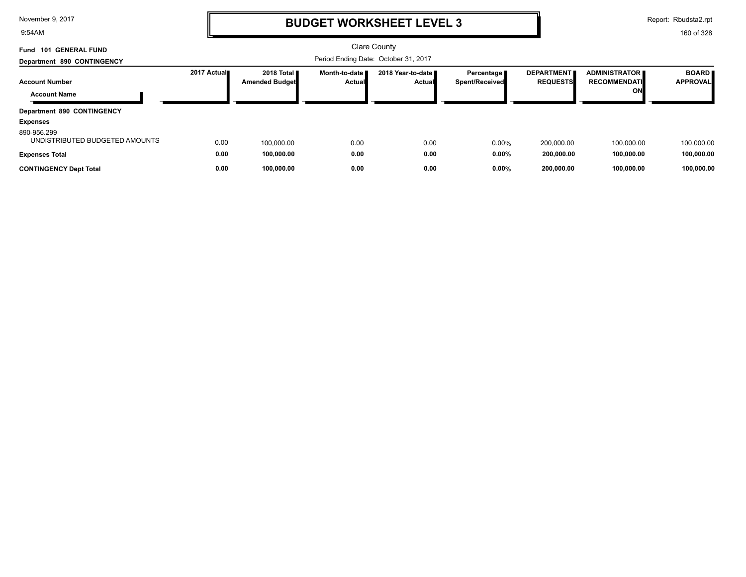# BUDGET WORKSHEET LEVEL 3

Clare County

Period Ending Date: October 31, 2017

**Fund 101 GENERAL FUND**

**Department 890 CONTINGENCY**

| Account Number / Account Name | 2017 Actual | 2018 Total Amended Budget | Month-to-date Actual | 2018 Year-to-date Actual | Percentage Spent/Received | DEPARTMENT REQUESTS | ADMINISTRATOR RECOMMENDATION | BOARD APPROVAL |
|---|---|---|---|---|---|---|---|---|
| **Department 890 CONTINGENCY** | | | | | | | | |
| **Expenses** | | | | | | | | |
| 890-956.299 UNDISTRIBUTED BUDGETED AMOUNTS | 0.00 | 100,000.00 | 0.00 | 0.00 | 0.00% | 200,000.00 | 100,000.00 | 100,000.00 |
| **Expenses Total** | **0.00** | **100,000.00** | **0.00** | **0.00** | **0.00%** | **200,000.00** | **100,000.00** | **100,000.00** |
| **CONTINGENCY Dept Total** | **0.00** | **100,000.00** | **0.00** | **0.00** | **0.00%** | **200,000.00** | **100,000.00** | **100,000.00** |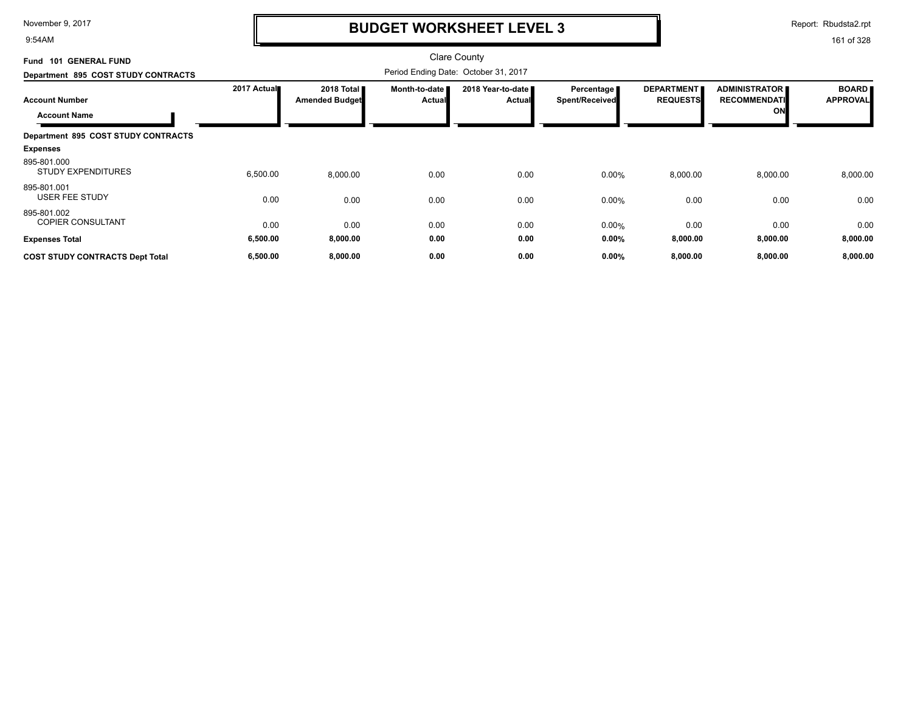# BUDGET WORKSHEET LEVEL 3

Clare County

**Fund 101 GENERAL FUND**

**Department 895 COST STUDY CONTRACTS**

Period Ending Date: October 31, 2017

| Account Number / Account Name | 2017 Actual | 2018 Total Amended Budget | Month-to-date Actual | 2018 Year-to-date Actual | Percentage Spent/Received | DEPARTMENT REQUESTS | ADMINISTRATOR RECOMMENDATION | BOARD APPROVAL |
|---|---|---|---|---|---|---|---|---|
| **Department 895 COST STUDY CONTRACTS** | | | | | | | | |
| **Expenses** | | | | | | | | |
| 895-801.000 STUDY EXPENDITURES | 6,500.00 | 8,000.00 | 0.00 | 0.00 | 0.00% | 8,000.00 | 8,000.00 | 8,000.00 |
| 895-801.001 USER FEE STUDY | 0.00 | 0.00 | 0.00 | 0.00 | 0.00% | 0.00 | 0.00 | 0.00 |
| 895-801.002 COPIER CONSULTANT | 0.00 | 0.00 | 0.00 | 0.00 | 0.00% | 0.00 | 0.00 | 0.00 |
| **Expenses Total** | **6,500.00** | **8,000.00** | **0.00** | **0.00** | **0.00%** | **8,000.00** | **8,000.00** | **8,000.00** |
| **COST STUDY CONTRACTS Dept Total** | **6,500.00** | **8,000.00** | **0.00** | **0.00** | **0.00%** | **8,000.00** | **8,000.00** | **8,000.00** |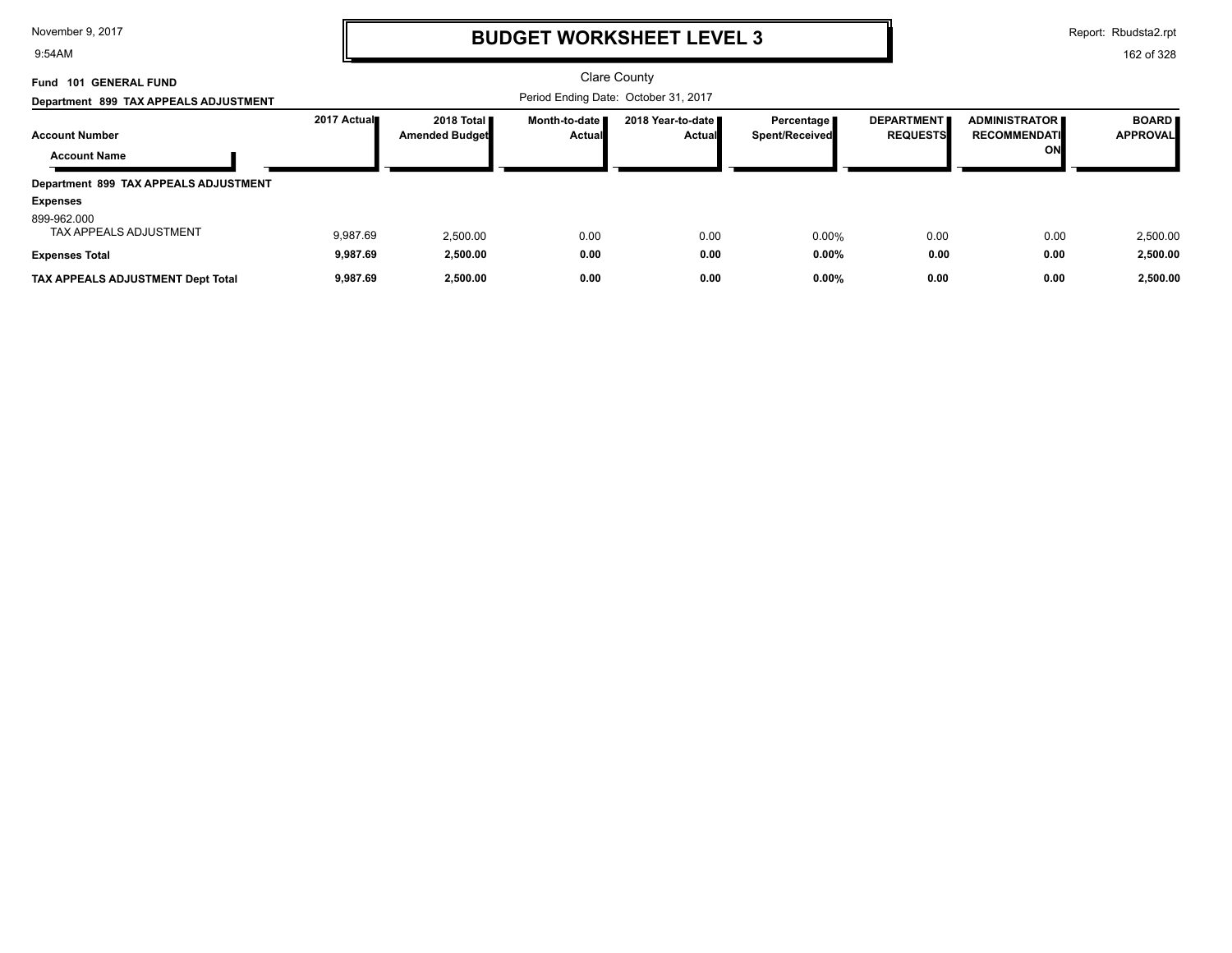# BUDGET WORKSHEET LEVEL 3

Clare County

**Fund 101 GENERAL FUND**

**Department 899 TAX APPEALS ADJUSTMENT**

Period Ending Date: October 31, 2017

| Account Number / Account Name | 2017 Actual | 2018 Total Amended Budget | Month-to-date Actual | 2018 Year-to-date Actual | Percentage Spent/Received | DEPARTMENT REQUESTS | ADMINISTRATOR RECOMMENDATION | BOARD APPROVAL |
|---|---|---|---|---|---|---|---|---|
| **Department 899 TAX APPEALS ADJUSTMENT** | | | | | | | | |
| **Expenses** | | | | | | | | |
| 899-962.000 TAX APPEALS ADJUSTMENT | 9,987.69 | 2,500.00 | 0.00 | 0.00 | 0.00% | 0.00 | 0.00 | 2,500.00 |
| **Expenses Total** | **9,987.69** | **2,500.00** | **0.00** | **0.00** | **0.00%** | **0.00** | **0.00** | **2,500.00** |
| **TAX APPEALS ADJUSTMENT Dept Total** | **9,987.69** | **2,500.00** | **0.00** | **0.00** | **0.00%** | **0.00** | **0.00** | **2,500.00** |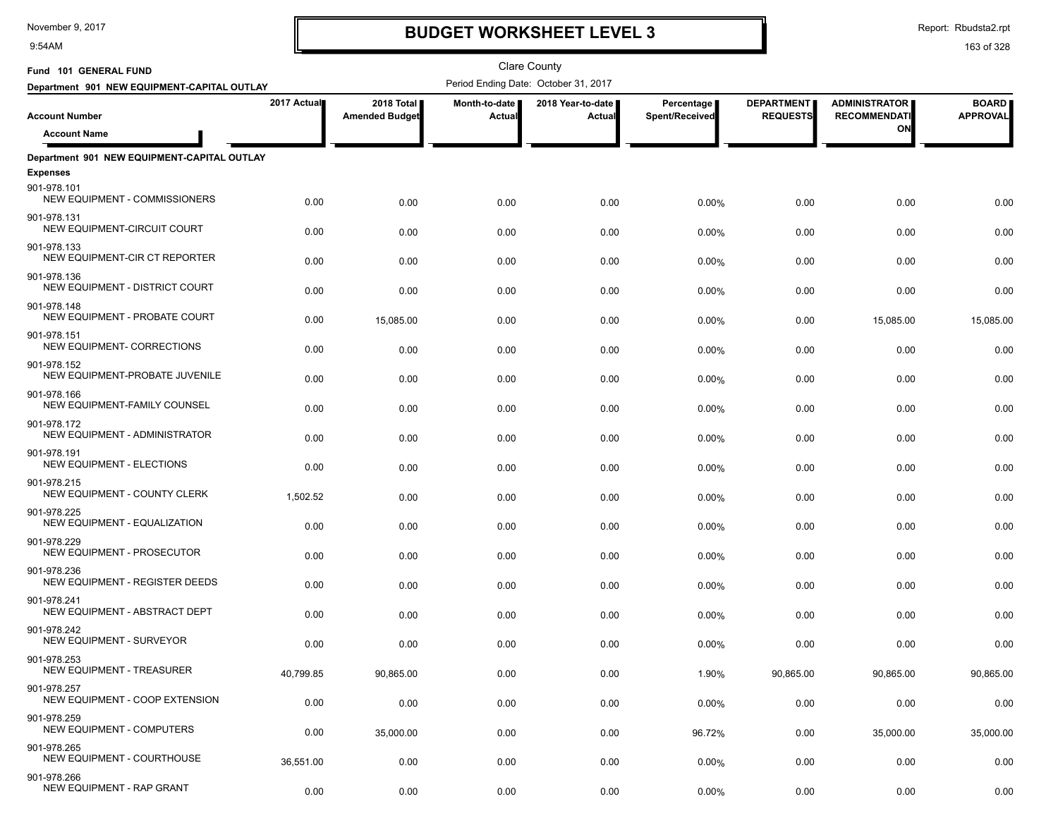# BUDGET WORKSHEET LEVEL 3

November 9, 2017
9:54AM

Report: Rbudsta2.rpt

Clare County

**Fund 101 GENERAL FUND**

**Department 901 NEW EQUIPMENT-CAPITAL OUTLAY**

Period Ending Date: October 31, 2017

| Account Number / Account Name | 2017 Actual | 2018 Total Amended Budget | Month-to-date Actual | 2018 Year-to-date Actual | Percentage Spent/Received | DEPARTMENT REQUESTS | ADMINISTRATOR RECOMMENDATION | BOARD APPROVAL |
|---|---|---|---|---|---|---|---|---|
| **Department 901 NEW EQUIPMENT-CAPITAL OUTLAY** | | | | | | | | |
| **Expenses** | | | | | | | | |
| 901-978.101 NEW EQUIPMENT - COMMISSIONERS | 0.00 | 0.00 | 0.00 | 0.00 | 0.00% | 0.00 | 0.00 | 0.00 |
| 901-978.131 NEW EQUIPMENT-CIRCUIT COURT | 0.00 | 0.00 | 0.00 | 0.00 | 0.00% | 0.00 | 0.00 | 0.00 |
| 901-978.133 NEW EQUIPMENT-CIR CT REPORTER | 0.00 | 0.00 | 0.00 | 0.00 | 0.00% | 0.00 | 0.00 | 0.00 |
| 901-978.136 NEW EQUIPMENT - DISTRICT COURT | 0.00 | 0.00 | 0.00 | 0.00 | 0.00% | 0.00 | 0.00 | 0.00 |
| 901-978.148 NEW EQUIPMENT - PROBATE COURT | 0.00 | 15,085.00 | 0.00 | 0.00 | 0.00% | 0.00 | 15,085.00 | 15,085.00 |
| 901-978.151 NEW EQUIPMENT- CORRECTIONS | 0.00 | 0.00 | 0.00 | 0.00 | 0.00% | 0.00 | 0.00 | 0.00 |
| 901-978.152 NEW EQUIPMENT-PROBATE JUVENILE | 0.00 | 0.00 | 0.00 | 0.00 | 0.00% | 0.00 | 0.00 | 0.00 |
| 901-978.166 NEW EQUIPMENT-FAMILY COUNSEL | 0.00 | 0.00 | 0.00 | 0.00 | 0.00% | 0.00 | 0.00 | 0.00 |
| 901-978.172 NEW EQUIPMENT - ADMINISTRATOR | 0.00 | 0.00 | 0.00 | 0.00 | 0.00% | 0.00 | 0.00 | 0.00 |
| 901-978.191 NEW EQUIPMENT - ELECTIONS | 0.00 | 0.00 | 0.00 | 0.00 | 0.00% | 0.00 | 0.00 | 0.00 |
| 901-978.215 NEW EQUIPMENT - COUNTY CLERK | 1,502.52 | 0.00 | 0.00 | 0.00 | 0.00% | 0.00 | 0.00 | 0.00 |
| 901-978.225 NEW EQUIPMENT - EQUALIZATION | 0.00 | 0.00 | 0.00 | 0.00 | 0.00% | 0.00 | 0.00 | 0.00 |
| 901-978.229 NEW EQUIPMENT - PROSECUTOR | 0.00 | 0.00 | 0.00 | 0.00 | 0.00% | 0.00 | 0.00 | 0.00 |
| 901-978.236 NEW EQUIPMENT - REGISTER DEEDS | 0.00 | 0.00 | 0.00 | 0.00 | 0.00% | 0.00 | 0.00 | 0.00 |
| 901-978.241 NEW EQUIPMENT - ABSTRACT DEPT | 0.00 | 0.00 | 0.00 | 0.00 | 0.00% | 0.00 | 0.00 | 0.00 |
| 901-978.242 NEW EQUIPMENT - SURVEYOR | 0.00 | 0.00 | 0.00 | 0.00 | 0.00% | 0.00 | 0.00 | 0.00 |
| 901-978.253 NEW EQUIPMENT - TREASURER | 40,799.85 | 90,865.00 | 0.00 | 0.00 | 1.90% | 90,865.00 | 90,865.00 | 90,865.00 |
| 901-978.257 NEW EQUIPMENT - COOP EXTENSION | 0.00 | 0.00 | 0.00 | 0.00 | 0.00% | 0.00 | 0.00 | 0.00 |
| 901-978.259 NEW EQUIPMENT - COMPUTERS | 0.00 | 35,000.00 | 0.00 | 0.00 | 96.72% | 0.00 | 35,000.00 | 35,000.00 |
| 901-978.265 NEW EQUIPMENT - COURTHOUSE | 36,551.00 | 0.00 | 0.00 | 0.00 | 0.00% | 0.00 | 0.00 | 0.00 |
| 901-978.266 NEW EQUIPMENT - RAP GRANT | 0.00 | 0.00 | 0.00 | 0.00 | 0.00% | 0.00 | 0.00 | 0.00 |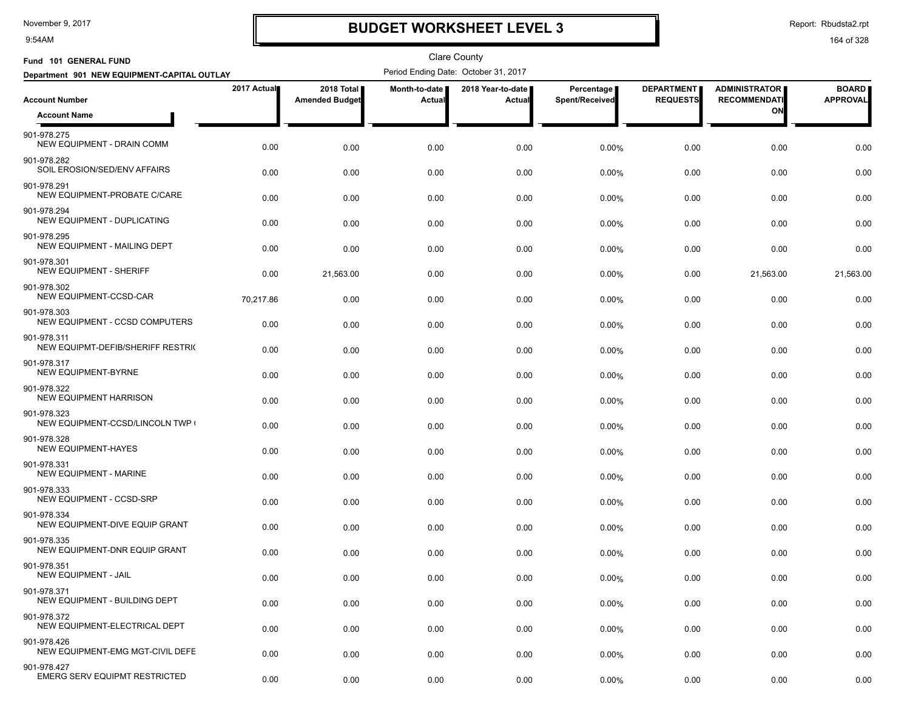# BUDGET WORKSHEET LEVEL 3

November 9, 2017
9:54AM

Report: Rbudsta2.rpt

Clare County

Fund 101 GENERAL FUND

Department 901 NEW EQUIPMENT-CAPITAL OUTLAY

Period Ending Date: October 31, 2017

| Account Number / Account Name | 2017 Actual | 2018 Total Amended Budget | Month-to-date Actual | 2018 Year-to-date Actual | Percentage Spent/Received | DEPARTMENT REQUESTS | ADMINISTRATOR RECOMMENDATION | BOARD APPROVAL |
|---|---|---|---|---|---|---|---|---|
| 901-978.275 NEW EQUIPMENT - DRAIN COMM | 0.00 | 0.00 | 0.00 | 0.00 | 0.00% | 0.00 | 0.00 | 0.00 |
| 901-978.282 SOIL EROSION/SED/ENV AFFAIRS | 0.00 | 0.00 | 0.00 | 0.00 | 0.00% | 0.00 | 0.00 | 0.00 |
| 901-978.291 NEW EQUIPMENT-PROBATE C/CARE | 0.00 | 0.00 | 0.00 | 0.00 | 0.00% | 0.00 | 0.00 | 0.00 |
| 901-978.294 NEW EQUIPMENT - DUPLICATING | 0.00 | 0.00 | 0.00 | 0.00 | 0.00% | 0.00 | 0.00 | 0.00 |
| 901-978.295 NEW EQUIPMENT - MAILING DEPT | 0.00 | 0.00 | 0.00 | 0.00 | 0.00% | 0.00 | 0.00 | 0.00 |
| 901-978.301 NEW EQUIPMENT - SHERIFF | 0.00 | 21,563.00 | 0.00 | 0.00 | 0.00% | 0.00 | 21,563.00 | 21,563.00 |
| 901-978.302 NEW EQUIPMENT-CCSD-CAR | 70,217.86 | 0.00 | 0.00 | 0.00 | 0.00% | 0.00 | 0.00 | 0.00 |
| 901-978.303 NEW EQUIPMENT - CCSD COMPUTERS | 0.00 | 0.00 | 0.00 | 0.00 | 0.00% | 0.00 | 0.00 | 0.00 |
| 901-978.311 NEW EQUIPMT-DEFIB/SHERIFF RESTRI( | 0.00 | 0.00 | 0.00 | 0.00 | 0.00% | 0.00 | 0.00 | 0.00 |
| 901-978.317 NEW EQUIPMENT-BYRNE | 0.00 | 0.00 | 0.00 | 0.00 | 0.00% | 0.00 | 0.00 | 0.00 |
| 901-978.322 NEW EQUIPMENT HARRISON | 0.00 | 0.00 | 0.00 | 0.00 | 0.00% | 0.00 | 0.00 | 0.00 |
| 901-978.323 NEW EQUIPMENT-CCSD/LINCOLN TWP ( | 0.00 | 0.00 | 0.00 | 0.00 | 0.00% | 0.00 | 0.00 | 0.00 |
| 901-978.328 NEW EQUIPMENT-HAYES | 0.00 | 0.00 | 0.00 | 0.00 | 0.00% | 0.00 | 0.00 | 0.00 |
| 901-978.331 NEW EQUIPMENT - MARINE | 0.00 | 0.00 | 0.00 | 0.00 | 0.00% | 0.00 | 0.00 | 0.00 |
| 901-978.333 NEW EQUIPMENT - CCSD-SRP | 0.00 | 0.00 | 0.00 | 0.00 | 0.00% | 0.00 | 0.00 | 0.00 |
| 901-978.334 NEW EQUIPMENT-DIVE EQUIP GRANT | 0.00 | 0.00 | 0.00 | 0.00 | 0.00% | 0.00 | 0.00 | 0.00 |
| 901-978.335 NEW EQUIPMENT-DNR EQUIP GRANT | 0.00 | 0.00 | 0.00 | 0.00 | 0.00% | 0.00 | 0.00 | 0.00 |
| 901-978.351 NEW EQUIPMENT - JAIL | 0.00 | 0.00 | 0.00 | 0.00 | 0.00% | 0.00 | 0.00 | 0.00 |
| 901-978.371 NEW EQUIPMENT - BUILDING DEPT | 0.00 | 0.00 | 0.00 | 0.00 | 0.00% | 0.00 | 0.00 | 0.00 |
| 901-978.372 NEW EQUIPMENT-ELECTRICAL DEPT | 0.00 | 0.00 | 0.00 | 0.00 | 0.00% | 0.00 | 0.00 | 0.00 |
| 901-978.426 NEW EQUIPMENT-EMG MGT-CIVIL DEFE | 0.00 | 0.00 | 0.00 | 0.00 | 0.00% | 0.00 | 0.00 | 0.00 |
| 901-978.427 EMERG SERV EQUIPMT RESTRICTED | 0.00 | 0.00 | 0.00 | 0.00 | 0.00% | 0.00 | 0.00 | 0.00 |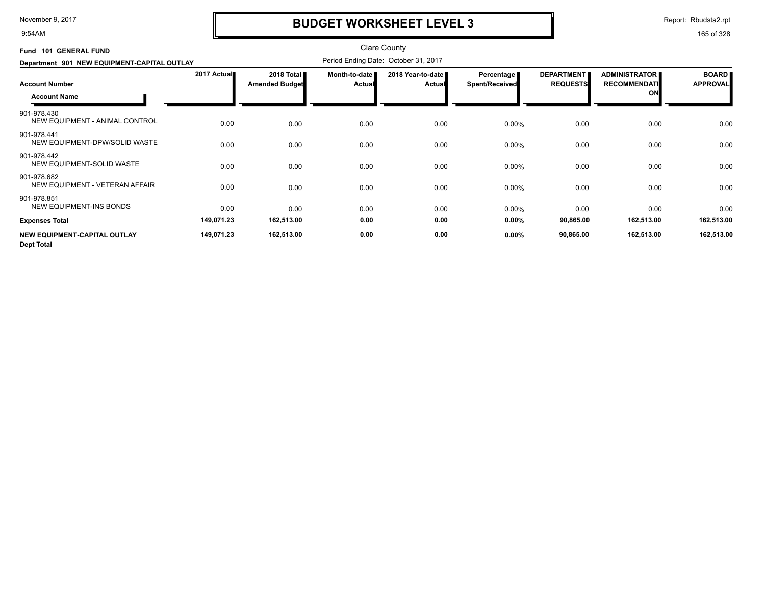# BUDGET WORKSHEET LEVEL 3

Clare County

**Fund 101 GENERAL FUND**

**Department 901 NEW EQUIPMENT-CAPITAL OUTLAY**

Period Ending Date: October 31, 2017

| Account Number / Account Name | 2017 Actual | 2018 Total Amended Budget | Month-to-date Actual | 2018 Year-to-date Actual | Percentage Spent/Received | DEPARTMENT REQUESTS | ADMINISTRATOR RECOMMENDATION | BOARD APPROVAL |
|---|---|---|---|---|---|---|---|---|
| 901-978.430 NEW EQUIPMENT - ANIMAL CONTROL | 0.00 | 0.00 | 0.00 | 0.00 | 0.00% | 0.00 | 0.00 | 0.00 |
| 901-978.441 NEW EQUIPMENT-DPW/SOLID WASTE | 0.00 | 0.00 | 0.00 | 0.00 | 0.00% | 0.00 | 0.00 | 0.00 |
| 901-978.442 NEW EQUIPMENT-SOLID WASTE | 0.00 | 0.00 | 0.00 | 0.00 | 0.00% | 0.00 | 0.00 | 0.00 |
| 901-978.682 NEW EQUIPMENT - VETERAN AFFAIR | 0.00 | 0.00 | 0.00 | 0.00 | 0.00% | 0.00 | 0.00 | 0.00 |
| 901-978.851 NEW EQUIPMENT-INS BONDS | 0.00 | 0.00 | 0.00 | 0.00 | 0.00% | 0.00 | 0.00 | 0.00 |
| **Expenses Total** | **149,071.23** | **162,513.00** | **0.00** | **0.00** | **0.00%** | **90,865.00** | **162,513.00** | **162,513.00** |
| **NEW EQUIPMENT-CAPITAL OUTLAY Dept Total** | **149,071.23** | **162,513.00** | **0.00** | **0.00** | **0.00%** | **90,865.00** | **162,513.00** | **162,513.00** |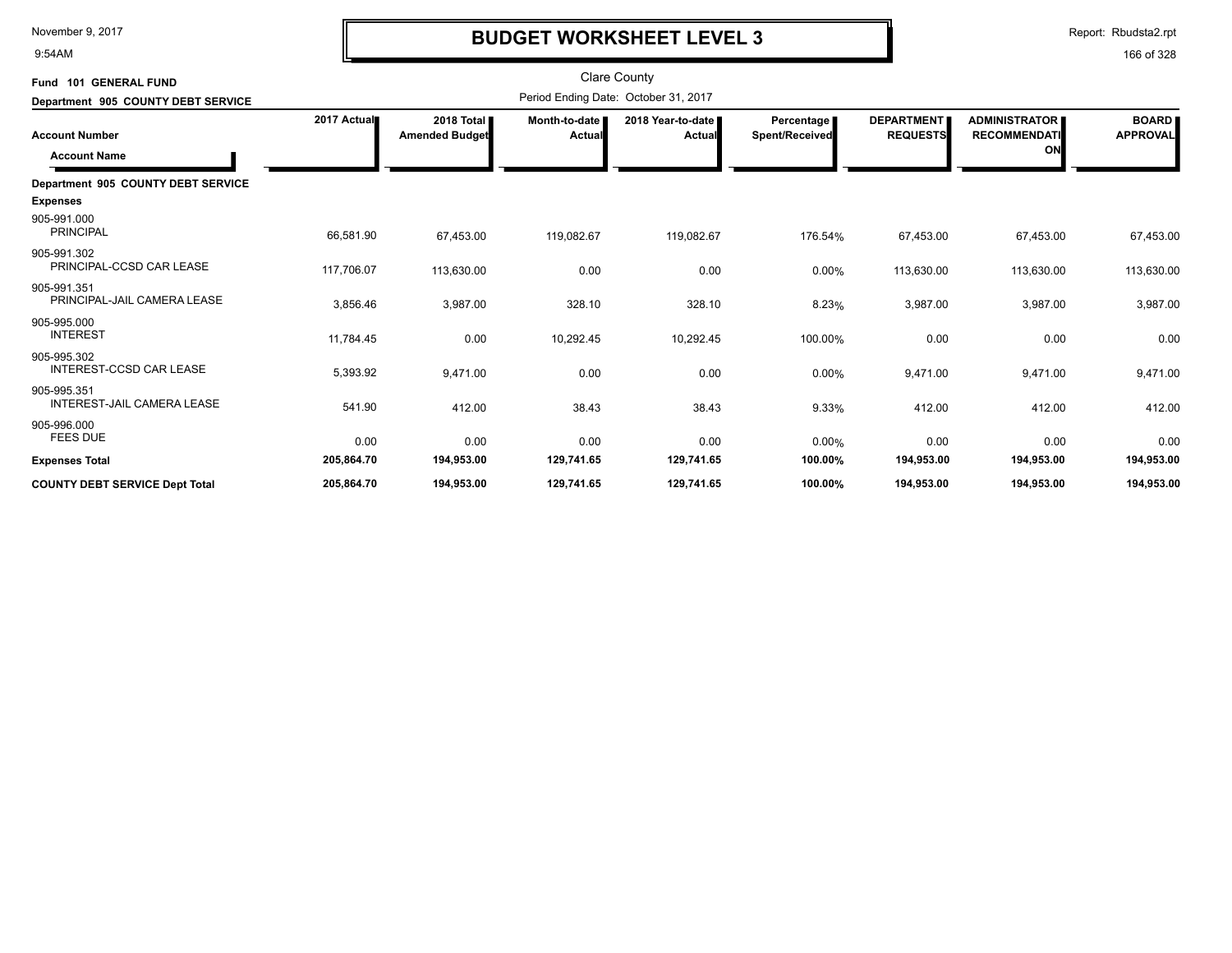# BUDGET WORKSHEET LEVEL 3

Clare County

**Fund 101 GENERAL FUND**

**Department 905 COUNTY DEBT SERVICE**

Period Ending Date: October 31, 2017

| Account Number / Account Name | 2017 Actual | 2018 Total Amended Budget | Month-to-date Actual | 2018 Year-to-date Actual | Percentage Spent/Received | DEPARTMENT REQUESTS | ADMINISTRATOR RECOMMENDATION | BOARD APPROVAL |
|---|---|---|---|---|---|---|---|---|
| **Department 905 COUNTY DEBT SERVICE** | | | | | | | | |
| **Expenses** | | | | | | | | |
| 905-991.000 PRINCIPAL | 66,581.90 | 67,453.00 | 119,082.67 | 119,082.67 | 176.54% | 67,453.00 | 67,453.00 | 67,453.00 |
| 905-991.302 PRINCIPAL-CCSD CAR LEASE | 117,706.07 | 113,630.00 | 0.00 | 0.00 | 0.00% | 113,630.00 | 113,630.00 | 113,630.00 |
| 905-991.351 PRINCIPAL-JAIL CAMERA LEASE | 3,856.46 | 3,987.00 | 328.10 | 328.10 | 8.23% | 3,987.00 | 3,987.00 | 3,987.00 |
| 905-995.000 INTEREST | 11,784.45 | 0.00 | 10,292.45 | 10,292.45 | 100.00% | 0.00 | 0.00 | 0.00 |
| 905-995.302 INTEREST-CCSD CAR LEASE | 5,393.92 | 9,471.00 | 0.00 | 0.00 | 0.00% | 9,471.00 | 9,471.00 | 9,471.00 |
| 905-995.351 INTEREST-JAIL CAMERA LEASE | 541.90 | 412.00 | 38.43 | 38.43 | 9.33% | 412.00 | 412.00 | 412.00 |
| 905-996.000 FEES DUE | 0.00 | 0.00 | 0.00 | 0.00 | 0.00% | 0.00 | 0.00 | 0.00 |
| **Expenses Total** | **205,864.70** | **194,953.00** | **129,741.65** | **129,741.65** | **100.00%** | **194,953.00** | **194,953.00** | **194,953.00** |
| **COUNTY DEBT SERVICE Dept Total** | **205,864.70** | **194,953.00** | **129,741.65** | **129,741.65** | **100.00%** | **194,953.00** | **194,953.00** | **194,953.00** |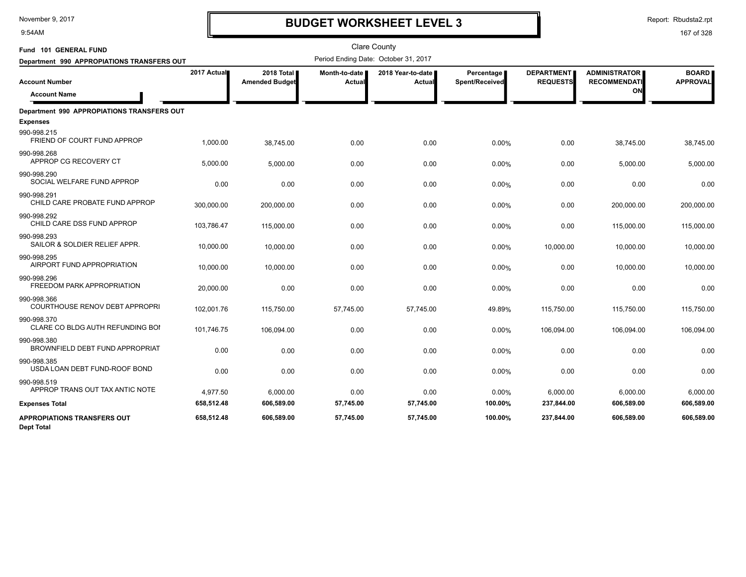# BUDGET WORKSHEET LEVEL 3

November 9, 2017
9:54AM

Report: Rbudsta2.rpt

Clare County

**Fund 101 GENERAL FUND**

**Department 990 APPROPIATIONS TRANSFERS OUT**

Period Ending Date: October 31, 2017

| Account Number / Account Name | 2017 Actual | 2018 Total Amended Budget | Month-to-date Actual | 2018 Year-to-date Actual | Percentage Spent/Received | DEPARTMENT REQUESTS | ADMINISTRATOR RECOMMENDATION | BOARD APPROVAL |
|---|---|---|---|---|---|---|---|---|
| **Department 990 APPROPIATIONS TRANSFERS OUT** | | | | | | | | |
| **Expenses** | | | | | | | | |
| 990-998.215 FRIEND OF COURT FUND APPROP | 1,000.00 | 38,745.00 | 0.00 | 0.00 | 0.00% | 0.00 | 38,745.00 | 38,745.00 |
| 990-998.268 APPROP CG RECOVERY CT | 5,000.00 | 5,000.00 | 0.00 | 0.00 | 0.00% | 0.00 | 5,000.00 | 5,000.00 |
| 990-998.290 SOCIAL WELFARE FUND APPROP | 0.00 | 0.00 | 0.00 | 0.00 | 0.00% | 0.00 | 0.00 | 0.00 |
| 990-998.291 CHILD CARE PROBATE FUND APPROP | 300,000.00 | 200,000.00 | 0.00 | 0.00 | 0.00% | 0.00 | 200,000.00 | 200,000.00 |
| 990-998.292 CHILD CARE DSS FUND APPROP | 103,786.47 | 115,000.00 | 0.00 | 0.00 | 0.00% | 0.00 | 115,000.00 | 115,000.00 |
| 990-998.293 SAILOR & SOLDIER RELIEF APPR. | 10,000.00 | 10,000.00 | 0.00 | 0.00 | 0.00% | 10,000.00 | 10,000.00 | 10,000.00 |
| 990-998.295 AIRPORT FUND APPROPRIATION | 10,000.00 | 10,000.00 | 0.00 | 0.00 | 0.00% | 0.00 | 10,000.00 | 10,000.00 |
| 990-998.296 FREEDOM PARK APPROPRIATION | 20,000.00 | 0.00 | 0.00 | 0.00 | 0.00% | 0.00 | 0.00 | 0.00 |
| 990-998.366 COURTHOUSE RENOV DEBT APPROPRI | 102,001.76 | 115,750.00 | 57,745.00 | 57,745.00 | 49.89% | 115,750.00 | 115,750.00 | 115,750.00 |
| 990-998.370 CLARE CO BLDG AUTH REFUNDING BOI | 101,746.75 | 106,094.00 | 0.00 | 0.00 | 0.00% | 106,094.00 | 106,094.00 | 106,094.00 |
| 990-998.380 BROWNFIELD DEBT FUND APPROPRIAT | 0.00 | 0.00 | 0.00 | 0.00 | 0.00% | 0.00 | 0.00 | 0.00 |
| 990-998.385 USDA LOAN DEBT FUND-ROOF BOND | 0.00 | 0.00 | 0.00 | 0.00 | 0.00% | 0.00 | 0.00 | 0.00 |
| 990-998.519 APPROP TRANS OUT TAX ANTIC NOTE | 4,977.50 | 6,000.00 | 0.00 | 0.00 | 0.00% | 6,000.00 | 6,000.00 | 6,000.00 |
| **Expenses Total** | **658,512.48** | **606,589.00** | **57,745.00** | **57,745.00** | **100.00%** | **237,844.00** | **606,589.00** | **606,589.00** |
| **APPROPIATIONS TRANSFERS OUT Dept Total** | **658,512.48** | **606,589.00** | **57,745.00** | **57,745.00** | **100.00%** | **237,844.00** | **606,589.00** | **606,589.00** |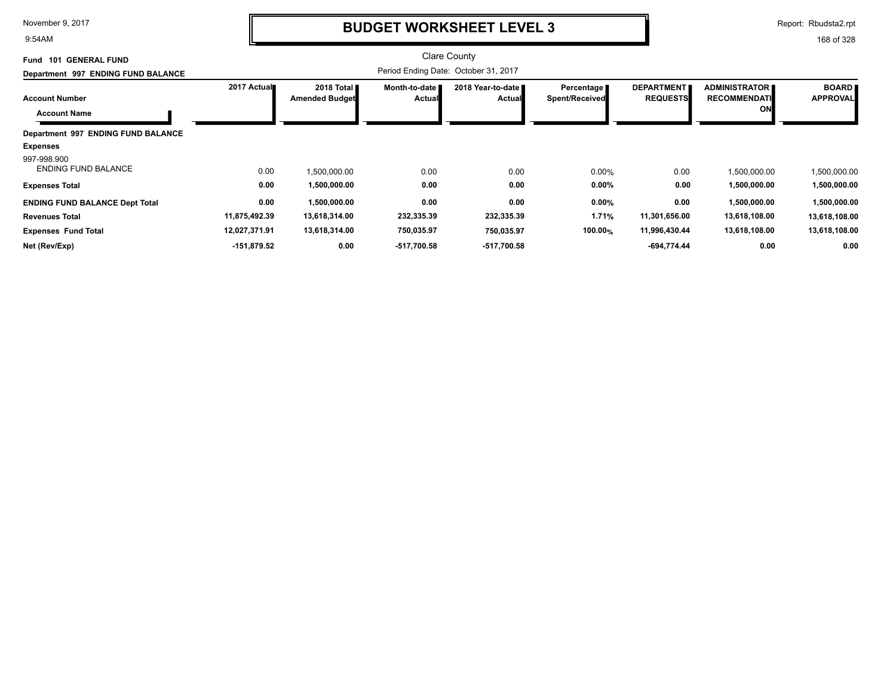# BUDGET WORKSHEET LEVEL 3

Clare County

Fund 101 GENERAL FUND

Department 997 ENDING FUND BALANCE

Period Ending Date: October 31, 2017

| Account Number / Account Name | 2017 Actual | 2018 Total Amended Budget | Month-to-date Actual | 2018 Year-to-date Actual | Percentage Spent/Received | DEPARTMENT REQUESTS | ADMINISTRATOR RECOMMENDATION | BOARD APPROVAL |
|---|---|---|---|---|---|---|---|---|
| **Department 997 ENDING FUND BALANCE** | | | | | | | | |
| **Expenses** | | | | | | | | |
| 997-998.900 ENDING FUND BALANCE | 0.00 | 1,500,000.00 | 0.00 | 0.00 | 0.00% | 0.00 | 1,500,000.00 | 1,500,000.00 |
| **Expenses Total** | **0.00** | **1,500,000.00** | **0.00** | **0.00** | **0.00%** | **0.00** | **1,500,000.00** | **1,500,000.00** |
| **ENDING FUND BALANCE Dept Total** | **0.00** | **1,500,000.00** | **0.00** | **0.00** | **0.00%** | **0.00** | **1,500,000.00** | **1,500,000.00** |
| **Revenues Total** | **11,875,492.39** | **13,618,314.00** | **232,335.39** | **232,335.39** | **1.71%** | **11,301,656.00** | **13,618,108.00** | **13,618,108.00** |
| **Expenses Fund Total** | **12,027,371.91** | **13,618,314.00** | **750,035.97** | **750,035.97** | **100.00%** | **11,996,430.44** | **13,618,108.00** | **13,618,108.00** |
| **Net (Rev/Exp)** | **-151,879.52** | **0.00** | **-517,700.58** | **-517,700.58** | | **-694,774.44** | **0.00** | **0.00** |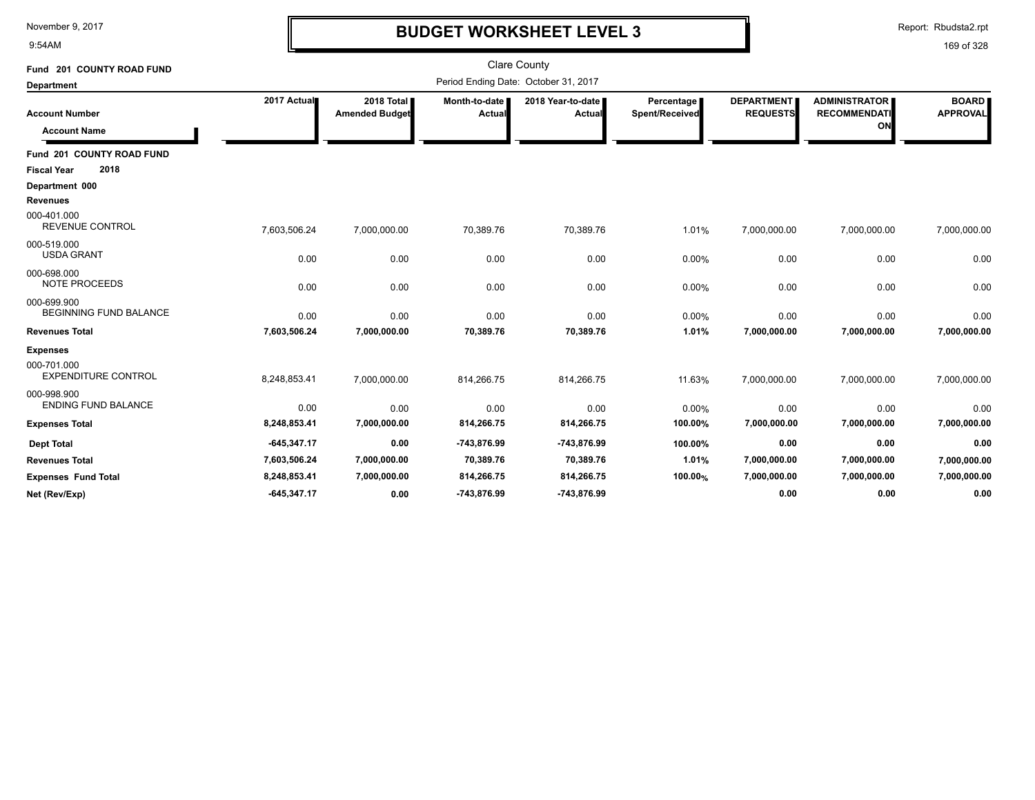# BUDGET WORKSHEET LEVEL 3

Clare County

Period Ending Date: October 31, 2017

**Fund 201 COUNTY ROAD FUND**

**Department**

| Account Number / Account Name | 2017 Actual | 2018 Total Amended Budget | Month-to-date Actual | 2018 Year-to-date Actual | Percentage Spent/Received | DEPARTMENT REQUESTS | ADMINISTRATOR RECOMMENDATION | BOARD APPROVAL |
|---|---|---|---|---|---|---|---|---|
| **Fund 201 COUNTY ROAD FUND** | | | | | | | | |
| **Fiscal Year 2018** | | | | | | | | |
| **Department 000** | | | | | | | | |
| **Revenues** | | | | | | | | |
| 000-401.000 REVENUE CONTROL | 7,603,506.24 | 7,000,000.00 | 70,389.76 | 70,389.76 | 1.01% | 7,000,000.00 | 7,000,000.00 | 7,000,000.00 |
| 000-519.000 USDA GRANT | 0.00 | 0.00 | 0.00 | 0.00 | 0.00% | 0.00 | 0.00 | 0.00 |
| 000-698.000 NOTE PROCEEDS | 0.00 | 0.00 | 0.00 | 0.00 | 0.00% | 0.00 | 0.00 | 0.00 |
| 000-699.900 BEGINNING FUND BALANCE | 0.00 | 0.00 | 0.00 | 0.00 | 0.00% | 0.00 | 0.00 | 0.00 |
| **Revenues Total** | **7,603,506.24** | **7,000,000.00** | **70,389.76** | **70,389.76** | **1.01%** | **7,000,000.00** | **7,000,000.00** | **7,000,000.00** |
| **Expenses** | | | | | | | | |
| 000-701.000 EXPENDITURE CONTROL | 8,248,853.41 | 7,000,000.00 | 814,266.75 | 814,266.75 | 11.63% | 7,000,000.00 | 7,000,000.00 | 7,000,000.00 |
| 000-998.900 ENDING FUND BALANCE | 0.00 | 0.00 | 0.00 | 0.00 | 0.00% | 0.00 | 0.00 | 0.00 |
| **Expenses Total** | **8,248,853.41** | **7,000,000.00** | **814,266.75** | **814,266.75** | **100.00%** | **7,000,000.00** | **7,000,000.00** | **7,000,000.00** |
| **Dept Total** | **-645,347.17** | **0.00** | **-743,876.99** | **-743,876.99** | **100.00%** | **0.00** | **0.00** | **0.00** |
| **Revenues Total** | **7,603,506.24** | **7,000,000.00** | **70,389.76** | **70,389.76** | **1.01%** | **7,000,000.00** | **7,000,000.00** | **7,000,000.00** |
| **Expenses Fund Total** | **8,248,853.41** | **7,000,000.00** | **814,266.75** | **814,266.75** | **100.00%** | **7,000,000.00** | **7,000,000.00** | **7,000,000.00** |
| **Net (Rev/Exp)** | **-645,347.17** | **0.00** | **-743,876.99** | **-743,876.99** | | **0.00** | **0.00** | **0.00** |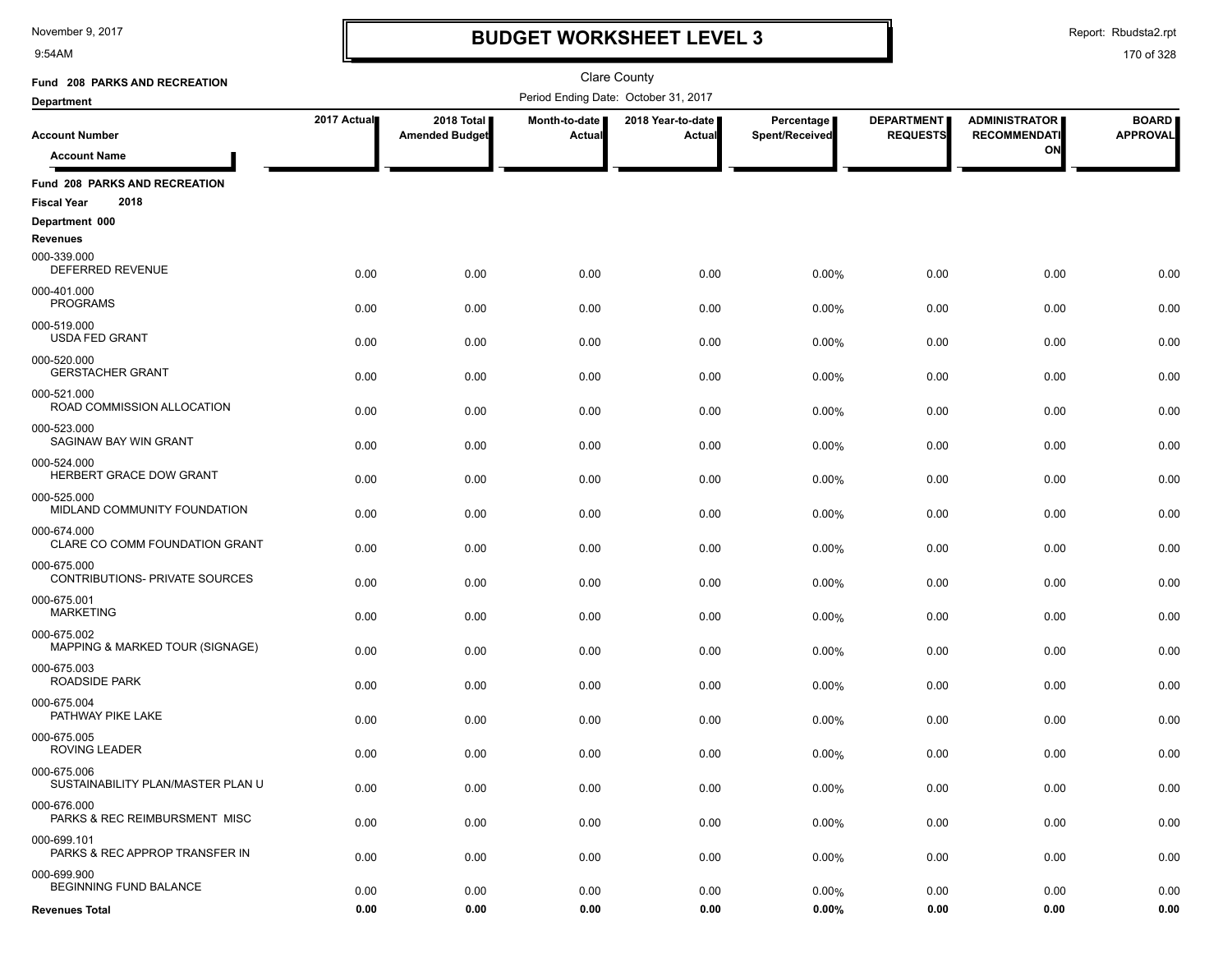# BUDGET WORKSHEET LEVEL 3

November 9, 2017
9:54AM

Report: Rbudsta2.rpt

Clare County

**Fund 208 PARKS AND RECREATION**

**Department**

Period Ending Date: October 31, 2017

| Account Number / Account Name | 2017 Actual | 2018 Total Amended Budget | Month-to-date Actual | 2018 Year-to-date Actual | Percentage Spent/Received | DEPARTMENT REQUESTS | ADMINISTRATOR RECOMMENDATION | BOARD APPROVAL |
|---|---|---|---|---|---|---|---|---|
| **Fund 208 PARKS AND RECREATION** | | | | | | | | |
| **Fiscal Year 2018** | | | | | | | | |
| **Department 000** | | | | | | | | |
| **Revenues** | | | | | | | | |
| 000-339.000 DEFERRED REVENUE | 0.00 | 0.00 | 0.00 | 0.00 | 0.00% | 0.00 | 0.00 | 0.00 |
| 000-401.000 PROGRAMS | 0.00 | 0.00 | 0.00 | 0.00 | 0.00% | 0.00 | 0.00 | 0.00 |
| 000-519.000 USDA FED GRANT | 0.00 | 0.00 | 0.00 | 0.00 | 0.00% | 0.00 | 0.00 | 0.00 |
| 000-520.000 GERSTACHER GRANT | 0.00 | 0.00 | 0.00 | 0.00 | 0.00% | 0.00 | 0.00 | 0.00 |
| 000-521.000 ROAD COMMISSION ALLOCATION | 0.00 | 0.00 | 0.00 | 0.00 | 0.00% | 0.00 | 0.00 | 0.00 |
| 000-523.000 SAGINAW BAY WIN GRANT | 0.00 | 0.00 | 0.00 | 0.00 | 0.00% | 0.00 | 0.00 | 0.00 |
| 000-524.000 HERBERT GRACE DOW GRANT | 0.00 | 0.00 | 0.00 | 0.00 | 0.00% | 0.00 | 0.00 | 0.00 |
| 000-525.000 MIDLAND COMMUNITY FOUNDATION | 0.00 | 0.00 | 0.00 | 0.00 | 0.00% | 0.00 | 0.00 | 0.00 |
| 000-674.000 CLARE CO COMM FOUNDATION GRANT | 0.00 | 0.00 | 0.00 | 0.00 | 0.00% | 0.00 | 0.00 | 0.00 |
| 000-675.000 CONTRIBUTIONS- PRIVATE SOURCES | 0.00 | 0.00 | 0.00 | 0.00 | 0.00% | 0.00 | 0.00 | 0.00 |
| 000-675.001 MARKETING | 0.00 | 0.00 | 0.00 | 0.00 | 0.00% | 0.00 | 0.00 | 0.00 |
| 000-675.002 MAPPING & MARKED TOUR (SIGNAGE) | 0.00 | 0.00 | 0.00 | 0.00 | 0.00% | 0.00 | 0.00 | 0.00 |
| 000-675.003 ROADSIDE PARK | 0.00 | 0.00 | 0.00 | 0.00 | 0.00% | 0.00 | 0.00 | 0.00 |
| 000-675.004 PATHWAY PIKE LAKE | 0.00 | 0.00 | 0.00 | 0.00 | 0.00% | 0.00 | 0.00 | 0.00 |
| 000-675.005 ROVING LEADER | 0.00 | 0.00 | 0.00 | 0.00 | 0.00% | 0.00 | 0.00 | 0.00 |
| 000-675.006 SUSTAINABILITY PLAN/MASTER PLAN U | 0.00 | 0.00 | 0.00 | 0.00 | 0.00% | 0.00 | 0.00 | 0.00 |
| 000-676.000 PARKS & REC REIMBURSMENT MISC | 0.00 | 0.00 | 0.00 | 0.00 | 0.00% | 0.00 | 0.00 | 0.00 |
| 000-699.101 PARKS & REC APPROP TRANSFER IN | 0.00 | 0.00 | 0.00 | 0.00 | 0.00% | 0.00 | 0.00 | 0.00 |
| 000-699.900 BEGINNING FUND BALANCE | 0.00 | 0.00 | 0.00 | 0.00 | 0.00% | 0.00 | 0.00 | 0.00 |
| **Revenues Total** | **0.00** | **0.00** | **0.00** | **0.00** | **0.00%** | **0.00** | **0.00** | **0.00** |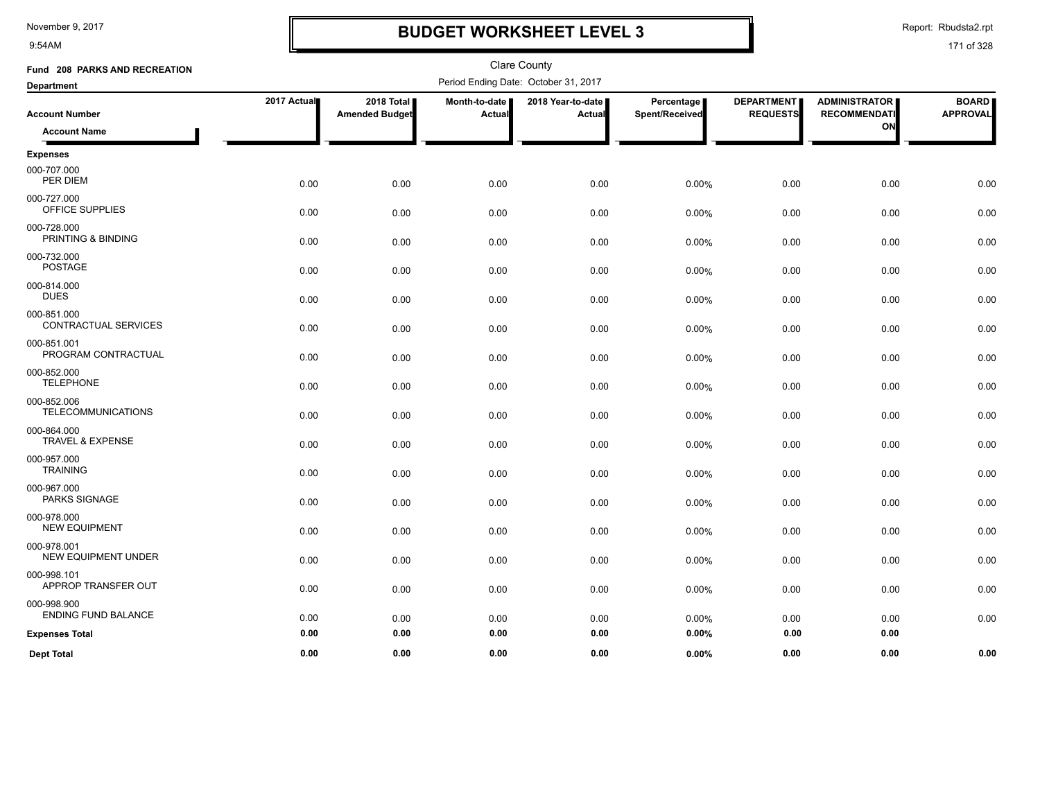# BUDGET WORKSHEET LEVEL 3

November 9, 2017
9:54AM

Report: Rbudsta2.rpt

Clare County

**Fund 208 PARKS AND RECREATION**

Period Ending Date: October 31, 2017

**Department**

| Account Number / Account Name | 2017 Actual | 2018 Total Amended Budget | Month-to-date Actual | 2018 Year-to-date Actual | Percentage Spent/Received | DEPARTMENT REQUESTS | ADMINISTRATOR RECOMMENDATION | BOARD APPROVAL |
|---|---|---|---|---|---|---|---|---|
| **Expenses** | | | | | | | | |
| 000-707.000 PER DIEM | 0.00 | 0.00 | 0.00 | 0.00 | 0.00% | 0.00 | 0.00 | 0.00 |
| 000-727.000 OFFICE SUPPLIES | 0.00 | 0.00 | 0.00 | 0.00 | 0.00% | 0.00 | 0.00 | 0.00 |
| 000-728.000 PRINTING & BINDING | 0.00 | 0.00 | 0.00 | 0.00 | 0.00% | 0.00 | 0.00 | 0.00 |
| 000-732.000 POSTAGE | 0.00 | 0.00 | 0.00 | 0.00 | 0.00% | 0.00 | 0.00 | 0.00 |
| 000-814.000 DUES | 0.00 | 0.00 | 0.00 | 0.00 | 0.00% | 0.00 | 0.00 | 0.00 |
| 000-851.000 CONTRACTUAL SERVICES | 0.00 | 0.00 | 0.00 | 0.00 | 0.00% | 0.00 | 0.00 | 0.00 |
| 000-851.001 PROGRAM CONTRACTUAL | 0.00 | 0.00 | 0.00 | 0.00 | 0.00% | 0.00 | 0.00 | 0.00 |
| 000-852.000 TELEPHONE | 0.00 | 0.00 | 0.00 | 0.00 | 0.00% | 0.00 | 0.00 | 0.00 |
| 000-852.006 TELECOMMUNICATIONS | 0.00 | 0.00 | 0.00 | 0.00 | 0.00% | 0.00 | 0.00 | 0.00 |
| 000-864.000 TRAVEL & EXPENSE | 0.00 | 0.00 | 0.00 | 0.00 | 0.00% | 0.00 | 0.00 | 0.00 |
| 000-957.000 TRAINING | 0.00 | 0.00 | 0.00 | 0.00 | 0.00% | 0.00 | 0.00 | 0.00 |
| 000-967.000 PARKS SIGNAGE | 0.00 | 0.00 | 0.00 | 0.00 | 0.00% | 0.00 | 0.00 | 0.00 |
| 000-978.000 NEW EQUIPMENT | 0.00 | 0.00 | 0.00 | 0.00 | 0.00% | 0.00 | 0.00 | 0.00 |
| 000-978.001 NEW EQUIPMENT UNDER | 0.00 | 0.00 | 0.00 | 0.00 | 0.00% | 0.00 | 0.00 | 0.00 |
| 000-998.101 APPROP TRANSFER OUT | 0.00 | 0.00 | 0.00 | 0.00 | 0.00% | 0.00 | 0.00 | 0.00 |
| 000-998.900 ENDING FUND BALANCE | 0.00 | 0.00 | 0.00 | 0.00 | 0.00% | 0.00 | 0.00 | 0.00 |
| **Expenses Total** | **0.00** | **0.00** | **0.00** | **0.00** | **0.00%** | **0.00** | **0.00** | |
| **Dept Total** | **0.00** | **0.00** | **0.00** | **0.00** | **0.00%** | **0.00** | **0.00** | **0.00** |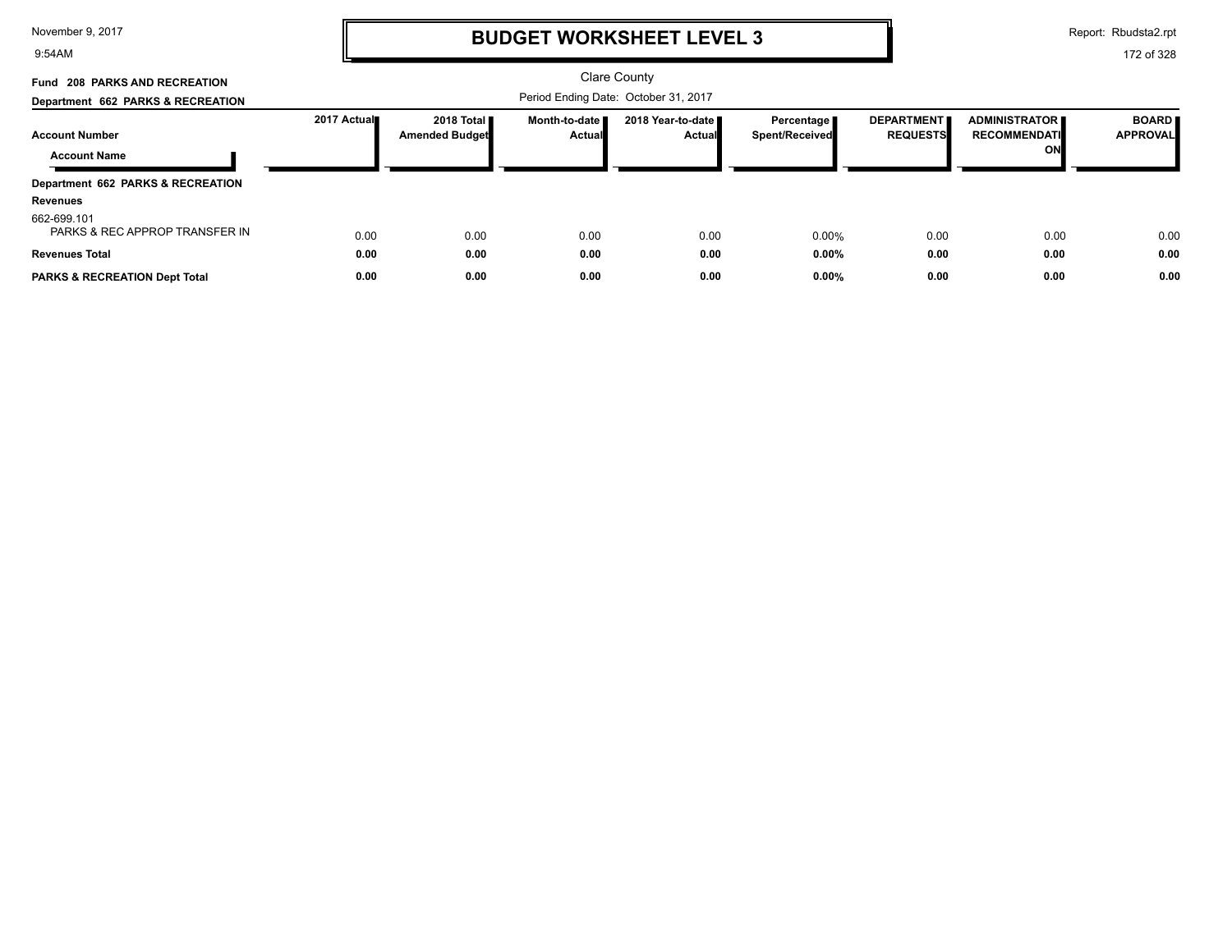# BUDGET WORKSHEET LEVEL 3

Clare County

Period Ending Date: October 31, 2017

**Fund 208 PARKS AND RECREATION**

**Department 662 PARKS & RECREATION**

| Account Number / Account Name | 2017 Actual | 2018 Total Amended Budget | Month-to-date Actual | 2018 Year-to-date Actual | Percentage Spent/Received | DEPARTMENT REQUESTS | ADMINISTRATOR RECOMMENDATION | BOARD APPROVAL |
|---|---|---|---|---|---|---|---|---|
| **Department 662 PARKS & RECREATION** | | | | | | | | |
| **Revenues** | | | | | | | | |
| 662-699.101 PARKS & REC APPROP TRANSFER IN | 0.00 | 0.00 | 0.00 | 0.00 | 0.00% | 0.00 | 0.00 | 0.00 |
| **Revenues Total** | **0.00** | **0.00** | **0.00** | **0.00** | **0.00%** | **0.00** | **0.00** | **0.00** |
| **PARKS & RECREATION Dept Total** | **0.00** | **0.00** | **0.00** | **0.00** | **0.00%** | **0.00** | **0.00** | **0.00** |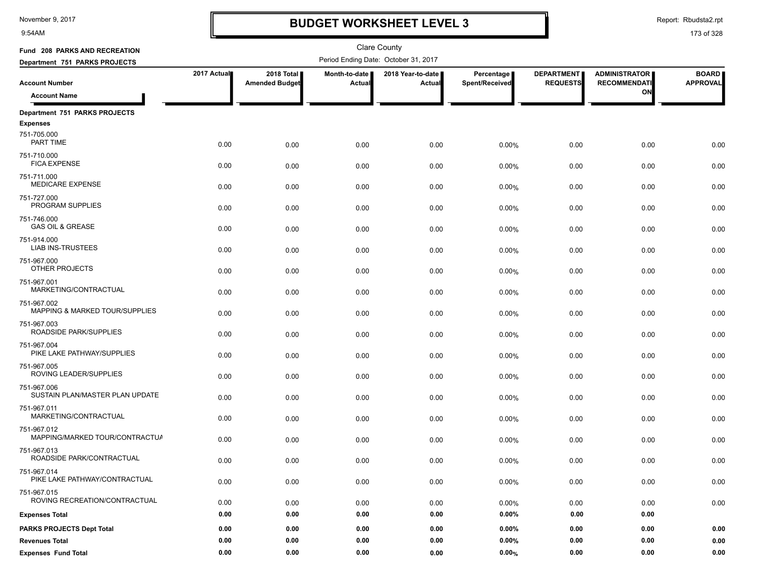# BUDGET WORKSHEET LEVEL 3

November 9, 2017
9:54AM

Report: Rbudsta2.rpt

Clare County

**Fund 208 PARKS AND RECREATION**
**Department 751 PARKS PROJECTS**

Period Ending Date: October 31, 2017

| Account Number / Account Name | 2017 Actual | 2018 Total Amended Budget | Month-to-date Actual | 2018 Year-to-date Actual | Percentage Spent/Received | DEPARTMENT REQUESTS | ADMINISTRATOR RECOMMENDATION | BOARD APPROVAL |
|---|---|---|---|---|---|---|---|---|
| **Department 751 PARKS PROJECTS** | | | | | | | | |
| **Expenses** | | | | | | | | |
| 751-705.000 PART TIME | 0.00 | 0.00 | 0.00 | 0.00 | 0.00% | 0.00 | 0.00 | 0.00 |
| 751-710.000 FICA EXPENSE | 0.00 | 0.00 | 0.00 | 0.00 | 0.00% | 0.00 | 0.00 | 0.00 |
| 751-711.000 MEDICARE EXPENSE | 0.00 | 0.00 | 0.00 | 0.00 | 0.00% | 0.00 | 0.00 | 0.00 |
| 751-727.000 PROGRAM SUPPLIES | 0.00 | 0.00 | 0.00 | 0.00 | 0.00% | 0.00 | 0.00 | 0.00 |
| 751-746.000 GAS OIL & GREASE | 0.00 | 0.00 | 0.00 | 0.00 | 0.00% | 0.00 | 0.00 | 0.00 |
| 751-914.000 LIAB INS-TRUSTEES | 0.00 | 0.00 | 0.00 | 0.00 | 0.00% | 0.00 | 0.00 | 0.00 |
| 751-967.000 OTHER PROJECTS | 0.00 | 0.00 | 0.00 | 0.00 | 0.00% | 0.00 | 0.00 | 0.00 |
| 751-967.001 MARKETING/CONTRACTUAL | 0.00 | 0.00 | 0.00 | 0.00 | 0.00% | 0.00 | 0.00 | 0.00 |
| 751-967.002 MAPPING & MARKED TOUR/SUPPLIES | 0.00 | 0.00 | 0.00 | 0.00 | 0.00% | 0.00 | 0.00 | 0.00 |
| 751-967.003 ROADSIDE PARK/SUPPLIES | 0.00 | 0.00 | 0.00 | 0.00 | 0.00% | 0.00 | 0.00 | 0.00 |
| 751-967.004 PIKE LAKE PATHWAY/SUPPLIES | 0.00 | 0.00 | 0.00 | 0.00 | 0.00% | 0.00 | 0.00 | 0.00 |
| 751-967.005 ROVING LEADER/SUPPLIES | 0.00 | 0.00 | 0.00 | 0.00 | 0.00% | 0.00 | 0.00 | 0.00 |
| 751-967.006 SUSTAIN PLAN/MASTER PLAN UPDATE | 0.00 | 0.00 | 0.00 | 0.00 | 0.00% | 0.00 | 0.00 | 0.00 |
| 751-967.011 MARKETING/CONTRACTUAL | 0.00 | 0.00 | 0.00 | 0.00 | 0.00% | 0.00 | 0.00 | 0.00 |
| 751-967.012 MAPPING/MARKED TOUR/CONTRACTUA | 0.00 | 0.00 | 0.00 | 0.00 | 0.00% | 0.00 | 0.00 | 0.00 |
| 751-967.013 ROADSIDE PARK/CONTRACTUAL | 0.00 | 0.00 | 0.00 | 0.00 | 0.00% | 0.00 | 0.00 | 0.00 |
| 751-967.014 PIKE LAKE PATHWAY/CONTRACTUAL | 0.00 | 0.00 | 0.00 | 0.00 | 0.00% | 0.00 | 0.00 | 0.00 |
| 751-967.015 ROVING RECREATION/CONTRACTUAL | 0.00 | 0.00 | 0.00 | 0.00 | 0.00% | 0.00 | 0.00 | 0.00 |
| **Expenses Total** | **0.00** | **0.00** | **0.00** | **0.00** | **0.00%** | **0.00** | **0.00** | |
| **PARKS PROJECTS Dept Total** | **0.00** | **0.00** | **0.00** | **0.00** | **0.00%** | **0.00** | **0.00** | **0.00** |
| **Revenues Total** | **0.00** | **0.00** | **0.00** | **0.00** | **0.00%** | **0.00** | **0.00** | **0.00** |
| **Expenses Fund Total** | **0.00** | **0.00** | **0.00** | **0.00** | **0.00%** | **0.00** | **0.00** | **0.00** |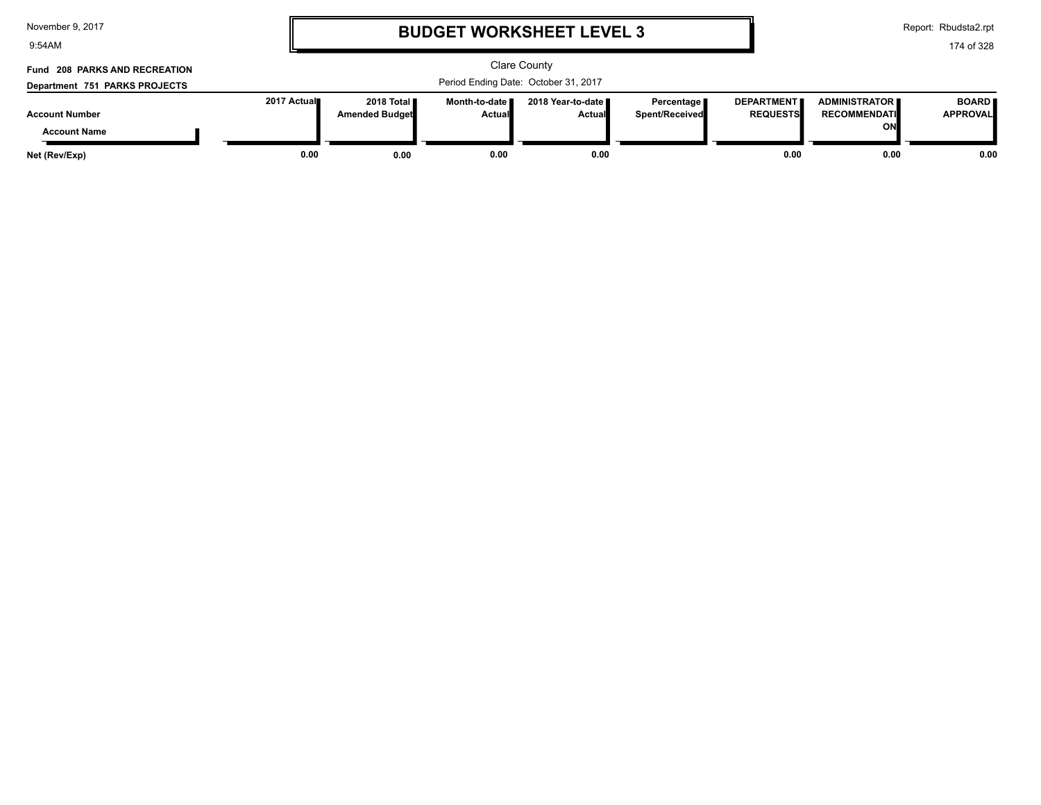# BUDGET WORKSHEET LEVEL 3

November 9, 2017
9:54AM

Report: Rbudsta2.rpt

Clare County

**Fund 208 PARKS AND RECREATION**

**Department 751 PARKS PROJECTS**

Period Ending Date: October 31, 2017

| Account Number / Account Name | 2017 Actual | 2018 Total Amended Budget | Month-to-date Actual | 2018 Year-to-date Actual | Percentage Spent/Received | DEPARTMENT REQUESTS | ADMINISTRATOR RECOMMENDATION | BOARD APPROVAL |
|---|---|---|---|---|---|---|---|---|
| **Net (Rev/Exp)** | 0.00 | 0.00 | 0.00 | 0.00 | | 0.00 | 0.00 | 0.00 |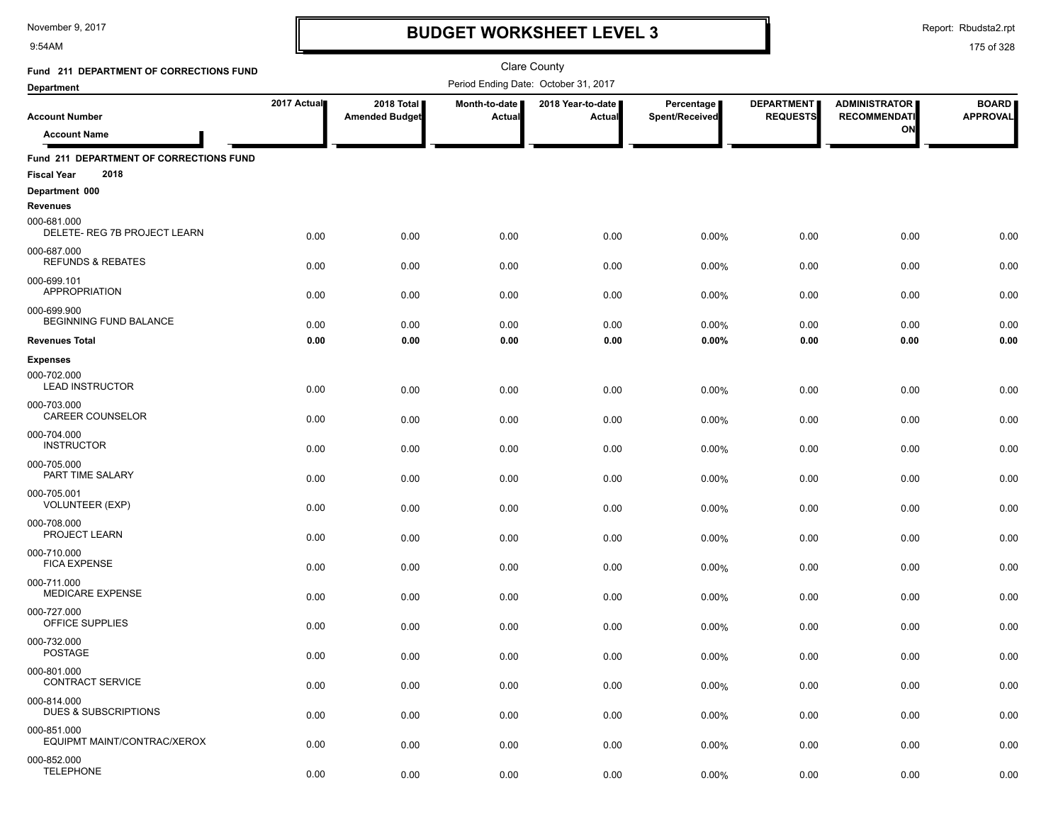# BUDGET WORKSHEET LEVEL 3

November 9, 2017
9:54AM

Report: Rbudsta2.rpt

Clare County

**Fund 211 DEPARTMENT OF CORRECTIONS FUND**

**Department**

Period Ending Date: October 31, 2017

| Account Number / Account Name | 2017 Actual | 2018 Total Amended Budget | Month-to-date Actual | 2018 Year-to-date Actual | Percentage Spent/Received | DEPARTMENT REQUESTS | ADMINISTRATOR RECOMMENDATION | BOARD APPROVAL |
|---|---|---|---|---|---|---|---|---|
| **Fund 211 DEPARTMENT OF CORRECTIONS FUND** | | | | | | | | |
| **Fiscal Year 2018** | | | | | | | | |
| **Department 000** | | | | | | | | |
| **Revenues** | | | | | | | | |
| 000-681.000 DELETE- REG 7B PROJECT LEARN | 0.00 | 0.00 | 0.00 | 0.00 | 0.00% | 0.00 | 0.00 | 0.00 |
| 000-687.000 REFUNDS & REBATES | 0.00 | 0.00 | 0.00 | 0.00 | 0.00% | 0.00 | 0.00 | 0.00 |
| 000-699.101 APPROPRIATION | 0.00 | 0.00 | 0.00 | 0.00 | 0.00% | 0.00 | 0.00 | 0.00 |
| 000-699.900 BEGINNING FUND BALANCE | 0.00 | 0.00 | 0.00 | 0.00 | 0.00% | 0.00 | 0.00 | 0.00 |
| **Revenues Total** | **0.00** | **0.00** | **0.00** | **0.00** | **0.00%** | **0.00** | **0.00** | **0.00** |
| **Expenses** | | | | | | | | |
| 000-702.000 LEAD INSTRUCTOR | 0.00 | 0.00 | 0.00 | 0.00 | 0.00% | 0.00 | 0.00 | 0.00 |
| 000-703.000 CAREER COUNSELOR | 0.00 | 0.00 | 0.00 | 0.00 | 0.00% | 0.00 | 0.00 | 0.00 |
| 000-704.000 INSTRUCTOR | 0.00 | 0.00 | 0.00 | 0.00 | 0.00% | 0.00 | 0.00 | 0.00 |
| 000-705.000 PART TIME SALARY | 0.00 | 0.00 | 0.00 | 0.00 | 0.00% | 0.00 | 0.00 | 0.00 |
| 000-705.001 VOLUNTEER (EXP) | 0.00 | 0.00 | 0.00 | 0.00 | 0.00% | 0.00 | 0.00 | 0.00 |
| 000-708.000 PROJECT LEARN | 0.00 | 0.00 | 0.00 | 0.00 | 0.00% | 0.00 | 0.00 | 0.00 |
| 000-710.000 FICA EXPENSE | 0.00 | 0.00 | 0.00 | 0.00 | 0.00% | 0.00 | 0.00 | 0.00 |
| 000-711.000 MEDICARE EXPENSE | 0.00 | 0.00 | 0.00 | 0.00 | 0.00% | 0.00 | 0.00 | 0.00 |
| 000-727.000 OFFICE SUPPLIES | 0.00 | 0.00 | 0.00 | 0.00 | 0.00% | 0.00 | 0.00 | 0.00 |
| 000-732.000 POSTAGE | 0.00 | 0.00 | 0.00 | 0.00 | 0.00% | 0.00 | 0.00 | 0.00 |
| 000-801.000 CONTRACT SERVICE | 0.00 | 0.00 | 0.00 | 0.00 | 0.00% | 0.00 | 0.00 | 0.00 |
| 000-814.000 DUES & SUBSCRIPTIONS | 0.00 | 0.00 | 0.00 | 0.00 | 0.00% | 0.00 | 0.00 | 0.00 |
| 000-851.000 EQUIPMT MAINT/CONTRAC/XEROX | 0.00 | 0.00 | 0.00 | 0.00 | 0.00% | 0.00 | 0.00 | 0.00 |
| 000-852.000 TELEPHONE | 0.00 | 0.00 | 0.00 | 0.00 | 0.00% | 0.00 | 0.00 | 0.00 |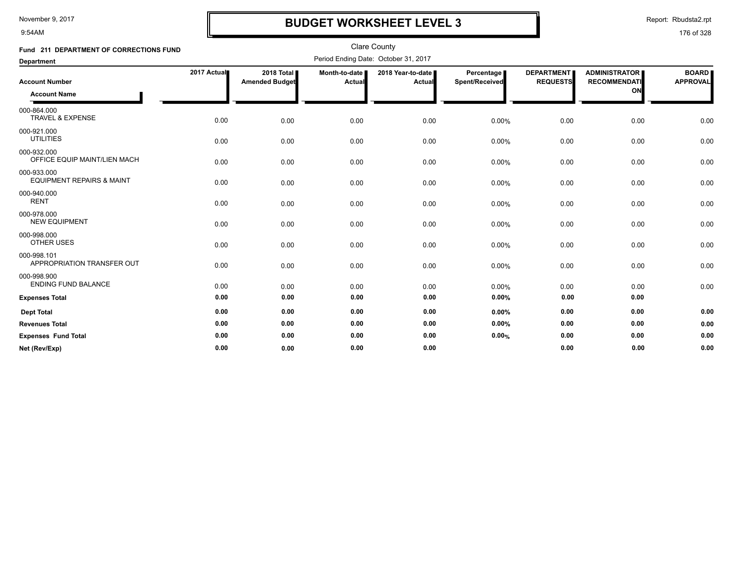# BUDGET WORKSHEET LEVEL 3

November 9, 2017
9:54AM

Report: Rbudsta2.rpt

Clare County

**Fund 211 DEPARTMENT OF CORRECTIONS FUND**

Period Ending Date: October 31, 2017

**Department**

| Account Number / Account Name | 2017 Actual | 2018 Total Amended Budget | Month-to-date Actual | 2018 Year-to-date Actual | Percentage Spent/Received | DEPARTMENT REQUESTS | ADMINISTRATOR RECOMMENDATION | BOARD APPROVAL |
|---|---|---|---|---|---|---|---|---|
| 000-864.000 TRAVEL & EXPENSE | 0.00 | 0.00 | 0.00 | 0.00 | 0.00% | 0.00 | 0.00 | 0.00 |
| 000-921.000 UTILITIES | 0.00 | 0.00 | 0.00 | 0.00 | 0.00% | 0.00 | 0.00 | 0.00 |
| 000-932.000 OFFICE EQUIP MAINT/LIEN MACH | 0.00 | 0.00 | 0.00 | 0.00 | 0.00% | 0.00 | 0.00 | 0.00 |
| 000-933.000 EQUIPMENT REPAIRS & MAINT | 0.00 | 0.00 | 0.00 | 0.00 | 0.00% | 0.00 | 0.00 | 0.00 |
| 000-940.000 RENT | 0.00 | 0.00 | 0.00 | 0.00 | 0.00% | 0.00 | 0.00 | 0.00 |
| 000-978.000 NEW EQUIPMENT | 0.00 | 0.00 | 0.00 | 0.00 | 0.00% | 0.00 | 0.00 | 0.00 |
| 000-998.000 OTHER USES | 0.00 | 0.00 | 0.00 | 0.00 | 0.00% | 0.00 | 0.00 | 0.00 |
| 000-998.101 APPROPRIATION TRANSFER OUT | 0.00 | 0.00 | 0.00 | 0.00 | 0.00% | 0.00 | 0.00 | 0.00 |
| 000-998.900 ENDING FUND BALANCE | 0.00 | 0.00 | 0.00 | 0.00 | 0.00% | 0.00 | 0.00 | 0.00 |
| **Expenses Total** | **0.00** | **0.00** | **0.00** | **0.00** | **0.00%** | **0.00** | **0.00** | |
| **Dept Total** | **0.00** | **0.00** | **0.00** | **0.00** | **0.00%** | **0.00** | **0.00** | **0.00** |
| **Revenues Total** | **0.00** | **0.00** | **0.00** | **0.00** | **0.00%** | **0.00** | **0.00** | **0.00** |
| **Expenses Fund Total** | **0.00** | **0.00** | **0.00** | **0.00** | **0.00%** | **0.00** | **0.00** | **0.00** |
| **Net (Rev/Exp)** | **0.00** | **0.00** | **0.00** | **0.00** | | **0.00** | **0.00** | **0.00** |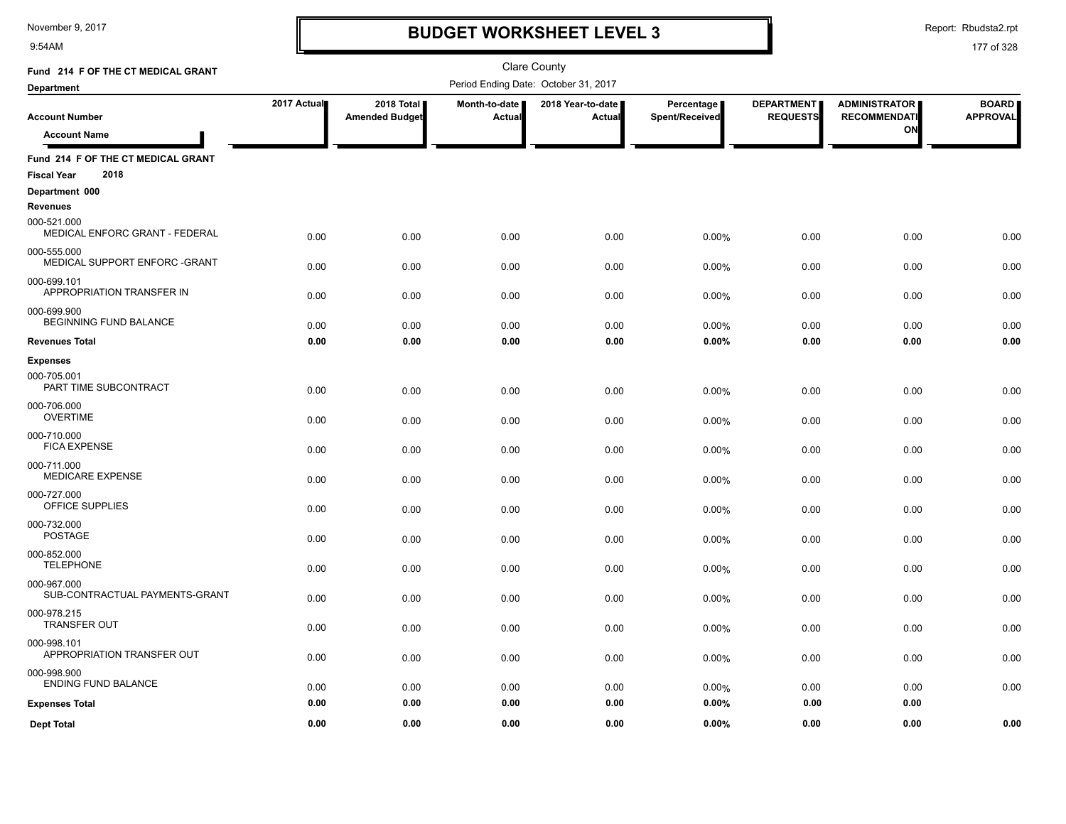# BUDGET WORKSHEET LEVEL 3

November 9, 2017
9:54AM

Report: Rbudsta2.rpt

Clare County

Period Ending Date: October 31, 2017

**Fund 214 F OF THE CT MEDICAL GRANT**

**Department**

| Account Number / Account Name | 2017 Actual | 2018 Total Amended Budget | Month-to-date Actual | 2018 Year-to-date Actual | Percentage Spent/Received | DEPARTMENT REQUESTS | ADMINISTRATOR RECOMMENDATION | BOARD APPROVAL |
|---|---|---|---|---|---|---|---|---|
| **Fund 214 F OF THE CT MEDICAL GRANT** | | | | | | | | |
| **Fiscal Year 2018** | | | | | | | | |
| **Department 000** | | | | | | | | |
| **Revenues** | | | | | | | | |
| 000-521.000 MEDICAL ENFORC GRANT - FEDERAL | 0.00 | 0.00 | 0.00 | 0.00 | 0.00% | 0.00 | 0.00 | 0.00 |
| 000-555.000 MEDICAL SUPPORT ENFORC -GRANT | 0.00 | 0.00 | 0.00 | 0.00 | 0.00% | 0.00 | 0.00 | 0.00 |
| 000-699.101 APPROPRIATION TRANSFER IN | 0.00 | 0.00 | 0.00 | 0.00 | 0.00% | 0.00 | 0.00 | 0.00 |
| 000-699.900 BEGINNING FUND BALANCE | 0.00 | 0.00 | 0.00 | 0.00 | 0.00% | 0.00 | 0.00 | 0.00 |
| **Revenues Total** | **0.00** | **0.00** | **0.00** | **0.00** | **0.00%** | **0.00** | **0.00** | **0.00** |
| **Expenses** | | | | | | | | |
| 000-705.001 PART TIME SUBCONTRACT | 0.00 | 0.00 | 0.00 | 0.00 | 0.00% | 0.00 | 0.00 | 0.00 |
| 000-706.000 OVERTIME | 0.00 | 0.00 | 0.00 | 0.00 | 0.00% | 0.00 | 0.00 | 0.00 |
| 000-710.000 FICA EXPENSE | 0.00 | 0.00 | 0.00 | 0.00 | 0.00% | 0.00 | 0.00 | 0.00 |
| 000-711.000 MEDICARE EXPENSE | 0.00 | 0.00 | 0.00 | 0.00 | 0.00% | 0.00 | 0.00 | 0.00 |
| 000-727.000 OFFICE SUPPLIES | 0.00 | 0.00 | 0.00 | 0.00 | 0.00% | 0.00 | 0.00 | 0.00 |
| 000-732.000 POSTAGE | 0.00 | 0.00 | 0.00 | 0.00 | 0.00% | 0.00 | 0.00 | 0.00 |
| 000-852.000 TELEPHONE | 0.00 | 0.00 | 0.00 | 0.00 | 0.00% | 0.00 | 0.00 | 0.00 |
| 000-967.000 SUB-CONTRACTUAL PAYMENTS-GRANT | 0.00 | 0.00 | 0.00 | 0.00 | 0.00% | 0.00 | 0.00 | 0.00 |
| 000-978.215 TRANSFER OUT | 0.00 | 0.00 | 0.00 | 0.00 | 0.00% | 0.00 | 0.00 | 0.00 |
| 000-998.101 APPROPRIATION TRANSFER OUT | 0.00 | 0.00 | 0.00 | 0.00 | 0.00% | 0.00 | 0.00 | 0.00 |
| 000-998.900 ENDING FUND BALANCE | 0.00 | 0.00 | 0.00 | 0.00 | 0.00% | 0.00 | 0.00 | 0.00 |
| **Expenses Total** | **0.00** | **0.00** | **0.00** | **0.00** | **0.00%** | **0.00** | **0.00** | |
| **Dept Total** | **0.00** | **0.00** | **0.00** | **0.00** | **0.00%** | **0.00** | **0.00** | **0.00** |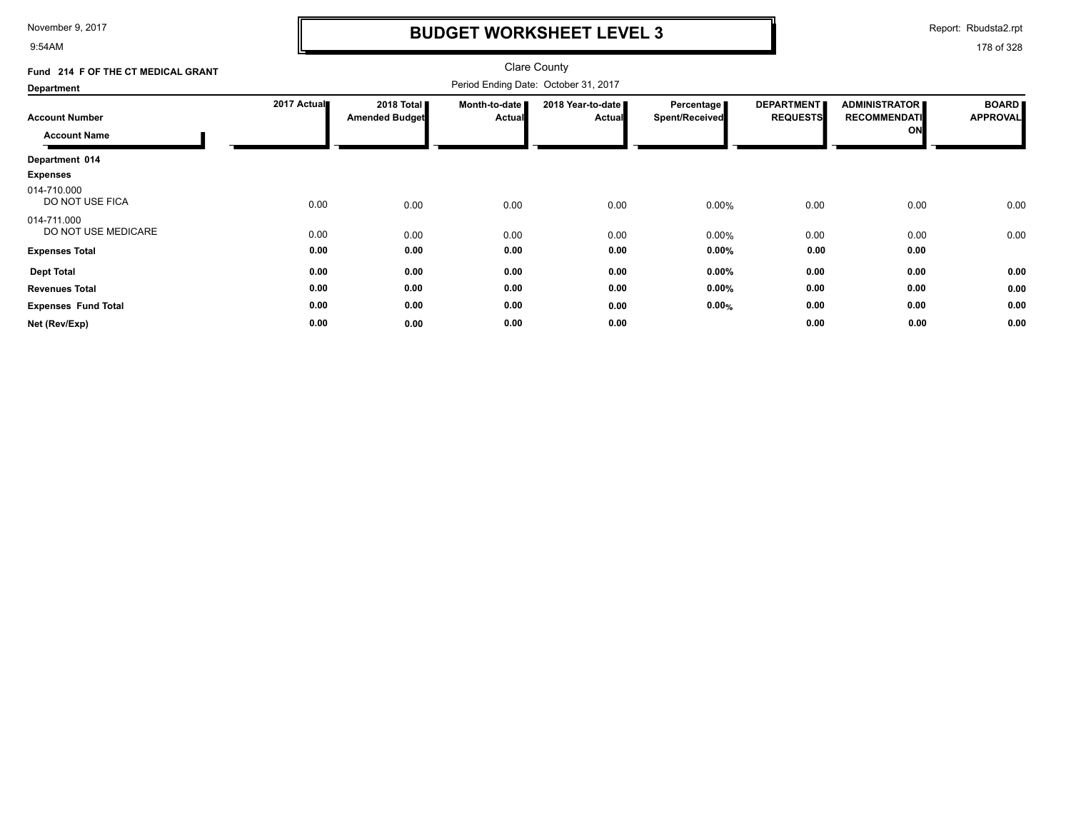# BUDGET WORKSHEET LEVEL 3

November 9, 2017
9:54AM

Report: Rbudsta2.rpt

Clare County

Fund 214 F OF THE CT MEDICAL GRANT

Period Ending Date: October 31, 2017

Department

| Account Number / Account Name | 2017 Actual | 2018 Total Amended Budget | Month-to-date Actual | 2018 Year-to-date Actual | Percentage Spent/Received | DEPARTMENT REQUESTS | ADMINISTRATOR RECOMMENDATION | BOARD APPROVAL |
|---|---|---|---|---|---|---|---|---|
| **Department 014** | | | | | | | | |
| **Expenses** | | | | | | | | |
| 014-710.000 DO NOT USE FICA | 0.00 | 0.00 | 0.00 | 0.00 | 0.00% | 0.00 | 0.00 | 0.00 |
| 014-711.000 DO NOT USE MEDICARE | 0.00 | 0.00 | 0.00 | 0.00 | 0.00% | 0.00 | 0.00 | 0.00 |
| **Expenses Total** | **0.00** | **0.00** | **0.00** | **0.00** | **0.00%** | **0.00** | **0.00** | |
| **Dept Total** | **0.00** | **0.00** | **0.00** | **0.00** | **0.00%** | **0.00** | **0.00** | **0.00** |
| **Revenues Total** | **0.00** | **0.00** | **0.00** | **0.00** | **0.00%** | **0.00** | **0.00** | **0.00** |
| **Expenses Fund Total** | **0.00** | **0.00** | **0.00** | **0.00** | **0.00%** | **0.00** | **0.00** | **0.00** |
| **Net (Rev/Exp)** | **0.00** | **0.00** | **0.00** | **0.00** | | **0.00** | **0.00** | **0.00** |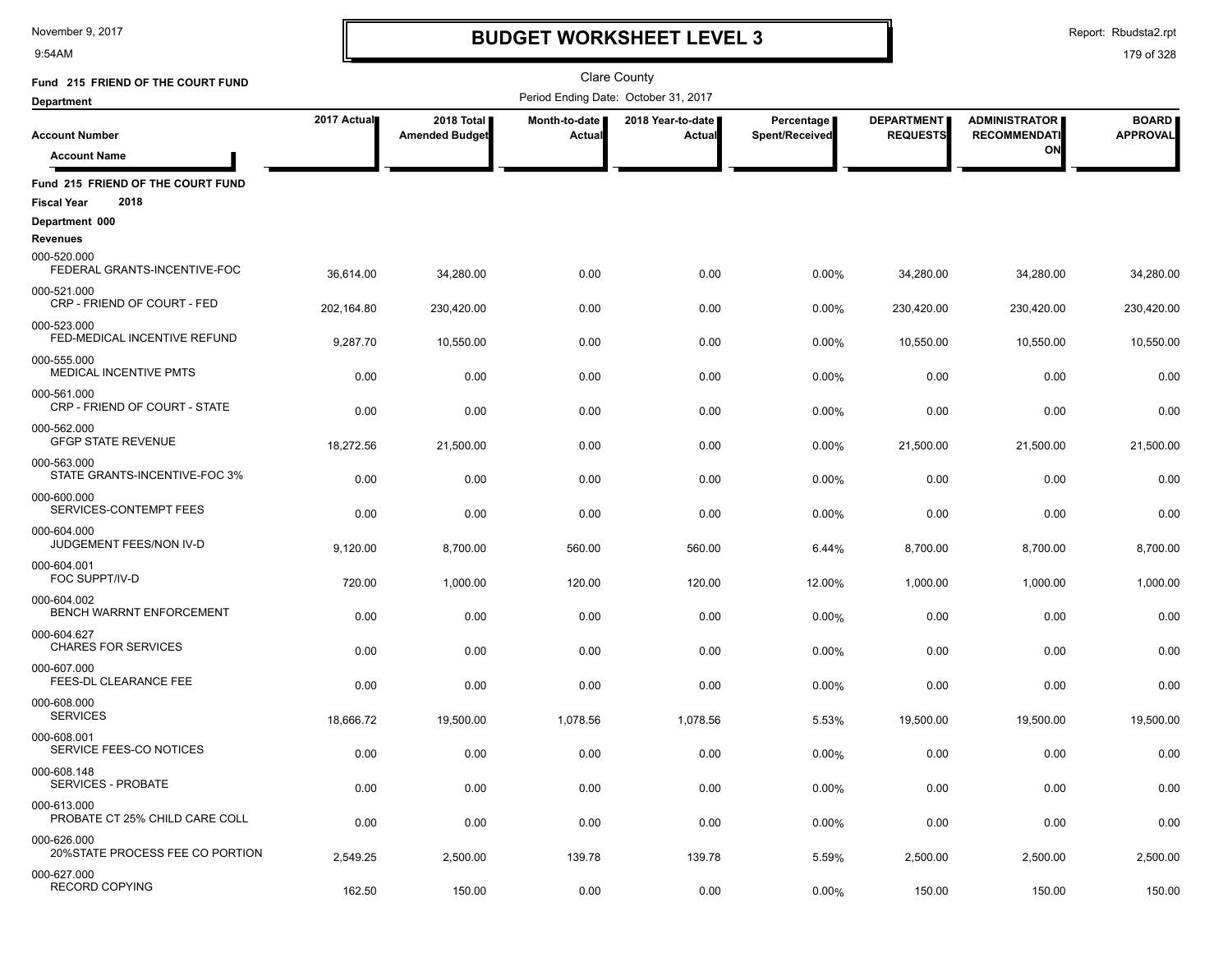# BUDGET WORKSHEET LEVEL 3

November 9, 2017
9:54AM

Report: Rbudsta2.rpt

Clare County

Fund 215 FRIEND OF THE COURT FUND

Department

Period Ending Date: October 31, 2017

| Account Number / Account Name | 2017 Actual | 2018 Total Amended Budget | Month-to-date Actual | 2018 Year-to-date Actual | Percentage Spent/Received | DEPARTMENT REQUESTS | ADMINISTRATOR RECOMMENDATION | BOARD APPROVAL |
|---|---|---|---|---|---|---|---|---|
| **Fund 215 FRIEND OF THE COURT FUND** | | | | | | | | |
| **Fiscal Year 2018** | | | | | | | | |
| **Department 000** | | | | | | | | |
| **Revenues** | | | | | | | | |
| 000-520.000 FEDERAL GRANTS-INCENTIVE-FOC | 36,614.00 | 34,280.00 | 0.00 | 0.00 | 0.00% | 34,280.00 | 34,280.00 | 34,280.00 |
| 000-521.000 CRP - FRIEND OF COURT - FED | 202,164.80 | 230,420.00 | 0.00 | 0.00 | 0.00% | 230,420.00 | 230,420.00 | 230,420.00 |
| 000-523.000 FED-MEDICAL INCENTIVE REFUND | 9,287.70 | 10,550.00 | 0.00 | 0.00 | 0.00% | 10,550.00 | 10,550.00 | 10,550.00 |
| 000-555.000 MEDICAL INCENTIVE PMTS | 0.00 | 0.00 | 0.00 | 0.00 | 0.00% | 0.00 | 0.00 | 0.00 |
| 000-561.000 CRP - FRIEND OF COURT - STATE | 0.00 | 0.00 | 0.00 | 0.00 | 0.00% | 0.00 | 0.00 | 0.00 |
| 000-562.000 GFGP STATE REVENUE | 18,272.56 | 21,500.00 | 0.00 | 0.00 | 0.00% | 21,500.00 | 21,500.00 | 21,500.00 |
| 000-563.000 STATE GRANTS-INCENTIVE-FOC 3% | 0.00 | 0.00 | 0.00 | 0.00 | 0.00% | 0.00 | 0.00 | 0.00 |
| 000-600.000 SERVICES-CONTEMPT FEES | 0.00 | 0.00 | 0.00 | 0.00 | 0.00% | 0.00 | 0.00 | 0.00 |
| 000-604.000 JUDGEMENT FEES/NON IV-D | 9,120.00 | 8,700.00 | 560.00 | 560.00 | 6.44% | 8,700.00 | 8,700.00 | 8,700.00 |
| 000-604.001 FOC SUPPT/IV-D | 720.00 | 1,000.00 | 120.00 | 120.00 | 12.00% | 1,000.00 | 1,000.00 | 1,000.00 |
| 000-604.002 BENCH WARRNT ENFORCEMENT | 0.00 | 0.00 | 0.00 | 0.00 | 0.00% | 0.00 | 0.00 | 0.00 |
| 000-604.627 CHARES FOR SERVICES | 0.00 | 0.00 | 0.00 | 0.00 | 0.00% | 0.00 | 0.00 | 0.00 |
| 000-607.000 FEES-DL CLEARANCE FEE | 0.00 | 0.00 | 0.00 | 0.00 | 0.00% | 0.00 | 0.00 | 0.00 |
| 000-608.000 SERVICES | 18,666.72 | 19,500.00 | 1,078.56 | 1,078.56 | 5.53% | 19,500.00 | 19,500.00 | 19,500.00 |
| 000-608.001 SERVICE FEES-CO NOTICES | 0.00 | 0.00 | 0.00 | 0.00 | 0.00% | 0.00 | 0.00 | 0.00 |
| 000-608.148 SERVICES - PROBATE | 0.00 | 0.00 | 0.00 | 0.00 | 0.00% | 0.00 | 0.00 | 0.00 |
| 000-613.000 PROBATE CT 25% CHILD CARE COLL | 0.00 | 0.00 | 0.00 | 0.00 | 0.00% | 0.00 | 0.00 | 0.00 |
| 000-626.000 20%STATE PROCESS FEE CO PORTION | 2,549.25 | 2,500.00 | 139.78 | 139.78 | 5.59% | 2,500.00 | 2,500.00 | 2,500.00 |
| 000-627.000 RECORD COPYING | 162.50 | 150.00 | 0.00 | 0.00 | 0.00% | 150.00 | 150.00 | 150.00 |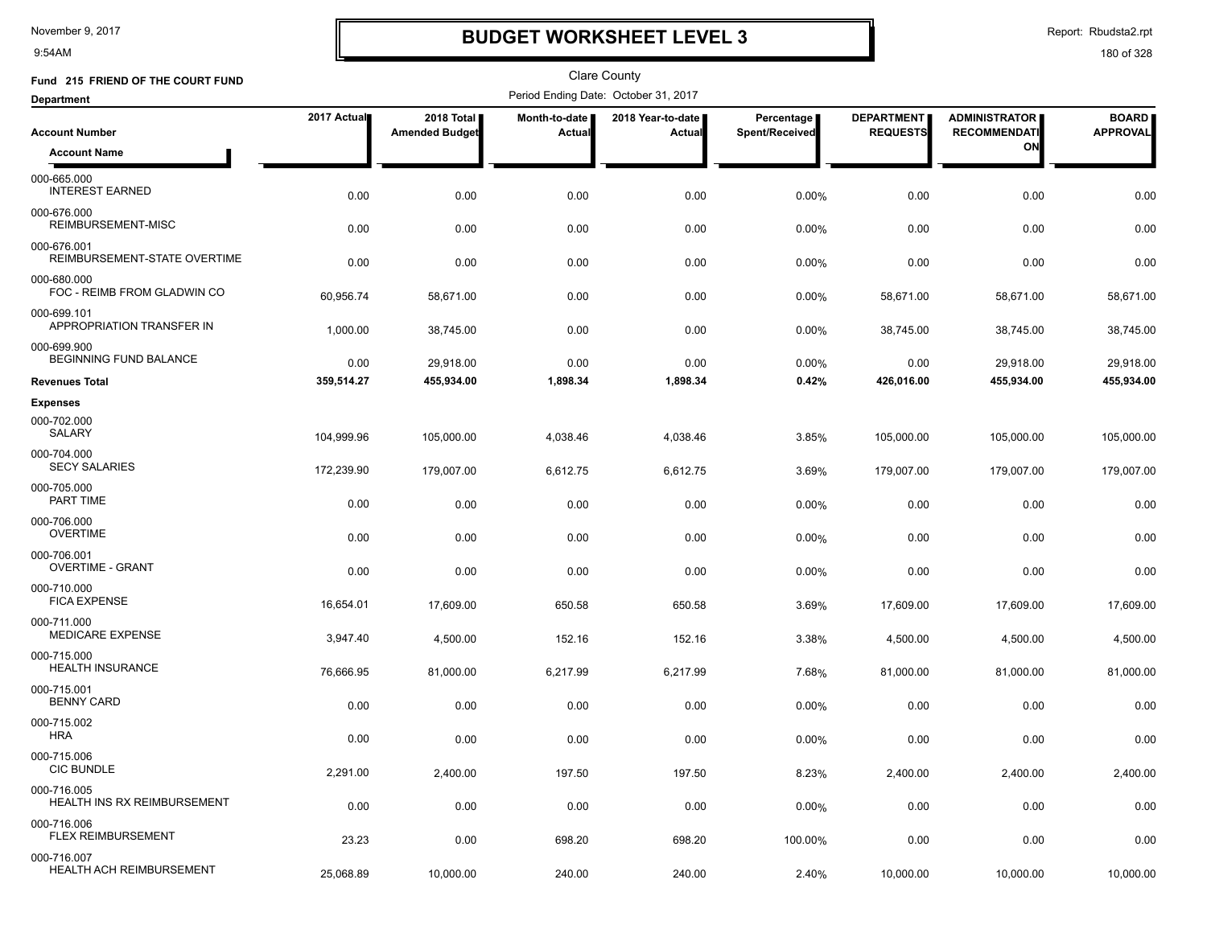# BUDGET WORKSHEET LEVEL 3

November 9, 2017
9:54AM

Report: Rbudsta2.rpt

Clare County

**Fund 215 FRIEND OF THE COURT FUND**

**Department**

Period Ending Date: October 31, 2017

| Account Number / Account Name | 2017 Actual | 2018 Total Amended Budget | Month-to-date Actual | 2018 Year-to-date Actual | Percentage Spent/Received | DEPARTMENT REQUESTS | ADMINISTRATOR RECOMMENDATION | BOARD APPROVAL |
|---|---|---|---|---|---|---|---|---|
| 000-665.000 INTEREST EARNED | 0.00 | 0.00 | 0.00 | 0.00 | 0.00% | 0.00 | 0.00 | 0.00 |
| 000-676.000 REIMBURSEMENT-MISC | 0.00 | 0.00 | 0.00 | 0.00 | 0.00% | 0.00 | 0.00 | 0.00 |
| 000-676.001 REIMBURSEMENT-STATE OVERTIME | 0.00 | 0.00 | 0.00 | 0.00 | 0.00% | 0.00 | 0.00 | 0.00 |
| 000-680.000 FOC - REIMB FROM GLADWIN CO | 60,956.74 | 58,671.00 | 0.00 | 0.00 | 0.00% | 58,671.00 | 58,671.00 | 58,671.00 |
| 000-699.101 APPROPRIATION TRANSFER IN | 1,000.00 | 38,745.00 | 0.00 | 0.00 | 0.00% | 38,745.00 | 38,745.00 | 38,745.00 |
| 000-699.900 BEGINNING FUND BALANCE | 0.00 | 29,918.00 | 0.00 | 0.00 | 0.00% | 0.00 | 29,918.00 | 29,918.00 |
| **Revenues Total** | **359,514.27** | **455,934.00** | **1,898.34** | **1,898.34** | **0.42%** | **426,016.00** | **455,934.00** | **455,934.00** |
| **Expenses** | | | | | | | | |
| 000-702.000 SALARY | 104,999.96 | 105,000.00 | 4,038.46 | 4,038.46 | 3.85% | 105,000.00 | 105,000.00 | 105,000.00 |
| 000-704.000 SECY SALARIES | 172,239.90 | 179,007.00 | 6,612.75 | 6,612.75 | 3.69% | 179,007.00 | 179,007.00 | 179,007.00 |
| 000-705.000 PART TIME | 0.00 | 0.00 | 0.00 | 0.00 | 0.00% | 0.00 | 0.00 | 0.00 |
| 000-706.000 OVERTIME | 0.00 | 0.00 | 0.00 | 0.00 | 0.00% | 0.00 | 0.00 | 0.00 |
| 000-706.001 OVERTIME - GRANT | 0.00 | 0.00 | 0.00 | 0.00 | 0.00% | 0.00 | 0.00 | 0.00 |
| 000-710.000 FICA EXPENSE | 16,654.01 | 17,609.00 | 650.58 | 650.58 | 3.69% | 17,609.00 | 17,609.00 | 17,609.00 |
| 000-711.000 MEDICARE EXPENSE | 3,947.40 | 4,500.00 | 152.16 | 152.16 | 3.38% | 4,500.00 | 4,500.00 | 4,500.00 |
| 000-715.000 HEALTH INSURANCE | 76,666.95 | 81,000.00 | 6,217.99 | 6,217.99 | 7.68% | 81,000.00 | 81,000.00 | 81,000.00 |
| 000-715.001 BENNY CARD | 0.00 | 0.00 | 0.00 | 0.00 | 0.00% | 0.00 | 0.00 | 0.00 |
| 000-715.002 HRA | 0.00 | 0.00 | 0.00 | 0.00 | 0.00% | 0.00 | 0.00 | 0.00 |
| 000-715.006 CIC BUNDLE | 2,291.00 | 2,400.00 | 197.50 | 197.50 | 8.23% | 2,400.00 | 2,400.00 | 2,400.00 |
| 000-716.005 HEALTH INS RX REIMBURSEMENT | 0.00 | 0.00 | 0.00 | 0.00 | 0.00% | 0.00 | 0.00 | 0.00 |
| 000-716.006 FLEX REIMBURSEMENT | 23.23 | 0.00 | 698.20 | 698.20 | 100.00% | 0.00 | 0.00 | 0.00 |
| 000-716.007 HEALTH ACH REIMBURSEMENT | 25,068.89 | 10,000.00 | 240.00 | 240.00 | 2.40% | 10,000.00 | 10,000.00 | 10,000.00 |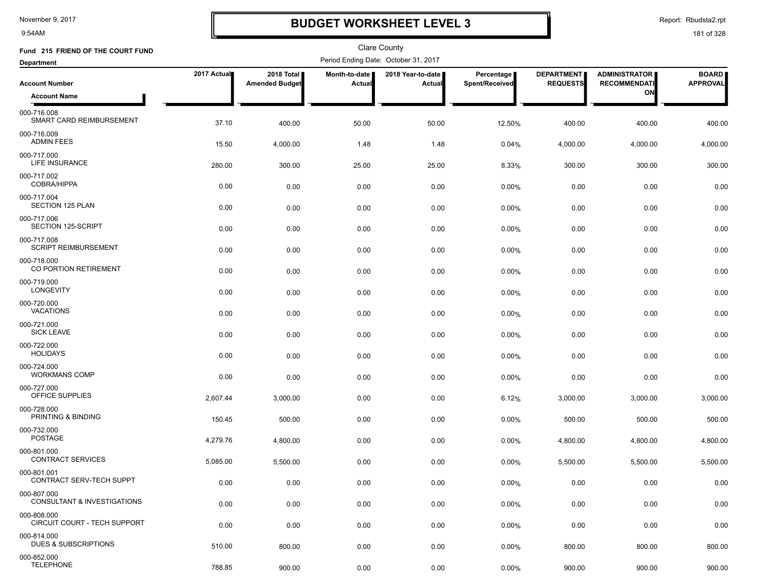# BUDGET WORKSHEET LEVEL 3

November 9, 2017
9:54AM

Report: Rbudsta2.rpt

Clare County

**Fund 215 FRIEND OF THE COURT FUND**

**Department**

Period Ending Date: October 31, 2017

| Account Number / Account Name | 2017 Actual | 2018 Total Amended Budget | Month-to-date Actual | 2018 Year-to-date Actual | Percentage Spent/Received | DEPARTMENT REQUESTS | ADMINISTRATOR RECOMMENDATION | BOARD APPROVAL |
|---|---|---|---|---|---|---|---|---|
| 000-716.008 SMART CARD REIMBURSEMENT | 37.10 | 400.00 | 50.00 | 50.00 | 12.50% | 400.00 | 400.00 | 400.00 |
| 000-716.009 ADMIN FEES | 15.50 | 4,000.00 | 1.48 | 1.48 | 0.04% | 4,000.00 | 4,000.00 | 4,000.00 |
| 000-717.000 LIFE INSURANCE | 280.00 | 300.00 | 25.00 | 25.00 | 8.33% | 300.00 | 300.00 | 300.00 |
| 000-717.002 COBRA/HIPPA | 0.00 | 0.00 | 0.00 | 0.00 | 0.00% | 0.00 | 0.00 | 0.00 |
| 000-717.004 SECTION 125 PLAN | 0.00 | 0.00 | 0.00 | 0.00 | 0.00% | 0.00 | 0.00 | 0.00 |
| 000-717.006 SECTION 125-SCRIPT | 0.00 | 0.00 | 0.00 | 0.00 | 0.00% | 0.00 | 0.00 | 0.00 |
| 000-717.008 SCRIPT REIMBURSEMENT | 0.00 | 0.00 | 0.00 | 0.00 | 0.00% | 0.00 | 0.00 | 0.00 |
| 000-718.000 CO PORTION RETIREMENT | 0.00 | 0.00 | 0.00 | 0.00 | 0.00% | 0.00 | 0.00 | 0.00 |
| 000-719.000 LONGEVITY | 0.00 | 0.00 | 0.00 | 0.00 | 0.00% | 0.00 | 0.00 | 0.00 |
| 000-720.000 VACATIONS | 0.00 | 0.00 | 0.00 | 0.00 | 0.00% | 0.00 | 0.00 | 0.00 |
| 000-721.000 SICK LEAVE | 0.00 | 0.00 | 0.00 | 0.00 | 0.00% | 0.00 | 0.00 | 0.00 |
| 000-722.000 HOLIDAYS | 0.00 | 0.00 | 0.00 | 0.00 | 0.00% | 0.00 | 0.00 | 0.00 |
| 000-724.000 WORKMANS COMP | 0.00 | 0.00 | 0.00 | 0.00 | 0.00% | 0.00 | 0.00 | 0.00 |
| 000-727.000 OFFICE SUPPLIES | 2,607.44 | 3,000.00 | 0.00 | 0.00 | 6.12% | 3,000.00 | 3,000.00 | 3,000.00 |
| 000-728.000 PRINTING & BINDING | 150.45 | 500.00 | 0.00 | 0.00 | 0.00% | 500.00 | 500.00 | 500.00 |
| 000-732.000 POSTAGE | 4,279.76 | 4,800.00 | 0.00 | 0.00 | 0.00% | 4,800.00 | 4,800.00 | 4,800.00 |
| 000-801.000 CONTRACT SERVICES | 5,085.00 | 5,500.00 | 0.00 | 0.00 | 0.00% | 5,500.00 | 5,500.00 | 5,500.00 |
| 000-801.001 CONTRACT SERV-TECH SUPPT | 0.00 | 0.00 | 0.00 | 0.00 | 0.00% | 0.00 | 0.00 | 0.00 |
| 000-807.000 CONSULTANT & INVESTIGATIONS | 0.00 | 0.00 | 0.00 | 0.00 | 0.00% | 0.00 | 0.00 | 0.00 |
| 000-808.000 CIRCUIT COURT - TECH SUPPORT | 0.00 | 0.00 | 0.00 | 0.00 | 0.00% | 0.00 | 0.00 | 0.00 |
| 000-814.000 DUES & SUBSCRIPTIONS | 510.00 | 800.00 | 0.00 | 0.00 | 0.00% | 800.00 | 800.00 | 800.00 |
| 000-852.000 TELEPHONE | 788.85 | 900.00 | 0.00 | 0.00 | 0.00% | 900.00 | 900.00 | 900.00 |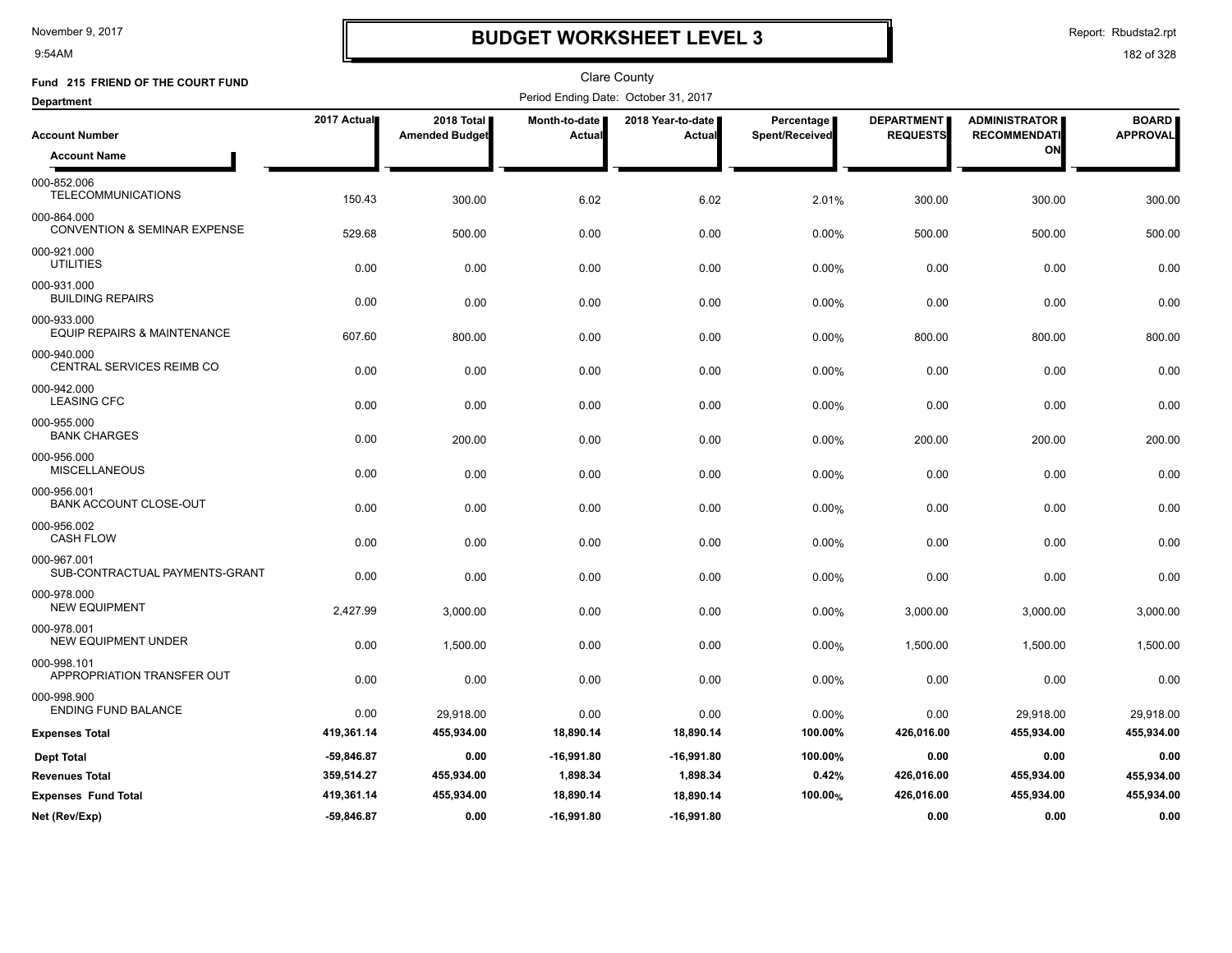# BUDGET WORKSHEET LEVEL 3

November 9, 2017
9:54AM

Report: Rbudsta2.rpt

Clare County

**Fund 215 FRIEND OF THE COURT FUND**

**Department**

Period Ending Date: October 31, 2017

| Account Number / Account Name | 2017 Actual | 2018 Total Amended Budget | Month-to-date Actual | 2018 Year-to-date Actual | Percentage Spent/Received | DEPARTMENT REQUESTS | ADMINISTRATOR RECOMMENDATION | BOARD APPROVAL |
|---|---|---|---|---|---|---|---|---|
| 000-852.006 TELECOMMUNICATIONS | 150.43 | 300.00 | 6.02 | 6.02 | 2.01% | 300.00 | 300.00 | 300.00 |
| 000-864.000 CONVENTION & SEMINAR EXPENSE | 529.68 | 500.00 | 0.00 | 0.00 | 0.00% | 500.00 | 500.00 | 500.00 |
| 000-921.000 UTILITIES | 0.00 | 0.00 | 0.00 | 0.00 | 0.00% | 0.00 | 0.00 | 0.00 |
| 000-931.000 BUILDING REPAIRS | 0.00 | 0.00 | 0.00 | 0.00 | 0.00% | 0.00 | 0.00 | 0.00 |
| 000-933.000 EQUIP REPAIRS & MAINTENANCE | 607.60 | 800.00 | 0.00 | 0.00 | 0.00% | 800.00 | 800.00 | 800.00 |
| 000-940.000 CENTRAL SERVICES REIMB CO | 0.00 | 0.00 | 0.00 | 0.00 | 0.00% | 0.00 | 0.00 | 0.00 |
| 000-942.000 LEASING CFC | 0.00 | 0.00 | 0.00 | 0.00 | 0.00% | 0.00 | 0.00 | 0.00 |
| 000-955.000 BANK CHARGES | 0.00 | 200.00 | 0.00 | 0.00 | 0.00% | 200.00 | 200.00 | 200.00 |
| 000-956.000 MISCELLANEOUS | 0.00 | 0.00 | 0.00 | 0.00 | 0.00% | 0.00 | 0.00 | 0.00 |
| 000-956.001 BANK ACCOUNT CLOSE-OUT | 0.00 | 0.00 | 0.00 | 0.00 | 0.00% | 0.00 | 0.00 | 0.00 |
| 000-956.002 CASH FLOW | 0.00 | 0.00 | 0.00 | 0.00 | 0.00% | 0.00 | 0.00 | 0.00 |
| 000-967.001 SUB-CONTRACTUAL PAYMENTS-GRANT | 0.00 | 0.00 | 0.00 | 0.00 | 0.00% | 0.00 | 0.00 | 0.00 |
| 000-978.000 NEW EQUIPMENT | 2,427.99 | 3,000.00 | 0.00 | 0.00 | 0.00% | 3,000.00 | 3,000.00 | 3,000.00 |
| 000-978.001 NEW EQUIPMENT UNDER | 0.00 | 1,500.00 | 0.00 | 0.00 | 0.00% | 1,500.00 | 1,500.00 | 1,500.00 |
| 000-998.101 APPROPRIATION TRANSFER OUT | 0.00 | 0.00 | 0.00 | 0.00 | 0.00% | 0.00 | 0.00 | 0.00 |
| 000-998.900 ENDING FUND BALANCE | 0.00 | 29,918.00 | 0.00 | 0.00 | 0.00% | 0.00 | 29,918.00 | 29,918.00 |
| **Expenses Total** | **419,361.14** | **455,934.00** | **18,890.14** | **18,890.14** | **100.00%** | **426,016.00** | **455,934.00** | **455,934.00** |
| **Dept Total** | **-59,846.87** | **0.00** | **-16,991.80** | **-16,991.80** | **100.00%** | **0.00** | **0.00** | **0.00** |
| **Revenues Total** | **359,514.27** | **455,934.00** | **1,898.34** | **1,898.34** | **0.42%** | **426,016.00** | **455,934.00** | **455,934.00** |
| **Expenses Fund Total** | **419,361.14** | **455,934.00** | **18,890.14** | **18,890.14** | **100.00%** | **426,016.00** | **455,934.00** | **455,934.00** |
| **Net (Rev/Exp)** | **-59,846.87** | **0.00** | **-16,991.80** | **-16,991.80** | | **0.00** | **0.00** | **0.00** |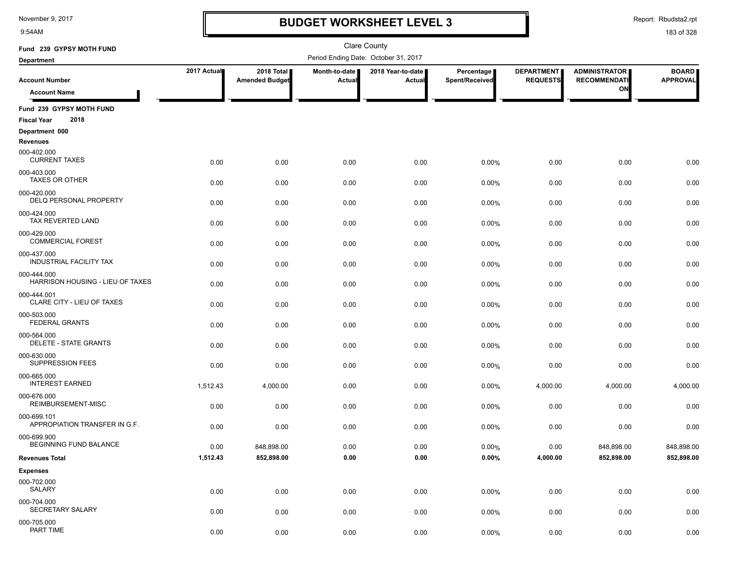# BUDGET WORKSHEET LEVEL 3

Clare County

Period Ending Date: October 31, 2017

**Fund 239 GYPSY MOTH FUND**

**Department**

| Account Number / Account Name | 2017 Actual | 2018 Total Amended Budget | Month-to-date Actual | 2018 Year-to-date Actual | Percentage Spent/Received | DEPARTMENT REQUESTS | ADMINISTRATOR RECOMMENDATION | BOARD APPROVAL |
|---|---|---|---|---|---|---|---|---|
| **Fund 239 GYPSY MOTH FUND** | | | | | | | | |
| **Fiscal Year 2018** | | | | | | | | |
| **Department 000** | | | | | | | | |
| **Revenues** | | | | | | | | |
| 000-402.000 CURRENT TAXES | 0.00 | 0.00 | 0.00 | 0.00 | 0.00% | 0.00 | 0.00 | 0.00 |
| 000-403.000 TAXES OR OTHER | 0.00 | 0.00 | 0.00 | 0.00 | 0.00% | 0.00 | 0.00 | 0.00 |
| 000-420.000 DELQ PERSONAL PROPERTY | 0.00 | 0.00 | 0.00 | 0.00 | 0.00% | 0.00 | 0.00 | 0.00 |
| 000-424.000 TAX REVERTED LAND | 0.00 | 0.00 | 0.00 | 0.00 | 0.00% | 0.00 | 0.00 | 0.00 |
| 000-429.000 COMMERCIAL FOREST | 0.00 | 0.00 | 0.00 | 0.00 | 0.00% | 0.00 | 0.00 | 0.00 |
| 000-437.000 INDUSTRIAL FACILITY TAX | 0.00 | 0.00 | 0.00 | 0.00 | 0.00% | 0.00 | 0.00 | 0.00 |
| 000-444.000 HARRISON HOUSING - LIEU OF TAXES | 0.00 | 0.00 | 0.00 | 0.00 | 0.00% | 0.00 | 0.00 | 0.00 |
| 000-444.001 CLARE CITY - LIEU OF TAXES | 0.00 | 0.00 | 0.00 | 0.00 | 0.00% | 0.00 | 0.00 | 0.00 |
| 000-503.000 FEDERAL GRANTS | 0.00 | 0.00 | 0.00 | 0.00 | 0.00% | 0.00 | 0.00 | 0.00 |
| 000-564.000 DELETE - STATE GRANTS | 0.00 | 0.00 | 0.00 | 0.00 | 0.00% | 0.00 | 0.00 | 0.00 |
| 000-630.000 SUPPRESSION FEES | 0.00 | 0.00 | 0.00 | 0.00 | 0.00% | 0.00 | 0.00 | 0.00 |
| 000-665.000 INTEREST EARNED | 1,512.43 | 4,000.00 | 0.00 | 0.00 | 0.00% | 4,000.00 | 4,000.00 | 4,000.00 |
| 000-676.000 REIMBURSEMENT-MISC | 0.00 | 0.00 | 0.00 | 0.00 | 0.00% | 0.00 | 0.00 | 0.00 |
| 000-699.101 APPROPIATION TRANSFER IN G.F. | 0.00 | 0.00 | 0.00 | 0.00 | 0.00% | 0.00 | 0.00 | 0.00 |
| 000-699.900 BEGINNING FUND BALANCE | 0.00 | 848,898.00 | 0.00 | 0.00 | 0.00% | 0.00 | 848,898.00 | 848,898.00 |
| **Revenues Total** | **1,512.43** | **852,898.00** | **0.00** | **0.00** | **0.00%** | **4,000.00** | **852,898.00** | **852,898.00** |
| **Expenses** | | | | | | | | |
| 000-702.000 SALARY | 0.00 | 0.00 | 0.00 | 0.00 | 0.00% | 0.00 | 0.00 | 0.00 |
| 000-704.000 SECRETARY SALARY | 0.00 | 0.00 | 0.00 | 0.00 | 0.00% | 0.00 | 0.00 | 0.00 |
| 000-705.000 PART TIME | 0.00 | 0.00 | 0.00 | 0.00 | 0.00% | 0.00 | 0.00 | 0.00 |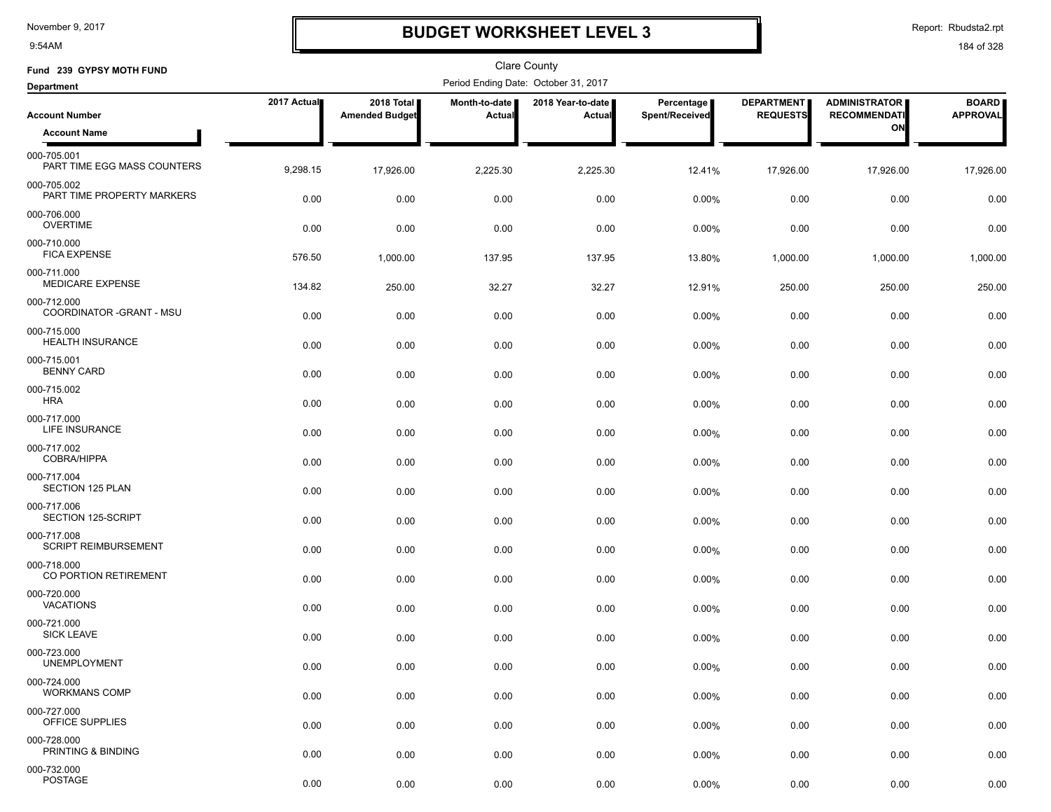# BUDGET WORKSHEET LEVEL 3

November 9, 2017
9:54AM

Report: Rbudsta2.rpt

Clare County

**Fund 239 GYPSY MOTH FUND**

**Department**

Period Ending Date: October 31, 2017

| Account Number / Account Name | 2017 Actual | 2018 Total Amended Budget | Month-to-date Actual | 2018 Year-to-date Actual | Percentage Spent/Received | DEPARTMENT REQUESTS | ADMINISTRATOR RECOMMENDATION | BOARD APPROVAL |
|---|---|---|---|---|---|---|---|---|
| 000-705.001 PART TIME EGG MASS COUNTERS | 9,298.15 | 17,926.00 | 2,225.30 | 2,225.30 | 12.41% | 17,926.00 | 17,926.00 | 17,926.00 |
| 000-705.002 PART TIME PROPERTY MARKERS | 0.00 | 0.00 | 0.00 | 0.00 | 0.00% | 0.00 | 0.00 | 0.00 |
| 000-706.000 OVERTIME | 0.00 | 0.00 | 0.00 | 0.00 | 0.00% | 0.00 | 0.00 | 0.00 |
| 000-710.000 FICA EXPENSE | 576.50 | 1,000.00 | 137.95 | 137.95 | 13.80% | 1,000.00 | 1,000.00 | 1,000.00 |
| 000-711.000 MEDICARE EXPENSE | 134.82 | 250.00 | 32.27 | 32.27 | 12.91% | 250.00 | 250.00 | 250.00 |
| 000-712.000 COORDINATOR -GRANT - MSU | 0.00 | 0.00 | 0.00 | 0.00 | 0.00% | 0.00 | 0.00 | 0.00 |
| 000-715.000 HEALTH INSURANCE | 0.00 | 0.00 | 0.00 | 0.00 | 0.00% | 0.00 | 0.00 | 0.00 |
| 000-715.001 BENNY CARD | 0.00 | 0.00 | 0.00 | 0.00 | 0.00% | 0.00 | 0.00 | 0.00 |
| 000-715.002 HRA | 0.00 | 0.00 | 0.00 | 0.00 | 0.00% | 0.00 | 0.00 | 0.00 |
| 000-717.000 LIFE INSURANCE | 0.00 | 0.00 | 0.00 | 0.00 | 0.00% | 0.00 | 0.00 | 0.00 |
| 000-717.002 COBRA/HIPPA | 0.00 | 0.00 | 0.00 | 0.00 | 0.00% | 0.00 | 0.00 | 0.00 |
| 000-717.004 SECTION 125 PLAN | 0.00 | 0.00 | 0.00 | 0.00 | 0.00% | 0.00 | 0.00 | 0.00 |
| 000-717.006 SECTION 125-SCRIPT | 0.00 | 0.00 | 0.00 | 0.00 | 0.00% | 0.00 | 0.00 | 0.00 |
| 000-717.008 SCRIPT REIMBURSEMENT | 0.00 | 0.00 | 0.00 | 0.00 | 0.00% | 0.00 | 0.00 | 0.00 |
| 000-718.000 CO PORTION RETIREMENT | 0.00 | 0.00 | 0.00 | 0.00 | 0.00% | 0.00 | 0.00 | 0.00 |
| 000-720.000 VACATIONS | 0.00 | 0.00 | 0.00 | 0.00 | 0.00% | 0.00 | 0.00 | 0.00 |
| 000-721.000 SICK LEAVE | 0.00 | 0.00 | 0.00 | 0.00 | 0.00% | 0.00 | 0.00 | 0.00 |
| 000-723.000 UNEMPLOYMENT | 0.00 | 0.00 | 0.00 | 0.00 | 0.00% | 0.00 | 0.00 | 0.00 |
| 000-724.000 WORKMANS COMP | 0.00 | 0.00 | 0.00 | 0.00 | 0.00% | 0.00 | 0.00 | 0.00 |
| 000-727.000 OFFICE SUPPLIES | 0.00 | 0.00 | 0.00 | 0.00 | 0.00% | 0.00 | 0.00 | 0.00 |
| 000-728.000 PRINTING & BINDING | 0.00 | 0.00 | 0.00 | 0.00 | 0.00% | 0.00 | 0.00 | 0.00 |
| 000-732.000 POSTAGE | 0.00 | 0.00 | 0.00 | 0.00 | 0.00% | 0.00 | 0.00 | 0.00 |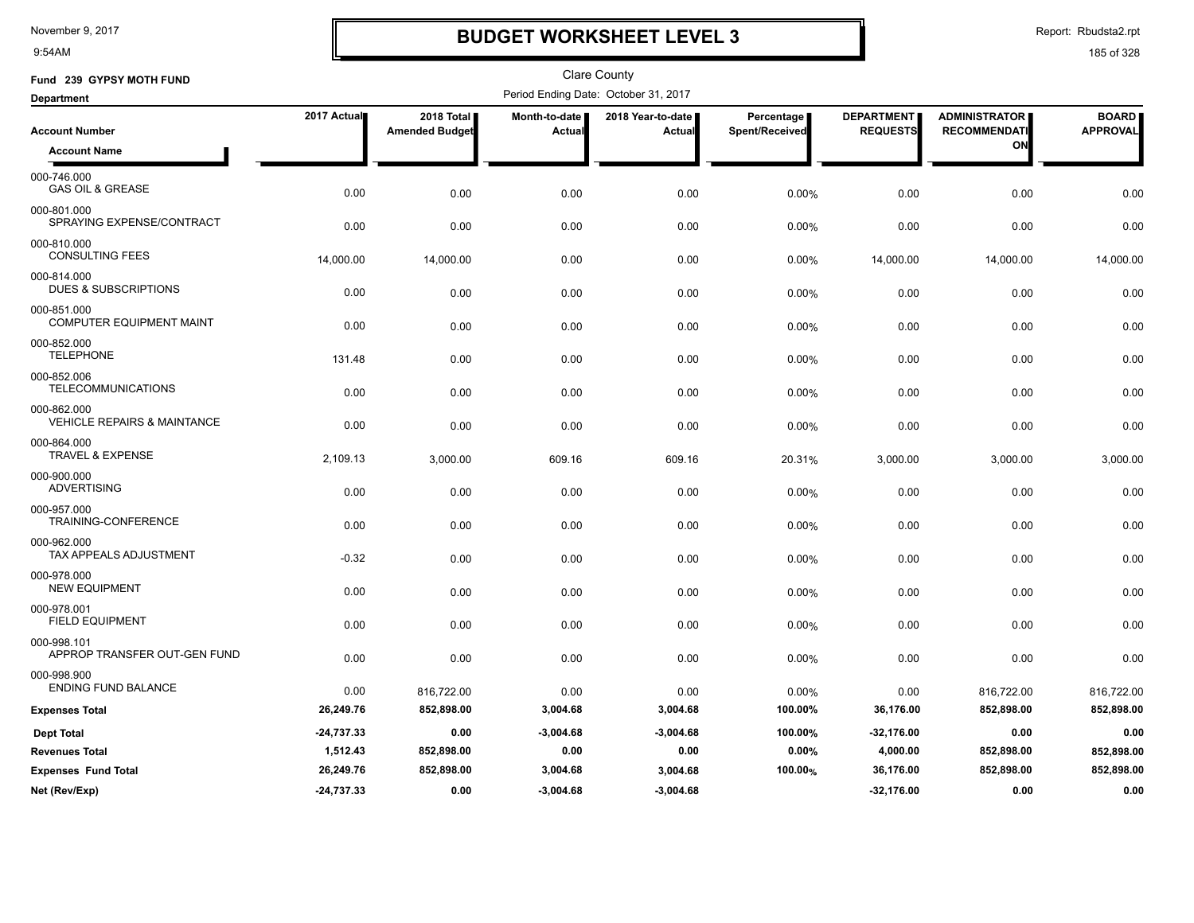# BUDGET WORKSHEET LEVEL 3

November 9, 2017
9:54AM

Report: Rbudsta2.rpt

Clare County

**Fund 239 GYPSY MOTH FUND**

**Department**

Period Ending Date: October 31, 2017

| Account Number / Account Name | 2017 Actual | 2018 Total Amended Budget | Month-to-date Actual | 2018 Year-to-date Actual | Percentage Spent/Received | DEPARTMENT REQUESTS | ADMINISTRATOR RECOMMENDATION | BOARD APPROVAL |
|---|---|---|---|---|---|---|---|---|
| 000-746.000 GAS OIL & GREASE | 0.00 | 0.00 | 0.00 | 0.00 | 0.00% | 0.00 | 0.00 | 0.00 |
| 000-801.000 SPRAYING EXPENSE/CONTRACT | 0.00 | 0.00 | 0.00 | 0.00 | 0.00% | 0.00 | 0.00 | 0.00 |
| 000-810.000 CONSULTING FEES | 14,000.00 | 14,000.00 | 0.00 | 0.00 | 0.00% | 14,000.00 | 14,000.00 | 14,000.00 |
| 000-814.000 DUES & SUBSCRIPTIONS | 0.00 | 0.00 | 0.00 | 0.00 | 0.00% | 0.00 | 0.00 | 0.00 |
| 000-851.000 COMPUTER EQUIPMENT MAINT | 0.00 | 0.00 | 0.00 | 0.00 | 0.00% | 0.00 | 0.00 | 0.00 |
| 000-852.000 TELEPHONE | 131.48 | 0.00 | 0.00 | 0.00 | 0.00% | 0.00 | 0.00 | 0.00 |
| 000-852.006 TELECOMMUNICATIONS | 0.00 | 0.00 | 0.00 | 0.00 | 0.00% | 0.00 | 0.00 | 0.00 |
| 000-862.000 VEHICLE REPAIRS & MAINTANCE | 0.00 | 0.00 | 0.00 | 0.00 | 0.00% | 0.00 | 0.00 | 0.00 |
| 000-864.000 TRAVEL & EXPENSE | 2,109.13 | 3,000.00 | 609.16 | 609.16 | 20.31% | 3,000.00 | 3,000.00 | 3,000.00 |
| 000-900.000 ADVERTISING | 0.00 | 0.00 | 0.00 | 0.00 | 0.00% | 0.00 | 0.00 | 0.00 |
| 000-957.000 TRAINING-CONFERENCE | 0.00 | 0.00 | 0.00 | 0.00 | 0.00% | 0.00 | 0.00 | 0.00 |
| 000-962.000 TAX APPEALS ADJUSTMENT | -0.32 | 0.00 | 0.00 | 0.00 | 0.00% | 0.00 | 0.00 | 0.00 |
| 000-978.000 NEW EQUIPMENT | 0.00 | 0.00 | 0.00 | 0.00 | 0.00% | 0.00 | 0.00 | 0.00 |
| 000-978.001 FIELD EQUIPMENT | 0.00 | 0.00 | 0.00 | 0.00 | 0.00% | 0.00 | 0.00 | 0.00 |
| 000-998.101 APPROP TRANSFER OUT-GEN FUND | 0.00 | 0.00 | 0.00 | 0.00 | 0.00% | 0.00 | 0.00 | 0.00 |
| 000-998.900 ENDING FUND BALANCE | 0.00 | 816,722.00 | 0.00 | 0.00 | 0.00% | 0.00 | 816,722.00 | 816,722.00 |
| **Expenses Total** | **26,249.76** | **852,898.00** | **3,004.68** | **3,004.68** | **100.00%** | **36,176.00** | **852,898.00** | **852,898.00** |
| **Dept Total** | **-24,737.33** | **0.00** | **-3,004.68** | **-3,004.68** | **100.00%** | **-32,176.00** | **0.00** | **0.00** |
| **Revenues Total** | **1,512.43** | **852,898.00** | **0.00** | **0.00** | **0.00%** | **4,000.00** | **852,898.00** | **852,898.00** |
| **Expenses Fund Total** | **26,249.76** | **852,898.00** | **3,004.68** | **3,004.68** | **100.00%** | **36,176.00** | **852,898.00** | **852,898.00** |
| **Net (Rev/Exp)** | **-24,737.33** | **0.00** | **-3,004.68** | **-3,004.68** | | **-32,176.00** | **0.00** | **0.00** |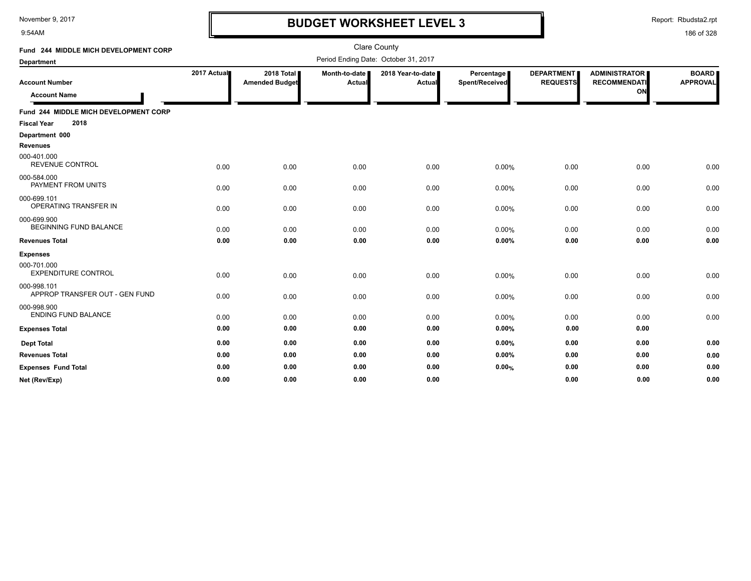# BUDGET WORKSHEET LEVEL 3

November 9, 2017
9:54AM

Report: Rbudsta2.rpt

Clare County

Period Ending Date: October 31, 2017

**Fund 244 MIDDLE MICH DEVELOPMENT CORP**

**Department**

| Account Number / Account Name | 2017 Actual | 2018 Total Amended Budget | Month-to-date Actual | 2018 Year-to-date Actual | Percentage Spent/Received | DEPARTMENT REQUESTS | ADMINISTRATOR RECOMMENDATION | BOARD APPROVAL |
|---|---|---|---|---|---|---|---|---|
| **Fund 244 MIDDLE MICH DEVELOPMENT CORP** | | | | | | | | |
| **Fiscal Year 2018** | | | | | | | | |
| **Department 000** | | | | | | | | |
| **Revenues** | | | | | | | | |
| 000-401.000 REVENUE CONTROL | 0.00 | 0.00 | 0.00 | 0.00 | 0.00% | 0.00 | 0.00 | 0.00 |
| 000-584.000 PAYMENT FROM UNITS | 0.00 | 0.00 | 0.00 | 0.00 | 0.00% | 0.00 | 0.00 | 0.00 |
| 000-699.101 OPERATING TRANSFER IN | 0.00 | 0.00 | 0.00 | 0.00 | 0.00% | 0.00 | 0.00 | 0.00 |
| 000-699.900 BEGINNING FUND BALANCE | 0.00 | 0.00 | 0.00 | 0.00 | 0.00% | 0.00 | 0.00 | 0.00 |
| **Revenues Total** | **0.00** | **0.00** | **0.00** | **0.00** | **0.00%** | **0.00** | **0.00** | **0.00** |
| **Expenses** | | | | | | | | |
| 000-701.000 EXPENDITURE CONTROL | 0.00 | 0.00 | 0.00 | 0.00 | 0.00% | 0.00 | 0.00 | 0.00 |
| 000-998.101 APPROP TRANSFER OUT - GEN FUND | 0.00 | 0.00 | 0.00 | 0.00 | 0.00% | 0.00 | 0.00 | 0.00 |
| 000-998.900 ENDING FUND BALANCE | 0.00 | 0.00 | 0.00 | 0.00 | 0.00% | 0.00 | 0.00 | 0.00 |
| **Expenses Total** | **0.00** | **0.00** | **0.00** | **0.00** | **0.00%** | **0.00** | **0.00** | |
| **Dept Total** | **0.00** | **0.00** | **0.00** | **0.00** | **0.00%** | **0.00** | **0.00** | **0.00** |
| **Revenues Total** | **0.00** | **0.00** | **0.00** | **0.00** | **0.00%** | **0.00** | **0.00** | **0.00** |
| **Expenses Fund Total** | **0.00** | **0.00** | **0.00** | **0.00** | **0.00%** | **0.00** | **0.00** | **0.00** |
| **Net (Rev/Exp)** | **0.00** | **0.00** | **0.00** | **0.00** | | **0.00** | **0.00** | **0.00** |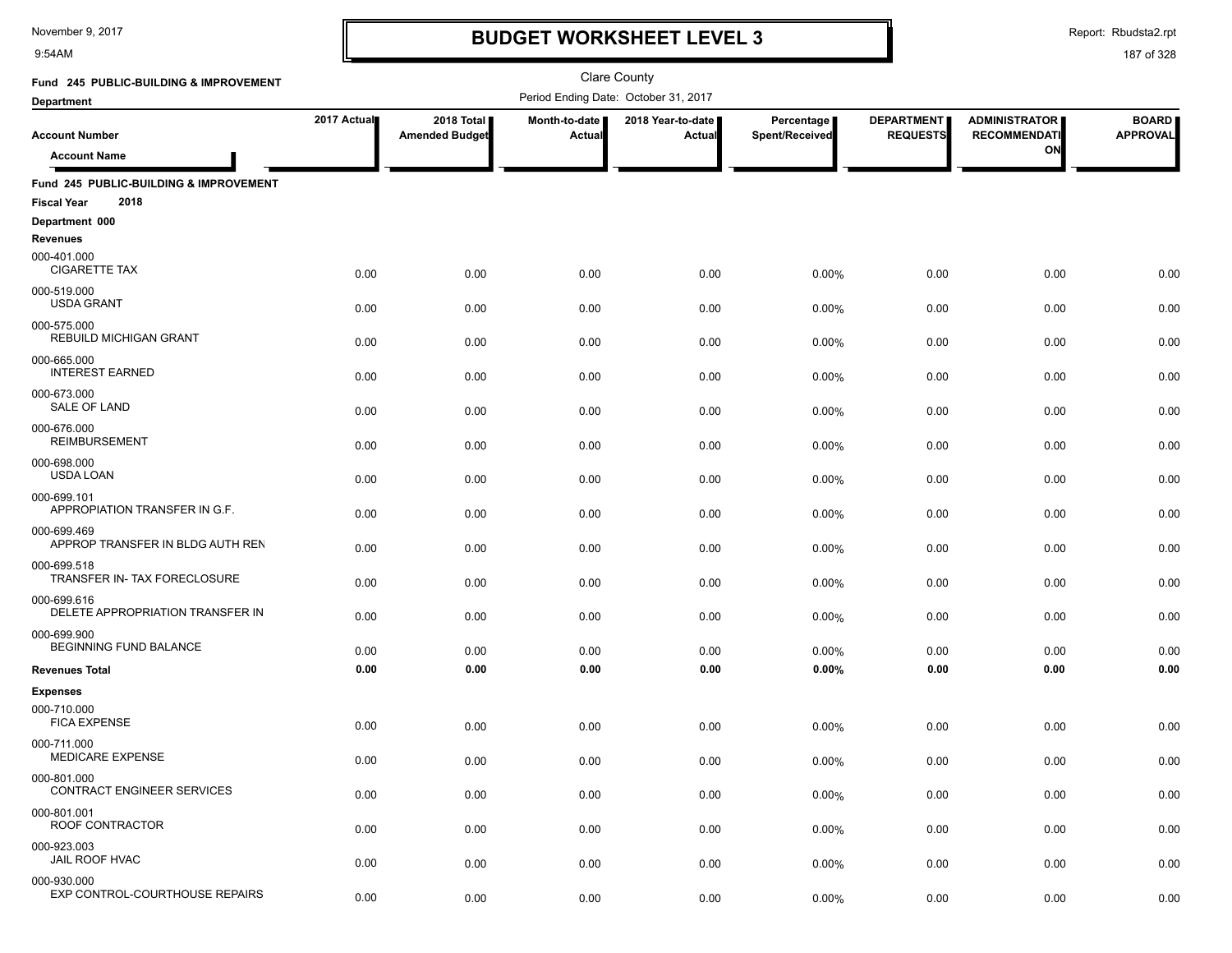# BUDGET WORKSHEET LEVEL 3

November 9, 2017
9:54AM

Report: Rbudsta2.rpt

Clare County

Fund 245 PUBLIC-BUILDING & IMPROVEMENT

Department

Period Ending Date: October 31, 2017

| Account Number / Account Name | 2017 Actual | 2018 Total Amended Budget | Month-to-date Actual | 2018 Year-to-date Actual | Percentage Spent/Received | DEPARTMENT REQUESTS | ADMINISTRATOR RECOMMENDATION | BOARD APPROVAL |
|---|---|---|---|---|---|---|---|---|
| **Fund 245 PUBLIC-BUILDING & IMPROVEMENT** | | | | | | | | |
| **Fiscal Year 2018** | | | | | | | | |
| **Department 000** | | | | | | | | |
| **Revenues** | | | | | | | | |
| 000-401.000 CIGARETTE TAX | 0.00 | 0.00 | 0.00 | 0.00 | 0.00% | 0.00 | 0.00 | 0.00 |
| 000-519.000 USDA GRANT | 0.00 | 0.00 | 0.00 | 0.00 | 0.00% | 0.00 | 0.00 | 0.00 |
| 000-575.000 REBUILD MICHIGAN GRANT | 0.00 | 0.00 | 0.00 | 0.00 | 0.00% | 0.00 | 0.00 | 0.00 |
| 000-665.000 INTEREST EARNED | 0.00 | 0.00 | 0.00 | 0.00 | 0.00% | 0.00 | 0.00 | 0.00 |
| 000-673.000 SALE OF LAND | 0.00 | 0.00 | 0.00 | 0.00 | 0.00% | 0.00 | 0.00 | 0.00 |
| 000-676.000 REIMBURSEMENT | 0.00 | 0.00 | 0.00 | 0.00 | 0.00% | 0.00 | 0.00 | 0.00 |
| 000-698.000 USDA LOAN | 0.00 | 0.00 | 0.00 | 0.00 | 0.00% | 0.00 | 0.00 | 0.00 |
| 000-699.101 APPROPIATION TRANSFER IN G.F. | 0.00 | 0.00 | 0.00 | 0.00 | 0.00% | 0.00 | 0.00 | 0.00 |
| 000-699.469 APPROP TRANSFER IN BLDG AUTH REN | 0.00 | 0.00 | 0.00 | 0.00 | 0.00% | 0.00 | 0.00 | 0.00 |
| 000-699.518 TRANSFER IN- TAX FORECLOSURE | 0.00 | 0.00 | 0.00 | 0.00 | 0.00% | 0.00 | 0.00 | 0.00 |
| 000-699.616 DELETE APPROPRIATION TRANSFER IN | 0.00 | 0.00 | 0.00 | 0.00 | 0.00% | 0.00 | 0.00 | 0.00 |
| 000-699.900 BEGINNING FUND BALANCE | 0.00 | 0.00 | 0.00 | 0.00 | 0.00% | 0.00 | 0.00 | 0.00 |
| **Revenues Total** | **0.00** | **0.00** | **0.00** | **0.00** | **0.00%** | **0.00** | **0.00** | **0.00** |
| **Expenses** | | | | | | | | |
| 000-710.000 FICA EXPENSE | 0.00 | 0.00 | 0.00 | 0.00 | 0.00% | 0.00 | 0.00 | 0.00 |
| 000-711.000 MEDICARE EXPENSE | 0.00 | 0.00 | 0.00 | 0.00 | 0.00% | 0.00 | 0.00 | 0.00 |
| 000-801.000 CONTRACT ENGINEER SERVICES | 0.00 | 0.00 | 0.00 | 0.00 | 0.00% | 0.00 | 0.00 | 0.00 |
| 000-801.001 ROOF CONTRACTOR | 0.00 | 0.00 | 0.00 | 0.00 | 0.00% | 0.00 | 0.00 | 0.00 |
| 000-923.003 JAIL ROOF HVAC | 0.00 | 0.00 | 0.00 | 0.00 | 0.00% | 0.00 | 0.00 | 0.00 |
| 000-930.000 EXP CONTROL-COURTHOUSE REPAIRS | 0.00 | 0.00 | 0.00 | 0.00 | 0.00% | 0.00 | 0.00 | 0.00 |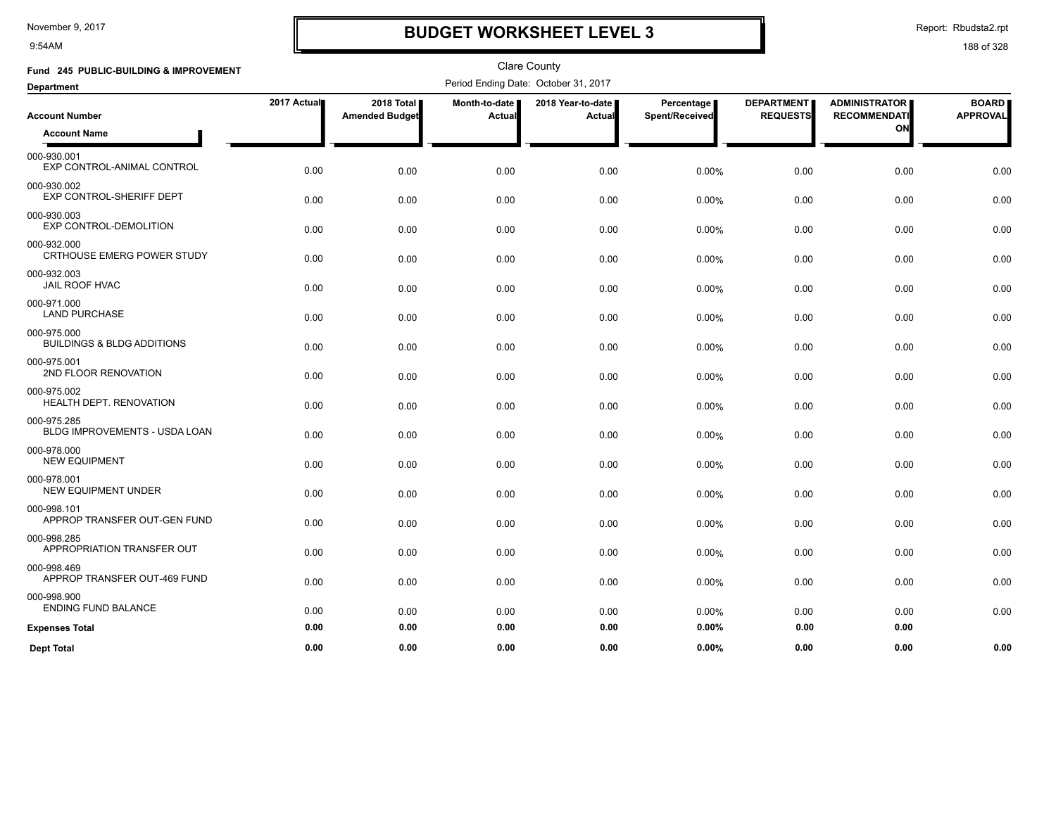# BUDGET WORKSHEET LEVEL 3

November 9, 2017
9:54AM

Report: Rbudsta2.rpt

Clare County

**Fund 245 PUBLIC-BUILDING & IMPROVEMENT**

**Department**

Period Ending Date: October 31, 2017

| Account Number / Account Name | 2017 Actual | 2018 Total Amended Budget | Month-to-date Actual | 2018 Year-to-date Actual | Percentage Spent/Received | DEPARTMENT REQUESTS | ADMINISTRATOR RECOMMENDATION | BOARD APPROVAL |
|---|---|---|---|---|---|---|---|---|
| 000-930.001 EXP CONTROL-ANIMAL CONTROL | 0.00 | 0.00 | 0.00 | 0.00 | 0.00% | 0.00 | 0.00 | 0.00 |
| 000-930.002 EXP CONTROL-SHERIFF DEPT | 0.00 | 0.00 | 0.00 | 0.00 | 0.00% | 0.00 | 0.00 | 0.00 |
| 000-930.003 EXP CONTROL-DEMOLITION | 0.00 | 0.00 | 0.00 | 0.00 | 0.00% | 0.00 | 0.00 | 0.00 |
| 000-932.000 CRTHOUSE EMERG POWER STUDY | 0.00 | 0.00 | 0.00 | 0.00 | 0.00% | 0.00 | 0.00 | 0.00 |
| 000-932.003 JAIL ROOF HVAC | 0.00 | 0.00 | 0.00 | 0.00 | 0.00% | 0.00 | 0.00 | 0.00 |
| 000-971.000 LAND PURCHASE | 0.00 | 0.00 | 0.00 | 0.00 | 0.00% | 0.00 | 0.00 | 0.00 |
| 000-975.000 BUILDINGS & BLDG ADDITIONS | 0.00 | 0.00 | 0.00 | 0.00 | 0.00% | 0.00 | 0.00 | 0.00 |
| 000-975.001 2ND FLOOR RENOVATION | 0.00 | 0.00 | 0.00 | 0.00 | 0.00% | 0.00 | 0.00 | 0.00 |
| 000-975.002 HEALTH DEPT. RENOVATION | 0.00 | 0.00 | 0.00 | 0.00 | 0.00% | 0.00 | 0.00 | 0.00 |
| 000-975.285 BLDG IMPROVEMENTS - USDA LOAN | 0.00 | 0.00 | 0.00 | 0.00 | 0.00% | 0.00 | 0.00 | 0.00 |
| 000-978.000 NEW EQUIPMENT | 0.00 | 0.00 | 0.00 | 0.00 | 0.00% | 0.00 | 0.00 | 0.00 |
| 000-978.001 NEW EQUIPMENT UNDER | 0.00 | 0.00 | 0.00 | 0.00 | 0.00% | 0.00 | 0.00 | 0.00 |
| 000-998.101 APPROP TRANSFER OUT-GEN FUND | 0.00 | 0.00 | 0.00 | 0.00 | 0.00% | 0.00 | 0.00 | 0.00 |
| 000-998.285 APPROPRIATION TRANSFER OUT | 0.00 | 0.00 | 0.00 | 0.00 | 0.00% | 0.00 | 0.00 | 0.00 |
| 000-998.469 APPROP TRANSFER OUT-469 FUND | 0.00 | 0.00 | 0.00 | 0.00 | 0.00% | 0.00 | 0.00 | 0.00 |
| 000-998.900 ENDING FUND BALANCE | 0.00 | 0.00 | 0.00 | 0.00 | 0.00% | 0.00 | 0.00 | 0.00 |
| **Expenses Total** | **0.00** | **0.00** | **0.00** | **0.00** | **0.00%** | **0.00** | **0.00** | |
| **Dept Total** | **0.00** | **0.00** | **0.00** | **0.00** | **0.00%** | **0.00** | **0.00** | **0.00** |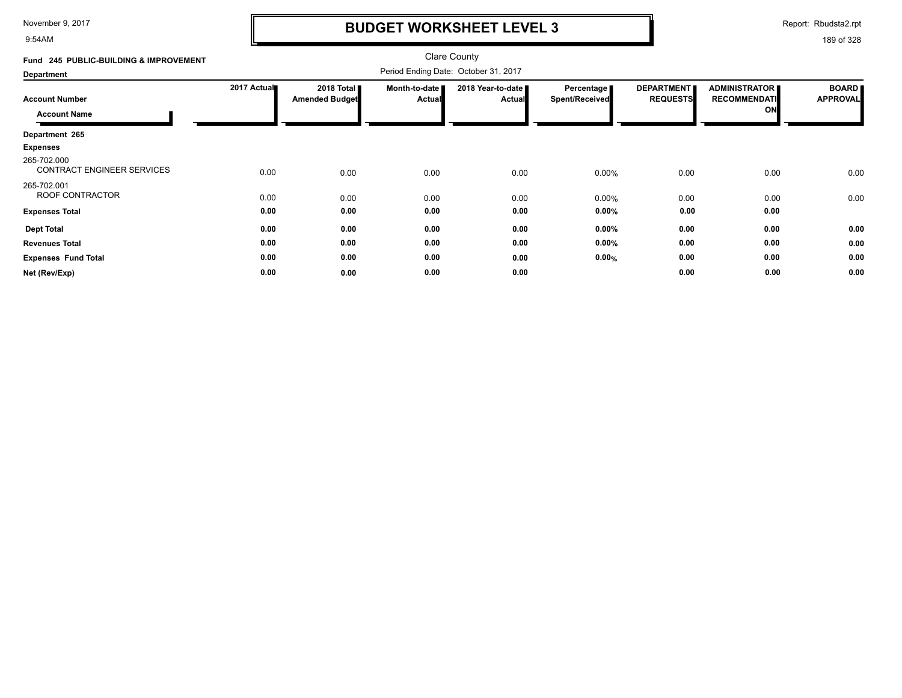# BUDGET WORKSHEET LEVEL 3

Clare County

Period Ending Date: October 31, 2017

**Fund 245 PUBLIC-BUILDING & IMPROVEMENT**

**Department**

| Account Number / Account Name | 2017 Actual | 2018 Total Amended Budget | Month-to-date Actual | 2018 Year-to-date Actual | Percentage Spent/Received | DEPARTMENT REQUESTS | ADMINISTRATOR RECOMMENDATION | BOARD APPROVAL |
|---|---|---|---|---|---|---|---|---|
| **Department 265** | | | | | | | | |
| **Expenses** | | | | | | | | |
| 265-702.000 CONTRACT ENGINEER SERVICES | 0.00 | 0.00 | 0.00 | 0.00 | 0.00% | 0.00 | 0.00 | 0.00 |
| 265-702.001 ROOF CONTRACTOR | 0.00 | 0.00 | 0.00 | 0.00 | 0.00% | 0.00 | 0.00 | 0.00 |
| **Expenses Total** | **0.00** | **0.00** | **0.00** | **0.00** | **0.00%** | **0.00** | **0.00** | |
| **Dept Total** | **0.00** | **0.00** | **0.00** | **0.00** | **0.00%** | **0.00** | **0.00** | **0.00** |
| **Revenues Total** | **0.00** | **0.00** | **0.00** | **0.00** | **0.00%** | **0.00** | **0.00** | **0.00** |
| **Expenses Fund Total** | **0.00** | **0.00** | **0.00** | **0.00** | **0.00%** | **0.00** | **0.00** | **0.00** |
| **Net (Rev/Exp)** | **0.00** | **0.00** | **0.00** | **0.00** | | **0.00** | **0.00** | **0.00** |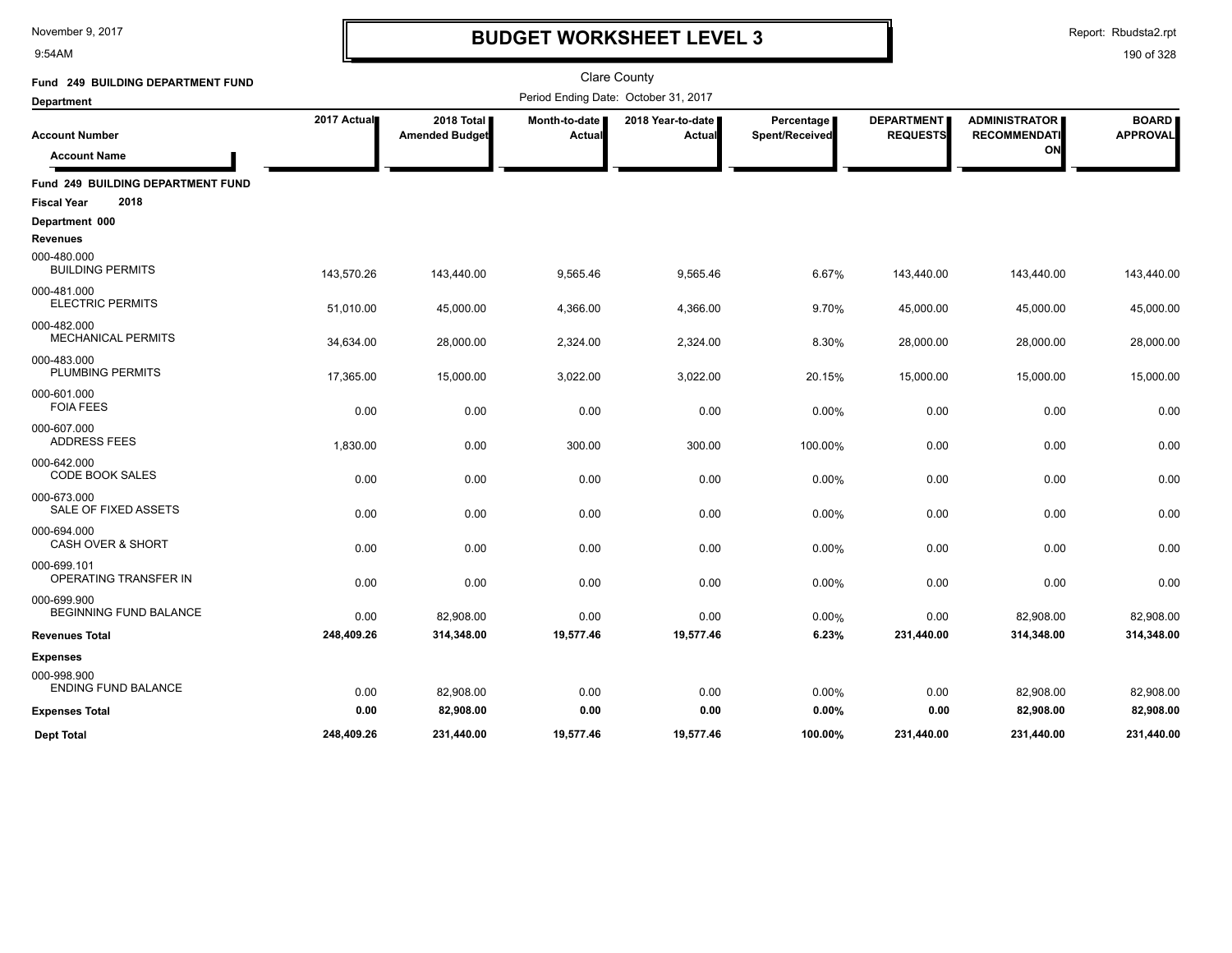# BUDGET WORKSHEET LEVEL 3

November 9, 2017
9:54AM

Report: Rbudsta2.rpt

Clare County

**Fund 249 BUILDING DEPARTMENT FUND**

**Department**

Period Ending Date: October 31, 2017

| Account Number / Account Name | 2017 Actual | 2018 Total Amended Budget | Month-to-date Actual | 2018 Year-to-date Actual | Percentage Spent/Received | DEPARTMENT REQUESTS | ADMINISTRATOR RECOMMENDATION | BOARD APPROVAL |
|---|---|---|---|---|---|---|---|---|
| **Fund 249 BUILDING DEPARTMENT FUND** | | | | | | | | |
| **Fiscal Year 2018** | | | | | | | | |
| **Department 000** | | | | | | | | |
| **Revenues** | | | | | | | | |
| 000-480.000 BUILDING PERMITS | 143,570.26 | 143,440.00 | 9,565.46 | 9,565.46 | 6.67% | 143,440.00 | 143,440.00 | 143,440.00 |
| 000-481.000 ELECTRIC PERMITS | 51,010.00 | 45,000.00 | 4,366.00 | 4,366.00 | 9.70% | 45,000.00 | 45,000.00 | 45,000.00 |
| 000-482.000 MECHANICAL PERMITS | 34,634.00 | 28,000.00 | 2,324.00 | 2,324.00 | 8.30% | 28,000.00 | 28,000.00 | 28,000.00 |
| 000-483.000 PLUMBING PERMITS | 17,365.00 | 15,000.00 | 3,022.00 | 3,022.00 | 20.15% | 15,000.00 | 15,000.00 | 15,000.00 |
| 000-601.000 FOIA FEES | 0.00 | 0.00 | 0.00 | 0.00 | 0.00% | 0.00 | 0.00 | 0.00 |
| 000-607.000 ADDRESS FEES | 1,830.00 | 0.00 | 300.00 | 300.00 | 100.00% | 0.00 | 0.00 | 0.00 |
| 000-642.000 CODE BOOK SALES | 0.00 | 0.00 | 0.00 | 0.00 | 0.00% | 0.00 | 0.00 | 0.00 |
| 000-673.000 SALE OF FIXED ASSETS | 0.00 | 0.00 | 0.00 | 0.00 | 0.00% | 0.00 | 0.00 | 0.00 |
| 000-694.000 CASH OVER & SHORT | 0.00 | 0.00 | 0.00 | 0.00 | 0.00% | 0.00 | 0.00 | 0.00 |
| 000-699.101 OPERATING TRANSFER IN | 0.00 | 0.00 | 0.00 | 0.00 | 0.00% | 0.00 | 0.00 | 0.00 |
| 000-699.900 BEGINNING FUND BALANCE | 0.00 | 82,908.00 | 0.00 | 0.00 | 0.00% | 0.00 | 82,908.00 | 82,908.00 |
| **Revenues Total** | **248,409.26** | **314,348.00** | **19,577.46** | **19,577.46** | **6.23%** | **231,440.00** | **314,348.00** | **314,348.00** |
| **Expenses** | | | | | | | | |
| 000-998.900 ENDING FUND BALANCE | 0.00 | 82,908.00 | 0.00 | 0.00 | 0.00% | 0.00 | 82,908.00 | 82,908.00 |
| **Expenses Total** | **0.00** | **82,908.00** | **0.00** | **0.00** | **0.00%** | **0.00** | **82,908.00** | **82,908.00** |
| **Dept Total** | **248,409.26** | **231,440.00** | **19,577.46** | **19,577.46** | **100.00%** | **231,440.00** | **231,440.00** | **231,440.00** |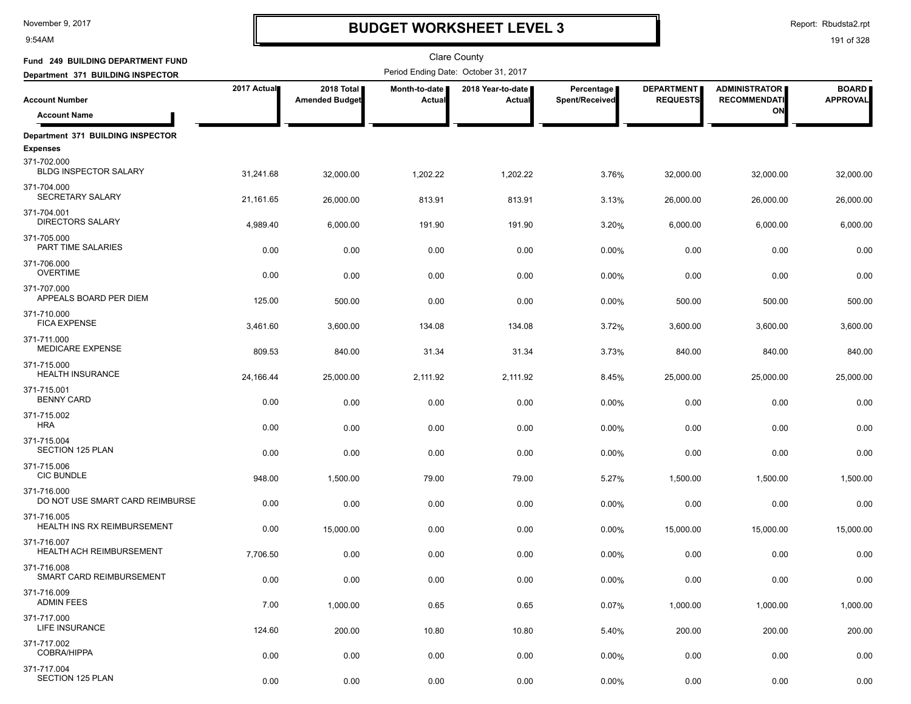# BUDGET WORKSHEET LEVEL 3

November 9, 2017
9:54AM

Report: Rbudsta2.rpt

Clare County

**Fund 249 BUILDING DEPARTMENT FUND**
**Department 371 BUILDING INSPECTOR**

Period Ending Date: October 31, 2017

| Account Number / Account Name | 2017 Actual | 2018 Total Amended Budget | Month-to-date Actual | 2018 Year-to-date Actual | Percentage Spent/Received | DEPARTMENT REQUESTS | ADMINISTRATOR RECOMMENDATION | BOARD APPROVAL |
|---|---|---|---|---|---|---|---|---|
| **Department 371 BUILDING INSPECTOR** | | | | | | | | |
| **Expenses** | | | | | | | | |
| 371-702.000 BLDG INSPECTOR SALARY | 31,241.68 | 32,000.00 | 1,202.22 | 1,202.22 | 3.76% | 32,000.00 | 32,000.00 | 32,000.00 |
| 371-704.000 SECRETARY SALARY | 21,161.65 | 26,000.00 | 813.91 | 813.91 | 3.13% | 26,000.00 | 26,000.00 | 26,000.00 |
| 371-704.001 DIRECTORS SALARY | 4,989.40 | 6,000.00 | 191.90 | 191.90 | 3.20% | 6,000.00 | 6,000.00 | 6,000.00 |
| 371-705.000 PART TIME SALARIES | 0.00 | 0.00 | 0.00 | 0.00 | 0.00% | 0.00 | 0.00 | 0.00 |
| 371-706.000 OVERTIME | 0.00 | 0.00 | 0.00 | 0.00 | 0.00% | 0.00 | 0.00 | 0.00 |
| 371-707.000 APPEALS BOARD PER DIEM | 125.00 | 500.00 | 0.00 | 0.00 | 0.00% | 500.00 | 500.00 | 500.00 |
| 371-710.000 FICA EXPENSE | 3,461.60 | 3,600.00 | 134.08 | 134.08 | 3.72% | 3,600.00 | 3,600.00 | 3,600.00 |
| 371-711.000 MEDICARE EXPENSE | 809.53 | 840.00 | 31.34 | 31.34 | 3.73% | 840.00 | 840.00 | 840.00 |
| 371-715.000 HEALTH INSURANCE | 24,166.44 | 25,000.00 | 2,111.92 | 2,111.92 | 8.45% | 25,000.00 | 25,000.00 | 25,000.00 |
| 371-715.001 BENNY CARD | 0.00 | 0.00 | 0.00 | 0.00 | 0.00% | 0.00 | 0.00 | 0.00 |
| 371-715.002 HRA | 0.00 | 0.00 | 0.00 | 0.00 | 0.00% | 0.00 | 0.00 | 0.00 |
| 371-715.004 SECTION 125 PLAN | 0.00 | 0.00 | 0.00 | 0.00 | 0.00% | 0.00 | 0.00 | 0.00 |
| 371-715.006 CIC BUNDLE | 948.00 | 1,500.00 | 79.00 | 79.00 | 5.27% | 1,500.00 | 1,500.00 | 1,500.00 |
| 371-716.000 DO NOT USE SMART CARD REIMBURSE | 0.00 | 0.00 | 0.00 | 0.00 | 0.00% | 0.00 | 0.00 | 0.00 |
| 371-716.005 HEALTH INS RX REIMBURSEMENT | 0.00 | 15,000.00 | 0.00 | 0.00 | 0.00% | 15,000.00 | 15,000.00 | 15,000.00 |
| 371-716.007 HEALTH ACH REIMBURSEMENT | 7,706.50 | 0.00 | 0.00 | 0.00 | 0.00% | 0.00 | 0.00 | 0.00 |
| 371-716.008 SMART CARD REIMBURSEMENT | 0.00 | 0.00 | 0.00 | 0.00 | 0.00% | 0.00 | 0.00 | 0.00 |
| 371-716.009 ADMIN FEES | 7.00 | 1,000.00 | 0.65 | 0.65 | 0.07% | 1,000.00 | 1,000.00 | 1,000.00 |
| 371-717.000 LIFE INSURANCE | 124.60 | 200.00 | 10.80 | 10.80 | 5.40% | 200.00 | 200.00 | 200.00 |
| 371-717.002 COBRA/HIPPA | 0.00 | 0.00 | 0.00 | 0.00 | 0.00% | 0.00 | 0.00 | 0.00 |
| 371-717.004 SECTION 125 PLAN | 0.00 | 0.00 | 0.00 | 0.00 | 0.00% | 0.00 | 0.00 | 0.00 |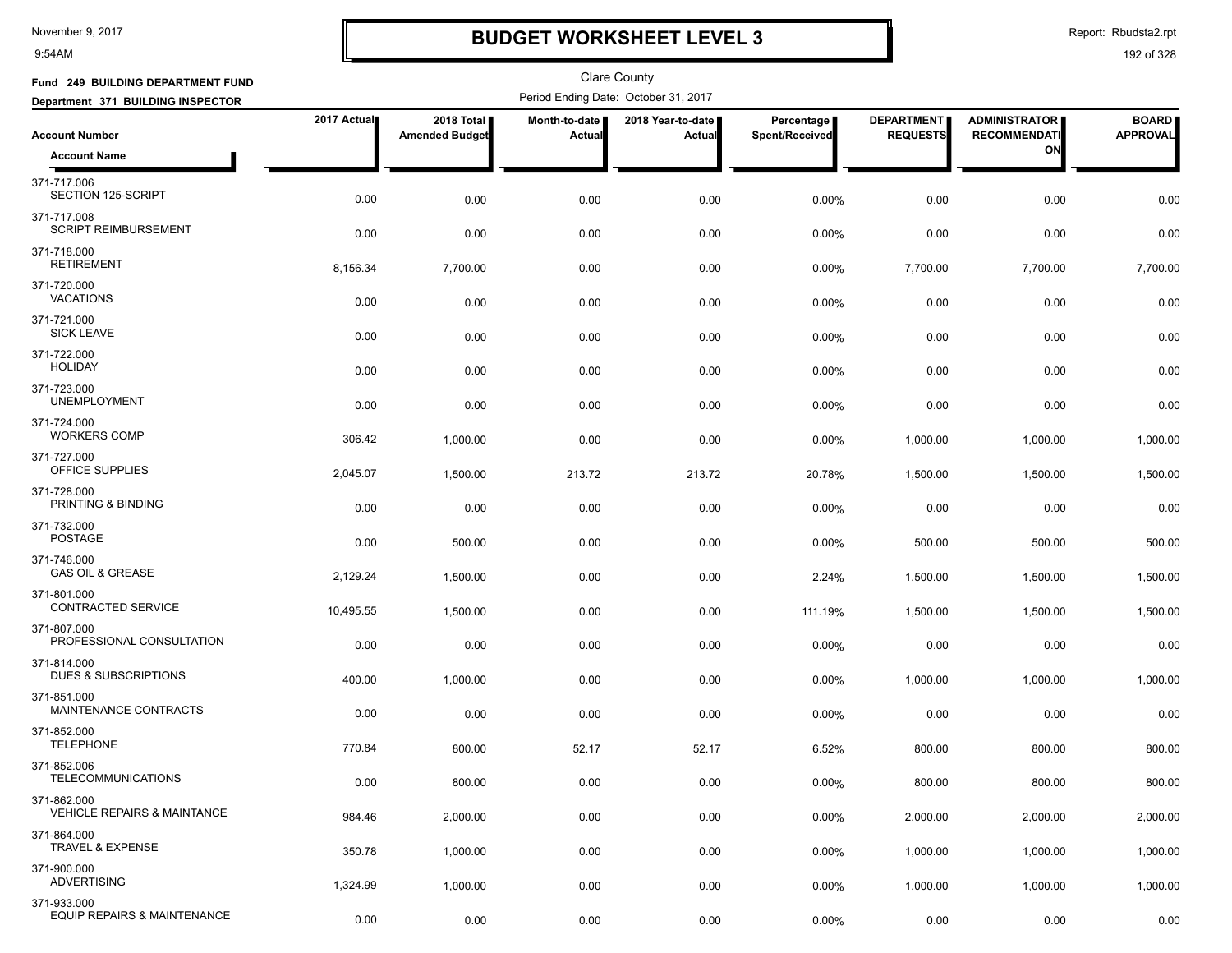# BUDGET WORKSHEET LEVEL 3

November 9, 2017
9:54AM

Report: Rbudsta2.rpt

Clare County

**Fund 249 BUILDING DEPARTMENT FUND**
**Department 371 BUILDING INSPECTOR**

Period Ending Date: October 31, 2017

| Account Number / Account Name | 2017 Actual | 2018 Total Amended Budget | Month-to-date Actual | 2018 Year-to-date Actual | Percentage Spent/Received | DEPARTMENT REQUESTS | ADMINISTRATOR RECOMMENDATION | BOARD APPROVAL |
|---|---|---|---|---|---|---|---|---|
| 371-717.006 SECTION 125-SCRIPT | 0.00 | 0.00 | 0.00 | 0.00 | 0.00% | 0.00 | 0.00 | 0.00 |
| 371-717.008 SCRIPT REIMBURSEMENT | 0.00 | 0.00 | 0.00 | 0.00 | 0.00% | 0.00 | 0.00 | 0.00 |
| 371-718.000 RETIREMENT | 8,156.34 | 7,700.00 | 0.00 | 0.00 | 0.00% | 7,700.00 | 7,700.00 | 7,700.00 |
| 371-720.000 VACATIONS | 0.00 | 0.00 | 0.00 | 0.00 | 0.00% | 0.00 | 0.00 | 0.00 |
| 371-721.000 SICK LEAVE | 0.00 | 0.00 | 0.00 | 0.00 | 0.00% | 0.00 | 0.00 | 0.00 |
| 371-722.000 HOLIDAY | 0.00 | 0.00 | 0.00 | 0.00 | 0.00% | 0.00 | 0.00 | 0.00 |
| 371-723.000 UNEMPLOYMENT | 0.00 | 0.00 | 0.00 | 0.00 | 0.00% | 0.00 | 0.00 | 0.00 |
| 371-724.000 WORKERS COMP | 306.42 | 1,000.00 | 0.00 | 0.00 | 0.00% | 1,000.00 | 1,000.00 | 1,000.00 |
| 371-727.000 OFFICE SUPPLIES | 2,045.07 | 1,500.00 | 213.72 | 213.72 | 20.78% | 1,500.00 | 1,500.00 | 1,500.00 |
| 371-728.000 PRINTING & BINDING | 0.00 | 0.00 | 0.00 | 0.00 | 0.00% | 0.00 | 0.00 | 0.00 |
| 371-732.000 POSTAGE | 0.00 | 500.00 | 0.00 | 0.00 | 0.00% | 500.00 | 500.00 | 500.00 |
| 371-746.000 GAS OIL & GREASE | 2,129.24 | 1,500.00 | 0.00 | 0.00 | 2.24% | 1,500.00 | 1,500.00 | 1,500.00 |
| 371-801.000 CONTRACTED SERVICE | 10,495.55 | 1,500.00 | 0.00 | 0.00 | 111.19% | 1,500.00 | 1,500.00 | 1,500.00 |
| 371-807.000 PROFESSIONAL CONSULTATION | 0.00 | 0.00 | 0.00 | 0.00 | 0.00% | 0.00 | 0.00 | 0.00 |
| 371-814.000 DUES & SUBSCRIPTIONS | 400.00 | 1,000.00 | 0.00 | 0.00 | 0.00% | 1,000.00 | 1,000.00 | 1,000.00 |
| 371-851.000 MAINTENANCE CONTRACTS | 0.00 | 0.00 | 0.00 | 0.00 | 0.00% | 0.00 | 0.00 | 0.00 |
| 371-852.000 TELEPHONE | 770.84 | 800.00 | 52.17 | 52.17 | 6.52% | 800.00 | 800.00 | 800.00 |
| 371-852.006 TELECOMMUNICATIONS | 0.00 | 800.00 | 0.00 | 0.00 | 0.00% | 800.00 | 800.00 | 800.00 |
| 371-862.000 VEHICLE REPAIRS & MAINTANCE | 984.46 | 2,000.00 | 0.00 | 0.00 | 0.00% | 2,000.00 | 2,000.00 | 2,000.00 |
| 371-864.000 TRAVEL & EXPENSE | 350.78 | 1,000.00 | 0.00 | 0.00 | 0.00% | 1,000.00 | 1,000.00 | 1,000.00 |
| 371-900.000 ADVERTISING | 1,324.99 | 1,000.00 | 0.00 | 0.00 | 0.00% | 1,000.00 | 1,000.00 | 1,000.00 |
| 371-933.000 EQUIP REPAIRS & MAINTENANCE | 0.00 | 0.00 | 0.00 | 0.00 | 0.00% | 0.00 | 0.00 | 0.00 |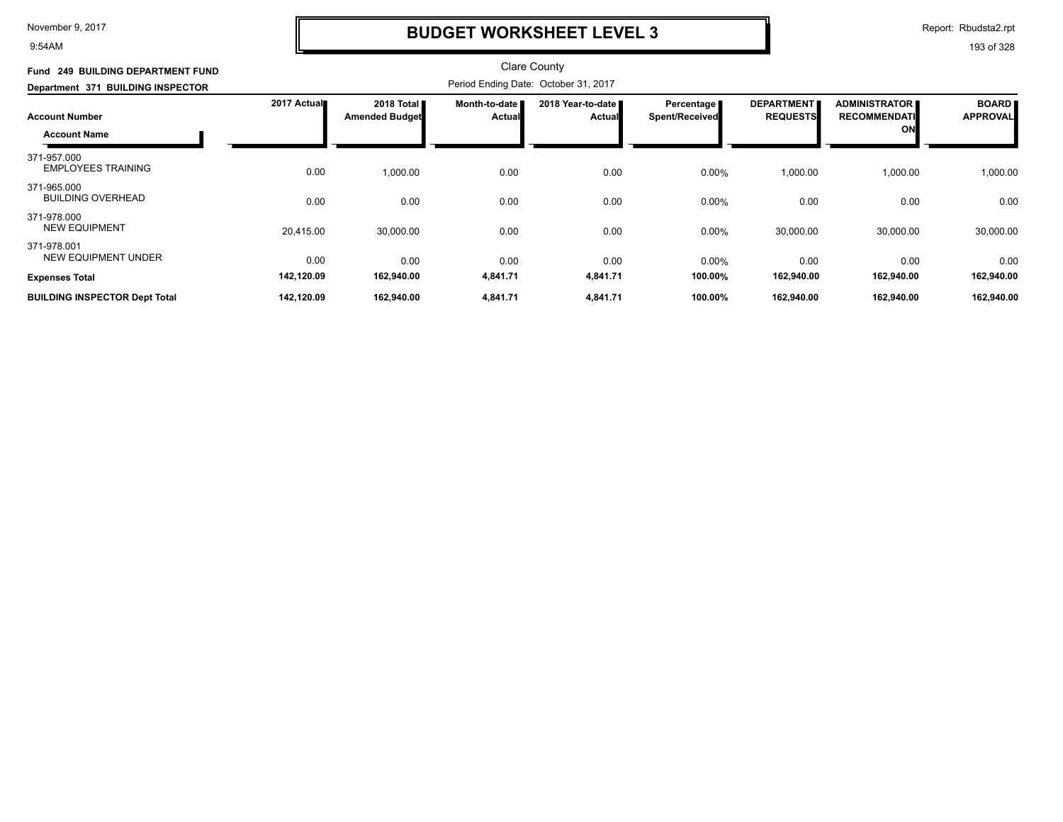# BUDGET WORKSHEET LEVEL 3

Clare County

**Fund 249 BUILDING DEPARTMENT FUND**

**Department 371 BUILDING INSPECTOR**

Period Ending Date: October 31, 2017

| Account Number / Account Name | 2017 Actual | 2018 Total Amended Budget | Month-to-date Actual | 2018 Year-to-date Actual | Percentage Spent/Received | DEPARTMENT REQUESTS | ADMINISTRATOR RECOMMENDATION | BOARD APPROVAL |
|---|---|---|---|---|---|---|---|---|
| 371-957.000 EMPLOYEES TRAINING | 0.00 | 1,000.00 | 0.00 | 0.00 | 0.00% | 1,000.00 | 1,000.00 | 1,000.00 |
| 371-965.000 BUILDING OVERHEAD | 0.00 | 0.00 | 0.00 | 0.00 | 0.00% | 0.00 | 0.00 | 0.00 |
| 371-978.000 NEW EQUIPMENT | 20,415.00 | 30,000.00 | 0.00 | 0.00 | 0.00% | 30,000.00 | 30,000.00 | 30,000.00 |
| 371-978.001 NEW EQUIPMENT UNDER | 0.00 | 0.00 | 0.00 | 0.00 | 0.00% | 0.00 | 0.00 | 0.00 |
| **Expenses Total** | **142,120.09** | **162,940.00** | **4,841.71** | **4,841.71** | **100.00%** | **162,940.00** | **162,940.00** | **162,940.00** |
| **BUILDING INSPECTOR Dept Total** | **142,120.09** | **162,940.00** | **4,841.71** | **4,841.71** | **100.00%** | **162,940.00** | **162,940.00** | **162,940.00** |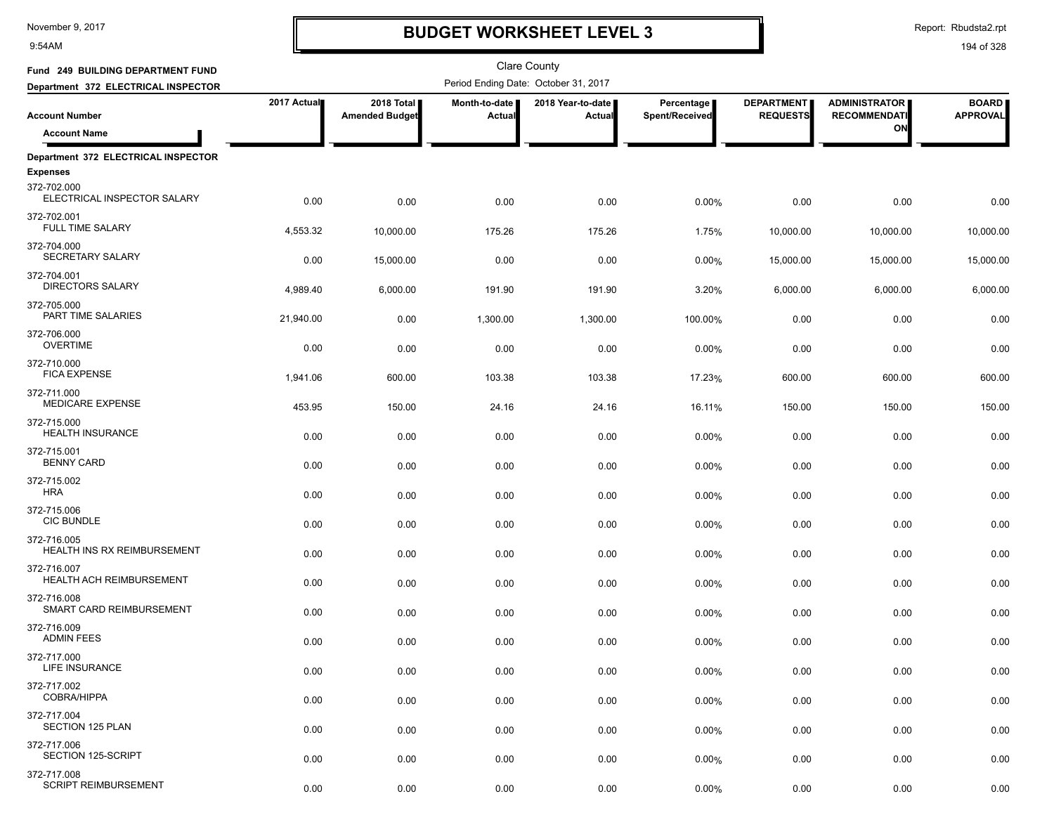# BUDGET WORKSHEET LEVEL 3

November 9, 2017
9:54AM

Report: Rbudsta2.rpt

Clare County

**Fund 249 BUILDING DEPARTMENT FUND**
**Department 372 ELECTRICAL INSPECTOR**

Period Ending Date: October 31, 2017

| Account Number / Account Name | 2017 Actual | 2018 Total Amended Budget | Month-to-date Actual | 2018 Year-to-date Actual | Percentage Spent/Received | DEPARTMENT REQUESTS | ADMINISTRATOR RECOMMENDATION | BOARD APPROVAL |
|---|---|---|---|---|---|---|---|---|
| **Department 372 ELECTRICAL INSPECTOR** | | | | | | | | |
| **Expenses** | | | | | | | | |
| 372-702.000 ELECTRICAL INSPECTOR SALARY | 0.00 | 0.00 | 0.00 | 0.00 | 0.00% | 0.00 | 0.00 | 0.00 |
| 372-702.001 FULL TIME SALARY | 4,553.32 | 10,000.00 | 175.26 | 175.26 | 1.75% | 10,000.00 | 10,000.00 | 10,000.00 |
| 372-704.000 SECRETARY SALARY | 0.00 | 15,000.00 | 0.00 | 0.00 | 0.00% | 15,000.00 | 15,000.00 | 15,000.00 |
| 372-704.001 DIRECTORS SALARY | 4,989.40 | 6,000.00 | 191.90 | 191.90 | 3.20% | 6,000.00 | 6,000.00 | 6,000.00 |
| 372-705.000 PART TIME SALARIES | 21,940.00 | 0.00 | 1,300.00 | 1,300.00 | 100.00% | 0.00 | 0.00 | 0.00 |
| 372-706.000 OVERTIME | 0.00 | 0.00 | 0.00 | 0.00 | 0.00% | 0.00 | 0.00 | 0.00 |
| 372-710.000 FICA EXPENSE | 1,941.06 | 600.00 | 103.38 | 103.38 | 17.23% | 600.00 | 600.00 | 600.00 |
| 372-711.000 MEDICARE EXPENSE | 453.95 | 150.00 | 24.16 | 24.16 | 16.11% | 150.00 | 150.00 | 150.00 |
| 372-715.000 HEALTH INSURANCE | 0.00 | 0.00 | 0.00 | 0.00 | 0.00% | 0.00 | 0.00 | 0.00 |
| 372-715.001 BENNY CARD | 0.00 | 0.00 | 0.00 | 0.00 | 0.00% | 0.00 | 0.00 | 0.00 |
| 372-715.002 HRA | 0.00 | 0.00 | 0.00 | 0.00 | 0.00% | 0.00 | 0.00 | 0.00 |
| 372-715.006 CIC BUNDLE | 0.00 | 0.00 | 0.00 | 0.00 | 0.00% | 0.00 | 0.00 | 0.00 |
| 372-716.005 HEALTH INS RX REIMBURSEMENT | 0.00 | 0.00 | 0.00 | 0.00 | 0.00% | 0.00 | 0.00 | 0.00 |
| 372-716.007 HEALTH ACH REIMBURSEMENT | 0.00 | 0.00 | 0.00 | 0.00 | 0.00% | 0.00 | 0.00 | 0.00 |
| 372-716.008 SMART CARD REIMBURSEMENT | 0.00 | 0.00 | 0.00 | 0.00 | 0.00% | 0.00 | 0.00 | 0.00 |
| 372-716.009 ADMIN FEES | 0.00 | 0.00 | 0.00 | 0.00 | 0.00% | 0.00 | 0.00 | 0.00 |
| 372-717.000 LIFE INSURANCE | 0.00 | 0.00 | 0.00 | 0.00 | 0.00% | 0.00 | 0.00 | 0.00 |
| 372-717.002 COBRA/HIPPA | 0.00 | 0.00 | 0.00 | 0.00 | 0.00% | 0.00 | 0.00 | 0.00 |
| 372-717.004 SECTION 125 PLAN | 0.00 | 0.00 | 0.00 | 0.00 | 0.00% | 0.00 | 0.00 | 0.00 |
| 372-717.006 SECTION 125-SCRIPT | 0.00 | 0.00 | 0.00 | 0.00 | 0.00% | 0.00 | 0.00 | 0.00 |
| 372-717.008 SCRIPT REIMBURSEMENT | 0.00 | 0.00 | 0.00 | 0.00 | 0.00% | 0.00 | 0.00 | 0.00 |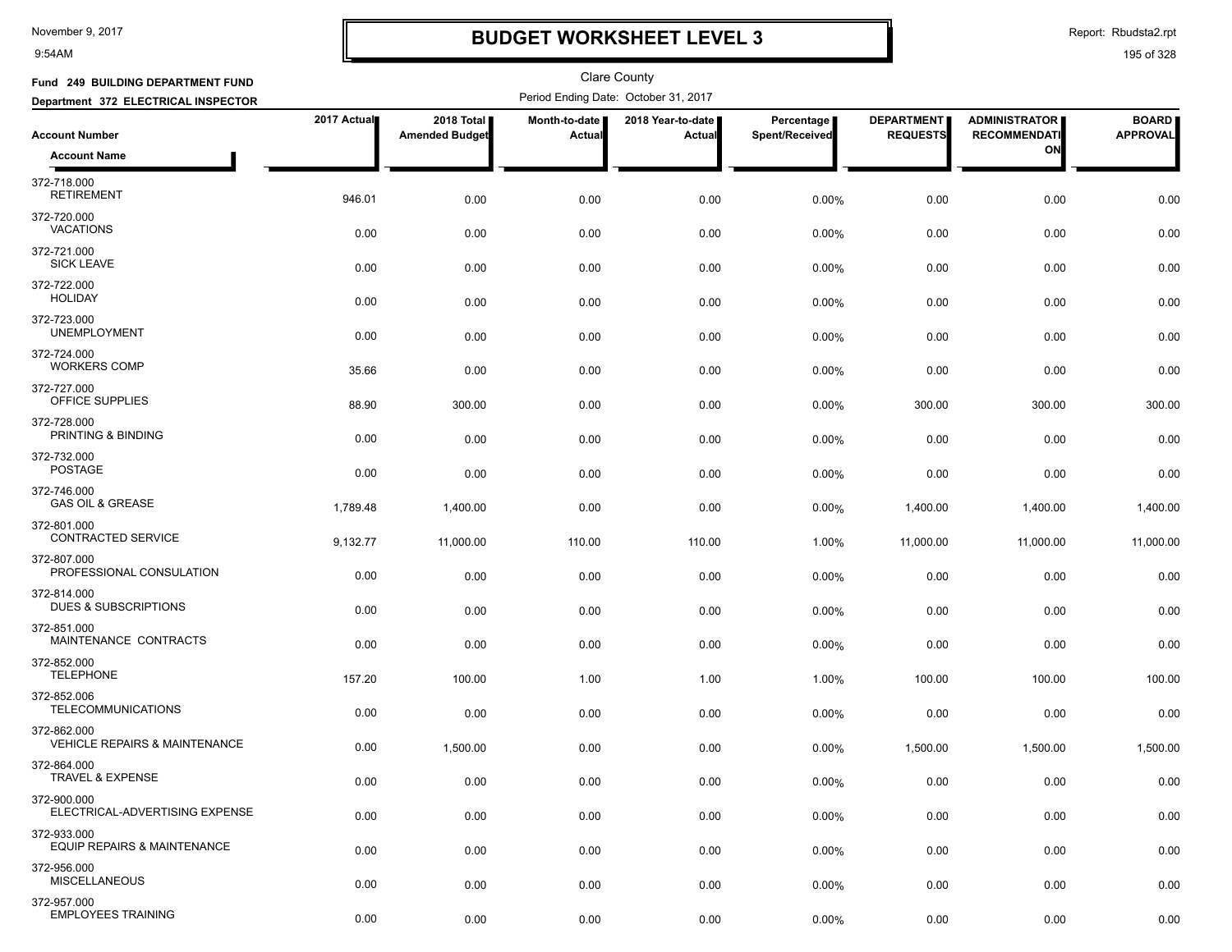# BUDGET WORKSHEET LEVEL 3

November 9, 2017
9:54AM

Report: Rbudsta2.rpt

Clare County

**Fund 249 BUILDING DEPARTMENT FUND**
**Department 372 ELECTRICAL INSPECTOR**

Period Ending Date: October 31, 2017

| Account Number / Account Name | 2017 Actual | 2018 Total Amended Budget | Month-to-date Actual | 2018 Year-to-date Actual | Percentage Spent/Received | DEPARTMENT REQUESTS | ADMINISTRATOR RECOMMENDATION | BOARD APPROVAL |
|---|---|---|---|---|---|---|---|---|
| 372-718.000 RETIREMENT | 946.01 | 0.00 | 0.00 | 0.00 | 0.00% | 0.00 | 0.00 | 0.00 |
| 372-720.000 VACATIONS | 0.00 | 0.00 | 0.00 | 0.00 | 0.00% | 0.00 | 0.00 | 0.00 |
| 372-721.000 SICK LEAVE | 0.00 | 0.00 | 0.00 | 0.00 | 0.00% | 0.00 | 0.00 | 0.00 |
| 372-722.000 HOLIDAY | 0.00 | 0.00 | 0.00 | 0.00 | 0.00% | 0.00 | 0.00 | 0.00 |
| 372-723.000 UNEMPLOYMENT | 0.00 | 0.00 | 0.00 | 0.00 | 0.00% | 0.00 | 0.00 | 0.00 |
| 372-724.000 WORKERS COMP | 35.66 | 0.00 | 0.00 | 0.00 | 0.00% | 0.00 | 0.00 | 0.00 |
| 372-727.000 OFFICE SUPPLIES | 88.90 | 300.00 | 0.00 | 0.00 | 0.00% | 300.00 | 300.00 | 300.00 |
| 372-728.000 PRINTING & BINDING | 0.00 | 0.00 | 0.00 | 0.00 | 0.00% | 0.00 | 0.00 | 0.00 |
| 372-732.000 POSTAGE | 0.00 | 0.00 | 0.00 | 0.00 | 0.00% | 0.00 | 0.00 | 0.00 |
| 372-746.000 GAS OIL & GREASE | 1,789.48 | 1,400.00 | 0.00 | 0.00 | 0.00% | 1,400.00 | 1,400.00 | 1,400.00 |
| 372-801.000 CONTRACTED SERVICE | 9,132.77 | 11,000.00 | 110.00 | 110.00 | 1.00% | 11,000.00 | 11,000.00 | 11,000.00 |
| 372-807.000 PROFESSIONAL CONSULATION | 0.00 | 0.00 | 0.00 | 0.00 | 0.00% | 0.00 | 0.00 | 0.00 |
| 372-814.000 DUES & SUBSCRIPTIONS | 0.00 | 0.00 | 0.00 | 0.00 | 0.00% | 0.00 | 0.00 | 0.00 |
| 372-851.000 MAINTENANCE CONTRACTS | 0.00 | 0.00 | 0.00 | 0.00 | 0.00% | 0.00 | 0.00 | 0.00 |
| 372-852.000 TELEPHONE | 157.20 | 100.00 | 1.00 | 1.00 | 1.00% | 100.00 | 100.00 | 100.00 |
| 372-852.006 TELECOMMUNICATIONS | 0.00 | 0.00 | 0.00 | 0.00 | 0.00% | 0.00 | 0.00 | 0.00 |
| 372-862.000 VEHICLE REPAIRS & MAINTENANCE | 0.00 | 1,500.00 | 0.00 | 0.00 | 0.00% | 1,500.00 | 1,500.00 | 1,500.00 |
| 372-864.000 TRAVEL & EXPENSE | 0.00 | 0.00 | 0.00 | 0.00 | 0.00% | 0.00 | 0.00 | 0.00 |
| 372-900.000 ELECTRICAL-ADVERTISING EXPENSE | 0.00 | 0.00 | 0.00 | 0.00 | 0.00% | 0.00 | 0.00 | 0.00 |
| 372-933.000 EQUIP REPAIRS & MAINTENANCE | 0.00 | 0.00 | 0.00 | 0.00 | 0.00% | 0.00 | 0.00 | 0.00 |
| 372-956.000 MISCELLANEOUS | 0.00 | 0.00 | 0.00 | 0.00 | 0.00% | 0.00 | 0.00 | 0.00 |
| 372-957.000 EMPLOYEES TRAINING | 0.00 | 0.00 | 0.00 | 0.00 | 0.00% | 0.00 | 0.00 | 0.00 |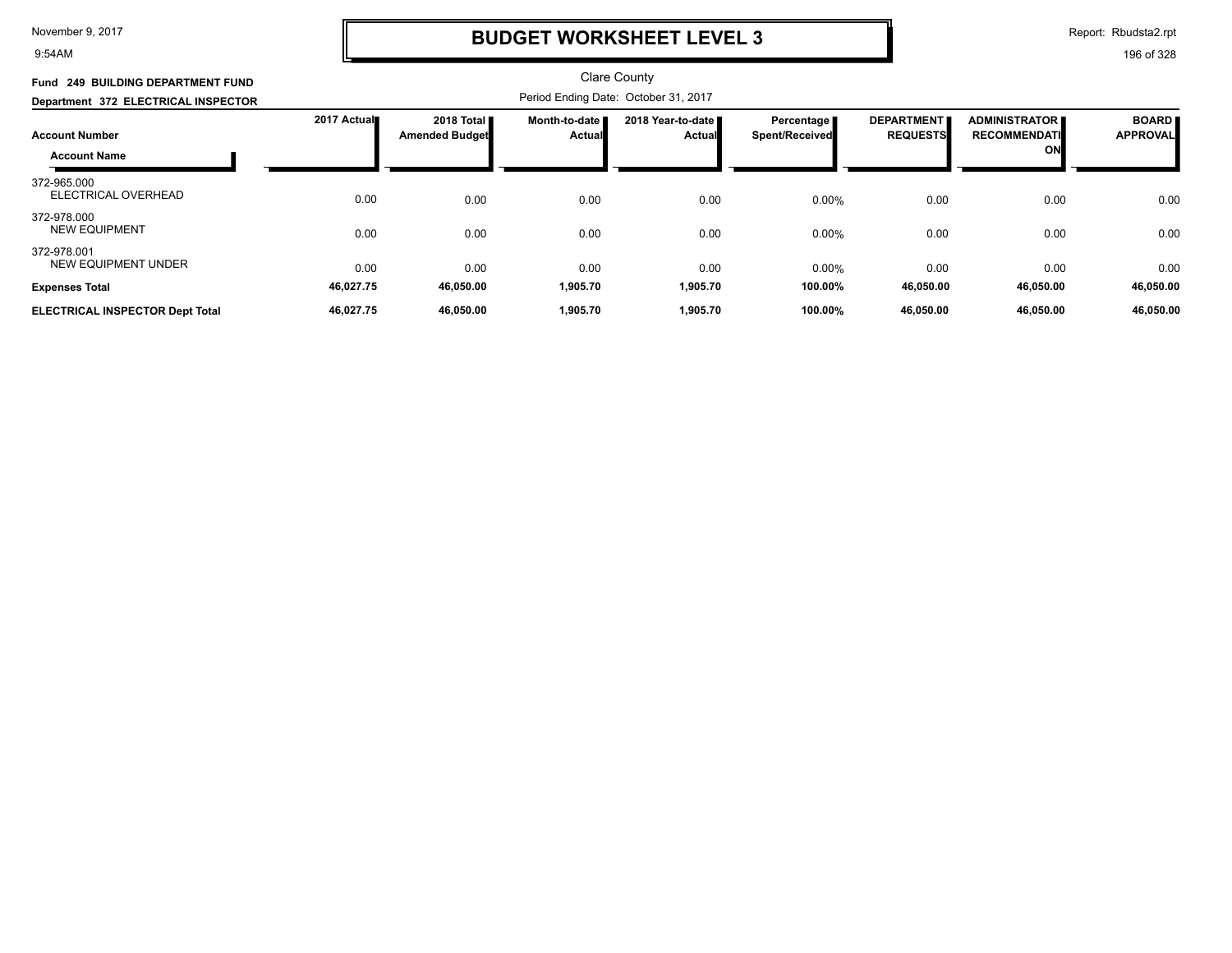# BUDGET WORKSHEET LEVEL 3

Clare County

Period Ending Date: October 31, 2017

**Fund 249 BUILDING DEPARTMENT FUND**

**Department 372 ELECTRICAL INSPECTOR**

| Account Number / Account Name | 2017 Actual | 2018 Total Amended Budget | Month-to-date Actual | 2018 Year-to-date Actual | Percentage Spent/Received | DEPARTMENT REQUESTS | ADMINISTRATOR RECOMMENDATION | BOARD APPROVAL |
|---|---|---|---|---|---|---|---|---|
| 372-965.000 ELECTRICAL OVERHEAD | 0.00 | 0.00 | 0.00 | 0.00 | 0.00% | 0.00 | 0.00 | 0.00 |
| 372-978.000 NEW EQUIPMENT | 0.00 | 0.00 | 0.00 | 0.00 | 0.00% | 0.00 | 0.00 | 0.00 |
| 372-978.001 NEW EQUIPMENT UNDER | 0.00 | 0.00 | 0.00 | 0.00 | 0.00% | 0.00 | 0.00 | 0.00 |
| **Expenses Total** | **46,027.75** | **46,050.00** | **1,905.70** | **1,905.70** | **100.00%** | **46,050.00** | **46,050.00** | **46,050.00** |
| **ELECTRICAL INSPECTOR Dept Total** | **46,027.75** | **46,050.00** | **1,905.70** | **1,905.70** | **100.00%** | **46,050.00** | **46,050.00** | **46,050.00** |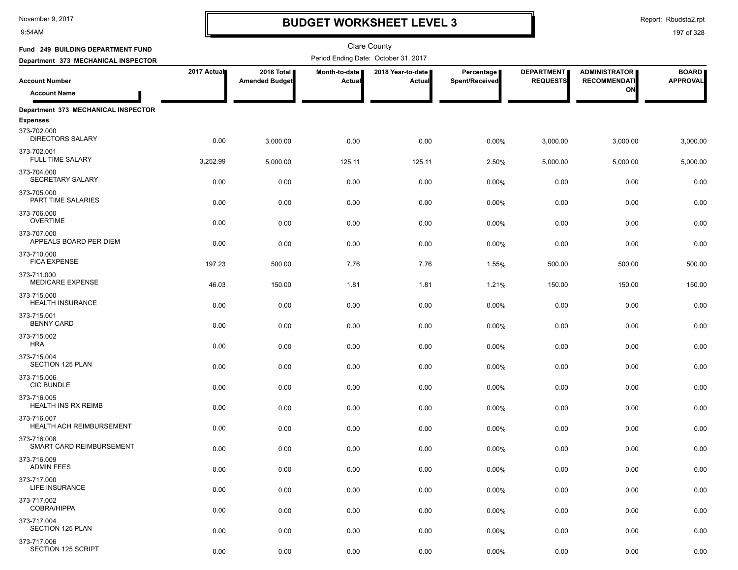# BUDGET WORKSHEET LEVEL 3

November 9, 2017
9:54AM

Report: Rbudsta2.rpt

Clare County

**Fund 249 BUILDING DEPARTMENT FUND**
**Department 373 MECHANICAL INSPECTOR**

Period Ending Date: October 31, 2017

| Account Number / Account Name | 2017 Actual | 2018 Total Amended Budget | Month-to-date Actual | 2018 Year-to-date Actual | Percentage Spent/Received | DEPARTMENT REQUESTS | ADMINISTRATOR RECOMMENDATION | BOARD APPROVAL |
|---|---|---|---|---|---|---|---|---|
| **Department 373 MECHANICAL INSPECTOR** | | | | | | | | |
| **Expenses** | | | | | | | | |
| 373-702.000 DIRECTORS SALARY | 0.00 | 3,000.00 | 0.00 | 0.00 | 0.00% | 3,000.00 | 3,000.00 | 3,000.00 |
| 373-702.001 FULL TIME SALARY | 3,252.99 | 5,000.00 | 125.11 | 125.11 | 2.50% | 5,000.00 | 5,000.00 | 5,000.00 |
| 373-704.000 SECRETARY SALARY | 0.00 | 0.00 | 0.00 | 0.00 | 0.00% | 0.00 | 0.00 | 0.00 |
| 373-705.000 PART TIME SALARIES | 0.00 | 0.00 | 0.00 | 0.00 | 0.00% | 0.00 | 0.00 | 0.00 |
| 373-706.000 OVERTIME | 0.00 | 0.00 | 0.00 | 0.00 | 0.00% | 0.00 | 0.00 | 0.00 |
| 373-707.000 APPEALS BOARD PER DIEM | 0.00 | 0.00 | 0.00 | 0.00 | 0.00% | 0.00 | 0.00 | 0.00 |
| 373-710.000 FICA EXPENSE | 197.23 | 500.00 | 7.76 | 7.76 | 1.55% | 500.00 | 500.00 | 500.00 |
| 373-711.000 MEDICARE EXPENSE | 46.03 | 150.00 | 1.81 | 1.81 | 1.21% | 150.00 | 150.00 | 150.00 |
| 373-715.000 HEALTH INSURANCE | 0.00 | 0.00 | 0.00 | 0.00 | 0.00% | 0.00 | 0.00 | 0.00 |
| 373-715.001 BENNY CARD | 0.00 | 0.00 | 0.00 | 0.00 | 0.00% | 0.00 | 0.00 | 0.00 |
| 373-715.002 HRA | 0.00 | 0.00 | 0.00 | 0.00 | 0.00% | 0.00 | 0.00 | 0.00 |
| 373-715.004 SECTION 125 PLAN | 0.00 | 0.00 | 0.00 | 0.00 | 0.00% | 0.00 | 0.00 | 0.00 |
| 373-715.006 CIC BUNDLE | 0.00 | 0.00 | 0.00 | 0.00 | 0.00% | 0.00 | 0.00 | 0.00 |
| 373-716.005 HEALTH INS RX REIMB | 0.00 | 0.00 | 0.00 | 0.00 | 0.00% | 0.00 | 0.00 | 0.00 |
| 373-716.007 HEALTH ACH REIMBURSEMENT | 0.00 | 0.00 | 0.00 | 0.00 | 0.00% | 0.00 | 0.00 | 0.00 |
| 373-716.008 SMART CARD REIMBURSEMENT | 0.00 | 0.00 | 0.00 | 0.00 | 0.00% | 0.00 | 0.00 | 0.00 |
| 373-716.009 ADMIN FEES | 0.00 | 0.00 | 0.00 | 0.00 | 0.00% | 0.00 | 0.00 | 0.00 |
| 373-717.000 LIFE INSURANCE | 0.00 | 0.00 | 0.00 | 0.00 | 0.00% | 0.00 | 0.00 | 0.00 |
| 373-717.002 COBRA/HIPPA | 0.00 | 0.00 | 0.00 | 0.00 | 0.00% | 0.00 | 0.00 | 0.00 |
| 373-717.004 SECTION 125 PLAN | 0.00 | 0.00 | 0.00 | 0.00 | 0.00% | 0.00 | 0.00 | 0.00 |
| 373-717.006 SECTION 125 SCRIPT | 0.00 | 0.00 | 0.00 | 0.00 | 0.00% | 0.00 | 0.00 | 0.00 |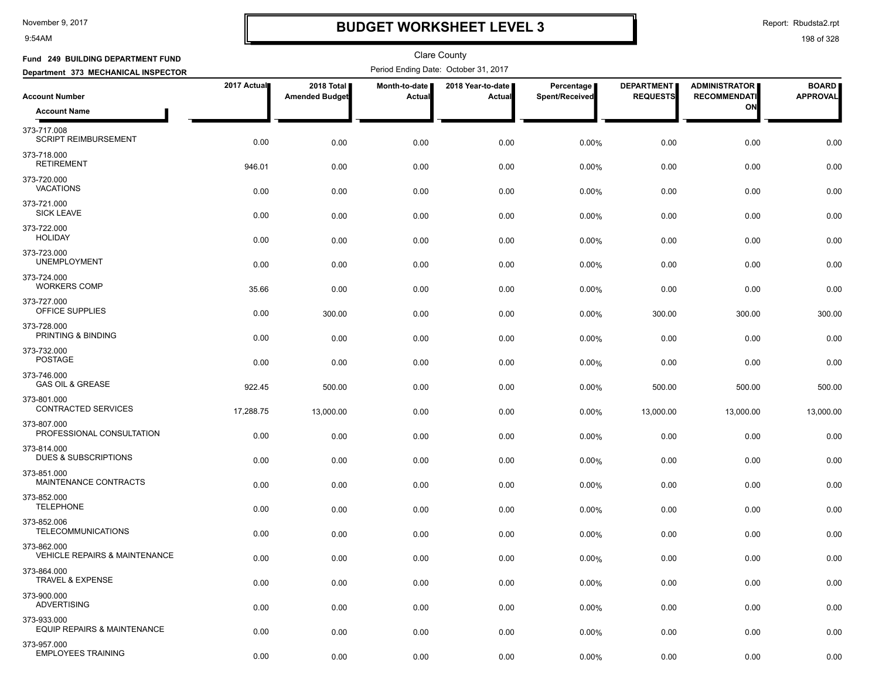# BUDGET WORKSHEET LEVEL 3

Clare County

**Fund 249 BUILDING DEPARTMENT FUND**

**Department 373 MECHANICAL INSPECTOR**

Period Ending Date: October 31, 2017

| Account Number / Account Name | 2017 Actual | 2018 Total Amended Budget | Month-to-date Actual | 2018 Year-to-date Actual | Percentage Spent/Received | DEPARTMENT REQUESTS | ADMINISTRATOR RECOMMENDATION | BOARD APPROVAL |
|---|---|---|---|---|---|---|---|---|
| 373-717.008 SCRIPT REIMBURSEMENT | 0.00 | 0.00 | 0.00 | 0.00 | 0.00% | 0.00 | 0.00 | 0.00 |
| 373-718.000 RETIREMENT | 946.01 | 0.00 | 0.00 | 0.00 | 0.00% | 0.00 | 0.00 | 0.00 |
| 373-720.000 VACATIONS | 0.00 | 0.00 | 0.00 | 0.00 | 0.00% | 0.00 | 0.00 | 0.00 |
| 373-721.000 SICK LEAVE | 0.00 | 0.00 | 0.00 | 0.00 | 0.00% | 0.00 | 0.00 | 0.00 |
| 373-722.000 HOLIDAY | 0.00 | 0.00 | 0.00 | 0.00 | 0.00% | 0.00 | 0.00 | 0.00 |
| 373-723.000 UNEMPLOYMENT | 0.00 | 0.00 | 0.00 | 0.00 | 0.00% | 0.00 | 0.00 | 0.00 |
| 373-724.000 WORKERS COMP | 35.66 | 0.00 | 0.00 | 0.00 | 0.00% | 0.00 | 0.00 | 0.00 |
| 373-727.000 OFFICE SUPPLIES | 0.00 | 300.00 | 0.00 | 0.00 | 0.00% | 300.00 | 300.00 | 300.00 |
| 373-728.000 PRINTING & BINDING | 0.00 | 0.00 | 0.00 | 0.00 | 0.00% | 0.00 | 0.00 | 0.00 |
| 373-732.000 POSTAGE | 0.00 | 0.00 | 0.00 | 0.00 | 0.00% | 0.00 | 0.00 | 0.00 |
| 373-746.000 GAS OIL & GREASE | 922.45 | 500.00 | 0.00 | 0.00 | 0.00% | 500.00 | 500.00 | 500.00 |
| 373-801.000 CONTRACTED SERVICES | 17,288.75 | 13,000.00 | 0.00 | 0.00 | 0.00% | 13,000.00 | 13,000.00 | 13,000.00 |
| 373-807.000 PROFESSIONAL CONSULTATION | 0.00 | 0.00 | 0.00 | 0.00 | 0.00% | 0.00 | 0.00 | 0.00 |
| 373-814.000 DUES & SUBSCRIPTIONS | 0.00 | 0.00 | 0.00 | 0.00 | 0.00% | 0.00 | 0.00 | 0.00 |
| 373-851.000 MAINTENANCE CONTRACTS | 0.00 | 0.00 | 0.00 | 0.00 | 0.00% | 0.00 | 0.00 | 0.00 |
| 373-852.000 TELEPHONE | 0.00 | 0.00 | 0.00 | 0.00 | 0.00% | 0.00 | 0.00 | 0.00 |
| 373-852.006 TELECOMMUNICATIONS | 0.00 | 0.00 | 0.00 | 0.00 | 0.00% | 0.00 | 0.00 | 0.00 |
| 373-862.000 VEHICLE REPAIRS & MAINTENANCE | 0.00 | 0.00 | 0.00 | 0.00 | 0.00% | 0.00 | 0.00 | 0.00 |
| 373-864.000 TRAVEL & EXPENSE | 0.00 | 0.00 | 0.00 | 0.00 | 0.00% | 0.00 | 0.00 | 0.00 |
| 373-900.000 ADVERTISING | 0.00 | 0.00 | 0.00 | 0.00 | 0.00% | 0.00 | 0.00 | 0.00 |
| 373-933.000 EQUIP REPAIRS & MAINTENANCE | 0.00 | 0.00 | 0.00 | 0.00 | 0.00% | 0.00 | 0.00 | 0.00 |
| 373-957.000 EMPLOYEES TRAINING | 0.00 | 0.00 | 0.00 | 0.00 | 0.00% | 0.00 | 0.00 | 0.00 |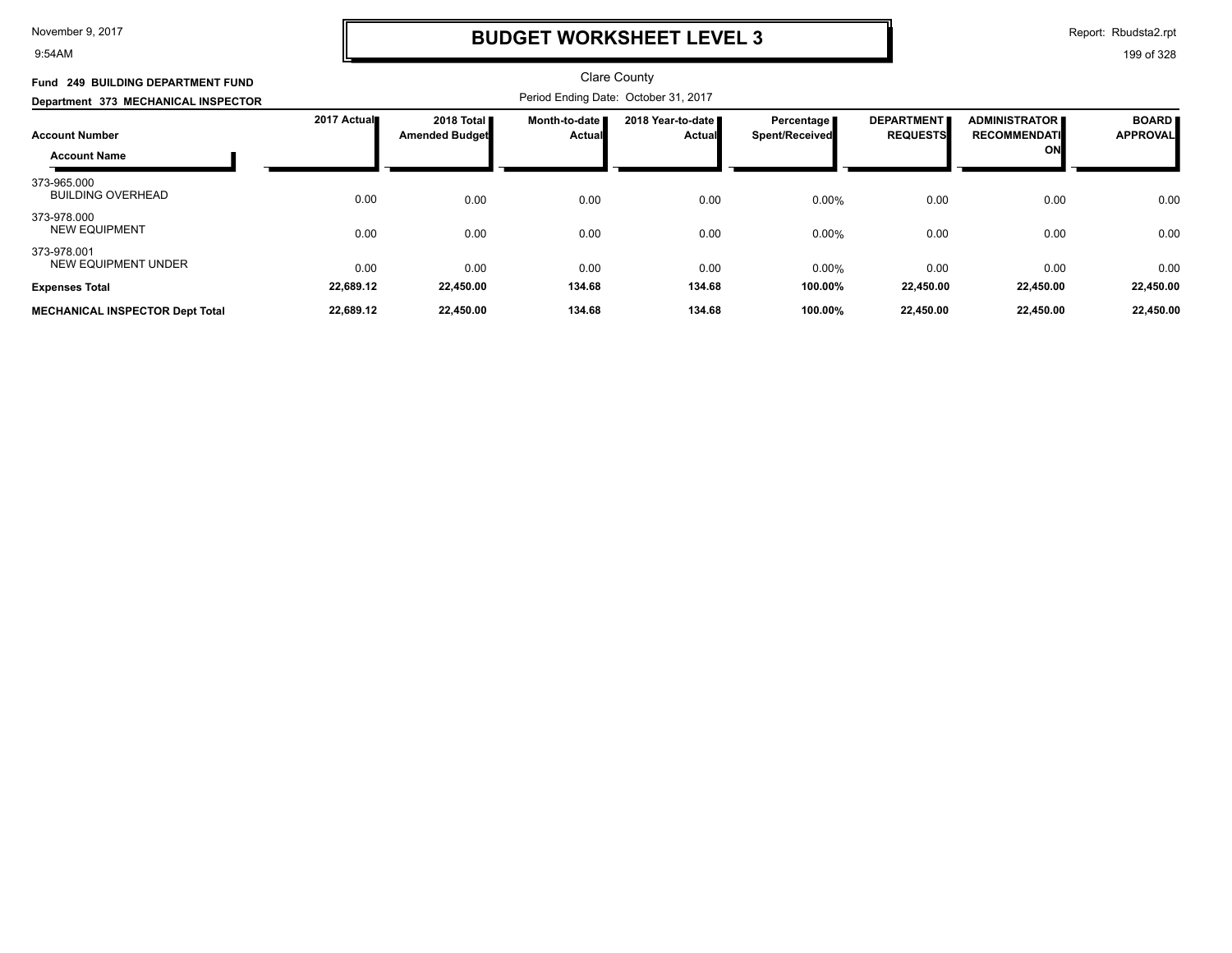# BUDGET WORKSHEET LEVEL 3

Clare County

**Fund 249 BUILDING DEPARTMENT FUND**

**Department 373 MECHANICAL INSPECTOR**

Period Ending Date: October 31, 2017

| Account Number / Account Name | 2017 Actual | 2018 Total Amended Budget | Month-to-date Actual | 2018 Year-to-date Actual | Percentage Spent/Received | DEPARTMENT REQUESTS | ADMINISTRATOR RECOMMENDATION | BOARD APPROVAL |
|---|---|---|---|---|---|---|---|---|
| 373-965.000 BUILDING OVERHEAD | 0.00 | 0.00 | 0.00 | 0.00 | 0.00% | 0.00 | 0.00 | 0.00 |
| 373-978.000 NEW EQUIPMENT | 0.00 | 0.00 | 0.00 | 0.00 | 0.00% | 0.00 | 0.00 | 0.00 |
| 373-978.001 NEW EQUIPMENT UNDER | 0.00 | 0.00 | 0.00 | 0.00 | 0.00% | 0.00 | 0.00 | 0.00 |
| **Expenses Total** | **22,689.12** | **22,450.00** | **134.68** | **134.68** | **100.00%** | **22,450.00** | **22,450.00** | **22,450.00** |
| **MECHANICAL INSPECTOR Dept Total** | **22,689.12** | **22,450.00** | **134.68** | **134.68** | **100.00%** | **22,450.00** | **22,450.00** | **22,450.00** |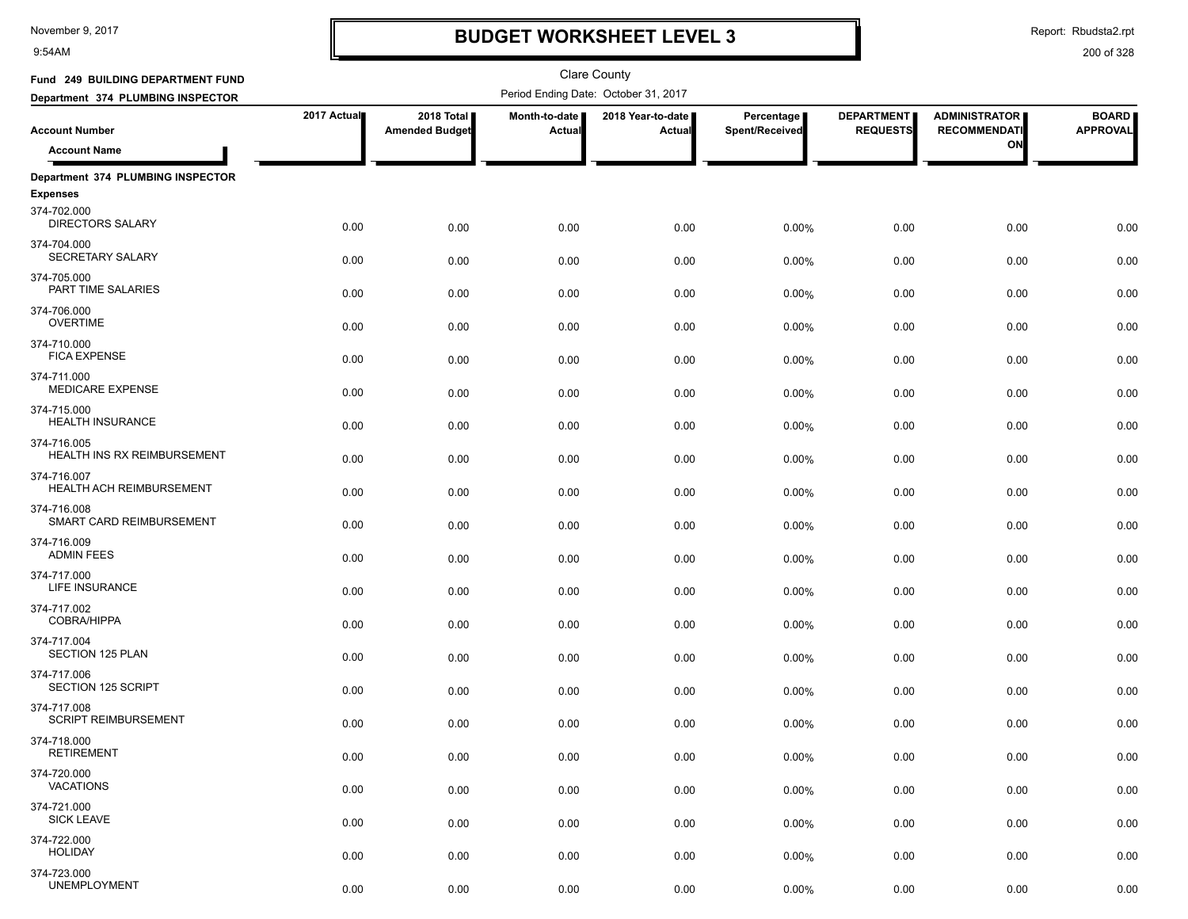# BUDGET WORKSHEET LEVEL 3

November 9, 2017
9:54AM

Report: Rbudsta2.rpt

Clare County

**Fund 249 BUILDING DEPARTMENT FUND**
**Department 374 PLUMBING INSPECTOR**

Period Ending Date: October 31, 2017

| Account Number / Account Name | 2017 Actual | 2018 Total Amended Budget | Month-to-date Actual | 2018 Year-to-date Actual | Percentage Spent/Received | DEPARTMENT REQUESTS | ADMINISTRATOR RECOMMENDATION | BOARD APPROVAL |
|---|---|---|---|---|---|---|---|---|
| **Department 374 PLUMBING INSPECTOR** | | | | | | | | |
| **Expenses** | | | | | | | | |
| 374-702.000 DIRECTORS SALARY | 0.00 | 0.00 | 0.00 | 0.00 | 0.00% | 0.00 | 0.00 | 0.00 |
| 374-704.000 SECRETARY SALARY | 0.00 | 0.00 | 0.00 | 0.00 | 0.00% | 0.00 | 0.00 | 0.00 |
| 374-705.000 PART TIME SALARIES | 0.00 | 0.00 | 0.00 | 0.00 | 0.00% | 0.00 | 0.00 | 0.00 |
| 374-706.000 OVERTIME | 0.00 | 0.00 | 0.00 | 0.00 | 0.00% | 0.00 | 0.00 | 0.00 |
| 374-710.000 FICA EXPENSE | 0.00 | 0.00 | 0.00 | 0.00 | 0.00% | 0.00 | 0.00 | 0.00 |
| 374-711.000 MEDICARE EXPENSE | 0.00 | 0.00 | 0.00 | 0.00 | 0.00% | 0.00 | 0.00 | 0.00 |
| 374-715.000 HEALTH INSURANCE | 0.00 | 0.00 | 0.00 | 0.00 | 0.00% | 0.00 | 0.00 | 0.00 |
| 374-716.005 HEALTH INS RX REIMBURSEMENT | 0.00 | 0.00 | 0.00 | 0.00 | 0.00% | 0.00 | 0.00 | 0.00 |
| 374-716.007 HEALTH ACH REIMBURSEMENT | 0.00 | 0.00 | 0.00 | 0.00 | 0.00% | 0.00 | 0.00 | 0.00 |
| 374-716.008 SMART CARD REIMBURSEMENT | 0.00 | 0.00 | 0.00 | 0.00 | 0.00% | 0.00 | 0.00 | 0.00 |
| 374-716.009 ADMIN FEES | 0.00 | 0.00 | 0.00 | 0.00 | 0.00% | 0.00 | 0.00 | 0.00 |
| 374-717.000 LIFE INSURANCE | 0.00 | 0.00 | 0.00 | 0.00 | 0.00% | 0.00 | 0.00 | 0.00 |
| 374-717.002 COBRA/HIPPA | 0.00 | 0.00 | 0.00 | 0.00 | 0.00% | 0.00 | 0.00 | 0.00 |
| 374-717.004 SECTION 125 PLAN | 0.00 | 0.00 | 0.00 | 0.00 | 0.00% | 0.00 | 0.00 | 0.00 |
| 374-717.006 SECTION 125 SCRIPT | 0.00 | 0.00 | 0.00 | 0.00 | 0.00% | 0.00 | 0.00 | 0.00 |
| 374-717.008 SCRIPT REIMBURSEMENT | 0.00 | 0.00 | 0.00 | 0.00 | 0.00% | 0.00 | 0.00 | 0.00 |
| 374-718.000 RETIREMENT | 0.00 | 0.00 | 0.00 | 0.00 | 0.00% | 0.00 | 0.00 | 0.00 |
| 374-720.000 VACATIONS | 0.00 | 0.00 | 0.00 | 0.00 | 0.00% | 0.00 | 0.00 | 0.00 |
| 374-721.000 SICK LEAVE | 0.00 | 0.00 | 0.00 | 0.00 | 0.00% | 0.00 | 0.00 | 0.00 |
| 374-722.000 HOLIDAY | 0.00 | 0.00 | 0.00 | 0.00 | 0.00% | 0.00 | 0.00 | 0.00 |
| 374-723.000 UNEMPLOYMENT | 0.00 | 0.00 | 0.00 | 0.00 | 0.00% | 0.00 | 0.00 | 0.00 |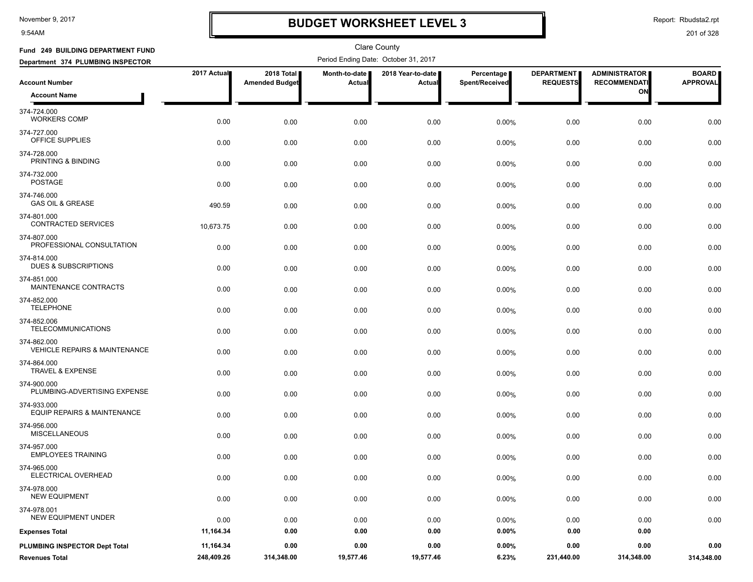# BUDGET WORKSHEET LEVEL 3

Clare County

**Fund 249 BUILDING DEPARTMENT FUND**

**Department 374 PLUMBING INSPECTOR**

Period Ending Date: October 31, 2017

November 9, 2017 9:54AM

Report: Rbudsta2.rpt

| Account Number / Account Name | 2017 Actual | 2018 Total Amended Budget | Month-to-date Actual | 2018 Year-to-date Actual | Percentage Spent/Received | DEPARTMENT REQUESTS | ADMINISTRATOR RECOMMENDATION | BOARD APPROVAL |
|---|---|---|---|---|---|---|---|---|
| 374-724.000 WORKERS COMP | 0.00 | 0.00 | 0.00 | 0.00 | 0.00% | 0.00 | 0.00 | 0.00 |
| 374-727.000 OFFICE SUPPLIES | 0.00 | 0.00 | 0.00 | 0.00 | 0.00% | 0.00 | 0.00 | 0.00 |
| 374-728.000 PRINTING & BINDING | 0.00 | 0.00 | 0.00 | 0.00 | 0.00% | 0.00 | 0.00 | 0.00 |
| 374-732.000 POSTAGE | 0.00 | 0.00 | 0.00 | 0.00 | 0.00% | 0.00 | 0.00 | 0.00 |
| 374-746.000 GAS OIL & GREASE | 490.59 | 0.00 | 0.00 | 0.00 | 0.00% | 0.00 | 0.00 | 0.00 |
| 374-801.000 CONTRACTED SERVICES | 10,673.75 | 0.00 | 0.00 | 0.00 | 0.00% | 0.00 | 0.00 | 0.00 |
| 374-807.000 PROFESSIONAL CONSULTATION | 0.00 | 0.00 | 0.00 | 0.00 | 0.00% | 0.00 | 0.00 | 0.00 |
| 374-814.000 DUES & SUBSCRIPTIONS | 0.00 | 0.00 | 0.00 | 0.00 | 0.00% | 0.00 | 0.00 | 0.00 |
| 374-851.000 MAINTENANCE CONTRACTS | 0.00 | 0.00 | 0.00 | 0.00 | 0.00% | 0.00 | 0.00 | 0.00 |
| 374-852.000 TELEPHONE | 0.00 | 0.00 | 0.00 | 0.00 | 0.00% | 0.00 | 0.00 | 0.00 |
| 374-852.006 TELECOMMUNICATIONS | 0.00 | 0.00 | 0.00 | 0.00 | 0.00% | 0.00 | 0.00 | 0.00 |
| 374-862.000 VEHICLE REPAIRS & MAINTENANCE | 0.00 | 0.00 | 0.00 | 0.00 | 0.00% | 0.00 | 0.00 | 0.00 |
| 374-864.000 TRAVEL & EXPENSE | 0.00 | 0.00 | 0.00 | 0.00 | 0.00% | 0.00 | 0.00 | 0.00 |
| 374-900.000 PLUMBING-ADVERTISING EXPENSE | 0.00 | 0.00 | 0.00 | 0.00 | 0.00% | 0.00 | 0.00 | 0.00 |
| 374-933.000 EQUIP REPAIRS & MAINTENANCE | 0.00 | 0.00 | 0.00 | 0.00 | 0.00% | 0.00 | 0.00 | 0.00 |
| 374-956.000 MISCELLANEOUS | 0.00 | 0.00 | 0.00 | 0.00 | 0.00% | 0.00 | 0.00 | 0.00 |
| 374-957.000 EMPLOYEES TRAINING | 0.00 | 0.00 | 0.00 | 0.00 | 0.00% | 0.00 | 0.00 | 0.00 |
| 374-965.000 ELECTRICAL OVERHEAD | 0.00 | 0.00 | 0.00 | 0.00 | 0.00% | 0.00 | 0.00 | 0.00 |
| 374-978.000 NEW EQUIPMENT | 0.00 | 0.00 | 0.00 | 0.00 | 0.00% | 0.00 | 0.00 | 0.00 |
| 374-978.001 NEW EQUIPMENT UNDER | 0.00 | 0.00 | 0.00 | 0.00 | 0.00% | 0.00 | 0.00 | 0.00 |
| **Expenses Total** | **11,164.34** | **0.00** | **0.00** | **0.00** | **0.00%** | **0.00** | **0.00** | |
| **PLUMBING INSPECTOR Dept Total** | **11,164.34** | **0.00** | **0.00** | **0.00** | **0.00%** | **0.00** | **0.00** | **0.00** |
| **Revenues Total** | **248,409.26** | **314,348.00** | **19,577.46** | **19,577.46** | **6.23%** | **231,440.00** | **314,348.00** | **314,348.00** |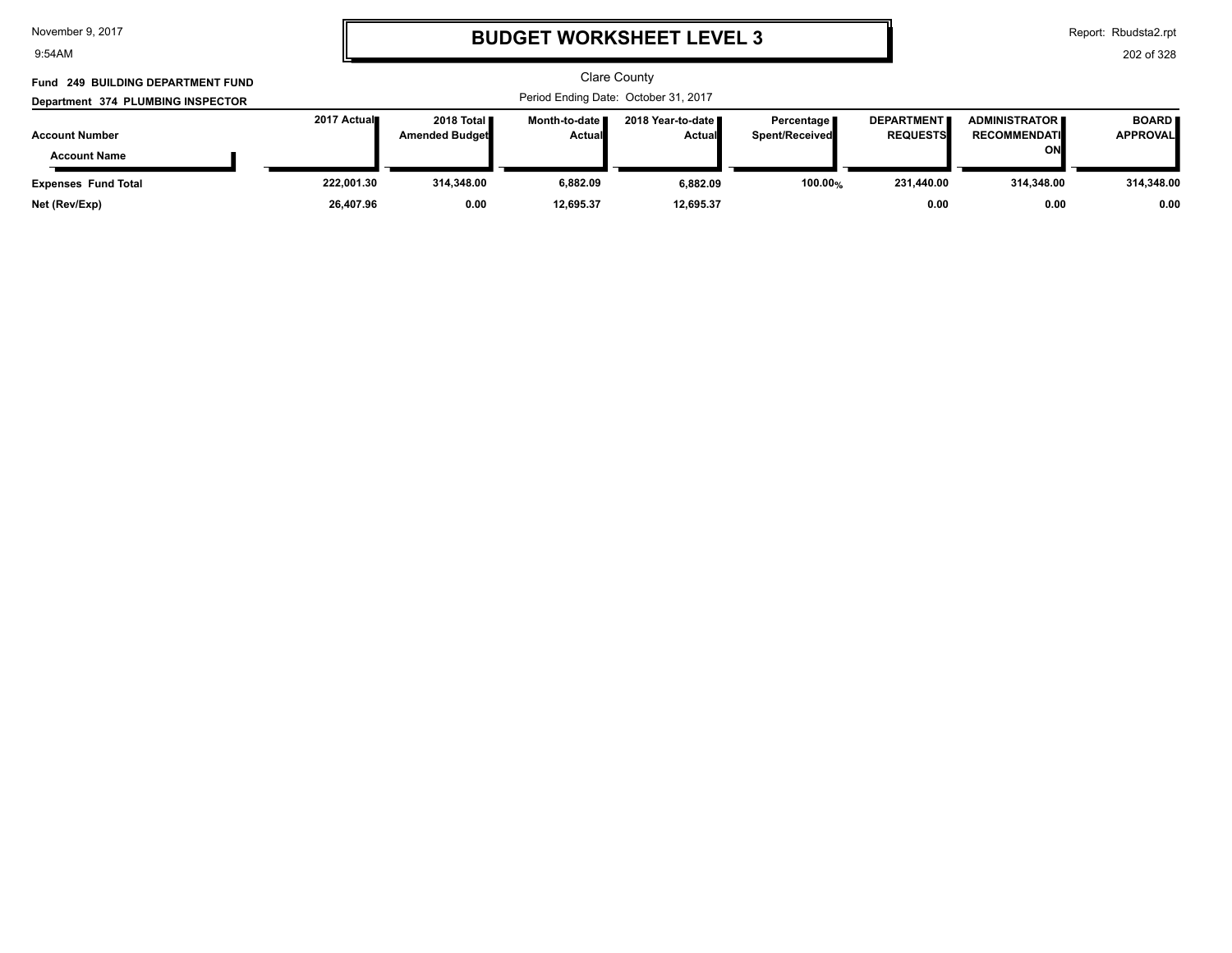# BUDGET WORKSHEET LEVEL 3

Clare County

Period Ending Date: October 31, 2017

**Fund 249 BUILDING DEPARTMENT FUND**

**Department 374 PLUMBING INSPECTOR**

| Account Number / Account Name | 2017 Actual | 2018 Total Amended Budget | Month-to-date Actual | 2018 Year-to-date Actual | Percentage Spent/Received | DEPARTMENT REQUESTS | ADMINISTRATOR RECOMMENDATION | BOARD APPROVAL |
|---|---|---|---|---|---|---|---|---|
| **Expenses Fund Total** | **222,001.30** | **314,348.00** | **6,882.09** | **6,882.09** | **100.00%** | **231,440.00** | **314,348.00** | **314,348.00** |
| **Net (Rev/Exp)** | **26,407.96** | **0.00** | **12,695.37** | **12,695.37** | | **0.00** | **0.00** | **0.00** |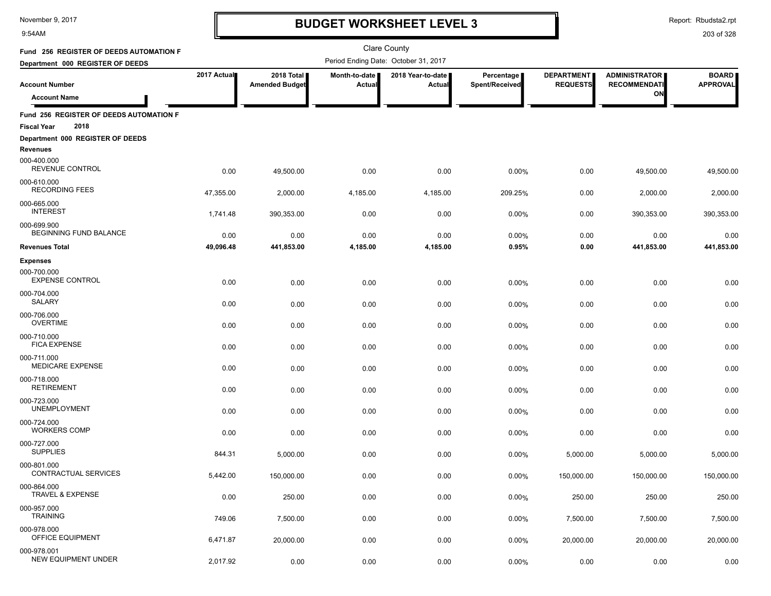# BUDGET WORKSHEET LEVEL 3

Clare County

Fund 256 REGISTER OF DEEDS AUTOMATION F

Department 000 REGISTER OF DEEDS

Period Ending Date: October 31, 2017

| Account Number / Account Name | 2017 Actual | 2018 Total Amended Budget | Month-to-date Actual | 2018 Year-to-date Actual | Percentage Spent/Received | DEPARTMENT REQUESTS | ADMINISTRATOR RECOMMENDATION | BOARD APPROVAL |
|---|---|---|---|---|---|---|---|---|
| **Fund 256 REGISTER OF DEEDS AUTOMATION F** | | | | | | | | |
| **Fiscal Year 2018** | | | | | | | | |
| **Department 000 REGISTER OF DEEDS** | | | | | | | | |
| **Revenues** | | | | | | | | |
| 000-400.000 REVENUE CONTROL | 0.00 | 49,500.00 | 0.00 | 0.00 | 0.00% | 0.00 | 49,500.00 | 49,500.00 |
| 000-610.000 RECORDING FEES | 47,355.00 | 2,000.00 | 4,185.00 | 4,185.00 | 209.25% | 0.00 | 2,000.00 | 2,000.00 |
| 000-665.000 INTEREST | 1,741.48 | 390,353.00 | 0.00 | 0.00 | 0.00% | 0.00 | 390,353.00 | 390,353.00 |
| 000-699.900 BEGINNING FUND BALANCE | 0.00 | 0.00 | 0.00 | 0.00 | 0.00% | 0.00 | 0.00 | 0.00 |
| **Revenues Total** | **49,096.48** | **441,853.00** | **4,185.00** | **4,185.00** | **0.95%** | **0.00** | **441,853.00** | **441,853.00** |
| **Expenses** | | | | | | | | |
| 000-700.000 EXPENSE CONTROL | 0.00 | 0.00 | 0.00 | 0.00 | 0.00% | 0.00 | 0.00 | 0.00 |
| 000-704.000 SALARY | 0.00 | 0.00 | 0.00 | 0.00 | 0.00% | 0.00 | 0.00 | 0.00 |
| 000-706.000 OVERTIME | 0.00 | 0.00 | 0.00 | 0.00 | 0.00% | 0.00 | 0.00 | 0.00 |
| 000-710.000 FICA EXPENSE | 0.00 | 0.00 | 0.00 | 0.00 | 0.00% | 0.00 | 0.00 | 0.00 |
| 000-711.000 MEDICARE EXPENSE | 0.00 | 0.00 | 0.00 | 0.00 | 0.00% | 0.00 | 0.00 | 0.00 |
| 000-718.000 RETIREMENT | 0.00 | 0.00 | 0.00 | 0.00 | 0.00% | 0.00 | 0.00 | 0.00 |
| 000-723.000 UNEMPLOYMENT | 0.00 | 0.00 | 0.00 | 0.00 | 0.00% | 0.00 | 0.00 | 0.00 |
| 000-724.000 WORKERS COMP | 0.00 | 0.00 | 0.00 | 0.00 | 0.00% | 0.00 | 0.00 | 0.00 |
| 000-727.000 SUPPLIES | 844.31 | 5,000.00 | 0.00 | 0.00 | 0.00% | 5,000.00 | 5,000.00 | 5,000.00 |
| 000-801.000 CONTRACTUAL SERVICES | 5,442.00 | 150,000.00 | 0.00 | 0.00 | 0.00% | 150,000.00 | 150,000.00 | 150,000.00 |
| 000-864.000 TRAVEL & EXPENSE | 0.00 | 250.00 | 0.00 | 0.00 | 0.00% | 250.00 | 250.00 | 250.00 |
| 000-957.000 TRAINING | 749.06 | 7,500.00 | 0.00 | 0.00 | 0.00% | 7,500.00 | 7,500.00 | 7,500.00 |
| 000-978.000 OFFICE EQUIPMENT | 6,471.87 | 20,000.00 | 0.00 | 0.00 | 0.00% | 20,000.00 | 20,000.00 | 20,000.00 |
| 000-978.001 NEW EQUIPMENT UNDER | 2,017.92 | 0.00 | 0.00 | 0.00 | 0.00% | 0.00 | 0.00 | 0.00 |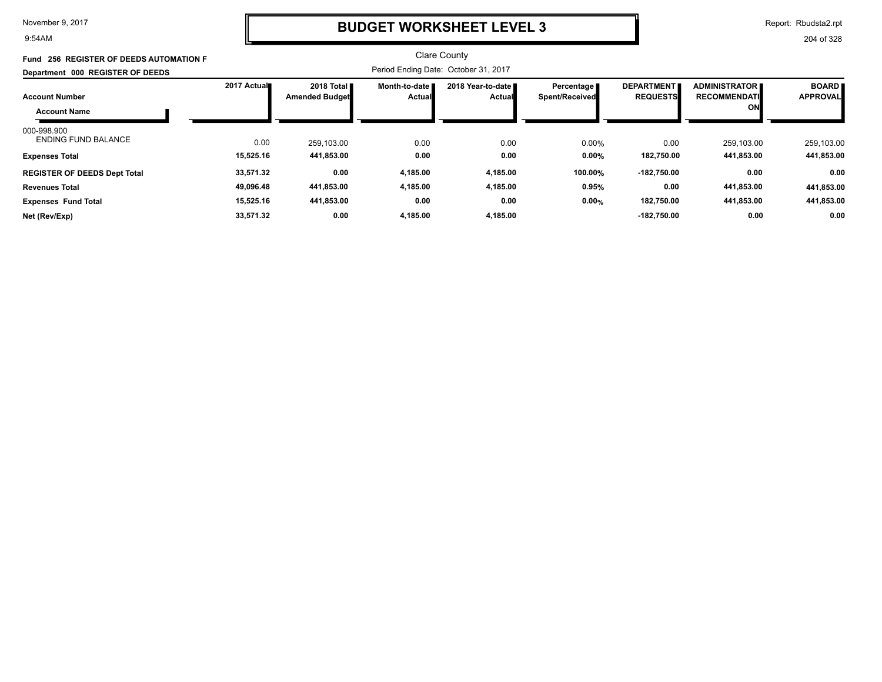# BUDGET WORKSHEET LEVEL 3

Clare County

**Fund 256 REGISTER OF DEEDS AUTOMATION F**

**Department 000 REGISTER OF DEEDS**

Period Ending Date: October 31, 2017

| Account Number / Account Name | 2017 Actual | 2018 Total Amended Budget | Month-to-date Actual | 2018 Year-to-date Actual | Percentage Spent/Received | DEPARTMENT REQUESTS | ADMINISTRATOR RECOMMENDATION | BOARD APPROVAL |
|---|---|---|---|---|---|---|---|---|
| 000-998.900 ENDING FUND BALANCE | 0.00 | 259,103.00 | 0.00 | 0.00 | 0.00% | 0.00 | 259,103.00 | 259,103.00 |
| **Expenses Total** | **15,525.16** | **441,853.00** | **0.00** | **0.00** | **0.00%** | **182,750.00** | **441,853.00** | **441,853.00** |
| **REGISTER OF DEEDS Dept Total** | **33,571.32** | **0.00** | **4,185.00** | **4,185.00** | **100.00%** | **-182,750.00** | **0.00** | **0.00** |
| **Revenues Total** | **49,096.48** | **441,853.00** | **4,185.00** | **4,185.00** | **0.95%** | **0.00** | **441,853.00** | **441,853.00** |
| **Expenses Fund Total** | **15,525.16** | **441,853.00** | **0.00** | **0.00** | **0.00%** | **182,750.00** | **441,853.00** | **441,853.00** |
| **Net (Rev/Exp)** | **33,571.32** | **0.00** | **4,185.00** | **4,185.00** | | **-182,750.00** | **0.00** | **0.00** |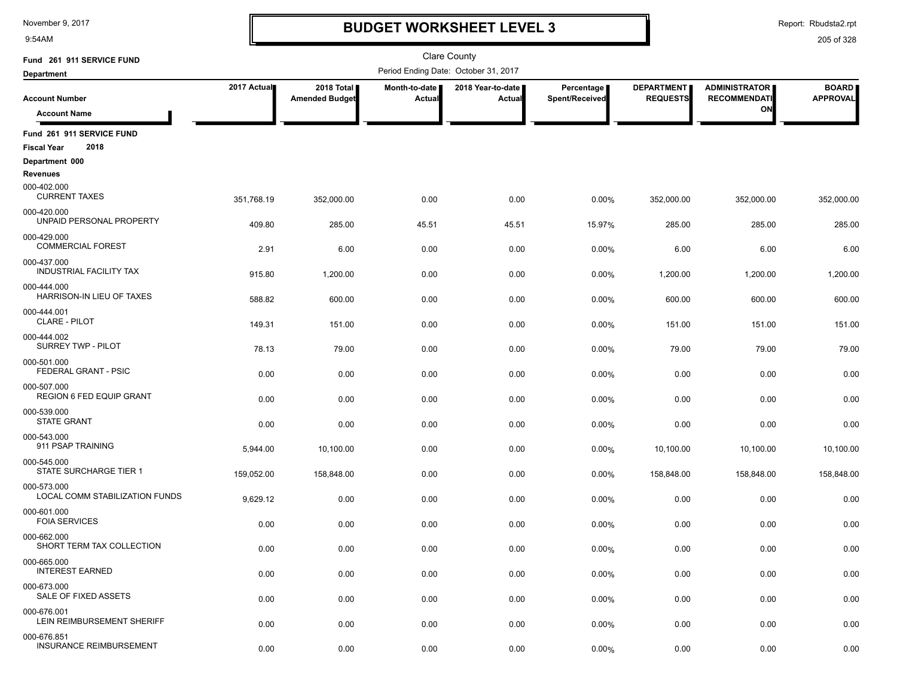# BUDGET WORKSHEET LEVEL 3

November 9, 2017
9:54AM

Report: Rbudsta2.rpt

Clare County

**Fund 261 911 SERVICE FUND**

**Department**

Period Ending Date: October 31, 2017

| Account Number / Account Name | 2017 Actual | 2018 Total Amended Budget | Month-to-date Actual | 2018 Year-to-date Actual | Percentage Spent/Received | DEPARTMENT REQUESTS | ADMINISTRATOR RECOMMENDATION | BOARD APPROVAL |
|---|---|---|---|---|---|---|---|---|
| **Fund 261 911 SERVICE FUND** | | | | | | | | |
| **Fiscal Year 2018** | | | | | | | | |
| **Department 000** | | | | | | | | |
| **Revenues** | | | | | | | | |
| 000-402.000 CURRENT TAXES | 351,768.19 | 352,000.00 | 0.00 | 0.00 | 0.00% | 352,000.00 | 352,000.00 | 352,000.00 |
| 000-420.000 UNPAID PERSONAL PROPERTY | 409.80 | 285.00 | 45.51 | 45.51 | 15.97% | 285.00 | 285.00 | 285.00 |
| 000-429.000 COMMERCIAL FOREST | 2.91 | 6.00 | 0.00 | 0.00 | 0.00% | 6.00 | 6.00 | 6.00 |
| 000-437.000 INDUSTRIAL FACILITY TAX | 915.80 | 1,200.00 | 0.00 | 0.00 | 0.00% | 1,200.00 | 1,200.00 | 1,200.00 |
| 000-444.000 HARRISON-IN LIEU OF TAXES | 588.82 | 600.00 | 0.00 | 0.00 | 0.00% | 600.00 | 600.00 | 600.00 |
| 000-444.001 CLARE - PILOT | 149.31 | 151.00 | 0.00 | 0.00 | 0.00% | 151.00 | 151.00 | 151.00 |
| 000-444.002 SURREY TWP - PILOT | 78.13 | 79.00 | 0.00 | 0.00 | 0.00% | 79.00 | 79.00 | 79.00 |
| 000-501.000 FEDERAL GRANT - PSIC | 0.00 | 0.00 | 0.00 | 0.00 | 0.00% | 0.00 | 0.00 | 0.00 |
| 000-507.000 REGION 6 FED EQUIP GRANT | 0.00 | 0.00 | 0.00 | 0.00 | 0.00% | 0.00 | 0.00 | 0.00 |
| 000-539.000 STATE GRANT | 0.00 | 0.00 | 0.00 | 0.00 | 0.00% | 0.00 | 0.00 | 0.00 |
| 000-543.000 911 PSAP TRAINING | 5,944.00 | 10,100.00 | 0.00 | 0.00 | 0.00% | 10,100.00 | 10,100.00 | 10,100.00 |
| 000-545.000 STATE SURCHARGE TIER 1 | 159,052.00 | 158,848.00 | 0.00 | 0.00 | 0.00% | 158,848.00 | 158,848.00 | 158,848.00 |
| 000-573.000 LOCAL COMM STABILIZATION FUNDS | 9,629.12 | 0.00 | 0.00 | 0.00 | 0.00% | 0.00 | 0.00 | 0.00 |
| 000-601.000 FOIA SERVICES | 0.00 | 0.00 | 0.00 | 0.00 | 0.00% | 0.00 | 0.00 | 0.00 |
| 000-662.000 SHORT TERM TAX COLLECTION | 0.00 | 0.00 | 0.00 | 0.00 | 0.00% | 0.00 | 0.00 | 0.00 |
| 000-665.000 INTEREST EARNED | 0.00 | 0.00 | 0.00 | 0.00 | 0.00% | 0.00 | 0.00 | 0.00 |
| 000-673.000 SALE OF FIXED ASSETS | 0.00 | 0.00 | 0.00 | 0.00 | 0.00% | 0.00 | 0.00 | 0.00 |
| 000-676.001 LEIN REIMBURSEMENT SHERIFF | 0.00 | 0.00 | 0.00 | 0.00 | 0.00% | 0.00 | 0.00 | 0.00 |
| 000-676.851 INSURANCE REIMBURSEMENT | 0.00 | 0.00 | 0.00 | 0.00 | 0.00% | 0.00 | 0.00 | 0.00 |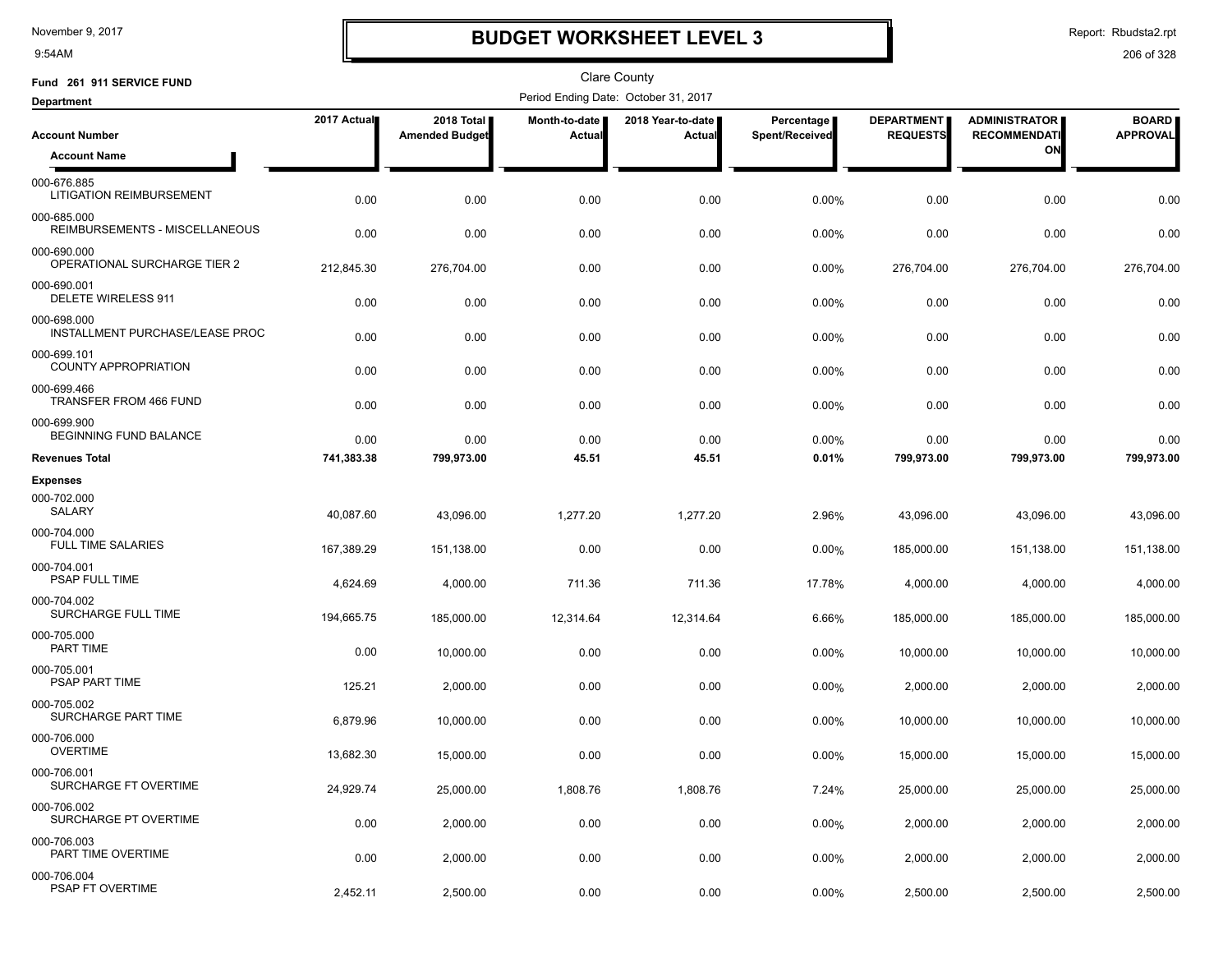# BUDGET WORKSHEET LEVEL 3

November 9, 2017
9:54AM

Report: Rbudsta2.rpt

Clare County

**Fund 261 911 SERVICE FUND**

Period Ending Date: October 31, 2017

**Department**

| Account Number / Account Name | 2017 Actual | 2018 Total Amended Budget | Month-to-date Actual | 2018 Year-to-date Actual | Percentage Spent/Received | DEPARTMENT REQUESTS | ADMINISTRATOR RECOMMENDATION | BOARD APPROVAL |
|---|---|---|---|---|---|---|---|---|
| 000-676.885 LITIGATION REIMBURSEMENT | 0.00 | 0.00 | 0.00 | 0.00 | 0.00% | 0.00 | 0.00 | 0.00 |
| 000-685.000 REIMBURSEMENTS - MISCELLANEOUS | 0.00 | 0.00 | 0.00 | 0.00 | 0.00% | 0.00 | 0.00 | 0.00 |
| 000-690.000 OPERATIONAL SURCHARGE TIER 2 | 212,845.30 | 276,704.00 | 0.00 | 0.00 | 0.00% | 276,704.00 | 276,704.00 | 276,704.00 |
| 000-690.001 DELETE WIRELESS 911 | 0.00 | 0.00 | 0.00 | 0.00 | 0.00% | 0.00 | 0.00 | 0.00 |
| 000-698.000 INSTALLMENT PURCHASE/LEASE PROC | 0.00 | 0.00 | 0.00 | 0.00 | 0.00% | 0.00 | 0.00 | 0.00 |
| 000-699.101 COUNTY APPROPRIATION | 0.00 | 0.00 | 0.00 | 0.00 | 0.00% | 0.00 | 0.00 | 0.00 |
| 000-699.466 TRANSFER FROM 466 FUND | 0.00 | 0.00 | 0.00 | 0.00 | 0.00% | 0.00 | 0.00 | 0.00 |
| 000-699.900 BEGINNING FUND BALANCE | 0.00 | 0.00 | 0.00 | 0.00 | 0.00% | 0.00 | 0.00 | 0.00 |
| **Revenues Total** | **741,383.38** | **799,973.00** | **45.51** | **45.51** | **0.01%** | **799,973.00** | **799,973.00** | **799,973.00** |
| **Expenses** | | | | | | | | |
| 000-702.000 SALARY | 40,087.60 | 43,096.00 | 1,277.20 | 1,277.20 | 2.96% | 43,096.00 | 43,096.00 | 43,096.00 |
| 000-704.000 FULL TIME SALARIES | 167,389.29 | 151,138.00 | 0.00 | 0.00 | 0.00% | 185,000.00 | 151,138.00 | 151,138.00 |
| 000-704.001 PSAP FULL TIME | 4,624.69 | 4,000.00 | 711.36 | 711.36 | 17.78% | 4,000.00 | 4,000.00 | 4,000.00 |
| 000-704.002 SURCHARGE FULL TIME | 194,665.75 | 185,000.00 | 12,314.64 | 12,314.64 | 6.66% | 185,000.00 | 185,000.00 | 185,000.00 |
| 000-705.000 PART TIME | 0.00 | 10,000.00 | 0.00 | 0.00 | 0.00% | 10,000.00 | 10,000.00 | 10,000.00 |
| 000-705.001 PSAP PART TIME | 125.21 | 2,000.00 | 0.00 | 0.00 | 0.00% | 2,000.00 | 2,000.00 | 2,000.00 |
| 000-705.002 SURCHARGE PART TIME | 6,879.96 | 10,000.00 | 0.00 | 0.00 | 0.00% | 10,000.00 | 10,000.00 | 10,000.00 |
| 000-706.000 OVERTIME | 13,682.30 | 15,000.00 | 0.00 | 0.00 | 0.00% | 15,000.00 | 15,000.00 | 15,000.00 |
| 000-706.001 SURCHARGE FT OVERTIME | 24,929.74 | 25,000.00 | 1,808.76 | 1,808.76 | 7.24% | 25,000.00 | 25,000.00 | 25,000.00 |
| 000-706.002 SURCHARGE PT OVERTIME | 0.00 | 2,000.00 | 0.00 | 0.00 | 0.00% | 2,000.00 | 2,000.00 | 2,000.00 |
| 000-706.003 PART TIME OVERTIME | 0.00 | 2,000.00 | 0.00 | 0.00 | 0.00% | 2,000.00 | 2,000.00 | 2,000.00 |
| 000-706.004 PSAP FT OVERTIME | 2,452.11 | 2,500.00 | 0.00 | 0.00 | 0.00% | 2,500.00 | 2,500.00 | 2,500.00 |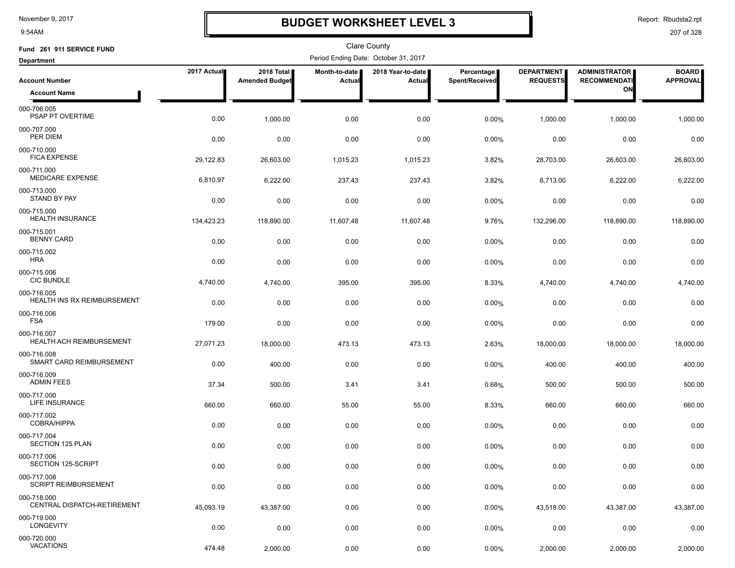# BUDGET WORKSHEET LEVEL 3

November 9, 2017
9:54AM

Report: Rbudsta2.rpt

Clare County

**Fund 261 911 SERVICE FUND**

**Department**

Period Ending Date: October 31, 2017

| Account Number / Account Name | 2017 Actual | 2018 Total Amended Budget | Month-to-date Actual | 2018 Year-to-date Actual | Percentage Spent/Received | DEPARTMENT REQUESTS | ADMINISTRATOR RECOMMENDATION | BOARD APPROVAL |
|---|---|---|---|---|---|---|---|---|
| 000-706.005 PSAP PT OVERTIME | 0.00 | 1,000.00 | 0.00 | 0.00 | 0.00% | 1,000.00 | 1,000.00 | 1,000.00 |
| 000-707.000 PER DIEM | 0.00 | 0.00 | 0.00 | 0.00 | 0.00% | 0.00 | 0.00 | 0.00 |
| 000-710.000 FICA EXPENSE | 29,122.83 | 26,603.00 | 1,015.23 | 1,015.23 | 3.82% | 28,703.00 | 26,603.00 | 26,603.00 |
| 000-711.000 MEDICARE EXPENSE | 6,810.97 | 6,222.00 | 237.43 | 237.43 | 3.82% | 6,713.00 | 6,222.00 | 6,222.00 |
| 000-713.000 STAND BY PAY | 0.00 | 0.00 | 0.00 | 0.00 | 0.00% | 0.00 | 0.00 | 0.00 |
| 000-715.000 HEALTH INSURANCE | 134,423.23 | 118,890.00 | 11,607.48 | 11,607.48 | 9.76% | 132,296.00 | 118,890.00 | 118,890.00 |
| 000-715.001 BENNY CARD | 0.00 | 0.00 | 0.00 | 0.00 | 0.00% | 0.00 | 0.00 | 0.00 |
| 000-715.002 HRA | 0.00 | 0.00 | 0.00 | 0.00 | 0.00% | 0.00 | 0.00 | 0.00 |
| 000-715.006 CIC BUNDLE | 4,740.00 | 4,740.00 | 395.00 | 395.00 | 8.33% | 4,740.00 | 4,740.00 | 4,740.00 |
| 000-716.005 HEALTH INS RX REIMBURSEMENT | 0.00 | 0.00 | 0.00 | 0.00 | 0.00% | 0.00 | 0.00 | 0.00 |
| 000-716.006 FSA | 179.00 | 0.00 | 0.00 | 0.00 | 0.00% | 0.00 | 0.00 | 0.00 |
| 000-716.007 HEALTH ACH REIMBURSEMENT | 27,071.23 | 18,000.00 | 473.13 | 473.13 | 2.63% | 18,000.00 | 18,000.00 | 18,000.00 |
| 000-716.008 SMART CARD REIMBURSEMENT | 0.00 | 400.00 | 0.00 | 0.00 | 0.00% | 400.00 | 400.00 | 400.00 |
| 000-716.009 ADMIN FEES | 37.34 | 500.00 | 3.41 | 3.41 | 0.68% | 500.00 | 500.00 | 500.00 |
| 000-717.000 LIFE INSURANCE | 660.00 | 660.00 | 55.00 | 55.00 | 8.33% | 660.00 | 660.00 | 660.00 |
| 000-717.002 COBRA/HIPPA | 0.00 | 0.00 | 0.00 | 0.00 | 0.00% | 0.00 | 0.00 | 0.00 |
| 000-717.004 SECTION 125 PLAN | 0.00 | 0.00 | 0.00 | 0.00 | 0.00% | 0.00 | 0.00 | 0.00 |
| 000-717.006 SECTION 125-SCRIPT | 0.00 | 0.00 | 0.00 | 0.00 | 0.00% | 0.00 | 0.00 | 0.00 |
| 000-717.008 SCRIPT REIMBURSEMENT | 0.00 | 0.00 | 0.00 | 0.00 | 0.00% | 0.00 | 0.00 | 0.00 |
| 000-718.000 CENTRAL DISPATCH-RETIREMENT | 45,093.19 | 43,387.00 | 0.00 | 0.00 | 0.00% | 43,518.00 | 43,387.00 | 43,387.00 |
| 000-719.000 LONGEVITY | 0.00 | 0.00 | 0.00 | 0.00 | 0.00% | 0.00 | 0.00 | 0.00 |
| 000-720.000 VACATIONS | 474.48 | 2,000.00 | 0.00 | 0.00 | 0.00% | 2,000.00 | 2,000.00 | 2,000.00 |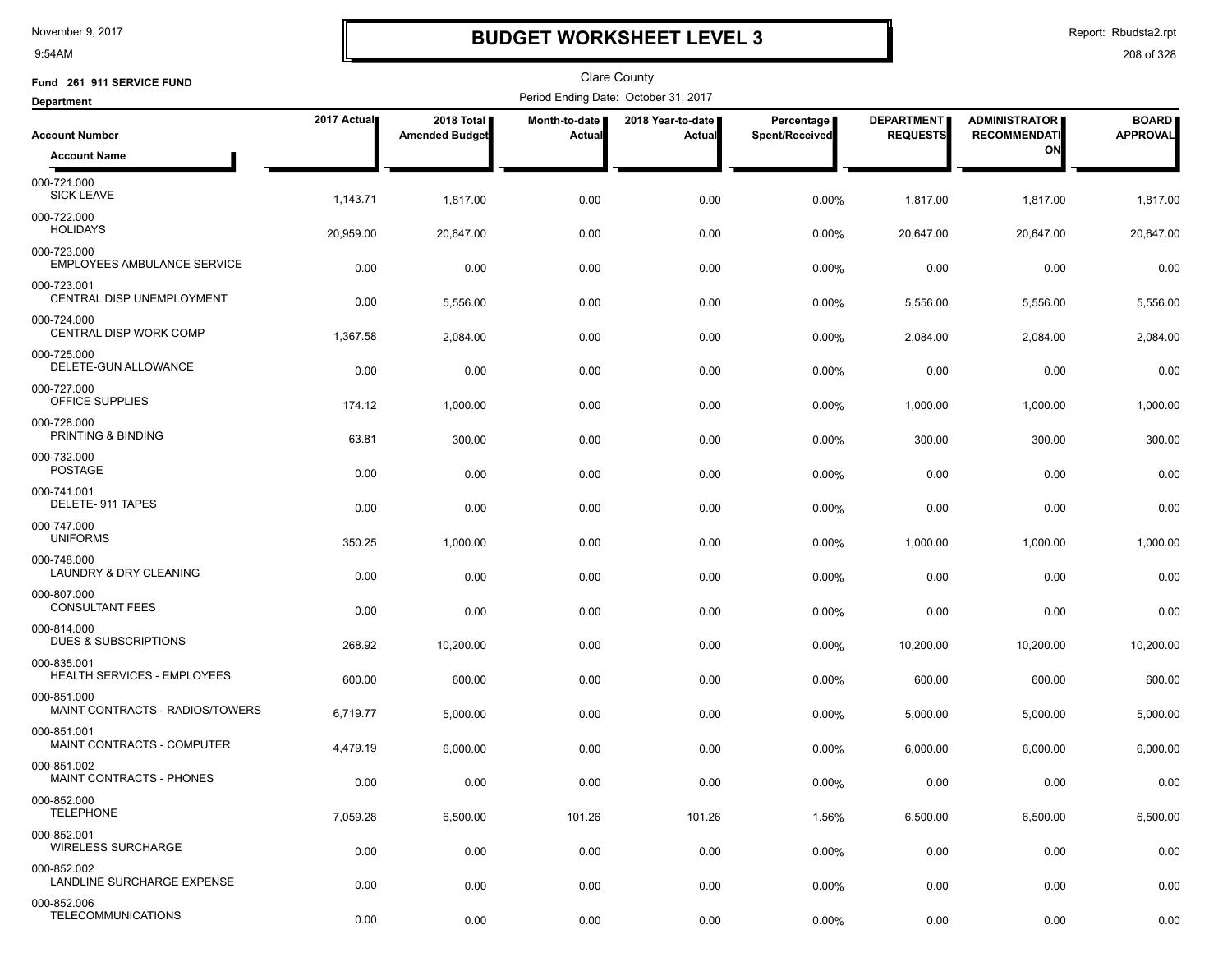# BUDGET WORKSHEET LEVEL 3

November 9, 2017
9:54AM

Report: Rbudsta2.rpt

Clare County

**Fund 261 911 SERVICE FUND**

**Department**

Period Ending Date: October 31, 2017

| Account Number / Account Name | 2017 Actual | 2018 Total Amended Budget | Month-to-date Actual | 2018 Year-to-date Actual | Percentage Spent/Received | DEPARTMENT REQUESTS | ADMINISTRATOR RECOMMENDATION | BOARD APPROVAL |
|---|---|---|---|---|---|---|---|---|
| 000-721.000 SICK LEAVE | 1,143.71 | 1,817.00 | 0.00 | 0.00 | 0.00% | 1,817.00 | 1,817.00 | 1,817.00 |
| 000-722.000 HOLIDAYS | 20,959.00 | 20,647.00 | 0.00 | 0.00 | 0.00% | 20,647.00 | 20,647.00 | 20,647.00 |
| 000-723.000 EMPLOYEES AMBULANCE SERVICE | 0.00 | 0.00 | 0.00 | 0.00 | 0.00% | 0.00 | 0.00 | 0.00 |
| 000-723.001 CENTRAL DISP UNEMPLOYMENT | 0.00 | 5,556.00 | 0.00 | 0.00 | 0.00% | 5,556.00 | 5,556.00 | 5,556.00 |
| 000-724.000 CENTRAL DISP WORK COMP | 1,367.58 | 2,084.00 | 0.00 | 0.00 | 0.00% | 2,084.00 | 2,084.00 | 2,084.00 |
| 000-725.000 DELETE-GUN ALLOWANCE | 0.00 | 0.00 | 0.00 | 0.00 | 0.00% | 0.00 | 0.00 | 0.00 |
| 000-727.000 OFFICE SUPPLIES | 174.12 | 1,000.00 | 0.00 | 0.00 | 0.00% | 1,000.00 | 1,000.00 | 1,000.00 |
| 000-728.000 PRINTING & BINDING | 63.81 | 300.00 | 0.00 | 0.00 | 0.00% | 300.00 | 300.00 | 300.00 |
| 000-732.000 POSTAGE | 0.00 | 0.00 | 0.00 | 0.00 | 0.00% | 0.00 | 0.00 | 0.00 |
| 000-741.001 DELETE- 911 TAPES | 0.00 | 0.00 | 0.00 | 0.00 | 0.00% | 0.00 | 0.00 | 0.00 |
| 000-747.000 UNIFORMS | 350.25 | 1,000.00 | 0.00 | 0.00 | 0.00% | 1,000.00 | 1,000.00 | 1,000.00 |
| 000-748.000 LAUNDRY & DRY CLEANING | 0.00 | 0.00 | 0.00 | 0.00 | 0.00% | 0.00 | 0.00 | 0.00 |
| 000-807.000 CONSULTANT FEES | 0.00 | 0.00 | 0.00 | 0.00 | 0.00% | 0.00 | 0.00 | 0.00 |
| 000-814.000 DUES & SUBSCRIPTIONS | 268.92 | 10,200.00 | 0.00 | 0.00 | 0.00% | 10,200.00 | 10,200.00 | 10,200.00 |
| 000-835.001 HEALTH SERVICES - EMPLOYEES | 600.00 | 600.00 | 0.00 | 0.00 | 0.00% | 600.00 | 600.00 | 600.00 |
| 000-851.000 MAINT CONTRACTS - RADIOS/TOWERS | 6,719.77 | 5,000.00 | 0.00 | 0.00 | 0.00% | 5,000.00 | 5,000.00 | 5,000.00 |
| 000-851.001 MAINT CONTRACTS - COMPUTER | 4,479.19 | 6,000.00 | 0.00 | 0.00 | 0.00% | 6,000.00 | 6,000.00 | 6,000.00 |
| 000-851.002 MAINT CONTRACTS - PHONES | 0.00 | 0.00 | 0.00 | 0.00 | 0.00% | 0.00 | 0.00 | 0.00 |
| 000-852.000 TELEPHONE | 7,059.28 | 6,500.00 | 101.26 | 101.26 | 1.56% | 6,500.00 | 6,500.00 | 6,500.00 |
| 000-852.001 WIRELESS SURCHARGE | 0.00 | 0.00 | 0.00 | 0.00 | 0.00% | 0.00 | 0.00 | 0.00 |
| 000-852.002 LANDLINE SURCHARGE EXPENSE | 0.00 | 0.00 | 0.00 | 0.00 | 0.00% | 0.00 | 0.00 | 0.00 |
| 000-852.006 TELECOMMUNICATIONS | 0.00 | 0.00 | 0.00 | 0.00 | 0.00% | 0.00 | 0.00 | 0.00 |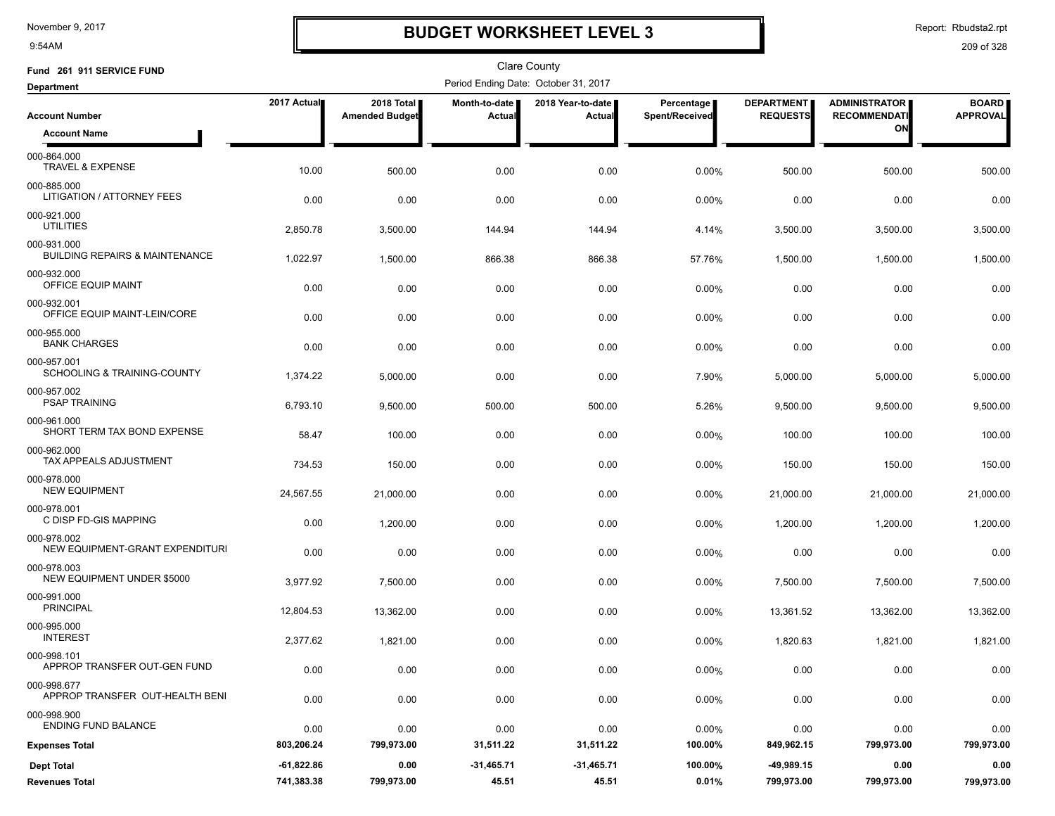# BUDGET WORKSHEET LEVEL 3

November 9, 2017
9:54AM

Report: Rbudsta2.rpt

Clare County

**Fund 261 911 SERVICE FUND**

**Department**

Period Ending Date: October 31, 2017

| Account Number / Account Name | 2017 Actual | 2018 Total Amended Budget | Month-to-date Actual | 2018 Year-to-date Actual | Percentage Spent/Received | DEPARTMENT REQUESTS | ADMINISTRATOR RECOMMENDATION | BOARD APPROVAL |
|---|---|---|---|---|---|---|---|---|
| 000-864.000 TRAVEL & EXPENSE | 10.00 | 500.00 | 0.00 | 0.00 | 0.00% | 500.00 | 500.00 | 500.00 |
| 000-885.000 LITIGATION / ATTORNEY FEES | 0.00 | 0.00 | 0.00 | 0.00 | 0.00% | 0.00 | 0.00 | 0.00 |
| 000-921.000 UTILITIES | 2,850.78 | 3,500.00 | 144.94 | 144.94 | 4.14% | 3,500.00 | 3,500.00 | 3,500.00 |
| 000-931.000 BUILDING REPAIRS & MAINTENANCE | 1,022.97 | 1,500.00 | 866.38 | 866.38 | 57.76% | 1,500.00 | 1,500.00 | 1,500.00 |
| 000-932.000 OFFICE EQUIP MAINT | 0.00 | 0.00 | 0.00 | 0.00 | 0.00% | 0.00 | 0.00 | 0.00 |
| 000-932.001 OFFICE EQUIP MAINT-LEIN/CORE | 0.00 | 0.00 | 0.00 | 0.00 | 0.00% | 0.00 | 0.00 | 0.00 |
| 000-955.000 BANK CHARGES | 0.00 | 0.00 | 0.00 | 0.00 | 0.00% | 0.00 | 0.00 | 0.00 |
| 000-957.001 SCHOOLING & TRAINING-COUNTY | 1,374.22 | 5,000.00 | 0.00 | 0.00 | 7.90% | 5,000.00 | 5,000.00 | 5,000.00 |
| 000-957.002 PSAP TRAINING | 6,793.10 | 9,500.00 | 500.00 | 500.00 | 5.26% | 9,500.00 | 9,500.00 | 9,500.00 |
| 000-961.000 SHORT TERM TAX BOND EXPENSE | 58.47 | 100.00 | 0.00 | 0.00 | 0.00% | 100.00 | 100.00 | 100.00 |
| 000-962.000 TAX APPEALS ADJUSTMENT | 734.53 | 150.00 | 0.00 | 0.00 | 0.00% | 150.00 | 150.00 | 150.00 |
| 000-978.000 NEW EQUIPMENT | 24,567.55 | 21,000.00 | 0.00 | 0.00 | 0.00% | 21,000.00 | 21,000.00 | 21,000.00 |
| 000-978.001 C DISP FD-GIS MAPPING | 0.00 | 1,200.00 | 0.00 | 0.00 | 0.00% | 1,200.00 | 1,200.00 | 1,200.00 |
| 000-978.002 NEW EQUIPMENT-GRANT EXPENDITURI | 0.00 | 0.00 | 0.00 | 0.00 | 0.00% | 0.00 | 0.00 | 0.00 |
| 000-978.003 NEW EQUIPMENT UNDER $5000 | 3,977.92 | 7,500.00 | 0.00 | 0.00 | 0.00% | 7,500.00 | 7,500.00 | 7,500.00 |
| 000-991.000 PRINCIPAL | 12,804.53 | 13,362.00 | 0.00 | 0.00 | 0.00% | 13,361.52 | 13,362.00 | 13,362.00 |
| 000-995.000 INTEREST | 2,377.62 | 1,821.00 | 0.00 | 0.00 | 0.00% | 1,820.63 | 1,821.00 | 1,821.00 |
| 000-998.101 APPROP TRANSFER OUT-GEN FUND | 0.00 | 0.00 | 0.00 | 0.00 | 0.00% | 0.00 | 0.00 | 0.00 |
| 000-998.677 APPROP TRANSFER OUT-HEALTH BENI | 0.00 | 0.00 | 0.00 | 0.00 | 0.00% | 0.00 | 0.00 | 0.00 |
| 000-998.900 ENDING FUND BALANCE | 0.00 | 0.00 | 0.00 | 0.00 | 0.00% | 0.00 | 0.00 | 0.00 |
| **Expenses Total** | **803,206.24** | **799,973.00** | **31,511.22** | **31,511.22** | **100.00%** | **849,962.15** | **799,973.00** | **799,973.00** |
| **Dept Total** | **-61,822.86** | **0.00** | **-31,465.71** | **-31,465.71** | **100.00%** | **-49,989.15** | **0.00** | **0.00** |
| **Revenues Total** | **741,383.38** | **799,973.00** | **45.51** | **45.51** | **0.01%** | **799,973.00** | **799,973.00** | **799,973.00** |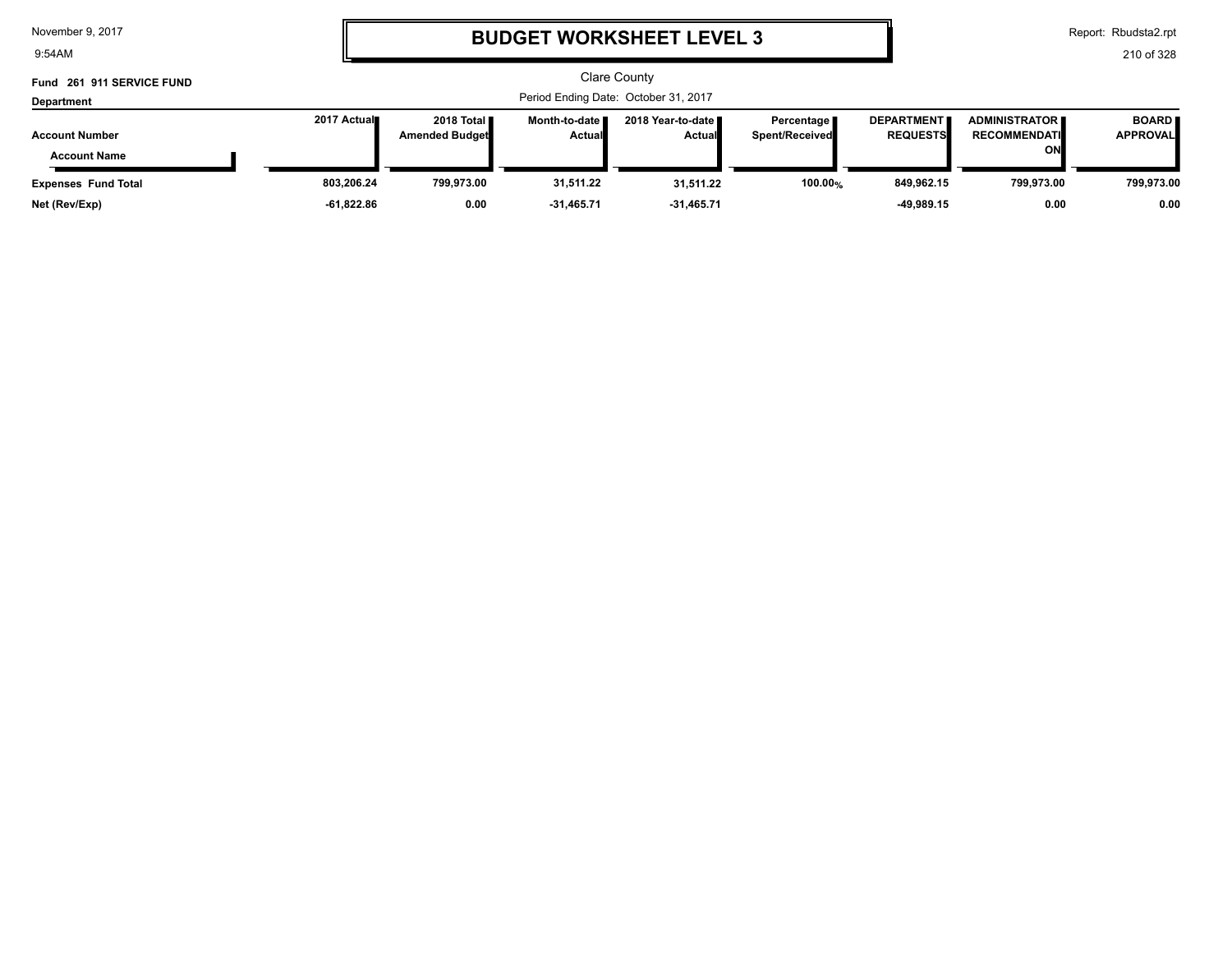# BUDGET WORKSHEET LEVEL 3

November 9, 2017
9:54AM

Report: Rbudsta2.rpt

Clare County

**Fund 261 911 SERVICE FUND**

**Department**

Period Ending Date: October 31, 2017

| Account Number / Account Name | 2017 Actual | 2018 Total Amended Budget | Month-to-date Actual | 2018 Year-to-date Actual | Percentage Spent/Received | DEPARTMENT REQUESTS | ADMINISTRATOR RECOMMENDATION | BOARD APPROVAL |
|---|---|---|---|---|---|---|---|---|
| **Expenses Fund Total** | 803,206.24 | 799,973.00 | 31,511.22 | 31,511.22 | 100.00% | 849,962.15 | 799,973.00 | 799,973.00 |
| **Net (Rev/Exp)** | -61,822.86 | 0.00 | -31,465.71 | -31,465.71 | | -49,989.15 | 0.00 | 0.00 |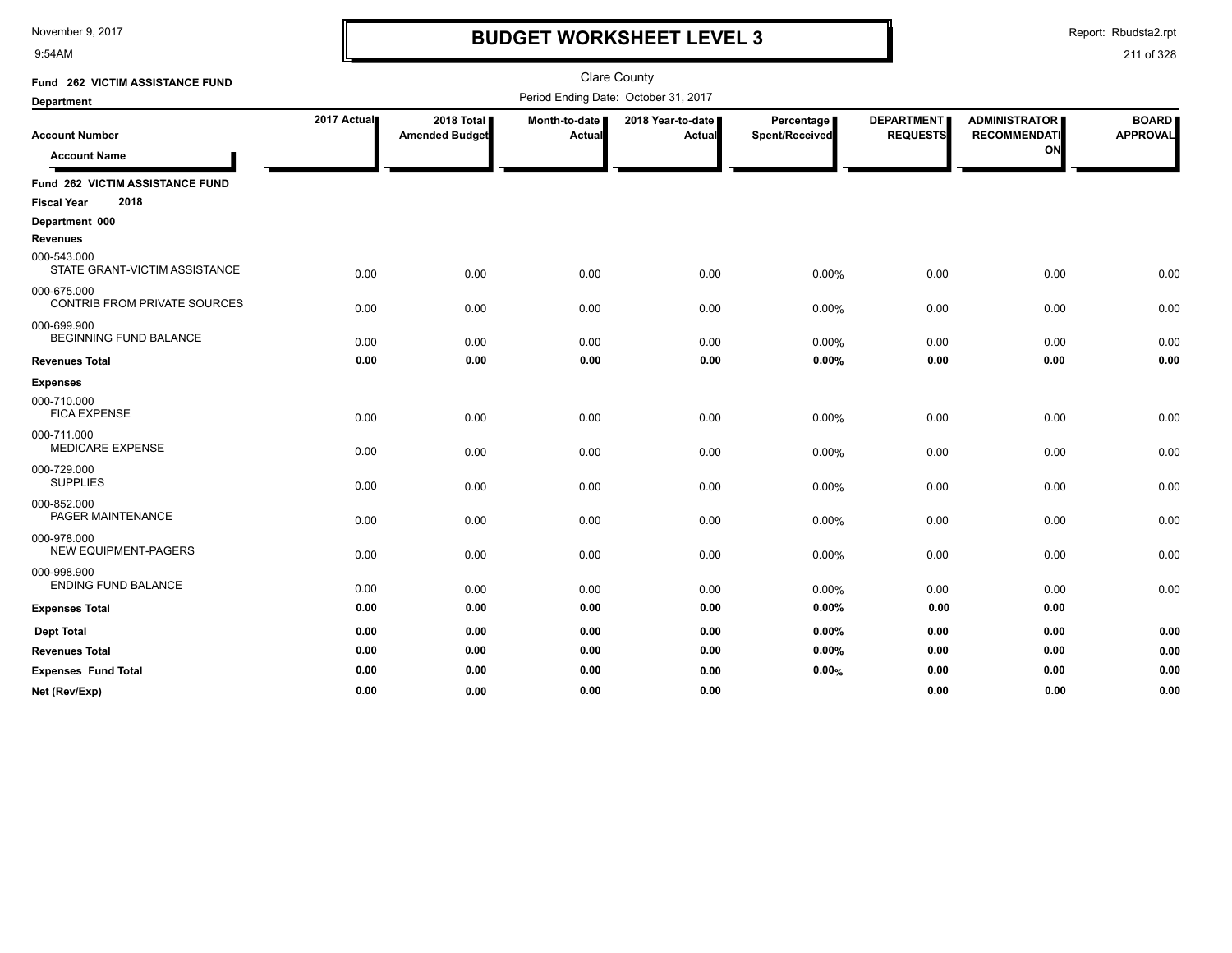# BUDGET WORKSHEET LEVEL 3

November 9, 2017
9:54AM

Report: Rbudsta2.rpt

Clare County

Period Ending Date: October 31, 2017

**Fund 262 VICTIM ASSISTANCE FUND**

**Department**

| Account Number / Account Name | 2017 Actual | 2018 Total Amended Budget | Month-to-date Actual | 2018 Year-to-date Actual | Percentage Spent/Received | DEPARTMENT REQUESTS | ADMINISTRATOR RECOMMENDATION | BOARD APPROVAL |
|---|---|---|---|---|---|---|---|---|
| **Fund 262 VICTIM ASSISTANCE FUND** | | | | | | | | |
| **Fiscal Year 2018** | | | | | | | | |
| **Department 000** | | | | | | | | |
| **Revenues** | | | | | | | | |
| 000-543.000 STATE GRANT-VICTIM ASSISTANCE | 0.00 | 0.00 | 0.00 | 0.00 | 0.00% | 0.00 | 0.00 | 0.00 |
| 000-675.000 CONTRIB FROM PRIVATE SOURCES | 0.00 | 0.00 | 0.00 | 0.00 | 0.00% | 0.00 | 0.00 | 0.00 |
| 000-699.900 BEGINNING FUND BALANCE | 0.00 | 0.00 | 0.00 | 0.00 | 0.00% | 0.00 | 0.00 | 0.00 |
| **Revenues Total** | **0.00** | **0.00** | **0.00** | **0.00** | **0.00%** | **0.00** | **0.00** | **0.00** |
| **Expenses** | | | | | | | | |
| 000-710.000 FICA EXPENSE | 0.00 | 0.00 | 0.00 | 0.00 | 0.00% | 0.00 | 0.00 | 0.00 |
| 000-711.000 MEDICARE EXPENSE | 0.00 | 0.00 | 0.00 | 0.00 | 0.00% | 0.00 | 0.00 | 0.00 |
| 000-729.000 SUPPLIES | 0.00 | 0.00 | 0.00 | 0.00 | 0.00% | 0.00 | 0.00 | 0.00 |
| 000-852.000 PAGER MAINTENANCE | 0.00 | 0.00 | 0.00 | 0.00 | 0.00% | 0.00 | 0.00 | 0.00 |
| 000-978.000 NEW EQUIPMENT-PAGERS | 0.00 | 0.00 | 0.00 | 0.00 | 0.00% | 0.00 | 0.00 | 0.00 |
| 000-998.900 ENDING FUND BALANCE | 0.00 | 0.00 | 0.00 | 0.00 | 0.00% | 0.00 | 0.00 | 0.00 |
| **Expenses Total** | **0.00** | **0.00** | **0.00** | **0.00** | **0.00%** | **0.00** | **0.00** | |
| **Dept Total** | **0.00** | **0.00** | **0.00** | **0.00** | **0.00%** | **0.00** | **0.00** | **0.00** |
| **Revenues Total** | **0.00** | **0.00** | **0.00** | **0.00** | **0.00%** | **0.00** | **0.00** | **0.00** |
| **Expenses Fund Total** | **0.00** | **0.00** | **0.00** | **0.00** | **0.00%** | **0.00** | **0.00** | **0.00** |
| **Net (Rev/Exp)** | **0.00** | **0.00** | **0.00** | **0.00** | | **0.00** | **0.00** | **0.00** |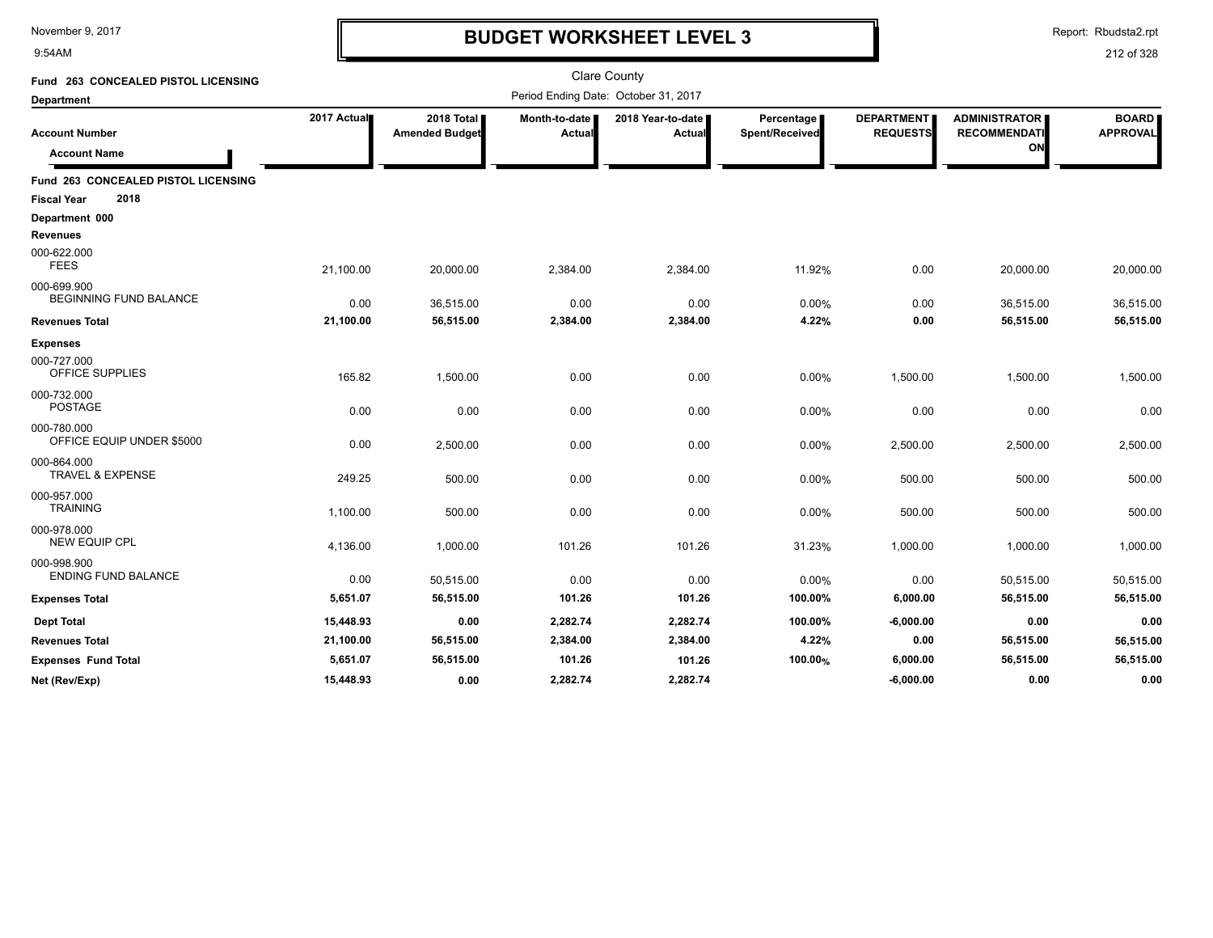# BUDGET WORKSHEET LEVEL 3

Clare County

Period Ending Date: October 31, 2017

**Fund 263 CONCEALED PISTOL LICENSING**

**Department**

| Account Number / Account Name | 2017 Actual | 2018 Total Amended Budget | Month-to-date Actual | 2018 Year-to-date Actual | Percentage Spent/Received | DEPARTMENT REQUESTS | ADMINISTRATOR RECOMMENDATION | BOARD APPROVAL |
|---|---|---|---|---|---|---|---|---|
| **Fund 263 CONCEALED PISTOL LICENSING** | | | | | | | | |
| **Fiscal Year 2018** | | | | | | | | |
| **Department 000** | | | | | | | | |
| **Revenues** | | | | | | | | |
| 000-622.000 FEES | 21,100.00 | 20,000.00 | 2,384.00 | 2,384.00 | 11.92% | 0.00 | 20,000.00 | 20,000.00 |
| 000-699.900 BEGINNING FUND BALANCE | 0.00 | 36,515.00 | 0.00 | 0.00 | 0.00% | 0.00 | 36,515.00 | 36,515.00 |
| **Revenues Total** | **21,100.00** | **56,515.00** | **2,384.00** | **2,384.00** | **4.22%** | **0.00** | **56,515.00** | **56,515.00** |
| **Expenses** | | | | | | | | |
| 000-727.000 OFFICE SUPPLIES | 165.82 | 1,500.00 | 0.00 | 0.00 | 0.00% | 1,500.00 | 1,500.00 | 1,500.00 |
| 000-732.000 POSTAGE | 0.00 | 0.00 | 0.00 | 0.00 | 0.00% | 0.00 | 0.00 | 0.00 |
| 000-780.000 OFFICE EQUIP UNDER $5000 | 0.00 | 2,500.00 | 0.00 | 0.00 | 0.00% | 2,500.00 | 2,500.00 | 2,500.00 |
| 000-864.000 TRAVEL & EXPENSE | 249.25 | 500.00 | 0.00 | 0.00 | 0.00% | 500.00 | 500.00 | 500.00 |
| 000-957.000 TRAINING | 1,100.00 | 500.00 | 0.00 | 0.00 | 0.00% | 500.00 | 500.00 | 500.00 |
| 000-978.000 NEW EQUIP CPL | 4,136.00 | 1,000.00 | 101.26 | 101.26 | 31.23% | 1,000.00 | 1,000.00 | 1,000.00 |
| 000-998.900 ENDING FUND BALANCE | 0.00 | 50,515.00 | 0.00 | 0.00 | 0.00% | 0.00 | 50,515.00 | 50,515.00 |
| **Expenses Total** | **5,651.07** | **56,515.00** | **101.26** | **101.26** | **100.00%** | **6,000.00** | **56,515.00** | **56,515.00** |
| **Dept Total** | **15,448.93** | **0.00** | **2,282.74** | **2,282.74** | **100.00%** | **-6,000.00** | **0.00** | **0.00** |
| **Revenues Total** | **21,100.00** | **56,515.00** | **2,384.00** | **2,384.00** | **4.22%** | **0.00** | **56,515.00** | **56,515.00** |
| **Expenses Fund Total** | **5,651.07** | **56,515.00** | **101.26** | **101.26** | **100.00%** | **6,000.00** | **56,515.00** | **56,515.00** |
| **Net (Rev/Exp)** | **15,448.93** | **0.00** | **2,282.74** | **2,282.74** | | **-6,000.00** | **0.00** | **0.00** |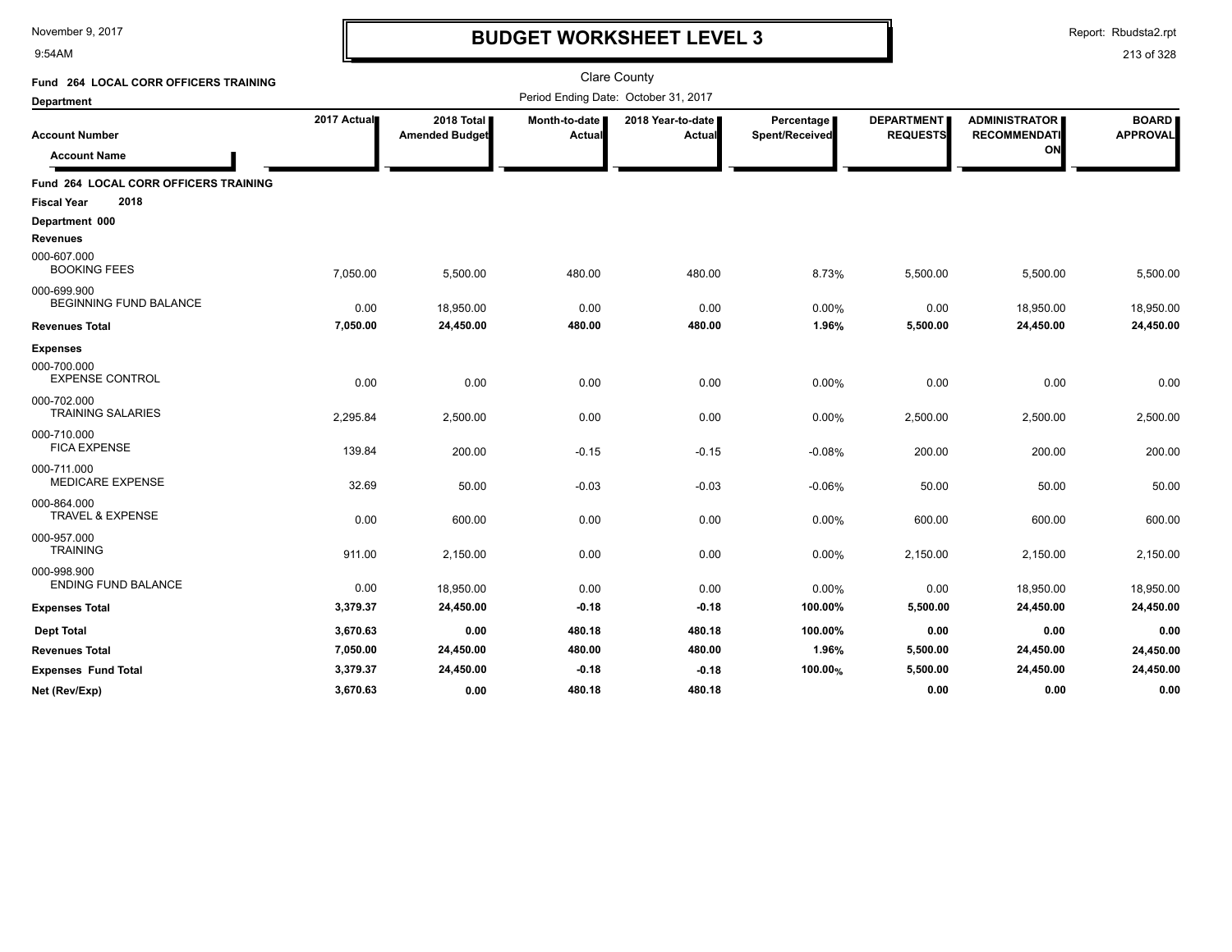# BUDGET WORKSHEET LEVEL 3

Clare County

Period Ending Date: October 31, 2017

**Fund 264 LOCAL CORR OFFICERS TRAINING**

**Department**

| Account Number / Account Name | 2017 Actual | 2018 Total Amended Budget | Month-to-date Actual | 2018 Year-to-date Actual | Percentage Spent/Received | DEPARTMENT REQUESTS | ADMINISTRATOR RECOMMENDATION | BOARD APPROVAL |
|---|---|---|---|---|---|---|---|---|
| **Fund 264 LOCAL CORR OFFICERS TRAINING** | | | | | | | | |
| **Fiscal Year 2018** | | | | | | | | |
| **Department 000** | | | | | | | | |
| **Revenues** | | | | | | | | |
| 000-607.000 BOOKING FEES | 7,050.00 | 5,500.00 | 480.00 | 480.00 | 8.73% | 5,500.00 | 5,500.00 | 5,500.00 |
| 000-699.900 BEGINNING FUND BALANCE | 0.00 | 18,950.00 | 0.00 | 0.00 | 0.00% | 0.00 | 18,950.00 | 18,950.00 |
| **Revenues Total** | **7,050.00** | **24,450.00** | **480.00** | **480.00** | **1.96%** | **5,500.00** | **24,450.00** | **24,450.00** |
| **Expenses** | | | | | | | | |
| 000-700.000 EXPENSE CONTROL | 0.00 | 0.00 | 0.00 | 0.00 | 0.00% | 0.00 | 0.00 | 0.00 |
| 000-702.000 TRAINING SALARIES | 2,295.84 | 2,500.00 | 0.00 | 0.00 | 0.00% | 2,500.00 | 2,500.00 | 2,500.00 |
| 000-710.000 FICA EXPENSE | 139.84 | 200.00 | -0.15 | -0.15 | -0.08% | 200.00 | 200.00 | 200.00 |
| 000-711.000 MEDICARE EXPENSE | 32.69 | 50.00 | -0.03 | -0.03 | -0.06% | 50.00 | 50.00 | 50.00 |
| 000-864.000 TRAVEL & EXPENSE | 0.00 | 600.00 | 0.00 | 0.00 | 0.00% | 600.00 | 600.00 | 600.00 |
| 000-957.000 TRAINING | 911.00 | 2,150.00 | 0.00 | 0.00 | 0.00% | 2,150.00 | 2,150.00 | 2,150.00 |
| 000-998.900 ENDING FUND BALANCE | 0.00 | 18,950.00 | 0.00 | 0.00 | 0.00% | 0.00 | 18,950.00 | 18,950.00 |
| **Expenses Total** | **3,379.37** | **24,450.00** | **-0.18** | **-0.18** | **100.00%** | **5,500.00** | **24,450.00** | **24,450.00** |
| **Dept Total** | **3,670.63** | **0.00** | **480.18** | **480.18** | **100.00%** | **0.00** | **0.00** | **0.00** |
| **Revenues Total** | **7,050.00** | **24,450.00** | **480.00** | **480.00** | **1.96%** | **5,500.00** | **24,450.00** | **24,450.00** |
| **Expenses Fund Total** | **3,379.37** | **24,450.00** | **-0.18** | **-0.18** | **100.00%** | **5,500.00** | **24,450.00** | **24,450.00** |
| **Net (Rev/Exp)** | **3,670.63** | **0.00** | **480.18** | **480.18** | | **0.00** | **0.00** | **0.00** |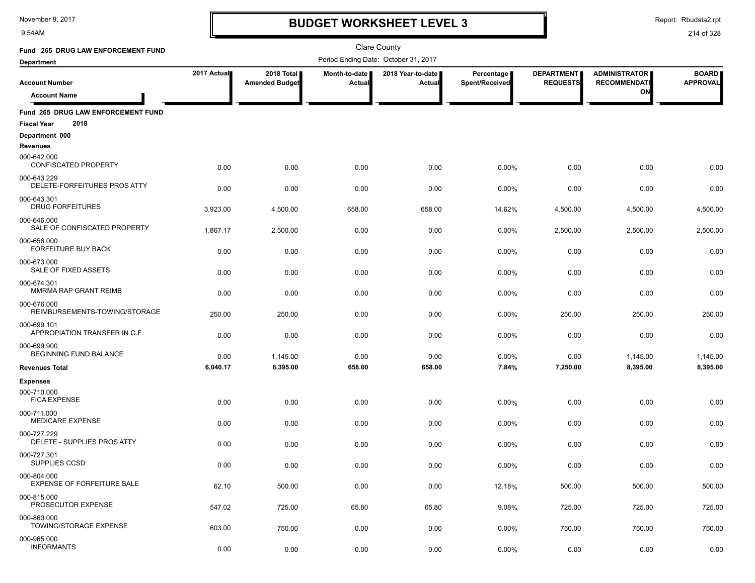# BUDGET WORKSHEET LEVEL 3

November 9, 2017
9:54AM

Report: Rbudsta2.rpt

Clare County

Fund 265 DRUG LAW ENFORCEMENT FUND

Department

Period Ending Date: October 31, 2017

| Account Number / Account Name | 2017 Actual | 2018 Total Amended Budget | Month-to-date Actual | 2018 Year-to-date Actual | Percentage Spent/Received | DEPARTMENT REQUESTS | ADMINISTRATOR RECOMMENDATION | BOARD APPROVAL |
|---|---|---|---|---|---|---|---|---|
| **Fund 265 DRUG LAW ENFORCEMENT FUND** | | | | | | | | |
| **Fiscal Year 2018** | | | | | | | | |
| **Department 000** | | | | | | | | |
| **Revenues** | | | | | | | | |
| 000-642.000 CONFISCATED PROPERTY | 0.00 | 0.00 | 0.00 | 0.00 | 0.00% | 0.00 | 0.00 | 0.00 |
| 000-643.229 DELETE-FORFEITURES PROS ATTY | 0.00 | 0.00 | 0.00 | 0.00 | 0.00% | 0.00 | 0.00 | 0.00 |
| 000-643.301 DRUG FORFEITURES | 3,923.00 | 4,500.00 | 658.00 | 658.00 | 14.62% | 4,500.00 | 4,500.00 | 4,500.00 |
| 000-646.000 SALE OF CONFISCATED PROPERTY | 1,867.17 | 2,500.00 | 0.00 | 0.00 | 0.00% | 2,500.00 | 2,500.00 | 2,500.00 |
| 000-656.000 FORFEITURE BUY BACK | 0.00 | 0.00 | 0.00 | 0.00 | 0.00% | 0.00 | 0.00 | 0.00 |
| 000-673.000 SALE OF FIXED ASSETS | 0.00 | 0.00 | 0.00 | 0.00 | 0.00% | 0.00 | 0.00 | 0.00 |
| 000-674.301 MMRMA RAP GRANT REIMB | 0.00 | 0.00 | 0.00 | 0.00 | 0.00% | 0.00 | 0.00 | 0.00 |
| 000-676.000 REIMBURSEMENTS-TOWING/STORAGE | 250.00 | 250.00 | 0.00 | 0.00 | 0.00% | 250.00 | 250.00 | 250.00 |
| 000-699.101 APPROPIATION TRANSFER IN G.F. | 0.00 | 0.00 | 0.00 | 0.00 | 0.00% | 0.00 | 0.00 | 0.00 |
| 000-699.900 BEGINNING FUND BALANCE | 0.00 | 1,145.00 | 0.00 | 0.00 | 0.00% | 0.00 | 1,145.00 | 1,145.00 |
| **Revenues Total** | **6,040.17** | **8,395.00** | **658.00** | **658.00** | **7.84%** | **7,250.00** | **8,395.00** | **8,395.00** |
| **Expenses** | | | | | | | | |
| 000-710.000 FICA EXPENSE | 0.00 | 0.00 | 0.00 | 0.00 | 0.00% | 0.00 | 0.00 | 0.00 |
| 000-711.000 MEDICARE EXPENSE | 0.00 | 0.00 | 0.00 | 0.00 | 0.00% | 0.00 | 0.00 | 0.00 |
| 000-727.229 DELETE - SUPPLIES PROS ATTY | 0.00 | 0.00 | 0.00 | 0.00 | 0.00% | 0.00 | 0.00 | 0.00 |
| 000-727.301 SUPPLIES CCSD | 0.00 | 0.00 | 0.00 | 0.00 | 0.00% | 0.00 | 0.00 | 0.00 |
| 000-804.000 EXPENSE OF FORFEITURE SALE | 62.10 | 500.00 | 0.00 | 0.00 | 12.18% | 500.00 | 500.00 | 500.00 |
| 000-815.000 PROSECUTOR EXPENSE | 547.02 | 725.00 | 65.80 | 65.80 | 9.08% | 725.00 | 725.00 | 725.00 |
| 000-860.000 TOWING/STORAGE EXPENSE | 603.00 | 750.00 | 0.00 | 0.00 | 0.00% | 750.00 | 750.00 | 750.00 |
| 000-965.000 INFORMANTS | 0.00 | 0.00 | 0.00 | 0.00 | 0.00% | 0.00 | 0.00 | 0.00 |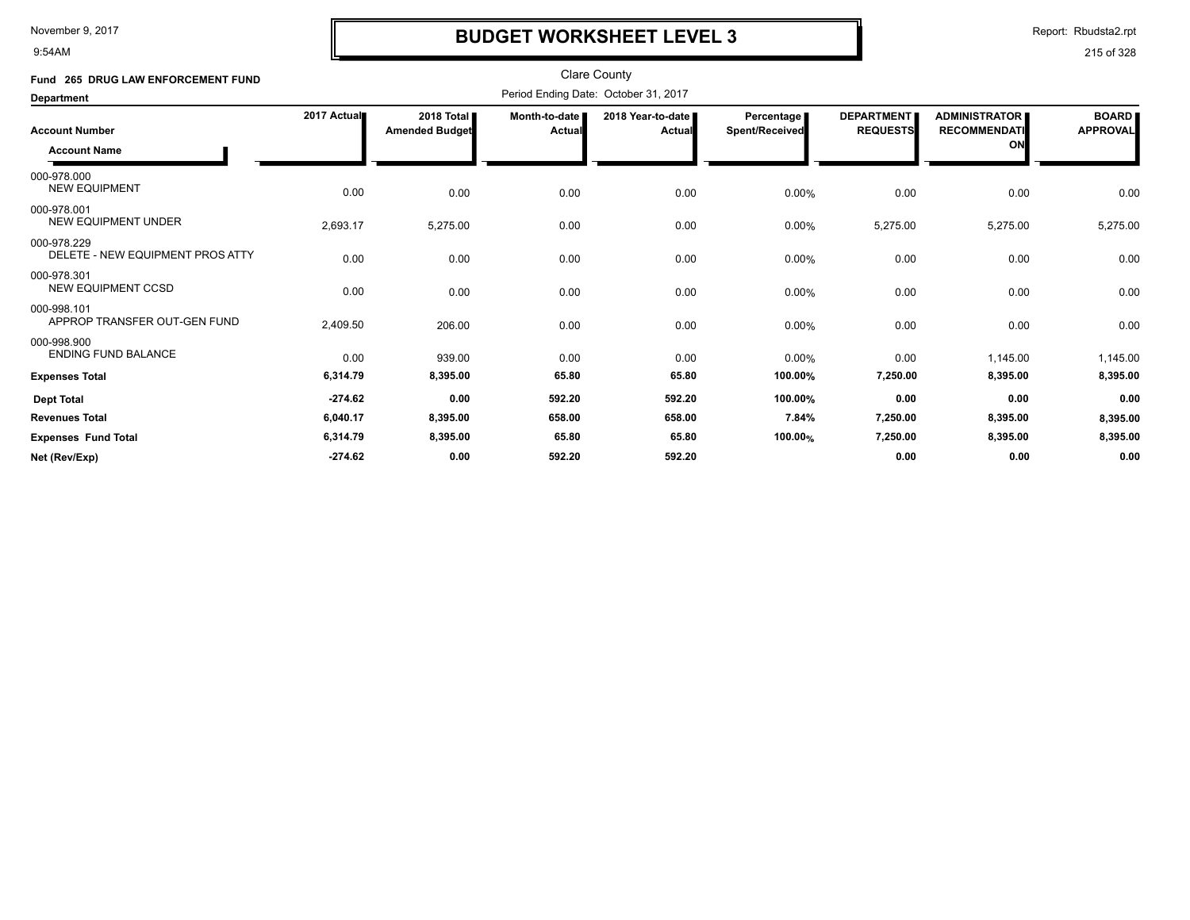# BUDGET WORKSHEET LEVEL 3

November 9, 2017
9:54AM

Report: Rbudsta2.rpt

Clare County

**Fund 265 DRUG LAW ENFORCEMENT FUND**

**Department**

Period Ending Date: October 31, 2017

| Account Number / Account Name | 2017 Actual | 2018 Total Amended Budget | Month-to-date Actual | 2018 Year-to-date Actual | Percentage Spent/Received | DEPARTMENT REQUESTS | ADMINISTRATOR RECOMMENDATION | BOARD APPROVAL |
|---|---|---|---|---|---|---|---|---|
| 000-978.000 NEW EQUIPMENT | 0.00 | 0.00 | 0.00 | 0.00 | 0.00% | 0.00 | 0.00 | 0.00 |
| 000-978.001 NEW EQUIPMENT UNDER | 2,693.17 | 5,275.00 | 0.00 | 0.00 | 0.00% | 5,275.00 | 5,275.00 | 5,275.00 |
| 000-978.229 DELETE - NEW EQUIPMENT PROS ATTY | 0.00 | 0.00 | 0.00 | 0.00 | 0.00% | 0.00 | 0.00 | 0.00 |
| 000-978.301 NEW EQUIPMENT CCSD | 0.00 | 0.00 | 0.00 | 0.00 | 0.00% | 0.00 | 0.00 | 0.00 |
| 000-998.101 APPROP TRANSFER OUT-GEN FUND | 2,409.50 | 206.00 | 0.00 | 0.00 | 0.00% | 0.00 | 0.00 | 0.00 |
| 000-998.900 ENDING FUND BALANCE | 0.00 | 939.00 | 0.00 | 0.00 | 0.00% | 0.00 | 1,145.00 | 1,145.00 |
| **Expenses Total** | **6,314.79** | **8,395.00** | **65.80** | **65.80** | **100.00%** | **7,250.00** | **8,395.00** | **8,395.00** |
| **Dept Total** | **-274.62** | **0.00** | **592.20** | **592.20** | **100.00%** | **0.00** | **0.00** | **0.00** |
| **Revenues Total** | **6,040.17** | **8,395.00** | **658.00** | **658.00** | **7.84%** | **7,250.00** | **8,395.00** | **8,395.00** |
| **Expenses Fund Total** | **6,314.79** | **8,395.00** | **65.80** | **65.80** | **100.00%** | **7,250.00** | **8,395.00** | **8,395.00** |
| **Net (Rev/Exp)** | **-274.62** | **0.00** | **592.20** | **592.20** | | **0.00** | **0.00** | **0.00** |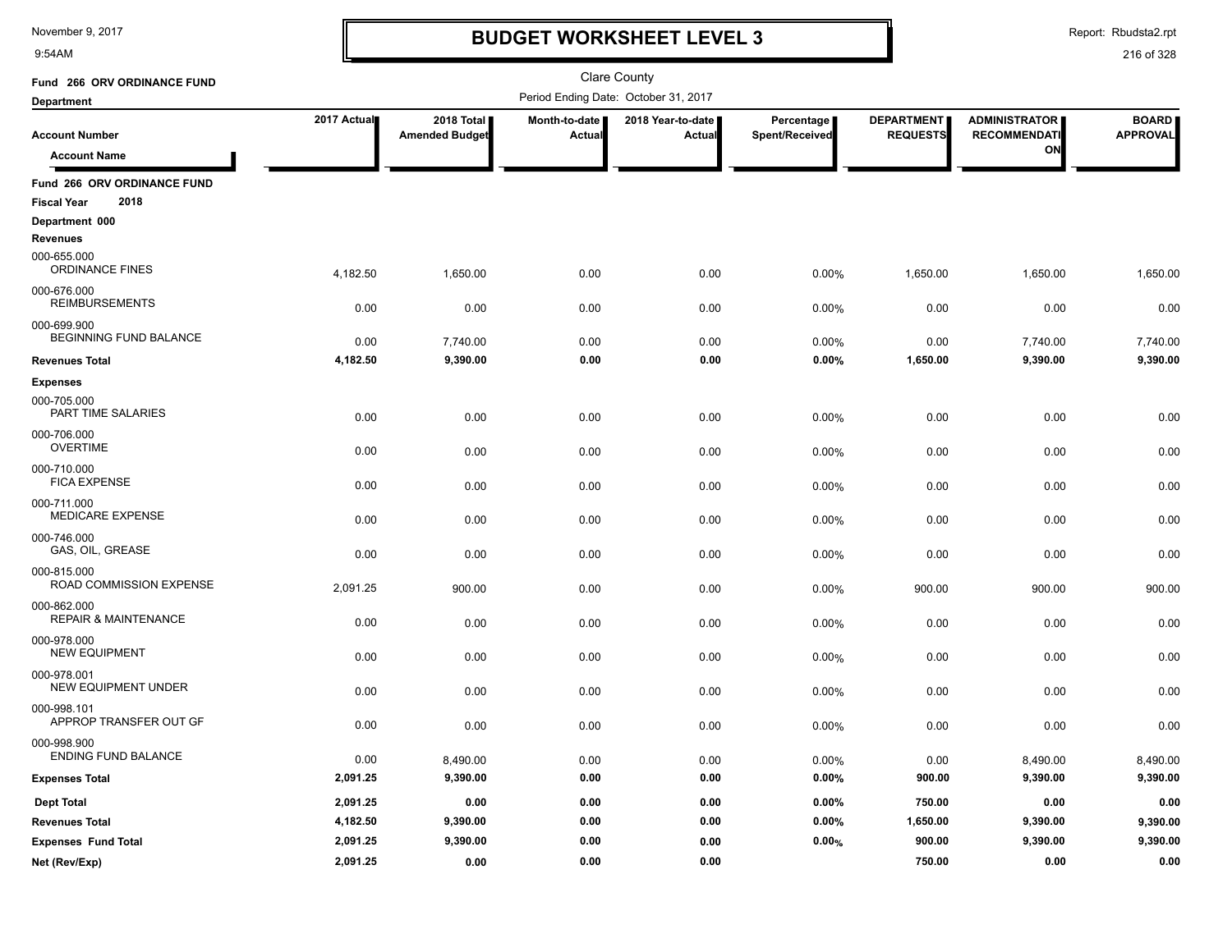# BUDGET WORKSHEET LEVEL 3

November 9, 2017
9:54AM

Report: Rbudsta2.rpt

Clare County

Period Ending Date: October 31, 2017

**Fund 266 ORV ORDINANCE FUND**

**Department**

| Account Number / Account Name | 2017 Actual | 2018 Total Amended Budget | Month-to-date Actual | 2018 Year-to-date Actual | Percentage Spent/Received | DEPARTMENT REQUESTS | ADMINISTRATOR RECOMMENDATION | BOARD APPROVAL |
|---|---|---|---|---|---|---|---|---|
| **Fund 266 ORV ORDINANCE FUND** | | | | | | | | |
| **Fiscal Year 2018** | | | | | | | | |
| **Department 000** | | | | | | | | |
| **Revenues** | | | | | | | | |
| 000-655.000 ORDINANCE FINES | 4,182.50 | 1,650.00 | 0.00 | 0.00 | 0.00% | 1,650.00 | 1,650.00 | 1,650.00 |
| 000-676.000 REIMBURSEMENTS | 0.00 | 0.00 | 0.00 | 0.00 | 0.00% | 0.00 | 0.00 | 0.00 |
| 000-699.900 BEGINNING FUND BALANCE | 0.00 | 7,740.00 | 0.00 | 0.00 | 0.00% | 0.00 | 7,740.00 | 7,740.00 |
| **Revenues Total** | **4,182.50** | **9,390.00** | **0.00** | **0.00** | **0.00%** | **1,650.00** | **9,390.00** | **9,390.00** |
| **Expenses** | | | | | | | | |
| 000-705.000 PART TIME SALARIES | 0.00 | 0.00 | 0.00 | 0.00 | 0.00% | 0.00 | 0.00 | 0.00 |
| 000-706.000 OVERTIME | 0.00 | 0.00 | 0.00 | 0.00 | 0.00% | 0.00 | 0.00 | 0.00 |
| 000-710.000 FICA EXPENSE | 0.00 | 0.00 | 0.00 | 0.00 | 0.00% | 0.00 | 0.00 | 0.00 |
| 000-711.000 MEDICARE EXPENSE | 0.00 | 0.00 | 0.00 | 0.00 | 0.00% | 0.00 | 0.00 | 0.00 |
| 000-746.000 GAS, OIL, GREASE | 0.00 | 0.00 | 0.00 | 0.00 | 0.00% | 0.00 | 0.00 | 0.00 |
| 000-815.000 ROAD COMMISSION EXPENSE | 2,091.25 | 900.00 | 0.00 | 0.00 | 0.00% | 900.00 | 900.00 | 900.00 |
| 000-862.000 REPAIR & MAINTENANCE | 0.00 | 0.00 | 0.00 | 0.00 | 0.00% | 0.00 | 0.00 | 0.00 |
| 000-978.000 NEW EQUIPMENT | 0.00 | 0.00 | 0.00 | 0.00 | 0.00% | 0.00 | 0.00 | 0.00 |
| 000-978.001 NEW EQUIPMENT UNDER | 0.00 | 0.00 | 0.00 | 0.00 | 0.00% | 0.00 | 0.00 | 0.00 |
| 000-998.101 APPROP TRANSFER OUT GF | 0.00 | 0.00 | 0.00 | 0.00 | 0.00% | 0.00 | 0.00 | 0.00 |
| 000-998.900 ENDING FUND BALANCE | 0.00 | 8,490.00 | 0.00 | 0.00 | 0.00% | 0.00 | 8,490.00 | 8,490.00 |
| **Expenses Total** | **2,091.25** | **9,390.00** | **0.00** | **0.00** | **0.00%** | **900.00** | **9,390.00** | **9,390.00** |
| **Dept Total** | **2,091.25** | **0.00** | **0.00** | **0.00** | **0.00%** | **750.00** | **0.00** | **0.00** |
| **Revenues Total** | **4,182.50** | **9,390.00** | **0.00** | **0.00** | **0.00%** | **1,650.00** | **9,390.00** | **9,390.00** |
| **Expenses Fund Total** | **2,091.25** | **9,390.00** | **0.00** | **0.00** | **0.00%** | **900.00** | **9,390.00** | **9,390.00** |
| **Net (Rev/Exp)** | **2,091.25** | **0.00** | **0.00** | **0.00** | | **750.00** | **0.00** | **0.00** |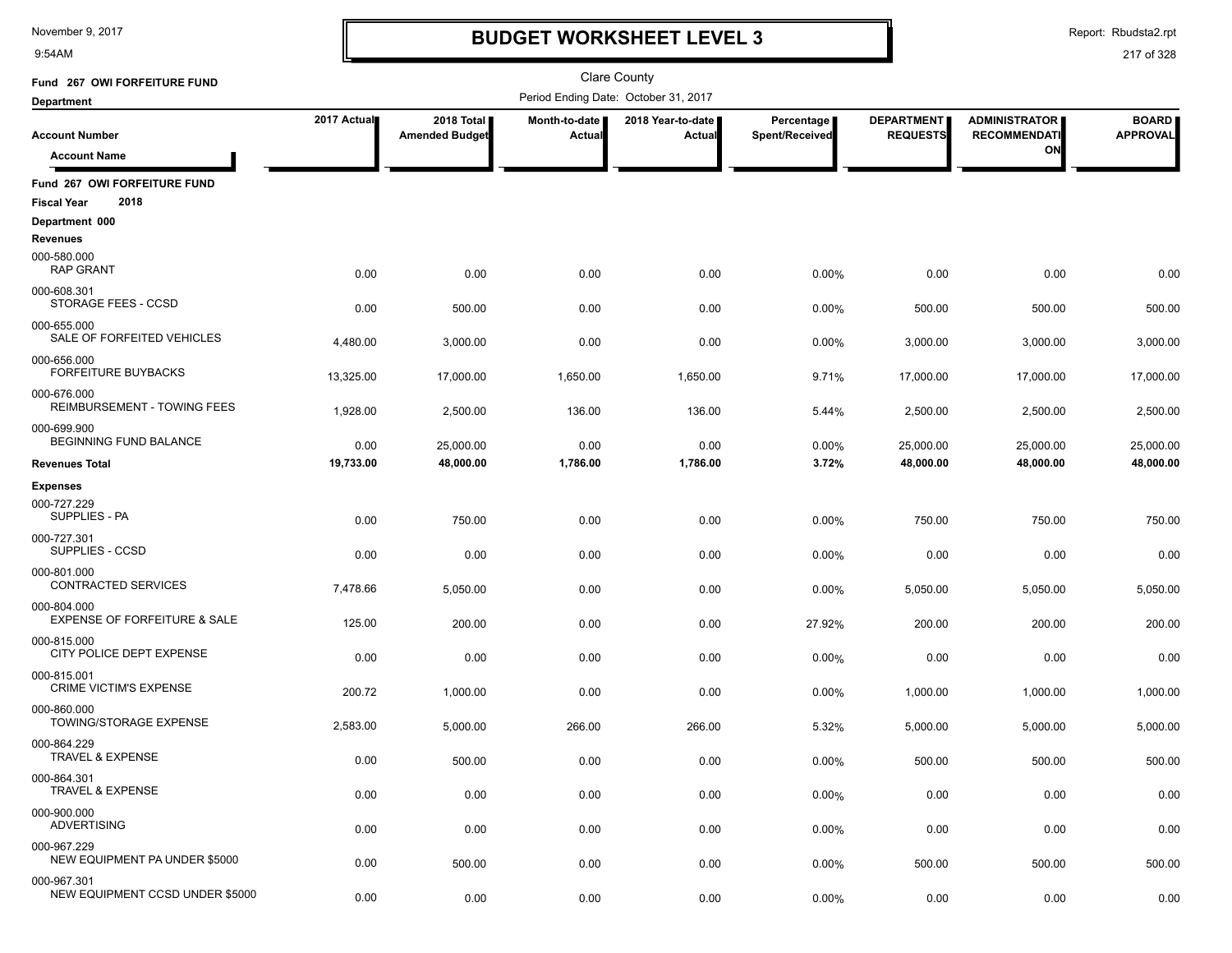# BUDGET WORKSHEET LEVEL 3

November 9, 2017
9:54AM

Report: Rbudsta2.rpt

Clare County

Period Ending Date: October 31, 2017

**Fund 267 OWI FORFEITURE FUND**

**Department**

| Account Number / Account Name | 2017 Actual | 2018 Total Amended Budget | Month-to-date Actual | 2018 Year-to-date Actual | Percentage Spent/Received | DEPARTMENT REQUESTS | ADMINISTRATOR RECOMMENDATION | BOARD APPROVAL |
|---|---|---|---|---|---|---|---|---|
| **Fund 267 OWI FORFEITURE FUND** | | | | | | | | |
| **Fiscal Year 2018** | | | | | | | | |
| **Department 000** | | | | | | | | |
| **Revenues** | | | | | | | | |
| 000-580.000 RAP GRANT | 0.00 | 0.00 | 0.00 | 0.00 | 0.00% | 0.00 | 0.00 | 0.00 |
| 000-608.301 STORAGE FEES - CCSD | 0.00 | 500.00 | 0.00 | 0.00 | 0.00% | 500.00 | 500.00 | 500.00 |
| 000-655.000 SALE OF FORFEITED VEHICLES | 4,480.00 | 3,000.00 | 0.00 | 0.00 | 0.00% | 3,000.00 | 3,000.00 | 3,000.00 |
| 000-656.000 FORFEITURE BUYBACKS | 13,325.00 | 17,000.00 | 1,650.00 | 1,650.00 | 9.71% | 17,000.00 | 17,000.00 | 17,000.00 |
| 000-676.000 REIMBURSEMENT - TOWING FEES | 1,928.00 | 2,500.00 | 136.00 | 136.00 | 5.44% | 2,500.00 | 2,500.00 | 2,500.00 |
| 000-699.900 BEGINNING FUND BALANCE | 0.00 | 25,000.00 | 0.00 | 0.00 | 0.00% | 25,000.00 | 25,000.00 | 25,000.00 |
| **Revenues Total** | **19,733.00** | **48,000.00** | **1,786.00** | **1,786.00** | **3.72%** | **48,000.00** | **48,000.00** | **48,000.00** |
| **Expenses** | | | | | | | | |
| 000-727.229 SUPPLIES - PA | 0.00 | 750.00 | 0.00 | 0.00 | 0.00% | 750.00 | 750.00 | 750.00 |
| 000-727.301 SUPPLIES - CCSD | 0.00 | 0.00 | 0.00 | 0.00 | 0.00% | 0.00 | 0.00 | 0.00 |
| 000-801.000 CONTRACTED SERVICES | 7,478.66 | 5,050.00 | 0.00 | 0.00 | 0.00% | 5,050.00 | 5,050.00 | 5,050.00 |
| 000-804.000 EXPENSE OF FORFEITURE & SALE | 125.00 | 200.00 | 0.00 | 0.00 | 27.92% | 200.00 | 200.00 | 200.00 |
| 000-815.000 CITY POLICE DEPT EXPENSE | 0.00 | 0.00 | 0.00 | 0.00 | 0.00% | 0.00 | 0.00 | 0.00 |
| 000-815.001 CRIME VICTIM'S EXPENSE | 200.72 | 1,000.00 | 0.00 | 0.00 | 0.00% | 1,000.00 | 1,000.00 | 1,000.00 |
| 000-860.000 TOWING/STORAGE EXPENSE | 2,583.00 | 5,000.00 | 266.00 | 266.00 | 5.32% | 5,000.00 | 5,000.00 | 5,000.00 |
| 000-864.229 TRAVEL & EXPENSE | 0.00 | 500.00 | 0.00 | 0.00 | 0.00% | 500.00 | 500.00 | 500.00 |
| 000-864.301 TRAVEL & EXPENSE | 0.00 | 0.00 | 0.00 | 0.00 | 0.00% | 0.00 | 0.00 | 0.00 |
| 000-900.000 ADVERTISING | 0.00 | 0.00 | 0.00 | 0.00 | 0.00% | 0.00 | 0.00 | 0.00 |
| 000-967.229 NEW EQUIPMENT PA UNDER $5000 | 0.00 | 500.00 | 0.00 | 0.00 | 0.00% | 500.00 | 500.00 | 500.00 |
| 000-967.301 NEW EQUIPMENT CCSD UNDER $5000 | 0.00 | 0.00 | 0.00 | 0.00 | 0.00% | 0.00 | 0.00 | 0.00 |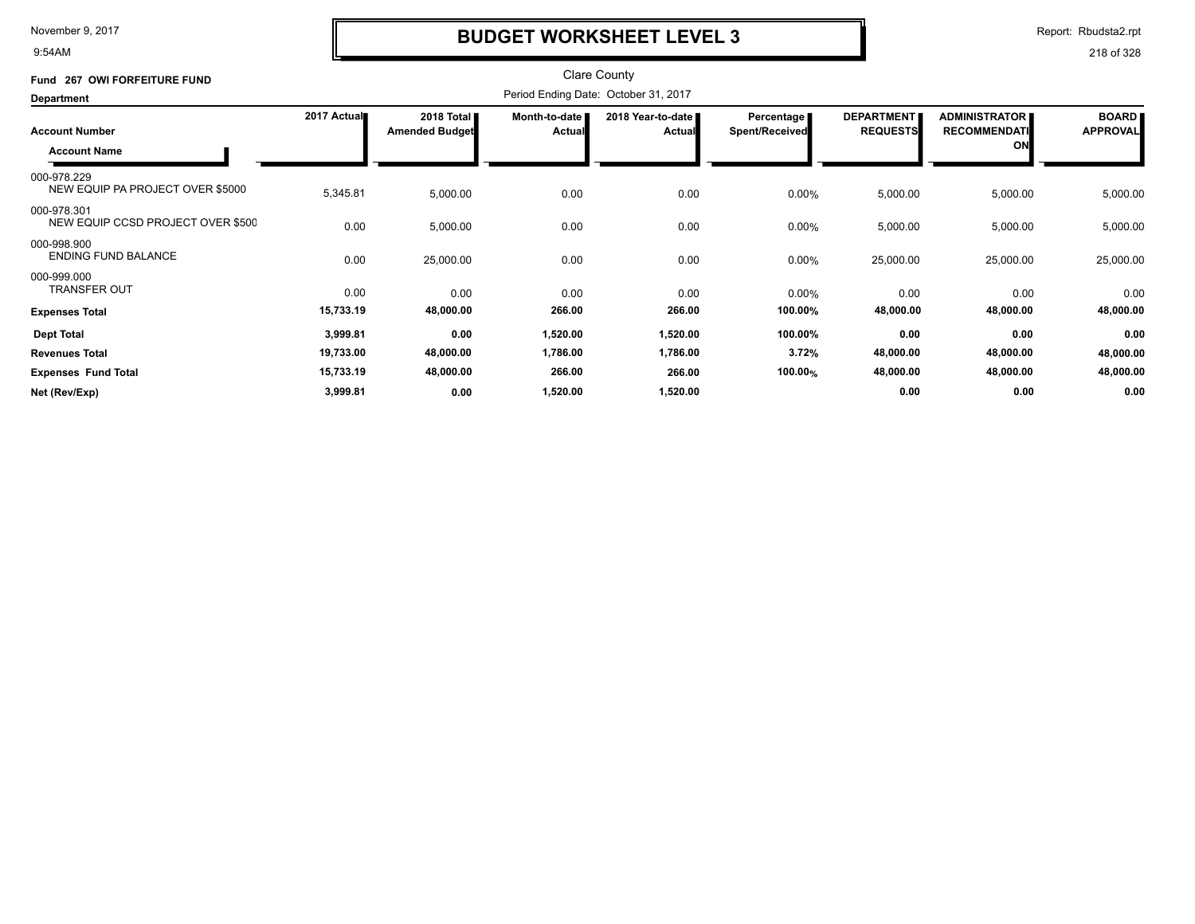# BUDGET WORKSHEET LEVEL 3

Clare County

Period Ending Date: October 31, 2017

**Fund 267 OWI FORFEITURE FUND**

**Department**

| Account Number / Account Name | 2017 Actual | 2018 Total Amended Budget | Month-to-date Actual | 2018 Year-to-date Actual | Percentage Spent/Received | DEPARTMENT REQUESTS | ADMINISTRATOR RECOMMENDATION | BOARD APPROVAL |
|---|---|---|---|---|---|---|---|---|
| 000-978.229 NEW EQUIP PA PROJECT OVER $5000 | 5,345.81 | 5,000.00 | 0.00 | 0.00 | 0.00% | 5,000.00 | 5,000.00 | 5,000.00 |
| 000-978.301 NEW EQUIP CCSD PROJECT OVER $500 | 0.00 | 5,000.00 | 0.00 | 0.00 | 0.00% | 5,000.00 | 5,000.00 | 5,000.00 |
| 000-998.900 ENDING FUND BALANCE | 0.00 | 25,000.00 | 0.00 | 0.00 | 0.00% | 25,000.00 | 25,000.00 | 25,000.00 |
| 000-999.000 TRANSFER OUT | 0.00 | 0.00 | 0.00 | 0.00 | 0.00% | 0.00 | 0.00 | 0.00 |
| **Expenses Total** | **15,733.19** | **48,000.00** | **266.00** | **266.00** | **100.00%** | **48,000.00** | **48,000.00** | **48,000.00** |
| **Dept Total** | **3,999.81** | **0.00** | **1,520.00** | **1,520.00** | **100.00%** | **0.00** | **0.00** | **0.00** |
| **Revenues Total** | **19,733.00** | **48,000.00** | **1,786.00** | **1,786.00** | **3.72%** | **48,000.00** | **48,000.00** | **48,000.00** |
| **Expenses Fund Total** | **15,733.19** | **48,000.00** | **266.00** | **266.00** | **100.00%** | **48,000.00** | **48,000.00** | **48,000.00** |
| **Net (Rev/Exp)** | **3,999.81** | **0.00** | **1,520.00** | **1,520.00** | | **0.00** | **0.00** | **0.00** |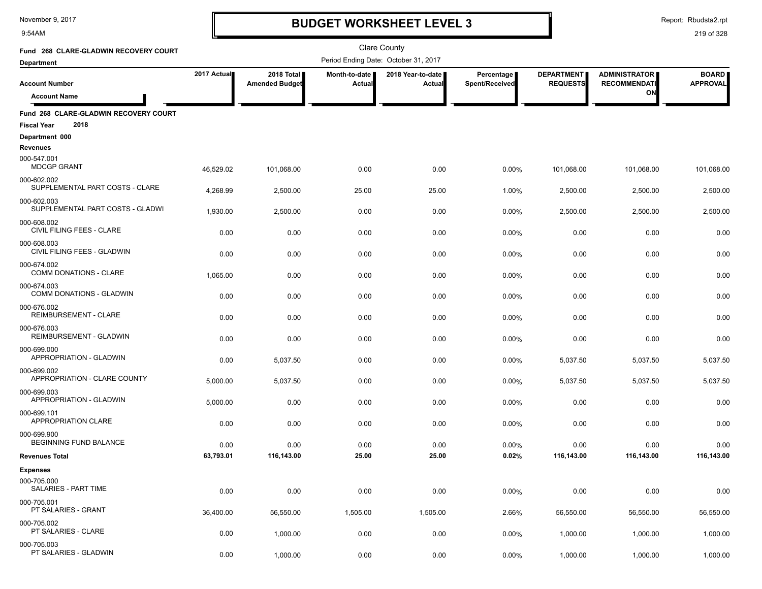# BUDGET WORKSHEET LEVEL 3

November 9, 2017
9:54AM

Report: Rbudsta2.rpt

Clare County

Fund 268 CLARE-GLADWIN RECOVERY COURT

Department

Period Ending Date: October 31, 2017

| Account Number / Account Name | 2017 Actual | 2018 Total Amended Budget | Month-to-date Actual | 2018 Year-to-date Actual | Percentage Spent/Received | DEPARTMENT REQUESTS | ADMINISTRATOR RECOMMENDATION | BOARD APPROVAL |
|---|---|---|---|---|---|---|---|---|
| **Fund 268 CLARE-GLADWIN RECOVERY COURT** | | | | | | | | |
| **Fiscal Year 2018** | | | | | | | | |
| **Department 000** | | | | | | | | |
| **Revenues** | | | | | | | | |
| 000-547.001 MDCGP GRANT | 46,529.02 | 101,068.00 | 0.00 | 0.00 | 0.00% | 101,068.00 | 101,068.00 | 101,068.00 |
| 000-602.002 SUPPLEMENTAL PART COSTS - CLARE | 4,268.99 | 2,500.00 | 25.00 | 25.00 | 1.00% | 2,500.00 | 2,500.00 | 2,500.00 |
| 000-602.003 SUPPLEMENTAL PART COSTS - GLADWI | 1,930.00 | 2,500.00 | 0.00 | 0.00 | 0.00% | 2,500.00 | 2,500.00 | 2,500.00 |
| 000-608.002 CIVIL FILING FEES - CLARE | 0.00 | 0.00 | 0.00 | 0.00 | 0.00% | 0.00 | 0.00 | 0.00 |
| 000-608.003 CIVIL FILING FEES - GLADWIN | 0.00 | 0.00 | 0.00 | 0.00 | 0.00% | 0.00 | 0.00 | 0.00 |
| 000-674.002 COMM DONATIONS - CLARE | 1,065.00 | 0.00 | 0.00 | 0.00 | 0.00% | 0.00 | 0.00 | 0.00 |
| 000-674.003 COMM DONATIONS - GLADWIN | 0.00 | 0.00 | 0.00 | 0.00 | 0.00% | 0.00 | 0.00 | 0.00 |
| 000-676.002 REIMBURSEMENT - CLARE | 0.00 | 0.00 | 0.00 | 0.00 | 0.00% | 0.00 | 0.00 | 0.00 |
| 000-676.003 REIMBURSEMENT - GLADWIN | 0.00 | 0.00 | 0.00 | 0.00 | 0.00% | 0.00 | 0.00 | 0.00 |
| 000-699.000 APPROPRIATION - GLADWIN | 0.00 | 5,037.50 | 0.00 | 0.00 | 0.00% | 5,037.50 | 5,037.50 | 5,037.50 |
| 000-699.002 APPROPRIATION - CLARE COUNTY | 5,000.00 | 5,037.50 | 0.00 | 0.00 | 0.00% | 5,037.50 | 5,037.50 | 5,037.50 |
| 000-699.003 APPROPRIATION - GLADWIN | 5,000.00 | 0.00 | 0.00 | 0.00 | 0.00% | 0.00 | 0.00 | 0.00 |
| 000-699.101 APPROPRIATION CLARE | 0.00 | 0.00 | 0.00 | 0.00 | 0.00% | 0.00 | 0.00 | 0.00 |
| 000-699.900 BEGINNING FUND BALANCE | 0.00 | 0.00 | 0.00 | 0.00 | 0.00% | 0.00 | 0.00 | 0.00 |
| **Revenues Total** | **63,793.01** | **116,143.00** | **25.00** | **25.00** | **0.02%** | **116,143.00** | **116,143.00** | **116,143.00** |
| **Expenses** | | | | | | | | |
| 000-705.000 SALARIES - PART TIME | 0.00 | 0.00 | 0.00 | 0.00 | 0.00% | 0.00 | 0.00 | 0.00 |
| 000-705.001 PT SALARIES - GRANT | 36,400.00 | 56,550.00 | 1,505.00 | 1,505.00 | 2.66% | 56,550.00 | 56,550.00 | 56,550.00 |
| 000-705.002 PT SALARIES - CLARE | 0.00 | 1,000.00 | 0.00 | 0.00 | 0.00% | 1,000.00 | 1,000.00 | 1,000.00 |
| 000-705.003 PT SALARIES - GLADWIN | 0.00 | 1,000.00 | 0.00 | 0.00 | 0.00% | 1,000.00 | 1,000.00 | 1,000.00 |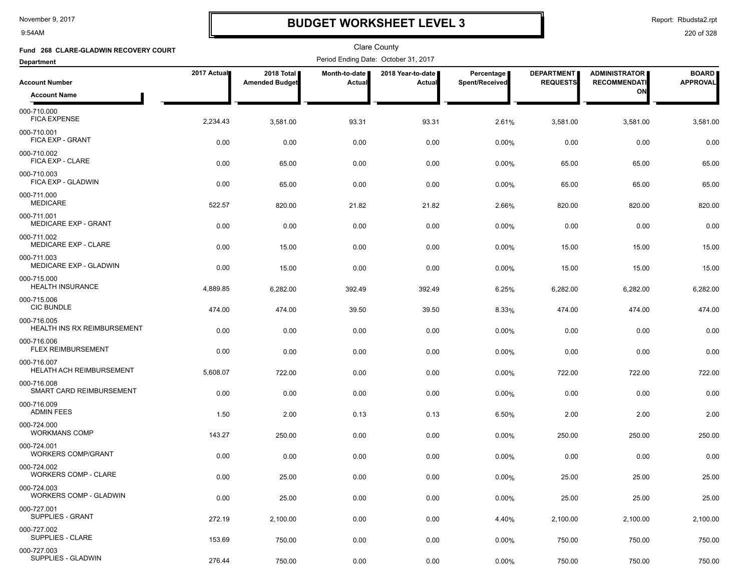# BUDGET WORKSHEET LEVEL 3

November 9, 2017
9:54AM

Report: Rbudsta2.rpt

Clare County

Fund 268 CLARE-GLADWIN RECOVERY COURT

Department

Period Ending Date: October 31, 2017

| Account Number / Account Name | 2017 Actual | 2018 Total Amended Budget | Month-to-date Actual | 2018 Year-to-date Actual | Percentage Spent/Received | DEPARTMENT REQUESTS | ADMINISTRATOR RECOMMENDATION | BOARD APPROVAL |
|---|---|---|---|---|---|---|---|---|
| 000-710.000 FICA EXPENSE | 2,234.43 | 3,581.00 | 93.31 | 93.31 | 2.61% | 3,581.00 | 3,581.00 | 3,581.00 |
| 000-710.001 FICA EXP - GRANT | 0.00 | 0.00 | 0.00 | 0.00 | 0.00% | 0.00 | 0.00 | 0.00 |
| 000-710.002 FICA EXP - CLARE | 0.00 | 65.00 | 0.00 | 0.00 | 0.00% | 65.00 | 65.00 | 65.00 |
| 000-710.003 FICA EXP - GLADWIN | 0.00 | 65.00 | 0.00 | 0.00 | 0.00% | 65.00 | 65.00 | 65.00 |
| 000-711.000 MEDICARE | 522.57 | 820.00 | 21.82 | 21.82 | 2.66% | 820.00 | 820.00 | 820.00 |
| 000-711.001 MEDICARE EXP - GRANT | 0.00 | 0.00 | 0.00 | 0.00 | 0.00% | 0.00 | 0.00 | 0.00 |
| 000-711.002 MEDICARE EXP - CLARE | 0.00 | 15.00 | 0.00 | 0.00 | 0.00% | 15.00 | 15.00 | 15.00 |
| 000-711.003 MEDICARE EXP - GLADWIN | 0.00 | 15.00 | 0.00 | 0.00 | 0.00% | 15.00 | 15.00 | 15.00 |
| 000-715.000 HEALTH INSURANCE | 4,889.85 | 6,282.00 | 392.49 | 392.49 | 6.25% | 6,282.00 | 6,282.00 | 6,282.00 |
| 000-715.006 CIC BUNDLE | 474.00 | 474.00 | 39.50 | 39.50 | 8.33% | 474.00 | 474.00 | 474.00 |
| 000-716.005 HEALTH INS RX REIMBURSEMENT | 0.00 | 0.00 | 0.00 | 0.00 | 0.00% | 0.00 | 0.00 | 0.00 |
| 000-716.006 FLEX REIMBURSEMENT | 0.00 | 0.00 | 0.00 | 0.00 | 0.00% | 0.00 | 0.00 | 0.00 |
| 000-716.007 HELATH ACH REIMBURSEMENT | 5,608.07 | 722.00 | 0.00 | 0.00 | 0.00% | 722.00 | 722.00 | 722.00 |
| 000-716.008 SMART CARD REIMBURSEMENT | 0.00 | 0.00 | 0.00 | 0.00 | 0.00% | 0.00 | 0.00 | 0.00 |
| 000-716.009 ADMIN FEES | 1.50 | 2.00 | 0.13 | 0.13 | 6.50% | 2.00 | 2.00 | 2.00 |
| 000-724.000 WORKMANS COMP | 143.27 | 250.00 | 0.00 | 0.00 | 0.00% | 250.00 | 250.00 | 250.00 |
| 000-724.001 WORKERS COMP/GRANT | 0.00 | 0.00 | 0.00 | 0.00 | 0.00% | 0.00 | 0.00 | 0.00 |
| 000-724.002 WORKERS COMP - CLARE | 0.00 | 25.00 | 0.00 | 0.00 | 0.00% | 25.00 | 25.00 | 25.00 |
| 000-724.003 WORKERS COMP - GLADWIN | 0.00 | 25.00 | 0.00 | 0.00 | 0.00% | 25.00 | 25.00 | 25.00 |
| 000-727.001 SUPPLIES - GRANT | 272.19 | 2,100.00 | 0.00 | 0.00 | 4.40% | 2,100.00 | 2,100.00 | 2,100.00 |
| 000-727.002 SUPPLIES - CLARE | 153.69 | 750.00 | 0.00 | 0.00 | 0.00% | 750.00 | 750.00 | 750.00 |
| 000-727.003 SUPPLIES - GLADWIN | 276.44 | 750.00 | 0.00 | 0.00 | 0.00% | 750.00 | 750.00 | 750.00 |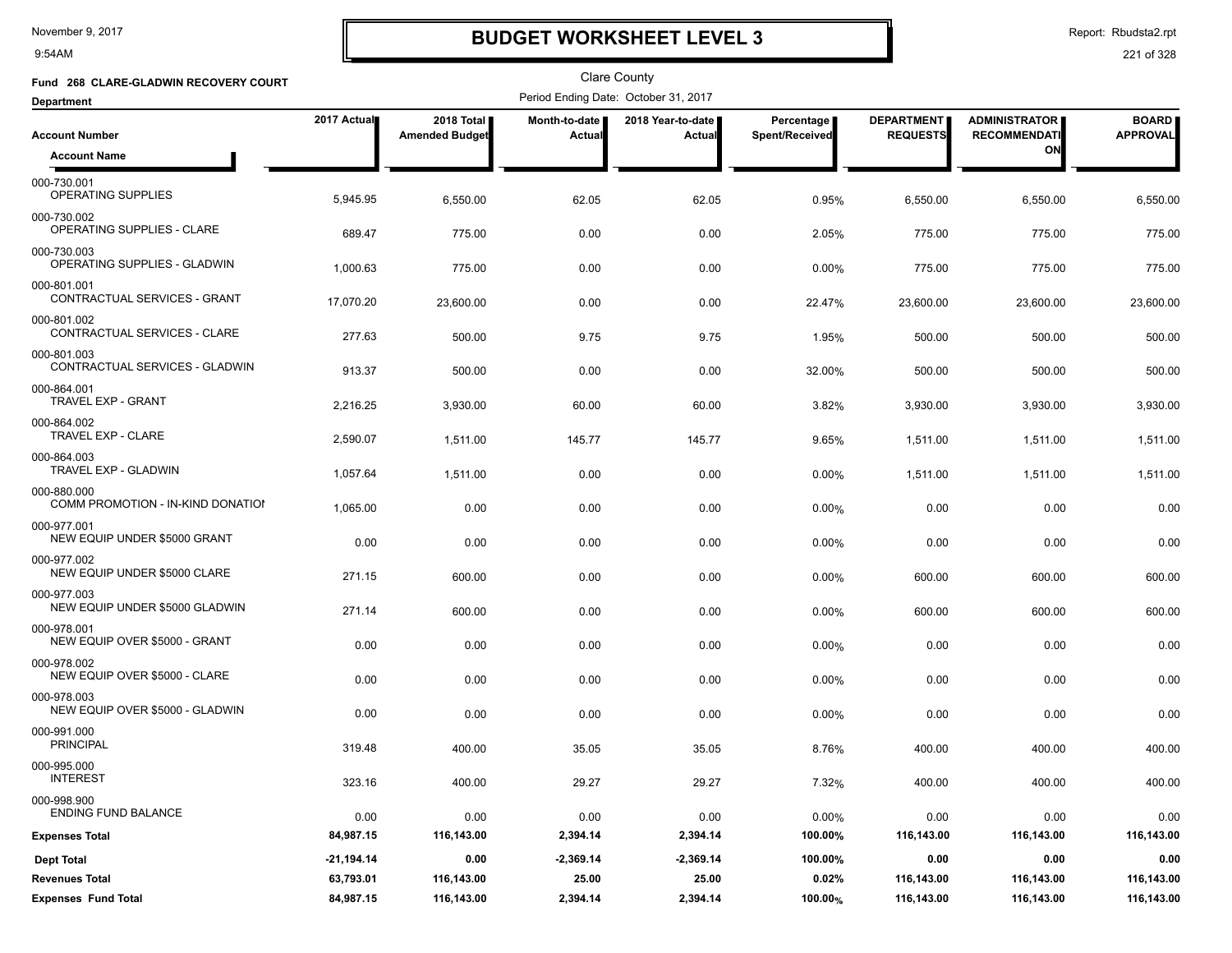# BUDGET WORKSHEET LEVEL 3

November 9, 2017
9:54AM

Report: Rbudsta2.rpt

Clare County

**Fund 268 CLARE-GLADWIN RECOVERY COURT**

**Department**

Period Ending Date: October 31, 2017

| Account Number / Account Name | 2017 Actual | 2018 Total Amended Budget | Month-to-date Actual | 2018 Year-to-date Actual | Percentage Spent/Received | DEPARTMENT REQUESTS | ADMINISTRATOR RECOMMENDATION | BOARD APPROVAL |
|---|---|---|---|---|---|---|---|---|
| 000-730.001 OPERATING SUPPLIES | 5,945.95 | 6,550.00 | 62.05 | 62.05 | 0.95% | 6,550.00 | 6,550.00 | 6,550.00 |
| 000-730.002 OPERATING SUPPLIES - CLARE | 689.47 | 775.00 | 0.00 | 0.00 | 2.05% | 775.00 | 775.00 | 775.00 |
| 000-730.003 OPERATING SUPPLIES - GLADWIN | 1,000.63 | 775.00 | 0.00 | 0.00 | 0.00% | 775.00 | 775.00 | 775.00 |
| 000-801.001 CONTRACTUAL SERVICES - GRANT | 17,070.20 | 23,600.00 | 0.00 | 0.00 | 22.47% | 23,600.00 | 23,600.00 | 23,600.00 |
| 000-801.002 CONTRACTUAL SERVICES - CLARE | 277.63 | 500.00 | 9.75 | 9.75 | 1.95% | 500.00 | 500.00 | 500.00 |
| 000-801.003 CONTRACTUAL SERVICES - GLADWIN | 913.37 | 500.00 | 0.00 | 0.00 | 32.00% | 500.00 | 500.00 | 500.00 |
| 000-864.001 TRAVEL EXP - GRANT | 2,216.25 | 3,930.00 | 60.00 | 60.00 | 3.82% | 3,930.00 | 3,930.00 | 3,930.00 |
| 000-864.002 TRAVEL EXP - CLARE | 2,590.07 | 1,511.00 | 145.77 | 145.77 | 9.65% | 1,511.00 | 1,511.00 | 1,511.00 |
| 000-864.003 TRAVEL EXP - GLADWIN | 1,057.64 | 1,511.00 | 0.00 | 0.00 | 0.00% | 1,511.00 | 1,511.00 | 1,511.00 |
| 000-880.000 COMM PROMOTION - IN-KIND DONATION | 1,065.00 | 0.00 | 0.00 | 0.00 | 0.00% | 0.00 | 0.00 | 0.00 |
| 000-977.001 NEW EQUIP UNDER $5000 GRANT | 0.00 | 0.00 | 0.00 | 0.00 | 0.00% | 0.00 | 0.00 | 0.00 |
| 000-977.002 NEW EQUIP UNDER $5000 CLARE | 271.15 | 600.00 | 0.00 | 0.00 | 0.00% | 600.00 | 600.00 | 600.00 |
| 000-977.003 NEW EQUIP UNDER $5000 GLADWIN | 271.14 | 600.00 | 0.00 | 0.00 | 0.00% | 600.00 | 600.00 | 600.00 |
| 000-978.001 NEW EQUIP OVER $5000 - GRANT | 0.00 | 0.00 | 0.00 | 0.00 | 0.00% | 0.00 | 0.00 | 0.00 |
| 000-978.002 NEW EQUIP OVER $5000 - CLARE | 0.00 | 0.00 | 0.00 | 0.00 | 0.00% | 0.00 | 0.00 | 0.00 |
| 000-978.003 NEW EQUIP OVER $5000 - GLADWIN | 0.00 | 0.00 | 0.00 | 0.00 | 0.00% | 0.00 | 0.00 | 0.00 |
| 000-991.000 PRINCIPAL | 319.48 | 400.00 | 35.05 | 35.05 | 8.76% | 400.00 | 400.00 | 400.00 |
| 000-995.000 INTEREST | 323.16 | 400.00 | 29.27 | 29.27 | 7.32% | 400.00 | 400.00 | 400.00 |
| 000-998.900 ENDING FUND BALANCE | 0.00 | 0.00 | 0.00 | 0.00 | 0.00% | 0.00 | 0.00 | 0.00 |
| **Expenses Total** | **84,987.15** | **116,143.00** | **2,394.14** | **2,394.14** | **100.00%** | **116,143.00** | **116,143.00** | **116,143.00** |
| **Dept Total** | **-21,194.14** | **0.00** | **-2,369.14** | **-2,369.14** | **100.00%** | **0.00** | **0.00** | **0.00** |
| **Revenues Total** | **63,793.01** | **116,143.00** | **25.00** | **25.00** | **0.02%** | **116,143.00** | **116,143.00** | **116,143.00** |
| **Expenses Fund Total** | **84,987.15** | **116,143.00** | **2,394.14** | **2,394.14** | **100.00%** | **116,143.00** | **116,143.00** | **116,143.00** |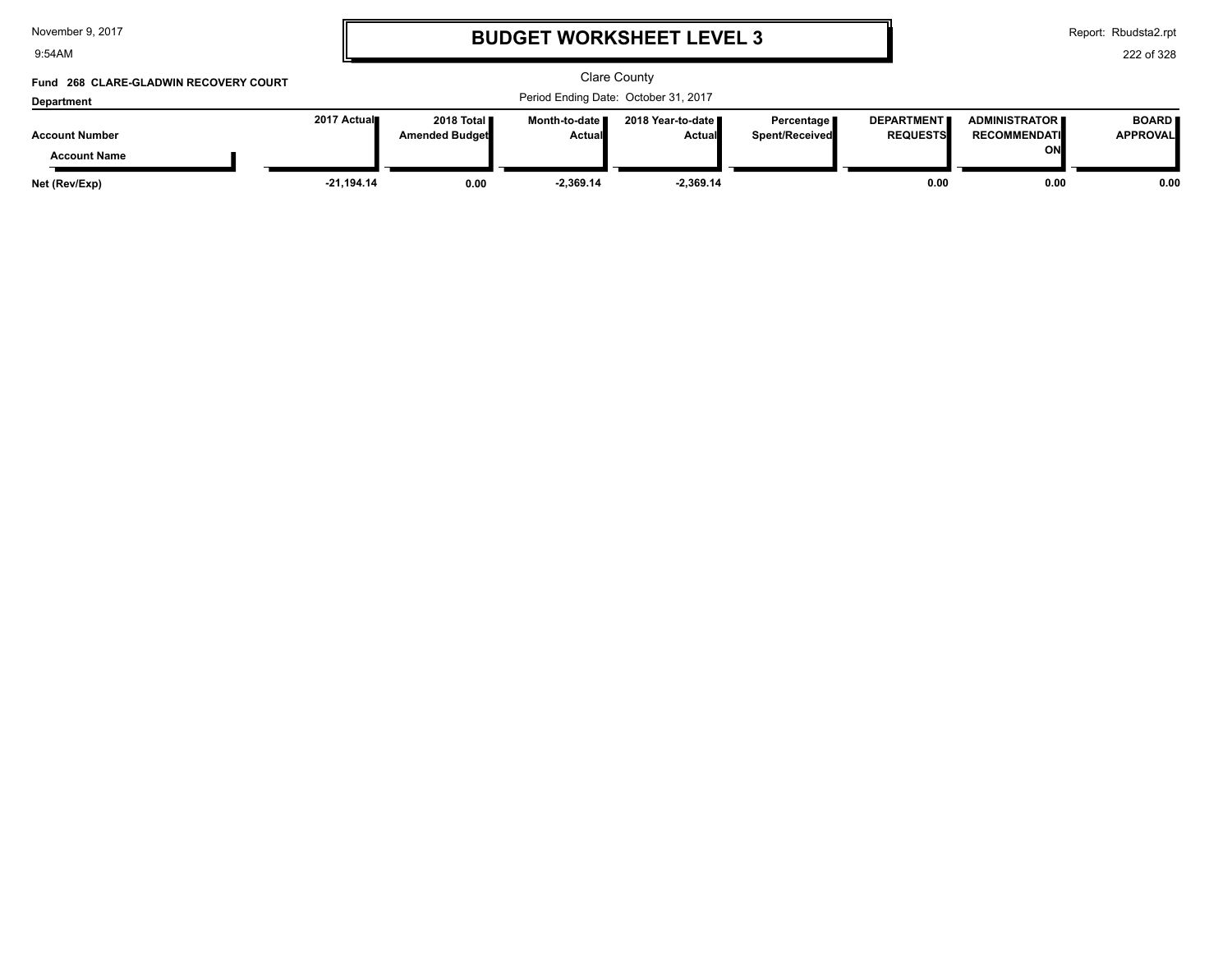# BUDGET WORKSHEET LEVEL 3

Clare County

Period Ending Date: October 31, 2017

**Fund 268 CLARE-GLADWIN RECOVERY COURT**

**Department**

| Account Number / Account Name | 2017 Actual | 2018 Total Amended Budget | Month-to-date Actual | 2018 Year-to-date Actual | Percentage Spent/Received | DEPARTMENT REQUESTS | ADMINISTRATOR RECOMMENDATION | BOARD APPROVAL |
|---|---|---|---|---|---|---|---|---|
| **Net (Rev/Exp)** | **-21,194.14** | **0.00** | **-2,369.14** | **-2,369.14** | | **0.00** | **0.00** | **0.00** |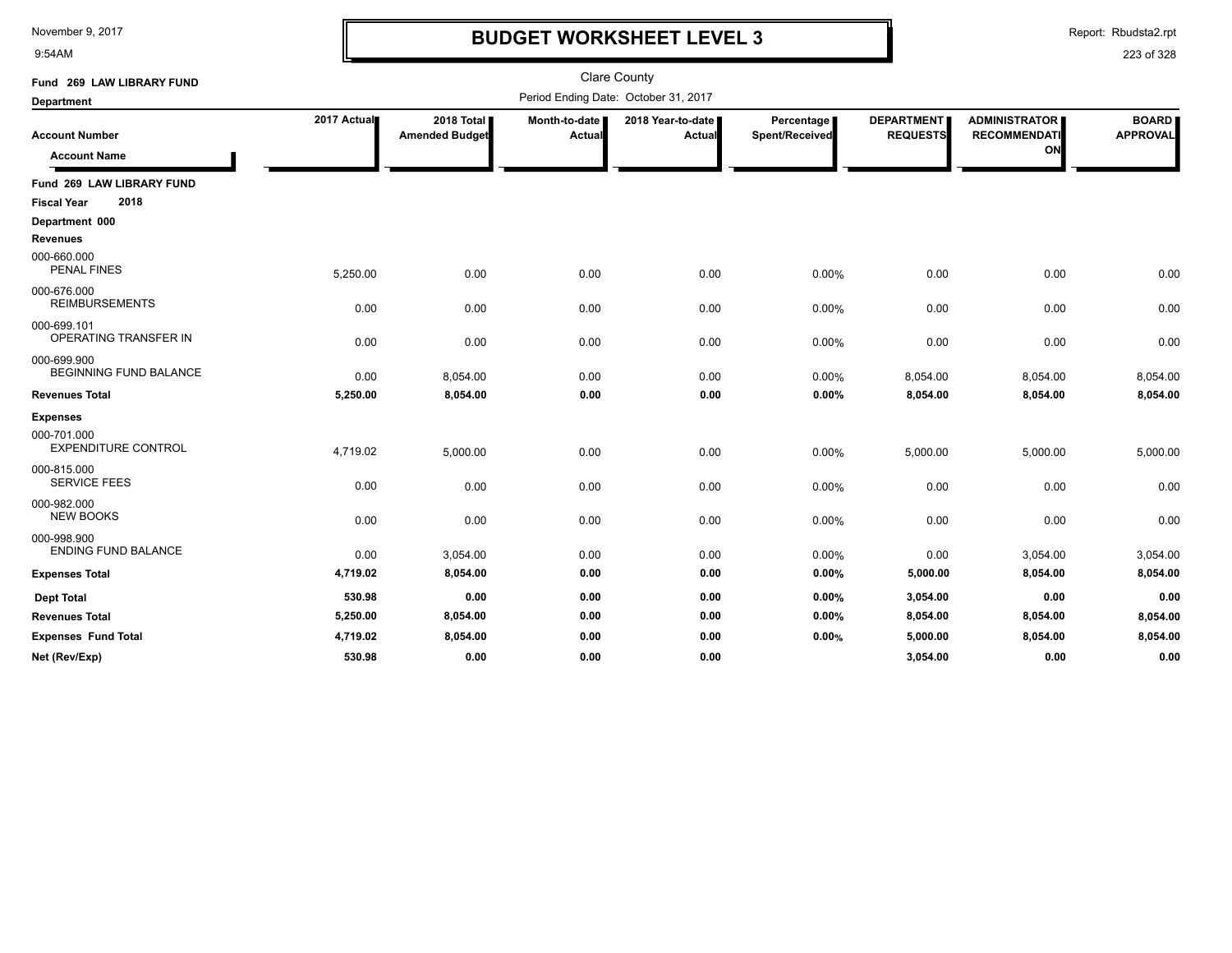# BUDGET WORKSHEET LEVEL 3

November 9, 2017
9:54AM

Report: Rbudsta2.rpt

Clare County

Period Ending Date: October 31, 2017

**Fund 269 LAW LIBRARY FUND**

**Department**

| Account Number / Account Name | 2017 Actual | 2018 Total Amended Budget | Month-to-date Actual | 2018 Year-to-date Actual | Percentage Spent/Received | DEPARTMENT REQUESTS | ADMINISTRATOR RECOMMENDATION | BOARD APPROVAL |
|---|---|---|---|---|---|---|---|---|
| **Fund 269 LAW LIBRARY FUND** | | | | | | | | |
| **Fiscal Year 2018** | | | | | | | | |
| **Department 000** | | | | | | | | |
| **Revenues** | | | | | | | | |
| 000-660.000 PENAL FINES | 5,250.00 | 0.00 | 0.00 | 0.00 | 0.00% | 0.00 | 0.00 | 0.00 |
| 000-676.000 REIMBURSEMENTS | 0.00 | 0.00 | 0.00 | 0.00 | 0.00% | 0.00 | 0.00 | 0.00 |
| 000-699.101 OPERATING TRANSFER IN | 0.00 | 0.00 | 0.00 | 0.00 | 0.00% | 0.00 | 0.00 | 0.00 |
| 000-699.900 BEGINNING FUND BALANCE | 0.00 | 8,054.00 | 0.00 | 0.00 | 0.00% | 8,054.00 | 8,054.00 | 8,054.00 |
| **Revenues Total** | **5,250.00** | **8,054.00** | **0.00** | **0.00** | **0.00%** | **8,054.00** | **8,054.00** | **8,054.00** |
| **Expenses** | | | | | | | | |
| 000-701.000 EXPENDITURE CONTROL | 4,719.02 | 5,000.00 | 0.00 | 0.00 | 0.00% | 5,000.00 | 5,000.00 | 5,000.00 |
| 000-815.000 SERVICE FEES | 0.00 | 0.00 | 0.00 | 0.00 | 0.00% | 0.00 | 0.00 | 0.00 |
| 000-982.000 NEW BOOKS | 0.00 | 0.00 | 0.00 | 0.00 | 0.00% | 0.00 | 0.00 | 0.00 |
| 000-998.900 ENDING FUND BALANCE | 0.00 | 3,054.00 | 0.00 | 0.00 | 0.00% | 0.00 | 3,054.00 | 3,054.00 |
| **Expenses Total** | **4,719.02** | **8,054.00** | **0.00** | **0.00** | **0.00%** | **5,000.00** | **8,054.00** | **8,054.00** |
| **Dept Total** | **530.98** | **0.00** | **0.00** | **0.00** | **0.00%** | **3,054.00** | **0.00** | **0.00** |
| **Revenues Total** | **5,250.00** | **8,054.00** | **0.00** | **0.00** | **0.00%** | **8,054.00** | **8,054.00** | **8,054.00** |
| **Expenses Fund Total** | **4,719.02** | **8,054.00** | **0.00** | **0.00** | **0.00%** | **5,000.00** | **8,054.00** | **8,054.00** |
| **Net (Rev/Exp)** | **530.98** | **0.00** | **0.00** | **0.00** | | **3,054.00** | **0.00** | **0.00** |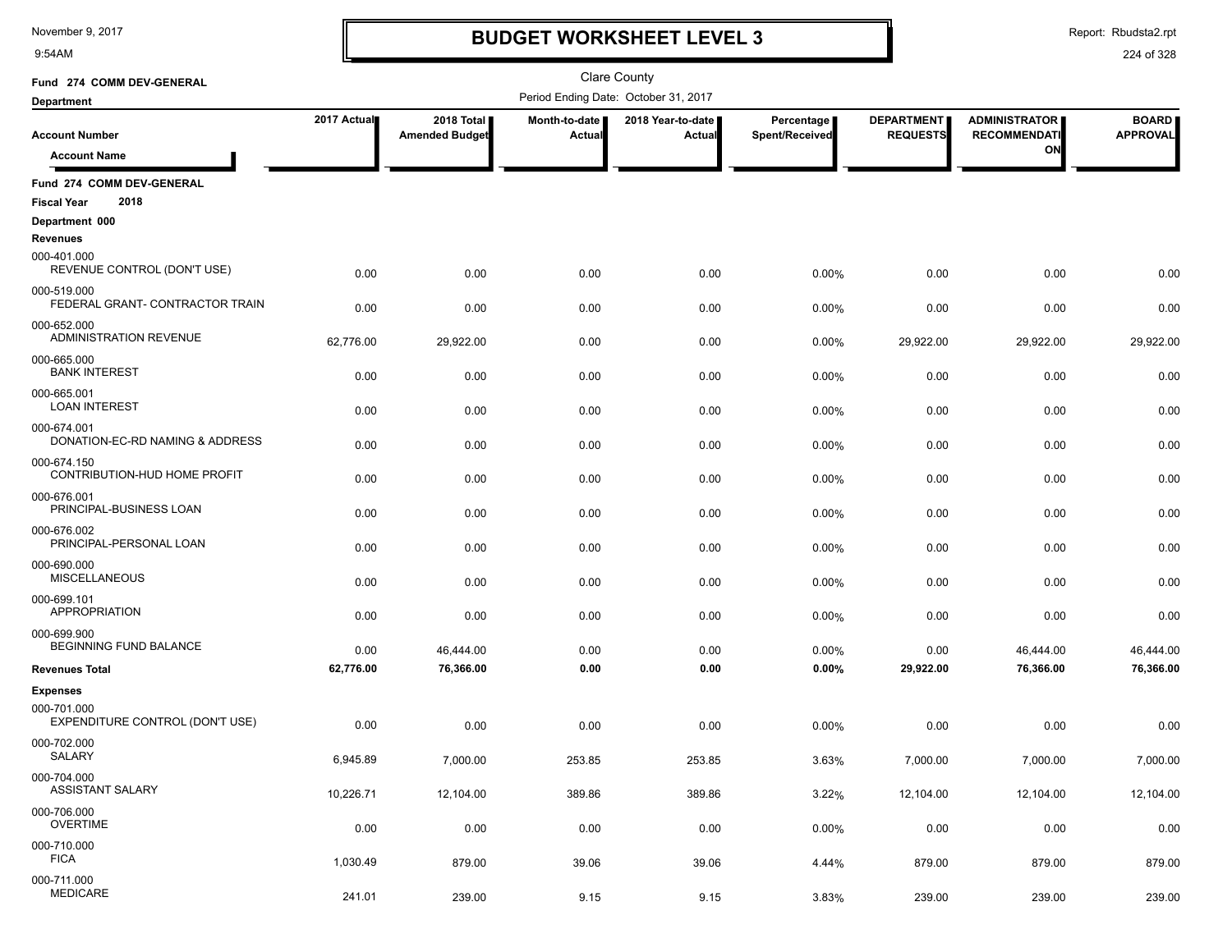# BUDGET WORKSHEET LEVEL 3

November 9, 2017
9:54AM

Report: Rbudsta2.rpt

Clare County

Fund 274 COMM DEV-GENERAL

Department

Period Ending Date: October 31, 2017

| Account Number / Account Name | 2017 Actual | 2018 Total Amended Budget | Month-to-date Actual | 2018 Year-to-date Actual | Percentage Spent/Received | DEPARTMENT REQUESTS | ADMINISTRATOR RECOMMENDATION | BOARD APPROVAL |
|---|---|---|---|---|---|---|---|---|
| **Fund 274 COMM DEV-GENERAL** | | | | | | | | |
| **Fiscal Year 2018** | | | | | | | | |
| **Department 000** | | | | | | | | |
| **Revenues** | | | | | | | | |
| 000-401.000 REVENUE CONTROL (DON'T USE) | 0.00 | 0.00 | 0.00 | 0.00 | 0.00% | 0.00 | 0.00 | 0.00 |
| 000-519.000 FEDERAL GRANT- CONTRACTOR TRAIN | 0.00 | 0.00 | 0.00 | 0.00 | 0.00% | 0.00 | 0.00 | 0.00 |
| 000-652.000 ADMINISTRATION REVENUE | 62,776.00 | 29,922.00 | 0.00 | 0.00 | 0.00% | 29,922.00 | 29,922.00 | 29,922.00 |
| 000-665.000 BANK INTEREST | 0.00 | 0.00 | 0.00 | 0.00 | 0.00% | 0.00 | 0.00 | 0.00 |
| 000-665.001 LOAN INTEREST | 0.00 | 0.00 | 0.00 | 0.00 | 0.00% | 0.00 | 0.00 | 0.00 |
| 000-674.001 DONATION-EC-RD NAMING & ADDRESS | 0.00 | 0.00 | 0.00 | 0.00 | 0.00% | 0.00 | 0.00 | 0.00 |
| 000-674.150 CONTRIBUTION-HUD HOME PROFIT | 0.00 | 0.00 | 0.00 | 0.00 | 0.00% | 0.00 | 0.00 | 0.00 |
| 000-676.001 PRINCIPAL-BUSINESS LOAN | 0.00 | 0.00 | 0.00 | 0.00 | 0.00% | 0.00 | 0.00 | 0.00 |
| 000-676.002 PRINCIPAL-PERSONAL LOAN | 0.00 | 0.00 | 0.00 | 0.00 | 0.00% | 0.00 | 0.00 | 0.00 |
| 000-690.000 MISCELLANEOUS | 0.00 | 0.00 | 0.00 | 0.00 | 0.00% | 0.00 | 0.00 | 0.00 |
| 000-699.101 APPROPRIATION | 0.00 | 0.00 | 0.00 | 0.00 | 0.00% | 0.00 | 0.00 | 0.00 |
| 000-699.900 BEGINNING FUND BALANCE | 0.00 | 46,444.00 | 0.00 | 0.00 | 0.00% | 0.00 | 46,444.00 | 46,444.00 |
| **Revenues Total** | **62,776.00** | **76,366.00** | **0.00** | **0.00** | **0.00%** | **29,922.00** | **76,366.00** | **76,366.00** |
| **Expenses** | | | | | | | | |
| 000-701.000 EXPENDITURE CONTROL (DON'T USE) | 0.00 | 0.00 | 0.00 | 0.00 | 0.00% | 0.00 | 0.00 | 0.00 |
| 000-702.000 SALARY | 6,945.89 | 7,000.00 | 253.85 | 253.85 | 3.63% | 7,000.00 | 7,000.00 | 7,000.00 |
| 000-704.000 ASSISTANT SALARY | 10,226.71 | 12,104.00 | 389.86 | 389.86 | 3.22% | 12,104.00 | 12,104.00 | 12,104.00 |
| 000-706.000 OVERTIME | 0.00 | 0.00 | 0.00 | 0.00 | 0.00% | 0.00 | 0.00 | 0.00 |
| 000-710.000 FICA | 1,030.49 | 879.00 | 39.06 | 39.06 | 4.44% | 879.00 | 879.00 | 879.00 |
| 000-711.000 MEDICARE | 241.01 | 239.00 | 9.15 | 9.15 | 3.83% | 239.00 | 239.00 | 239.00 |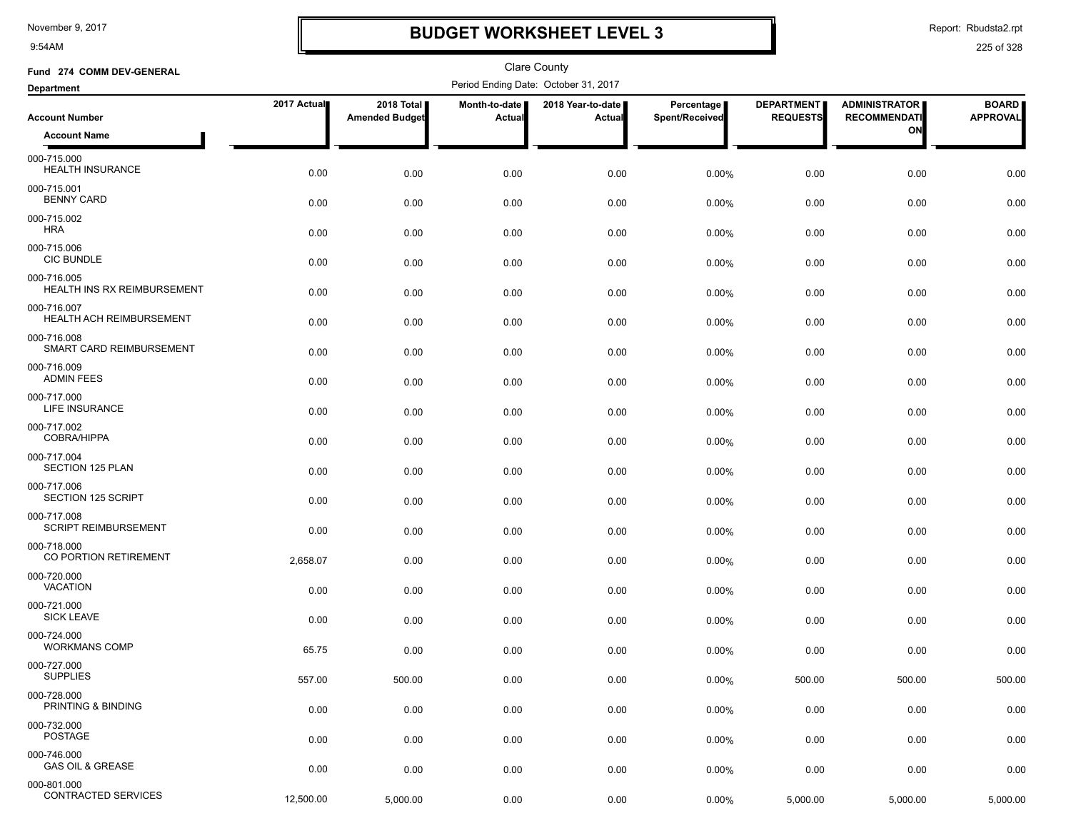# BUDGET WORKSHEET LEVEL 3

November 9, 2017
9:54AM

Report: Rbudsta2.rpt

Clare County

**Fund 274 COMM DEV-GENERAL**

**Department**

Period Ending Date: October 31, 2017

| Account Number / Account Name | 2017 Actual | 2018 Total Amended Budget | Month-to-date Actual | 2018 Year-to-date Actual | Percentage Spent/Received | DEPARTMENT REQUESTS | ADMINISTRATOR RECOMMENDATION | BOARD APPROVAL |
|---|---|---|---|---|---|---|---|---|
| 000-715.000 HEALTH INSURANCE | 0.00 | 0.00 | 0.00 | 0.00 | 0.00% | 0.00 | 0.00 | 0.00 |
| 000-715.001 BENNY CARD | 0.00 | 0.00 | 0.00 | 0.00 | 0.00% | 0.00 | 0.00 | 0.00 |
| 000-715.002 HRA | 0.00 | 0.00 | 0.00 | 0.00 | 0.00% | 0.00 | 0.00 | 0.00 |
| 000-715.006 CIC BUNDLE | 0.00 | 0.00 | 0.00 | 0.00 | 0.00% | 0.00 | 0.00 | 0.00 |
| 000-716.005 HEALTH INS RX REIMBURSEMENT | 0.00 | 0.00 | 0.00 | 0.00 | 0.00% | 0.00 | 0.00 | 0.00 |
| 000-716.007 HEALTH ACH REIMBURSEMENT | 0.00 | 0.00 | 0.00 | 0.00 | 0.00% | 0.00 | 0.00 | 0.00 |
| 000-716.008 SMART CARD REIMBURSEMENT | 0.00 | 0.00 | 0.00 | 0.00 | 0.00% | 0.00 | 0.00 | 0.00 |
| 000-716.009 ADMIN FEES | 0.00 | 0.00 | 0.00 | 0.00 | 0.00% | 0.00 | 0.00 | 0.00 |
| 000-717.000 LIFE INSURANCE | 0.00 | 0.00 | 0.00 | 0.00 | 0.00% | 0.00 | 0.00 | 0.00 |
| 000-717.002 COBRA/HIPPA | 0.00 | 0.00 | 0.00 | 0.00 | 0.00% | 0.00 | 0.00 | 0.00 |
| 000-717.004 SECTION 125 PLAN | 0.00 | 0.00 | 0.00 | 0.00 | 0.00% | 0.00 | 0.00 | 0.00 |
| 000-717.006 SECTION 125 SCRIPT | 0.00 | 0.00 | 0.00 | 0.00 | 0.00% | 0.00 | 0.00 | 0.00 |
| 000-717.008 SCRIPT REIMBURSEMENT | 0.00 | 0.00 | 0.00 | 0.00 | 0.00% | 0.00 | 0.00 | 0.00 |
| 000-718.000 CO PORTION RETIREMENT | 2,658.07 | 0.00 | 0.00 | 0.00 | 0.00% | 0.00 | 0.00 | 0.00 |
| 000-720.000 VACATION | 0.00 | 0.00 | 0.00 | 0.00 | 0.00% | 0.00 | 0.00 | 0.00 |
| 000-721.000 SICK LEAVE | 0.00 | 0.00 | 0.00 | 0.00 | 0.00% | 0.00 | 0.00 | 0.00 |
| 000-724.000 WORKMANS COMP | 65.75 | 0.00 | 0.00 | 0.00 | 0.00% | 0.00 | 0.00 | 0.00 |
| 000-727.000 SUPPLIES | 557.00 | 500.00 | 0.00 | 0.00 | 0.00% | 500.00 | 500.00 | 500.00 |
| 000-728.000 PRINTING & BINDING | 0.00 | 0.00 | 0.00 | 0.00 | 0.00% | 0.00 | 0.00 | 0.00 |
| 000-732.000 POSTAGE | 0.00 | 0.00 | 0.00 | 0.00 | 0.00% | 0.00 | 0.00 | 0.00 |
| 000-746.000 GAS OIL & GREASE | 0.00 | 0.00 | 0.00 | 0.00 | 0.00% | 0.00 | 0.00 | 0.00 |
| 000-801.000 CONTRACTED SERVICES | 12,500.00 | 5,000.00 | 0.00 | 0.00 | 0.00% | 5,000.00 | 5,000.00 | 5,000.00 |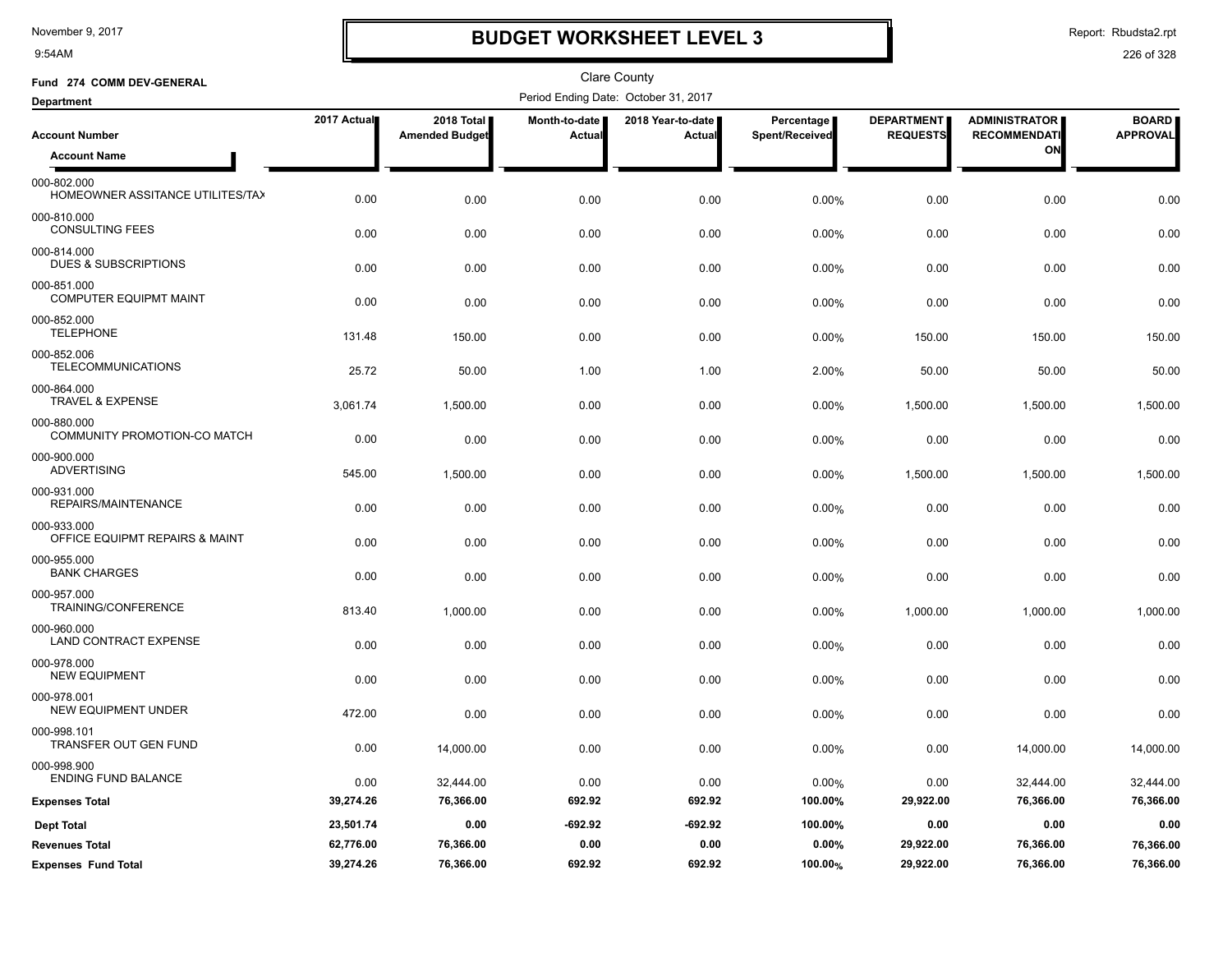# BUDGET WORKSHEET LEVEL 3

November 9, 2017
9:54AM

Report: Rbudsta2.rpt

Clare County

**Fund 274 COMM DEV-GENERAL**

**Department**

Period Ending Date: October 31, 2017

| Account Number / Account Name | 2017 Actual | 2018 Total Amended Budget | Month-to-date Actual | 2018 Year-to-date Actual | Percentage Spent/Received | DEPARTMENT REQUESTS | ADMINISTRATOR RECOMMENDATION | BOARD APPROVAL |
|---|---|---|---|---|---|---|---|---|
| 000-802.000 HOMEOWNER ASSITANCE UTILITES/TAX | 0.00 | 0.00 | 0.00 | 0.00 | 0.00% | 0.00 | 0.00 | 0.00 |
| 000-810.000 CONSULTING FEES | 0.00 | 0.00 | 0.00 | 0.00 | 0.00% | 0.00 | 0.00 | 0.00 |
| 000-814.000 DUES & SUBSCRIPTIONS | 0.00 | 0.00 | 0.00 | 0.00 | 0.00% | 0.00 | 0.00 | 0.00 |
| 000-851.000 COMPUTER EQUIPMT MAINT | 0.00 | 0.00 | 0.00 | 0.00 | 0.00% | 0.00 | 0.00 | 0.00 |
| 000-852.000 TELEPHONE | 131.48 | 150.00 | 0.00 | 0.00 | 0.00% | 150.00 | 150.00 | 150.00 |
| 000-852.006 TELECOMMUNICATIONS | 25.72 | 50.00 | 1.00 | 1.00 | 2.00% | 50.00 | 50.00 | 50.00 |
| 000-864.000 TRAVEL & EXPENSE | 3,061.74 | 1,500.00 | 0.00 | 0.00 | 0.00% | 1,500.00 | 1,500.00 | 1,500.00 |
| 000-880.000 COMMUNITY PROMOTION-CO MATCH | 0.00 | 0.00 | 0.00 | 0.00 | 0.00% | 0.00 | 0.00 | 0.00 |
| 000-900.000 ADVERTISING | 545.00 | 1,500.00 | 0.00 | 0.00 | 0.00% | 1,500.00 | 1,500.00 | 1,500.00 |
| 000-931.000 REPAIRS/MAINTENANCE | 0.00 | 0.00 | 0.00 | 0.00 | 0.00% | 0.00 | 0.00 | 0.00 |
| 000-933.000 OFFICE EQUIPMT REPAIRS & MAINT | 0.00 | 0.00 | 0.00 | 0.00 | 0.00% | 0.00 | 0.00 | 0.00 |
| 000-955.000 BANK CHARGES | 0.00 | 0.00 | 0.00 | 0.00 | 0.00% | 0.00 | 0.00 | 0.00 |
| 000-957.000 TRAINING/CONFERENCE | 813.40 | 1,000.00 | 0.00 | 0.00 | 0.00% | 1,000.00 | 1,000.00 | 1,000.00 |
| 000-960.000 LAND CONTRACT EXPENSE | 0.00 | 0.00 | 0.00 | 0.00 | 0.00% | 0.00 | 0.00 | 0.00 |
| 000-978.000 NEW EQUIPMENT | 0.00 | 0.00 | 0.00 | 0.00 | 0.00% | 0.00 | 0.00 | 0.00 |
| 000-978.001 NEW EQUIPMENT UNDER | 472.00 | 0.00 | 0.00 | 0.00 | 0.00% | 0.00 | 0.00 | 0.00 |
| 000-998.101 TRANSFER OUT GEN FUND | 0.00 | 14,000.00 | 0.00 | 0.00 | 0.00% | 0.00 | 14,000.00 | 14,000.00 |
| 000-998.900 ENDING FUND BALANCE | 0.00 | 32,444.00 | 0.00 | 0.00 | 0.00% | 0.00 | 32,444.00 | 32,444.00 |
| **Expenses Total** | **39,274.26** | **76,366.00** | **692.92** | **692.92** | **100.00%** | **29,922.00** | **76,366.00** | **76,366.00** |
| **Dept Total** | **23,501.74** | **0.00** | **-692.92** | **-692.92** | **100.00%** | **0.00** | **0.00** | **0.00** |
| **Revenues Total** | **62,776.00** | **76,366.00** | **0.00** | **0.00** | **0.00%** | **29,922.00** | **76,366.00** | **76,366.00** |
| **Expenses Fund Total** | **39,274.26** | **76,366.00** | **692.92** | **692.92** | **100.00%** | **29,922.00** | **76,366.00** | **76,366.00** |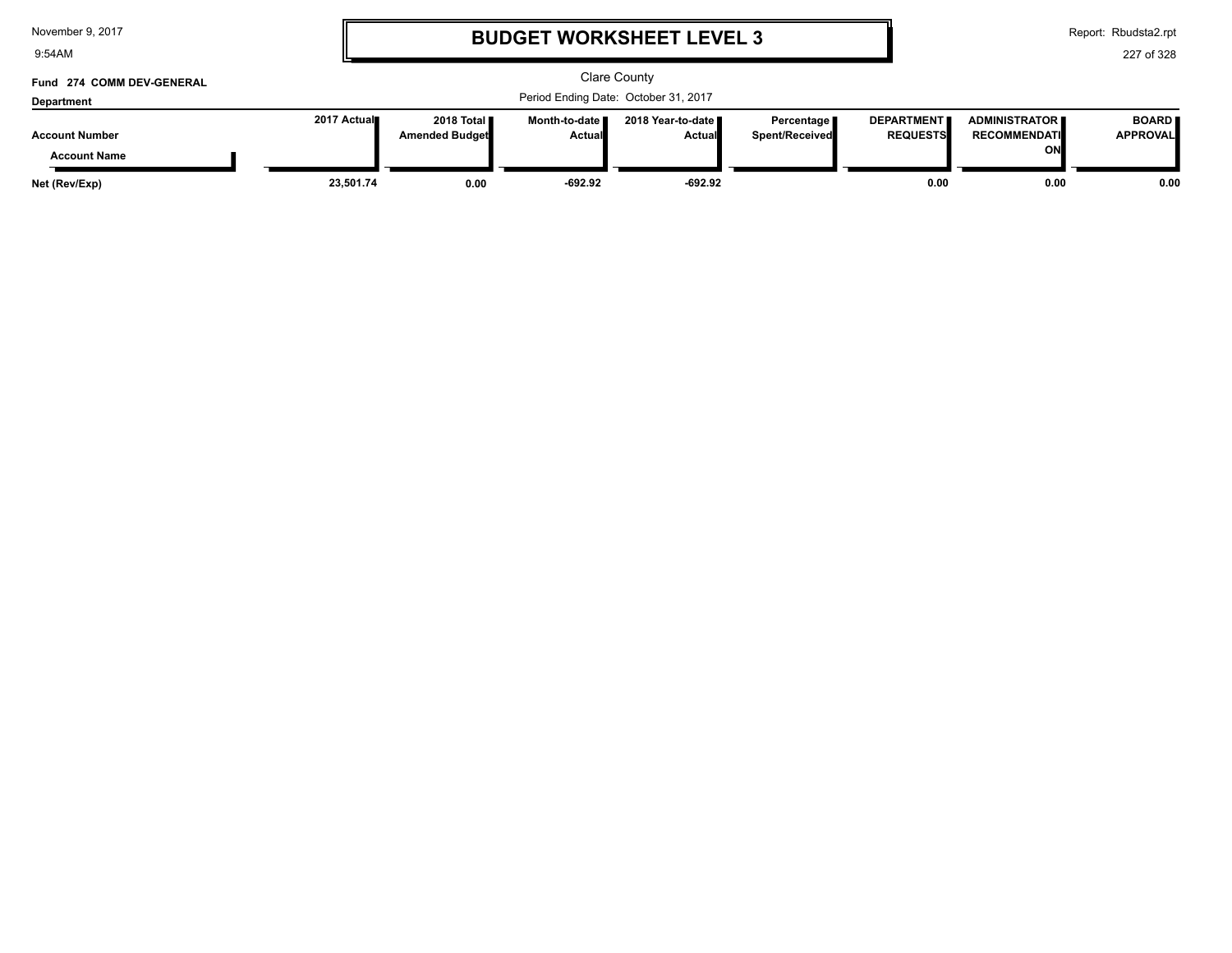# BUDGET WORKSHEET LEVEL 3

Clare County

Period Ending Date: October 31, 2017

**Fund 274 COMM DEV-GENERAL**

**Department**

| Account Number / Account Name | 2017 Actual | 2018 Total Amended Budget | Month-to-date Actual | 2018 Year-to-date Actual | Percentage Spent/Received | DEPARTMENT REQUESTS | ADMINISTRATOR RECOMMENDATION | BOARD APPROVAL |
|---|---|---|---|---|---|---|---|---|
| **Net (Rev/Exp)** | **23,501.74** | **0.00** | **-692.92** | **-692.92** | | **0.00** | **0.00** | **0.00** |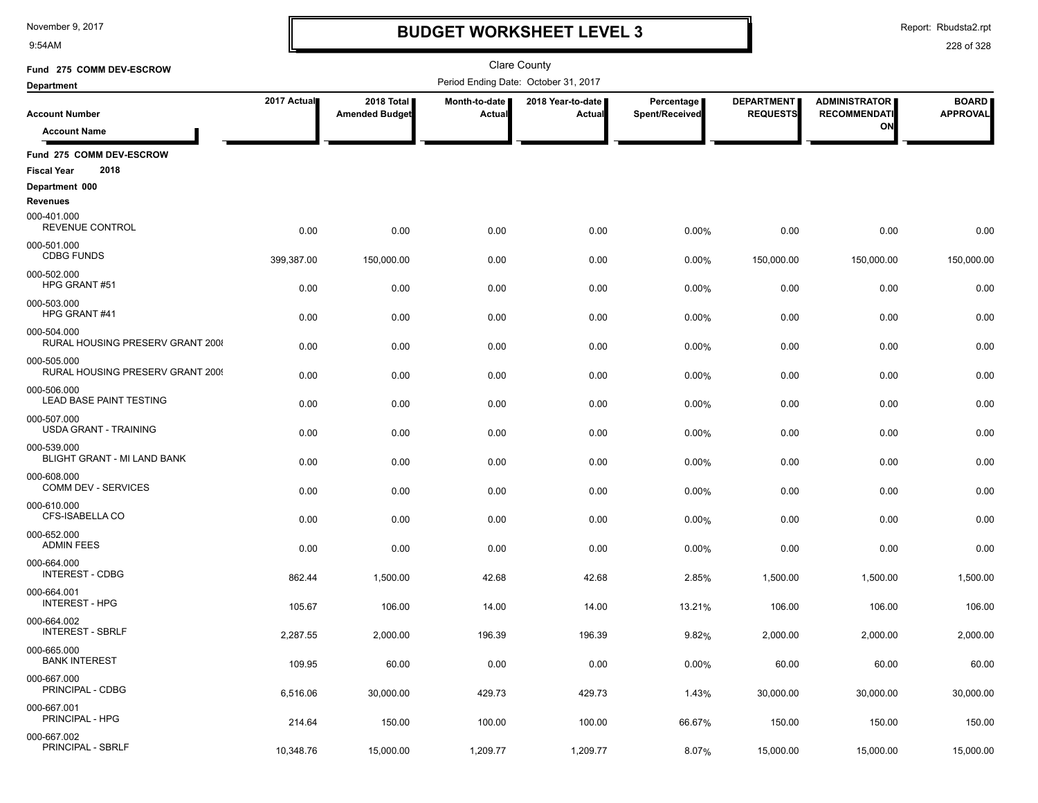# BUDGET WORKSHEET LEVEL 3

November 9, 2017
9:54AM

Report: Rbudsta2.rpt

Clare County

Fund 275 COMM DEV-ESCROW

Department

Period Ending Date: October 31, 2017

| Account Number / Account Name | 2017 Actual | 2018 Total Amended Budget | Month-to-date Actual | 2018 Year-to-date Actual | Percentage Spent/Received | DEPARTMENT REQUESTS | ADMINISTRATOR RECOMMENDATION | BOARD APPROVAL |
|---|---|---|---|---|---|---|---|---|
| **Fund 275 COMM DEV-ESCROW** | | | | | | | | |
| **Fiscal Year 2018** | | | | | | | | |
| **Department 000** | | | | | | | | |
| **Revenues** | | | | | | | | |
| 000-401.000 REVENUE CONTROL | 0.00 | 0.00 | 0.00 | 0.00 | 0.00% | 0.00 | 0.00 | 0.00 |
| 000-501.000 CDBG FUNDS | 399,387.00 | 150,000.00 | 0.00 | 0.00 | 0.00% | 150,000.00 | 150,000.00 | 150,000.00 |
| 000-502.000 HPG GRANT #51 | 0.00 | 0.00 | 0.00 | 0.00 | 0.00% | 0.00 | 0.00 | 0.00 |
| 000-503.000 HPG GRANT #41 | 0.00 | 0.00 | 0.00 | 0.00 | 0.00% | 0.00 | 0.00 | 0.00 |
| 000-504.000 RURAL HOUSING PRESERV GRANT 2008 | 0.00 | 0.00 | 0.00 | 0.00 | 0.00% | 0.00 | 0.00 | 0.00 |
| 000-505.000 RURAL HOUSING PRESERV GRANT 2009 | 0.00 | 0.00 | 0.00 | 0.00 | 0.00% | 0.00 | 0.00 | 0.00 |
| 000-506.000 LEAD BASE PAINT TESTING | 0.00 | 0.00 | 0.00 | 0.00 | 0.00% | 0.00 | 0.00 | 0.00 |
| 000-507.000 USDA GRANT - TRAINING | 0.00 | 0.00 | 0.00 | 0.00 | 0.00% | 0.00 | 0.00 | 0.00 |
| 000-539.000 BLIGHT GRANT - MI LAND BANK | 0.00 | 0.00 | 0.00 | 0.00 | 0.00% | 0.00 | 0.00 | 0.00 |
| 000-608.000 COMM DEV - SERVICES | 0.00 | 0.00 | 0.00 | 0.00 | 0.00% | 0.00 | 0.00 | 0.00 |
| 000-610.000 CFS-ISABELLA CO | 0.00 | 0.00 | 0.00 | 0.00 | 0.00% | 0.00 | 0.00 | 0.00 |
| 000-652.000 ADMIN FEES | 0.00 | 0.00 | 0.00 | 0.00 | 0.00% | 0.00 | 0.00 | 0.00 |
| 000-664.000 INTEREST - CDBG | 862.44 | 1,500.00 | 42.68 | 42.68 | 2.85% | 1,500.00 | 1,500.00 | 1,500.00 |
| 000-664.001 INTEREST - HPG | 105.67 | 106.00 | 14.00 | 14.00 | 13.21% | 106.00 | 106.00 | 106.00 |
| 000-664.002 INTEREST - SBRLF | 2,287.55 | 2,000.00 | 196.39 | 196.39 | 9.82% | 2,000.00 | 2,000.00 | 2,000.00 |
| 000-665.000 BANK INTEREST | 109.95 | 60.00 | 0.00 | 0.00 | 0.00% | 60.00 | 60.00 | 60.00 |
| 000-667.000 PRINCIPAL - CDBG | 6,516.06 | 30,000.00 | 429.73 | 429.73 | 1.43% | 30,000.00 | 30,000.00 | 30,000.00 |
| 000-667.001 PRINCIPAL - HPG | 214.64 | 150.00 | 100.00 | 100.00 | 66.67% | 150.00 | 150.00 | 150.00 |
| 000-667.002 PRINCIPAL - SBRLF | 10,348.76 | 15,000.00 | 1,209.77 | 1,209.77 | 8.07% | 15,000.00 | 15,000.00 | 15,000.00 |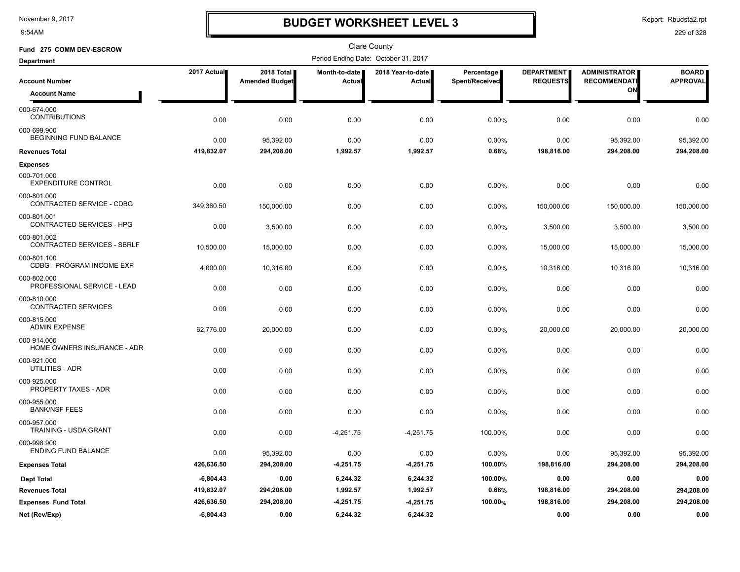# BUDGET WORKSHEET LEVEL 3

November 9, 2017
9:54AM

Report: Rbudsta2.rpt

Clare County

**Fund 275 COMM DEV-ESCROW**

**Department**

Period Ending Date: October 31, 2017

| Account Number / Account Name | 2017 Actual | 2018 Total Amended Budget | Month-to-date Actual | 2018 Year-to-date Actual | Percentage Spent/Received | DEPARTMENT REQUESTS | ADMINISTRATOR RECOMMENDATION | BOARD APPROVAL |
|---|---|---|---|---|---|---|---|---|
| 000-674.000 CONTRIBUTIONS | 0.00 | 0.00 | 0.00 | 0.00 | 0.00% | 0.00 | 0.00 | 0.00 |
| 000-699.900 BEGINNING FUND BALANCE | 0.00 | 95,392.00 | 0.00 | 0.00 | 0.00% | 0.00 | 95,392.00 | 95,392.00 |
| **Revenues Total** | **419,832.07** | **294,208.00** | **1,992.57** | **1,992.57** | **0.68%** | **198,816.00** | **294,208.00** | **294,208.00** |
| **Expenses** | | | | | | | | |
| 000-701.000 EXPENDITURE CONTROL | 0.00 | 0.00 | 0.00 | 0.00 | 0.00% | 0.00 | 0.00 | 0.00 |
| 000-801.000 CONTRACTED SERVICE - CDBG | 349,360.50 | 150,000.00 | 0.00 | 0.00 | 0.00% | 150,000.00 | 150,000.00 | 150,000.00 |
| 000-801.001 CONTRACTED SERVICES - HPG | 0.00 | 3,500.00 | 0.00 | 0.00 | 0.00% | 3,500.00 | 3,500.00 | 3,500.00 |
| 000-801.002 CONTRACTED SERVICES - SBRLF | 10,500.00 | 15,000.00 | 0.00 | 0.00 | 0.00% | 15,000.00 | 15,000.00 | 15,000.00 |
| 000-801.100 CDBG - PROGRAM INCOME EXP | 4,000.00 | 10,316.00 | 0.00 | 0.00 | 0.00% | 10,316.00 | 10,316.00 | 10,316.00 |
| 000-802.000 PROFESSIONAL SERVICE - LEAD | 0.00 | 0.00 | 0.00 | 0.00 | 0.00% | 0.00 | 0.00 | 0.00 |
| 000-810.000 CONTRACTED SERVICES | 0.00 | 0.00 | 0.00 | 0.00 | 0.00% | 0.00 | 0.00 | 0.00 |
| 000-815.000 ADMIN EXPENSE | 62,776.00 | 20,000.00 | 0.00 | 0.00 | 0.00% | 20,000.00 | 20,000.00 | 20,000.00 |
| 000-914.000 HOME OWNERS INSURANCE - ADR | 0.00 | 0.00 | 0.00 | 0.00 | 0.00% | 0.00 | 0.00 | 0.00 |
| 000-921.000 UTILITIES - ADR | 0.00 | 0.00 | 0.00 | 0.00 | 0.00% | 0.00 | 0.00 | 0.00 |
| 000-925.000 PROPERTY TAXES - ADR | 0.00 | 0.00 | 0.00 | 0.00 | 0.00% | 0.00 | 0.00 | 0.00 |
| 000-955.000 BANK/NSF FEES | 0.00 | 0.00 | 0.00 | 0.00 | 0.00% | 0.00 | 0.00 | 0.00 |
| 000-957.000 TRAINING - USDA GRANT | 0.00 | 0.00 | -4,251.75 | -4,251.75 | 100.00% | 0.00 | 0.00 | 0.00 |
| 000-998.900 ENDING FUND BALANCE | 0.00 | 95,392.00 | 0.00 | 0.00 | 0.00% | 0.00 | 95,392.00 | 95,392.00 |
| **Expenses Total** | **426,636.50** | **294,208.00** | **-4,251.75** | **-4,251.75** | **100.00%** | **198,816.00** | **294,208.00** | **294,208.00** |
| **Dept Total** | **-6,804.43** | **0.00** | **6,244.32** | **6,244.32** | **100.00%** | **0.00** | **0.00** | **0.00** |
| **Revenues Total** | **419,832.07** | **294,208.00** | **1,992.57** | **1,992.57** | **0.68%** | **198,816.00** | **294,208.00** | **294,208.00** |
| **Expenses Fund Total** | **426,636.50** | **294,208.00** | **-4,251.75** | **-4,251.75** | **100.00%** | **198,816.00** | **294,208.00** | **294,208.00** |
| **Net (Rev/Exp)** | **-6,804.43** | **0.00** | **6,244.32** | **6,244.32** | | **0.00** | **0.00** | **0.00** |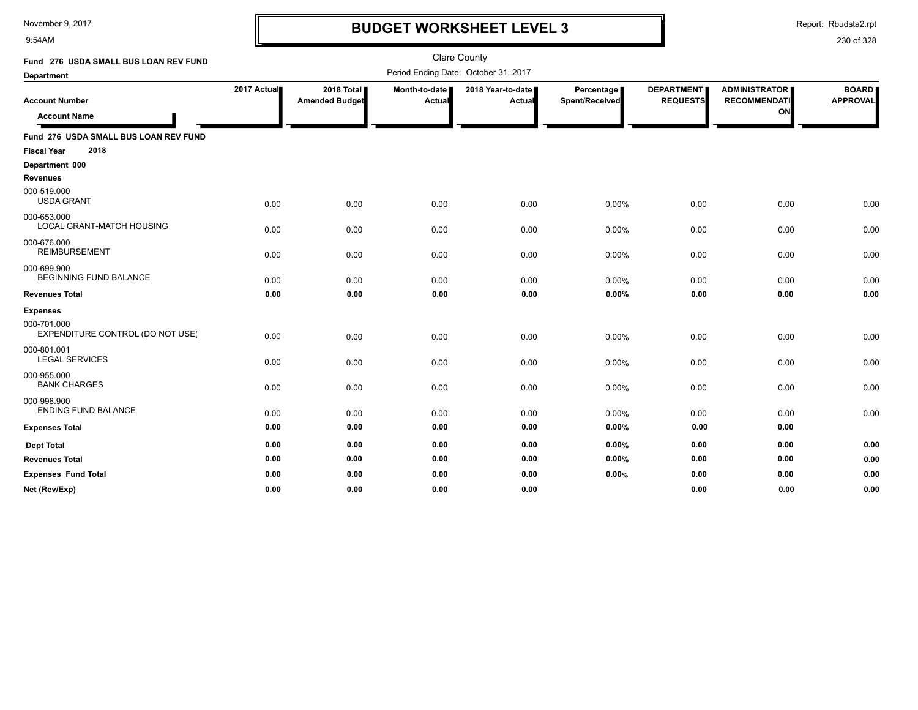# BUDGET WORKSHEET LEVEL 3

Clare County

Period Ending Date: October 31, 2017

**Fund 276 USDA SMALL BUS LOAN REV FUND**

**Department**

| Account Number / Account Name | 2017 Actual | 2018 Total Amended Budget | Month-to-date Actual | 2018 Year-to-date Actual | Percentage Spent/Received | DEPARTMENT REQUESTS | ADMINISTRATOR RECOMMENDATION | BOARD APPROVAL |
|---|---|---|---|---|---|---|---|---|
| **Fund 276 USDA SMALL BUS LOAN REV FUND** | | | | | | | | |
| **Fiscal Year 2018** | | | | | | | | |
| **Department 000** | | | | | | | | |
| **Revenues** | | | | | | | | |
| 000-519.000 USDA GRANT | 0.00 | 0.00 | 0.00 | 0.00 | 0.00% | 0.00 | 0.00 | 0.00 |
| 000-653.000 LOCAL GRANT-MATCH HOUSING | 0.00 | 0.00 | 0.00 | 0.00 | 0.00% | 0.00 | 0.00 | 0.00 |
| 000-676.000 REIMBURSEMENT | 0.00 | 0.00 | 0.00 | 0.00 | 0.00% | 0.00 | 0.00 | 0.00 |
| 000-699.900 BEGINNING FUND BALANCE | 0.00 | 0.00 | 0.00 | 0.00 | 0.00% | 0.00 | 0.00 | 0.00 |
| **Revenues Total** | **0.00** | **0.00** | **0.00** | **0.00** | **0.00%** | **0.00** | **0.00** | **0.00** |
| **Expenses** | | | | | | | | |
| 000-701.000 EXPENDITURE CONTROL (DO NOT USE) | 0.00 | 0.00 | 0.00 | 0.00 | 0.00% | 0.00 | 0.00 | 0.00 |
| 000-801.001 LEGAL SERVICES | 0.00 | 0.00 | 0.00 | 0.00 | 0.00% | 0.00 | 0.00 | 0.00 |
| 000-955.000 BANK CHARGES | 0.00 | 0.00 | 0.00 | 0.00 | 0.00% | 0.00 | 0.00 | 0.00 |
| 000-998.900 ENDING FUND BALANCE | 0.00 | 0.00 | 0.00 | 0.00 | 0.00% | 0.00 | 0.00 | 0.00 |
| **Expenses Total** | **0.00** | **0.00** | **0.00** | **0.00** | **0.00%** | **0.00** | **0.00** | |
| **Dept Total** | **0.00** | **0.00** | **0.00** | **0.00** | **0.00%** | **0.00** | **0.00** | **0.00** |
| **Revenues Total** | **0.00** | **0.00** | **0.00** | **0.00** | **0.00%** | **0.00** | **0.00** | **0.00** |
| **Expenses Fund Total** | **0.00** | **0.00** | **0.00** | **0.00** | **0.00%** | **0.00** | **0.00** | **0.00** |
| **Net (Rev/Exp)** | **0.00** | **0.00** | **0.00** | **0.00** | | **0.00** | **0.00** | **0.00** |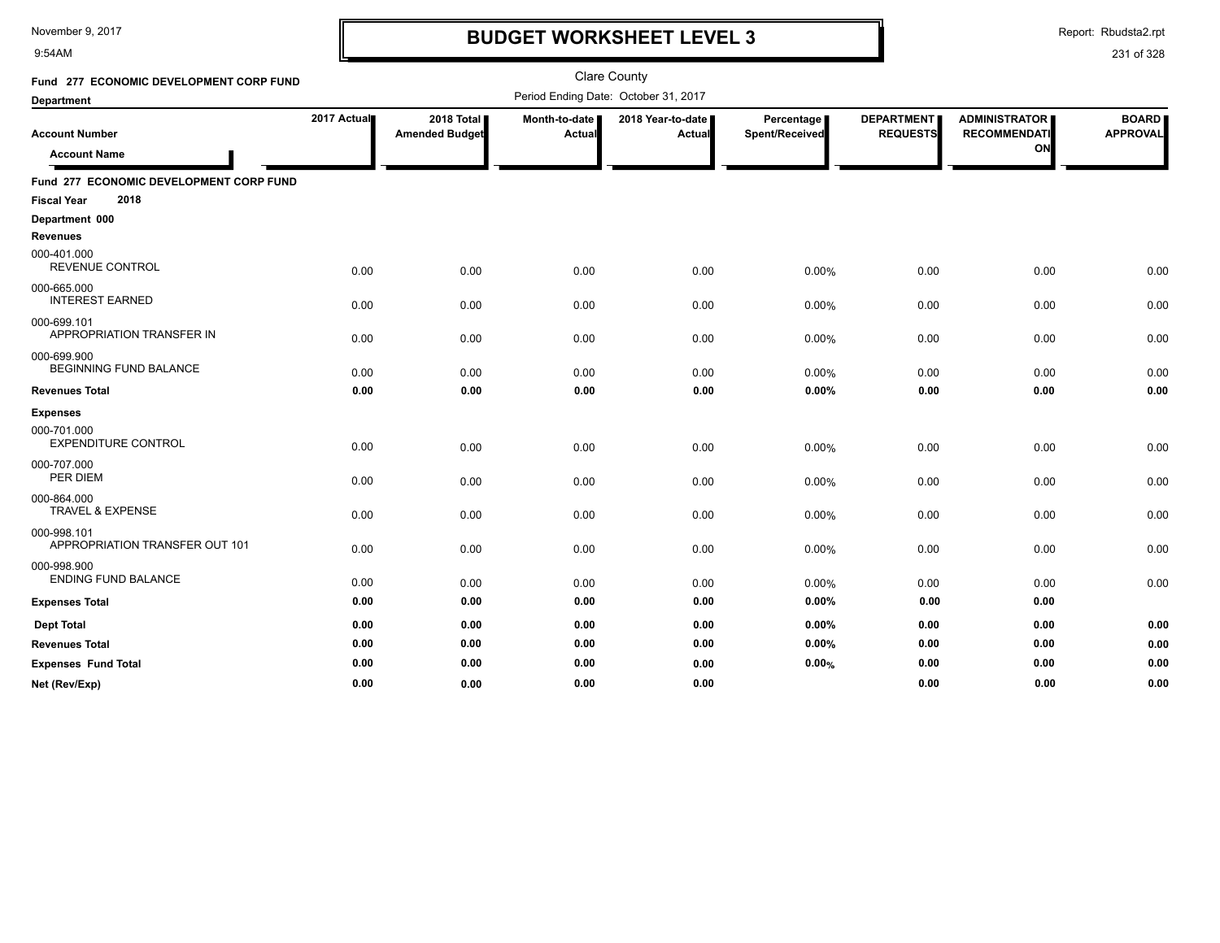# BUDGET WORKSHEET LEVEL 3

November 9, 2017
9:54AM

Report: Rbudsta2.rpt

Clare County

**Fund 277 ECONOMIC DEVELOPMENT CORP FUND**

**Department**

Period Ending Date: October 31, 2017

| Account Number / Account Name | 2017 Actual | 2018 Total Amended Budget | Month-to-date Actual | 2018 Year-to-date Actual | Percentage Spent/Received | DEPARTMENT REQUESTS | ADMINISTRATOR RECOMMENDATION | BOARD APPROVAL |
|---|---|---|---|---|---|---|---|---|
| **Fund 277 ECONOMIC DEVELOPMENT CORP FUND** | | | | | | | | |
| **Fiscal Year 2018** | | | | | | | | |
| **Department 000** | | | | | | | | |
| **Revenues** | | | | | | | | |
| 000-401.000 REVENUE CONTROL | 0.00 | 0.00 | 0.00 | 0.00 | 0.00% | 0.00 | 0.00 | 0.00 |
| 000-665.000 INTEREST EARNED | 0.00 | 0.00 | 0.00 | 0.00 | 0.00% | 0.00 | 0.00 | 0.00 |
| 000-699.101 APPROPRIATION TRANSFER IN | 0.00 | 0.00 | 0.00 | 0.00 | 0.00% | 0.00 | 0.00 | 0.00 |
| 000-699.900 BEGINNING FUND BALANCE | 0.00 | 0.00 | 0.00 | 0.00 | 0.00% | 0.00 | 0.00 | 0.00 |
| **Revenues Total** | **0.00** | **0.00** | **0.00** | **0.00** | **0.00%** | **0.00** | **0.00** | **0.00** |
| **Expenses** | | | | | | | | |
| 000-701.000 EXPENDITURE CONTROL | 0.00 | 0.00 | 0.00 | 0.00 | 0.00% | 0.00 | 0.00 | 0.00 |
| 000-707.000 PER DIEM | 0.00 | 0.00 | 0.00 | 0.00 | 0.00% | 0.00 | 0.00 | 0.00 |
| 000-864.000 TRAVEL & EXPENSE | 0.00 | 0.00 | 0.00 | 0.00 | 0.00% | 0.00 | 0.00 | 0.00 |
| 000-998.101 APPROPRIATION TRANSFER OUT 101 | 0.00 | 0.00 | 0.00 | 0.00 | 0.00% | 0.00 | 0.00 | 0.00 |
| 000-998.900 ENDING FUND BALANCE | 0.00 | 0.00 | 0.00 | 0.00 | 0.00% | 0.00 | 0.00 | 0.00 |
| **Expenses Total** | **0.00** | **0.00** | **0.00** | **0.00** | **0.00%** | **0.00** | **0.00** | |
| **Dept Total** | **0.00** | **0.00** | **0.00** | **0.00** | **0.00%** | **0.00** | **0.00** | **0.00** |
| **Revenues Total** | **0.00** | **0.00** | **0.00** | **0.00** | **0.00%** | **0.00** | **0.00** | **0.00** |
| **Expenses Fund Total** | **0.00** | **0.00** | **0.00** | **0.00** | **0.00%** | **0.00** | **0.00** | **0.00** |
| **Net (Rev/Exp)** | **0.00** | **0.00** | **0.00** | **0.00** | | **0.00** | **0.00** | **0.00** |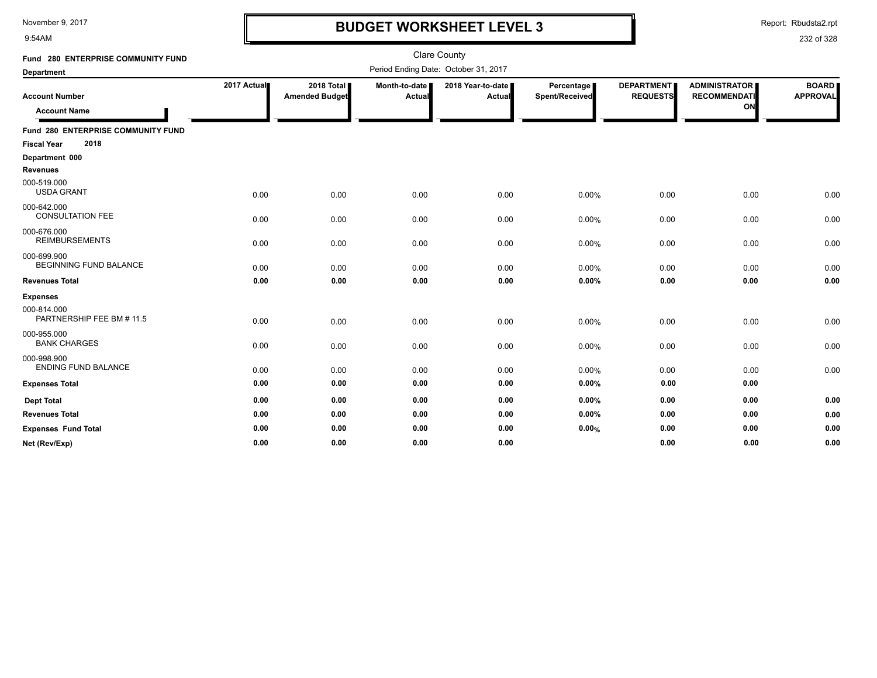# BUDGET WORKSHEET LEVEL 3

November 9, 2017
9:54AM

Report: Rbudsta2.rpt

Clare County

Period Ending Date: October 31, 2017

**Fund 280 ENTERPRISE COMMUNITY FUND**

**Department**

| Account Number / Account Name | 2017 Actual | 2018 Total Amended Budget | Month-to-date Actual | 2018 Year-to-date Actual | Percentage Spent/Received | DEPARTMENT REQUESTS | ADMINISTRATOR RECOMMENDATION | BOARD APPROVAL |
|---|---|---|---|---|---|---|---|---|
| **Fund 280 ENTERPRISE COMMUNITY FUND** | | | | | | | | |
| **Fiscal Year 2018** | | | | | | | | |
| **Department 000** | | | | | | | | |
| **Revenues** | | | | | | | | |
| 000-519.000 USDA GRANT | 0.00 | 0.00 | 0.00 | 0.00 | 0.00% | 0.00 | 0.00 | 0.00 |
| 000-642.000 CONSULTATION FEE | 0.00 | 0.00 | 0.00 | 0.00 | 0.00% | 0.00 | 0.00 | 0.00 |
| 000-676.000 REIMBURSEMENTS | 0.00 | 0.00 | 0.00 | 0.00 | 0.00% | 0.00 | 0.00 | 0.00 |
| 000-699.900 BEGINNING FUND BALANCE | 0.00 | 0.00 | 0.00 | 0.00 | 0.00% | 0.00 | 0.00 | 0.00 |
| **Revenues Total** | **0.00** | **0.00** | **0.00** | **0.00** | **0.00%** | **0.00** | **0.00** | **0.00** |
| **Expenses** | | | | | | | | |
| 000-814.000 PARTNERSHIP FEE BM # 11.5 | 0.00 | 0.00 | 0.00 | 0.00 | 0.00% | 0.00 | 0.00 | 0.00 |
| 000-955.000 BANK CHARGES | 0.00 | 0.00 | 0.00 | 0.00 | 0.00% | 0.00 | 0.00 | 0.00 |
| 000-998.900 ENDING FUND BALANCE | 0.00 | 0.00 | 0.00 | 0.00 | 0.00% | 0.00 | 0.00 | 0.00 |
| **Expenses Total** | **0.00** | **0.00** | **0.00** | **0.00** | **0.00%** | **0.00** | **0.00** | |
| **Dept Total** | **0.00** | **0.00** | **0.00** | **0.00** | **0.00%** | **0.00** | **0.00** | **0.00** |
| **Revenues Total** | **0.00** | **0.00** | **0.00** | **0.00** | **0.00%** | **0.00** | **0.00** | **0.00** |
| **Expenses Fund Total** | **0.00** | **0.00** | **0.00** | **0.00** | **0.00%** | **0.00** | **0.00** | **0.00** |
| **Net (Rev/Exp)** | **0.00** | **0.00** | **0.00** | **0.00** | | **0.00** | **0.00** | **0.00** |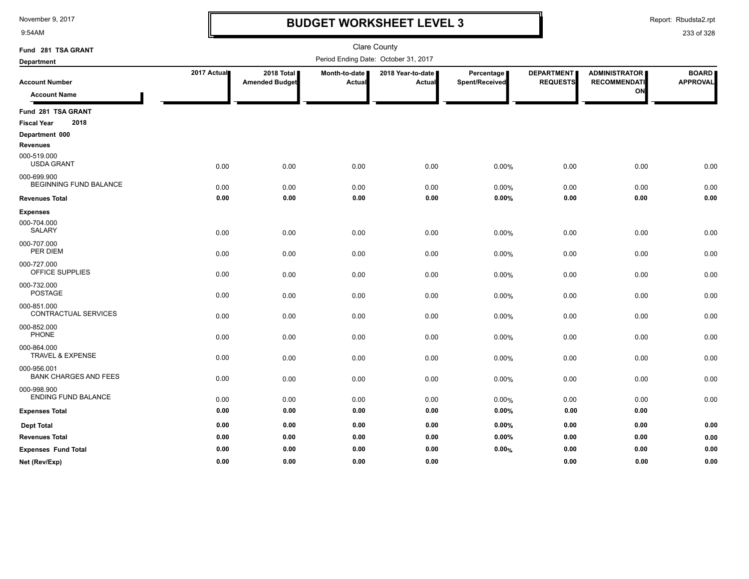November 9, 2017
9:54AM

# BUDGET WORKSHEET LEVEL 3

Report: Rbudsta2.rpt

Clare County

Period Ending Date: October 31, 2017

Fund 281 TSA GRANT

Department

| Account Number / Account Name | 2017 Actual | 2018 Total Amended Budget | Month-to-date Actual | 2018 Year-to-date Actual | Percentage Spent/Received | DEPARTMENT REQUESTS | ADMINISTRATOR RECOMMENDATION | BOARD APPROVAL |
|---|---|---|---|---|---|---|---|---|
| **Fund 281 TSA GRANT** | | | | | | | | |
| **Fiscal Year 2018** | | | | | | | | |
| **Department 000** | | | | | | | | |
| **Revenues** | | | | | | | | |
| 000-519.000 USDA GRANT | 0.00 | 0.00 | 0.00 | 0.00 | 0.00% | 0.00 | 0.00 | 0.00 |
| 000-699.900 BEGINNING FUND BALANCE | 0.00 | 0.00 | 0.00 | 0.00 | 0.00% | 0.00 | 0.00 | 0.00 |
| **Revenues Total** | **0.00** | **0.00** | **0.00** | **0.00** | **0.00%** | **0.00** | **0.00** | **0.00** |
| **Expenses** | | | | | | | | |
| 000-704.000 SALARY | 0.00 | 0.00 | 0.00 | 0.00 | 0.00% | 0.00 | 0.00 | 0.00 |
| 000-707.000 PER DIEM | 0.00 | 0.00 | 0.00 | 0.00 | 0.00% | 0.00 | 0.00 | 0.00 |
| 000-727.000 OFFICE SUPPLIES | 0.00 | 0.00 | 0.00 | 0.00 | 0.00% | 0.00 | 0.00 | 0.00 |
| 000-732.000 POSTAGE | 0.00 | 0.00 | 0.00 | 0.00 | 0.00% | 0.00 | 0.00 | 0.00 |
| 000-851.000 CONTRACTUAL SERVICES | 0.00 | 0.00 | 0.00 | 0.00 | 0.00% | 0.00 | 0.00 | 0.00 |
| 000-852.000 PHONE | 0.00 | 0.00 | 0.00 | 0.00 | 0.00% | 0.00 | 0.00 | 0.00 |
| 000-864.000 TRAVEL & EXPENSE | 0.00 | 0.00 | 0.00 | 0.00 | 0.00% | 0.00 | 0.00 | 0.00 |
| 000-956.001 BANK CHARGES AND FEES | 0.00 | 0.00 | 0.00 | 0.00 | 0.00% | 0.00 | 0.00 | 0.00 |
| 000-998.900 ENDING FUND BALANCE | 0.00 | 0.00 | 0.00 | 0.00 | 0.00% | 0.00 | 0.00 | 0.00 |
| **Expenses Total** | **0.00** | **0.00** | **0.00** | **0.00** | **0.00%** | **0.00** | **0.00** | |
| **Dept Total** | **0.00** | **0.00** | **0.00** | **0.00** | **0.00%** | **0.00** | **0.00** | **0.00** |
| **Revenues Total** | **0.00** | **0.00** | **0.00** | **0.00** | **0.00%** | **0.00** | **0.00** | **0.00** |
| **Expenses Fund Total** | **0.00** | **0.00** | **0.00** | **0.00** | **0.00%** | **0.00** | **0.00** | **0.00** |
| **Net (Rev/Exp)** | **0.00** | **0.00** | **0.00** | **0.00** | | **0.00** | **0.00** | **0.00** |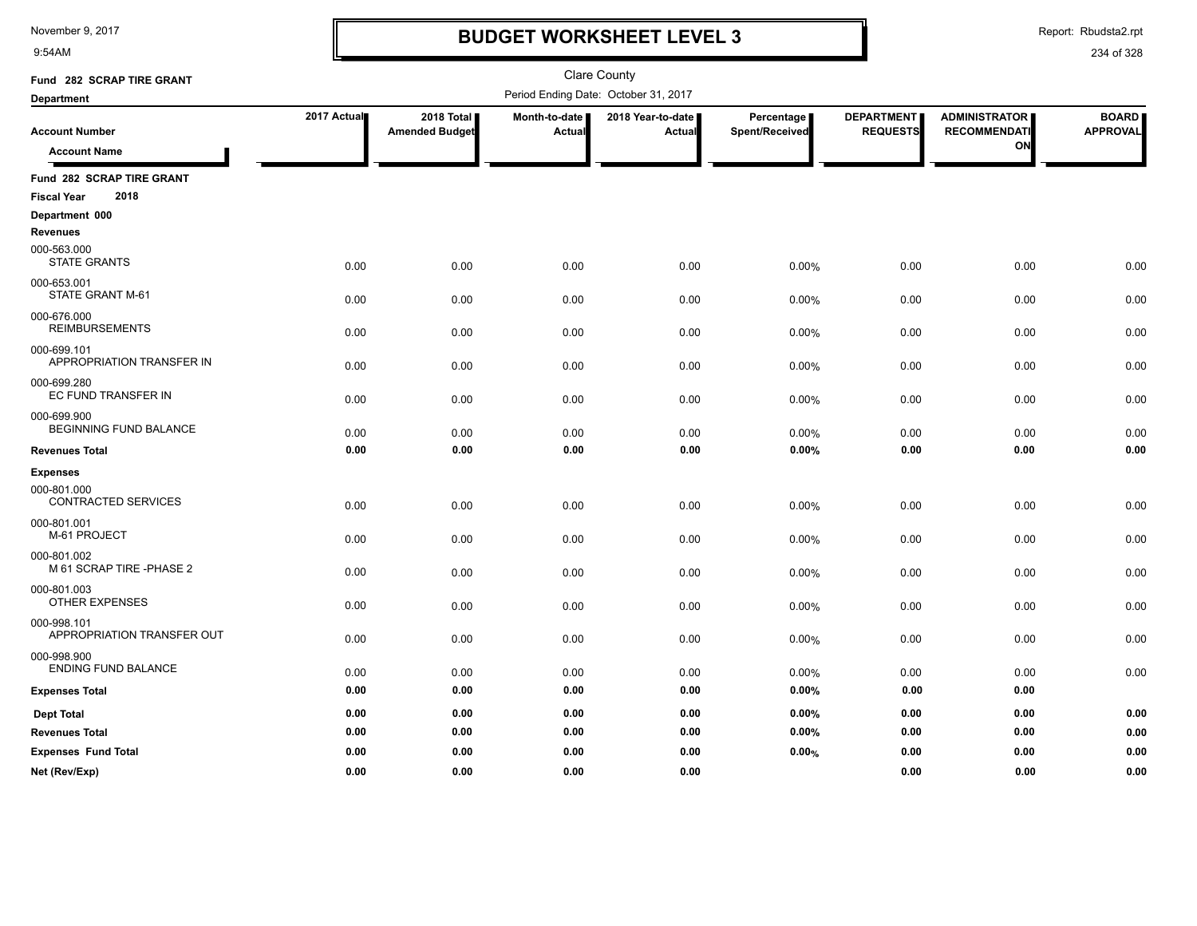# BUDGET WORKSHEET LEVEL 3

Clare County

Fund 282 SCRAP TIRE GRANT

Department

Period Ending Date: October 31, 2017

| Account Number / Account Name | 2017 Actual | 2018 Total Amended Budget | Month-to-date Actual | 2018 Year-to-date Actual | Percentage Spent/Received | DEPARTMENT REQUESTS | ADMINISTRATOR RECOMMENDATION | BOARD APPROVAL |
|---|---|---|---|---|---|---|---|---|
| **Fund 282 SCRAP TIRE GRANT** | | | | | | | | |
| **Fiscal Year 2018** | | | | | | | | |
| **Department 000** | | | | | | | | |
| **Revenues** | | | | | | | | |
| 000-563.000 STATE GRANTS | 0.00 | 0.00 | 0.00 | 0.00 | 0.00% | 0.00 | 0.00 | 0.00 |
| 000-653.001 STATE GRANT M-61 | 0.00 | 0.00 | 0.00 | 0.00 | 0.00% | 0.00 | 0.00 | 0.00 |
| 000-676.000 REIMBURSEMENTS | 0.00 | 0.00 | 0.00 | 0.00 | 0.00% | 0.00 | 0.00 | 0.00 |
| 000-699.101 APPROPRIATION TRANSFER IN | 0.00 | 0.00 | 0.00 | 0.00 | 0.00% | 0.00 | 0.00 | 0.00 |
| 000-699.280 EC FUND TRANSFER IN | 0.00 | 0.00 | 0.00 | 0.00 | 0.00% | 0.00 | 0.00 | 0.00 |
| 000-699.900 BEGINNING FUND BALANCE | 0.00 | 0.00 | 0.00 | 0.00 | 0.00% | 0.00 | 0.00 | 0.00 |
| **Revenues Total** | **0.00** | **0.00** | **0.00** | **0.00** | **0.00%** | **0.00** | **0.00** | **0.00** |
| **Expenses** | | | | | | | | |
| 000-801.000 CONTRACTED SERVICES | 0.00 | 0.00 | 0.00 | 0.00 | 0.00% | 0.00 | 0.00 | 0.00 |
| 000-801.001 M-61 PROJECT | 0.00 | 0.00 | 0.00 | 0.00 | 0.00% | 0.00 | 0.00 | 0.00 |
| 000-801.002 M 61 SCRAP TIRE -PHASE 2 | 0.00 | 0.00 | 0.00 | 0.00 | 0.00% | 0.00 | 0.00 | 0.00 |
| 000-801.003 OTHER EXPENSES | 0.00 | 0.00 | 0.00 | 0.00 | 0.00% | 0.00 | 0.00 | 0.00 |
| 000-998.101 APPROPRIATION TRANSFER OUT | 0.00 | 0.00 | 0.00 | 0.00 | 0.00% | 0.00 | 0.00 | 0.00 |
| 000-998.900 ENDING FUND BALANCE | 0.00 | 0.00 | 0.00 | 0.00 | 0.00% | 0.00 | 0.00 | 0.00 |
| **Expenses Total** | **0.00** | **0.00** | **0.00** | **0.00** | **0.00%** | **0.00** | **0.00** | |
| **Dept Total** | **0.00** | **0.00** | **0.00** | **0.00** | **0.00%** | **0.00** | **0.00** | **0.00** |
| **Revenues Total** | **0.00** | **0.00** | **0.00** | **0.00** | **0.00%** | **0.00** | **0.00** | **0.00** |
| **Expenses Fund Total** | **0.00** | **0.00** | **0.00** | **0.00** | **0.00%** | **0.00** | **0.00** | **0.00** |
| **Net (Rev/Exp)** | **0.00** | **0.00** | **0.00** | **0.00** | | **0.00** | **0.00** | **0.00** |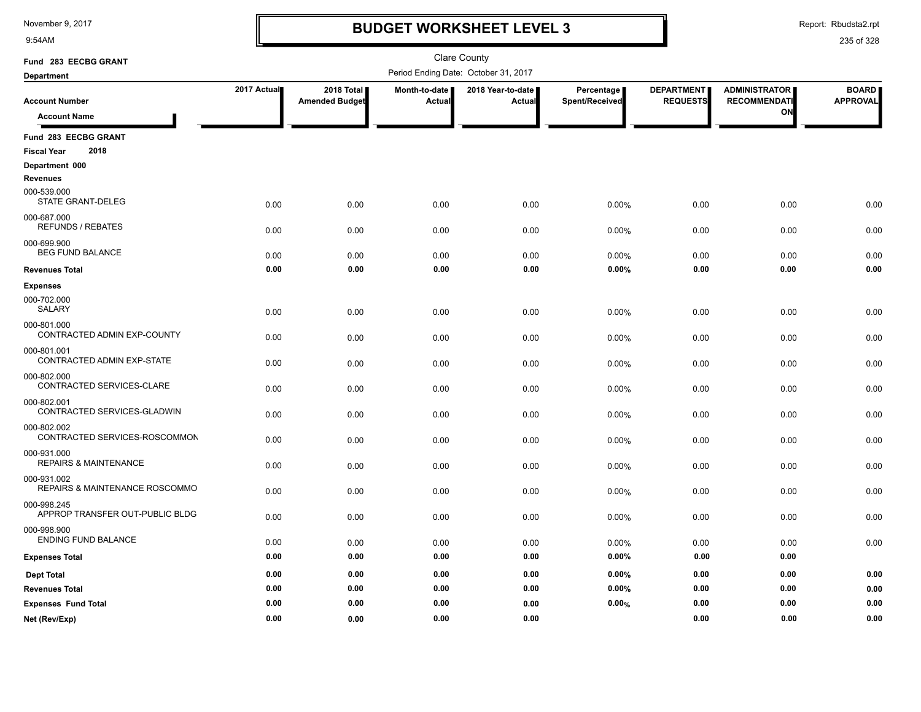# BUDGET WORKSHEET LEVEL 3

November 9, 2017
9:54AM

Report: Rbudsta2.rpt

Clare County

Period Ending Date: October 31, 2017

Fund 283 EECBG GRANT

Department

| Account Number / Account Name | 2017 Actual | 2018 Total Amended Budget | Month-to-date Actual | 2018 Year-to-date Actual | Percentage Spent/Received | DEPARTMENT REQUESTS | ADMINISTRATOR RECOMMENDATION | BOARD APPROVAL |
|---|---|---|---|---|---|---|---|---|
| **Fund 283 EECBG GRANT** | | | | | | | | |
| **Fiscal Year 2018** | | | | | | | | |
| **Department 000** | | | | | | | | |
| **Revenues** | | | | | | | | |
| 000-539.000 STATE GRANT-DELEG | 0.00 | 0.00 | 0.00 | 0.00 | 0.00% | 0.00 | 0.00 | 0.00 |
| 000-687.000 REFUNDS / REBATES | 0.00 | 0.00 | 0.00 | 0.00 | 0.00% | 0.00 | 0.00 | 0.00 |
| 000-699.900 BEG FUND BALANCE | 0.00 | 0.00 | 0.00 | 0.00 | 0.00% | 0.00 | 0.00 | 0.00 |
| **Revenues Total** | **0.00** | **0.00** | **0.00** | **0.00** | **0.00%** | **0.00** | **0.00** | **0.00** |
| **Expenses** | | | | | | | | |
| 000-702.000 SALARY | 0.00 | 0.00 | 0.00 | 0.00 | 0.00% | 0.00 | 0.00 | 0.00 |
| 000-801.000 CONTRACTED ADMIN EXP-COUNTY | 0.00 | 0.00 | 0.00 | 0.00 | 0.00% | 0.00 | 0.00 | 0.00 |
| 000-801.001 CONTRACTED ADMIN EXP-STATE | 0.00 | 0.00 | 0.00 | 0.00 | 0.00% | 0.00 | 0.00 | 0.00 |
| 000-802.000 CONTRACTED SERVICES-CLARE | 0.00 | 0.00 | 0.00 | 0.00 | 0.00% | 0.00 | 0.00 | 0.00 |
| 000-802.001 CONTRACTED SERVICES-GLADWIN | 0.00 | 0.00 | 0.00 | 0.00 | 0.00% | 0.00 | 0.00 | 0.00 |
| 000-802.002 CONTRACTED SERVICES-ROSCOMMON | 0.00 | 0.00 | 0.00 | 0.00 | 0.00% | 0.00 | 0.00 | 0.00 |
| 000-931.000 REPAIRS & MAINTENANCE | 0.00 | 0.00 | 0.00 | 0.00 | 0.00% | 0.00 | 0.00 | 0.00 |
| 000-931.002 REPAIRS & MAINTENANCE ROSCOMMO | 0.00 | 0.00 | 0.00 | 0.00 | 0.00% | 0.00 | 0.00 | 0.00 |
| 000-998.245 APPROP TRANSFER OUT-PUBLIC BLDG | 0.00 | 0.00 | 0.00 | 0.00 | 0.00% | 0.00 | 0.00 | 0.00 |
| 000-998.900 ENDING FUND BALANCE | 0.00 | 0.00 | 0.00 | 0.00 | 0.00% | 0.00 | 0.00 | 0.00 |
| **Expenses Total** | **0.00** | **0.00** | **0.00** | **0.00** | **0.00%** | **0.00** | **0.00** | |
| **Dept Total** | **0.00** | **0.00** | **0.00** | **0.00** | **0.00%** | **0.00** | **0.00** | **0.00** |
| **Revenues Total** | **0.00** | **0.00** | **0.00** | **0.00** | **0.00%** | **0.00** | **0.00** | **0.00** |
| **Expenses Fund Total** | **0.00** | **0.00** | **0.00** | **0.00** | **0.00%** | **0.00** | **0.00** | **0.00** |
| **Net (Rev/Exp)** | **0.00** | **0.00** | **0.00** | **0.00** | | **0.00** | **0.00** | **0.00** |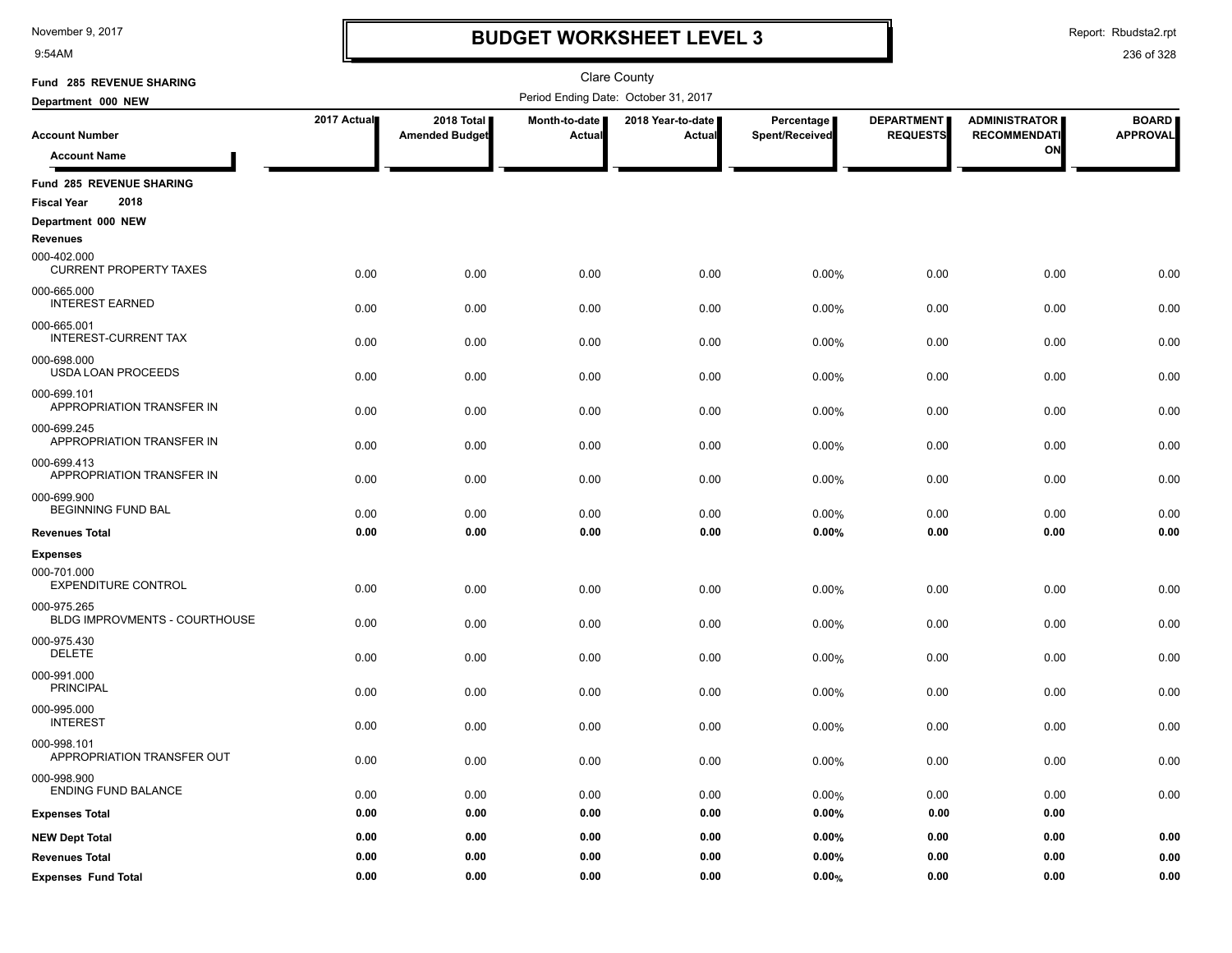# BUDGET WORKSHEET LEVEL 3

November 9, 2017
9:54AM

Report: Rbudsta2.rpt

Clare County

**Fund 285 REVENUE SHARING**
**Department 000 NEW**

Period Ending Date: October 31, 2017

| Account Number / Account Name | 2017 Actual | 2018 Total Amended Budget | Month-to-date Actual | 2018 Year-to-date Actual | Percentage Spent/Received | DEPARTMENT REQUESTS | ADMINISTRATOR RECOMMENDATION | BOARD APPROVAL |
|---|---|---|---|---|---|---|---|---|
| **Fund 285 REVENUE SHARING** | | | | | | | | |
| **Fiscal Year 2018** | | | | | | | | |
| **Department 000 NEW** | | | | | | | | |
| **Revenues** | | | | | | | | |
| 000-402.000 CURRENT PROPERTY TAXES | 0.00 | 0.00 | 0.00 | 0.00 | 0.00% | 0.00 | 0.00 | 0.00 |
| 000-665.000 INTEREST EARNED | 0.00 | 0.00 | 0.00 | 0.00 | 0.00% | 0.00 | 0.00 | 0.00 |
| 000-665.001 INTEREST-CURRENT TAX | 0.00 | 0.00 | 0.00 | 0.00 | 0.00% | 0.00 | 0.00 | 0.00 |
| 000-698.000 USDA LOAN PROCEEDS | 0.00 | 0.00 | 0.00 | 0.00 | 0.00% | 0.00 | 0.00 | 0.00 |
| 000-699.101 APPROPRIATION TRANSFER IN | 0.00 | 0.00 | 0.00 | 0.00 | 0.00% | 0.00 | 0.00 | 0.00 |
| 000-699.245 APPROPRIATION TRANSFER IN | 0.00 | 0.00 | 0.00 | 0.00 | 0.00% | 0.00 | 0.00 | 0.00 |
| 000-699.413 APPROPRIATION TRANSFER IN | 0.00 | 0.00 | 0.00 | 0.00 | 0.00% | 0.00 | 0.00 | 0.00 |
| 000-699.900 BEGINNING FUND BAL | 0.00 | 0.00 | 0.00 | 0.00 | 0.00% | 0.00 | 0.00 | 0.00 |
| **Revenues Total** | **0.00** | **0.00** | **0.00** | **0.00** | **0.00%** | **0.00** | **0.00** | **0.00** |
| **Expenses** | | | | | | | | |
| 000-701.000 EXPENDITURE CONTROL | 0.00 | 0.00 | 0.00 | 0.00 | 0.00% | 0.00 | 0.00 | 0.00 |
| 000-975.265 BLDG IMPROVMENTS - COURTHOUSE | 0.00 | 0.00 | 0.00 | 0.00 | 0.00% | 0.00 | 0.00 | 0.00 |
| 000-975.430 DELETE | 0.00 | 0.00 | 0.00 | 0.00 | 0.00% | 0.00 | 0.00 | 0.00 |
| 000-991.000 PRINCIPAL | 0.00 | 0.00 | 0.00 | 0.00 | 0.00% | 0.00 | 0.00 | 0.00 |
| 000-995.000 INTEREST | 0.00 | 0.00 | 0.00 | 0.00 | 0.00% | 0.00 | 0.00 | 0.00 |
| 000-998.101 APPROPRIATION TRANSFER OUT | 0.00 | 0.00 | 0.00 | 0.00 | 0.00% | 0.00 | 0.00 | 0.00 |
| 000-998.900 ENDING FUND BALANCE | 0.00 | 0.00 | 0.00 | 0.00 | 0.00% | 0.00 | 0.00 | 0.00 |
| **Expenses Total** | **0.00** | **0.00** | **0.00** | **0.00** | **0.00%** | **0.00** | **0.00** | |
| **NEW Dept Total** | **0.00** | **0.00** | **0.00** | **0.00** | **0.00%** | **0.00** | **0.00** | **0.00** |
| **Revenues Total** | **0.00** | **0.00** | **0.00** | **0.00** | **0.00%** | **0.00** | **0.00** | **0.00** |
| **Expenses Fund Total** | **0.00** | **0.00** | **0.00** | **0.00** | **0.00%** | **0.00** | **0.00** | **0.00** |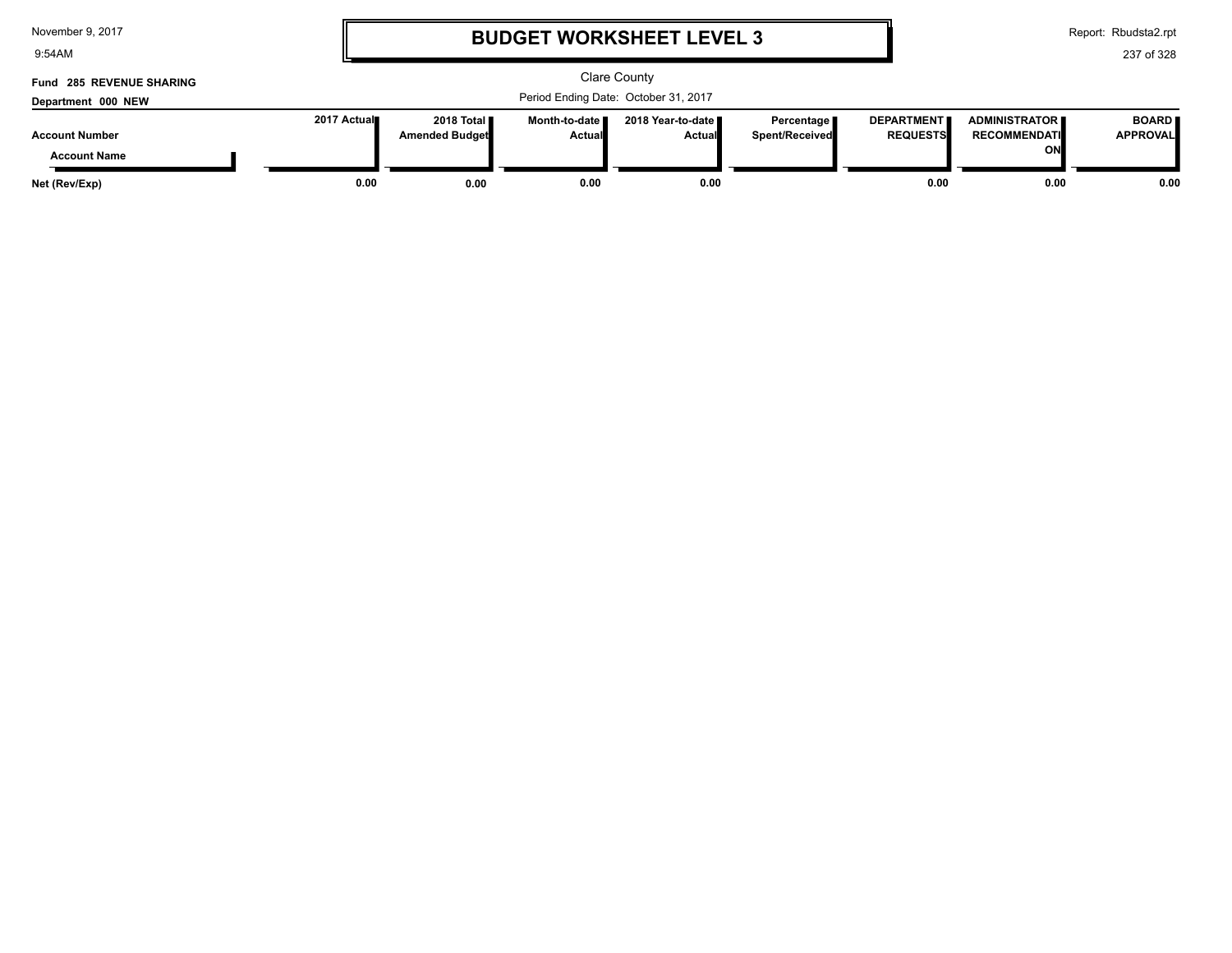# BUDGET WORKSHEET LEVEL 3

Clare County

Period Ending Date: October 31, 2017

**Fund 285 REVENUE SHARING**

**Department 000 NEW**

| Account Number / Account Name | 2017 Actual | 2018 Total Amended Budget | Month-to-date Actual | 2018 Year-to-date Actual | Percentage Spent/Received | DEPARTMENT REQUESTS | ADMINISTRATOR RECOMMENDATION | BOARD APPROVAL |
|---|---|---|---|---|---|---|---|---|
| **Net (Rev/Exp)** | 0.00 | 0.00 | 0.00 | 0.00 | | 0.00 | 0.00 | 0.00 |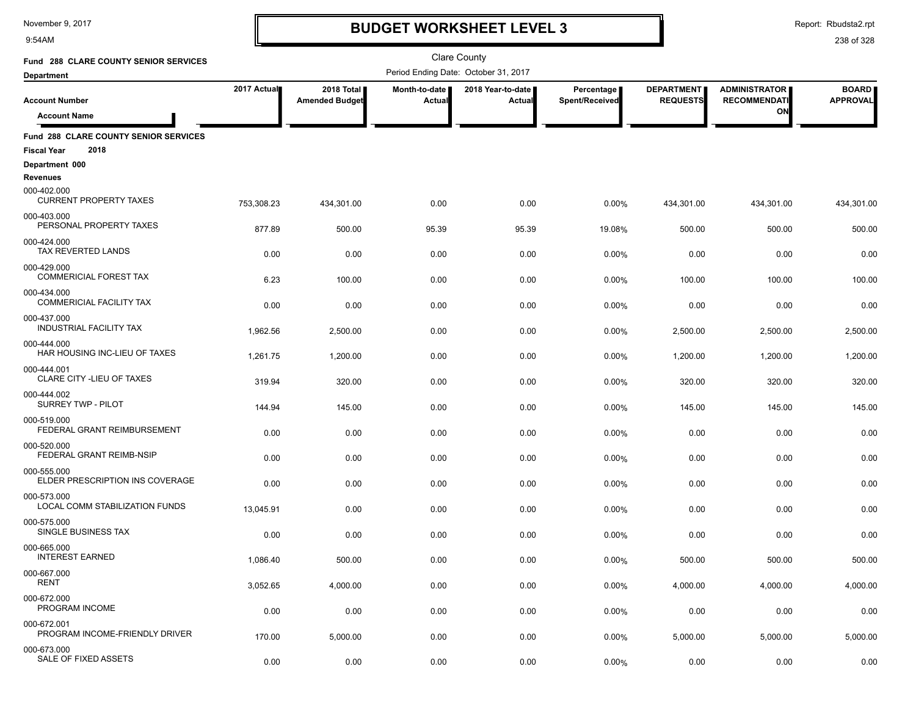# BUDGET WORKSHEET LEVEL 3

Clare County

Fund 288 CLARE COUNTY SENIOR SERVICES

Department

Period Ending Date: October 31, 2017

| Account Number / Account Name | 2017 Actual | 2018 Total Amended Budget | Month-to-date Actual | 2018 Year-to-date Actual | Percentage Spent/Received | DEPARTMENT REQUESTS | ADMINISTRATOR RECOMMENDATION | BOARD APPROVAL |
|---|---|---|---|---|---|---|---|---|
| **Fund 288 CLARE COUNTY SENIOR SERVICES** | | | | | | | | |
| **Fiscal Year 2018** | | | | | | | | |
| **Department 000** | | | | | | | | |
| **Revenues** | | | | | | | | |
| 000-402.000 CURRENT PROPERTY TAXES | 753,308.23 | 434,301.00 | 0.00 | 0.00 | 0.00% | 434,301.00 | 434,301.00 | 434,301.00 |
| 000-403.000 PERSONAL PROPERTY TAXES | 877.89 | 500.00 | 95.39 | 95.39 | 19.08% | 500.00 | 500.00 | 500.00 |
| 000-424.000 TAX REVERTED LANDS | 0.00 | 0.00 | 0.00 | 0.00 | 0.00% | 0.00 | 0.00 | 0.00 |
| 000-429.000 COMMERICIAL FOREST TAX | 6.23 | 100.00 | 0.00 | 0.00 | 0.00% | 100.00 | 100.00 | 100.00 |
| 000-434.000 COMMERICIAL FACILITY TAX | 0.00 | 0.00 | 0.00 | 0.00 | 0.00% | 0.00 | 0.00 | 0.00 |
| 000-437.000 INDUSTRIAL FACILITY TAX | 1,962.56 | 2,500.00 | 0.00 | 0.00 | 0.00% | 2,500.00 | 2,500.00 | 2,500.00 |
| 000-444.000 HAR HOUSING INC-LIEU OF TAXES | 1,261.75 | 1,200.00 | 0.00 | 0.00 | 0.00% | 1,200.00 | 1,200.00 | 1,200.00 |
| 000-444.001 CLARE CITY -LIEU OF TAXES | 319.94 | 320.00 | 0.00 | 0.00 | 0.00% | 320.00 | 320.00 | 320.00 |
| 000-444.002 SURREY TWP - PILOT | 144.94 | 145.00 | 0.00 | 0.00 | 0.00% | 145.00 | 145.00 | 145.00 |
| 000-519.000 FEDERAL GRANT REIMBURSEMENT | 0.00 | 0.00 | 0.00 | 0.00 | 0.00% | 0.00 | 0.00 | 0.00 |
| 000-520.000 FEDERAL GRANT REIMB-NSIP | 0.00 | 0.00 | 0.00 | 0.00 | 0.00% | 0.00 | 0.00 | 0.00 |
| 000-555.000 ELDER PRESCRIPTION INS COVERAGE | 0.00 | 0.00 | 0.00 | 0.00 | 0.00% | 0.00 | 0.00 | 0.00 |
| 000-573.000 LOCAL COMM STABILIZATION FUNDS | 13,045.91 | 0.00 | 0.00 | 0.00 | 0.00% | 0.00 | 0.00 | 0.00 |
| 000-575.000 SINGLE BUSINESS TAX | 0.00 | 0.00 | 0.00 | 0.00 | 0.00% | 0.00 | 0.00 | 0.00 |
| 000-665.000 INTEREST EARNED | 1,086.40 | 500.00 | 0.00 | 0.00 | 0.00% | 500.00 | 500.00 | 500.00 |
| 000-667.000 RENT | 3,052.65 | 4,000.00 | 0.00 | 0.00 | 0.00% | 4,000.00 | 4,000.00 | 4,000.00 |
| 000-672.000 PROGRAM INCOME | 0.00 | 0.00 | 0.00 | 0.00 | 0.00% | 0.00 | 0.00 | 0.00 |
| 000-672.001 PROGRAM INCOME-FRIENDLY DRIVER | 170.00 | 5,000.00 | 0.00 | 0.00 | 0.00% | 5,000.00 | 5,000.00 | 5,000.00 |
| 000-673.000 SALE OF FIXED ASSETS | 0.00 | 0.00 | 0.00 | 0.00 | 0.00% | 0.00 | 0.00 | 0.00 |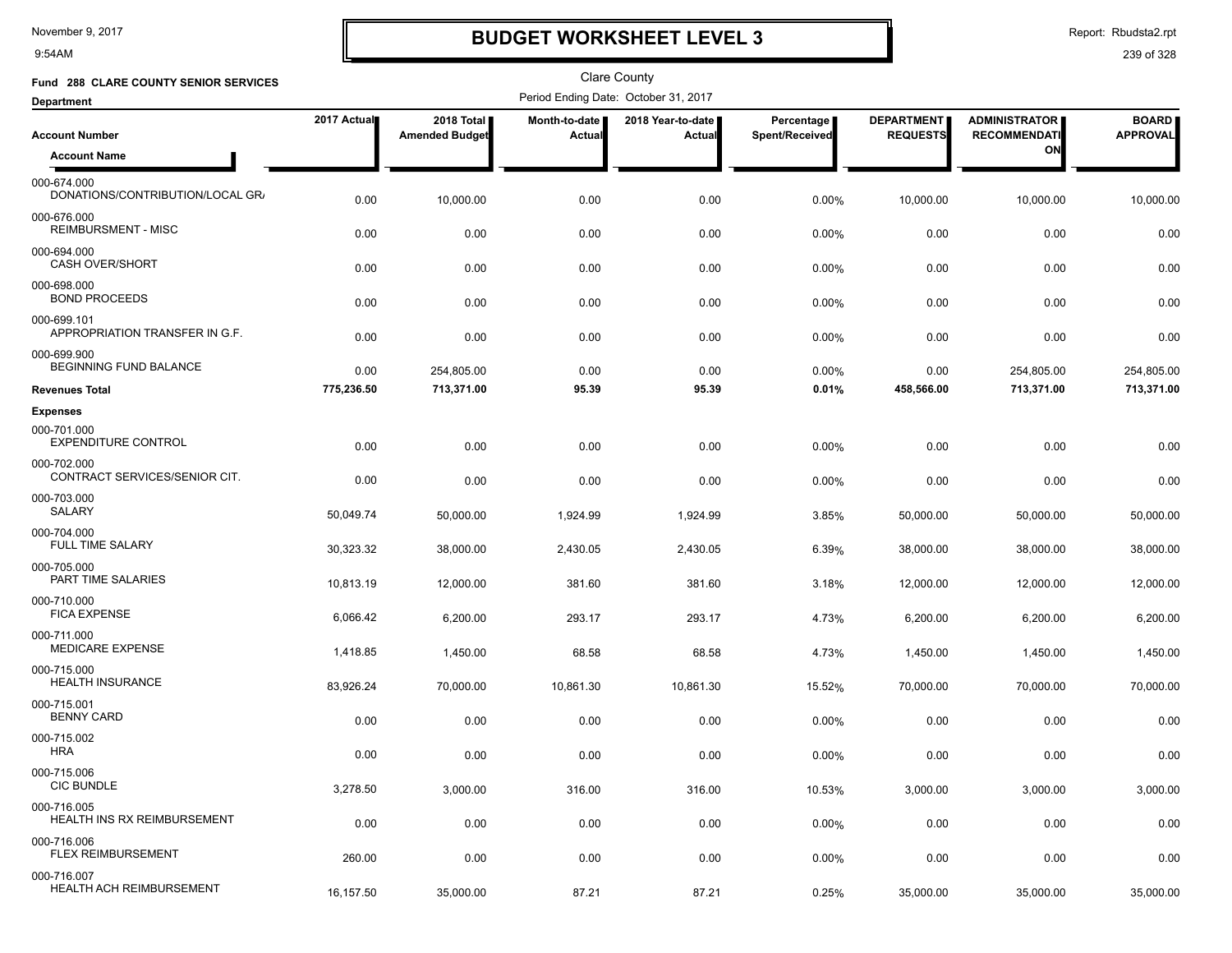# BUDGET WORKSHEET LEVEL 3

November 9, 2017
9:54AM

Report: Rbudsta2.rpt

Clare County

**Fund 288 CLARE COUNTY SENIOR SERVICES**

**Department**

Period Ending Date: October 31, 2017

| Account Number / Account Name | 2017 Actual | 2018 Total Amended Budget | Month-to-date Actual | 2018 Year-to-date Actual | Percentage Spent/Received | DEPARTMENT REQUESTS | ADMINISTRATOR RECOMMENDATION | BOARD APPROVAL |
|---|---|---|---|---|---|---|---|---|
| 000-674.000 DONATIONS/CONTRIBUTION/LOCAL GR/ | 0.00 | 10,000.00 | 0.00 | 0.00 | 0.00% | 10,000.00 | 10,000.00 | 10,000.00 |
| 000-676.000 REIMBURSMENT - MISC | 0.00 | 0.00 | 0.00 | 0.00 | 0.00% | 0.00 | 0.00 | 0.00 |
| 000-694.000 CASH OVER/SHORT | 0.00 | 0.00 | 0.00 | 0.00 | 0.00% | 0.00 | 0.00 | 0.00 |
| 000-698.000 BOND PROCEEDS | 0.00 | 0.00 | 0.00 | 0.00 | 0.00% | 0.00 | 0.00 | 0.00 |
| 000-699.101 APPROPRIATION TRANSFER IN G.F. | 0.00 | 0.00 | 0.00 | 0.00 | 0.00% | 0.00 | 0.00 | 0.00 |
| 000-699.900 BEGINNING FUND BALANCE | 0.00 | 254,805.00 | 0.00 | 0.00 | 0.00% | 0.00 | 254,805.00 | 254,805.00 |
| **Revenues Total** | **775,236.50** | **713,371.00** | **95.39** | **95.39** | **0.01%** | **458,566.00** | **713,371.00** | **713,371.00** |
| **Expenses** | | | | | | | | |
| 000-701.000 EXPENDITURE CONTROL | 0.00 | 0.00 | 0.00 | 0.00 | 0.00% | 0.00 | 0.00 | 0.00 |
| 000-702.000 CONTRACT SERVICES/SENIOR CIT. | 0.00 | 0.00 | 0.00 | 0.00 | 0.00% | 0.00 | 0.00 | 0.00 |
| 000-703.000 SALARY | 50,049.74 | 50,000.00 | 1,924.99 | 1,924.99 | 3.85% | 50,000.00 | 50,000.00 | 50,000.00 |
| 000-704.000 FULL TIME SALARY | 30,323.32 | 38,000.00 | 2,430.05 | 2,430.05 | 6.39% | 38,000.00 | 38,000.00 | 38,000.00 |
| 000-705.000 PART TIME SALARIES | 10,813.19 | 12,000.00 | 381.60 | 381.60 | 3.18% | 12,000.00 | 12,000.00 | 12,000.00 |
| 000-710.000 FICA EXPENSE | 6,066.42 | 6,200.00 | 293.17 | 293.17 | 4.73% | 6,200.00 | 6,200.00 | 6,200.00 |
| 000-711.000 MEDICARE EXPENSE | 1,418.85 | 1,450.00 | 68.58 | 68.58 | 4.73% | 1,450.00 | 1,450.00 | 1,450.00 |
| 000-715.000 HEALTH INSURANCE | 83,926.24 | 70,000.00 | 10,861.30 | 10,861.30 | 15.52% | 70,000.00 | 70,000.00 | 70,000.00 |
| 000-715.001 BENNY CARD | 0.00 | 0.00 | 0.00 | 0.00 | 0.00% | 0.00 | 0.00 | 0.00 |
| 000-715.002 HRA | 0.00 | 0.00 | 0.00 | 0.00 | 0.00% | 0.00 | 0.00 | 0.00 |
| 000-715.006 CIC BUNDLE | 3,278.50 | 3,000.00 | 316.00 | 316.00 | 10.53% | 3,000.00 | 3,000.00 | 3,000.00 |
| 000-716.005 HEALTH INS RX REIMBURSEMENT | 0.00 | 0.00 | 0.00 | 0.00 | 0.00% | 0.00 | 0.00 | 0.00 |
| 000-716.006 FLEX REIMBURSEMENT | 260.00 | 0.00 | 0.00 | 0.00 | 0.00% | 0.00 | 0.00 | 0.00 |
| 000-716.007 HEALTH ACH REIMBURSEMENT | 16,157.50 | 35,000.00 | 87.21 | 87.21 | 0.25% | 35,000.00 | 35,000.00 | 35,000.00 |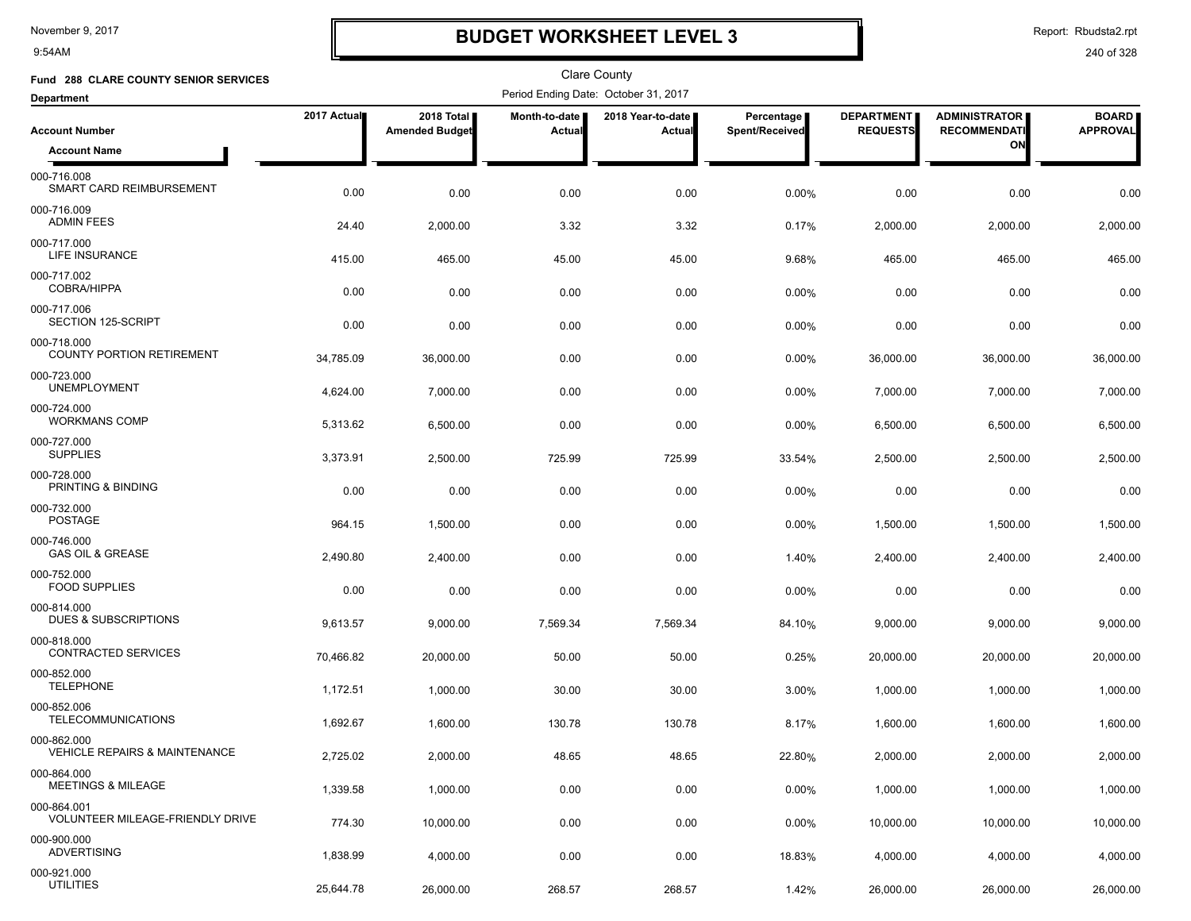# BUDGET WORKSHEET LEVEL 3

Clare County

**Fund 288 CLARE COUNTY SENIOR SERVICES**

Period Ending Date: October 31, 2017

**Department**

| Account Number / Account Name | 2017 Actual | 2018 Total Amended Budget | Month-to-date Actual | 2018 Year-to-date Actual | Percentage Spent/Received | DEPARTMENT REQUESTS | ADMINISTRATOR RECOMMENDATION | BOARD APPROVAL |
|---|---|---|---|---|---|---|---|---|
| 000-716.008 SMART CARD REIMBURSEMENT | 0.00 | 0.00 | 0.00 | 0.00 | 0.00% | 0.00 | 0.00 | 0.00 |
| 000-716.009 ADMIN FEES | 24.40 | 2,000.00 | 3.32 | 3.32 | 0.17% | 2,000.00 | 2,000.00 | 2,000.00 |
| 000-717.000 LIFE INSURANCE | 415.00 | 465.00 | 45.00 | 45.00 | 9.68% | 465.00 | 465.00 | 465.00 |
| 000-717.002 COBRA/HIPPA | 0.00 | 0.00 | 0.00 | 0.00 | 0.00% | 0.00 | 0.00 | 0.00 |
| 000-717.006 SECTION 125-SCRIPT | 0.00 | 0.00 | 0.00 | 0.00 | 0.00% | 0.00 | 0.00 | 0.00 |
| 000-718.000 COUNTY PORTION RETIREMENT | 34,785.09 | 36,000.00 | 0.00 | 0.00 | 0.00% | 36,000.00 | 36,000.00 | 36,000.00 |
| 000-723.000 UNEMPLOYMENT | 4,624.00 | 7,000.00 | 0.00 | 0.00 | 0.00% | 7,000.00 | 7,000.00 | 7,000.00 |
| 000-724.000 WORKMANS COMP | 5,313.62 | 6,500.00 | 0.00 | 0.00 | 0.00% | 6,500.00 | 6,500.00 | 6,500.00 |
| 000-727.000 SUPPLIES | 3,373.91 | 2,500.00 | 725.99 | 725.99 | 33.54% | 2,500.00 | 2,500.00 | 2,500.00 |
| 000-728.000 PRINTING & BINDING | 0.00 | 0.00 | 0.00 | 0.00 | 0.00% | 0.00 | 0.00 | 0.00 |
| 000-732.000 POSTAGE | 964.15 | 1,500.00 | 0.00 | 0.00 | 0.00% | 1,500.00 | 1,500.00 | 1,500.00 |
| 000-746.000 GAS OIL & GREASE | 2,490.80 | 2,400.00 | 0.00 | 0.00 | 1.40% | 2,400.00 | 2,400.00 | 2,400.00 |
| 000-752.000 FOOD SUPPLIES | 0.00 | 0.00 | 0.00 | 0.00 | 0.00% | 0.00 | 0.00 | 0.00 |
| 000-814.000 DUES & SUBSCRIPTIONS | 9,613.57 | 9,000.00 | 7,569.34 | 7,569.34 | 84.10% | 9,000.00 | 9,000.00 | 9,000.00 |
| 000-818.000 CONTRACTED SERVICES | 70,466.82 | 20,000.00 | 50.00 | 50.00 | 0.25% | 20,000.00 | 20,000.00 | 20,000.00 |
| 000-852.000 TELEPHONE | 1,172.51 | 1,000.00 | 30.00 | 30.00 | 3.00% | 1,000.00 | 1,000.00 | 1,000.00 |
| 000-852.006 TELECOMMUNICATIONS | 1,692.67 | 1,600.00 | 130.78 | 130.78 | 8.17% | 1,600.00 | 1,600.00 | 1,600.00 |
| 000-862.000 VEHICLE REPAIRS & MAINTENANCE | 2,725.02 | 2,000.00 | 48.65 | 48.65 | 22.80% | 2,000.00 | 2,000.00 | 2,000.00 |
| 000-864.000 MEETINGS & MILEAGE | 1,339.58 | 1,000.00 | 0.00 | 0.00 | 0.00% | 1,000.00 | 1,000.00 | 1,000.00 |
| 000-864.001 VOLUNTEER MILEAGE-FRIENDLY DRIVE | 774.30 | 10,000.00 | 0.00 | 0.00 | 0.00% | 10,000.00 | 10,000.00 | 10,000.00 |
| 000-900.000 ADVERTISING | 1,838.99 | 4,000.00 | 0.00 | 0.00 | 18.83% | 4,000.00 | 4,000.00 | 4,000.00 |
| 000-921.000 UTILITIES | 25,644.78 | 26,000.00 | 268.57 | 268.57 | 1.42% | 26,000.00 | 26,000.00 | 26,000.00 |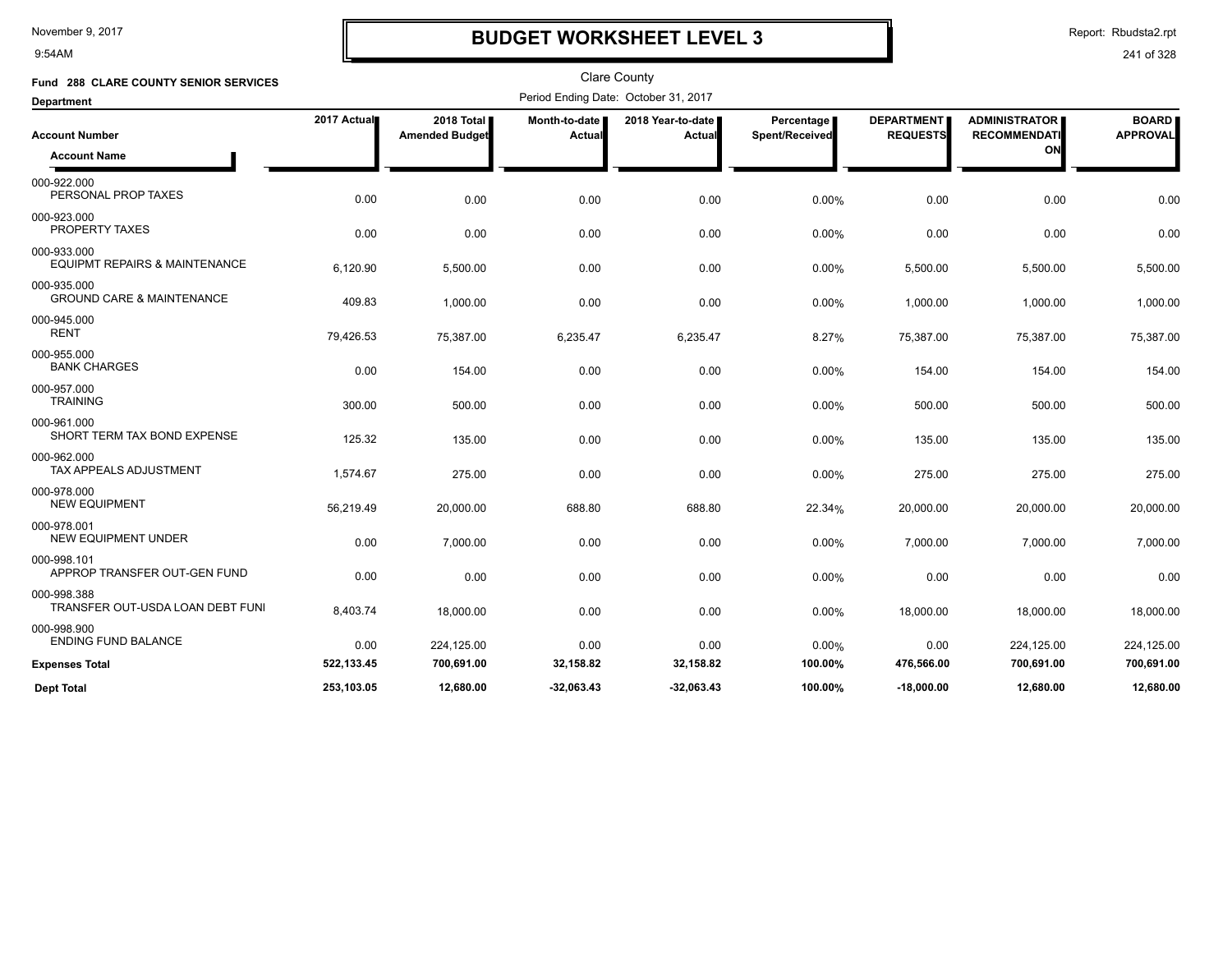# BUDGET WORKSHEET LEVEL 3

November 9, 2017
9:54AM

Report: Rbudsta2.rpt

Clare County

**Fund 288 CLARE COUNTY SENIOR SERVICES**

Period Ending Date: October 31, 2017

**Department**

| Account Number / Account Name | 2017 Actual | 2018 Total Amended Budget | Month-to-date Actual | 2018 Year-to-date Actual | Percentage Spent/Received | DEPARTMENT REQUESTS | ADMINISTRATOR RECOMMENDATION | BOARD APPROVAL |
|---|---|---|---|---|---|---|---|---|
| 000-922.000 PERSONAL PROP TAXES | 0.00 | 0.00 | 0.00 | 0.00 | 0.00% | 0.00 | 0.00 | 0.00 |
| 000-923.000 PROPERTY TAXES | 0.00 | 0.00 | 0.00 | 0.00 | 0.00% | 0.00 | 0.00 | 0.00 |
| 000-933.000 EQUIPMT REPAIRS & MAINTENANCE | 6,120.90 | 5,500.00 | 0.00 | 0.00 | 0.00% | 5,500.00 | 5,500.00 | 5,500.00 |
| 000-935.000 GROUND CARE & MAINTENANCE | 409.83 | 1,000.00 | 0.00 | 0.00 | 0.00% | 1,000.00 | 1,000.00 | 1,000.00 |
| 000-945.000 RENT | 79,426.53 | 75,387.00 | 6,235.47 | 6,235.47 | 8.27% | 75,387.00 | 75,387.00 | 75,387.00 |
| 000-955.000 BANK CHARGES | 0.00 | 154.00 | 0.00 | 0.00 | 0.00% | 154.00 | 154.00 | 154.00 |
| 000-957.000 TRAINING | 300.00 | 500.00 | 0.00 | 0.00 | 0.00% | 500.00 | 500.00 | 500.00 |
| 000-961.000 SHORT TERM TAX BOND EXPENSE | 125.32 | 135.00 | 0.00 | 0.00 | 0.00% | 135.00 | 135.00 | 135.00 |
| 000-962.000 TAX APPEALS ADJUSTMENT | 1,574.67 | 275.00 | 0.00 | 0.00 | 0.00% | 275.00 | 275.00 | 275.00 |
| 000-978.000 NEW EQUIPMENT | 56,219.49 | 20,000.00 | 688.80 | 688.80 | 22.34% | 20,000.00 | 20,000.00 | 20,000.00 |
| 000-978.001 NEW EQUIPMENT UNDER | 0.00 | 7,000.00 | 0.00 | 0.00 | 0.00% | 7,000.00 | 7,000.00 | 7,000.00 |
| 000-998.101 APPROP TRANSFER OUT-GEN FUND | 0.00 | 0.00 | 0.00 | 0.00 | 0.00% | 0.00 | 0.00 | 0.00 |
| 000-998.388 TRANSFER OUT-USDA LOAN DEBT FUNI | 8,403.74 | 18,000.00 | 0.00 | 0.00 | 0.00% | 18,000.00 | 18,000.00 | 18,000.00 |
| 000-998.900 ENDING FUND BALANCE | 0.00 | 224,125.00 | 0.00 | 0.00 | 0.00% | 0.00 | 224,125.00 | 224,125.00 |
| **Expenses Total** | **522,133.45** | **700,691.00** | **32,158.82** | **32,158.82** | **100.00%** | **476,566.00** | **700,691.00** | **700,691.00** |
| **Dept Total** | **253,103.05** | **12,680.00** | **-32,063.43** | **-32,063.43** | **100.00%** | **-18,000.00** | **12,680.00** | **12,680.00** |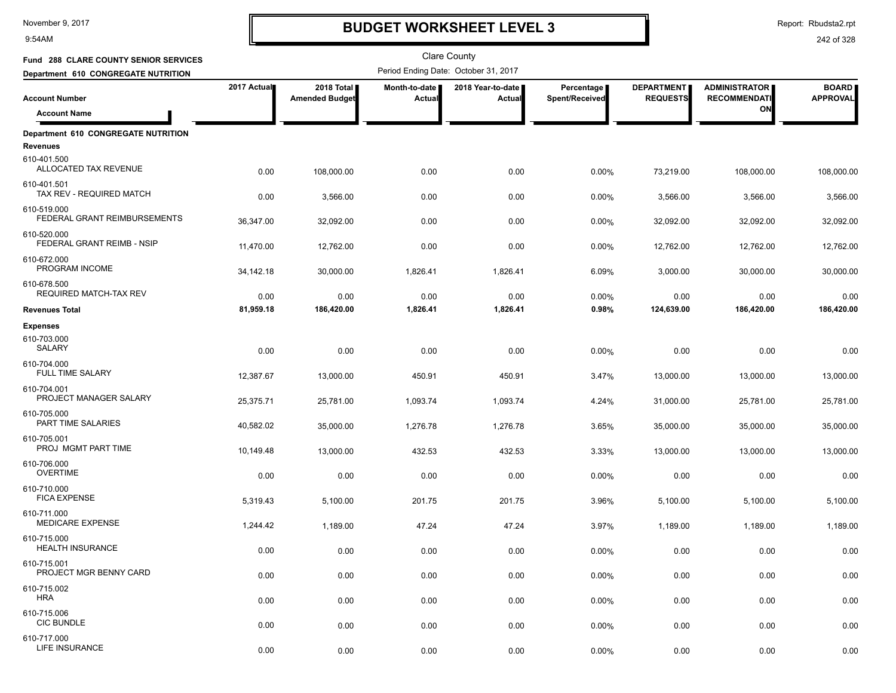# BUDGET WORKSHEET LEVEL 3

November 9, 2017
9:54AM

Report: Rbudsta2.rpt

Clare County

**Fund 288 CLARE COUNTY SENIOR SERVICES**
**Department 610 CONGREGATE NUTRITION**

Period Ending Date: October 31, 2017

| Account Number / Account Name | 2017 Actual | 2018 Total Amended Budget | Month-to-date Actual | 2018 Year-to-date Actual | Percentage Spent/Received | DEPARTMENT REQUESTS | ADMINISTRATOR RECOMMENDATION | BOARD APPROVAL |
|---|---|---|---|---|---|---|---|---|
| **Department 610 CONGREGATE NUTRITION** | | | | | | | | |
| **Revenues** | | | | | | | | |
| 610-401.500 ALLOCATED TAX REVENUE | 0.00 | 108,000.00 | 0.00 | 0.00 | 0.00% | 73,219.00 | 108,000.00 | 108,000.00 |
| 610-401.501 TAX REV - REQUIRED MATCH | 0.00 | 3,566.00 | 0.00 | 0.00 | 0.00% | 3,566.00 | 3,566.00 | 3,566.00 |
| 610-519.000 FEDERAL GRANT REIMBURSEMENTS | 36,347.00 | 32,092.00 | 0.00 | 0.00 | 0.00% | 32,092.00 | 32,092.00 | 32,092.00 |
| 610-520.000 FEDERAL GRANT REIMB - NSIP | 11,470.00 | 12,762.00 | 0.00 | 0.00 | 0.00% | 12,762.00 | 12,762.00 | 12,762.00 |
| 610-672.000 PROGRAM INCOME | 34,142.18 | 30,000.00 | 1,826.41 | 1,826.41 | 6.09% | 3,000.00 | 30,000.00 | 30,000.00 |
| 610-678.500 REQUIRED MATCH-TAX REV | 0.00 | 0.00 | 0.00 | 0.00 | 0.00% | 0.00 | 0.00 | 0.00 |
| **Revenues Total** | **81,959.18** | **186,420.00** | **1,826.41** | **1,826.41** | **0.98%** | **124,639.00** | **186,420.00** | **186,420.00** |
| **Expenses** | | | | | | | | |
| 610-703.000 SALARY | 0.00 | 0.00 | 0.00 | 0.00 | 0.00% | 0.00 | 0.00 | 0.00 |
| 610-704.000 FULL TIME SALARY | 12,387.67 | 13,000.00 | 450.91 | 450.91 | 3.47% | 13,000.00 | 13,000.00 | 13,000.00 |
| 610-704.001 PROJECT MANAGER SALARY | 25,375.71 | 25,781.00 | 1,093.74 | 1,093.74 | 4.24% | 31,000.00 | 25,781.00 | 25,781.00 |
| 610-705.000 PART TIME SALARIES | 40,582.02 | 35,000.00 | 1,276.78 | 1,276.78 | 3.65% | 35,000.00 | 35,000.00 | 35,000.00 |
| 610-705.001 PROJ MGMT PART TIME | 10,149.48 | 13,000.00 | 432.53 | 432.53 | 3.33% | 13,000.00 | 13,000.00 | 13,000.00 |
| 610-706.000 OVERTIME | 0.00 | 0.00 | 0.00 | 0.00 | 0.00% | 0.00 | 0.00 | 0.00 |
| 610-710.000 FICA EXPENSE | 5,319.43 | 5,100.00 | 201.75 | 201.75 | 3.96% | 5,100.00 | 5,100.00 | 5,100.00 |
| 610-711.000 MEDICARE EXPENSE | 1,244.42 | 1,189.00 | 47.24 | 47.24 | 3.97% | 1,189.00 | 1,189.00 | 1,189.00 |
| 610-715.000 HEALTH INSURANCE | 0.00 | 0.00 | 0.00 | 0.00 | 0.00% | 0.00 | 0.00 | 0.00 |
| 610-715.001 PROJECT MGR BENNY CARD | 0.00 | 0.00 | 0.00 | 0.00 | 0.00% | 0.00 | 0.00 | 0.00 |
| 610-715.002 HRA | 0.00 | 0.00 | 0.00 | 0.00 | 0.00% | 0.00 | 0.00 | 0.00 |
| 610-715.006 CIC BUNDLE | 0.00 | 0.00 | 0.00 | 0.00 | 0.00% | 0.00 | 0.00 | 0.00 |
| 610-717.000 LIFE INSURANCE | 0.00 | 0.00 | 0.00 | 0.00 | 0.00% | 0.00 | 0.00 | 0.00 |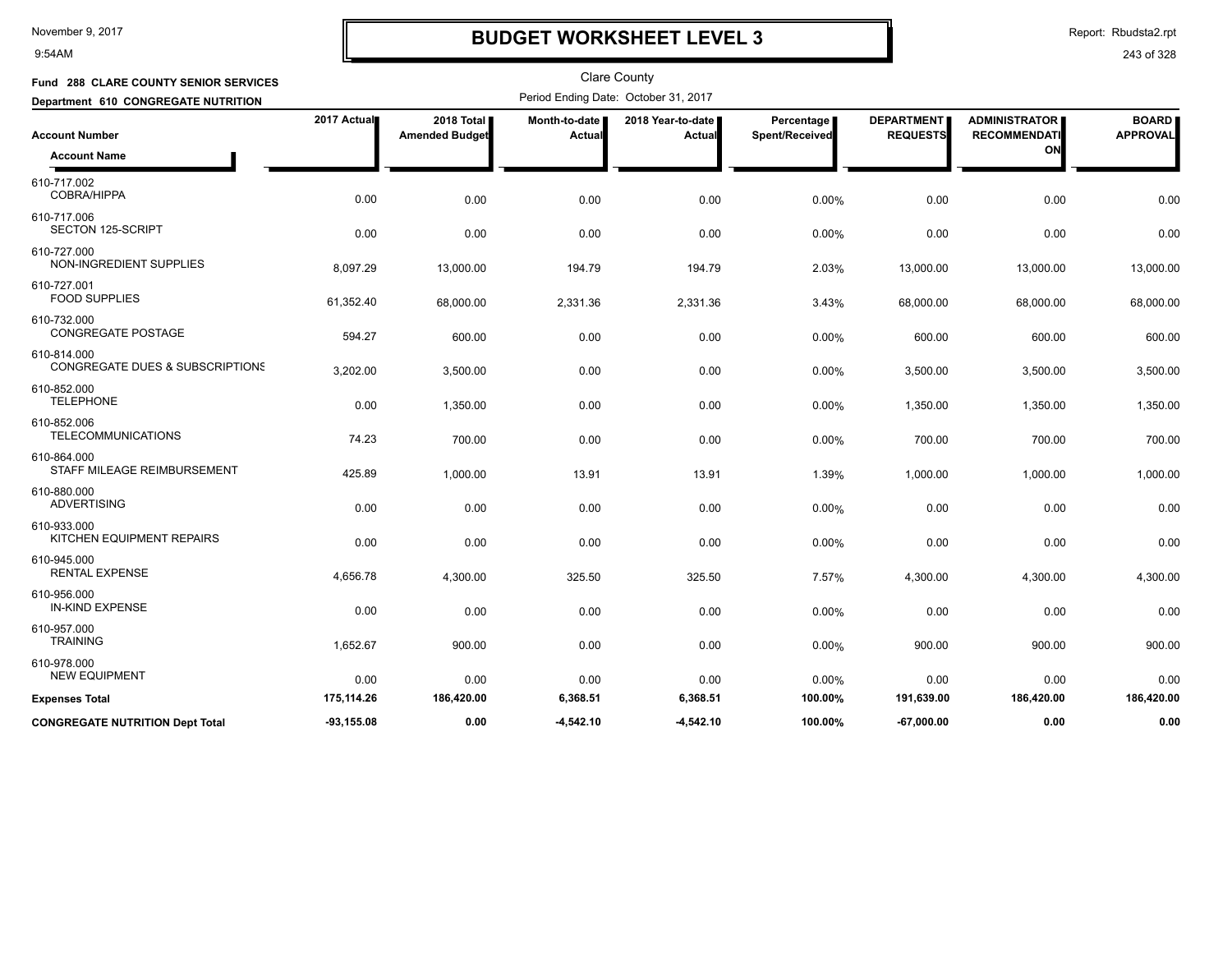# BUDGET WORKSHEET LEVEL 3

November 9, 2017
9:54AM

Report: Rbudsta2.rpt

Clare County

**Fund 288 CLARE COUNTY SENIOR SERVICES**

**Department 610 CONGREGATE NUTRITION**

Period Ending Date: October 31, 2017

| Account Number / Account Name | 2017 Actual | 2018 Total Amended Budget | Month-to-date Actual | 2018 Year-to-date Actual | Percentage Spent/Received | DEPARTMENT REQUESTS | ADMINISTRATOR RECOMMENDATION | BOARD APPROVAL |
|---|---|---|---|---|---|---|---|---|
| 610-717.002 COBRA/HIPPA | 0.00 | 0.00 | 0.00 | 0.00 | 0.00% | 0.00 | 0.00 | 0.00 |
| 610-717.006 SECTON 125-SCRIPT | 0.00 | 0.00 | 0.00 | 0.00 | 0.00% | 0.00 | 0.00 | 0.00 |
| 610-727.000 NON-INGREDIENT SUPPLIES | 8,097.29 | 13,000.00 | 194.79 | 194.79 | 2.03% | 13,000.00 | 13,000.00 | 13,000.00 |
| 610-727.001 FOOD SUPPLIES | 61,352.40 | 68,000.00 | 2,331.36 | 2,331.36 | 3.43% | 68,000.00 | 68,000.00 | 68,000.00 |
| 610-732.000 CONGREGATE POSTAGE | 594.27 | 600.00 | 0.00 | 0.00 | 0.00% | 600.00 | 600.00 | 600.00 |
| 610-814.000 CONGREGATE DUES & SUBSCRIPTIONS | 3,202.00 | 3,500.00 | 0.00 | 0.00 | 0.00% | 3,500.00 | 3,500.00 | 3,500.00 |
| 610-852.000 TELEPHONE | 0.00 | 1,350.00 | 0.00 | 0.00 | 0.00% | 1,350.00 | 1,350.00 | 1,350.00 |
| 610-852.006 TELECOMMUNICATIONS | 74.23 | 700.00 | 0.00 | 0.00 | 0.00% | 700.00 | 700.00 | 700.00 |
| 610-864.000 STAFF MILEAGE REIMBURSEMENT | 425.89 | 1,000.00 | 13.91 | 13.91 | 1.39% | 1,000.00 | 1,000.00 | 1,000.00 |
| 610-880.000 ADVERTISING | 0.00 | 0.00 | 0.00 | 0.00 | 0.00% | 0.00 | 0.00 | 0.00 |
| 610-933.000 KITCHEN EQUIPMENT REPAIRS | 0.00 | 0.00 | 0.00 | 0.00 | 0.00% | 0.00 | 0.00 | 0.00 |
| 610-945.000 RENTAL EXPENSE | 4,656.78 | 4,300.00 | 325.50 | 325.50 | 7.57% | 4,300.00 | 4,300.00 | 4,300.00 |
| 610-956.000 IN-KIND EXPENSE | 0.00 | 0.00 | 0.00 | 0.00 | 0.00% | 0.00 | 0.00 | 0.00 |
| 610-957.000 TRAINING | 1,652.67 | 900.00 | 0.00 | 0.00 | 0.00% | 900.00 | 900.00 | 900.00 |
| 610-978.000 NEW EQUIPMENT | 0.00 | 0.00 | 0.00 | 0.00 | 0.00% | 0.00 | 0.00 | 0.00 |
| **Expenses Total** | **175,114.26** | **186,420.00** | **6,368.51** | **6,368.51** | **100.00%** | **191,639.00** | **186,420.00** | **186,420.00** |
| **CONGREGATE NUTRITION Dept Total** | **-93,155.08** | **0.00** | **-4,542.10** | **-4,542.10** | **100.00%** | **-67,000.00** | **0.00** | **0.00** |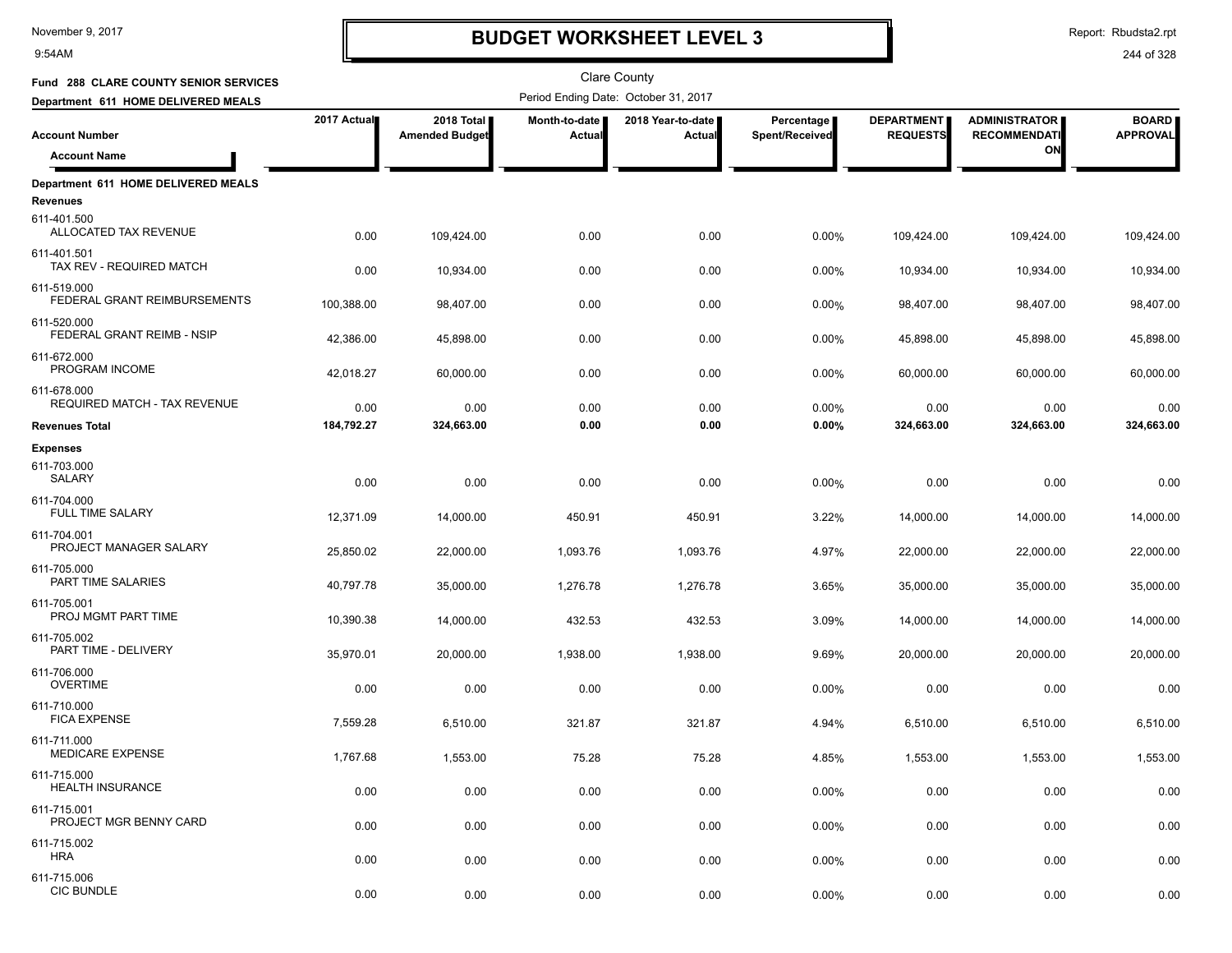# BUDGET WORKSHEET LEVEL 3

Clare County

**Fund 288 CLARE COUNTY SENIOR SERVICES**

**Department 611 HOME DELIVERED MEALS**

Period Ending Date: October 31, 2017

| Account Number / Account Name | 2017 Actual | 2018 Total Amended Budget | Month-to-date Actual | 2018 Year-to-date Actual | Percentage Spent/Received | DEPARTMENT REQUESTS | ADMINISTRATOR RECOMMENDATION | BOARD APPROVAL |
|---|---|---|---|---|---|---|---|---|
| **Department 611 HOME DELIVERED MEALS** | | | | | | | | |
| **Revenues** | | | | | | | | |
| 611-401.500 ALLOCATED TAX REVENUE | 0.00 | 109,424.00 | 0.00 | 0.00 | 0.00% | 109,424.00 | 109,424.00 | 109,424.00 |
| 611-401.501 TAX REV - REQUIRED MATCH | 0.00 | 10,934.00 | 0.00 | 0.00 | 0.00% | 10,934.00 | 10,934.00 | 10,934.00 |
| 611-519.000 FEDERAL GRANT REIMBURSEMENTS | 100,388.00 | 98,407.00 | 0.00 | 0.00 | 0.00% | 98,407.00 | 98,407.00 | 98,407.00 |
| 611-520.000 FEDERAL GRANT REIMB - NSIP | 42,386.00 | 45,898.00 | 0.00 | 0.00 | 0.00% | 45,898.00 | 45,898.00 | 45,898.00 |
| 611-672.000 PROGRAM INCOME | 42,018.27 | 60,000.00 | 0.00 | 0.00 | 0.00% | 60,000.00 | 60,000.00 | 60,000.00 |
| 611-678.000 REQUIRED MATCH - TAX REVENUE | 0.00 | 0.00 | 0.00 | 0.00 | 0.00% | 0.00 | 0.00 | 0.00 |
| **Revenues Total** | **184,792.27** | **324,663.00** | **0.00** | **0.00** | **0.00%** | **324,663.00** | **324,663.00** | **324,663.00** |
| **Expenses** | | | | | | | | |
| 611-703.000 SALARY | 0.00 | 0.00 | 0.00 | 0.00 | 0.00% | 0.00 | 0.00 | 0.00 |
| 611-704.000 FULL TIME SALARY | 12,371.09 | 14,000.00 | 450.91 | 450.91 | 3.22% | 14,000.00 | 14,000.00 | 14,000.00 |
| 611-704.001 PROJECT MANAGER SALARY | 25,850.02 | 22,000.00 | 1,093.76 | 1,093.76 | 4.97% | 22,000.00 | 22,000.00 | 22,000.00 |
| 611-705.000 PART TIME SALARIES | 40,797.78 | 35,000.00 | 1,276.78 | 1,276.78 | 3.65% | 35,000.00 | 35,000.00 | 35,000.00 |
| 611-705.001 PROJ MGMT PART TIME | 10,390.38 | 14,000.00 | 432.53 | 432.53 | 3.09% | 14,000.00 | 14,000.00 | 14,000.00 |
| 611-705.002 PART TIME - DELIVERY | 35,970.01 | 20,000.00 | 1,938.00 | 1,938.00 | 9.69% | 20,000.00 | 20,000.00 | 20,000.00 |
| 611-706.000 OVERTIME | 0.00 | 0.00 | 0.00 | 0.00 | 0.00% | 0.00 | 0.00 | 0.00 |
| 611-710.000 FICA EXPENSE | 7,559.28 | 6,510.00 | 321.87 | 321.87 | 4.94% | 6,510.00 | 6,510.00 | 6,510.00 |
| 611-711.000 MEDICARE EXPENSE | 1,767.68 | 1,553.00 | 75.28 | 75.28 | 4.85% | 1,553.00 | 1,553.00 | 1,553.00 |
| 611-715.000 HEALTH INSURANCE | 0.00 | 0.00 | 0.00 | 0.00 | 0.00% | 0.00 | 0.00 | 0.00 |
| 611-715.001 PROJECT MGR BENNY CARD | 0.00 | 0.00 | 0.00 | 0.00 | 0.00% | 0.00 | 0.00 | 0.00 |
| 611-715.002 HRA | 0.00 | 0.00 | 0.00 | 0.00 | 0.00% | 0.00 | 0.00 | 0.00 |
| 611-715.006 CIC BUNDLE | 0.00 | 0.00 | 0.00 | 0.00 | 0.00% | 0.00 | 0.00 | 0.00 |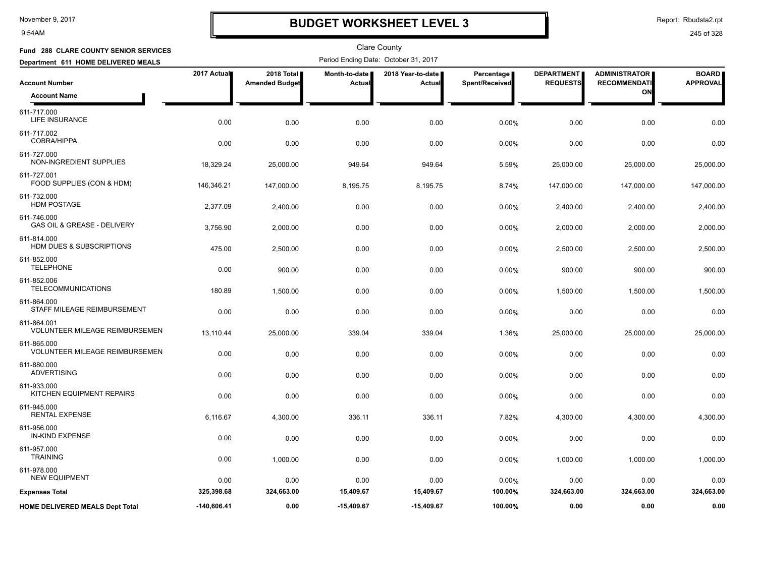# BUDGET WORKSHEET LEVEL 3

November 9, 2017
9:54AM

Report: Rbudsta2.rpt

Clare County

**Fund 288 CLARE COUNTY SENIOR SERVICES**

**Department 611 HOME DELIVERED MEALS**

Period Ending Date: October 31, 2017

| Account Number / Account Name | 2017 Actual | 2018 Total Amended Budget | Month-to-date Actual | 2018 Year-to-date Actual | Percentage Spent/Received | DEPARTMENT REQUESTS | ADMINISTRATOR RECOMMENDATION | BOARD APPROVAL |
|---|---|---|---|---|---|---|---|---|
| 611-717.000 LIFE INSURANCE | 0.00 | 0.00 | 0.00 | 0.00 | 0.00% | 0.00 | 0.00 | 0.00 |
| 611-717.002 COBRA/HIPPA | 0.00 | 0.00 | 0.00 | 0.00 | 0.00% | 0.00 | 0.00 | 0.00 |
| 611-727.000 NON-INGREDIENT SUPPLIES | 18,329.24 | 25,000.00 | 949.64 | 949.64 | 5.59% | 25,000.00 | 25,000.00 | 25,000.00 |
| 611-727.001 FOOD SUPPLIES (CON & HDM) | 146,346.21 | 147,000.00 | 8,195.75 | 8,195.75 | 8.74% | 147,000.00 | 147,000.00 | 147,000.00 |
| 611-732.000 HDM POSTAGE | 2,377.09 | 2,400.00 | 0.00 | 0.00 | 0.00% | 2,400.00 | 2,400.00 | 2,400.00 |
| 611-746.000 GAS OIL & GREASE - DELIVERY | 3,756.90 | 2,000.00 | 0.00 | 0.00 | 0.00% | 2,000.00 | 2,000.00 | 2,000.00 |
| 611-814.000 HDM DUES & SUBSCRIPTIONS | 475.00 | 2,500.00 | 0.00 | 0.00 | 0.00% | 2,500.00 | 2,500.00 | 2,500.00 |
| 611-852.000 TELEPHONE | 0.00 | 900.00 | 0.00 | 0.00 | 0.00% | 900.00 | 900.00 | 900.00 |
| 611-852.006 TELECOMMUNICATIONS | 180.89 | 1,500.00 | 0.00 | 0.00 | 0.00% | 1,500.00 | 1,500.00 | 1,500.00 |
| 611-864.000 STAFF MILEAGE REIMBURSEMENT | 0.00 | 0.00 | 0.00 | 0.00 | 0.00% | 0.00 | 0.00 | 0.00 |
| 611-864.001 VOLUNTEER MILEAGE REIMBURSEMEN | 13,110.44 | 25,000.00 | 339.04 | 339.04 | 1.36% | 25,000.00 | 25,000.00 | 25,000.00 |
| 611-865.000 VOLUNTEER MILEAGE REIMBURSEMEN | 0.00 | 0.00 | 0.00 | 0.00 | 0.00% | 0.00 | 0.00 | 0.00 |
| 611-880.000 ADVERTISING | 0.00 | 0.00 | 0.00 | 0.00 | 0.00% | 0.00 | 0.00 | 0.00 |
| 611-933.000 KITCHEN EQUIPMENT REPAIRS | 0.00 | 0.00 | 0.00 | 0.00 | 0.00% | 0.00 | 0.00 | 0.00 |
| 611-945.000 RENTAL EXPENSE | 6,116.67 | 4,300.00 | 336.11 | 336.11 | 7.82% | 4,300.00 | 4,300.00 | 4,300.00 |
| 611-956.000 IN-KIND EXPENSE | 0.00 | 0.00 | 0.00 | 0.00 | 0.00% | 0.00 | 0.00 | 0.00 |
| 611-957.000 TRAINING | 0.00 | 1,000.00 | 0.00 | 0.00 | 0.00% | 1,000.00 | 1,000.00 | 1,000.00 |
| 611-978.000 NEW EQUIPMENT | 0.00 | 0.00 | 0.00 | 0.00 | 0.00% | 0.00 | 0.00 | 0.00 |
| **Expenses Total** | **325,398.68** | **324,663.00** | **15,409.67** | **15,409.67** | **100.00%** | **324,663.00** | **324,663.00** | **324,663.00** |
| **HOME DELIVERED MEALS Dept Total** | **-140,606.41** | **0.00** | **-15,409.67** | **-15,409.67** | **100.00%** | **0.00** | **0.00** | **0.00** |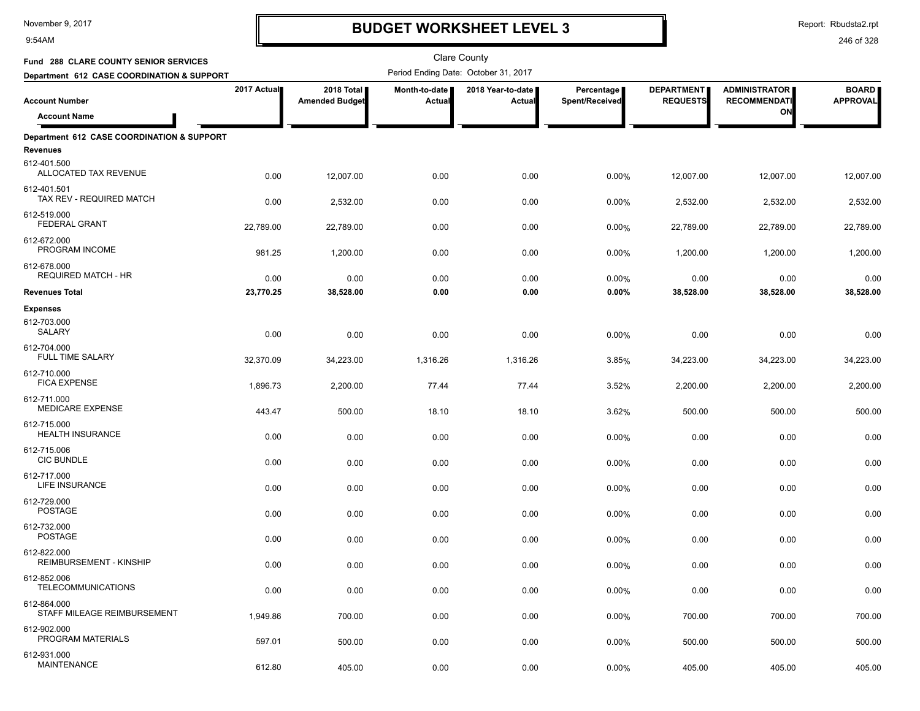# BUDGET WORKSHEET LEVEL 3

Clare County

Period Ending Date: October 31, 2017

**Fund 288 CLARE COUNTY SENIOR SERVICES**

**Department 612 CASE COORDINATION & SUPPORT**

| Account Number / Account Name | 2017 Actual | 2018 Total Amended Budget | Month-to-date Actual | 2018 Year-to-date Actual | Percentage Spent/Received | DEPARTMENT REQUESTS | ADMINISTRATOR RECOMMENDATION | BOARD APPROVAL |
|---|---|---|---|---|---|---|---|---|
| **Department 612 CASE COORDINATION & SUPPORT** | | | | | | | | |
| **Revenues** | | | | | | | | |
| 612-401.500 ALLOCATED TAX REVENUE | 0.00 | 12,007.00 | 0.00 | 0.00 | 0.00% | 12,007.00 | 12,007.00 | 12,007.00 |
| 612-401.501 TAX REV - REQUIRED MATCH | 0.00 | 2,532.00 | 0.00 | 0.00 | 0.00% | 2,532.00 | 2,532.00 | 2,532.00 |
| 612-519.000 FEDERAL GRANT | 22,789.00 | 22,789.00 | 0.00 | 0.00 | 0.00% | 22,789.00 | 22,789.00 | 22,789.00 |
| 612-672.000 PROGRAM INCOME | 981.25 | 1,200.00 | 0.00 | 0.00 | 0.00% | 1,200.00 | 1,200.00 | 1,200.00 |
| 612-678.000 REQUIRED MATCH - HR | 0.00 | 0.00 | 0.00 | 0.00 | 0.00% | 0.00 | 0.00 | 0.00 |
| **Revenues Total** | **23,770.25** | **38,528.00** | **0.00** | **0.00** | **0.00%** | **38,528.00** | **38,528.00** | **38,528.00** |
| **Expenses** | | | | | | | | |
| 612-703.000 SALARY | 0.00 | 0.00 | 0.00 | 0.00 | 0.00% | 0.00 | 0.00 | 0.00 |
| 612-704.000 FULL TIME SALARY | 32,370.09 | 34,223.00 | 1,316.26 | 1,316.26 | 3.85% | 34,223.00 | 34,223.00 | 34,223.00 |
| 612-710.000 FICA EXPENSE | 1,896.73 | 2,200.00 | 77.44 | 77.44 | 3.52% | 2,200.00 | 2,200.00 | 2,200.00 |
| 612-711.000 MEDICARE EXPENSE | 443.47 | 500.00 | 18.10 | 18.10 | 3.62% | 500.00 | 500.00 | 500.00 |
| 612-715.000 HEALTH INSURANCE | 0.00 | 0.00 | 0.00 | 0.00 | 0.00% | 0.00 | 0.00 | 0.00 |
| 612-715.006 CIC BUNDLE | 0.00 | 0.00 | 0.00 | 0.00 | 0.00% | 0.00 | 0.00 | 0.00 |
| 612-717.000 LIFE INSURANCE | 0.00 | 0.00 | 0.00 | 0.00 | 0.00% | 0.00 | 0.00 | 0.00 |
| 612-729.000 POSTAGE | 0.00 | 0.00 | 0.00 | 0.00 | 0.00% | 0.00 | 0.00 | 0.00 |
| 612-732.000 POSTAGE | 0.00 | 0.00 | 0.00 | 0.00 | 0.00% | 0.00 | 0.00 | 0.00 |
| 612-822.000 REIMBURSEMENT - KINSHIP | 0.00 | 0.00 | 0.00 | 0.00 | 0.00% | 0.00 | 0.00 | 0.00 |
| 612-852.006 TELECOMMUNICATIONS | 0.00 | 0.00 | 0.00 | 0.00 | 0.00% | 0.00 | 0.00 | 0.00 |
| 612-864.000 STAFF MILEAGE REIMBURSEMENT | 1,949.86 | 700.00 | 0.00 | 0.00 | 0.00% | 700.00 | 700.00 | 700.00 |
| 612-902.000 PROGRAM MATERIALS | 597.01 | 500.00 | 0.00 | 0.00 | 0.00% | 500.00 | 500.00 | 500.00 |
| 612-931.000 MAINTENANCE | 612.80 | 405.00 | 0.00 | 0.00 | 0.00% | 405.00 | 405.00 | 405.00 |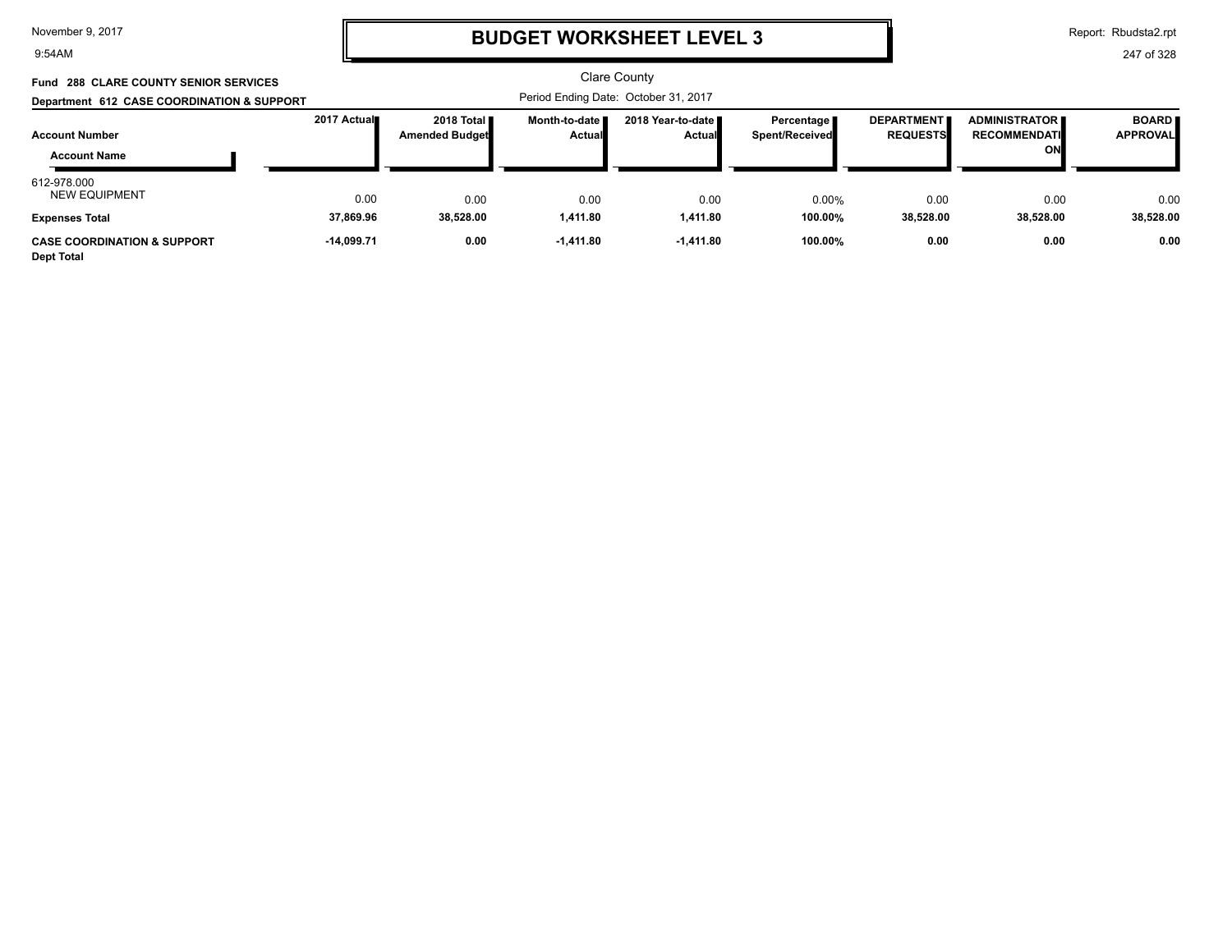# BUDGET WORKSHEET LEVEL 3

Clare County

Period Ending Date: October 31, 2017

**Fund 288 CLARE COUNTY SENIOR SERVICES**

**Department 612 CASE COORDINATION & SUPPORT**

| Account Number / Account Name | 2017 Actual | 2018 Total Amended Budget | Month-to-date Actual | 2018 Year-to-date Actual | Percentage Spent/Received | DEPARTMENT REQUESTS | ADMINISTRATOR RECOMMENDATION | BOARD APPROVAL |
|---|---|---|---|---|---|---|---|---|
| 612-978.000 NEW EQUIPMENT | 0.00 | 0.00 | 0.00 | 0.00 | 0.00% | 0.00 | 0.00 | 0.00 |
| **Expenses Total** | **37,869.96** | **38,528.00** | **1,411.80** | **1,411.80** | **100.00%** | **38,528.00** | **38,528.00** | **38,528.00** |
| **CASE COORDINATION & SUPPORT Dept Total** | **-14,099.71** | **0.00** | **-1,411.80** | **-1,411.80** | **100.00%** | **0.00** | **0.00** | **0.00** |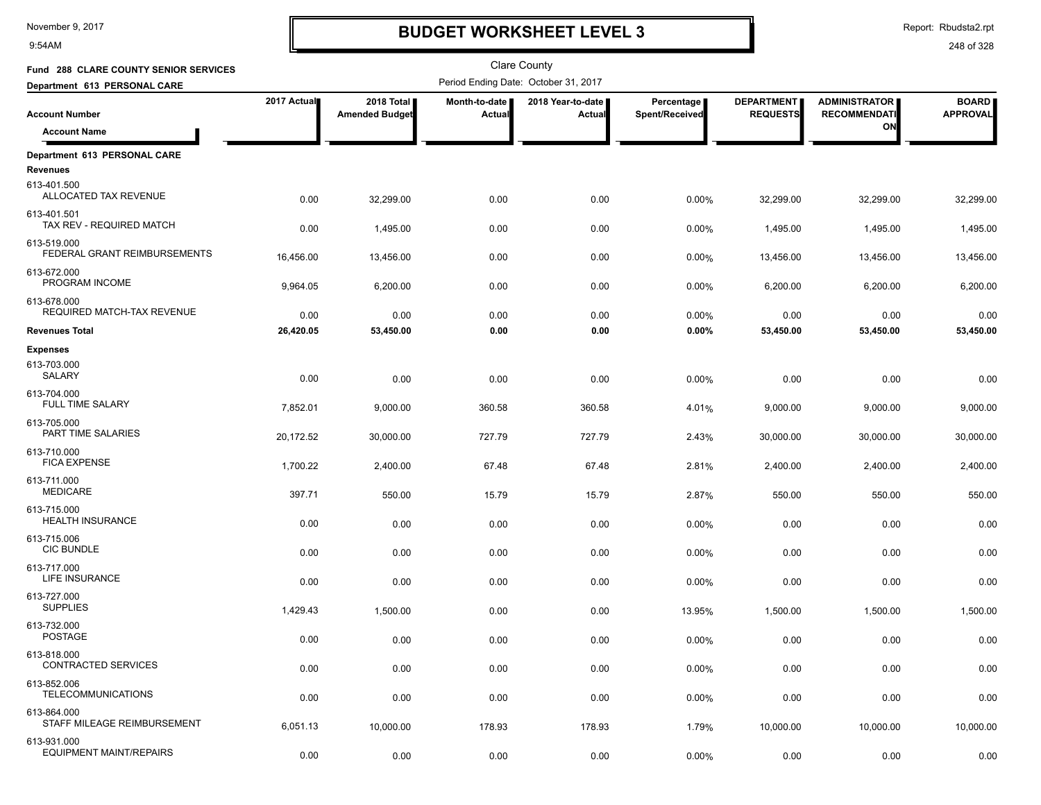# BUDGET WORKSHEET LEVEL 3

November 9, 2017
9:54AM

Report: Rbudsta2.rpt

Clare County

**Fund 288 CLARE COUNTY SENIOR SERVICES**

**Department 613 PERSONAL CARE**

Period Ending Date: October 31, 2017

| Account Number / Account Name | 2017 Actual | 2018 Total Amended Budget | Month-to-date Actual | 2018 Year-to-date Actual | Percentage Spent/Received | DEPARTMENT REQUESTS | ADMINISTRATOR RECOMMENDATION | BOARD APPROVAL |
|---|---|---|---|---|---|---|---|---|
| **Department 613 PERSONAL CARE** | | | | | | | | |
| **Revenues** | | | | | | | | |
| 613-401.500 ALLOCATED TAX REVENUE | 0.00 | 32,299.00 | 0.00 | 0.00 | 0.00% | 32,299.00 | 32,299.00 | 32,299.00 |
| 613-401.501 TAX REV - REQUIRED MATCH | 0.00 | 1,495.00 | 0.00 | 0.00 | 0.00% | 1,495.00 | 1,495.00 | 1,495.00 |
| 613-519.000 FEDERAL GRANT REIMBURSEMENTS | 16,456.00 | 13,456.00 | 0.00 | 0.00 | 0.00% | 13,456.00 | 13,456.00 | 13,456.00 |
| 613-672.000 PROGRAM INCOME | 9,964.05 | 6,200.00 | 0.00 | 0.00 | 0.00% | 6,200.00 | 6,200.00 | 6,200.00 |
| 613-678.000 REQUIRED MATCH-TAX REVENUE | 0.00 | 0.00 | 0.00 | 0.00 | 0.00% | 0.00 | 0.00 | 0.00 |
| **Revenues Total** | **26,420.05** | **53,450.00** | **0.00** | **0.00** | **0.00%** | **53,450.00** | **53,450.00** | **53,450.00** |
| **Expenses** | | | | | | | | |
| 613-703.000 SALARY | 0.00 | 0.00 | 0.00 | 0.00 | 0.00% | 0.00 | 0.00 | 0.00 |
| 613-704.000 FULL TIME SALARY | 7,852.01 | 9,000.00 | 360.58 | 360.58 | 4.01% | 9,000.00 | 9,000.00 | 9,000.00 |
| 613-705.000 PART TIME SALARIES | 20,172.52 | 30,000.00 | 727.79 | 727.79 | 2.43% | 30,000.00 | 30,000.00 | 30,000.00 |
| 613-710.000 FICA EXPENSE | 1,700.22 | 2,400.00 | 67.48 | 67.48 | 2.81% | 2,400.00 | 2,400.00 | 2,400.00 |
| 613-711.000 MEDICARE | 397.71 | 550.00 | 15.79 | 15.79 | 2.87% | 550.00 | 550.00 | 550.00 |
| 613-715.000 HEALTH INSURANCE | 0.00 | 0.00 | 0.00 | 0.00 | 0.00% | 0.00 | 0.00 | 0.00 |
| 613-715.006 CIC BUNDLE | 0.00 | 0.00 | 0.00 | 0.00 | 0.00% | 0.00 | 0.00 | 0.00 |
| 613-717.000 LIFE INSURANCE | 0.00 | 0.00 | 0.00 | 0.00 | 0.00% | 0.00 | 0.00 | 0.00 |
| 613-727.000 SUPPLIES | 1,429.43 | 1,500.00 | 0.00 | 0.00 | 13.95% | 1,500.00 | 1,500.00 | 1,500.00 |
| 613-732.000 POSTAGE | 0.00 | 0.00 | 0.00 | 0.00 | 0.00% | 0.00 | 0.00 | 0.00 |
| 613-818.000 CONTRACTED SERVICES | 0.00 | 0.00 | 0.00 | 0.00 | 0.00% | 0.00 | 0.00 | 0.00 |
| 613-852.006 TELECOMMUNICATIONS | 0.00 | 0.00 | 0.00 | 0.00 | 0.00% | 0.00 | 0.00 | 0.00 |
| 613-864.000 STAFF MILEAGE REIMBURSEMENT | 6,051.13 | 10,000.00 | 178.93 | 178.93 | 1.79% | 10,000.00 | 10,000.00 | 10,000.00 |
| 613-931.000 EQUIPMENT MAINT/REPAIRS | 0.00 | 0.00 | 0.00 | 0.00 | 0.00% | 0.00 | 0.00 | 0.00 |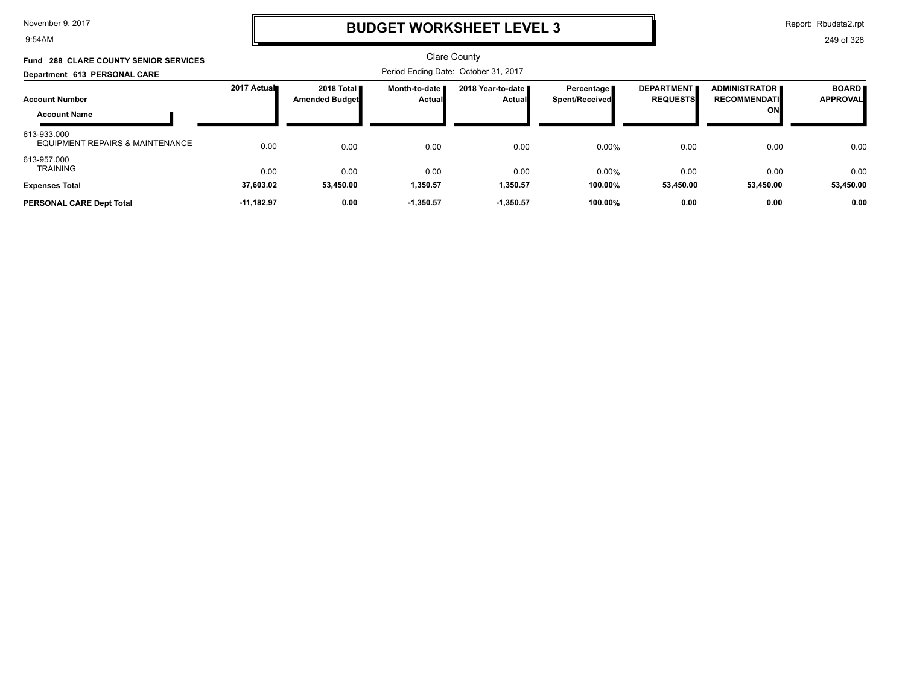# BUDGET WORKSHEET LEVEL 3

Clare County

**Fund 288 CLARE COUNTY SENIOR SERVICES**

**Department 613 PERSONAL CARE**

Period Ending Date: October 31, 2017

| Account Number / Account Name | 2017 Actual | 2018 Total Amended Budget | Month-to-date Actual | 2018 Year-to-date Actual | Percentage Spent/Received | DEPARTMENT REQUESTS | ADMINISTRATOR RECOMMENDATION | BOARD APPROVAL |
|---|---|---|---|---|---|---|---|---|
| 613-933.000 EQUIPMENT REPAIRS & MAINTENANCE | 0.00 | 0.00 | 0.00 | 0.00 | 0.00% | 0.00 | 0.00 | 0.00 |
| 613-957.000 TRAINING | 0.00 | 0.00 | 0.00 | 0.00 | 0.00% | 0.00 | 0.00 | 0.00 |
| **Expenses Total** | **37,603.02** | **53,450.00** | **1,350.57** | **1,350.57** | **100.00%** | **53,450.00** | **53,450.00** | **53,450.00** |
| **PERSONAL CARE Dept Total** | **-11,182.97** | **0.00** | **-1,350.57** | **-1,350.57** | **100.00%** | **0.00** | **0.00** | **0.00** |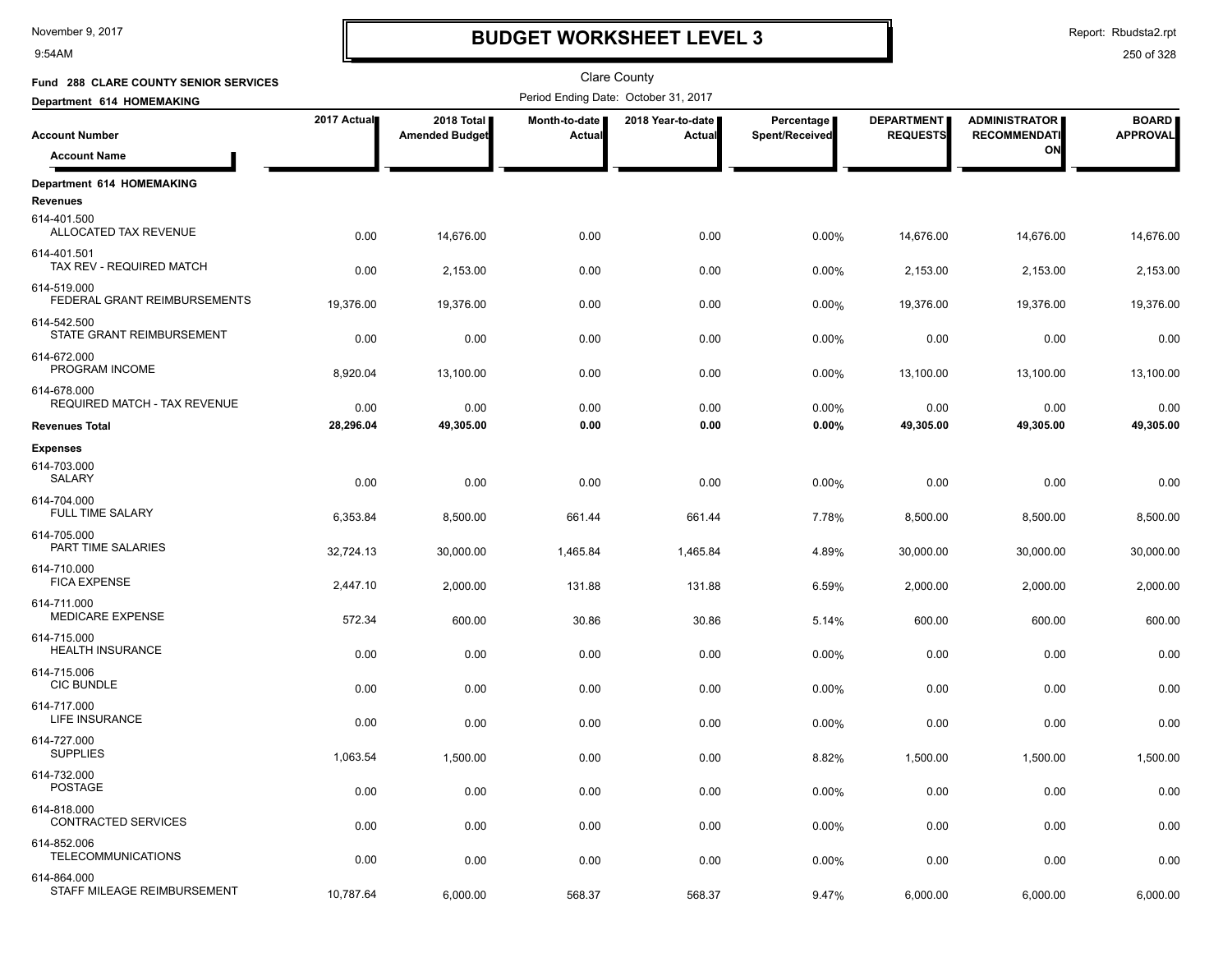# BUDGET WORKSHEET LEVEL 3

Clare County

**Fund 288 CLARE COUNTY SENIOR SERVICES**

**Department 614 HOMEMAKING**

Period Ending Date: October 31, 2017

| Account Number / Account Name | 2017 Actual | 2018 Total Amended Budget | Month-to-date Actual | 2018 Year-to-date Actual | Percentage Spent/Received | DEPARTMENT REQUESTS | ADMINISTRATOR RECOMMENDATION | BOARD APPROVAL |
|---|---|---|---|---|---|---|---|---|
| **Department 614 HOMEMAKING** | | | | | | | | |
| **Revenues** | | | | | | | | |
| 614-401.500 ALLOCATED TAX REVENUE | 0.00 | 14,676.00 | 0.00 | 0.00 | 0.00% | 14,676.00 | 14,676.00 | 14,676.00 |
| 614-401.501 TAX REV - REQUIRED MATCH | 0.00 | 2,153.00 | 0.00 | 0.00 | 0.00% | 2,153.00 | 2,153.00 | 2,153.00 |
| 614-519.000 FEDERAL GRANT REIMBURSEMENTS | 19,376.00 | 19,376.00 | 0.00 | 0.00 | 0.00% | 19,376.00 | 19,376.00 | 19,376.00 |
| 614-542.500 STATE GRANT REIMBURSEMENT | 0.00 | 0.00 | 0.00 | 0.00 | 0.00% | 0.00 | 0.00 | 0.00 |
| 614-672.000 PROGRAM INCOME | 8,920.04 | 13,100.00 | 0.00 | 0.00 | 0.00% | 13,100.00 | 13,100.00 | 13,100.00 |
| 614-678.000 REQUIRED MATCH - TAX REVENUE | 0.00 | 0.00 | 0.00 | 0.00 | 0.00% | 0.00 | 0.00 | 0.00 |
| **Revenues Total** | **28,296.04** | **49,305.00** | **0.00** | **0.00** | **0.00%** | **49,305.00** | **49,305.00** | **49,305.00** |
| **Expenses** | | | | | | | | |
| 614-703.000 SALARY | 0.00 | 0.00 | 0.00 | 0.00 | 0.00% | 0.00 | 0.00 | 0.00 |
| 614-704.000 FULL TIME SALARY | 6,353.84 | 8,500.00 | 661.44 | 661.44 | 7.78% | 8,500.00 | 8,500.00 | 8,500.00 |
| 614-705.000 PART TIME SALARIES | 32,724.13 | 30,000.00 | 1,465.84 | 1,465.84 | 4.89% | 30,000.00 | 30,000.00 | 30,000.00 |
| 614-710.000 FICA EXPENSE | 2,447.10 | 2,000.00 | 131.88 | 131.88 | 6.59% | 2,000.00 | 2,000.00 | 2,000.00 |
| 614-711.000 MEDICARE EXPENSE | 572.34 | 600.00 | 30.86 | 30.86 | 5.14% | 600.00 | 600.00 | 600.00 |
| 614-715.000 HEALTH INSURANCE | 0.00 | 0.00 | 0.00 | 0.00 | 0.00% | 0.00 | 0.00 | 0.00 |
| 614-715.006 CIC BUNDLE | 0.00 | 0.00 | 0.00 | 0.00 | 0.00% | 0.00 | 0.00 | 0.00 |
| 614-717.000 LIFE INSURANCE | 0.00 | 0.00 | 0.00 | 0.00 | 0.00% | 0.00 | 0.00 | 0.00 |
| 614-727.000 SUPPLIES | 1,063.54 | 1,500.00 | 0.00 | 0.00 | 8.82% | 1,500.00 | 1,500.00 | 1,500.00 |
| 614-732.000 POSTAGE | 0.00 | 0.00 | 0.00 | 0.00 | 0.00% | 0.00 | 0.00 | 0.00 |
| 614-818.000 CONTRACTED SERVICES | 0.00 | 0.00 | 0.00 | 0.00 | 0.00% | 0.00 | 0.00 | 0.00 |
| 614-852.006 TELECOMMUNICATIONS | 0.00 | 0.00 | 0.00 | 0.00 | 0.00% | 0.00 | 0.00 | 0.00 |
| 614-864.000 STAFF MILEAGE REIMBURSEMENT | 10,787.64 | 6,000.00 | 568.37 | 568.37 | 9.47% | 6,000.00 | 6,000.00 | 6,000.00 |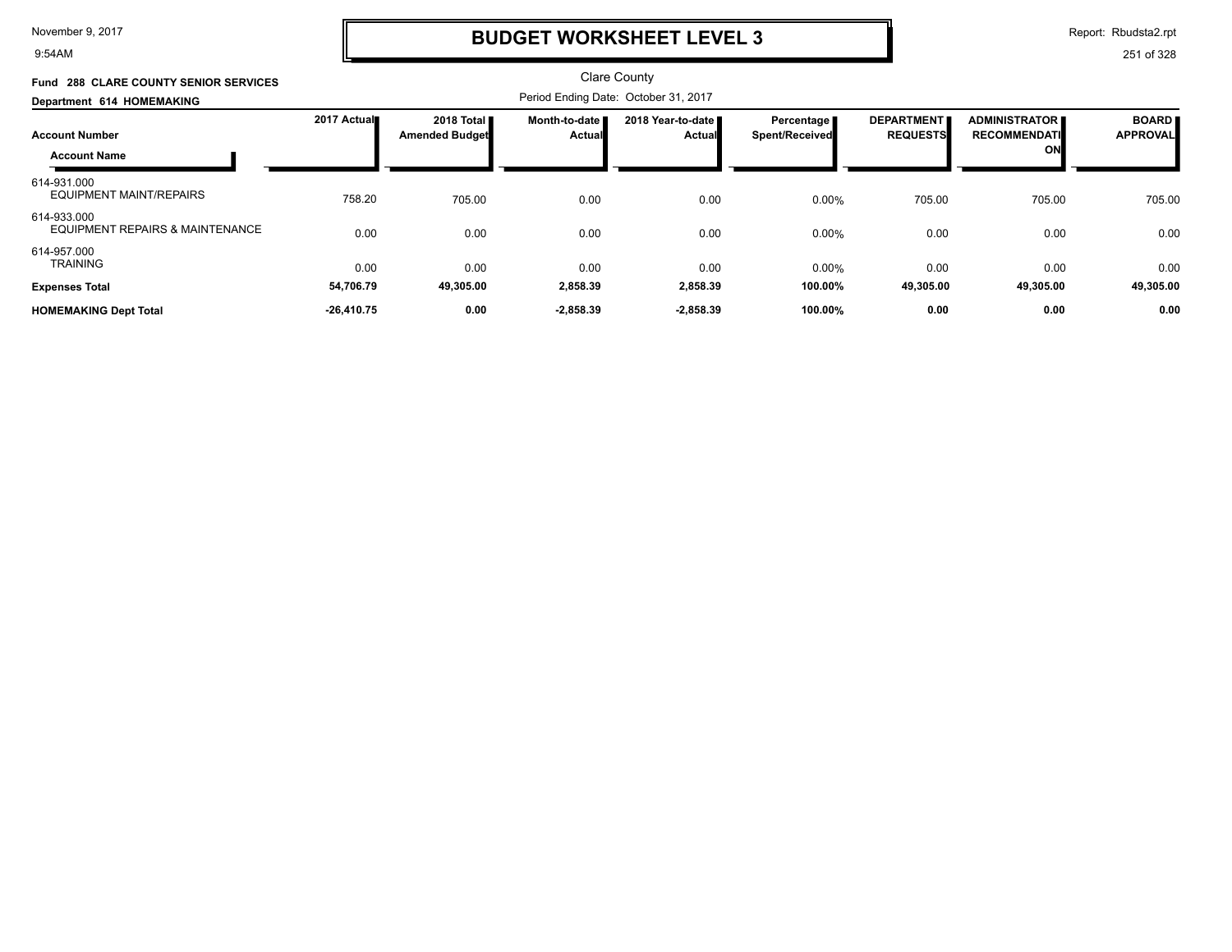# BUDGET WORKSHEET LEVEL 3

Clare County

**Fund 288 CLARE COUNTY SENIOR SERVICES**

**Department 614 HOMEMAKING**

Period Ending Date: October 31, 2017

| Account Number / Account Name | 2017 Actual | 2018 Total Amended Budget | Month-to-date Actual | 2018 Year-to-date Actual | Percentage Spent/Received | DEPARTMENT REQUESTS | ADMINISTRATOR RECOMMENDATION | BOARD APPROVAL |
|---|---|---|---|---|---|---|---|---|
| 614-931.000 EQUIPMENT MAINT/REPAIRS | 758.20 | 705.00 | 0.00 | 0.00 | 0.00% | 705.00 | 705.00 | 705.00 |
| 614-933.000 EQUIPMENT REPAIRS & MAINTENANCE | 0.00 | 0.00 | 0.00 | 0.00 | 0.00% | 0.00 | 0.00 | 0.00 |
| 614-957.000 TRAINING | 0.00 | 0.00 | 0.00 | 0.00 | 0.00% | 0.00 | 0.00 | 0.00 |
| **Expenses Total** | **54,706.79** | **49,305.00** | **2,858.39** | **2,858.39** | **100.00%** | **49,305.00** | **49,305.00** | **49,305.00** |
| **HOMEMAKING Dept Total** | **-26,410.75** | **0.00** | **-2,858.39** | **-2,858.39** | **100.00%** | **0.00** | **0.00** | **0.00** |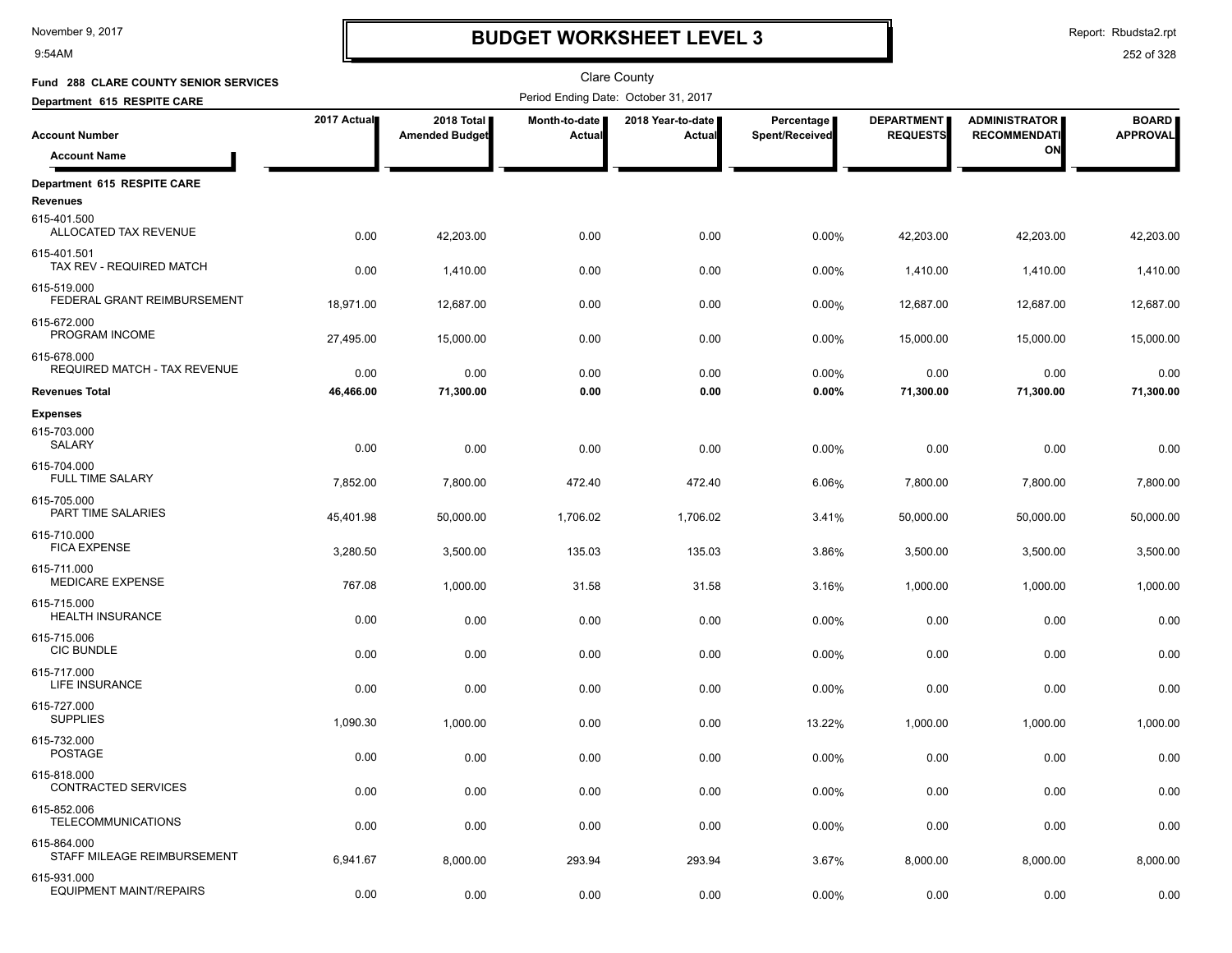# BUDGET WORKSHEET LEVEL 3

November 9, 2017
9:54AM

Report: Rbudsta2.rpt

Clare County

**Fund 288 CLARE COUNTY SENIOR SERVICES**

**Department 615 RESPITE CARE**

Period Ending Date: October 31, 2017

| Account Number / Account Name | 2017 Actual | 2018 Total Amended Budget | Month-to-date Actual | 2018 Year-to-date Actual | Percentage Spent/Received | DEPARTMENT REQUESTS | ADMINISTRATOR RECOMMENDATION | BOARD APPROVAL |
|---|---|---|---|---|---|---|---|---|
| **Department 615 RESPITE CARE** | | | | | | | | |
| **Revenues** | | | | | | | | |
| 615-401.500 ALLOCATED TAX REVENUE | 0.00 | 42,203.00 | 0.00 | 0.00 | 0.00% | 42,203.00 | 42,203.00 | 42,203.00 |
| 615-401.501 TAX REV - REQUIRED MATCH | 0.00 | 1,410.00 | 0.00 | 0.00 | 0.00% | 1,410.00 | 1,410.00 | 1,410.00 |
| 615-519.000 FEDERAL GRANT REIMBURSEMENT | 18,971.00 | 12,687.00 | 0.00 | 0.00 | 0.00% | 12,687.00 | 12,687.00 | 12,687.00 |
| 615-672.000 PROGRAM INCOME | 27,495.00 | 15,000.00 | 0.00 | 0.00 | 0.00% | 15,000.00 | 15,000.00 | 15,000.00 |
| 615-678.000 REQUIRED MATCH - TAX REVENUE | 0.00 | 0.00 | 0.00 | 0.00 | 0.00% | 0.00 | 0.00 | 0.00 |
| **Revenues Total** | **46,466.00** | **71,300.00** | **0.00** | **0.00** | **0.00%** | **71,300.00** | **71,300.00** | **71,300.00** |
| **Expenses** | | | | | | | | |
| 615-703.000 SALARY | 0.00 | 0.00 | 0.00 | 0.00 | 0.00% | 0.00 | 0.00 | 0.00 |
| 615-704.000 FULL TIME SALARY | 7,852.00 | 7,800.00 | 472.40 | 472.40 | 6.06% | 7,800.00 | 7,800.00 | 7,800.00 |
| 615-705.000 PART TIME SALARIES | 45,401.98 | 50,000.00 | 1,706.02 | 1,706.02 | 3.41% | 50,000.00 | 50,000.00 | 50,000.00 |
| 615-710.000 FICA EXPENSE | 3,280.50 | 3,500.00 | 135.03 | 135.03 | 3.86% | 3,500.00 | 3,500.00 | 3,500.00 |
| 615-711.000 MEDICARE EXPENSE | 767.08 | 1,000.00 | 31.58 | 31.58 | 3.16% | 1,000.00 | 1,000.00 | 1,000.00 |
| 615-715.000 HEALTH INSURANCE | 0.00 | 0.00 | 0.00 | 0.00 | 0.00% | 0.00 | 0.00 | 0.00 |
| 615-715.006 CIC BUNDLE | 0.00 | 0.00 | 0.00 | 0.00 | 0.00% | 0.00 | 0.00 | 0.00 |
| 615-717.000 LIFE INSURANCE | 0.00 | 0.00 | 0.00 | 0.00 | 0.00% | 0.00 | 0.00 | 0.00 |
| 615-727.000 SUPPLIES | 1,090.30 | 1,000.00 | 0.00 | 0.00 | 13.22% | 1,000.00 | 1,000.00 | 1,000.00 |
| 615-732.000 POSTAGE | 0.00 | 0.00 | 0.00 | 0.00 | 0.00% | 0.00 | 0.00 | 0.00 |
| 615-818.000 CONTRACTED SERVICES | 0.00 | 0.00 | 0.00 | 0.00 | 0.00% | 0.00 | 0.00 | 0.00 |
| 615-852.006 TELECOMMUNICATIONS | 0.00 | 0.00 | 0.00 | 0.00 | 0.00% | 0.00 | 0.00 | 0.00 |
| 615-864.000 STAFF MILEAGE REIMBURSEMENT | 6,941.67 | 8,000.00 | 293.94 | 293.94 | 3.67% | 8,000.00 | 8,000.00 | 8,000.00 |
| 615-931.000 EQUIPMENT MAINT/REPAIRS | 0.00 | 0.00 | 0.00 | 0.00 | 0.00% | 0.00 | 0.00 | 0.00 |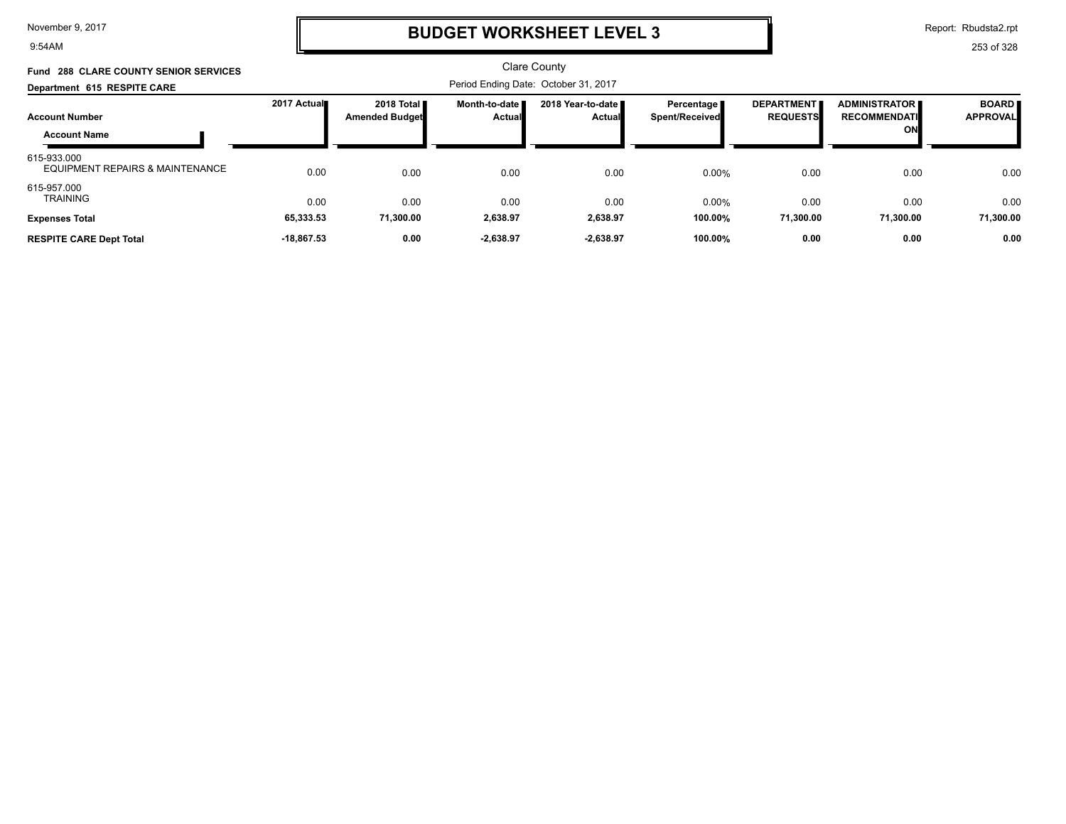# BUDGET WORKSHEET LEVEL 3

Clare County

**Fund 288 CLARE COUNTY SENIOR SERVICES**

**Department 615 RESPITE CARE**

Period Ending Date: October 31, 2017

| Account Number / Account Name | 2017 Actual | 2018 Total Amended Budget | Month-to-date Actual | 2018 Year-to-date Actual | Percentage Spent/Received | DEPARTMENT REQUESTS | ADMINISTRATOR RECOMMENDATION | BOARD APPROVAL |
|---|---|---|---|---|---|---|---|---|
| 615-933.000 EQUIPMENT REPAIRS & MAINTENANCE | 0.00 | 0.00 | 0.00 | 0.00 | 0.00% | 0.00 | 0.00 | 0.00 |
| 615-957.000 TRAINING | 0.00 | 0.00 | 0.00 | 0.00 | 0.00% | 0.00 | 0.00 | 0.00 |
| **Expenses Total** | **65,333.53** | **71,300.00** | **2,638.97** | **2,638.97** | **100.00%** | **71,300.00** | **71,300.00** | **71,300.00** |
| **RESPITE CARE Dept Total** | **-18,867.53** | **0.00** | **-2,638.97** | **-2,638.97** | **100.00%** | **0.00** | **0.00** | **0.00** |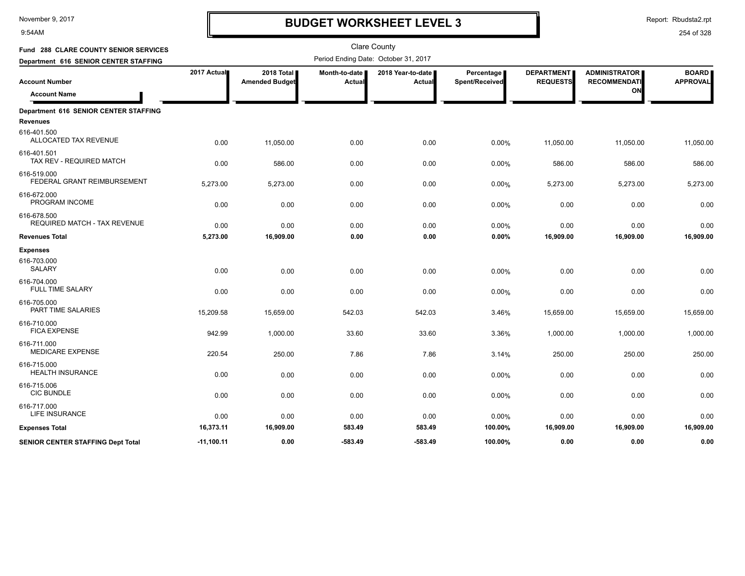# BUDGET WORKSHEET LEVEL 3

November 9, 2017
9:54AM

Report: Rbudsta2.rpt

Clare County

**Fund 288 CLARE COUNTY SENIOR SERVICES**

**Department 616 SENIOR CENTER STAFFING**

Period Ending Date: October 31, 2017

| Account Number / Account Name | 2017 Actual | 2018 Total Amended Budget | Month-to-date Actual | 2018 Year-to-date Actual | Percentage Spent/Received | DEPARTMENT REQUESTS | ADMINISTRATOR RECOMMENDATION | BOARD APPROVAL |
|---|---|---|---|---|---|---|---|---|
| **Department 616 SENIOR CENTER STAFFING** | | | | | | | | |
| **Revenues** | | | | | | | | |
| 616-401.500 ALLOCATED TAX REVENUE | 0.00 | 11,050.00 | 0.00 | 0.00 | 0.00% | 11,050.00 | 11,050.00 | 11,050.00 |
| 616-401.501 TAX REV - REQUIRED MATCH | 0.00 | 586.00 | 0.00 | 0.00 | 0.00% | 586.00 | 586.00 | 586.00 |
| 616-519.000 FEDERAL GRANT REIMBURSEMENT | 5,273.00 | 5,273.00 | 0.00 | 0.00 | 0.00% | 5,273.00 | 5,273.00 | 5,273.00 |
| 616-672.000 PROGRAM INCOME | 0.00 | 0.00 | 0.00 | 0.00 | 0.00% | 0.00 | 0.00 | 0.00 |
| 616-678.500 REQUIRED MATCH - TAX REVENUE | 0.00 | 0.00 | 0.00 | 0.00 | 0.00% | 0.00 | 0.00 | 0.00 |
| **Revenues Total** | **5,273.00** | **16,909.00** | **0.00** | **0.00** | **0.00%** | **16,909.00** | **16,909.00** | **16,909.00** |
| **Expenses** | | | | | | | | |
| 616-703.000 SALARY | 0.00 | 0.00 | 0.00 | 0.00 | 0.00% | 0.00 | 0.00 | 0.00 |
| 616-704.000 FULL TIME SALARY | 0.00 | 0.00 | 0.00 | 0.00 | 0.00% | 0.00 | 0.00 | 0.00 |
| 616-705.000 PART TIME SALARIES | 15,209.58 | 15,659.00 | 542.03 | 542.03 | 3.46% | 15,659.00 | 15,659.00 | 15,659.00 |
| 616-710.000 FICA EXPENSE | 942.99 | 1,000.00 | 33.60 | 33.60 | 3.36% | 1,000.00 | 1,000.00 | 1,000.00 |
| 616-711.000 MEDICARE EXPENSE | 220.54 | 250.00 | 7.86 | 7.86 | 3.14% | 250.00 | 250.00 | 250.00 |
| 616-715.000 HEALTH INSURANCE | 0.00 | 0.00 | 0.00 | 0.00 | 0.00% | 0.00 | 0.00 | 0.00 |
| 616-715.006 CIC BUNDLE | 0.00 | 0.00 | 0.00 | 0.00 | 0.00% | 0.00 | 0.00 | 0.00 |
| 616-717.000 LIFE INSURANCE | 0.00 | 0.00 | 0.00 | 0.00 | 0.00% | 0.00 | 0.00 | 0.00 |
| **Expenses Total** | **16,373.11** | **16,909.00** | **583.49** | **583.49** | **100.00%** | **16,909.00** | **16,909.00** | **16,909.00** |
| **SENIOR CENTER STAFFING Dept Total** | **-11,100.11** | **0.00** | **-583.49** | **-583.49** | **100.00%** | **0.00** | **0.00** | **0.00** |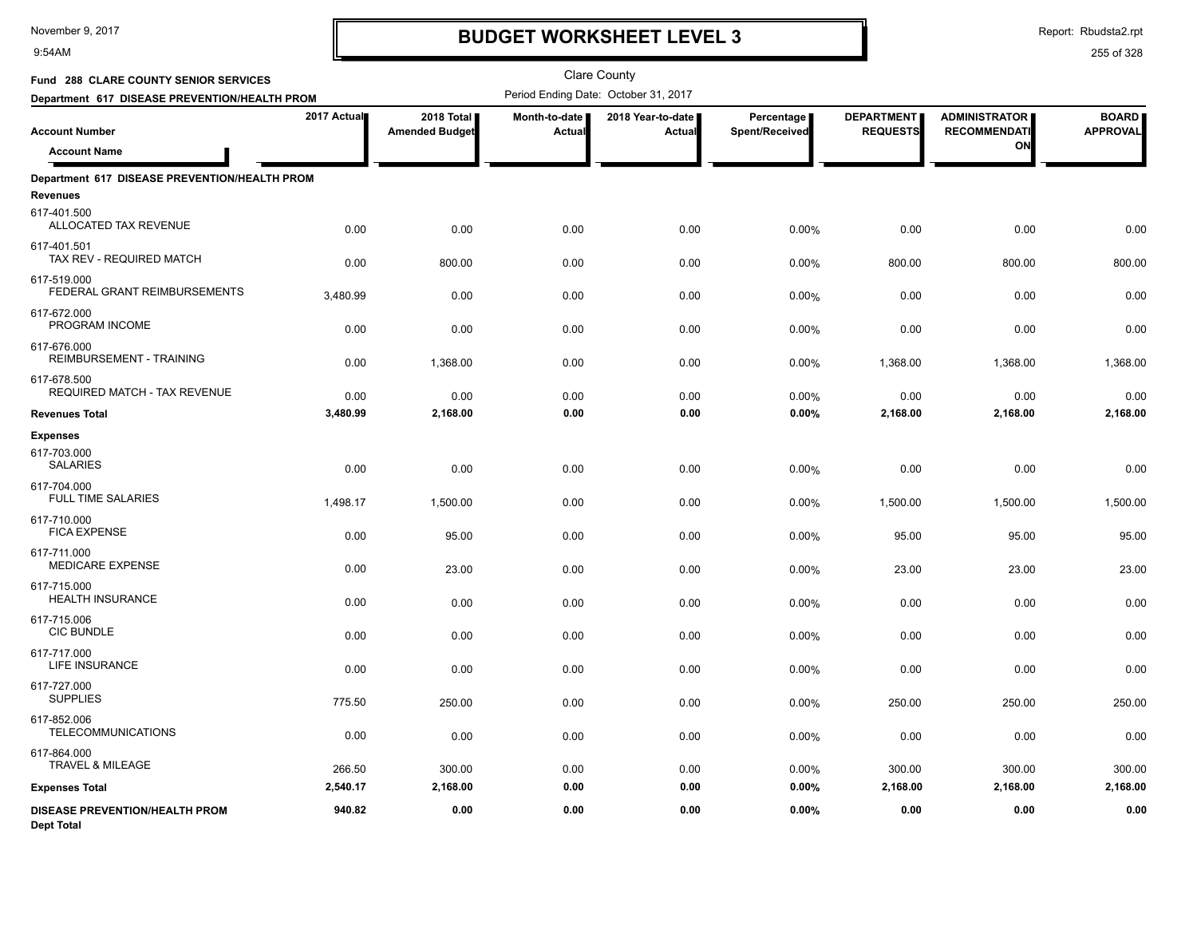# BUDGET WORKSHEET LEVEL 3

Clare County

**Fund 288 CLARE COUNTY SENIOR SERVICES**

**Department 617 DISEASE PREVENTION/HEALTH PROM**

Period Ending Date: October 31, 2017

| Account Number / Account Name | 2017 Actual | 2018 Total Amended Budget | Month-to-date Actual | 2018 Year-to-date Actual | Percentage Spent/Received | DEPARTMENT REQUESTS | ADMINISTRATOR RECOMMENDATION | BOARD APPROVAL |
|---|---|---|---|---|---|---|---|---|
| **Department 617 DISEASE PREVENTION/HEALTH PROM** | | | | | | | | |
| **Revenues** | | | | | | | | |
| 617-401.500 ALLOCATED TAX REVENUE | 0.00 | 0.00 | 0.00 | 0.00 | 0.00% | 0.00 | 0.00 | 0.00 |
| 617-401.501 TAX REV - REQUIRED MATCH | 0.00 | 800.00 | 0.00 | 0.00 | 0.00% | 800.00 | 800.00 | 800.00 |
| 617-519.000 FEDERAL GRANT REIMBURSEMENTS | 3,480.99 | 0.00 | 0.00 | 0.00 | 0.00% | 0.00 | 0.00 | 0.00 |
| 617-672.000 PROGRAM INCOME | 0.00 | 0.00 | 0.00 | 0.00 | 0.00% | 0.00 | 0.00 | 0.00 |
| 617-676.000 REIMBURSEMENT - TRAINING | 0.00 | 1,368.00 | 0.00 | 0.00 | 0.00% | 1,368.00 | 1,368.00 | 1,368.00 |
| 617-678.500 REQUIRED MATCH - TAX REVENUE | 0.00 | 0.00 | 0.00 | 0.00 | 0.00% | 0.00 | 0.00 | 0.00 |
| **Revenues Total** | **3,480.99** | **2,168.00** | **0.00** | **0.00** | **0.00%** | **2,168.00** | **2,168.00** | **2,168.00** |
| **Expenses** | | | | | | | | |
| 617-703.000 SALARIES | 0.00 | 0.00 | 0.00 | 0.00 | 0.00% | 0.00 | 0.00 | 0.00 |
| 617-704.000 FULL TIME SALARIES | 1,498.17 | 1,500.00 | 0.00 | 0.00 | 0.00% | 1,500.00 | 1,500.00 | 1,500.00 |
| 617-710.000 FICA EXPENSE | 0.00 | 95.00 | 0.00 | 0.00 | 0.00% | 95.00 | 95.00 | 95.00 |
| 617-711.000 MEDICARE EXPENSE | 0.00 | 23.00 | 0.00 | 0.00 | 0.00% | 23.00 | 23.00 | 23.00 |
| 617-715.000 HEALTH INSURANCE | 0.00 | 0.00 | 0.00 | 0.00 | 0.00% | 0.00 | 0.00 | 0.00 |
| 617-715.006 CIC BUNDLE | 0.00 | 0.00 | 0.00 | 0.00 | 0.00% | 0.00 | 0.00 | 0.00 |
| 617-717.000 LIFE INSURANCE | 0.00 | 0.00 | 0.00 | 0.00 | 0.00% | 0.00 | 0.00 | 0.00 |
| 617-727.000 SUPPLIES | 775.50 | 250.00 | 0.00 | 0.00 | 0.00% | 250.00 | 250.00 | 250.00 |
| 617-852.006 TELECOMMUNICATIONS | 0.00 | 0.00 | 0.00 | 0.00 | 0.00% | 0.00 | 0.00 | 0.00 |
| 617-864.000 TRAVEL & MILEAGE | 266.50 | 300.00 | 0.00 | 0.00 | 0.00% | 300.00 | 300.00 | 300.00 |
| **Expenses Total** | **2,540.17** | **2,168.00** | **0.00** | **0.00** | **0.00%** | **2,168.00** | **2,168.00** | **2,168.00** |
| **DISEASE PREVENTION/HEALTH PROM Dept Total** | **940.82** | **0.00** | **0.00** | **0.00** | **0.00%** | **0.00** | **0.00** | **0.00** |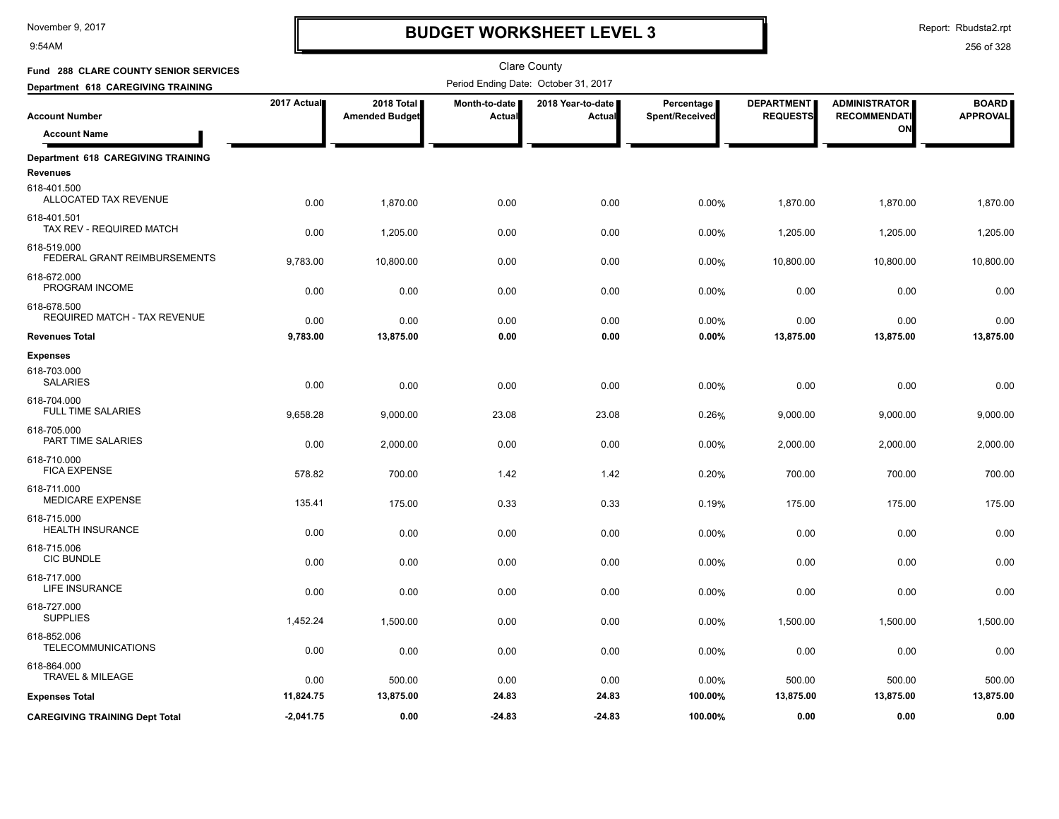# BUDGET WORKSHEET LEVEL 3

Clare County

**Fund 288 CLARE COUNTY SENIOR SERVICES**

**Department 618 CAREGIVING TRAINING**

Period Ending Date: October 31, 2017

| Account Number / Account Name | 2017 Actual | 2018 Total Amended Budget | Month-to-date Actual | 2018 Year-to-date Actual | Percentage Spent/Received | DEPARTMENT REQUESTS | ADMINISTRATOR RECOMMENDATION | BOARD APPROVAL |
|---|---|---|---|---|---|---|---|---|
| **Department 618 CAREGIVING TRAINING** | | | | | | | | |
| **Revenues** | | | | | | | | |
| 618-401.500 ALLOCATED TAX REVENUE | 0.00 | 1,870.00 | 0.00 | 0.00 | 0.00% | 1,870.00 | 1,870.00 | 1,870.00 |
| 618-401.501 TAX REV - REQUIRED MATCH | 0.00 | 1,205.00 | 0.00 | 0.00 | 0.00% | 1,205.00 | 1,205.00 | 1,205.00 |
| 618-519.000 FEDERAL GRANT REIMBURSEMENTS | 9,783.00 | 10,800.00 | 0.00 | 0.00 | 0.00% | 10,800.00 | 10,800.00 | 10,800.00 |
| 618-672.000 PROGRAM INCOME | 0.00 | 0.00 | 0.00 | 0.00 | 0.00% | 0.00 | 0.00 | 0.00 |
| 618-678.500 REQUIRED MATCH - TAX REVENUE | 0.00 | 0.00 | 0.00 | 0.00 | 0.00% | 0.00 | 0.00 | 0.00 |
| **Revenues Total** | **9,783.00** | **13,875.00** | **0.00** | **0.00** | **0.00%** | **13,875.00** | **13,875.00** | **13,875.00** |
| **Expenses** | | | | | | | | |
| 618-703.000 SALARIES | 0.00 | 0.00 | 0.00 | 0.00 | 0.00% | 0.00 | 0.00 | 0.00 |
| 618-704.000 FULL TIME SALARIES | 9,658.28 | 9,000.00 | 23.08 | 23.08 | 0.26% | 9,000.00 | 9,000.00 | 9,000.00 |
| 618-705.000 PART TIME SALARIES | 0.00 | 2,000.00 | 0.00 | 0.00 | 0.00% | 2,000.00 | 2,000.00 | 2,000.00 |
| 618-710.000 FICA EXPENSE | 578.82 | 700.00 | 1.42 | 1.42 | 0.20% | 700.00 | 700.00 | 700.00 |
| 618-711.000 MEDICARE EXPENSE | 135.41 | 175.00 | 0.33 | 0.33 | 0.19% | 175.00 | 175.00 | 175.00 |
| 618-715.000 HEALTH INSURANCE | 0.00 | 0.00 | 0.00 | 0.00 | 0.00% | 0.00 | 0.00 | 0.00 |
| 618-715.006 CIC BUNDLE | 0.00 | 0.00 | 0.00 | 0.00 | 0.00% | 0.00 | 0.00 | 0.00 |
| 618-717.000 LIFE INSURANCE | 0.00 | 0.00 | 0.00 | 0.00 | 0.00% | 0.00 | 0.00 | 0.00 |
| 618-727.000 SUPPLIES | 1,452.24 | 1,500.00 | 0.00 | 0.00 | 0.00% | 1,500.00 | 1,500.00 | 1,500.00 |
| 618-852.006 TELECOMMUNICATIONS | 0.00 | 0.00 | 0.00 | 0.00 | 0.00% | 0.00 | 0.00 | 0.00 |
| 618-864.000 TRAVEL & MILEAGE | 0.00 | 500.00 | 0.00 | 0.00 | 0.00% | 500.00 | 500.00 | 500.00 |
| **Expenses Total** | **11,824.75** | **13,875.00** | **24.83** | **24.83** | **100.00%** | **13,875.00** | **13,875.00** | **13,875.00** |
| **CAREGIVING TRAINING Dept Total** | **-2,041.75** | **0.00** | **-24.83** | **-24.83** | **100.00%** | **0.00** | **0.00** | **0.00** |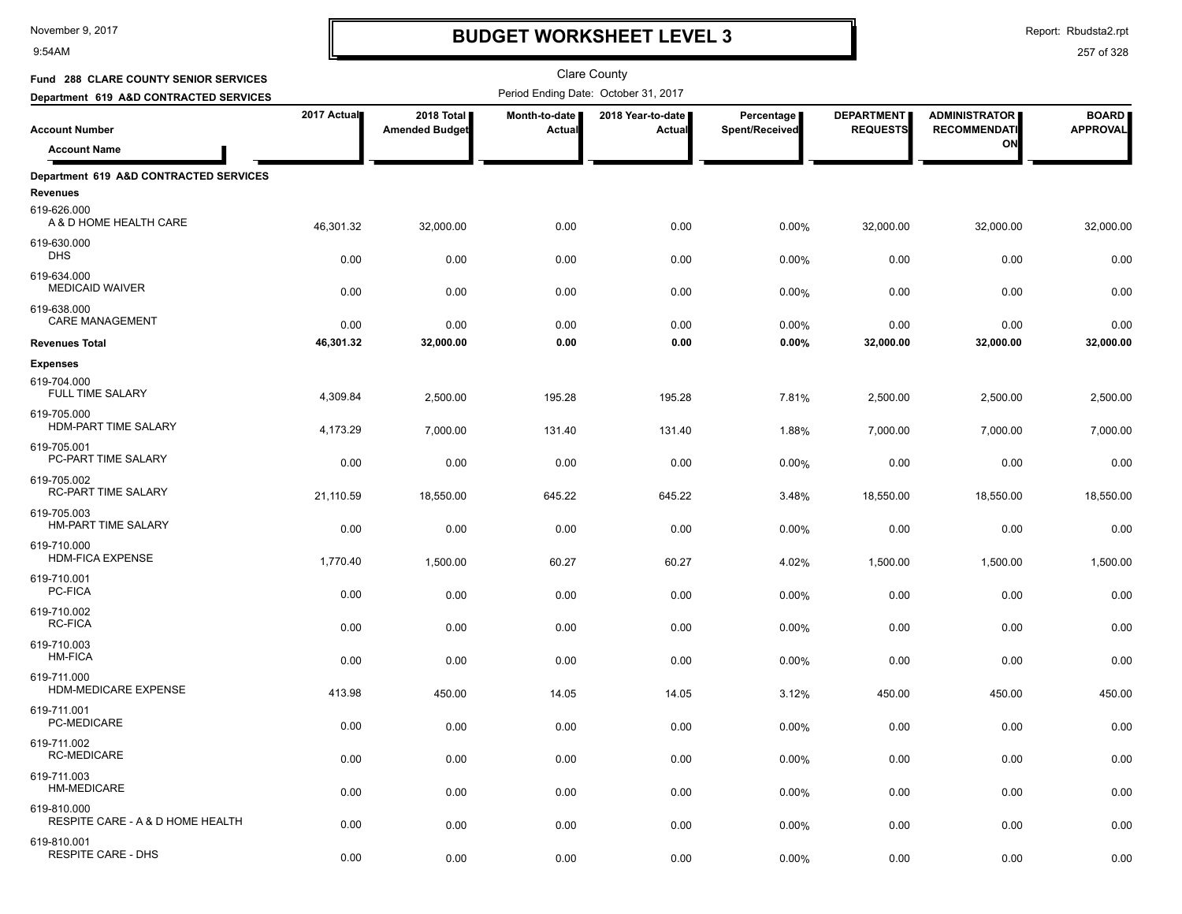# BUDGET WORKSHEET LEVEL 3

November 9, 2017
9:54AM

Report: Rbudsta2.rpt

Clare County

**Fund 288 CLARE COUNTY SENIOR SERVICES**

**Department 619 A&D CONTRACTED SERVICES**

Period Ending Date: October 31, 2017

| Account Number / Account Name | 2017 Actual | 2018 Total Amended Budget | Month-to-date Actual | 2018 Year-to-date Actual | Percentage Spent/Received | DEPARTMENT REQUESTS | ADMINISTRATOR RECOMMENDATION | BOARD APPROVAL |
|---|---|---|---|---|---|---|---|---|
| **Department 619 A&D CONTRACTED SERVICES** | | | | | | | | |
| **Revenues** | | | | | | | | |
| 619-626.000 A & D HOME HEALTH CARE | 46,301.32 | 32,000.00 | 0.00 | 0.00 | 0.00% | 32,000.00 | 32,000.00 | 32,000.00 |
| 619-630.000 DHS | 0.00 | 0.00 | 0.00 | 0.00 | 0.00% | 0.00 | 0.00 | 0.00 |
| 619-634.000 MEDICAID WAIVER | 0.00 | 0.00 | 0.00 | 0.00 | 0.00% | 0.00 | 0.00 | 0.00 |
| 619-638.000 CARE MANAGEMENT | 0.00 | 0.00 | 0.00 | 0.00 | 0.00% | 0.00 | 0.00 | 0.00 |
| **Revenues Total** | **46,301.32** | **32,000.00** | **0.00** | **0.00** | **0.00%** | **32,000.00** | **32,000.00** | **32,000.00** |
| **Expenses** | | | | | | | | |
| 619-704.000 FULL TIME SALARY | 4,309.84 | 2,500.00 | 195.28 | 195.28 | 7.81% | 2,500.00 | 2,500.00 | 2,500.00 |
| 619-705.000 HDM-PART TIME SALARY | 4,173.29 | 7,000.00 | 131.40 | 131.40 | 1.88% | 7,000.00 | 7,000.00 | 7,000.00 |
| 619-705.001 PC-PART TIME SALARY | 0.00 | 0.00 | 0.00 | 0.00 | 0.00% | 0.00 | 0.00 | 0.00 |
| 619-705.002 RC-PART TIME SALARY | 21,110.59 | 18,550.00 | 645.22 | 645.22 | 3.48% | 18,550.00 | 18,550.00 | 18,550.00 |
| 619-705.003 HM-PART TIME SALARY | 0.00 | 0.00 | 0.00 | 0.00 | 0.00% | 0.00 | 0.00 | 0.00 |
| 619-710.000 HDM-FICA EXPENSE | 1,770.40 | 1,500.00 | 60.27 | 60.27 | 4.02% | 1,500.00 | 1,500.00 | 1,500.00 |
| 619-710.001 PC-FICA | 0.00 | 0.00 | 0.00 | 0.00 | 0.00% | 0.00 | 0.00 | 0.00 |
| 619-710.002 RC-FICA | 0.00 | 0.00 | 0.00 | 0.00 | 0.00% | 0.00 | 0.00 | 0.00 |
| 619-710.003 HM-FICA | 0.00 | 0.00 | 0.00 | 0.00 | 0.00% | 0.00 | 0.00 | 0.00 |
| 619-711.000 HDM-MEDICARE EXPENSE | 413.98 | 450.00 | 14.05 | 14.05 | 3.12% | 450.00 | 450.00 | 450.00 |
| 619-711.001 PC-MEDICARE | 0.00 | 0.00 | 0.00 | 0.00 | 0.00% | 0.00 | 0.00 | 0.00 |
| 619-711.002 RC-MEDICARE | 0.00 | 0.00 | 0.00 | 0.00 | 0.00% | 0.00 | 0.00 | 0.00 |
| 619-711.003 HM-MEDICARE | 0.00 | 0.00 | 0.00 | 0.00 | 0.00% | 0.00 | 0.00 | 0.00 |
| 619-810.000 RESPITE CARE - A & D HOME HEALTH | 0.00 | 0.00 | 0.00 | 0.00 | 0.00% | 0.00 | 0.00 | 0.00 |
| 619-810.001 RESPITE CARE - DHS | 0.00 | 0.00 | 0.00 | 0.00 | 0.00% | 0.00 | 0.00 | 0.00 |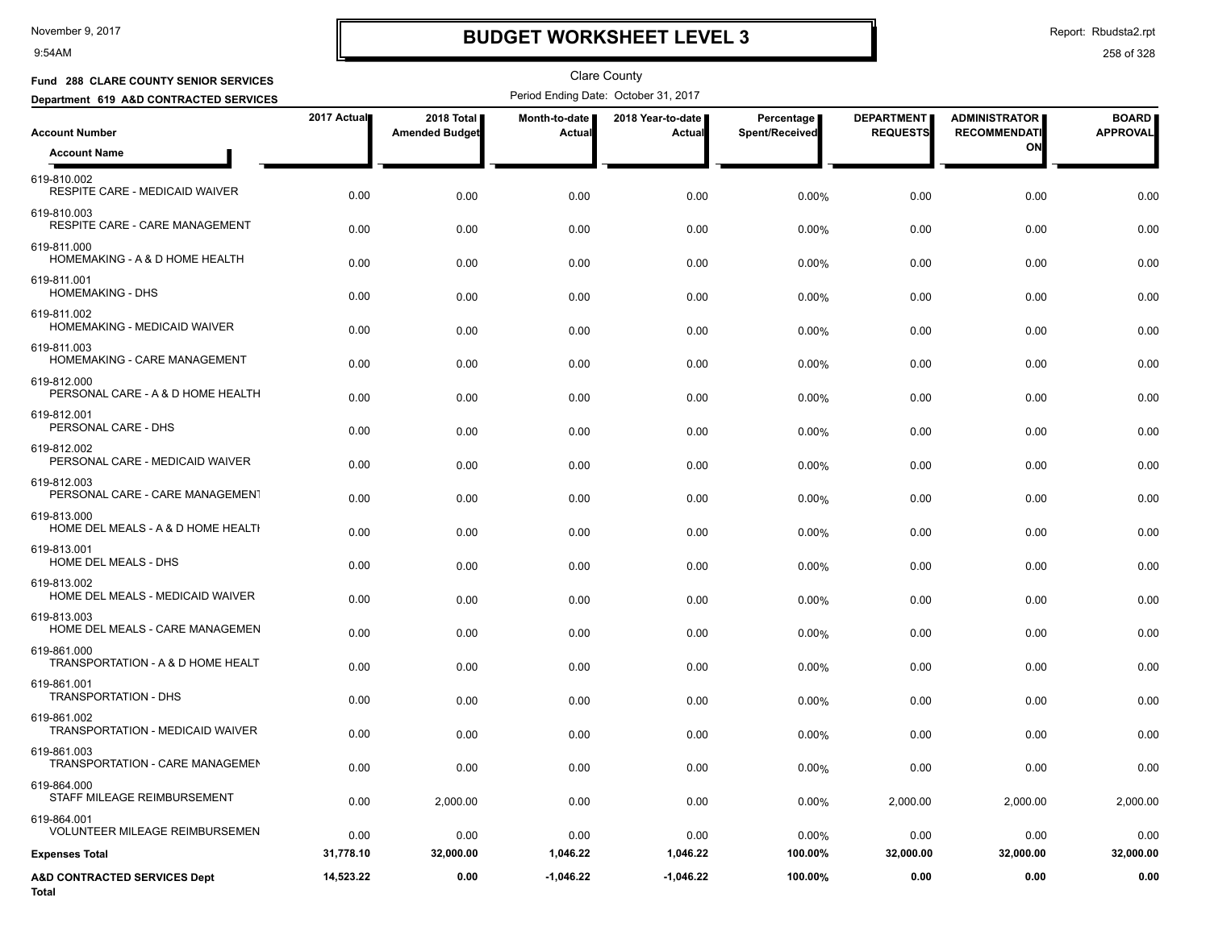# BUDGET WORKSHEET LEVEL 3

November 9, 2017
9:54AM

Report: Rbudsta2.rpt

Clare County

**Fund 288 CLARE COUNTY SENIOR SERVICES**
**Department 619 A&D CONTRACTED SERVICES**

Period Ending Date: October 31, 2017

| Account Number / Account Name | 2017 Actual | 2018 Total Amended Budget | Month-to-date Actual | 2018 Year-to-date Actual | Percentage Spent/Received | DEPARTMENT REQUESTS | ADMINISTRATOR RECOMMENDATION | BOARD APPROVAL |
|---|---|---|---|---|---|---|---|---|
| 619-810.002 RESPITE CARE - MEDICAID WAIVER | 0.00 | 0.00 | 0.00 | 0.00 | 0.00% | 0.00 | 0.00 | 0.00 |
| 619-810.003 RESPITE CARE - CARE MANAGEMENT | 0.00 | 0.00 | 0.00 | 0.00 | 0.00% | 0.00 | 0.00 | 0.00 |
| 619-811.000 HOMEMAKING - A & D HOME HEALTH | 0.00 | 0.00 | 0.00 | 0.00 | 0.00% | 0.00 | 0.00 | 0.00 |
| 619-811.001 HOMEMAKING - DHS | 0.00 | 0.00 | 0.00 | 0.00 | 0.00% | 0.00 | 0.00 | 0.00 |
| 619-811.002 HOMEMAKING - MEDICAID WAIVER | 0.00 | 0.00 | 0.00 | 0.00 | 0.00% | 0.00 | 0.00 | 0.00 |
| 619-811.003 HOMEMAKING - CARE MANAGEMENT | 0.00 | 0.00 | 0.00 | 0.00 | 0.00% | 0.00 | 0.00 | 0.00 |
| 619-812.000 PERSONAL CARE - A & D HOME HEALTH | 0.00 | 0.00 | 0.00 | 0.00 | 0.00% | 0.00 | 0.00 | 0.00 |
| 619-812.001 PERSONAL CARE - DHS | 0.00 | 0.00 | 0.00 | 0.00 | 0.00% | 0.00 | 0.00 | 0.00 |
| 619-812.002 PERSONAL CARE - MEDICAID WAIVER | 0.00 | 0.00 | 0.00 | 0.00 | 0.00% | 0.00 | 0.00 | 0.00 |
| 619-812.003 PERSONAL CARE - CARE MANAGEMENT | 0.00 | 0.00 | 0.00 | 0.00 | 0.00% | 0.00 | 0.00 | 0.00 |
| 619-813.000 HOME DEL MEALS - A & D HOME HEALTH | 0.00 | 0.00 | 0.00 | 0.00 | 0.00% | 0.00 | 0.00 | 0.00 |
| 619-813.001 HOME DEL MEALS - DHS | 0.00 | 0.00 | 0.00 | 0.00 | 0.00% | 0.00 | 0.00 | 0.00 |
| 619-813.002 HOME DEL MEALS - MEDICAID WAIVER | 0.00 | 0.00 | 0.00 | 0.00 | 0.00% | 0.00 | 0.00 | 0.00 |
| 619-813.003 HOME DEL MEALS - CARE MANAGEMEN | 0.00 | 0.00 | 0.00 | 0.00 | 0.00% | 0.00 | 0.00 | 0.00 |
| 619-861.000 TRANSPORTATION - A & D HOME HEALT | 0.00 | 0.00 | 0.00 | 0.00 | 0.00% | 0.00 | 0.00 | 0.00 |
| 619-861.001 TRANSPORTATION - DHS | 0.00 | 0.00 | 0.00 | 0.00 | 0.00% | 0.00 | 0.00 | 0.00 |
| 619-861.002 TRANSPORTATION - MEDICAID WAIVER | 0.00 | 0.00 | 0.00 | 0.00 | 0.00% | 0.00 | 0.00 | 0.00 |
| 619-861.003 TRANSPORTATION - CARE MANAGEMEN | 0.00 | 0.00 | 0.00 | 0.00 | 0.00% | 0.00 | 0.00 | 0.00 |
| 619-864.000 STAFF MILEAGE REIMBURSEMENT | 0.00 | 2,000.00 | 0.00 | 0.00 | 0.00% | 2,000.00 | 2,000.00 | 2,000.00 |
| 619-864.001 VOLUNTEER MILEAGE REIMBURSEMEN | 0.00 | 0.00 | 0.00 | 0.00 | 0.00% | 0.00 | 0.00 | 0.00 |
| **Expenses Total** | **31,778.10** | **32,000.00** | **1,046.22** | **1,046.22** | **100.00%** | **32,000.00** | **32,000.00** | **32,000.00** |
| **A&D CONTRACTED SERVICES Dept Total** | **14,523.22** | **0.00** | **-1,046.22** | **-1,046.22** | **100.00%** | **0.00** | **0.00** | **0.00** |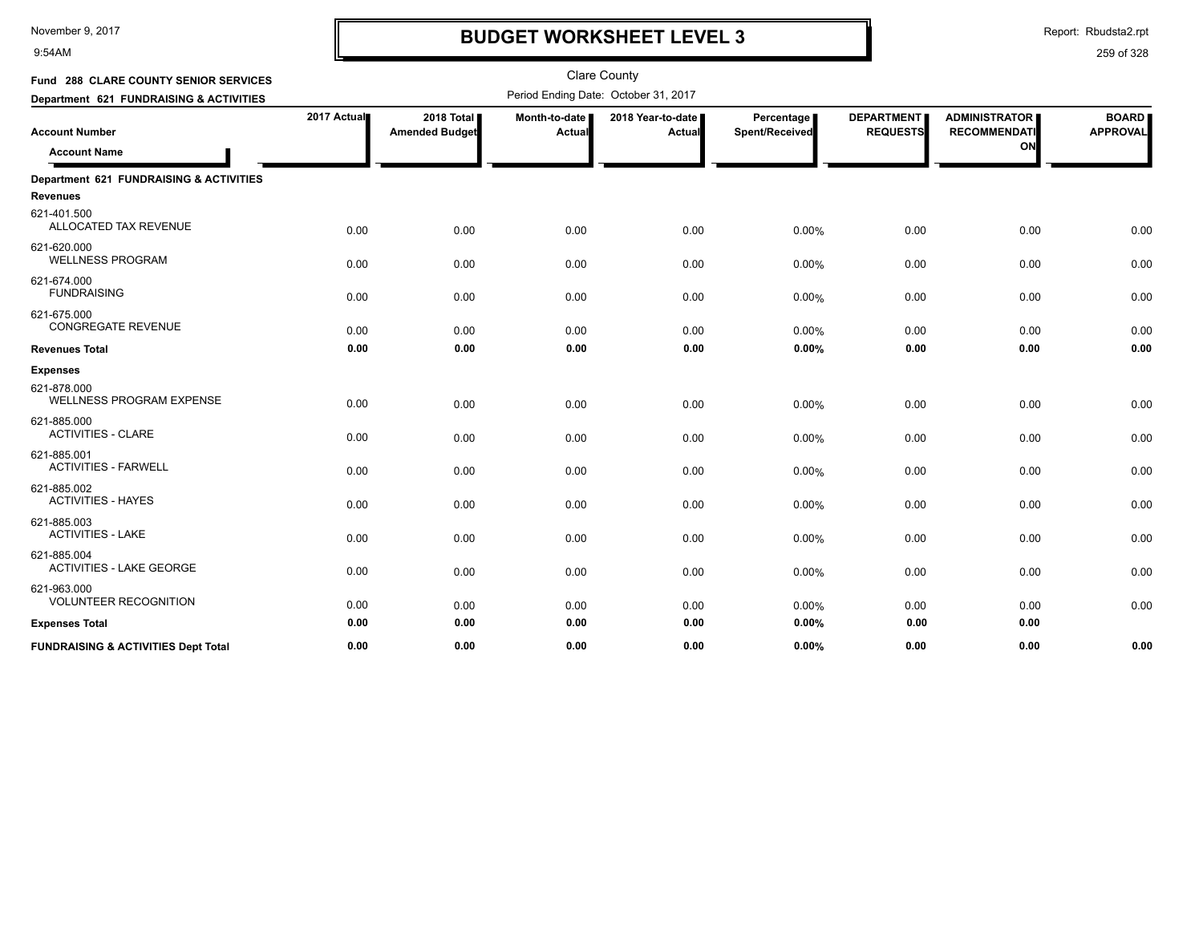November 9, 2017
9:54AM

# BUDGET WORKSHEET LEVEL 3

Report: Rbudsta2.rpt

Clare County

**Fund 288 CLARE COUNTY SENIOR SERVICES**

**Department 621 FUNDRAISING & ACTIVITIES**

Period Ending Date: October 31, 2017

| Account Number / Account Name | 2017 Actual | 2018 Total Amended Budget | Month-to-date Actual | 2018 Year-to-date Actual | Percentage Spent/Received | DEPARTMENT REQUESTS | ADMINISTRATOR RECOMMENDATION | BOARD APPROVAL |
|---|---|---|---|---|---|---|---|---|
| **Department 621 FUNDRAISING & ACTIVITIES** | | | | | | | | |
| **Revenues** | | | | | | | | |
| 621-401.500 ALLOCATED TAX REVENUE | 0.00 | 0.00 | 0.00 | 0.00 | 0.00% | 0.00 | 0.00 | 0.00 |
| 621-620.000 WELLNESS PROGRAM | 0.00 | 0.00 | 0.00 | 0.00 | 0.00% | 0.00 | 0.00 | 0.00 |
| 621-674.000 FUNDRAISING | 0.00 | 0.00 | 0.00 | 0.00 | 0.00% | 0.00 | 0.00 | 0.00 |
| 621-675.000 CONGREGATE REVENUE | 0.00 | 0.00 | 0.00 | 0.00 | 0.00% | 0.00 | 0.00 | 0.00 |
| **Revenues Total** | **0.00** | **0.00** | **0.00** | **0.00** | **0.00%** | **0.00** | **0.00** | **0.00** |
| **Expenses** | | | | | | | | |
| 621-878.000 WELLNESS PROGRAM EXPENSE | 0.00 | 0.00 | 0.00 | 0.00 | 0.00% | 0.00 | 0.00 | 0.00 |
| 621-885.000 ACTIVITIES - CLARE | 0.00 | 0.00 | 0.00 | 0.00 | 0.00% | 0.00 | 0.00 | 0.00 |
| 621-885.001 ACTIVITIES - FARWELL | 0.00 | 0.00 | 0.00 | 0.00 | 0.00% | 0.00 | 0.00 | 0.00 |
| 621-885.002 ACTIVITIES - HAYES | 0.00 | 0.00 | 0.00 | 0.00 | 0.00% | 0.00 | 0.00 | 0.00 |
| 621-885.003 ACTIVITIES - LAKE | 0.00 | 0.00 | 0.00 | 0.00 | 0.00% | 0.00 | 0.00 | 0.00 |
| 621-885.004 ACTIVITIES - LAKE GEORGE | 0.00 | 0.00 | 0.00 | 0.00 | 0.00% | 0.00 | 0.00 | 0.00 |
| 621-963.000 VOLUNTEER RECOGNITION | 0.00 | 0.00 | 0.00 | 0.00 | 0.00% | 0.00 | 0.00 | 0.00 |
| **Expenses Total** | **0.00** | **0.00** | **0.00** | **0.00** | **0.00%** | **0.00** | **0.00** | |
| **FUNDRAISING & ACTIVITIES Dept Total** | **0.00** | **0.00** | **0.00** | **0.00** | **0.00%** | **0.00** | **0.00** | **0.00** |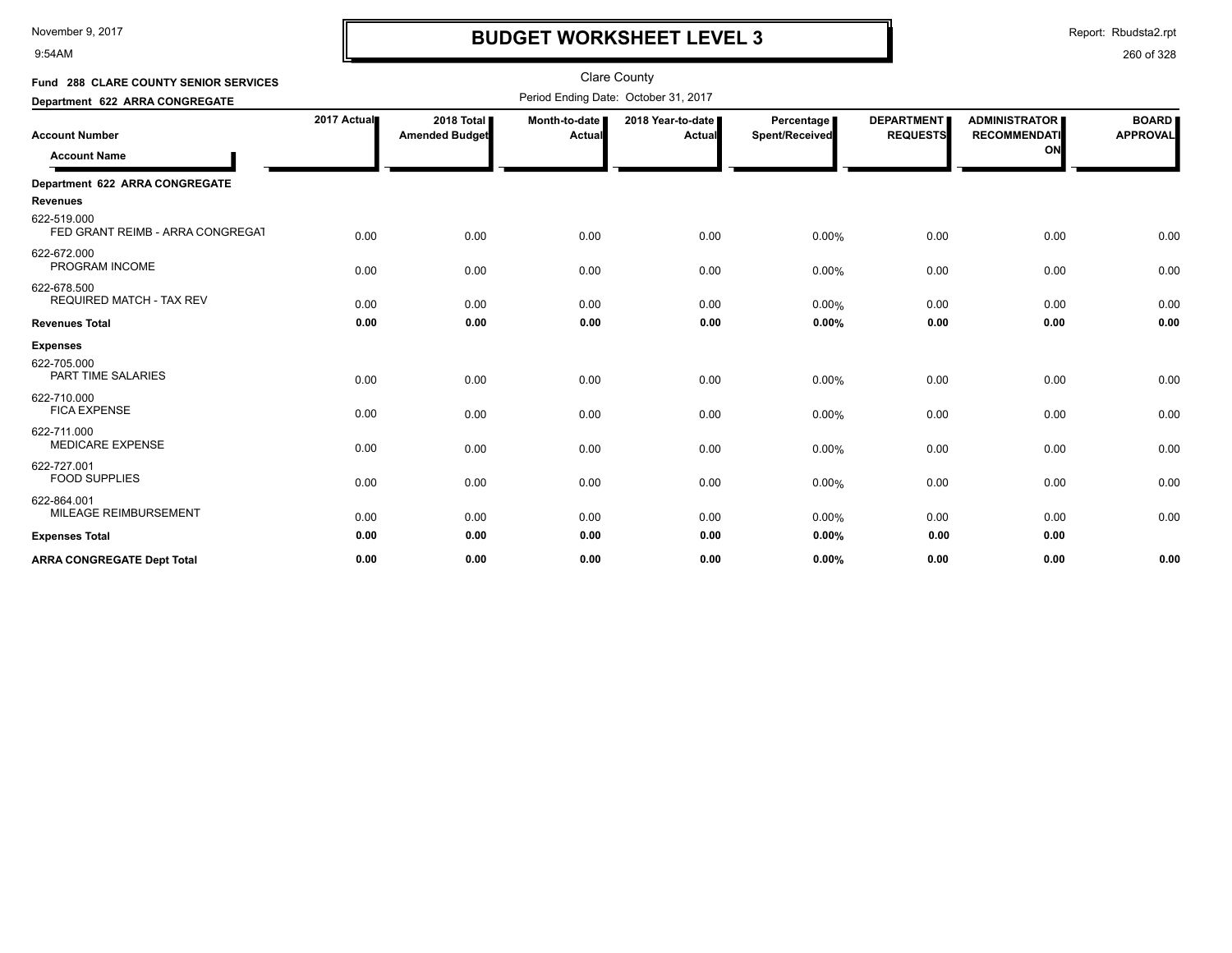# BUDGET WORKSHEET LEVEL 3

Clare County

Period Ending Date: October 31, 2017

**Fund 288 CLARE COUNTY SENIOR SERVICES**

**Department 622 ARRA CONGREGATE**

| Account Number / Account Name | 2017 Actual | 2018 Total Amended Budget | Month-to-date Actual | 2018 Year-to-date Actual | Percentage Spent/Received | DEPARTMENT REQUESTS | ADMINISTRATOR RECOMMENDATION | BOARD APPROVAL |
|---|---|---|---|---|---|---|---|---|
| **Department 622 ARRA CONGREGATE** | | | | | | | | |
| **Revenues** | | | | | | | | |
| 622-519.000 FED GRANT REIMB - ARRA CONGREGAT | 0.00 | 0.00 | 0.00 | 0.00 | 0.00% | 0.00 | 0.00 | 0.00 |
| 622-672.000 PROGRAM INCOME | 0.00 | 0.00 | 0.00 | 0.00 | 0.00% | 0.00 | 0.00 | 0.00 |
| 622-678.500 REQUIRED MATCH - TAX REV | 0.00 | 0.00 | 0.00 | 0.00 | 0.00% | 0.00 | 0.00 | 0.00 |
| **Revenues Total** | **0.00** | **0.00** | **0.00** | **0.00** | **0.00%** | **0.00** | **0.00** | **0.00** |
| **Expenses** | | | | | | | | |
| 622-705.000 PART TIME SALARIES | 0.00 | 0.00 | 0.00 | 0.00 | 0.00% | 0.00 | 0.00 | 0.00 |
| 622-710.000 FICA EXPENSE | 0.00 | 0.00 | 0.00 | 0.00 | 0.00% | 0.00 | 0.00 | 0.00 |
| 622-711.000 MEDICARE EXPENSE | 0.00 | 0.00 | 0.00 | 0.00 | 0.00% | 0.00 | 0.00 | 0.00 |
| 622-727.001 FOOD SUPPLIES | 0.00 | 0.00 | 0.00 | 0.00 | 0.00% | 0.00 | 0.00 | 0.00 |
| 622-864.001 MILEAGE REIMBURSEMENT | 0.00 | 0.00 | 0.00 | 0.00 | 0.00% | 0.00 | 0.00 | 0.00 |
| **Expenses Total** | **0.00** | **0.00** | **0.00** | **0.00** | **0.00%** | **0.00** | **0.00** | |
| **ARRA CONGREGATE Dept Total** | **0.00** | **0.00** | **0.00** | **0.00** | **0.00%** | **0.00** | **0.00** | **0.00** |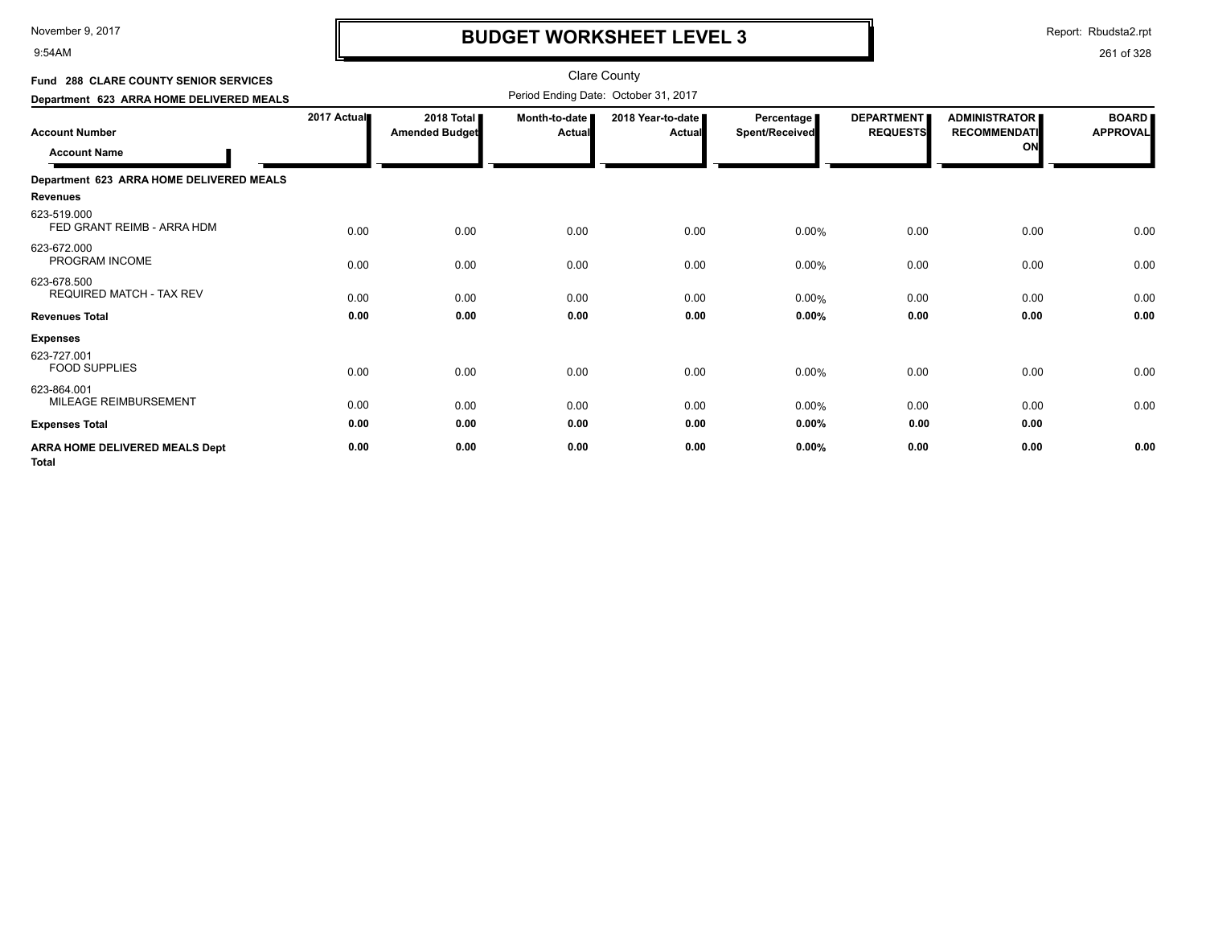# BUDGET WORKSHEET LEVEL 3

Clare County

**Fund 288 CLARE COUNTY SENIOR SERVICES**

**Department 623 ARRA HOME DELIVERED MEALS**

Period Ending Date: October 31, 2017

| Account Number / Account Name | 2017 Actual | 2018 Total Amended Budget | Month-to-date Actual | 2018 Year-to-date Actual | Percentage Spent/Received | DEPARTMENT REQUESTS | ADMINISTRATOR RECOMMENDATION | BOARD APPROVAL |
|---|---|---|---|---|---|---|---|---|
| **Department 623 ARRA HOME DELIVERED MEALS** | | | | | | | | |
| **Revenues** | | | | | | | | |
| 623-519.000 FED GRANT REIMB - ARRA HDM | 0.00 | 0.00 | 0.00 | 0.00 | 0.00% | 0.00 | 0.00 | 0.00 |
| 623-672.000 PROGRAM INCOME | 0.00 | 0.00 | 0.00 | 0.00 | 0.00% | 0.00 | 0.00 | 0.00 |
| 623-678.500 REQUIRED MATCH - TAX REV | 0.00 | 0.00 | 0.00 | 0.00 | 0.00% | 0.00 | 0.00 | 0.00 |
| **Revenues Total** | **0.00** | **0.00** | **0.00** | **0.00** | **0.00%** | **0.00** | **0.00** | **0.00** |
| **Expenses** | | | | | | | | |
| 623-727.001 FOOD SUPPLIES | 0.00 | 0.00 | 0.00 | 0.00 | 0.00% | 0.00 | 0.00 | 0.00 |
| 623-864.001 MILEAGE REIMBURSEMENT | 0.00 | 0.00 | 0.00 | 0.00 | 0.00% | 0.00 | 0.00 | 0.00 |
| **Expenses Total** | **0.00** | **0.00** | **0.00** | **0.00** | **0.00%** | **0.00** | **0.00** | |
| **ARRA HOME DELIVERED MEALS Dept Total** | **0.00** | **0.00** | **0.00** | **0.00** | **0.00%** | **0.00** | **0.00** | **0.00** |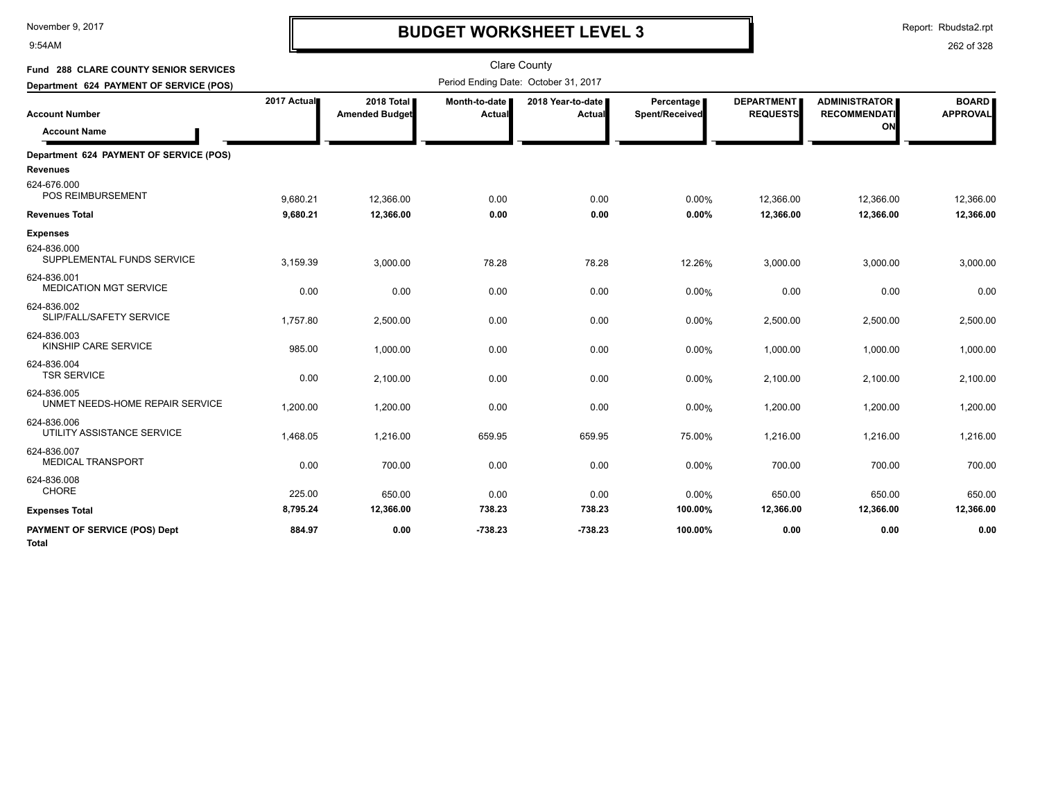# BUDGET WORKSHEET LEVEL 3

Clare County

Period Ending Date: October 31, 2017

**Fund 288 CLARE COUNTY SENIOR SERVICES**

**Department 624 PAYMENT OF SERVICE (POS)**

| Account Number / Account Name | 2017 Actual | 2018 Total Amended Budget | Month-to-date Actual | 2018 Year-to-date Actual | Percentage Spent/Received | DEPARTMENT REQUESTS | ADMINISTRATOR RECOMMENDATION | BOARD APPROVAL |
|---|---|---|---|---|---|---|---|---|
| **Department 624 PAYMENT OF SERVICE (POS)** | | | | | | | | |
| **Revenues** | | | | | | | | |
| 624-676.000 POS REIMBURSEMENT | 9,680.21 | 12,366.00 | 0.00 | 0.00 | 0.00% | 12,366.00 | 12,366.00 | 12,366.00 |
| **Revenues Total** | **9,680.21** | **12,366.00** | **0.00** | **0.00** | **0.00%** | **12,366.00** | **12,366.00** | **12,366.00** |
| **Expenses** | | | | | | | | |
| 624-836.000 SUPPLEMENTAL FUNDS SERVICE | 3,159.39 | 3,000.00 | 78.28 | 78.28 | 12.26% | 3,000.00 | 3,000.00 | 3,000.00 |
| 624-836.001 MEDICATION MGT SERVICE | 0.00 | 0.00 | 0.00 | 0.00 | 0.00% | 0.00 | 0.00 | 0.00 |
| 624-836.002 SLIP/FALL/SAFETY SERVICE | 1,757.80 | 2,500.00 | 0.00 | 0.00 | 0.00% | 2,500.00 | 2,500.00 | 2,500.00 |
| 624-836.003 KINSHIP CARE SERVICE | 985.00 | 1,000.00 | 0.00 | 0.00 | 0.00% | 1,000.00 | 1,000.00 | 1,000.00 |
| 624-836.004 TSR SERVICE | 0.00 | 2,100.00 | 0.00 | 0.00 | 0.00% | 2,100.00 | 2,100.00 | 2,100.00 |
| 624-836.005 UNMET NEEDS-HOME REPAIR SERVICE | 1,200.00 | 1,200.00 | 0.00 | 0.00 | 0.00% | 1,200.00 | 1,200.00 | 1,200.00 |
| 624-836.006 UTILITY ASSISTANCE SERVICE | 1,468.05 | 1,216.00 | 659.95 | 659.95 | 75.00% | 1,216.00 | 1,216.00 | 1,216.00 |
| 624-836.007 MEDICAL TRANSPORT | 0.00 | 700.00 | 0.00 | 0.00 | 0.00% | 700.00 | 700.00 | 700.00 |
| 624-836.008 CHORE | 225.00 | 650.00 | 0.00 | 0.00 | 0.00% | 650.00 | 650.00 | 650.00 |
| **Expenses Total** | **8,795.24** | **12,366.00** | **738.23** | **738.23** | **100.00%** | **12,366.00** | **12,366.00** | **12,366.00** |
| **PAYMENT OF SERVICE (POS) Dept Total** | **884.97** | **0.00** | **-738.23** | **-738.23** | **100.00%** | **0.00** | **0.00** | **0.00** |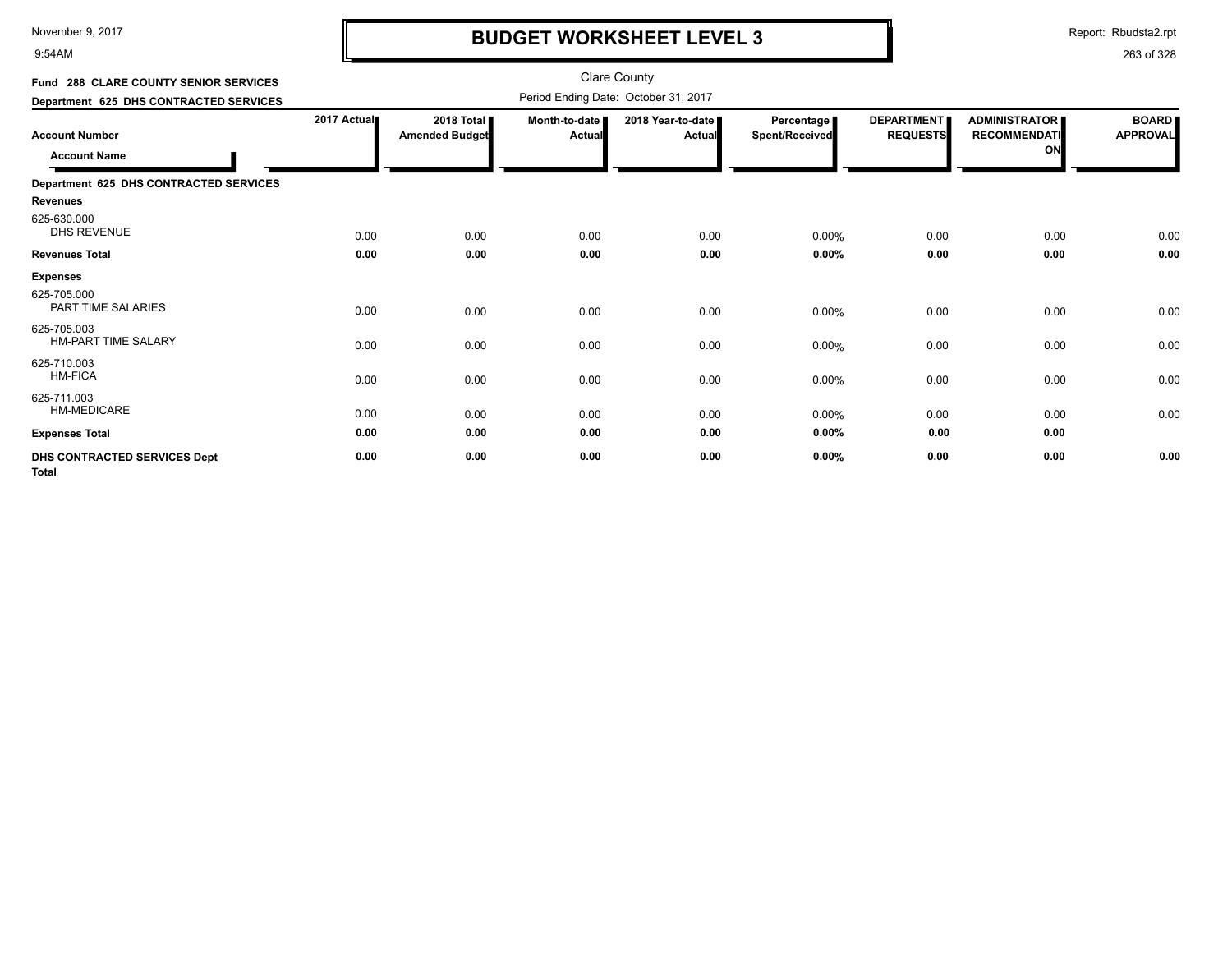# BUDGET WORKSHEET LEVEL 3

November 9, 2017
9:54AM

Report: Rbudsta2.rpt

Clare County

**Fund 288 CLARE COUNTY SENIOR SERVICES**

**Department 625 DHS CONTRACTED SERVICES**

Period Ending Date: October 31, 2017

| Account Number / Account Name | 2017 Actual | 2018 Total Amended Budget | Month-to-date Actual | 2018 Year-to-date Actual | Percentage Spent/Received | DEPARTMENT REQUESTS | ADMINISTRATOR RECOMMENDATION | BOARD APPROVAL |
|---|---|---|---|---|---|---|---|---|
| **Department 625 DHS CONTRACTED SERVICES** | | | | | | | | |
| **Revenues** | | | | | | | | |
| 625-630.000 DHS REVENUE | 0.00 | 0.00 | 0.00 | 0.00 | 0.00% | 0.00 | 0.00 | 0.00 |
| **Revenues Total** | **0.00** | **0.00** | **0.00** | **0.00** | **0.00%** | **0.00** | **0.00** | **0.00** |
| **Expenses** | | | | | | | | |
| 625-705.000 PART TIME SALARIES | 0.00 | 0.00 | 0.00 | 0.00 | 0.00% | 0.00 | 0.00 | 0.00 |
| 625-705.003 HM-PART TIME SALARY | 0.00 | 0.00 | 0.00 | 0.00 | 0.00% | 0.00 | 0.00 | 0.00 |
| 625-710.003 HM-FICA | 0.00 | 0.00 | 0.00 | 0.00 | 0.00% | 0.00 | 0.00 | 0.00 |
| 625-711.003 HM-MEDICARE | 0.00 | 0.00 | 0.00 | 0.00 | 0.00% | 0.00 | 0.00 | 0.00 |
| **Expenses Total** | **0.00** | **0.00** | **0.00** | **0.00** | **0.00%** | **0.00** | **0.00** | |
| **DHS CONTRACTED SERVICES Dept Total** | **0.00** | **0.00** | **0.00** | **0.00** | **0.00%** | **0.00** | **0.00** | **0.00** |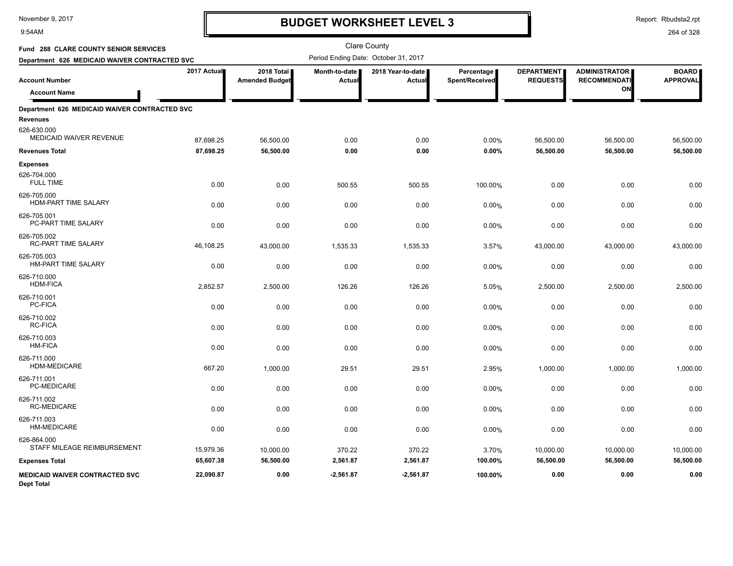# BUDGET WORKSHEET LEVEL 3

Clare County

**Fund 288 CLARE COUNTY SENIOR SERVICES**

**Department 626 MEDICAID WAIVER CONTRACTED SVC**

Period Ending Date: October 31, 2017

| Account Number / Account Name | 2017 Actual | 2018 Total Amended Budget | Month-to-date Actual | 2018 Year-to-date Actual | Percentage Spent/Received | DEPARTMENT REQUESTS | ADMINISTRATOR RECOMMENDATION | BOARD APPROVAL |
|---|---|---|---|---|---|---|---|---|
| **Department 626 MEDICAID WAIVER CONTRACTED SVC** | | | | | | | | |
| **Revenues** | | | | | | | | |
| 626-630.000 MEDICAID WAIVER REVENUE | 87,698.25 | 56,500.00 | 0.00 | 0.00 | 0.00% | 56,500.00 | 56,500.00 | 56,500.00 |
| **Revenues Total** | **87,698.25** | **56,500.00** | **0.00** | **0.00** | **0.00%** | **56,500.00** | **56,500.00** | **56,500.00** |
| **Expenses** | | | | | | | | |
| 626-704.000 FULL TIME | 0.00 | 0.00 | 500.55 | 500.55 | 100.00% | 0.00 | 0.00 | 0.00 |
| 626-705.000 HDM-PART TIME SALARY | 0.00 | 0.00 | 0.00 | 0.00 | 0.00% | 0.00 | 0.00 | 0.00 |
| 626-705.001 PC-PART TIME SALARY | 0.00 | 0.00 | 0.00 | 0.00 | 0.00% | 0.00 | 0.00 | 0.00 |
| 626-705.002 RC-PART TIME SALARY | 46,108.25 | 43,000.00 | 1,535.33 | 1,535.33 | 3.57% | 43,000.00 | 43,000.00 | 43,000.00 |
| 626-705.003 HM-PART TIME SALARY | 0.00 | 0.00 | 0.00 | 0.00 | 0.00% | 0.00 | 0.00 | 0.00 |
| 626-710.000 HDM-FICA | 2,852.57 | 2,500.00 | 126.26 | 126.26 | 5.05% | 2,500.00 | 2,500.00 | 2,500.00 |
| 626-710.001 PC-FICA | 0.00 | 0.00 | 0.00 | 0.00 | 0.00% | 0.00 | 0.00 | 0.00 |
| 626-710.002 RC-FICA | 0.00 | 0.00 | 0.00 | 0.00 | 0.00% | 0.00 | 0.00 | 0.00 |
| 626-710.003 HM-FICA | 0.00 | 0.00 | 0.00 | 0.00 | 0.00% | 0.00 | 0.00 | 0.00 |
| 626-711.000 HDM-MEDICARE | 667.20 | 1,000.00 | 29.51 | 29.51 | 2.95% | 1,000.00 | 1,000.00 | 1,000.00 |
| 626-711.001 PC-MEDICARE | 0.00 | 0.00 | 0.00 | 0.00 | 0.00% | 0.00 | 0.00 | 0.00 |
| 626-711.002 RC-MEDICARE | 0.00 | 0.00 | 0.00 | 0.00 | 0.00% | 0.00 | 0.00 | 0.00 |
| 626-711.003 HM-MEDICARE | 0.00 | 0.00 | 0.00 | 0.00 | 0.00% | 0.00 | 0.00 | 0.00 |
| 626-864.000 STAFF MILEAGE REIMBURSEMENT | 15,979.36 | 10,000.00 | 370.22 | 370.22 | 3.70% | 10,000.00 | 10,000.00 | 10,000.00 |
| **Expenses Total** | **65,607.38** | **56,500.00** | **2,561.87** | **2,561.87** | **100.00%** | **56,500.00** | **56,500.00** | **56,500.00** |
| **MEDICAID WAIVER CONTRACTED SVC Dept Total** | **22,090.87** | **0.00** | **-2,561.87** | **-2,561.87** | **100.00%** | **0.00** | **0.00** | **0.00** |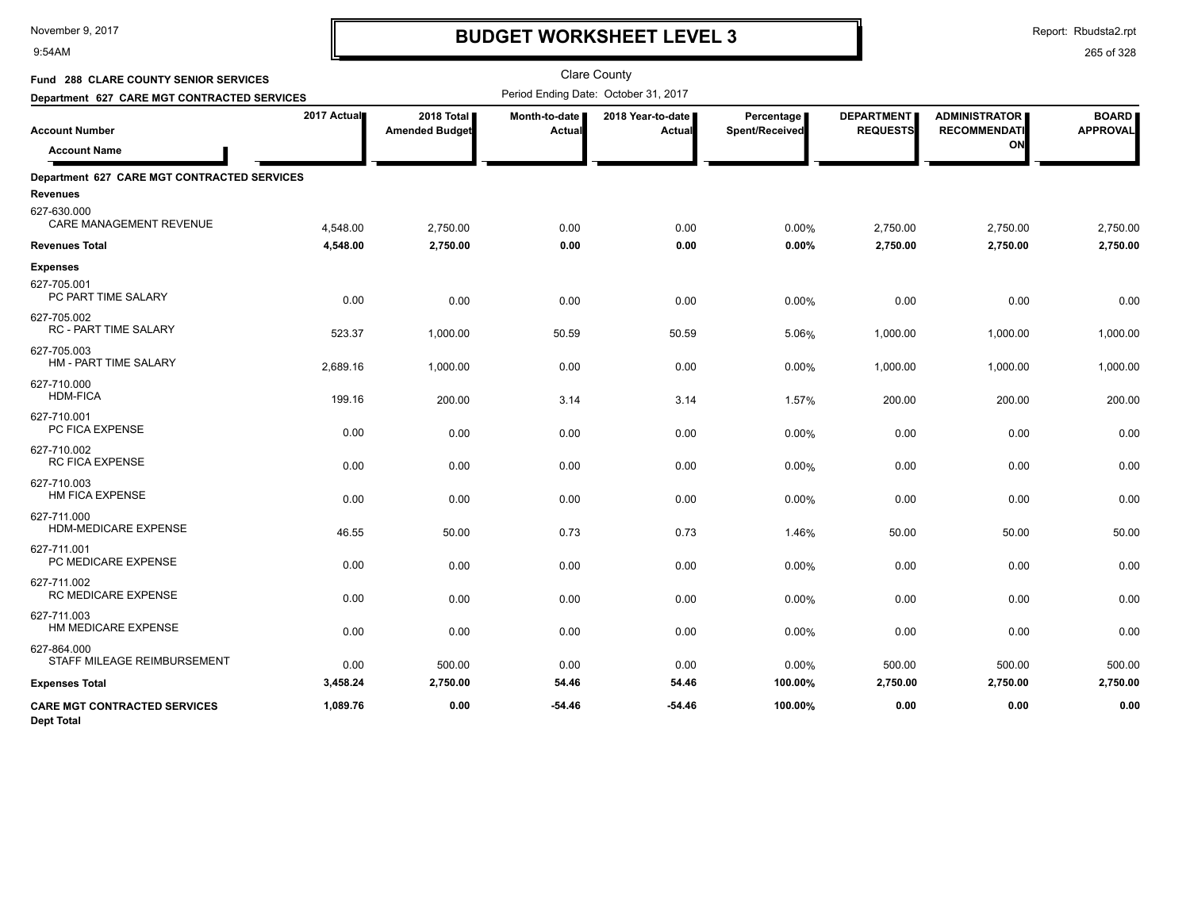# BUDGET WORKSHEET LEVEL 3

Clare County

**Fund 288 CLARE COUNTY SENIOR SERVICES**

**Department 627 CARE MGT CONTRACTED SERVICES**

Period Ending Date: October 31, 2017

| Account Number / Account Name | 2017 Actual | 2018 Total Amended Budget | Month-to-date Actual | 2018 Year-to-date Actual | Percentage Spent/Received | DEPARTMENT REQUESTS | ADMINISTRATOR RECOMMENDATION | BOARD APPROVAL |
|---|---|---|---|---|---|---|---|---|
| **Department 627 CARE MGT CONTRACTED SERVICES** | | | | | | | | |
| **Revenues** | | | | | | | | |
| 627-630.000 CARE MANAGEMENT REVENUE | 4,548.00 | 2,750.00 | 0.00 | 0.00 | 0.00% | 2,750.00 | 2,750.00 | 2,750.00 |
| **Revenues Total** | **4,548.00** | **2,750.00** | **0.00** | **0.00** | **0.00%** | **2,750.00** | **2,750.00** | **2,750.00** |
| **Expenses** | | | | | | | | |
| 627-705.001 PC PART TIME SALARY | 0.00 | 0.00 | 0.00 | 0.00 | 0.00% | 0.00 | 0.00 | 0.00 |
| 627-705.002 RC - PART TIME SALARY | 523.37 | 1,000.00 | 50.59 | 50.59 | 5.06% | 1,000.00 | 1,000.00 | 1,000.00 |
| 627-705.003 HM - PART TIME SALARY | 2,689.16 | 1,000.00 | 0.00 | 0.00 | 0.00% | 1,000.00 | 1,000.00 | 1,000.00 |
| 627-710.000 HDM-FICA | 199.16 | 200.00 | 3.14 | 3.14 | 1.57% | 200.00 | 200.00 | 200.00 |
| 627-710.001 PC FICA EXPENSE | 0.00 | 0.00 | 0.00 | 0.00 | 0.00% | 0.00 | 0.00 | 0.00 |
| 627-710.002 RC FICA EXPENSE | 0.00 | 0.00 | 0.00 | 0.00 | 0.00% | 0.00 | 0.00 | 0.00 |
| 627-710.003 HM FICA EXPENSE | 0.00 | 0.00 | 0.00 | 0.00 | 0.00% | 0.00 | 0.00 | 0.00 |
| 627-711.000 HDM-MEDICARE EXPENSE | 46.55 | 50.00 | 0.73 | 0.73 | 1.46% | 50.00 | 50.00 | 50.00 |
| 627-711.001 PC MEDICARE EXPENSE | 0.00 | 0.00 | 0.00 | 0.00 | 0.00% | 0.00 | 0.00 | 0.00 |
| 627-711.002 RC MEDICARE EXPENSE | 0.00 | 0.00 | 0.00 | 0.00 | 0.00% | 0.00 | 0.00 | 0.00 |
| 627-711.003 HM MEDICARE EXPENSE | 0.00 | 0.00 | 0.00 | 0.00 | 0.00% | 0.00 | 0.00 | 0.00 |
| 627-864.000 STAFF MILEAGE REIMBURSEMENT | 0.00 | 500.00 | 0.00 | 0.00 | 0.00% | 500.00 | 500.00 | 500.00 |
| **Expenses Total** | **3,458.24** | **2,750.00** | **54.46** | **54.46** | **100.00%** | **2,750.00** | **2,750.00** | **2,750.00** |
| **CARE MGT CONTRACTED SERVICES Dept Total** | **1,089.76** | **0.00** | **-54.46** | **-54.46** | **100.00%** | **0.00** | **0.00** | **0.00** |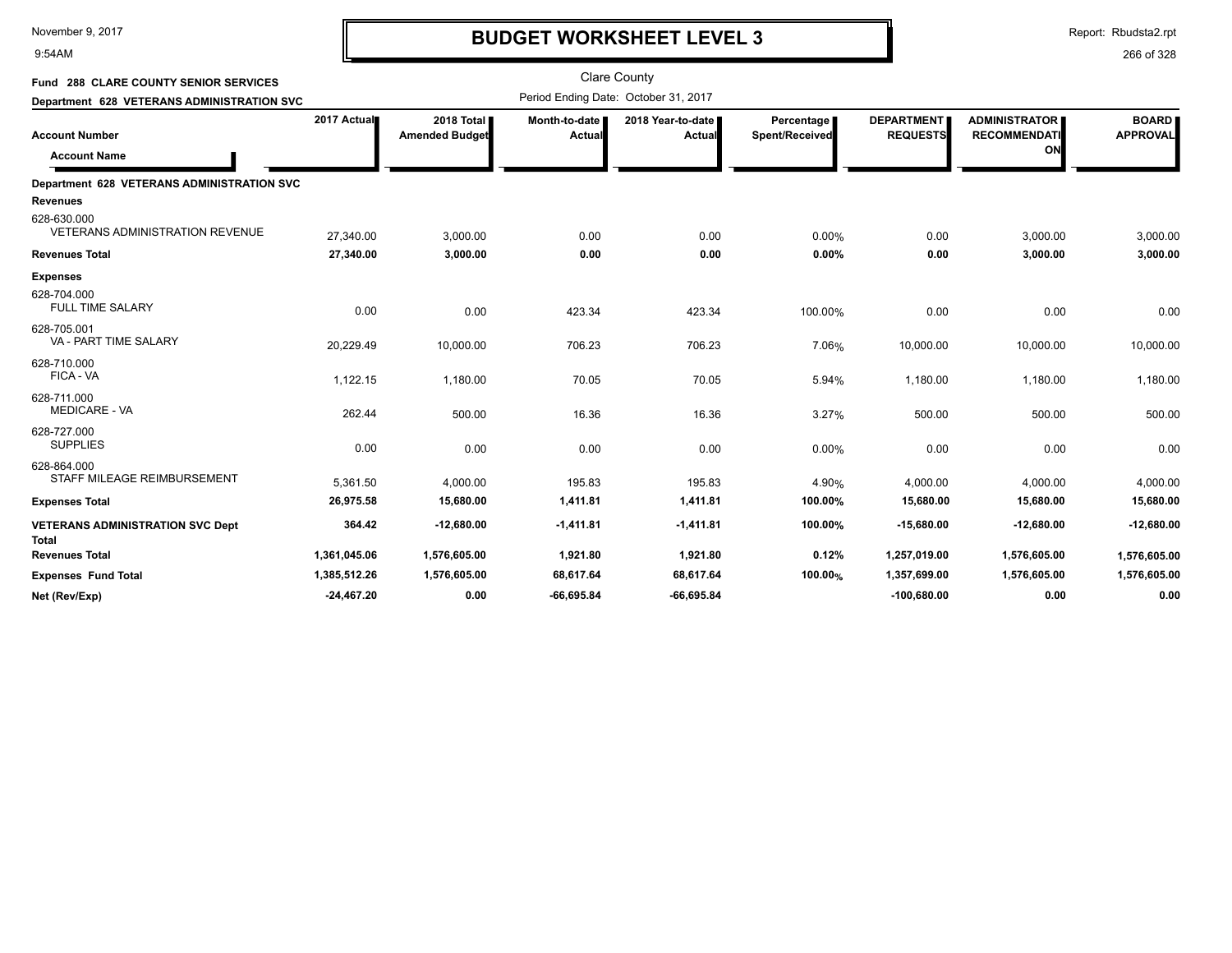# BUDGET WORKSHEET LEVEL 3

November 9, 2017
9:54AM

Report: Rbudsta2.rpt

Clare County

Period Ending Date: October 31, 2017

**Fund 288 CLARE COUNTY SENIOR SERVICES**

**Department 628 VETERANS ADMINISTRATION SVC**

| Account Number / Account Name | 2017 Actual | 2018 Total Amended Budget | Month-to-date Actual | 2018 Year-to-date Actual | Percentage Spent/Received | DEPARTMENT REQUESTS | ADMINISTRATOR RECOMMENDATION | BOARD APPROVAL |
|---|---|---|---|---|---|---|---|---|
| **Department 628 VETERANS ADMINISTRATION SVC** | | | | | | | | |
| **Revenues** | | | | | | | | |
| 628-630.000 VETERANS ADMINISTRATION REVENUE | 27,340.00 | 3,000.00 | 0.00 | 0.00 | 0.00% | 0.00 | 3,000.00 | 3,000.00 |
| **Revenues Total** | **27,340.00** | **3,000.00** | **0.00** | **0.00** | **0.00%** | **0.00** | **3,000.00** | **3,000.00** |
| **Expenses** | | | | | | | | |
| 628-704.000 FULL TIME SALARY | 0.00 | 0.00 | 423.34 | 423.34 | 100.00% | 0.00 | 0.00 | 0.00 |
| 628-705.001 VA - PART TIME SALARY | 20,229.49 | 10,000.00 | 706.23 | 706.23 | 7.06% | 10,000.00 | 10,000.00 | 10,000.00 |
| 628-710.000 FICA - VA | 1,122.15 | 1,180.00 | 70.05 | 70.05 | 5.94% | 1,180.00 | 1,180.00 | 1,180.00 |
| 628-711.000 MEDICARE - VA | 262.44 | 500.00 | 16.36 | 16.36 | 3.27% | 500.00 | 500.00 | 500.00 |
| 628-727.000 SUPPLIES | 0.00 | 0.00 | 0.00 | 0.00 | 0.00% | 0.00 | 0.00 | 0.00 |
| 628-864.000 STAFF MILEAGE REIMBURSEMENT | 5,361.50 | 4,000.00 | 195.83 | 195.83 | 4.90% | 4,000.00 | 4,000.00 | 4,000.00 |
| **Expenses Total** | **26,975.58** | **15,680.00** | **1,411.81** | **1,411.81** | **100.00%** | **15,680.00** | **15,680.00** | **15,680.00** |
| **VETERANS ADMINISTRATION SVC Dept Total** | **364.42** | **-12,680.00** | **-1,411.81** | **-1,411.81** | **100.00%** | **-15,680.00** | **-12,680.00** | **-12,680.00** |
| **Revenues Total** | **1,361,045.06** | **1,576,605.00** | **1,921.80** | **1,921.80** | **0.12%** | **1,257,019.00** | **1,576,605.00** | **1,576,605.00** |
| **Expenses Fund Total** | **1,385,512.26** | **1,576,605.00** | **68,617.64** | **68,617.64** | **100.00%** | **1,357,699.00** | **1,576,605.00** | **1,576,605.00** |
| **Net (Rev/Exp)** | **-24,467.20** | **0.00** | **-66,695.84** | **-66,695.84** | | **-100,680.00** | **0.00** | **0.00** |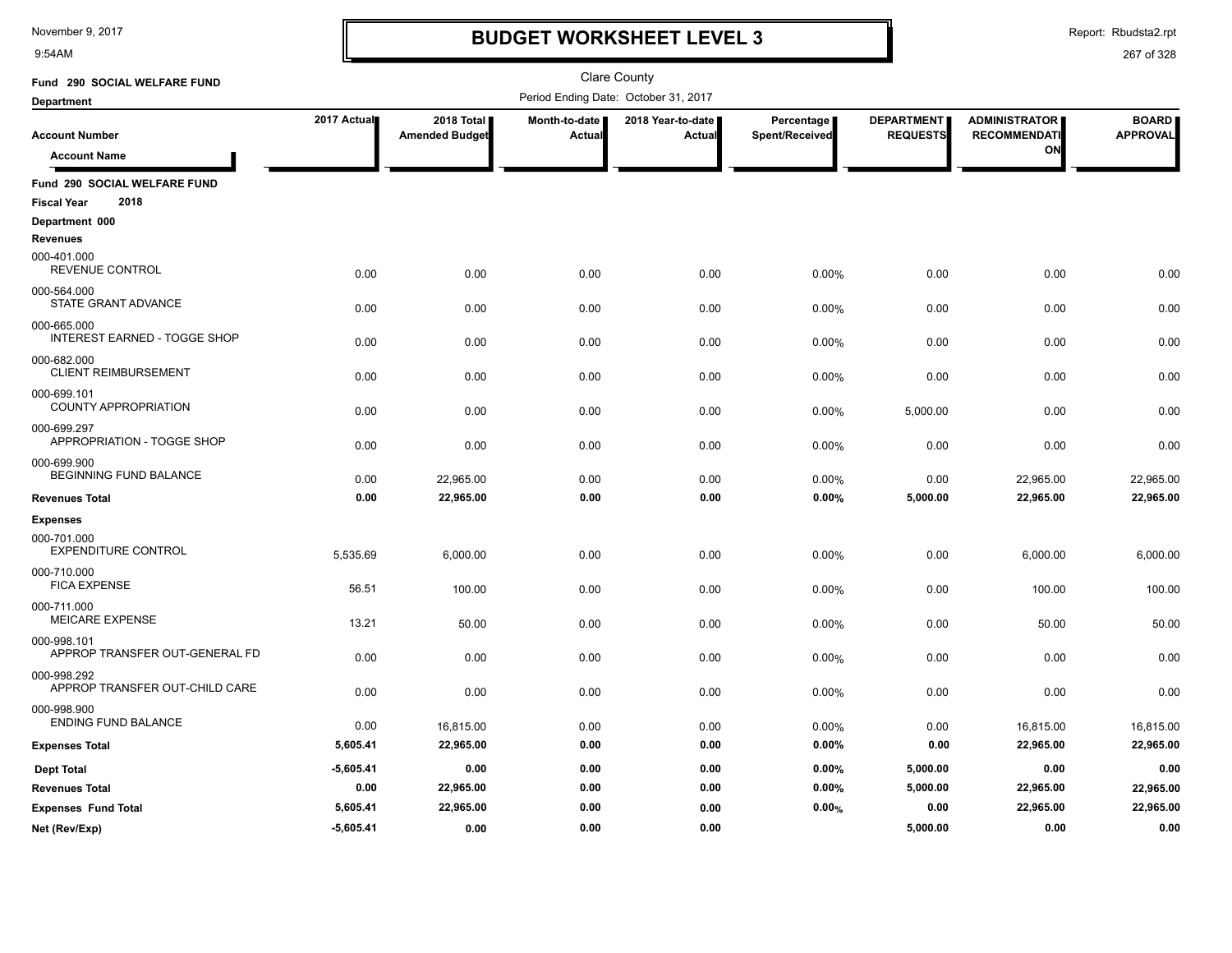# BUDGET WORKSHEET LEVEL 3

November 9, 2017
9:54AM

Report: Rbudsta2.rpt

Clare County

Period Ending Date: October 31, 2017

**Fund 290 SOCIAL WELFARE FUND**

**Department**

| Account Number / Account Name | 2017 Actual | 2018 Total Amended Budget | Month-to-date Actual | 2018 Year-to-date Actual | Percentage Spent/Received | DEPARTMENT REQUESTS | ADMINISTRATOR RECOMMENDATION | BOARD APPROVAL |
|---|---|---|---|---|---|---|---|---|
| **Fund 290 SOCIAL WELFARE FUND** | | | | | | | | |
| **Fiscal Year 2018** | | | | | | | | |
| **Department 000** | | | | | | | | |
| **Revenues** | | | | | | | | |
| 000-401.000 REVENUE CONTROL | 0.00 | 0.00 | 0.00 | 0.00 | 0.00% | 0.00 | 0.00 | 0.00 |
| 000-564.000 STATE GRANT ADVANCE | 0.00 | 0.00 | 0.00 | 0.00 | 0.00% | 0.00 | 0.00 | 0.00 |
| 000-665.000 INTEREST EARNED - TOGGE SHOP | 0.00 | 0.00 | 0.00 | 0.00 | 0.00% | 0.00 | 0.00 | 0.00 |
| 000-682.000 CLIENT REIMBURSEMENT | 0.00 | 0.00 | 0.00 | 0.00 | 0.00% | 0.00 | 0.00 | 0.00 |
| 000-699.101 COUNTY APPROPRIATION | 0.00 | 0.00 | 0.00 | 0.00 | 0.00% | 5,000.00 | 0.00 | 0.00 |
| 000-699.297 APPROPRIATION - TOGGE SHOP | 0.00 | 0.00 | 0.00 | 0.00 | 0.00% | 0.00 | 0.00 | 0.00 |
| 000-699.900 BEGINNING FUND BALANCE | 0.00 | 22,965.00 | 0.00 | 0.00 | 0.00% | 0.00 | 22,965.00 | 22,965.00 |
| **Revenues Total** | **0.00** | **22,965.00** | **0.00** | **0.00** | **0.00%** | **5,000.00** | **22,965.00** | **22,965.00** |
| **Expenses** | | | | | | | | |
| 000-701.000 EXPENDITURE CONTROL | 5,535.69 | 6,000.00 | 0.00 | 0.00 | 0.00% | 0.00 | 6,000.00 | 6,000.00 |
| 000-710.000 FICA EXPENSE | 56.51 | 100.00 | 0.00 | 0.00 | 0.00% | 0.00 | 100.00 | 100.00 |
| 000-711.000 MEICARE EXPENSE | 13.21 | 50.00 | 0.00 | 0.00 | 0.00% | 0.00 | 50.00 | 50.00 |
| 000-998.101 APPROP TRANSFER OUT-GENERAL FD | 0.00 | 0.00 | 0.00 | 0.00 | 0.00% | 0.00 | 0.00 | 0.00 |
| 000-998.292 APPROP TRANSFER OUT-CHILD CARE | 0.00 | 0.00 | 0.00 | 0.00 | 0.00% | 0.00 | 0.00 | 0.00 |
| 000-998.900 ENDING FUND BALANCE | 0.00 | 16,815.00 | 0.00 | 0.00 | 0.00% | 0.00 | 16,815.00 | 16,815.00 |
| **Expenses Total** | **5,605.41** | **22,965.00** | **0.00** | **0.00** | **0.00%** | **0.00** | **22,965.00** | **22,965.00** |
| **Dept Total** | **-5,605.41** | **0.00** | **0.00** | **0.00** | **0.00%** | **5,000.00** | **0.00** | **0.00** |
| **Revenues Total** | **0.00** | **22,965.00** | **0.00** | **0.00** | **0.00%** | **5,000.00** | **22,965.00** | **22,965.00** |
| **Expenses Fund Total** | **5,605.41** | **22,965.00** | **0.00** | **0.00** | **0.00%** | **0.00** | **22,965.00** | **22,965.00** |
| **Net (Rev/Exp)** | **-5,605.41** | **0.00** | **0.00** | **0.00** | | **5,000.00** | **0.00** | **0.00** |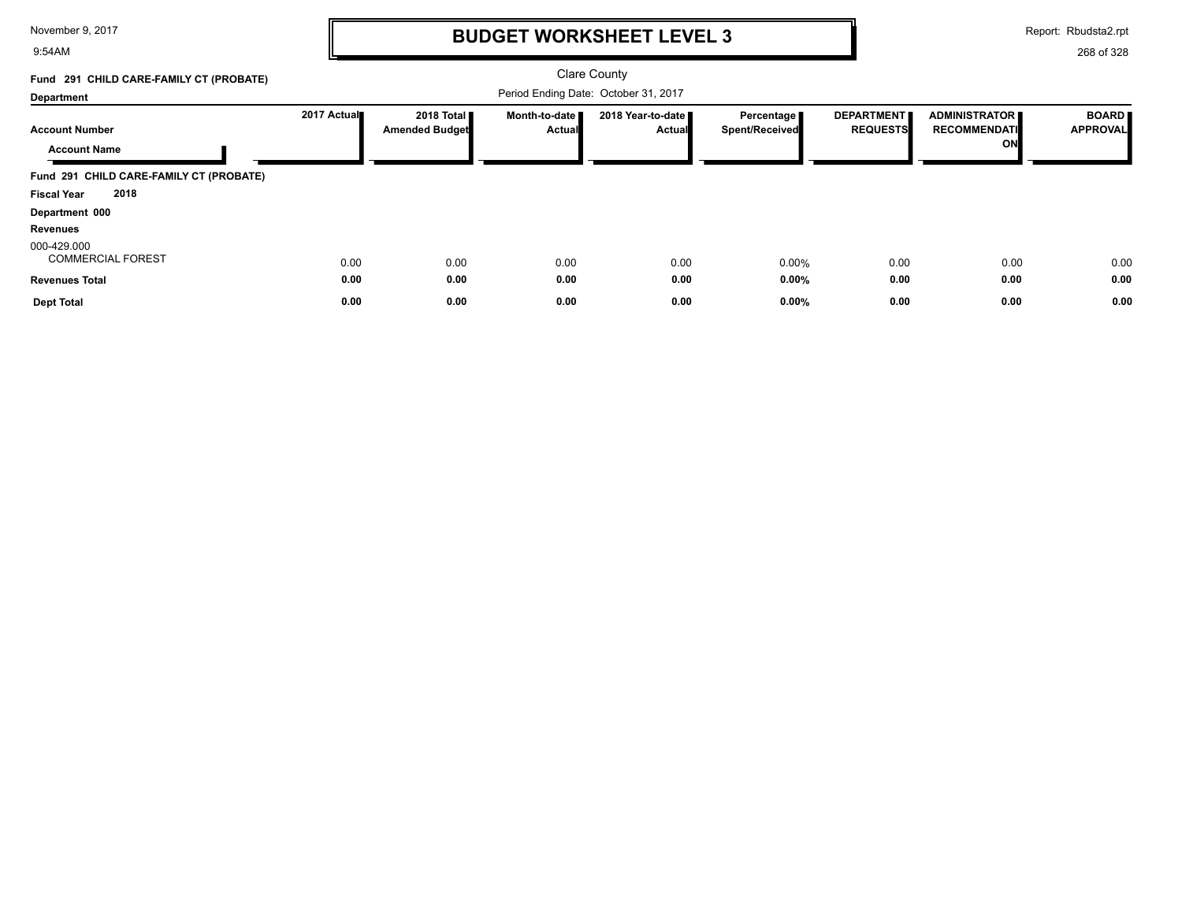# BUDGET WORKSHEET LEVEL 3

Clare County

Period Ending Date: October 31, 2017

**Fund 291 CHILD CARE-FAMILY CT (PROBATE)**

**Department**

| Account Number / Account Name | 2017 Actual | 2018 Total Amended Budget | Month-to-date Actual | 2018 Year-to-date Actual | Percentage Spent/Received | DEPARTMENT REQUESTS | ADMINISTRATOR RECOMMENDATION | BOARD APPROVAL |
|---|---|---|---|---|---|---|---|---|
| **Fund 291 CHILD CARE-FAMILY CT (PROBATE)** | | | | | | | | |
| **Fiscal Year 2018** | | | | | | | | |
| **Department 000** | | | | | | | | |
| **Revenues** | | | | | | | | |
| 000-429.000 COMMERCIAL FOREST | 0.00 | 0.00 | 0.00 | 0.00 | 0.00% | 0.00 | 0.00 | 0.00 |
| **Revenues Total** | **0.00** | **0.00** | **0.00** | **0.00** | **0.00%** | **0.00** | **0.00** | **0.00** |
| **Dept Total** | **0.00** | **0.00** | **0.00** | **0.00** | **0.00%** | **0.00** | **0.00** | **0.00** |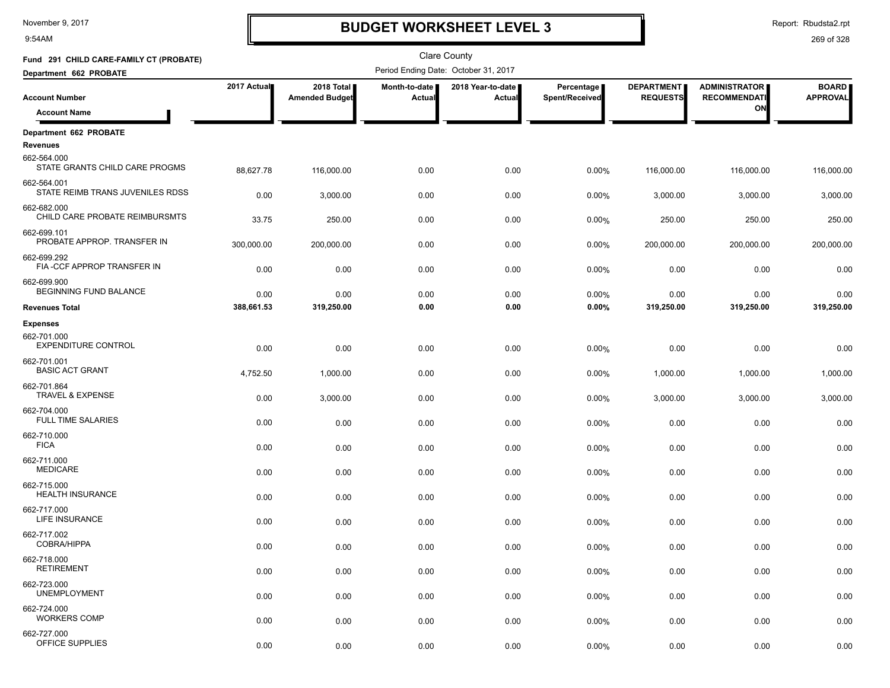# BUDGET WORKSHEET LEVEL 3

November 9, 2017
9:54AM

Report: Rbudsta2.rpt

Clare County

**Fund 291 CHILD CARE-FAMILY CT (PROBATE)**

**Department 662 PROBATE**

Period Ending Date: October 31, 2017

| Account Number / Account Name | 2017 Actual | 2018 Total Amended Budget | Month-to-date Actual | 2018 Year-to-date Actual | Percentage Spent/Received | DEPARTMENT REQUESTS | ADMINISTRATOR RECOMMENDATION | BOARD APPROVAL |
|---|---|---|---|---|---|---|---|---|
| **Department 662 PROBATE** | | | | | | | | |
| **Revenues** | | | | | | | | |
| 662-564.000 STATE GRANTS CHILD CARE PROGMS | 88,627.78 | 116,000.00 | 0.00 | 0.00 | 0.00% | 116,000.00 | 116,000.00 | 116,000.00 |
| 662-564.001 STATE REIMB TRANS JUVENILES RDSS | 0.00 | 3,000.00 | 0.00 | 0.00 | 0.00% | 3,000.00 | 3,000.00 | 3,000.00 |
| 662-682.000 CHILD CARE PROBATE REIMBURSMTS | 33.75 | 250.00 | 0.00 | 0.00 | 0.00% | 250.00 | 250.00 | 250.00 |
| 662-699.101 PROBATE APPROP. TRANSFER IN | 300,000.00 | 200,000.00 | 0.00 | 0.00 | 0.00% | 200,000.00 | 200,000.00 | 200,000.00 |
| 662-699.292 FIA -CCF APPROP TRANSFER IN | 0.00 | 0.00 | 0.00 | 0.00 | 0.00% | 0.00 | 0.00 | 0.00 |
| 662-699.900 BEGINNING FUND BALANCE | 0.00 | 0.00 | 0.00 | 0.00 | 0.00% | 0.00 | 0.00 | 0.00 |
| **Revenues Total** | **388,661.53** | **319,250.00** | **0.00** | **0.00** | **0.00%** | **319,250.00** | **319,250.00** | **319,250.00** |
| **Expenses** | | | | | | | | |
| 662-701.000 EXPENDITURE CONTROL | 0.00 | 0.00 | 0.00 | 0.00 | 0.00% | 0.00 | 0.00 | 0.00 |
| 662-701.001 BASIC ACT GRANT | 4,752.50 | 1,000.00 | 0.00 | 0.00 | 0.00% | 1,000.00 | 1,000.00 | 1,000.00 |
| 662-701.864 TRAVEL & EXPENSE | 0.00 | 3,000.00 | 0.00 | 0.00 | 0.00% | 3,000.00 | 3,000.00 | 3,000.00 |
| 662-704.000 FULL TIME SALARIES | 0.00 | 0.00 | 0.00 | 0.00 | 0.00% | 0.00 | 0.00 | 0.00 |
| 662-710.000 FICA | 0.00 | 0.00 | 0.00 | 0.00 | 0.00% | 0.00 | 0.00 | 0.00 |
| 662-711.000 MEDICARE | 0.00 | 0.00 | 0.00 | 0.00 | 0.00% | 0.00 | 0.00 | 0.00 |
| 662-715.000 HEALTH INSURANCE | 0.00 | 0.00 | 0.00 | 0.00 | 0.00% | 0.00 | 0.00 | 0.00 |
| 662-717.000 LIFE INSURANCE | 0.00 | 0.00 | 0.00 | 0.00 | 0.00% | 0.00 | 0.00 | 0.00 |
| 662-717.002 COBRA/HIPPA | 0.00 | 0.00 | 0.00 | 0.00 | 0.00% | 0.00 | 0.00 | 0.00 |
| 662-718.000 RETIREMENT | 0.00 | 0.00 | 0.00 | 0.00 | 0.00% | 0.00 | 0.00 | 0.00 |
| 662-723.000 UNEMPLOYMENT | 0.00 | 0.00 | 0.00 | 0.00 | 0.00% | 0.00 | 0.00 | 0.00 |
| 662-724.000 WORKERS COMP | 0.00 | 0.00 | 0.00 | 0.00 | 0.00% | 0.00 | 0.00 | 0.00 |
| 662-727.000 OFFICE SUPPLIES | 0.00 | 0.00 | 0.00 | 0.00 | 0.00% | 0.00 | 0.00 | 0.00 |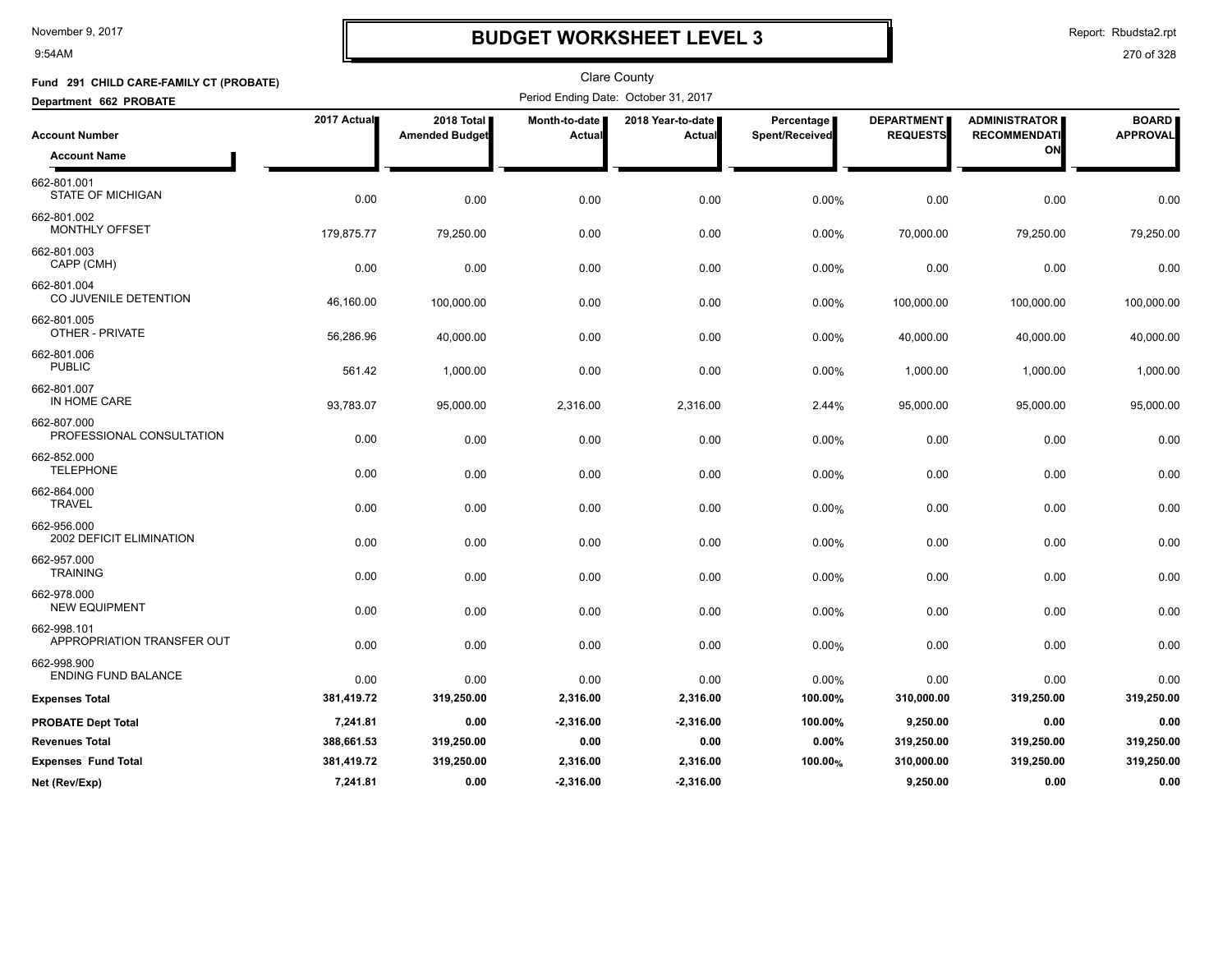# BUDGET WORKSHEET LEVEL 3

November 9, 2017
9:54AM

Report: Rbudsta2.rpt

Clare County

**Fund 291 CHILD CARE-FAMILY CT (PROBATE)**

**Department 662 PROBATE**

Period Ending Date: October 31, 2017

| Account Number / Account Name | 2017 Actual | 2018 Total Amended Budget | Month-to-date Actual | 2018 Year-to-date Actual | Percentage Spent/Received | DEPARTMENT REQUESTS | ADMINISTRATOR RECOMMENDATION | BOARD APPROVAL |
|---|---|---|---|---|---|---|---|---|
| 662-801.001 STATE OF MICHIGAN | 0.00 | 0.00 | 0.00 | 0.00 | 0.00% | 0.00 | 0.00 | 0.00 |
| 662-801.002 MONTHLY OFFSET | 179,875.77 | 79,250.00 | 0.00 | 0.00 | 0.00% | 70,000.00 | 79,250.00 | 79,250.00 |
| 662-801.003 CAPP (CMH) | 0.00 | 0.00 | 0.00 | 0.00 | 0.00% | 0.00 | 0.00 | 0.00 |
| 662-801.004 CO JUVENILE DETENTION | 46,160.00 | 100,000.00 | 0.00 | 0.00 | 0.00% | 100,000.00 | 100,000.00 | 100,000.00 |
| 662-801.005 OTHER - PRIVATE | 56,286.96 | 40,000.00 | 0.00 | 0.00 | 0.00% | 40,000.00 | 40,000.00 | 40,000.00 |
| 662-801.006 PUBLIC | 561.42 | 1,000.00 | 0.00 | 0.00 | 0.00% | 1,000.00 | 1,000.00 | 1,000.00 |
| 662-801.007 IN HOME CARE | 93,783.07 | 95,000.00 | 2,316.00 | 2,316.00 | 2.44% | 95,000.00 | 95,000.00 | 95,000.00 |
| 662-807.000 PROFESSIONAL CONSULTATION | 0.00 | 0.00 | 0.00 | 0.00 | 0.00% | 0.00 | 0.00 | 0.00 |
| 662-852.000 TELEPHONE | 0.00 | 0.00 | 0.00 | 0.00 | 0.00% | 0.00 | 0.00 | 0.00 |
| 662-864.000 TRAVEL | 0.00 | 0.00 | 0.00 | 0.00 | 0.00% | 0.00 | 0.00 | 0.00 |
| 662-956.000 2002 DEFICIT ELIMINATION | 0.00 | 0.00 | 0.00 | 0.00 | 0.00% | 0.00 | 0.00 | 0.00 |
| 662-957.000 TRAINING | 0.00 | 0.00 | 0.00 | 0.00 | 0.00% | 0.00 | 0.00 | 0.00 |
| 662-978.000 NEW EQUIPMENT | 0.00 | 0.00 | 0.00 | 0.00 | 0.00% | 0.00 | 0.00 | 0.00 |
| 662-998.101 APPROPRIATION TRANSFER OUT | 0.00 | 0.00 | 0.00 | 0.00 | 0.00% | 0.00 | 0.00 | 0.00 |
| 662-998.900 ENDING FUND BALANCE | 0.00 | 0.00 | 0.00 | 0.00 | 0.00% | 0.00 | 0.00 | 0.00 |
| **Expenses Total** | **381,419.72** | **319,250.00** | **2,316.00** | **2,316.00** | **100.00%** | **310,000.00** | **319,250.00** | **319,250.00** |
| **PROBATE Dept Total** | **7,241.81** | **0.00** | **-2,316.00** | **-2,316.00** | **100.00%** | **9,250.00** | **0.00** | **0.00** |
| **Revenues Total** | **388,661.53** | **319,250.00** | **0.00** | **0.00** | **0.00%** | **319,250.00** | **319,250.00** | **319,250.00** |
| **Expenses Fund Total** | **381,419.72** | **319,250.00** | **2,316.00** | **2,316.00** | **100.00%** | **310,000.00** | **319,250.00** | **319,250.00** |
| **Net (Rev/Exp)** | **7,241.81** | **0.00** | **-2,316.00** | **-2,316.00** | | **9,250.00** | **0.00** | **0.00** |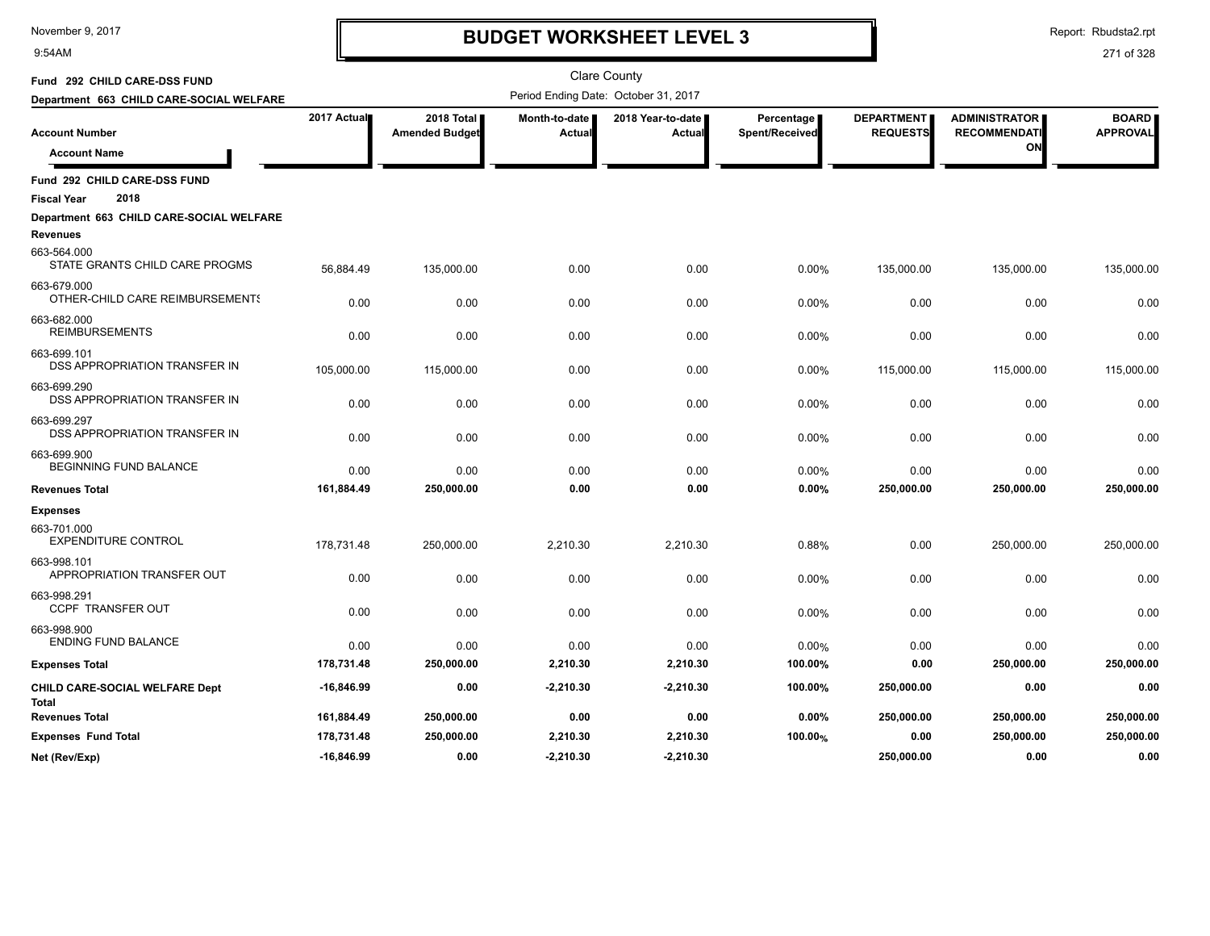# BUDGET WORKSHEET LEVEL 3

November 9, 2017
9:54AM

Report: Rbudsta2.rpt

Clare County

**Fund 292 CHILD CARE-DSS FUND**
**Department 663 CHILD CARE-SOCIAL WELFARE**

Period Ending Date: October 31, 2017

| Account Number / Account Name | 2017 Actual | 2018 Total Amended Budget | Month-to-date Actual | 2018 Year-to-date Actual | Percentage Spent/Received | DEPARTMENT REQUESTS | ADMINISTRATOR RECOMMENDATION | BOARD APPROVAL |
|---|---|---|---|---|---|---|---|---|
| **Fund 292 CHILD CARE-DSS FUND** | | | | | | | | |
| **Fiscal Year 2018** | | | | | | | | |
| **Department 663 CHILD CARE-SOCIAL WELFARE** | | | | | | | | |
| **Revenues** | | | | | | | | |
| 663-564.000 STATE GRANTS CHILD CARE PROGMS | 56,884.49 | 135,000.00 | 0.00 | 0.00 | 0.00% | 135,000.00 | 135,000.00 | 135,000.00 |
| 663-679.000 OTHER-CHILD CARE REIMBURSEMENTS | 0.00 | 0.00 | 0.00 | 0.00 | 0.00% | 0.00 | 0.00 | 0.00 |
| 663-682.000 REIMBURSEMENTS | 0.00 | 0.00 | 0.00 | 0.00 | 0.00% | 0.00 | 0.00 | 0.00 |
| 663-699.101 DSS APPROPRIATION TRANSFER IN | 105,000.00 | 115,000.00 | 0.00 | 0.00 | 0.00% | 115,000.00 | 115,000.00 | 115,000.00 |
| 663-699.290 DSS APPROPRIATION TRANSFER IN | 0.00 | 0.00 | 0.00 | 0.00 | 0.00% | 0.00 | 0.00 | 0.00 |
| 663-699.297 DSS APPROPRIATION TRANSFER IN | 0.00 | 0.00 | 0.00 | 0.00 | 0.00% | 0.00 | 0.00 | 0.00 |
| 663-699.900 BEGINNING FUND BALANCE | 0.00 | 0.00 | 0.00 | 0.00 | 0.00% | 0.00 | 0.00 | 0.00 |
| **Revenues Total** | **161,884.49** | **250,000.00** | **0.00** | **0.00** | **0.00%** | **250,000.00** | **250,000.00** | **250,000.00** |
| **Expenses** | | | | | | | | |
| 663-701.000 EXPENDITURE CONTROL | 178,731.48 | 250,000.00 | 2,210.30 | 2,210.30 | 0.88% | 0.00 | 250,000.00 | 250,000.00 |
| 663-998.101 APPROPRIATION TRANSFER OUT | 0.00 | 0.00 | 0.00 | 0.00 | 0.00% | 0.00 | 0.00 | 0.00 |
| 663-998.291 CCPF TRANSFER OUT | 0.00 | 0.00 | 0.00 | 0.00 | 0.00% | 0.00 | 0.00 | 0.00 |
| 663-998.900 ENDING FUND BALANCE | 0.00 | 0.00 | 0.00 | 0.00 | 0.00% | 0.00 | 0.00 | 0.00 |
| **Expenses Total** | **178,731.48** | **250,000.00** | **2,210.30** | **2,210.30** | **100.00%** | **0.00** | **250,000.00** | **250,000.00** |
| **CHILD CARE-SOCIAL WELFARE Dept Total** | **-16,846.99** | **0.00** | **-2,210.30** | **-2,210.30** | **100.00%** | **250,000.00** | **0.00** | **0.00** |
| **Revenues Total** | **161,884.49** | **250,000.00** | **0.00** | **0.00** | **0.00%** | **250,000.00** | **250,000.00** | **250,000.00** |
| **Expenses Fund Total** | **178,731.48** | **250,000.00** | **2,210.30** | **2,210.30** | **100.00%** | **0.00** | **250,000.00** | **250,000.00** |
| **Net (Rev/Exp)** | **-16,846.99** | **0.00** | **-2,210.30** | **-2,210.30** | | **250,000.00** | **0.00** | **0.00** |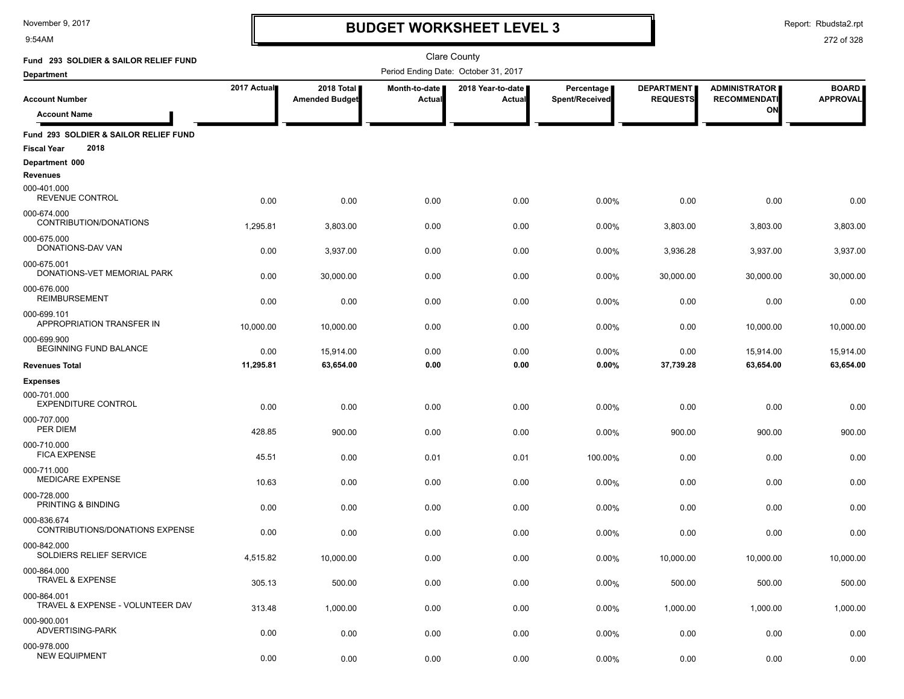# BUDGET WORKSHEET LEVEL 3

November 9, 2017
9:54AM

Report: Rbudsta2.rpt

Clare County

Period Ending Date: October 31, 2017

**Fund 293 SOLDIER & SAILOR RELIEF FUND**

**Department**

| Account Number / Account Name | 2017 Actual | 2018 Total Amended Budget | Month-to-date Actual | 2018 Year-to-date Actual | Percentage Spent/Received | DEPARTMENT REQUESTS | ADMINISTRATOR RECOMMENDATION | BOARD APPROVAL |
|---|---|---|---|---|---|---|---|---|
| **Fund 293 SOLDIER & SAILOR RELIEF FUND** | | | | | | | | |
| **Fiscal Year 2018** | | | | | | | | |
| **Department 000** | | | | | | | | |
| **Revenues** | | | | | | | | |
| 000-401.000 REVENUE CONTROL | 0.00 | 0.00 | 0.00 | 0.00 | 0.00% | 0.00 | 0.00 | 0.00 |
| 000-674.000 CONTRIBUTION/DONATIONS | 1,295.81 | 3,803.00 | 0.00 | 0.00 | 0.00% | 3,803.00 | 3,803.00 | 3,803.00 |
| 000-675.000 DONATIONS-DAV VAN | 0.00 | 3,937.00 | 0.00 | 0.00 | 0.00% | 3,936.28 | 3,937.00 | 3,937.00 |
| 000-675.001 DONATIONS-VET MEMORIAL PARK | 0.00 | 30,000.00 | 0.00 | 0.00 | 0.00% | 30,000.00 | 30,000.00 | 30,000.00 |
| 000-676.000 REIMBURSEMENT | 0.00 | 0.00 | 0.00 | 0.00 | 0.00% | 0.00 | 0.00 | 0.00 |
| 000-699.101 APPROPRIATION TRANSFER IN | 10,000.00 | 10,000.00 | 0.00 | 0.00 | 0.00% | 0.00 | 10,000.00 | 10,000.00 |
| 000-699.900 BEGINNING FUND BALANCE | 0.00 | 15,914.00 | 0.00 | 0.00 | 0.00% | 0.00 | 15,914.00 | 15,914.00 |
| **Revenues Total** | **11,295.81** | **63,654.00** | **0.00** | **0.00** | **0.00%** | **37,739.28** | **63,654.00** | **63,654.00** |
| **Expenses** | | | | | | | | |
| 000-701.000 EXPENDITURE CONTROL | 0.00 | 0.00 | 0.00 | 0.00 | 0.00% | 0.00 | 0.00 | 0.00 |
| 000-707.000 PER DIEM | 428.85 | 900.00 | 0.00 | 0.00 | 0.00% | 900.00 | 900.00 | 900.00 |
| 000-710.000 FICA EXPENSE | 45.51 | 0.00 | 0.01 | 0.01 | 100.00% | 0.00 | 0.00 | 0.00 |
| 000-711.000 MEDICARE EXPENSE | 10.63 | 0.00 | 0.00 | 0.00 | 0.00% | 0.00 | 0.00 | 0.00 |
| 000-728.000 PRINTING & BINDING | 0.00 | 0.00 | 0.00 | 0.00 | 0.00% | 0.00 | 0.00 | 0.00 |
| 000-836.674 CONTRIBUTIONS/DONATIONS EXPENSE | 0.00 | 0.00 | 0.00 | 0.00 | 0.00% | 0.00 | 0.00 | 0.00 |
| 000-842.000 SOLDIERS RELIEF SERVICE | 4,515.82 | 10,000.00 | 0.00 | 0.00 | 0.00% | 10,000.00 | 10,000.00 | 10,000.00 |
| 000-864.000 TRAVEL & EXPENSE | 305.13 | 500.00 | 0.00 | 0.00 | 0.00% | 500.00 | 500.00 | 500.00 |
| 000-864.001 TRAVEL & EXPENSE - VOLUNTEER DAV | 313.48 | 1,000.00 | 0.00 | 0.00 | 0.00% | 1,000.00 | 1,000.00 | 1,000.00 |
| 000-900.001 ADVERTISING-PARK | 0.00 | 0.00 | 0.00 | 0.00 | 0.00% | 0.00 | 0.00 | 0.00 |
| 000-978.000 NEW EQUIPMENT | 0.00 | 0.00 | 0.00 | 0.00 | 0.00% | 0.00 | 0.00 | 0.00 |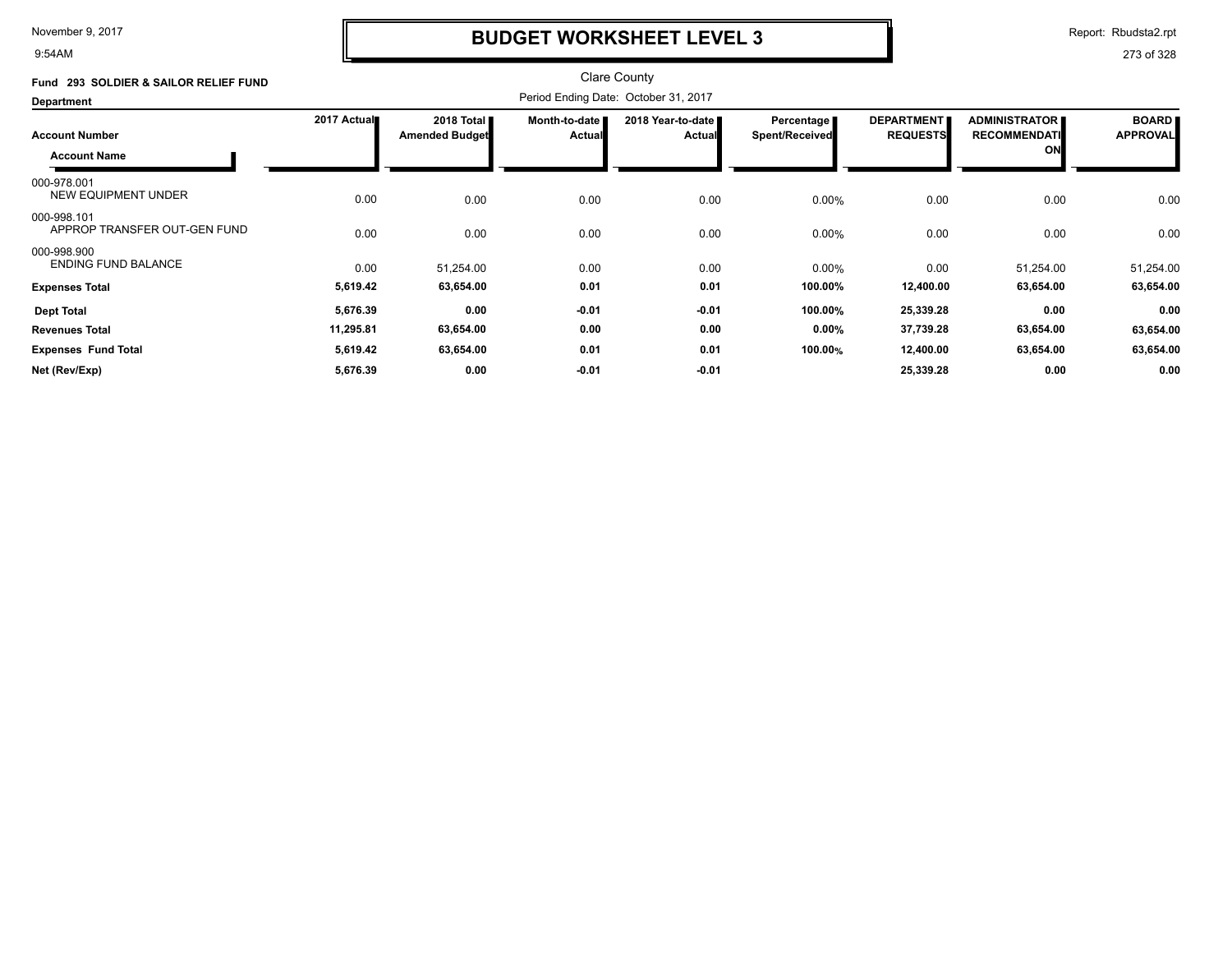# BUDGET WORKSHEET LEVEL 3

November 9, 2017
9:54AM

Report: Rbudsta2.rpt

Clare County

**Fund 293 SOLDIER & SAILOR RELIEF FUND**

**Department**

Period Ending Date: October 31, 2017

| Account Number / Account Name | 2017 Actual | 2018 Total Amended Budget | Month-to-date Actual | 2018 Year-to-date Actual | Percentage Spent/Received | DEPARTMENT REQUESTS | ADMINISTRATOR RECOMMENDATION | BOARD APPROVAL |
|---|---|---|---|---|---|---|---|---|
| 000-978.001 NEW EQUIPMENT UNDER | 0.00 | 0.00 | 0.00 | 0.00 | 0.00% | 0.00 | 0.00 | 0.00 |
| 000-998.101 APPROP TRANSFER OUT-GEN FUND | 0.00 | 0.00 | 0.00 | 0.00 | 0.00% | 0.00 | 0.00 | 0.00 |
| 000-998.900 ENDING FUND BALANCE | 0.00 | 51,254.00 | 0.00 | 0.00 | 0.00% | 0.00 | 51,254.00 | 51,254.00 |
| **Expenses Total** | **5,619.42** | **63,654.00** | **0.01** | **0.01** | **100.00%** | **12,400.00** | **63,654.00** | **63,654.00** |
| **Dept Total** | **5,676.39** | **0.00** | **-0.01** | **-0.01** | **100.00%** | **25,339.28** | **0.00** | **0.00** |
| **Revenues Total** | **11,295.81** | **63,654.00** | **0.00** | **0.00** | **0.00%** | **37,739.28** | **63,654.00** | **63,654.00** |
| **Expenses Fund Total** | **5,619.42** | **63,654.00** | **0.01** | **0.01** | **100.00%** | **12,400.00** | **63,654.00** | **63,654.00** |
| **Net (Rev/Exp)** | **5,676.39** | **0.00** | **-0.01** | **-0.01** | | **25,339.28** | **0.00** | **0.00** |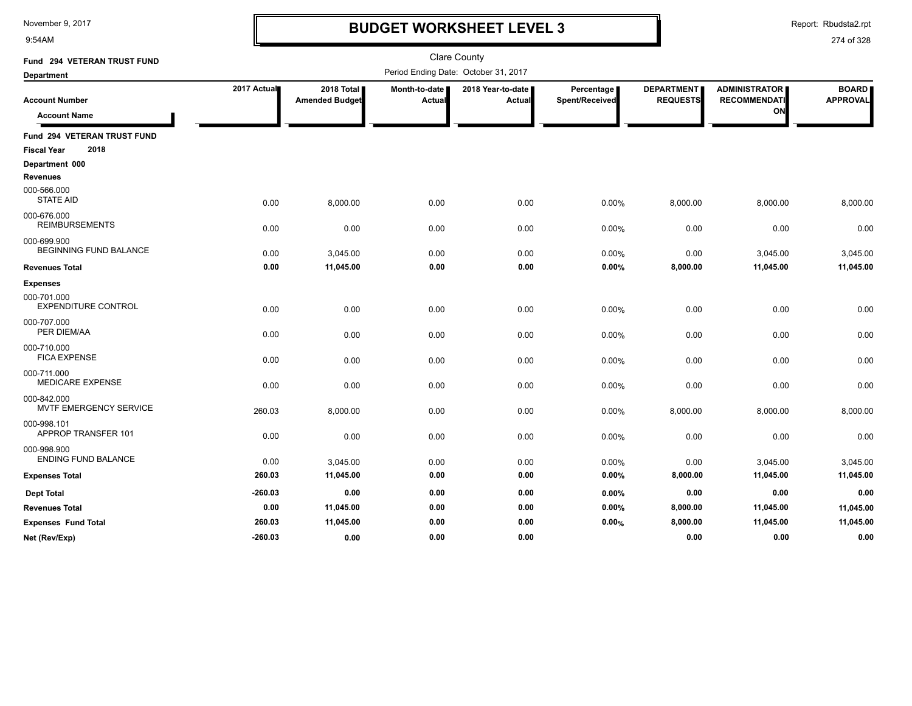# BUDGET WORKSHEET LEVEL 3

Clare County

Period Ending Date: October 31, 2017

November 9, 2017
9:54AM

Report: Rbudsta2.rpt

**Fund 294 VETERAN TRUST FUND**

**Department**

| Account Number / Account Name | 2017 Actual | 2018 Total Amended Budget | Month-to-date Actual | 2018 Year-to-date Actual | Percentage Spent/Received | DEPARTMENT REQUESTS | ADMINISTRATOR RECOMMENDATION | BOARD APPROVAL |
|---|---|---|---|---|---|---|---|---|
| **Fund 294 VETERAN TRUST FUND** | | | | | | | | |
| **Fiscal Year 2018** | | | | | | | | |
| **Department 000** | | | | | | | | |
| **Revenues** | | | | | | | | |
| 000-566.000 STATE AID | 0.00 | 8,000.00 | 0.00 | 0.00 | 0.00% | 8,000.00 | 8,000.00 | 8,000.00 |
| 000-676.000 REIMBURSEMENTS | 0.00 | 0.00 | 0.00 | 0.00 | 0.00% | 0.00 | 0.00 | 0.00 |
| 000-699.900 BEGINNING FUND BALANCE | 0.00 | 3,045.00 | 0.00 | 0.00 | 0.00% | 0.00 | 3,045.00 | 3,045.00 |
| **Revenues Total** | **0.00** | **11,045.00** | **0.00** | **0.00** | **0.00%** | **8,000.00** | **11,045.00** | **11,045.00** |
| **Expenses** | | | | | | | | |
| 000-701.000 EXPENDITURE CONTROL | 0.00 | 0.00 | 0.00 | 0.00 | 0.00% | 0.00 | 0.00 | 0.00 |
| 000-707.000 PER DIEM/AA | 0.00 | 0.00 | 0.00 | 0.00 | 0.00% | 0.00 | 0.00 | 0.00 |
| 000-710.000 FICA EXPENSE | 0.00 | 0.00 | 0.00 | 0.00 | 0.00% | 0.00 | 0.00 | 0.00 |
| 000-711.000 MEDICARE EXPENSE | 0.00 | 0.00 | 0.00 | 0.00 | 0.00% | 0.00 | 0.00 | 0.00 |
| 000-842.000 MVTF EMERGENCY SERVICE | 260.03 | 8,000.00 | 0.00 | 0.00 | 0.00% | 8,000.00 | 8,000.00 | 8,000.00 |
| 000-998.101 APPROP TRANSFER 101 | 0.00 | 0.00 | 0.00 | 0.00 | 0.00% | 0.00 | 0.00 | 0.00 |
| 000-998.900 ENDING FUND BALANCE | 0.00 | 3,045.00 | 0.00 | 0.00 | 0.00% | 0.00 | 3,045.00 | 3,045.00 |
| **Expenses Total** | **260.03** | **11,045.00** | **0.00** | **0.00** | **0.00%** | **8,000.00** | **11,045.00** | **11,045.00** |
| **Dept Total** | **-260.03** | **0.00** | **0.00** | **0.00** | **0.00%** | **0.00** | **0.00** | **0.00** |
| **Revenues Total** | **0.00** | **11,045.00** | **0.00** | **0.00** | **0.00%** | **8,000.00** | **11,045.00** | **11,045.00** |
| **Expenses Fund Total** | **260.03** | **11,045.00** | **0.00** | **0.00** | **0.00%** | **8,000.00** | **11,045.00** | **11,045.00** |
| **Net (Rev/Exp)** | **-260.03** | **0.00** | **0.00** | **0.00** | | **0.00** | **0.00** | **0.00** |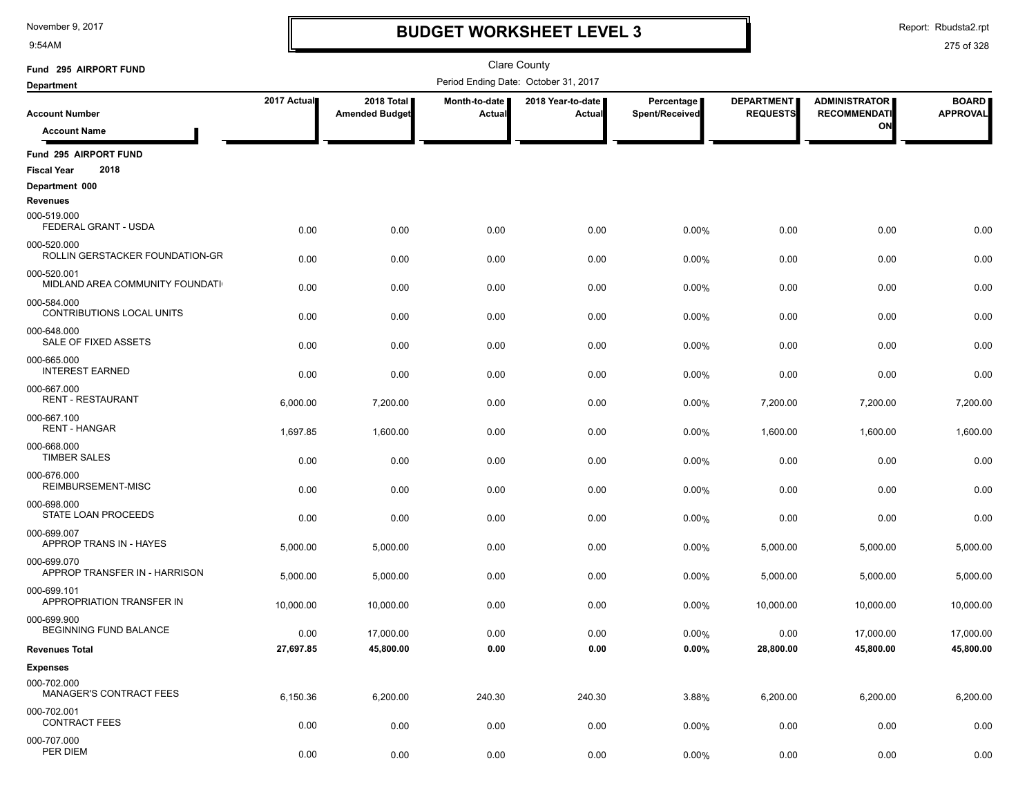# BUDGET WORKSHEET LEVEL 3

November 9, 2017
9:54AM

Report: Rbudsta2.rpt

Clare County

Period Ending Date: October 31, 2017

Fund 295 AIRPORT FUND

Department

| Account Number / Account Name | 2017 Actual | 2018 Total Amended Budget | Month-to-date Actual | 2018 Year-to-date Actual | Percentage Spent/Received | DEPARTMENT REQUESTS | ADMINISTRATOR RECOMMENDATION | BOARD APPROVAL |
|---|---|---|---|---|---|---|---|---|
| **Fund 295 AIRPORT FUND** | | | | | | | | |
| **Fiscal Year 2018** | | | | | | | | |
| **Department 000** | | | | | | | | |
| **Revenues** | | | | | | | | |
| 000-519.000 FEDERAL GRANT - USDA | 0.00 | 0.00 | 0.00 | 0.00 | 0.00% | 0.00 | 0.00 | 0.00 |
| 000-520.000 ROLLIN GERSTACKER FOUNDATION-GR | 0.00 | 0.00 | 0.00 | 0.00 | 0.00% | 0.00 | 0.00 | 0.00 |
| 000-520.001 MIDLAND AREA COMMUNITY FOUNDATI | 0.00 | 0.00 | 0.00 | 0.00 | 0.00% | 0.00 | 0.00 | 0.00 |
| 000-584.000 CONTRIBUTIONS LOCAL UNITS | 0.00 | 0.00 | 0.00 | 0.00 | 0.00% | 0.00 | 0.00 | 0.00 |
| 000-648.000 SALE OF FIXED ASSETS | 0.00 | 0.00 | 0.00 | 0.00 | 0.00% | 0.00 | 0.00 | 0.00 |
| 000-665.000 INTEREST EARNED | 0.00 | 0.00 | 0.00 | 0.00 | 0.00% | 0.00 | 0.00 | 0.00 |
| 000-667.000 RENT - RESTAURANT | 6,000.00 | 7,200.00 | 0.00 | 0.00 | 0.00% | 7,200.00 | 7,200.00 | 7,200.00 |
| 000-667.100 RENT - HANGAR | 1,697.85 | 1,600.00 | 0.00 | 0.00 | 0.00% | 1,600.00 | 1,600.00 | 1,600.00 |
| 000-668.000 TIMBER SALES | 0.00 | 0.00 | 0.00 | 0.00 | 0.00% | 0.00 | 0.00 | 0.00 |
| 000-676.000 REIMBURSEMENT-MISC | 0.00 | 0.00 | 0.00 | 0.00 | 0.00% | 0.00 | 0.00 | 0.00 |
| 000-698.000 STATE LOAN PROCEEDS | 0.00 | 0.00 | 0.00 | 0.00 | 0.00% | 0.00 | 0.00 | 0.00 |
| 000-699.007 APPROP TRANS IN - HAYES | 5,000.00 | 5,000.00 | 0.00 | 0.00 | 0.00% | 5,000.00 | 5,000.00 | 5,000.00 |
| 000-699.070 APPROP TRANSFER IN - HARRISON | 5,000.00 | 5,000.00 | 0.00 | 0.00 | 0.00% | 5,000.00 | 5,000.00 | 5,000.00 |
| 000-699.101 APPROPRIATION TRANSFER IN | 10,000.00 | 10,000.00 | 0.00 | 0.00 | 0.00% | 10,000.00 | 10,000.00 | 10,000.00 |
| 000-699.900 BEGINNING FUND BALANCE | 0.00 | 17,000.00 | 0.00 | 0.00 | 0.00% | 0.00 | 17,000.00 | 17,000.00 |
| **Revenues Total** | **27,697.85** | **45,800.00** | **0.00** | **0.00** | **0.00%** | **28,800.00** | **45,800.00** | **45,800.00** |
| **Expenses** | | | | | | | | |
| 000-702.000 MANAGER'S CONTRACT FEES | 6,150.36 | 6,200.00 | 240.30 | 240.30 | 3.88% | 6,200.00 | 6,200.00 | 6,200.00 |
| 000-702.001 CONTRACT FEES | 0.00 | 0.00 | 0.00 | 0.00 | 0.00% | 0.00 | 0.00 | 0.00 |
| 000-707.000 PER DIEM | 0.00 | 0.00 | 0.00 | 0.00 | 0.00% | 0.00 | 0.00 | 0.00 |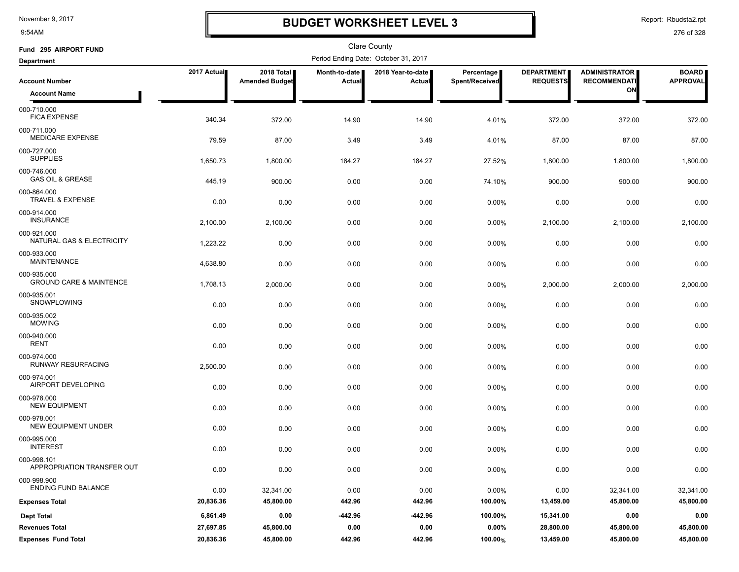# BUDGET WORKSHEET LEVEL 3

Clare County

Period Ending Date: October 31, 2017

**Fund 295 AIRPORT FUND**

**Department**

| Account Number / Account Name | 2017 Actual | 2018 Total Amended Budget | Month-to-date Actual | 2018 Year-to-date Actual | Percentage Spent/Received | DEPARTMENT REQUESTS | ADMINISTRATOR RECOMMENDATION | BOARD APPROVAL |
|---|---|---|---|---|---|---|---|---|
| 000-710.000 FICA EXPENSE | 340.34 | 372.00 | 14.90 | 14.90 | 4.01% | 372.00 | 372.00 | 372.00 |
| 000-711.000 MEDICARE EXPENSE | 79.59 | 87.00 | 3.49 | 3.49 | 4.01% | 87.00 | 87.00 | 87.00 |
| 000-727.000 SUPPLIES | 1,650.73 | 1,800.00 | 184.27 | 184.27 | 27.52% | 1,800.00 | 1,800.00 | 1,800.00 |
| 000-746.000 GAS OIL & GREASE | 445.19 | 900.00 | 0.00 | 0.00 | 74.10% | 900.00 | 900.00 | 900.00 |
| 000-864.000 TRAVEL & EXPENSE | 0.00 | 0.00 | 0.00 | 0.00 | 0.00% | 0.00 | 0.00 | 0.00 |
| 000-914.000 INSURANCE | 2,100.00 | 2,100.00 | 0.00 | 0.00 | 0.00% | 2,100.00 | 2,100.00 | 2,100.00 |
| 000-921.000 NATURAL GAS & ELECTRICITY | 1,223.22 | 0.00 | 0.00 | 0.00 | 0.00% | 0.00 | 0.00 | 0.00 |
| 000-933.000 MAINTENANCE | 4,638.80 | 0.00 | 0.00 | 0.00 | 0.00% | 0.00 | 0.00 | 0.00 |
| 000-935.000 GROUND CARE & MAINTENCE | 1,708.13 | 2,000.00 | 0.00 | 0.00 | 0.00% | 2,000.00 | 2,000.00 | 2,000.00 |
| 000-935.001 SNOWPLOWING | 0.00 | 0.00 | 0.00 | 0.00 | 0.00% | 0.00 | 0.00 | 0.00 |
| 000-935.002 MOWING | 0.00 | 0.00 | 0.00 | 0.00 | 0.00% | 0.00 | 0.00 | 0.00 |
| 000-940.000 RENT | 0.00 | 0.00 | 0.00 | 0.00 | 0.00% | 0.00 | 0.00 | 0.00 |
| 000-974.000 RUNWAY RESURFACING | 2,500.00 | 0.00 | 0.00 | 0.00 | 0.00% | 0.00 | 0.00 | 0.00 |
| 000-974.001 AIRPORT DEVELOPING | 0.00 | 0.00 | 0.00 | 0.00 | 0.00% | 0.00 | 0.00 | 0.00 |
| 000-978.000 NEW EQUIPMENT | 0.00 | 0.00 | 0.00 | 0.00 | 0.00% | 0.00 | 0.00 | 0.00 |
| 000-978.001 NEW EQUIPMENT UNDER | 0.00 | 0.00 | 0.00 | 0.00 | 0.00% | 0.00 | 0.00 | 0.00 |
| 000-995.000 INTEREST | 0.00 | 0.00 | 0.00 | 0.00 | 0.00% | 0.00 | 0.00 | 0.00 |
| 000-998.101 APPROPRIATION TRANSFER OUT | 0.00 | 0.00 | 0.00 | 0.00 | 0.00% | 0.00 | 0.00 | 0.00 |
| 000-998.900 ENDING FUND BALANCE | 0.00 | 32,341.00 | 0.00 | 0.00 | 0.00% | 0.00 | 32,341.00 | 32,341.00 |
| **Expenses Total** | **20,836.36** | **45,800.00** | **442.96** | **442.96** | **100.00%** | **13,459.00** | **45,800.00** | **45,800.00** |
| **Dept Total** | **6,861.49** | **0.00** | **-442.96** | **-442.96** | **100.00%** | **15,341.00** | **0.00** | **0.00** |
| **Revenues Total** | **27,697.85** | **45,800.00** | **0.00** | **0.00** | **0.00%** | **28,800.00** | **45,800.00** | **45,800.00** |
| **Expenses Fund Total** | **20,836.36** | **45,800.00** | **442.96** | **442.96** | **100.00%** | **13,459.00** | **45,800.00** | **45,800.00** |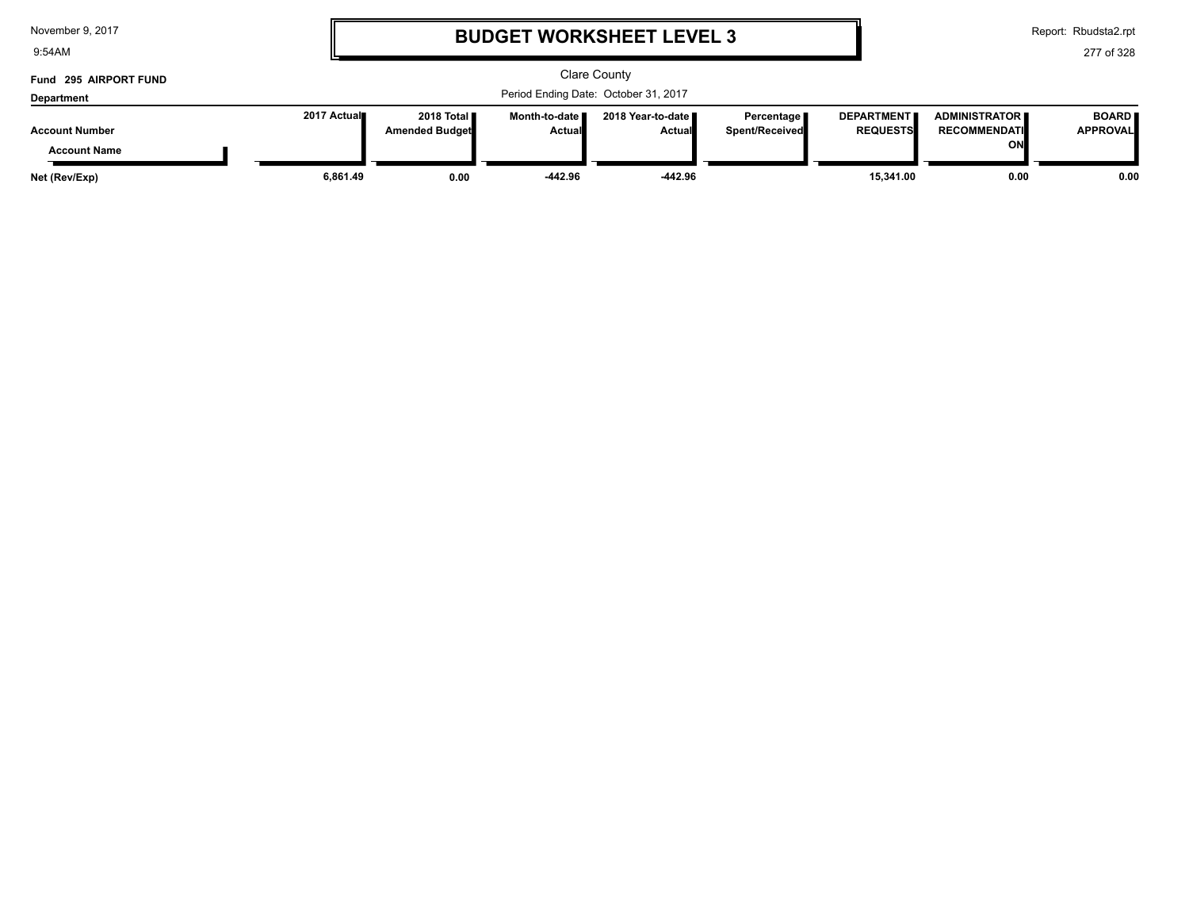# BUDGET WORKSHEET LEVEL 3

Clare County

Period Ending Date: October 31, 2017

**Fund 295 AIRPORT FUND**

**Department**

| Account Number / Account Name | 2017 Actual | 2018 Total Amended Budget | Month-to-date Actual | 2018 Year-to-date Actual | Percentage Spent/Received | DEPARTMENT REQUESTS | ADMINISTRATOR RECOMMENDATION | BOARD APPROVAL |
|---|---|---|---|---|---|---|---|---|
| **Net (Rev/Exp)** | **6,861.49** | **0.00** | **-442.96** | **-442.96** | | **15,341.00** | **0.00** | **0.00** |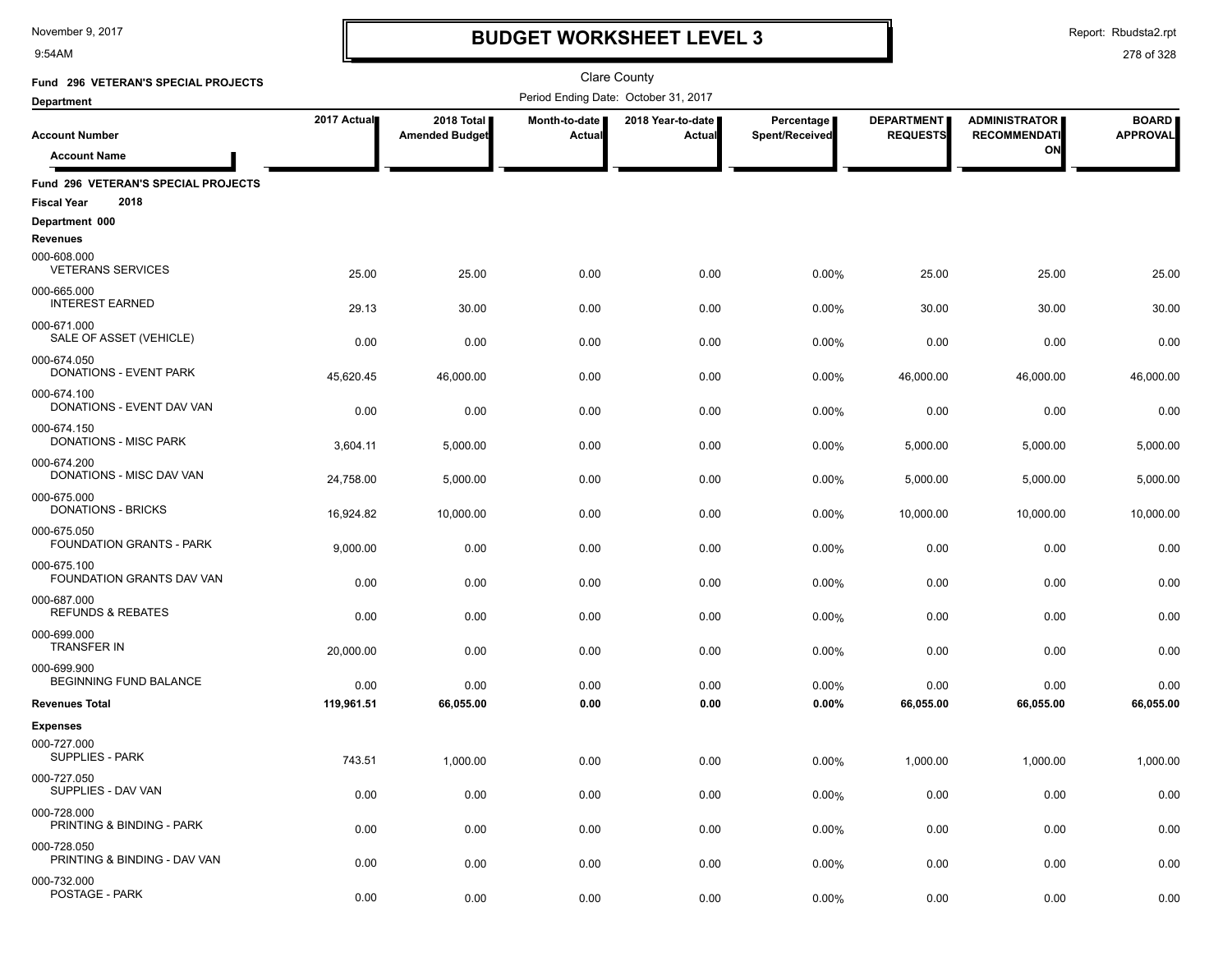# BUDGET WORKSHEET LEVEL 3

Clare County

Fund 296 VETERAN'S SPECIAL PROJECTS

Period Ending Date: October 31, 2017

| Account Number / Account Name | 2017 Actual | 2018 Total Amended Budget | Month-to-date Actual | 2018 Year-to-date Actual | Percentage Spent/Received | DEPARTMENT REQUESTS | ADMINISTRATOR RECOMMENDATION | BOARD APPROVAL |
|---|---|---|---|---|---|---|---|---|
| **Fund 296 VETERAN'S SPECIAL PROJECTS** | | | | | | | | |
| **Fiscal Year 2018** | | | | | | | | |
| **Department 000** | | | | | | | | |
| **Revenues** | | | | | | | | |
| 000-608.000 VETERANS SERVICES | 25.00 | 25.00 | 0.00 | 0.00 | 0.00% | 25.00 | 25.00 | 25.00 |
| 000-665.000 INTEREST EARNED | 29.13 | 30.00 | 0.00 | 0.00 | 0.00% | 30.00 | 30.00 | 30.00 |
| 000-671.000 SALE OF ASSET (VEHICLE) | 0.00 | 0.00 | 0.00 | 0.00 | 0.00% | 0.00 | 0.00 | 0.00 |
| 000-674.050 DONATIONS - EVENT PARK | 45,620.45 | 46,000.00 | 0.00 | 0.00 | 0.00% | 46,000.00 | 46,000.00 | 46,000.00 |
| 000-674.100 DONATIONS - EVENT DAV VAN | 0.00 | 0.00 | 0.00 | 0.00 | 0.00% | 0.00 | 0.00 | 0.00 |
| 000-674.150 DONATIONS - MISC PARK | 3,604.11 | 5,000.00 | 0.00 | 0.00 | 0.00% | 5,000.00 | 5,000.00 | 5,000.00 |
| 000-674.200 DONATIONS - MISC DAV VAN | 24,758.00 | 5,000.00 | 0.00 | 0.00 | 0.00% | 5,000.00 | 5,000.00 | 5,000.00 |
| 000-675.000 DONATIONS - BRICKS | 16,924.82 | 10,000.00 | 0.00 | 0.00 | 0.00% | 10,000.00 | 10,000.00 | 10,000.00 |
| 000-675.050 FOUNDATION GRANTS - PARK | 9,000.00 | 0.00 | 0.00 | 0.00 | 0.00% | 0.00 | 0.00 | 0.00 |
| 000-675.100 FOUNDATION GRANTS DAV VAN | 0.00 | 0.00 | 0.00 | 0.00 | 0.00% | 0.00 | 0.00 | 0.00 |
| 000-687.000 REFUNDS & REBATES | 0.00 | 0.00 | 0.00 | 0.00 | 0.00% | 0.00 | 0.00 | 0.00 |
| 000-699.000 TRANSFER IN | 20,000.00 | 0.00 | 0.00 | 0.00 | 0.00% | 0.00 | 0.00 | 0.00 |
| 000-699.900 BEGINNING FUND BALANCE | 0.00 | 0.00 | 0.00 | 0.00 | 0.00% | 0.00 | 0.00 | 0.00 |
| **Revenues Total** | **119,961.51** | **66,055.00** | **0.00** | **0.00** | **0.00%** | **66,055.00** | **66,055.00** | **66,055.00** |
| **Expenses** | | | | | | | | |
| 000-727.000 SUPPLIES - PARK | 743.51 | 1,000.00 | 0.00 | 0.00 | 0.00% | 1,000.00 | 1,000.00 | 1,000.00 |
| 000-727.050 SUPPLIES - DAV VAN | 0.00 | 0.00 | 0.00 | 0.00 | 0.00% | 0.00 | 0.00 | 0.00 |
| 000-728.000 PRINTING & BINDING - PARK | 0.00 | 0.00 | 0.00 | 0.00 | 0.00% | 0.00 | 0.00 | 0.00 |
| 000-728.050 PRINTING & BINDING - DAV VAN | 0.00 | 0.00 | 0.00 | 0.00 | 0.00% | 0.00 | 0.00 | 0.00 |
| 000-732.000 POSTAGE - PARK | 0.00 | 0.00 | 0.00 | 0.00 | 0.00% | 0.00 | 0.00 | 0.00 |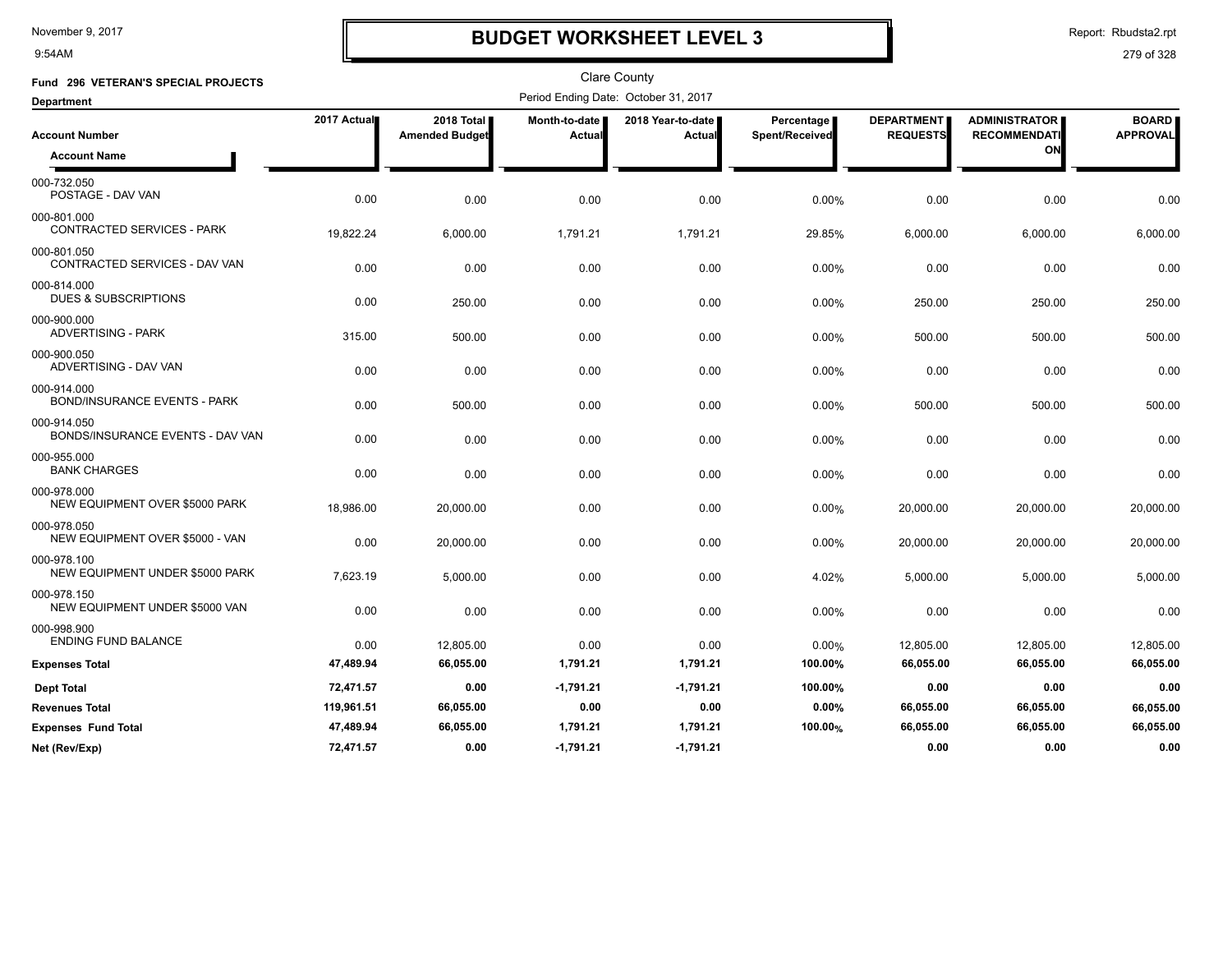# BUDGET WORKSHEET LEVEL 3

November 9, 2017
9:54AM

Report: Rbudsta2.rpt

Clare County

**Fund 296 VETERAN'S SPECIAL PROJECTS**

Period Ending Date: October 31, 2017

**Department**

| Account Number / Account Name | 2017 Actual | 2018 Total Amended Budget | Month-to-date Actual | 2018 Year-to-date Actual | Percentage Spent/Received | DEPARTMENT REQUESTS | ADMINISTRATOR RECOMMENDATION | BOARD APPROVAL |
|---|---|---|---|---|---|---|---|---|
| 000-732.050 POSTAGE - DAV VAN | 0.00 | 0.00 | 0.00 | 0.00 | 0.00% | 0.00 | 0.00 | 0.00 |
| 000-801.000 CONTRACTED SERVICES - PARK | 19,822.24 | 6,000.00 | 1,791.21 | 1,791.21 | 29.85% | 6,000.00 | 6,000.00 | 6,000.00 |
| 000-801.050 CONTRACTED SERVICES - DAV VAN | 0.00 | 0.00 | 0.00 | 0.00 | 0.00% | 0.00 | 0.00 | 0.00 |
| 000-814.000 DUES & SUBSCRIPTIONS | 0.00 | 250.00 | 0.00 | 0.00 | 0.00% | 250.00 | 250.00 | 250.00 |
| 000-900.000 ADVERTISING - PARK | 315.00 | 500.00 | 0.00 | 0.00 | 0.00% | 500.00 | 500.00 | 500.00 |
| 000-900.050 ADVERTISING - DAV VAN | 0.00 | 0.00 | 0.00 | 0.00 | 0.00% | 0.00 | 0.00 | 0.00 |
| 000-914.000 BOND/INSURANCE EVENTS - PARK | 0.00 | 500.00 | 0.00 | 0.00 | 0.00% | 500.00 | 500.00 | 500.00 |
| 000-914.050 BONDS/INSURANCE EVENTS - DAV VAN | 0.00 | 0.00 | 0.00 | 0.00 | 0.00% | 0.00 | 0.00 | 0.00 |
| 000-955.000 BANK CHARGES | 0.00 | 0.00 | 0.00 | 0.00 | 0.00% | 0.00 | 0.00 | 0.00 |
| 000-978.000 NEW EQUIPMENT OVER $5000 PARK | 18,986.00 | 20,000.00 | 0.00 | 0.00 | 0.00% | 20,000.00 | 20,000.00 | 20,000.00 |
| 000-978.050 NEW EQUIPMENT OVER $5000 - VAN | 0.00 | 20,000.00 | 0.00 | 0.00 | 0.00% | 20,000.00 | 20,000.00 | 20,000.00 |
| 000-978.100 NEW EQUIPMENT UNDER $5000 PARK | 7,623.19 | 5,000.00 | 0.00 | 0.00 | 4.02% | 5,000.00 | 5,000.00 | 5,000.00 |
| 000-978.150 NEW EQUIPMENT UNDER $5000 VAN | 0.00 | 0.00 | 0.00 | 0.00 | 0.00% | 0.00 | 0.00 | 0.00 |
| 000-998.900 ENDING FUND BALANCE | 0.00 | 12,805.00 | 0.00 | 0.00 | 0.00% | 12,805.00 | 12,805.00 | 12,805.00 |
| **Expenses Total** | **47,489.94** | **66,055.00** | **1,791.21** | **1,791.21** | **100.00%** | **66,055.00** | **66,055.00** | **66,055.00** |
| **Dept Total** | **72,471.57** | **0.00** | **-1,791.21** | **-1,791.21** | **100.00%** | **0.00** | **0.00** | **0.00** |
| **Revenues Total** | **119,961.51** | **66,055.00** | **0.00** | **0.00** | **0.00%** | **66,055.00** | **66,055.00** | **66,055.00** |
| **Expenses Fund Total** | **47,489.94** | **66,055.00** | **1,791.21** | **1,791.21** | **100.00%** | **66,055.00** | **66,055.00** | **66,055.00** |
| **Net (Rev/Exp)** | **72,471.57** | **0.00** | **-1,791.21** | **-1,791.21** | | **0.00** | **0.00** | **0.00** |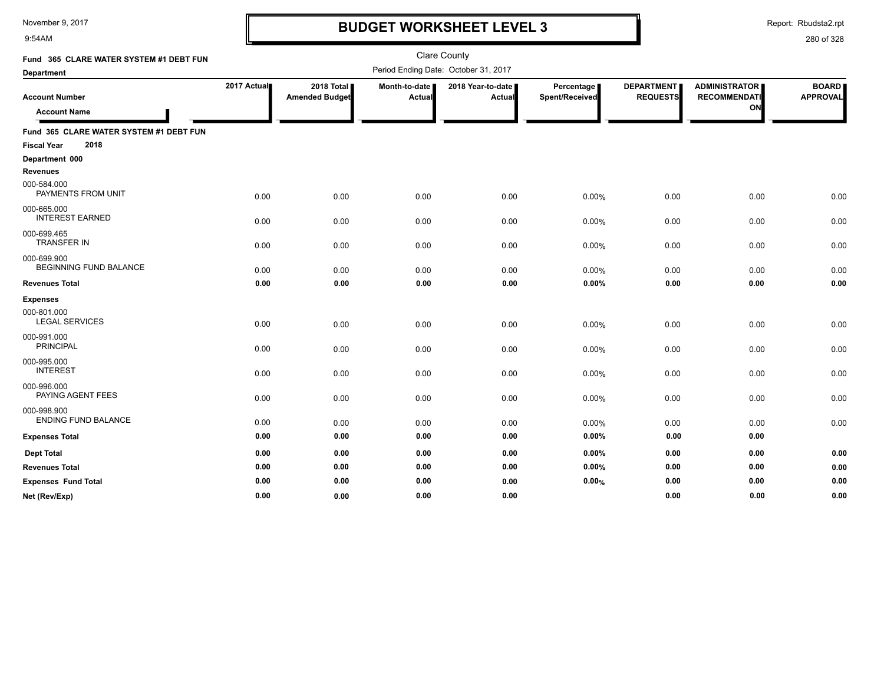# BUDGET WORKSHEET LEVEL 3

Clare County

Period Ending Date: October 31, 2017

**Fund 365 CLARE WATER SYSTEM #1 DEBT FUN**

**Department**

| Account Number / Account Name | 2017 Actual | 2018 Total Amended Budget | Month-to-date Actual | 2018 Year-to-date Actual | Percentage Spent/Received | DEPARTMENT REQUESTS | ADMINISTRATOR RECOMMENDATION | BOARD APPROVAL |
|---|---|---|---|---|---|---|---|---|
| **Fund 365 CLARE WATER SYSTEM #1 DEBT FUN** | | | | | | | | |
| **Fiscal Year 2018** | | | | | | | | |
| **Department 000** | | | | | | | | |
| **Revenues** | | | | | | | | |
| 000-584.000 PAYMENTS FROM UNIT | 0.00 | 0.00 | 0.00 | 0.00 | 0.00% | 0.00 | 0.00 | 0.00 |
| 000-665.000 INTEREST EARNED | 0.00 | 0.00 | 0.00 | 0.00 | 0.00% | 0.00 | 0.00 | 0.00 |
| 000-699.465 TRANSFER IN | 0.00 | 0.00 | 0.00 | 0.00 | 0.00% | 0.00 | 0.00 | 0.00 |
| 000-699.900 BEGINNING FUND BALANCE | 0.00 | 0.00 | 0.00 | 0.00 | 0.00% | 0.00 | 0.00 | 0.00 |
| **Revenues Total** | **0.00** | **0.00** | **0.00** | **0.00** | **0.00%** | **0.00** | **0.00** | **0.00** |
| **Expenses** | | | | | | | | |
| 000-801.000 LEGAL SERVICES | 0.00 | 0.00 | 0.00 | 0.00 | 0.00% | 0.00 | 0.00 | 0.00 |
| 000-991.000 PRINCIPAL | 0.00 | 0.00 | 0.00 | 0.00 | 0.00% | 0.00 | 0.00 | 0.00 |
| 000-995.000 INTEREST | 0.00 | 0.00 | 0.00 | 0.00 | 0.00% | 0.00 | 0.00 | 0.00 |
| 000-996.000 PAYING AGENT FEES | 0.00 | 0.00 | 0.00 | 0.00 | 0.00% | 0.00 | 0.00 | 0.00 |
| 000-998.900 ENDING FUND BALANCE | 0.00 | 0.00 | 0.00 | 0.00 | 0.00% | 0.00 | 0.00 | 0.00 |
| **Expenses Total** | **0.00** | **0.00** | **0.00** | **0.00** | **0.00%** | **0.00** | **0.00** | |
| **Dept Total** | **0.00** | **0.00** | **0.00** | **0.00** | **0.00%** | **0.00** | **0.00** | **0.00** |
| **Revenues Total** | **0.00** | **0.00** | **0.00** | **0.00** | **0.00%** | **0.00** | **0.00** | **0.00** |
| **Expenses Fund Total** | **0.00** | **0.00** | **0.00** | **0.00** | **0.00%** | **0.00** | **0.00** | **0.00** |
| **Net (Rev/Exp)** | **0.00** | **0.00** | **0.00** | **0.00** | | **0.00** | **0.00** | **0.00** |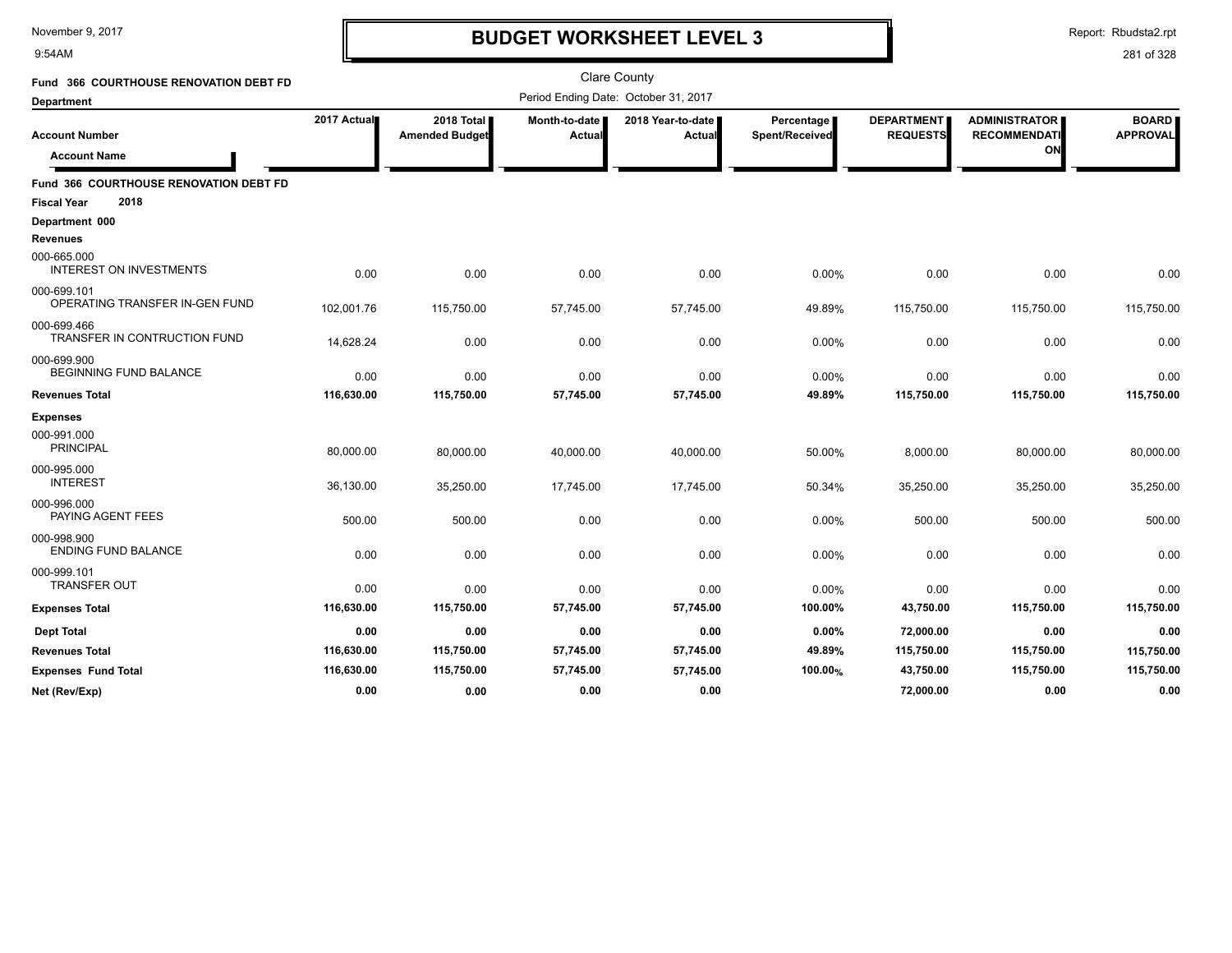# BUDGET WORKSHEET LEVEL 3

Clare County

Period Ending Date: October 31, 2017

**Fund 366 COURTHOUSE RENOVATION DEBT FD**

**Department**

| Account Number / Account Name | 2017 Actual | 2018 Total Amended Budget | Month-to-date Actual | 2018 Year-to-date Actual | Percentage Spent/Received | DEPARTMENT REQUESTS | ADMINISTRATOR RECOMMENDATION | BOARD APPROVAL |
|---|---|---|---|---|---|---|---|---|
| **Fund 366 COURTHOUSE RENOVATION DEBT FD** | | | | | | | | |
| **Fiscal Year 2018** | | | | | | | | |
| **Department 000** | | | | | | | | |
| **Revenues** | | | | | | | | |
| 000-665.000 INTEREST ON INVESTMENTS | 0.00 | 0.00 | 0.00 | 0.00 | 0.00% | 0.00 | 0.00 | 0.00 |
| 000-699.101 OPERATING TRANSFER IN-GEN FUND | 102,001.76 | 115,750.00 | 57,745.00 | 57,745.00 | 49.89% | 115,750.00 | 115,750.00 | 115,750.00 |
| 000-699.466 TRANSFER IN CONTRUCTION FUND | 14,628.24 | 0.00 | 0.00 | 0.00 | 0.00% | 0.00 | 0.00 | 0.00 |
| 000-699.900 BEGINNING FUND BALANCE | 0.00 | 0.00 | 0.00 | 0.00 | 0.00% | 0.00 | 0.00 | 0.00 |
| **Revenues Total** | **116,630.00** | **115,750.00** | **57,745.00** | **57,745.00** | **49.89%** | **115,750.00** | **115,750.00** | **115,750.00** |
| **Expenses** | | | | | | | | |
| 000-991.000 PRINCIPAL | 80,000.00 | 80,000.00 | 40,000.00 | 40,000.00 | 50.00% | 8,000.00 | 80,000.00 | 80,000.00 |
| 000-995.000 INTEREST | 36,130.00 | 35,250.00 | 17,745.00 | 17,745.00 | 50.34% | 35,250.00 | 35,250.00 | 35,250.00 |
| 000-996.000 PAYING AGENT FEES | 500.00 | 500.00 | 0.00 | 0.00 | 0.00% | 500.00 | 500.00 | 500.00 |
| 000-998.900 ENDING FUND BALANCE | 0.00 | 0.00 | 0.00 | 0.00 | 0.00% | 0.00 | 0.00 | 0.00 |
| 000-999.101 TRANSFER OUT | 0.00 | 0.00 | 0.00 | 0.00 | 0.00% | 0.00 | 0.00 | 0.00 |
| **Expenses Total** | **116,630.00** | **115,750.00** | **57,745.00** | **57,745.00** | **100.00%** | **43,750.00** | **115,750.00** | **115,750.00** |
| **Dept Total** | **0.00** | **0.00** | **0.00** | **0.00** | **0.00%** | **72,000.00** | **0.00** | **0.00** |
| **Revenues Total** | **116,630.00** | **115,750.00** | **57,745.00** | **57,745.00** | **49.89%** | **115,750.00** | **115,750.00** | **115,750.00** |
| **Expenses Fund Total** | **116,630.00** | **115,750.00** | **57,745.00** | **57,745.00** | **100.00%** | **43,750.00** | **115,750.00** | **115,750.00** |
| **Net (Rev/Exp)** | **0.00** | **0.00** | **0.00** | **0.00** | | **72,000.00** | **0.00** | **0.00** |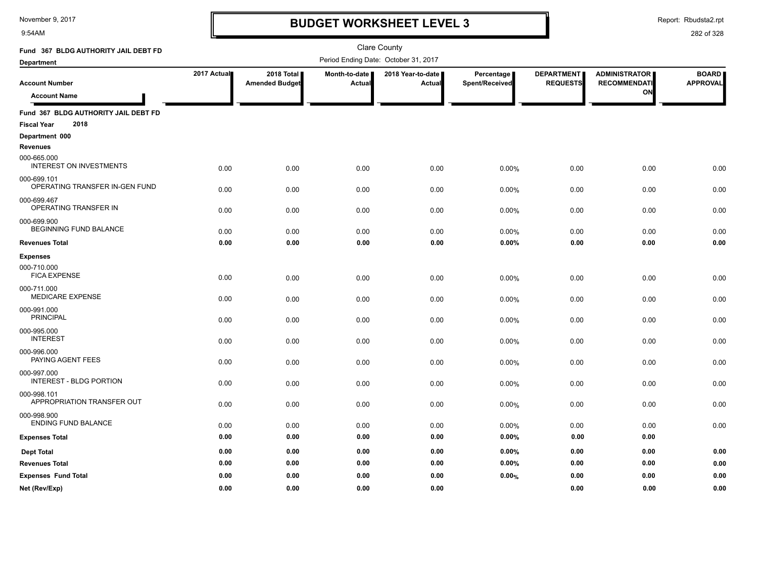# BUDGET WORKSHEET LEVEL 3

November 9, 2017
9:54AM

Report: Rbudsta2.rpt

Clare County

Fund 367 BLDG AUTHORITY JAIL DEBT FD

Period Ending Date: October 31, 2017

Department

| Account Number / Account Name | 2017 Actual | 2018 Total Amended Budget | Month-to-date Actual | 2018 Year-to-date Actual | Percentage Spent/Received | DEPARTMENT REQUESTS | ADMINISTRATOR RECOMMENDATION | BOARD APPROVAL |
|---|---|---|---|---|---|---|---|---|
| **Fund 367 BLDG AUTHORITY JAIL DEBT FD** | | | | | | | | |
| **Fiscal Year 2018** | | | | | | | | |
| **Department 000** | | | | | | | | |
| **Revenues** | | | | | | | | |
| 000-665.000 INTEREST ON INVESTMENTS | 0.00 | 0.00 | 0.00 | 0.00 | 0.00% | 0.00 | 0.00 | 0.00 |
| 000-699.101 OPERATING TRANSFER IN-GEN FUND | 0.00 | 0.00 | 0.00 | 0.00 | 0.00% | 0.00 | 0.00 | 0.00 |
| 000-699.467 OPERATING TRANSFER IN | 0.00 | 0.00 | 0.00 | 0.00 | 0.00% | 0.00 | 0.00 | 0.00 |
| 000-699.900 BEGINNING FUND BALANCE | 0.00 | 0.00 | 0.00 | 0.00 | 0.00% | 0.00 | 0.00 | 0.00 |
| **Revenues Total** | **0.00** | **0.00** | **0.00** | **0.00** | **0.00%** | **0.00** | **0.00** | **0.00** |
| **Expenses** | | | | | | | | |
| 000-710.000 FICA EXPENSE | 0.00 | 0.00 | 0.00 | 0.00 | 0.00% | 0.00 | 0.00 | 0.00 |
| 000-711.000 MEDICARE EXPENSE | 0.00 | 0.00 | 0.00 | 0.00 | 0.00% | 0.00 | 0.00 | 0.00 |
| 000-991.000 PRINCIPAL | 0.00 | 0.00 | 0.00 | 0.00 | 0.00% | 0.00 | 0.00 | 0.00 |
| 000-995.000 INTEREST | 0.00 | 0.00 | 0.00 | 0.00 | 0.00% | 0.00 | 0.00 | 0.00 |
| 000-996.000 PAYING AGENT FEES | 0.00 | 0.00 | 0.00 | 0.00 | 0.00% | 0.00 | 0.00 | 0.00 |
| 000-997.000 INTEREST - BLDG PORTION | 0.00 | 0.00 | 0.00 | 0.00 | 0.00% | 0.00 | 0.00 | 0.00 |
| 000-998.101 APPROPRIATION TRANSFER OUT | 0.00 | 0.00 | 0.00 | 0.00 | 0.00% | 0.00 | 0.00 | 0.00 |
| 000-998.900 ENDING FUND BALANCE | 0.00 | 0.00 | 0.00 | 0.00 | 0.00% | 0.00 | 0.00 | 0.00 |
| **Expenses Total** | **0.00** | **0.00** | **0.00** | **0.00** | **0.00%** | **0.00** | **0.00** | |
| **Dept Total** | **0.00** | **0.00** | **0.00** | **0.00** | **0.00%** | **0.00** | **0.00** | **0.00** |
| **Revenues Total** | **0.00** | **0.00** | **0.00** | **0.00** | **0.00%** | **0.00** | **0.00** | **0.00** |
| **Expenses Fund Total** | **0.00** | **0.00** | **0.00** | **0.00** | **0.00%** | **0.00** | **0.00** | **0.00** |
| **Net (Rev/Exp)** | **0.00** | **0.00** | **0.00** | **0.00** | | **0.00** | **0.00** | **0.00** |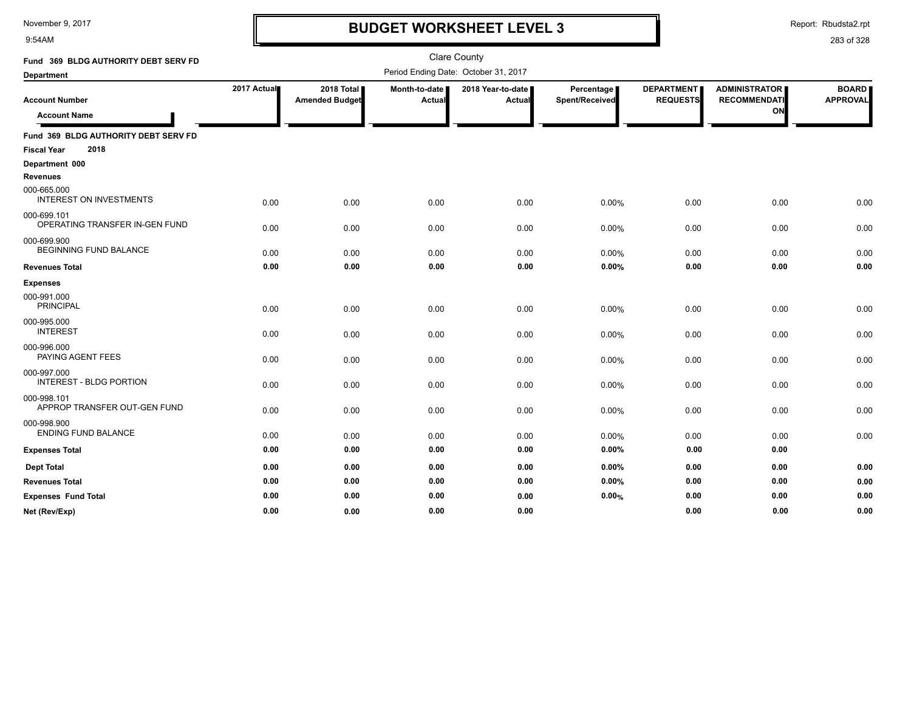# BUDGET WORKSHEET LEVEL 3

November 9, 2017
9:54AM

Report: Rbudsta2.rpt

Clare County

Fund 369 BLDG AUTHORITY DEBT SERV FD

Period Ending Date: October 31, 2017

Department

| Account Number / Account Name | 2017 Actual | 2018 Total Amended Budget | Month-to-date Actual | 2018 Year-to-date Actual | Percentage Spent/Received | DEPARTMENT REQUESTS | ADMINISTRATOR RECOMMENDATION | BOARD APPROVAL |
|---|---|---|---|---|---|---|---|---|
| **Fund 369 BLDG AUTHORITY DEBT SERV FD** | | | | | | | | |
| **Fiscal Year 2018** | | | | | | | | |
| **Department 000** | | | | | | | | |
| **Revenues** | | | | | | | | |
| 000-665.000 INTEREST ON INVESTMENTS | 0.00 | 0.00 | 0.00 | 0.00 | 0.00% | 0.00 | 0.00 | 0.00 |
| 000-699.101 OPERATING TRANSFER IN-GEN FUND | 0.00 | 0.00 | 0.00 | 0.00 | 0.00% | 0.00 | 0.00 | 0.00 |
| 000-699.900 BEGINNING FUND BALANCE | 0.00 | 0.00 | 0.00 | 0.00 | 0.00% | 0.00 | 0.00 | 0.00 |
| **Revenues Total** | **0.00** | **0.00** | **0.00** | **0.00** | **0.00%** | **0.00** | **0.00** | **0.00** |
| **Expenses** | | | | | | | | |
| 000-991.000 PRINCIPAL | 0.00 | 0.00 | 0.00 | 0.00 | 0.00% | 0.00 | 0.00 | 0.00 |
| 000-995.000 INTEREST | 0.00 | 0.00 | 0.00 | 0.00 | 0.00% | 0.00 | 0.00 | 0.00 |
| 000-996.000 PAYING AGENT FEES | 0.00 | 0.00 | 0.00 | 0.00 | 0.00% | 0.00 | 0.00 | 0.00 |
| 000-997.000 INTEREST - BLDG PORTION | 0.00 | 0.00 | 0.00 | 0.00 | 0.00% | 0.00 | 0.00 | 0.00 |
| 000-998.101 APPROP TRANSFER OUT-GEN FUND | 0.00 | 0.00 | 0.00 | 0.00 | 0.00% | 0.00 | 0.00 | 0.00 |
| 000-998.900 ENDING FUND BALANCE | 0.00 | 0.00 | 0.00 | 0.00 | 0.00% | 0.00 | 0.00 | 0.00 |
| **Expenses Total** | **0.00** | **0.00** | **0.00** | **0.00** | **0.00%** | **0.00** | **0.00** | |
| **Dept Total** | **0.00** | **0.00** | **0.00** | **0.00** | **0.00%** | **0.00** | **0.00** | **0.00** |
| **Revenues Total** | **0.00** | **0.00** | **0.00** | **0.00** | **0.00%** | **0.00** | **0.00** | **0.00** |
| **Expenses Fund Total** | **0.00** | **0.00** | **0.00** | **0.00** | **0.00%** | **0.00** | **0.00** | **0.00** |
| **Net (Rev/Exp)** | **0.00** | **0.00** | **0.00** | **0.00** | | **0.00** | **0.00** | **0.00** |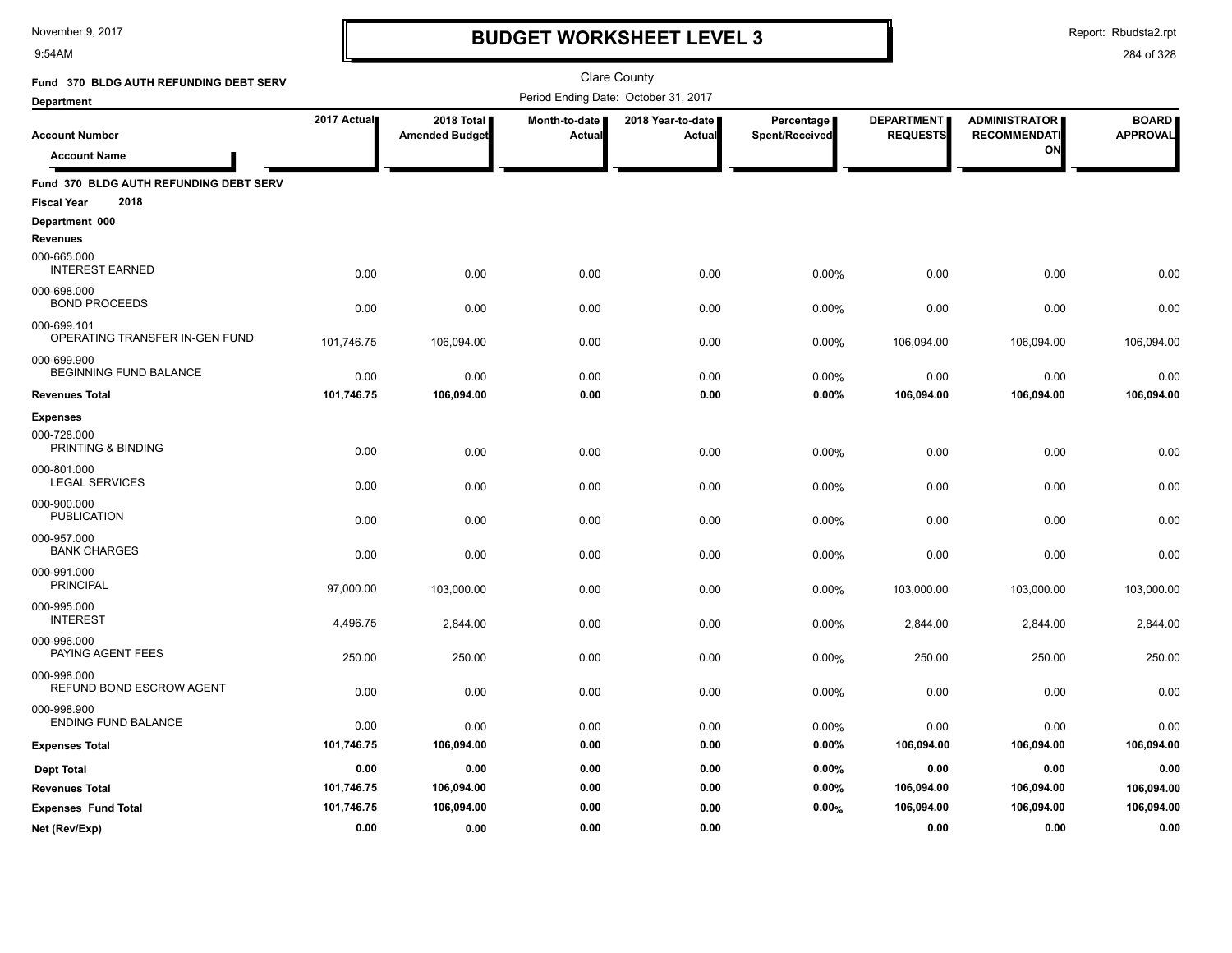# BUDGET WORKSHEET LEVEL 3

November 9, 2017
9:54AM

Report: Rbudsta2.rpt

Clare County

**Fund 370 BLDG AUTH REFUNDING DEBT SERV**

Period Ending Date: October 31, 2017

| Account Number / Account Name | 2017 Actual | 2018 Total Amended Budget | Month-to-date Actual | 2018 Year-to-date Actual | Percentage Spent/Received | DEPARTMENT REQUESTS | ADMINISTRATOR RECOMMENDATION | BOARD APPROVAL |
|---|---|---|---|---|---|---|---|---|
| **Fund 370 BLDG AUTH REFUNDING DEBT SERV** | | | | | | | | |
| **Fiscal Year 2018** | | | | | | | | |
| **Department 000** | | | | | | | | |
| **Revenues** | | | | | | | | |
| 000-665.000 INTEREST EARNED | 0.00 | 0.00 | 0.00 | 0.00 | 0.00% | 0.00 | 0.00 | 0.00 |
| 000-698.000 BOND PROCEEDS | 0.00 | 0.00 | 0.00 | 0.00 | 0.00% | 0.00 | 0.00 | 0.00 |
| 000-699.101 OPERATING TRANSFER IN-GEN FUND | 101,746.75 | 106,094.00 | 0.00 | 0.00 | 0.00% | 106,094.00 | 106,094.00 | 106,094.00 |
| 000-699.900 BEGINNING FUND BALANCE | 0.00 | 0.00 | 0.00 | 0.00 | 0.00% | 0.00 | 0.00 | 0.00 |
| **Revenues Total** | **101,746.75** | **106,094.00** | **0.00** | **0.00** | **0.00%** | **106,094.00** | **106,094.00** | **106,094.00** |
| **Expenses** | | | | | | | | |
| 000-728.000 PRINTING & BINDING | 0.00 | 0.00 | 0.00 | 0.00 | 0.00% | 0.00 | 0.00 | 0.00 |
| 000-801.000 LEGAL SERVICES | 0.00 | 0.00 | 0.00 | 0.00 | 0.00% | 0.00 | 0.00 | 0.00 |
| 000-900.000 PUBLICATION | 0.00 | 0.00 | 0.00 | 0.00 | 0.00% | 0.00 | 0.00 | 0.00 |
| 000-957.000 BANK CHARGES | 0.00 | 0.00 | 0.00 | 0.00 | 0.00% | 0.00 | 0.00 | 0.00 |
| 000-991.000 PRINCIPAL | 97,000.00 | 103,000.00 | 0.00 | 0.00 | 0.00% | 103,000.00 | 103,000.00 | 103,000.00 |
| 000-995.000 INTEREST | 4,496.75 | 2,844.00 | 0.00 | 0.00 | 0.00% | 2,844.00 | 2,844.00 | 2,844.00 |
| 000-996.000 PAYING AGENT FEES | 250.00 | 250.00 | 0.00 | 0.00 | 0.00% | 250.00 | 250.00 | 250.00 |
| 000-998.000 REFUND BOND ESCROW AGENT | 0.00 | 0.00 | 0.00 | 0.00 | 0.00% | 0.00 | 0.00 | 0.00 |
| 000-998.900 ENDING FUND BALANCE | 0.00 | 0.00 | 0.00 | 0.00 | 0.00% | 0.00 | 0.00 | 0.00 |
| **Expenses Total** | **101,746.75** | **106,094.00** | **0.00** | **0.00** | **0.00%** | **106,094.00** | **106,094.00** | **106,094.00** |
| **Dept Total** | **0.00** | **0.00** | **0.00** | **0.00** | **0.00%** | **0.00** | **0.00** | **0.00** |
| **Revenues Total** | **101,746.75** | **106,094.00** | **0.00** | **0.00** | **0.00%** | **106,094.00** | **106,094.00** | **106,094.00** |
| **Expenses Fund Total** | **101,746.75** | **106,094.00** | **0.00** | **0.00** | **0.00%** | **106,094.00** | **106,094.00** | **106,094.00** |
| **Net (Rev/Exp)** | **0.00** | **0.00** | **0.00** | **0.00** | | **0.00** | **0.00** | **0.00** |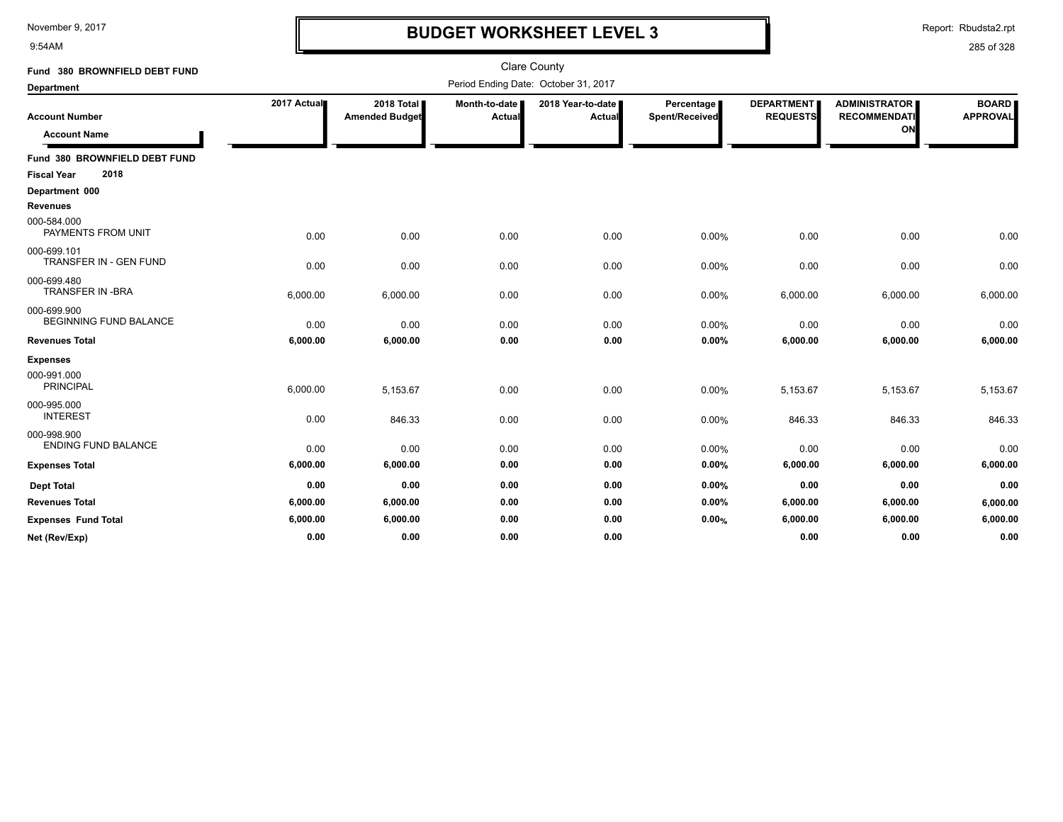# BUDGET WORKSHEET LEVEL 3

November 9, 2017
9:54AM

Report: Rbudsta2.rpt

Clare County

Period Ending Date: October 31, 2017

**Fund 380 BROWNFIELD DEBT FUND**

**Department**

| Account Number / Account Name | 2017 Actual | 2018 Total Amended Budget | Month-to-date Actual | 2018 Year-to-date Actual | Percentage Spent/Received | DEPARTMENT REQUESTS | ADMINISTRATOR RECOMMENDATION | BOARD APPROVAL |
|---|---|---|---|---|---|---|---|---|
| **Fund 380 BROWNFIELD DEBT FUND** | | | | | | | | |
| **Fiscal Year 2018** | | | | | | | | |
| **Department 000** | | | | | | | | |
| **Revenues** | | | | | | | | |
| 000-584.000 PAYMENTS FROM UNIT | 0.00 | 0.00 | 0.00 | 0.00 | 0.00% | 0.00 | 0.00 | 0.00 |
| 000-699.101 TRANSFER IN - GEN FUND | 0.00 | 0.00 | 0.00 | 0.00 | 0.00% | 0.00 | 0.00 | 0.00 |
| 000-699.480 TRANSFER IN -BRA | 6,000.00 | 6,000.00 | 0.00 | 0.00 | 0.00% | 6,000.00 | 6,000.00 | 6,000.00 |
| 000-699.900 BEGINNING FUND BALANCE | 0.00 | 0.00 | 0.00 | 0.00 | 0.00% | 0.00 | 0.00 | 0.00 |
| **Revenues Total** | **6,000.00** | **6,000.00** | **0.00** | **0.00** | **0.00%** | **6,000.00** | **6,000.00** | **6,000.00** |
| **Expenses** | | | | | | | | |
| 000-991.000 PRINCIPAL | 6,000.00 | 5,153.67 | 0.00 | 0.00 | 0.00% | 5,153.67 | 5,153.67 | 5,153.67 |
| 000-995.000 INTEREST | 0.00 | 846.33 | 0.00 | 0.00 | 0.00% | 846.33 | 846.33 | 846.33 |
| 000-998.900 ENDING FUND BALANCE | 0.00 | 0.00 | 0.00 | 0.00 | 0.00% | 0.00 | 0.00 | 0.00 |
| **Expenses Total** | **6,000.00** | **6,000.00** | **0.00** | **0.00** | **0.00%** | **6,000.00** | **6,000.00** | **6,000.00** |
| **Dept Total** | **0.00** | **0.00** | **0.00** | **0.00** | **0.00%** | **0.00** | **0.00** | **0.00** |
| **Revenues Total** | **6,000.00** | **6,000.00** | **0.00** | **0.00** | **0.00%** | **6,000.00** | **6,000.00** | **6,000.00** |
| **Expenses Fund Total** | **6,000.00** | **6,000.00** | **0.00** | **0.00** | **0.00%** | **6,000.00** | **6,000.00** | **6,000.00** |
| **Net (Rev/Exp)** | **0.00** | **0.00** | **0.00** | **0.00** | | **0.00** | **0.00** | **0.00** |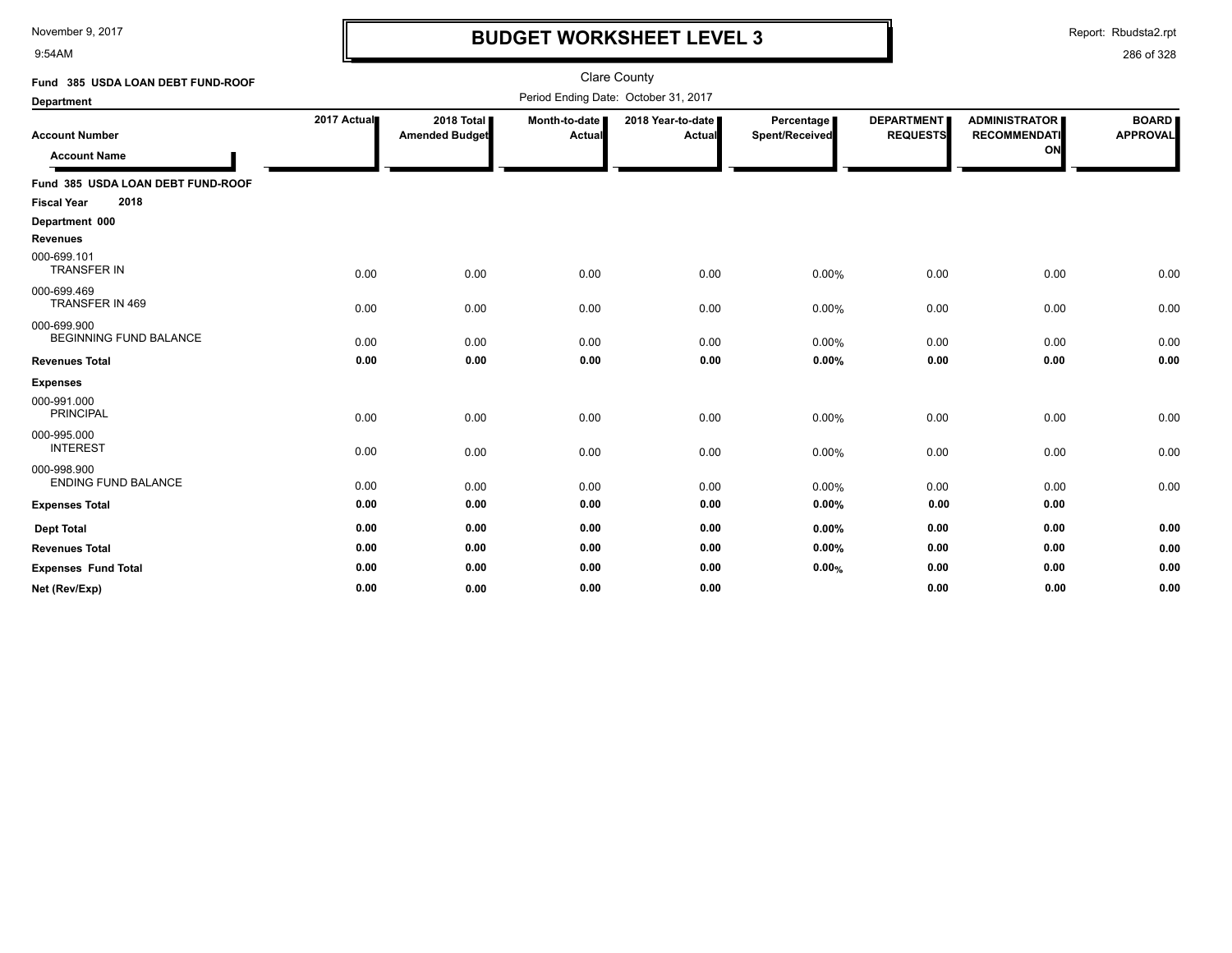# BUDGET WORKSHEET LEVEL 3

November 9, 2017
9:54AM

Report: Rbudsta2.rpt

Clare County
Period Ending Date: October 31, 2017

**Fund 385 USDA LOAN DEBT FUND-ROOF**
**Department**

| Account Number / Account Name | 2017 Actual | 2018 Total Amended Budget | Month-to-date Actual | 2018 Year-to-date Actual | Percentage Spent/Received | DEPARTMENT REQUESTS | ADMINISTRATOR RECOMMENDATION | BOARD APPROVAL |
|---|---|---|---|---|---|---|---|---|
| **Fund 385 USDA LOAN DEBT FUND-ROOF** | | | | | | | | |
| **Fiscal Year 2018** | | | | | | | | |
| **Department 000** | | | | | | | | |
| **Revenues** | | | | | | | | |
| 000-699.101 TRANSFER IN | 0.00 | 0.00 | 0.00 | 0.00 | 0.00% | 0.00 | 0.00 | 0.00 |
| 000-699.469 TRANSFER IN 469 | 0.00 | 0.00 | 0.00 | 0.00 | 0.00% | 0.00 | 0.00 | 0.00 |
| 000-699.900 BEGINNING FUND BALANCE | 0.00 | 0.00 | 0.00 | 0.00 | 0.00% | 0.00 | 0.00 | 0.00 |
| **Revenues Total** | **0.00** | **0.00** | **0.00** | **0.00** | **0.00%** | **0.00** | **0.00** | **0.00** |
| **Expenses** | | | | | | | | |
| 000-991.000 PRINCIPAL | 0.00 | 0.00 | 0.00 | 0.00 | 0.00% | 0.00 | 0.00 | 0.00 |
| 000-995.000 INTEREST | 0.00 | 0.00 | 0.00 | 0.00 | 0.00% | 0.00 | 0.00 | 0.00 |
| 000-998.900 ENDING FUND BALANCE | 0.00 | 0.00 | 0.00 | 0.00 | 0.00% | 0.00 | 0.00 | 0.00 |
| **Expenses Total** | **0.00** | **0.00** | **0.00** | **0.00** | **0.00%** | **0.00** | **0.00** | |
| **Dept Total** | **0.00** | **0.00** | **0.00** | **0.00** | **0.00%** | **0.00** | **0.00** | **0.00** |
| **Revenues Total** | **0.00** | **0.00** | **0.00** | **0.00** | **0.00%** | **0.00** | **0.00** | **0.00** |
| **Expenses Fund Total** | **0.00** | **0.00** | **0.00** | **0.00** | **0.00%** | **0.00** | **0.00** | **0.00** |
| **Net (Rev/Exp)** | **0.00** | **0.00** | **0.00** | **0.00** | | **0.00** | **0.00** | **0.00** |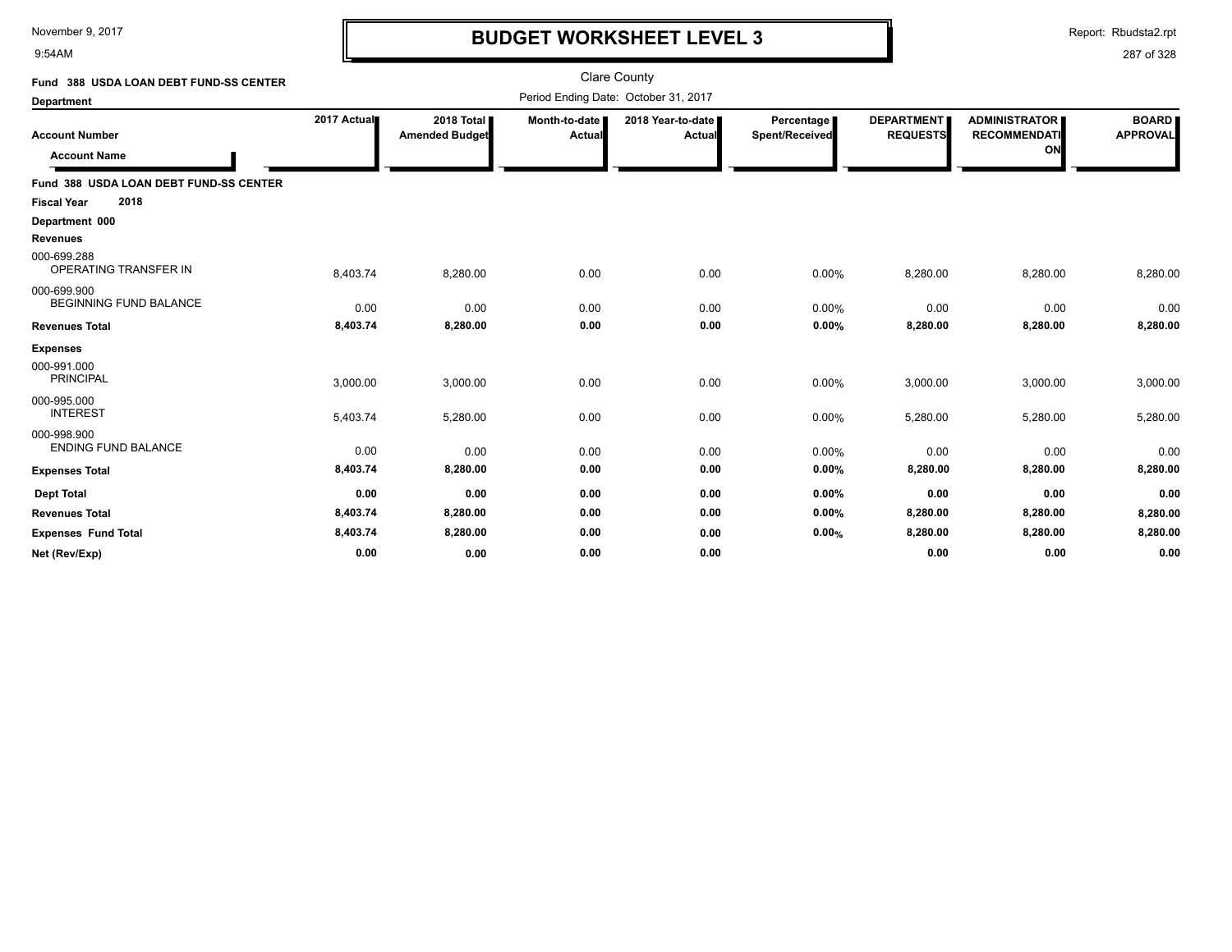# BUDGET WORKSHEET LEVEL 3

November 9, 2017
9:54AM

Report: Rbudsta2.rpt

Clare County

Period Ending Date: October 31, 2017

**Fund 388 USDA LOAN DEBT FUND-SS CENTER**

**Department**

| Account Number / Account Name | 2017 Actual | 2018 Total Amended Budget | Month-to-date Actual | 2018 Year-to-date Actual | Percentage Spent/Received | DEPARTMENT REQUESTS | ADMINISTRATOR RECOMMENDATION | BOARD APPROVAL |
|---|---|---|---|---|---|---|---|---|
| **Fund 388 USDA LOAN DEBT FUND-SS CENTER** | | | | | | | | |
| **Fiscal Year 2018** | | | | | | | | |
| **Department 000** | | | | | | | | |
| **Revenues** | | | | | | | | |
| 000-699.288 OPERATING TRANSFER IN | 8,403.74 | 8,280.00 | 0.00 | 0.00 | 0.00% | 8,280.00 | 8,280.00 | 8,280.00 |
| 000-699.900 BEGINNING FUND BALANCE | 0.00 | 0.00 | 0.00 | 0.00 | 0.00% | 0.00 | 0.00 | 0.00 |
| **Revenues Total** | **8,403.74** | **8,280.00** | **0.00** | **0.00** | **0.00%** | **8,280.00** | **8,280.00** | **8,280.00** |
| **Expenses** | | | | | | | | |
| 000-991.000 PRINCIPAL | 3,000.00 | 3,000.00 | 0.00 | 0.00 | 0.00% | 3,000.00 | 3,000.00 | 3,000.00 |
| 000-995.000 INTEREST | 5,403.74 | 5,280.00 | 0.00 | 0.00 | 0.00% | 5,280.00 | 5,280.00 | 5,280.00 |
| 000-998.900 ENDING FUND BALANCE | 0.00 | 0.00 | 0.00 | 0.00 | 0.00% | 0.00 | 0.00 | 0.00 |
| **Expenses Total** | **8,403.74** | **8,280.00** | **0.00** | **0.00** | **0.00%** | **8,280.00** | **8,280.00** | **8,280.00** |
| **Dept Total** | **0.00** | **0.00** | **0.00** | **0.00** | **0.00%** | **0.00** | **0.00** | **0.00** |
| **Revenues Total** | **8,403.74** | **8,280.00** | **0.00** | **0.00** | **0.00%** | **8,280.00** | **8,280.00** | **8,280.00** |
| **Expenses Fund Total** | **8,403.74** | **8,280.00** | **0.00** | **0.00** | **0.00%** | **8,280.00** | **8,280.00** | **8,280.00** |
| **Net (Rev/Exp)** | **0.00** | **0.00** | **0.00** | **0.00** | | **0.00** | **0.00** | **0.00** |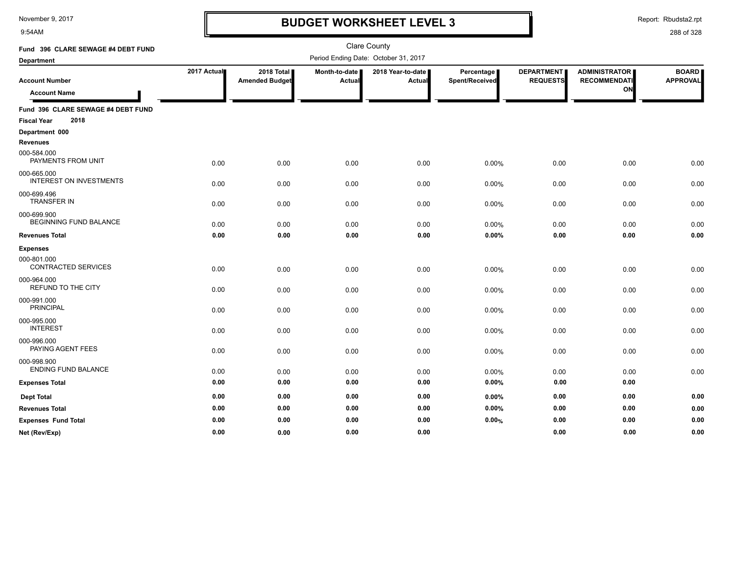# BUDGET WORKSHEET LEVEL 3

Clare County

Period Ending Date: October 31, 2017

**Fund 396 CLARE SEWAGE #4 DEBT FUND**

**Department**

| Account Number / Account Name | 2017 Actual | 2018 Total Amended Budget | Month-to-date Actual | 2018 Year-to-date Actual | Percentage Spent/Received | DEPARTMENT REQUESTS | ADMINISTRATOR RECOMMENDATION | BOARD APPROVAL |
|---|---|---|---|---|---|---|---|---|
| **Fund 396 CLARE SEWAGE #4 DEBT FUND** | | | | | | | | |
| **Fiscal Year 2018** | | | | | | | | |
| **Department 000** | | | | | | | | |
| **Revenues** | | | | | | | | |
| 000-584.000 PAYMENTS FROM UNIT | 0.00 | 0.00 | 0.00 | 0.00 | 0.00% | 0.00 | 0.00 | 0.00 |
| 000-665.000 INTEREST ON INVESTMENTS | 0.00 | 0.00 | 0.00 | 0.00 | 0.00% | 0.00 | 0.00 | 0.00 |
| 000-699.496 TRANSFER IN | 0.00 | 0.00 | 0.00 | 0.00 | 0.00% | 0.00 | 0.00 | 0.00 |
| 000-699.900 BEGINNING FUND BALANCE | 0.00 | 0.00 | 0.00 | 0.00 | 0.00% | 0.00 | 0.00 | 0.00 |
| **Revenues Total** | **0.00** | **0.00** | **0.00** | **0.00** | **0.00%** | **0.00** | **0.00** | **0.00** |
| **Expenses** | | | | | | | | |
| 000-801.000 CONTRACTED SERVICES | 0.00 | 0.00 | 0.00 | 0.00 | 0.00% | 0.00 | 0.00 | 0.00 |
| 000-964.000 REFUND TO THE CITY | 0.00 | 0.00 | 0.00 | 0.00 | 0.00% | 0.00 | 0.00 | 0.00 |
| 000-991.000 PRINCIPAL | 0.00 | 0.00 | 0.00 | 0.00 | 0.00% | 0.00 | 0.00 | 0.00 |
| 000-995.000 INTEREST | 0.00 | 0.00 | 0.00 | 0.00 | 0.00% | 0.00 | 0.00 | 0.00 |
| 000-996.000 PAYING AGENT FEES | 0.00 | 0.00 | 0.00 | 0.00 | 0.00% | 0.00 | 0.00 | 0.00 |
| 000-998.900 ENDING FUND BALANCE | 0.00 | 0.00 | 0.00 | 0.00 | 0.00% | 0.00 | 0.00 | 0.00 |
| **Expenses Total** | **0.00** | **0.00** | **0.00** | **0.00** | **0.00%** | **0.00** | **0.00** | |
| **Dept Total** | **0.00** | **0.00** | **0.00** | **0.00** | **0.00%** | **0.00** | **0.00** | **0.00** |
| **Revenues Total** | **0.00** | **0.00** | **0.00** | **0.00** | **0.00%** | **0.00** | **0.00** | **0.00** |
| **Expenses Fund Total** | **0.00** | **0.00** | **0.00** | **0.00** | **0.00%** | **0.00** | **0.00** | **0.00** |
| **Net (Rev/Exp)** | **0.00** | **0.00** | **0.00** | **0.00** | | **0.00** | **0.00** | **0.00** |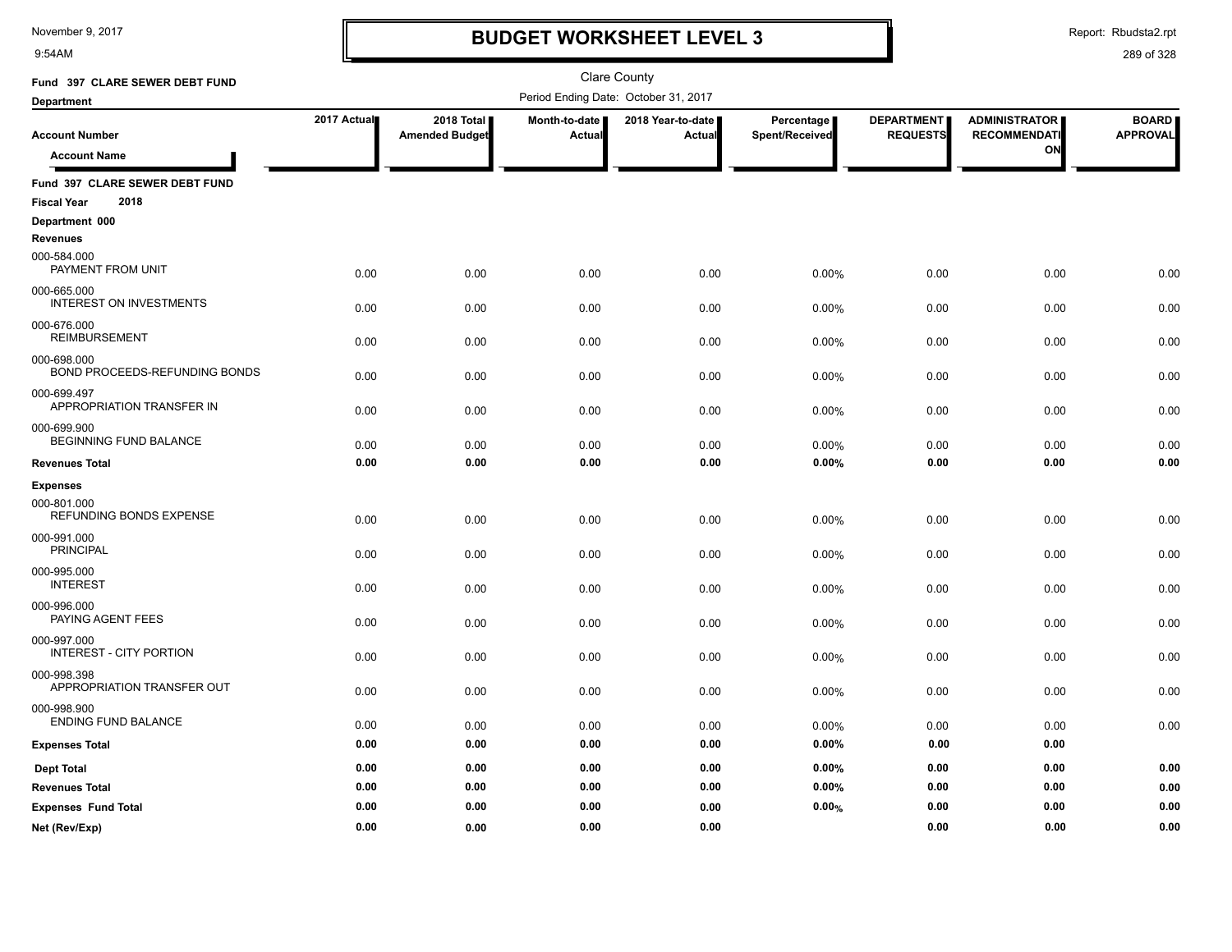# BUDGET WORKSHEET LEVEL 3

November 9, 2017
9:54AM

Report: Rbudsta2.rpt

Clare County

Period Ending Date: October 31, 2017

**Fund 397 CLARE SEWER DEBT FUND**

**Department**

| Account Number / Account Name | 2017 Actual | 2018 Total Amended Budget | Month-to-date Actual | 2018 Year-to-date Actual | Percentage Spent/Received | DEPARTMENT REQUESTS | ADMINISTRATOR RECOMMENDATION | BOARD APPROVAL |
|---|---|---|---|---|---|---|---|---|
| **Fund 397 CLARE SEWER DEBT FUND** | | | | | | | | |
| **Fiscal Year 2018** | | | | | | | | |
| **Department 000** | | | | | | | | |
| **Revenues** | | | | | | | | |
| 000-584.000 PAYMENT FROM UNIT | 0.00 | 0.00 | 0.00 | 0.00 | 0.00% | 0.00 | 0.00 | 0.00 |
| 000-665.000 INTEREST ON INVESTMENTS | 0.00 | 0.00 | 0.00 | 0.00 | 0.00% | 0.00 | 0.00 | 0.00 |
| 000-676.000 REIMBURSEMENT | 0.00 | 0.00 | 0.00 | 0.00 | 0.00% | 0.00 | 0.00 | 0.00 |
| 000-698.000 BOND PROCEEDS-REFUNDING BONDS | 0.00 | 0.00 | 0.00 | 0.00 | 0.00% | 0.00 | 0.00 | 0.00 |
| 000-699.497 APPROPRIATION TRANSFER IN | 0.00 | 0.00 | 0.00 | 0.00 | 0.00% | 0.00 | 0.00 | 0.00 |
| 000-699.900 BEGINNING FUND BALANCE | 0.00 | 0.00 | 0.00 | 0.00 | 0.00% | 0.00 | 0.00 | 0.00 |
| **Revenues Total** | **0.00** | **0.00** | **0.00** | **0.00** | **0.00%** | **0.00** | **0.00** | **0.00** |
| **Expenses** | | | | | | | | |
| 000-801.000 REFUNDING BONDS EXPENSE | 0.00 | 0.00 | 0.00 | 0.00 | 0.00% | 0.00 | 0.00 | 0.00 |
| 000-991.000 PRINCIPAL | 0.00 | 0.00 | 0.00 | 0.00 | 0.00% | 0.00 | 0.00 | 0.00 |
| 000-995.000 INTEREST | 0.00 | 0.00 | 0.00 | 0.00 | 0.00% | 0.00 | 0.00 | 0.00 |
| 000-996.000 PAYING AGENT FEES | 0.00 | 0.00 | 0.00 | 0.00 | 0.00% | 0.00 | 0.00 | 0.00 |
| 000-997.000 INTEREST - CITY PORTION | 0.00 | 0.00 | 0.00 | 0.00 | 0.00% | 0.00 | 0.00 | 0.00 |
| 000-998.398 APPROPRIATION TRANSFER OUT | 0.00 | 0.00 | 0.00 | 0.00 | 0.00% | 0.00 | 0.00 | 0.00 |
| 000-998.900 ENDING FUND BALANCE | 0.00 | 0.00 | 0.00 | 0.00 | 0.00% | 0.00 | 0.00 | 0.00 |
| **Expenses Total** | **0.00** | **0.00** | **0.00** | **0.00** | **0.00%** | **0.00** | **0.00** | |
| **Dept Total** | **0.00** | **0.00** | **0.00** | **0.00** | **0.00%** | **0.00** | **0.00** | **0.00** |
| **Revenues Total** | **0.00** | **0.00** | **0.00** | **0.00** | **0.00%** | **0.00** | **0.00** | **0.00** |
| **Expenses Fund Total** | **0.00** | **0.00** | **0.00** | **0.00** | **0.00%** | **0.00** | **0.00** | **0.00** |
| **Net (Rev/Exp)** | **0.00** | **0.00** | **0.00** | **0.00** | | **0.00** | **0.00** | **0.00** |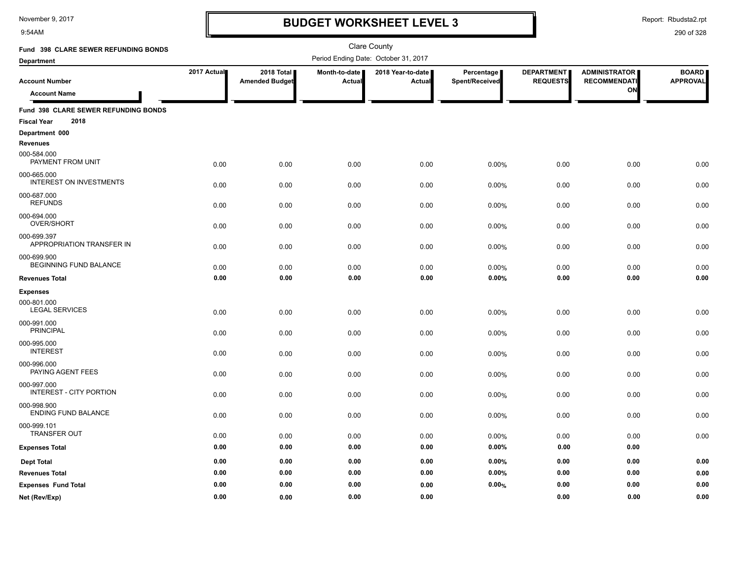# BUDGET WORKSHEET LEVEL 3

November 9, 2017
9:54AM

Report: Rbudsta2.rpt

Clare County

Period Ending Date: October 31, 2017

**Fund 398 CLARE SEWER REFUNDING BONDS**

**Department**

| Account Number / Account Name | 2017 Actual | 2018 Total Amended Budget | Month-to-date Actual | 2018 Year-to-date Actual | Percentage Spent/Received | DEPARTMENT REQUESTS | ADMINISTRATOR RECOMMENDATION | BOARD APPROVAL |
|---|---|---|---|---|---|---|---|---|
| **Fund 398 CLARE SEWER REFUNDING BONDS** | | | | | | | | |
| **Fiscal Year 2018** | | | | | | | | |
| **Department 000** | | | | | | | | |
| **Revenues** | | | | | | | | |
| 000-584.000 PAYMENT FROM UNIT | 0.00 | 0.00 | 0.00 | 0.00 | 0.00% | 0.00 | 0.00 | 0.00 |
| 000-665.000 INTEREST ON INVESTMENTS | 0.00 | 0.00 | 0.00 | 0.00 | 0.00% | 0.00 | 0.00 | 0.00 |
| 000-687.000 REFUNDS | 0.00 | 0.00 | 0.00 | 0.00 | 0.00% | 0.00 | 0.00 | 0.00 |
| 000-694.000 OVER/SHORT | 0.00 | 0.00 | 0.00 | 0.00 | 0.00% | 0.00 | 0.00 | 0.00 |
| 000-699.397 APPROPRIATION TRANSFER IN | 0.00 | 0.00 | 0.00 | 0.00 | 0.00% | 0.00 | 0.00 | 0.00 |
| 000-699.900 BEGINNING FUND BALANCE | 0.00 | 0.00 | 0.00 | 0.00 | 0.00% | 0.00 | 0.00 | 0.00 |
| **Revenues Total** | **0.00** | **0.00** | **0.00** | **0.00** | **0.00%** | **0.00** | **0.00** | **0.00** |
| **Expenses** | | | | | | | | |
| 000-801.000 LEGAL SERVICES | 0.00 | 0.00 | 0.00 | 0.00 | 0.00% | 0.00 | 0.00 | 0.00 |
| 000-991.000 PRINCIPAL | 0.00 | 0.00 | 0.00 | 0.00 | 0.00% | 0.00 | 0.00 | 0.00 |
| 000-995.000 INTEREST | 0.00 | 0.00 | 0.00 | 0.00 | 0.00% | 0.00 | 0.00 | 0.00 |
| 000-996.000 PAYING AGENT FEES | 0.00 | 0.00 | 0.00 | 0.00 | 0.00% | 0.00 | 0.00 | 0.00 |
| 000-997.000 INTEREST - CITY PORTION | 0.00 | 0.00 | 0.00 | 0.00 | 0.00% | 0.00 | 0.00 | 0.00 |
| 000-998.900 ENDING FUND BALANCE | 0.00 | 0.00 | 0.00 | 0.00 | 0.00% | 0.00 | 0.00 | 0.00 |
| 000-999.101 TRANSFER OUT | 0.00 | 0.00 | 0.00 | 0.00 | 0.00% | 0.00 | 0.00 | 0.00 |
| **Expenses Total** | **0.00** | **0.00** | **0.00** | **0.00** | **0.00%** | **0.00** | **0.00** | |
| **Dept Total** | **0.00** | **0.00** | **0.00** | **0.00** | **0.00%** | **0.00** | **0.00** | **0.00** |
| **Revenues Total** | **0.00** | **0.00** | **0.00** | **0.00** | **0.00%** | **0.00** | **0.00** | **0.00** |
| **Expenses Fund Total** | **0.00** | **0.00** | **0.00** | **0.00** | **0.00%** | **0.00** | **0.00** | **0.00** |
| **Net (Rev/Exp)** | **0.00** | **0.00** | **0.00** | **0.00** | | **0.00** | **0.00** | **0.00** |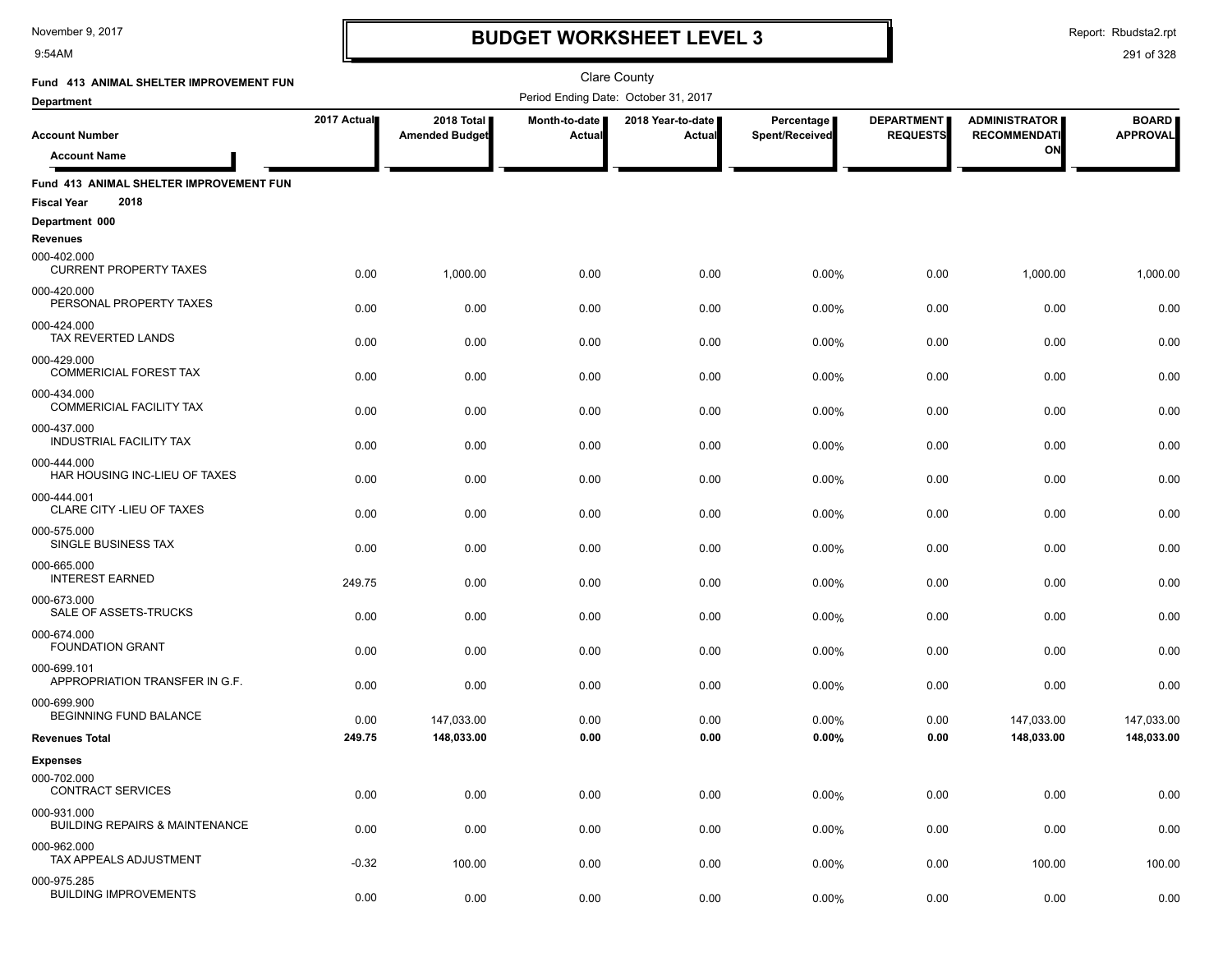# BUDGET WORKSHEET LEVEL 3

November 9, 2017
9:54AM

Report: Rbudsta2.rpt

Clare County

Period Ending Date: October 31, 2017

**Fund 413 ANIMAL SHELTER IMPROVEMENT FUN**

**Department**

| Account Number / Account Name | 2017 Actual | 2018 Total Amended Budget | Month-to-date Actual | 2018 Year-to-date Actual | Percentage Spent/Received | DEPARTMENT REQUESTS | ADMINISTRATOR RECOMMENDATION | BOARD APPROVAL |
|---|---|---|---|---|---|---|---|---|
| **Fund 413 ANIMAL SHELTER IMPROVEMENT FUN** | | | | | | | | |
| **Fiscal Year 2018** | | | | | | | | |
| **Department 000** | | | | | | | | |
| **Revenues** | | | | | | | | |
| 000-402.000 CURRENT PROPERTY TAXES | 0.00 | 1,000.00 | 0.00 | 0.00 | 0.00% | 0.00 | 1,000.00 | 1,000.00 |
| 000-420.000 PERSONAL PROPERTY TAXES | 0.00 | 0.00 | 0.00 | 0.00 | 0.00% | 0.00 | 0.00 | 0.00 |
| 000-424.000 TAX REVERTED LANDS | 0.00 | 0.00 | 0.00 | 0.00 | 0.00% | 0.00 | 0.00 | 0.00 |
| 000-429.000 COMMERICIAL FOREST TAX | 0.00 | 0.00 | 0.00 | 0.00 | 0.00% | 0.00 | 0.00 | 0.00 |
| 000-434.000 COMMERICIAL FACILITY TAX | 0.00 | 0.00 | 0.00 | 0.00 | 0.00% | 0.00 | 0.00 | 0.00 |
| 000-437.000 INDUSTRIAL FACILITY TAX | 0.00 | 0.00 | 0.00 | 0.00 | 0.00% | 0.00 | 0.00 | 0.00 |
| 000-444.000 HAR HOUSING INC-LIEU OF TAXES | 0.00 | 0.00 | 0.00 | 0.00 | 0.00% | 0.00 | 0.00 | 0.00 |
| 000-444.001 CLARE CITY -LIEU OF TAXES | 0.00 | 0.00 | 0.00 | 0.00 | 0.00% | 0.00 | 0.00 | 0.00 |
| 000-575.000 SINGLE BUSINESS TAX | 0.00 | 0.00 | 0.00 | 0.00 | 0.00% | 0.00 | 0.00 | 0.00 |
| 000-665.000 INTEREST EARNED | 249.75 | 0.00 | 0.00 | 0.00 | 0.00% | 0.00 | 0.00 | 0.00 |
| 000-673.000 SALE OF ASSETS-TRUCKS | 0.00 | 0.00 | 0.00 | 0.00 | 0.00% | 0.00 | 0.00 | 0.00 |
| 000-674.000 FOUNDATION GRANT | 0.00 | 0.00 | 0.00 | 0.00 | 0.00% | 0.00 | 0.00 | 0.00 |
| 000-699.101 APPROPRIATION TRANSFER IN G.F. | 0.00 | 0.00 | 0.00 | 0.00 | 0.00% | 0.00 | 0.00 | 0.00 |
| 000-699.900 BEGINNING FUND BALANCE | 0.00 | 147,033.00 | 0.00 | 0.00 | 0.00% | 0.00 | 147,033.00 | 147,033.00 |
| **Revenues Total** | **249.75** | **148,033.00** | **0.00** | **0.00** | **0.00%** | **0.00** | **148,033.00** | **148,033.00** |
| **Expenses** | | | | | | | | |
| 000-702.000 CONTRACT SERVICES | 0.00 | 0.00 | 0.00 | 0.00 | 0.00% | 0.00 | 0.00 | 0.00 |
| 000-931.000 BUILDING REPAIRS & MAINTENANCE | 0.00 | 0.00 | 0.00 | 0.00 | 0.00% | 0.00 | 0.00 | 0.00 |
| 000-962.000 TAX APPEALS ADJUSTMENT | -0.32 | 100.00 | 0.00 | 0.00 | 0.00% | 0.00 | 100.00 | 100.00 |
| 000-975.285 BUILDING IMPROVEMENTS | 0.00 | 0.00 | 0.00 | 0.00 | 0.00% | 0.00 | 0.00 | 0.00 |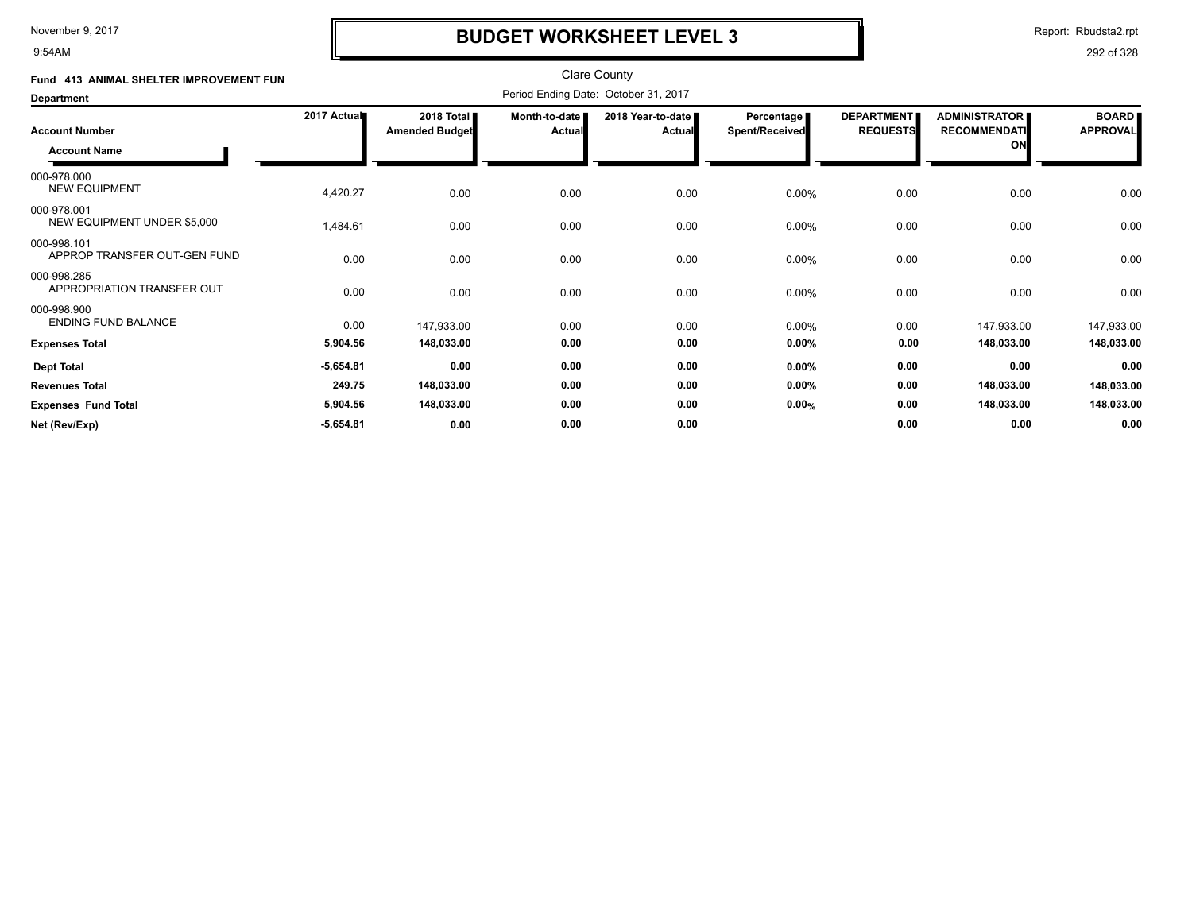# BUDGET WORKSHEET LEVEL 3

November 9, 2017
9:54AM

Report: Rbudsta2.rpt

Clare County

**Fund 413 ANIMAL SHELTER IMPROVEMENT FUN**

**Department**

Period Ending Date: October 31, 2017

| Account Number / Account Name | 2017 Actual | 2018 Total Amended Budget | Month-to-date Actual | 2018 Year-to-date Actual | Percentage Spent/Received | DEPARTMENT REQUESTS | ADMINISTRATOR RECOMMENDATION | BOARD APPROVAL |
|---|---|---|---|---|---|---|---|---|
| 000-978.000 NEW EQUIPMENT | 4,420.27 | 0.00 | 0.00 | 0.00 | 0.00% | 0.00 | 0.00 | 0.00 |
| 000-978.001 NEW EQUIPMENT UNDER $5,000 | 1,484.61 | 0.00 | 0.00 | 0.00 | 0.00% | 0.00 | 0.00 | 0.00 |
| 000-998.101 APPROP TRANSFER OUT-GEN FUND | 0.00 | 0.00 | 0.00 | 0.00 | 0.00% | 0.00 | 0.00 | 0.00 |
| 000-998.285 APPROPRIATION TRANSFER OUT | 0.00 | 0.00 | 0.00 | 0.00 | 0.00% | 0.00 | 0.00 | 0.00 |
| 000-998.900 ENDING FUND BALANCE | 0.00 | 147,933.00 | 0.00 | 0.00 | 0.00% | 0.00 | 147,933.00 | 147,933.00 |
| **Expenses Total** | **5,904.56** | **148,033.00** | **0.00** | **0.00** | **0.00%** | **0.00** | **148,033.00** | **148,033.00** |
| **Dept Total** | **-5,654.81** | **0.00** | **0.00** | **0.00** | **0.00%** | **0.00** | **0.00** | **0.00** |
| **Revenues Total** | **249.75** | **148,033.00** | **0.00** | **0.00** | **0.00%** | **0.00** | **148,033.00** | **148,033.00** |
| **Expenses Fund Total** | **5,904.56** | **148,033.00** | **0.00** | **0.00** | **0.00%** | **0.00** | **148,033.00** | **148,033.00** |
| **Net (Rev/Exp)** | **-5,654.81** | **0.00** | **0.00** | **0.00** | | **0.00** | **0.00** | **0.00** |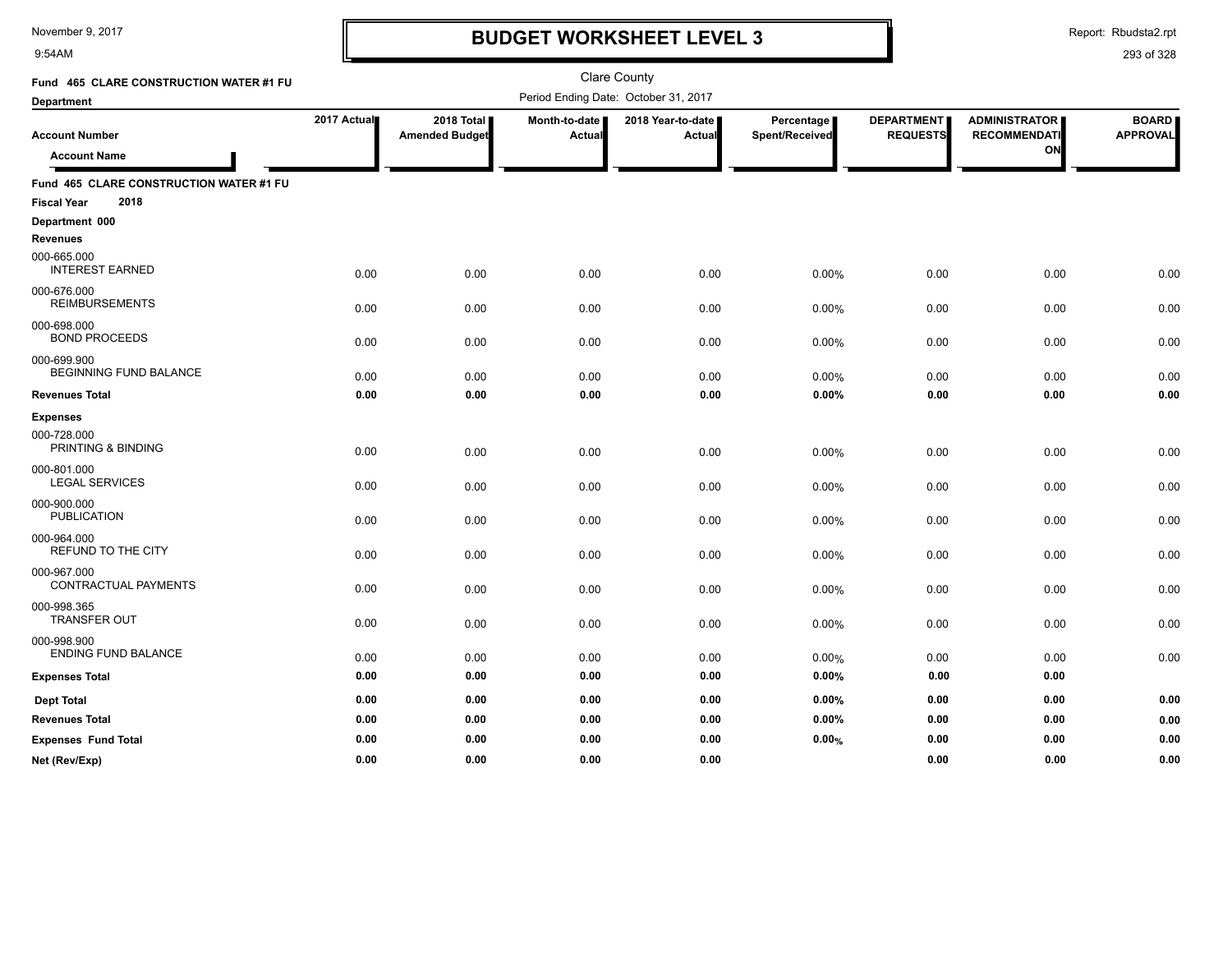# BUDGET WORKSHEET LEVEL 3

Clare County

Period Ending Date: October 31, 2017

Fund 465 CLARE CONSTRUCTION WATER #1 FU

Department

| Account Number / Account Name | 2017 Actual | 2018 Total Amended Budget | Month-to-date Actual | 2018 Year-to-date Actual | Percentage Spent/Received | DEPARTMENT REQUESTS | ADMINISTRATOR RECOMMENDATION | BOARD APPROVAL |
|---|---|---|---|---|---|---|---|---|
| **Fund 465 CLARE CONSTRUCTION WATER #1 FU** | | | | | | | | |
| **Fiscal Year 2018** | | | | | | | | |
| **Department 000** | | | | | | | | |
| **Revenues** | | | | | | | | |
| 000-665.000 INTEREST EARNED | 0.00 | 0.00 | 0.00 | 0.00 | 0.00% | 0.00 | 0.00 | 0.00 |
| 000-676.000 REIMBURSEMENTS | 0.00 | 0.00 | 0.00 | 0.00 | 0.00% | 0.00 | 0.00 | 0.00 |
| 000-698.000 BOND PROCEEDS | 0.00 | 0.00 | 0.00 | 0.00 | 0.00% | 0.00 | 0.00 | 0.00 |
| 000-699.900 BEGINNING FUND BALANCE | 0.00 | 0.00 | 0.00 | 0.00 | 0.00% | 0.00 | 0.00 | 0.00 |
| **Revenues Total** | **0.00** | **0.00** | **0.00** | **0.00** | **0.00%** | **0.00** | **0.00** | **0.00** |
| **Expenses** | | | | | | | | |
| 000-728.000 PRINTING & BINDING | 0.00 | 0.00 | 0.00 | 0.00 | 0.00% | 0.00 | 0.00 | 0.00 |
| 000-801.000 LEGAL SERVICES | 0.00 | 0.00 | 0.00 | 0.00 | 0.00% | 0.00 | 0.00 | 0.00 |
| 000-900.000 PUBLICATION | 0.00 | 0.00 | 0.00 | 0.00 | 0.00% | 0.00 | 0.00 | 0.00 |
| 000-964.000 REFUND TO THE CITY | 0.00 | 0.00 | 0.00 | 0.00 | 0.00% | 0.00 | 0.00 | 0.00 |
| 000-967.000 CONTRACTUAL PAYMENTS | 0.00 | 0.00 | 0.00 | 0.00 | 0.00% | 0.00 | 0.00 | 0.00 |
| 000-998.365 TRANSFER OUT | 0.00 | 0.00 | 0.00 | 0.00 | 0.00% | 0.00 | 0.00 | 0.00 |
| 000-998.900 ENDING FUND BALANCE | 0.00 | 0.00 | 0.00 | 0.00 | 0.00% | 0.00 | 0.00 | 0.00 |
| **Expenses Total** | **0.00** | **0.00** | **0.00** | **0.00** | **0.00%** | **0.00** | **0.00** | |
| **Dept Total** | **0.00** | **0.00** | **0.00** | **0.00** | **0.00%** | **0.00** | **0.00** | **0.00** |
| **Revenues Total** | **0.00** | **0.00** | **0.00** | **0.00** | **0.00%** | **0.00** | **0.00** | **0.00** |
| **Expenses Fund Total** | **0.00** | **0.00** | **0.00** | **0.00** | **0.00%** | **0.00** | **0.00** | **0.00** |
| **Net (Rev/Exp)** | **0.00** | **0.00** | **0.00** | **0.00** | | **0.00** | **0.00** | **0.00** |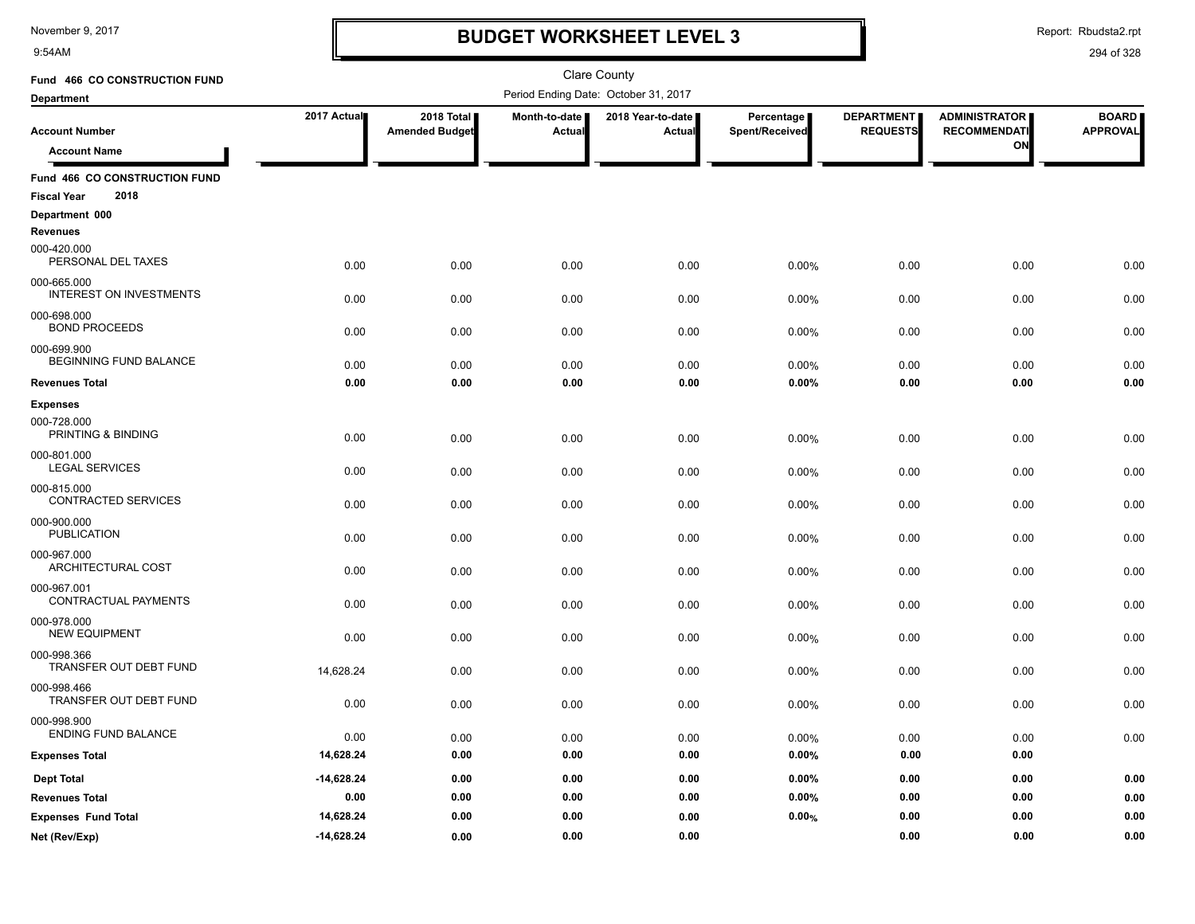# BUDGET WORKSHEET LEVEL 3

November 9, 2017
9:54AM

Report: Rbudsta2.rpt

Clare County

Period Ending Date: October 31, 2017

**Fund 466 CO CONSTRUCTION FUND**

**Department**

| Account Number / Account Name | 2017 Actual | 2018 Total Amended Budget | Month-to-date Actual | 2018 Year-to-date Actual | Percentage Spent/Received | DEPARTMENT REQUESTS | ADMINISTRATOR RECOMMENDATION | BOARD APPROVAL |
|---|---|---|---|---|---|---|---|---|
| **Fund 466 CO CONSTRUCTION FUND** | | | | | | | | |
| **Fiscal Year 2018** | | | | | | | | |
| **Department 000** | | | | | | | | |
| **Revenues** | | | | | | | | |
| 000-420.000 PERSONAL DEL TAXES | 0.00 | 0.00 | 0.00 | 0.00 | 0.00% | 0.00 | 0.00 | 0.00 |
| 000-665.000 INTEREST ON INVESTMENTS | 0.00 | 0.00 | 0.00 | 0.00 | 0.00% | 0.00 | 0.00 | 0.00 |
| 000-698.000 BOND PROCEEDS | 0.00 | 0.00 | 0.00 | 0.00 | 0.00% | 0.00 | 0.00 | 0.00 |
| 000-699.900 BEGINNING FUND BALANCE | 0.00 | 0.00 | 0.00 | 0.00 | 0.00% | 0.00 | 0.00 | 0.00 |
| **Revenues Total** | **0.00** | **0.00** | **0.00** | **0.00** | **0.00%** | **0.00** | **0.00** | **0.00** |
| **Expenses** | | | | | | | | |
| 000-728.000 PRINTING & BINDING | 0.00 | 0.00 | 0.00 | 0.00 | 0.00% | 0.00 | 0.00 | 0.00 |
| 000-801.000 LEGAL SERVICES | 0.00 | 0.00 | 0.00 | 0.00 | 0.00% | 0.00 | 0.00 | 0.00 |
| 000-815.000 CONTRACTED SERVICES | 0.00 | 0.00 | 0.00 | 0.00 | 0.00% | 0.00 | 0.00 | 0.00 |
| 000-900.000 PUBLICATION | 0.00 | 0.00 | 0.00 | 0.00 | 0.00% | 0.00 | 0.00 | 0.00 |
| 000-967.000 ARCHITECTURAL COST | 0.00 | 0.00 | 0.00 | 0.00 | 0.00% | 0.00 | 0.00 | 0.00 |
| 000-967.001 CONTRACTUAL PAYMENTS | 0.00 | 0.00 | 0.00 | 0.00 | 0.00% | 0.00 | 0.00 | 0.00 |
| 000-978.000 NEW EQUIPMENT | 0.00 | 0.00 | 0.00 | 0.00 | 0.00% | 0.00 | 0.00 | 0.00 |
| 000-998.366 TRANSFER OUT DEBT FUND | 14,628.24 | 0.00 | 0.00 | 0.00 | 0.00% | 0.00 | 0.00 | 0.00 |
| 000-998.466 TRANSFER OUT DEBT FUND | 0.00 | 0.00 | 0.00 | 0.00 | 0.00% | 0.00 | 0.00 | 0.00 |
| 000-998.900 ENDING FUND BALANCE | 0.00 | 0.00 | 0.00 | 0.00 | 0.00% | 0.00 | 0.00 | 0.00 |
| **Expenses Total** | **14,628.24** | **0.00** | **0.00** | **0.00** | **0.00%** | **0.00** | **0.00** | |
| **Dept Total** | **-14,628.24** | **0.00** | **0.00** | **0.00** | **0.00%** | **0.00** | **0.00** | **0.00** |
| **Revenues Total** | **0.00** | **0.00** | **0.00** | **0.00** | **0.00%** | **0.00** | **0.00** | **0.00** |
| **Expenses Fund Total** | **14,628.24** | **0.00** | **0.00** | **0.00** | **0.00%** | **0.00** | **0.00** | **0.00** |
| **Net (Rev/Exp)** | **-14,628.24** | **0.00** | **0.00** | **0.00** | | **0.00** | **0.00** | **0.00** |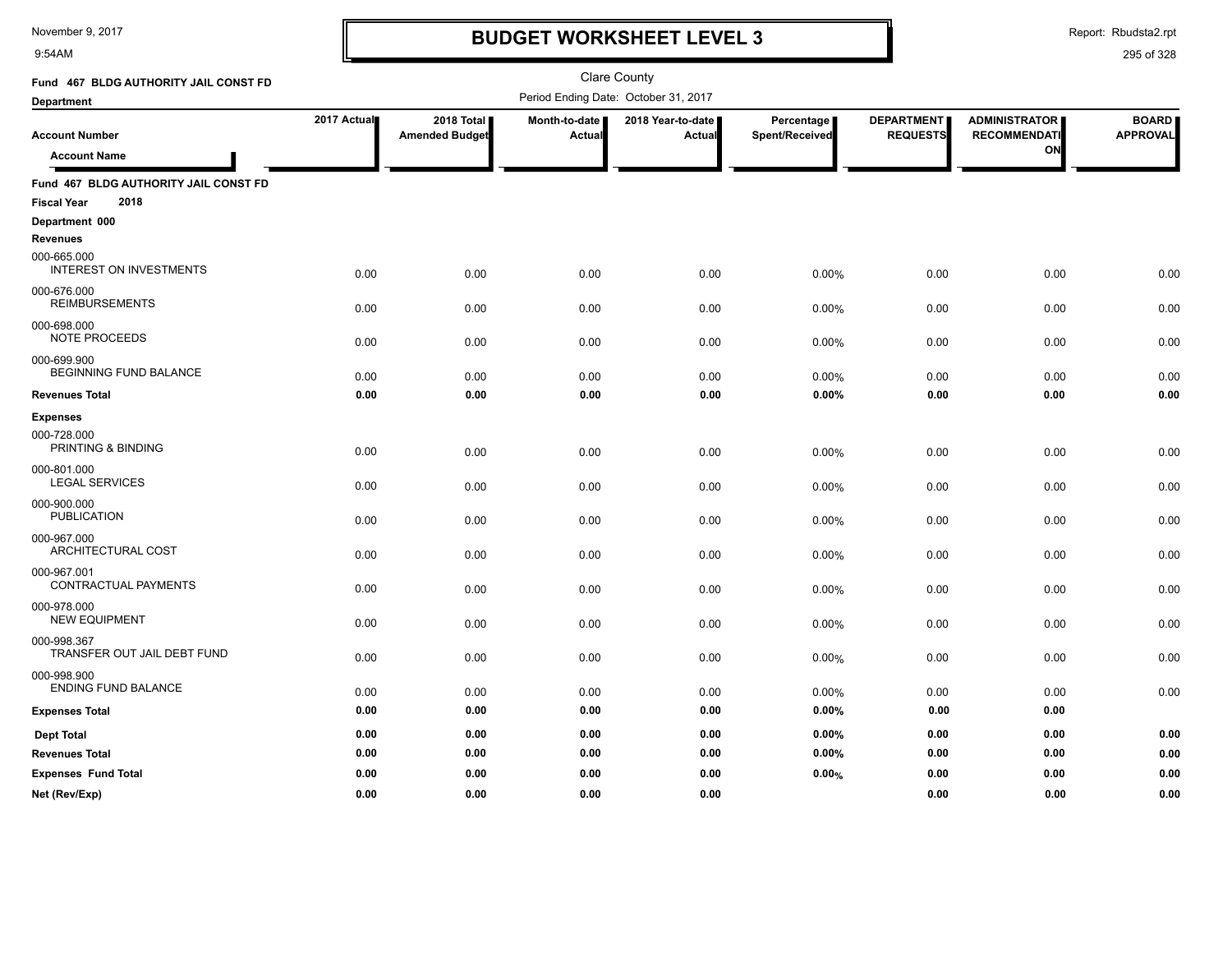# BUDGET WORKSHEET LEVEL 3

November 9, 2017
9:54AM

Report: Rbudsta2.rpt

Clare County

Fund 467 BLDG AUTHORITY JAIL CONST FD

Period Ending Date: October 31, 2017

| Account Number / Account Name | 2017 Actual | 2018 Total Amended Budget | Month-to-date Actual | 2018 Year-to-date Actual | Percentage Spent/Received | DEPARTMENT REQUESTS | ADMINISTRATOR RECOMMENDATION | BOARD APPROVAL |
|---|---|---|---|---|---|---|---|---|
| **Fund 467 BLDG AUTHORITY JAIL CONST FD** | | | | | | | | |
| **Fiscal Year 2018** | | | | | | | | |
| **Department 000** | | | | | | | | |
| **Revenues** | | | | | | | | |
| 000-665.000 INTEREST ON INVESTMENTS | 0.00 | 0.00 | 0.00 | 0.00 | 0.00% | 0.00 | 0.00 | 0.00 |
| 000-676.000 REIMBURSEMENTS | 0.00 | 0.00 | 0.00 | 0.00 | 0.00% | 0.00 | 0.00 | 0.00 |
| 000-698.000 NOTE PROCEEDS | 0.00 | 0.00 | 0.00 | 0.00 | 0.00% | 0.00 | 0.00 | 0.00 |
| 000-699.900 BEGINNING FUND BALANCE | 0.00 | 0.00 | 0.00 | 0.00 | 0.00% | 0.00 | 0.00 | 0.00 |
| **Revenues Total** | **0.00** | **0.00** | **0.00** | **0.00** | **0.00%** | **0.00** | **0.00** | **0.00** |
| **Expenses** | | | | | | | | |
| 000-728.000 PRINTING & BINDING | 0.00 | 0.00 | 0.00 | 0.00 | 0.00% | 0.00 | 0.00 | 0.00 |
| 000-801.000 LEGAL SERVICES | 0.00 | 0.00 | 0.00 | 0.00 | 0.00% | 0.00 | 0.00 | 0.00 |
| 000-900.000 PUBLICATION | 0.00 | 0.00 | 0.00 | 0.00 | 0.00% | 0.00 | 0.00 | 0.00 |
| 000-967.000 ARCHITECTURAL COST | 0.00 | 0.00 | 0.00 | 0.00 | 0.00% | 0.00 | 0.00 | 0.00 |
| 000-967.001 CONTRACTUAL PAYMENTS | 0.00 | 0.00 | 0.00 | 0.00 | 0.00% | 0.00 | 0.00 | 0.00 |
| 000-978.000 NEW EQUIPMENT | 0.00 | 0.00 | 0.00 | 0.00 | 0.00% | 0.00 | 0.00 | 0.00 |
| 000-998.367 TRANSFER OUT JAIL DEBT FUND | 0.00 | 0.00 | 0.00 | 0.00 | 0.00% | 0.00 | 0.00 | 0.00 |
| 000-998.900 ENDING FUND BALANCE | 0.00 | 0.00 | 0.00 | 0.00 | 0.00% | 0.00 | 0.00 | 0.00 |
| **Expenses Total** | **0.00** | **0.00** | **0.00** | **0.00** | **0.00%** | **0.00** | **0.00** | |
| **Dept Total** | **0.00** | **0.00** | **0.00** | **0.00** | **0.00%** | **0.00** | **0.00** | **0.00** |
| **Revenues Total** | **0.00** | **0.00** | **0.00** | **0.00** | **0.00%** | **0.00** | **0.00** | **0.00** |
| **Expenses Fund Total** | **0.00** | **0.00** | **0.00** | **0.00** | **0.00%** | **0.00** | **0.00** | **0.00** |
| **Net (Rev/Exp)** | **0.00** | **0.00** | **0.00** | **0.00** | | **0.00** | **0.00** | **0.00** |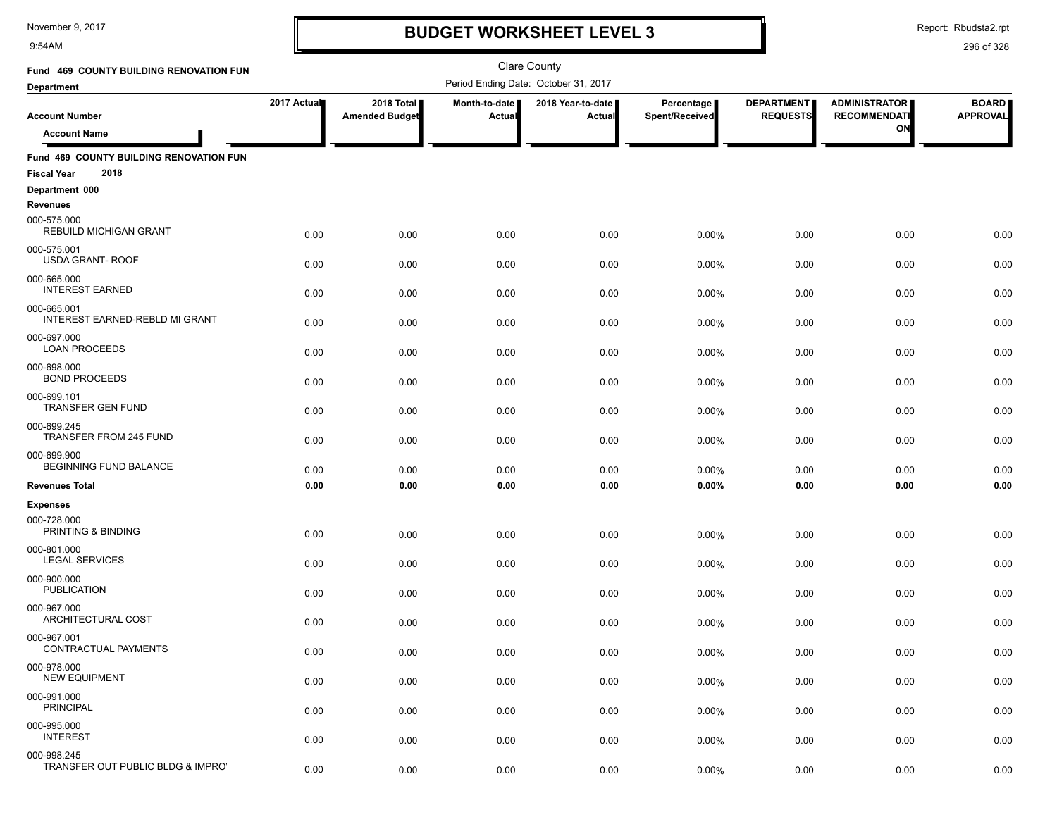# BUDGET WORKSHEET LEVEL 3

Clare County

Period Ending Date: October 31, 2017

**Fund 469 COUNTY BUILDING RENOVATION FUN**

**Department**

| Account Number / Account Name | 2017 Actual | 2018 Total Amended Budget | Month-to-date Actual | 2018 Year-to-date Actual | Percentage Spent/Received | DEPARTMENT REQUESTS | ADMINISTRATOR RECOMMENDATION | BOARD APPROVAL |
|---|---|---|---|---|---|---|---|---|
| **Fund 469 COUNTY BUILDING RENOVATION FUN** | | | | | | | | |
| **Fiscal Year 2018** | | | | | | | | |
| **Department 000** | | | | | | | | |
| **Revenues** | | | | | | | | |
| 000-575.000 REBUILD MICHIGAN GRANT | 0.00 | 0.00 | 0.00 | 0.00 | 0.00% | 0.00 | 0.00 | 0.00 |
| 000-575.001 USDA GRANT- ROOF | 0.00 | 0.00 | 0.00 | 0.00 | 0.00% | 0.00 | 0.00 | 0.00 |
| 000-665.000 INTEREST EARNED | 0.00 | 0.00 | 0.00 | 0.00 | 0.00% | 0.00 | 0.00 | 0.00 |
| 000-665.001 INTEREST EARNED-REBLD MI GRANT | 0.00 | 0.00 | 0.00 | 0.00 | 0.00% | 0.00 | 0.00 | 0.00 |
| 000-697.000 LOAN PROCEEDS | 0.00 | 0.00 | 0.00 | 0.00 | 0.00% | 0.00 | 0.00 | 0.00 |
| 000-698.000 BOND PROCEEDS | 0.00 | 0.00 | 0.00 | 0.00 | 0.00% | 0.00 | 0.00 | 0.00 |
| 000-699.101 TRANSFER GEN FUND | 0.00 | 0.00 | 0.00 | 0.00 | 0.00% | 0.00 | 0.00 | 0.00 |
| 000-699.245 TRANSFER FROM 245 FUND | 0.00 | 0.00 | 0.00 | 0.00 | 0.00% | 0.00 | 0.00 | 0.00 |
| 000-699.900 BEGINNING FUND BALANCE | 0.00 | 0.00 | 0.00 | 0.00 | 0.00% | 0.00 | 0.00 | 0.00 |
| **Revenues Total** | **0.00** | **0.00** | **0.00** | **0.00** | **0.00%** | **0.00** | **0.00** | **0.00** |
| **Expenses** | | | | | | | | |
| 000-728.000 PRINTING & BINDING | 0.00 | 0.00 | 0.00 | 0.00 | 0.00% | 0.00 | 0.00 | 0.00 |
| 000-801.000 LEGAL SERVICES | 0.00 | 0.00 | 0.00 | 0.00 | 0.00% | 0.00 | 0.00 | 0.00 |
| 000-900.000 PUBLICATION | 0.00 | 0.00 | 0.00 | 0.00 | 0.00% | 0.00 | 0.00 | 0.00 |
| 000-967.000 ARCHITECTURAL COST | 0.00 | 0.00 | 0.00 | 0.00 | 0.00% | 0.00 | 0.00 | 0.00 |
| 000-967.001 CONTRACTUAL PAYMENTS | 0.00 | 0.00 | 0.00 | 0.00 | 0.00% | 0.00 | 0.00 | 0.00 |
| 000-978.000 NEW EQUIPMENT | 0.00 | 0.00 | 0.00 | 0.00 | 0.00% | 0.00 | 0.00 | 0.00 |
| 000-991.000 PRINCIPAL | 0.00 | 0.00 | 0.00 | 0.00 | 0.00% | 0.00 | 0.00 | 0.00 |
| 000-995.000 INTEREST | 0.00 | 0.00 | 0.00 | 0.00 | 0.00% | 0.00 | 0.00 | 0.00 |
| 000-998.245 TRANSFER OUT PUBLIC BLDG & IMPRO' | 0.00 | 0.00 | 0.00 | 0.00 | 0.00% | 0.00 | 0.00 | 0.00 |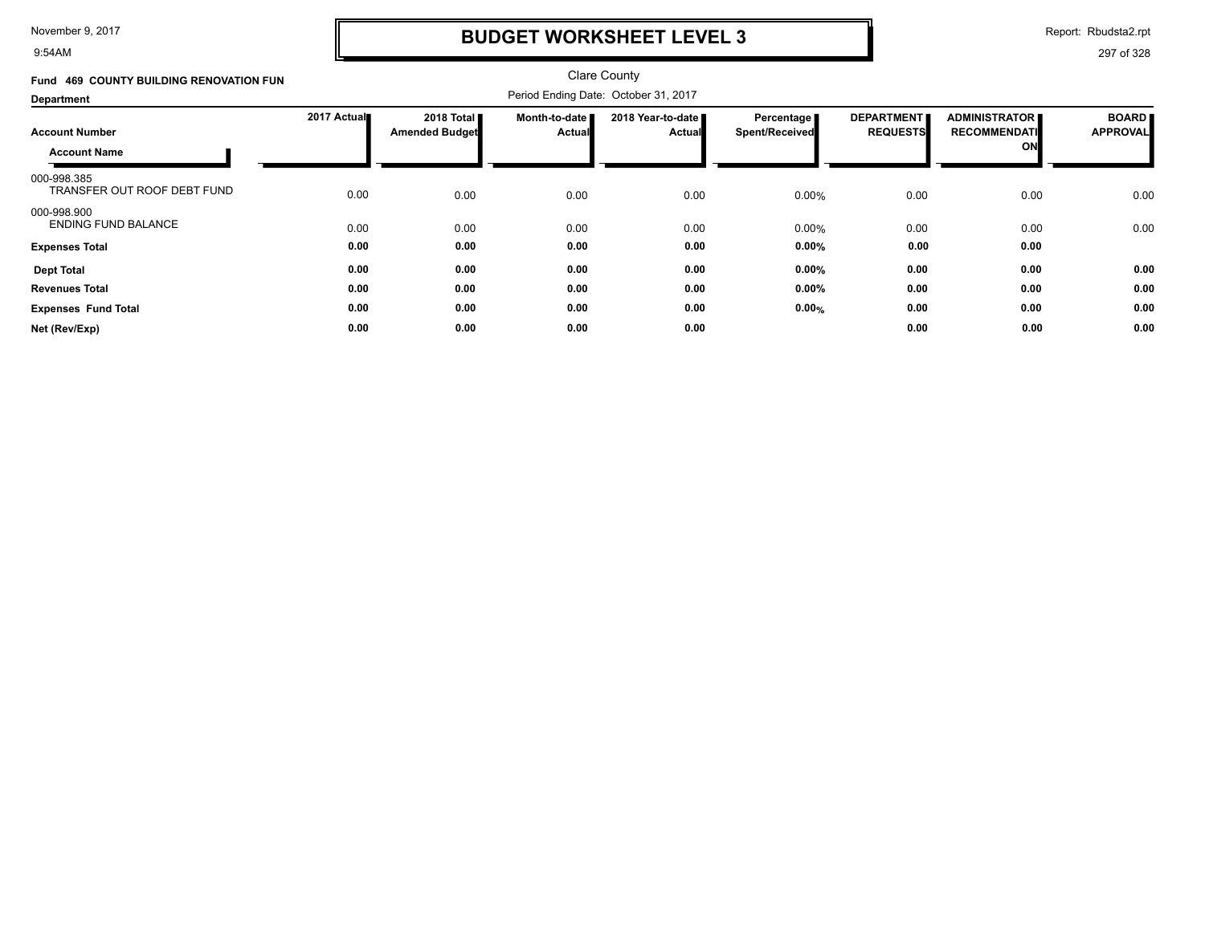# BUDGET WORKSHEET LEVEL 3

Clare County

**Fund 469 COUNTY BUILDING RENOVATION FUN**

**Department**

Period Ending Date: October 31, 2017

| Account Number / Account Name | 2017 Actual | 2018 Total Amended Budget | Month-to-date Actual | 2018 Year-to-date Actual | Percentage Spent/Received | DEPARTMENT REQUESTS | ADMINISTRATOR RECOMMENDATION | BOARD APPROVAL |
|---|---|---|---|---|---|---|---|---|
| 000-998.385 TRANSFER OUT ROOF DEBT FUND | 0.00 | 0.00 | 0.00 | 0.00 | 0.00% | 0.00 | 0.00 | 0.00 |
| 000-998.900 ENDING FUND BALANCE | 0.00 | 0.00 | 0.00 | 0.00 | 0.00% | 0.00 | 0.00 | 0.00 |
| **Expenses Total** | **0.00** | **0.00** | **0.00** | **0.00** | **0.00%** | **0.00** | **0.00** | |
| **Dept Total** | **0.00** | **0.00** | **0.00** | **0.00** | **0.00%** | **0.00** | **0.00** | **0.00** |
| **Revenues Total** | **0.00** | **0.00** | **0.00** | **0.00** | **0.00%** | **0.00** | **0.00** | **0.00** |
| **Expenses Fund Total** | **0.00** | **0.00** | **0.00** | **0.00** | **0.00%** | **0.00** | **0.00** | **0.00** |
| **Net (Rev/Exp)** | **0.00** | **0.00** | **0.00** | **0.00** | | **0.00** | **0.00** | **0.00** |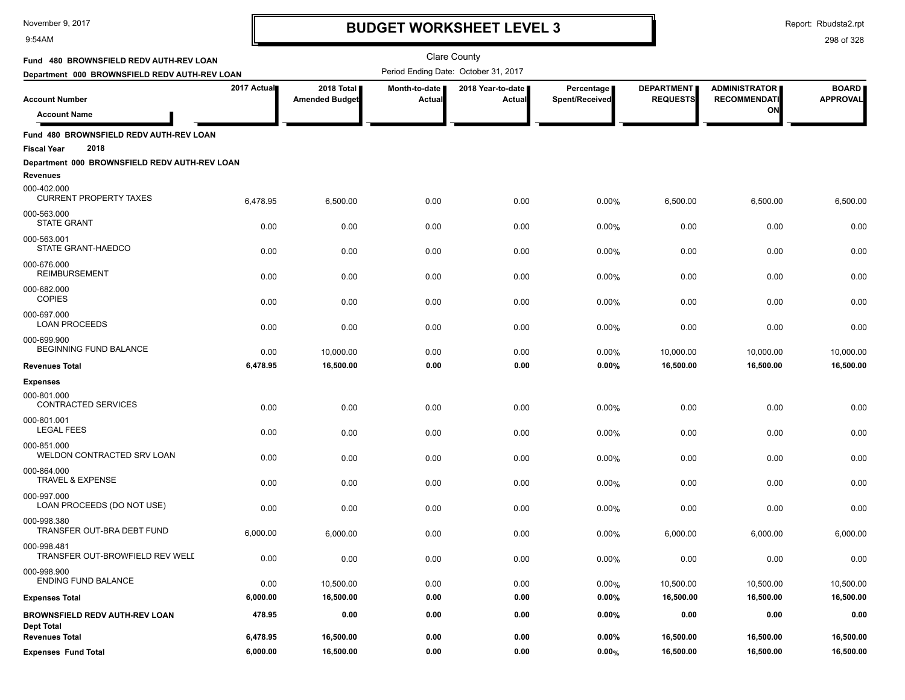# BUDGET WORKSHEET LEVEL 3

November 9, 2017
9:54AM

Report: Rbudsta2.rpt

Clare County

**Fund 480 BROWNSFIELD REDV AUTH-REV LOAN**
**Department 000 BROWNSFIELD REDV AUTH-REV LOAN**

Period Ending Date: October 31, 2017

| Account Number / Account Name | 2017 Actual | 2018 Total Amended Budget | Month-to-date Actual | 2018 Year-to-date Actual | Percentage Spent/Received | DEPARTMENT REQUESTS | ADMINISTRATOR RECOMMENDATION | BOARD APPROVAL |
|---|---|---|---|---|---|---|---|---|
| **Fund 480 BROWNSFIELD REDV AUTH-REV LOAN** | | | | | | | | |
| **Fiscal Year 2018** | | | | | | | | |
| **Department 000 BROWNSFIELD REDV AUTH-REV LOAN** | | | | | | | | |
| **Revenues** | | | | | | | | |
| 000-402.000 CURRENT PROPERTY TAXES | 6,478.95 | 6,500.00 | 0.00 | 0.00 | 0.00% | 6,500.00 | 6,500.00 | 6,500.00 |
| 000-563.000 STATE GRANT | 0.00 | 0.00 | 0.00 | 0.00 | 0.00% | 0.00 | 0.00 | 0.00 |
| 000-563.001 STATE GRANT-HAEDCO | 0.00 | 0.00 | 0.00 | 0.00 | 0.00% | 0.00 | 0.00 | 0.00 |
| 000-676.000 REIMBURSEMENT | 0.00 | 0.00 | 0.00 | 0.00 | 0.00% | 0.00 | 0.00 | 0.00 |
| 000-682.000 COPIES | 0.00 | 0.00 | 0.00 | 0.00 | 0.00% | 0.00 | 0.00 | 0.00 |
| 000-697.000 LOAN PROCEEDS | 0.00 | 0.00 | 0.00 | 0.00 | 0.00% | 0.00 | 0.00 | 0.00 |
| 000-699.900 BEGINNING FUND BALANCE | 0.00 | 10,000.00 | 0.00 | 0.00 | 0.00% | 10,000.00 | 10,000.00 | 10,000.00 |
| **Revenues Total** | **6,478.95** | **16,500.00** | **0.00** | **0.00** | **0.00%** | **16,500.00** | **16,500.00** | **16,500.00** |
| **Expenses** | | | | | | | | |
| 000-801.000 CONTRACTED SERVICES | 0.00 | 0.00 | 0.00 | 0.00 | 0.00% | 0.00 | 0.00 | 0.00 |
| 000-801.001 LEGAL FEES | 0.00 | 0.00 | 0.00 | 0.00 | 0.00% | 0.00 | 0.00 | 0.00 |
| 000-851.000 WELDON CONTRACTED SRV LOAN | 0.00 | 0.00 | 0.00 | 0.00 | 0.00% | 0.00 | 0.00 | 0.00 |
| 000-864.000 TRAVEL & EXPENSE | 0.00 | 0.00 | 0.00 | 0.00 | 0.00% | 0.00 | 0.00 | 0.00 |
| 000-997.000 LOAN PROCEEDS (DO NOT USE) | 0.00 | 0.00 | 0.00 | 0.00 | 0.00% | 0.00 | 0.00 | 0.00 |
| 000-998.380 TRANSFER OUT-BRA DEBT FUND | 6,000.00 | 6,000.00 | 0.00 | 0.00 | 0.00% | 6,000.00 | 6,000.00 | 6,000.00 |
| 000-998.481 TRANSFER OUT-BROWFIELD REV WELD | 0.00 | 0.00 | 0.00 | 0.00 | 0.00% | 0.00 | 0.00 | 0.00 |
| 000-998.900 ENDING FUND BALANCE | 0.00 | 10,500.00 | 0.00 | 0.00 | 0.00% | 10,500.00 | 10,500.00 | 10,500.00 |
| **Expenses Total** | **6,000.00** | **16,500.00** | **0.00** | **0.00** | **0.00%** | **16,500.00** | **16,500.00** | **16,500.00** |
| **BROWNSFIELD REDV AUTH-REV LOAN Dept Total** | **478.95** | **0.00** | **0.00** | **0.00** | **0.00%** | **0.00** | **0.00** | **0.00** |
| **Revenues Total** | **6,478.95** | **16,500.00** | **0.00** | **0.00** | **0.00%** | **16,500.00** | **16,500.00** | **16,500.00** |
| **Expenses Fund Total** | **6,000.00** | **16,500.00** | **0.00** | **0.00** | **0.00%** | **16,500.00** | **16,500.00** | **16,500.00** |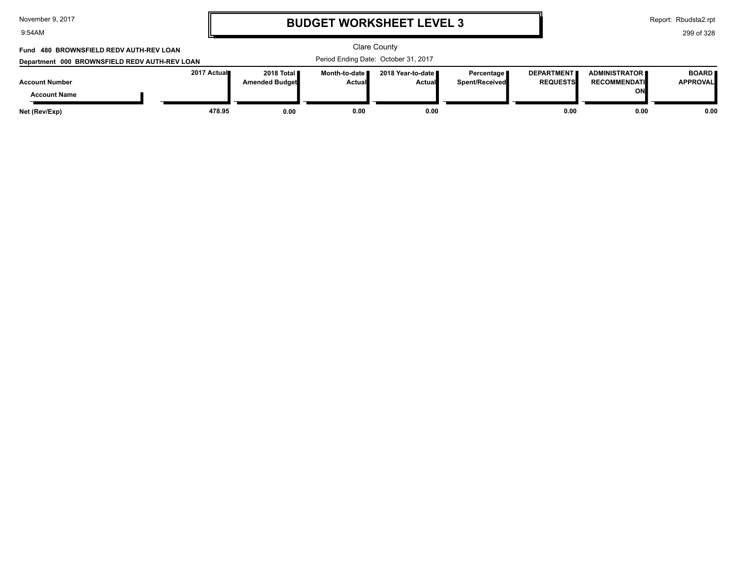# BUDGET WORKSHEET LEVEL 3

Clare County

Period Ending Date: October 31, 2017

**Fund 480 BROWNSFIELD REDV AUTH-REV LOAN**

**Department 000 BROWNSFIELD REDV AUTH-REV LOAN**

| Account Number / Account Name | 2017 Actual | 2018 Total Amended Budget | Month-to-date Actual | 2018 Year-to-date Actual | Percentage Spent/Received | DEPARTMENT REQUESTS | ADMINISTRATOR RECOMMENDATION | BOARD APPROVAL |
|---|---|---|---|---|---|---|---|---|
| **Net (Rev/Exp)** | **478.95** | **0.00** | **0.00** | **0.00** | | **0.00** | **0.00** | **0.00** |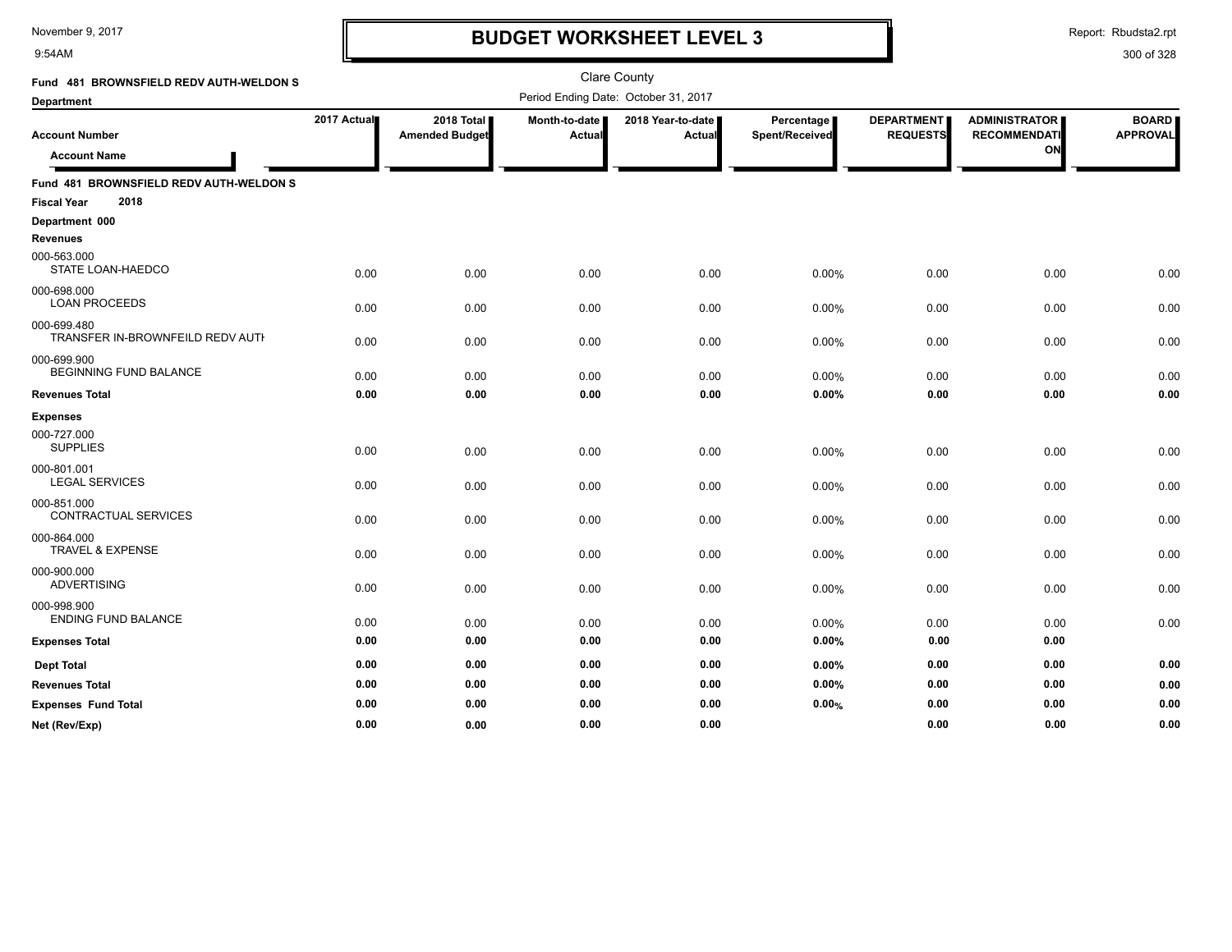# BUDGET WORKSHEET LEVEL 3

November 9, 2017
9:54AM

Report: Rbudsta2.rpt

Clare County

Period Ending Date: October 31, 2017

**Fund 481 BROWNSFIELD REDV AUTH-WELDON S**

**Department**

| Account Number / Account Name | 2017 Actual | 2018 Total Amended Budget | Month-to-date Actual | 2018 Year-to-date Actual | Percentage Spent/Received | DEPARTMENT REQUESTS | ADMINISTRATOR RECOMMENDATION | BOARD APPROVAL |
|---|---|---|---|---|---|---|---|---|
| **Fund 481 BROWNSFIELD REDV AUTH-WELDON S** | | | | | | | | |
| **Fiscal Year 2018** | | | | | | | | |
| **Department 000** | | | | | | | | |
| **Revenues** | | | | | | | | |
| 000-563.000 STATE LOAN-HAEDCO | 0.00 | 0.00 | 0.00 | 0.00 | 0.00% | 0.00 | 0.00 | 0.00 |
| 000-698.000 LOAN PROCEEDS | 0.00 | 0.00 | 0.00 | 0.00 | 0.00% | 0.00 | 0.00 | 0.00 |
| 000-699.480 TRANSFER IN-BROWNFEILD REDV AUTH | 0.00 | 0.00 | 0.00 | 0.00 | 0.00% | 0.00 | 0.00 | 0.00 |
| 000-699.900 BEGINNING FUND BALANCE | 0.00 | 0.00 | 0.00 | 0.00 | 0.00% | 0.00 | 0.00 | 0.00 |
| **Revenues Total** | **0.00** | **0.00** | **0.00** | **0.00** | **0.00%** | **0.00** | **0.00** | **0.00** |
| **Expenses** | | | | | | | | |
| 000-727.000 SUPPLIES | 0.00 | 0.00 | 0.00 | 0.00 | 0.00% | 0.00 | 0.00 | 0.00 |
| 000-801.001 LEGAL SERVICES | 0.00 | 0.00 | 0.00 | 0.00 | 0.00% | 0.00 | 0.00 | 0.00 |
| 000-851.000 CONTRACTUAL SERVICES | 0.00 | 0.00 | 0.00 | 0.00 | 0.00% | 0.00 | 0.00 | 0.00 |
| 000-864.000 TRAVEL & EXPENSE | 0.00 | 0.00 | 0.00 | 0.00 | 0.00% | 0.00 | 0.00 | 0.00 |
| 000-900.000 ADVERTISING | 0.00 | 0.00 | 0.00 | 0.00 | 0.00% | 0.00 | 0.00 | 0.00 |
| 000-998.900 ENDING FUND BALANCE | 0.00 | 0.00 | 0.00 | 0.00 | 0.00% | 0.00 | 0.00 | 0.00 |
| **Expenses Total** | **0.00** | **0.00** | **0.00** | **0.00** | **0.00%** | **0.00** | **0.00** | |
| **Dept Total** | **0.00** | **0.00** | **0.00** | **0.00** | **0.00%** | **0.00** | **0.00** | **0.00** |
| **Revenues Total** | **0.00** | **0.00** | **0.00** | **0.00** | **0.00%** | **0.00** | **0.00** | **0.00** |
| **Expenses Fund Total** | **0.00** | **0.00** | **0.00** | **0.00** | **0.00%** | **0.00** | **0.00** | **0.00** |
| **Net (Rev/Exp)** | **0.00** | **0.00** | **0.00** | **0.00** | | **0.00** | **0.00** | **0.00** |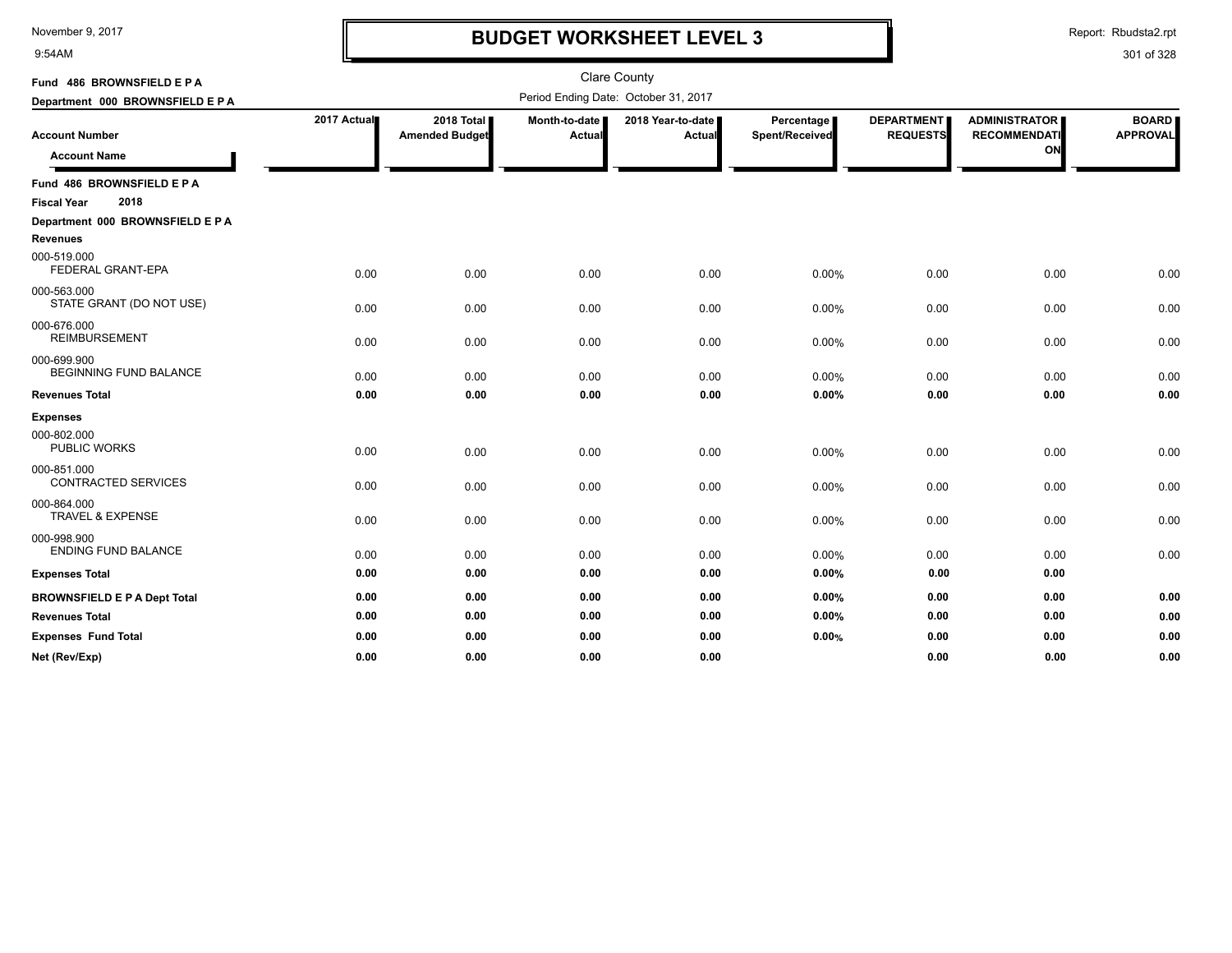# BUDGET WORKSHEET LEVEL 3

Clare County

Period Ending Date: October 31, 2017

**Fund 486 BROWNSFIELD E P A**

**Department 000 BROWNSFIELD E P A**

| Account Number / Account Name | 2017 Actual | 2018 Total Amended Budget | Month-to-date Actual | 2018 Year-to-date Actual | Percentage Spent/Received | DEPARTMENT REQUESTS | ADMINISTRATOR RECOMMENDATION | BOARD APPROVAL |
|---|---|---|---|---|---|---|---|---|
| **Fund 486 BROWNSFIELD E P A** | | | | | | | | |
| **Fiscal Year 2018** | | | | | | | | |
| **Department 000 BROWNSFIELD E P A** | | | | | | | | |
| **Revenues** | | | | | | | | |
| 000-519.000 FEDERAL GRANT-EPA | 0.00 | 0.00 | 0.00 | 0.00 | 0.00% | 0.00 | 0.00 | 0.00 |
| 000-563.000 STATE GRANT (DO NOT USE) | 0.00 | 0.00 | 0.00 | 0.00 | 0.00% | 0.00 | 0.00 | 0.00 |
| 000-676.000 REIMBURSEMENT | 0.00 | 0.00 | 0.00 | 0.00 | 0.00% | 0.00 | 0.00 | 0.00 |
| 000-699.900 BEGINNING FUND BALANCE | 0.00 | 0.00 | 0.00 | 0.00 | 0.00% | 0.00 | 0.00 | 0.00 |
| **Revenues Total** | **0.00** | **0.00** | **0.00** | **0.00** | **0.00%** | **0.00** | **0.00** | **0.00** |
| **Expenses** | | | | | | | | |
| 000-802.000 PUBLIC WORKS | 0.00 | 0.00 | 0.00 | 0.00 | 0.00% | 0.00 | 0.00 | 0.00 |
| 000-851.000 CONTRACTED SERVICES | 0.00 | 0.00 | 0.00 | 0.00 | 0.00% | 0.00 | 0.00 | 0.00 |
| 000-864.000 TRAVEL & EXPENSE | 0.00 | 0.00 | 0.00 | 0.00 | 0.00% | 0.00 | 0.00 | 0.00 |
| 000-998.900 ENDING FUND BALANCE | 0.00 | 0.00 | 0.00 | 0.00 | 0.00% | 0.00 | 0.00 | 0.00 |
| **Expenses Total** | **0.00** | **0.00** | **0.00** | **0.00** | **0.00%** | **0.00** | **0.00** | |
| **BROWNSFIELD E P A Dept Total** | **0.00** | **0.00** | **0.00** | **0.00** | **0.00%** | **0.00** | **0.00** | **0.00** |
| **Revenues Total** | **0.00** | **0.00** | **0.00** | **0.00** | **0.00%** | **0.00** | **0.00** | **0.00** |
| **Expenses Fund Total** | **0.00** | **0.00** | **0.00** | **0.00** | **0.00%** | **0.00** | **0.00** | **0.00** |
| **Net (Rev/Exp)** | **0.00** | **0.00** | **0.00** | **0.00** | | **0.00** | **0.00** | **0.00** |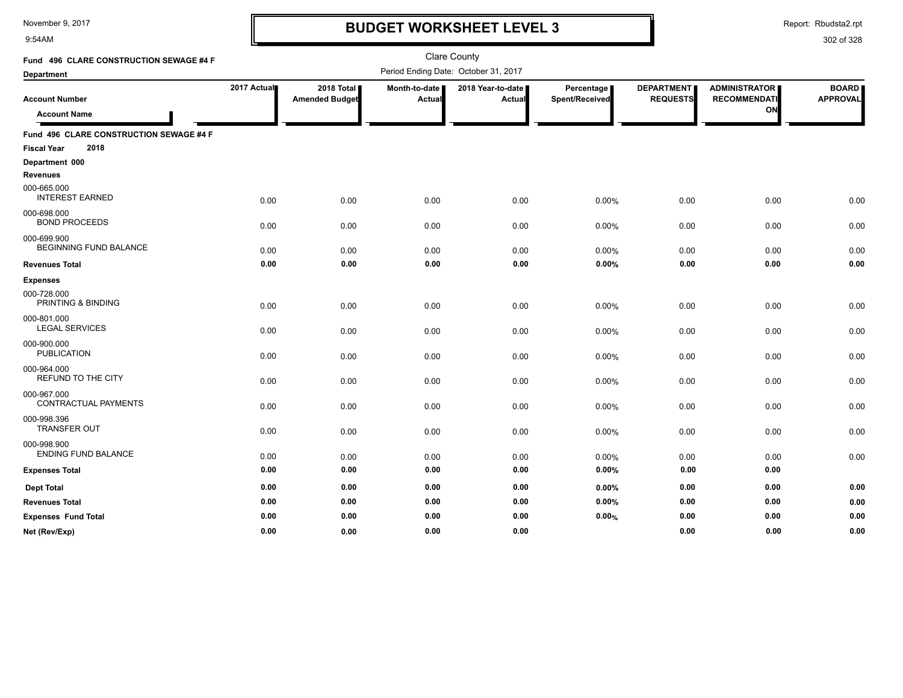# BUDGET WORKSHEET LEVEL 3

Clare County

Period Ending Date: October 31, 2017

**Fund 496 CLARE CONSTRUCTION SEWAGE #4 F**

**Department**

| Account Number / Account Name | 2017 Actual | 2018 Total Amended Budget | Month-to-date Actual | 2018 Year-to-date Actual | Percentage Spent/Received | DEPARTMENT REQUESTS | ADMINISTRATOR RECOMMENDATION | BOARD APPROVAL |
|---|---|---|---|---|---|---|---|---|
| **Fund 496 CLARE CONSTRUCTION SEWAGE #4 F** | | | | | | | | |
| **Fiscal Year 2018** | | | | | | | | |
| **Department 000** | | | | | | | | |
| **Revenues** | | | | | | | | |
| 000-665.000 INTEREST EARNED | 0.00 | 0.00 | 0.00 | 0.00 | 0.00% | 0.00 | 0.00 | 0.00 |
| 000-698.000 BOND PROCEEDS | 0.00 | 0.00 | 0.00 | 0.00 | 0.00% | 0.00 | 0.00 | 0.00 |
| 000-699.900 BEGINNING FUND BALANCE | 0.00 | 0.00 | 0.00 | 0.00 | 0.00% | 0.00 | 0.00 | 0.00 |
| **Revenues Total** | **0.00** | **0.00** | **0.00** | **0.00** | **0.00%** | **0.00** | **0.00** | **0.00** |
| **Expenses** | | | | | | | | |
| 000-728.000 PRINTING & BINDING | 0.00 | 0.00 | 0.00 | 0.00 | 0.00% | 0.00 | 0.00 | 0.00 |
| 000-801.000 LEGAL SERVICES | 0.00 | 0.00 | 0.00 | 0.00 | 0.00% | 0.00 | 0.00 | 0.00 |
| 000-900.000 PUBLICATION | 0.00 | 0.00 | 0.00 | 0.00 | 0.00% | 0.00 | 0.00 | 0.00 |
| 000-964.000 REFUND TO THE CITY | 0.00 | 0.00 | 0.00 | 0.00 | 0.00% | 0.00 | 0.00 | 0.00 |
| 000-967.000 CONTRACTUAL PAYMENTS | 0.00 | 0.00 | 0.00 | 0.00 | 0.00% | 0.00 | 0.00 | 0.00 |
| 000-998.396 TRANSFER OUT | 0.00 | 0.00 | 0.00 | 0.00 | 0.00% | 0.00 | 0.00 | 0.00 |
| 000-998.900 ENDING FUND BALANCE | 0.00 | 0.00 | 0.00 | 0.00 | 0.00% | 0.00 | 0.00 | 0.00 |
| **Expenses Total** | **0.00** | **0.00** | **0.00** | **0.00** | **0.00%** | **0.00** | **0.00** | |
| **Dept Total** | **0.00** | **0.00** | **0.00** | **0.00** | **0.00%** | **0.00** | **0.00** | **0.00** |
| **Revenues Total** | **0.00** | **0.00** | **0.00** | **0.00** | **0.00%** | **0.00** | **0.00** | **0.00** |
| **Expenses Fund Total** | **0.00** | **0.00** | **0.00** | **0.00** | **0.00%** | **0.00** | **0.00** | **0.00** |
| **Net (Rev/Exp)** | **0.00** | **0.00** | **0.00** | **0.00** | | **0.00** | **0.00** | **0.00** |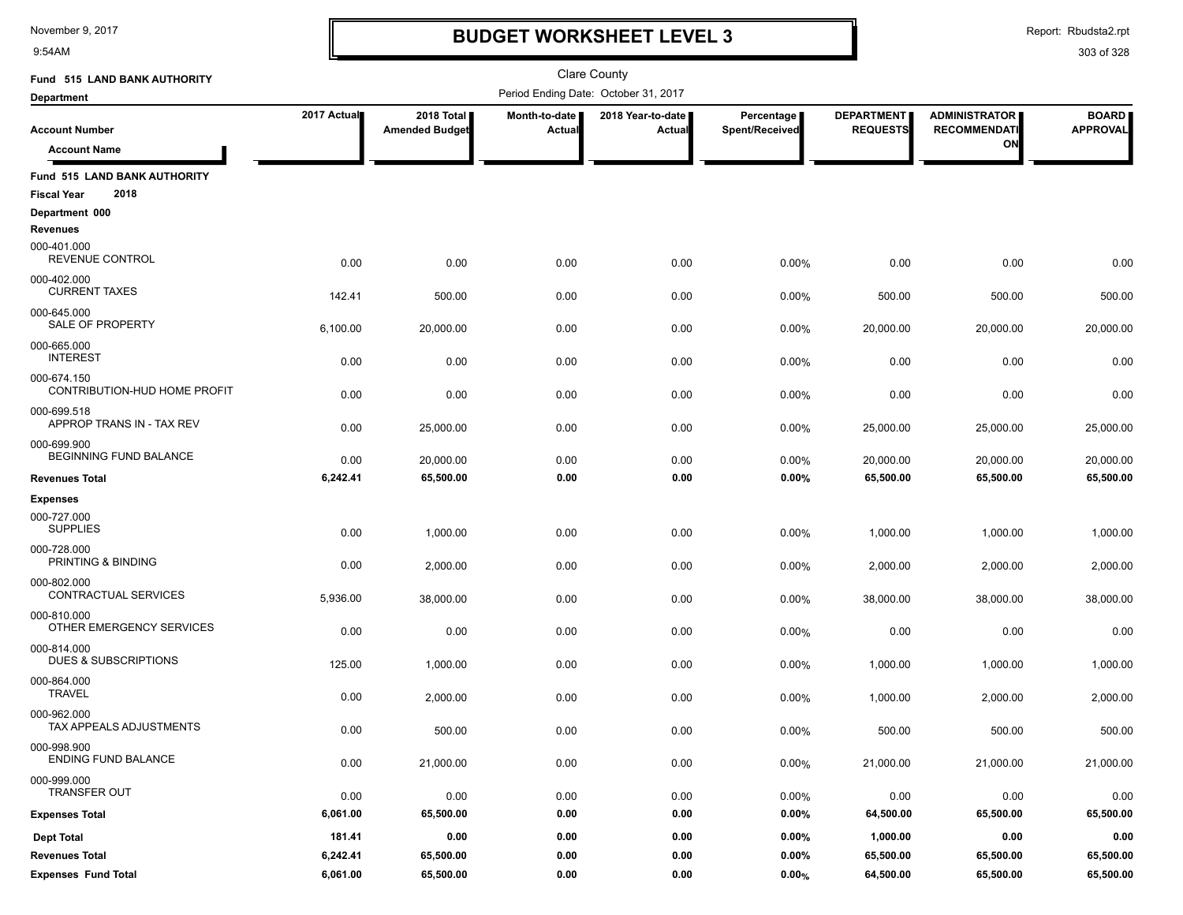# BUDGET WORKSHEET LEVEL 3

November 9, 2017
9:54AM

Report: Rbudsta2.rpt

Clare County

**Fund 515 LAND BANK AUTHORITY**

**Department**

Period Ending Date: October 31, 2017

| Account Number / Account Name | 2017 Actual | 2018 Total Amended Budget | Month-to-date Actual | 2018 Year-to-date Actual | Percentage Spent/Received | DEPARTMENT REQUESTS | ADMINISTRATOR RECOMMENDATION | BOARD APPROVAL |
|---|---|---|---|---|---|---|---|---|
| **Fund 515 LAND BANK AUTHORITY** | | | | | | | | |
| **Fiscal Year 2018** | | | | | | | | |
| **Department 000** | | | | | | | | |
| **Revenues** | | | | | | | | |
| 000-401.000 REVENUE CONTROL | 0.00 | 0.00 | 0.00 | 0.00 | 0.00% | 0.00 | 0.00 | 0.00 |
| 000-402.000 CURRENT TAXES | 142.41 | 500.00 | 0.00 | 0.00 | 0.00% | 500.00 | 500.00 | 500.00 |
| 000-645.000 SALE OF PROPERTY | 6,100.00 | 20,000.00 | 0.00 | 0.00 | 0.00% | 20,000.00 | 20,000.00 | 20,000.00 |
| 000-665.000 INTEREST | 0.00 | 0.00 | 0.00 | 0.00 | 0.00% | 0.00 | 0.00 | 0.00 |
| 000-674.150 CONTRIBUTION-HUD HOME PROFIT | 0.00 | 0.00 | 0.00 | 0.00 | 0.00% | 0.00 | 0.00 | 0.00 |
| 000-699.518 APPROP TRANS IN - TAX REV | 0.00 | 25,000.00 | 0.00 | 0.00 | 0.00% | 25,000.00 | 25,000.00 | 25,000.00 |
| 000-699.900 BEGINNING FUND BALANCE | 0.00 | 20,000.00 | 0.00 | 0.00 | 0.00% | 20,000.00 | 20,000.00 | 20,000.00 |
| **Revenues Total** | **6,242.41** | **65,500.00** | **0.00** | **0.00** | **0.00%** | **65,500.00** | **65,500.00** | **65,500.00** |
| **Expenses** | | | | | | | | |
| 000-727.000 SUPPLIES | 0.00 | 1,000.00 | 0.00 | 0.00 | 0.00% | 1,000.00 | 1,000.00 | 1,000.00 |
| 000-728.000 PRINTING & BINDING | 0.00 | 2,000.00 | 0.00 | 0.00 | 0.00% | 2,000.00 | 2,000.00 | 2,000.00 |
| 000-802.000 CONTRACTUAL SERVICES | 5,936.00 | 38,000.00 | 0.00 | 0.00 | 0.00% | 38,000.00 | 38,000.00 | 38,000.00 |
| 000-810.000 OTHER EMERGENCY SERVICES | 0.00 | 0.00 | 0.00 | 0.00 | 0.00% | 0.00 | 0.00 | 0.00 |
| 000-814.000 DUES & SUBSCRIPTIONS | 125.00 | 1,000.00 | 0.00 | 0.00 | 0.00% | 1,000.00 | 1,000.00 | 1,000.00 |
| 000-864.000 TRAVEL | 0.00 | 2,000.00 | 0.00 | 0.00 | 0.00% | 1,000.00 | 2,000.00 | 2,000.00 |
| 000-962.000 TAX APPEALS ADJUSTMENTS | 0.00 | 500.00 | 0.00 | 0.00 | 0.00% | 500.00 | 500.00 | 500.00 |
| 000-998.900 ENDING FUND BALANCE | 0.00 | 21,000.00 | 0.00 | 0.00 | 0.00% | 21,000.00 | 21,000.00 | 21,000.00 |
| 000-999.000 TRANSFER OUT | 0.00 | 0.00 | 0.00 | 0.00 | 0.00% | 0.00 | 0.00 | 0.00 |
| **Expenses Total** | **6,061.00** | **65,500.00** | **0.00** | **0.00** | **0.00%** | **64,500.00** | **65,500.00** | **65,500.00** |
| **Dept Total** | **181.41** | **0.00** | **0.00** | **0.00** | **0.00%** | **1,000.00** | **0.00** | **0.00** |
| **Revenues Total** | **6,242.41** | **65,500.00** | **0.00** | **0.00** | **0.00%** | **65,500.00** | **65,500.00** | **65,500.00** |
| **Expenses Fund Total** | **6,061.00** | **65,500.00** | **0.00** | **0.00** | **0.00%** | **64,500.00** | **65,500.00** | **65,500.00** |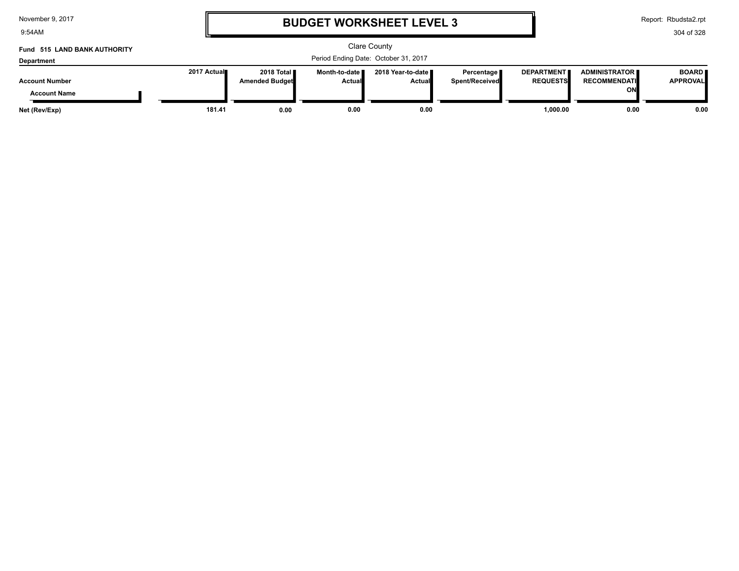# BUDGET WORKSHEET LEVEL 3

Clare County

**Fund 515 LAND BANK AUTHORITY**

**Department**

Period Ending Date: October 31, 2017

| Account Number / Account Name | 2017 Actual | 2018 Total Amended Budget | Month-to-date Actual | 2018 Year-to-date Actual | Percentage Spent/Received | DEPARTMENT REQUESTS | ADMINISTRATOR RECOMMENDATION | BOARD APPROVAL |
|---|---|---|---|---|---|---|---|---|
| **Net (Rev/Exp)** | **181.41** | **0.00** | **0.00** | **0.00** | | **1,000.00** | **0.00** | **0.00** |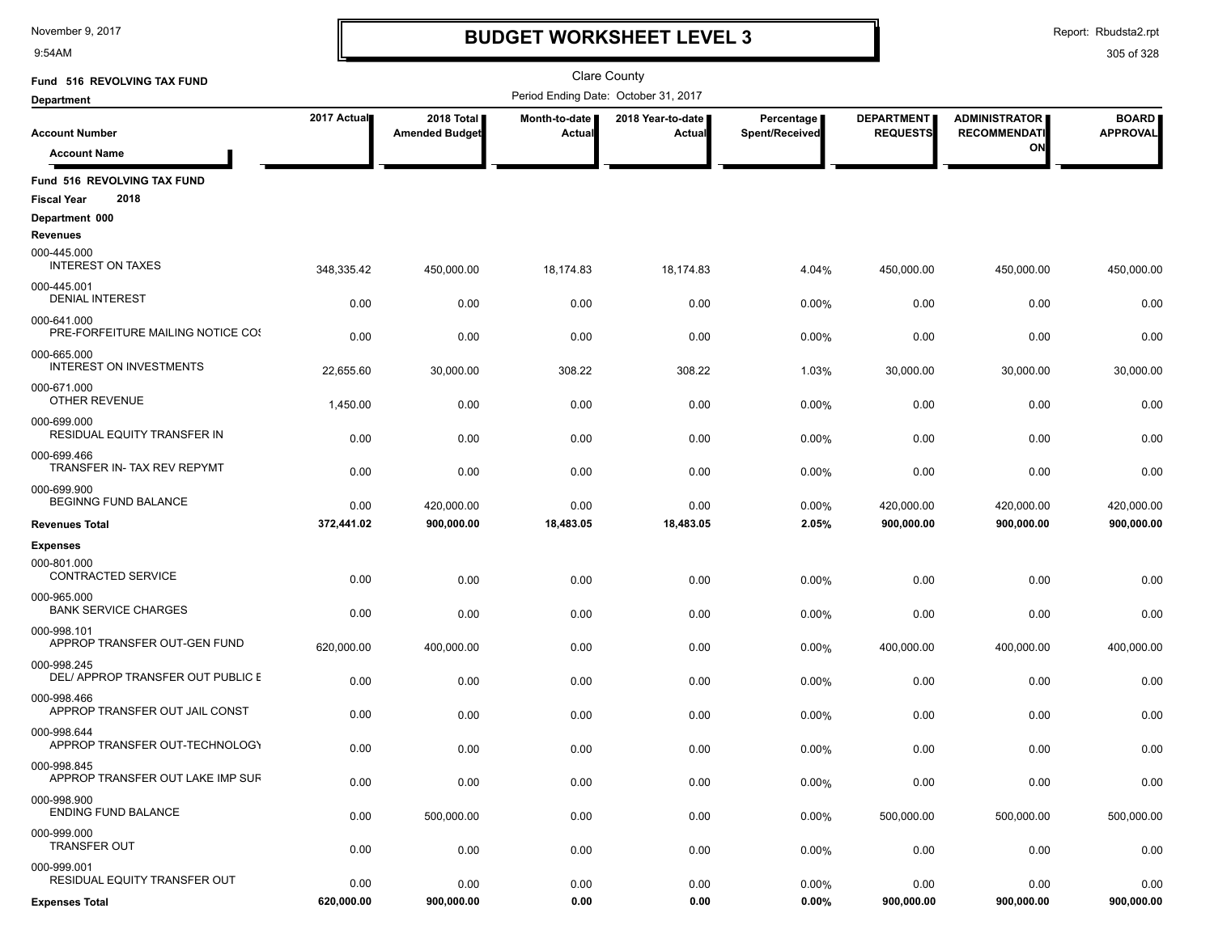# BUDGET WORKSHEET LEVEL 3

November 9, 2017
9:54AM

Report: Rbudsta2.rpt

Clare County

Fund 516 REVOLVING TAX FUND

Department

Period Ending Date: October 31, 2017

| Account Number / Account Name | 2017 Actual | 2018 Total Amended Budget | Month-to-date Actual | 2018 Year-to-date Actual | Percentage Spent/Received | DEPARTMENT REQUESTS | ADMINISTRATOR RECOMMENDATION | BOARD APPROVAL |
|---|---|---|---|---|---|---|---|---|
| **Fund 516 REVOLVING TAX FUND** | | | | | | | | |
| **Fiscal Year 2018** | | | | | | | | |
| **Department 000** | | | | | | | | |
| **Revenues** | | | | | | | | |
| 000-445.000 INTEREST ON TAXES | 348,335.42 | 450,000.00 | 18,174.83 | 18,174.83 | 4.04% | 450,000.00 | 450,000.00 | 450,000.00 |
| 000-445.001 DENIAL INTEREST | 0.00 | 0.00 | 0.00 | 0.00 | 0.00% | 0.00 | 0.00 | 0.00 |
| 000-641.000 PRE-FORFEITURE MAILING NOTICE COS | 0.00 | 0.00 | 0.00 | 0.00 | 0.00% | 0.00 | 0.00 | 0.00 |
| 000-665.000 INTEREST ON INVESTMENTS | 22,655.60 | 30,000.00 | 308.22 | 308.22 | 1.03% | 30,000.00 | 30,000.00 | 30,000.00 |
| 000-671.000 OTHER REVENUE | 1,450.00 | 0.00 | 0.00 | 0.00 | 0.00% | 0.00 | 0.00 | 0.00 |
| 000-699.000 RESIDUAL EQUITY TRANSFER IN | 0.00 | 0.00 | 0.00 | 0.00 | 0.00% | 0.00 | 0.00 | 0.00 |
| 000-699.466 TRANSFER IN- TAX REV REPYMT | 0.00 | 0.00 | 0.00 | 0.00 | 0.00% | 0.00 | 0.00 | 0.00 |
| 000-699.900 BEGINNG FUND BALANCE | 0.00 | 420,000.00 | 0.00 | 0.00 | 0.00% | 420,000.00 | 420,000.00 | 420,000.00 |
| **Revenues Total** | **372,441.02** | **900,000.00** | **18,483.05** | **18,483.05** | **2.05%** | **900,000.00** | **900,000.00** | **900,000.00** |
| **Expenses** | | | | | | | | |
| 000-801.000 CONTRACTED SERVICE | 0.00 | 0.00 | 0.00 | 0.00 | 0.00% | 0.00 | 0.00 | 0.00 |
| 000-965.000 BANK SERVICE CHARGES | 0.00 | 0.00 | 0.00 | 0.00 | 0.00% | 0.00 | 0.00 | 0.00 |
| 000-998.101 APPROP TRANSFER OUT-GEN FUND | 620,000.00 | 400,000.00 | 0.00 | 0.00 | 0.00% | 400,000.00 | 400,000.00 | 400,000.00 |
| 000-998.245 DEL/ APPROP TRANSFER OUT PUBLIC E | 0.00 | 0.00 | 0.00 | 0.00 | 0.00% | 0.00 | 0.00 | 0.00 |
| 000-998.466 APPROP TRANSFER OUT JAIL CONST | 0.00 | 0.00 | 0.00 | 0.00 | 0.00% | 0.00 | 0.00 | 0.00 |
| 000-998.644 APPROP TRANSFER OUT-TECHNOLOGY | 0.00 | 0.00 | 0.00 | 0.00 | 0.00% | 0.00 | 0.00 | 0.00 |
| 000-998.845 APPROP TRANSFER OUT LAKE IMP SUF | 0.00 | 0.00 | 0.00 | 0.00 | 0.00% | 0.00 | 0.00 | 0.00 |
| 000-998.900 ENDING FUND BALANCE | 0.00 | 500,000.00 | 0.00 | 0.00 | 0.00% | 500,000.00 | 500,000.00 | 500,000.00 |
| 000-999.000 TRANSFER OUT | 0.00 | 0.00 | 0.00 | 0.00 | 0.00% | 0.00 | 0.00 | 0.00 |
| 000-999.001 RESIDUAL EQUITY TRANSFER OUT | 0.00 | 0.00 | 0.00 | 0.00 | 0.00% | 0.00 | 0.00 | 0.00 |
| **Expenses Total** | **620,000.00** | **900,000.00** | **0.00** | **0.00** | **0.00%** | **900,000.00** | **900,000.00** | **900,000.00** |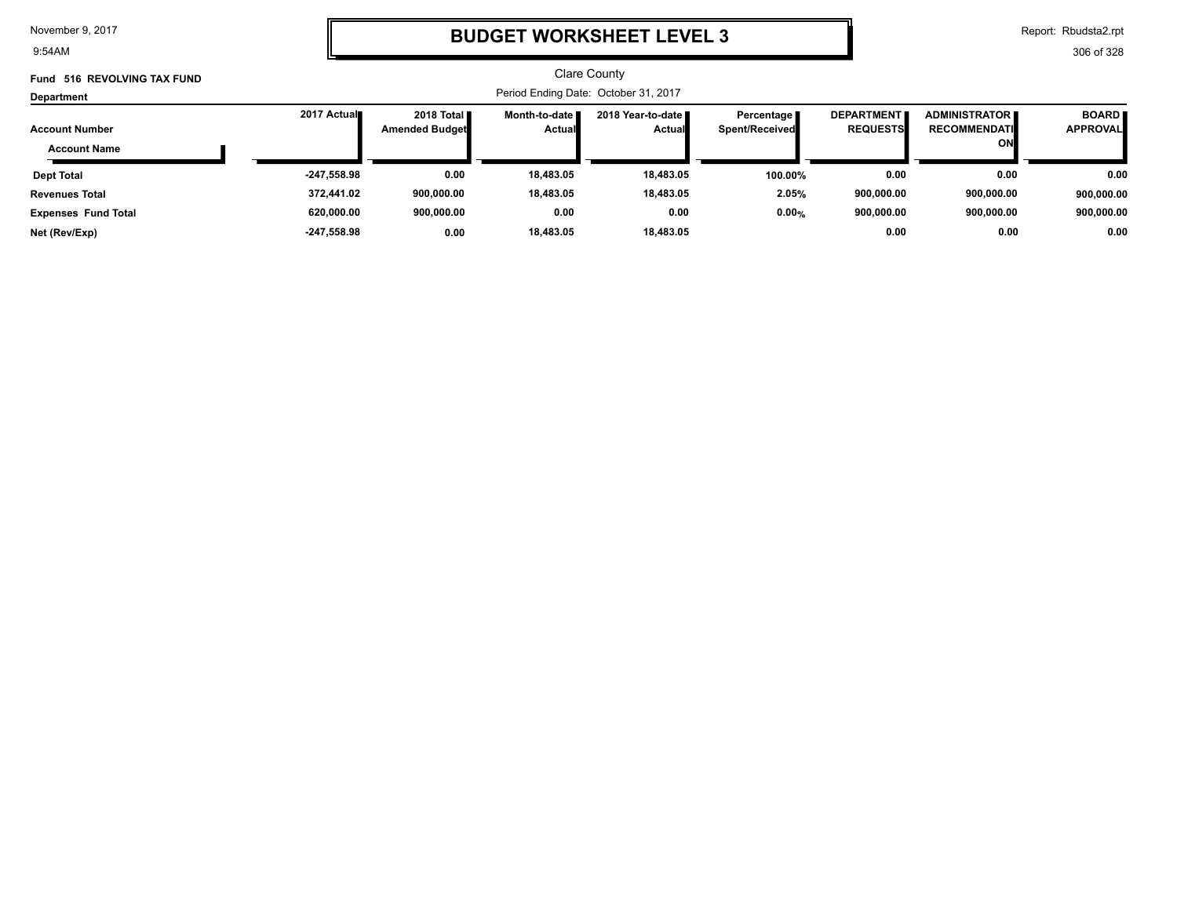# BUDGET WORKSHEET LEVEL 3

Clare County

Fund 516 REVOLVING TAX FUND

Department

Period Ending Date: October 31, 2017

| Account Number / Account Name | 2017 Actual | 2018 Total Amended Budget | Month-to-date Actual | 2018 Year-to-date Actual | Percentage Spent/Received | DEPARTMENT REQUESTS | ADMINISTRATOR RECOMMENDATION | BOARD APPROVAL |
|---|---|---|---|---|---|---|---|---|
| **Dept Total** | -247,558.98 | 0.00 | 18,483.05 | 18,483.05 | 100.00% | 0.00 | 0.00 | 0.00 |
| **Revenues Total** | 372,441.02 | 900,000.00 | 18,483.05 | 18,483.05 | 2.05% | 900,000.00 | 900,000.00 | 900,000.00 |
| **Expenses Fund Total** | 620,000.00 | 900,000.00 | 0.00 | 0.00 | 0.00% | 900,000.00 | 900,000.00 | 900,000.00 |
| **Net (Rev/Exp)** | -247,558.98 | 0.00 | 18,483.05 | 18,483.05 | | 0.00 | 0.00 | 0.00 |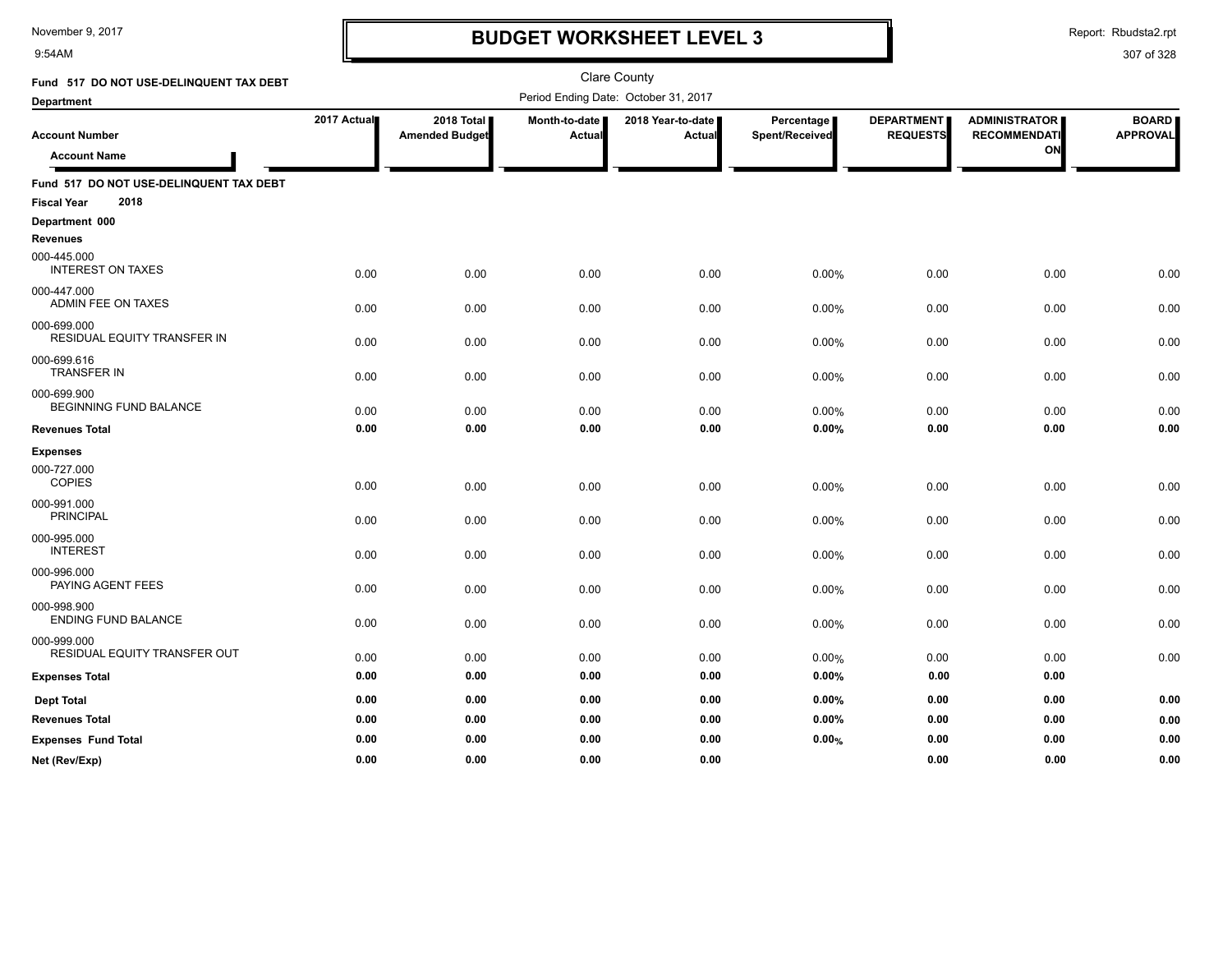# BUDGET WORKSHEET LEVEL 3

Clare County

Period Ending Date: October 31, 2017

Fund 517 DO NOT USE-DELINQUENT TAX DEBT

Department

| Account Number / Account Name | 2017 Actual | 2018 Total Amended Budget | Month-to-date Actual | 2018 Year-to-date Actual | Percentage Spent/Received | DEPARTMENT REQUESTS | ADMINISTRATOR RECOMMENDATION | BOARD APPROVAL |
|---|---|---|---|---|---|---|---|---|
| **Fund 517 DO NOT USE-DELINQUENT TAX DEBT** | | | | | | | | |
| **Fiscal Year 2018** | | | | | | | | |
| **Department 000** | | | | | | | | |
| **Revenues** | | | | | | | | |
| 000-445.000 INTEREST ON TAXES | 0.00 | 0.00 | 0.00 | 0.00 | 0.00% | 0.00 | 0.00 | 0.00 |
| 000-447.000 ADMIN FEE ON TAXES | 0.00 | 0.00 | 0.00 | 0.00 | 0.00% | 0.00 | 0.00 | 0.00 |
| 000-699.000 RESIDUAL EQUITY TRANSFER IN | 0.00 | 0.00 | 0.00 | 0.00 | 0.00% | 0.00 | 0.00 | 0.00 |
| 000-699.616 TRANSFER IN | 0.00 | 0.00 | 0.00 | 0.00 | 0.00% | 0.00 | 0.00 | 0.00 |
| 000-699.900 BEGINNING FUND BALANCE | 0.00 | 0.00 | 0.00 | 0.00 | 0.00% | 0.00 | 0.00 | 0.00 |
| **Revenues Total** | **0.00** | **0.00** | **0.00** | **0.00** | **0.00%** | **0.00** | **0.00** | **0.00** |
| **Expenses** | | | | | | | | |
| 000-727.000 COPIES | 0.00 | 0.00 | 0.00 | 0.00 | 0.00% | 0.00 | 0.00 | 0.00 |
| 000-991.000 PRINCIPAL | 0.00 | 0.00 | 0.00 | 0.00 | 0.00% | 0.00 | 0.00 | 0.00 |
| 000-995.000 INTEREST | 0.00 | 0.00 | 0.00 | 0.00 | 0.00% | 0.00 | 0.00 | 0.00 |
| 000-996.000 PAYING AGENT FEES | 0.00 | 0.00 | 0.00 | 0.00 | 0.00% | 0.00 | 0.00 | 0.00 |
| 000-998.900 ENDING FUND BALANCE | 0.00 | 0.00 | 0.00 | 0.00 | 0.00% | 0.00 | 0.00 | 0.00 |
| 000-999.000 RESIDUAL EQUITY TRANSFER OUT | 0.00 | 0.00 | 0.00 | 0.00 | 0.00% | 0.00 | 0.00 | 0.00 |
| **Expenses Total** | **0.00** | **0.00** | **0.00** | **0.00** | **0.00%** | **0.00** | **0.00** | |
| **Dept Total** | **0.00** | **0.00** | **0.00** | **0.00** | **0.00%** | **0.00** | **0.00** | **0.00** |
| **Revenues Total** | **0.00** | **0.00** | **0.00** | **0.00** | **0.00%** | **0.00** | **0.00** | **0.00** |
| **Expenses Fund Total** | **0.00** | **0.00** | **0.00** | **0.00** | **0.00%** | **0.00** | **0.00** | **0.00** |
| **Net (Rev/Exp)** | **0.00** | **0.00** | **0.00** | **0.00** | | **0.00** | **0.00** | **0.00** |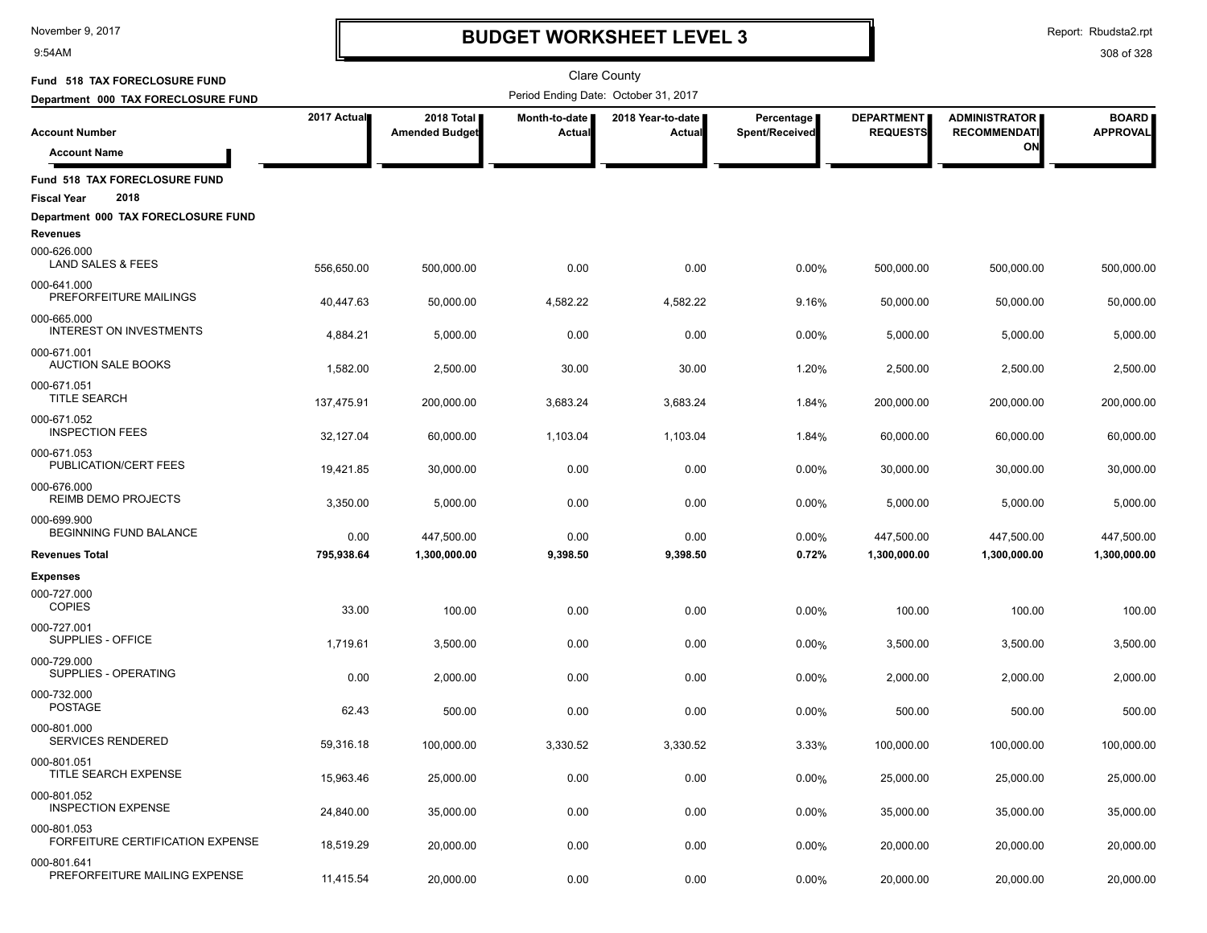# BUDGET WORKSHEET LEVEL 3

November 9, 2017
9:54AM

Report: Rbudsta2.rpt

Clare County

**Fund 518 TAX FORECLOSURE FUND**
**Department 000 TAX FORECLOSURE FUND**

Period Ending Date: October 31, 2017

| Account Number / Account Name | 2017 Actual | 2018 Total Amended Budget | Month-to-date Actual | 2018 Year-to-date Actual | Percentage Spent/Received | DEPARTMENT REQUESTS | ADMINISTRATOR RECOMMENDATION | BOARD APPROVAL |
|---|---|---|---|---|---|---|---|---|
| **Fund 518 TAX FORECLOSURE FUND** | | | | | | | | |
| **Fiscal Year 2018** | | | | | | | | |
| **Department 000 TAX FORECLOSURE FUND** | | | | | | | | |
| **Revenues** | | | | | | | | |
| 000-626.000 LAND SALES & FEES | 556,650.00 | 500,000.00 | 0.00 | 0.00 | 0.00% | 500,000.00 | 500,000.00 | 500,000.00 |
| 000-641.000 PREFORFEITURE MAILINGS | 40,447.63 | 50,000.00 | 4,582.22 | 4,582.22 | 9.16% | 50,000.00 | 50,000.00 | 50,000.00 |
| 000-665.000 INTEREST ON INVESTMENTS | 4,884.21 | 5,000.00 | 0.00 | 0.00 | 0.00% | 5,000.00 | 5,000.00 | 5,000.00 |
| 000-671.001 AUCTION SALE BOOKS | 1,582.00 | 2,500.00 | 30.00 | 30.00 | 1.20% | 2,500.00 | 2,500.00 | 2,500.00 |
| 000-671.051 TITLE SEARCH | 137,475.91 | 200,000.00 | 3,683.24 | 3,683.24 | 1.84% | 200,000.00 | 200,000.00 | 200,000.00 |
| 000-671.052 INSPECTION FEES | 32,127.04 | 60,000.00 | 1,103.04 | 1,103.04 | 1.84% | 60,000.00 | 60,000.00 | 60,000.00 |
| 000-671.053 PUBLICATION/CERT FEES | 19,421.85 | 30,000.00 | 0.00 | 0.00 | 0.00% | 30,000.00 | 30,000.00 | 30,000.00 |
| 000-676.000 REIMB DEMO PROJECTS | 3,350.00 | 5,000.00 | 0.00 | 0.00 | 0.00% | 5,000.00 | 5,000.00 | 5,000.00 |
| 000-699.900 BEGINNING FUND BALANCE | 0.00 | 447,500.00 | 0.00 | 0.00 | 0.00% | 447,500.00 | 447,500.00 | 447,500.00 |
| **Revenues Total** | **795,938.64** | **1,300,000.00** | **9,398.50** | **9,398.50** | **0.72%** | **1,300,000.00** | **1,300,000.00** | **1,300,000.00** |
| **Expenses** | | | | | | | | |
| 000-727.000 COPIES | 33.00 | 100.00 | 0.00 | 0.00 | 0.00% | 100.00 | 100.00 | 100.00 |
| 000-727.001 SUPPLIES - OFFICE | 1,719.61 | 3,500.00 | 0.00 | 0.00 | 0.00% | 3,500.00 | 3,500.00 | 3,500.00 |
| 000-729.000 SUPPLIES - OPERATING | 0.00 | 2,000.00 | 0.00 | 0.00 | 0.00% | 2,000.00 | 2,000.00 | 2,000.00 |
| 000-732.000 POSTAGE | 62.43 | 500.00 | 0.00 | 0.00 | 0.00% | 500.00 | 500.00 | 500.00 |
| 000-801.000 SERVICES RENDERED | 59,316.18 | 100,000.00 | 3,330.52 | 3,330.52 | 3.33% | 100,000.00 | 100,000.00 | 100,000.00 |
| 000-801.051 TITLE SEARCH EXPENSE | 15,963.46 | 25,000.00 | 0.00 | 0.00 | 0.00% | 25,000.00 | 25,000.00 | 25,000.00 |
| 000-801.052 INSPECTION EXPENSE | 24,840.00 | 35,000.00 | 0.00 | 0.00 | 0.00% | 35,000.00 | 35,000.00 | 35,000.00 |
| 000-801.053 FORFEITURE CERTIFICATION EXPENSE | 18,519.29 | 20,000.00 | 0.00 | 0.00 | 0.00% | 20,000.00 | 20,000.00 | 20,000.00 |
| 000-801.641 PREFORFEITURE MAILING EXPENSE | 11,415.54 | 20,000.00 | 0.00 | 0.00 | 0.00% | 20,000.00 | 20,000.00 | 20,000.00 |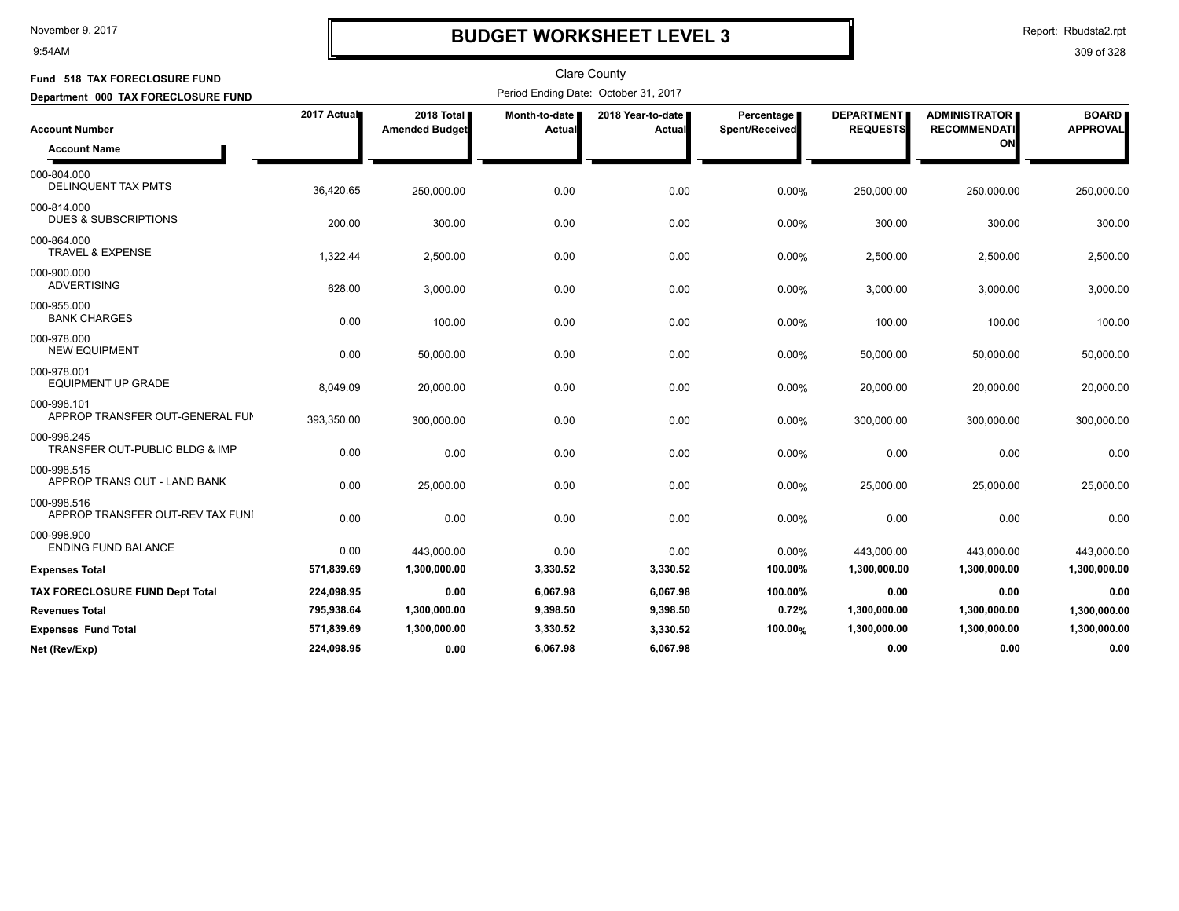# BUDGET WORKSHEET LEVEL 3

Clare County

**Fund 518 TAX FORECLOSURE FUND**

**Department 000 TAX FORECLOSURE FUND**

Period Ending Date: October 31, 2017

| Account Number / Account Name | 2017 Actual | 2018 Total Amended Budget | Month-to-date Actual | 2018 Year-to-date Actual | Percentage Spent/Received | DEPARTMENT REQUESTS | ADMINISTRATOR RECOMMENDATION | BOARD APPROVAL |
|---|---|---|---|---|---|---|---|---|
| 000-804.000 DELINQUENT TAX PMTS | 36,420.65 | 250,000.00 | 0.00 | 0.00 | 0.00% | 250,000.00 | 250,000.00 | 250,000.00 |
| 000-814.000 DUES & SUBSCRIPTIONS | 200.00 | 300.00 | 0.00 | 0.00 | 0.00% | 300.00 | 300.00 | 300.00 |
| 000-864.000 TRAVEL & EXPENSE | 1,322.44 | 2,500.00 | 0.00 | 0.00 | 0.00% | 2,500.00 | 2,500.00 | 2,500.00 |
| 000-900.000 ADVERTISING | 628.00 | 3,000.00 | 0.00 | 0.00 | 0.00% | 3,000.00 | 3,000.00 | 3,000.00 |
| 000-955.000 BANK CHARGES | 0.00 | 100.00 | 0.00 | 0.00 | 0.00% | 100.00 | 100.00 | 100.00 |
| 000-978.000 NEW EQUIPMENT | 0.00 | 50,000.00 | 0.00 | 0.00 | 0.00% | 50,000.00 | 50,000.00 | 50,000.00 |
| 000-978.001 EQUIPMENT UP GRADE | 8,049.09 | 20,000.00 | 0.00 | 0.00 | 0.00% | 20,000.00 | 20,000.00 | 20,000.00 |
| 000-998.101 APPROP TRANSFER OUT-GENERAL FUN | 393,350.00 | 300,000.00 | 0.00 | 0.00 | 0.00% | 300,000.00 | 300,000.00 | 300,000.00 |
| 000-998.245 TRANSFER OUT-PUBLIC BLDG & IMP | 0.00 | 0.00 | 0.00 | 0.00 | 0.00% | 0.00 | 0.00 | 0.00 |
| 000-998.515 APPROP TRANS OUT - LAND BANK | 0.00 | 25,000.00 | 0.00 | 0.00 | 0.00% | 25,000.00 | 25,000.00 | 25,000.00 |
| 000-998.516 APPROP TRANSFER OUT-REV TAX FUNI | 0.00 | 0.00 | 0.00 | 0.00 | 0.00% | 0.00 | 0.00 | 0.00 |
| 000-998.900 ENDING FUND BALANCE | 0.00 | 443,000.00 | 0.00 | 0.00 | 0.00% | 443,000.00 | 443,000.00 | 443,000.00 |
| **Expenses Total** | **571,839.69** | **1,300,000.00** | **3,330.52** | **3,330.52** | **100.00%** | **1,300,000.00** | **1,300,000.00** | **1,300,000.00** |
| **TAX FORECLOSURE FUND Dept Total** | **224,098.95** | **0.00** | **6,067.98** | **6,067.98** | **100.00%** | **0.00** | **0.00** | **0.00** |
| **Revenues Total** | **795,938.64** | **1,300,000.00** | **9,398.50** | **9,398.50** | **0.72%** | **1,300,000.00** | **1,300,000.00** | **1,300,000.00** |
| **Expenses Fund Total** | **571,839.69** | **1,300,000.00** | **3,330.52** | **3,330.52** | **100.00%** | **1,300,000.00** | **1,300,000.00** | **1,300,000.00** |
| **Net (Rev/Exp)** | **224,098.95** | **0.00** | **6,067.98** | **6,067.98** | | **0.00** | **0.00** | **0.00** |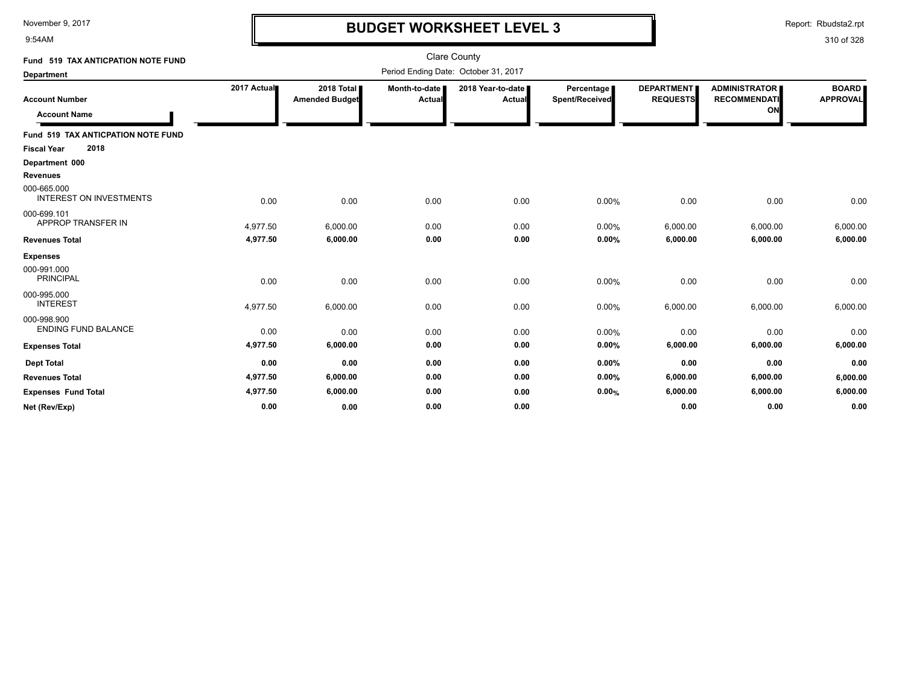# BUDGET WORKSHEET LEVEL 3

November 9, 2017
9:54AM

Report: Rbudsta2.rpt

Clare County

**Fund 519 TAX ANTICPATION NOTE FUND**

**Department**

Period Ending Date: October 31, 2017

| Account Number / Account Name | 2017 Actual | 2018 Total Amended Budget | Month-to-date Actual | 2018 Year-to-date Actual | Percentage Spent/Received | DEPARTMENT REQUESTS | ADMINISTRATOR RECOMMENDATION | BOARD APPROVAL |
|---|---|---|---|---|---|---|---|---|
| **Fund 519 TAX ANTICPATION NOTE FUND** | | | | | | | | |
| **Fiscal Year 2018** | | | | | | | | |
| **Department 000** | | | | | | | | |
| **Revenues** | | | | | | | | |
| 000-665.000 INTEREST ON INVESTMENTS | 0.00 | 0.00 | 0.00 | 0.00 | 0.00% | 0.00 | 0.00 | 0.00 |
| 000-699.101 APPROP TRANSFER IN | 4,977.50 | 6,000.00 | 0.00 | 0.00 | 0.00% | 6,000.00 | 6,000.00 | 6,000.00 |
| **Revenues Total** | **4,977.50** | **6,000.00** | **0.00** | **0.00** | **0.00%** | **6,000.00** | **6,000.00** | **6,000.00** |
| **Expenses** | | | | | | | | |
| 000-991.000 PRINCIPAL | 0.00 | 0.00 | 0.00 | 0.00 | 0.00% | 0.00 | 0.00 | 0.00 |
| 000-995.000 INTEREST | 4,977.50 | 6,000.00 | 0.00 | 0.00 | 0.00% | 6,000.00 | 6,000.00 | 6,000.00 |
| 000-998.900 ENDING FUND BALANCE | 0.00 | 0.00 | 0.00 | 0.00 | 0.00% | 0.00 | 0.00 | 0.00 |
| **Expenses Total** | **4,977.50** | **6,000.00** | **0.00** | **0.00** | **0.00%** | **6,000.00** | **6,000.00** | **6,000.00** |
| **Dept Total** | **0.00** | **0.00** | **0.00** | **0.00** | **0.00%** | **0.00** | **0.00** | **0.00** |
| **Revenues Total** | **4,977.50** | **6,000.00** | **0.00** | **0.00** | **0.00%** | **6,000.00** | **6,000.00** | **6,000.00** |
| **Expenses Fund Total** | **4,977.50** | **6,000.00** | **0.00** | **0.00** | **0.00%** | **6,000.00** | **6,000.00** | **6,000.00** |
| **Net (Rev/Exp)** | **0.00** | **0.00** | **0.00** | **0.00** | | **0.00** | **0.00** | **0.00** |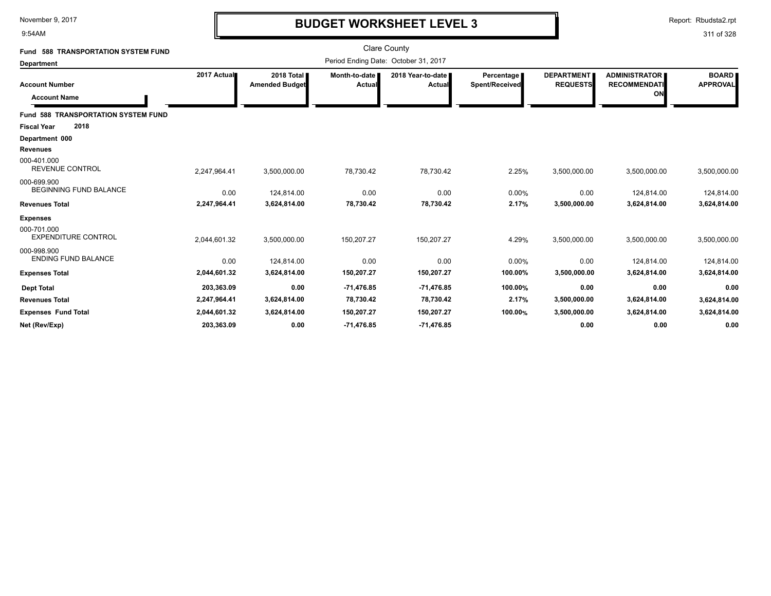# BUDGET WORKSHEET LEVEL 3

Clare County

Period Ending Date: October 31, 2017

**Fund 588 TRANSPORTATION SYSTEM FUND**

**Department**

| Account Number / Account Name | 2017 Actual | 2018 Total Amended Budget | Month-to-date Actual | 2018 Year-to-date Actual | Percentage Spent/Received | DEPARTMENT REQUESTS | ADMINISTRATOR RECOMMENDATION | BOARD APPROVAL |
|---|---|---|---|---|---|---|---|---|
| **Fund 588 TRANSPORTATION SYSTEM FUND** | | | | | | | | |
| **Fiscal Year 2018** | | | | | | | | |
| **Department 000** | | | | | | | | |
| **Revenues** | | | | | | | | |
| 000-401.000 REVENUE CONTROL | 2,247,964.41 | 3,500,000.00 | 78,730.42 | 78,730.42 | 2.25% | 3,500,000.00 | 3,500,000.00 | 3,500,000.00 |
| 000-699.900 BEGINNING FUND BALANCE | 0.00 | 124,814.00 | 0.00 | 0.00 | 0.00% | 0.00 | 124,814.00 | 124,814.00 |
| **Revenues Total** | **2,247,964.41** | **3,624,814.00** | **78,730.42** | **78,730.42** | **2.17%** | **3,500,000.00** | **3,624,814.00** | **3,624,814.00** |
| **Expenses** | | | | | | | | |
| 000-701.000 EXPENDITURE CONTROL | 2,044,601.32 | 3,500,000.00 | 150,207.27 | 150,207.27 | 4.29% | 3,500,000.00 | 3,500,000.00 | 3,500,000.00 |
| 000-998.900 ENDING FUND BALANCE | 0.00 | 124,814.00 | 0.00 | 0.00 | 0.00% | 0.00 | 124,814.00 | 124,814.00 |
| **Expenses Total** | **2,044,601.32** | **3,624,814.00** | **150,207.27** | **150,207.27** | **100.00%** | **3,500,000.00** | **3,624,814.00** | **3,624,814.00** |
| **Dept Total** | **203,363.09** | **0.00** | **-71,476.85** | **-71,476.85** | **100.00%** | **0.00** | **0.00** | **0.00** |
| **Revenues Total** | **2,247,964.41** | **3,624,814.00** | **78,730.42** | **78,730.42** | **2.17%** | **3,500,000.00** | **3,624,814.00** | **3,624,814.00** |
| **Expenses Fund Total** | **2,044,601.32** | **3,624,814.00** | **150,207.27** | **150,207.27** | **100.00%** | **3,500,000.00** | **3,624,814.00** | **3,624,814.00** |
| **Net (Rev/Exp)** | **203,363.09** | **0.00** | **-71,476.85** | **-71,476.85** | | **0.00** | **0.00** | **0.00** |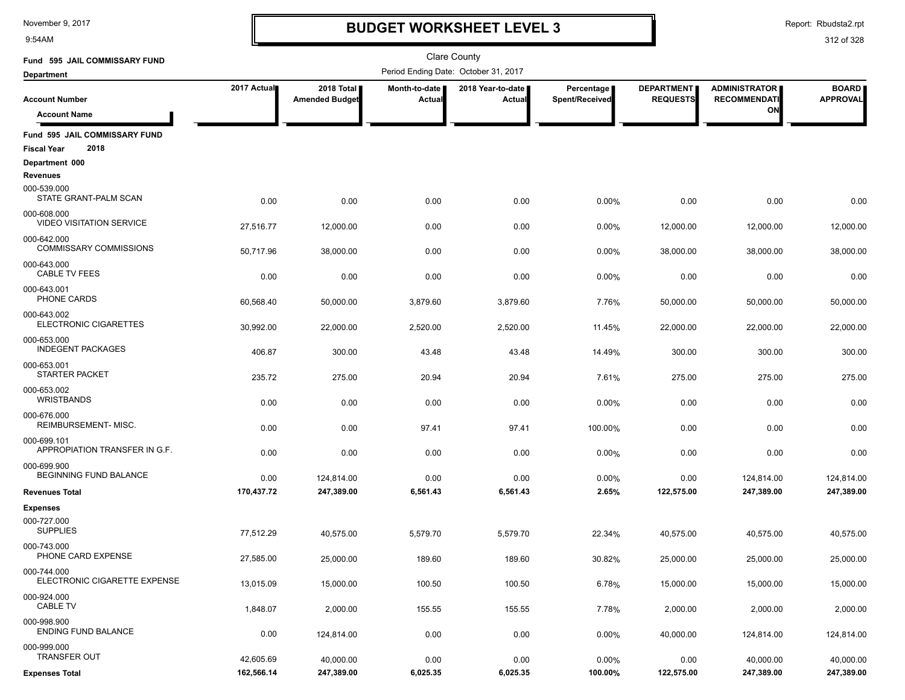# BUDGET WORKSHEET LEVEL 3

November 9, 2017
9:54AM

Report: Rbudsta2.rpt

Clare County

Fund 595 JAIL COMMISSARY FUND

Department

Period Ending Date: October 31, 2017

| Account Number / Account Name | 2017 Actual | 2018 Total Amended Budget | Month-to-date Actual | 2018 Year-to-date Actual | Percentage Spent/Received | DEPARTMENT REQUESTS | ADMINISTRATOR RECOMMENDATION | BOARD APPROVAL |
|---|---|---|---|---|---|---|---|---|
| **Fund 595 JAIL COMMISSARY FUND** | | | | | | | | |
| **Fiscal Year 2018** | | | | | | | | |
| **Department 000** | | | | | | | | |
| **Revenues** | | | | | | | | |
| 000-539.000 STATE GRANT-PALM SCAN | 0.00 | 0.00 | 0.00 | 0.00 | 0.00% | 0.00 | 0.00 | 0.00 |
| 000-608.000 VIDEO VISITATION SERVICE | 27,516.77 | 12,000.00 | 0.00 | 0.00 | 0.00% | 12,000.00 | 12,000.00 | 12,000.00 |
| 000-642.000 COMMISSARY COMMISSIONS | 50,717.96 | 38,000.00 | 0.00 | 0.00 | 0.00% | 38,000.00 | 38,000.00 | 38,000.00 |
| 000-643.000 CABLE TV FEES | 0.00 | 0.00 | 0.00 | 0.00 | 0.00% | 0.00 | 0.00 | 0.00 |
| 000-643.001 PHONE CARDS | 60,568.40 | 50,000.00 | 3,879.60 | 3,879.60 | 7.76% | 50,000.00 | 50,000.00 | 50,000.00 |
| 000-643.002 ELECTRONIC CIGARETTES | 30,992.00 | 22,000.00 | 2,520.00 | 2,520.00 | 11.45% | 22,000.00 | 22,000.00 | 22,000.00 |
| 000-653.000 INDEGENT PACKAGES | 406.87 | 300.00 | 43.48 | 43.48 | 14.49% | 300.00 | 300.00 | 300.00 |
| 000-653.001 STARTER PACKET | 235.72 | 275.00 | 20.94 | 20.94 | 7.61% | 275.00 | 275.00 | 275.00 |
| 000-653.002 WRISTBANDS | 0.00 | 0.00 | 0.00 | 0.00 | 0.00% | 0.00 | 0.00 | 0.00 |
| 000-676.000 REIMBURSEMENT- MISC. | 0.00 | 0.00 | 97.41 | 97.41 | 100.00% | 0.00 | 0.00 | 0.00 |
| 000-699.101 APPROPIATION TRANSFER IN G.F. | 0.00 | 0.00 | 0.00 | 0.00 | 0.00% | 0.00 | 0.00 | 0.00 |
| 000-699.900 BEGINNING FUND BALANCE | 0.00 | 124,814.00 | 0.00 | 0.00 | 0.00% | 0.00 | 124,814.00 | 124,814.00 |
| **Revenues Total** | **170,437.72** | **247,389.00** | **6,561.43** | **6,561.43** | **2.65%** | **122,575.00** | **247,389.00** | **247,389.00** |
| **Expenses** | | | | | | | | |
| 000-727.000 SUPPLIES | 77,512.29 | 40,575.00 | 5,579.70 | 5,579.70 | 22.34% | 40,575.00 | 40,575.00 | 40,575.00 |
| 000-743.000 PHONE CARD EXPENSE | 27,585.00 | 25,000.00 | 189.60 | 189.60 | 30.82% | 25,000.00 | 25,000.00 | 25,000.00 |
| 000-744.000 ELECTRONIC CIGARETTE EXPENSE | 13,015.09 | 15,000.00 | 100.50 | 100.50 | 6.78% | 15,000.00 | 15,000.00 | 15,000.00 |
| 000-924.000 CABLE TV | 1,848.07 | 2,000.00 | 155.55 | 155.55 | 7.78% | 2,000.00 | 2,000.00 | 2,000.00 |
| 000-998.900 ENDING FUND BALANCE | 0.00 | 124,814.00 | 0.00 | 0.00 | 0.00% | 40,000.00 | 124,814.00 | 124,814.00 |
| 000-999.000 TRANSFER OUT | 42,605.69 | 40,000.00 | 0.00 | 0.00 | 0.00% | 0.00 | 40,000.00 | 40,000.00 |
| **Expenses Total** | **162,566.14** | **247,389.00** | **6,025.35** | **6,025.35** | **100.00%** | **122,575.00** | **247,389.00** | **247,389.00** |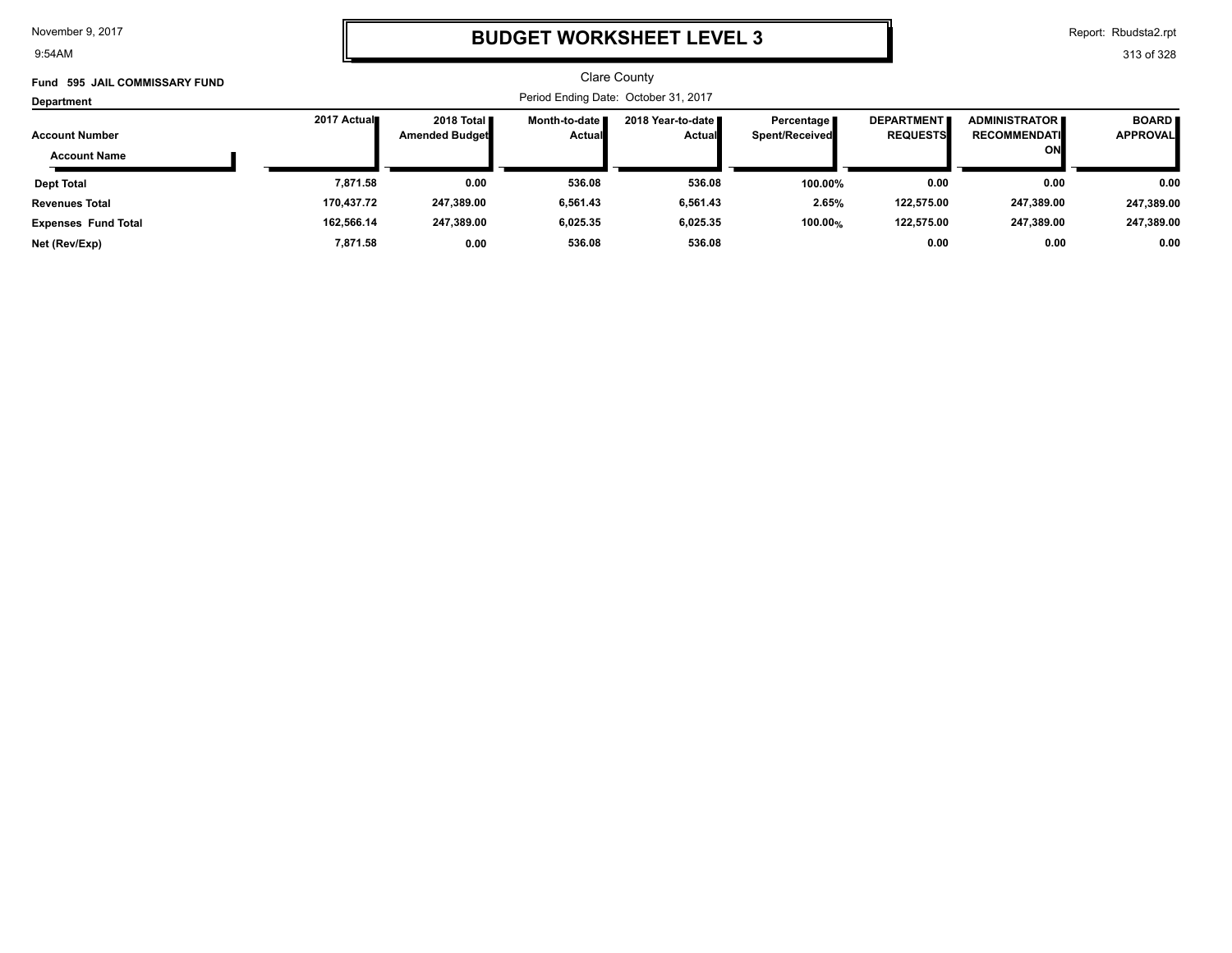# BUDGET WORKSHEET LEVEL 3

Clare County

**Fund 595 JAIL COMMISSARY FUND**

**Department**

Period Ending Date: October 31, 2017

| Account Number / Account Name | 2017 Actual | 2018 Total Amended Budget | Month-to-date Actual | 2018 Year-to-date Actual | Percentage Spent/Received | DEPARTMENT REQUESTS | ADMINISTRATOR RECOMMENDATION | BOARD APPROVAL |
|---|---|---|---|---|---|---|---|---|
| **Dept Total** | 7,871.58 | 0.00 | 536.08 | 536.08 | 100.00% | 0.00 | 0.00 | 0.00 |
| **Revenues Total** | 170,437.72 | 247,389.00 | 6,561.43 | 6,561.43 | 2.65% | 122,575.00 | 247,389.00 | 247,389.00 |
| **Expenses Fund Total** | 162,566.14 | 247,389.00 | 6,025.35 | 6,025.35 | 100.00% | 122,575.00 | 247,389.00 | 247,389.00 |
| **Net (Rev/Exp)** | 7,871.58 | 0.00 | 536.08 | 536.08 | | 0.00 | 0.00 | 0.00 |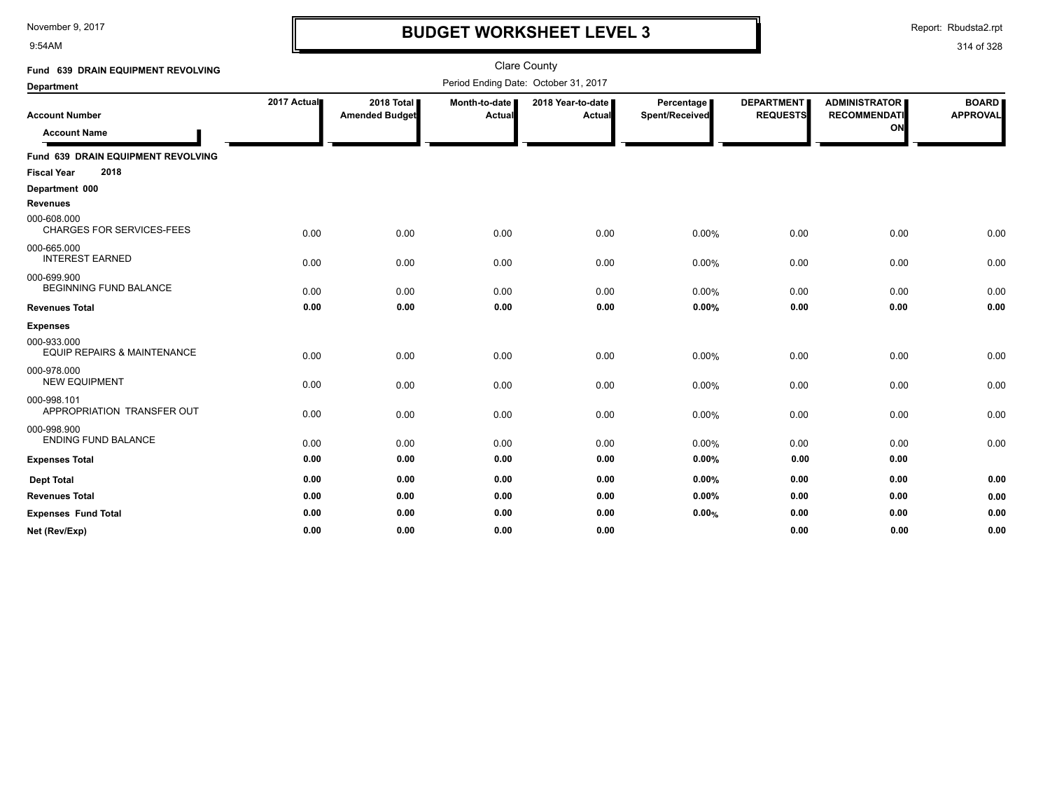November 9, 2017
9:54AM

# BUDGET WORKSHEET LEVEL 3

Report: Rbudsta2.rpt

Clare County

Period Ending Date: October 31, 2017

**Fund 639 DRAIN EQUIPMENT REVOLVING**

**Department**

| Account Number / Account Name | 2017 Actual | 2018 Total Amended Budget | Month-to-date Actual | 2018 Year-to-date Actual | Percentage Spent/Received | DEPARTMENT REQUESTS | ADMINISTRATOR RECOMMENDATION | BOARD APPROVAL |
|---|---|---|---|---|---|---|---|---|
| **Fund 639 DRAIN EQUIPMENT REVOLVING** | | | | | | | | |
| **Fiscal Year 2018** | | | | | | | | |
| **Department 000** | | | | | | | | |
| **Revenues** | | | | | | | | |
| 000-608.000 CHARGES FOR SERVICES-FEES | 0.00 | 0.00 | 0.00 | 0.00 | 0.00% | 0.00 | 0.00 | 0.00 |
| 000-665.000 INTEREST EARNED | 0.00 | 0.00 | 0.00 | 0.00 | 0.00% | 0.00 | 0.00 | 0.00 |
| 000-699.900 BEGINNING FUND BALANCE | 0.00 | 0.00 | 0.00 | 0.00 | 0.00% | 0.00 | 0.00 | 0.00 |
| **Revenues Total** | **0.00** | **0.00** | **0.00** | **0.00** | **0.00%** | **0.00** | **0.00** | **0.00** |
| **Expenses** | | | | | | | | |
| 000-933.000 EQUIP REPAIRS & MAINTENANCE | 0.00 | 0.00 | 0.00 | 0.00 | 0.00% | 0.00 | 0.00 | 0.00 |
| 000-978.000 NEW EQUIPMENT | 0.00 | 0.00 | 0.00 | 0.00 | 0.00% | 0.00 | 0.00 | 0.00 |
| 000-998.101 APPROPRIATION TRANSFER OUT | 0.00 | 0.00 | 0.00 | 0.00 | 0.00% | 0.00 | 0.00 | 0.00 |
| 000-998.900 ENDING FUND BALANCE | 0.00 | 0.00 | 0.00 | 0.00 | 0.00% | 0.00 | 0.00 | 0.00 |
| **Expenses Total** | **0.00** | **0.00** | **0.00** | **0.00** | **0.00%** | **0.00** | **0.00** | |
| **Dept Total** | **0.00** | **0.00** | **0.00** | **0.00** | **0.00%** | **0.00** | **0.00** | **0.00** |
| **Revenues Total** | **0.00** | **0.00** | **0.00** | **0.00** | **0.00%** | **0.00** | **0.00** | **0.00** |
| **Expenses Fund Total** | **0.00** | **0.00** | **0.00** | **0.00** | **0.00%** | **0.00** | **0.00** | **0.00** |
| **Net (Rev/Exp)** | **0.00** | **0.00** | **0.00** | **0.00** | | **0.00** | **0.00** | **0.00** |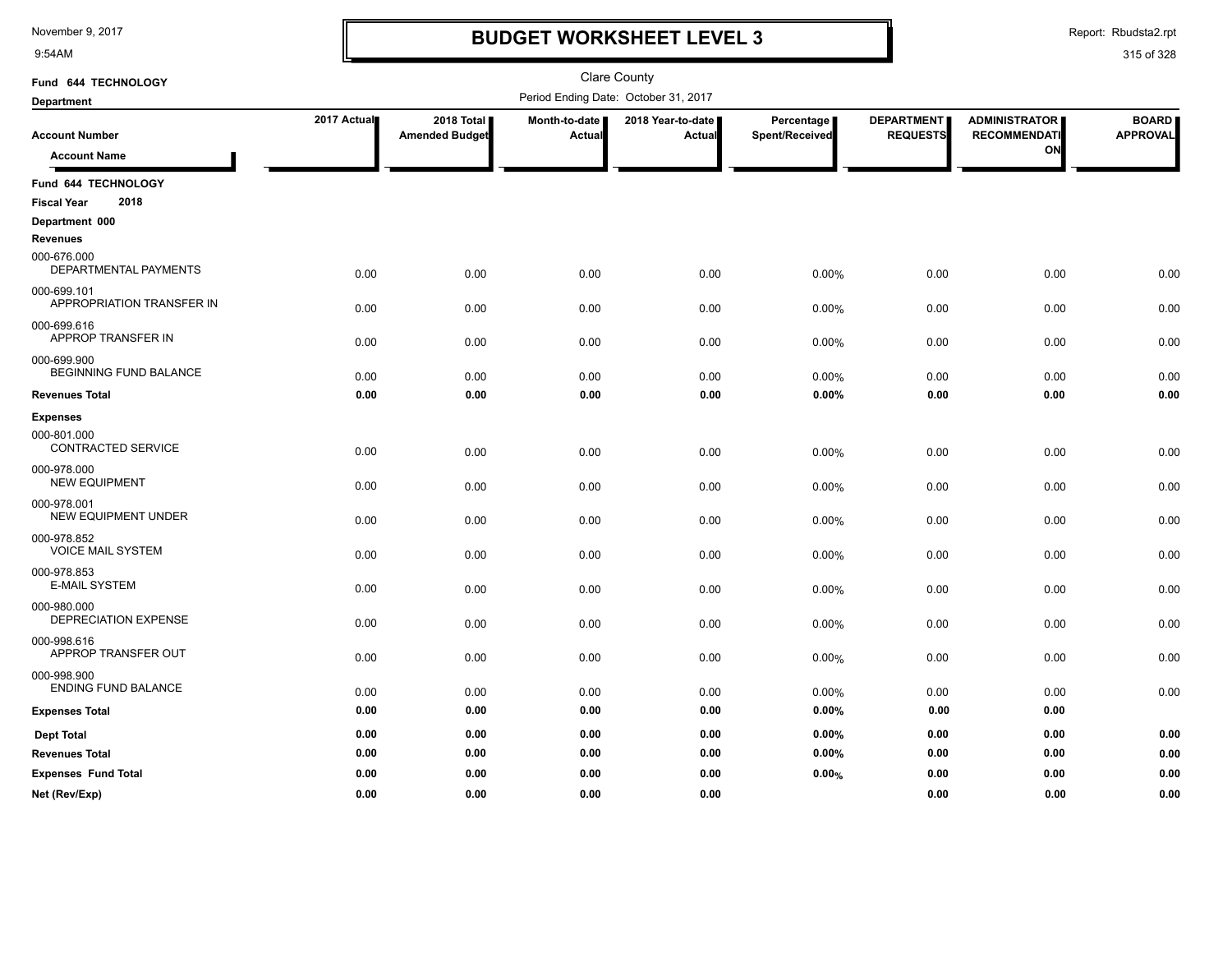# BUDGET WORKSHEET LEVEL 3

November 9, 2017
9:54AM

Report: Rbudsta2.rpt

Clare County

Fund 644 TECHNOLOGY

Department

Period Ending Date: October 31, 2017

| Account Number / Account Name | 2017 Actual | 2018 Total Amended Budget | Month-to-date Actual | 2018 Year-to-date Actual | Percentage Spent/Received | DEPARTMENT REQUESTS | ADMINISTRATOR RECOMMENDATION | BOARD APPROVAL |
|---|---|---|---|---|---|---|---|---|
| **Fund 644 TECHNOLOGY** | | | | | | | | |
| **Fiscal Year 2018** | | | | | | | | |
| **Department 000** | | | | | | | | |
| **Revenues** | | | | | | | | |
| 000-676.000 DEPARTMENTAL PAYMENTS | 0.00 | 0.00 | 0.00 | 0.00 | 0.00% | 0.00 | 0.00 | 0.00 |
| 000-699.101 APPROPRIATION TRANSFER IN | 0.00 | 0.00 | 0.00 | 0.00 | 0.00% | 0.00 | 0.00 | 0.00 |
| 000-699.616 APPROP TRANSFER IN | 0.00 | 0.00 | 0.00 | 0.00 | 0.00% | 0.00 | 0.00 | 0.00 |
| 000-699.900 BEGINNING FUND BALANCE | 0.00 | 0.00 | 0.00 | 0.00 | 0.00% | 0.00 | 0.00 | 0.00 |
| **Revenues Total** | **0.00** | **0.00** | **0.00** | **0.00** | **0.00%** | **0.00** | **0.00** | **0.00** |
| **Expenses** | | | | | | | | |
| 000-801.000 CONTRACTED SERVICE | 0.00 | 0.00 | 0.00 | 0.00 | 0.00% | 0.00 | 0.00 | 0.00 |
| 000-978.000 NEW EQUIPMENT | 0.00 | 0.00 | 0.00 | 0.00 | 0.00% | 0.00 | 0.00 | 0.00 |
| 000-978.001 NEW EQUIPMENT UNDER | 0.00 | 0.00 | 0.00 | 0.00 | 0.00% | 0.00 | 0.00 | 0.00 |
| 000-978.852 VOICE MAIL SYSTEM | 0.00 | 0.00 | 0.00 | 0.00 | 0.00% | 0.00 | 0.00 | 0.00 |
| 000-978.853 E-MAIL SYSTEM | 0.00 | 0.00 | 0.00 | 0.00 | 0.00% | 0.00 | 0.00 | 0.00 |
| 000-980.000 DEPRECIATION EXPENSE | 0.00 | 0.00 | 0.00 | 0.00 | 0.00% | 0.00 | 0.00 | 0.00 |
| 000-998.616 APPROP TRANSFER OUT | 0.00 | 0.00 | 0.00 | 0.00 | 0.00% | 0.00 | 0.00 | 0.00 |
| 000-998.900 ENDING FUND BALANCE | 0.00 | 0.00 | 0.00 | 0.00 | 0.00% | 0.00 | 0.00 | 0.00 |
| **Expenses Total** | **0.00** | **0.00** | **0.00** | **0.00** | **0.00%** | **0.00** | **0.00** | |
| **Dept Total** | **0.00** | **0.00** | **0.00** | **0.00** | **0.00%** | **0.00** | **0.00** | **0.00** |
| **Revenues Total** | **0.00** | **0.00** | **0.00** | **0.00** | **0.00%** | **0.00** | **0.00** | **0.00** |
| **Expenses Fund Total** | **0.00** | **0.00** | **0.00** | **0.00** | **0.00%** | **0.00** | **0.00** | **0.00** |
| **Net (Rev/Exp)** | **0.00** | **0.00** | **0.00** | **0.00** | | **0.00** | **0.00** | **0.00** |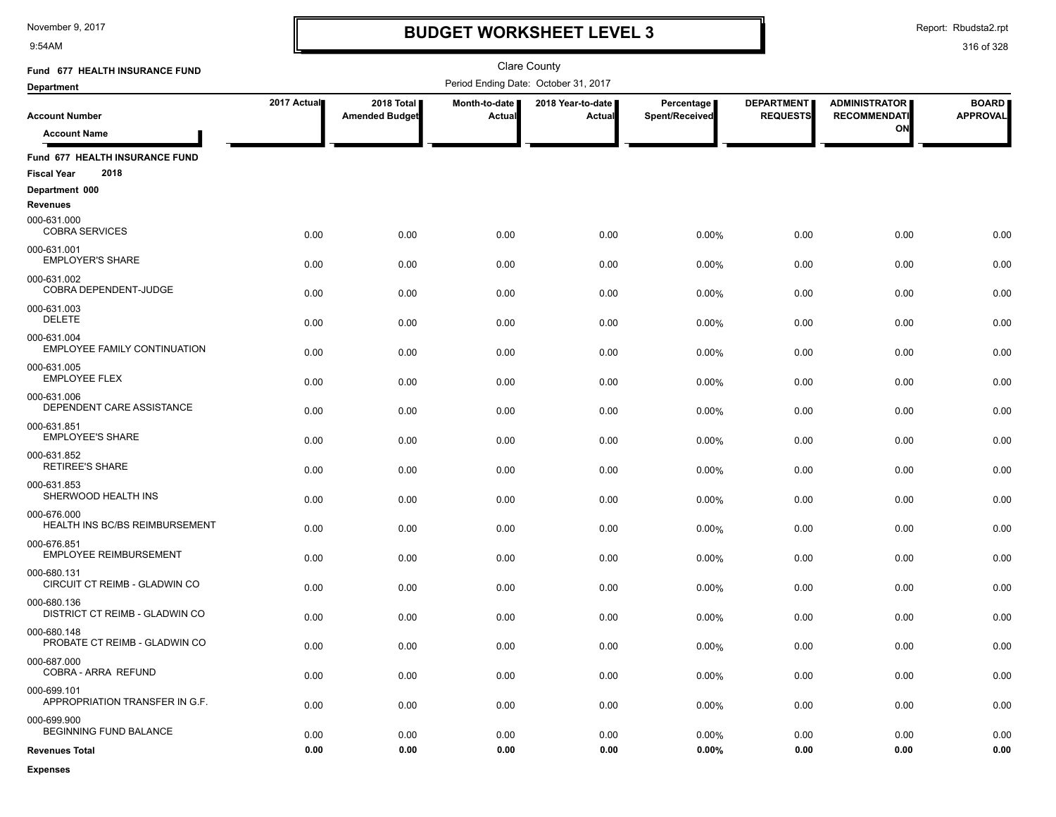# BUDGET WORKSHEET LEVEL 3

November 9, 2017
9:54AM

Report: Rbudsta2.rpt

Clare County

Fund 677 HEALTH INSURANCE FUND

Department

Period Ending Date: October 31, 2017

| Account Number / Account Name | 2017 Actual | 2018 Total Amended Budget | Month-to-date Actual | 2018 Year-to-date Actual | Percentage Spent/Received | DEPARTMENT REQUESTS | ADMINISTRATOR RECOMMENDATION | BOARD APPROVAL |
|---|---|---|---|---|---|---|---|---|
| **Fund 677 HEALTH INSURANCE FUND** | | | | | | | | |
| **Fiscal Year 2018** | | | | | | | | |
| **Department 000** | | | | | | | | |
| **Revenues** | | | | | | | | |
| 000-631.000 COBRA SERVICES | 0.00 | 0.00 | 0.00 | 0.00 | 0.00% | 0.00 | 0.00 | 0.00 |
| 000-631.001 EMPLOYER'S SHARE | 0.00 | 0.00 | 0.00 | 0.00 | 0.00% | 0.00 | 0.00 | 0.00 |
| 000-631.002 COBRA DEPENDENT-JUDGE | 0.00 | 0.00 | 0.00 | 0.00 | 0.00% | 0.00 | 0.00 | 0.00 |
| 000-631.003 DELETE | 0.00 | 0.00 | 0.00 | 0.00 | 0.00% | 0.00 | 0.00 | 0.00 |
| 000-631.004 EMPLOYEE FAMILY CONTINUATION | 0.00 | 0.00 | 0.00 | 0.00 | 0.00% | 0.00 | 0.00 | 0.00 |
| 000-631.005 EMPLOYEE FLEX | 0.00 | 0.00 | 0.00 | 0.00 | 0.00% | 0.00 | 0.00 | 0.00 |
| 000-631.006 DEPENDENT CARE ASSISTANCE | 0.00 | 0.00 | 0.00 | 0.00 | 0.00% | 0.00 | 0.00 | 0.00 |
| 000-631.851 EMPLOYEE'S SHARE | 0.00 | 0.00 | 0.00 | 0.00 | 0.00% | 0.00 | 0.00 | 0.00 |
| 000-631.852 RETIREE'S SHARE | 0.00 | 0.00 | 0.00 | 0.00 | 0.00% | 0.00 | 0.00 | 0.00 |
| 000-631.853 SHERWOOD HEALTH INS | 0.00 | 0.00 | 0.00 | 0.00 | 0.00% | 0.00 | 0.00 | 0.00 |
| 000-676.000 HEALTH INS BC/BS REIMBURSEMENT | 0.00 | 0.00 | 0.00 | 0.00 | 0.00% | 0.00 | 0.00 | 0.00 |
| 000-676.851 EMPLOYEE REIMBURSEMENT | 0.00 | 0.00 | 0.00 | 0.00 | 0.00% | 0.00 | 0.00 | 0.00 |
| 000-680.131 CIRCUIT CT REIMB - GLADWIN CO | 0.00 | 0.00 | 0.00 | 0.00 | 0.00% | 0.00 | 0.00 | 0.00 |
| 000-680.136 DISTRICT CT REIMB - GLADWIN CO | 0.00 | 0.00 | 0.00 | 0.00 | 0.00% | 0.00 | 0.00 | 0.00 |
| 000-680.148 PROBATE CT REIMB - GLADWIN CO | 0.00 | 0.00 | 0.00 | 0.00 | 0.00% | 0.00 | 0.00 | 0.00 |
| 000-687.000 COBRA - ARRA REFUND | 0.00 | 0.00 | 0.00 | 0.00 | 0.00% | 0.00 | 0.00 | 0.00 |
| 000-699.101 APPROPRIATION TRANSFER IN G.F. | 0.00 | 0.00 | 0.00 | 0.00 | 0.00% | 0.00 | 0.00 | 0.00 |
| 000-699.900 BEGINNING FUND BALANCE | 0.00 | 0.00 | 0.00 | 0.00 | 0.00% | 0.00 | 0.00 | 0.00 |
| **Revenues Total** | **0.00** | **0.00** | **0.00** | **0.00** | **0.00%** | **0.00** | **0.00** | **0.00** |

**Expenses**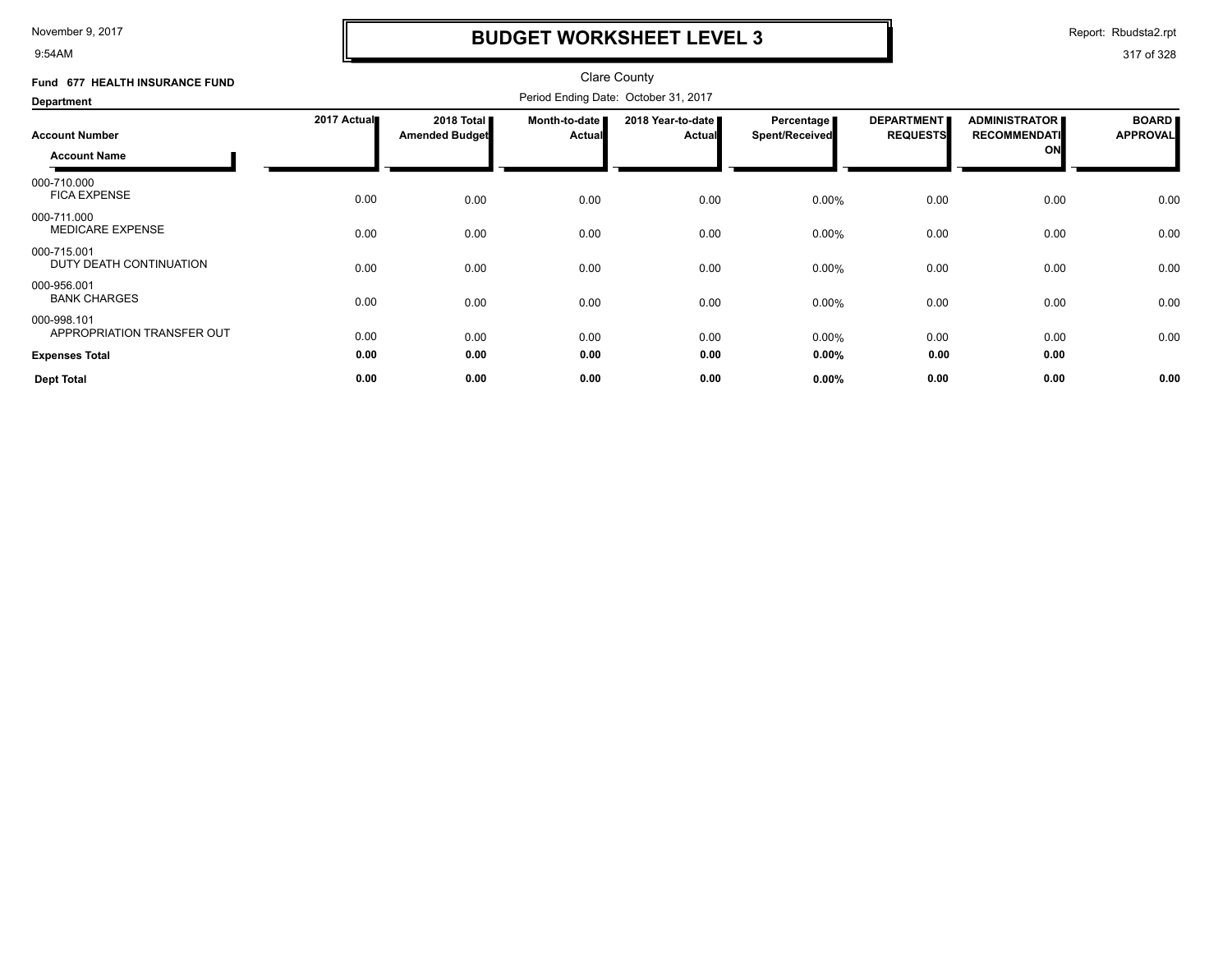# BUDGET WORKSHEET LEVEL 3

Clare County

**Fund 677 HEALTH INSURANCE FUND**

**Department**

Period Ending Date: October 31, 2017

| Account Number / Account Name | 2017 Actual | 2018 Total Amended Budget | Month-to-date Actual | 2018 Year-to-date Actual | Percentage Spent/Received | DEPARTMENT REQUESTS | ADMINISTRATOR RECOMMENDATION | BOARD APPROVAL |
|---|---|---|---|---|---|---|---|---|
| 000-710.000 FICA EXPENSE | 0.00 | 0.00 | 0.00 | 0.00 | 0.00% | 0.00 | 0.00 | 0.00 |
| 000-711.000 MEDICARE EXPENSE | 0.00 | 0.00 | 0.00 | 0.00 | 0.00% | 0.00 | 0.00 | 0.00 |
| 000-715.001 DUTY DEATH CONTINUATION | 0.00 | 0.00 | 0.00 | 0.00 | 0.00% | 0.00 | 0.00 | 0.00 |
| 000-956.001 BANK CHARGES | 0.00 | 0.00 | 0.00 | 0.00 | 0.00% | 0.00 | 0.00 | 0.00 |
| 000-998.101 APPROPRIATION TRANSFER OUT | 0.00 | 0.00 | 0.00 | 0.00 | 0.00% | 0.00 | 0.00 | 0.00 |
| **Expenses Total** | **0.00** | **0.00** | **0.00** | **0.00** | **0.00%** | **0.00** | **0.00** | |
| **Dept Total** | **0.00** | **0.00** | **0.00** | **0.00** | **0.00%** | **0.00** | **0.00** | **0.00** |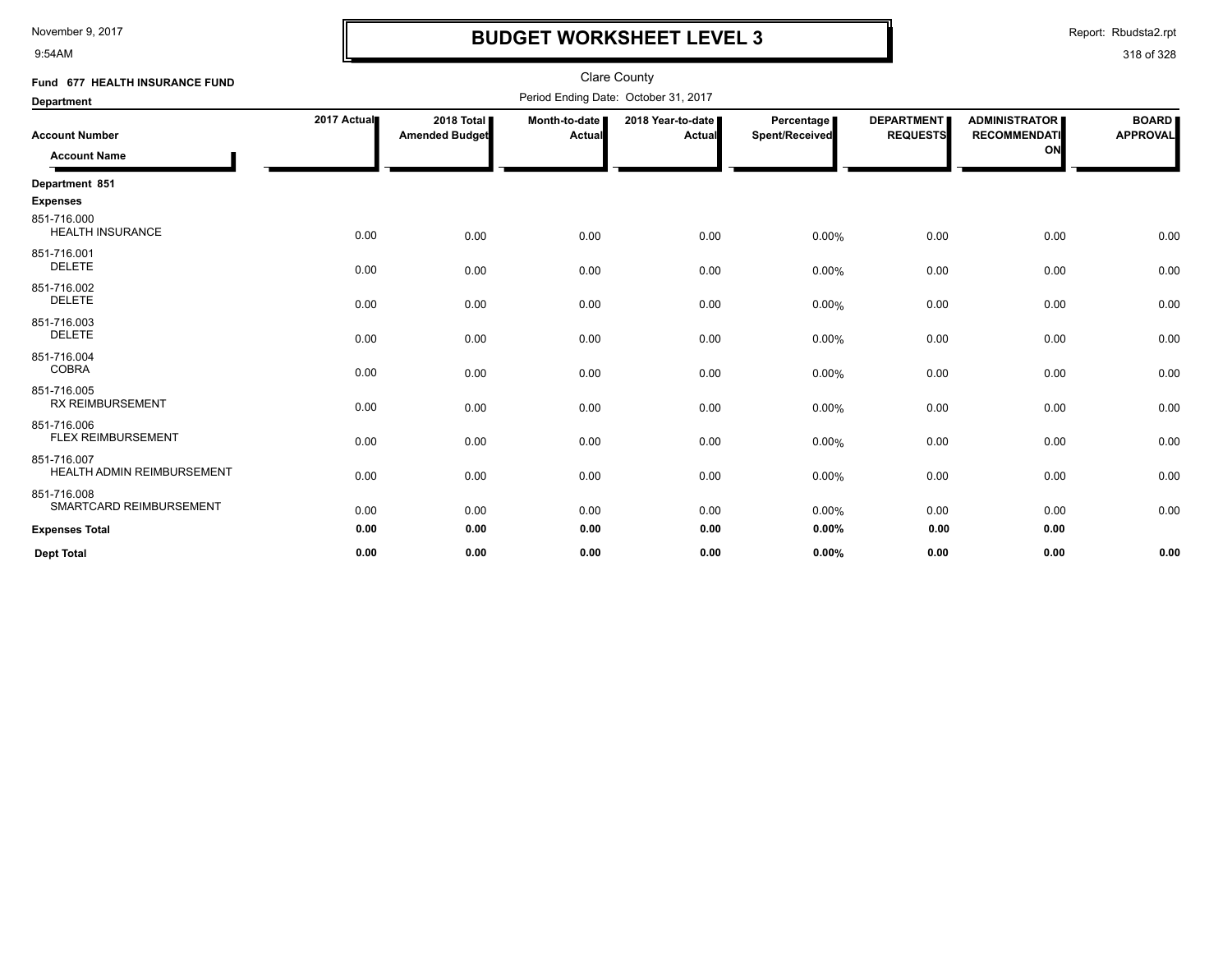# BUDGET WORKSHEET LEVEL 3

Clare County

Period Ending Date: October 31, 2017

**Fund 677 HEALTH INSURANCE FUND**

**Department**

| Account Number / Account Name | 2017 Actual | 2018 Total Amended Budget | Month-to-date Actual | 2018 Year-to-date Actual | Percentage Spent/Received | DEPARTMENT REQUESTS | ADMINISTRATOR RECOMMENDATION | BOARD APPROVAL |
|---|---|---|---|---|---|---|---|---|
| **Department 851** | | | | | | | | |
| **Expenses** | | | | | | | | |
| 851-716.000 HEALTH INSURANCE | 0.00 | 0.00 | 0.00 | 0.00 | 0.00% | 0.00 | 0.00 | 0.00 |
| 851-716.001 DELETE | 0.00 | 0.00 | 0.00 | 0.00 | 0.00% | 0.00 | 0.00 | 0.00 |
| 851-716.002 DELETE | 0.00 | 0.00 | 0.00 | 0.00 | 0.00% | 0.00 | 0.00 | 0.00 |
| 851-716.003 DELETE | 0.00 | 0.00 | 0.00 | 0.00 | 0.00% | 0.00 | 0.00 | 0.00 |
| 851-716.004 COBRA | 0.00 | 0.00 | 0.00 | 0.00 | 0.00% | 0.00 | 0.00 | 0.00 |
| 851-716.005 RX REIMBURSEMENT | 0.00 | 0.00 | 0.00 | 0.00 | 0.00% | 0.00 | 0.00 | 0.00 |
| 851-716.006 FLEX REIMBURSEMENT | 0.00 | 0.00 | 0.00 | 0.00 | 0.00% | 0.00 | 0.00 | 0.00 |
| 851-716.007 HEALTH ADMIN REIMBURSEMENT | 0.00 | 0.00 | 0.00 | 0.00 | 0.00% | 0.00 | 0.00 | 0.00 |
| 851-716.008 SMARTCARD REIMBURSEMENT | 0.00 | 0.00 | 0.00 | 0.00 | 0.00% | 0.00 | 0.00 | 0.00 |
| **Expenses Total** | **0.00** | **0.00** | **0.00** | **0.00** | **0.00%** | **0.00** | **0.00** | |
| **Dept Total** | **0.00** | **0.00** | **0.00** | **0.00** | **0.00%** | **0.00** | **0.00** | **0.00** |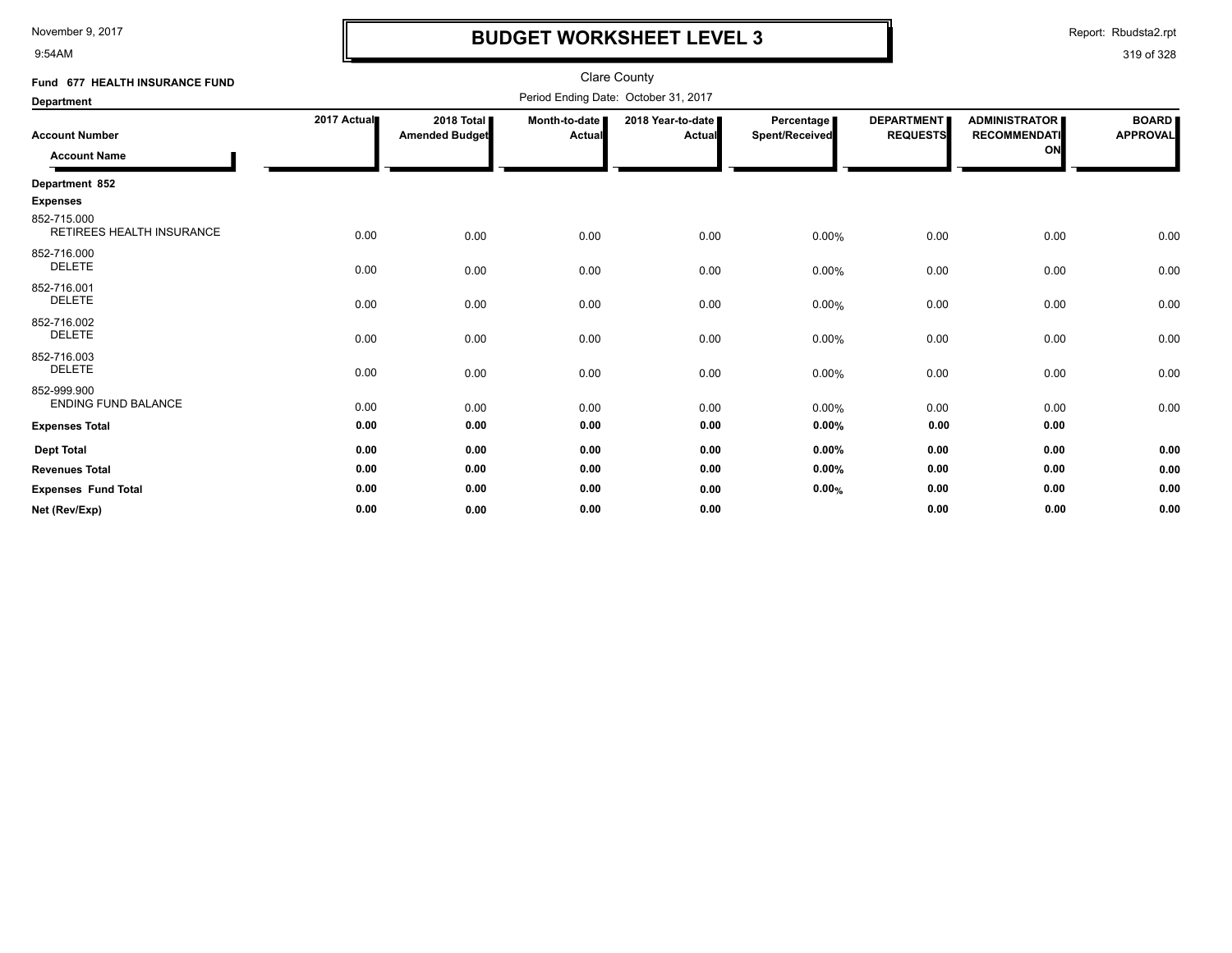# BUDGET WORKSHEET LEVEL 3

November 9, 2017
9:54AM

Report: Rbudsta2.rpt

Clare County

**Fund 677 HEALTH INSURANCE FUND**

Period Ending Date: October 31, 2017

**Department**

| Account Number / Account Name | 2017 Actual | 2018 Total Amended Budget | Month-to-date Actual | 2018 Year-to-date Actual | Percentage Spent/Received | DEPARTMENT REQUESTS | ADMINISTRATOR RECOMMENDATION | BOARD APPROVAL |
|---|---|---|---|---|---|---|---|---|
| **Department 852** | | | | | | | | |
| **Expenses** | | | | | | | | |
| 852-715.000 RETIREES HEALTH INSURANCE | 0.00 | 0.00 | 0.00 | 0.00 | 0.00% | 0.00 | 0.00 | 0.00 |
| 852-716.000 DELETE | 0.00 | 0.00 | 0.00 | 0.00 | 0.00% | 0.00 | 0.00 | 0.00 |
| 852-716.001 DELETE | 0.00 | 0.00 | 0.00 | 0.00 | 0.00% | 0.00 | 0.00 | 0.00 |
| 852-716.002 DELETE | 0.00 | 0.00 | 0.00 | 0.00 | 0.00% | 0.00 | 0.00 | 0.00 |
| 852-716.003 DELETE | 0.00 | 0.00 | 0.00 | 0.00 | 0.00% | 0.00 | 0.00 | 0.00 |
| 852-999.900 ENDING FUND BALANCE | 0.00 | 0.00 | 0.00 | 0.00 | 0.00% | 0.00 | 0.00 | 0.00 |
| **Expenses Total** | **0.00** | **0.00** | **0.00** | **0.00** | **0.00%** | **0.00** | **0.00** | |
| **Dept Total** | **0.00** | **0.00** | **0.00** | **0.00** | **0.00%** | **0.00** | **0.00** | **0.00** |
| **Revenues Total** | **0.00** | **0.00** | **0.00** | **0.00** | **0.00%** | **0.00** | **0.00** | **0.00** |
| **Expenses Fund Total** | **0.00** | **0.00** | **0.00** | **0.00** | **0.00%** | **0.00** | **0.00** | **0.00** |
| **Net (Rev/Exp)** | **0.00** | **0.00** | **0.00** | **0.00** | | **0.00** | **0.00** | **0.00** |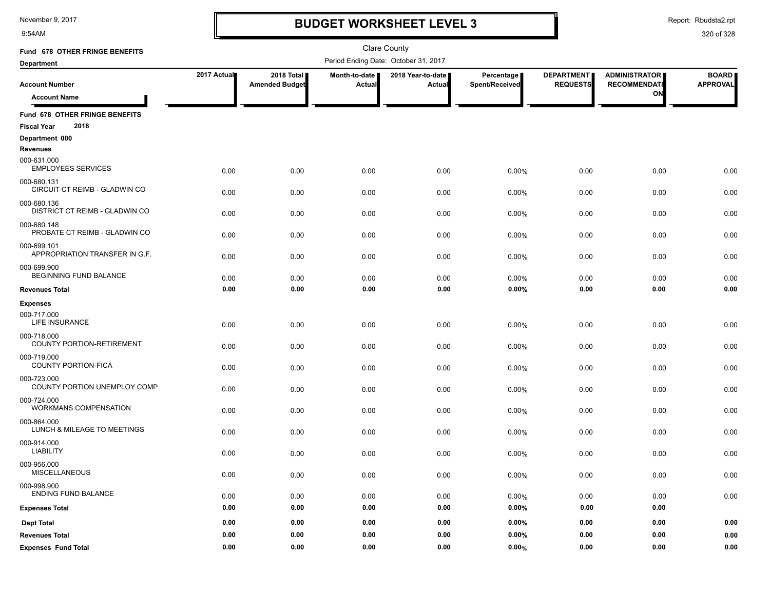# BUDGET WORKSHEET LEVEL 3

Clare County

Period Ending Date: October 31, 2017

**Fund 678 OTHER FRINGE BENEFITS**

**Department**

| Account Number / Account Name | 2017 Actual | 2018 Total Amended Budget | Month-to-date Actual | 2018 Year-to-date Actual | Percentage Spent/Received | DEPARTMENT REQUESTS | ADMINISTRATOR RECOMMENDATION | BOARD APPROVAL |
|---|---|---|---|---|---|---|---|---|
| **Fund 678 OTHER FRINGE BENEFITS** | | | | | | | | |
| **Fiscal Year 2018** | | | | | | | | |
| **Department 000** | | | | | | | | |
| **Revenues** | | | | | | | | |
| 000-631.000 EMPLOYEES SERVICES | 0.00 | 0.00 | 0.00 | 0.00 | 0.00% | 0.00 | 0.00 | 0.00 |
| 000-680.131 CIRCUIT CT REIMB - GLADWIN CO | 0.00 | 0.00 | 0.00 | 0.00 | 0.00% | 0.00 | 0.00 | 0.00 |
| 000-680.136 DISTRICT CT REIMB - GLADWIN CO | 0.00 | 0.00 | 0.00 | 0.00 | 0.00% | 0.00 | 0.00 | 0.00 |
| 000-680.148 PROBATE CT REIMB - GLADWIN CO | 0.00 | 0.00 | 0.00 | 0.00 | 0.00% | 0.00 | 0.00 | 0.00 |
| 000-699.101 APPROPRIATION TRANSFER IN G.F. | 0.00 | 0.00 | 0.00 | 0.00 | 0.00% | 0.00 | 0.00 | 0.00 |
| 000-699.900 BEGINNING FUND BALANCE | 0.00 | 0.00 | 0.00 | 0.00 | 0.00% | 0.00 | 0.00 | 0.00 |
| **Revenues Total** | **0.00** | **0.00** | **0.00** | **0.00** | **0.00%** | **0.00** | **0.00** | **0.00** |
| **Expenses** | | | | | | | | |
| 000-717.000 LIFE INSURANCE | 0.00 | 0.00 | 0.00 | 0.00 | 0.00% | 0.00 | 0.00 | 0.00 |
| 000-718.000 COUNTY PORTION-RETIREMENT | 0.00 | 0.00 | 0.00 | 0.00 | 0.00% | 0.00 | 0.00 | 0.00 |
| 000-719.000 COUNTY PORTION-FICA | 0.00 | 0.00 | 0.00 | 0.00 | 0.00% | 0.00 | 0.00 | 0.00 |
| 000-723.000 COUNTY PORTION UNEMPLOY COMP | 0.00 | 0.00 | 0.00 | 0.00 | 0.00% | 0.00 | 0.00 | 0.00 |
| 000-724.000 WORKMANS COMPENSATION | 0.00 | 0.00 | 0.00 | 0.00 | 0.00% | 0.00 | 0.00 | 0.00 |
| 000-864.000 LUNCH & MILEAGE TO MEETINGS | 0.00 | 0.00 | 0.00 | 0.00 | 0.00% | 0.00 | 0.00 | 0.00 |
| 000-914.000 LIABILITY | 0.00 | 0.00 | 0.00 | 0.00 | 0.00% | 0.00 | 0.00 | 0.00 |
| 000-956.000 MISCELLANEOUS | 0.00 | 0.00 | 0.00 | 0.00 | 0.00% | 0.00 | 0.00 | 0.00 |
| 000-998.900 ENDING FUND BALANCE | 0.00 | 0.00 | 0.00 | 0.00 | 0.00% | 0.00 | 0.00 | 0.00 |
| **Expenses Total** | **0.00** | **0.00** | **0.00** | **0.00** | **0.00%** | **0.00** | **0.00** | |
| **Dept Total** | **0.00** | **0.00** | **0.00** | **0.00** | **0.00%** | **0.00** | **0.00** | **0.00** |
| **Revenues Total** | **0.00** | **0.00** | **0.00** | **0.00** | **0.00%** | **0.00** | **0.00** | **0.00** |
| **Expenses Fund Total** | **0.00** | **0.00** | **0.00** | **0.00** | **0.00%** | **0.00** | **0.00** | **0.00** |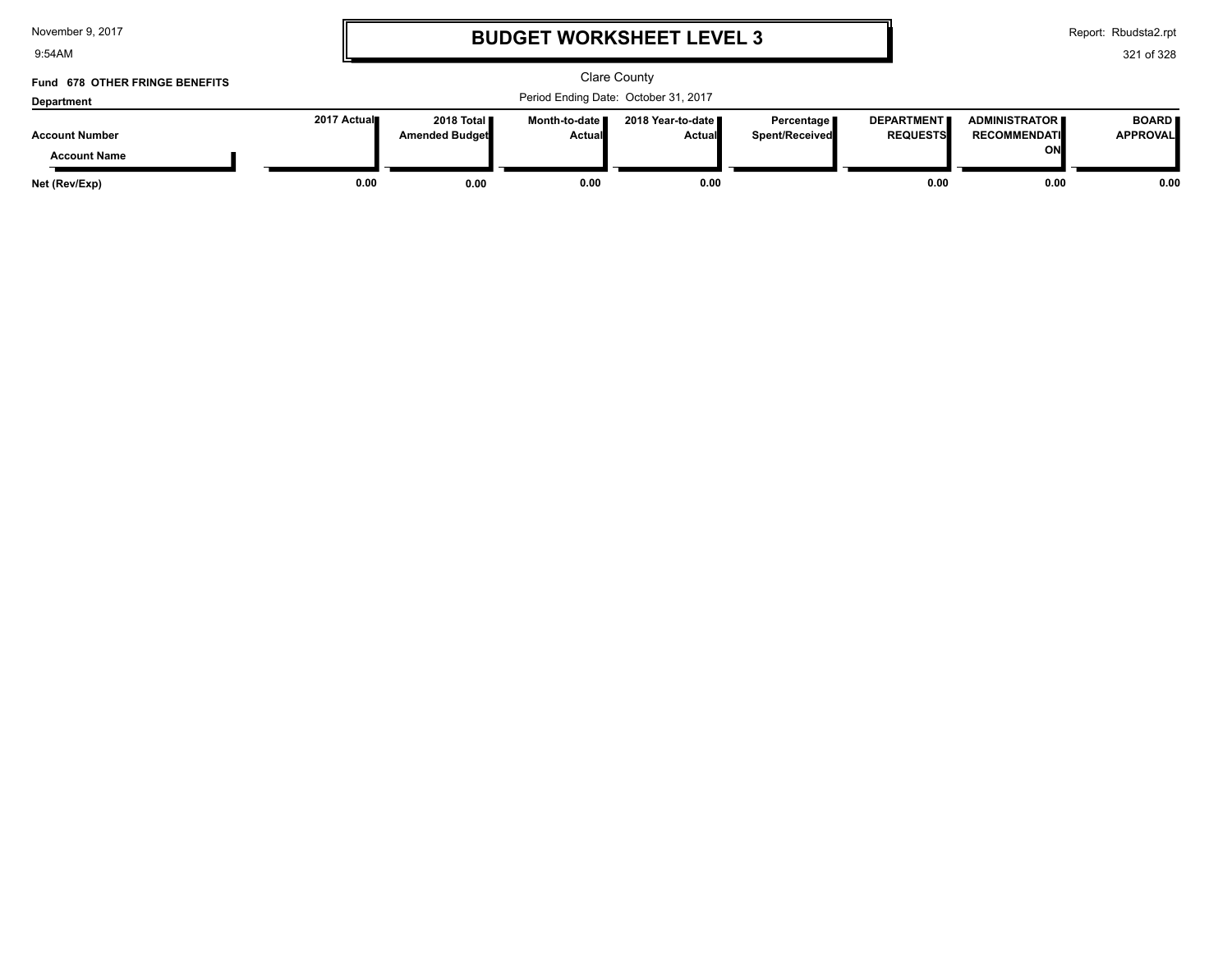# BUDGET WORKSHEET LEVEL 3

Clare County

Period Ending Date: October 31, 2017

**Fund 678 OTHER FRINGE BENEFITS**

**Department**

| Account Number / Account Name | 2017 Actual | 2018 Total Amended Budget | Month-to-date Actual | 2018 Year-to-date Actual | Percentage Spent/Received | DEPARTMENT REQUESTS | ADMINISTRATOR RECOMMENDATION | BOARD APPROVAL |
|---|---|---|---|---|---|---|---|---|
| **Net (Rev/Exp)** | **0.00** | **0.00** | **0.00** | **0.00** | | **0.00** | **0.00** | **0.00** |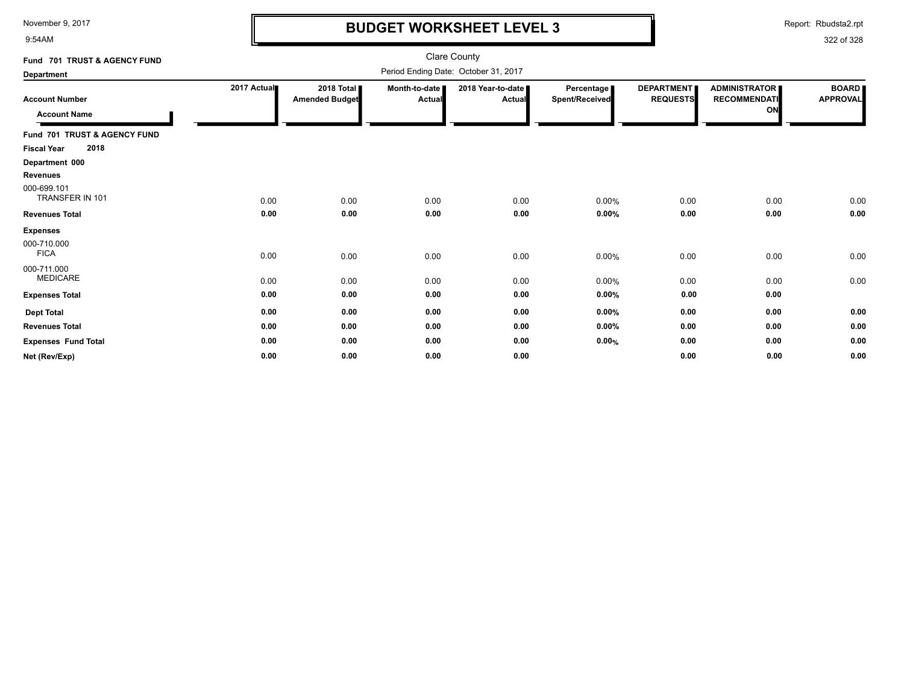**BUDGET WORKSHEET LEVEL 3**

Clare County

Period Ending Date: October 31, 2017

Fund 701 TRUST & AGENCY FUND

Department

| Account Number / Account Name | 2017 Actual | 2018 Total Amended Budget | Month-to-date Actual | 2018 Year-to-date Actual | Percentage Spent/Received | DEPARTMENT REQUESTS | ADMINISTRATOR RECOMMENDATION | BOARD APPROVAL |
|---|---|---|---|---|---|---|---|---|
| **Fund 701 TRUST & AGENCY FUND** | | | | | | | | |
| **Fiscal Year 2018** | | | | | | | | |
| **Department 000** | | | | | | | | |
| **Revenues** | | | | | | | | |
| 000-699.101 TRANSFER IN 101 | 0.00 | 0.00 | 0.00 | 0.00 | 0.00% | 0.00 | 0.00 | 0.00 |
| **Revenues Total** | **0.00** | **0.00** | **0.00** | **0.00** | **0.00%** | **0.00** | **0.00** | **0.00** |
| **Expenses** | | | | | | | | |
| 000-710.000 FICA | 0.00 | 0.00 | 0.00 | 0.00 | 0.00% | 0.00 | 0.00 | 0.00 |
| 000-711.000 MEDICARE | 0.00 | 0.00 | 0.00 | 0.00 | 0.00% | 0.00 | 0.00 | 0.00 |
| **Expenses Total** | **0.00** | **0.00** | **0.00** | **0.00** | **0.00%** | **0.00** | **0.00** | |
| **Dept Total** | **0.00** | **0.00** | **0.00** | **0.00** | **0.00%** | **0.00** | **0.00** | **0.00** |
| **Revenues Total** | **0.00** | **0.00** | **0.00** | **0.00** | **0.00%** | **0.00** | **0.00** | **0.00** |
| **Expenses Fund Total** | **0.00** | **0.00** | **0.00** | **0.00** | **0.00%** | **0.00** | **0.00** | **0.00** |
| **Net (Rev/Exp)** | **0.00** | **0.00** | **0.00** | **0.00** | | **0.00** | **0.00** | **0.00** |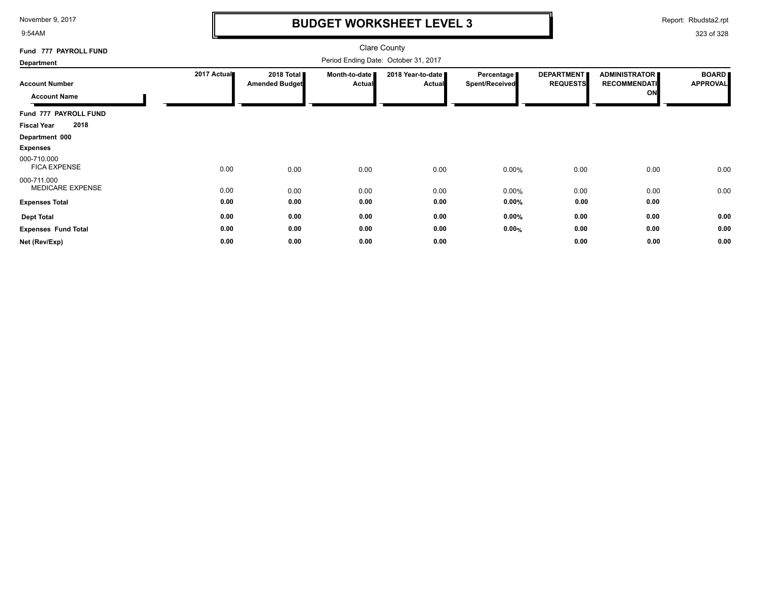# BUDGET WORKSHEET LEVEL 3

Clare County

Period Ending Date: October 31, 2017

**Fund 777 PAYROLL FUND**

**Department**

| Account Number / Account Name | 2017 Actual | 2018 Total Amended Budget | Month-to-date Actual | 2018 Year-to-date Actual | Percentage Spent/Received | DEPARTMENT REQUESTS | ADMINISTRATOR RECOMMENDATION | BOARD APPROVAL |
|---|---|---|---|---|---|---|---|---|
| **Fund 777 PAYROLL FUND** | | | | | | | | |
| **Fiscal Year 2018** | | | | | | | | |
| **Department 000** | | | | | | | | |
| **Expenses** | | | | | | | | |
| 000-710.000 FICA EXPENSE | 0.00 | 0.00 | 0.00 | 0.00 | 0.00% | 0.00 | 0.00 | 0.00 |
| 000-711.000 MEDICARE EXPENSE | 0.00 | 0.00 | 0.00 | 0.00 | 0.00% | 0.00 | 0.00 | 0.00 |
| **Expenses Total** | **0.00** | **0.00** | **0.00** | **0.00** | **0.00%** | **0.00** | **0.00** | |
| **Dept Total** | **0.00** | **0.00** | **0.00** | **0.00** | **0.00%** | **0.00** | **0.00** | **0.00** |
| **Expenses Fund Total** | **0.00** | **0.00** | **0.00** | **0.00** | **0.00%** | **0.00** | **0.00** | **0.00** |
| **Net (Rev/Exp)** | **0.00** | **0.00** | **0.00** | **0.00** | | **0.00** | **0.00** | **0.00** |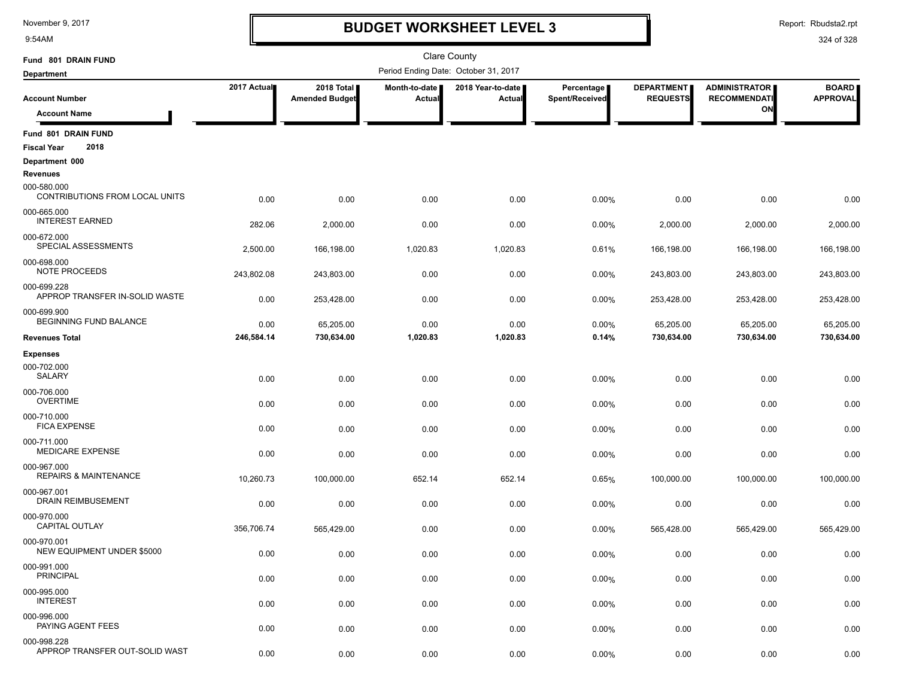# BUDGET WORKSHEET LEVEL 3

Clare County

Period Ending Date: October 31, 2017

Fund 801 DRAIN FUND

Department

| Account Number / Account Name | 2017 Actual | 2018 Total Amended Budget | Month-to-date Actual | 2018 Year-to-date Actual | Percentage Spent/Received | DEPARTMENT REQUESTS | ADMINISTRATOR RECOMMENDATION | BOARD APPROVAL |
|---|---|---|---|---|---|---|---|---|
| **Fund 801 DRAIN FUND** | | | | | | | | |
| **Fiscal Year 2018** | | | | | | | | |
| **Department 000** | | | | | | | | |
| **Revenues** | | | | | | | | |
| 000-580.000 CONTRIBUTIONS FROM LOCAL UNITS | 0.00 | 0.00 | 0.00 | 0.00 | 0.00% | 0.00 | 0.00 | 0.00 |
| 000-665.000 INTEREST EARNED | 282.06 | 2,000.00 | 0.00 | 0.00 | 0.00% | 2,000.00 | 2,000.00 | 2,000.00 |
| 000-672.000 SPECIAL ASSESSMENTS | 2,500.00 | 166,198.00 | 1,020.83 | 1,020.83 | 0.61% | 166,198.00 | 166,198.00 | 166,198.00 |
| 000-698.000 NOTE PROCEEDS | 243,802.08 | 243,803.00 | 0.00 | 0.00 | 0.00% | 243,803.00 | 243,803.00 | 243,803.00 |
| 000-699.228 APPROP TRANSFER IN-SOLID WASTE | 0.00 | 253,428.00 | 0.00 | 0.00 | 0.00% | 253,428.00 | 253,428.00 | 253,428.00 |
| 000-699.900 BEGINNING FUND BALANCE | 0.00 | 65,205.00 | 0.00 | 0.00 | 0.00% | 65,205.00 | 65,205.00 | 65,205.00 |
| **Revenues Total** | **246,584.14** | **730,634.00** | **1,020.83** | **1,020.83** | **0.14%** | **730,634.00** | **730,634.00** | **730,634.00** |
| **Expenses** | | | | | | | | |
| 000-702.000 SALARY | 0.00 | 0.00 | 0.00 | 0.00 | 0.00% | 0.00 | 0.00 | 0.00 |
| 000-706.000 OVERTIME | 0.00 | 0.00 | 0.00 | 0.00 | 0.00% | 0.00 | 0.00 | 0.00 |
| 000-710.000 FICA EXPENSE | 0.00 | 0.00 | 0.00 | 0.00 | 0.00% | 0.00 | 0.00 | 0.00 |
| 000-711.000 MEDICARE EXPENSE | 0.00 | 0.00 | 0.00 | 0.00 | 0.00% | 0.00 | 0.00 | 0.00 |
| 000-967.000 REPAIRS & MAINTENANCE | 10,260.73 | 100,000.00 | 652.14 | 652.14 | 0.65% | 100,000.00 | 100,000.00 | 100,000.00 |
| 000-967.001 DRAIN REIMBUSEMENT | 0.00 | 0.00 | 0.00 | 0.00 | 0.00% | 0.00 | 0.00 | 0.00 |
| 000-970.000 CAPITAL OUTLAY | 356,706.74 | 565,429.00 | 0.00 | 0.00 | 0.00% | 565,428.00 | 565,429.00 | 565,429.00 |
| 000-970.001 NEW EQUIPMENT UNDER $5000 | 0.00 | 0.00 | 0.00 | 0.00 | 0.00% | 0.00 | 0.00 | 0.00 |
| 000-991.000 PRINCIPAL | 0.00 | 0.00 | 0.00 | 0.00 | 0.00% | 0.00 | 0.00 | 0.00 |
| 000-995.000 INTEREST | 0.00 | 0.00 | 0.00 | 0.00 | 0.00% | 0.00 | 0.00 | 0.00 |
| 000-996.000 PAYING AGENT FEES | 0.00 | 0.00 | 0.00 | 0.00 | 0.00% | 0.00 | 0.00 | 0.00 |
| 000-998.228 APPROP TRANSFER OUT-SOLID WAST | 0.00 | 0.00 | 0.00 | 0.00 | 0.00% | 0.00 | 0.00 | 0.00 |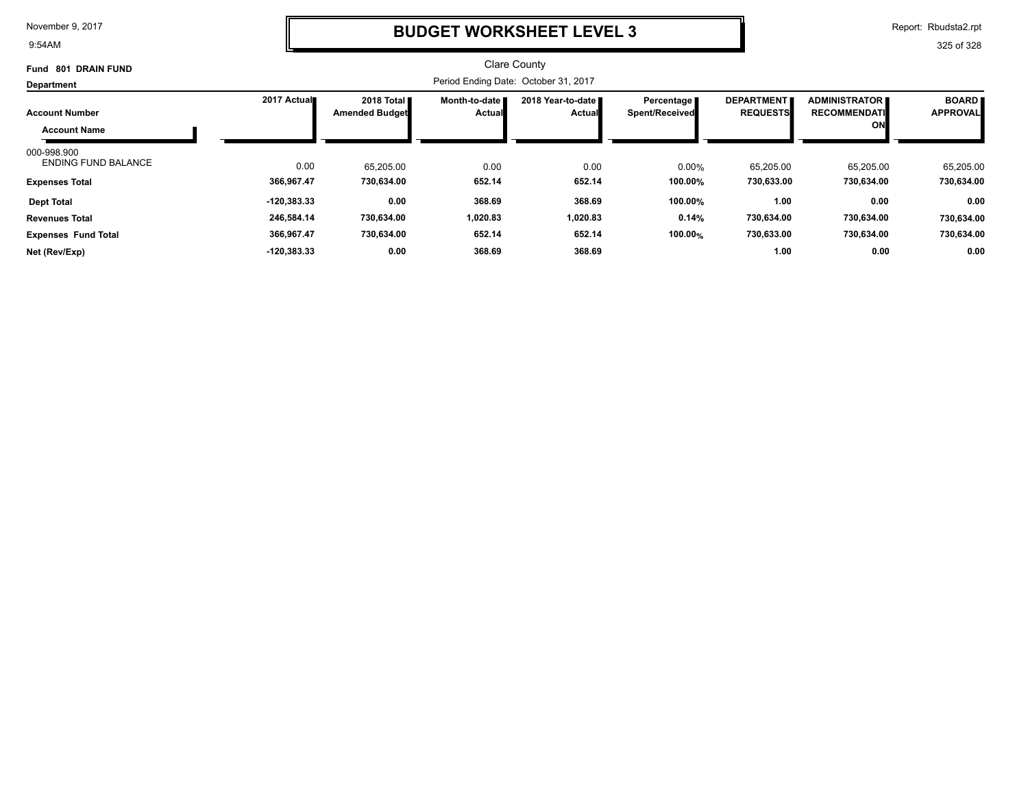# BUDGET WORKSHEET LEVEL 3

Clare County

Period Ending Date: October 31, 2017

November 9, 2017
9:54AM

Report: Rbudsta2.rpt

**Fund 801 DRAIN FUND**

**Department**

| Account Number / Account Name | 2017 Actual | 2018 Total Amended Budget | Month-to-date Actual | 2018 Year-to-date Actual | Percentage Spent/Received | DEPARTMENT REQUESTS | ADMINISTRATOR RECOMMENDATION | BOARD APPROVAL |
|---|---|---|---|---|---|---|---|---|
| 000-998.900 ENDING FUND BALANCE | 0.00 | 65,205.00 | 0.00 | 0.00 | 0.00% | 65,205.00 | 65,205.00 | 65,205.00 |
| **Expenses Total** | **366,967.47** | **730,634.00** | **652.14** | **652.14** | **100.00%** | **730,633.00** | **730,634.00** | **730,634.00** |
| **Dept Total** | **-120,383.33** | **0.00** | **368.69** | **368.69** | **100.00%** | **1.00** | **0.00** | **0.00** |
| **Revenues Total** | **246,584.14** | **730,634.00** | **1,020.83** | **1,020.83** | **0.14%** | **730,634.00** | **730,634.00** | **730,634.00** |
| **Expenses Fund Total** | **366,967.47** | **730,634.00** | **652.14** | **652.14** | **100.00%** | **730,633.00** | **730,634.00** | **730,634.00** |
| **Net (Rev/Exp)** | **-120,383.33** | **0.00** | **368.69** | **368.69** | | **1.00** | **0.00** | **0.00** |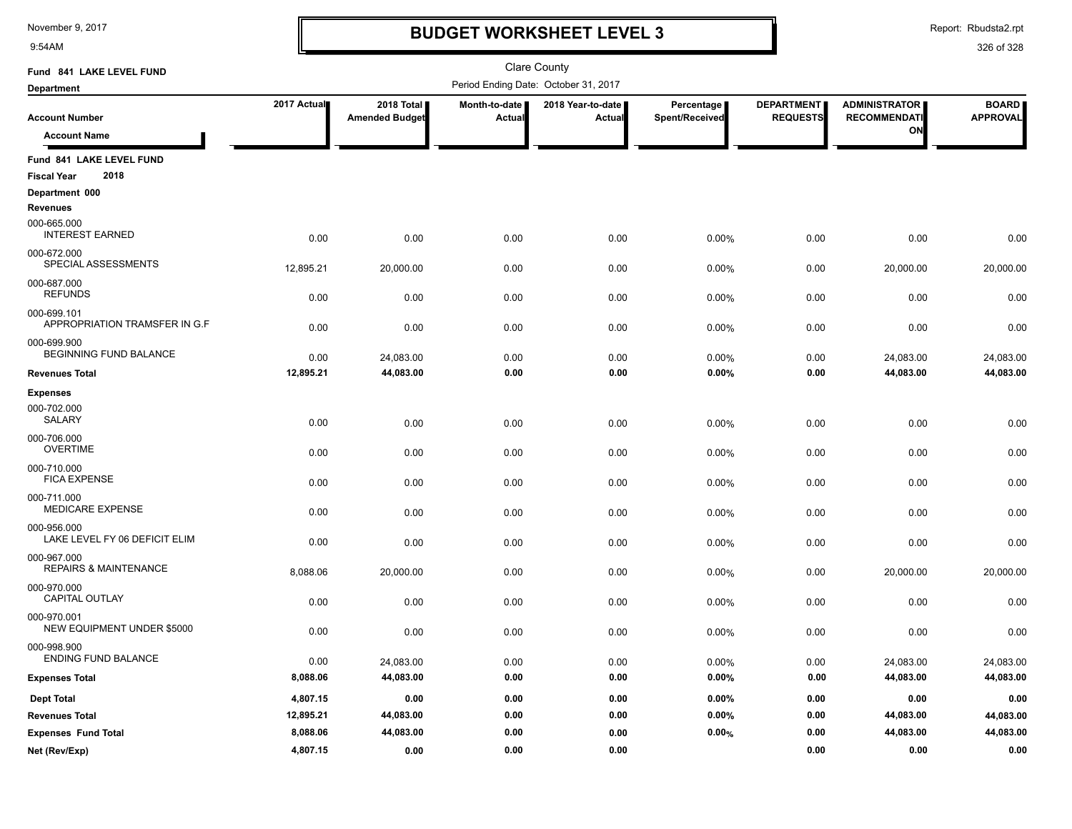# BUDGET WORKSHEET LEVEL 3

November 9, 2017
9:54AM

Report: Rbudsta2.rpt

Clare County

**Fund 841 LAKE LEVEL FUND**

**Department**

Period Ending Date: October 31, 2017

| Account Number / Account Name | 2017 Actual | 2018 Total Amended Budget | Month-to-date Actual | 2018 Year-to-date Actual | Percentage Spent/Received | DEPARTMENT REQUESTS | ADMINISTRATOR RECOMMENDATION | BOARD APPROVAL |
|---|---|---|---|---|---|---|---|---|
| **Fund 841 LAKE LEVEL FUND** | | | | | | | | |
| **Fiscal Year 2018** | | | | | | | | |
| **Department 000** | | | | | | | | |
| **Revenues** | | | | | | | | |
| 000-665.000 INTEREST EARNED | 0.00 | 0.00 | 0.00 | 0.00 | 0.00% | 0.00 | 0.00 | 0.00 |
| 000-672.000 SPECIAL ASSESSMENTS | 12,895.21 | 20,000.00 | 0.00 | 0.00 | 0.00% | 0.00 | 20,000.00 | 20,000.00 |
| 000-687.000 REFUNDS | 0.00 | 0.00 | 0.00 | 0.00 | 0.00% | 0.00 | 0.00 | 0.00 |
| 000-699.101 APPROPRIATION TRAMSFER IN G.F | 0.00 | 0.00 | 0.00 | 0.00 | 0.00% | 0.00 | 0.00 | 0.00 |
| 000-699.900 BEGINNING FUND BALANCE | 0.00 | 24,083.00 | 0.00 | 0.00 | 0.00% | 0.00 | 24,083.00 | 24,083.00 |
| **Revenues Total** | **12,895.21** | **44,083.00** | **0.00** | **0.00** | **0.00%** | **0.00** | **44,083.00** | **44,083.00** |
| **Expenses** | | | | | | | | |
| 000-702.000 SALARY | 0.00 | 0.00 | 0.00 | 0.00 | 0.00% | 0.00 | 0.00 | 0.00 |
| 000-706.000 OVERTIME | 0.00 | 0.00 | 0.00 | 0.00 | 0.00% | 0.00 | 0.00 | 0.00 |
| 000-710.000 FICA EXPENSE | 0.00 | 0.00 | 0.00 | 0.00 | 0.00% | 0.00 | 0.00 | 0.00 |
| 000-711.000 MEDICARE EXPENSE | 0.00 | 0.00 | 0.00 | 0.00 | 0.00% | 0.00 | 0.00 | 0.00 |
| 000-956.000 LAKE LEVEL FY 06 DEFICIT ELIM | 0.00 | 0.00 | 0.00 | 0.00 | 0.00% | 0.00 | 0.00 | 0.00 |
| 000-967.000 REPAIRS & MAINTENANCE | 8,088.06 | 20,000.00 | 0.00 | 0.00 | 0.00% | 0.00 | 20,000.00 | 20,000.00 |
| 000-970.000 CAPITAL OUTLAY | 0.00 | 0.00 | 0.00 | 0.00 | 0.00% | 0.00 | 0.00 | 0.00 |
| 000-970.001 NEW EQUIPMENT UNDER $5000 | 0.00 | 0.00 | 0.00 | 0.00 | 0.00% | 0.00 | 0.00 | 0.00 |
| 000-998.900 ENDING FUND BALANCE | 0.00 | 24,083.00 | 0.00 | 0.00 | 0.00% | 0.00 | 24,083.00 | 24,083.00 |
| **Expenses Total** | **8,088.06** | **44,083.00** | **0.00** | **0.00** | **0.00%** | **0.00** | **44,083.00** | **44,083.00** |
| **Dept Total** | **4,807.15** | **0.00** | **0.00** | **0.00** | **0.00%** | **0.00** | **0.00** | **0.00** |
| **Revenues Total** | **12,895.21** | **44,083.00** | **0.00** | **0.00** | **0.00%** | **0.00** | **44,083.00** | **44,083.00** |
| **Expenses Fund Total** | **8,088.06** | **44,083.00** | **0.00** | **0.00** | **0.00%** | **0.00** | **44,083.00** | **44,083.00** |
| **Net (Rev/Exp)** | **4,807.15** | **0.00** | **0.00** | **0.00** | | **0.00** | **0.00** | **0.00** |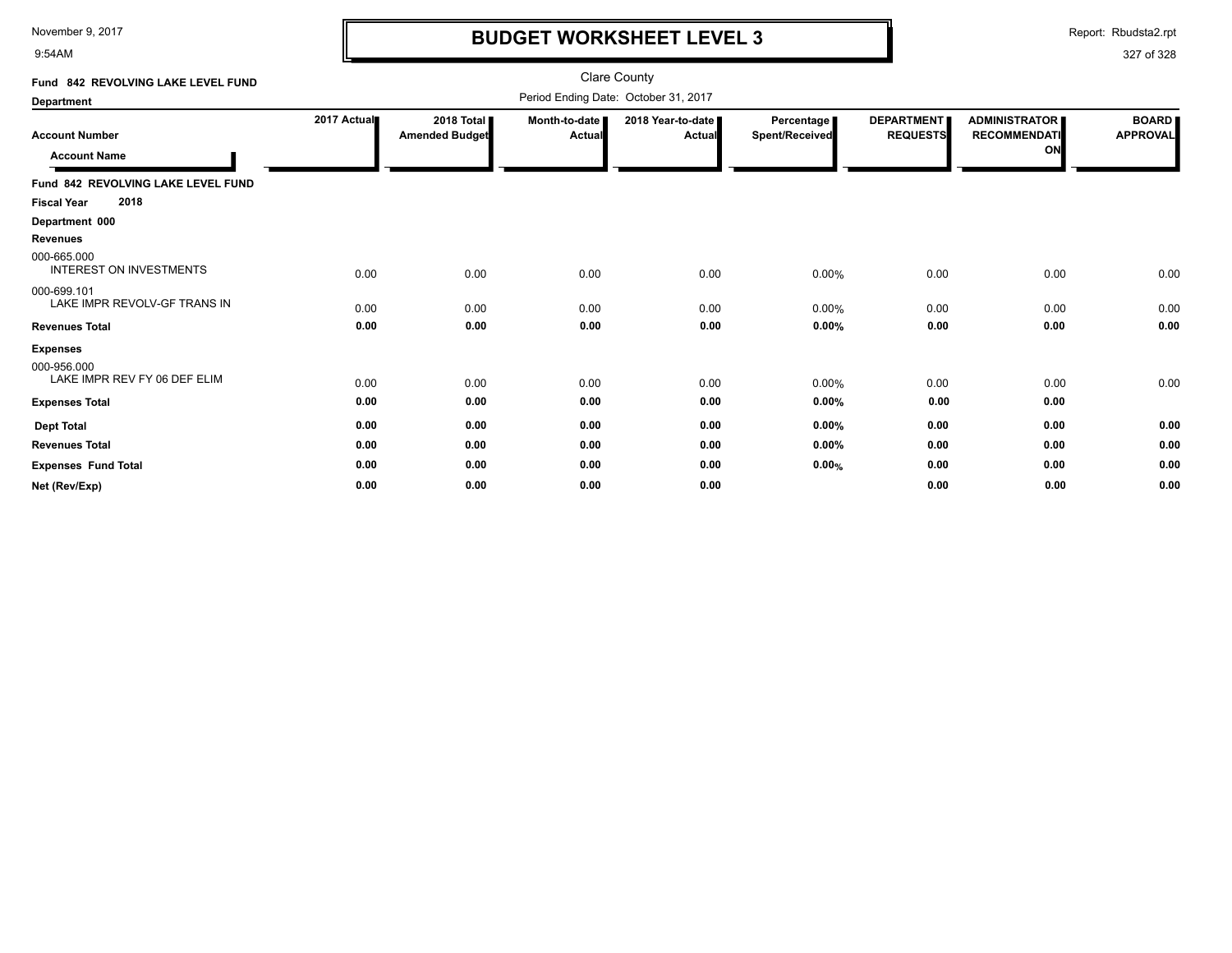# BUDGET WORKSHEET LEVEL 3

November 9, 2017
9:54AM

Report: Rbudsta2.rpt

Clare County

Period Ending Date: October 31, 2017

**Fund 842 REVOLVING LAKE LEVEL FUND**

**Department**

| Account Number / Account Name | 2017 Actual | 2018 Total Amended Budget | Month-to-date Actual | 2018 Year-to-date Actual | Percentage Spent/Received | DEPARTMENT REQUESTS | ADMINISTRATOR RECOMMENDATION | BOARD APPROVAL |
|---|---|---|---|---|---|---|---|---|
| **Fund 842 REVOLVING LAKE LEVEL FUND** | | | | | | | | |
| **Fiscal Year 2018** | | | | | | | | |
| **Department 000** | | | | | | | | |
| **Revenues** | | | | | | | | |
| 000-665.000 INTEREST ON INVESTMENTS | 0.00 | 0.00 | 0.00 | 0.00 | 0.00% | 0.00 | 0.00 | 0.00 |
| 000-699.101 LAKE IMPR REVOLV-GF TRANS IN | 0.00 | 0.00 | 0.00 | 0.00 | 0.00% | 0.00 | 0.00 | 0.00 |
| **Revenues Total** | **0.00** | **0.00** | **0.00** | **0.00** | **0.00%** | **0.00** | **0.00** | **0.00** |
| **Expenses** | | | | | | | | |
| 000-956.000 LAKE IMPR REV FY 06 DEF ELIM | 0.00 | 0.00 | 0.00 | 0.00 | 0.00% | 0.00 | 0.00 | 0.00 |
| **Expenses Total** | **0.00** | **0.00** | **0.00** | **0.00** | **0.00%** | **0.00** | **0.00** | |
| **Dept Total** | **0.00** | **0.00** | **0.00** | **0.00** | **0.00%** | **0.00** | **0.00** | **0.00** |
| **Revenues Total** | **0.00** | **0.00** | **0.00** | **0.00** | **0.00%** | **0.00** | **0.00** | **0.00** |
| **Expenses Fund Total** | **0.00** | **0.00** | **0.00** | **0.00** | **0.00%** | **0.00** | **0.00** | **0.00** |
| **Net (Rev/Exp)** | **0.00** | **0.00** | **0.00** | **0.00** | | **0.00** | **0.00** | **0.00** |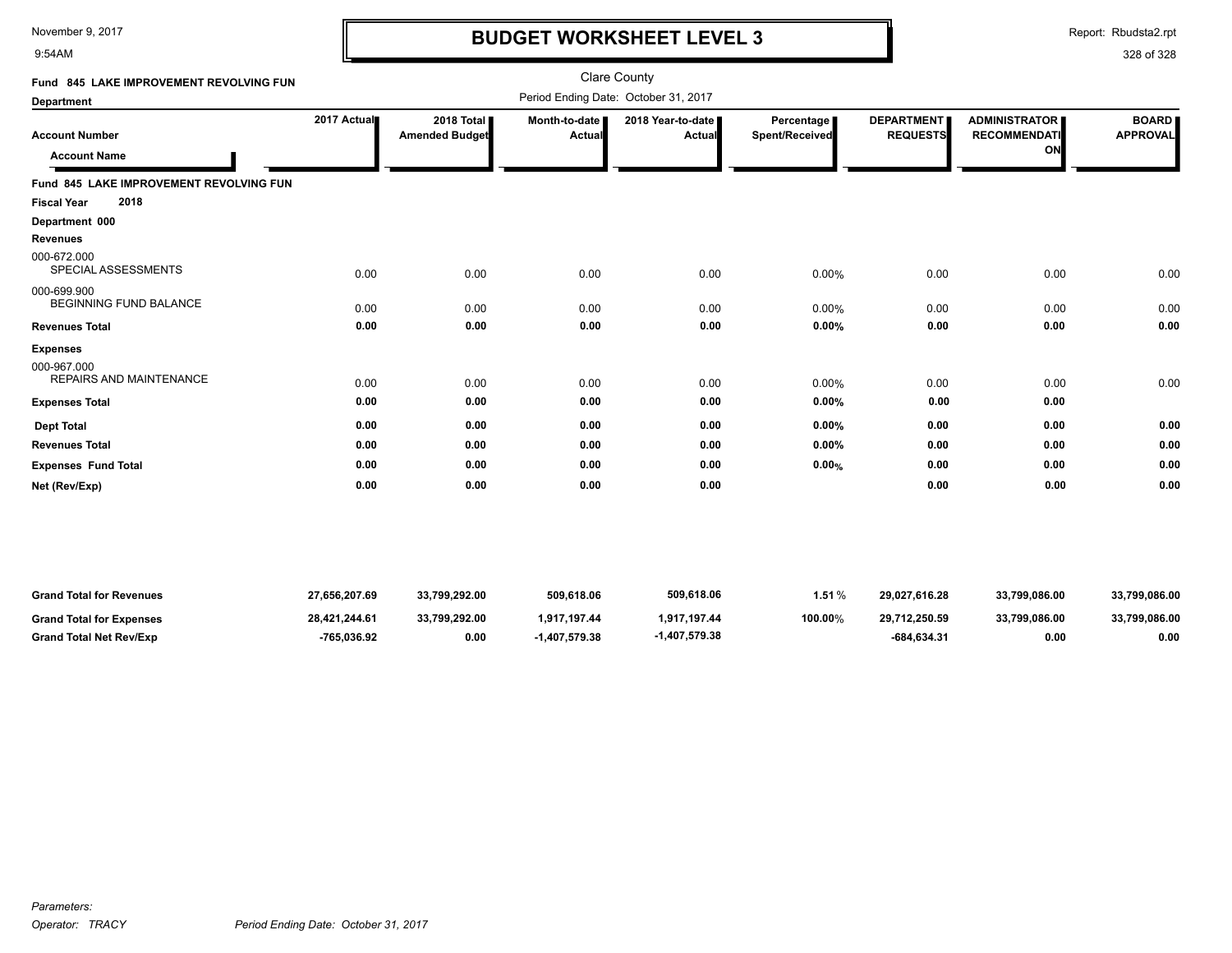# BUDGET WORKSHEET LEVEL 3

Clare County

Period Ending Date: October 31, 2017

**Fund 845 LAKE IMPROVEMENT REVOLVING FUN**

**Department**

| Account Number / Account Name | 2017 Actual | 2018 Total Amended Budget | Month-to-date Actual | 2018 Year-to-date Actual | Percentage Spent/Received | DEPARTMENT REQUESTS | ADMINISTRATOR RECOMMENDATION | BOARD APPROVAL |
|---|---|---|---|---|---|---|---|---|
| **Fund 845 LAKE IMPROVEMENT REVOLVING FUN** | | | | | | | | |
| **Fiscal Year 2018** | | | | | | | | |
| **Department 000** | | | | | | | | |
| **Revenues** | | | | | | | | |
| 000-672.000 SPECIAL ASSESSMENTS | 0.00 | 0.00 | 0.00 | 0.00 | 0.00% | 0.00 | 0.00 | 0.00 |
| 000-699.900 BEGINNING FUND BALANCE | 0.00 | 0.00 | 0.00 | 0.00 | 0.00% | 0.00 | 0.00 | 0.00 |
| **Revenues Total** | **0.00** | **0.00** | **0.00** | **0.00** | **0.00%** | **0.00** | **0.00** | **0.00** |
| **Expenses** | | | | | | | | |
| 000-967.000 REPAIRS AND MAINTENANCE | 0.00 | 0.00 | 0.00 | 0.00 | 0.00% | 0.00 | 0.00 | 0.00 |
| **Expenses Total** | **0.00** | **0.00** | **0.00** | **0.00** | **0.00%** | **0.00** | **0.00** | |
| **Dept Total** | **0.00** | **0.00** | **0.00** | **0.00** | **0.00%** | **0.00** | **0.00** | **0.00** |
| **Revenues Total** | **0.00** | **0.00** | **0.00** | **0.00** | **0.00%** | **0.00** | **0.00** | **0.00** |
| **Expenses Fund Total** | **0.00** | **0.00** | **0.00** | **0.00** | **0.00%** | **0.00** | **0.00** | **0.00** |
| **Net (Rev/Exp)** | **0.00** | **0.00** | **0.00** | **0.00** | | **0.00** | **0.00** | **0.00** |
| | | | | | | | | |
| **Grand Total for Revenues** | **27,656,207.69** | **33,799,292.00** | **509,618.06** | **509,618.06** | **1.51%** | **29,027,616.28** | **33,799,086.00** | **33,799,086.00** |
| **Grand Total for Expenses** | **28,421,244.61** | **33,799,292.00** | **1,917,197.44** | **1,917,197.44** | **100.00%** | **29,712,250.59** | **33,799,086.00** | **33,799,086.00** |
| **Grand Total Net Rev/Exp** | **-765,036.92** | **0.00** | **-1,407,579.38** | **-1,407,579.38** | | **-684,634.31** | **0.00** | **0.00** |

*Parameters:*

*Operator: TRACY* *Period Ending Date: October 31, 2017*